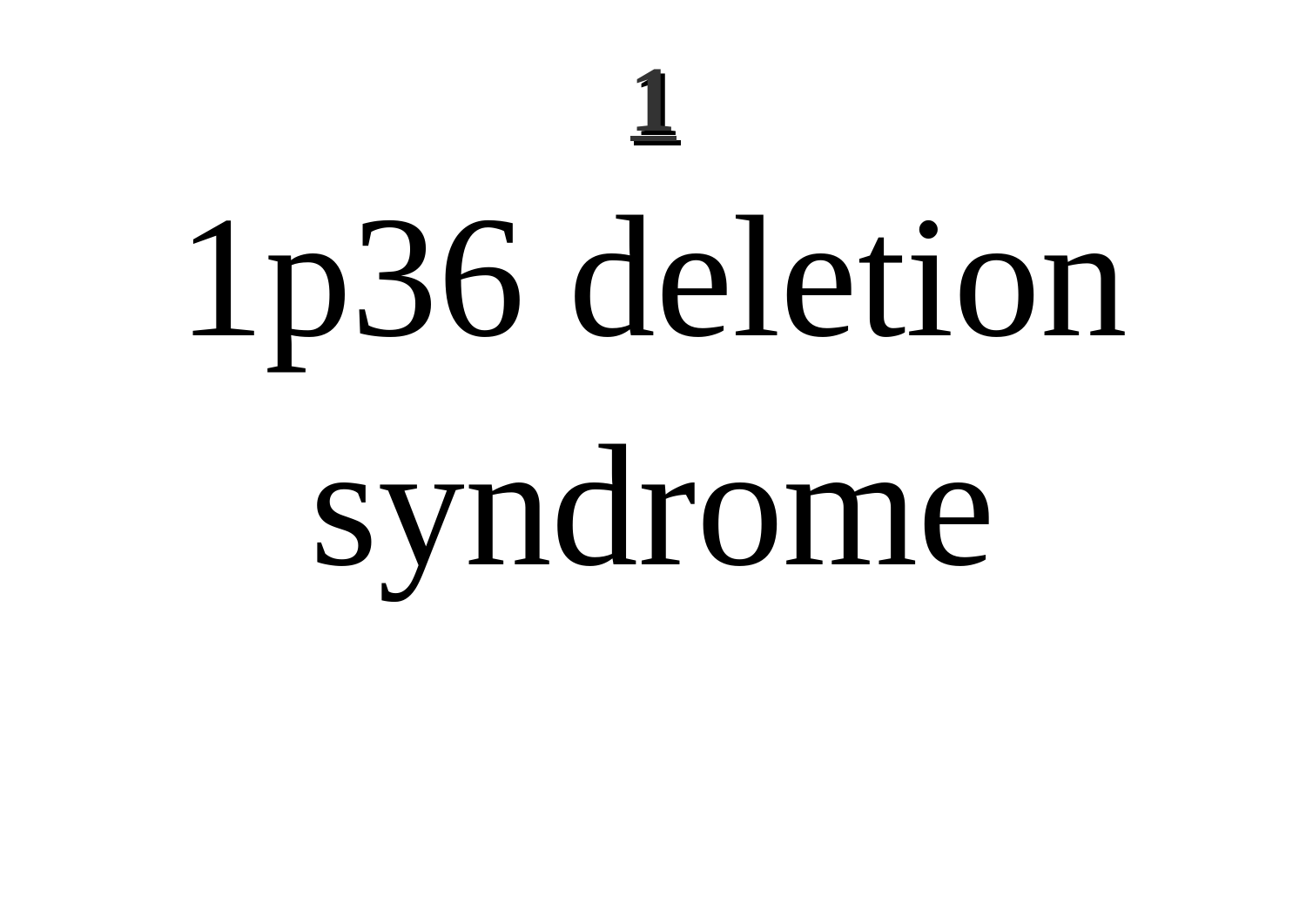# 1

# 1p36 deletion syndrome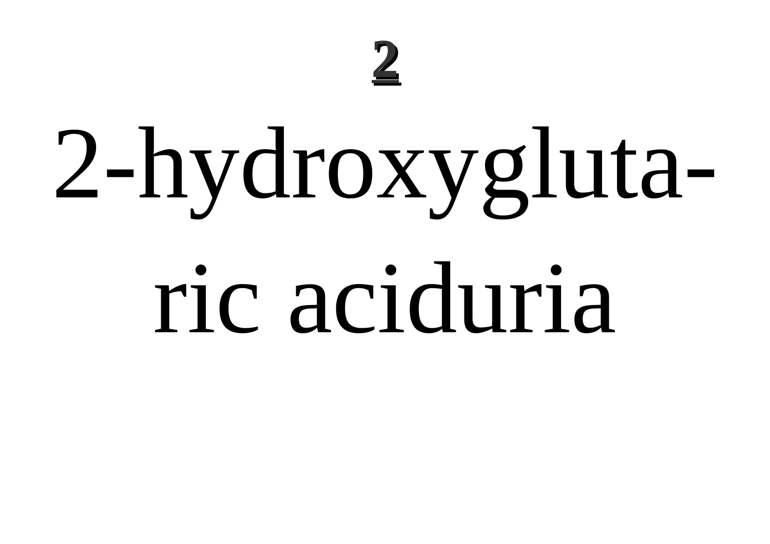**2**

# 2-hydroxyglutaric aciduria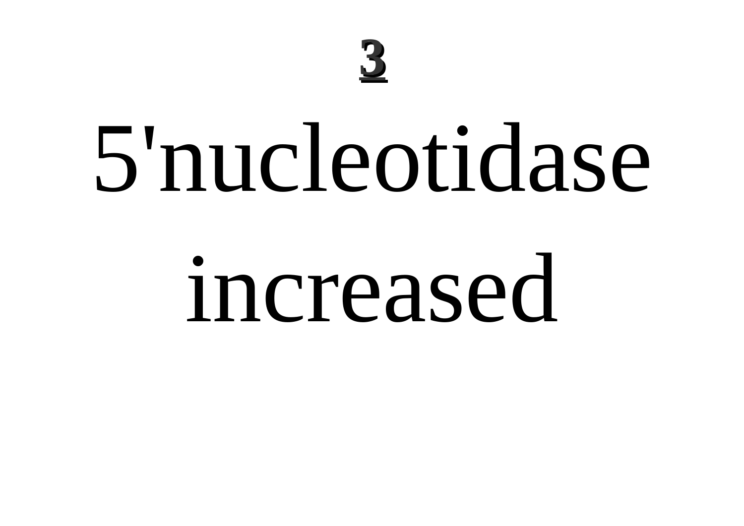# 5'nucleotidase increased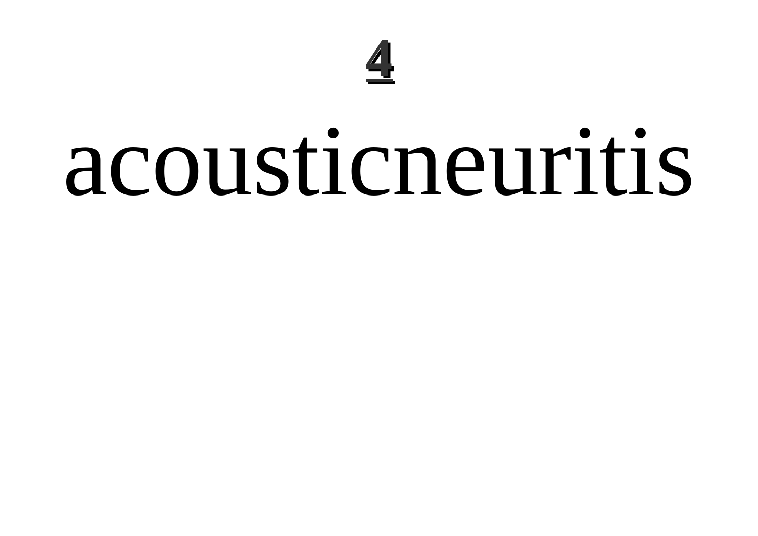# acousticneuritis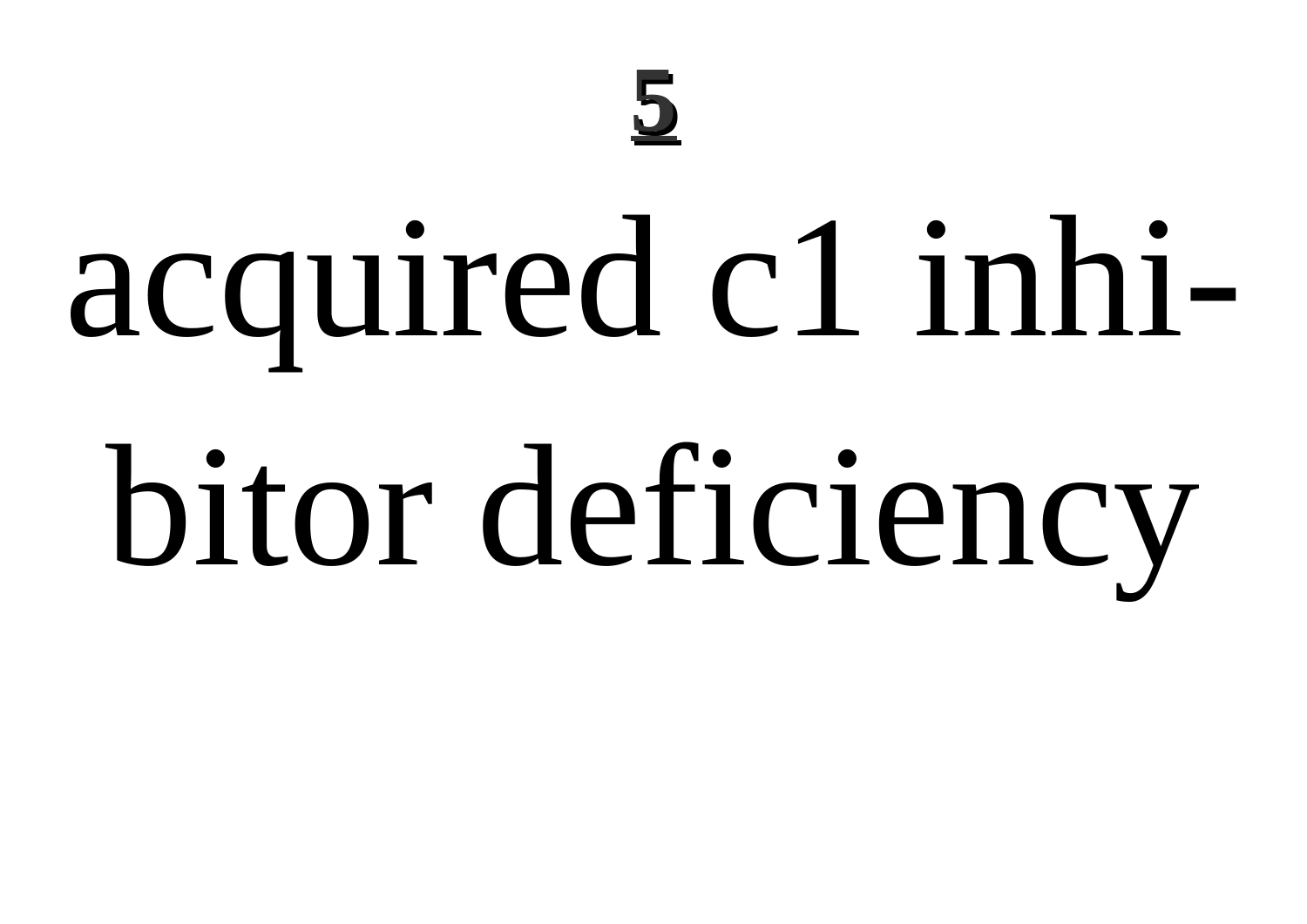# 5

acquired c1 inhibitor deficiency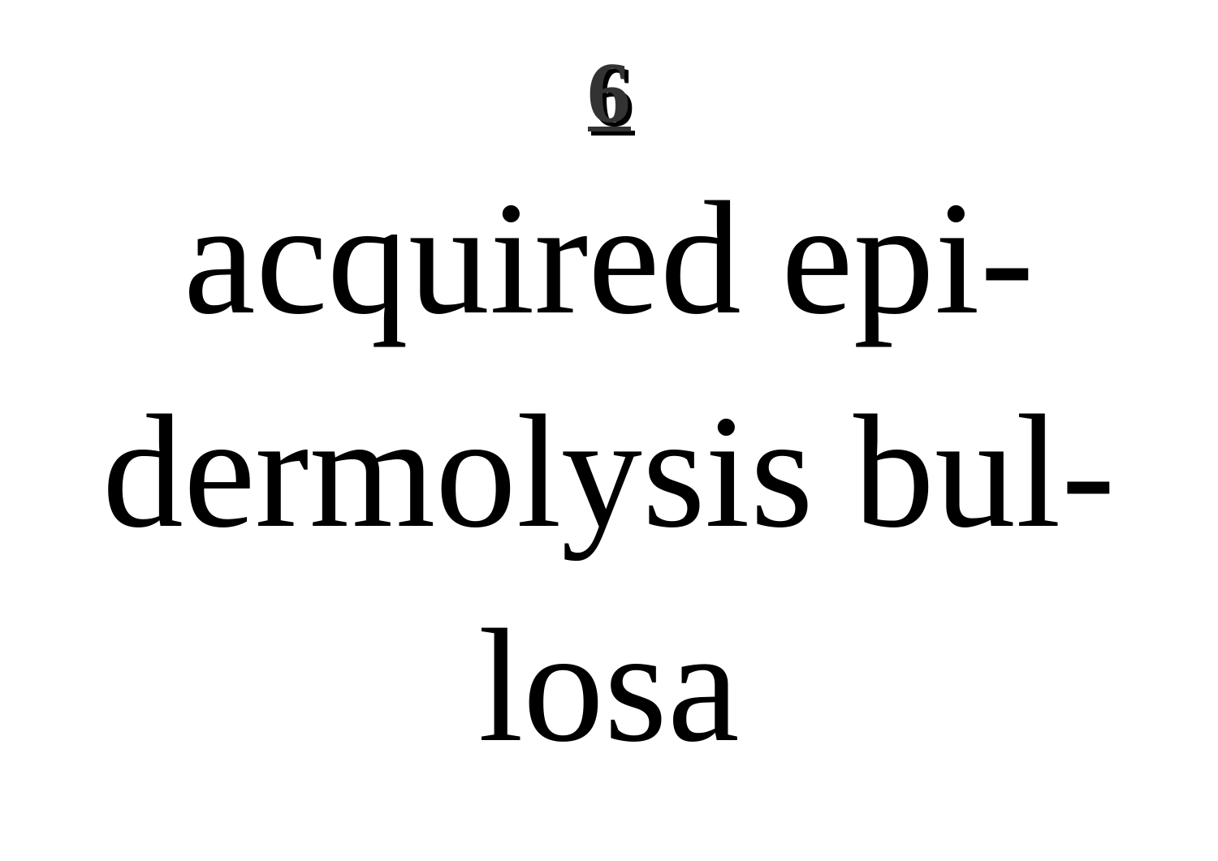# acquired epidermolysis bullosa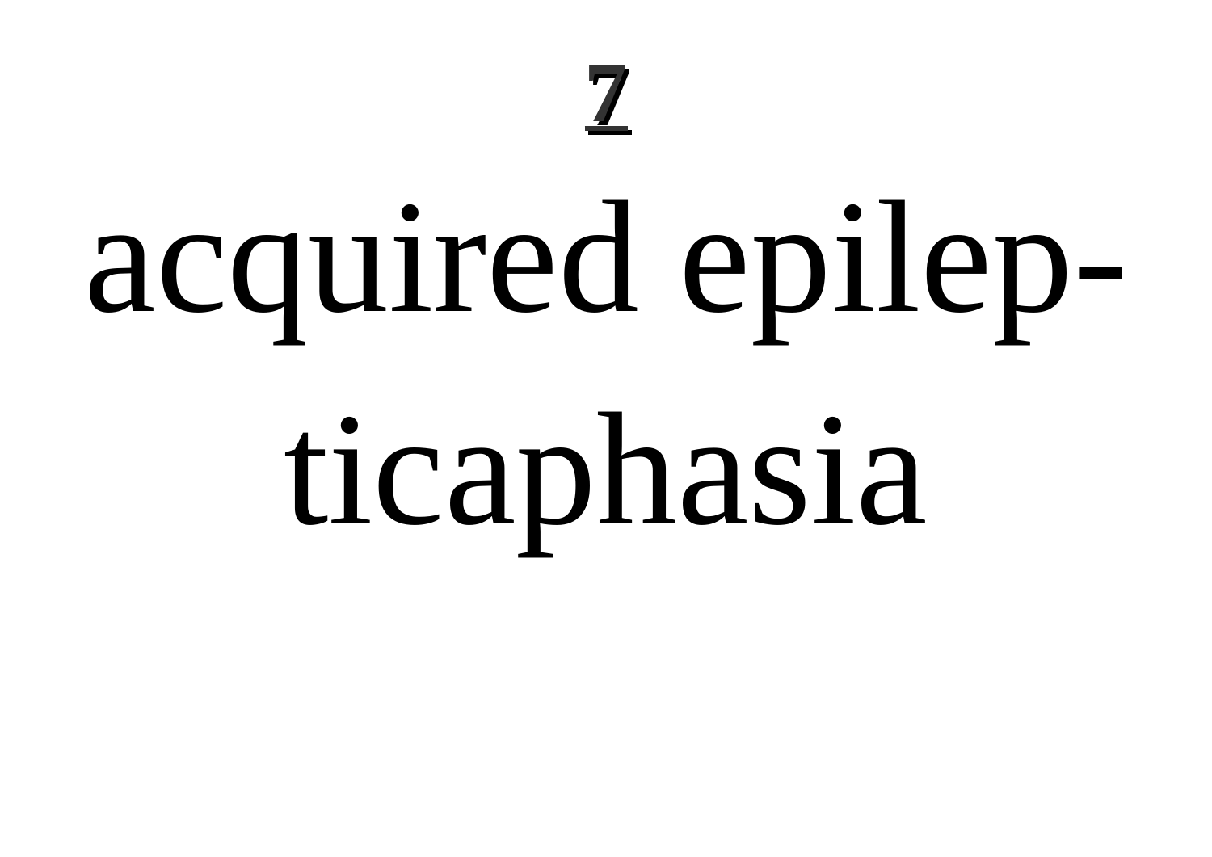# 7

# acquired epileptic aphasia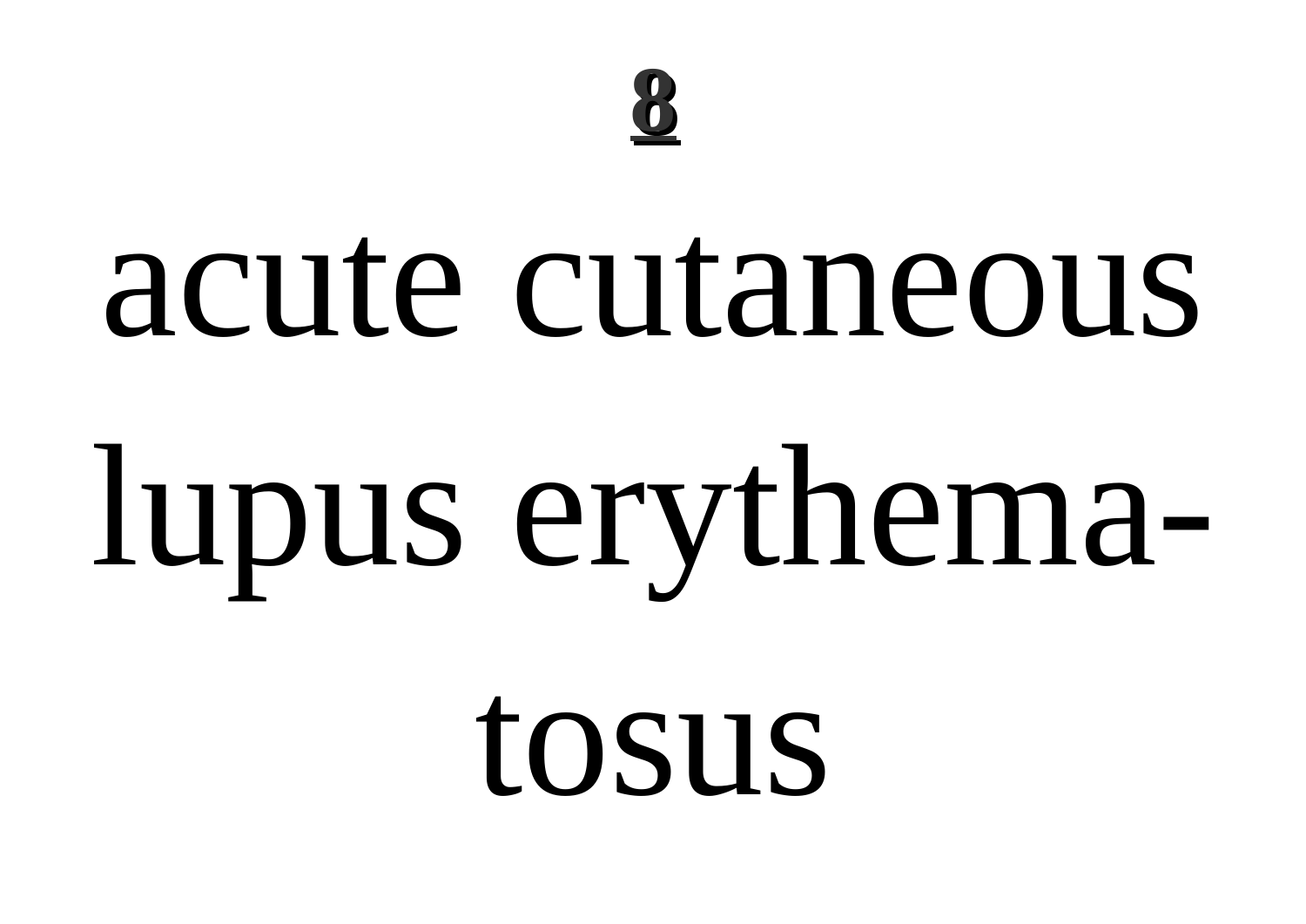acute cutaneous lupus erythematosus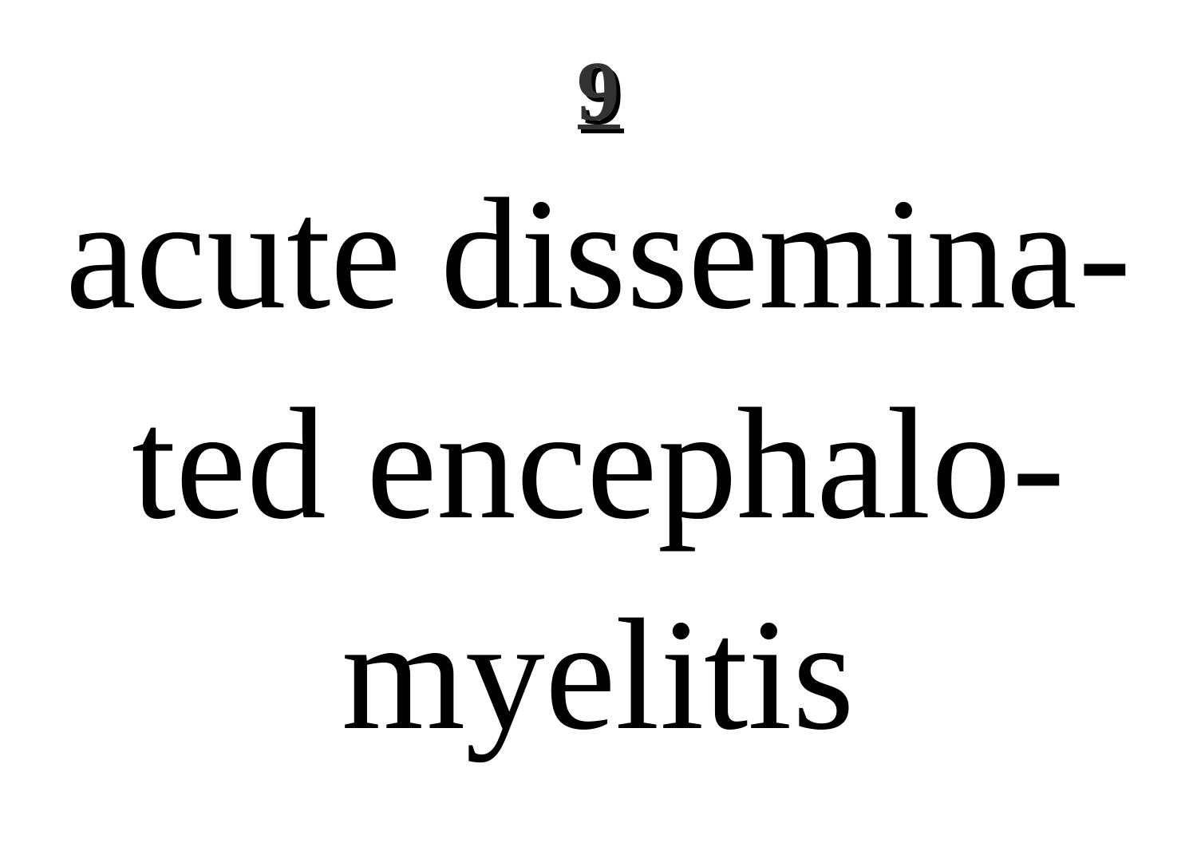**9**

# acute dissemina-ted encephalo-myelitis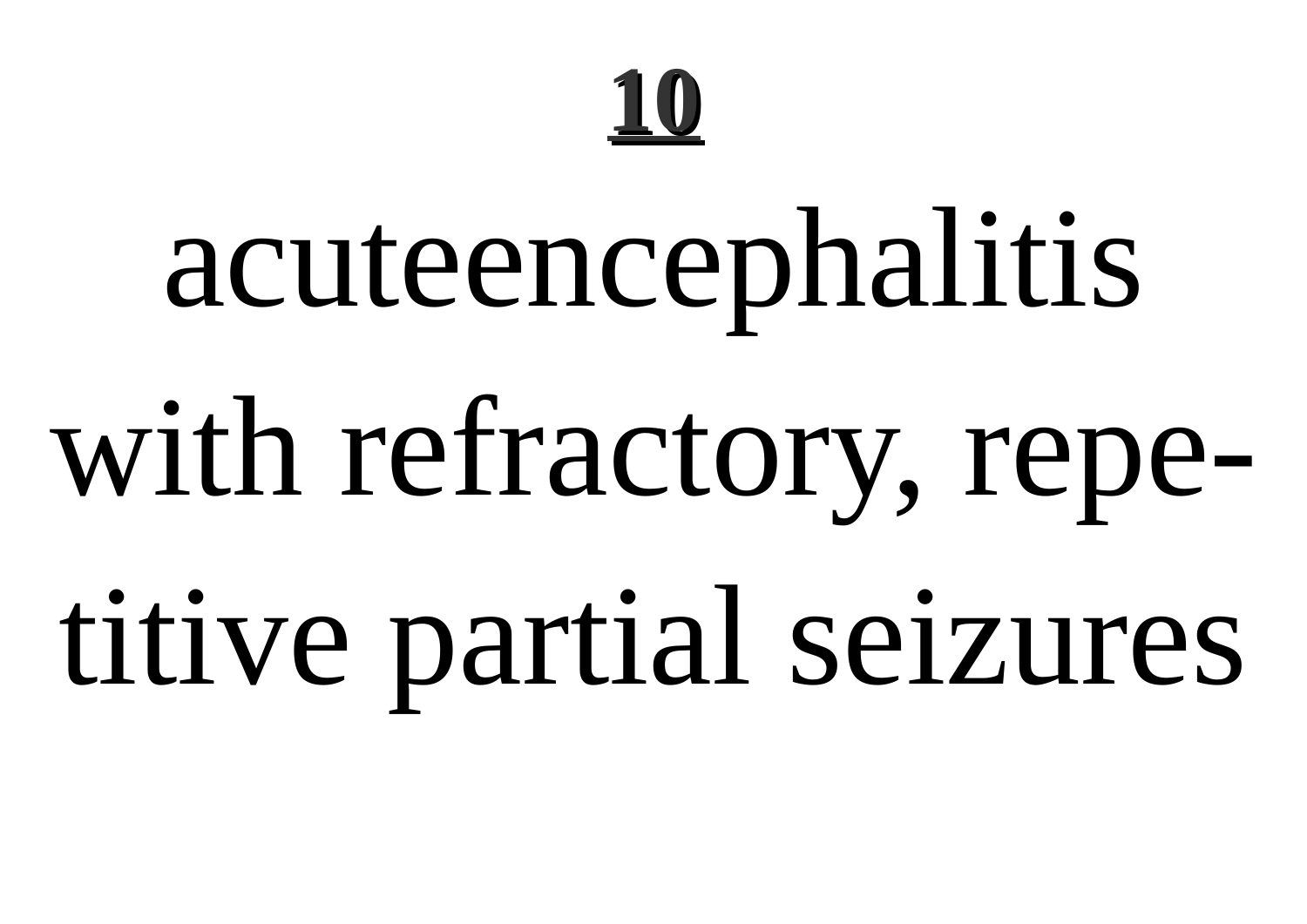acuteencephalitis with refractory, repetitive partial seizures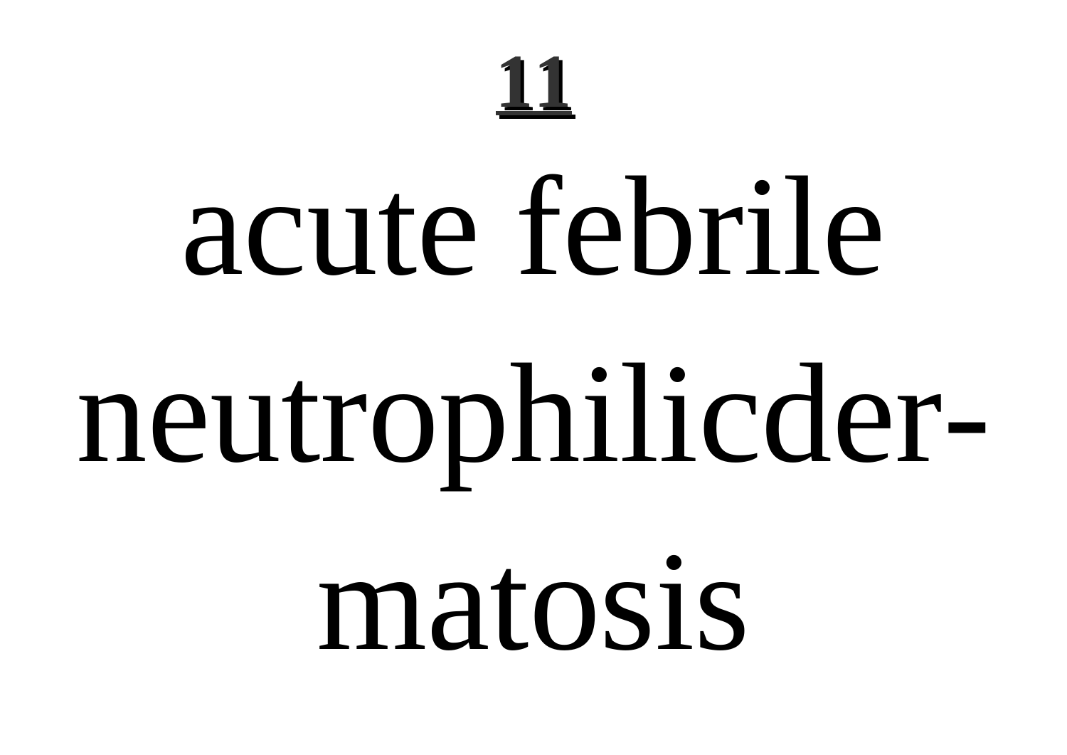acute febrile neutrophilicdermatosis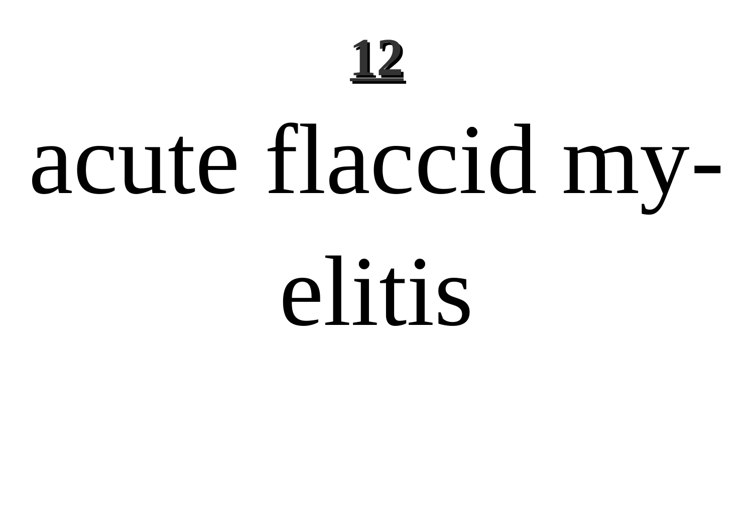# 12

# acute flaccid myelitis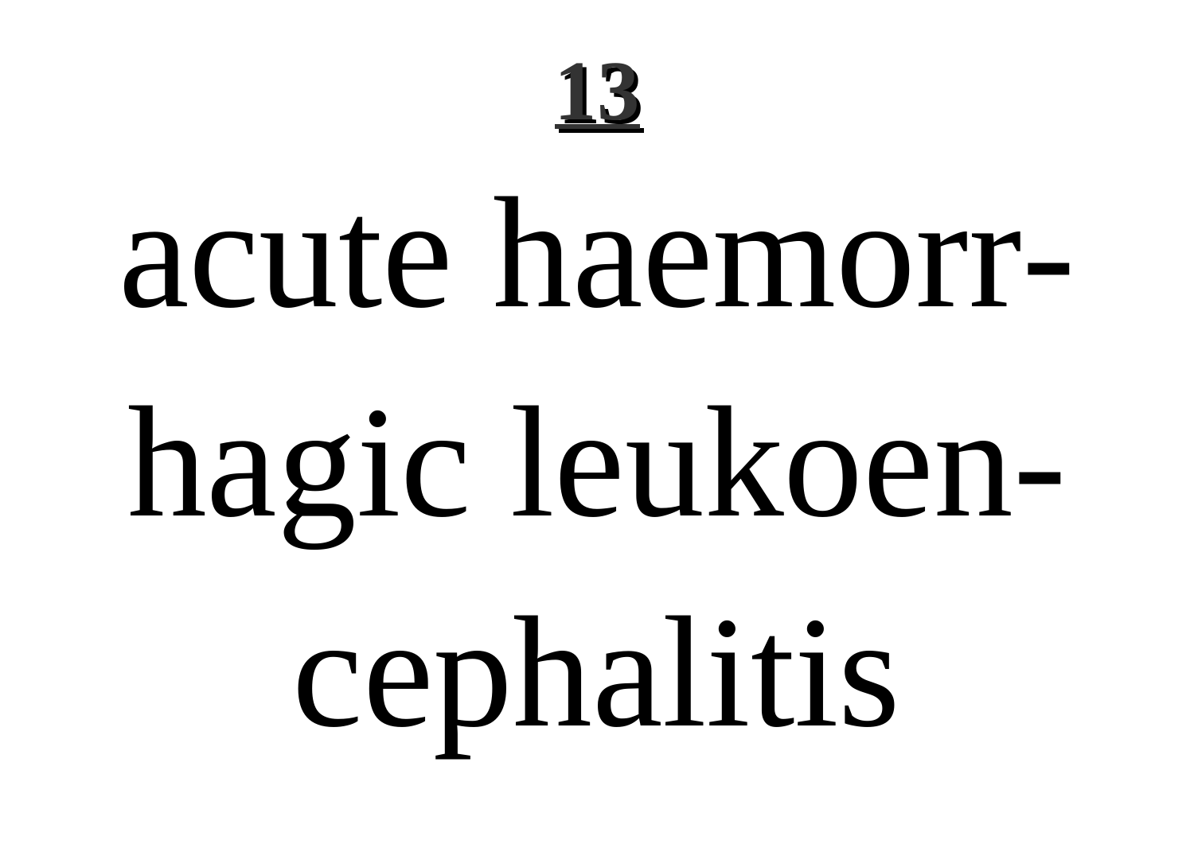acute haemorrhagic leukoencephalitis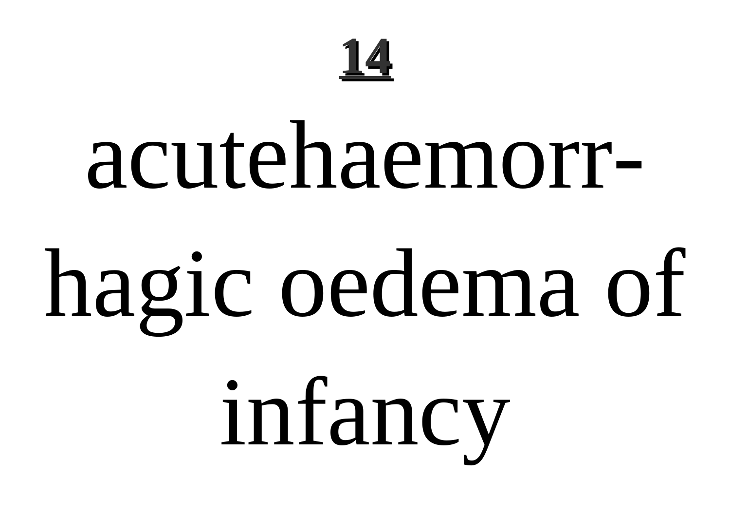# 14

# acutehaemorr-hagic oedema of infancy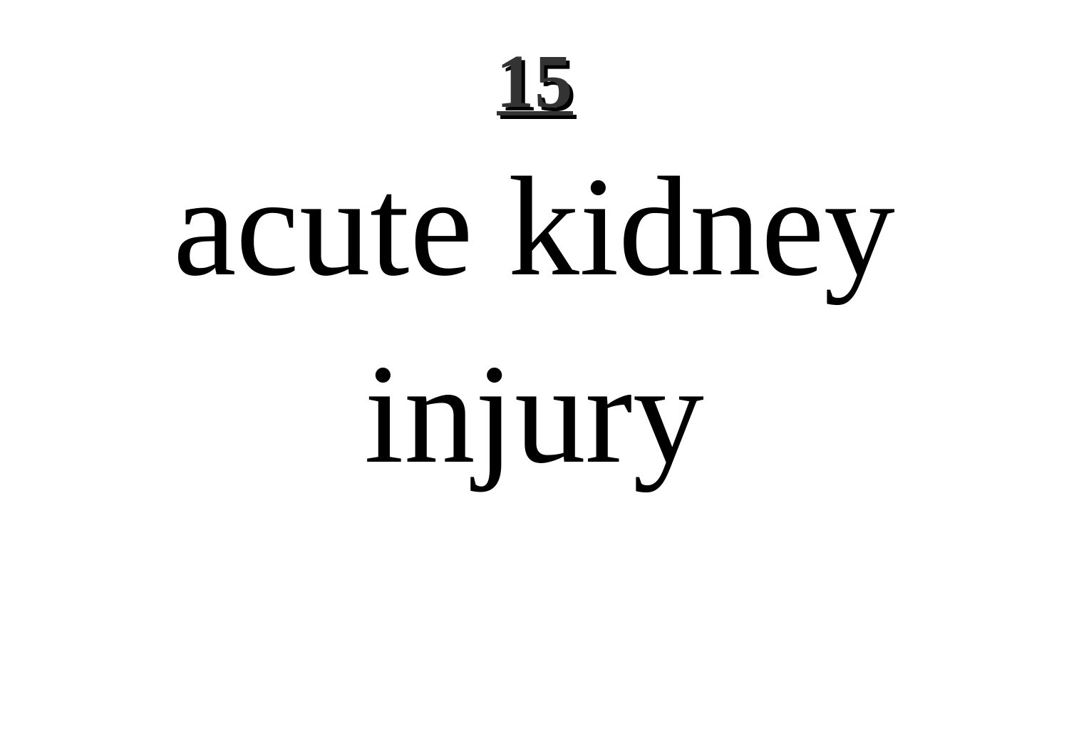# 15

# acute kidney injury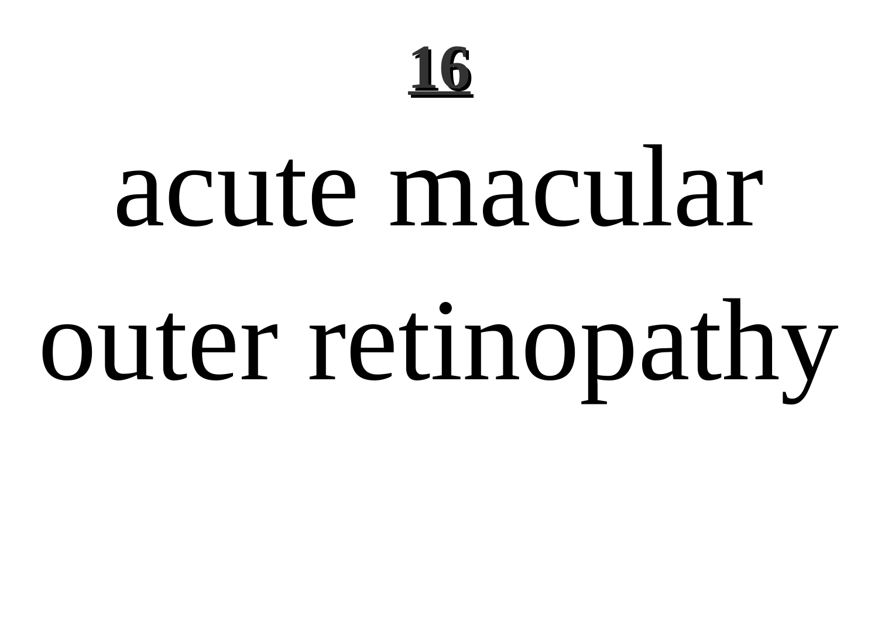acute macular outer retinopathy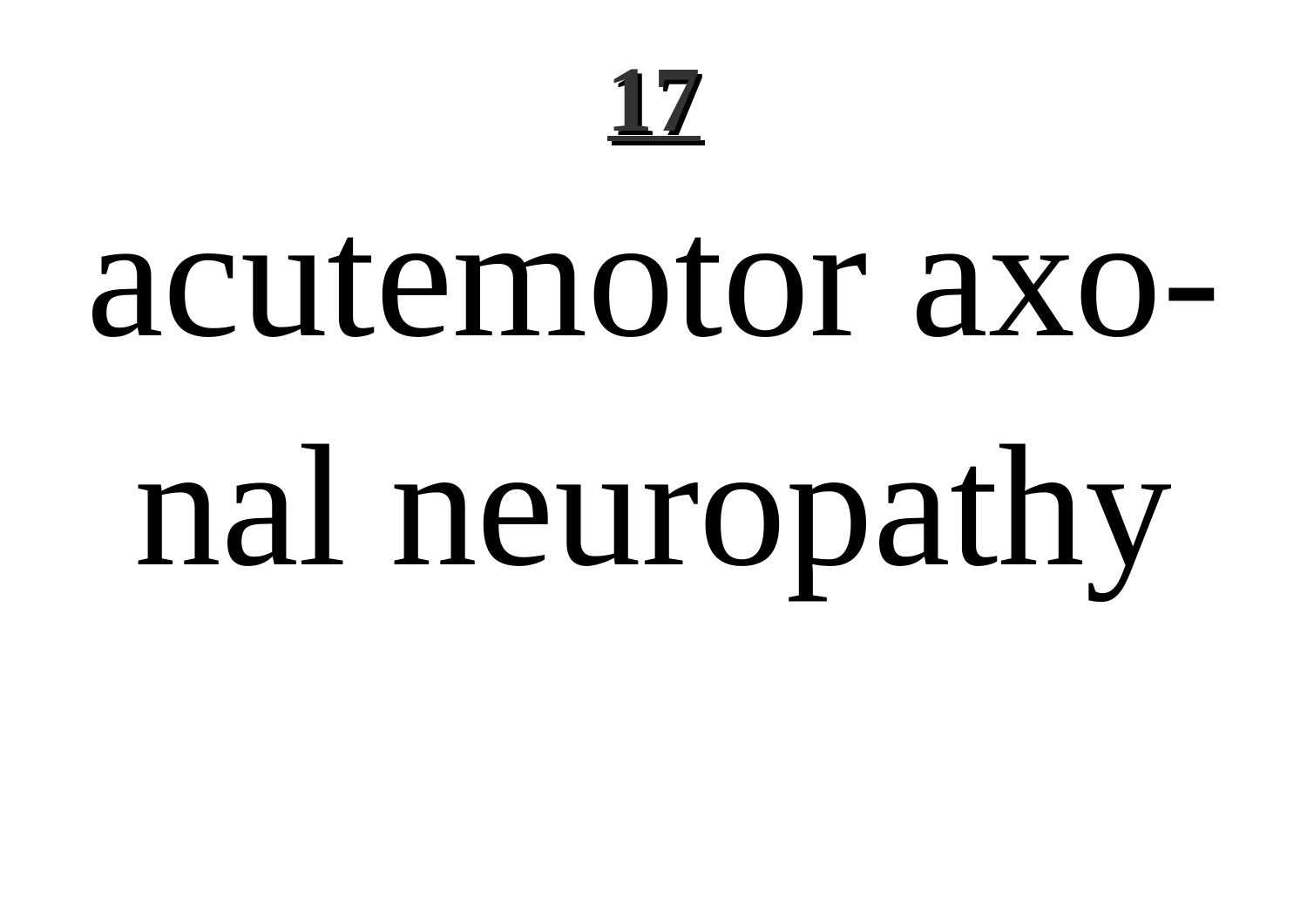acutemotor axonal neuropathy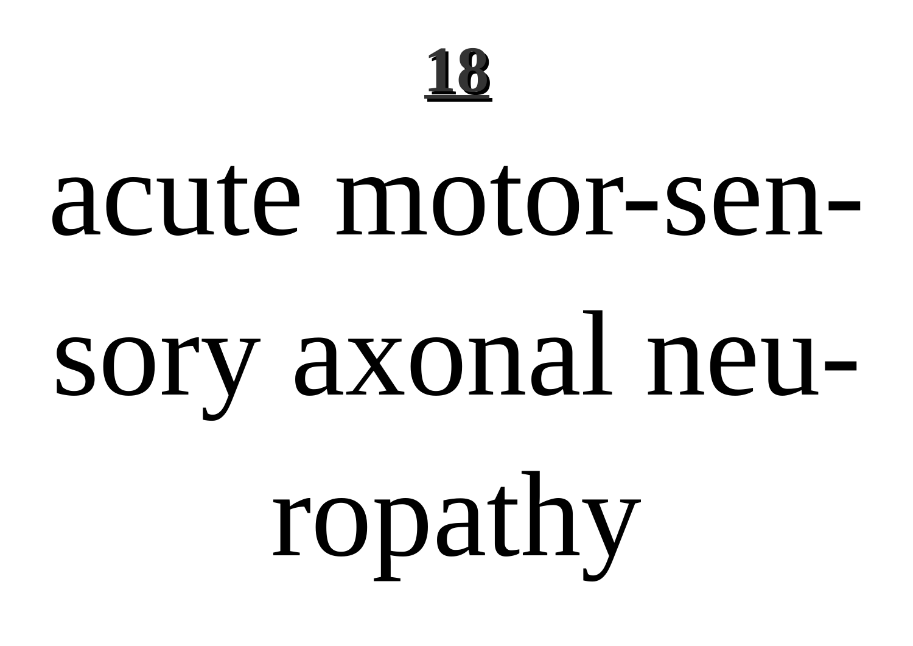# acute motor-sensory axonal neuropathy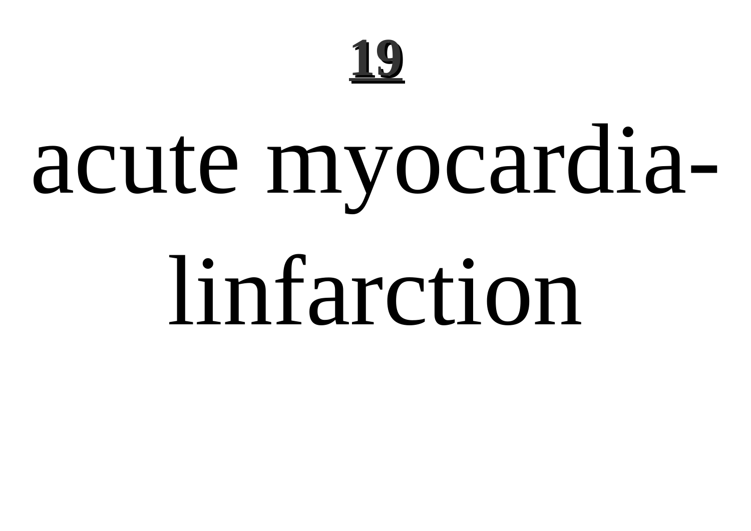# 19

# acute myocardia-linfarction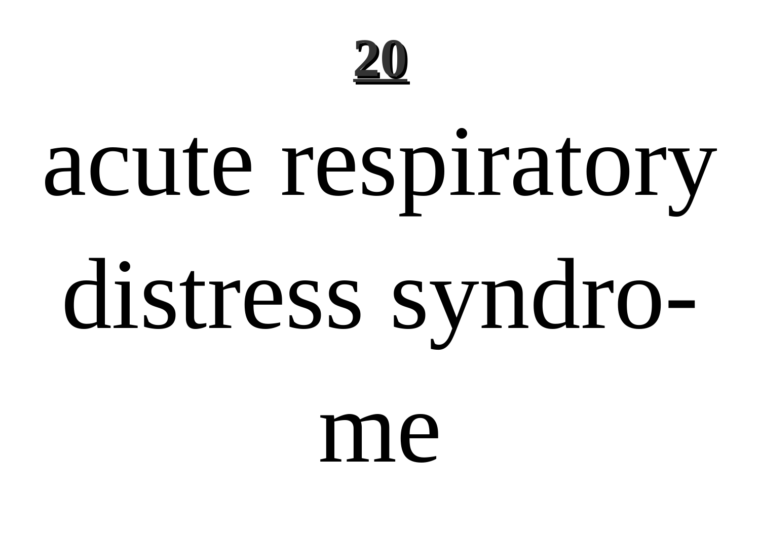**20**

acute respiratory distress syndrome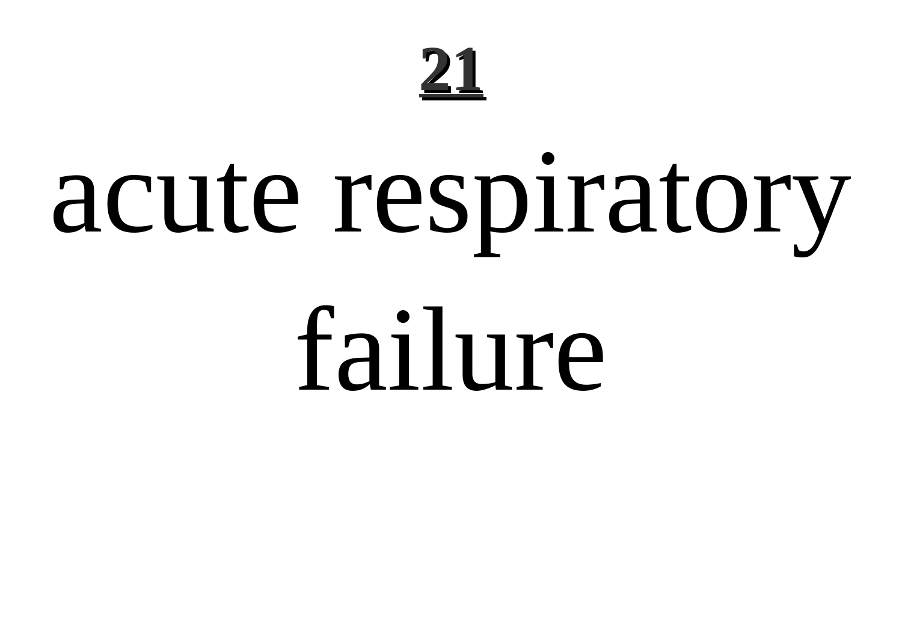**21**

# acute respiratory failure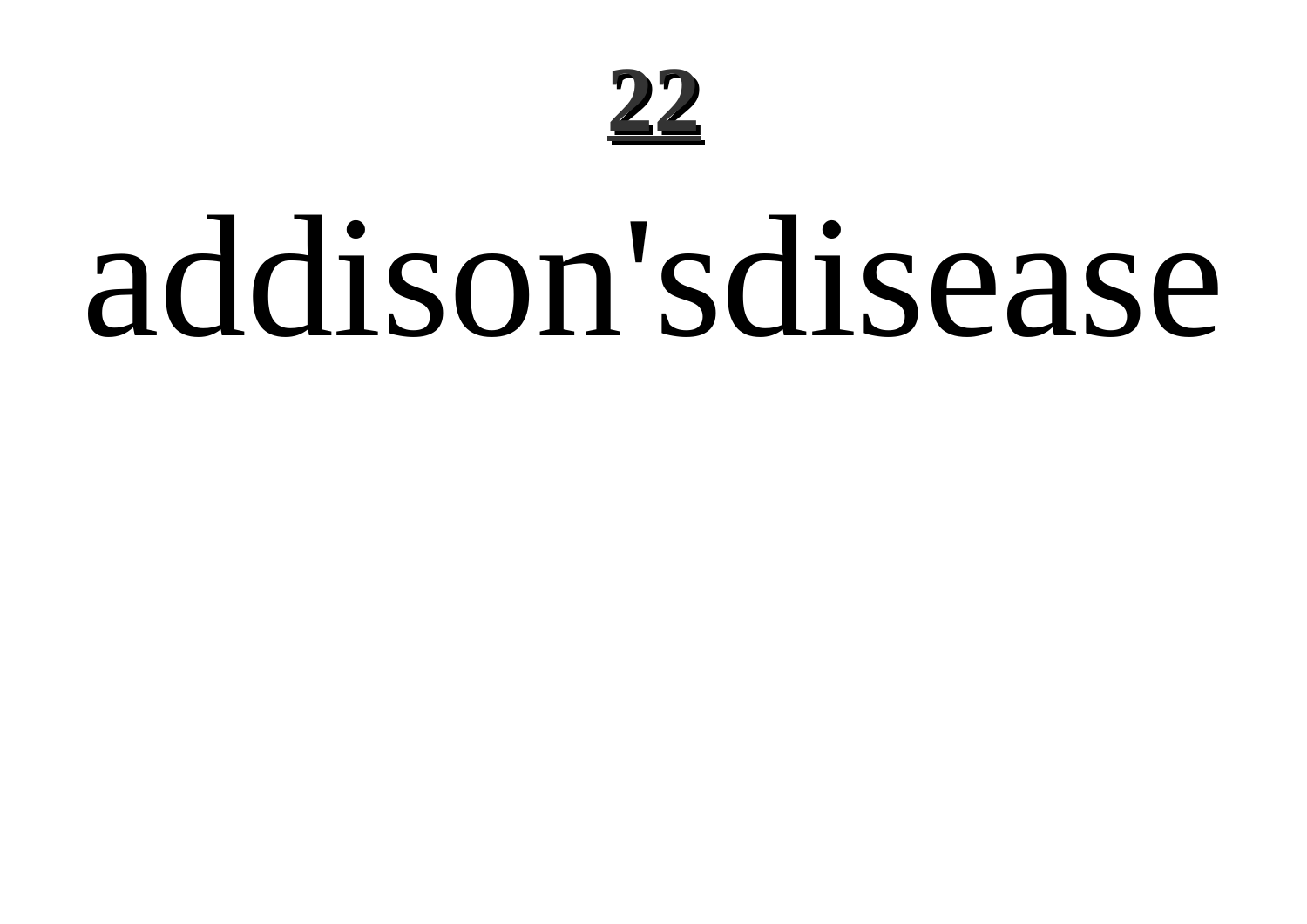# 22

# addison'sdisease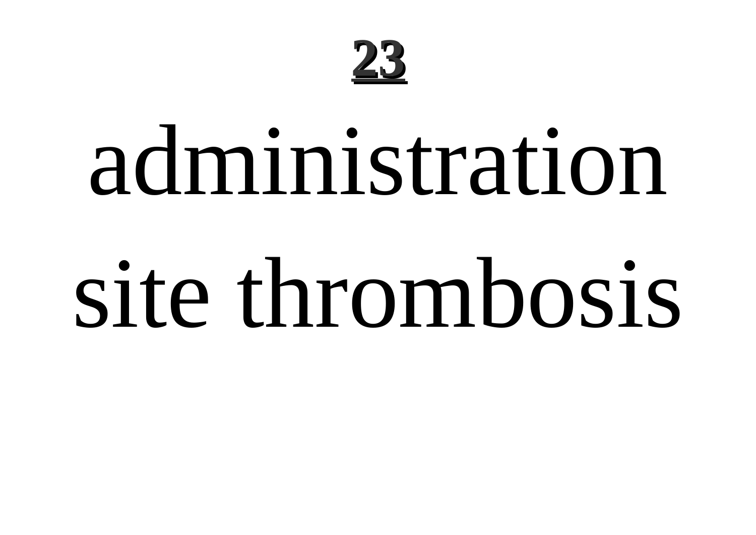# administration site thrombosis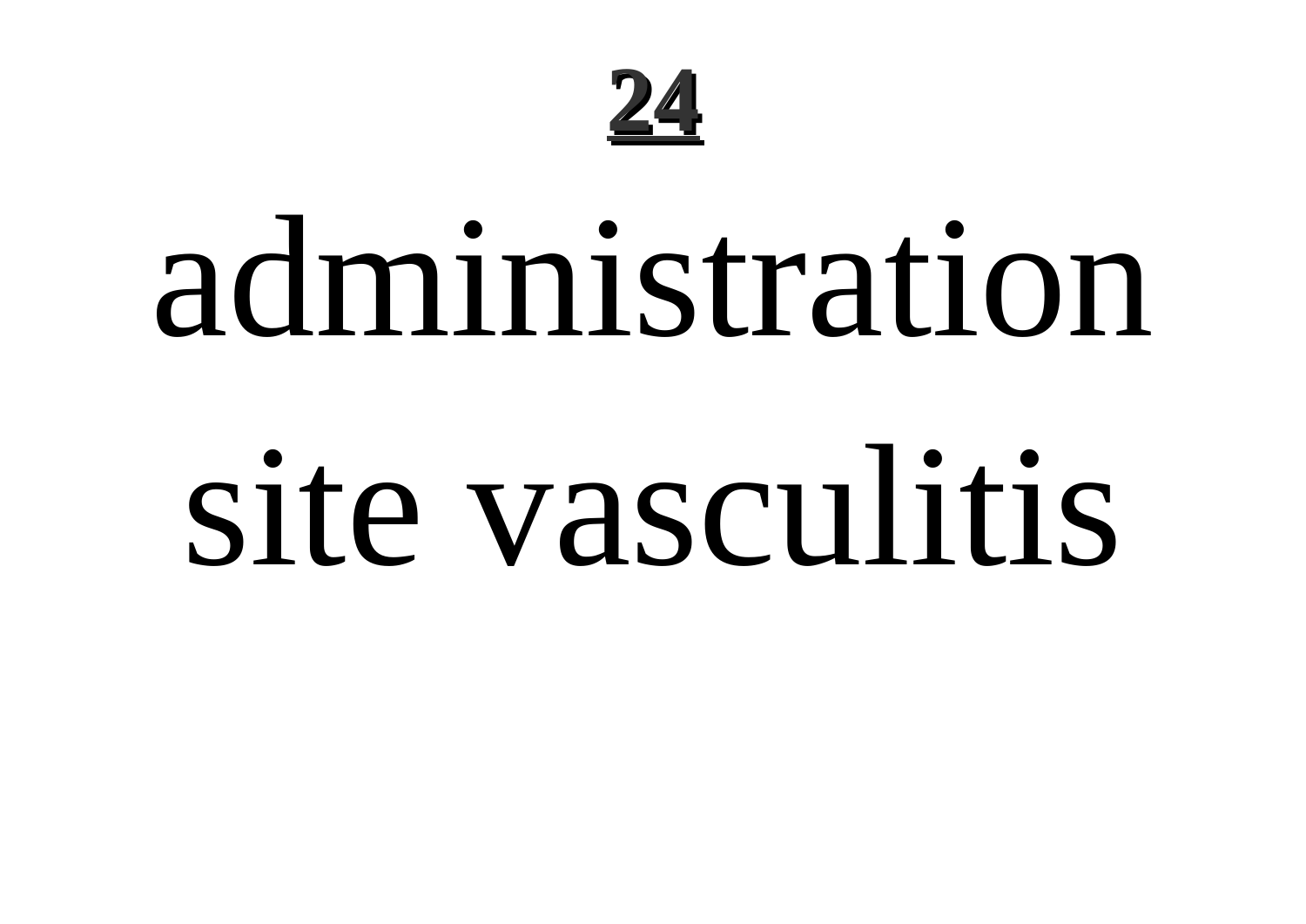# administration site vasculitis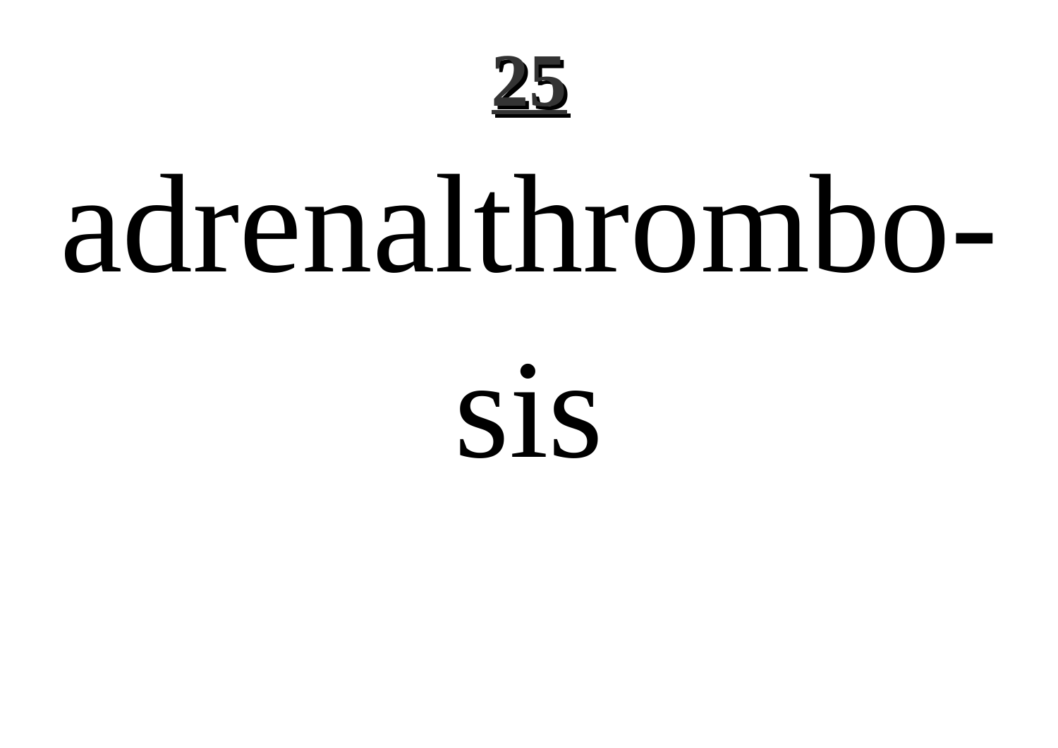**25**

# adrenalthrombosis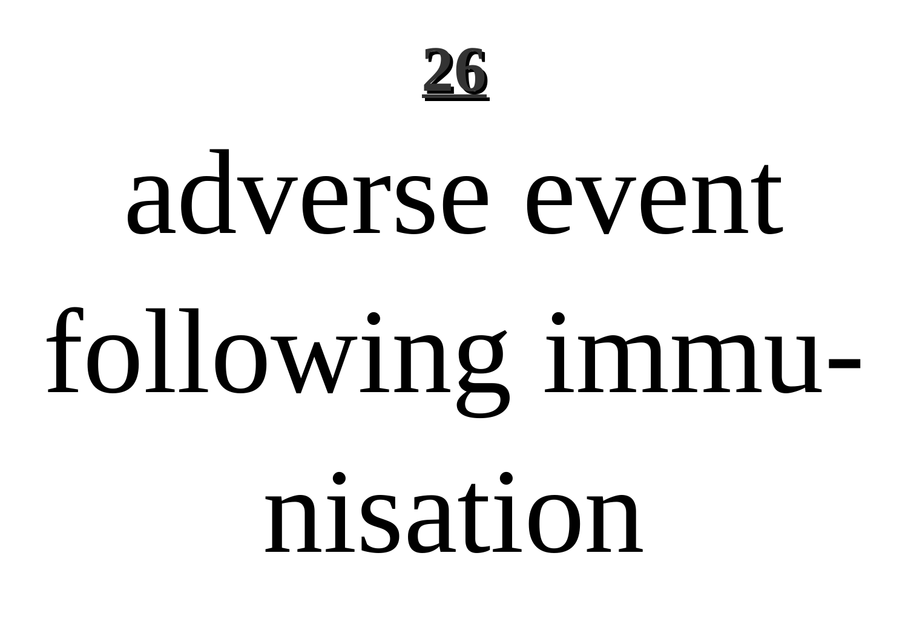**26**

# adverse event following immunisation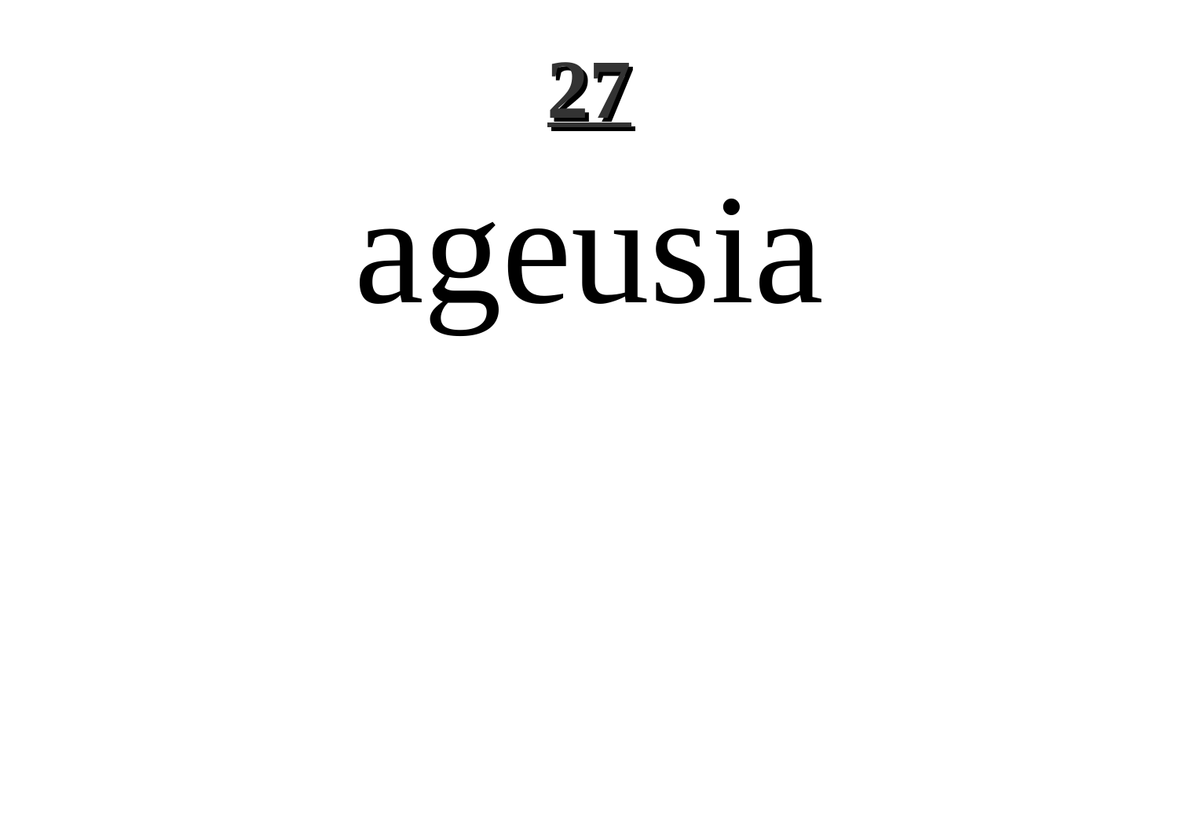**27**

# ageusia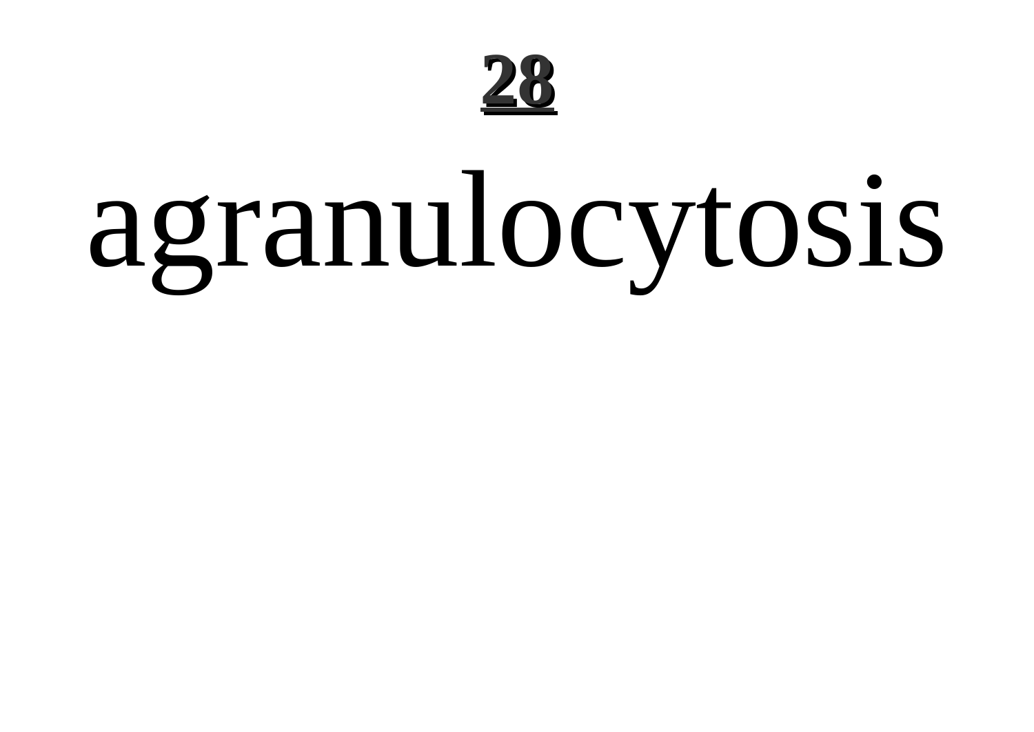# agranulocytosis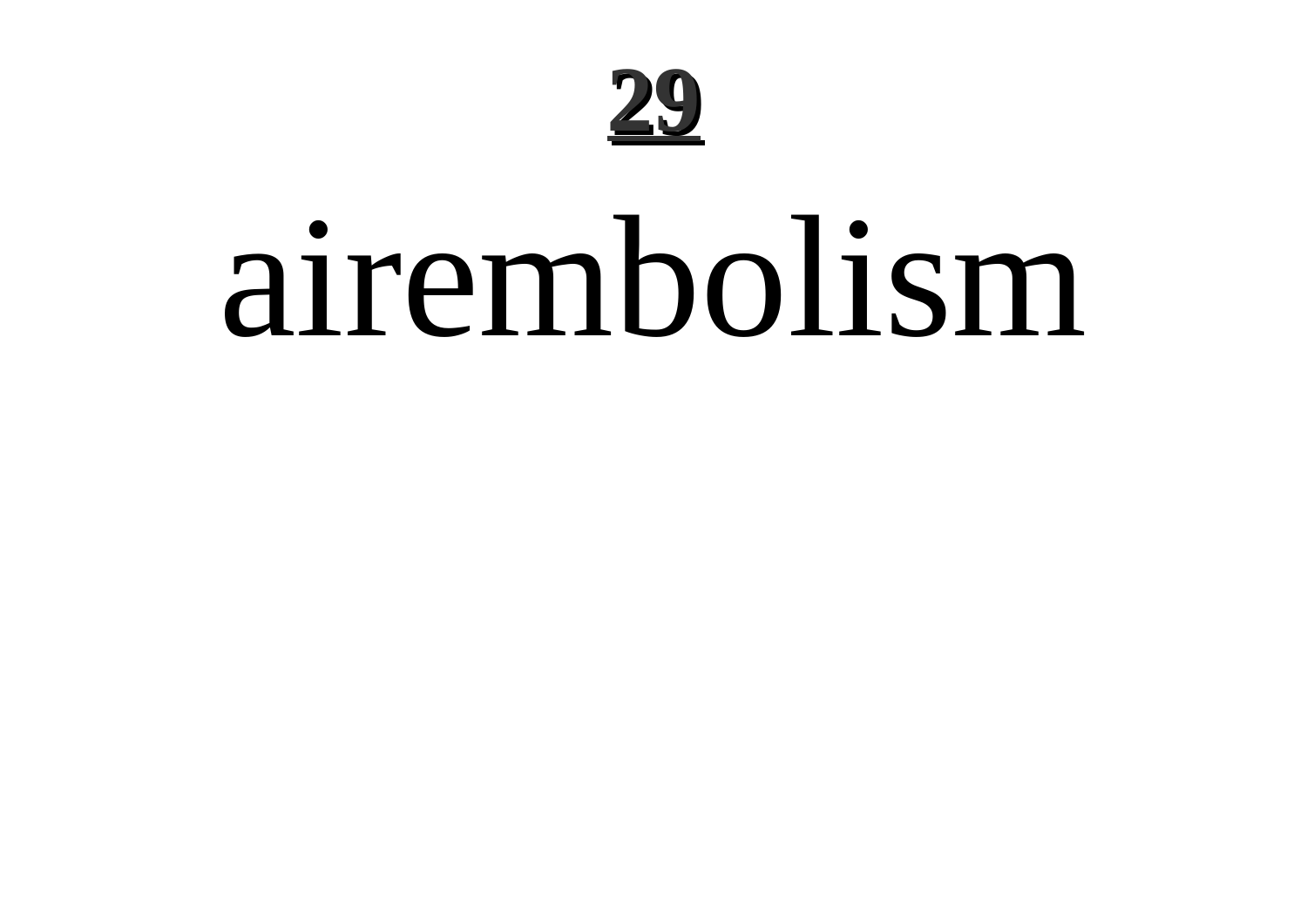# 29

airembolism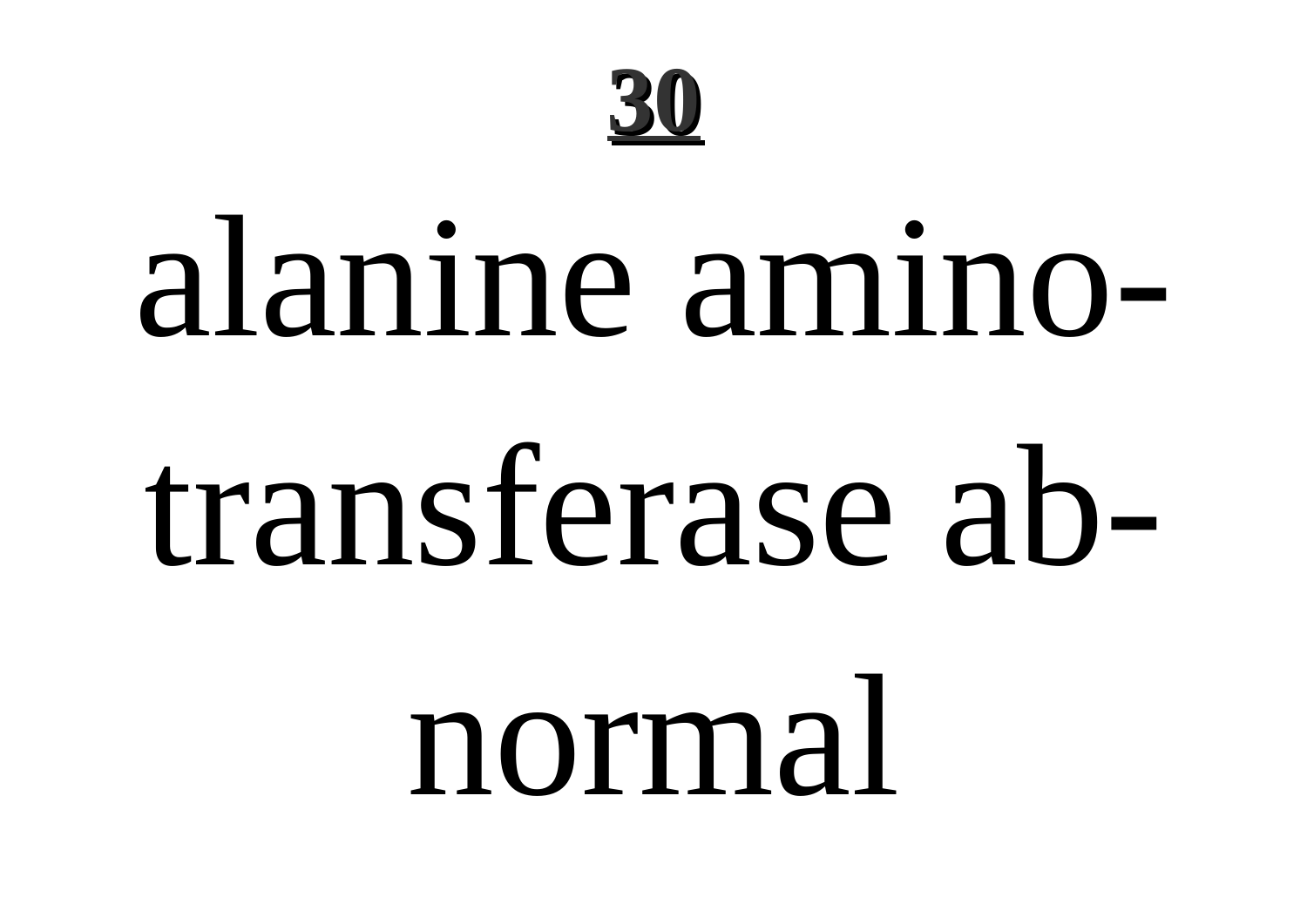**30**

alanine aminotransferase abnormal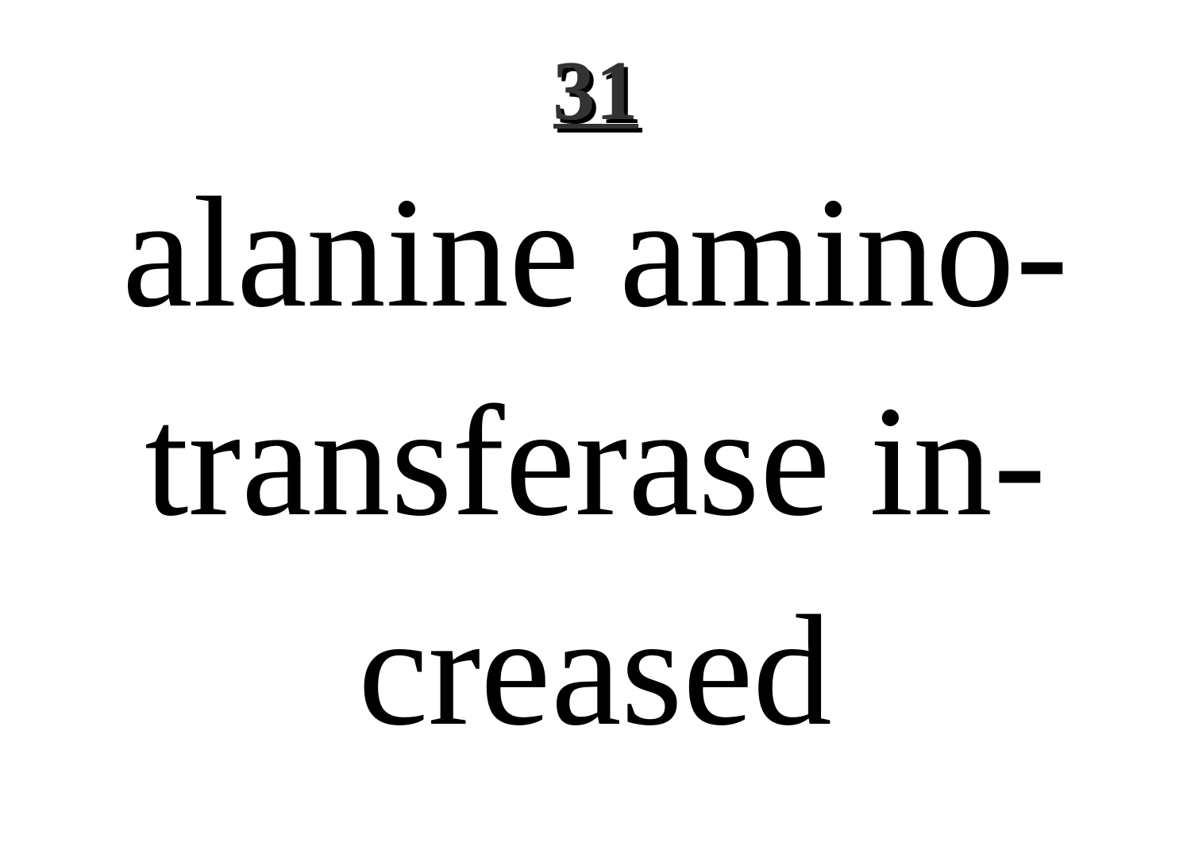# 31

alanine aminotransferase increased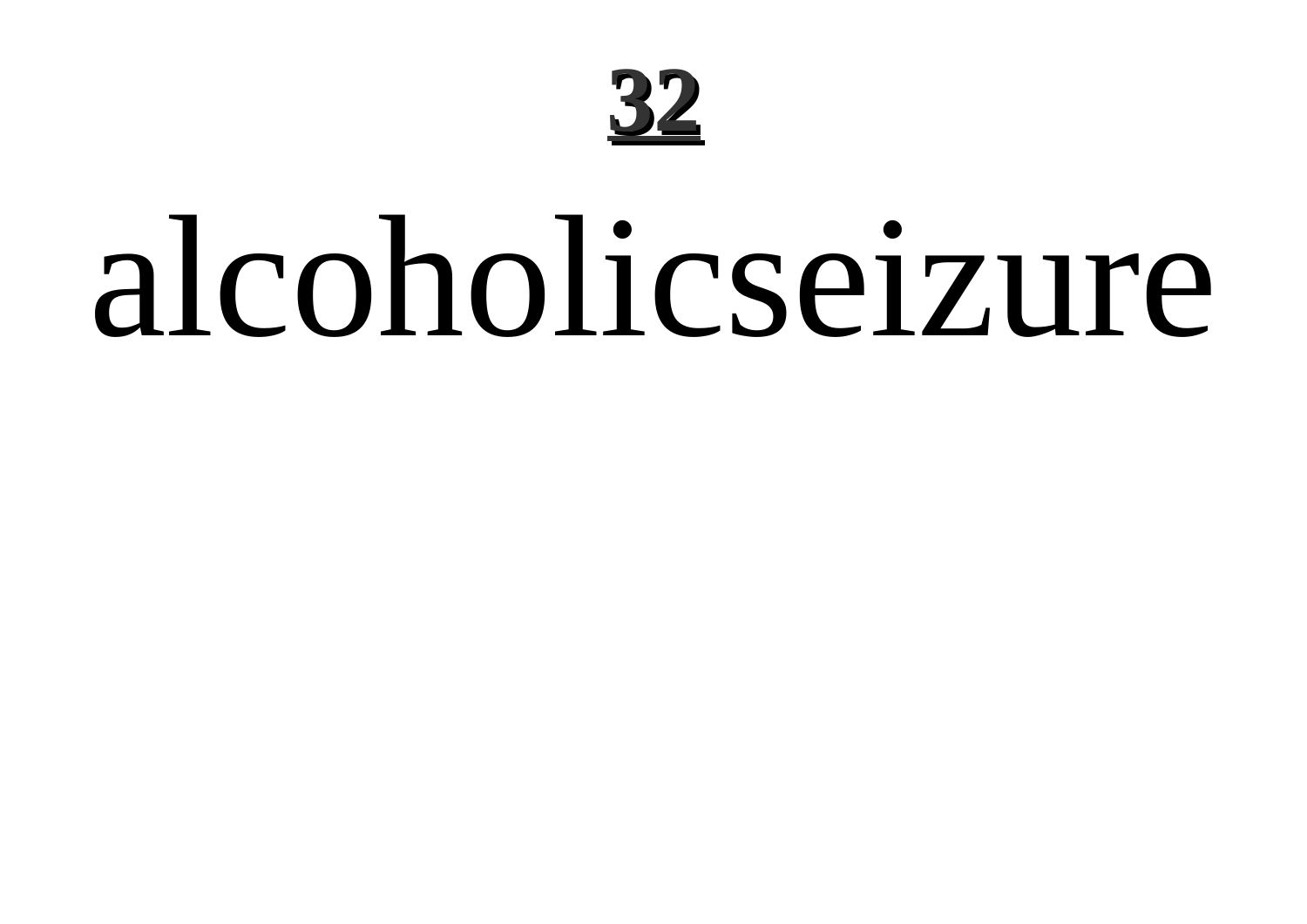alcoholicseizure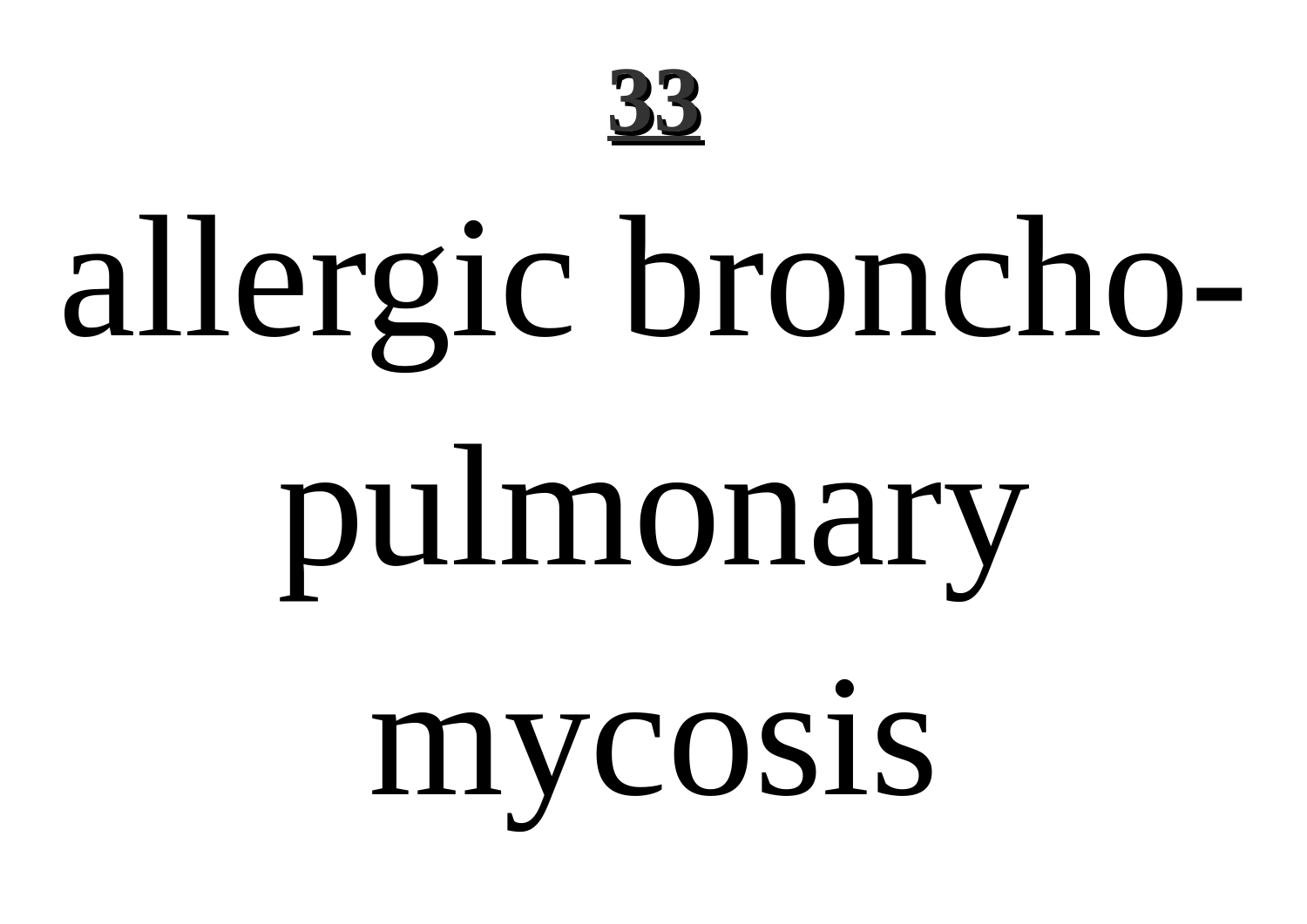**33**

allergic broncho-pulmonary mycosis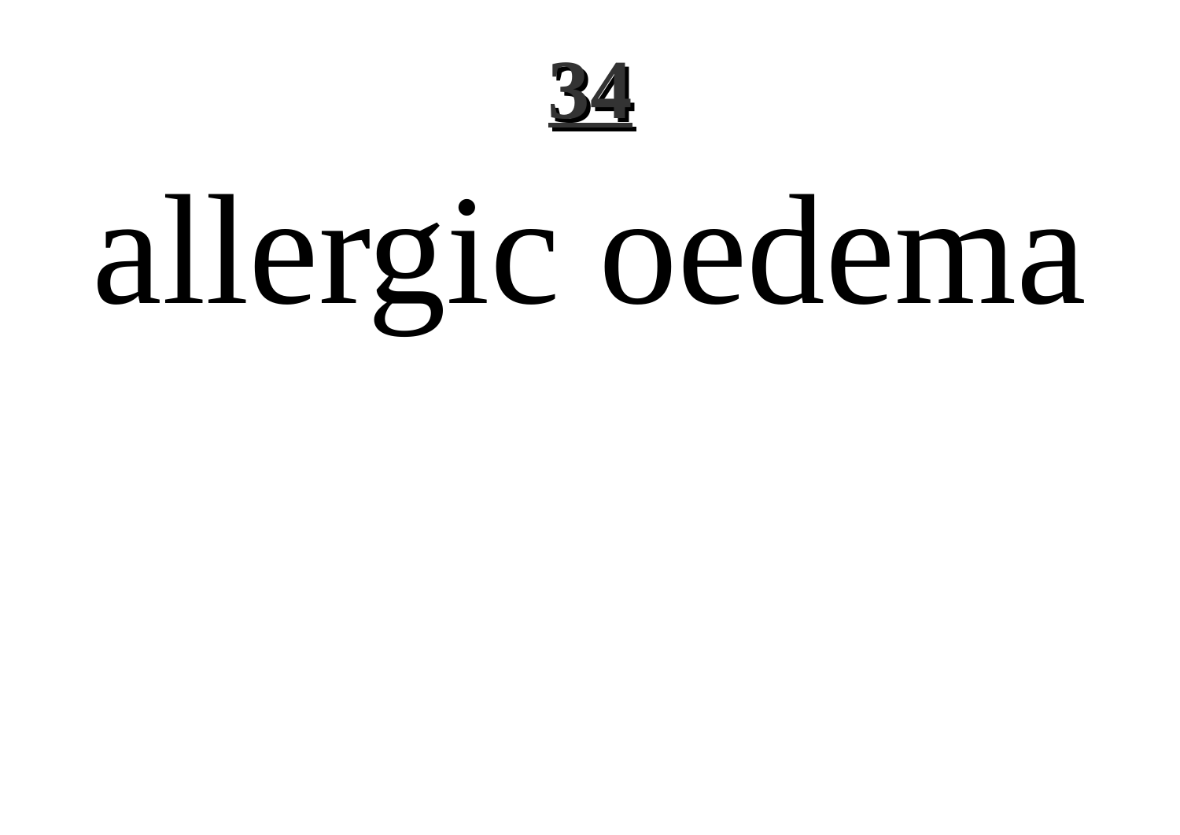allergic oedema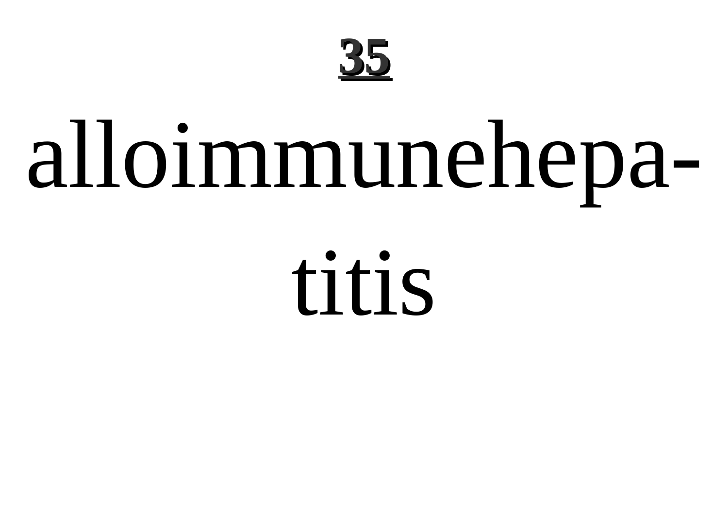# 35

# alloimmunehepa-titis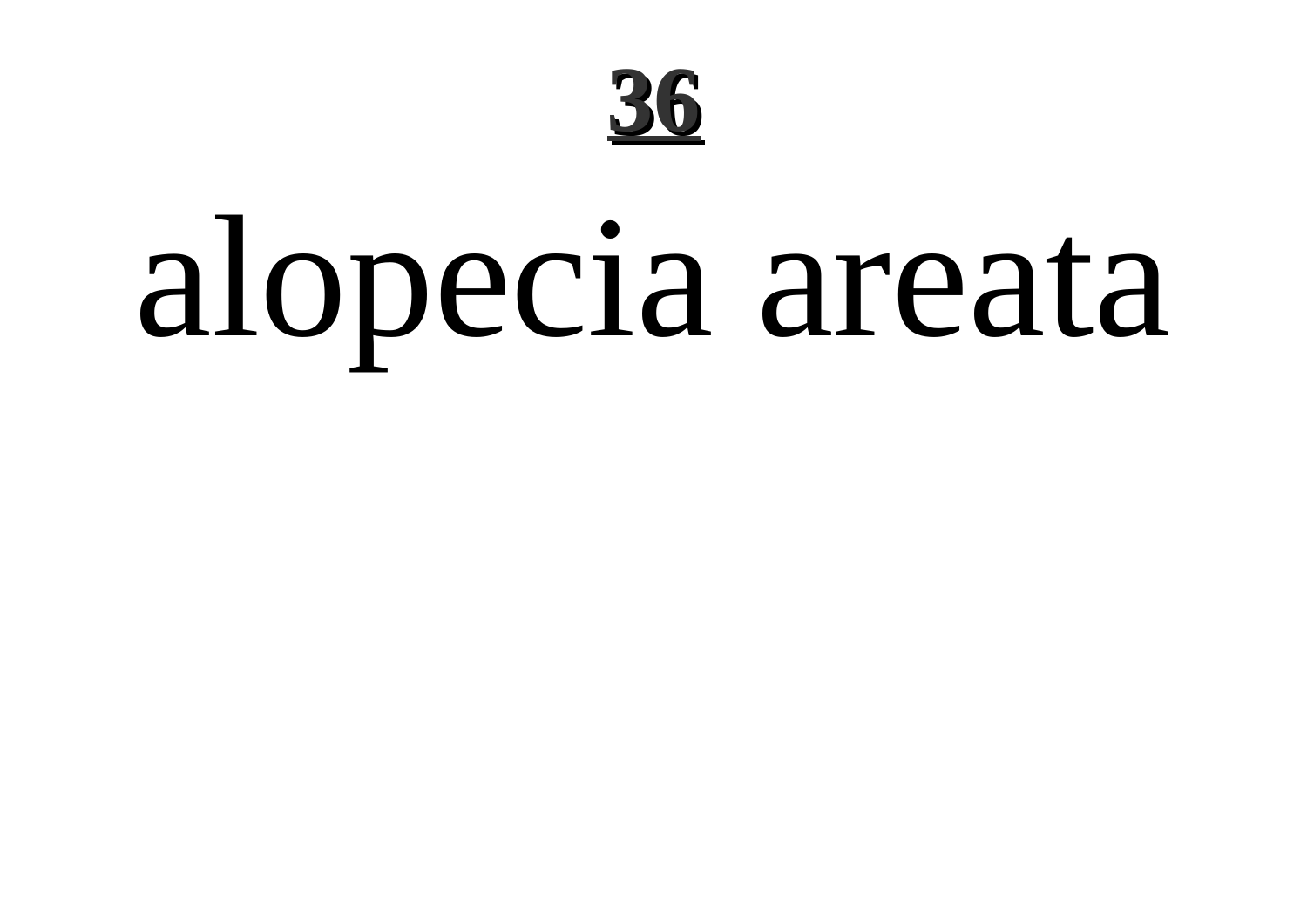# alopecia areata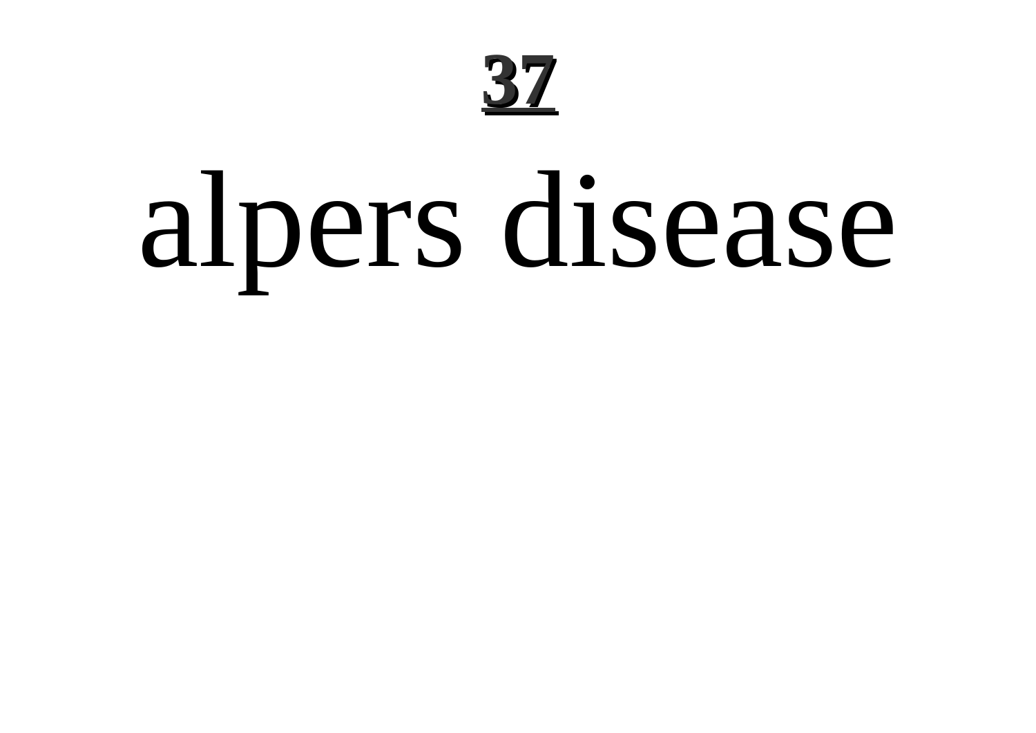# alpers disease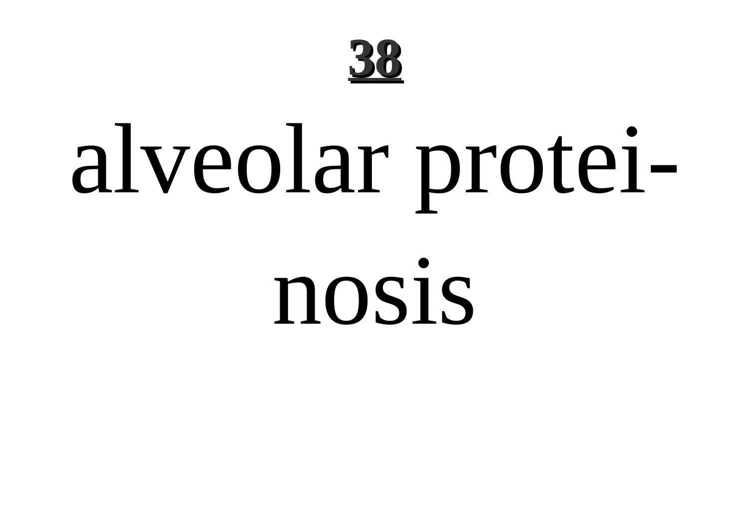**38**

alveolar protei-
nosis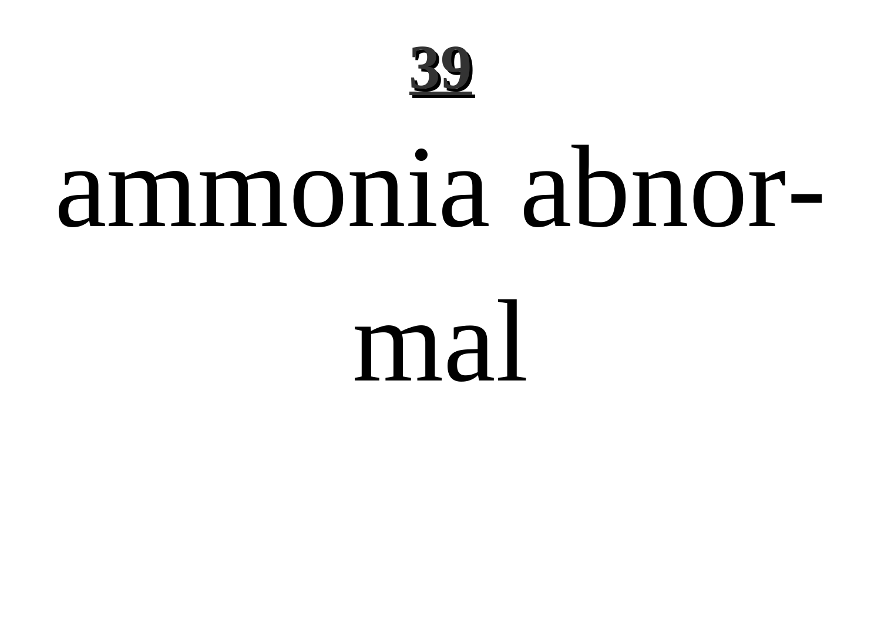# 39

ammonia abnor-
mal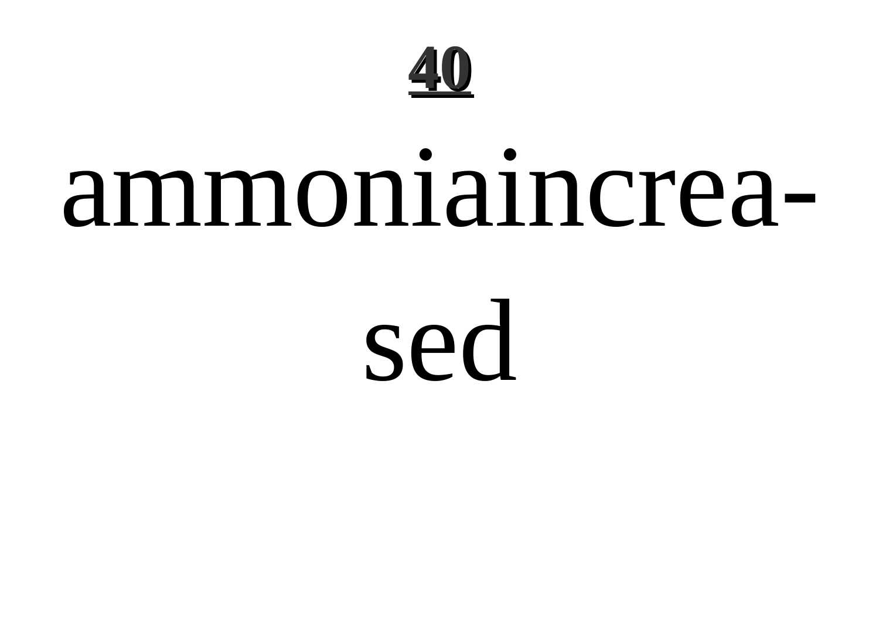# 40

ammoniaincrea-
sed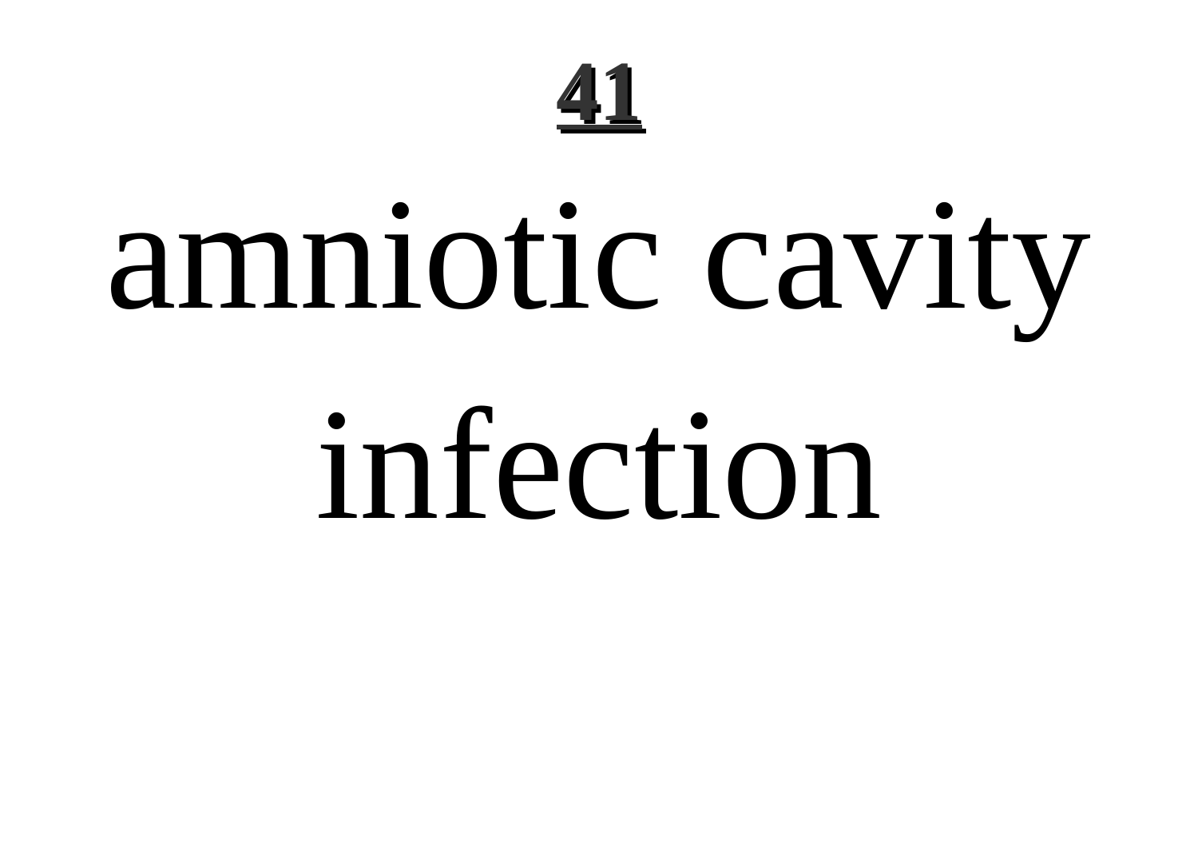# amniotic cavity infection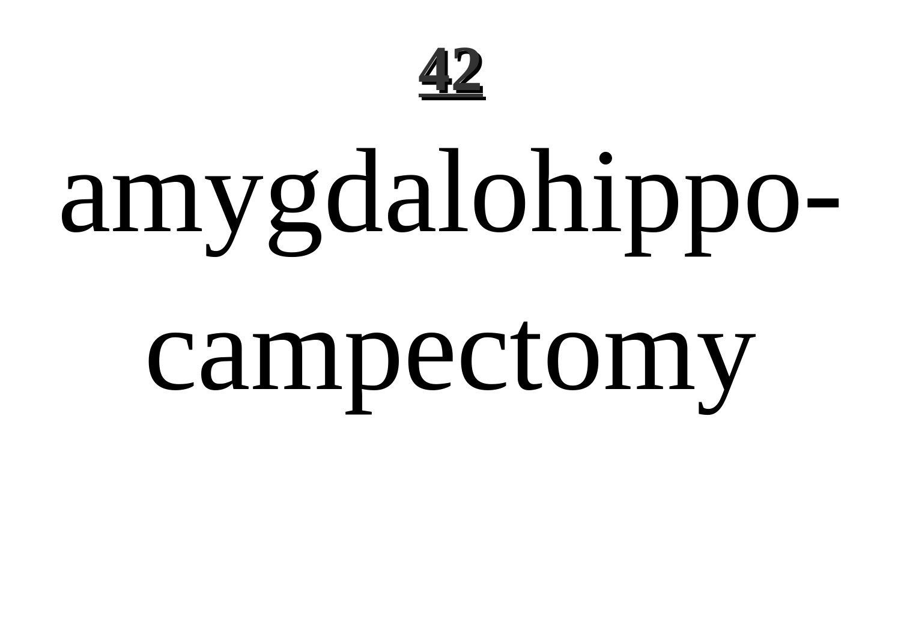amygdalohippocampectomy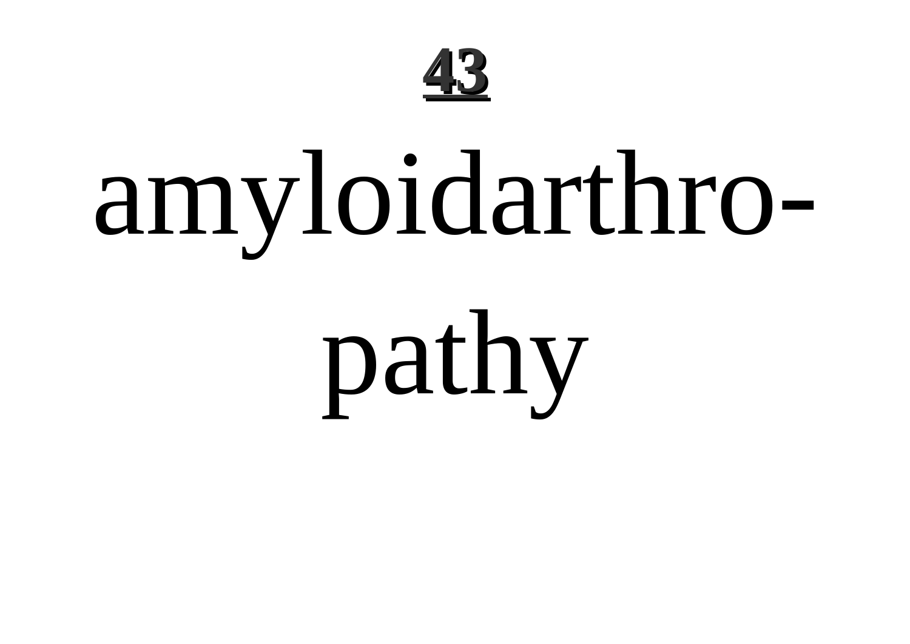**43**

# amyloidarthropathy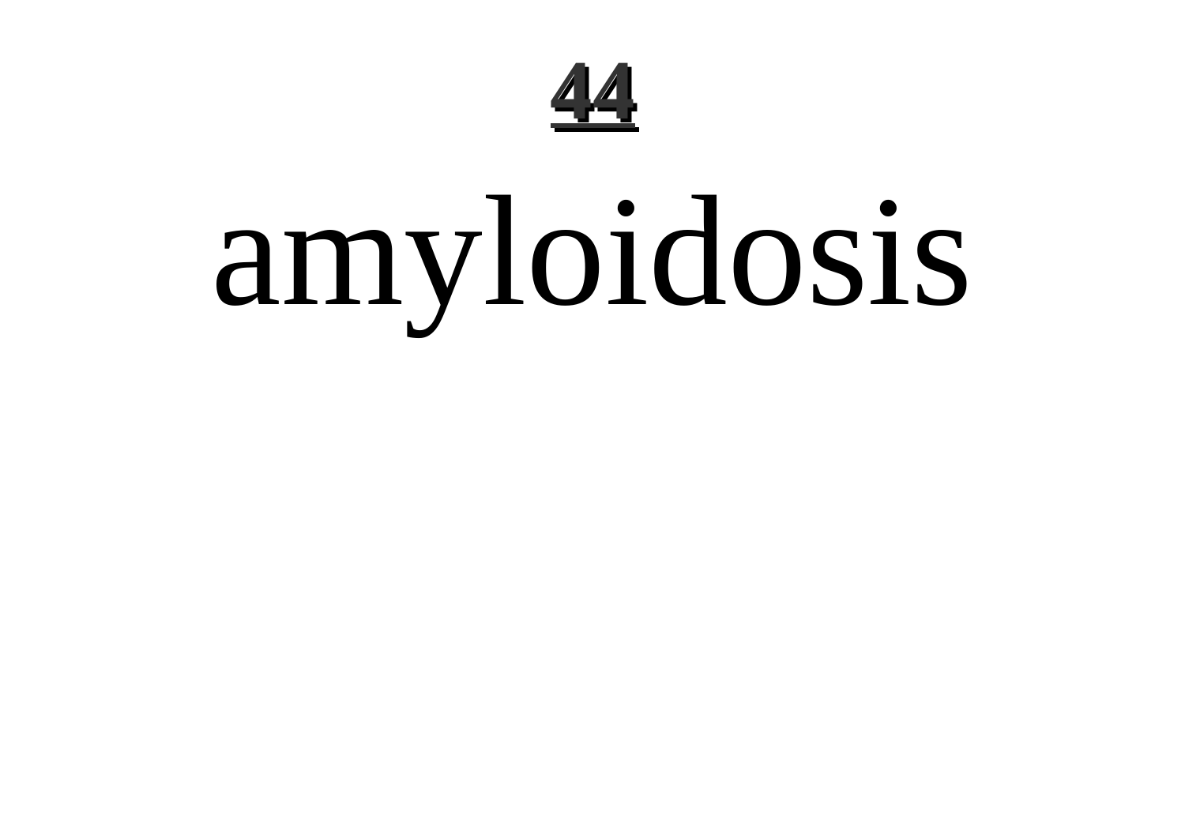# amyloidosis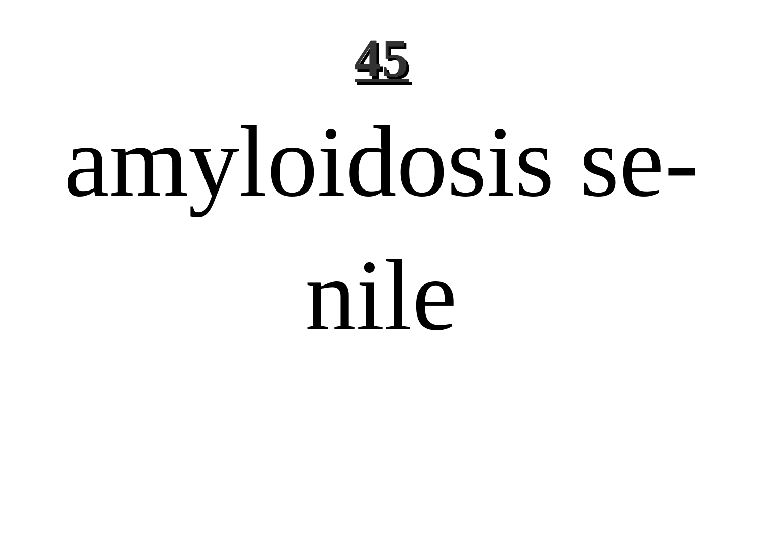amyloidosis senile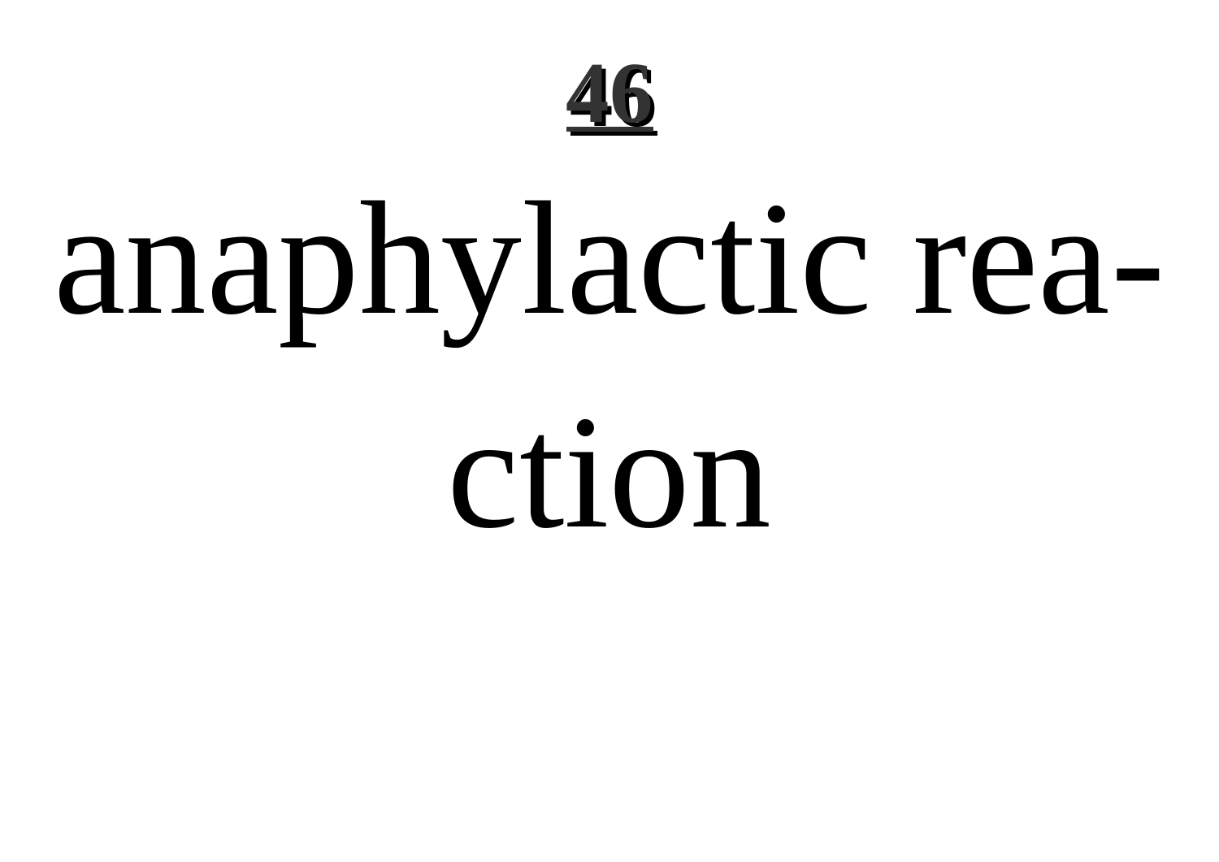anaphylactic reaction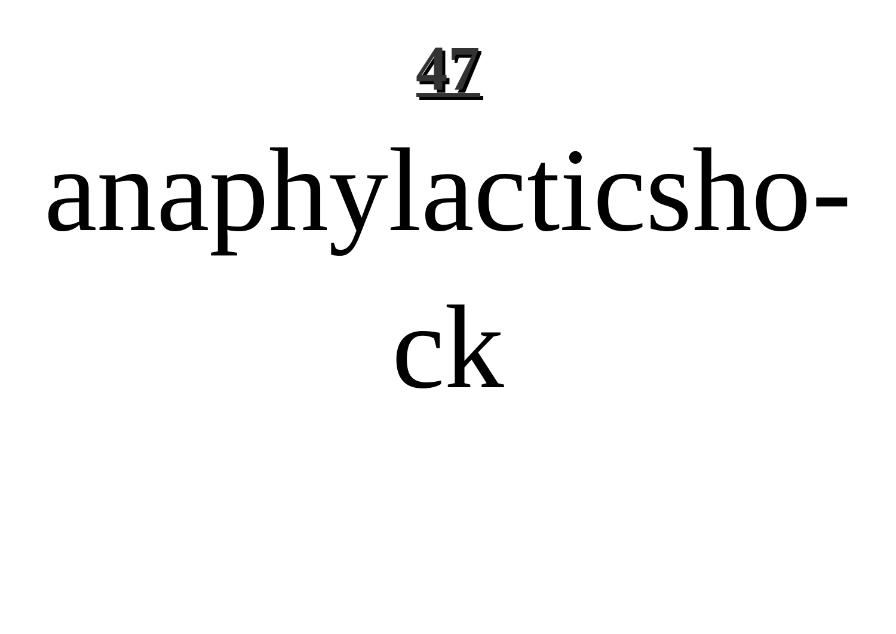**47**

# anaphylacticshock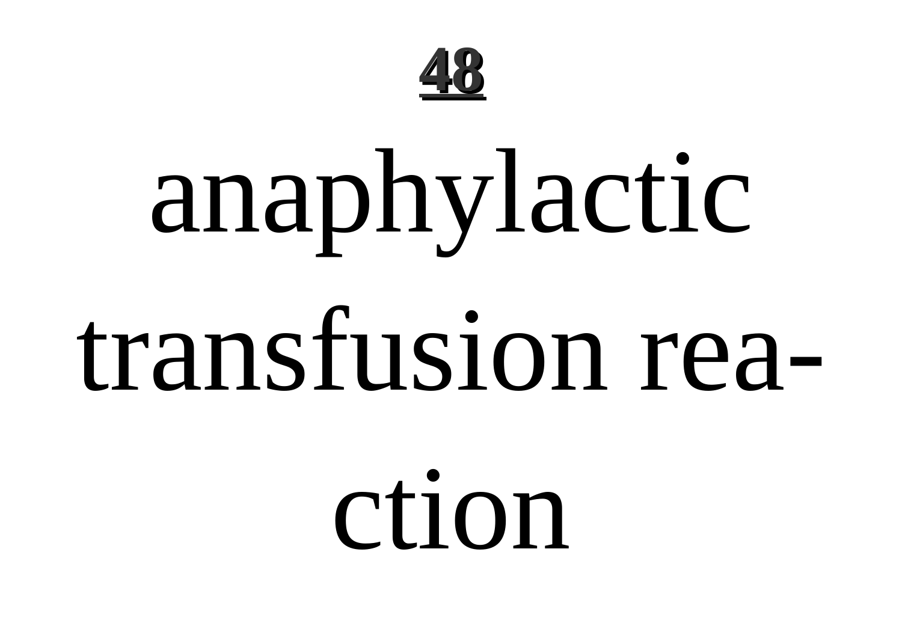**48**

# anaphylactic transfusion reaction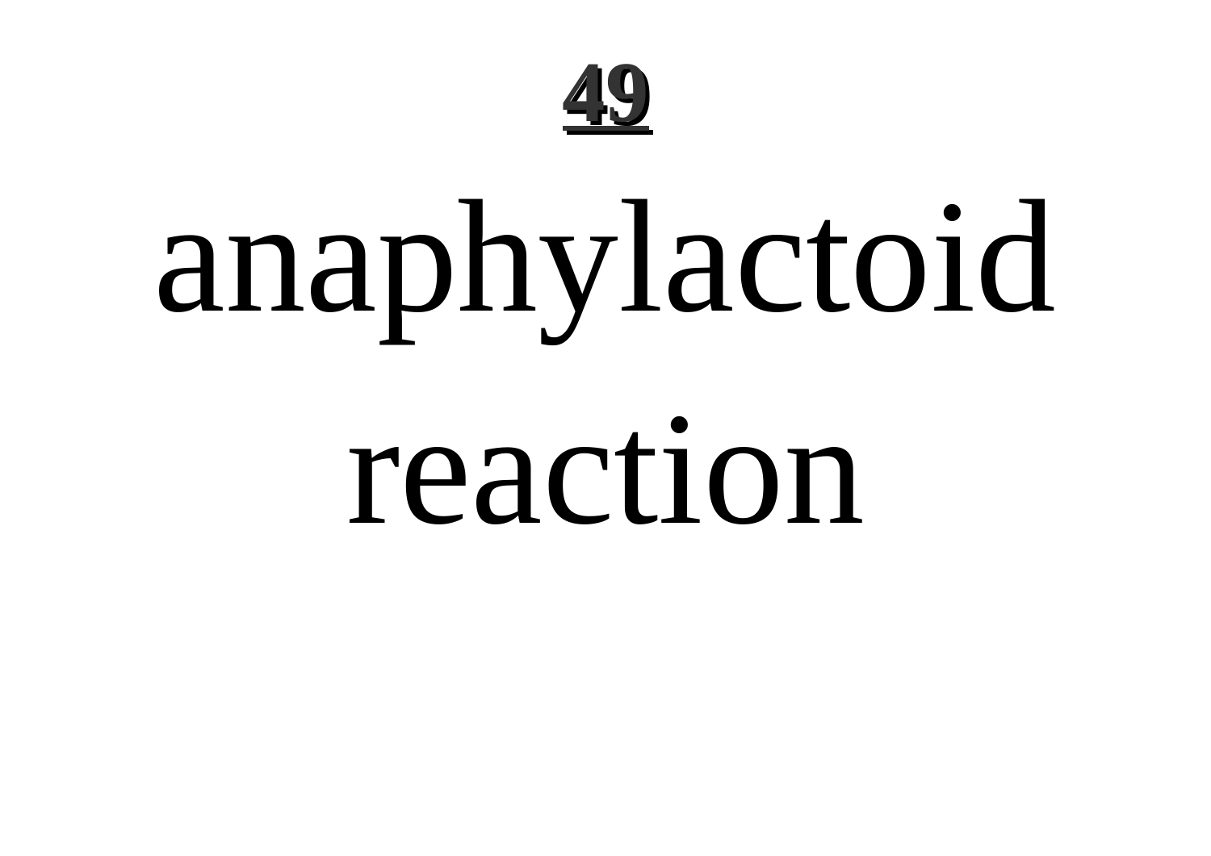# anaphylactoid reaction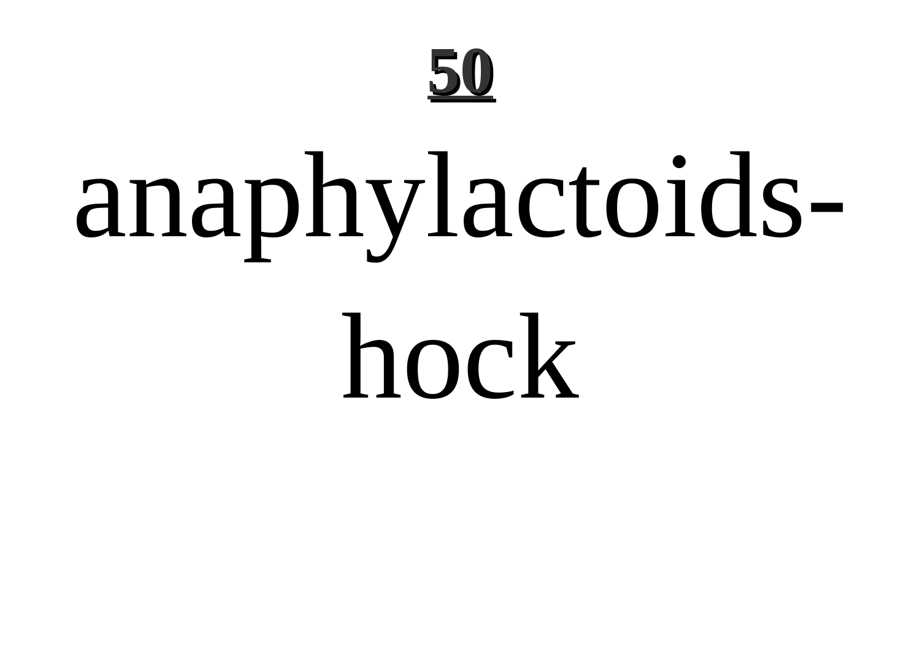anaphylactoids-hock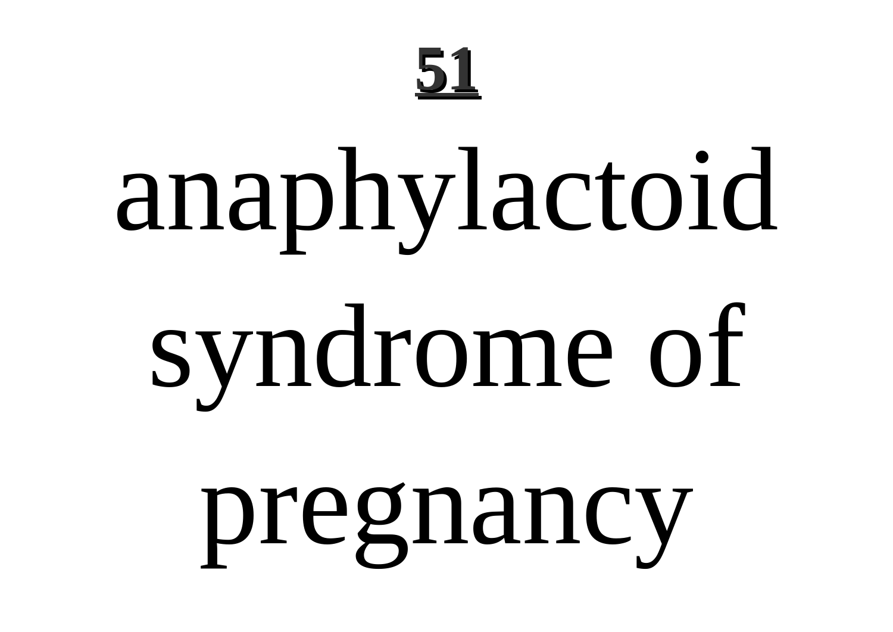**51**

# anaphylactoid syndrome of pregnancy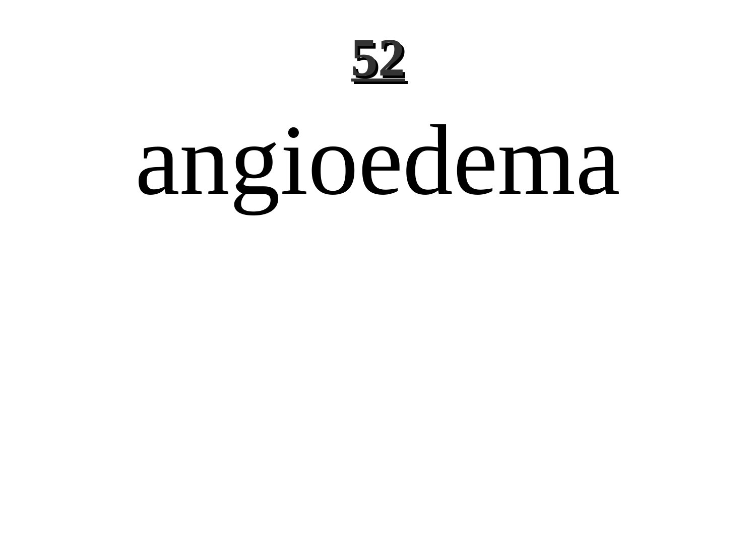angioedema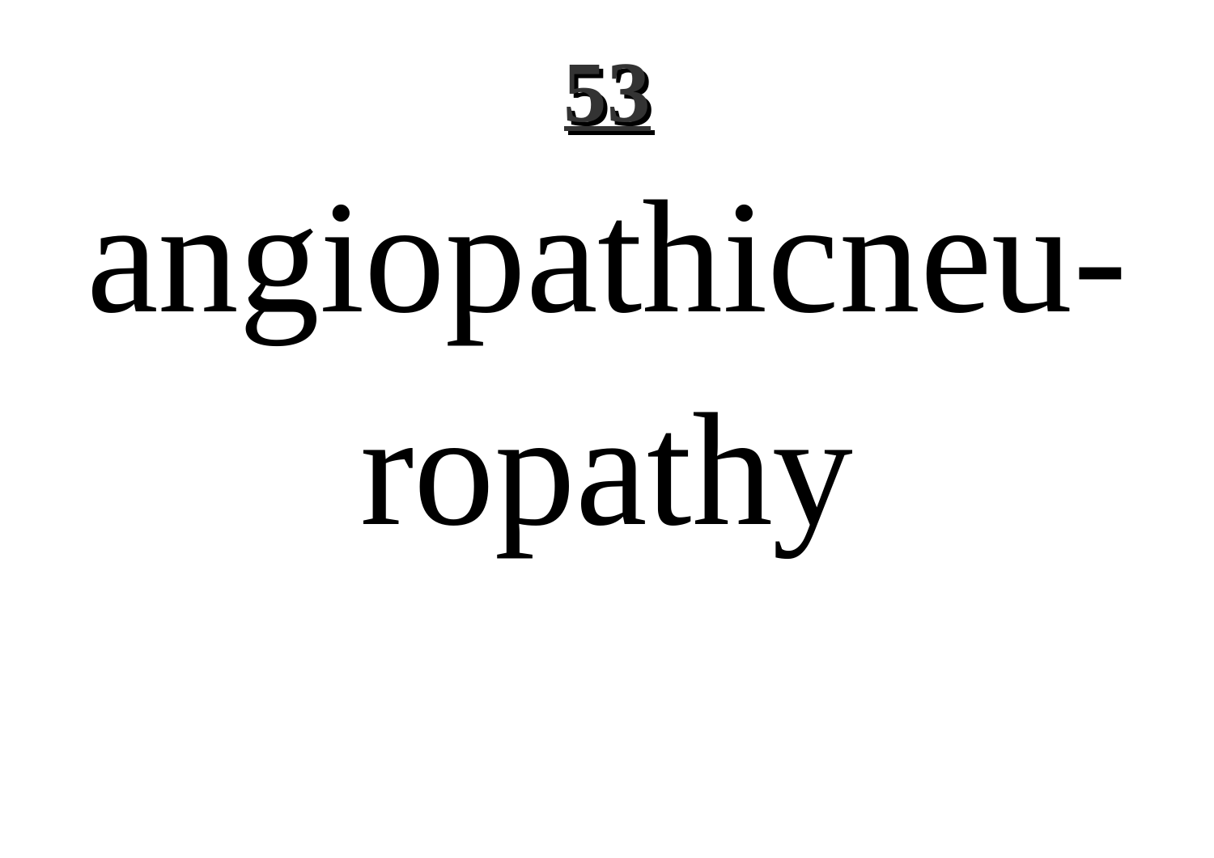**53**

angiopathicneu-
ropathy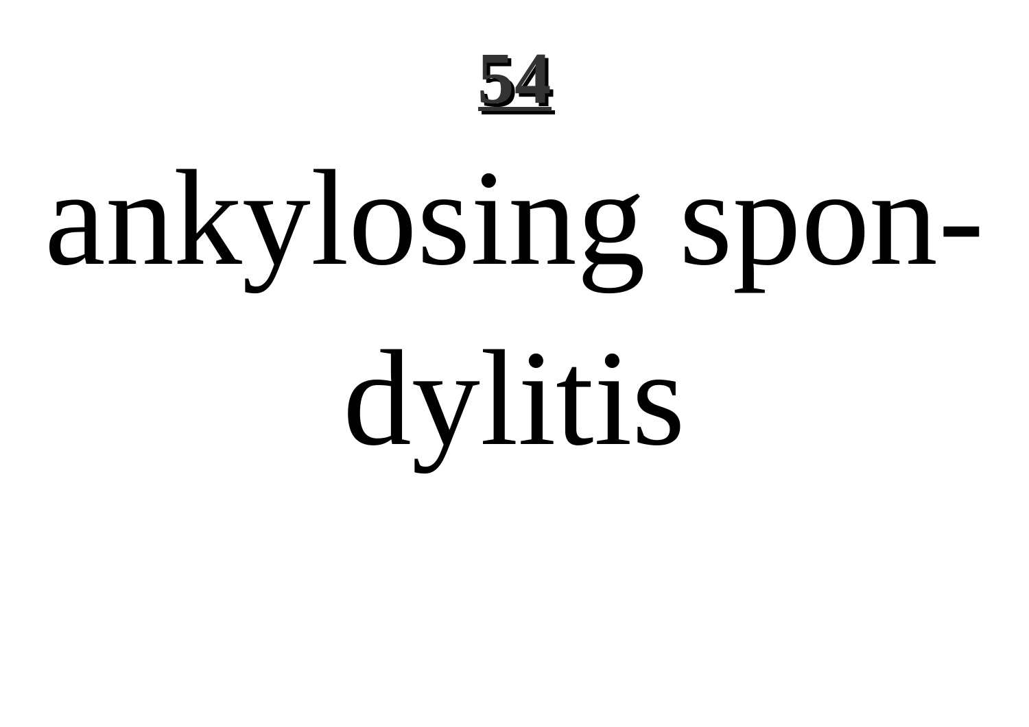# ankylosing spondylitis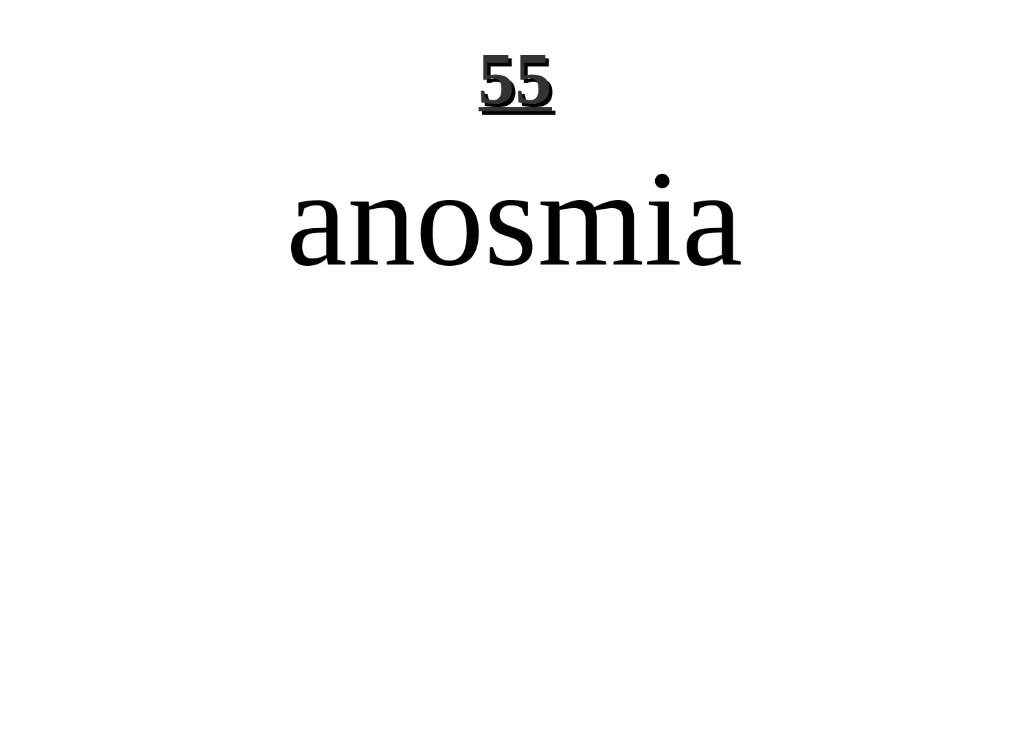# 55

anosmia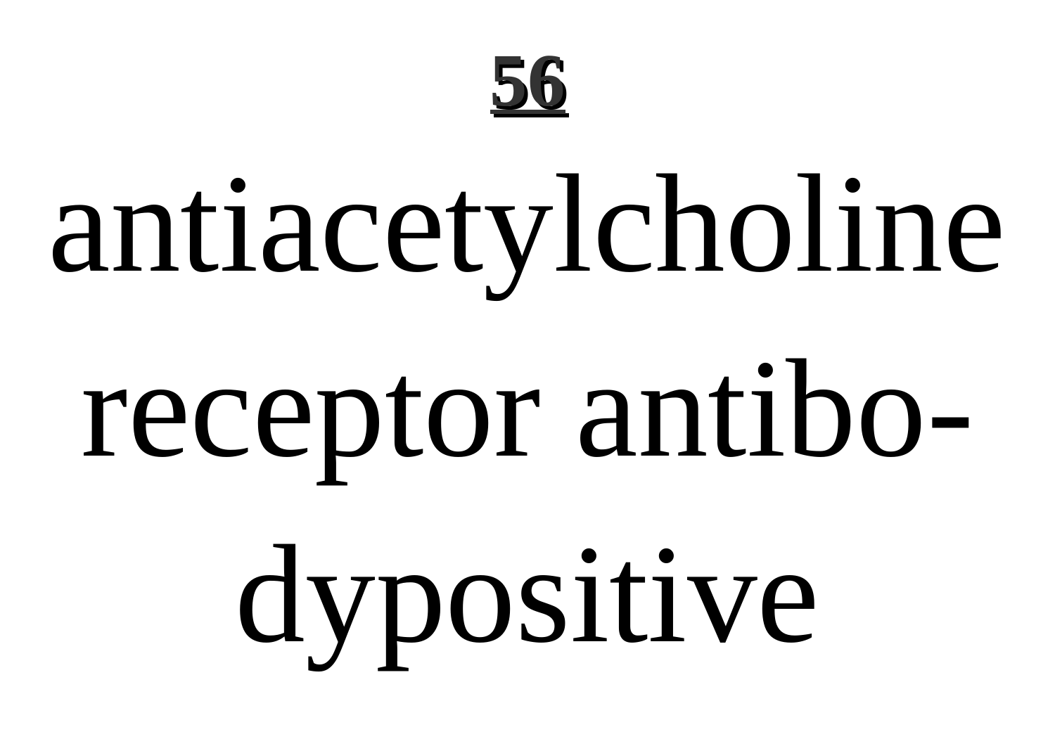antiacetylcholine receptor antibodypositive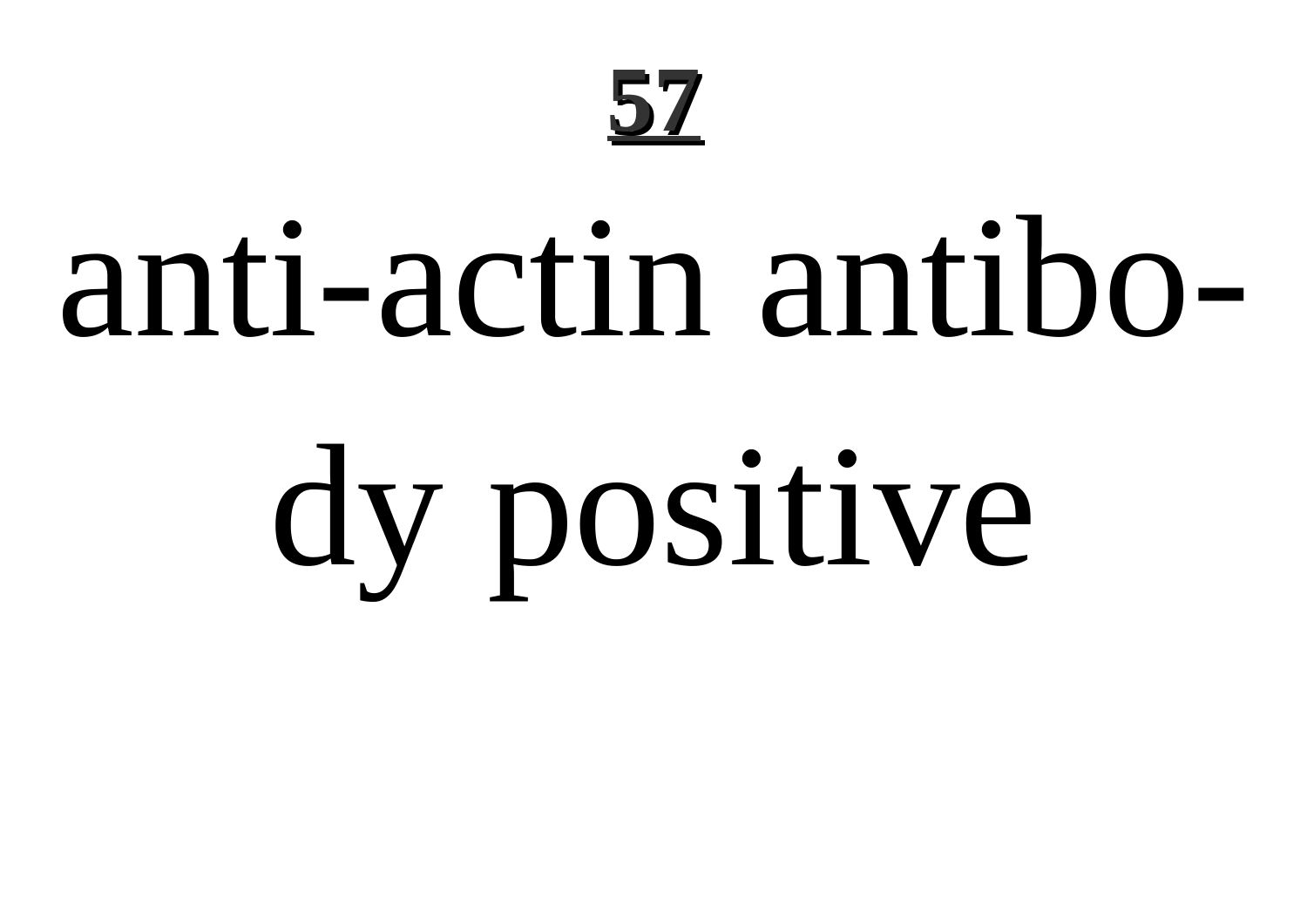anti-actin antibody positive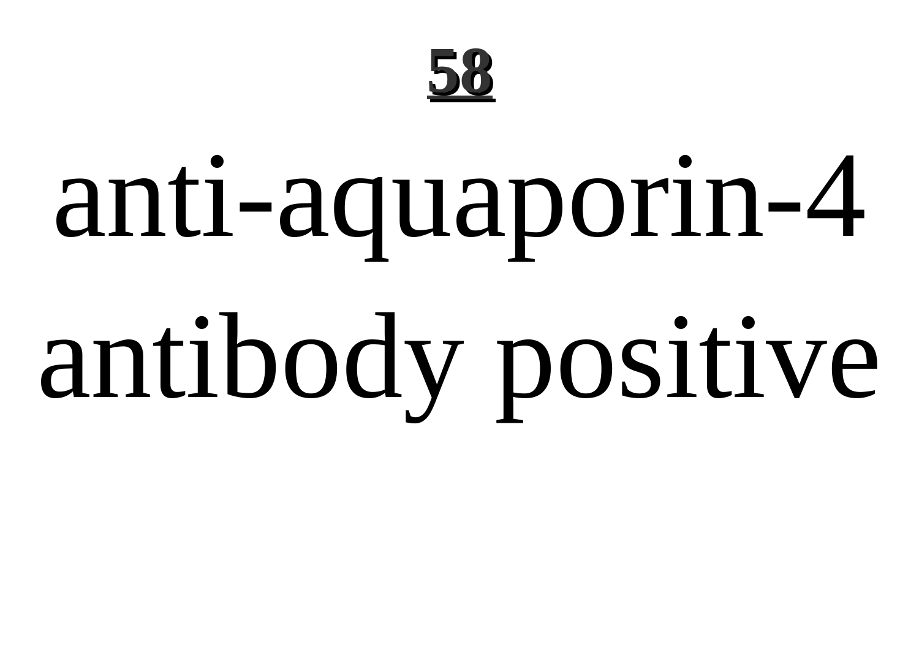anti-aquaporin-4 antibody positive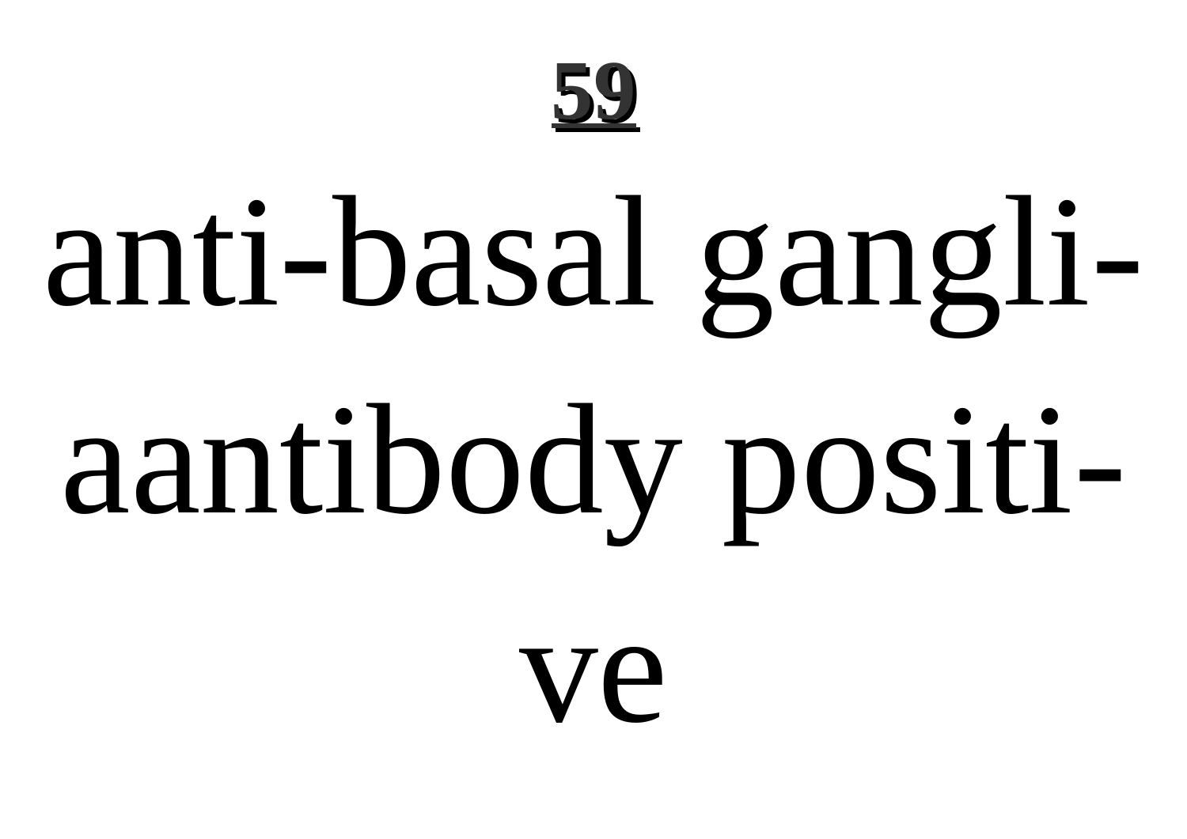**59**

anti-basal gangli-aantibody positi-ve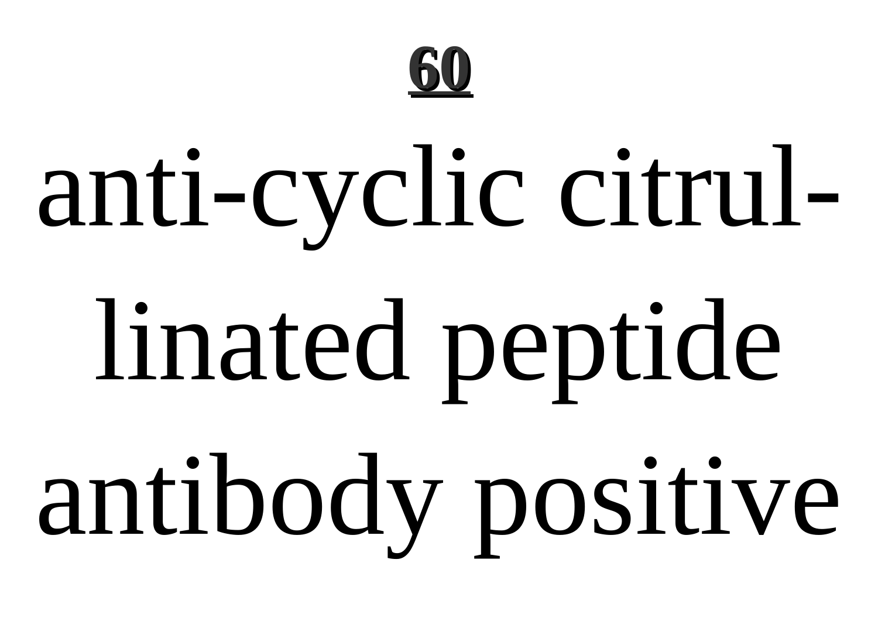anti-cyclic citrullinated peptide antibody positive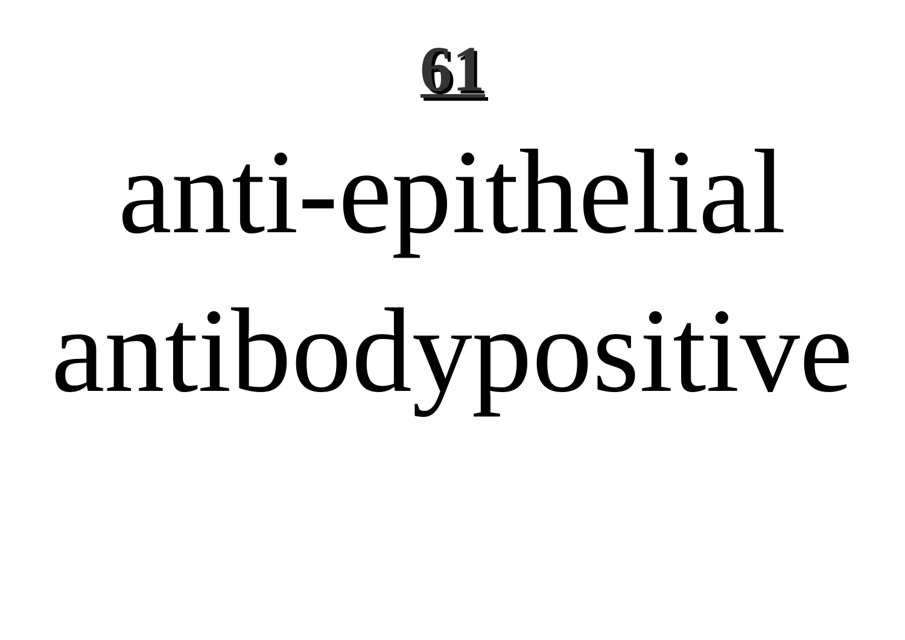anti-epithelial antibodypositive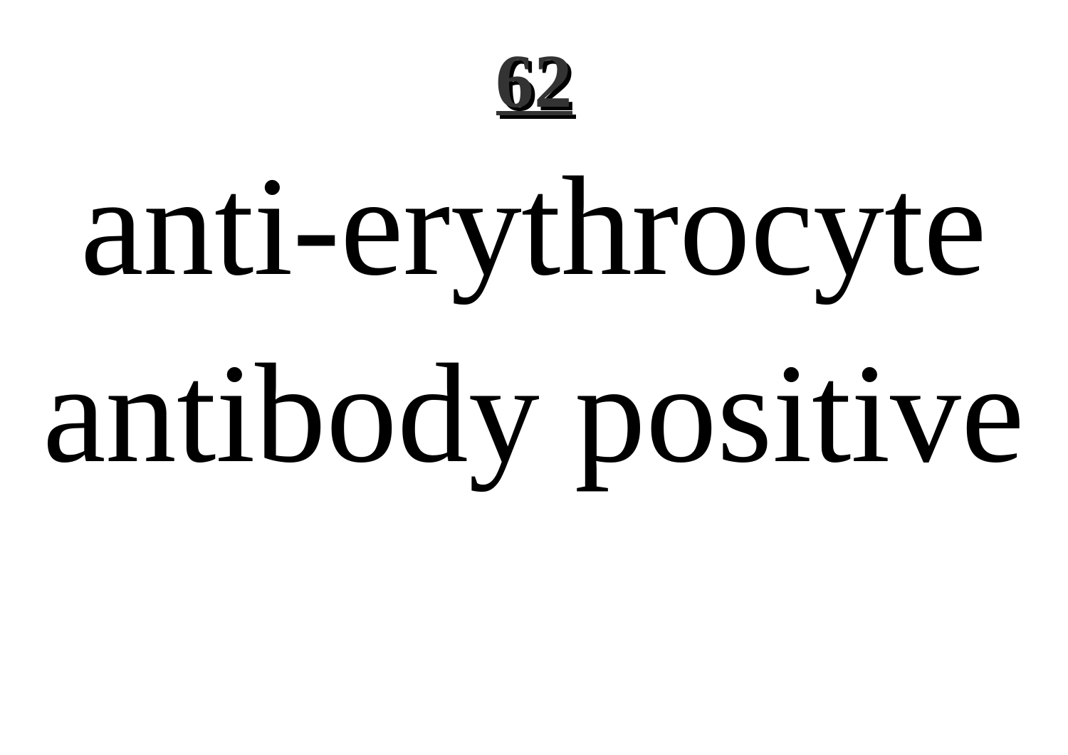anti-erythrocyte antibody positive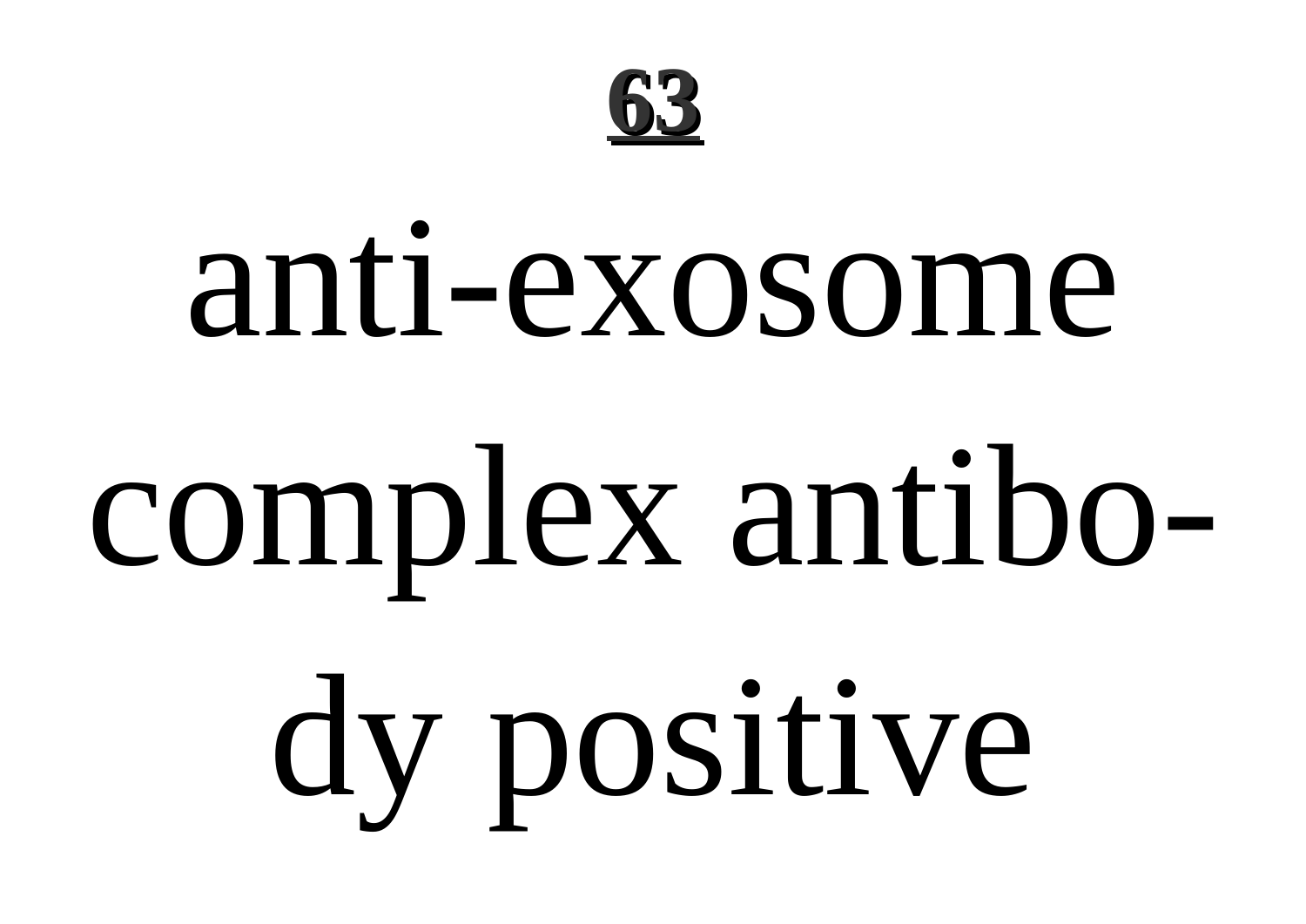anti-exosome complex antibody positive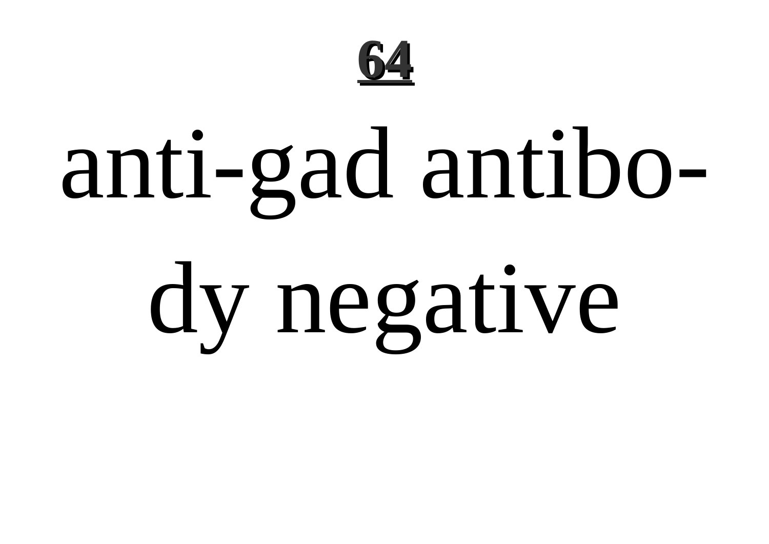anti-gad antibody negative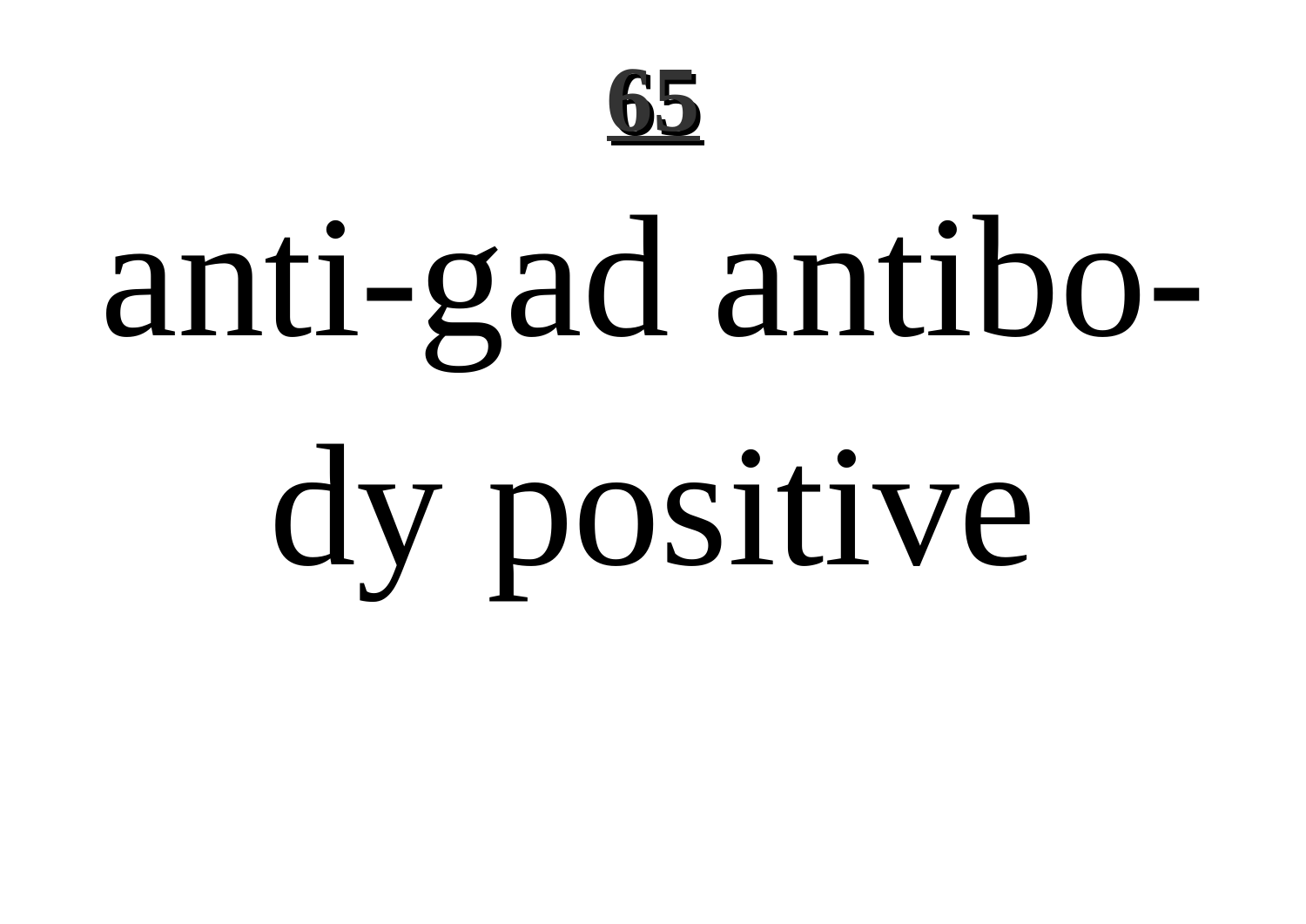anti-gad antibody positive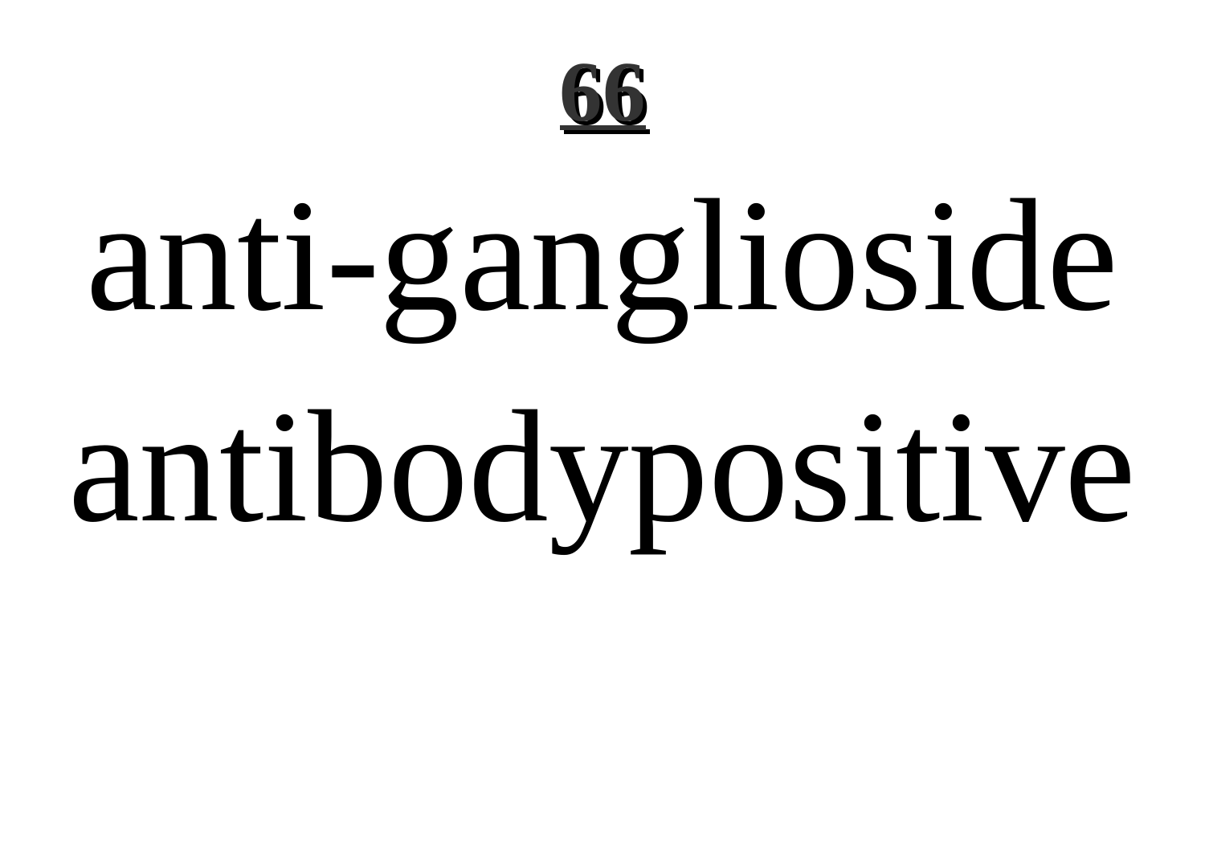anti-ganglioside antibodypositive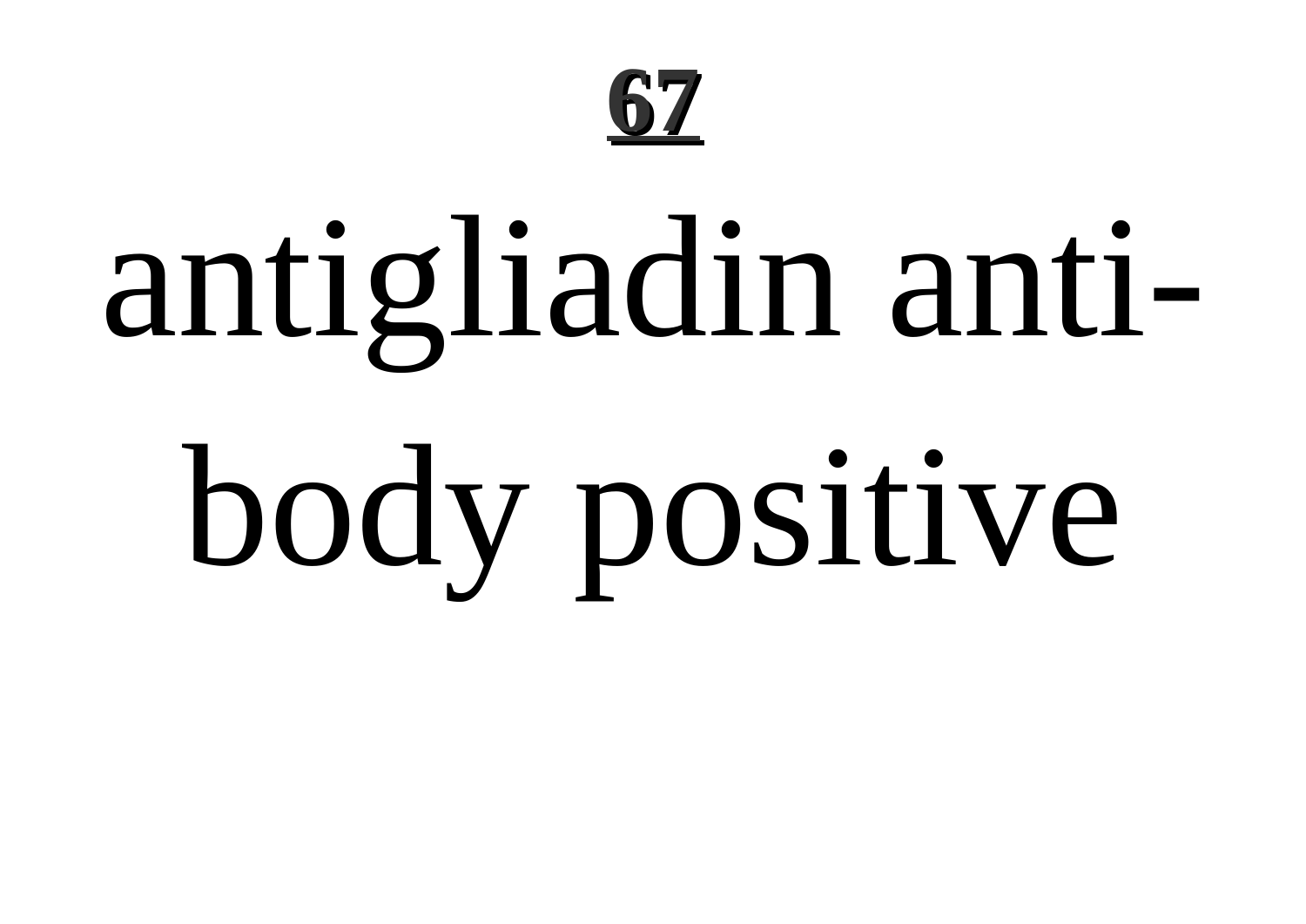antigliadin antibody positive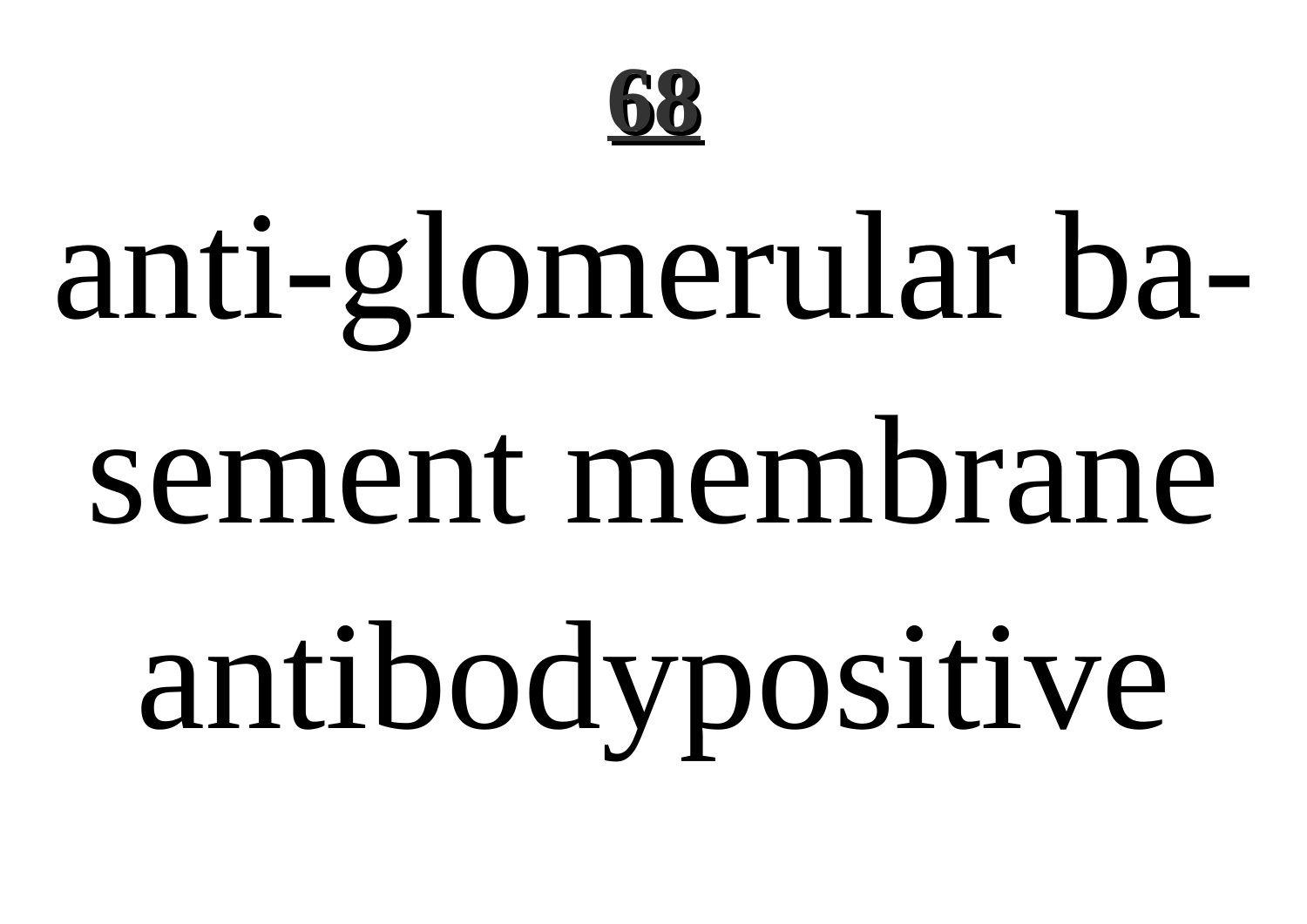**68**

anti-glomerular basement membrane antibodypositive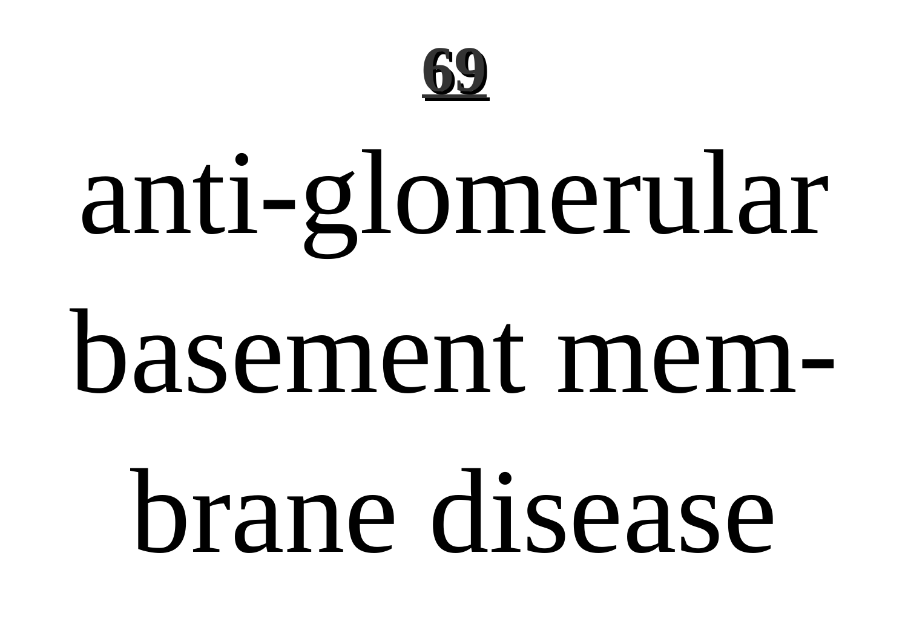**69**

anti-glomerular basement membrane disease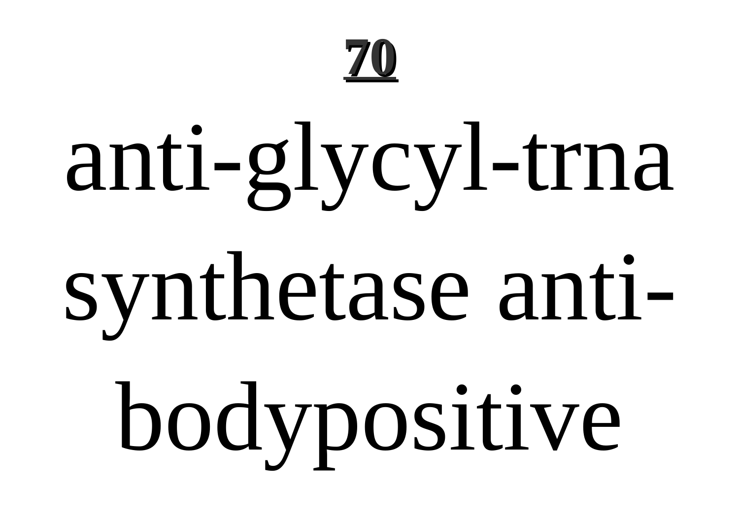anti-glycyl-trna synthetase anti-bodypositive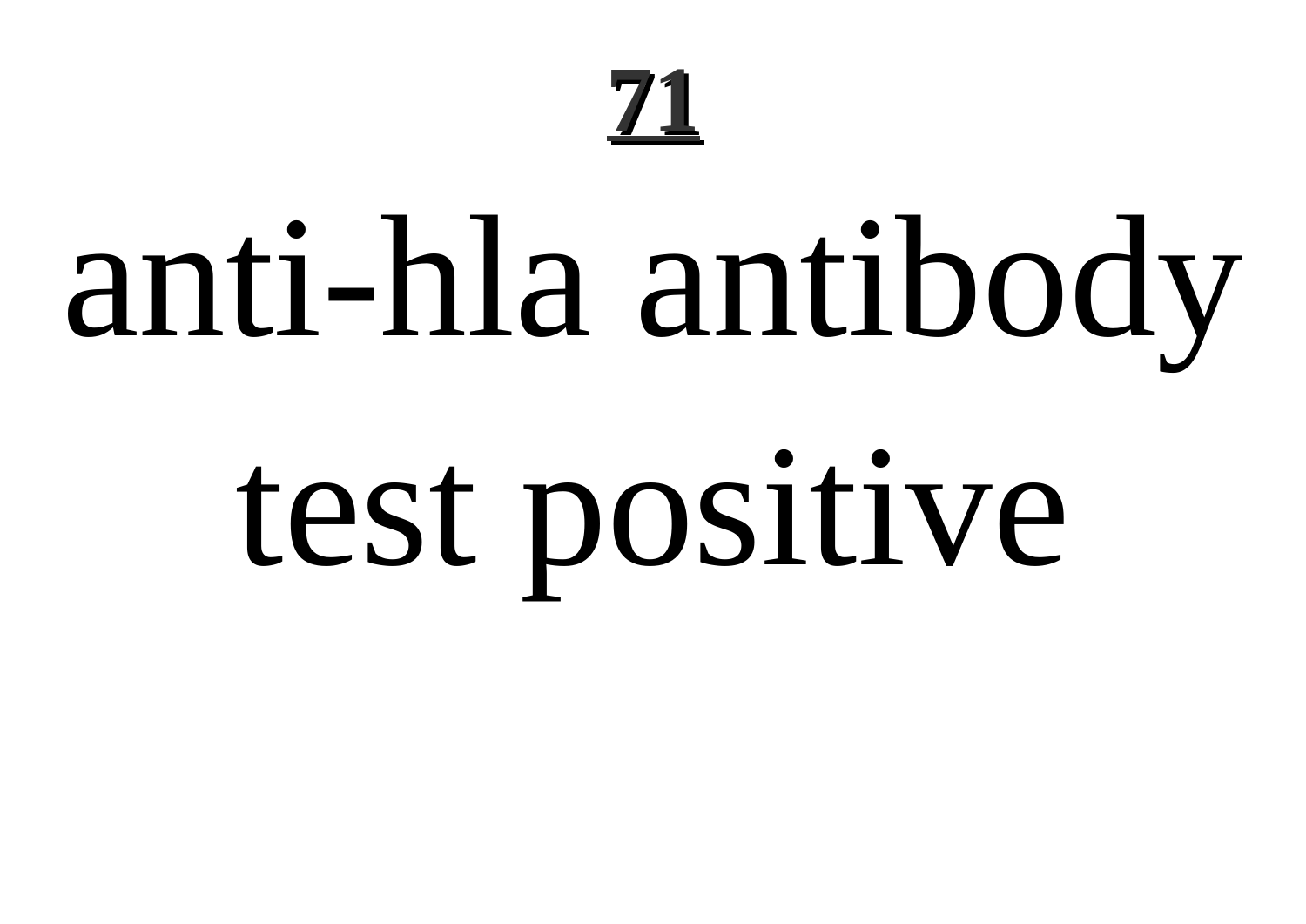# anti-hla antibody test positive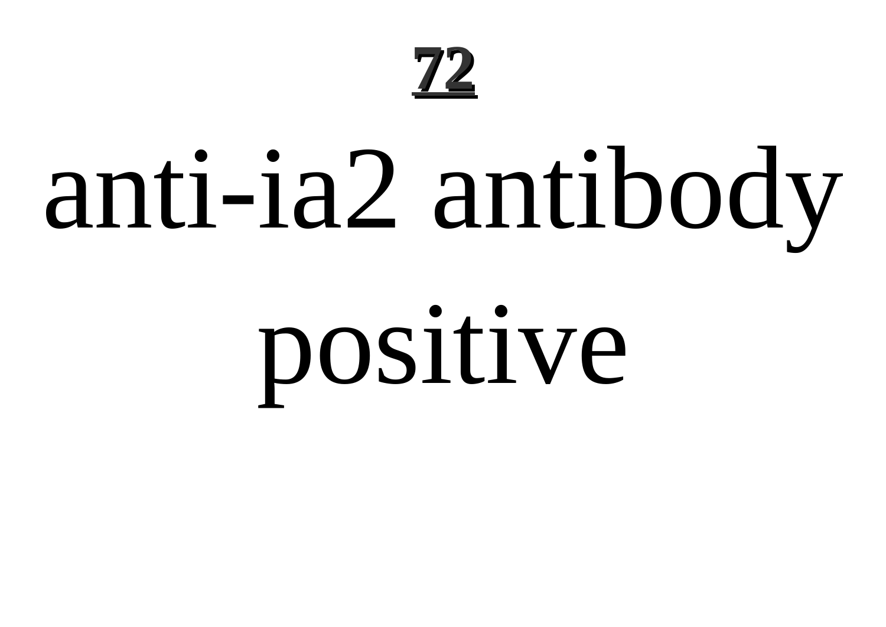anti-ia2 antibody positive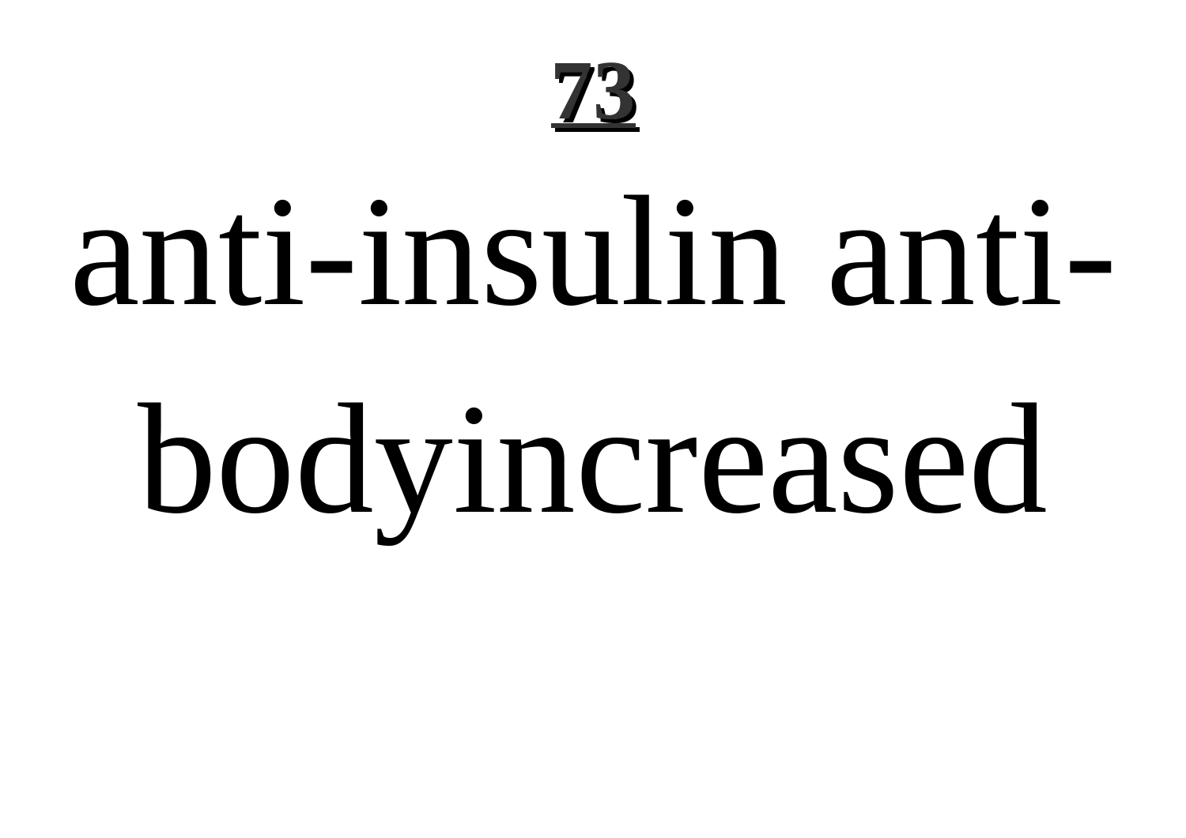anti-insulin anti-bodyincreased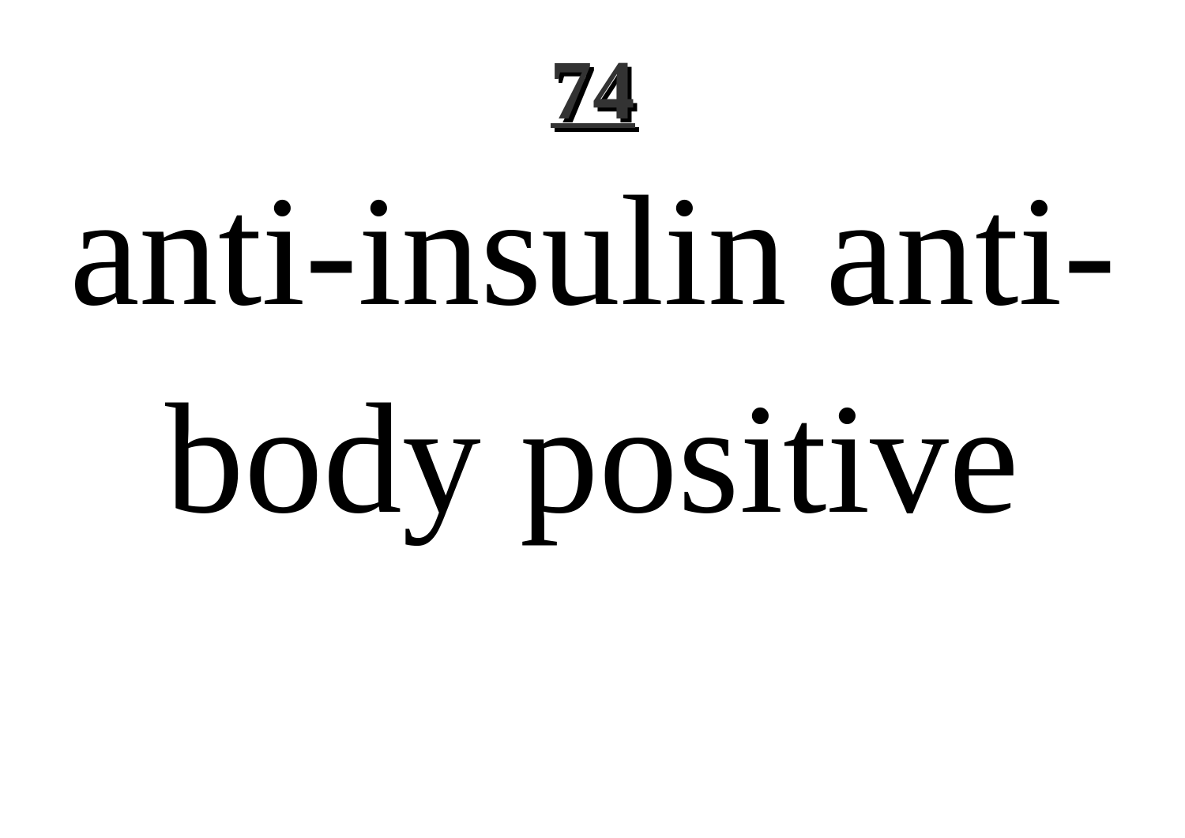# 74

anti-insulin antibody positive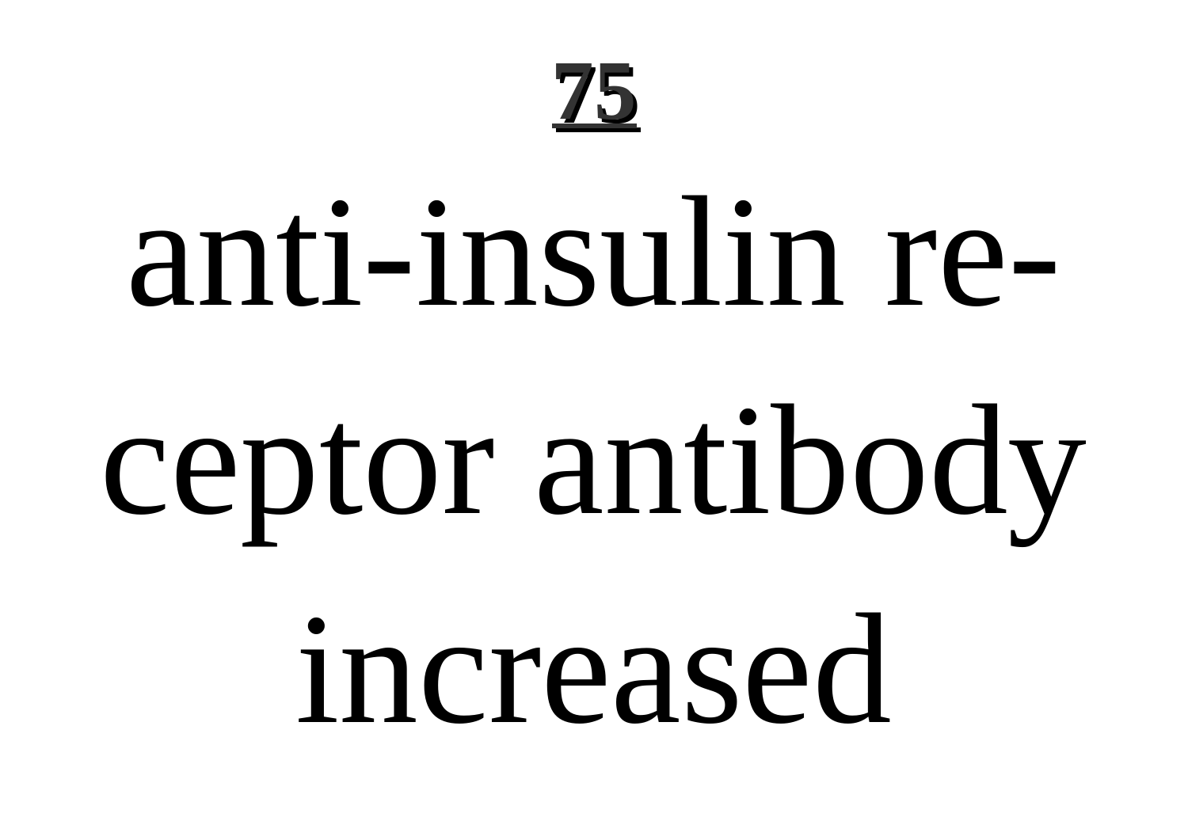anti-insulin receptor antibody increased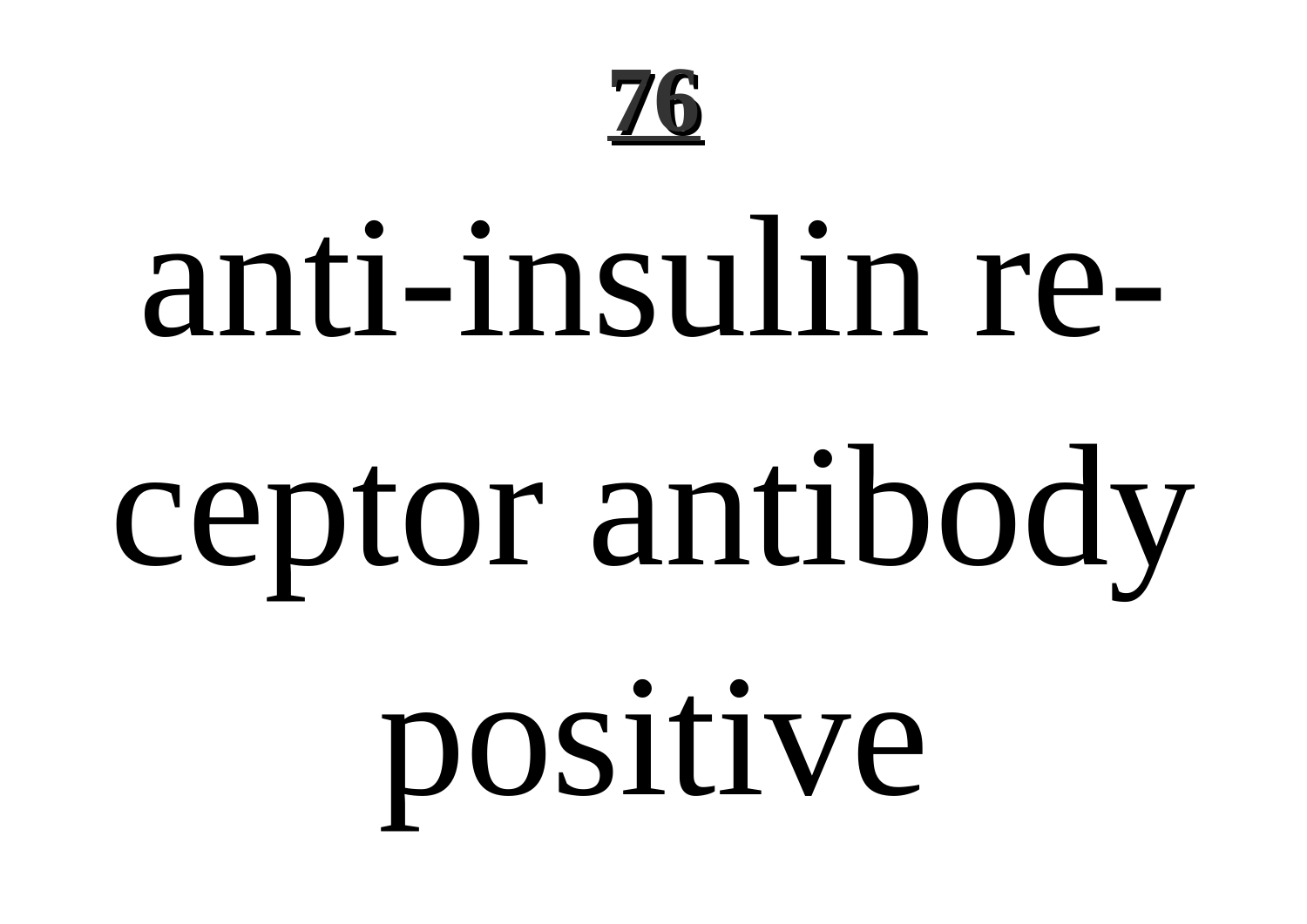anti-insulin receptor antibody positive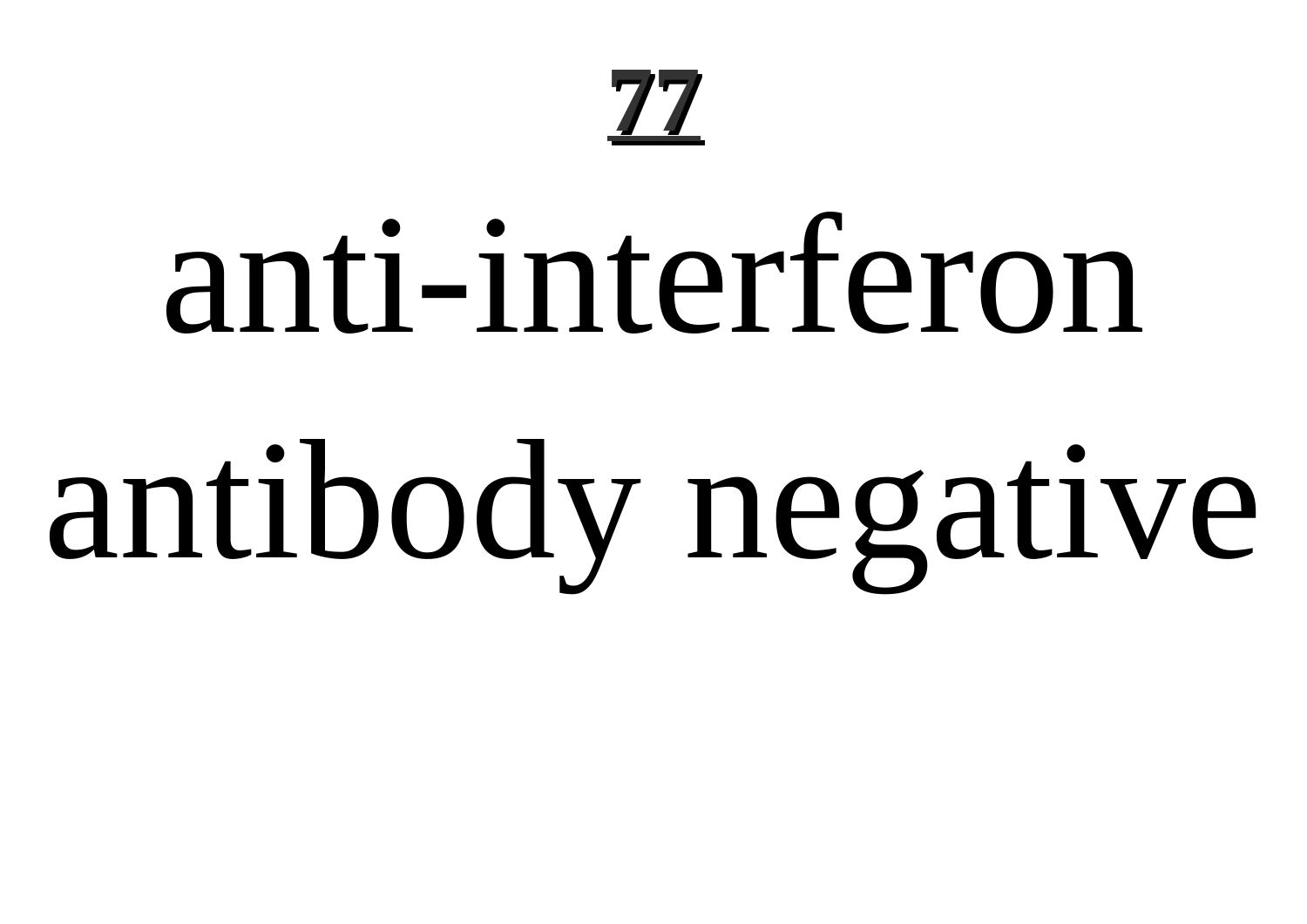anti-interferon antibody negative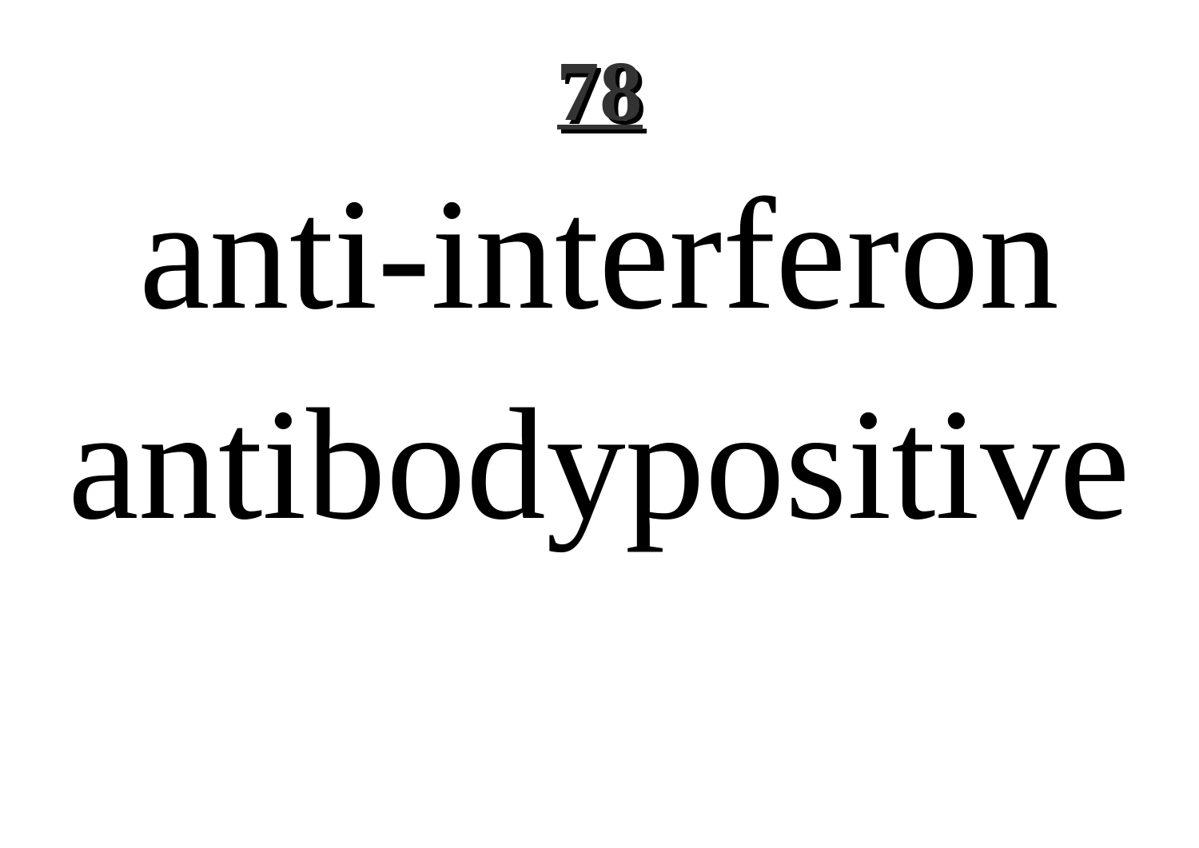anti-interferon antibodypositive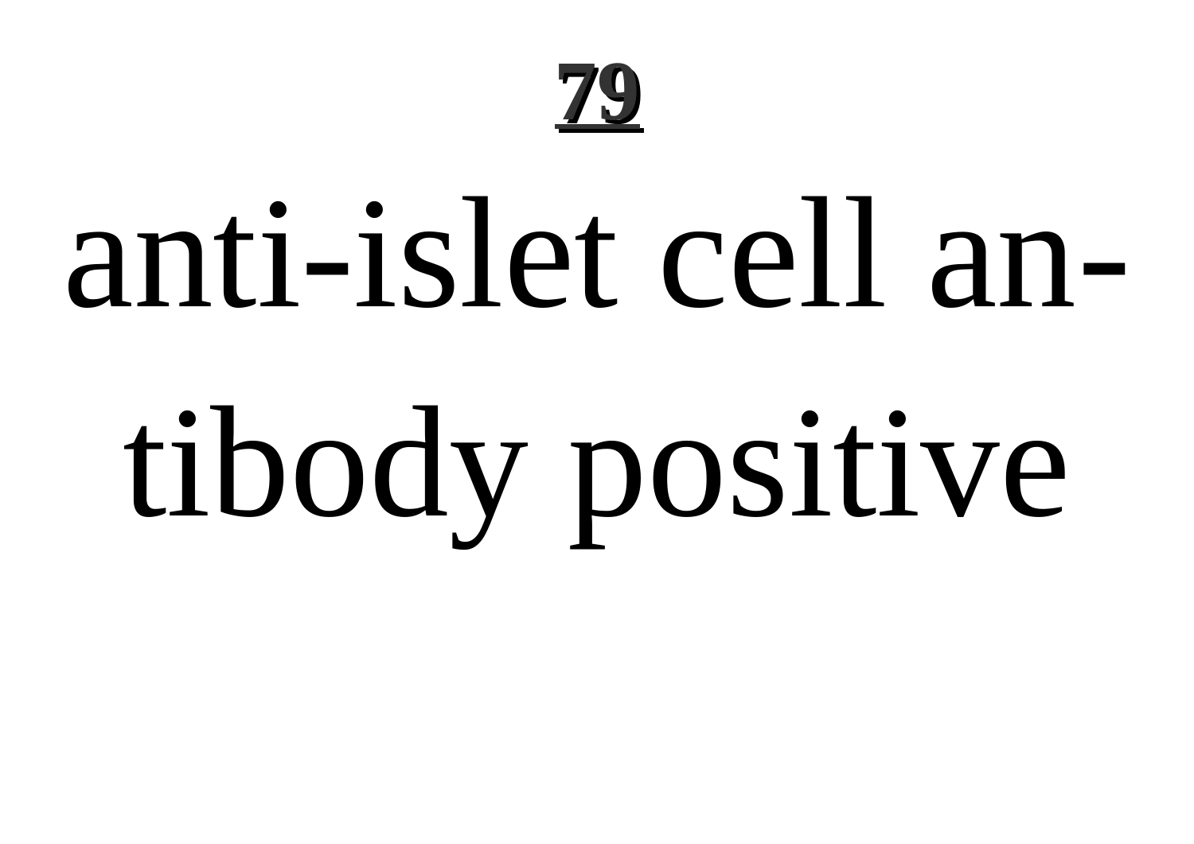anti-islet cell antibody positive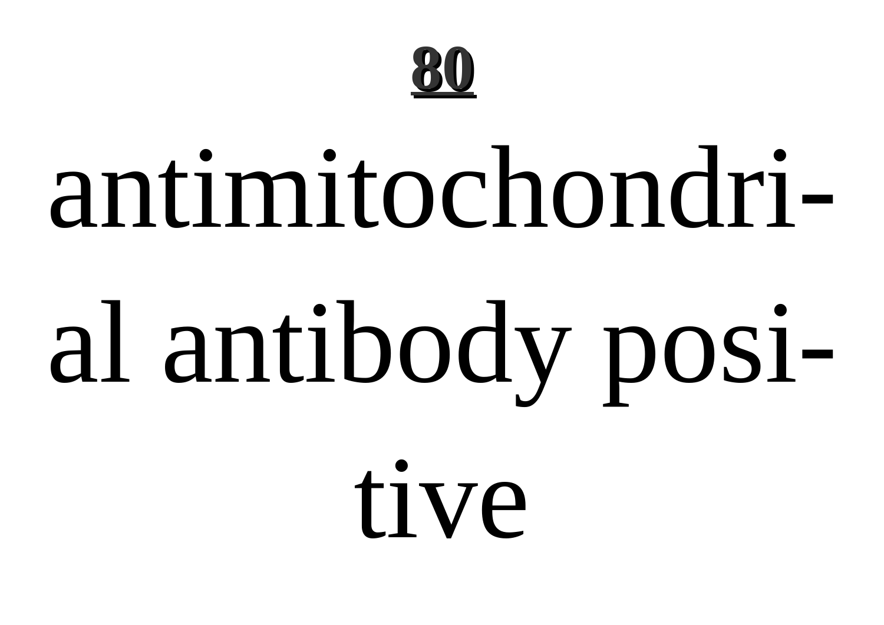**80**

antimitochondrial antibody positive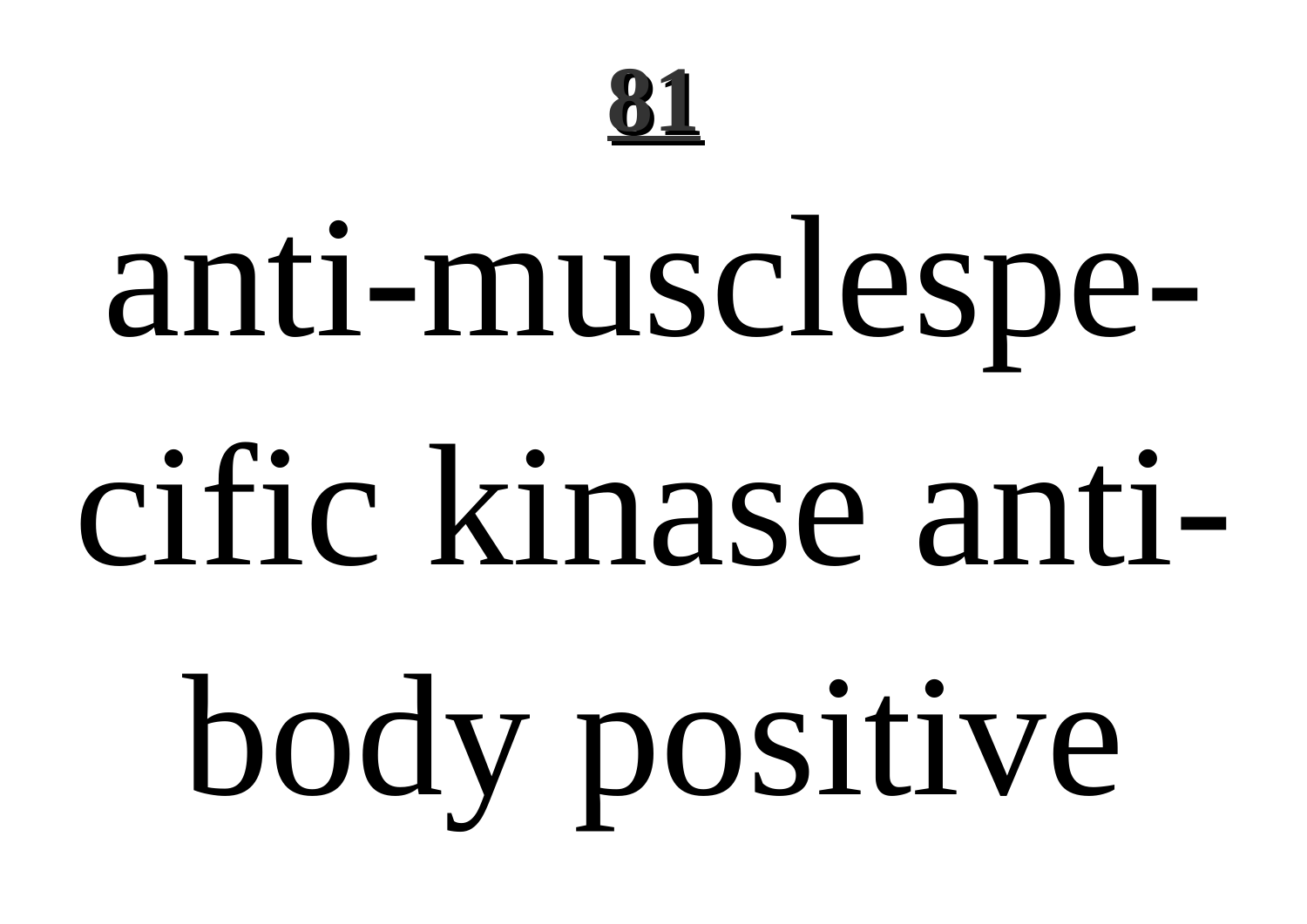# 81

anti-musclespecific kinase antibody positive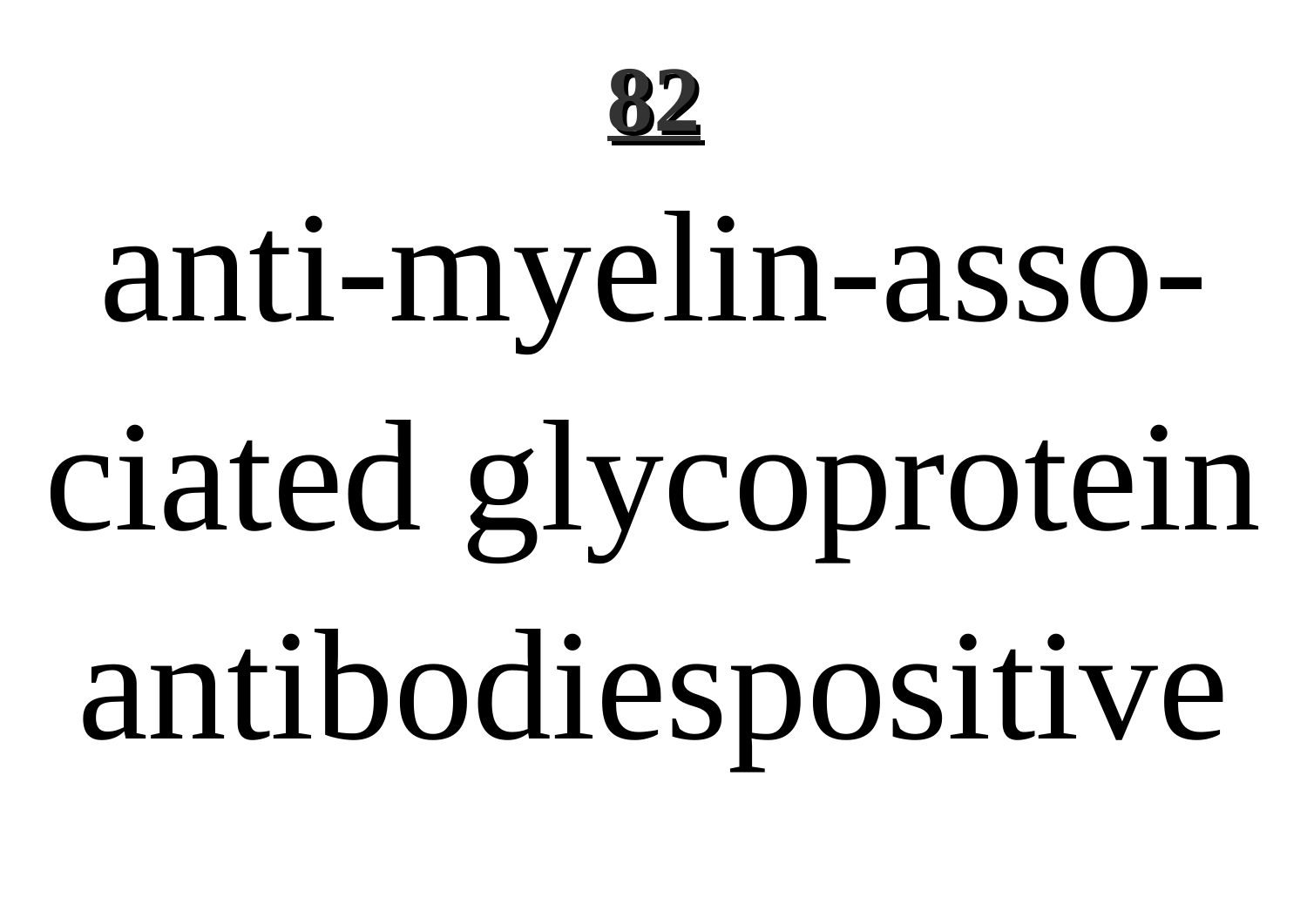anti-myelin-asso-ciated glycoprotein antibodiespositive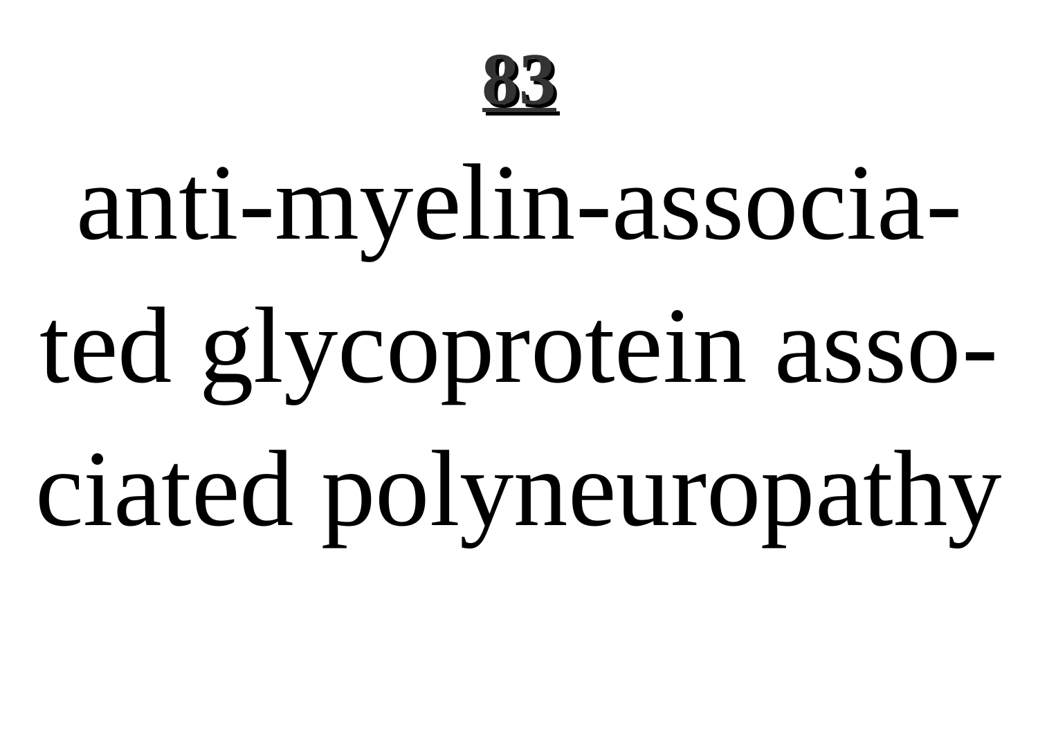anti-myelin-associated glycoprotein associated polyneuropathy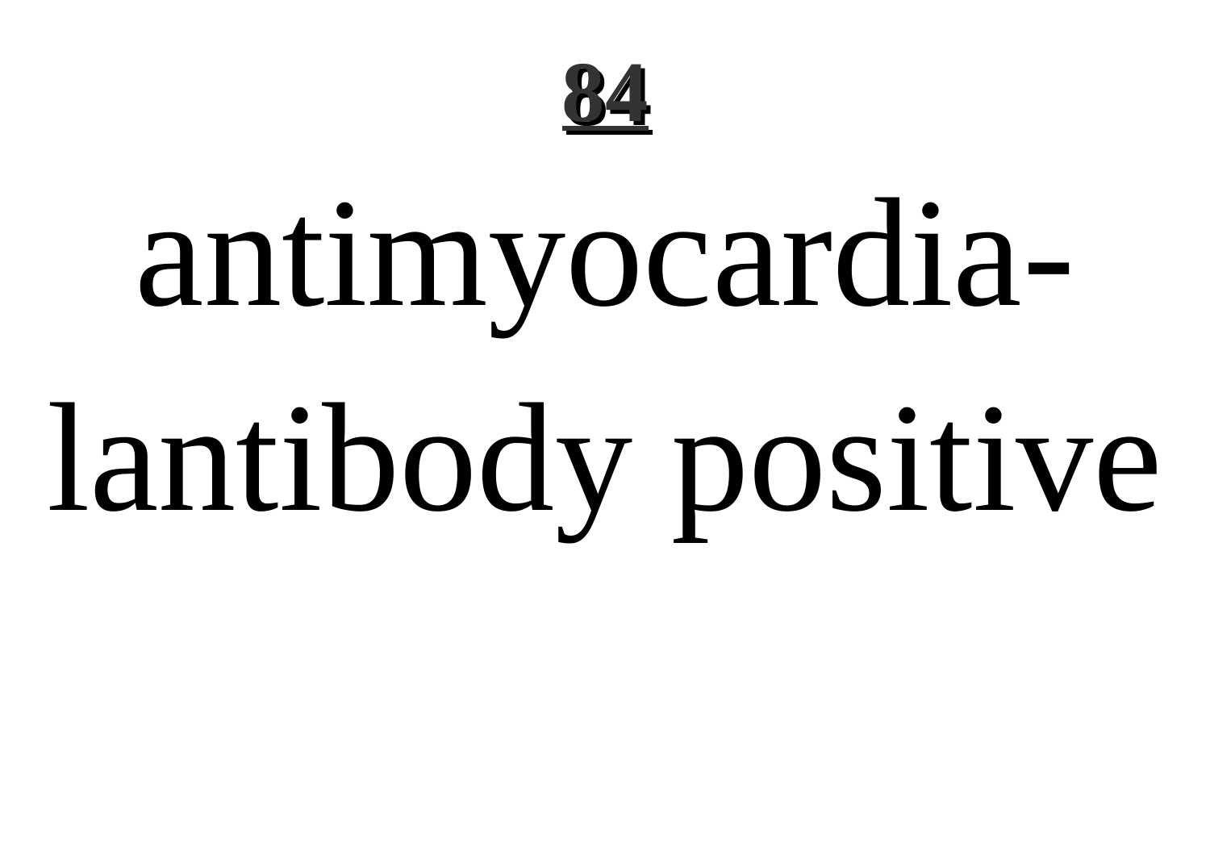antimyocardia-lantibody positive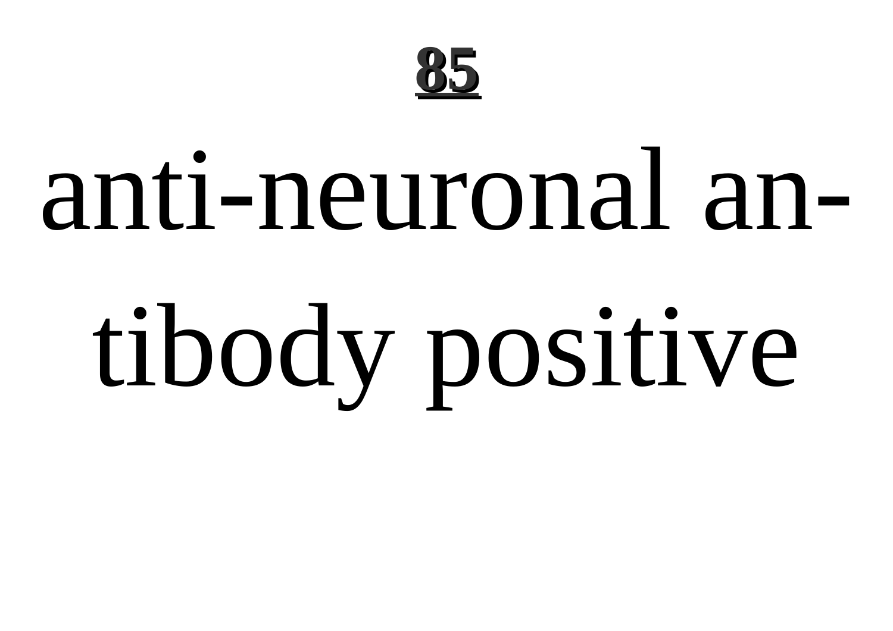anti-neuronal antibody positive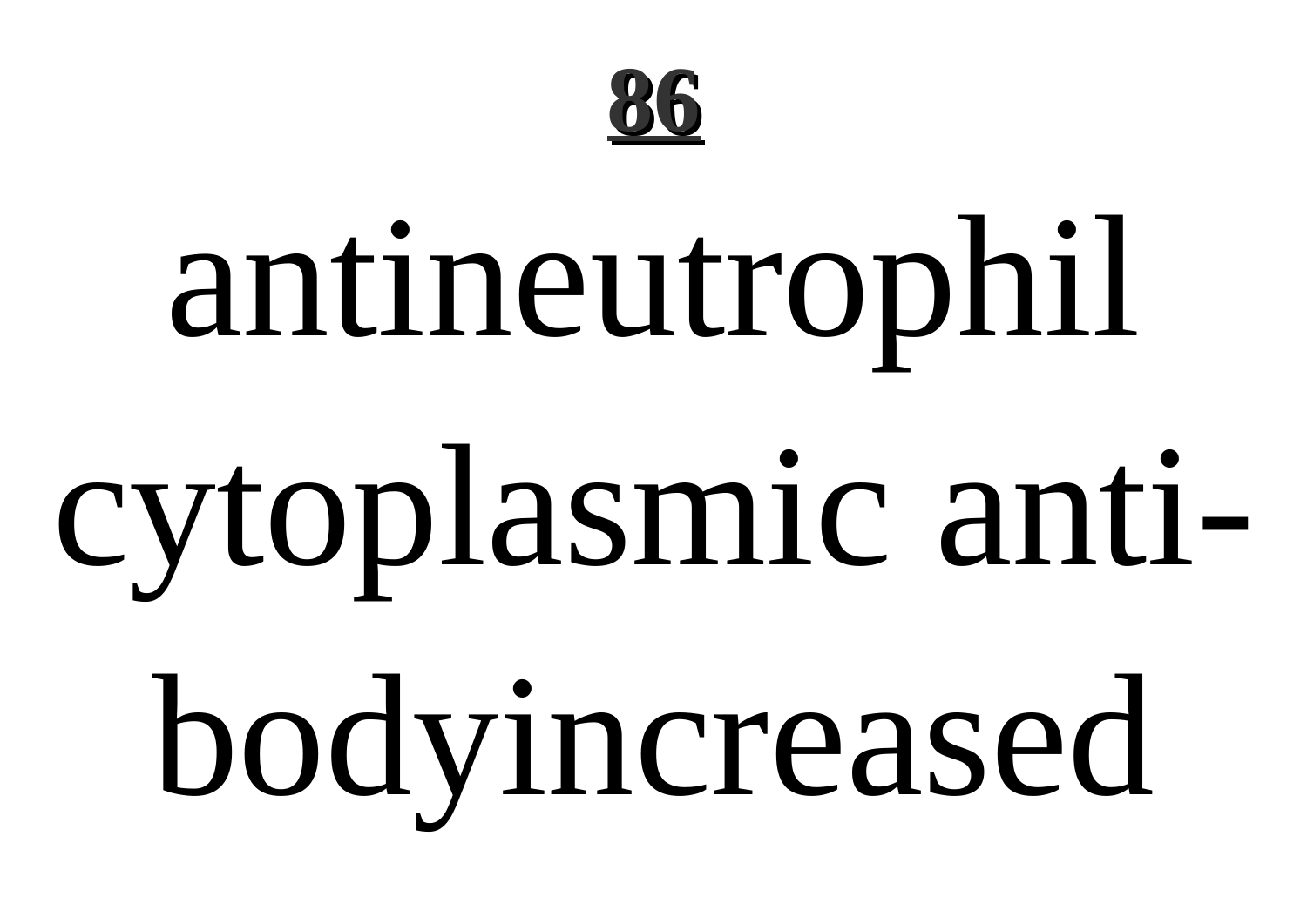**86**

antineutrophil cytoplasmic anti-bodyincreased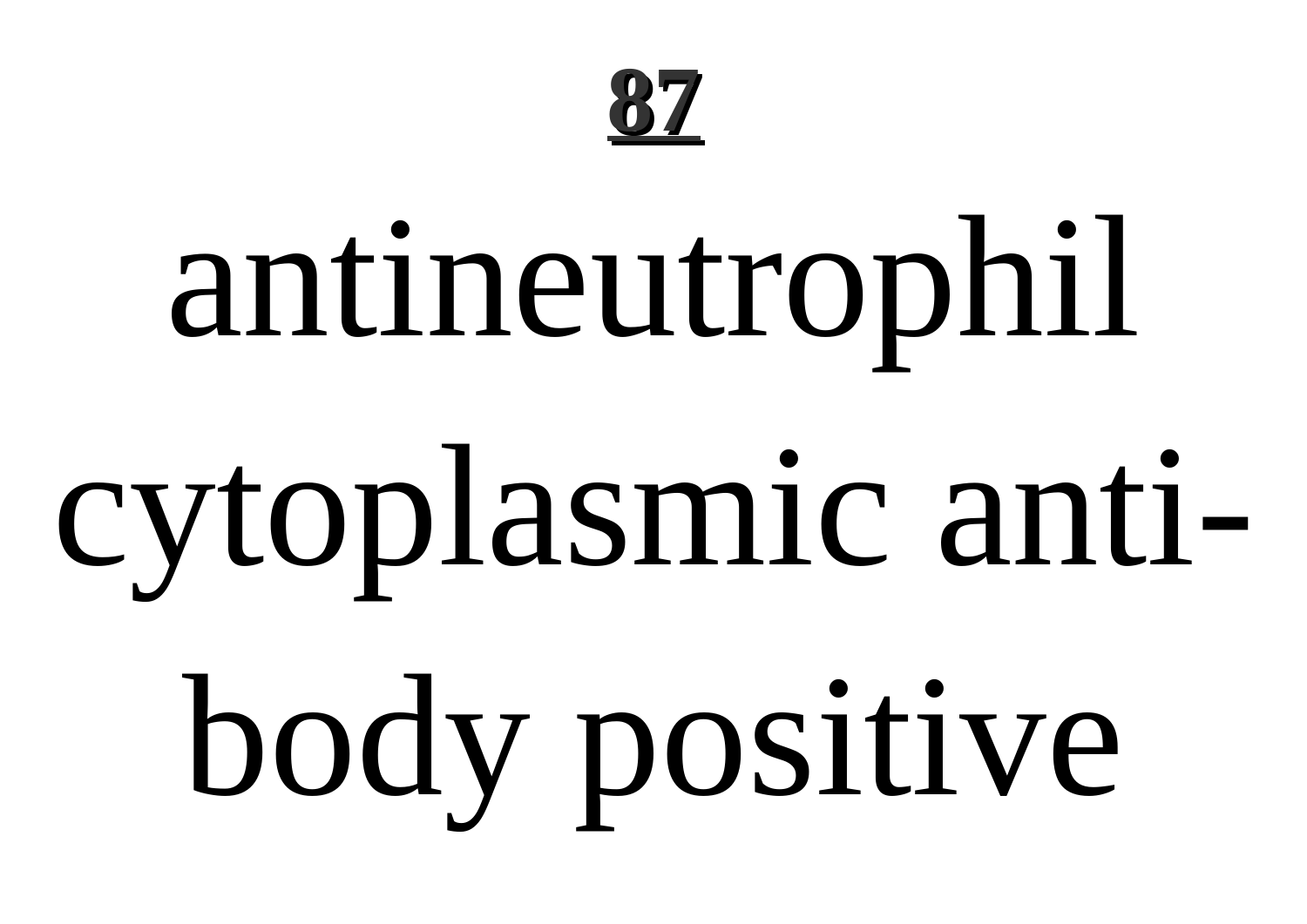**87**

antineutrophil cytoplasmic antibody positive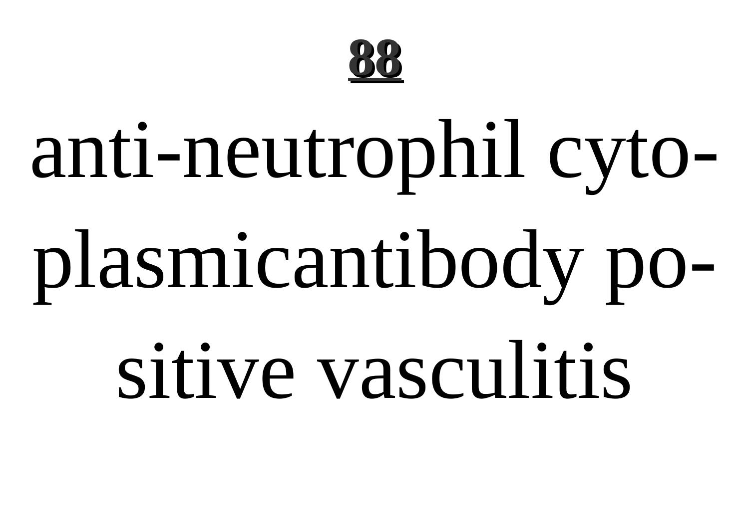anti-neutrophil cytoplasmicantibody positive vasculitis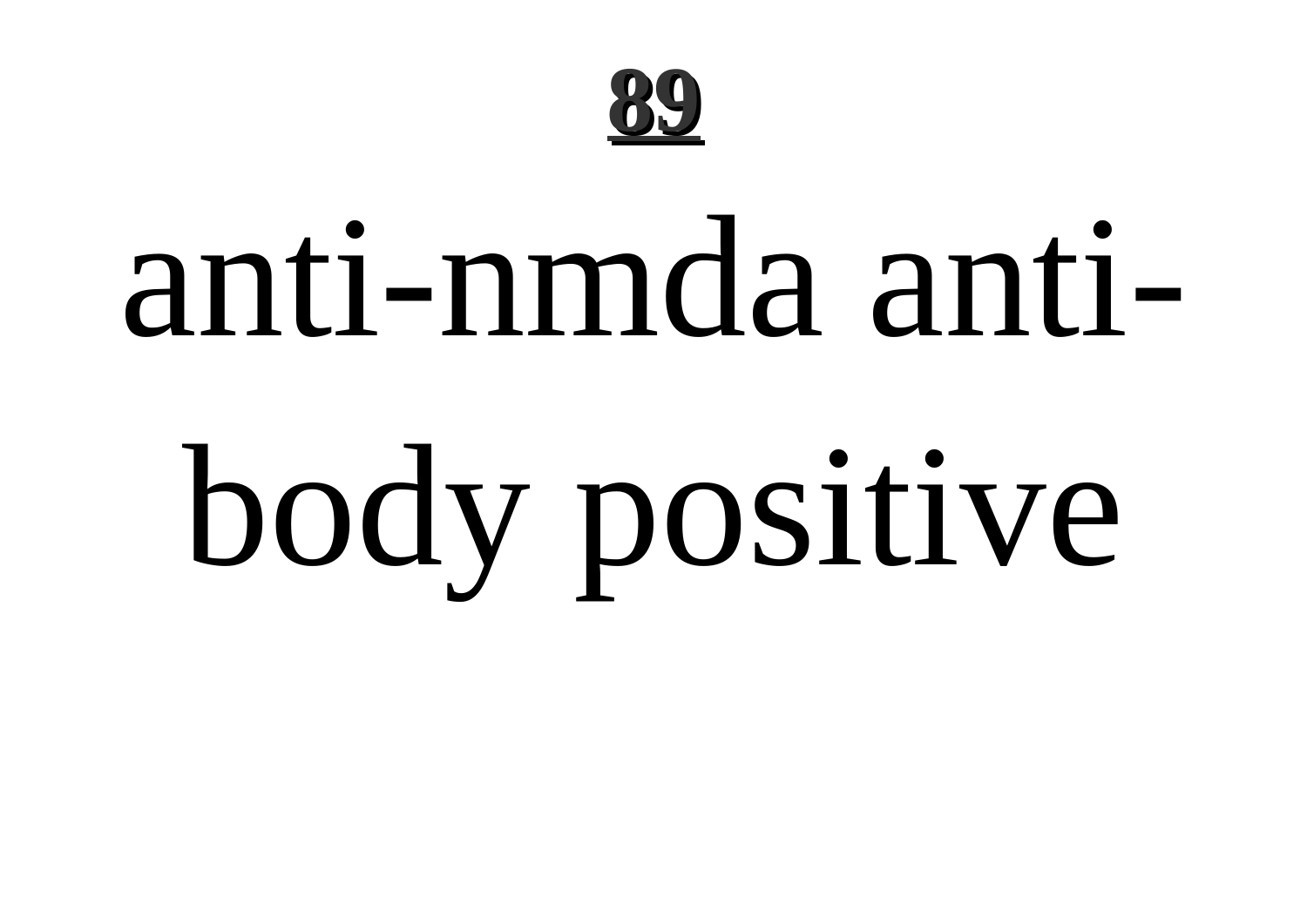anti-nmda anti-body positive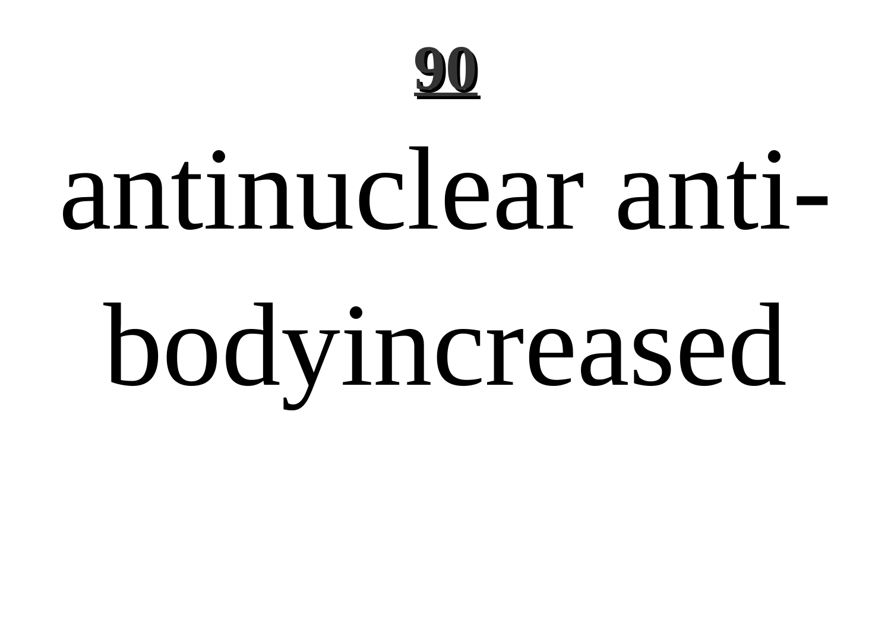antinuclear antibodyincreased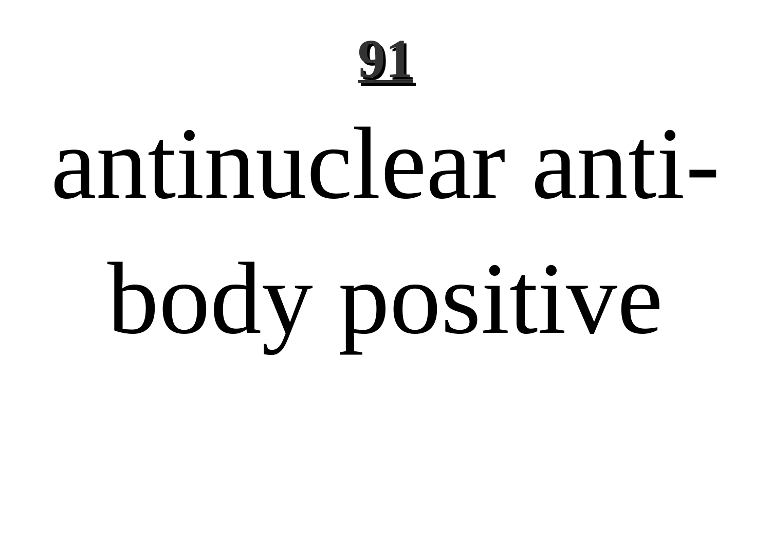antinuclear antibody positive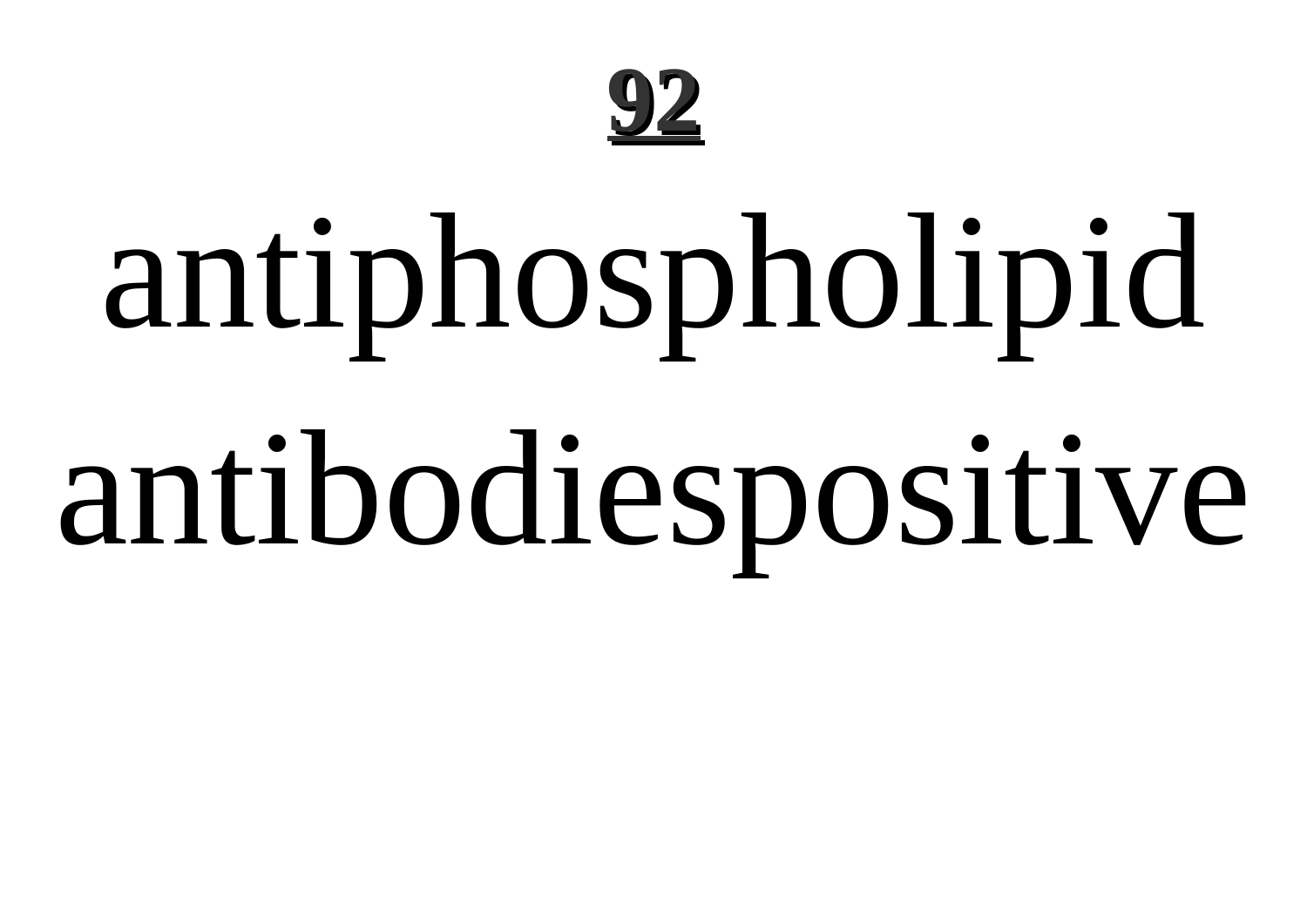# 92

antiphospholipid antibodiespositive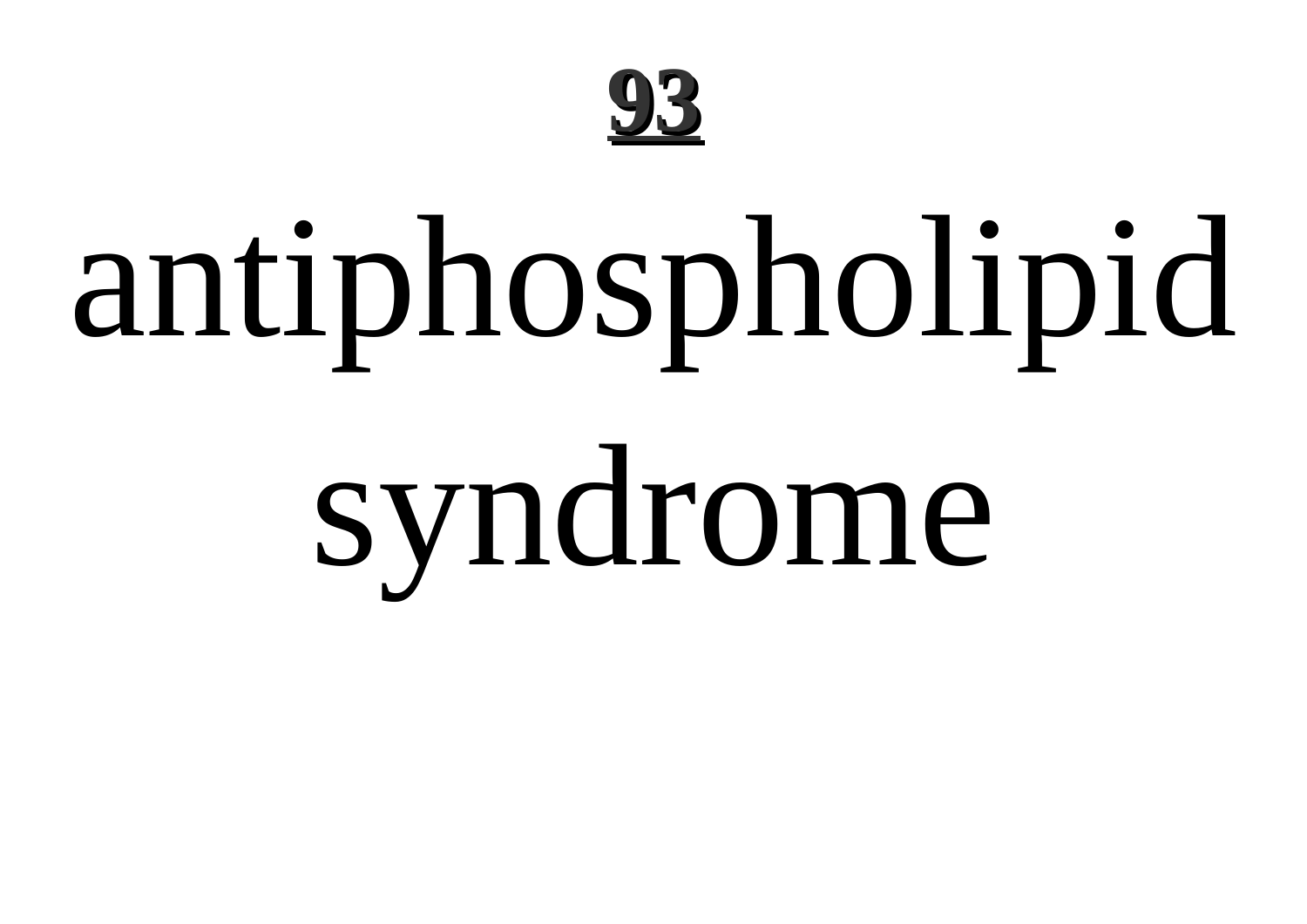**93**

# antiphospholipid syndrome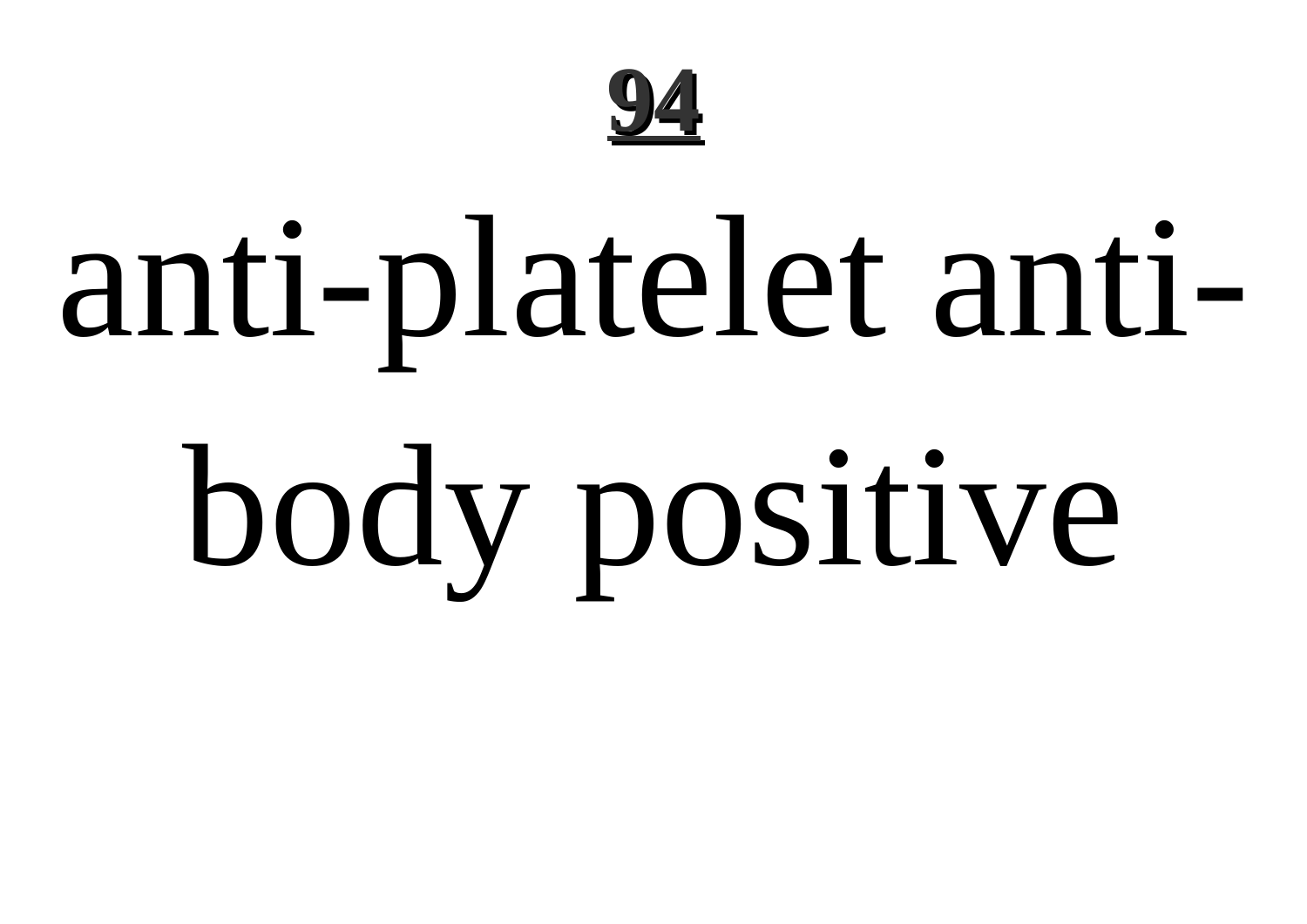**94**

anti-platelet anti-body positive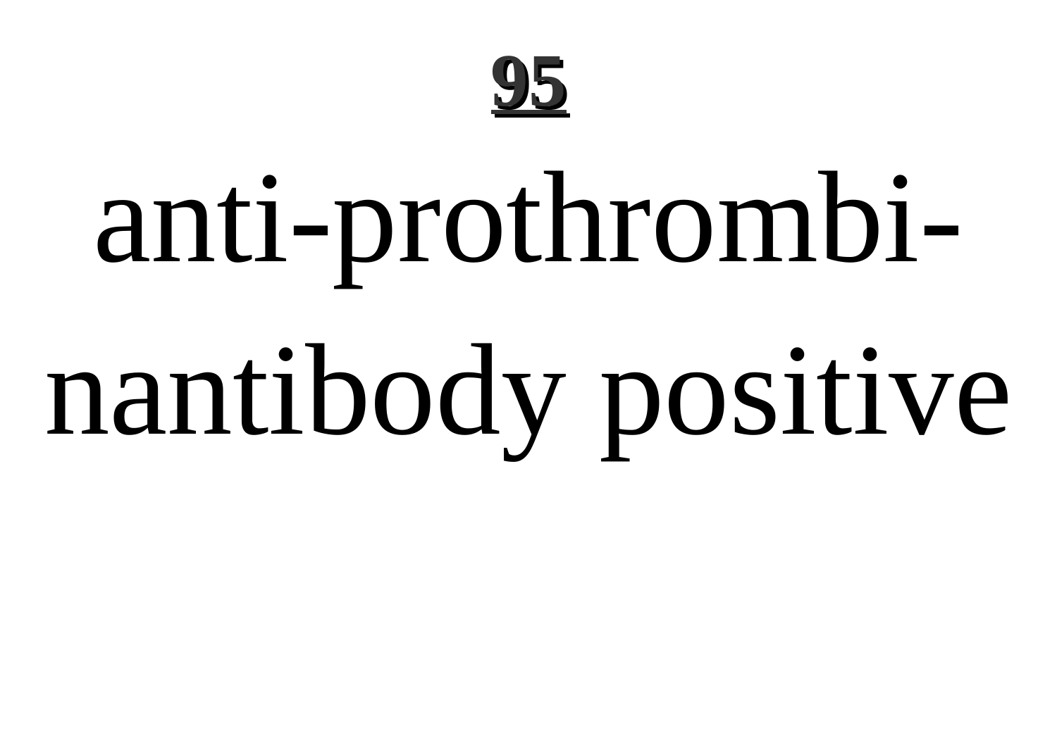anti-prothrombi-nantibody positive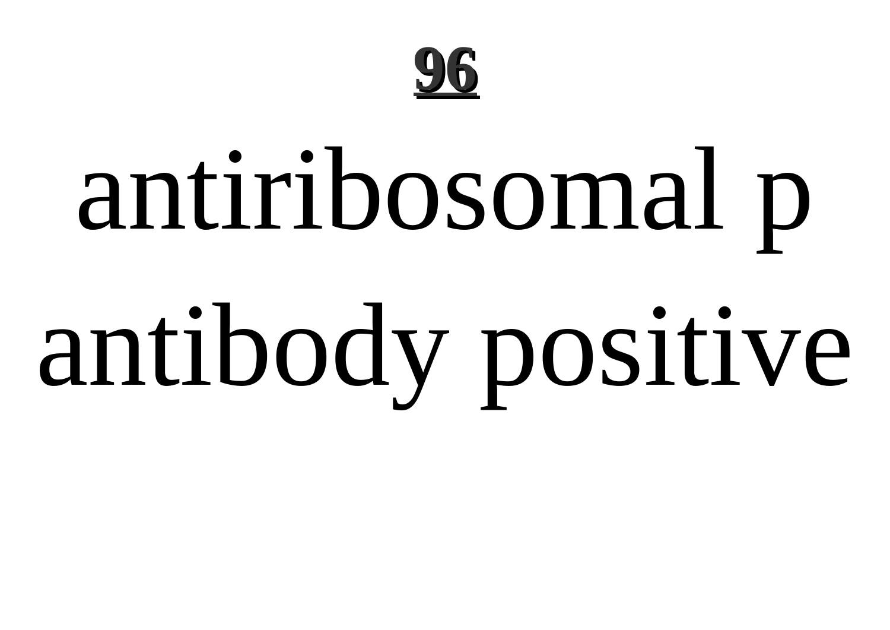**96**

# antiribosomal p antibody positive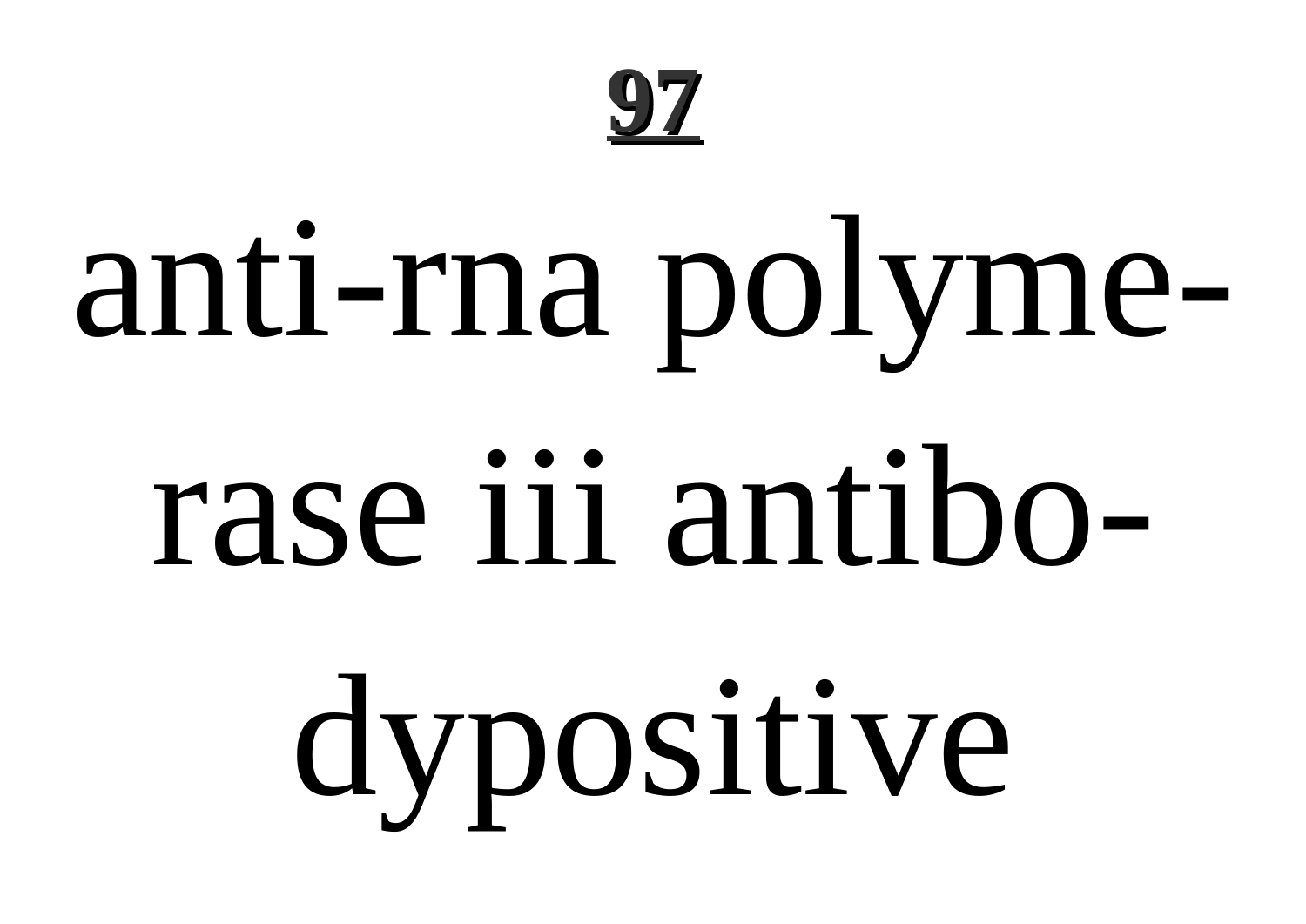anti-rna polymerase iii antibodypositive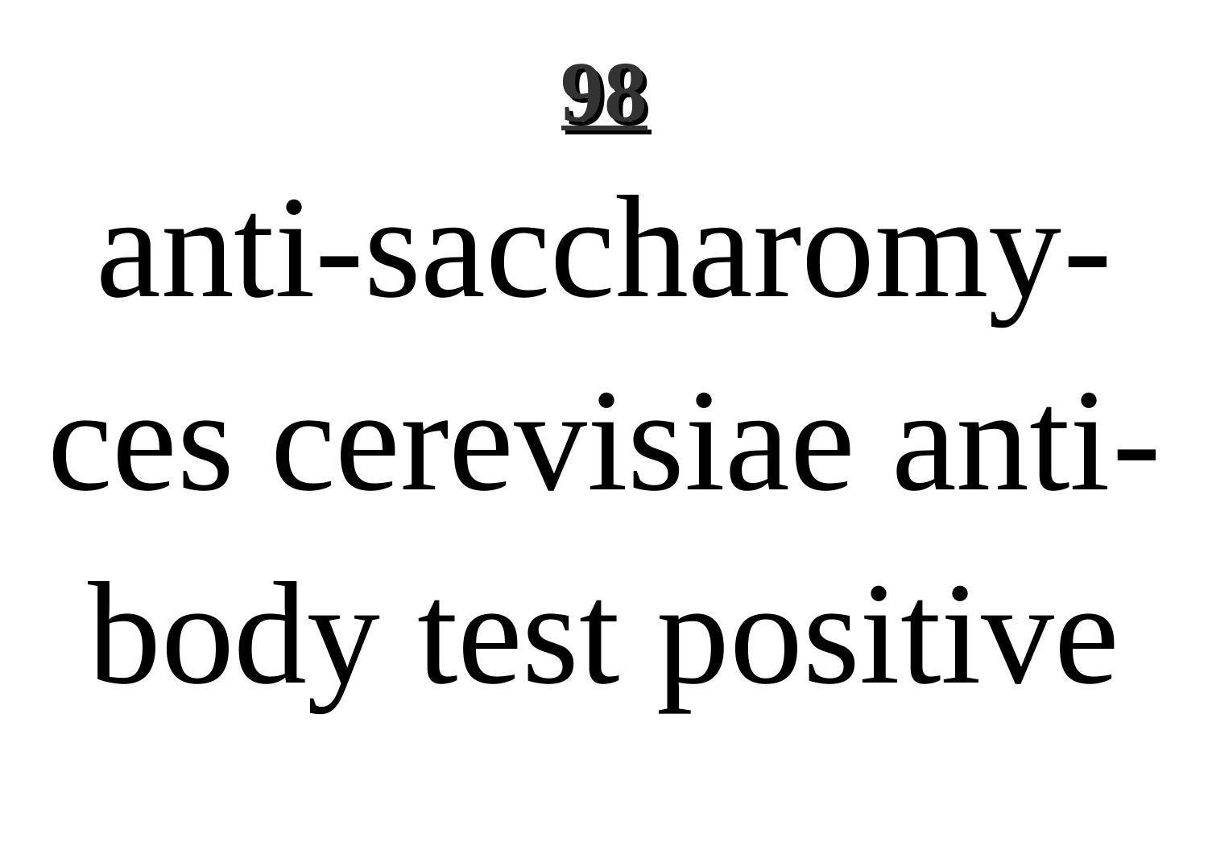anti-saccharomyces cerevisiae antibody test positive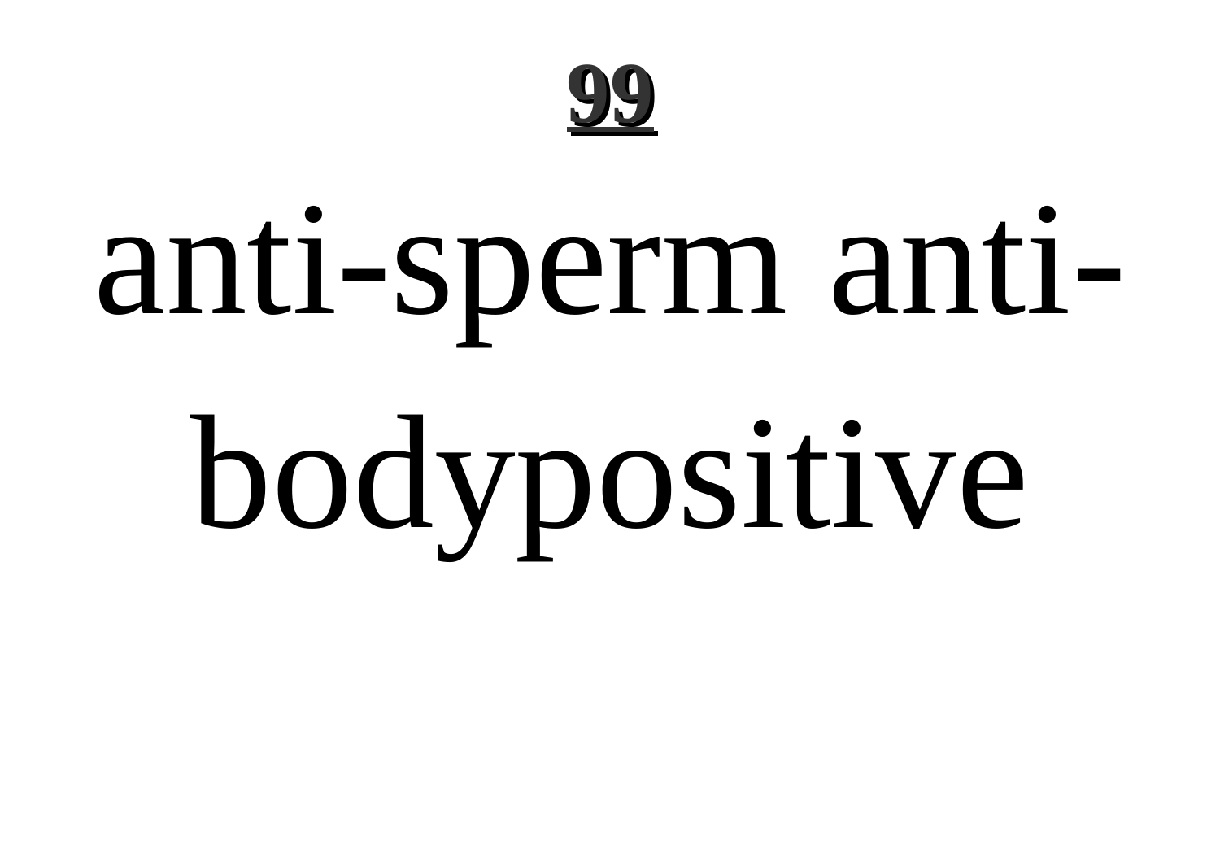anti-sperm anti-bodypositive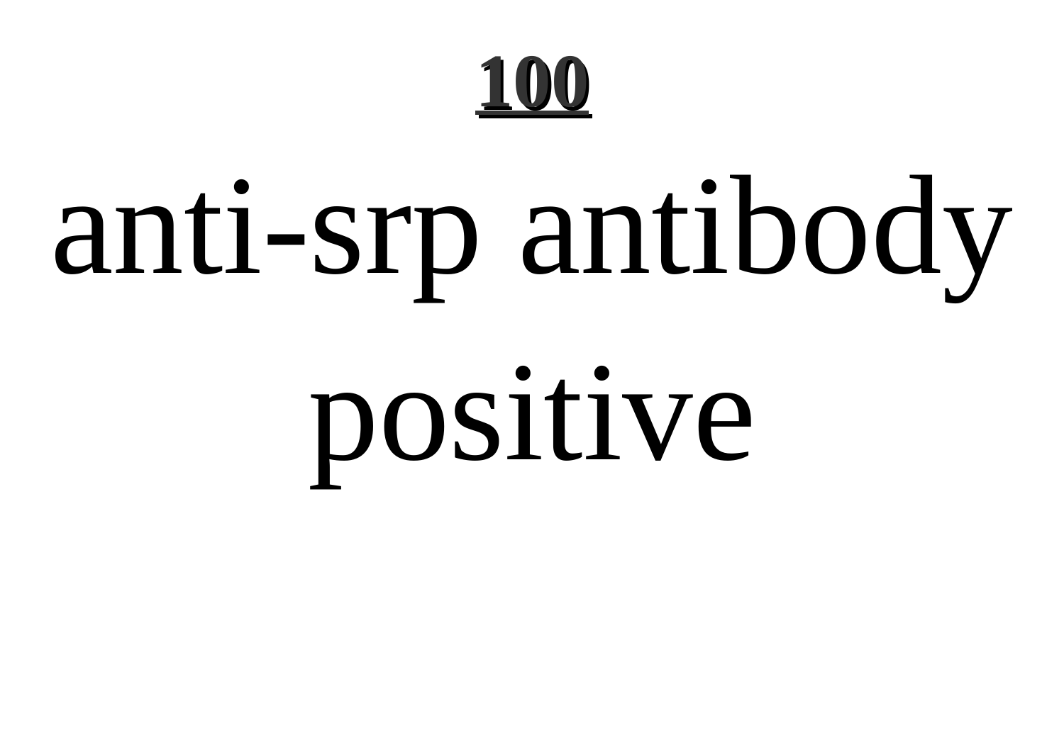anti-srp antibody positive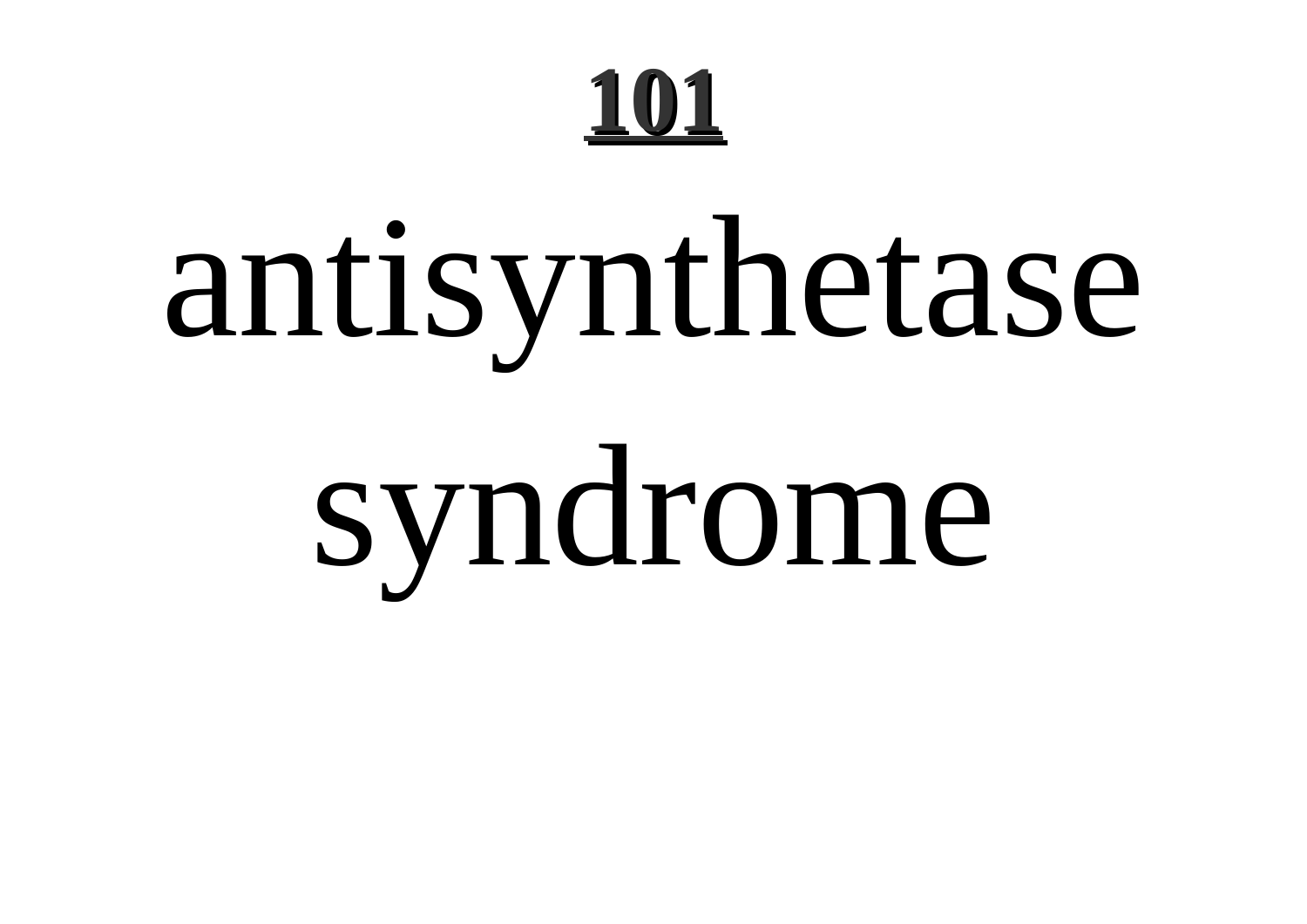# antisynthetase syndrome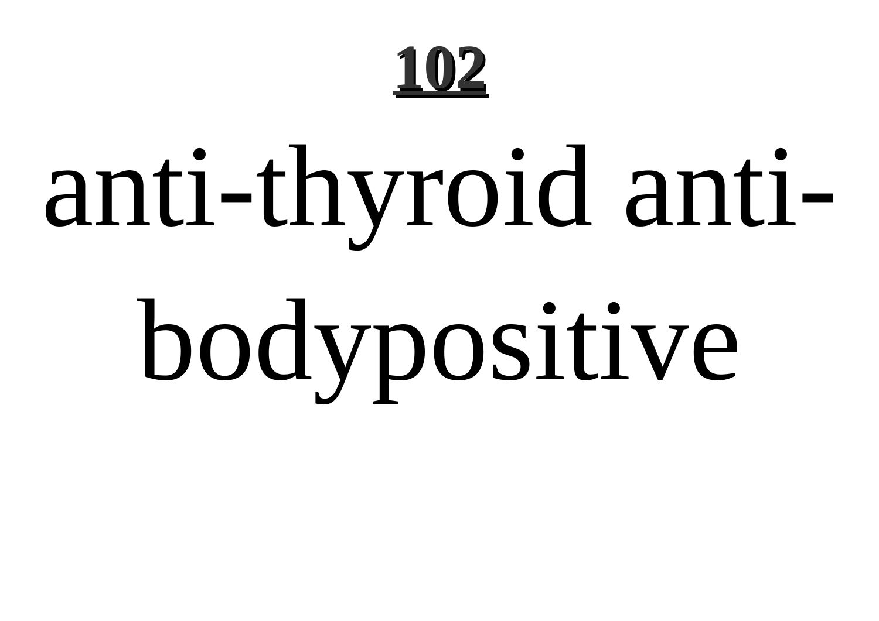**102**

anti-thyroid anti-bodypositive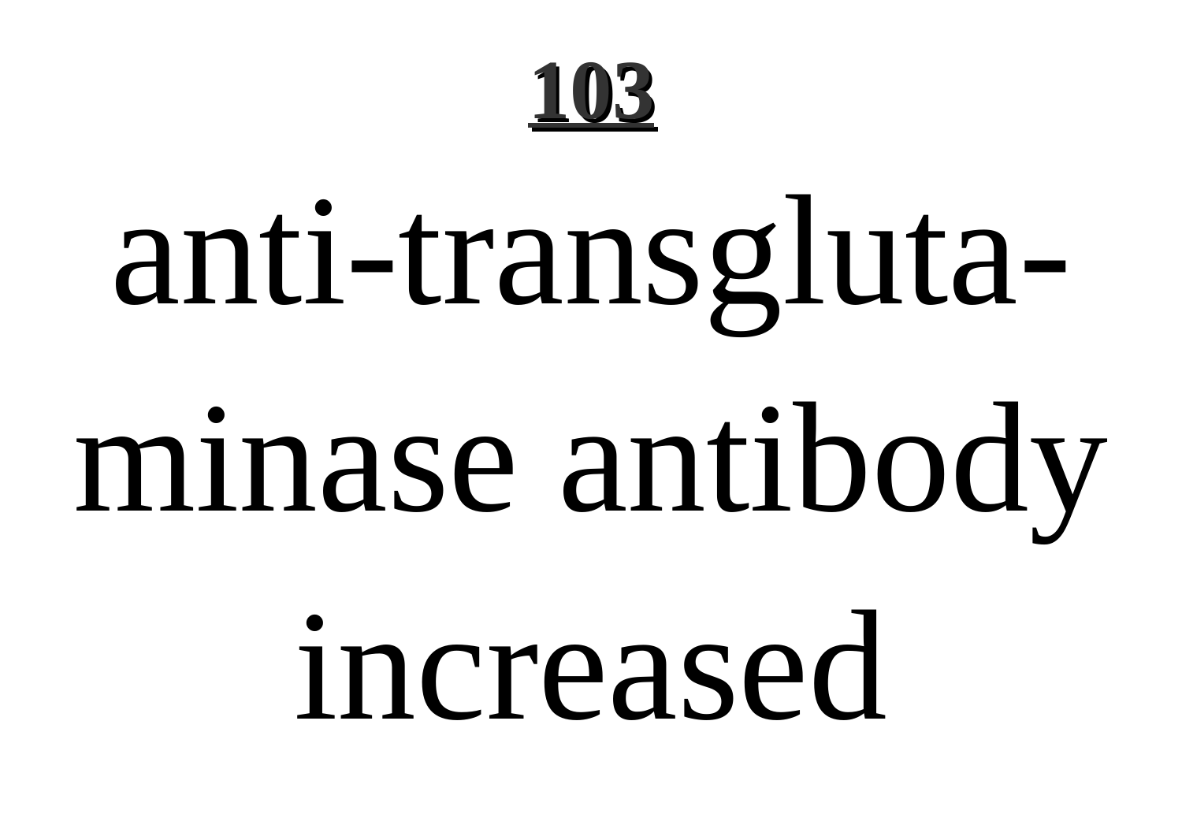anti-transglutaminase antibody increased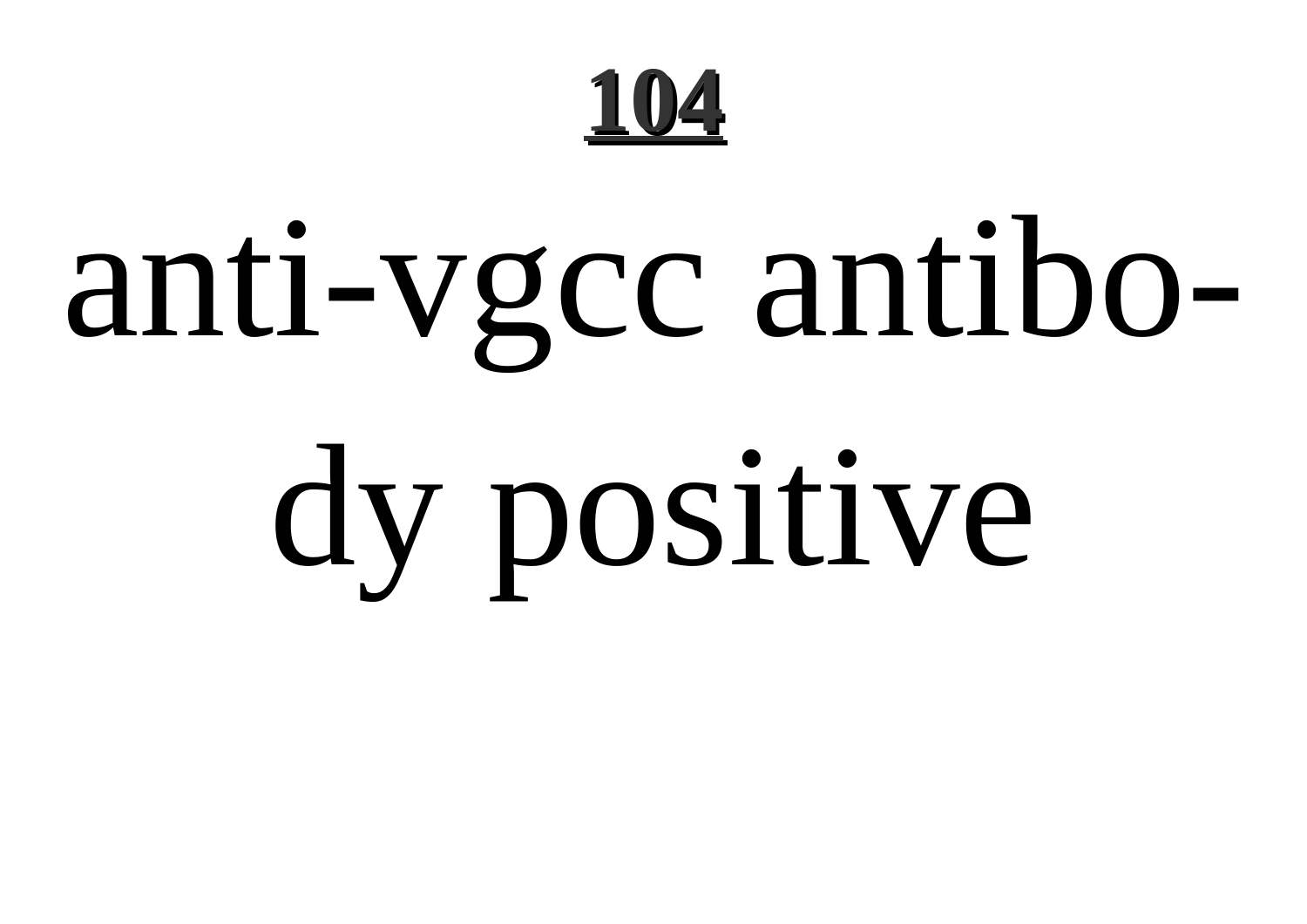anti-vgcc antibody positive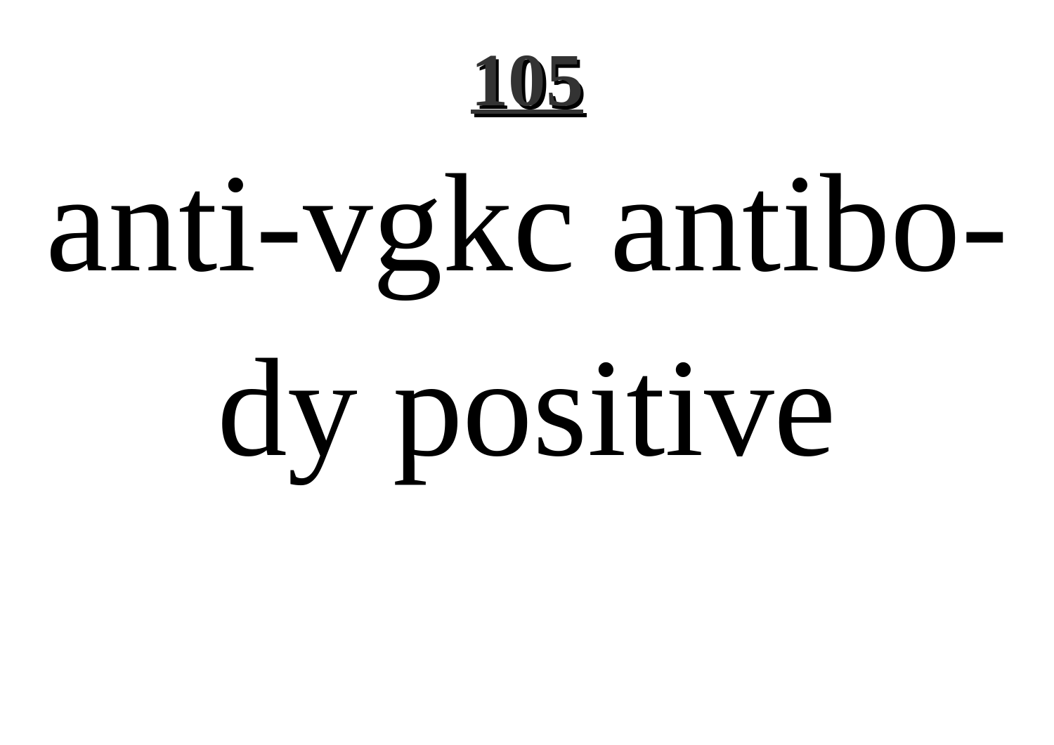**105**

anti-vgkc antibody positive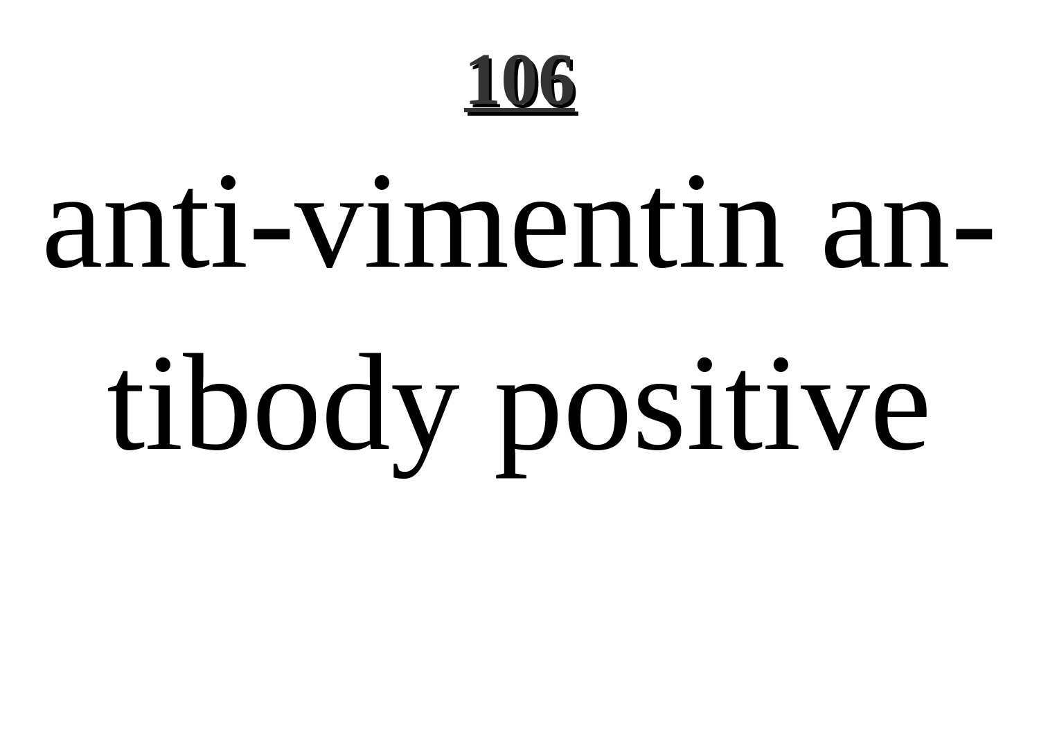# 106

anti-vimentin antibody positive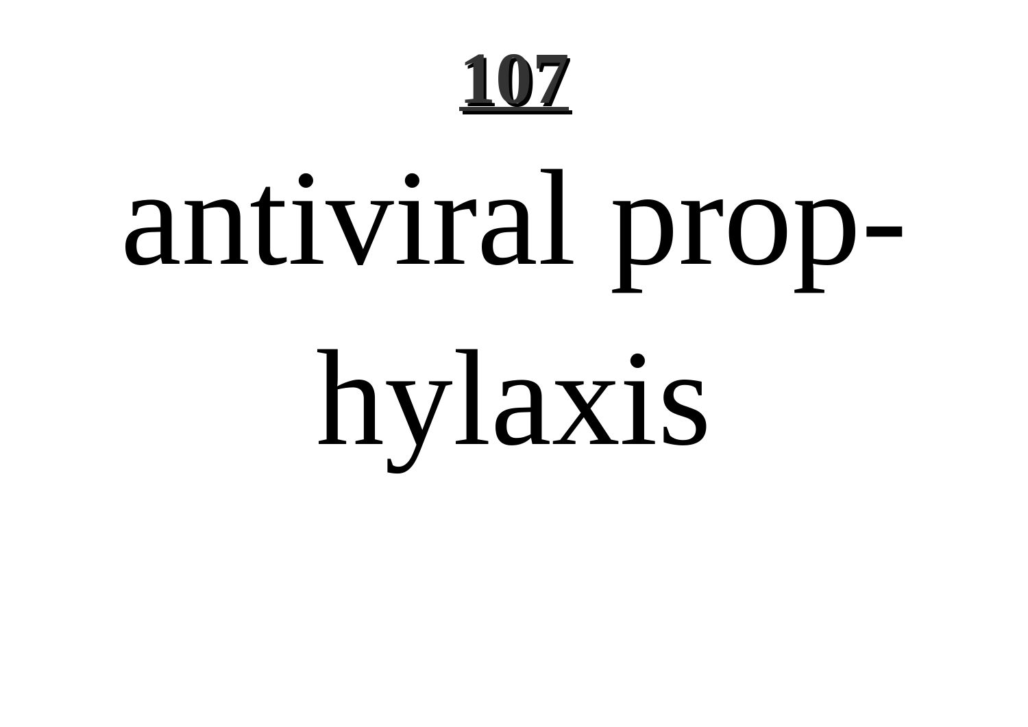antiviral prophylaxis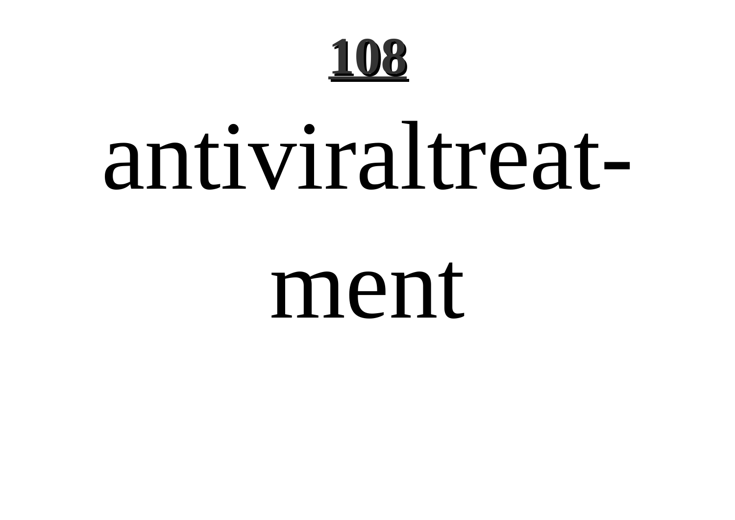antiviraltreat-

ment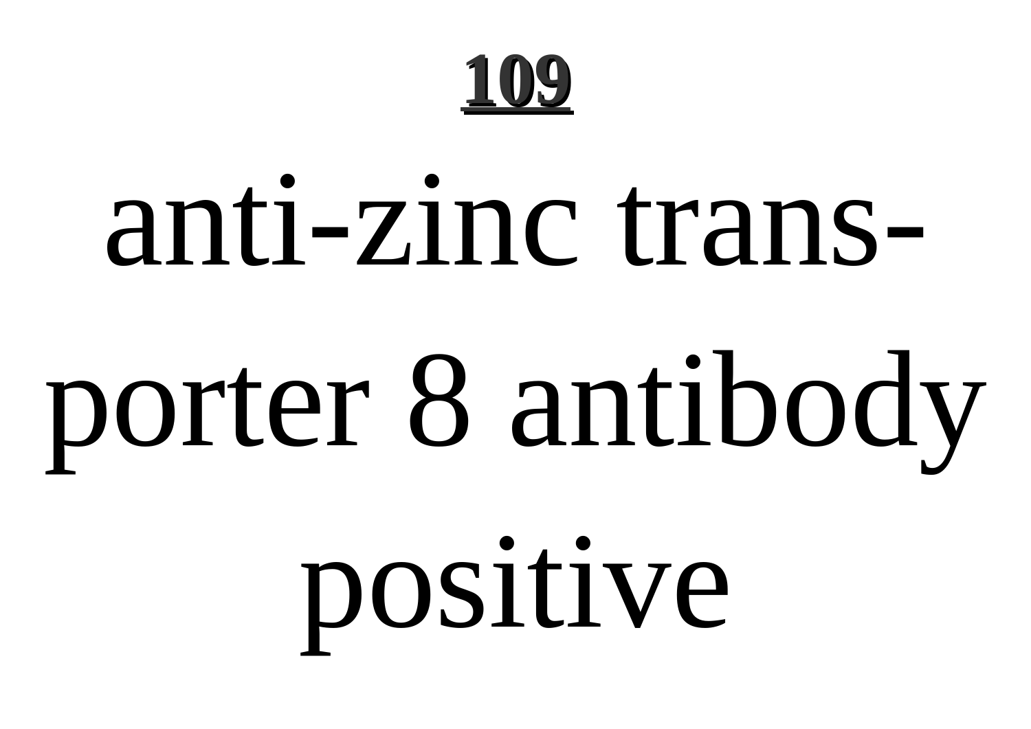anti-zinc transporter 8 antibody positive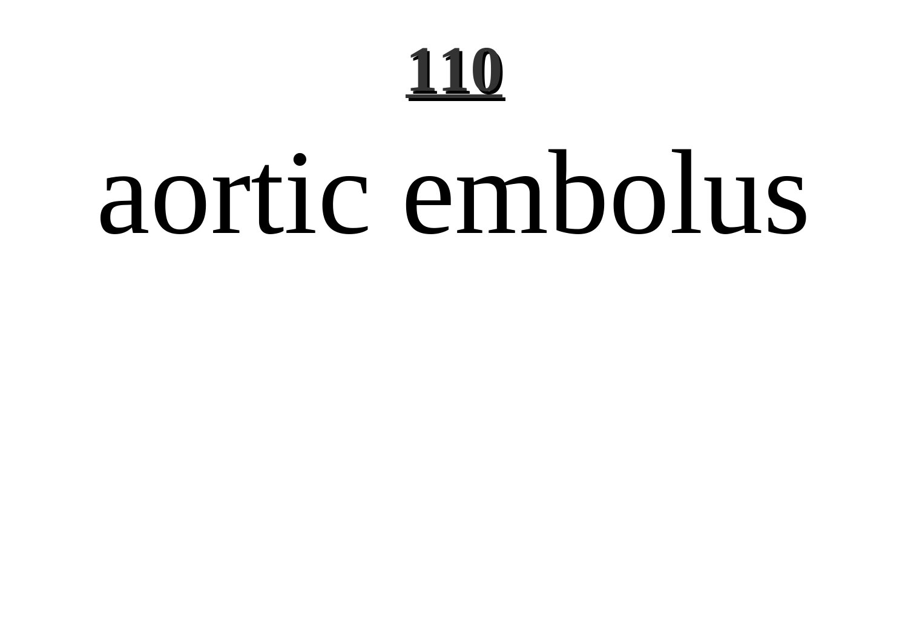# aortic embolus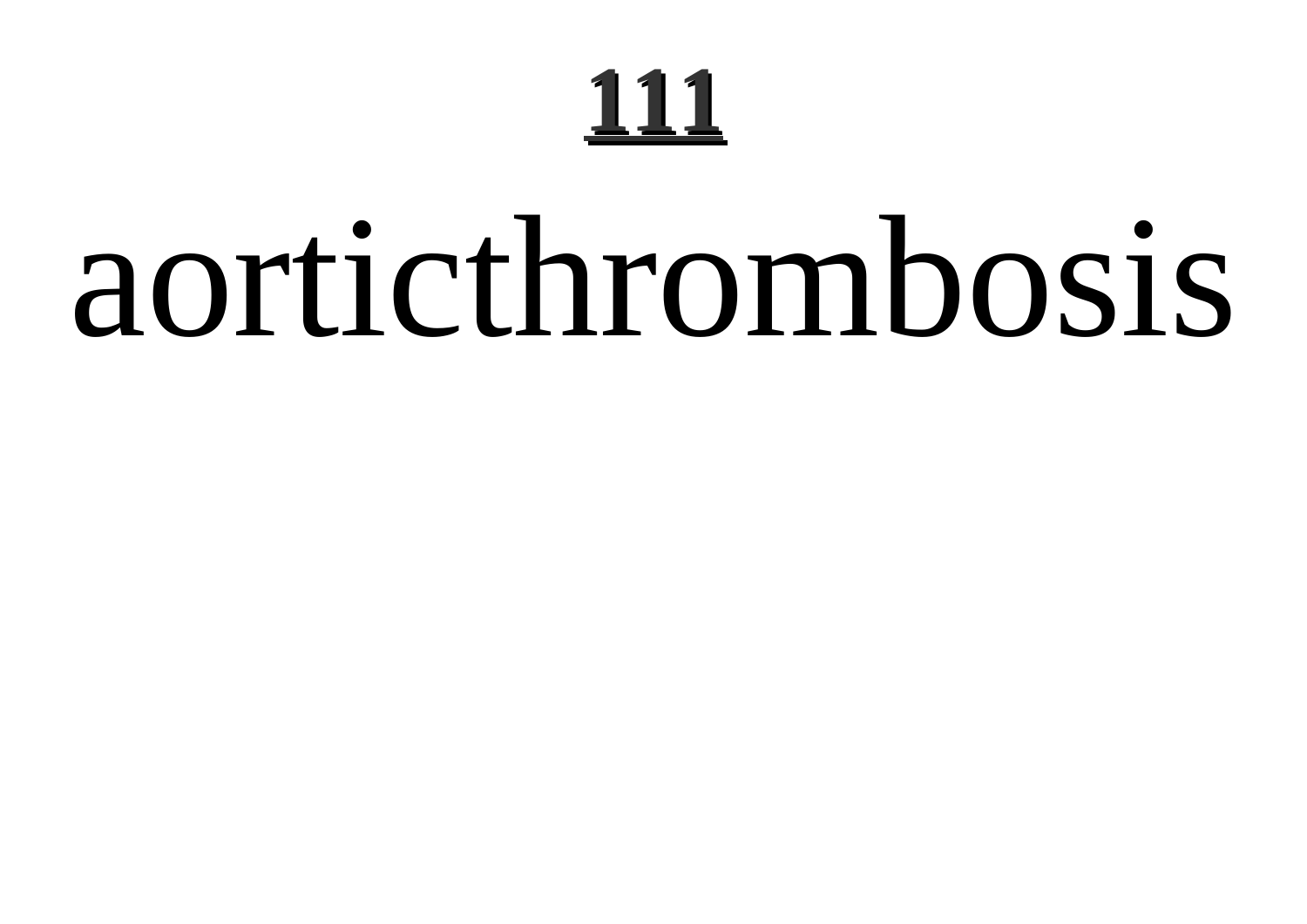# aorticthrombosis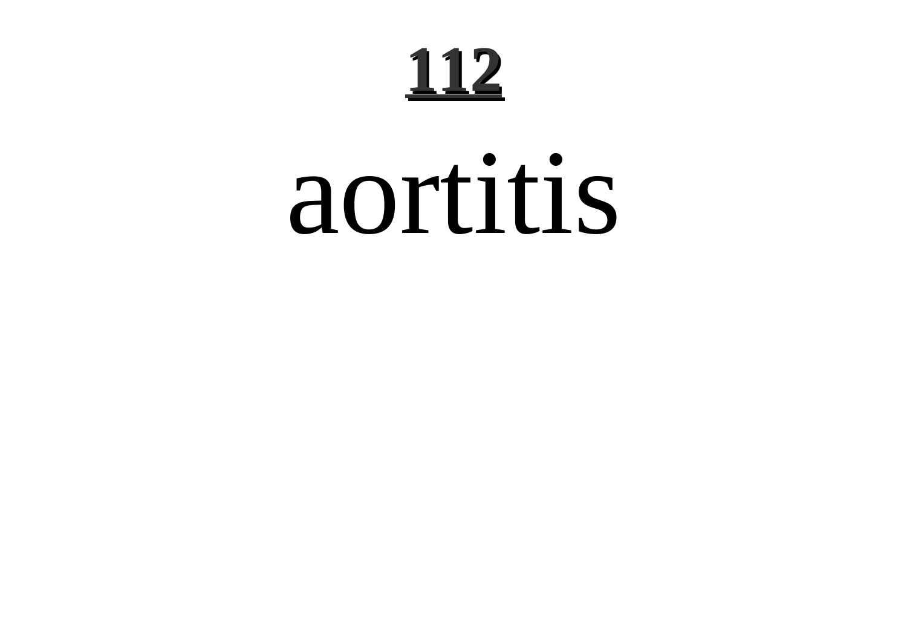# 112

aortitis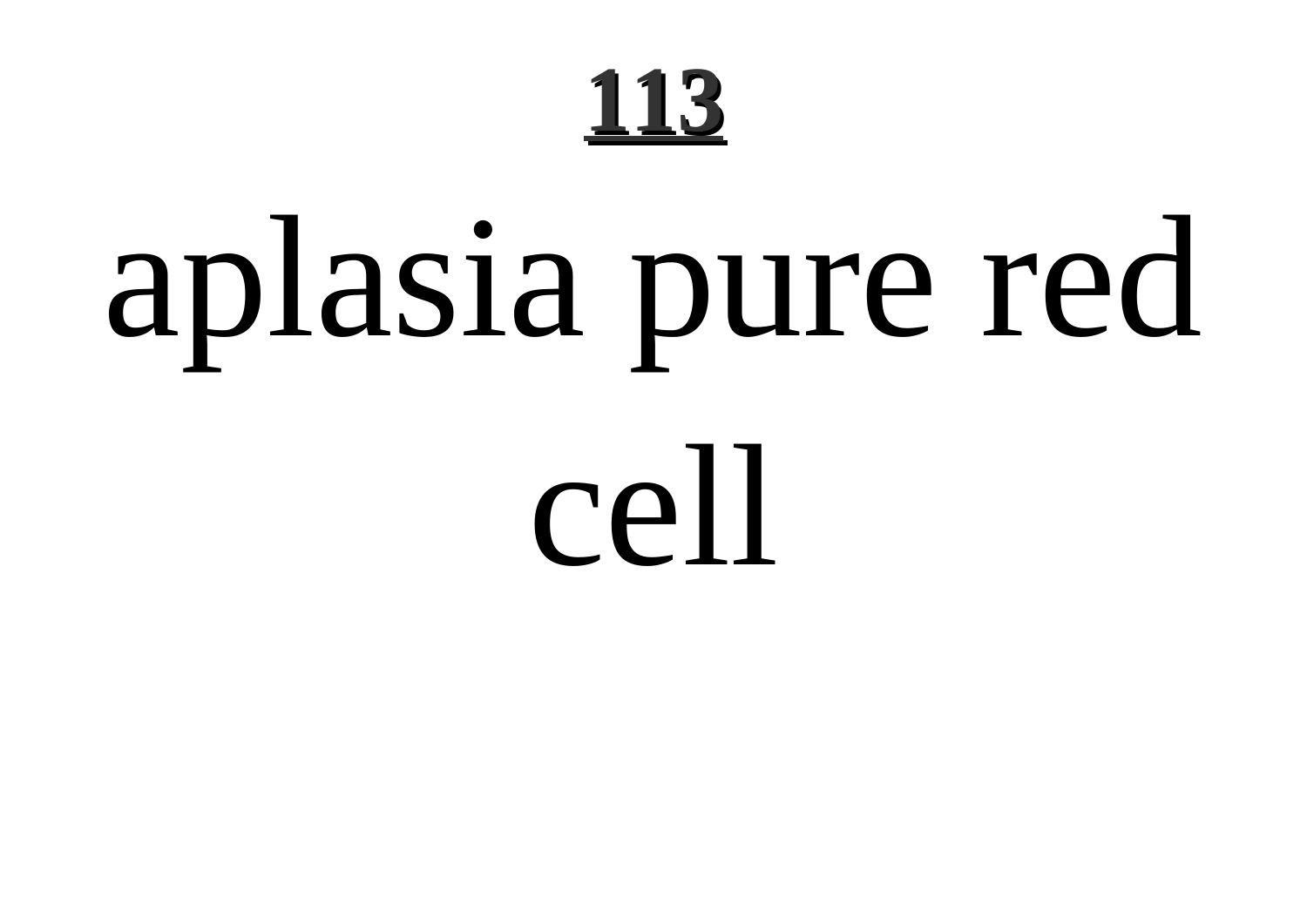# aplasia pure red cell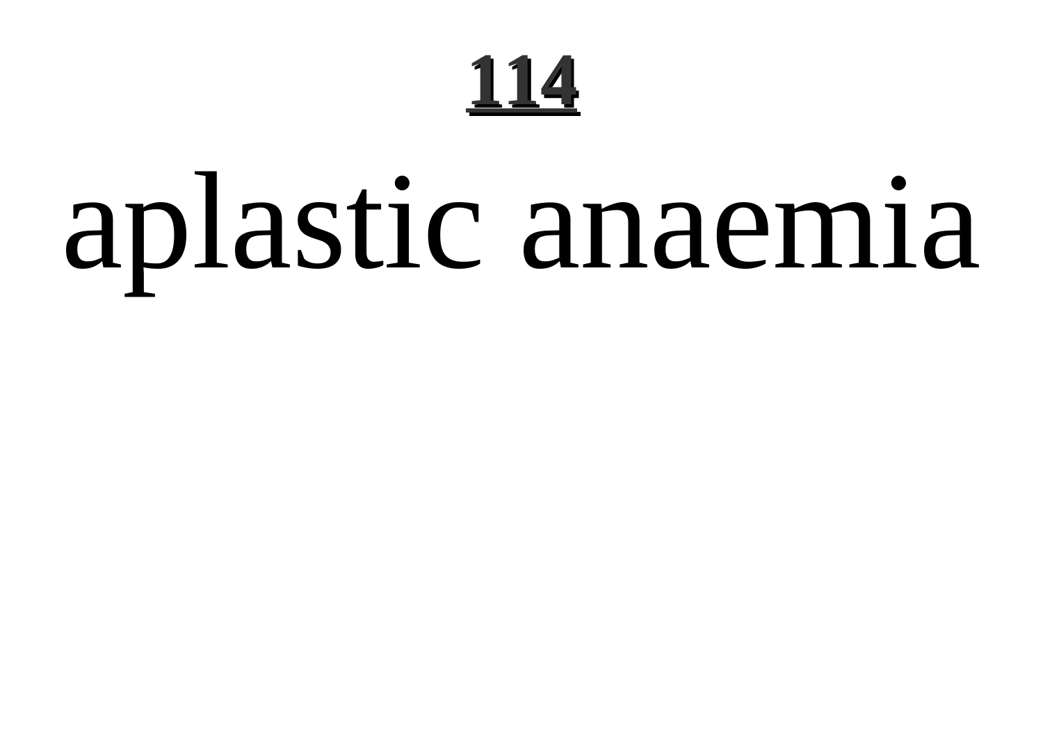# **114**

# aplastic anaemia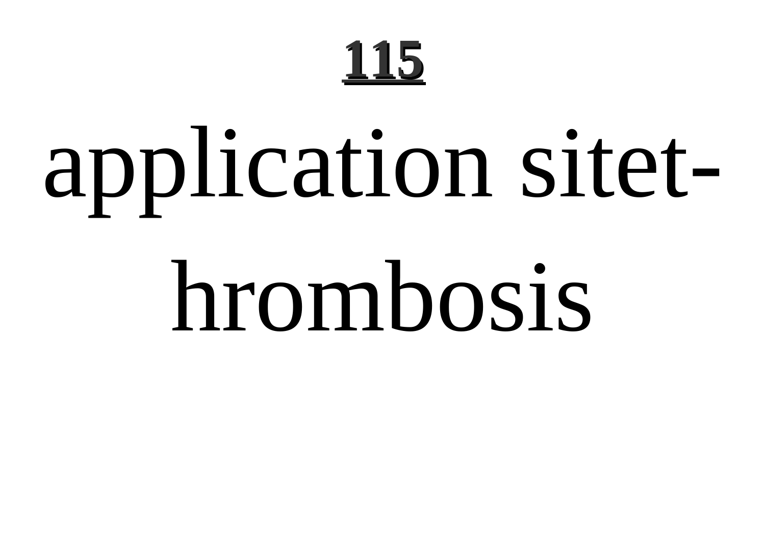**115**

application sitet-hrombosis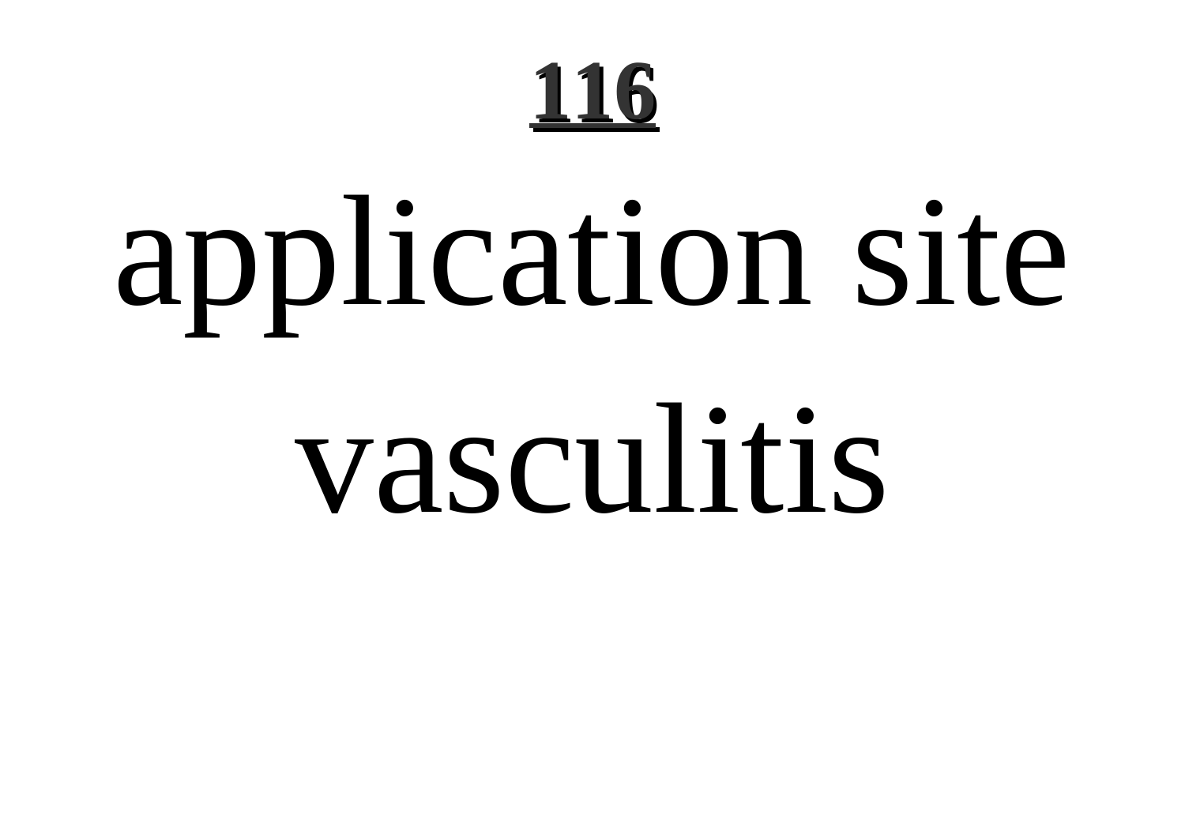# **116**

application site vasculitis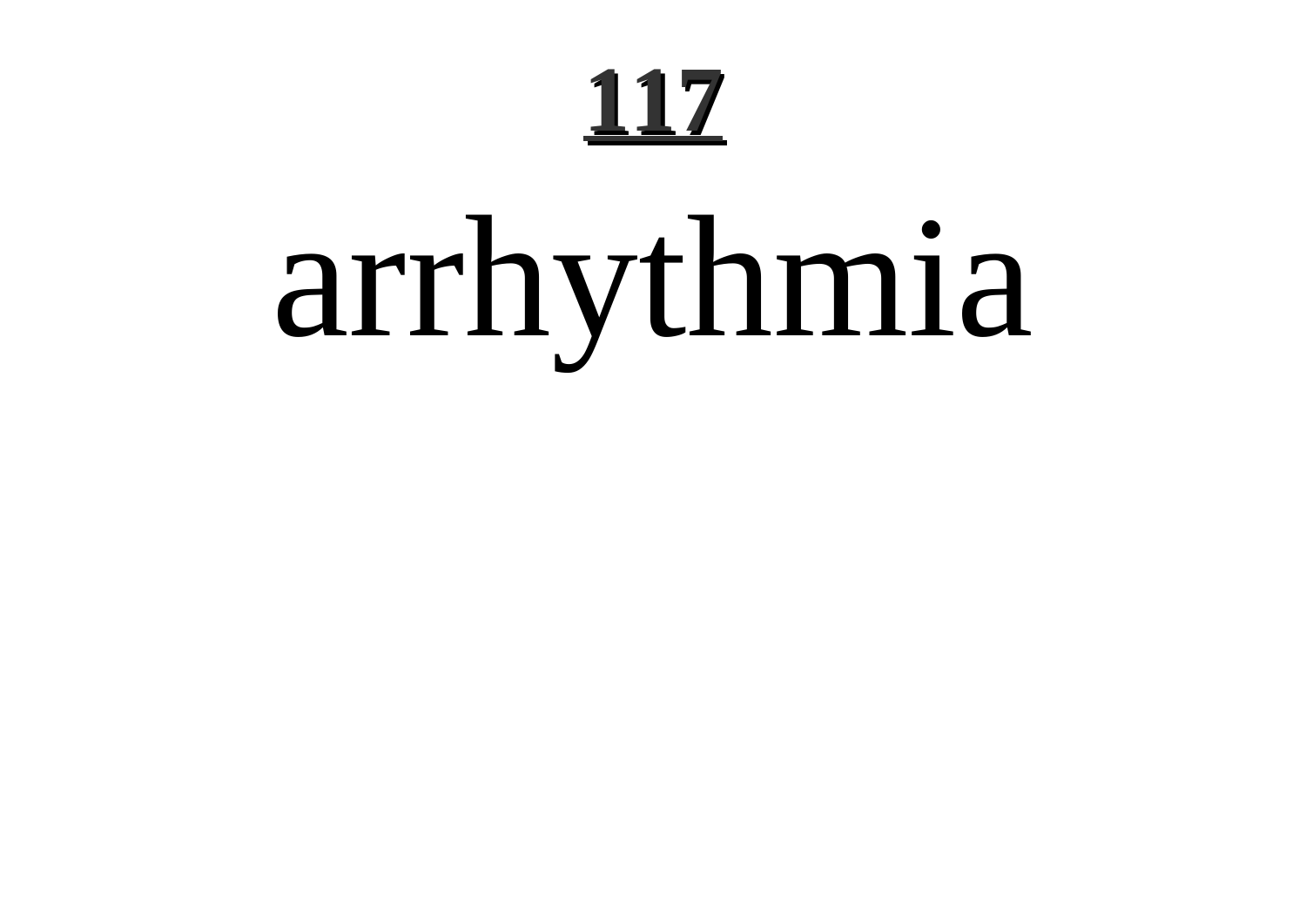# 117

arrhythmia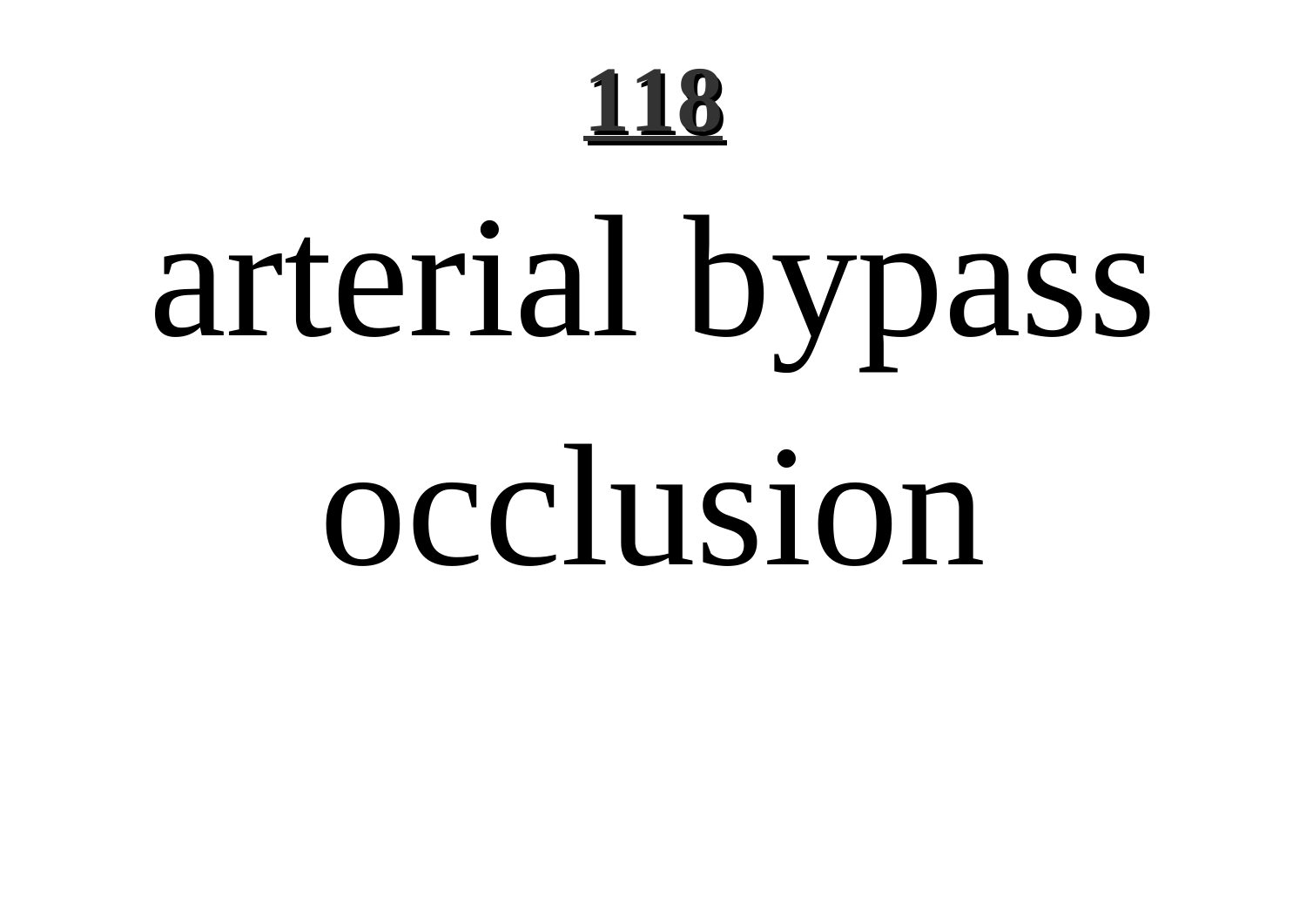# **118**

arterial bypass occlusion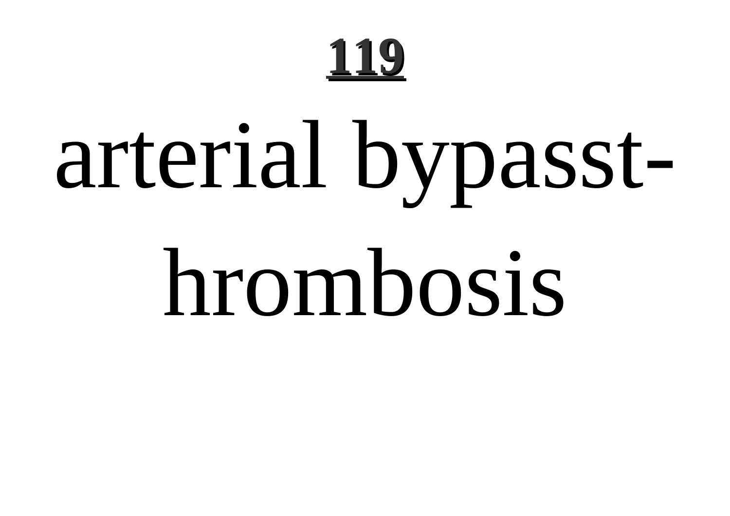**119**

# arterial bypasst-hrombosis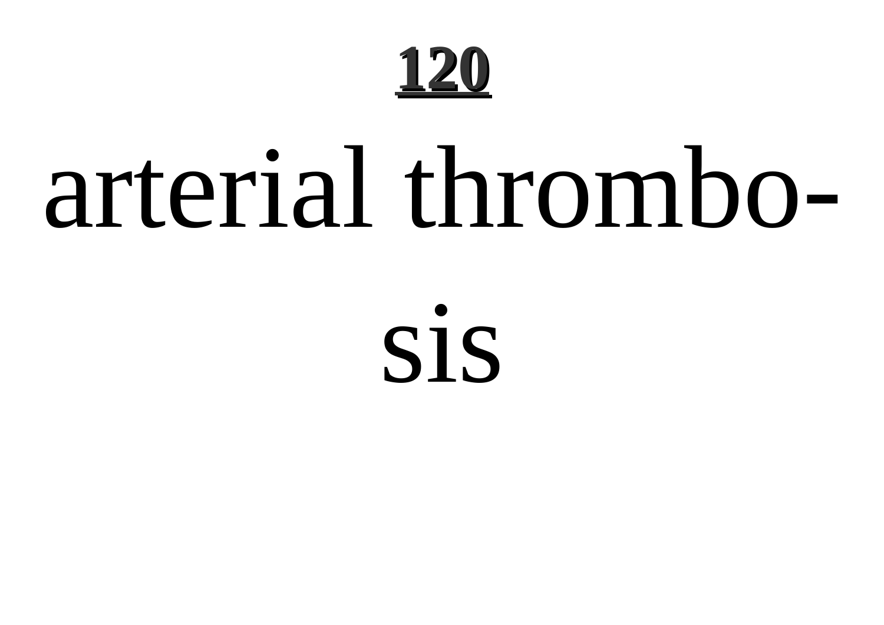# 120

arterial thrombosis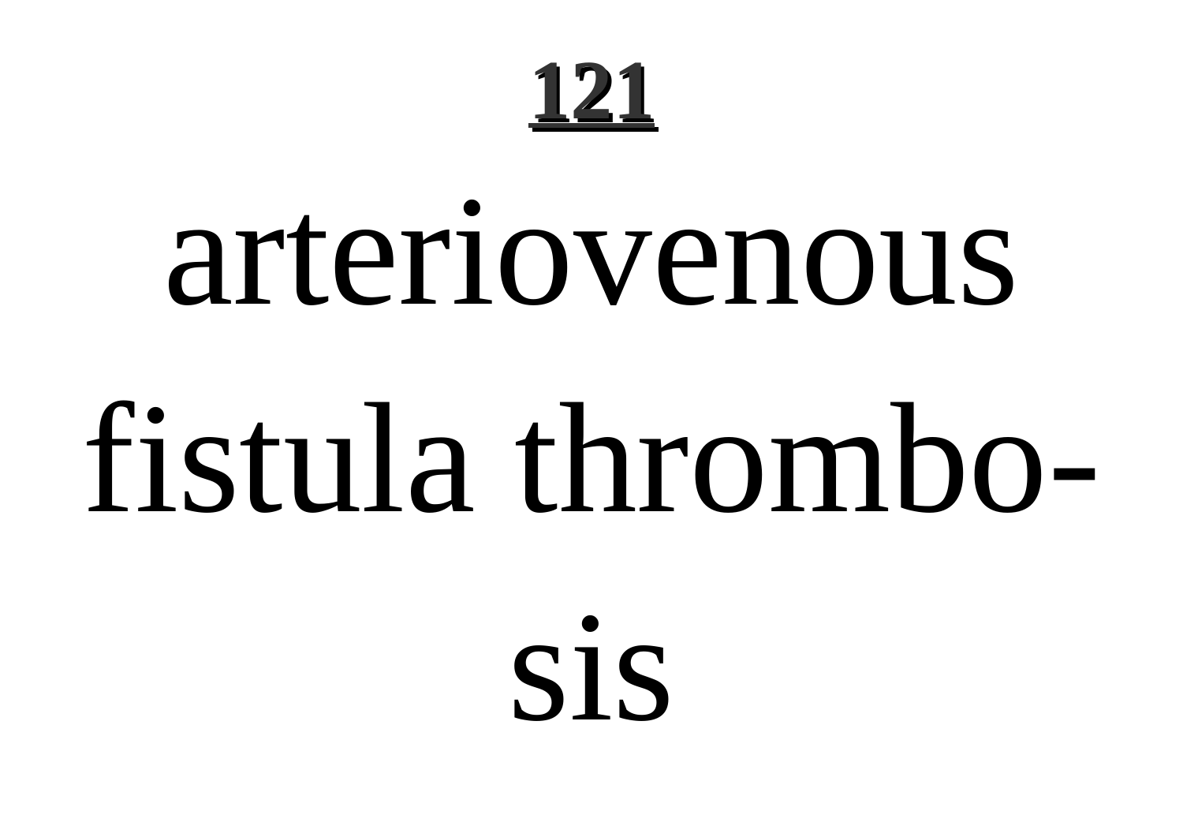# 121

arteriovenous fistula thrombosis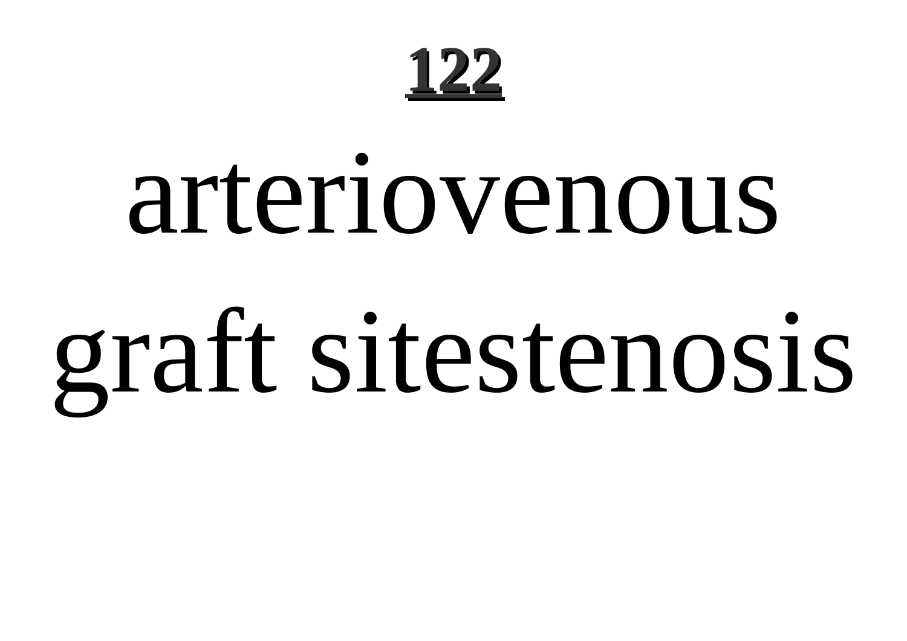# 122

arteriovenous graft sitestenosis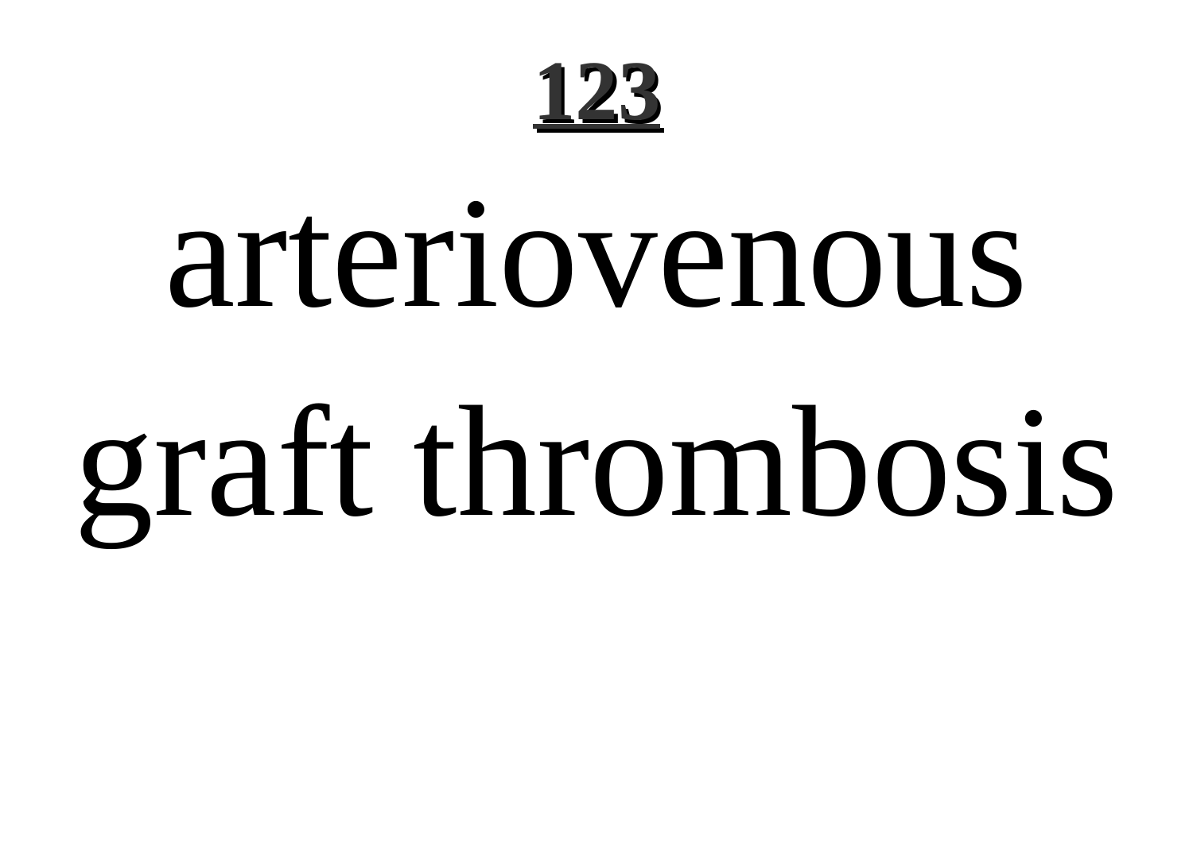# arteriovenous graft thrombosis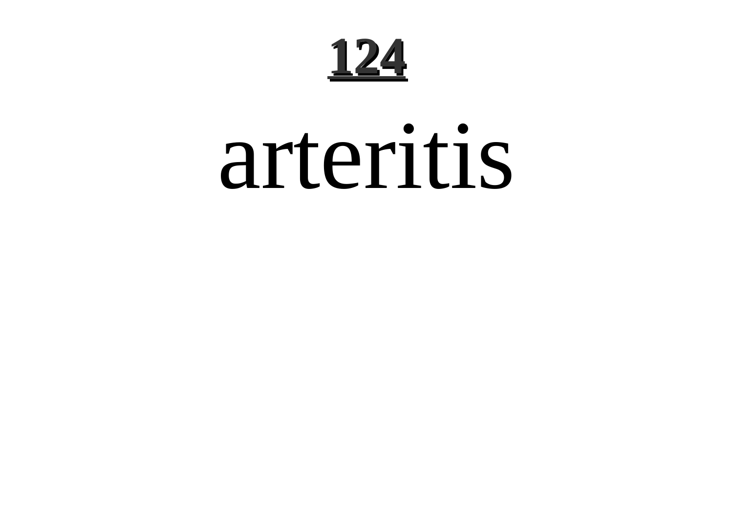# 124

arteritis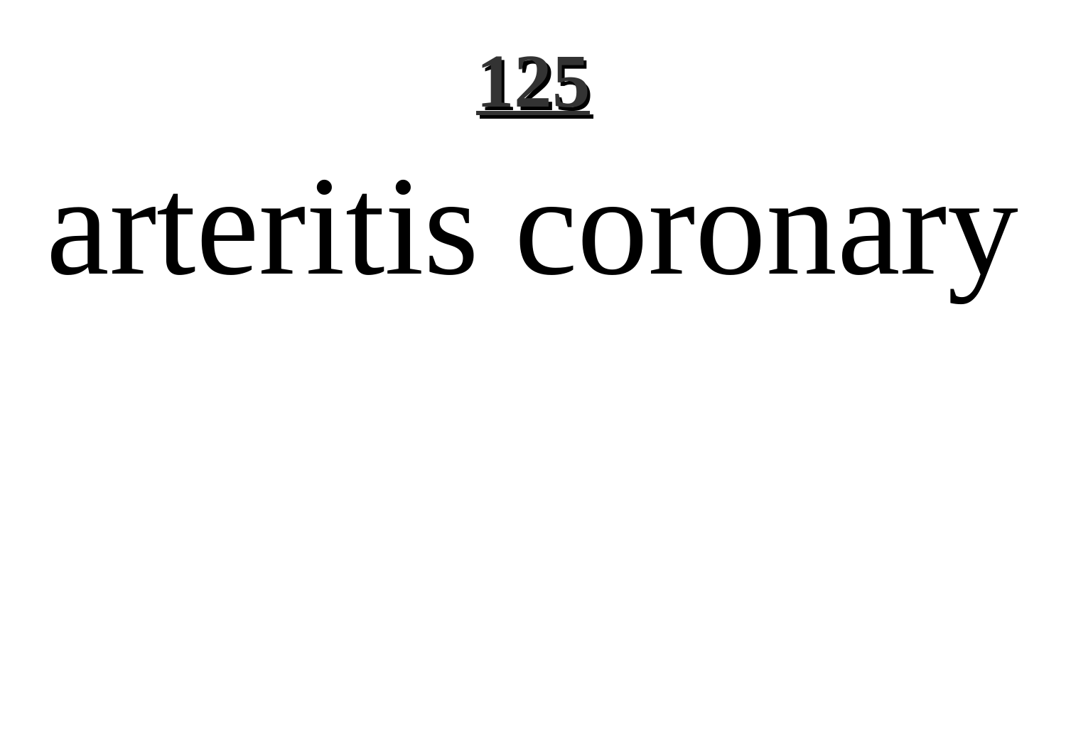arteritis coronary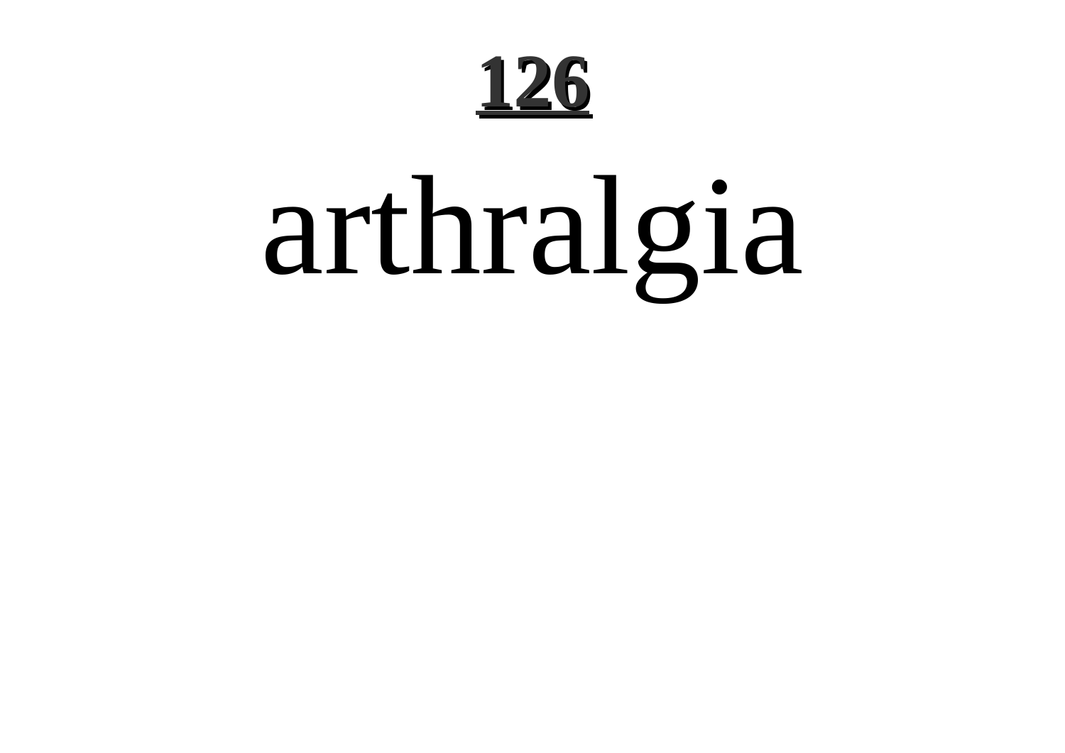# 126

arthralgia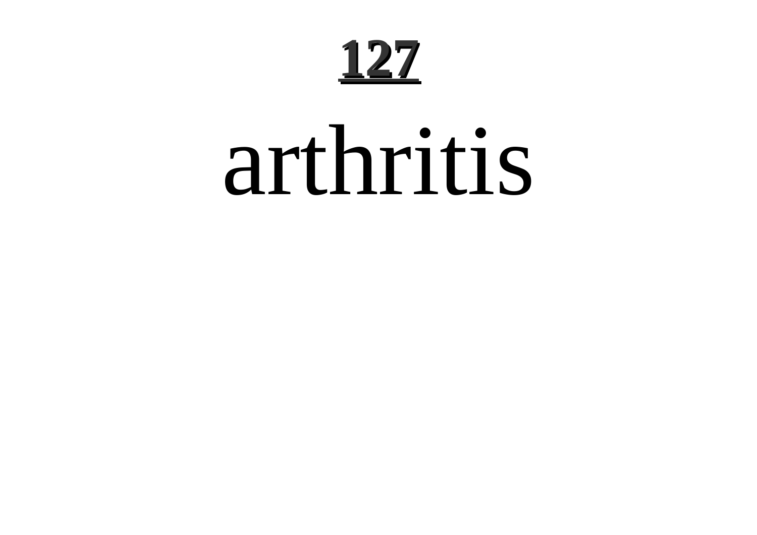# arthritis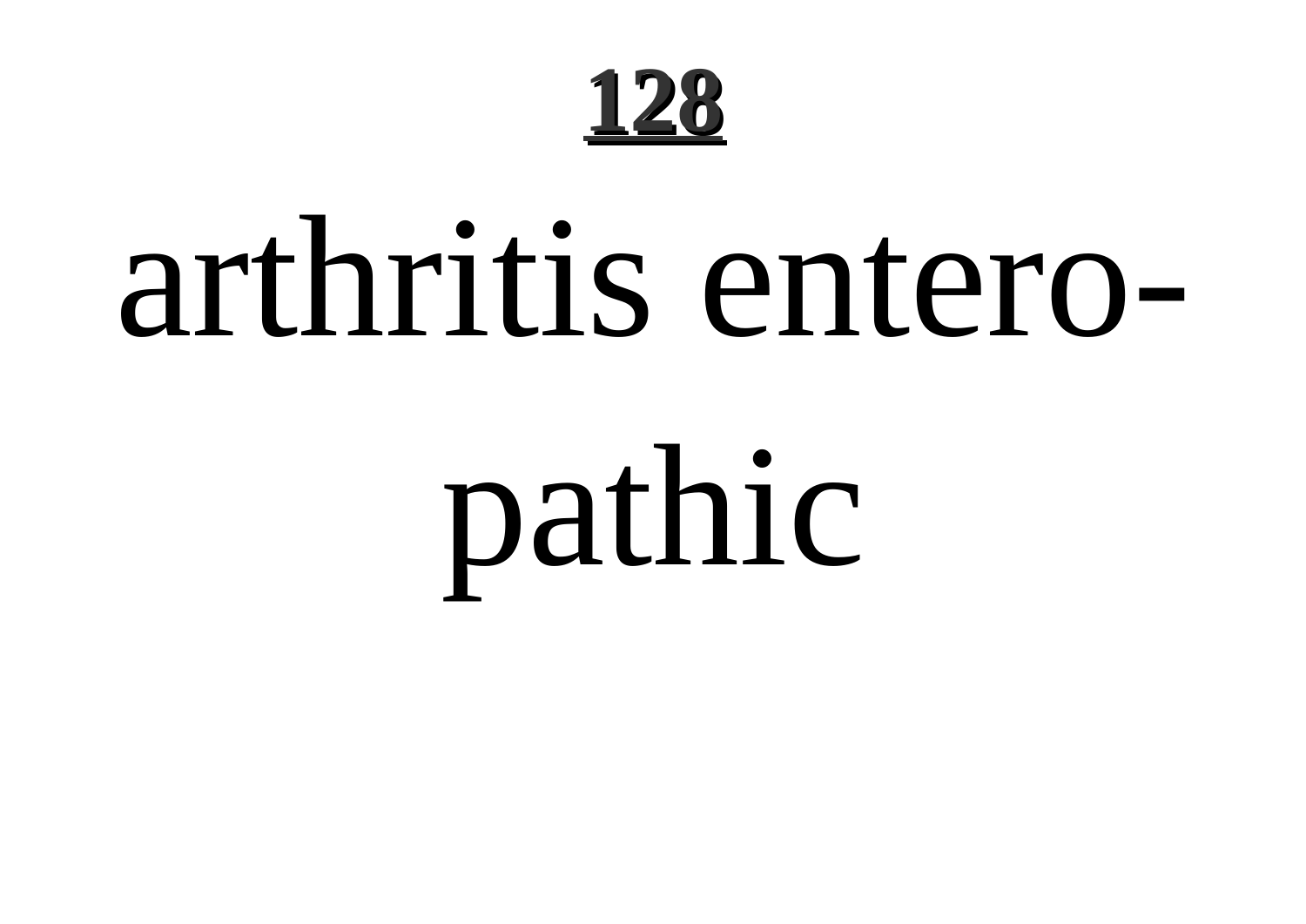# arthritis enteropathic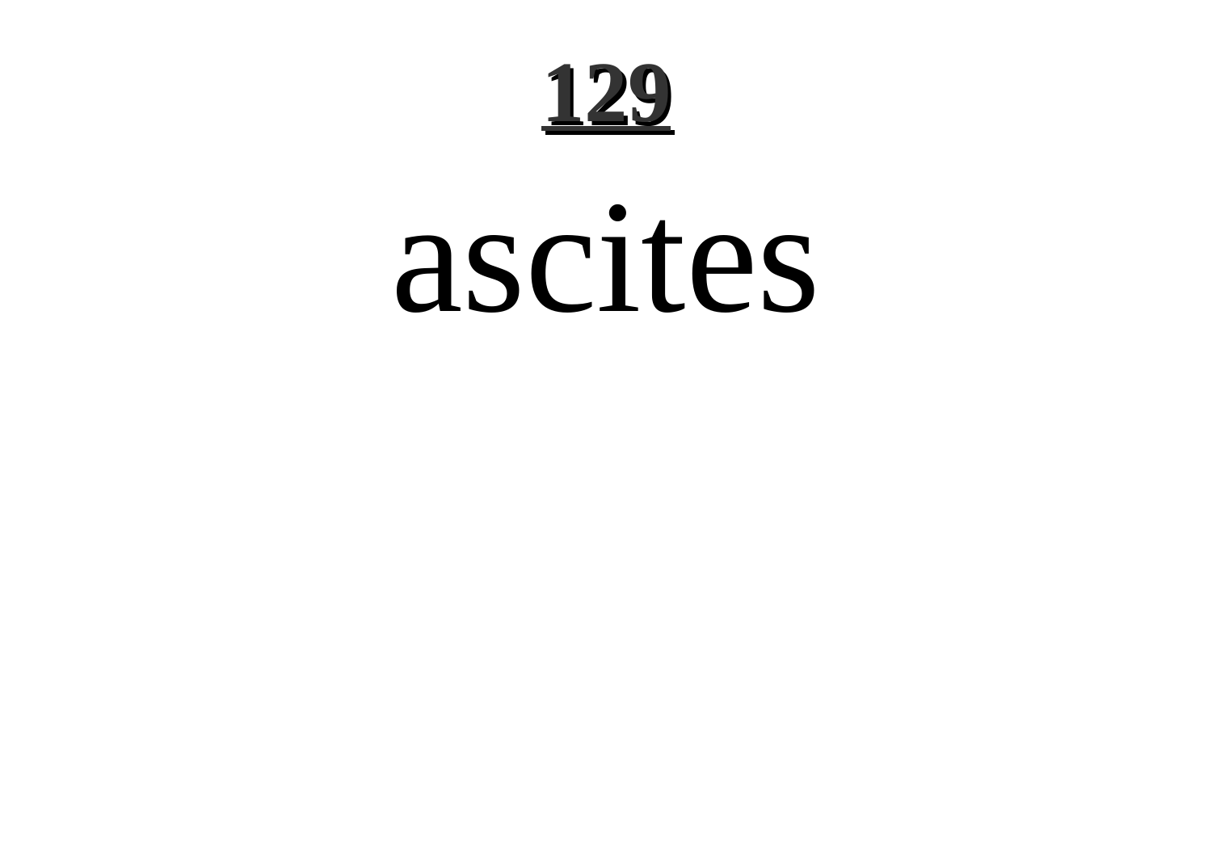# 129

ascites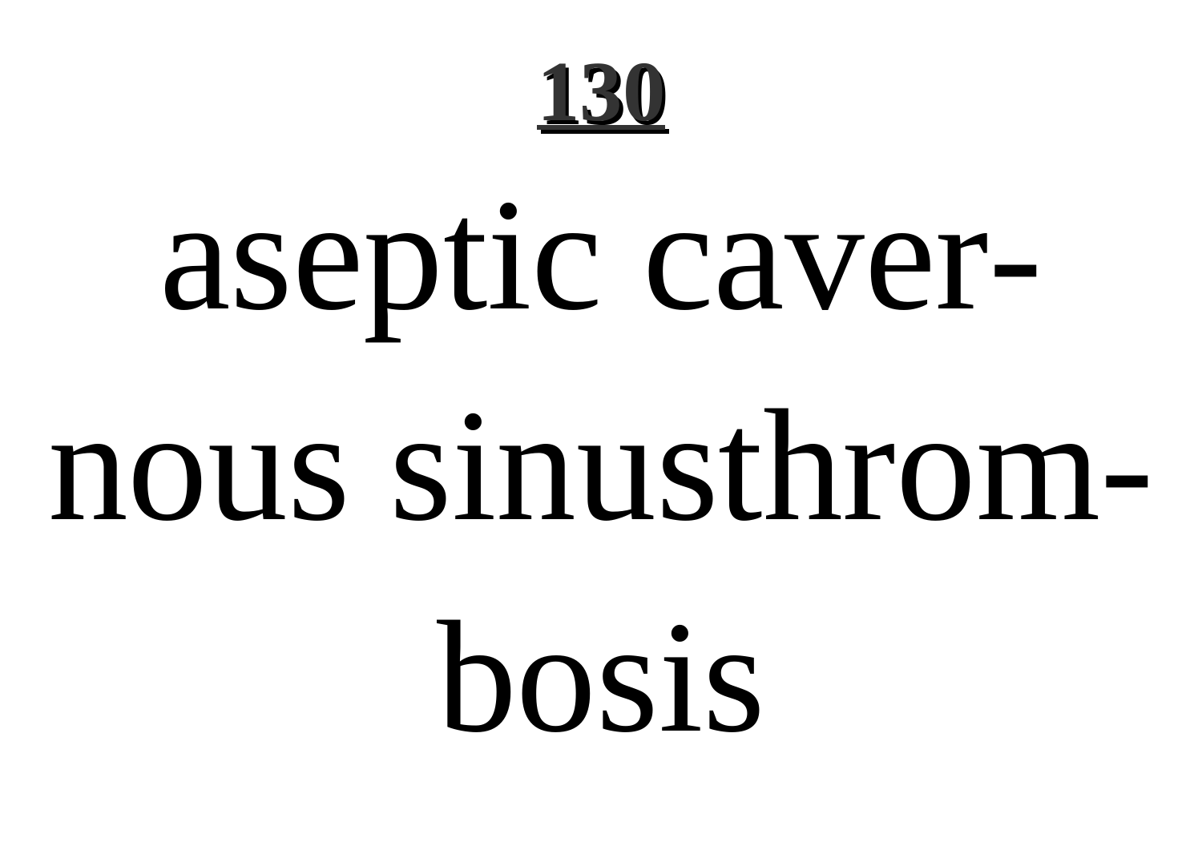# 130

aseptic cavernous sinusthrombosis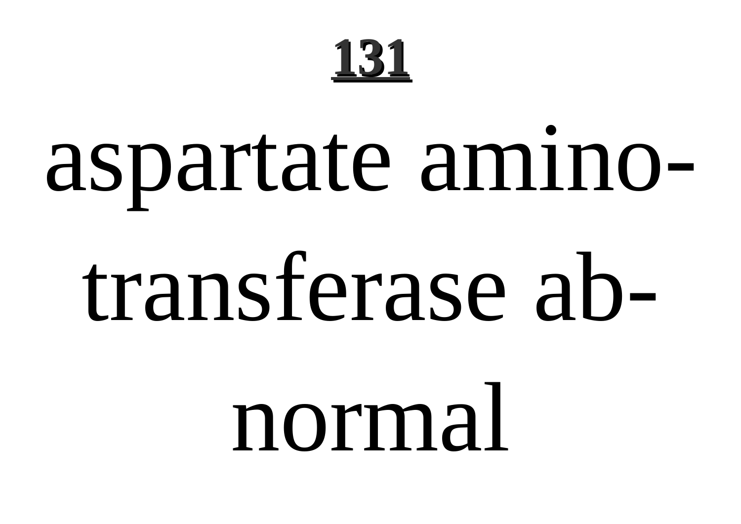**131**

aspartate aminotransferase abnormal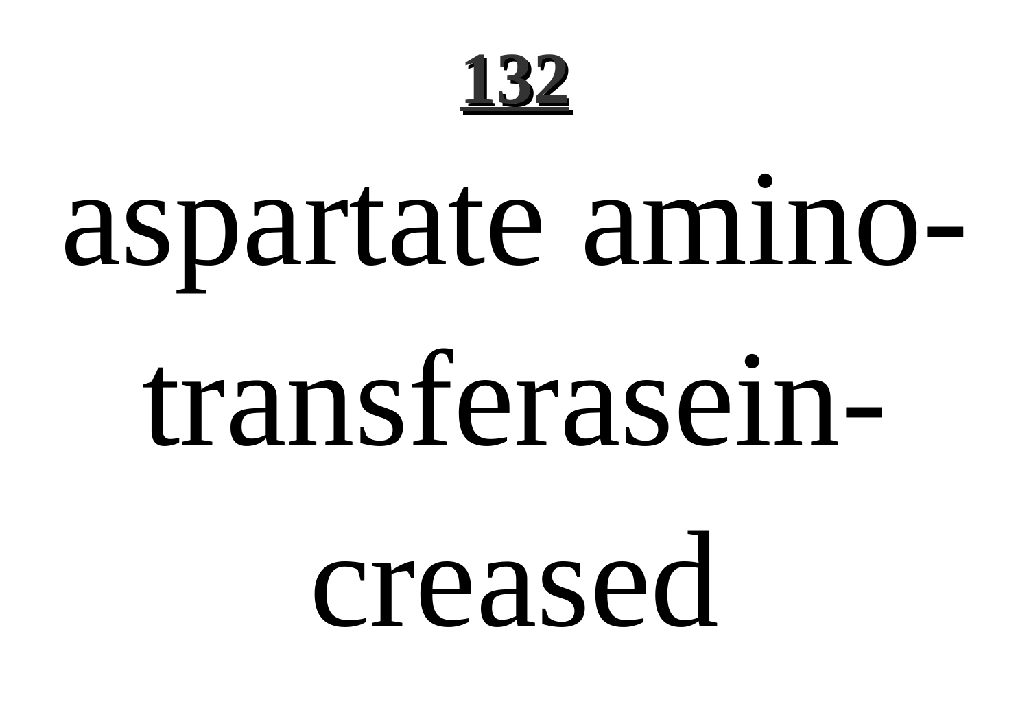**132**

aspartate amino-

transferasein-

creased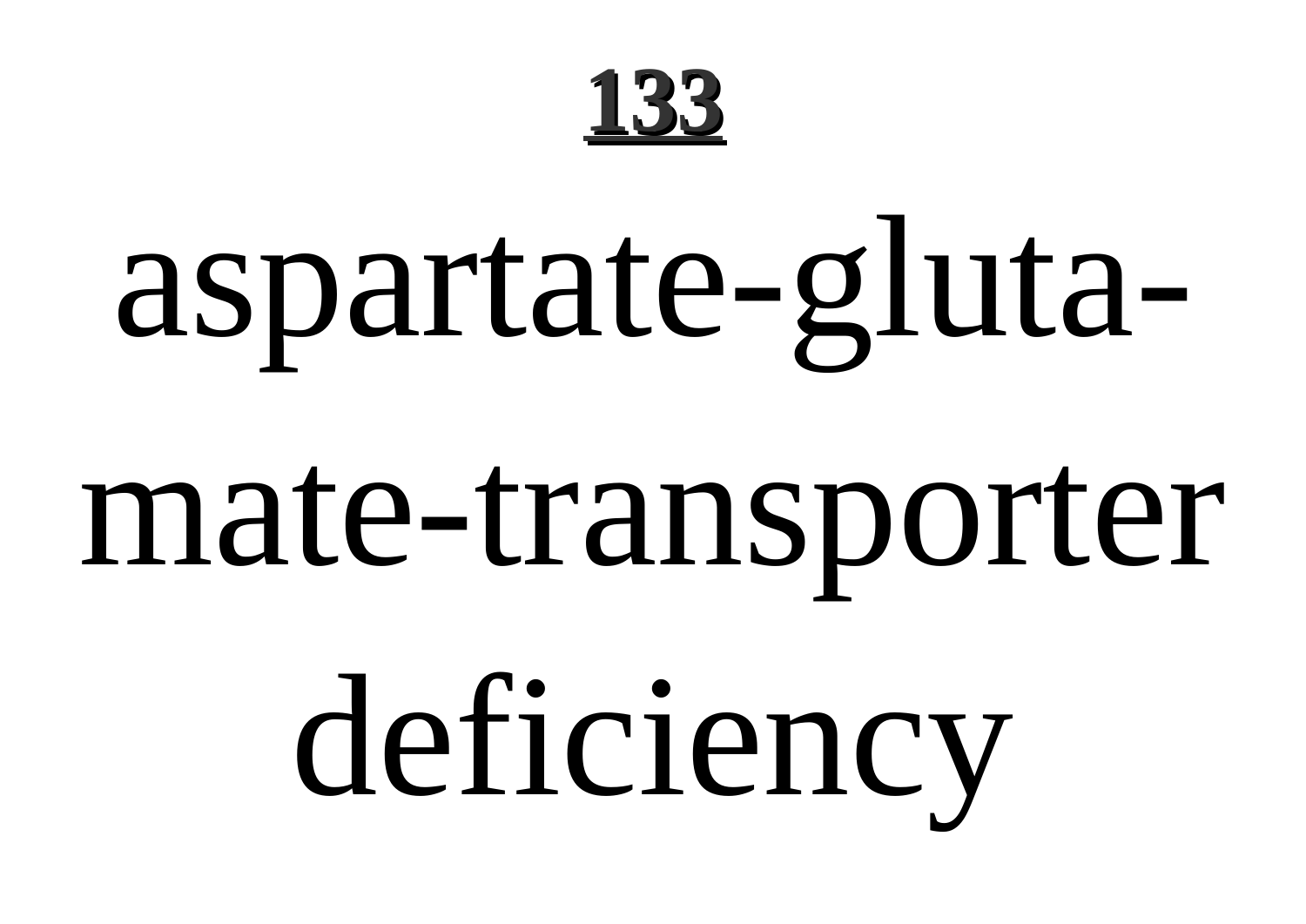# aspartate-glutamate-transporter deficiency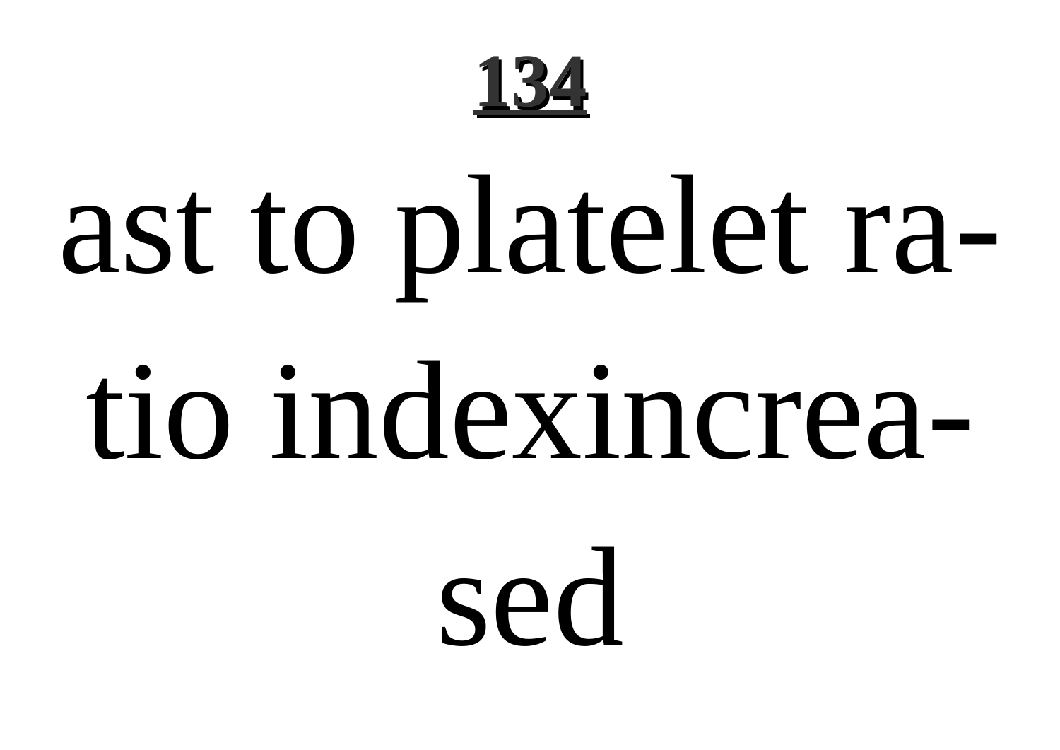**134**

ast to platelet ratio indexincreased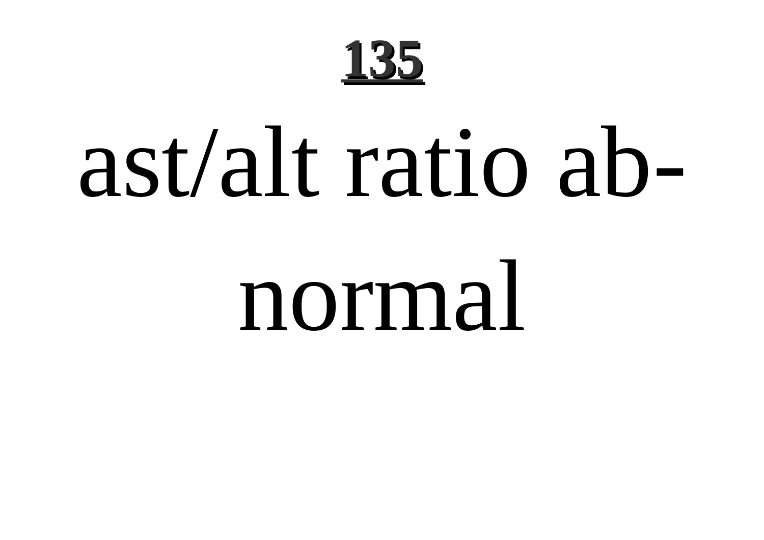# 135

ast/alt ratio abnormal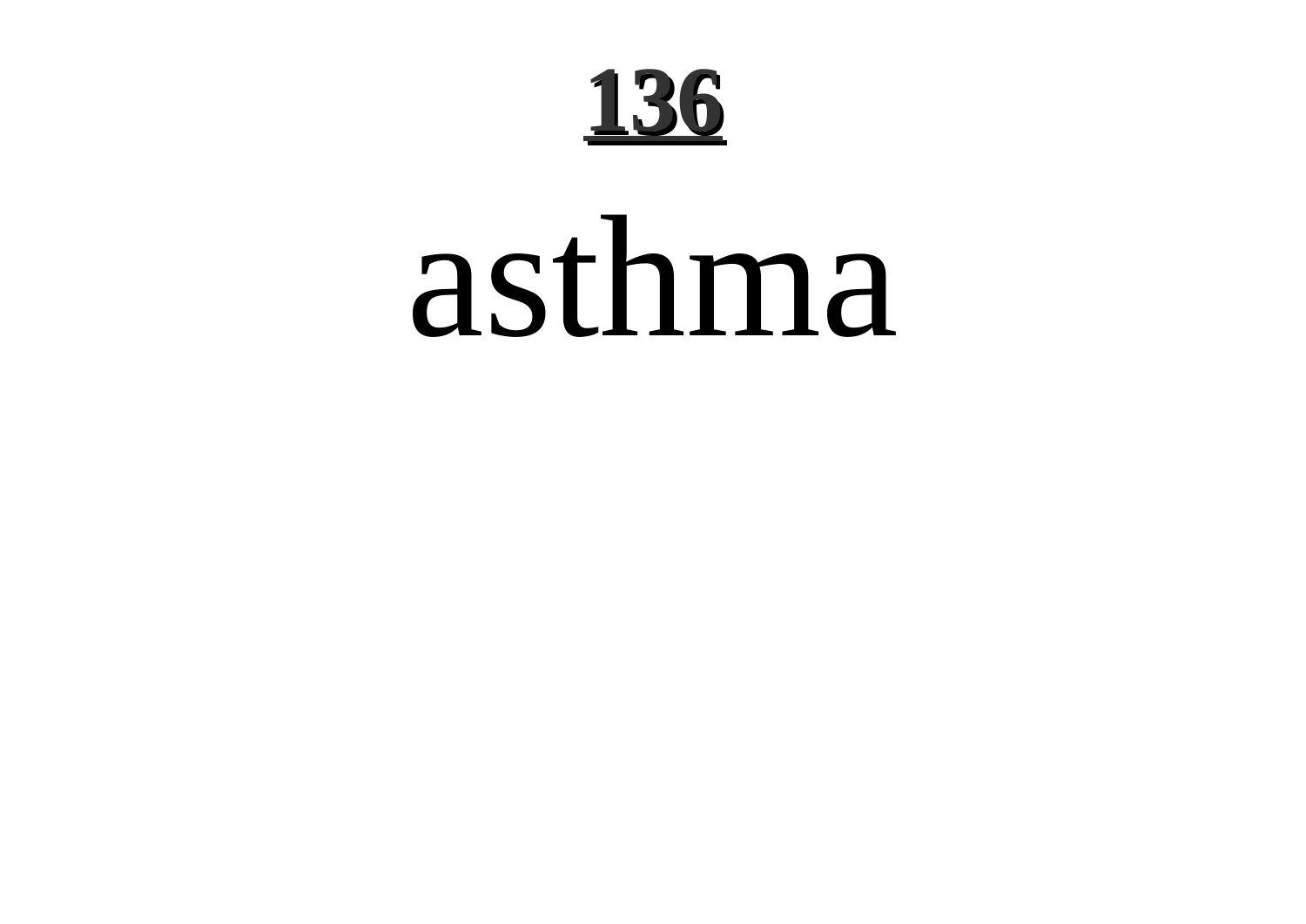# asthma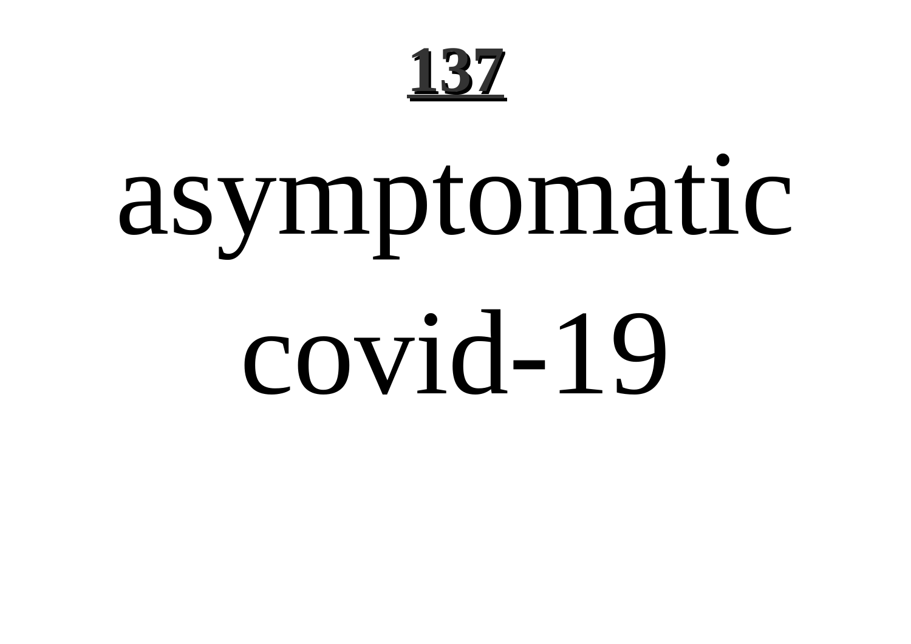asymptomatic covid-19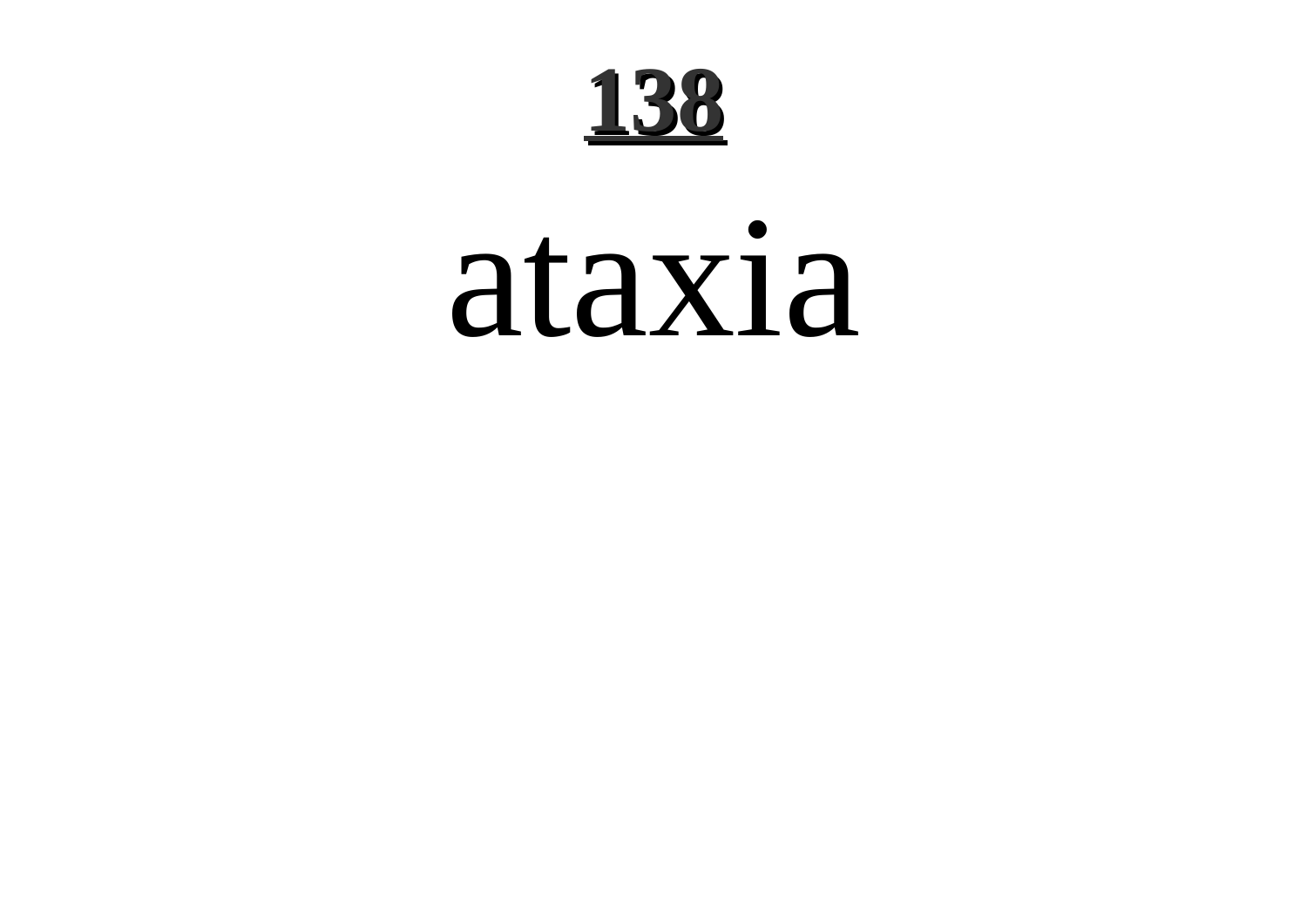# ataxia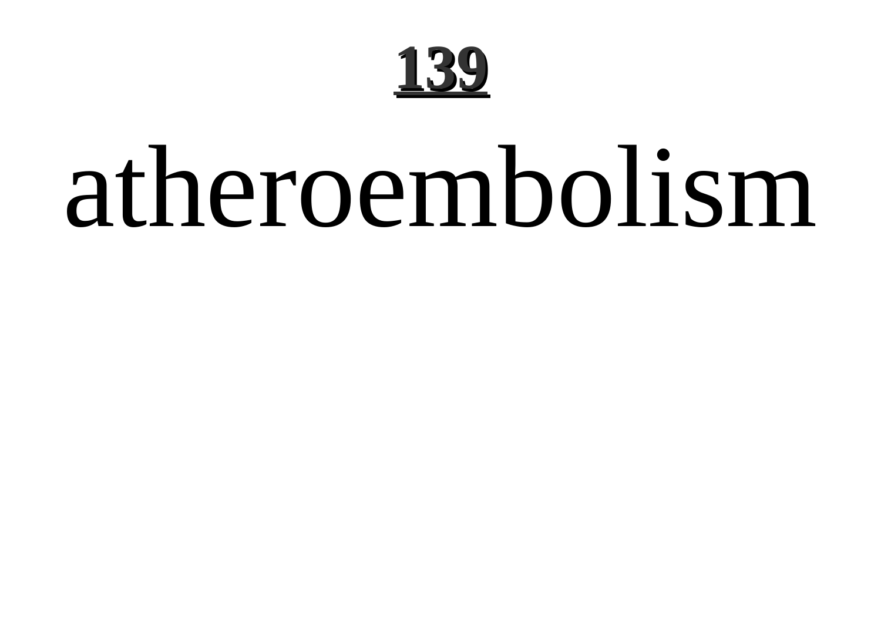# 139

# atheroembolism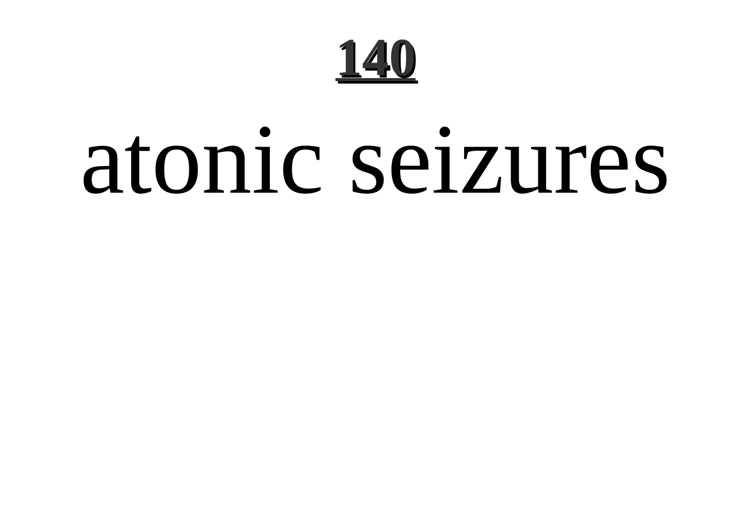# atonic seizures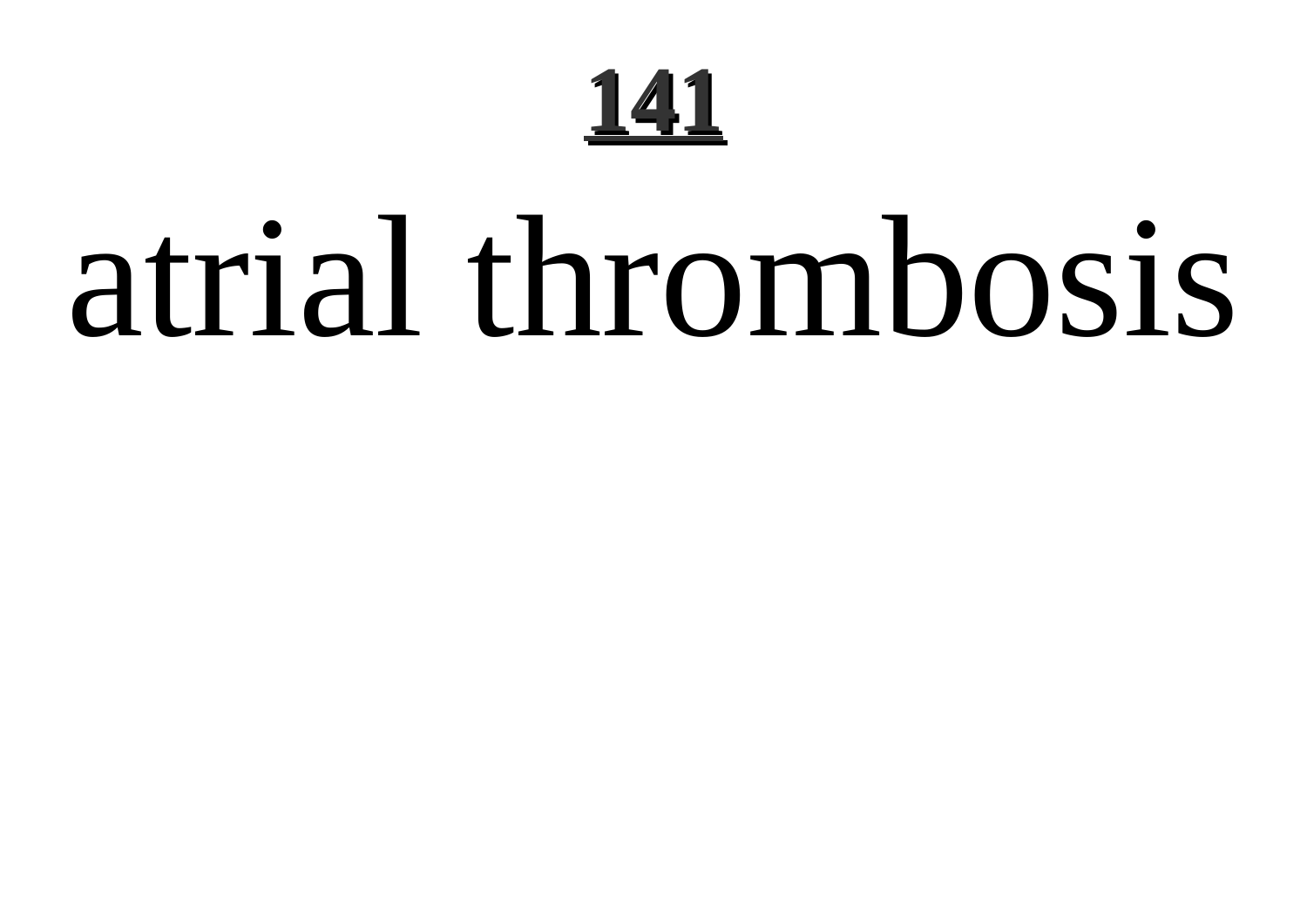# atrial thrombosis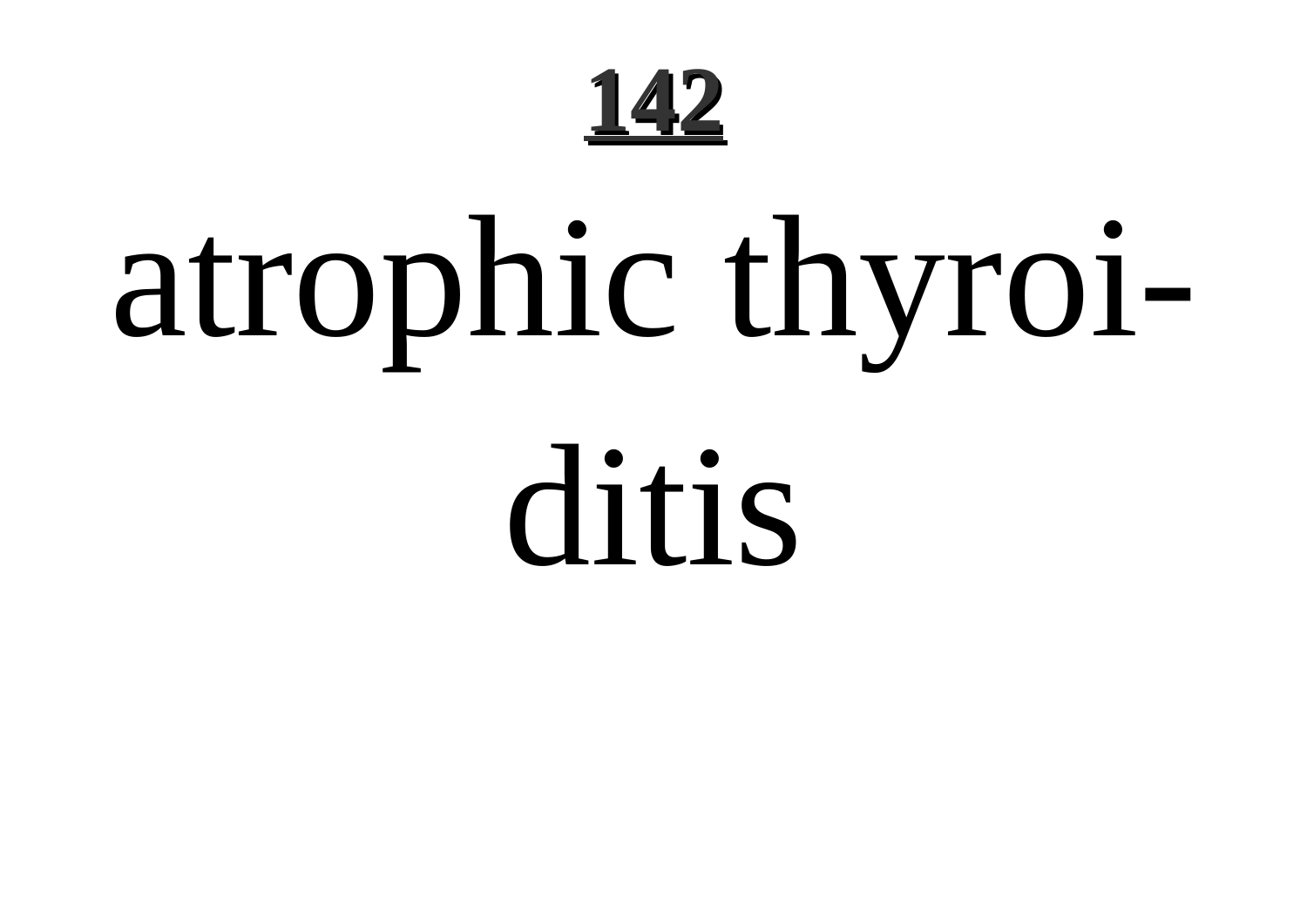atrophic thyroiditis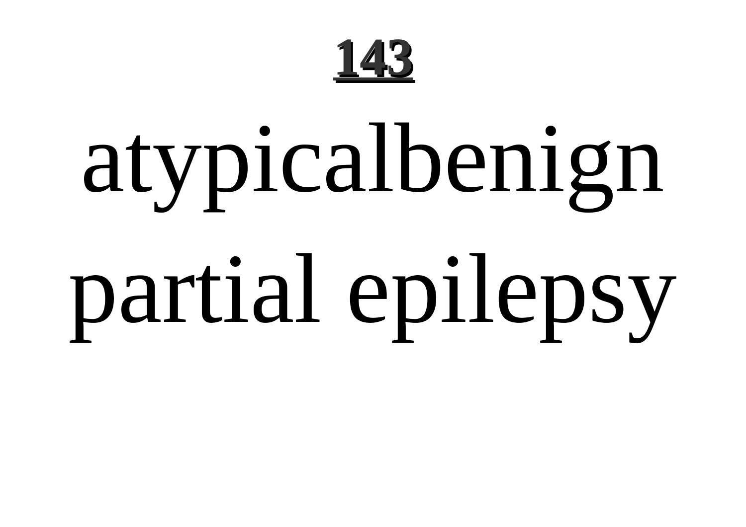atypicalbenign partial epilepsy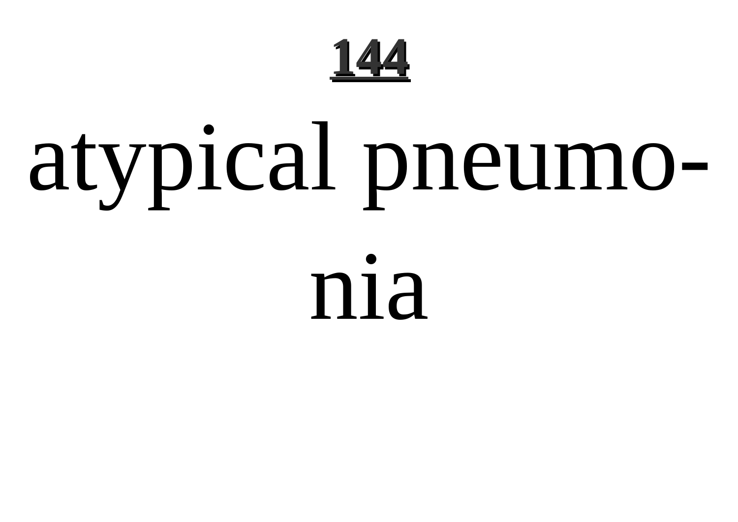atypical pneumonia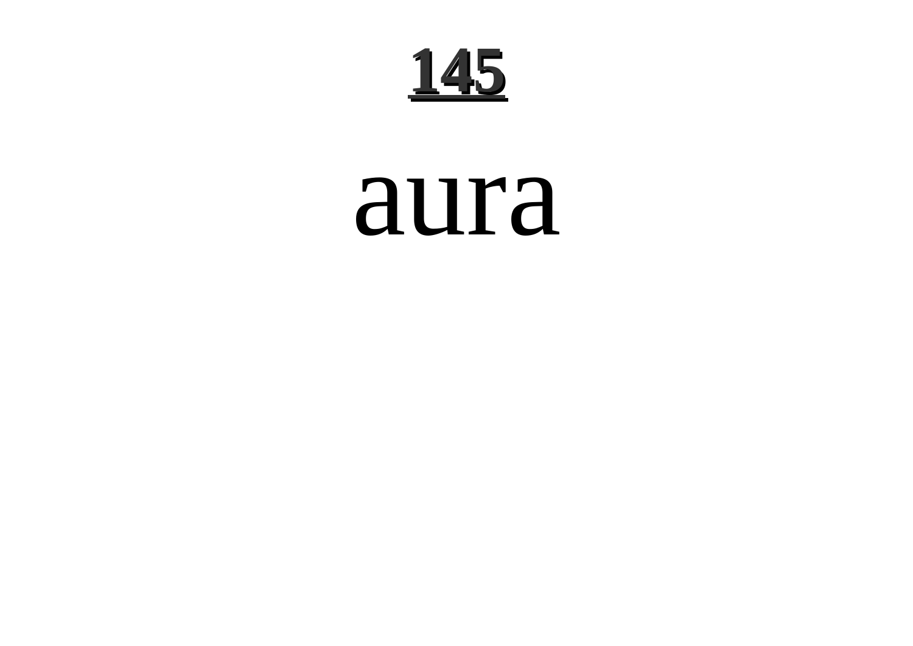# **145**

aura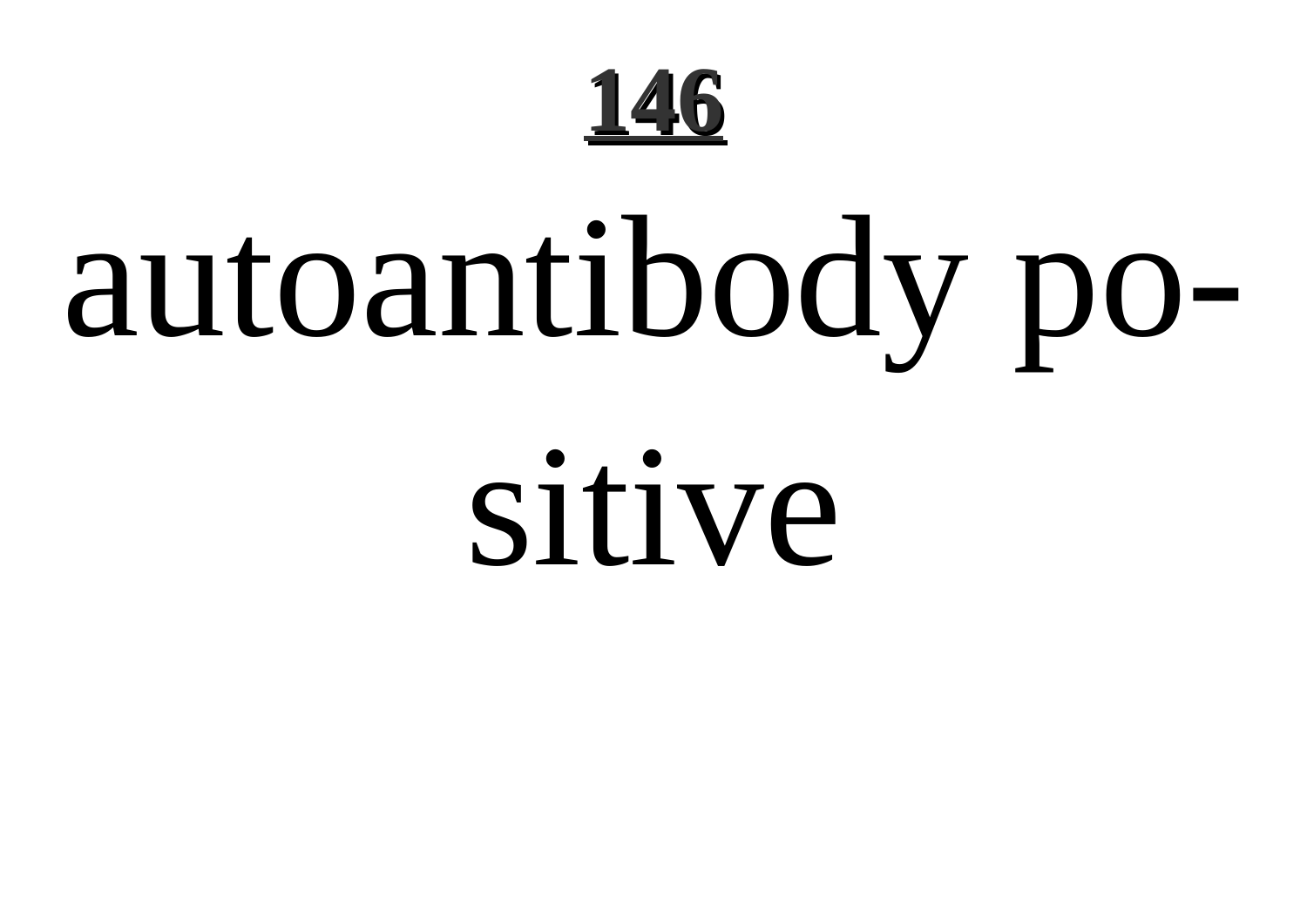autoantibody positive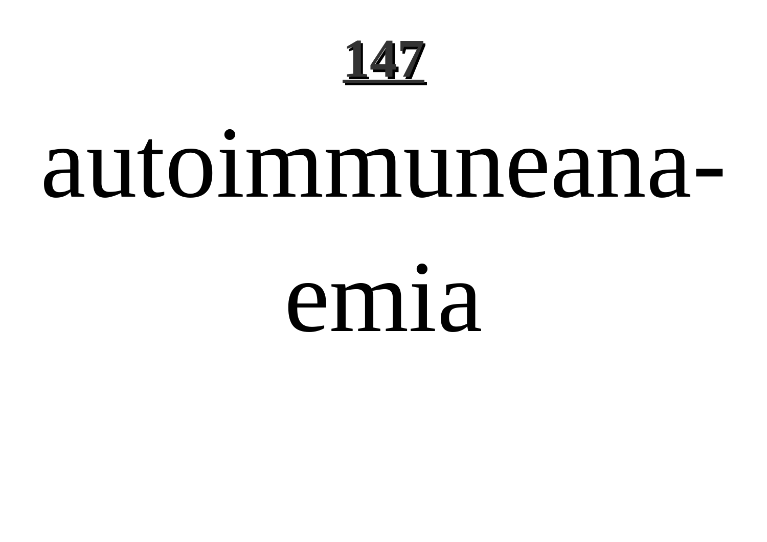# 147

autoimmuneanaemia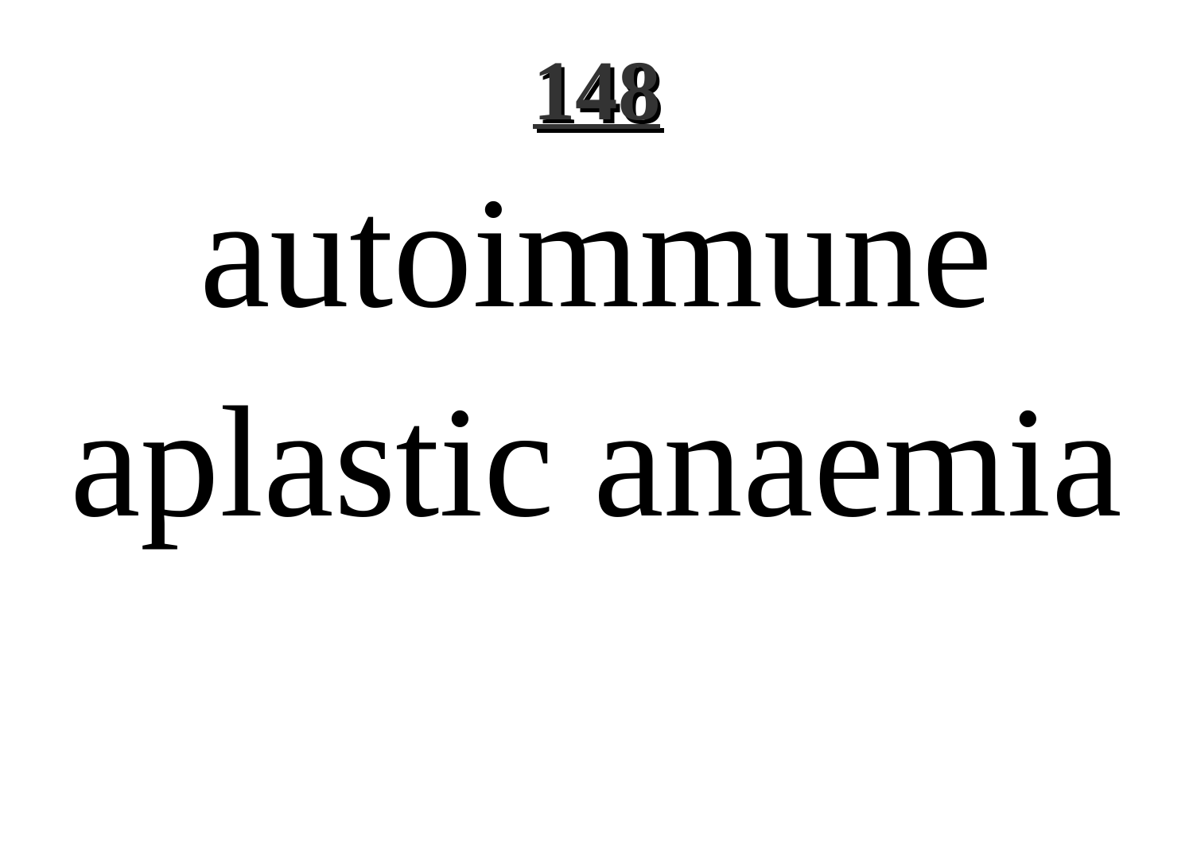# autoimmune aplastic anaemia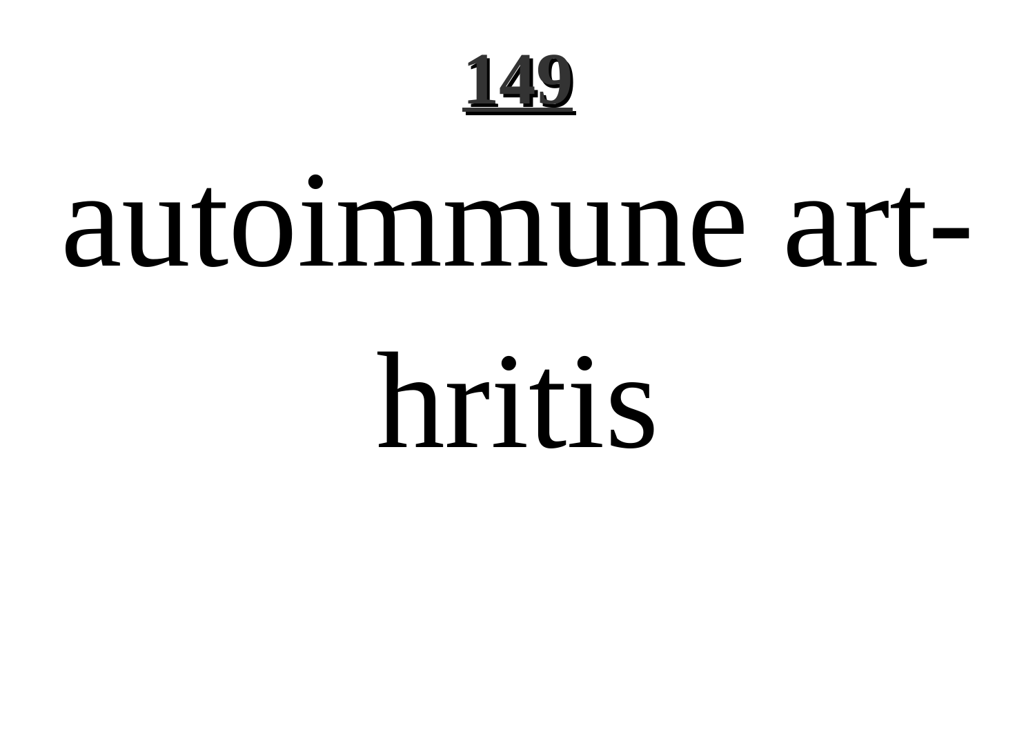## 149

# autoimmune art- hritis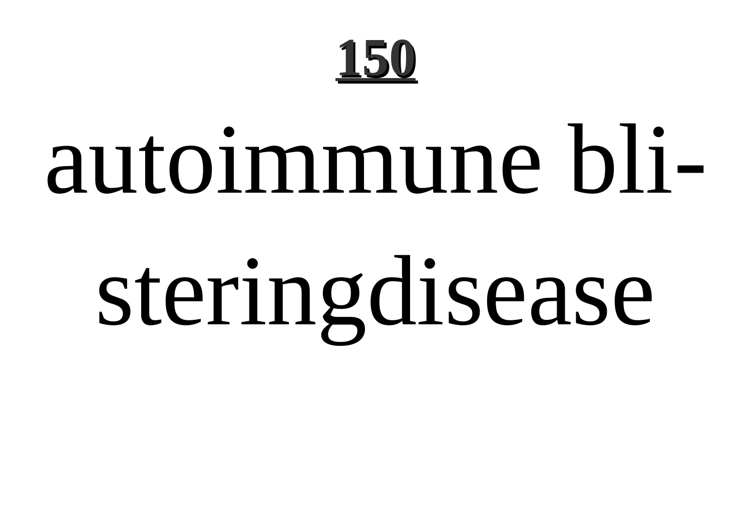autoimmune bli-
steringdisease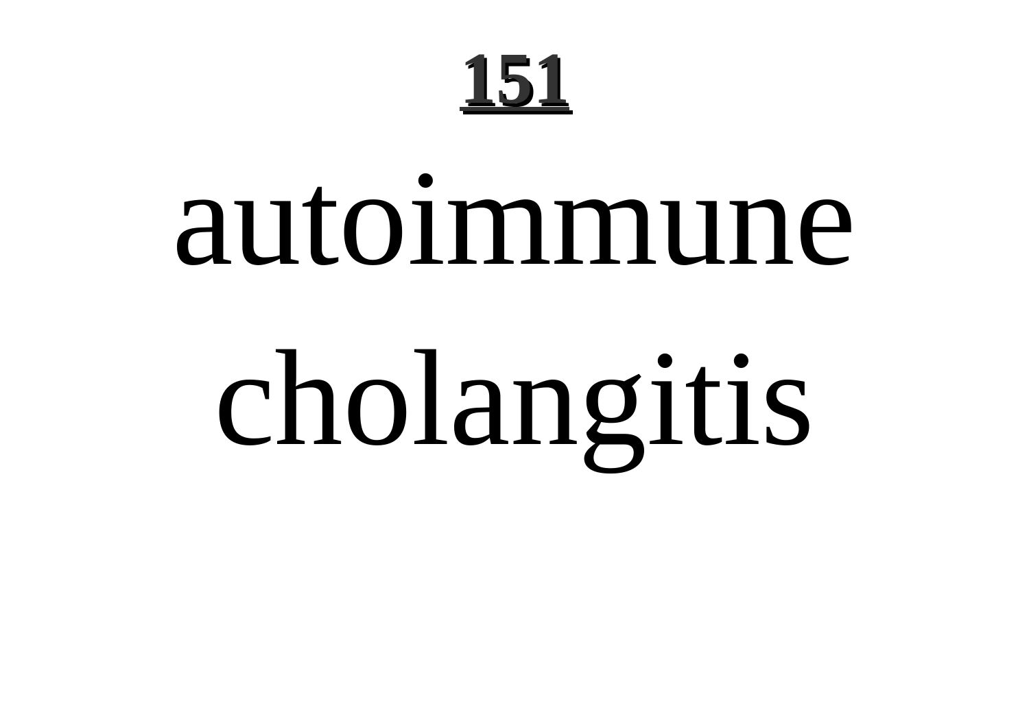# 151

autoimmune cholangitis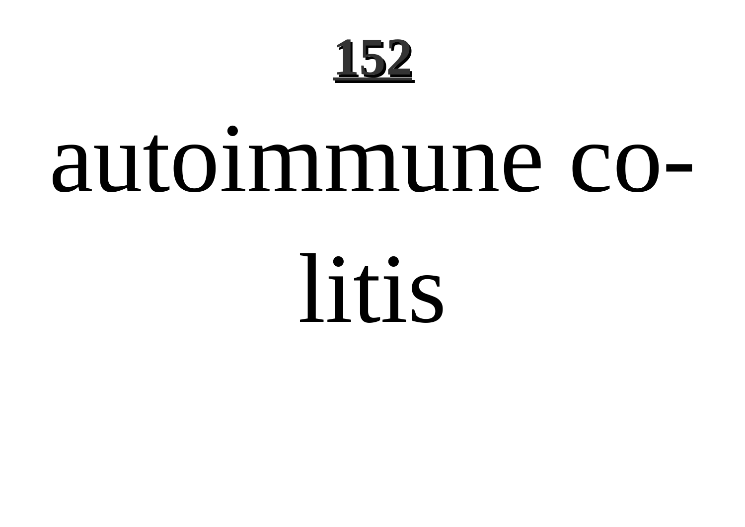**152**

# autoimmune colitis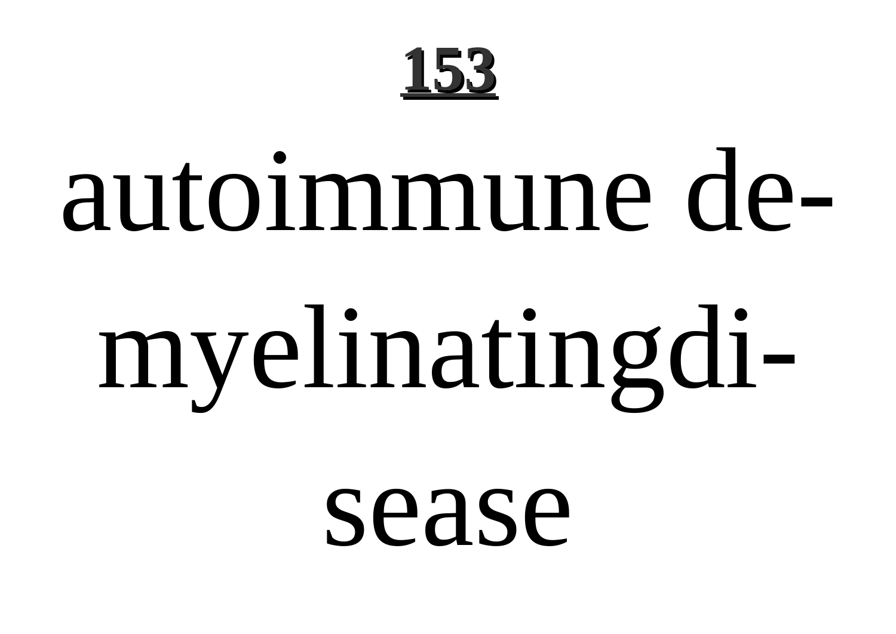**153**

# autoimmune demyelinatingdisease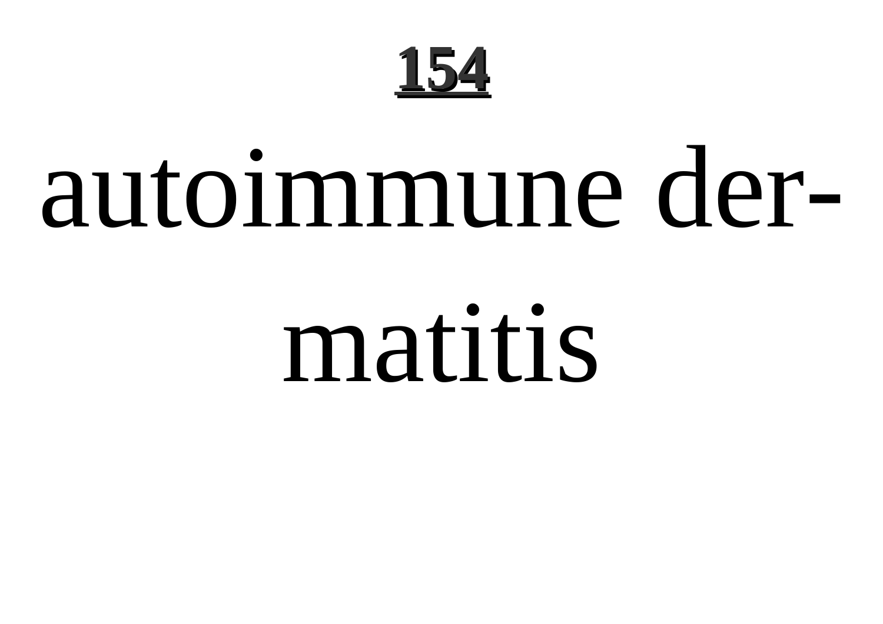# autoimmune dermatitis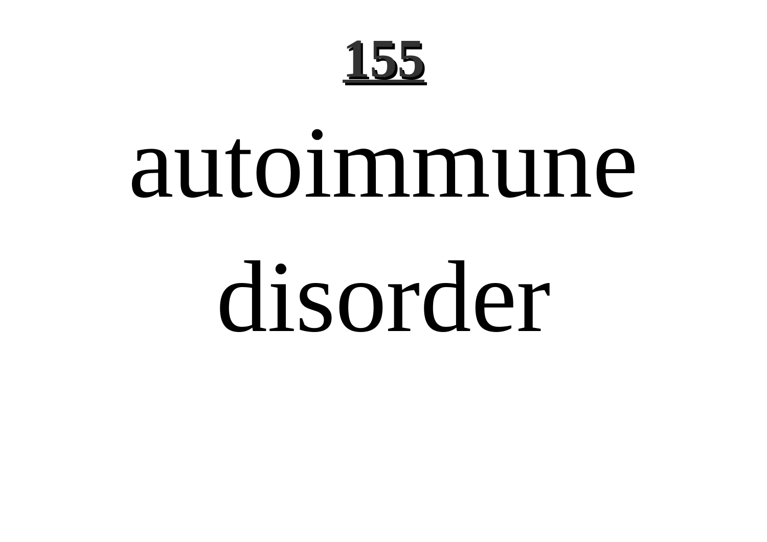**155**

# autoimmune disorder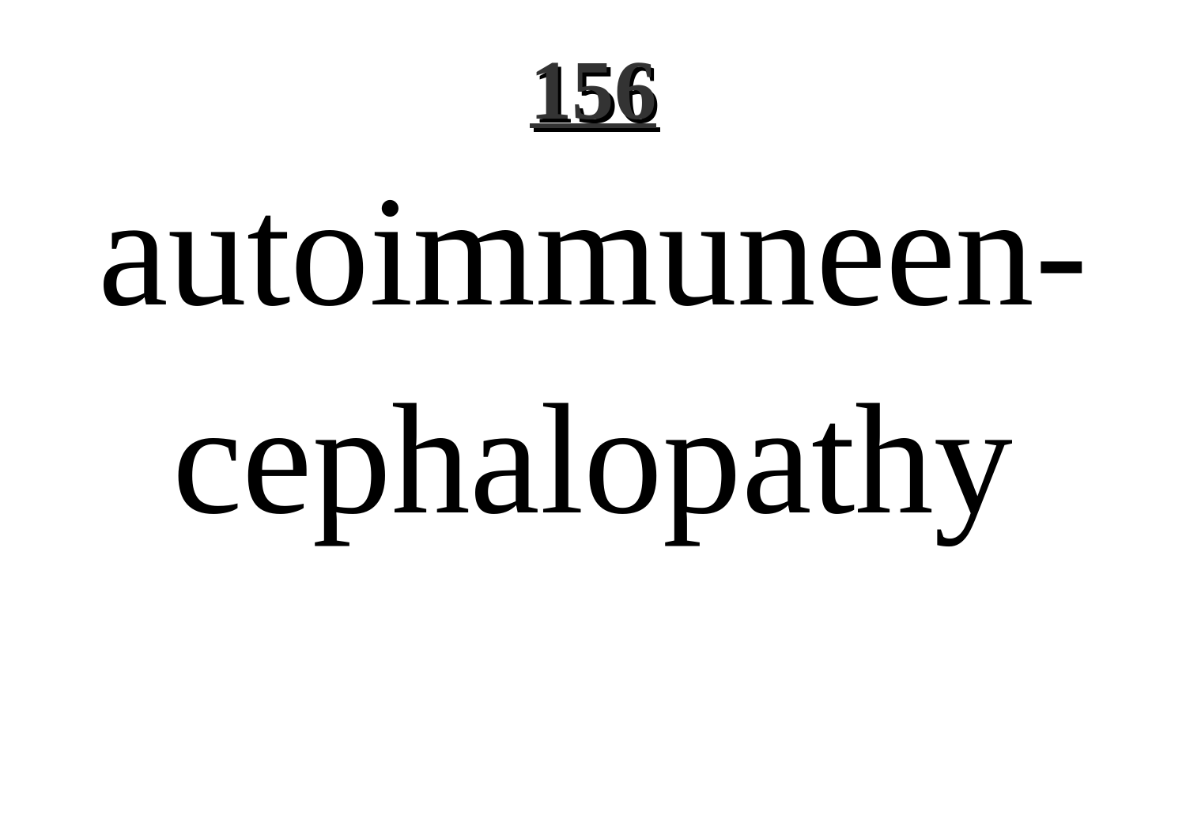autoimmuneencephalopathy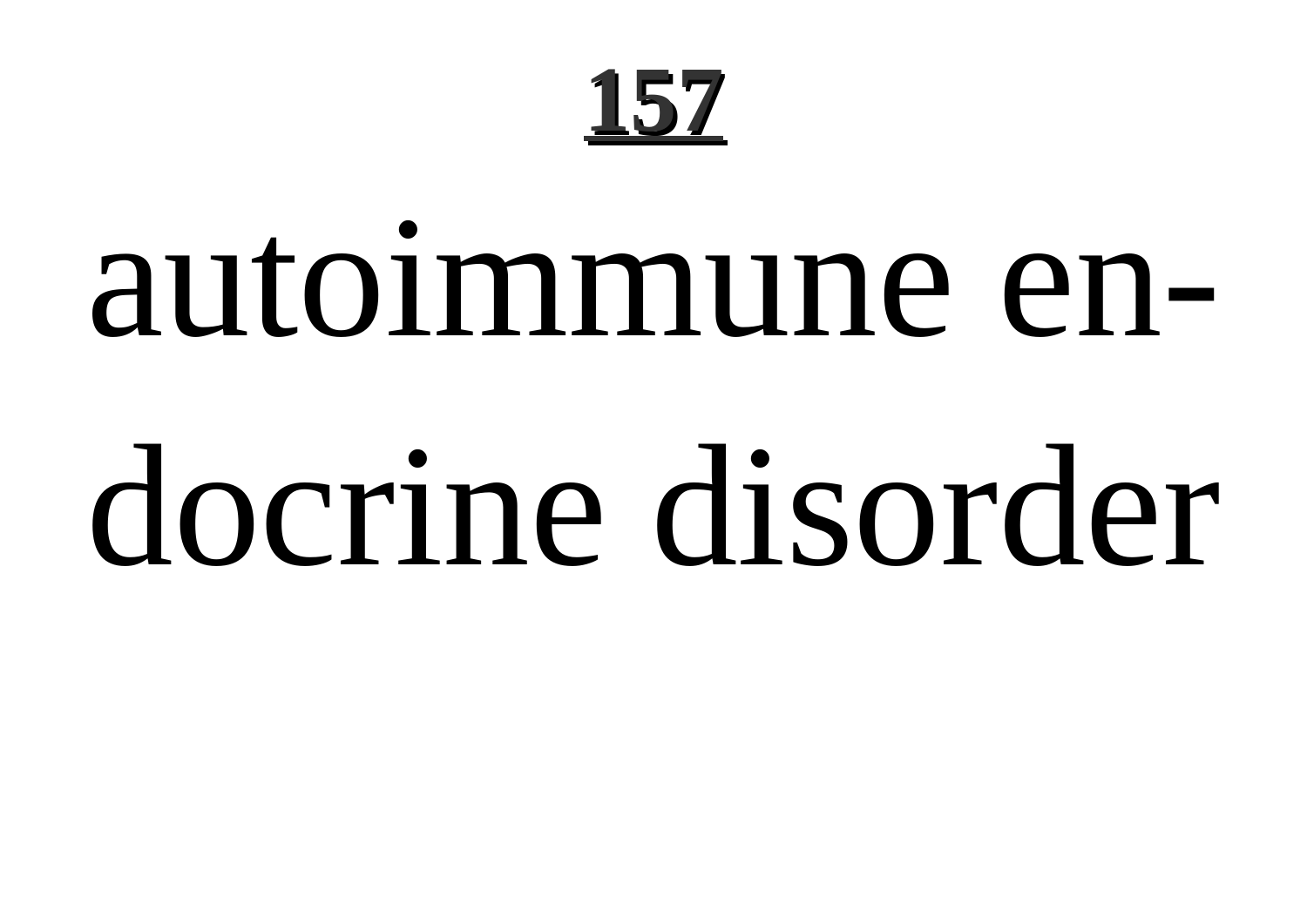autoimmune endocrine disorder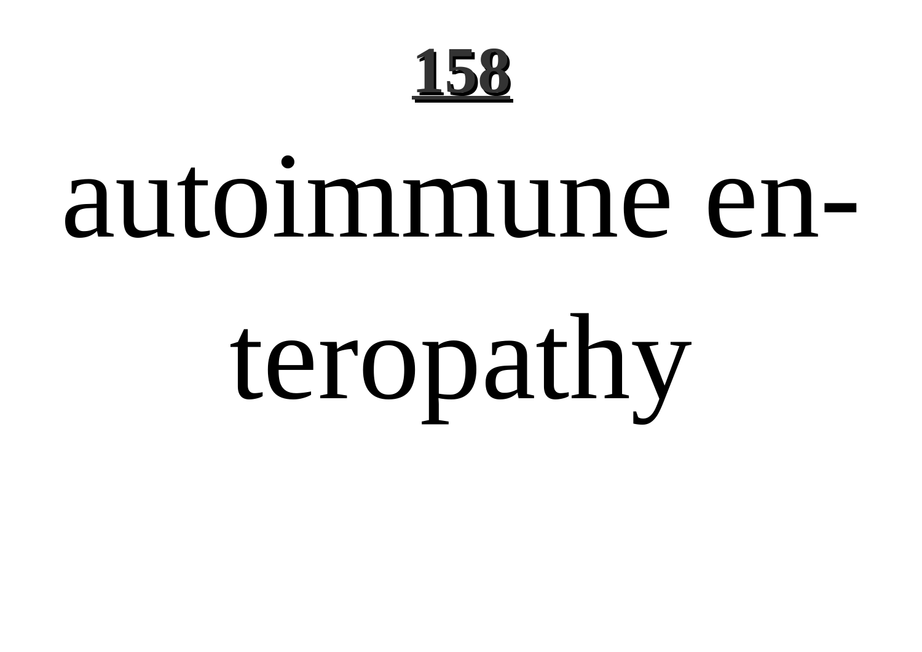# 158

autoimmune enteropathy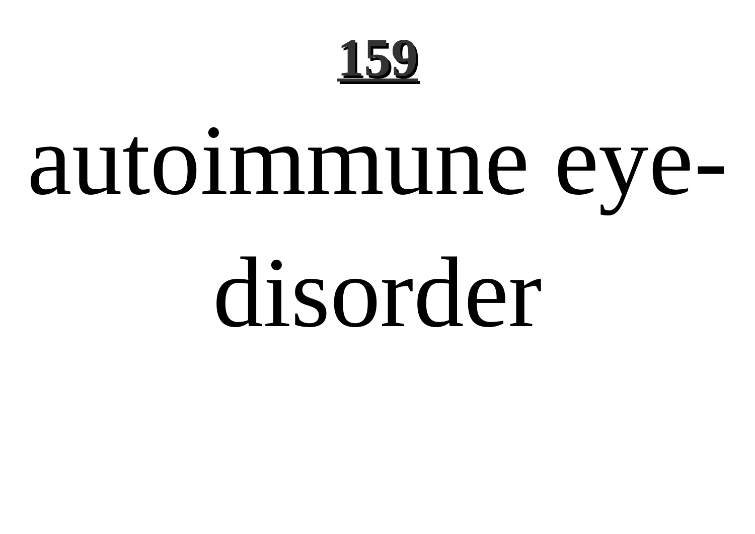autoimmune eye-disorder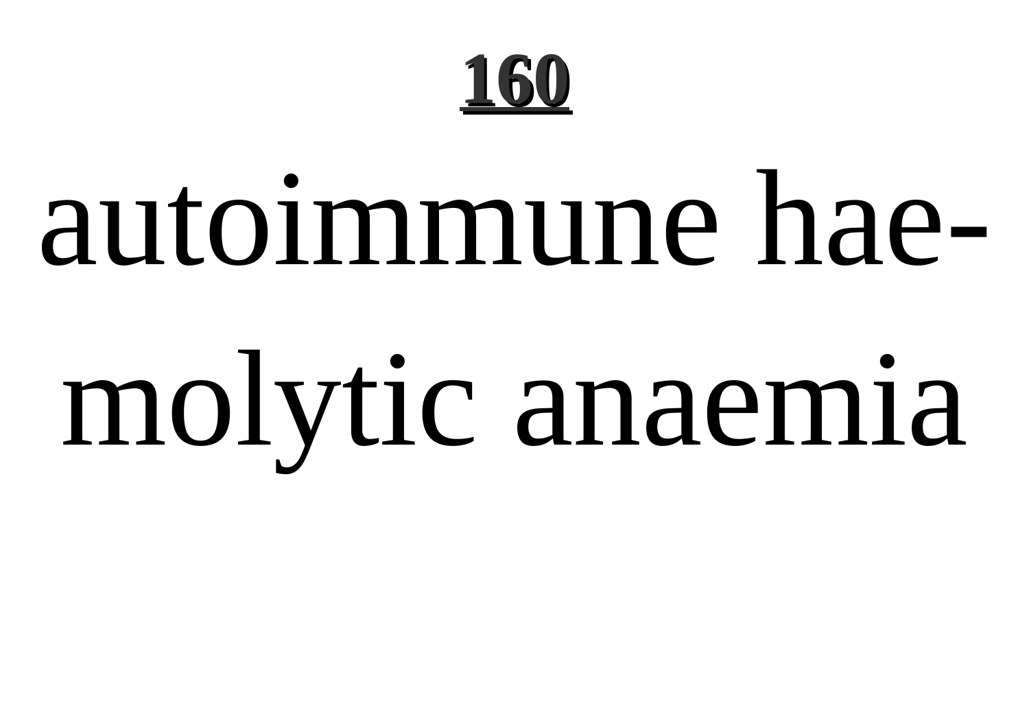autoimmune hae-
molytic anaemia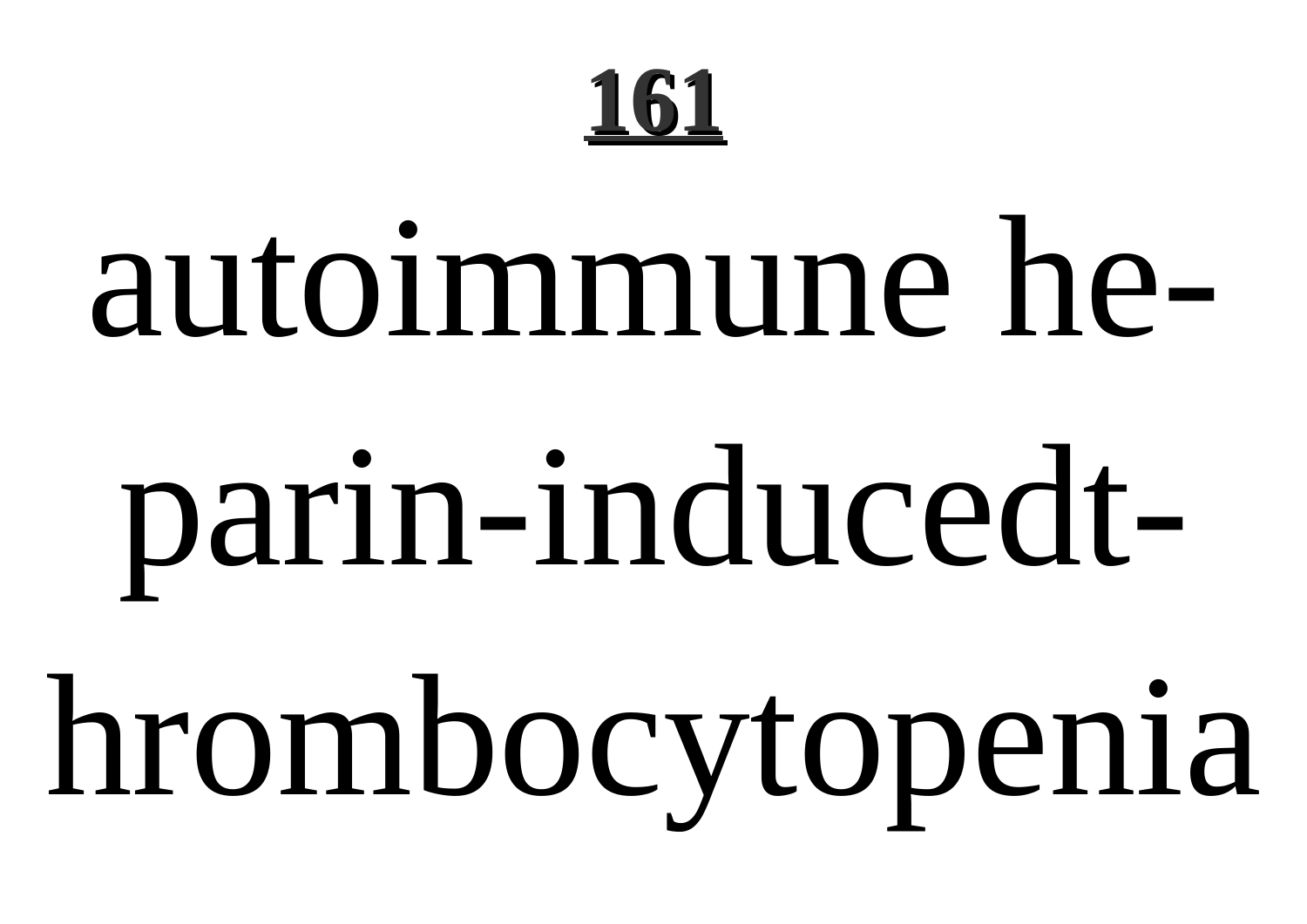# 161

autoimmune heparin-inducedthrombocytopenia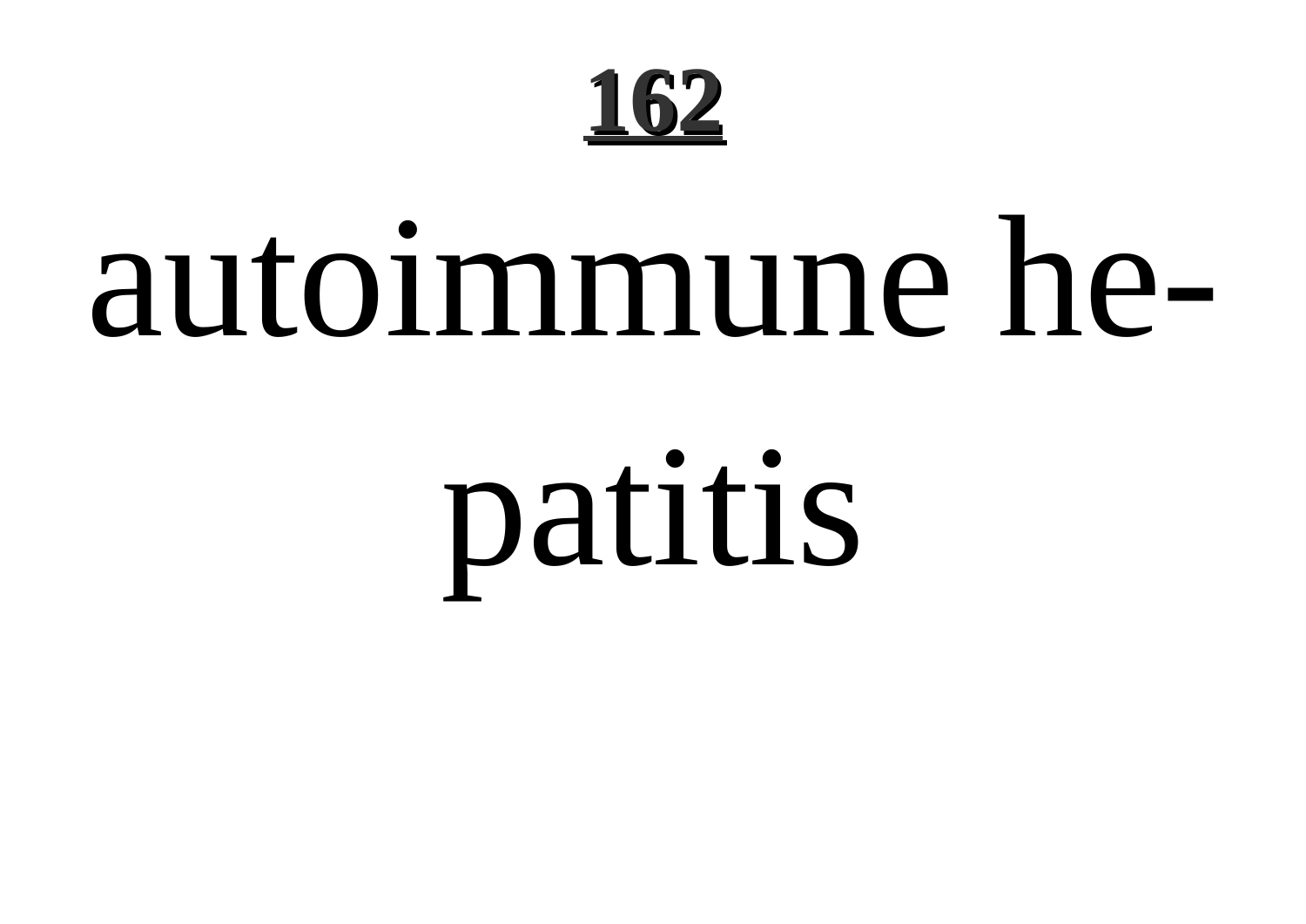# autoimmune hepatitis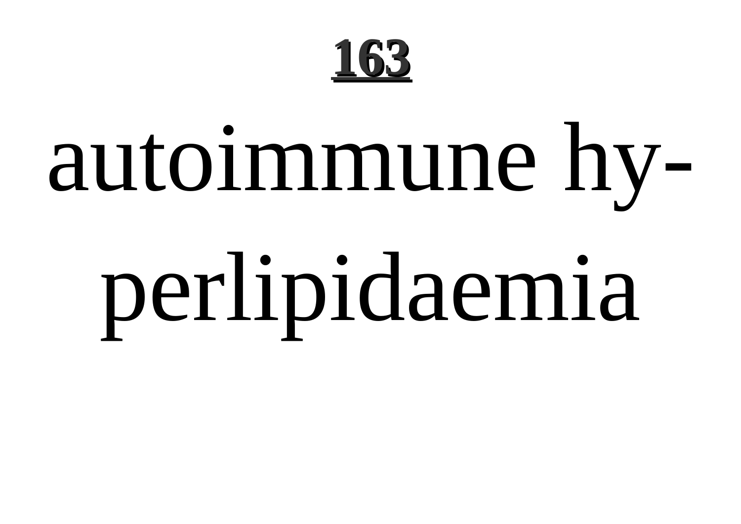# 163

autoimmune hyperlipidaemia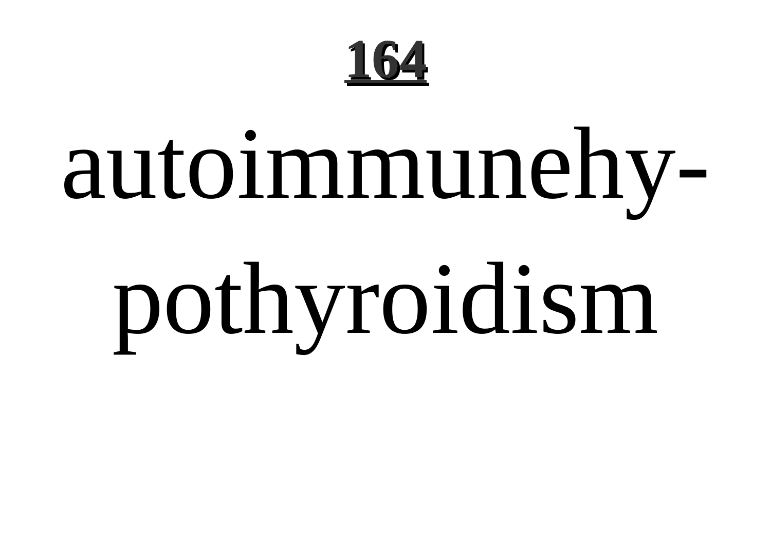# 164

autoimmunehy-pothyroidism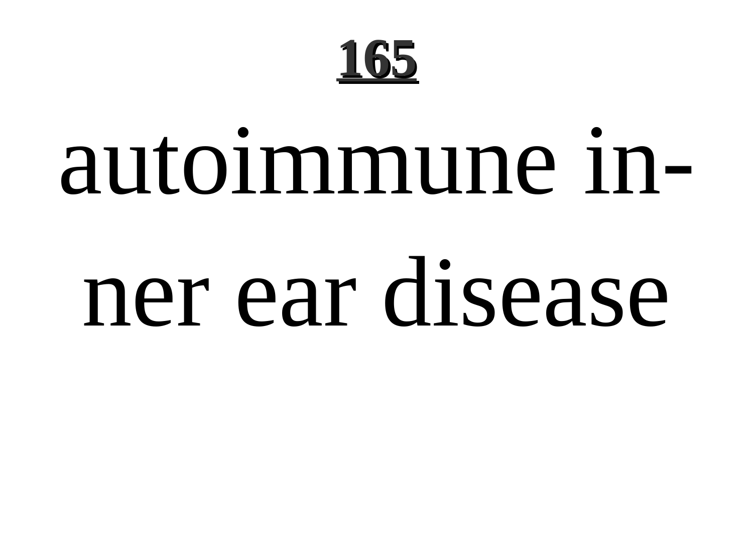autoimmune inner ear disease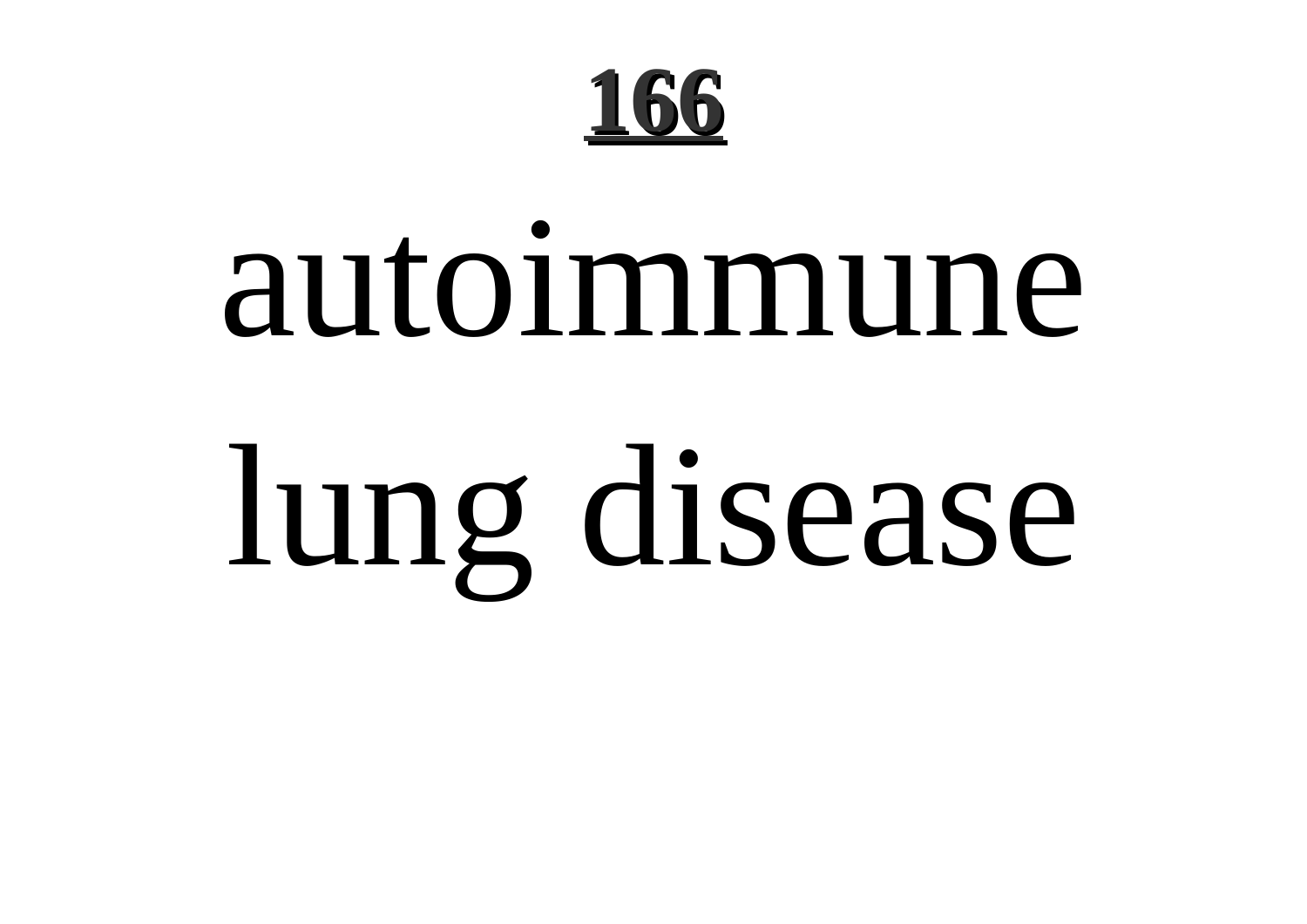# autoimmune lung disease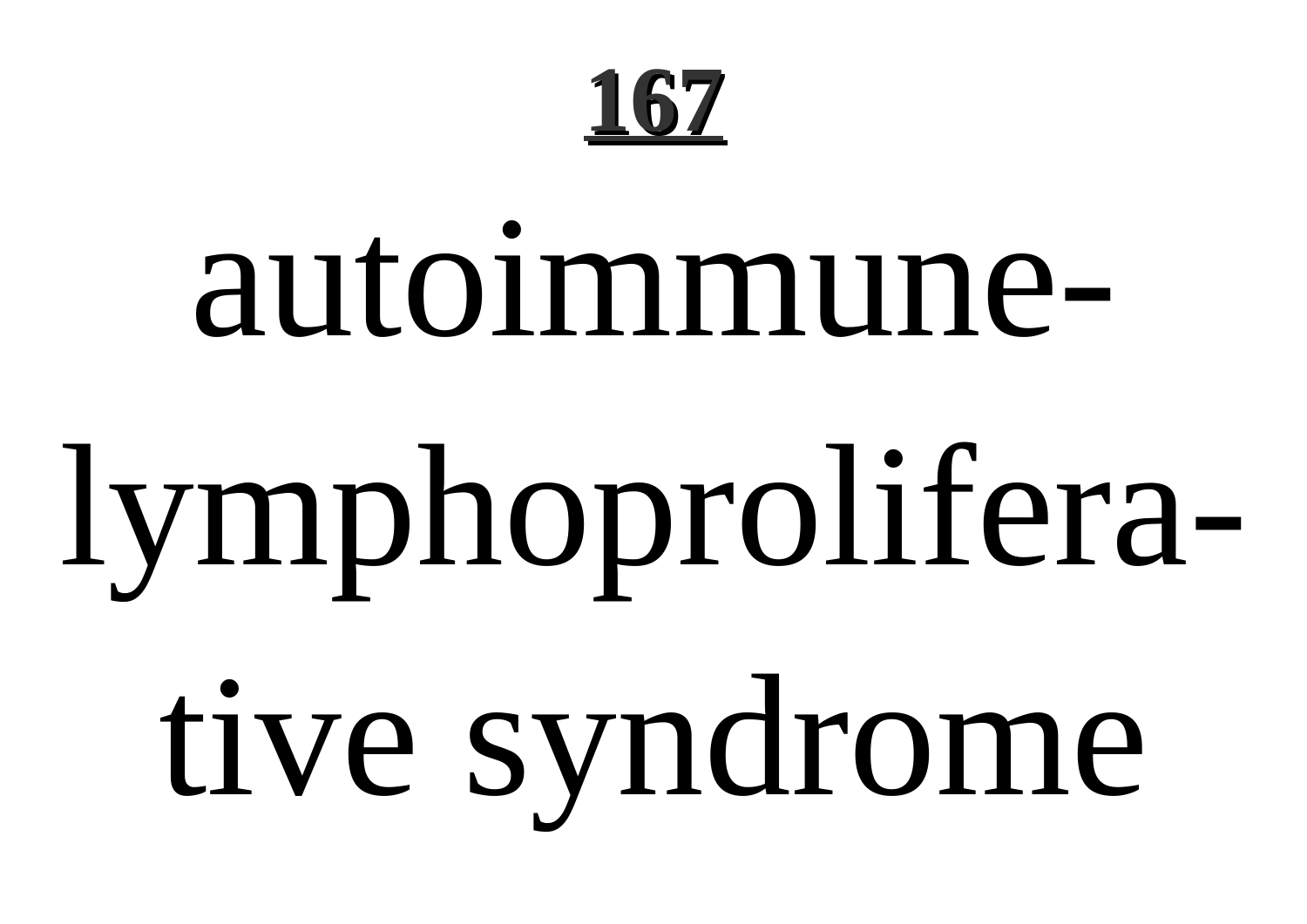autoimmune-lymphoproliferative syndrome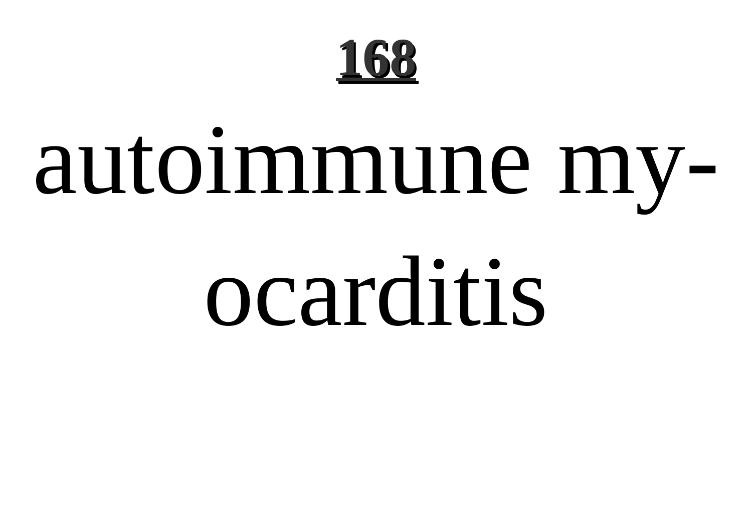**168**

# autoimmune myocarditis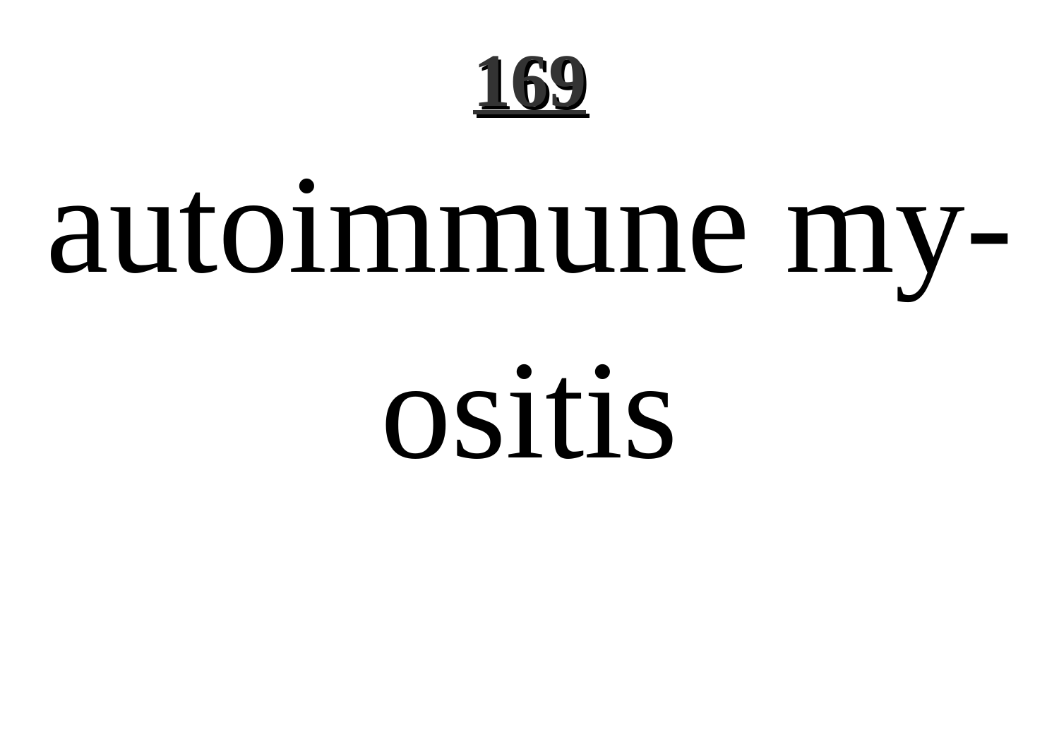# autoimmune myositis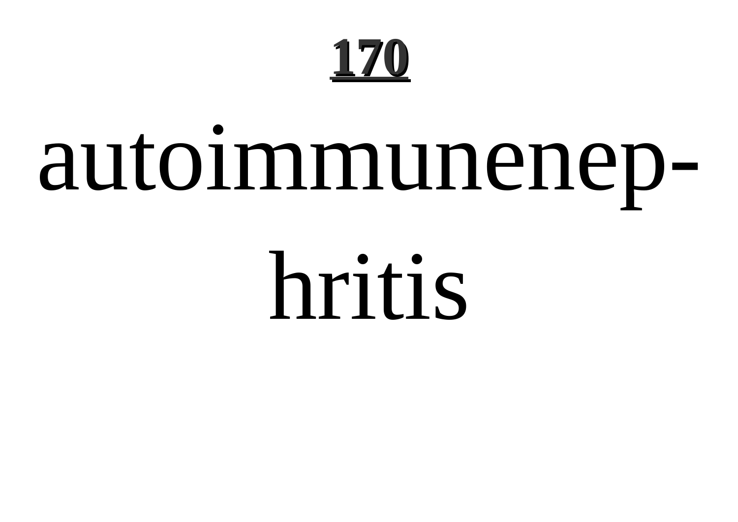# 170

autoimmunenephritis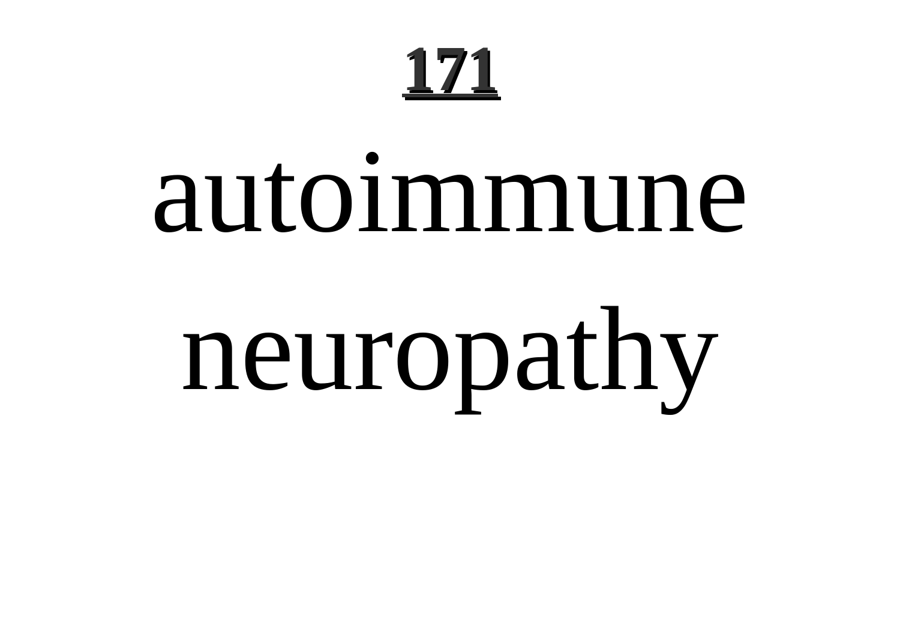**171**

# autoimmune neuropathy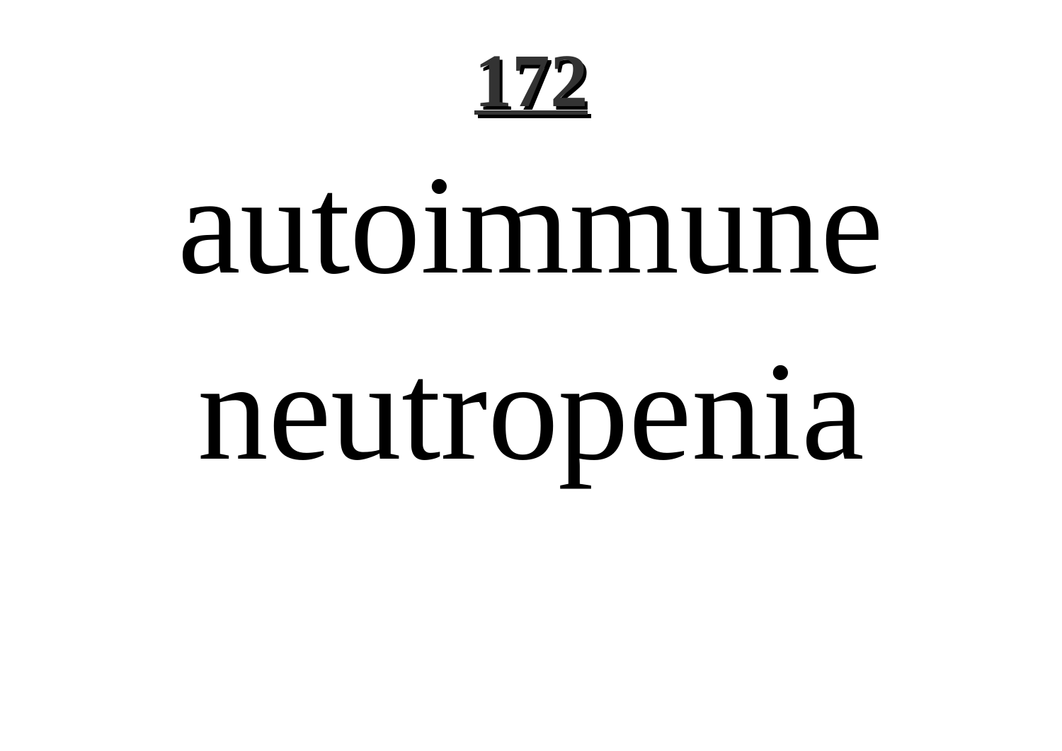# autoimmune neutropenia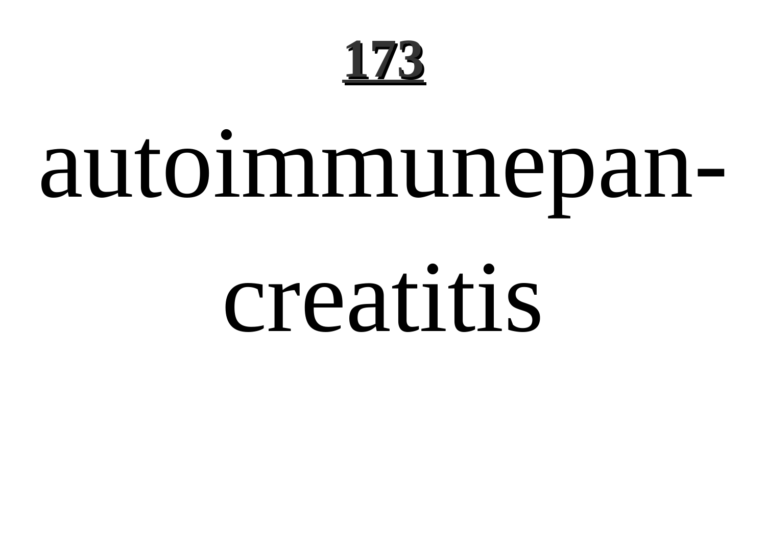# 173

autoimmunepancreatitis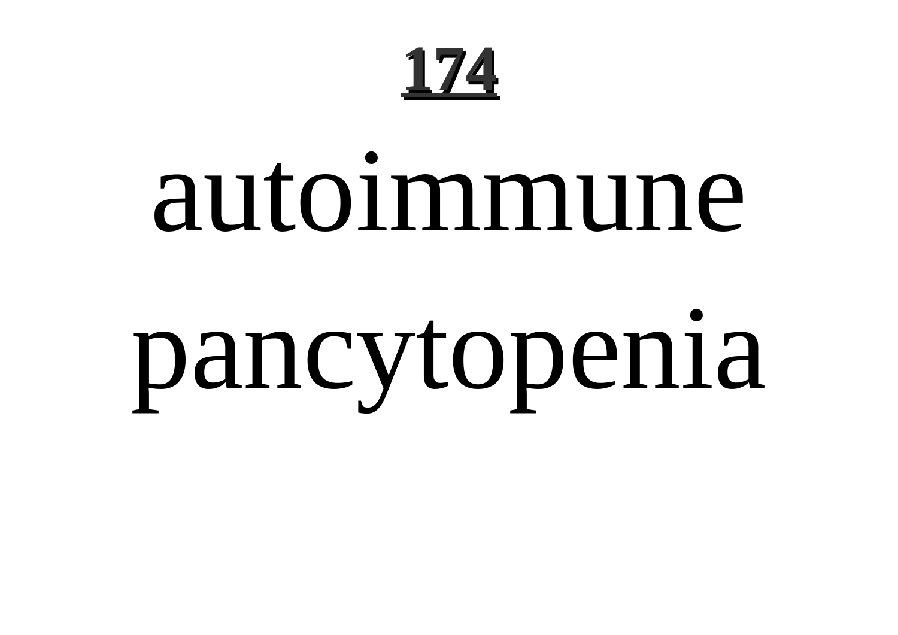# 174

autoimmune pancytopenia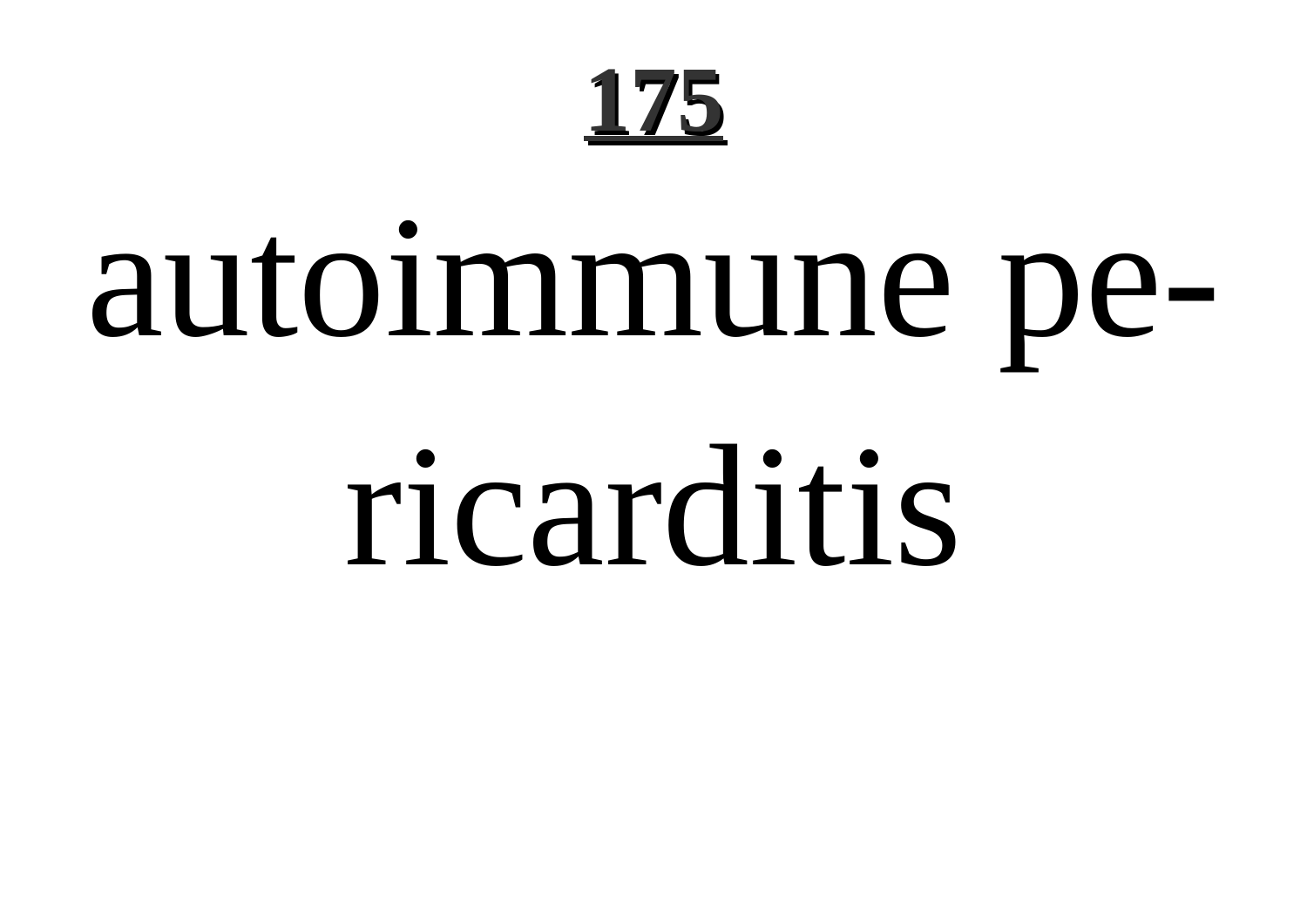autoimmune pericarditis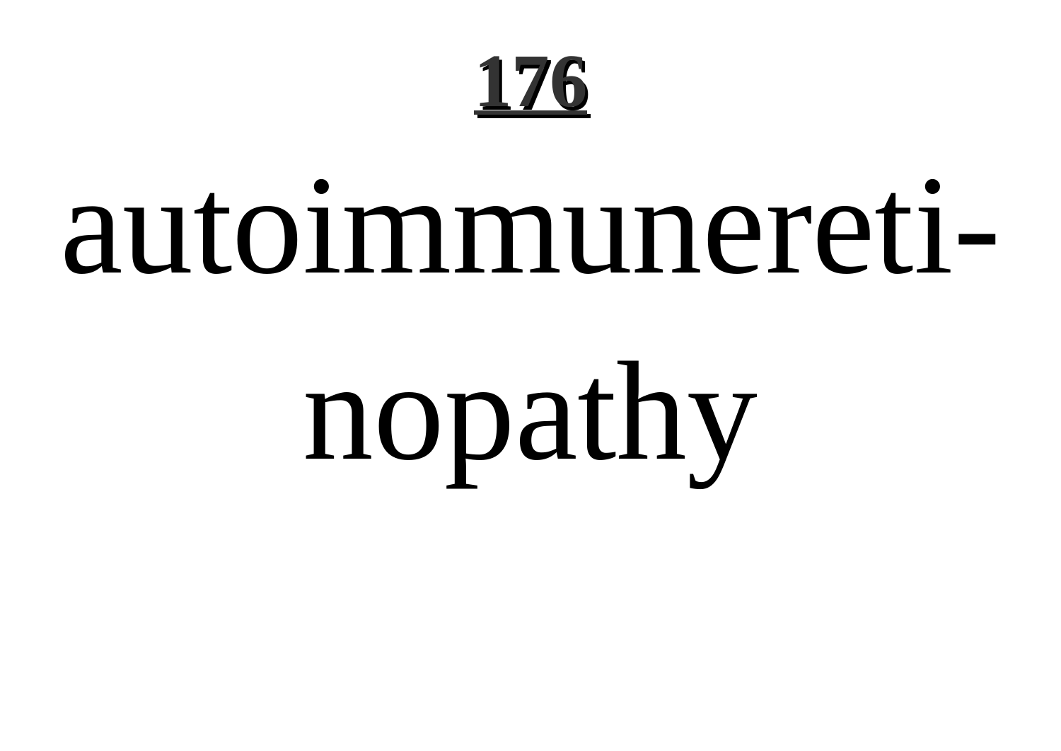# 176

autoimmuneretinopathy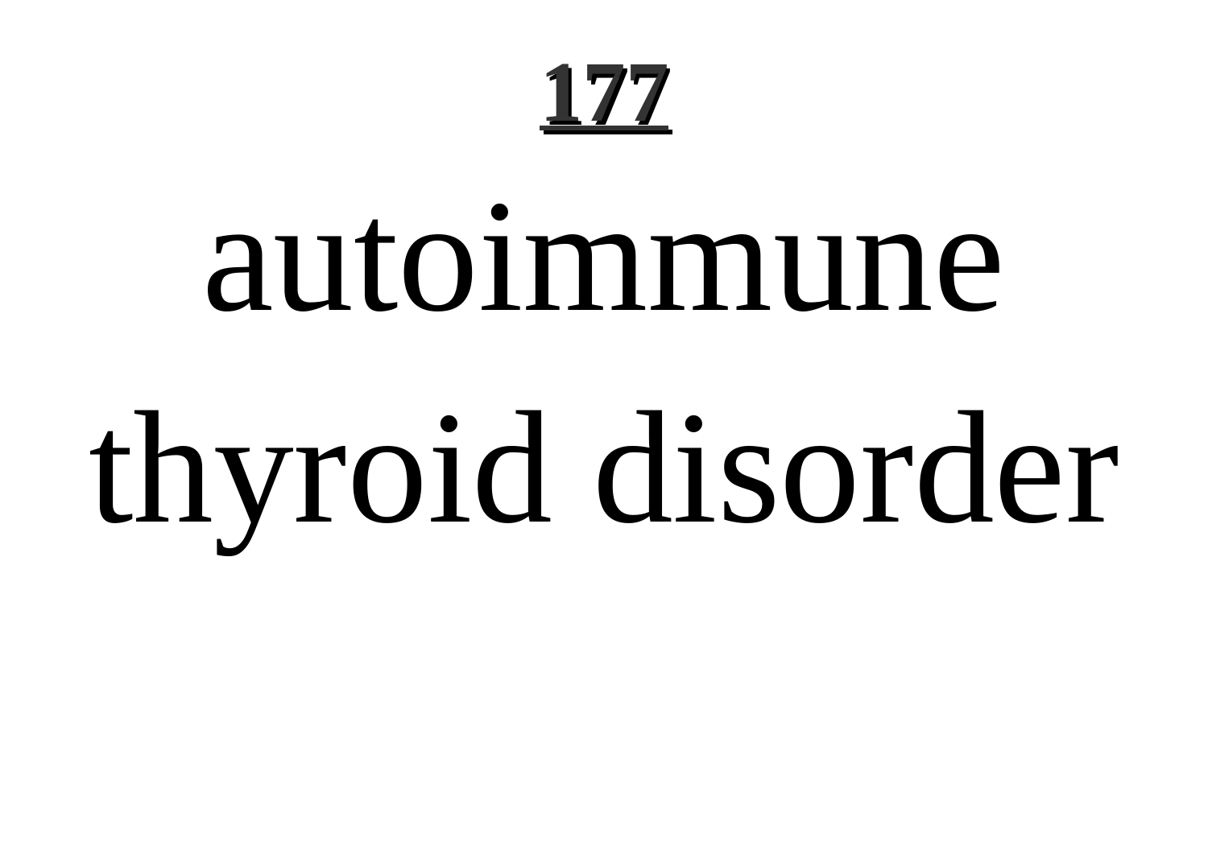# 177

autoimmune thyroid disorder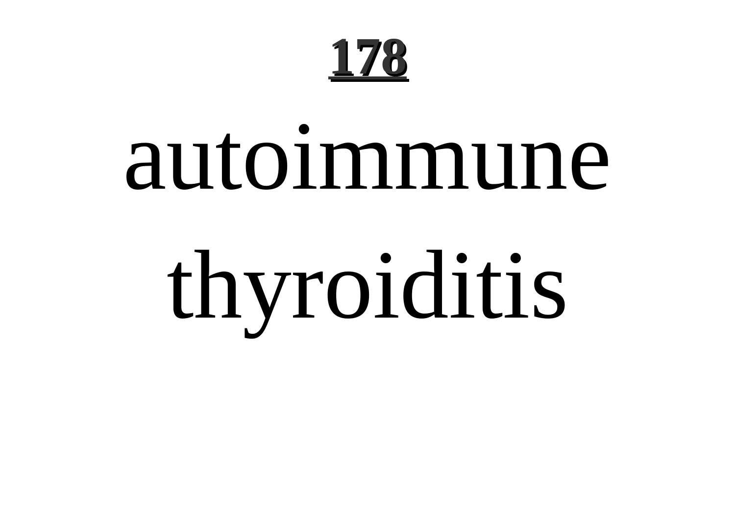**178**

# autoimmune thyroiditis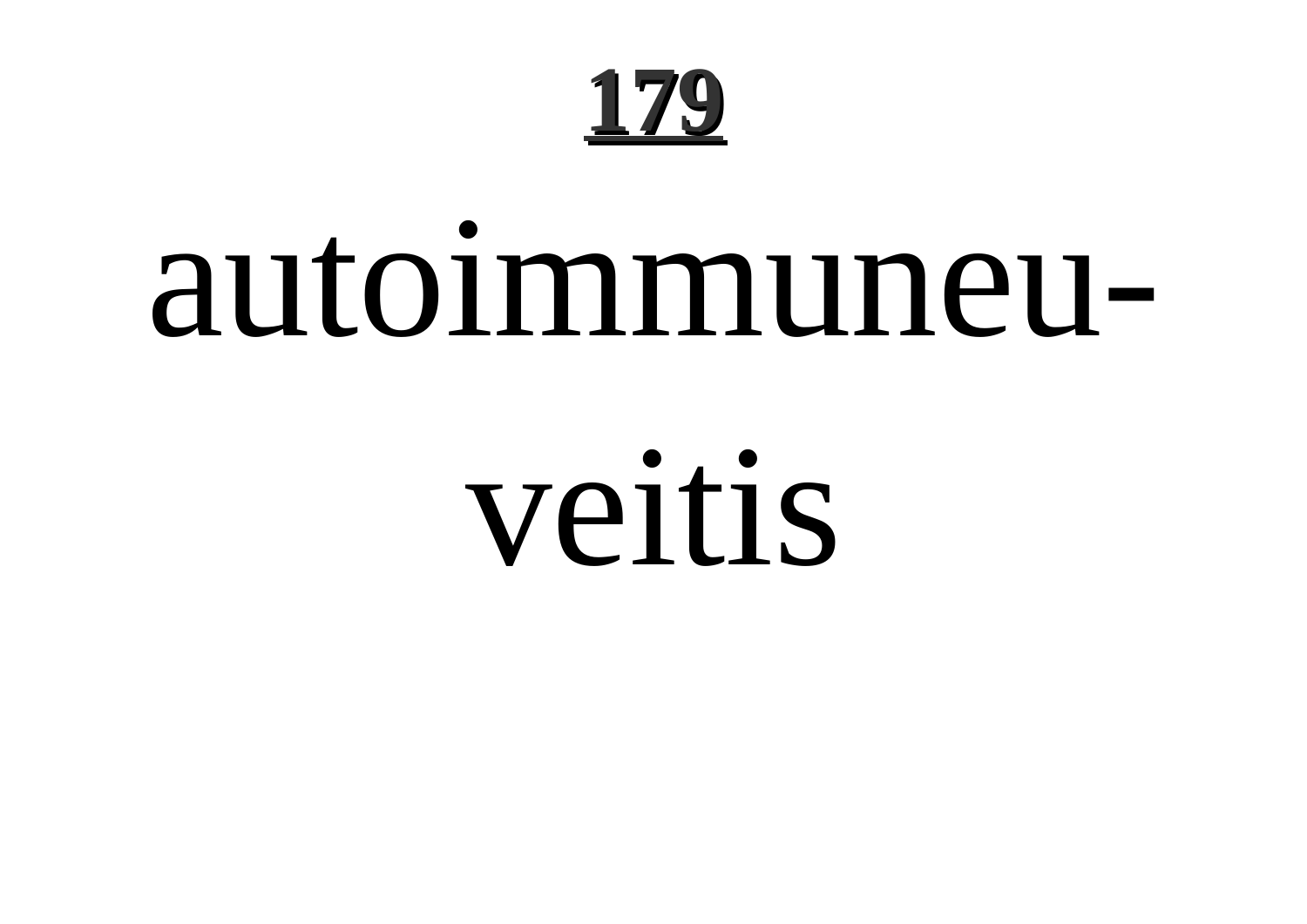**179**

autoimmuneu-

veitis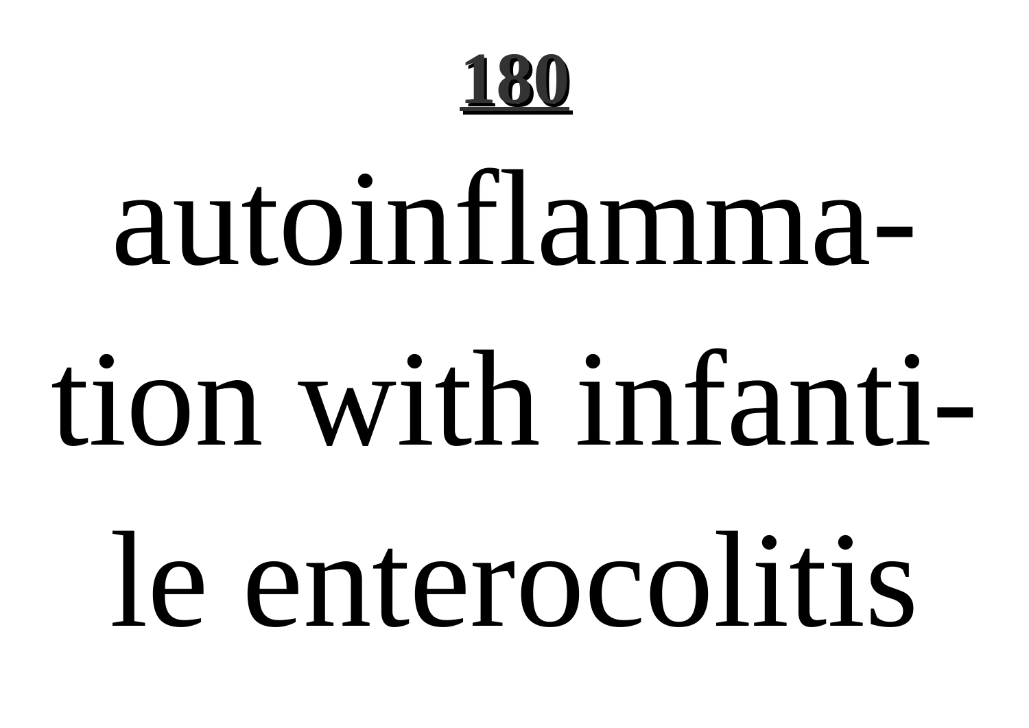**180**

# autoinflammation with infantile enterocolitis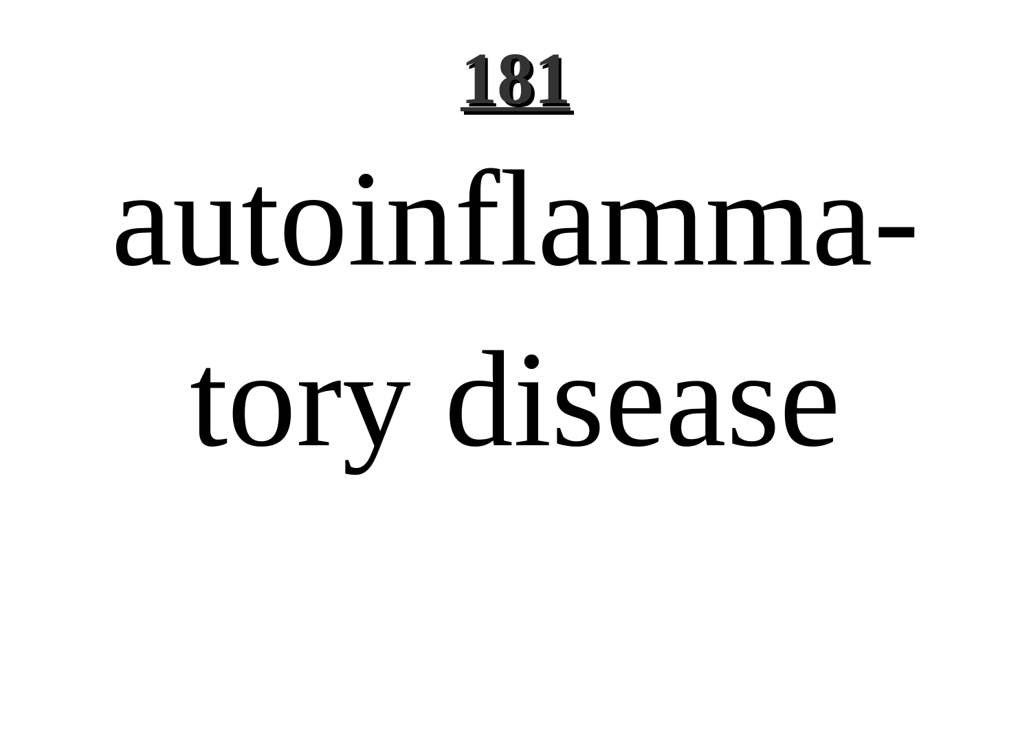# 181

autoinflammatory disease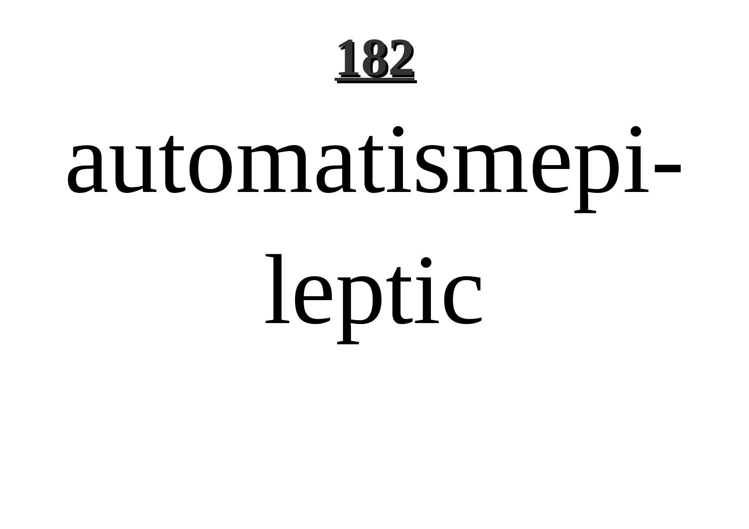automatismepileptic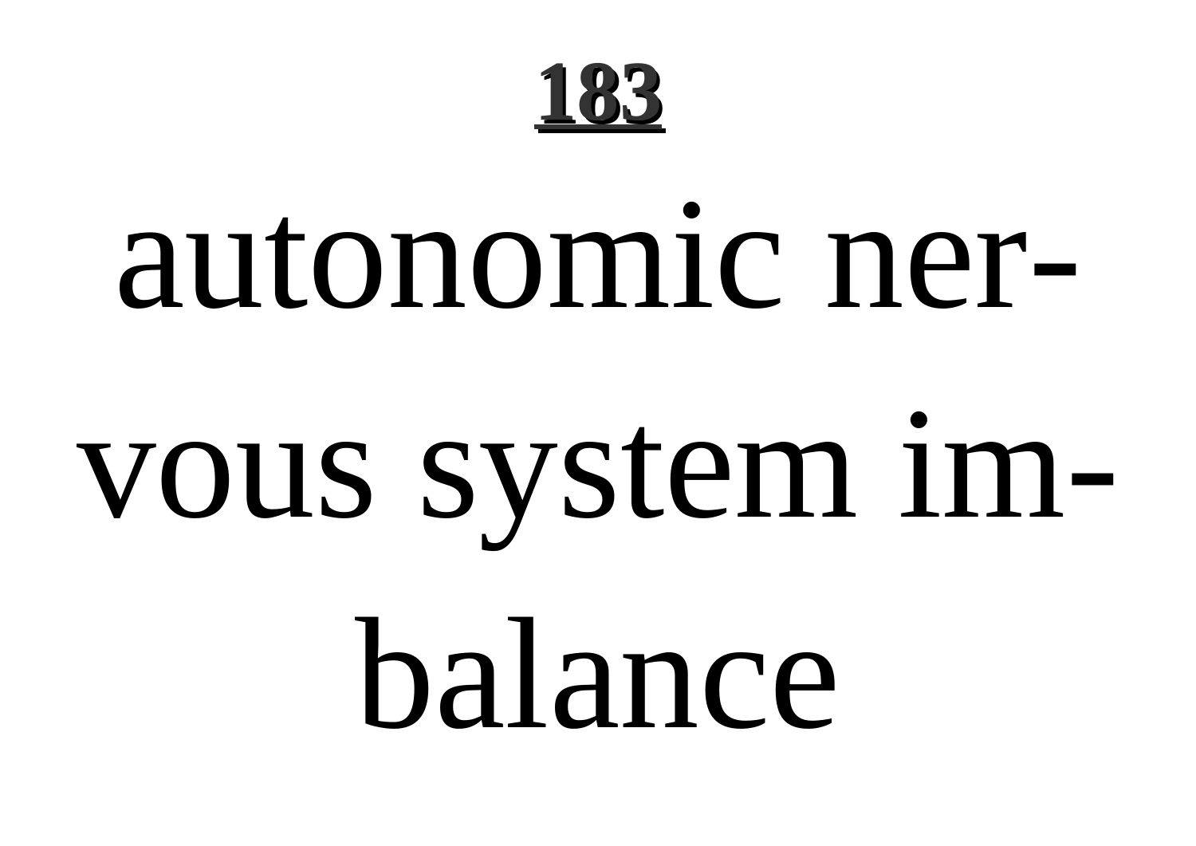autonomic nervous system imbalance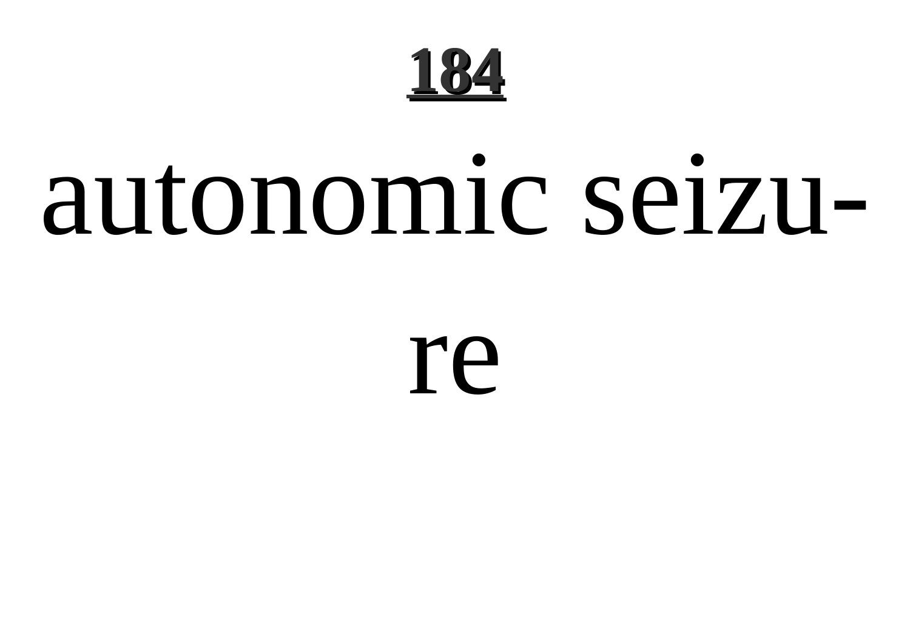**184**

autonomic seizu-

re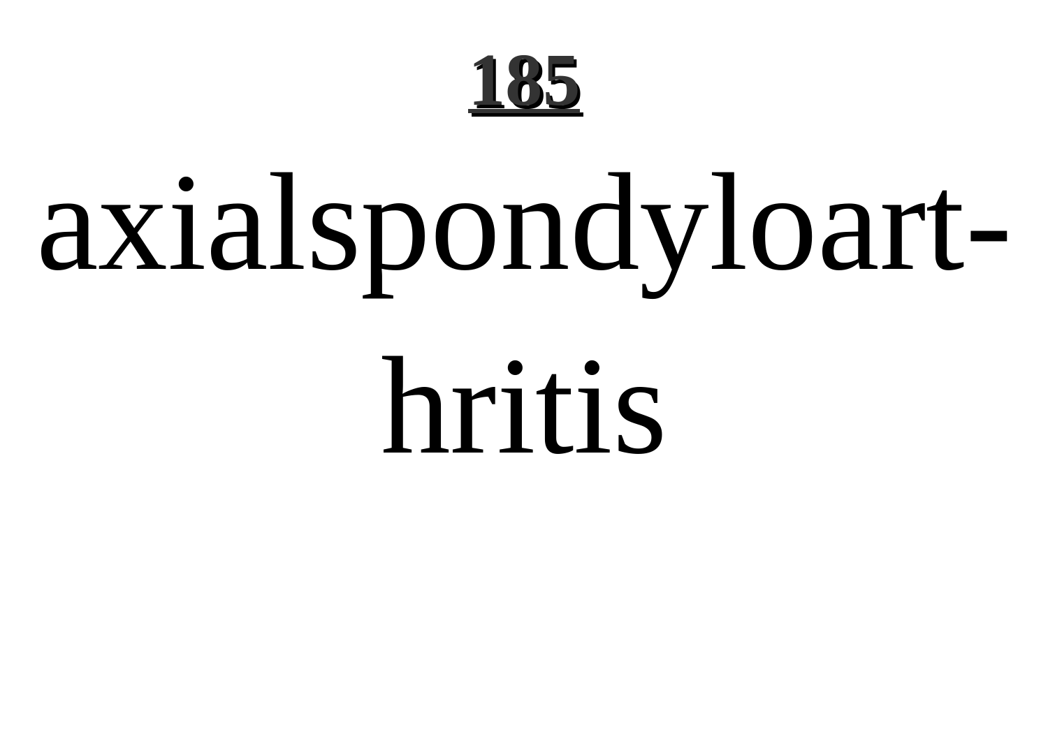# 185

axialspondyloart-hritis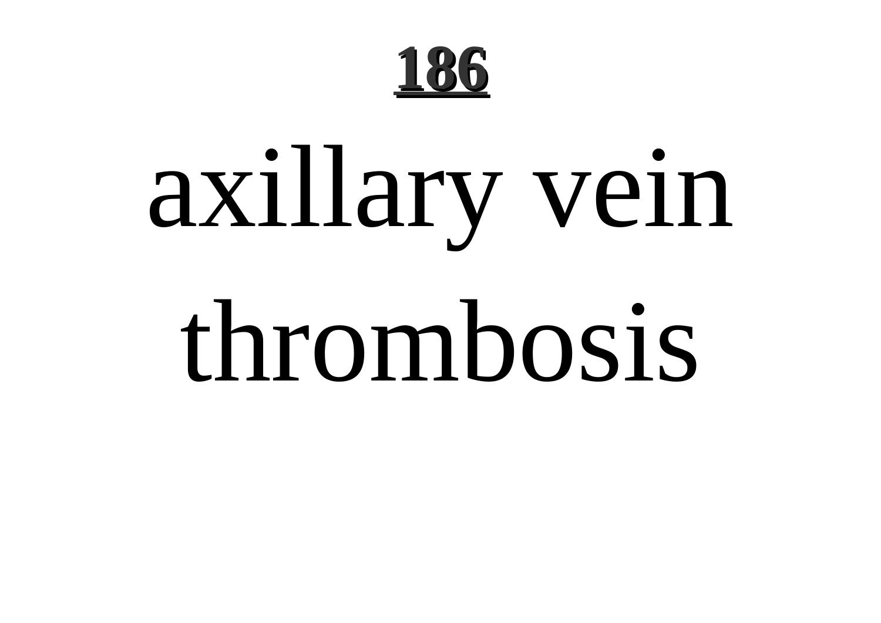**186**

# axillary vein thrombosis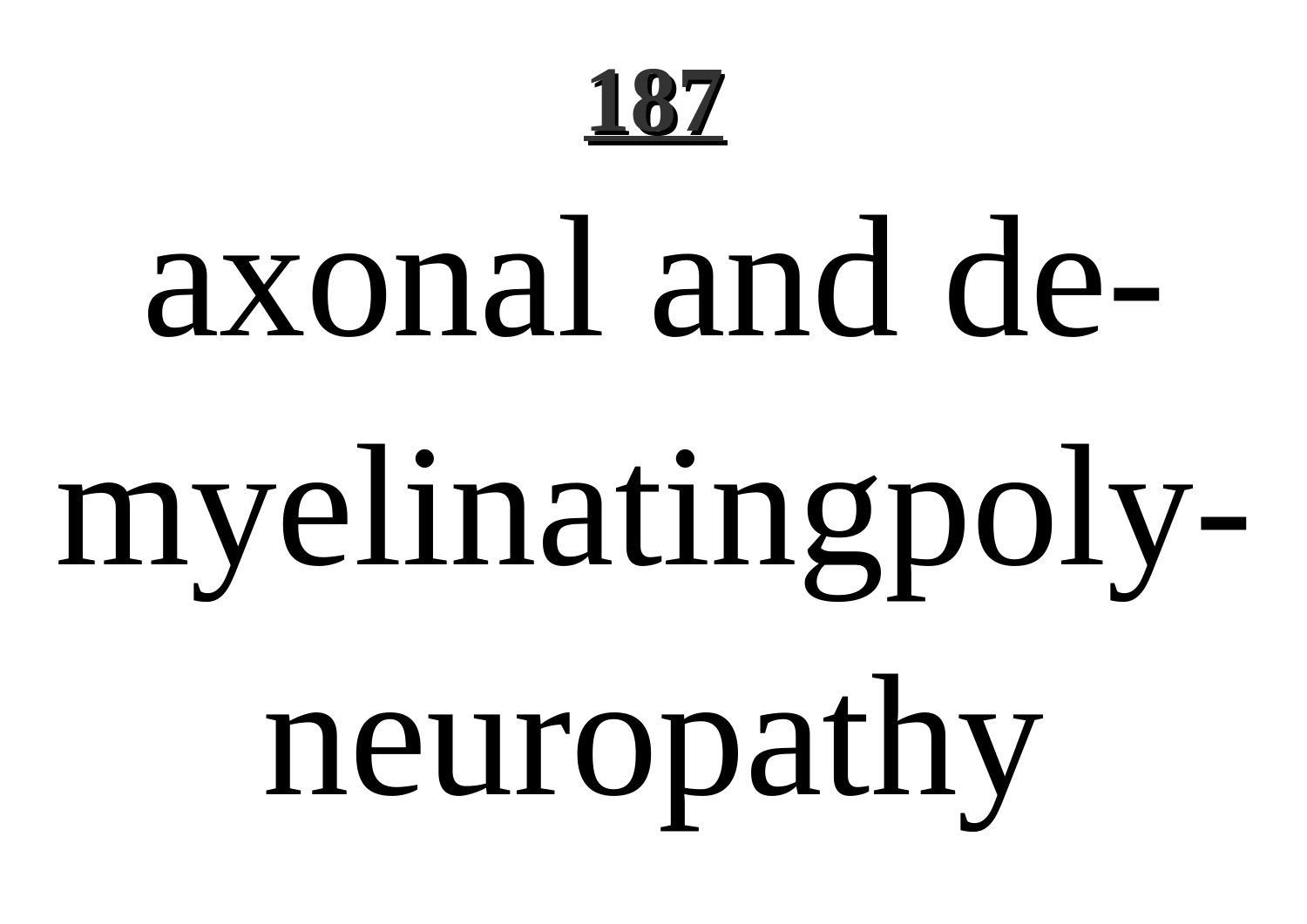**187**

axonal and de-myelinatingpoly-neuropathy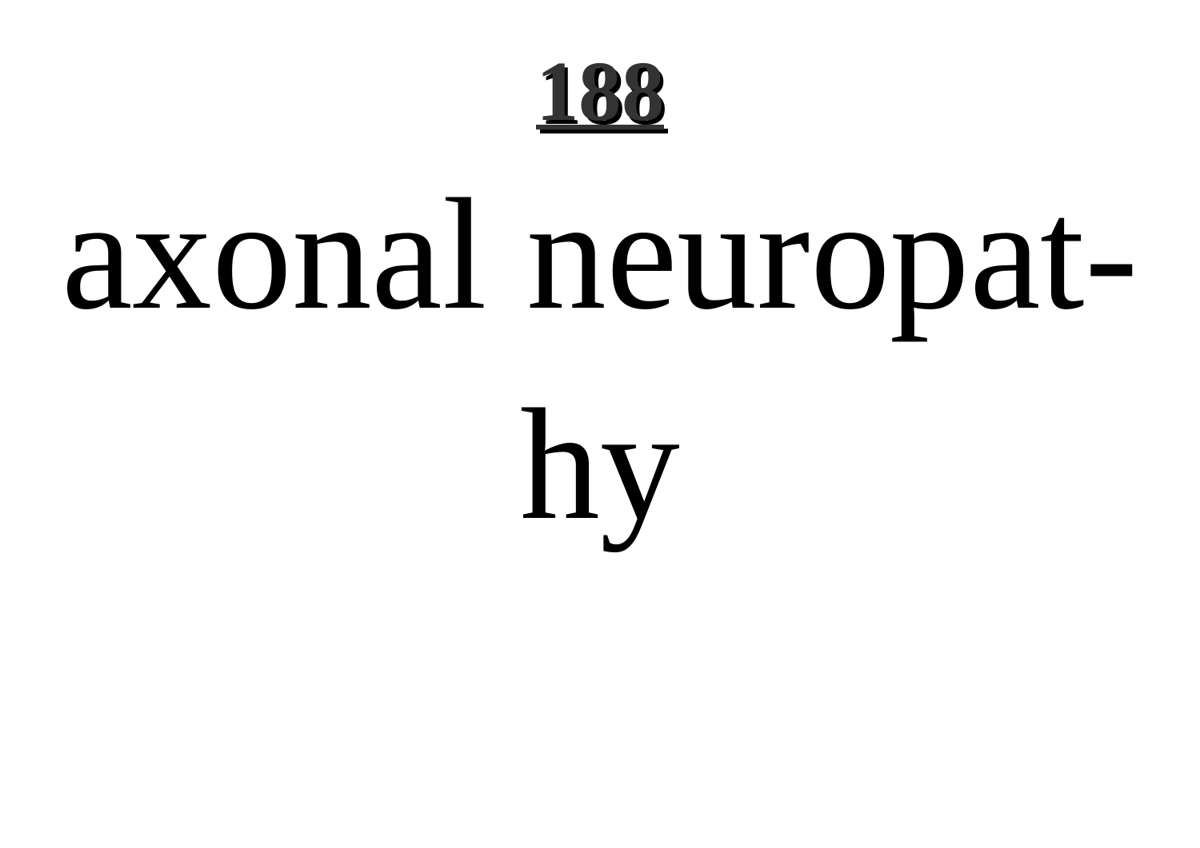**188**

axonal neuropat-

hy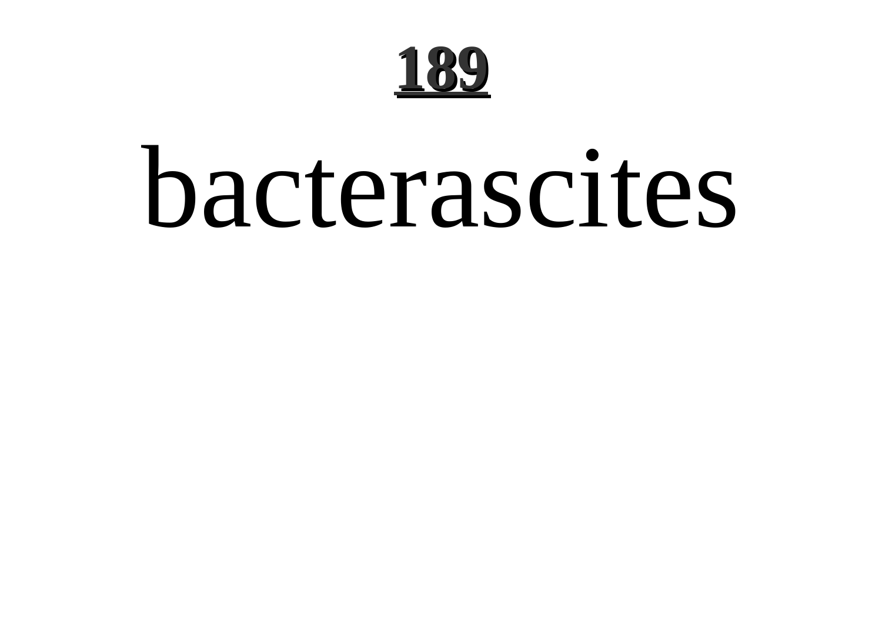# 189

# bacterascites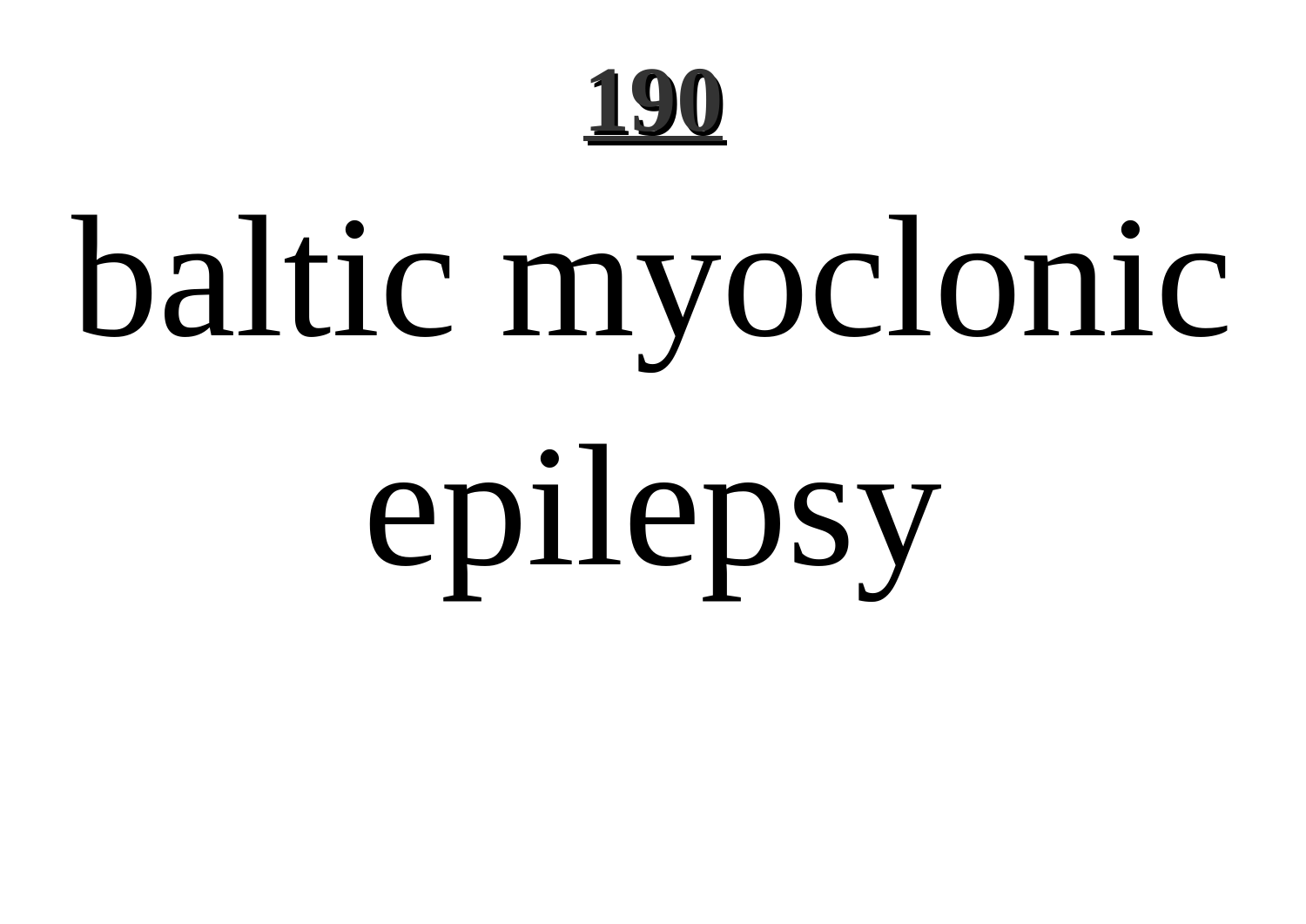# 190

# baltic myoclonic epilepsy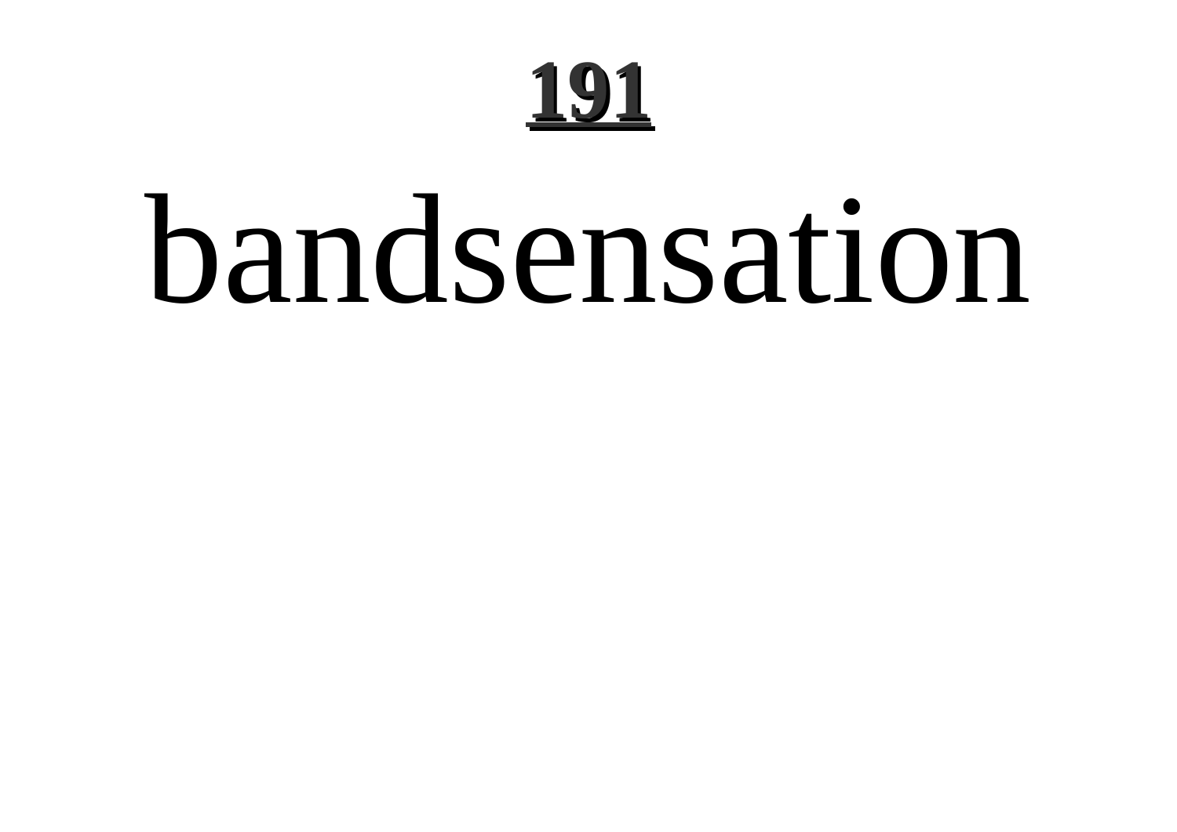bandsensation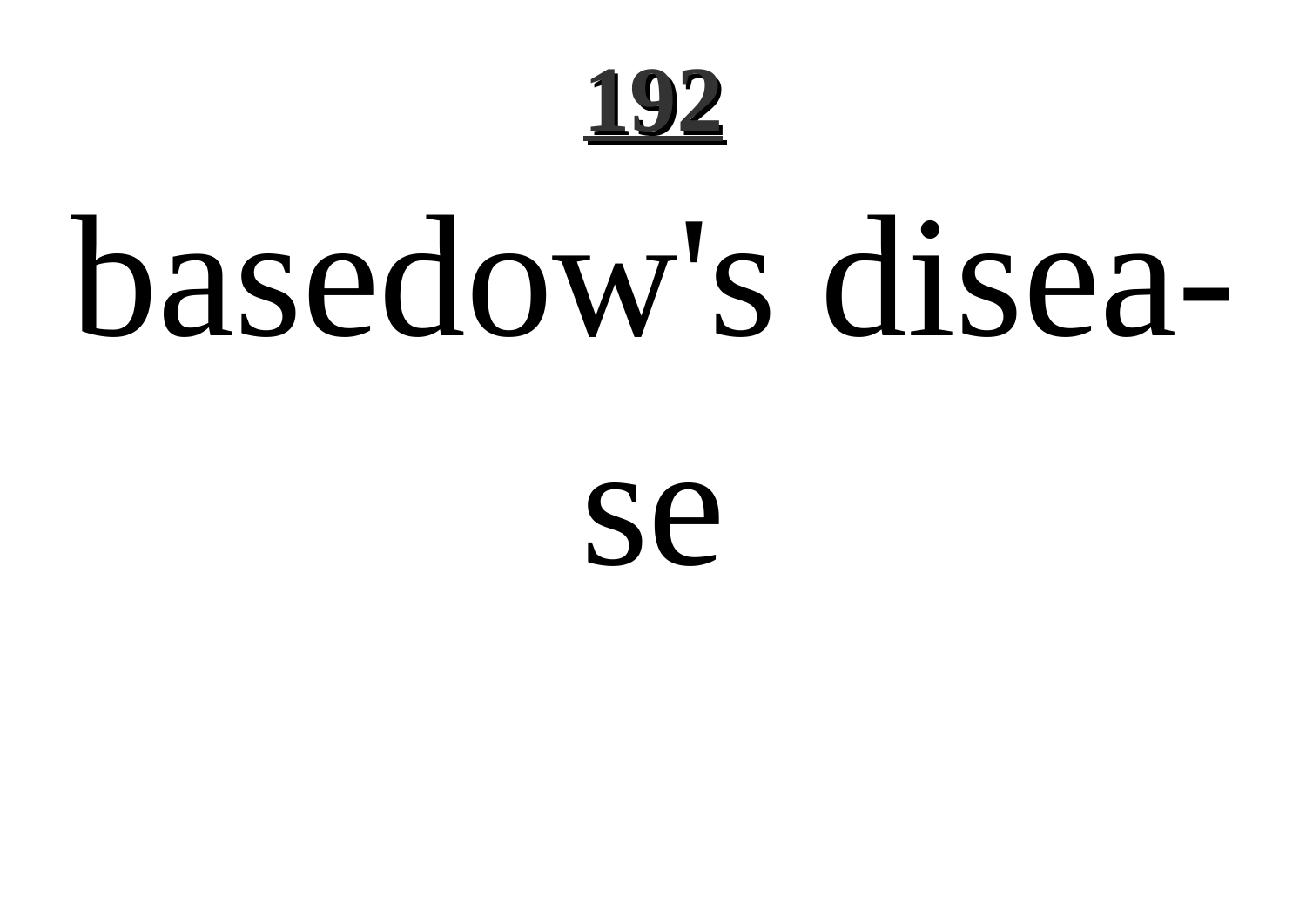basedow's disease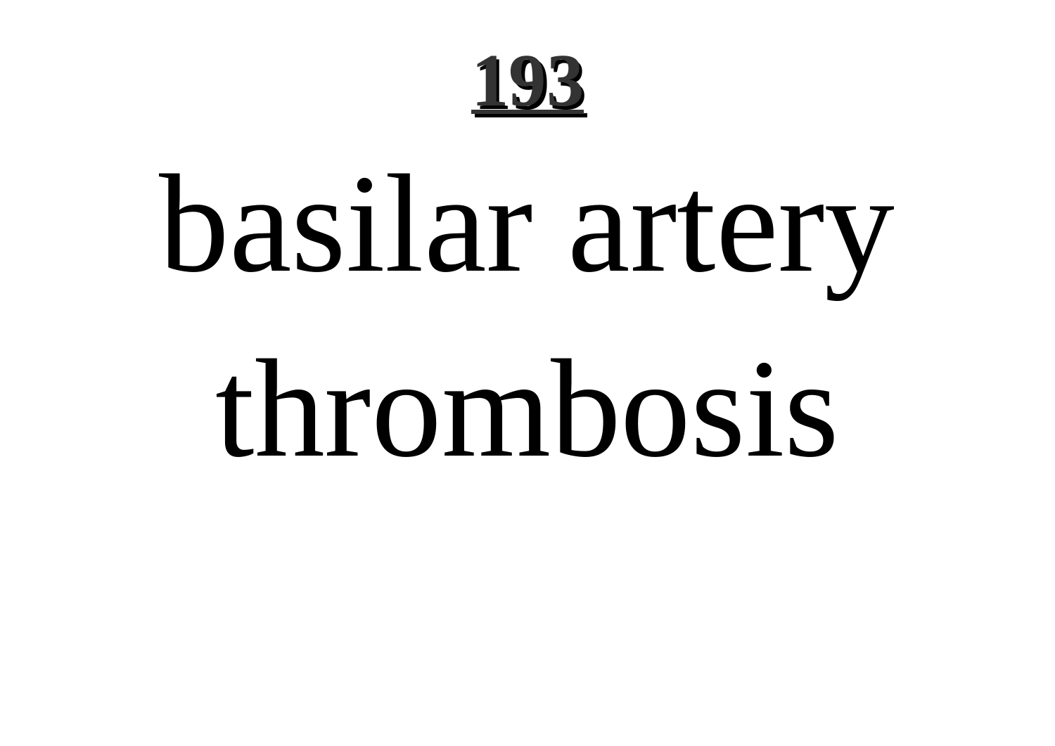# basilar artery thrombosis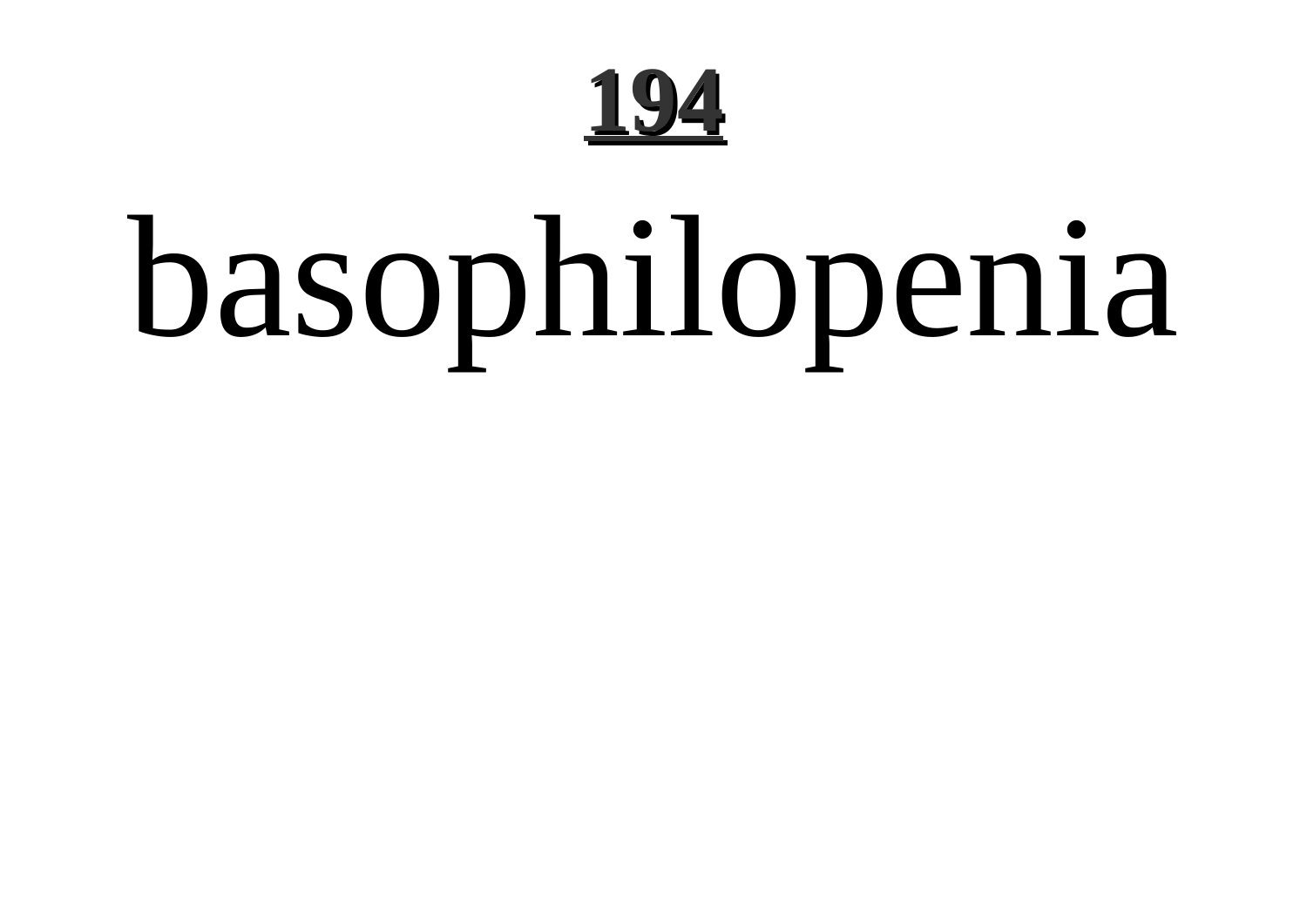# basophilopenia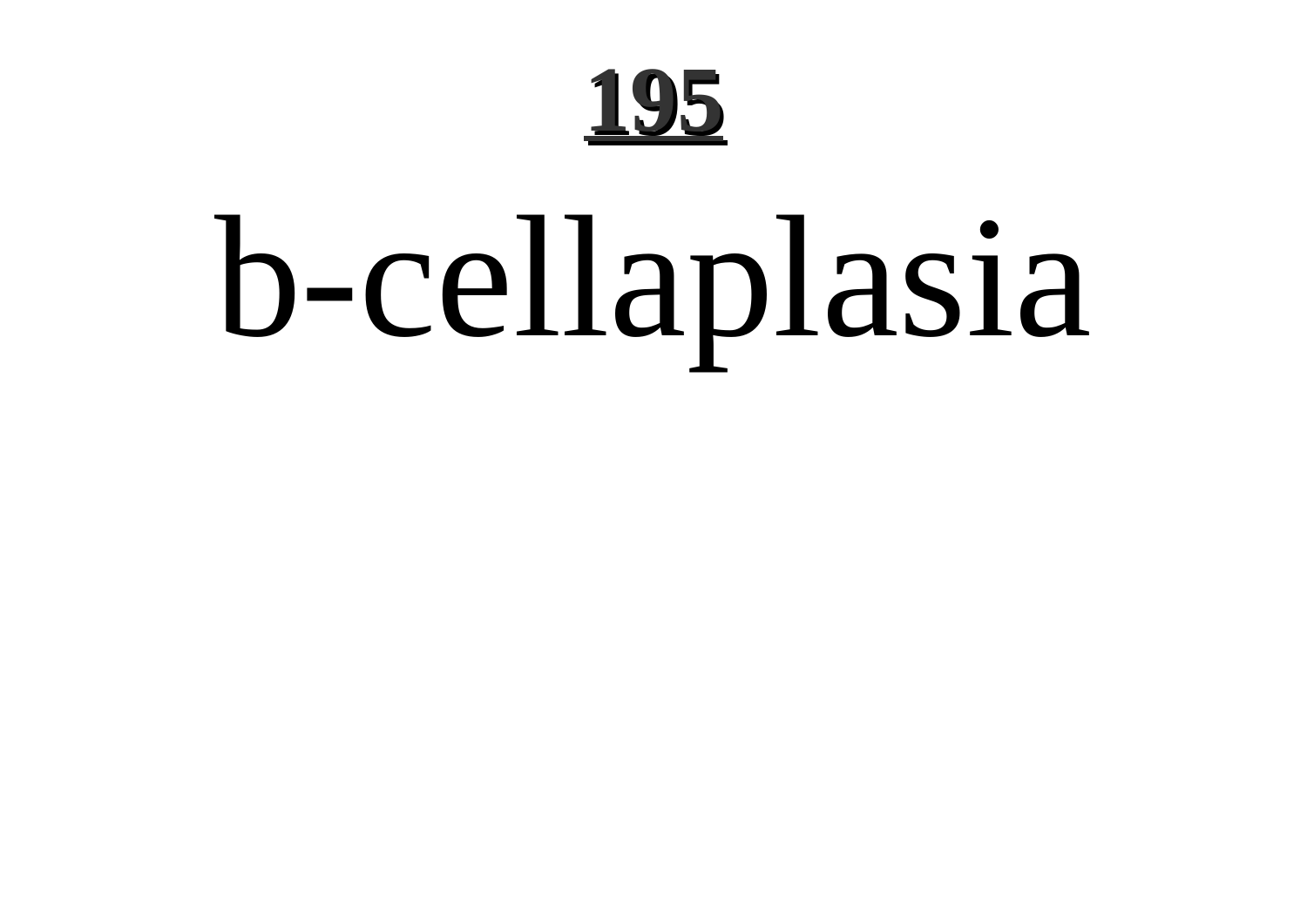# b-cellaplasia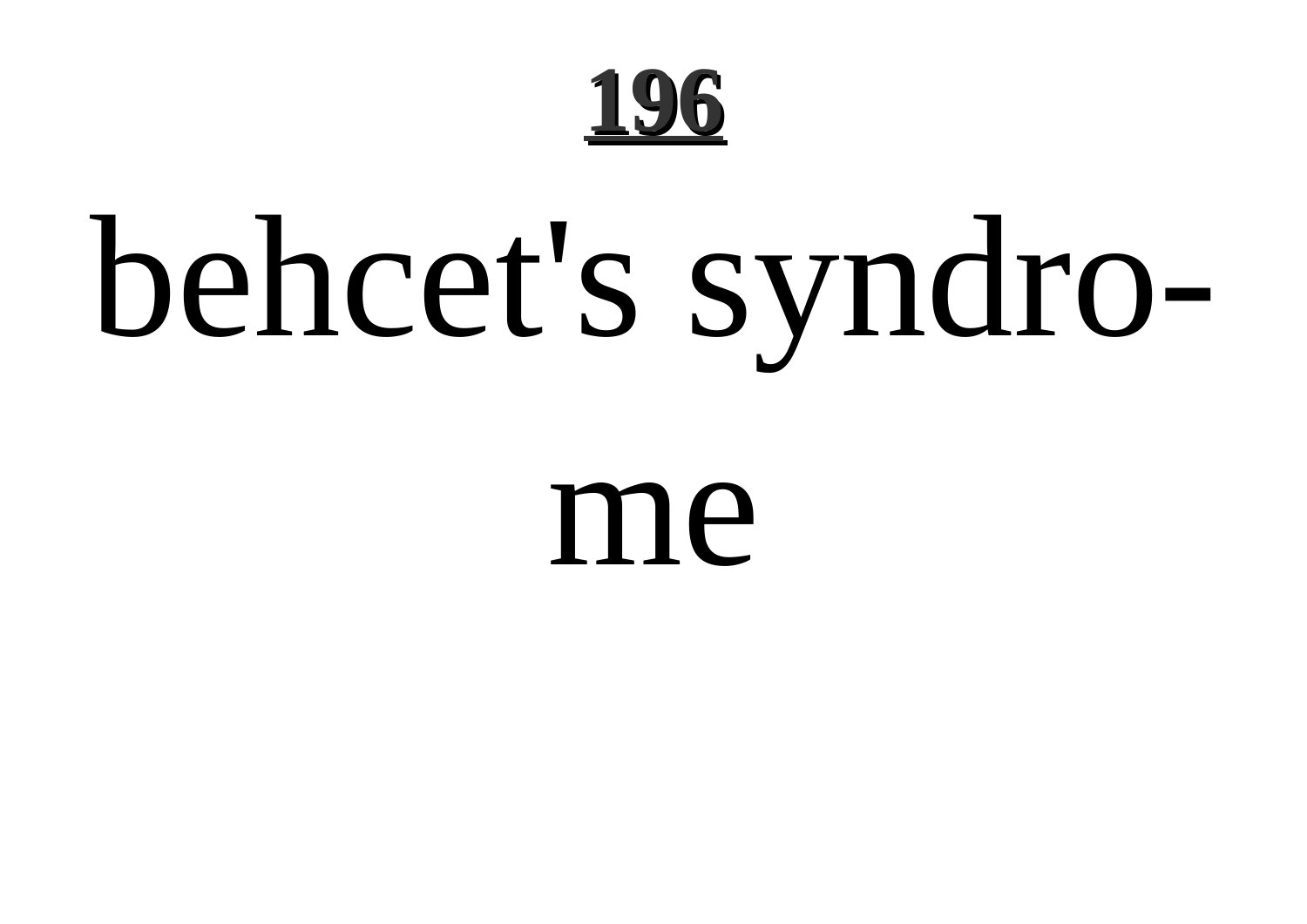# behcet's syndrome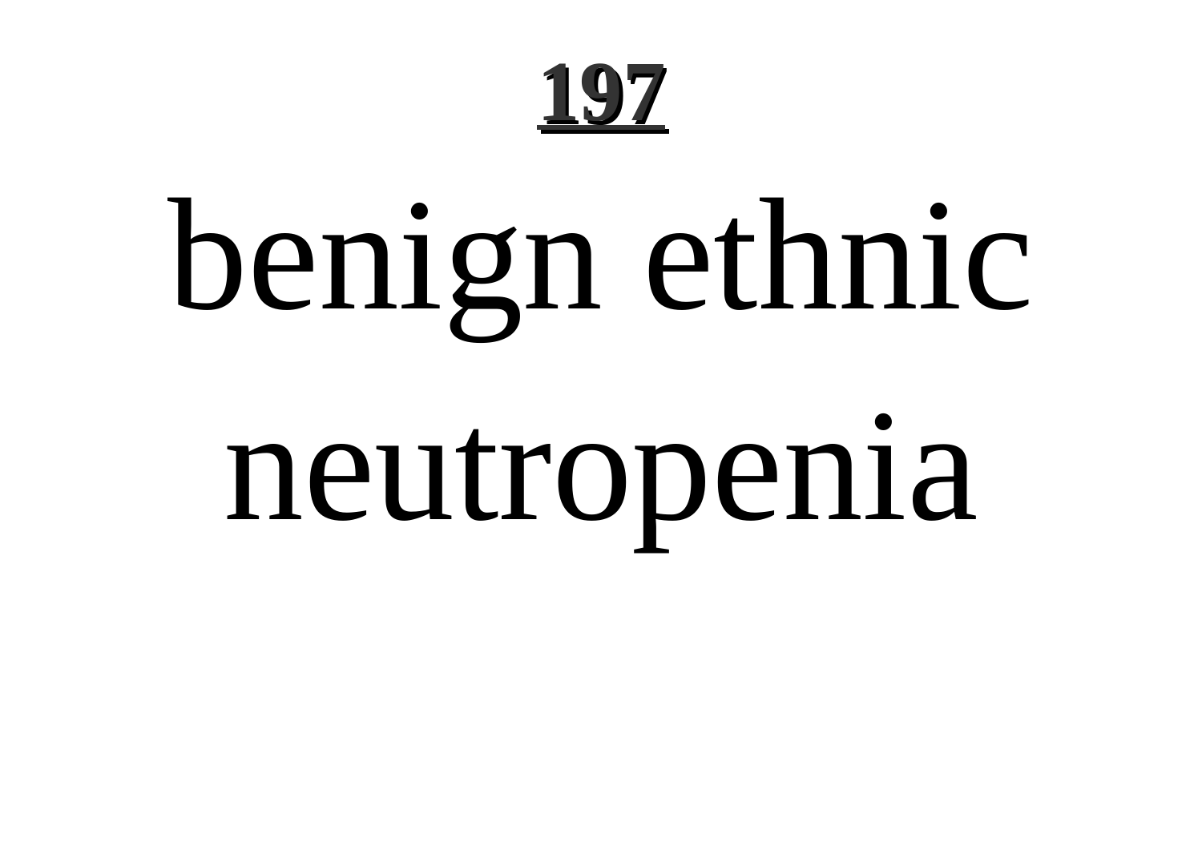# 197

benign ethnic neutropenia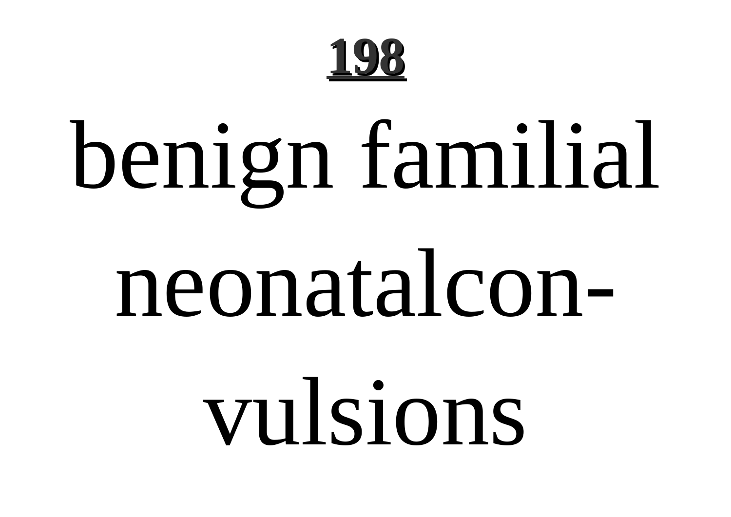**198**

benign familial neonatalcon-vulsions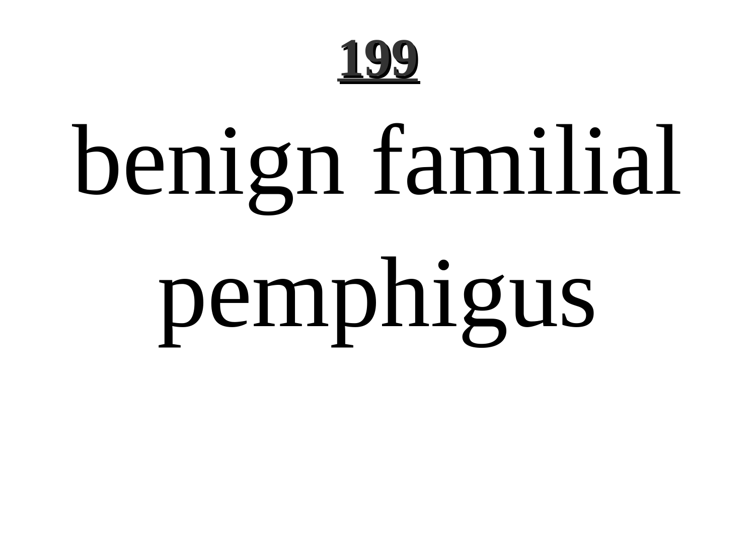**199**

# benign familial pemphigus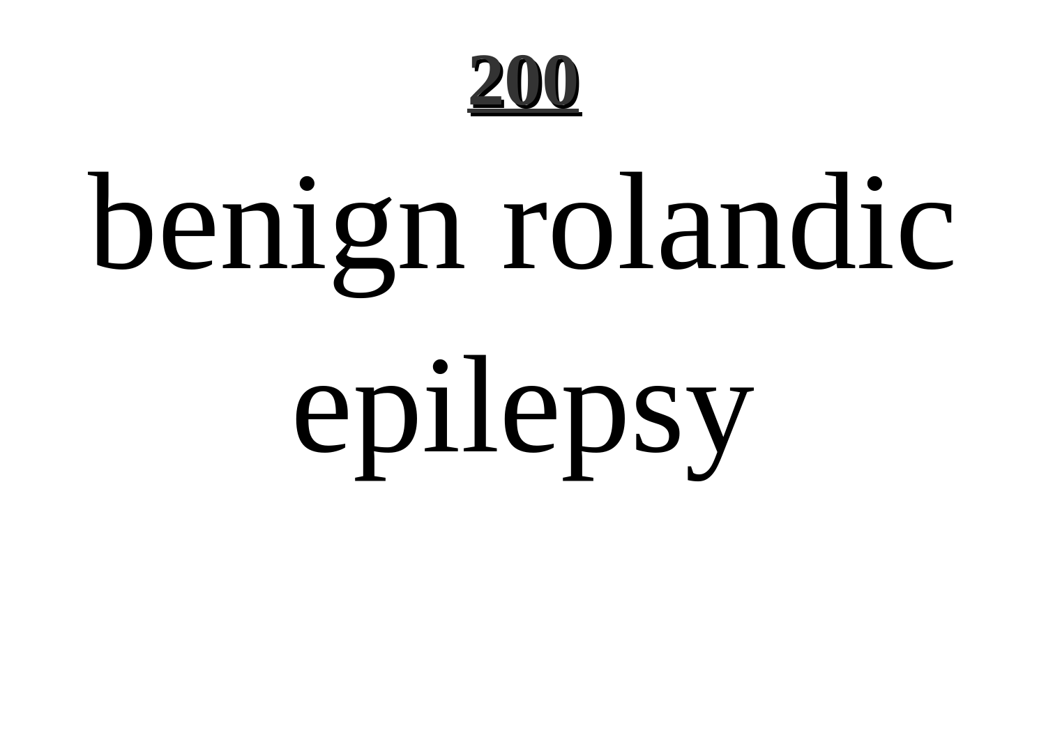benign rolandic epilepsy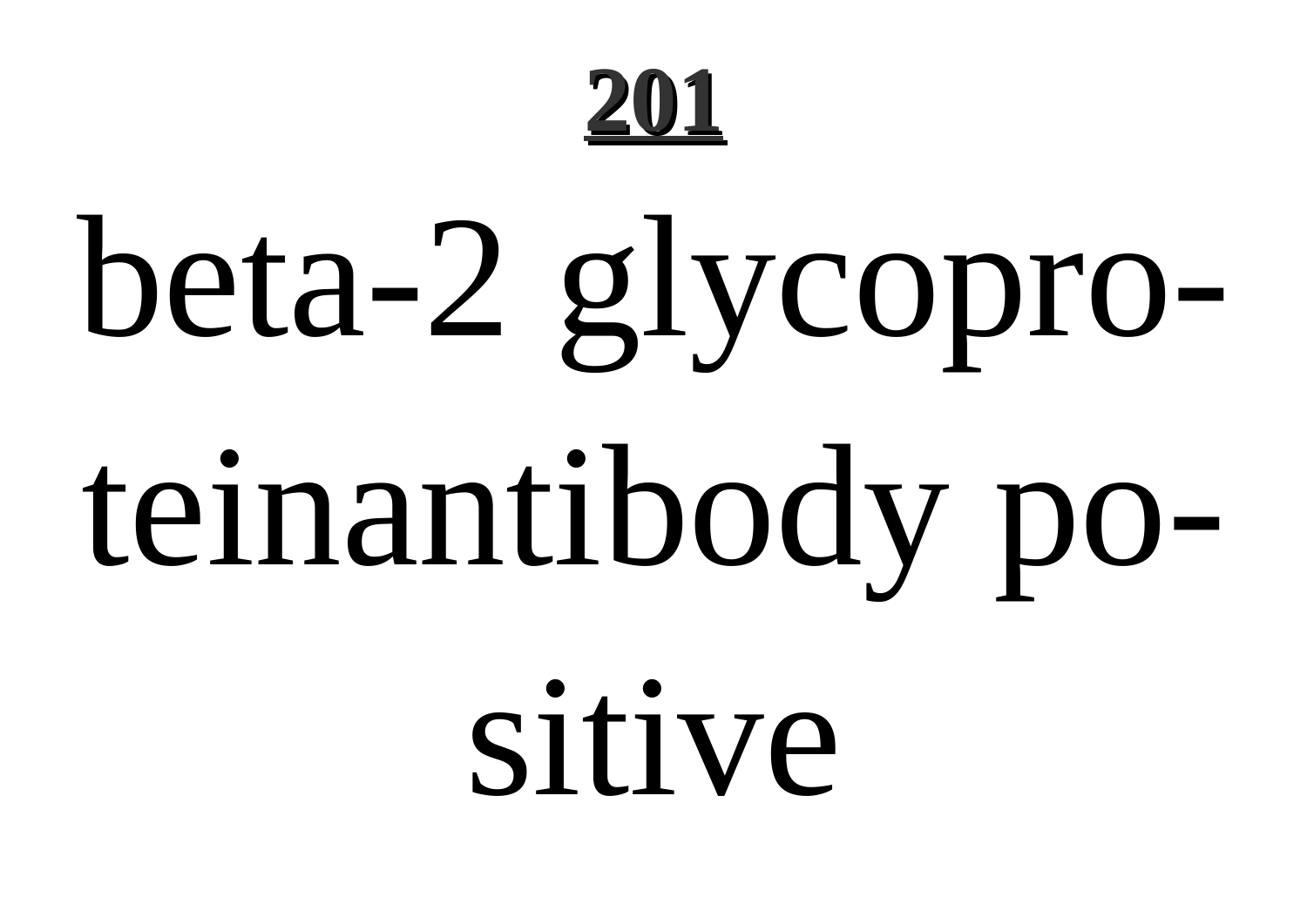# beta-2 glycoproteinantibody positive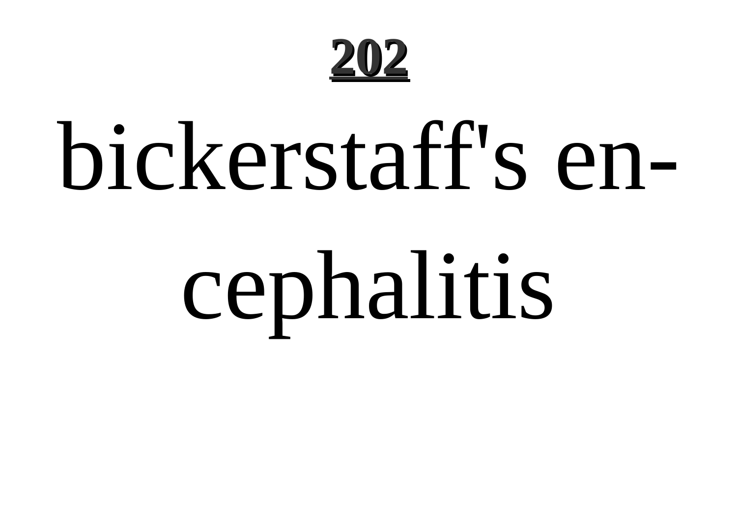# bickerstaff's encephalitis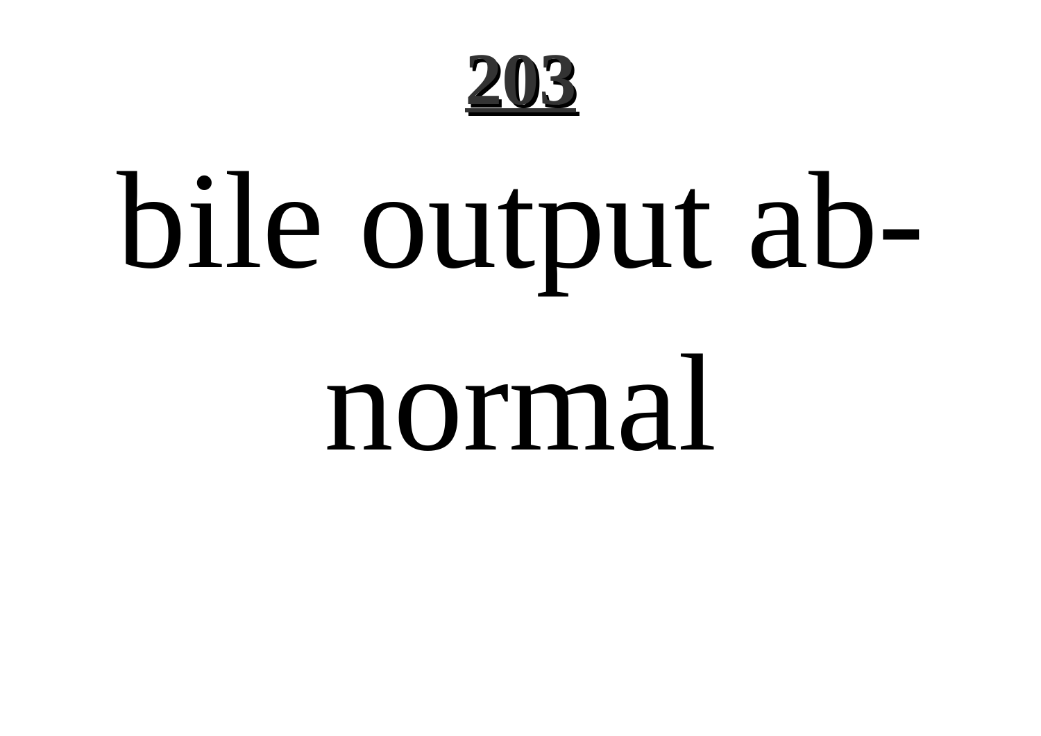bile output ab-normal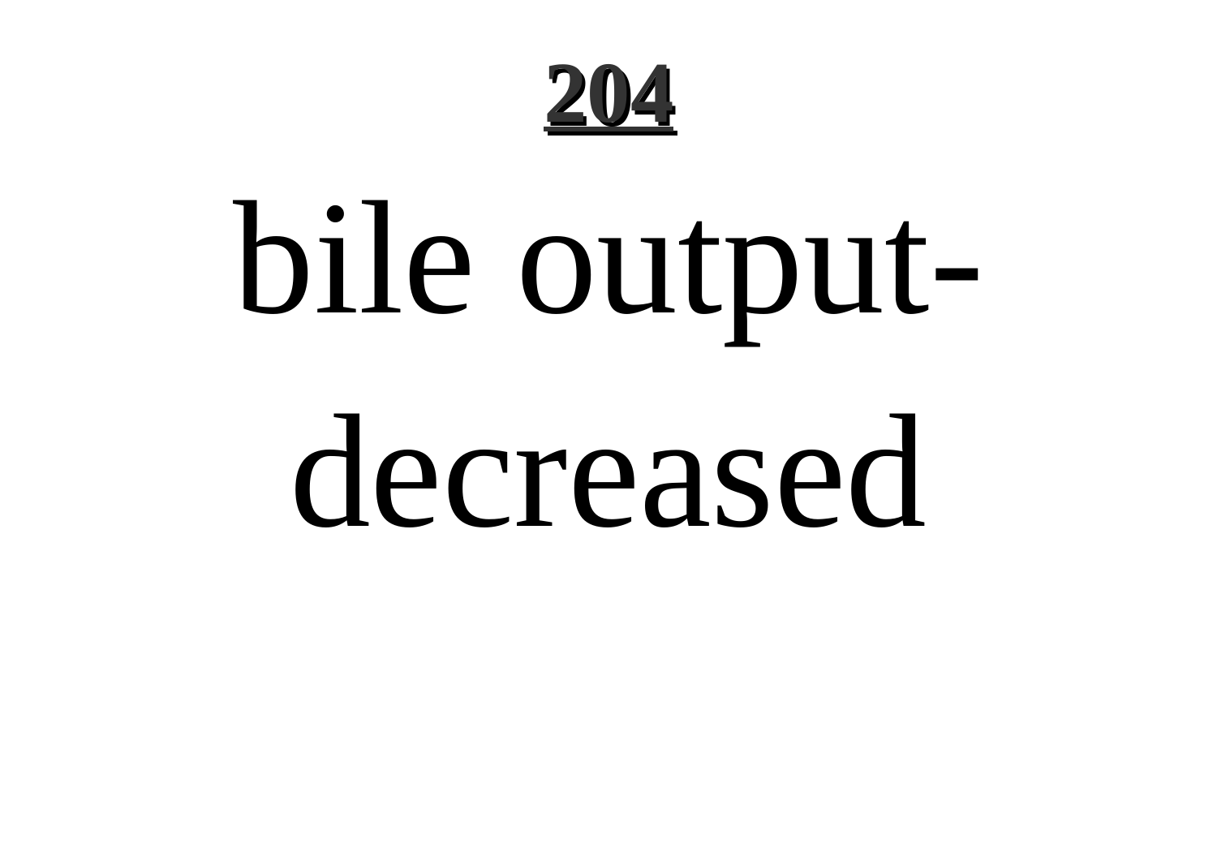# bile output-decreased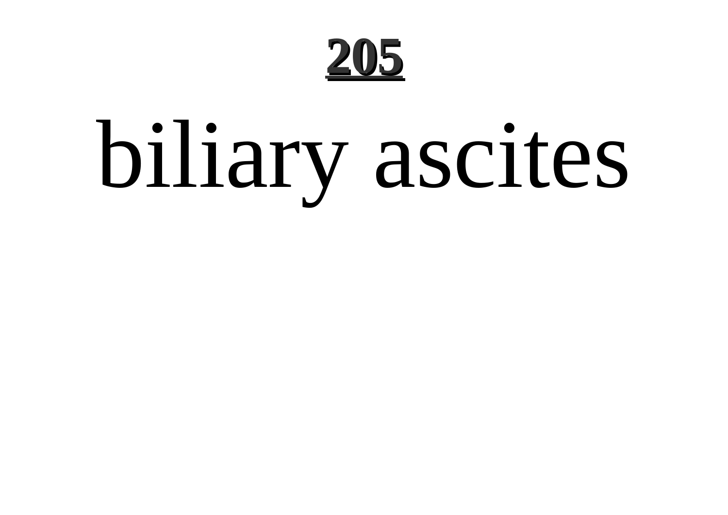# biliary ascites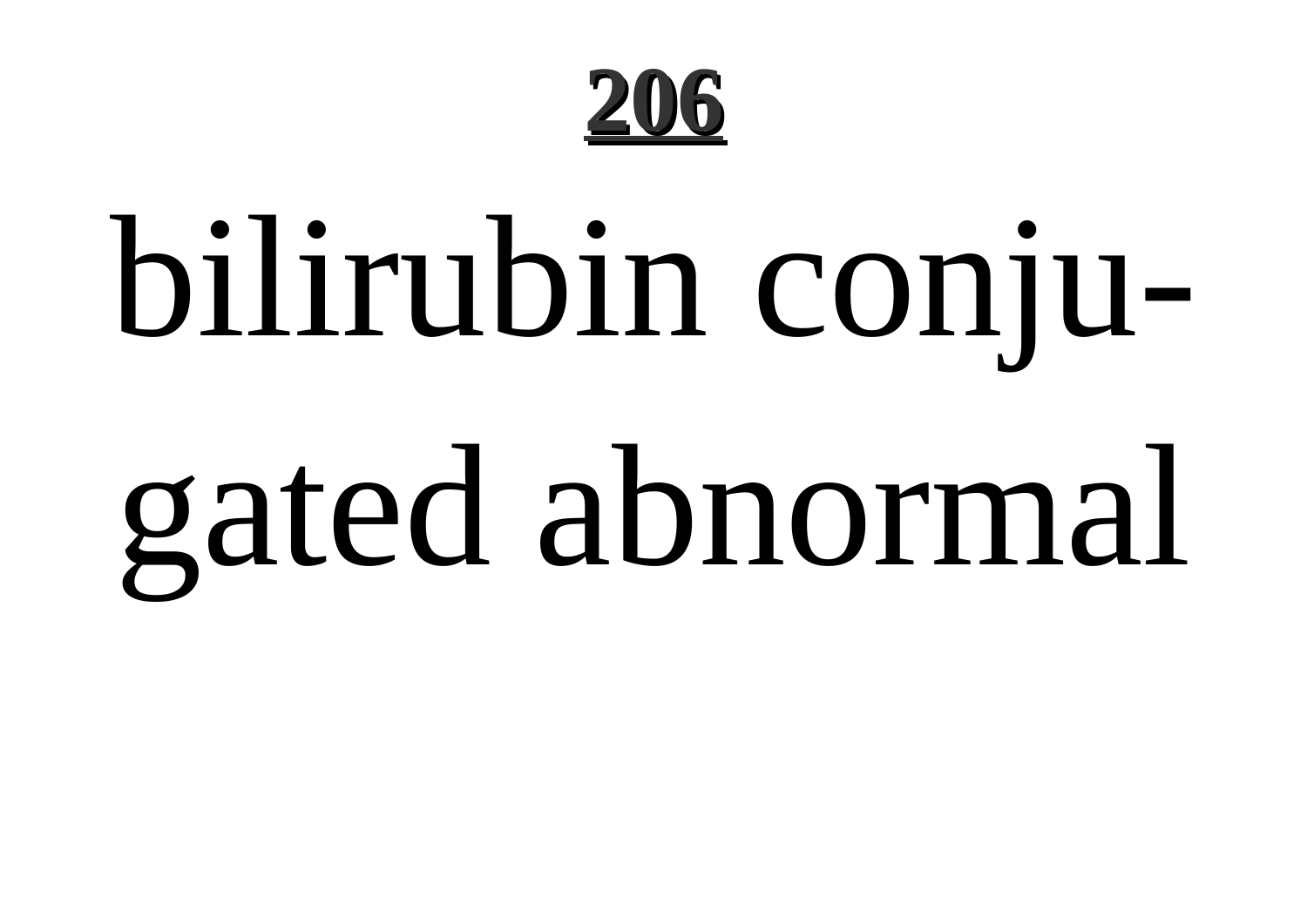bilirubin conjugated abnormal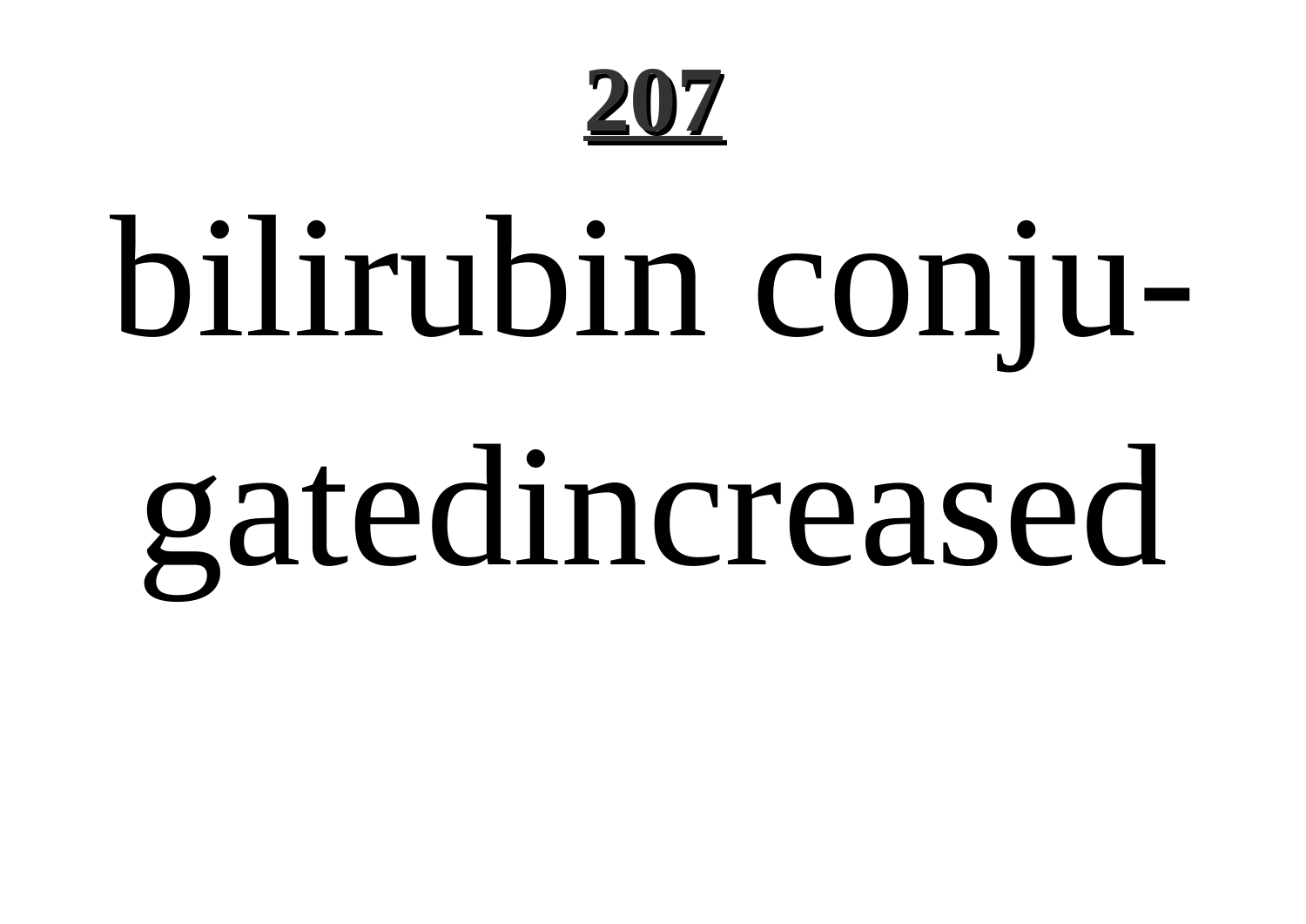bilirubin conju-
gatedincreased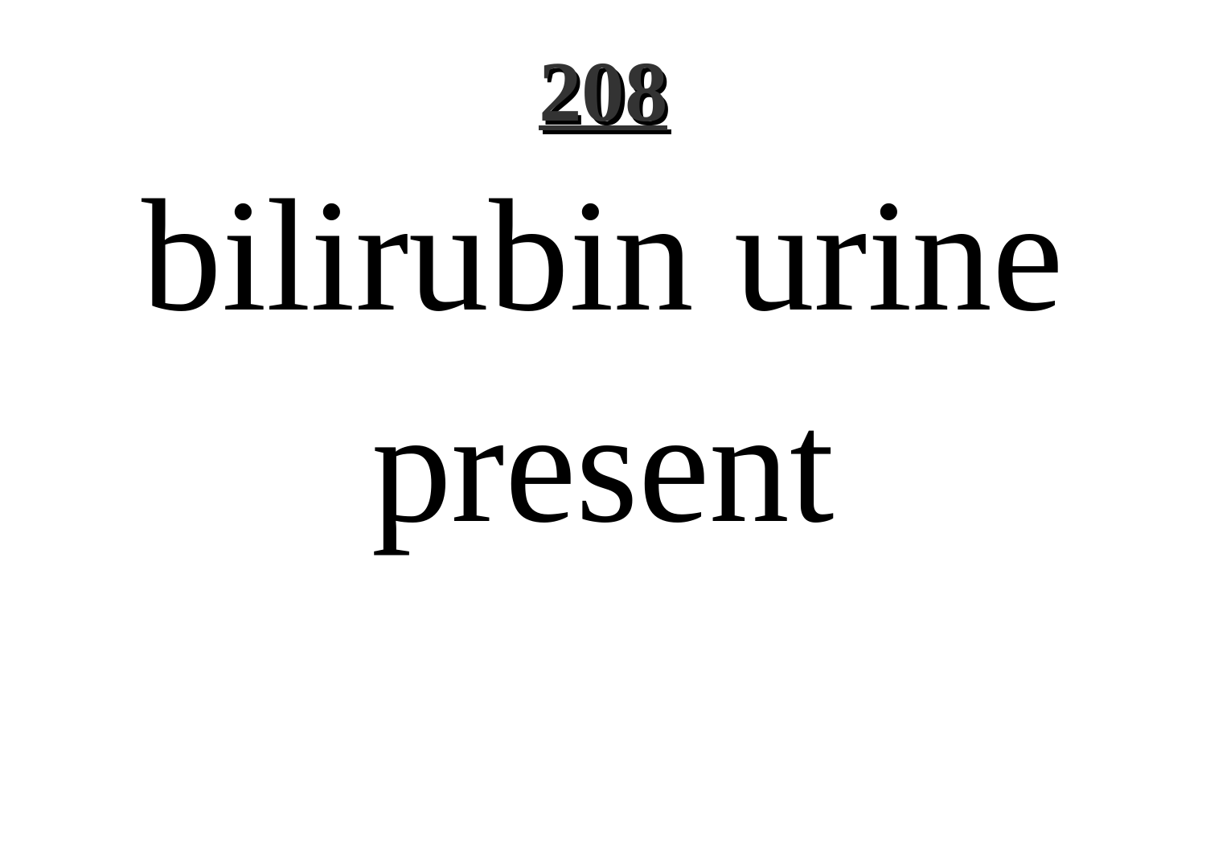bilirubin urine present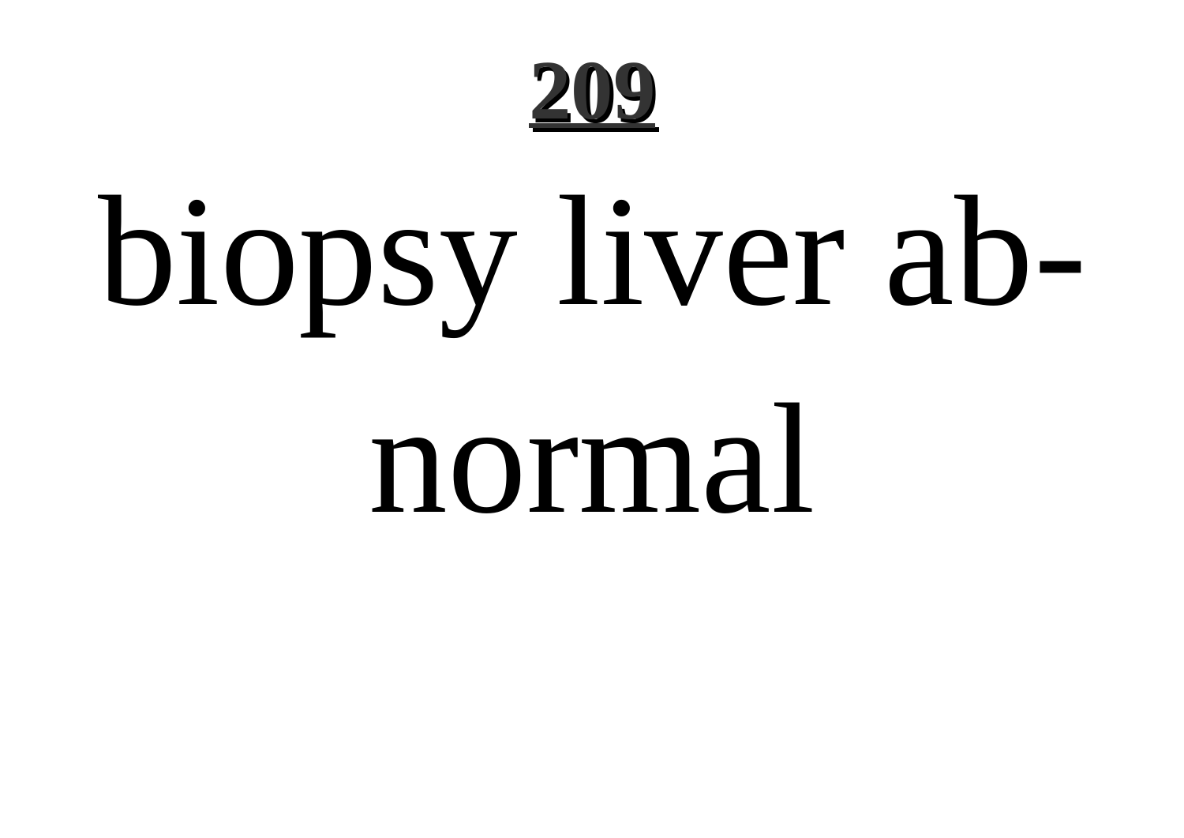# 209

biopsy liver abnormal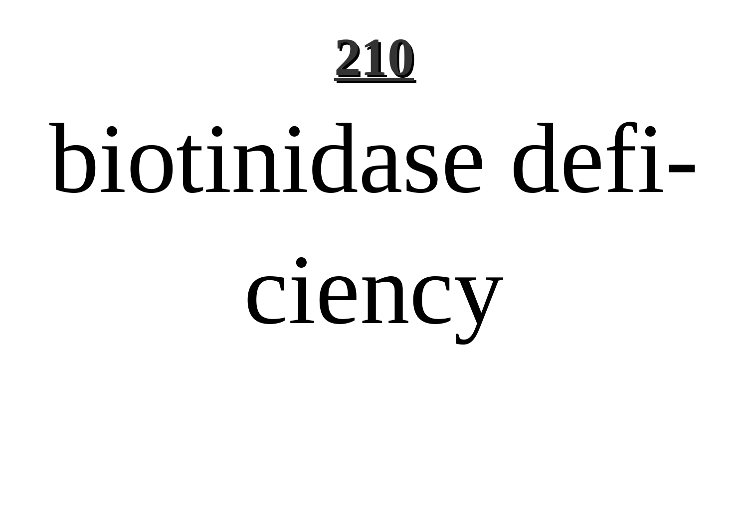# biotinidase deficiency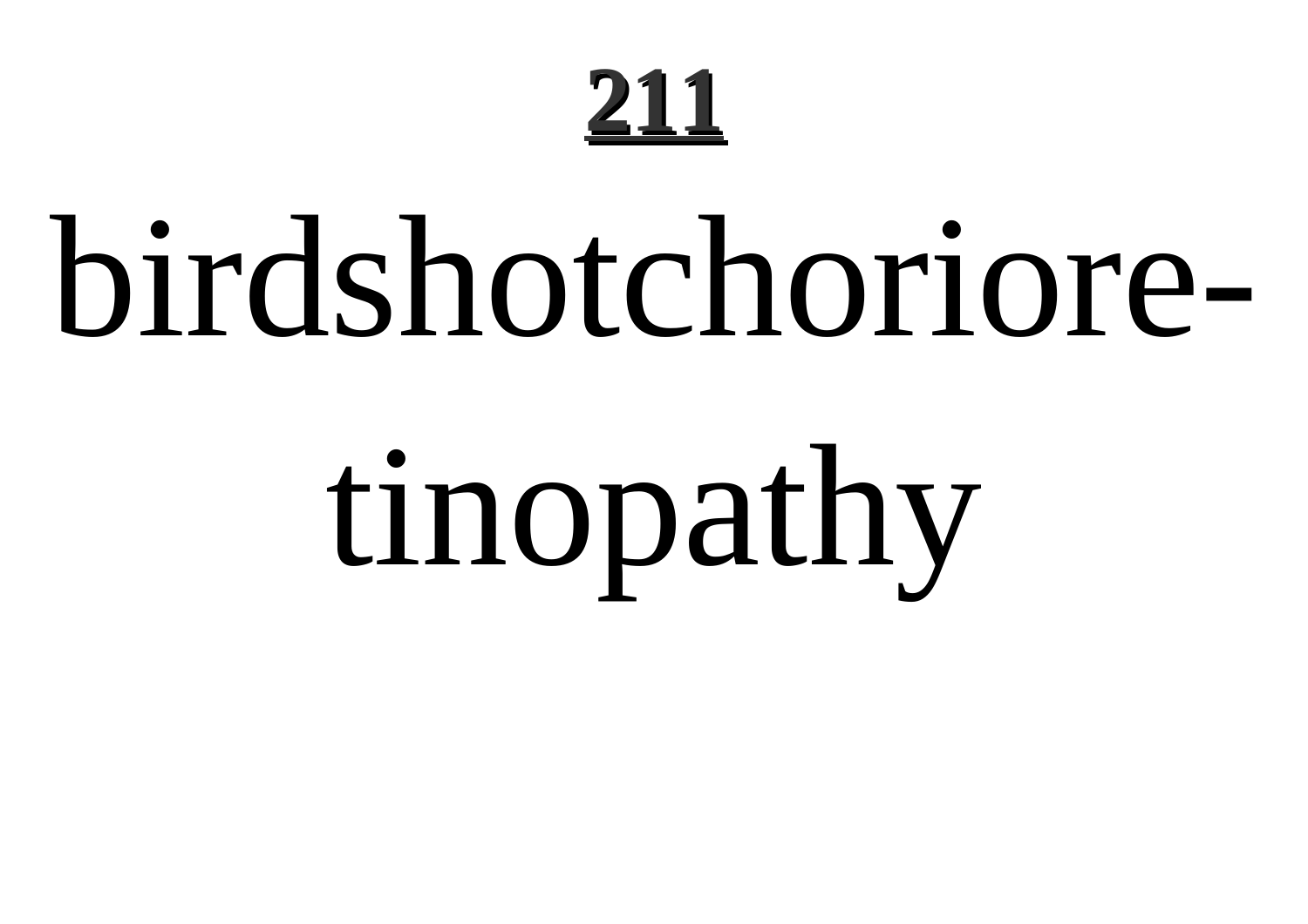**211**

birdshotchoriore-
tinopathy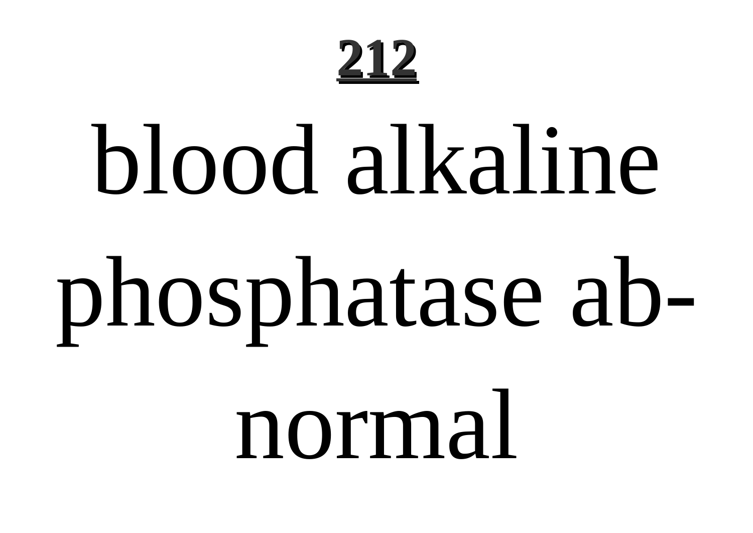**212**

# blood alkaline phosphatase abnormal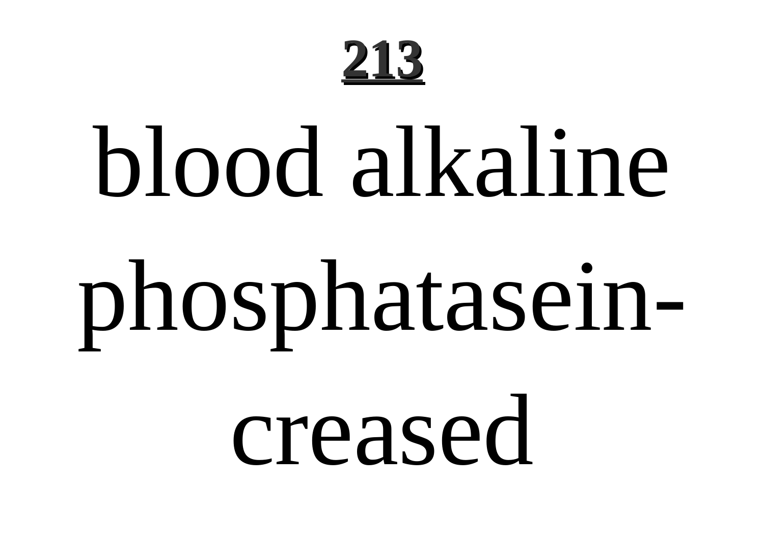**213**

blood alkaline phosphatasein-creased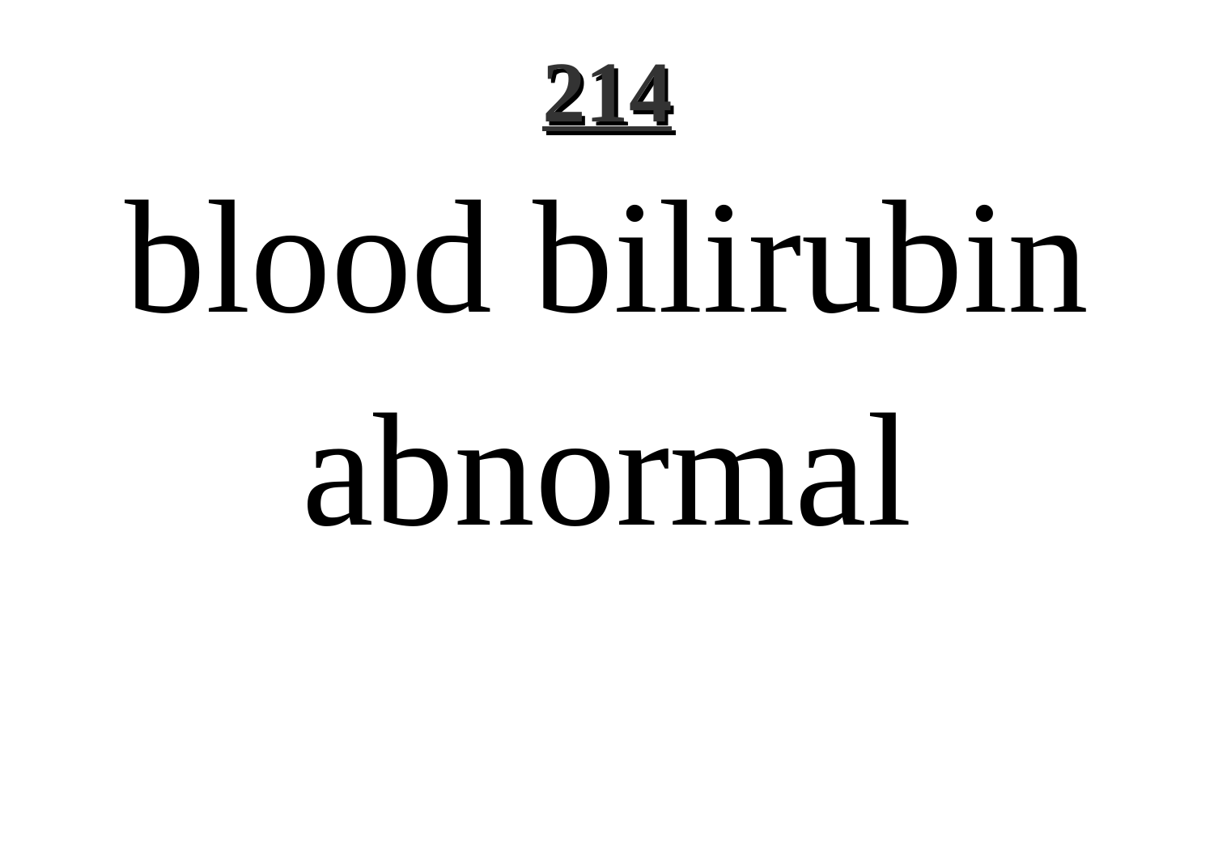**214**

# blood bilirubin abnormal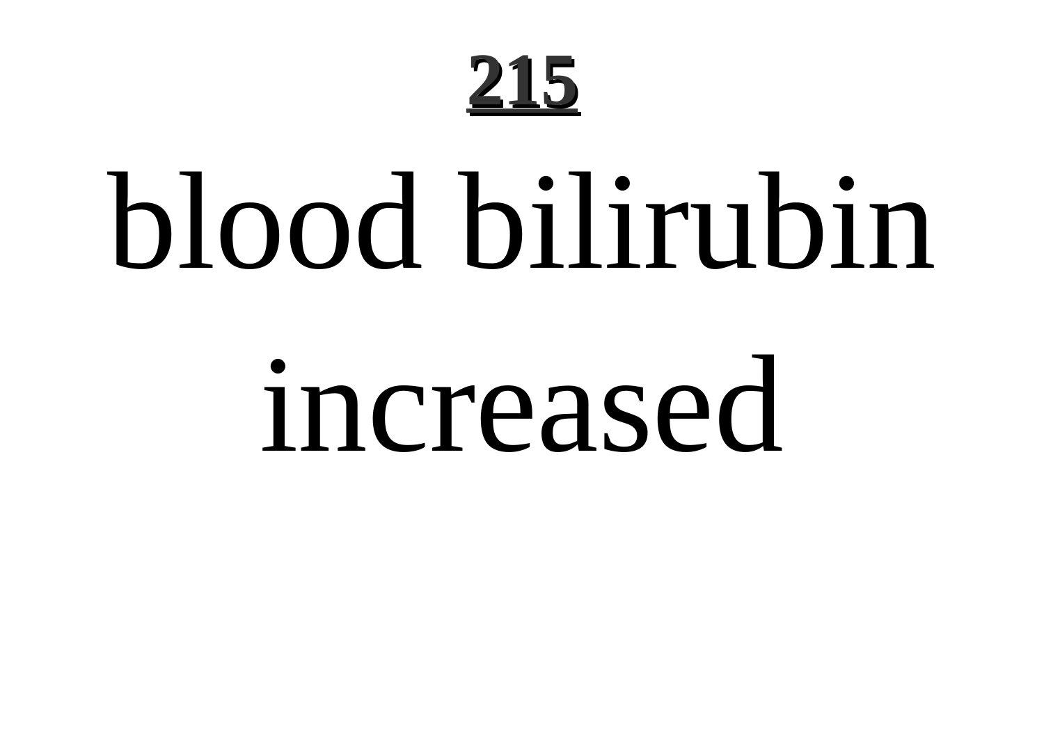# blood bilirubin increased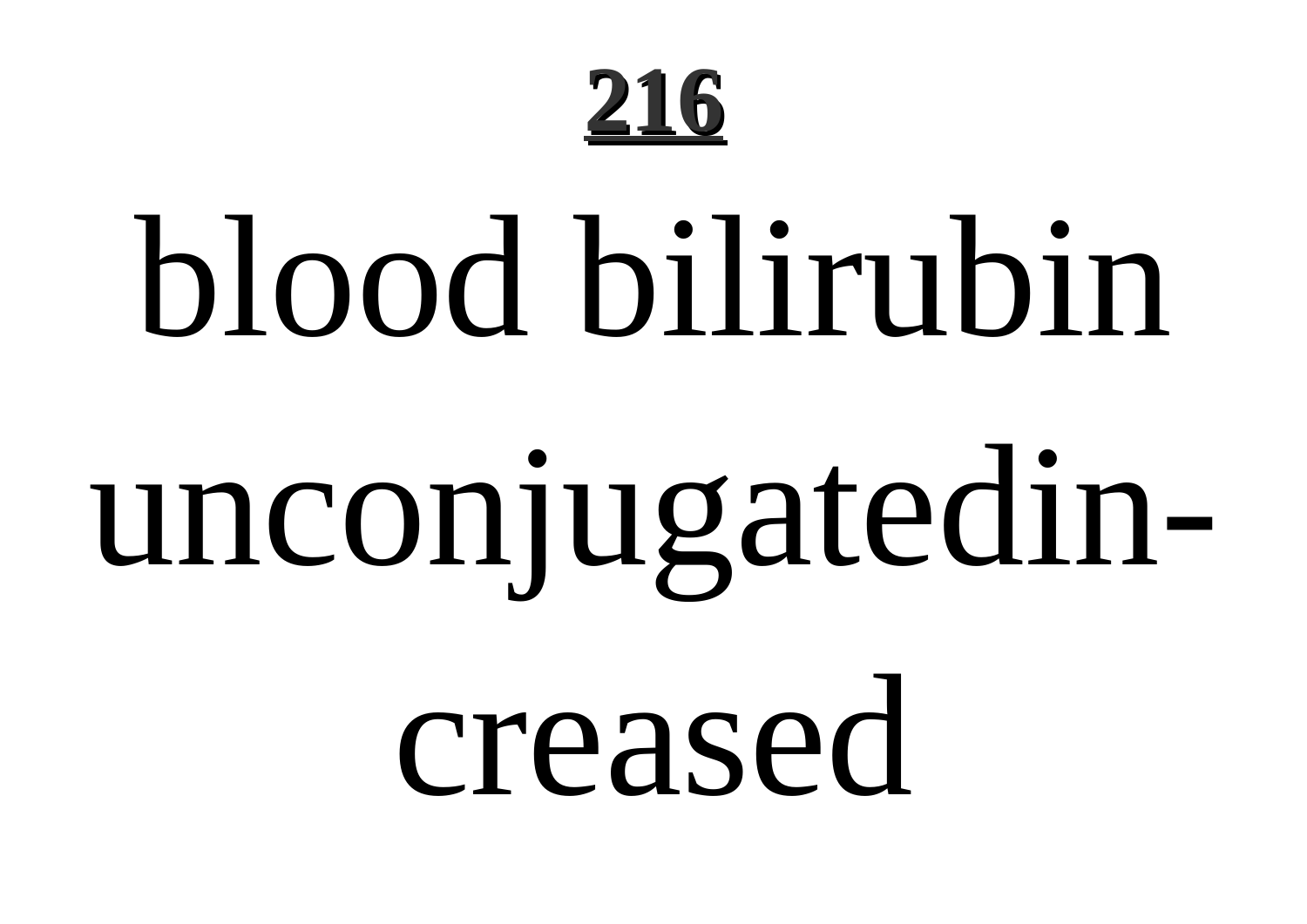blood bilirubin unconjugatedincreased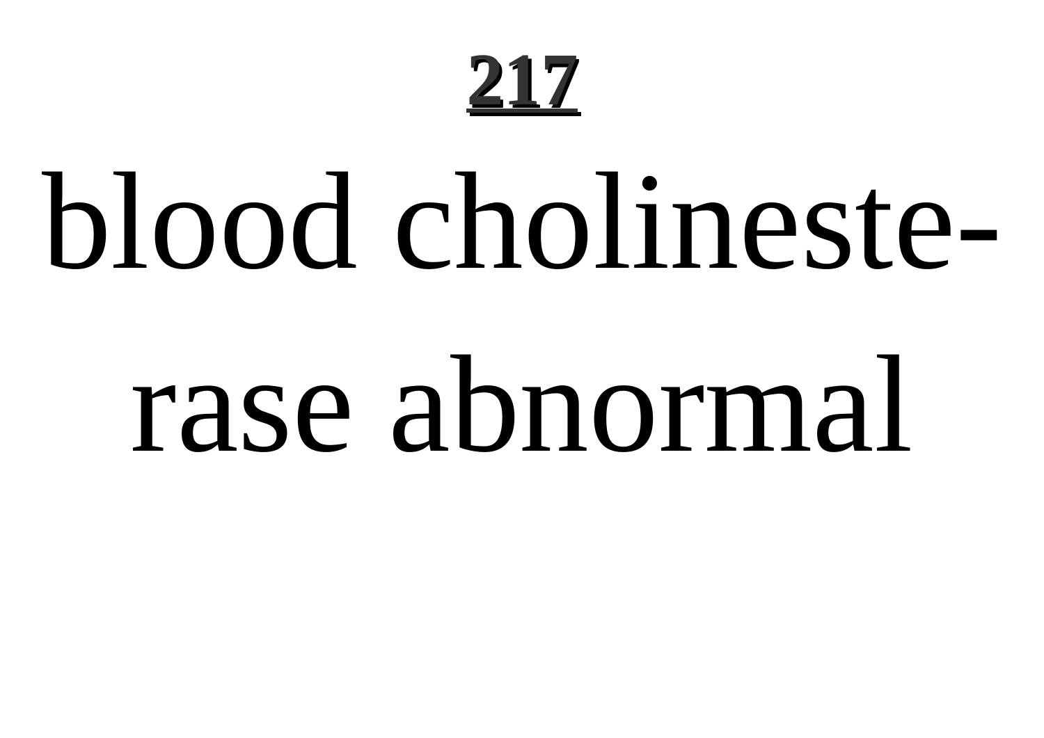blood cholinesterase abnormal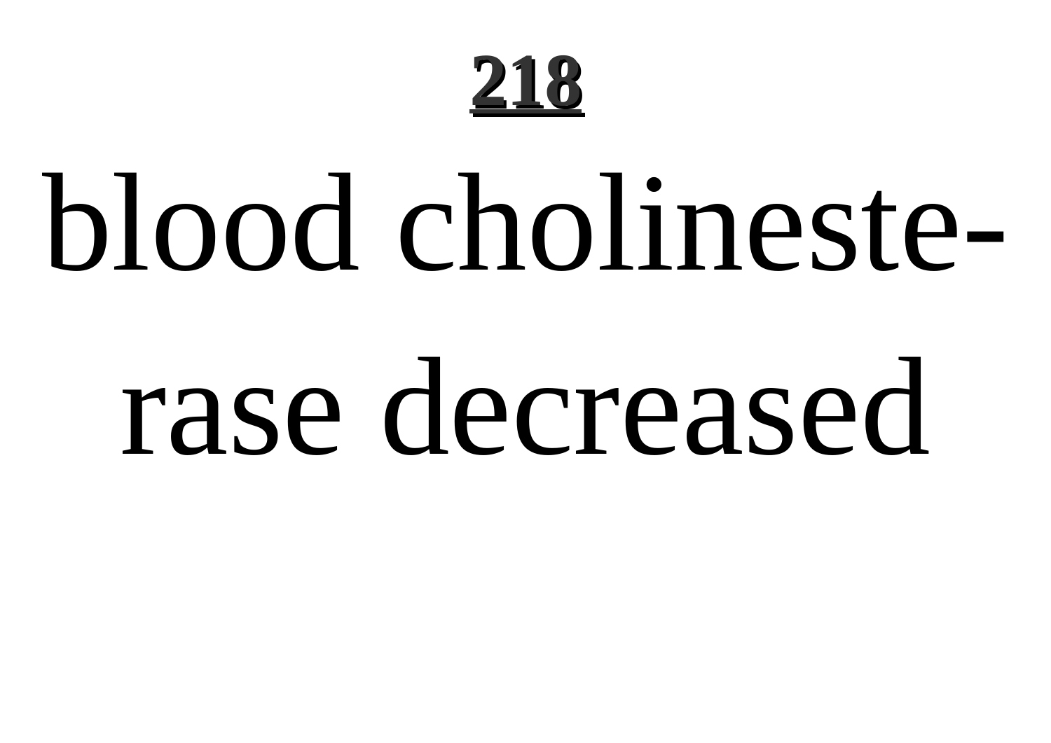# 218

blood cholinesterase decreased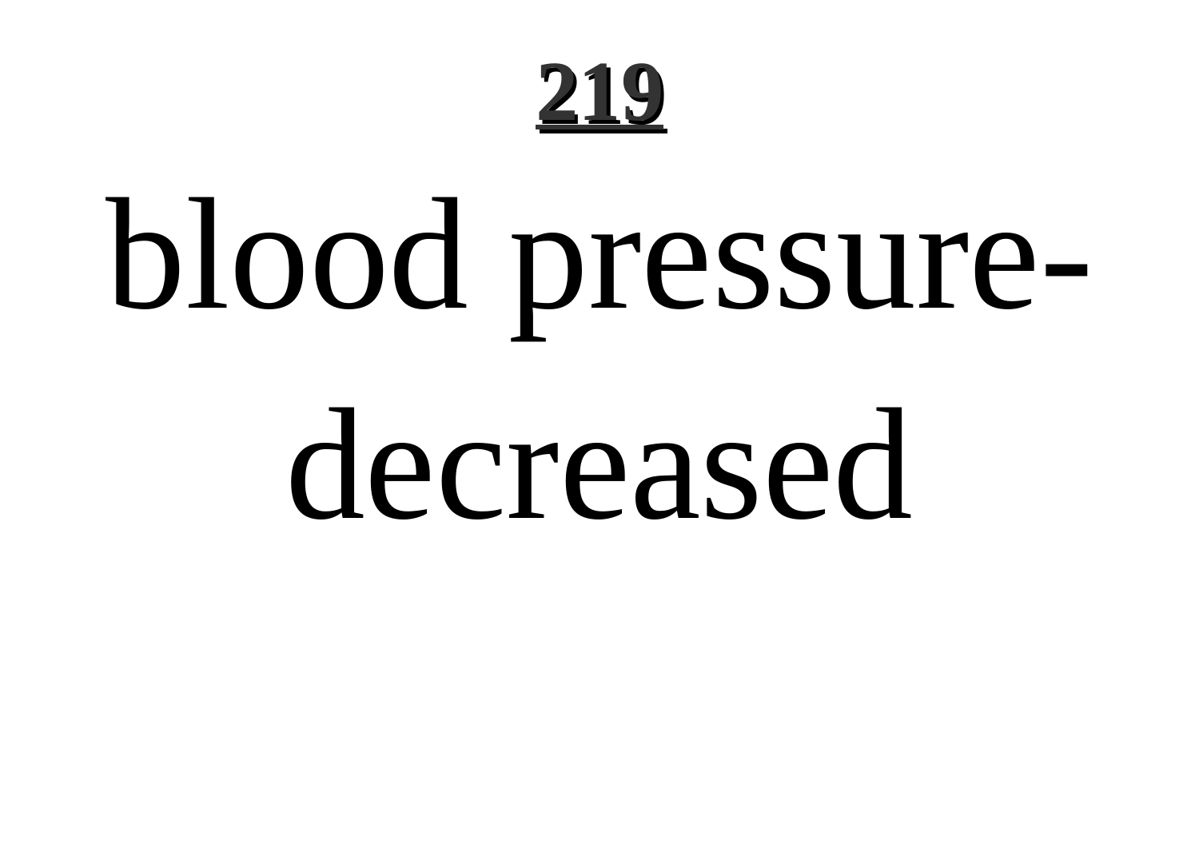# blood pressure-decreased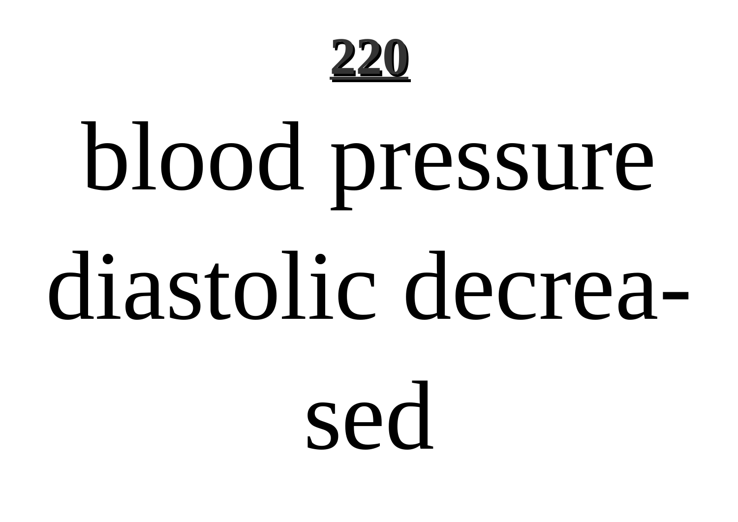blood pressure diastolic decreased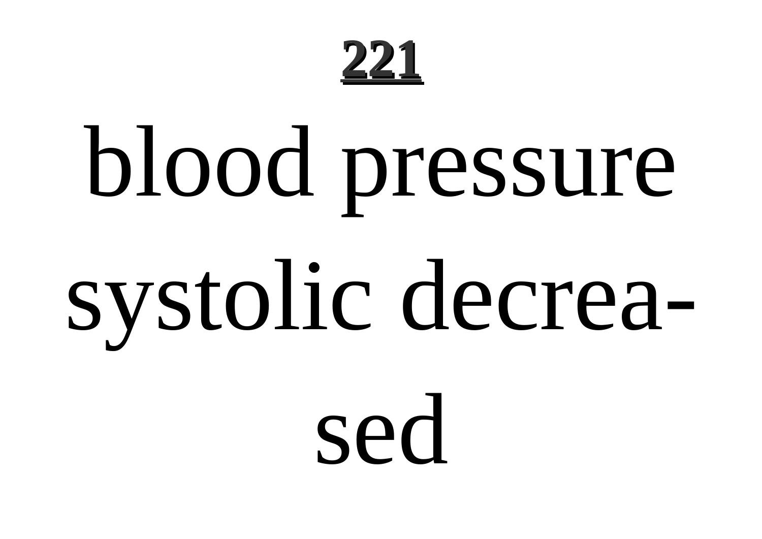**221**

# blood pressure systolic decrea-sed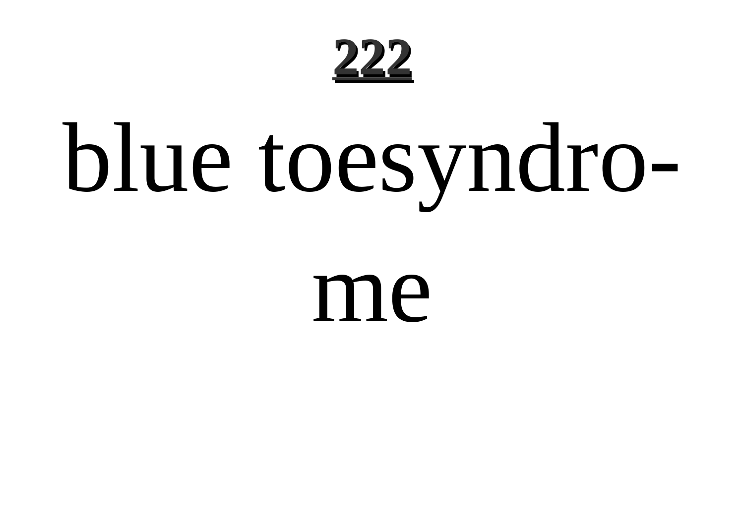blue toesyndro-

me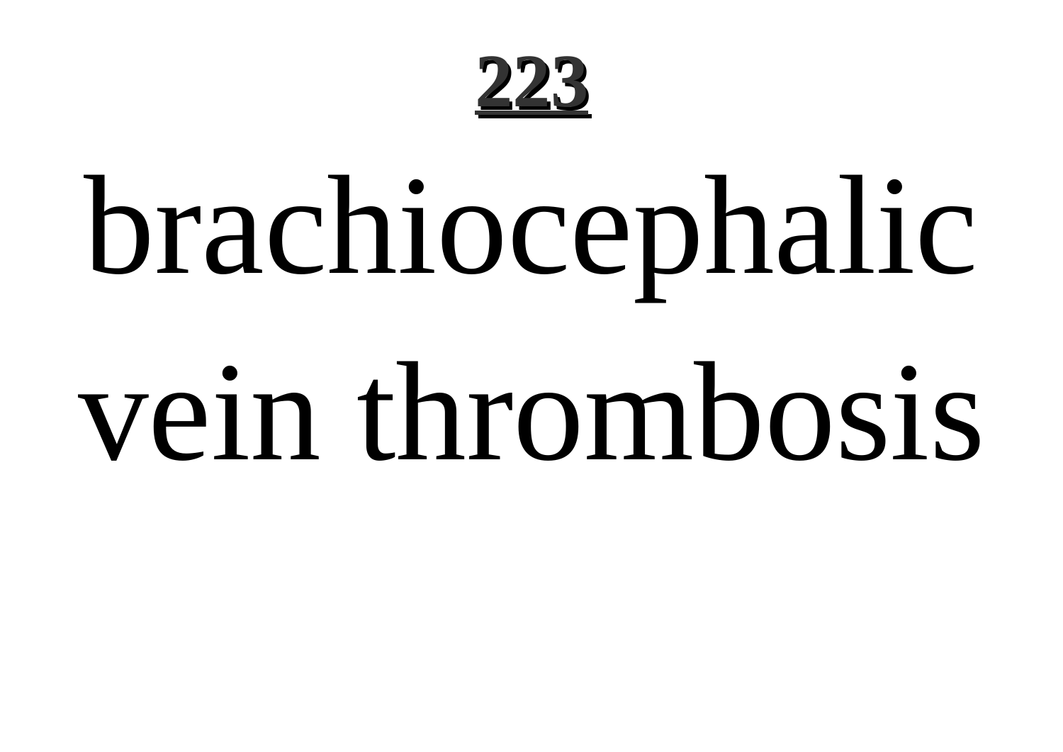**223**

# brachiocephalic vein thrombosis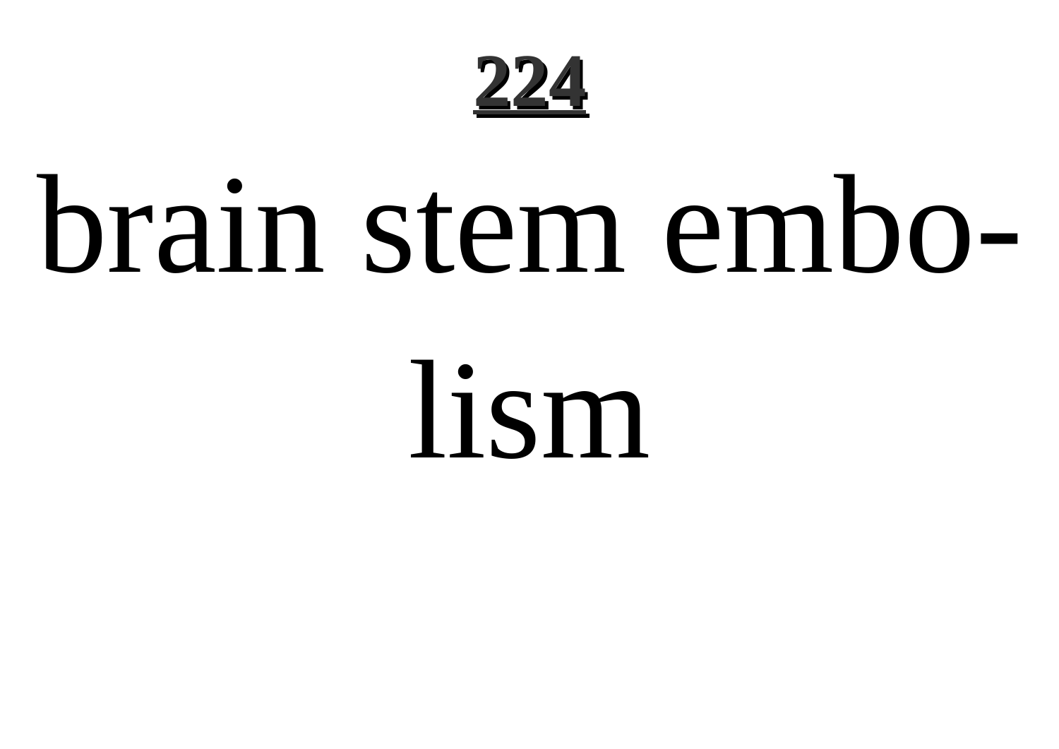brain stem embolism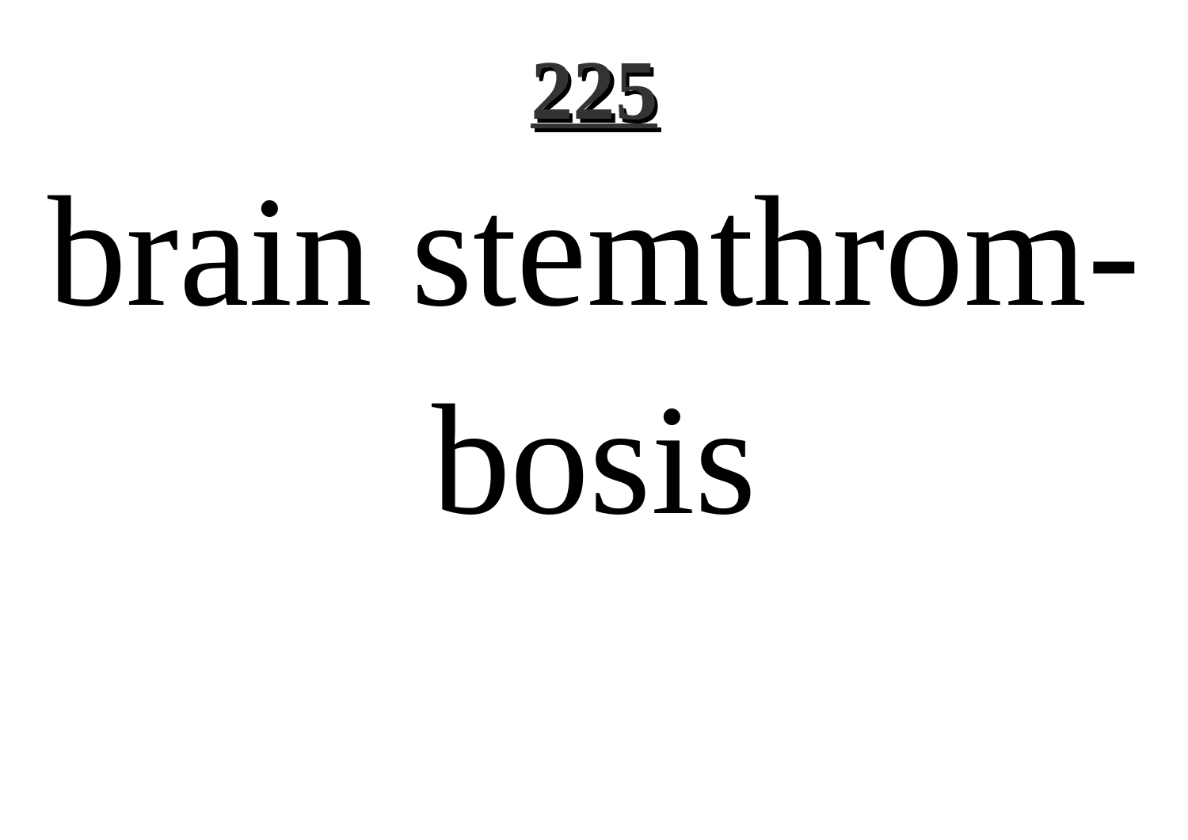## 225

# brain stemthrom-bosis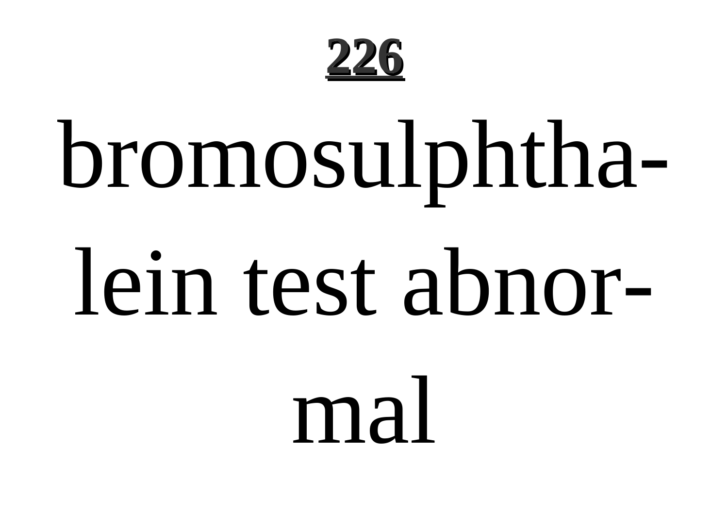**226**

# bromosulphthalein test abnormal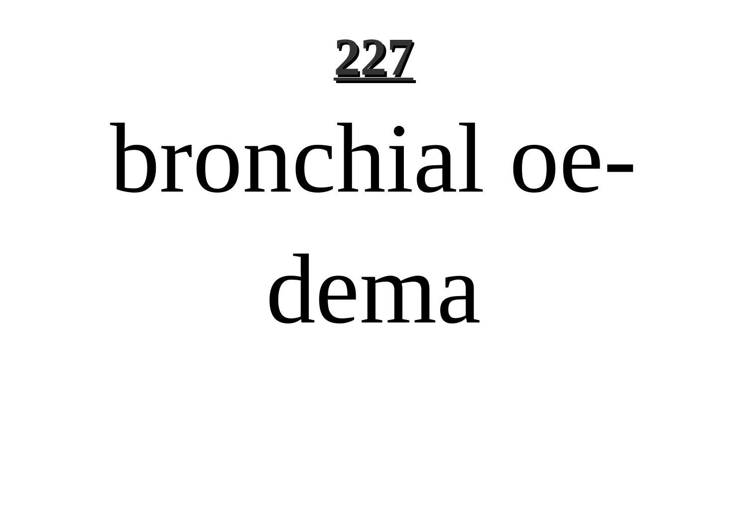**227**

# bronchial oedema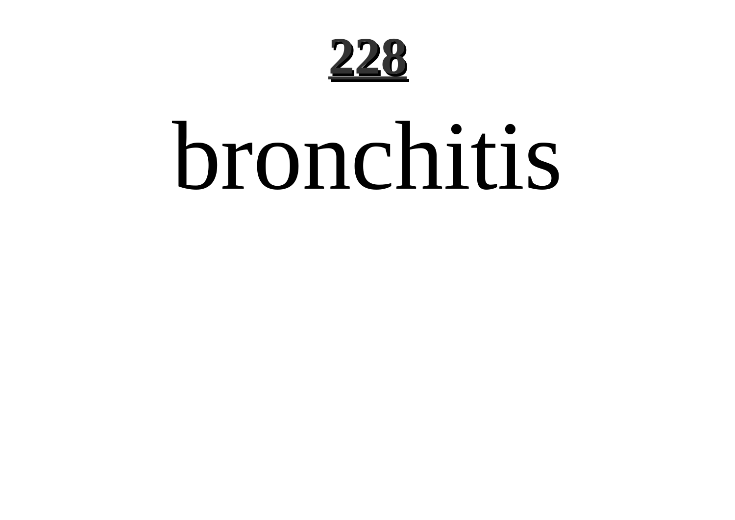# bronchitis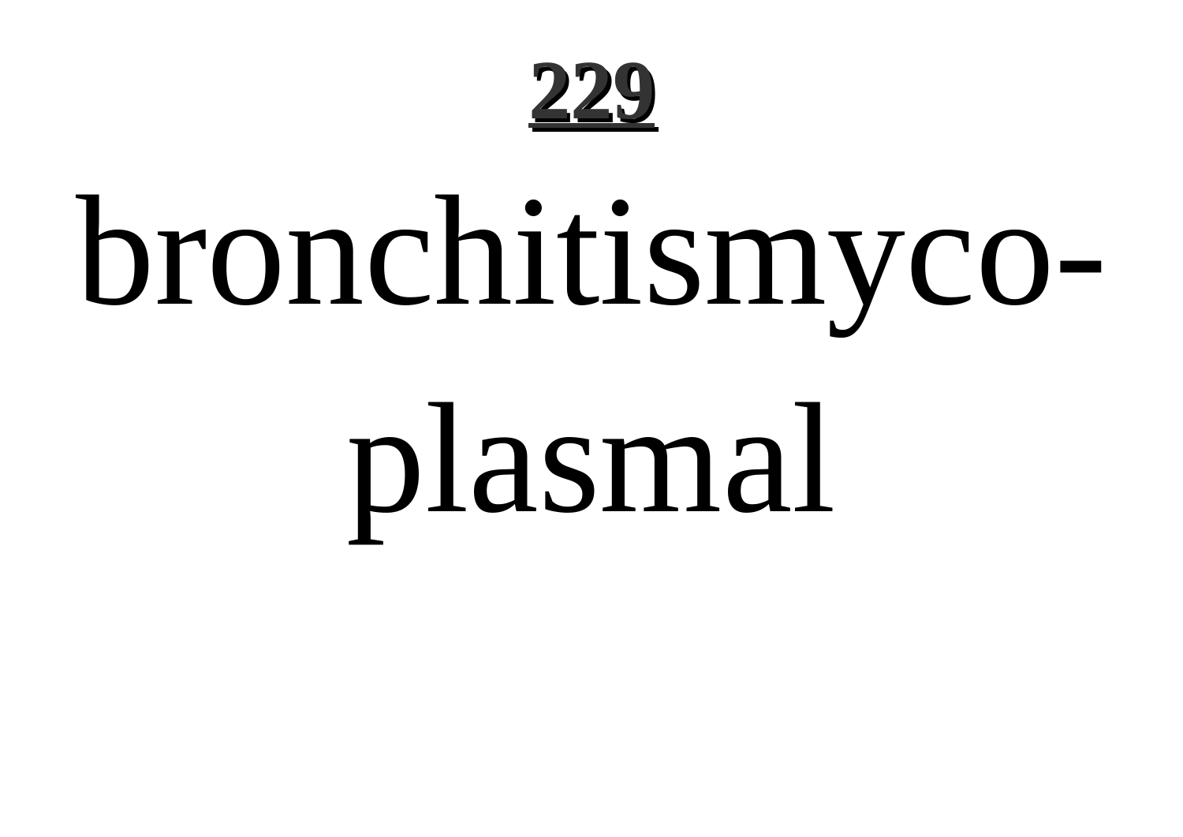# 229

bronchitismycoplasmal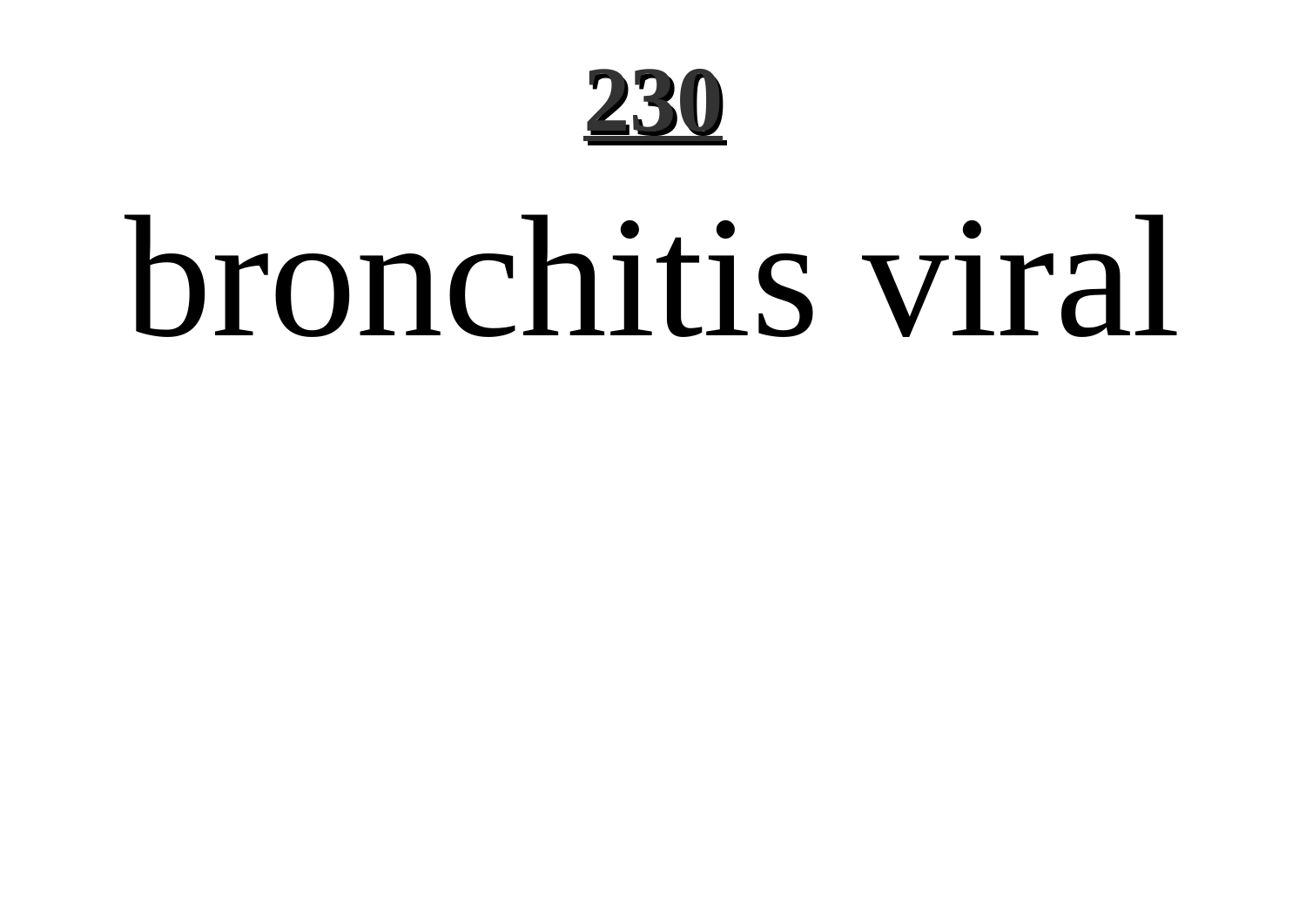# bronchitis viral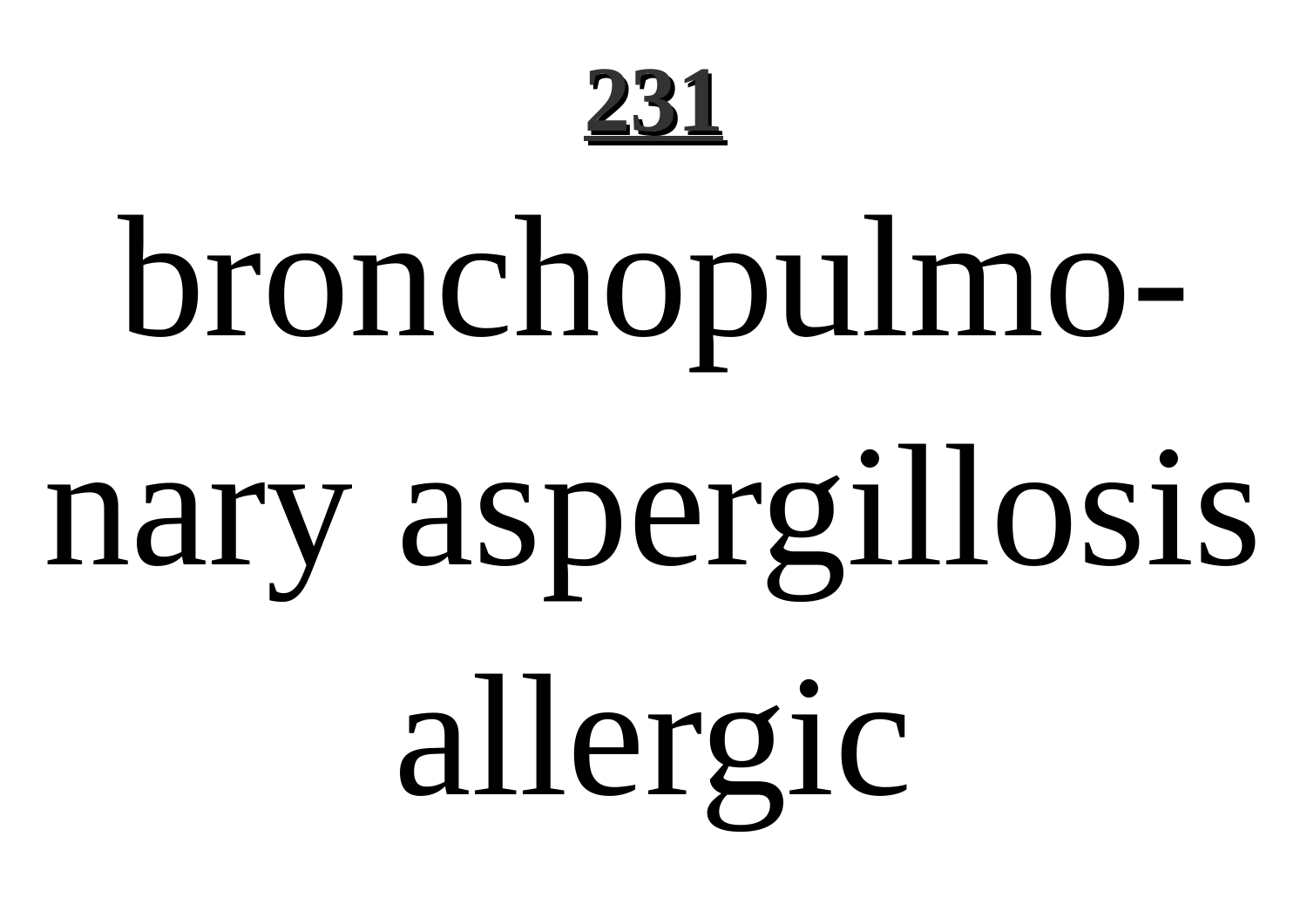## 231

bronchopulmonary aspergillosis allergic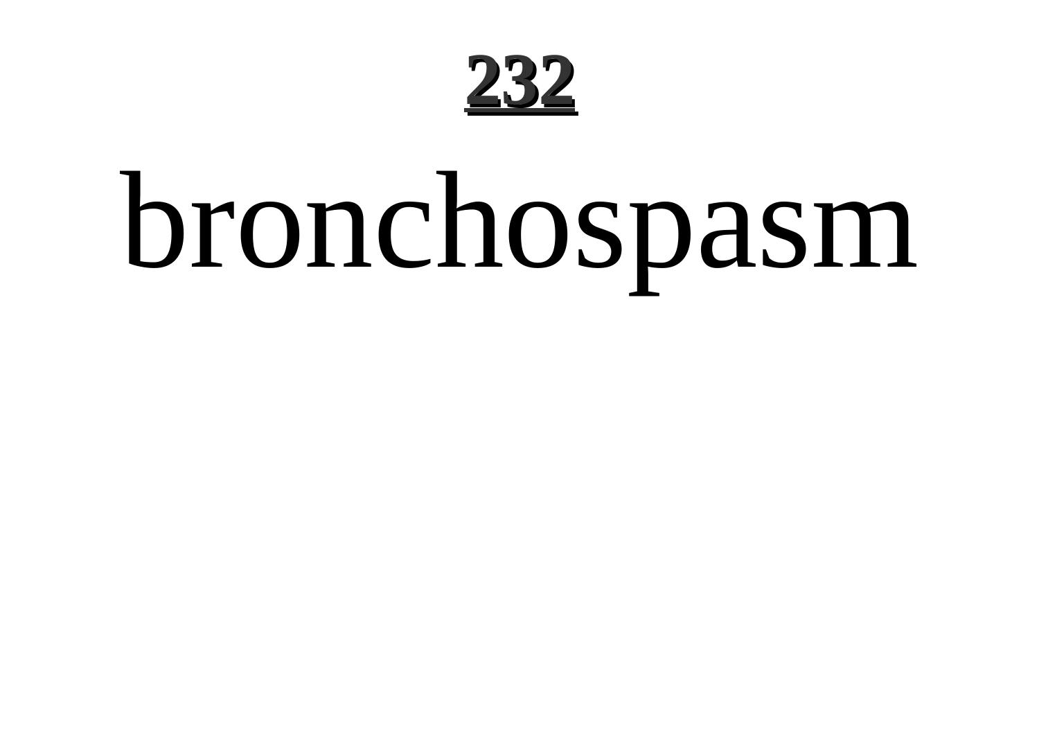bronchospasm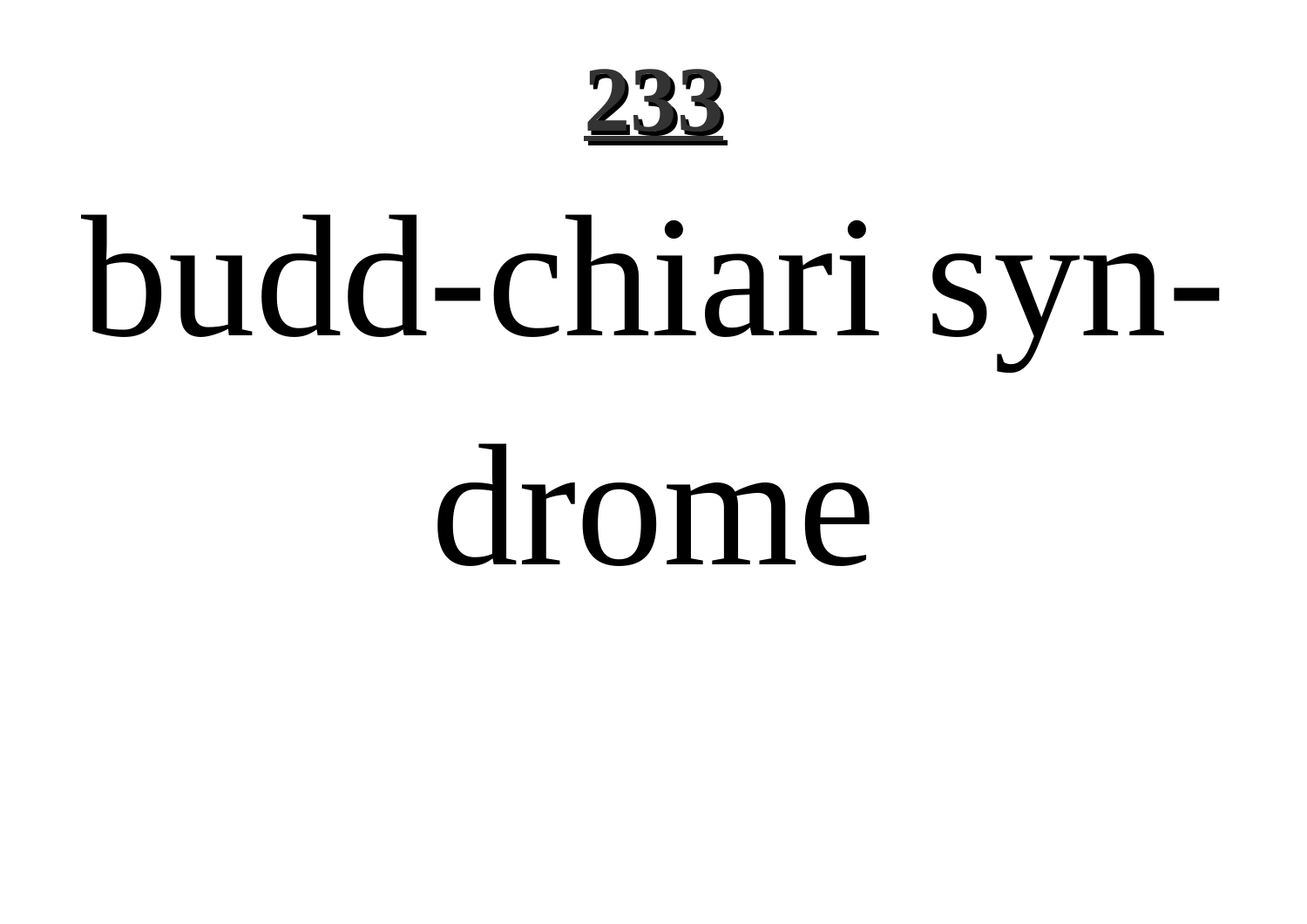# budd-chiari syndrome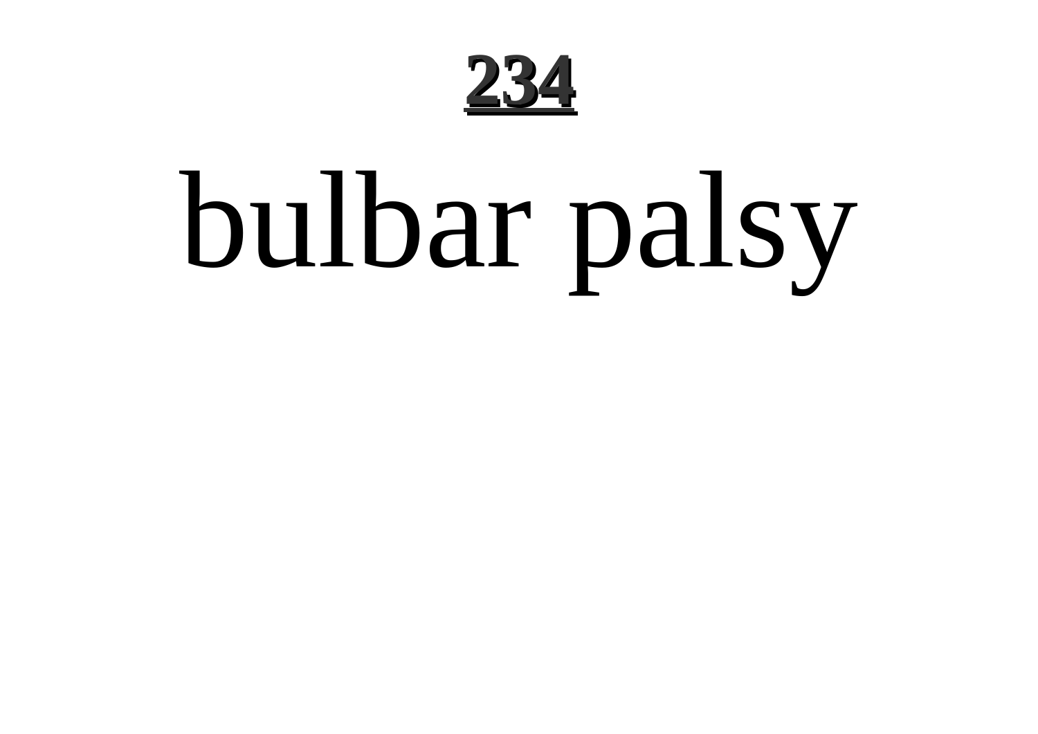**<u>234</u>**

# bulbar palsy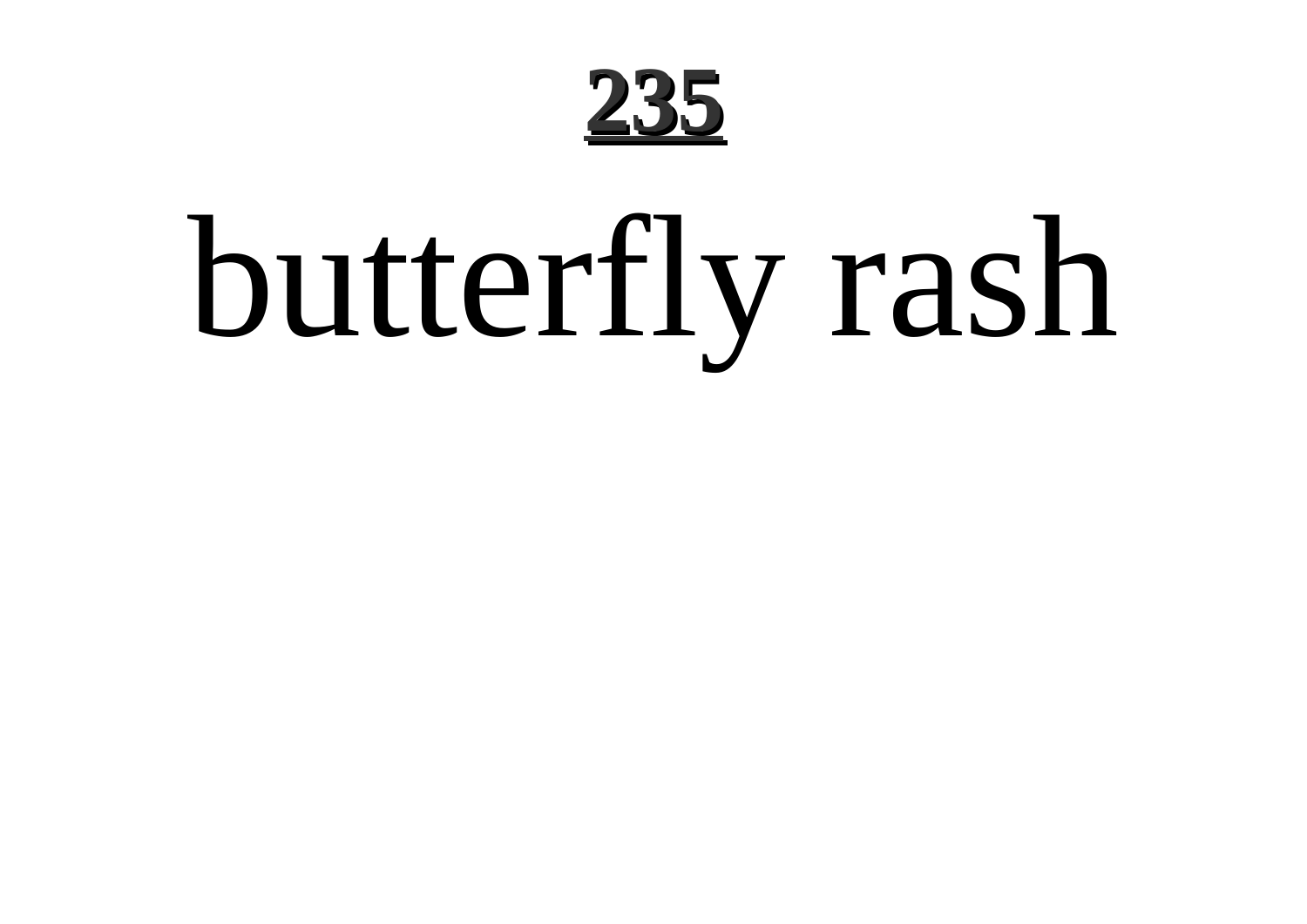# butterfly rash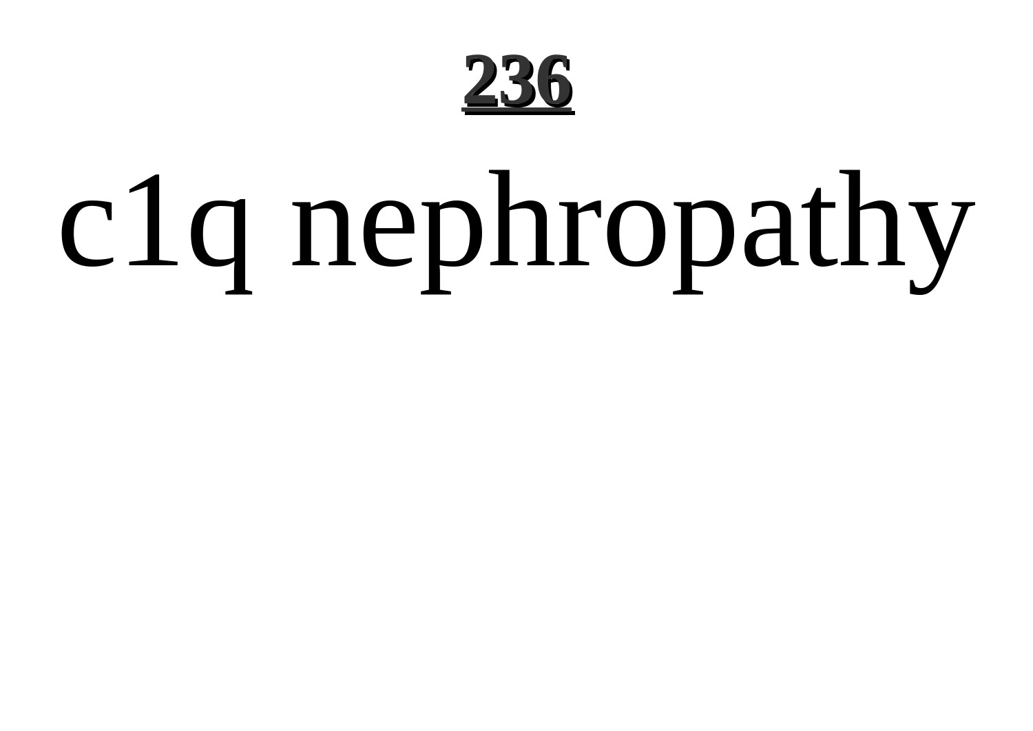# c1q nephropathy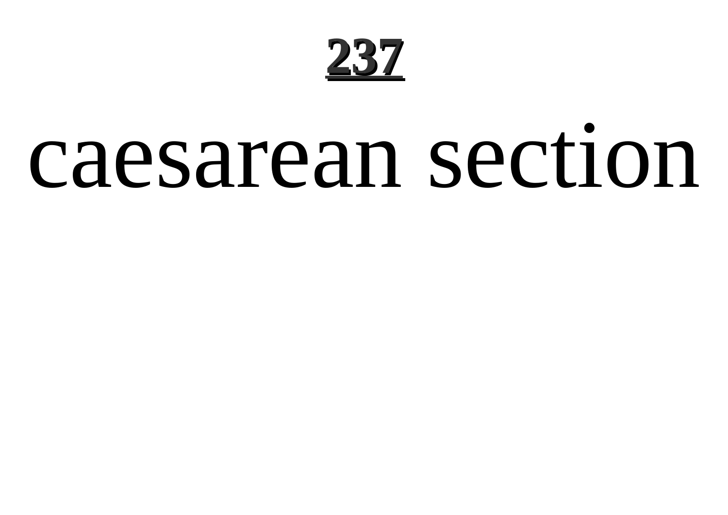# caesarean section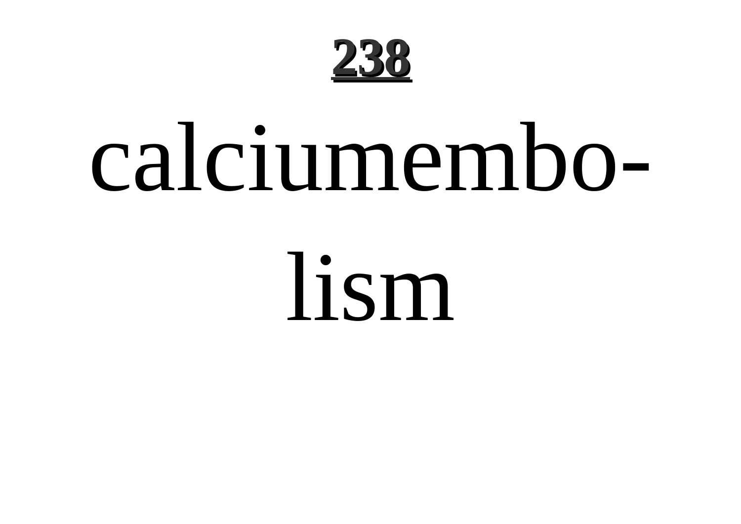# calciumembolism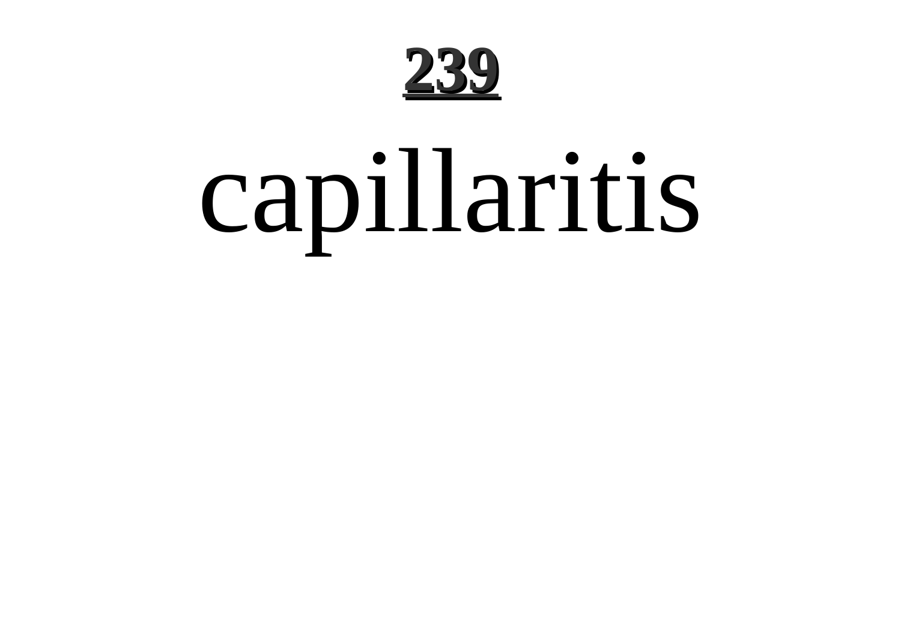# 239

capillaritis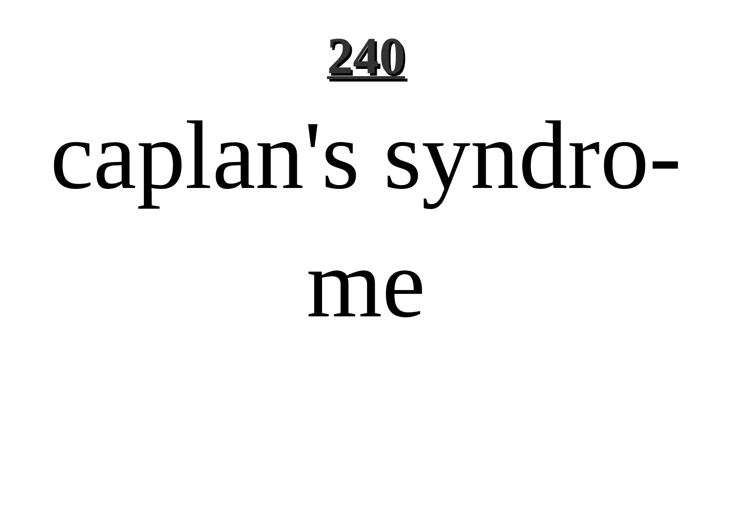caplan's syndro-

me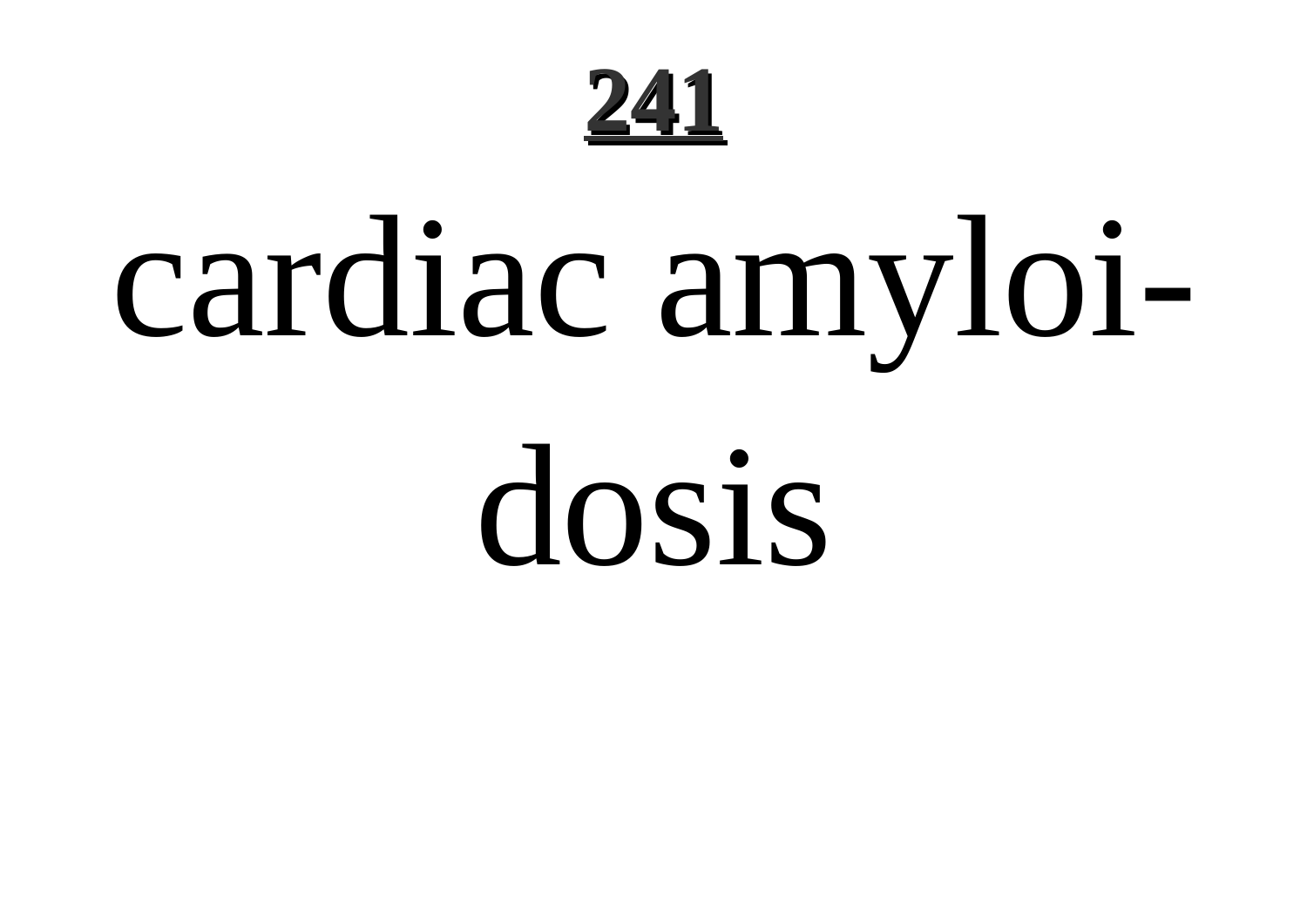cardiac amyloi-

dosis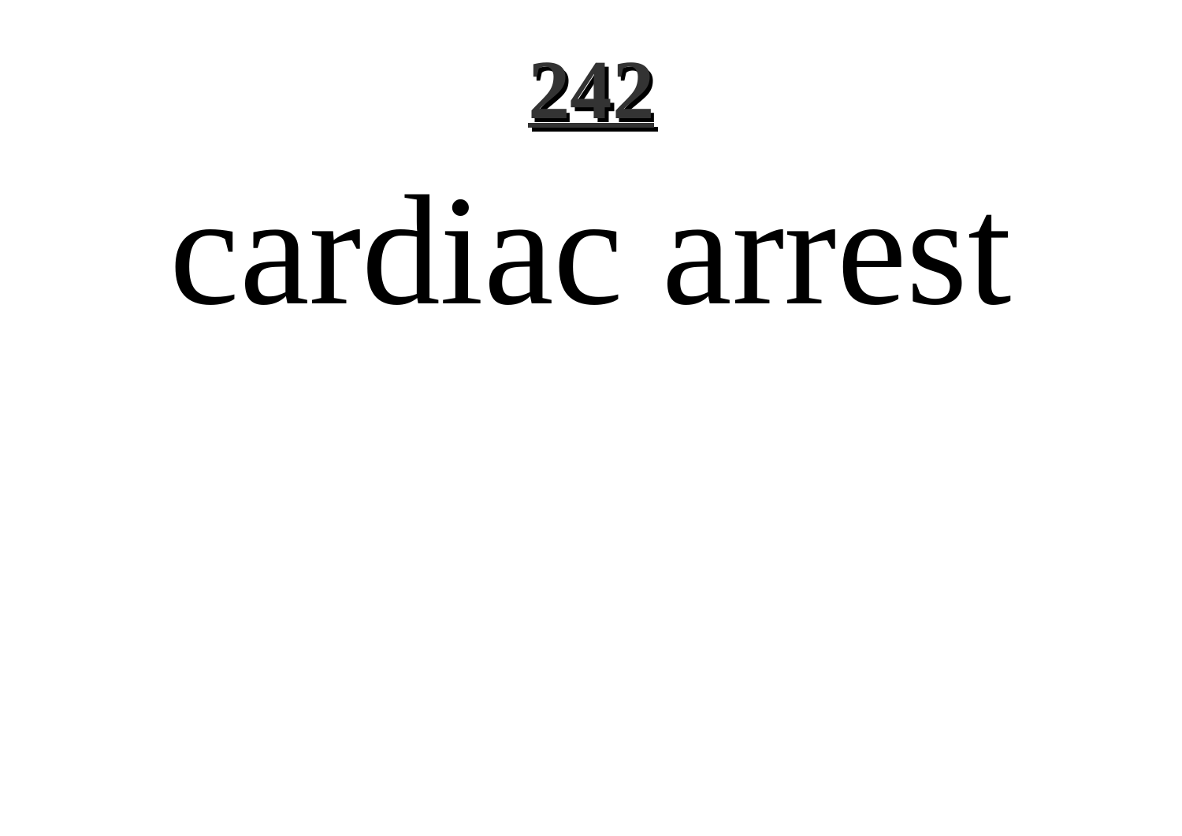**242**

# cardiac arrest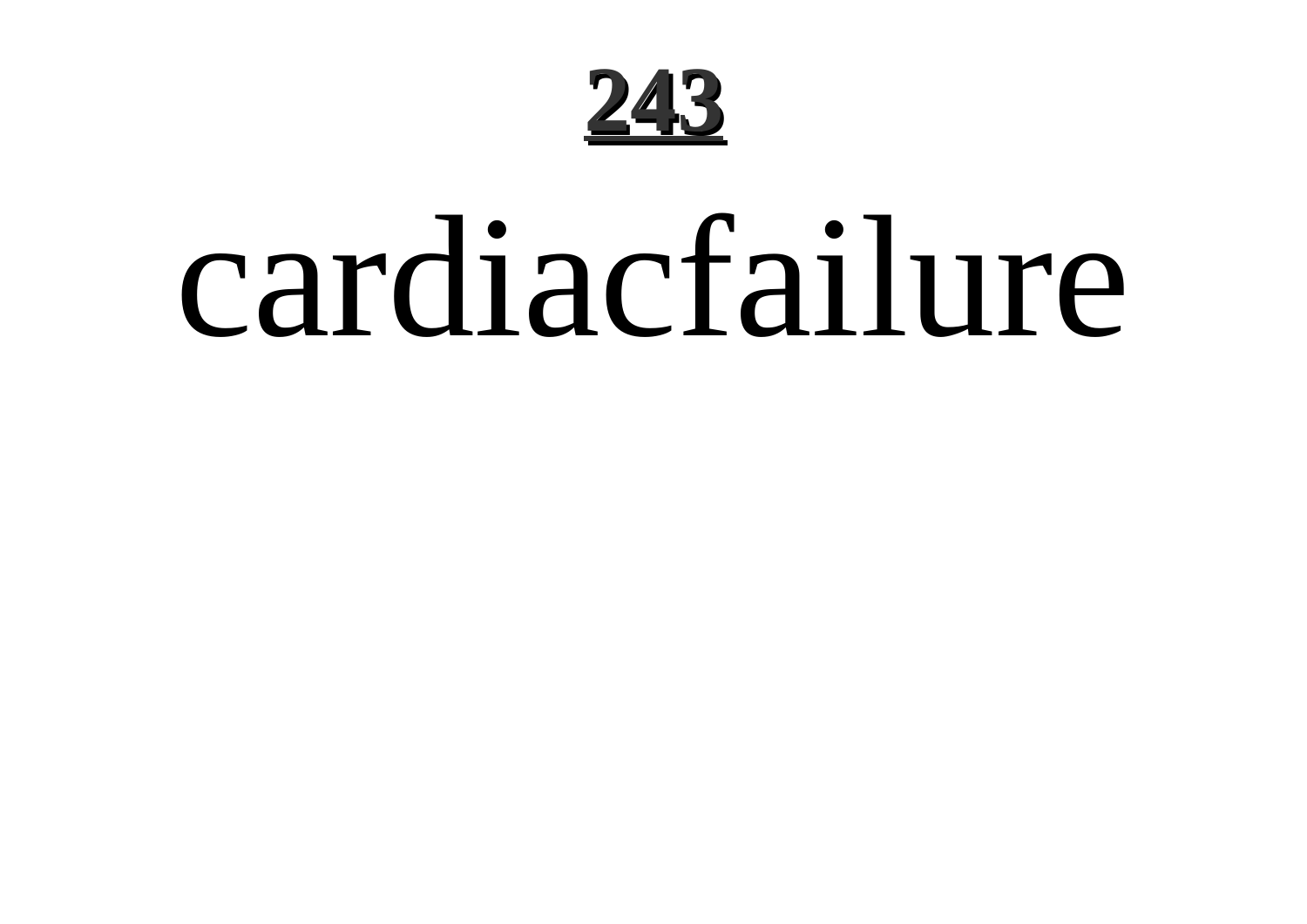cardiacfailure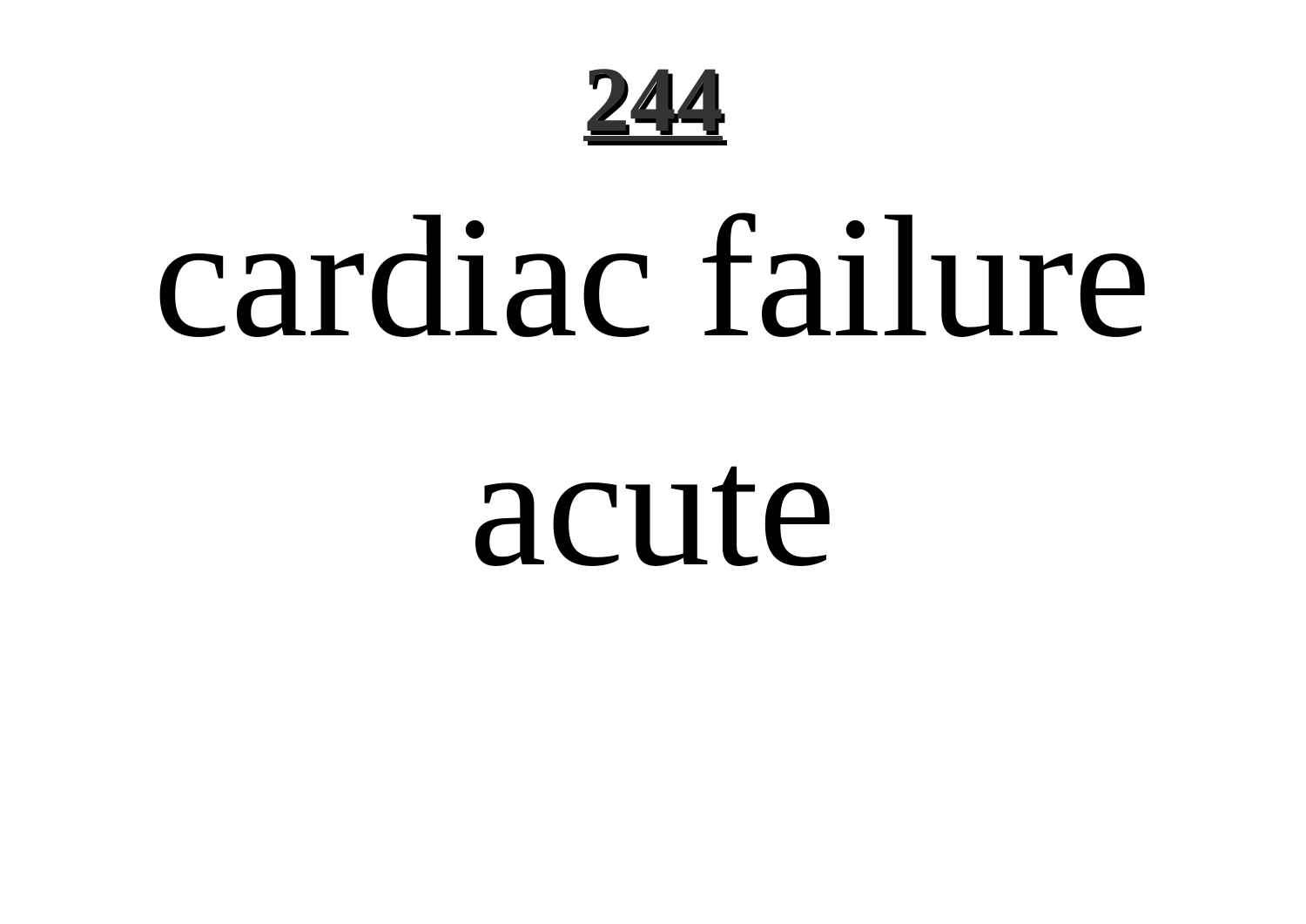# cardiac failure acute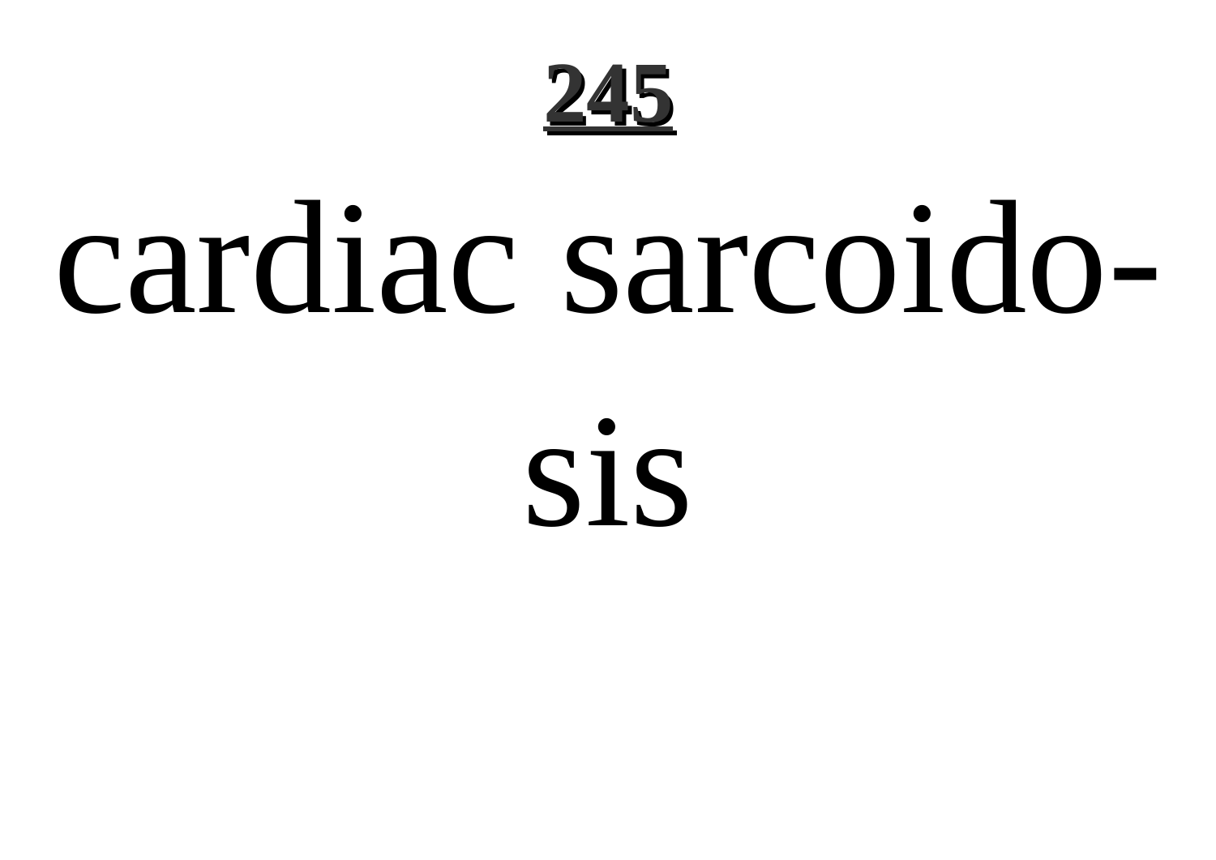cardiac sarcoidosis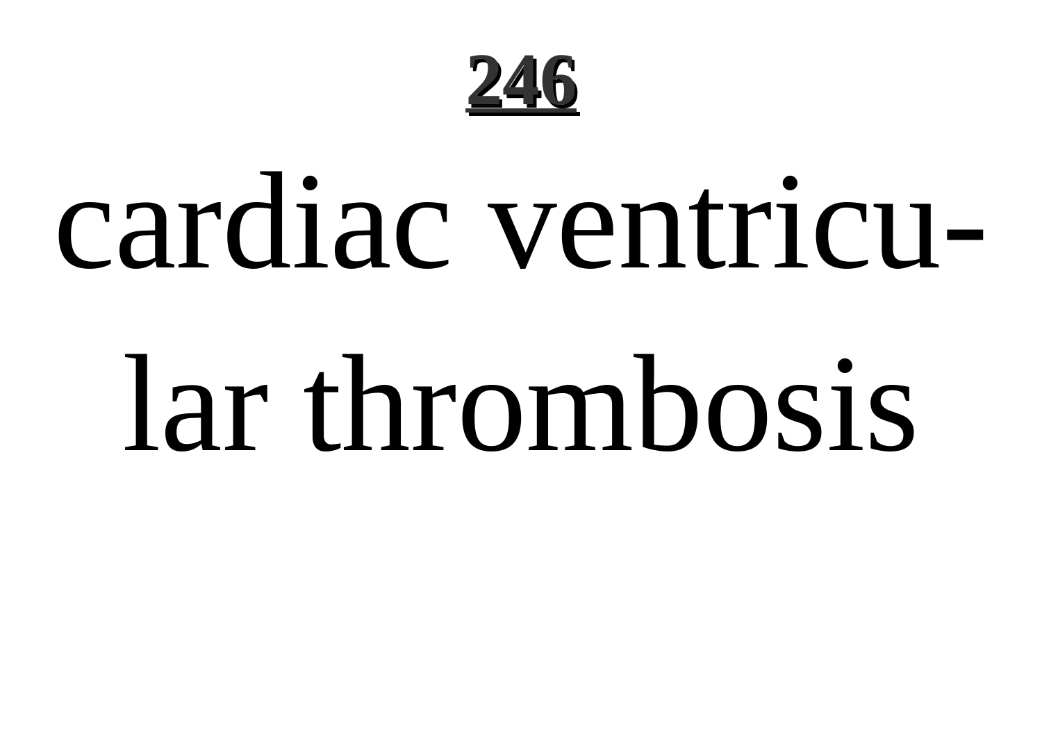cardiac ventricular thrombosis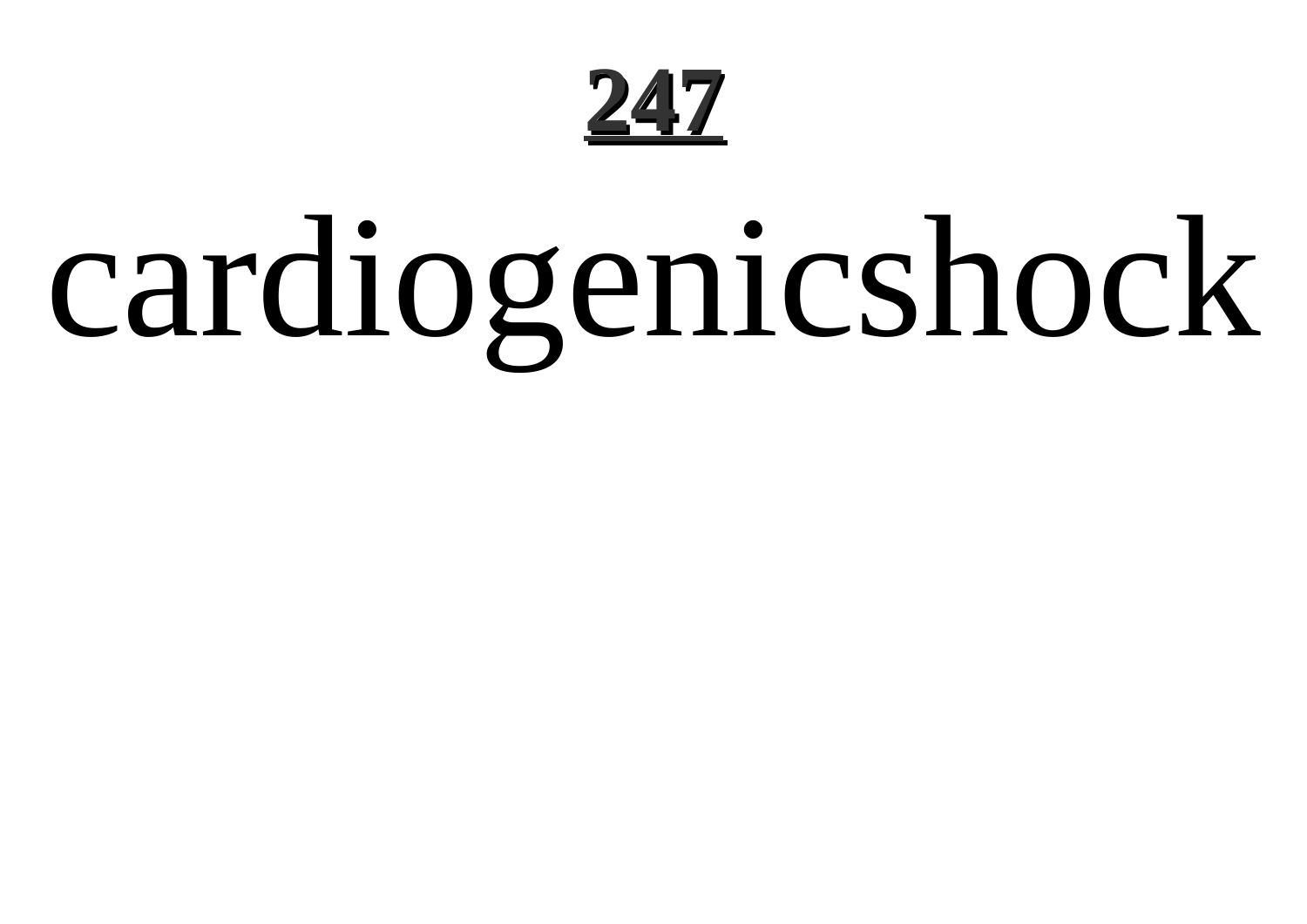# cardiogenicshock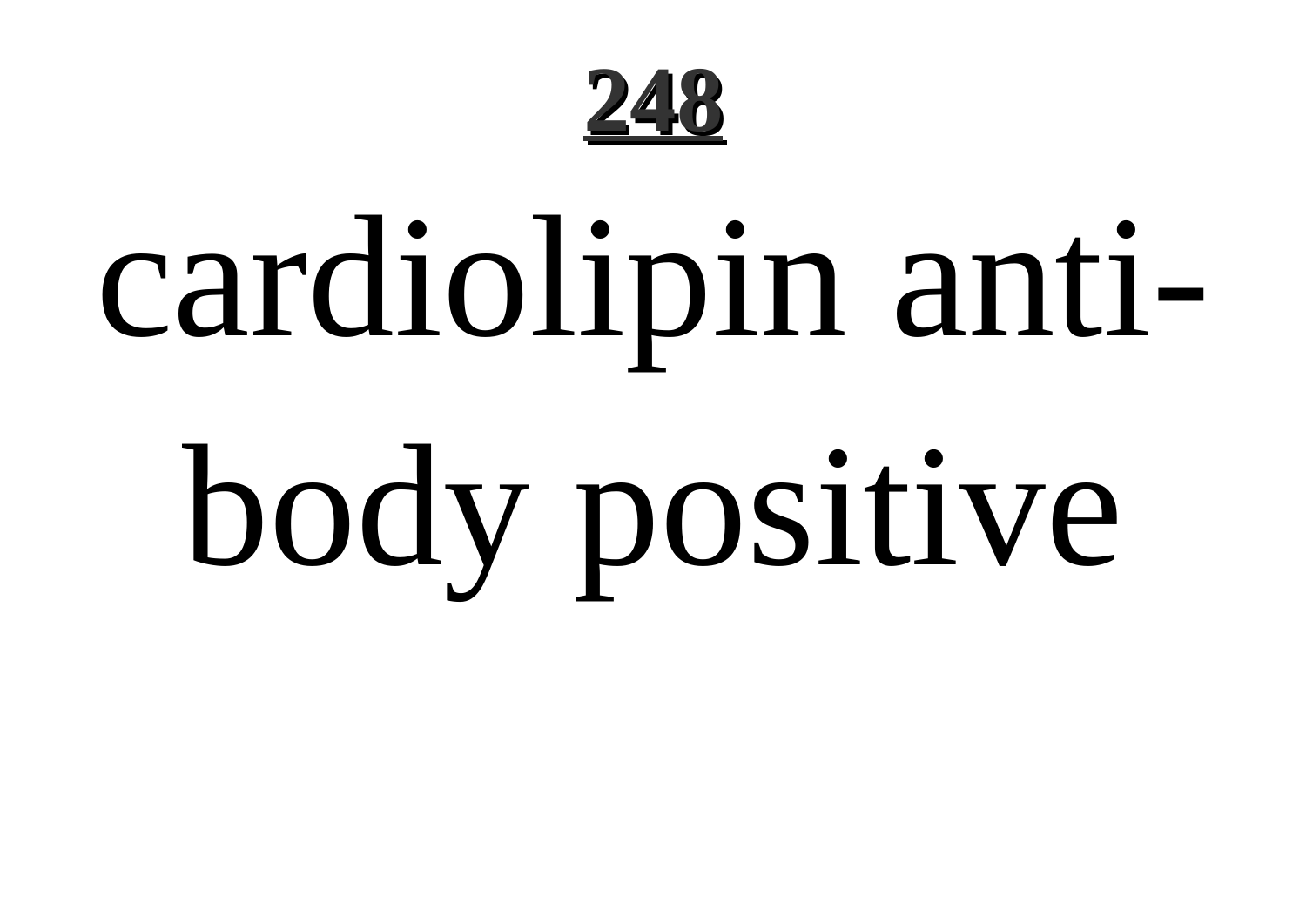cardiolipin antibody positive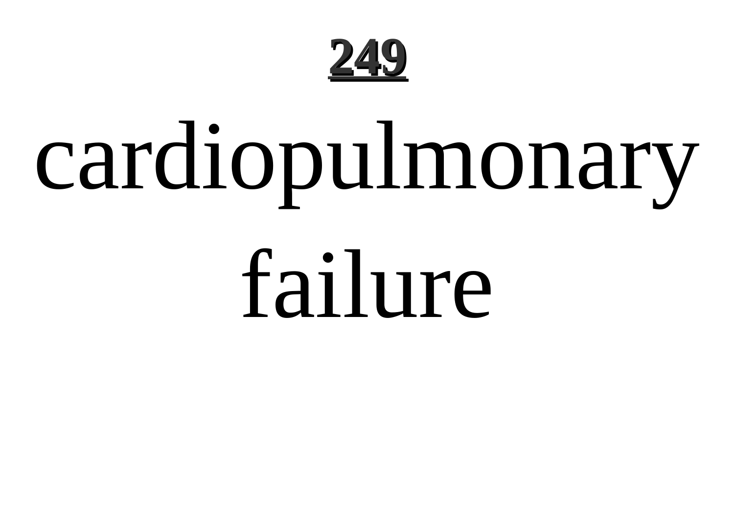cardiopulmonary failure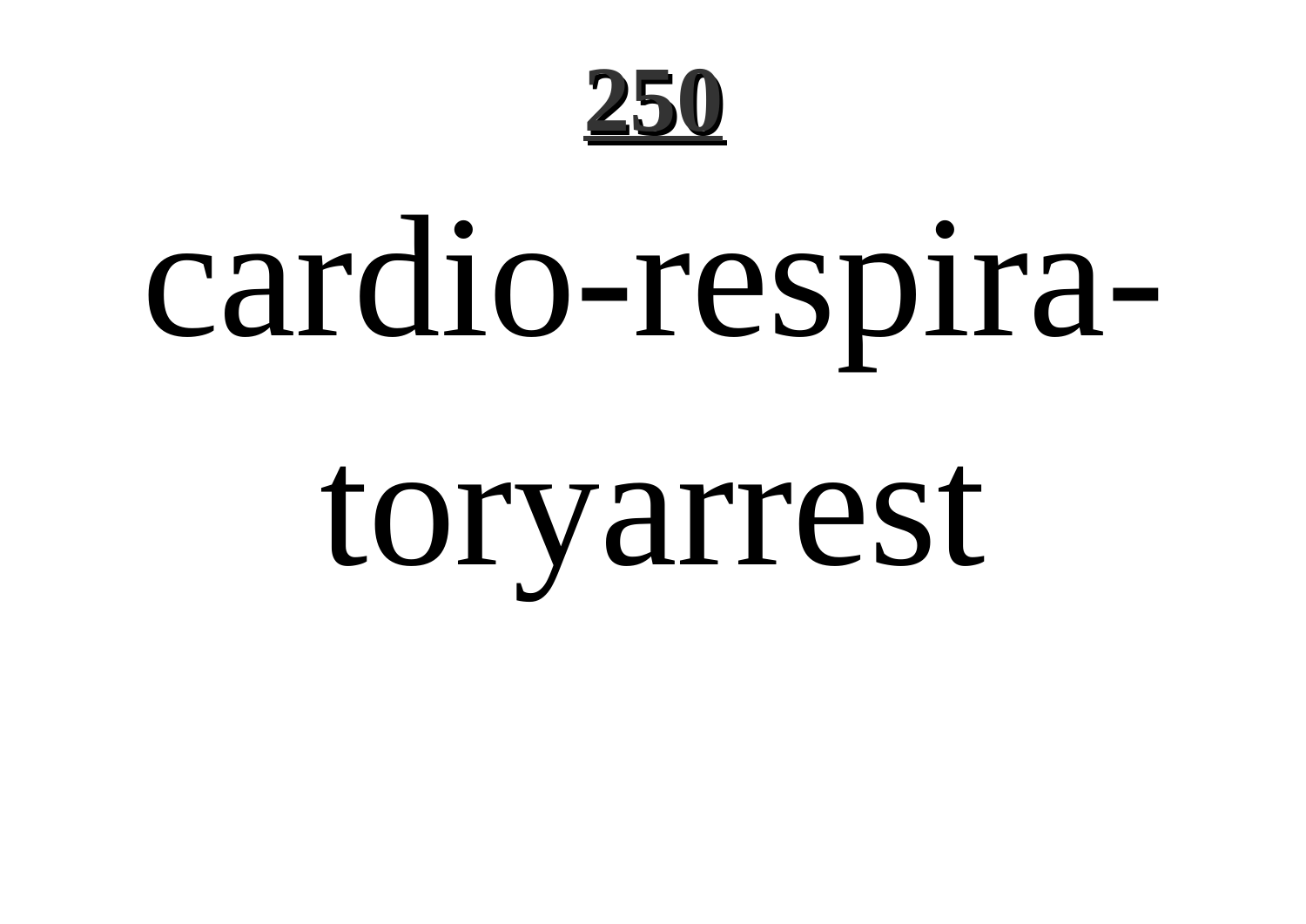cardio-respiratoryarrest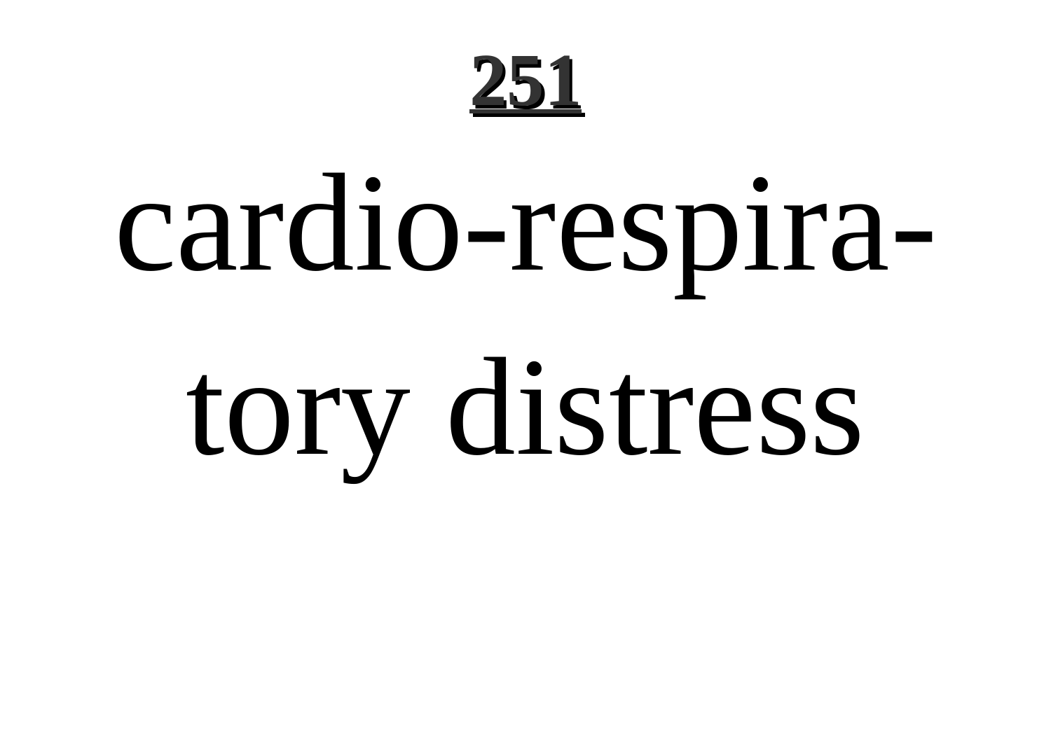# cardio-respiratory distress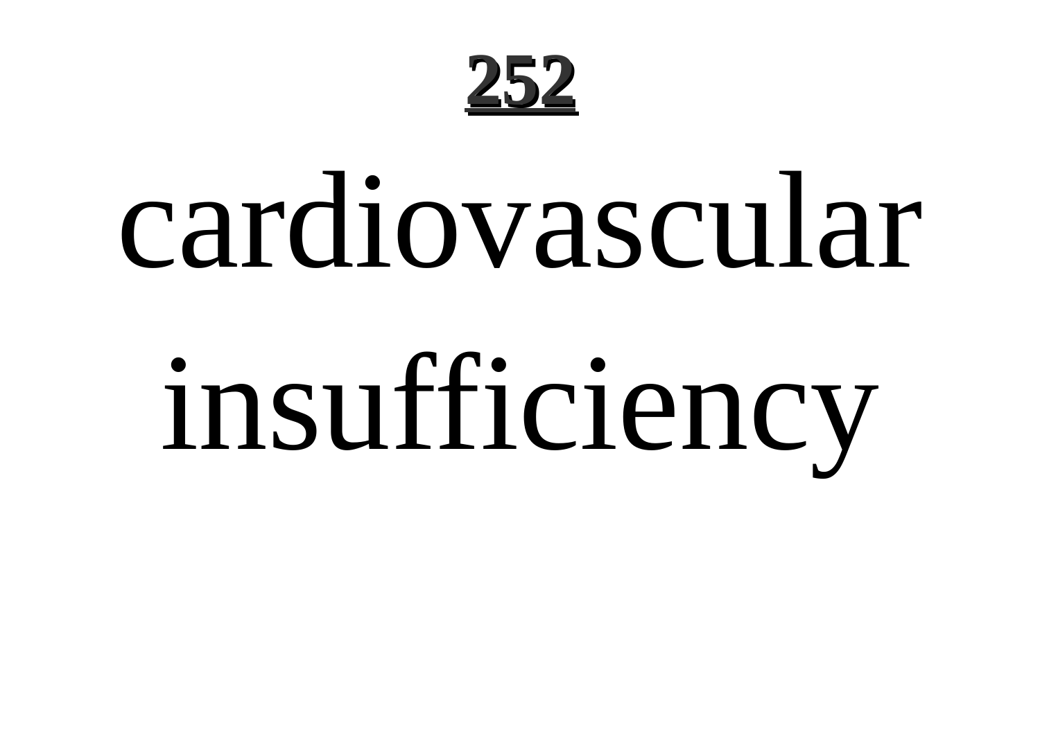cardiovascular insufficiency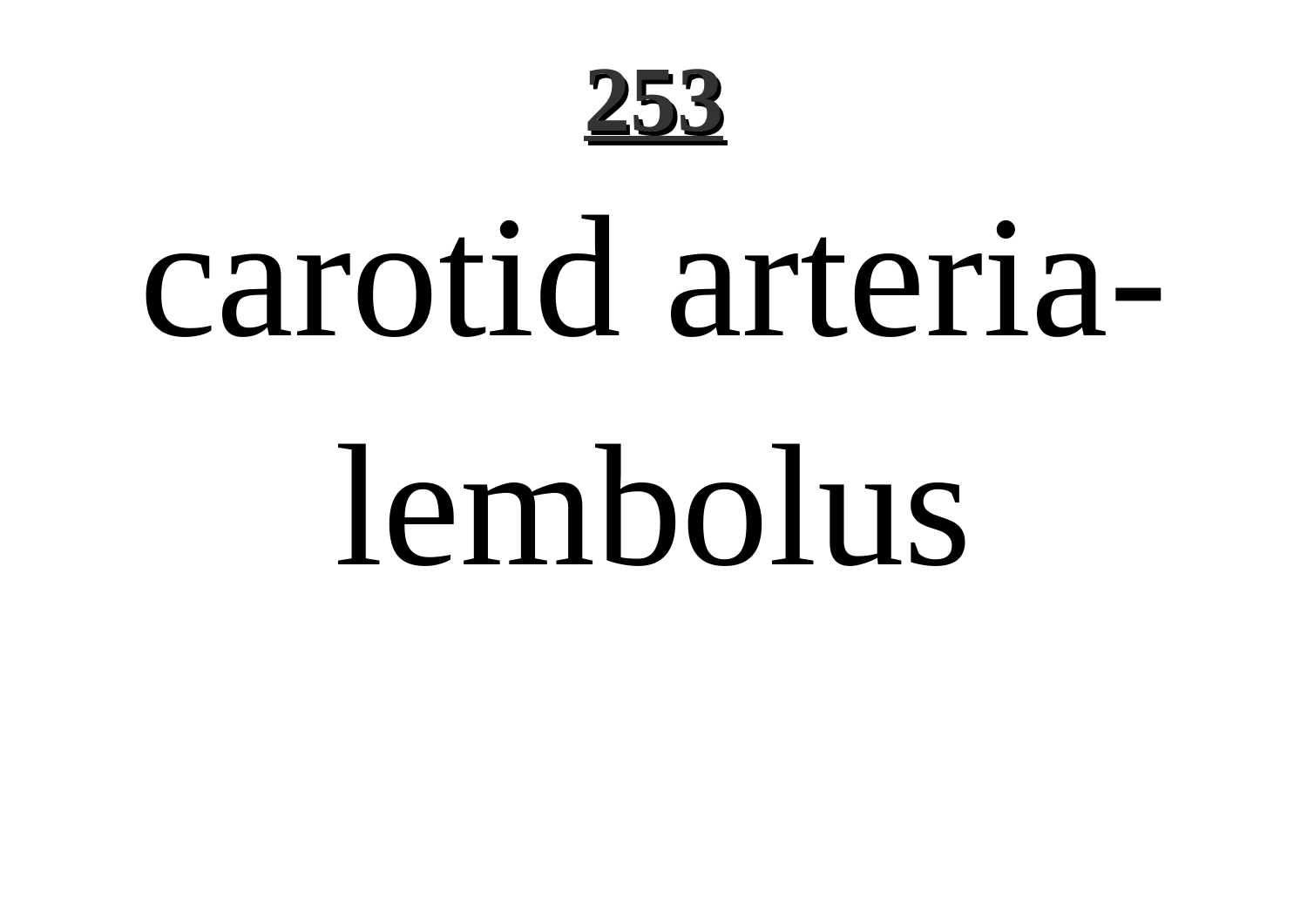carotid arteria-
lembolus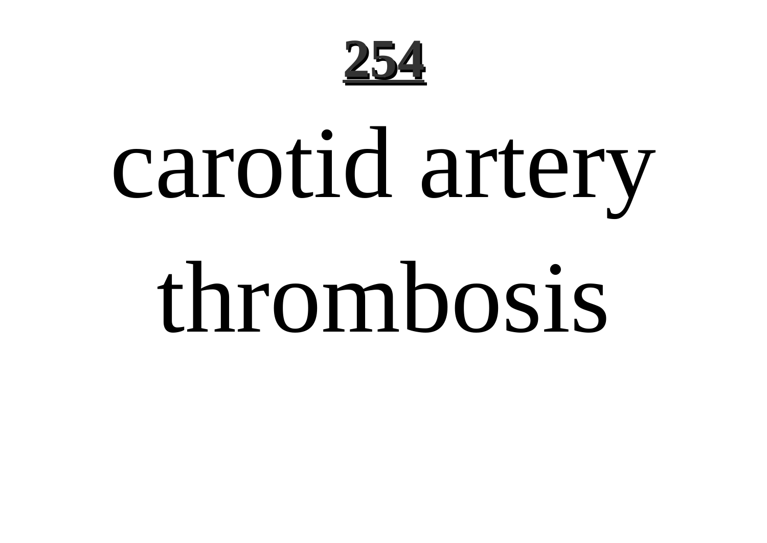# 254

# carotid artery thrombosis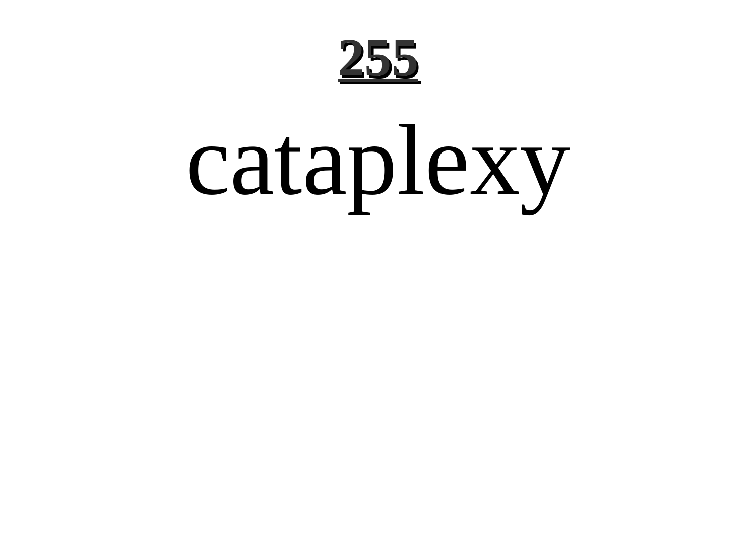# cataplexy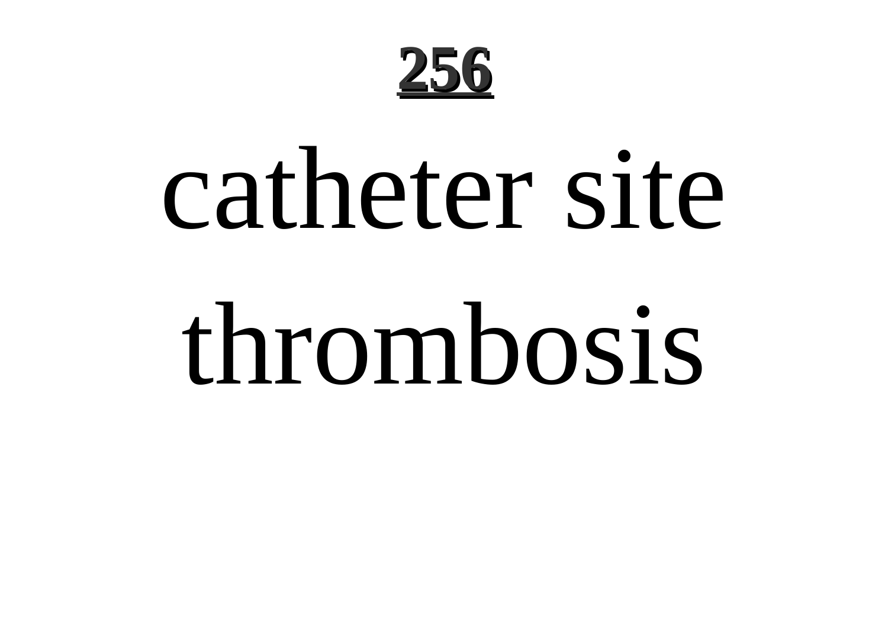# catheter site thrombosis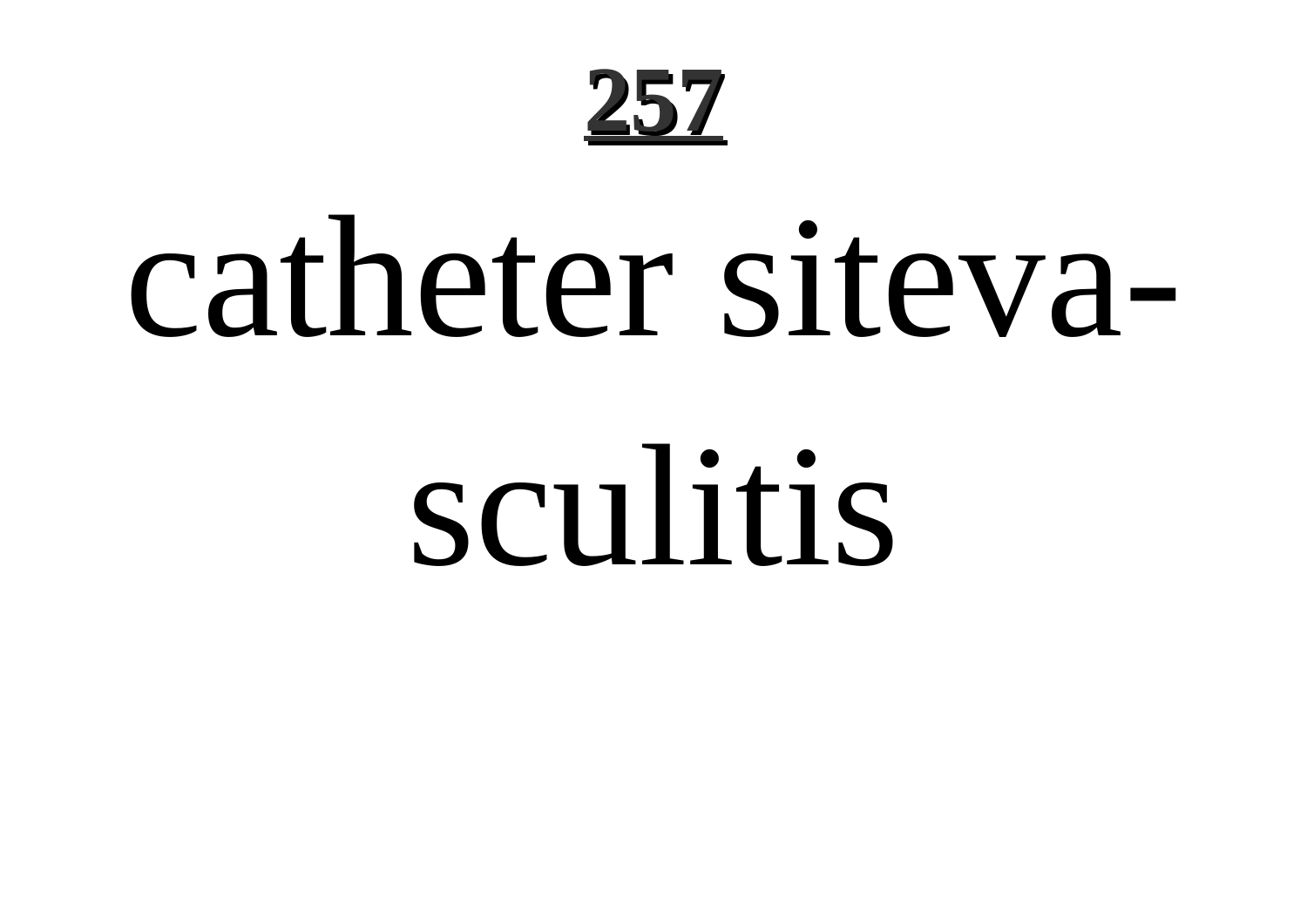catheter siteva-sculitis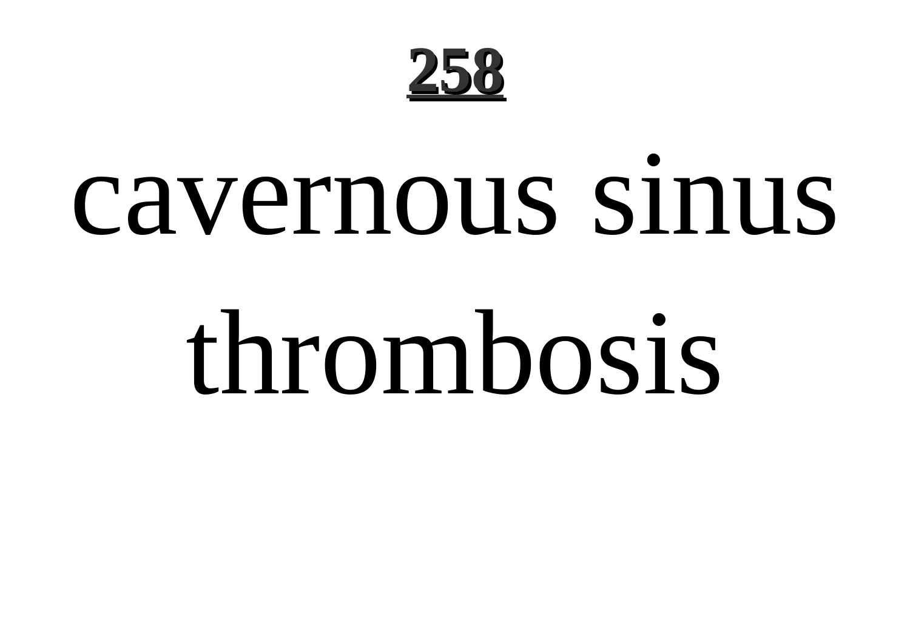# cavernous sinus thrombosis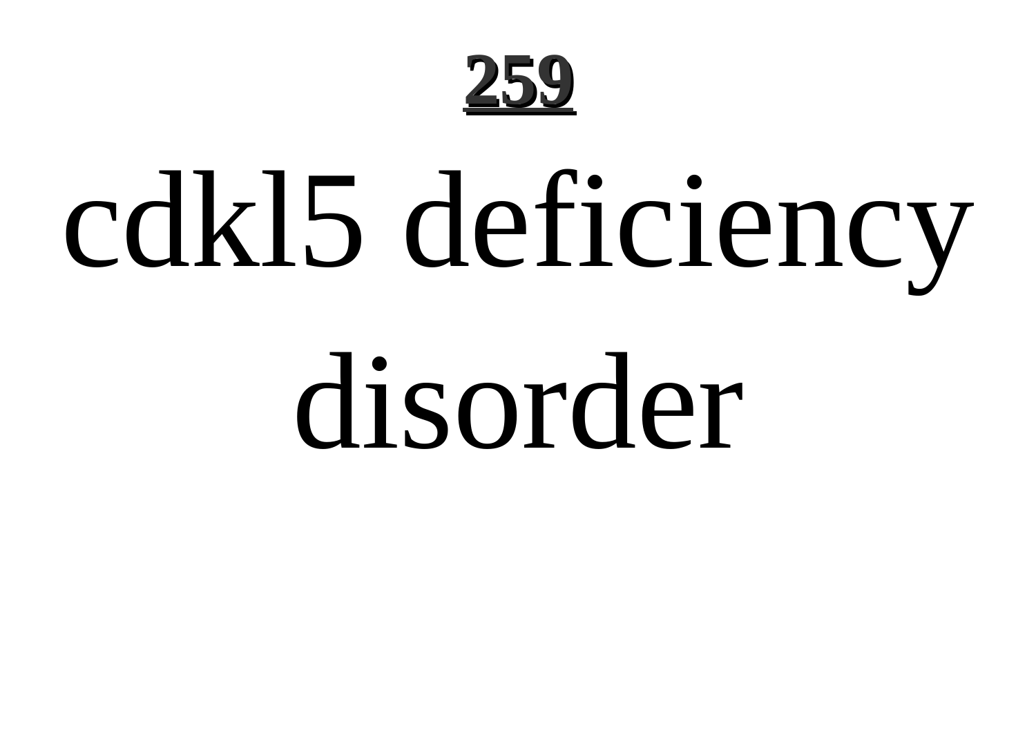# cdkl5 deficiency disorder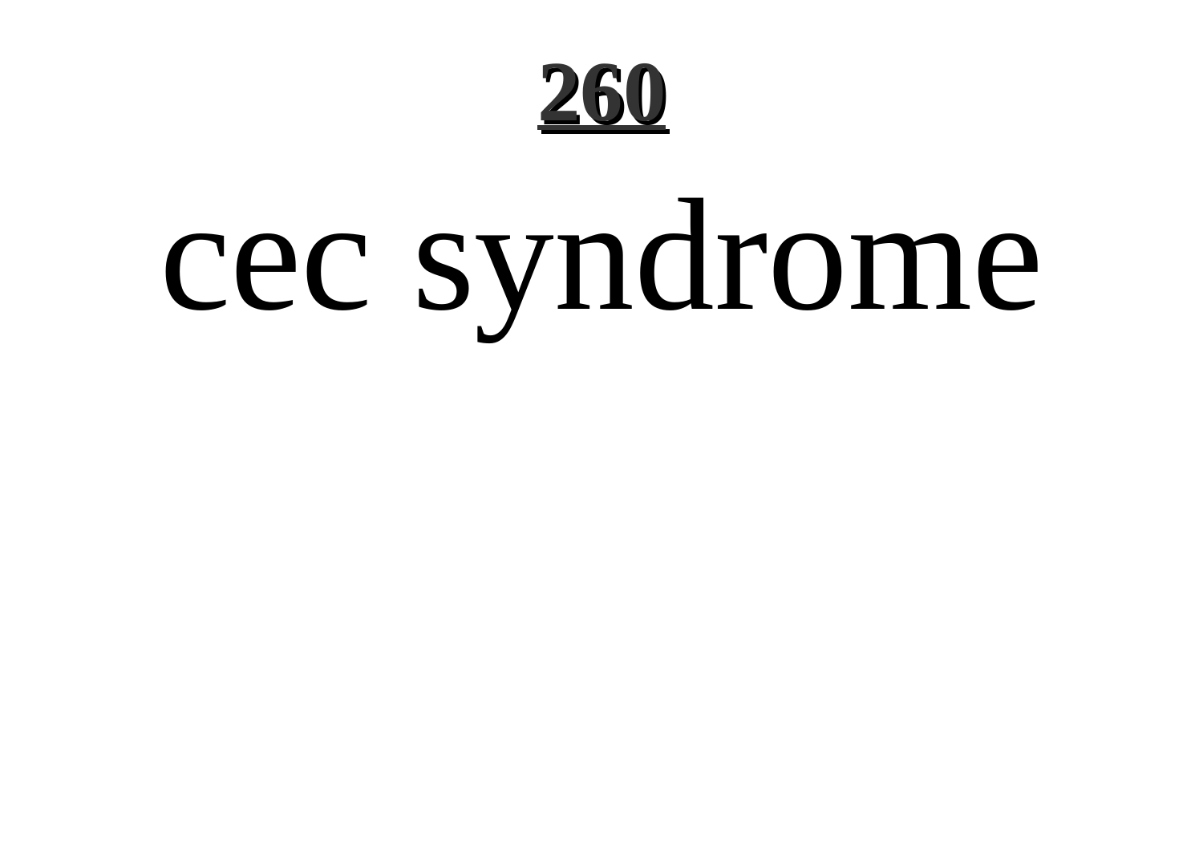# cec syndrome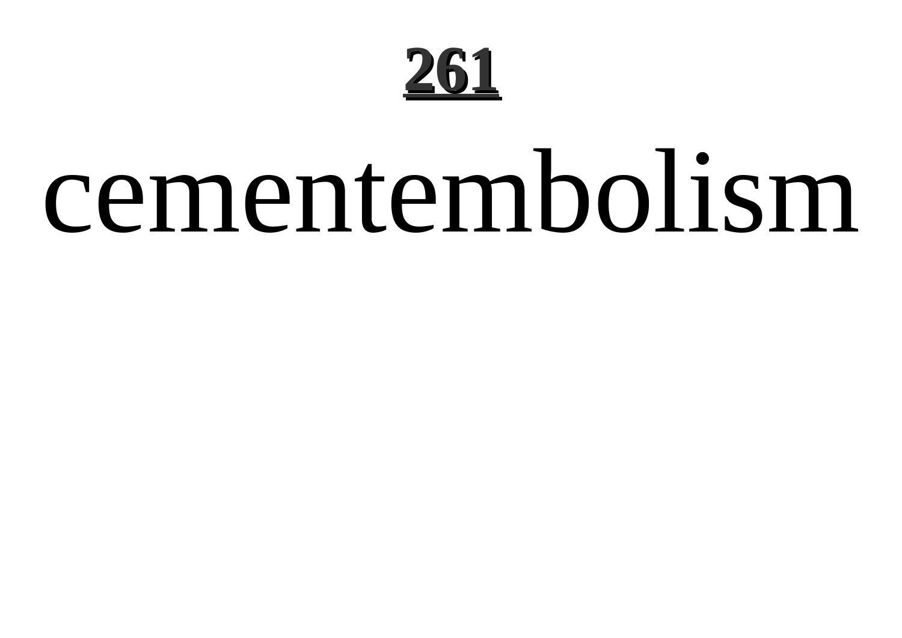# cementembolism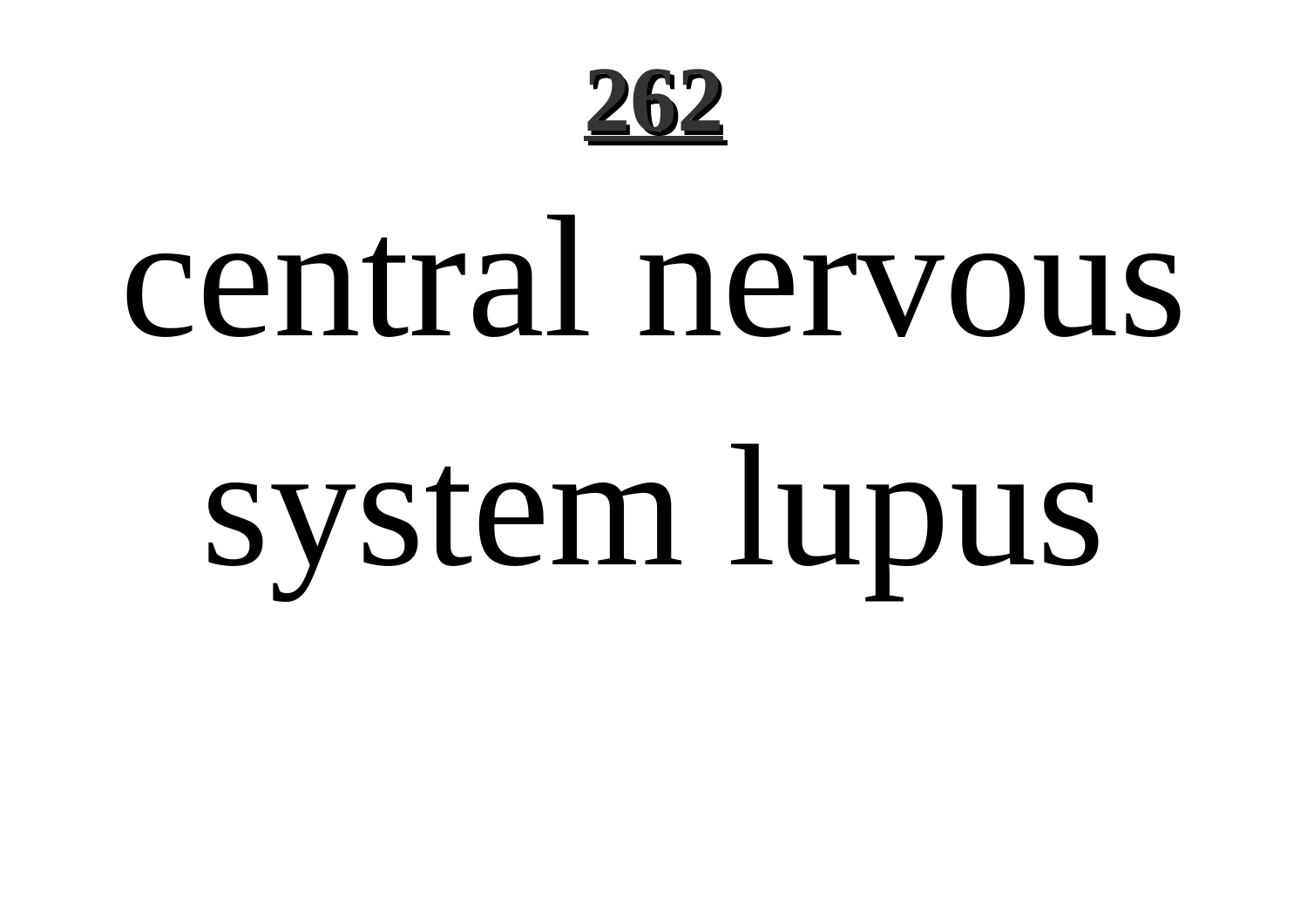# central nervous system lupus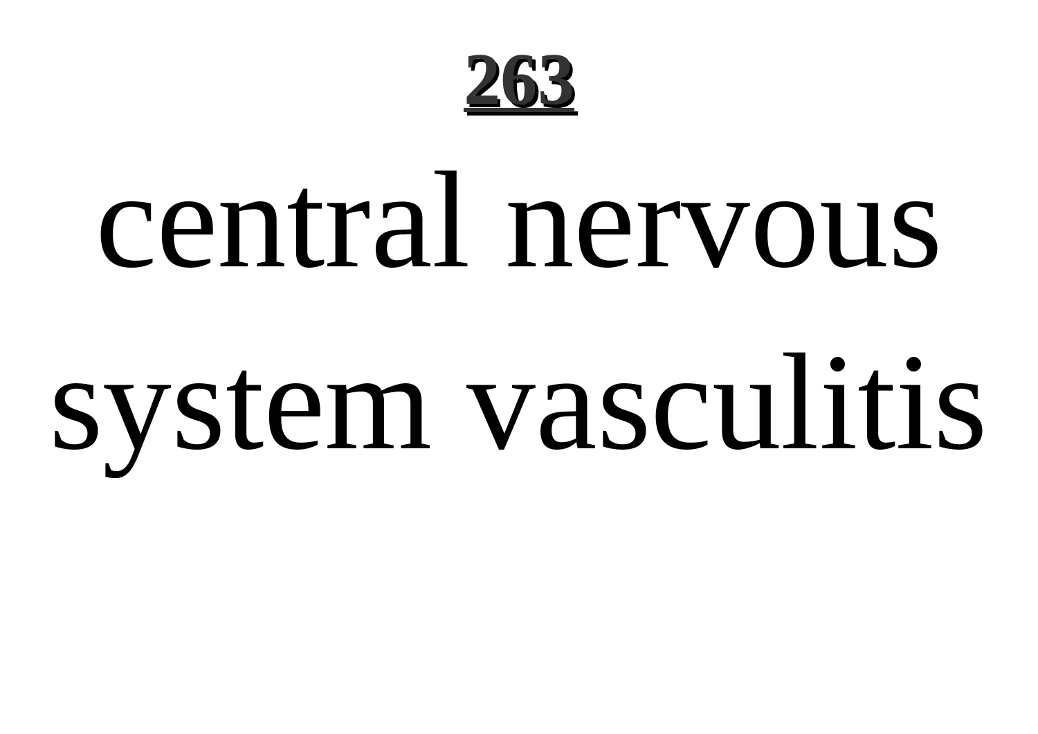# central nervous system vasculitis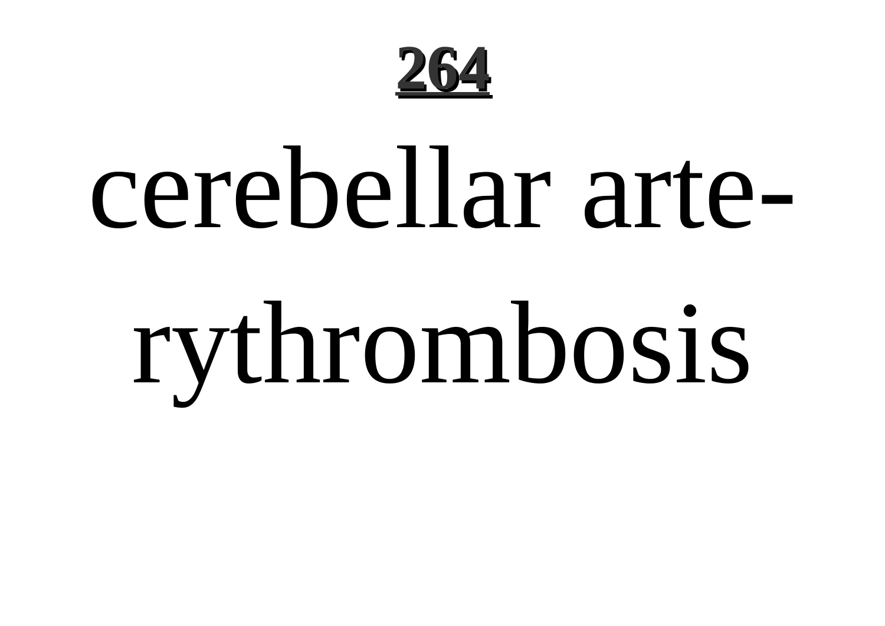cerebellar arte-
rythrombosis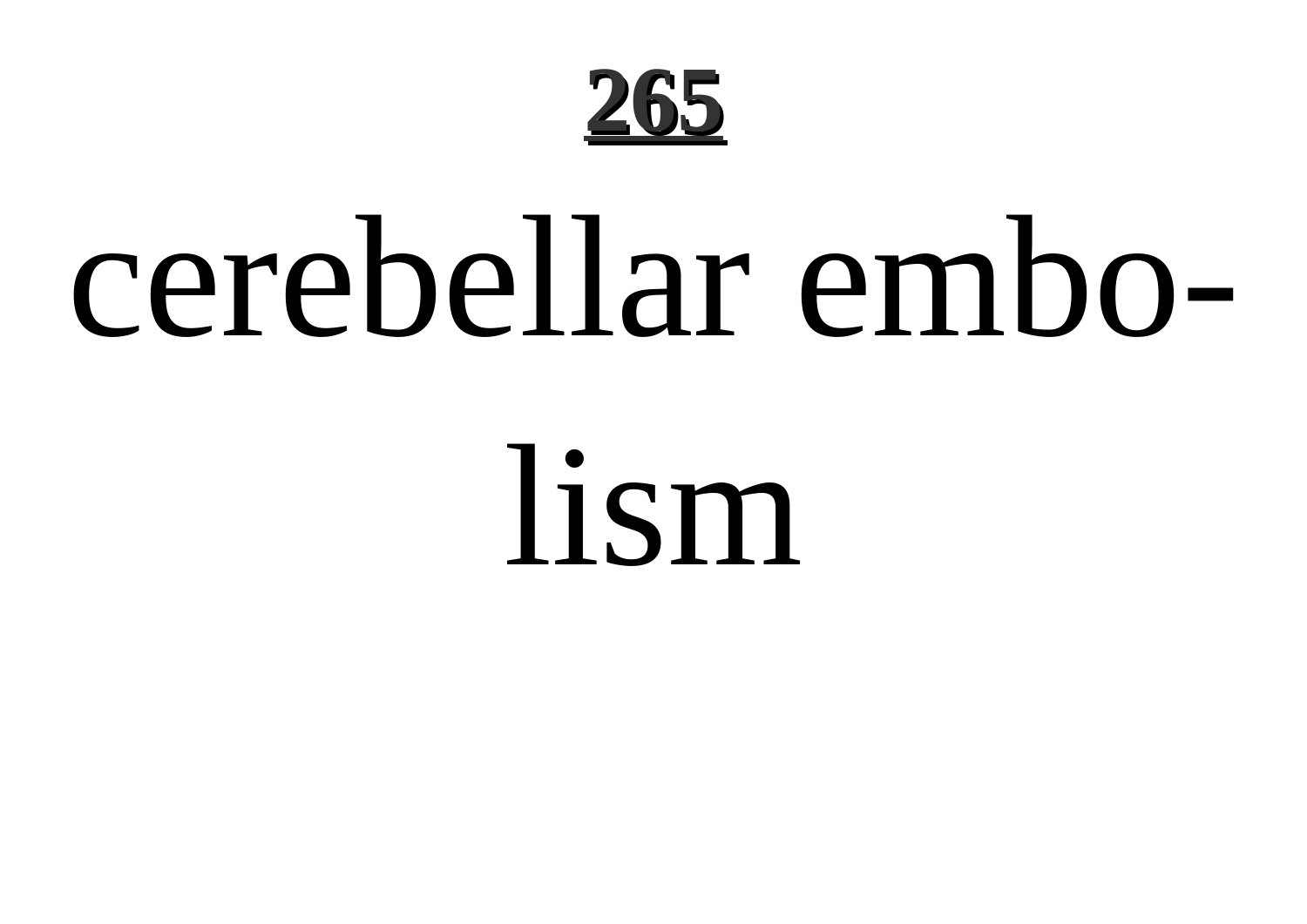cerebellar embolism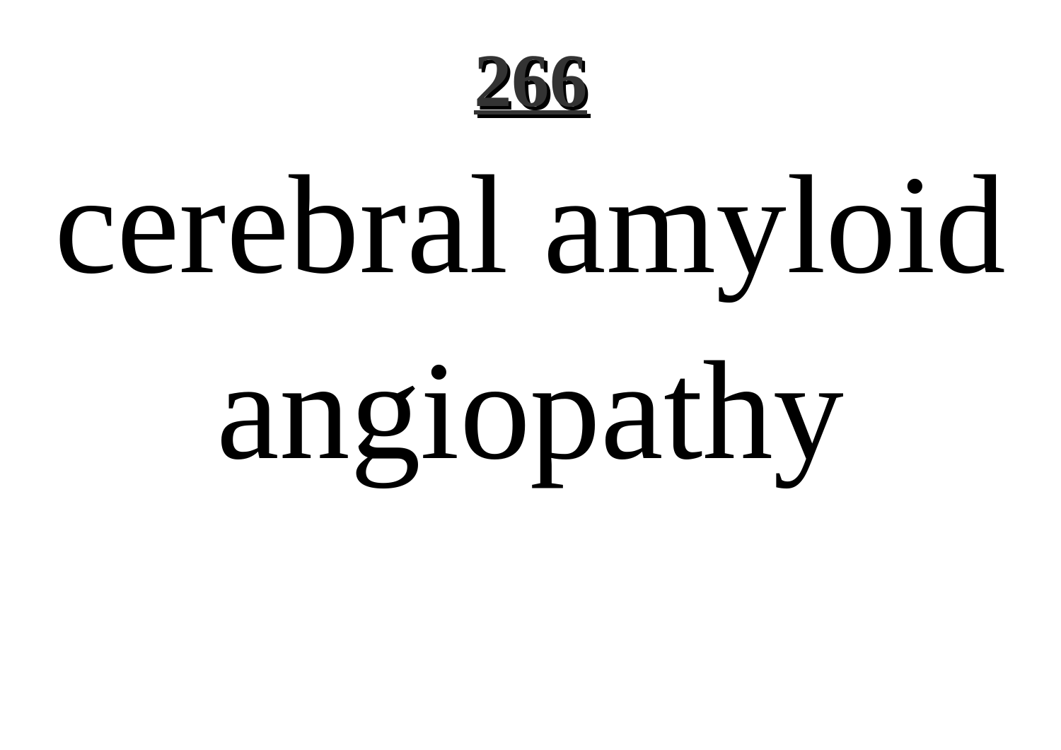# cerebral amyloid angiopathy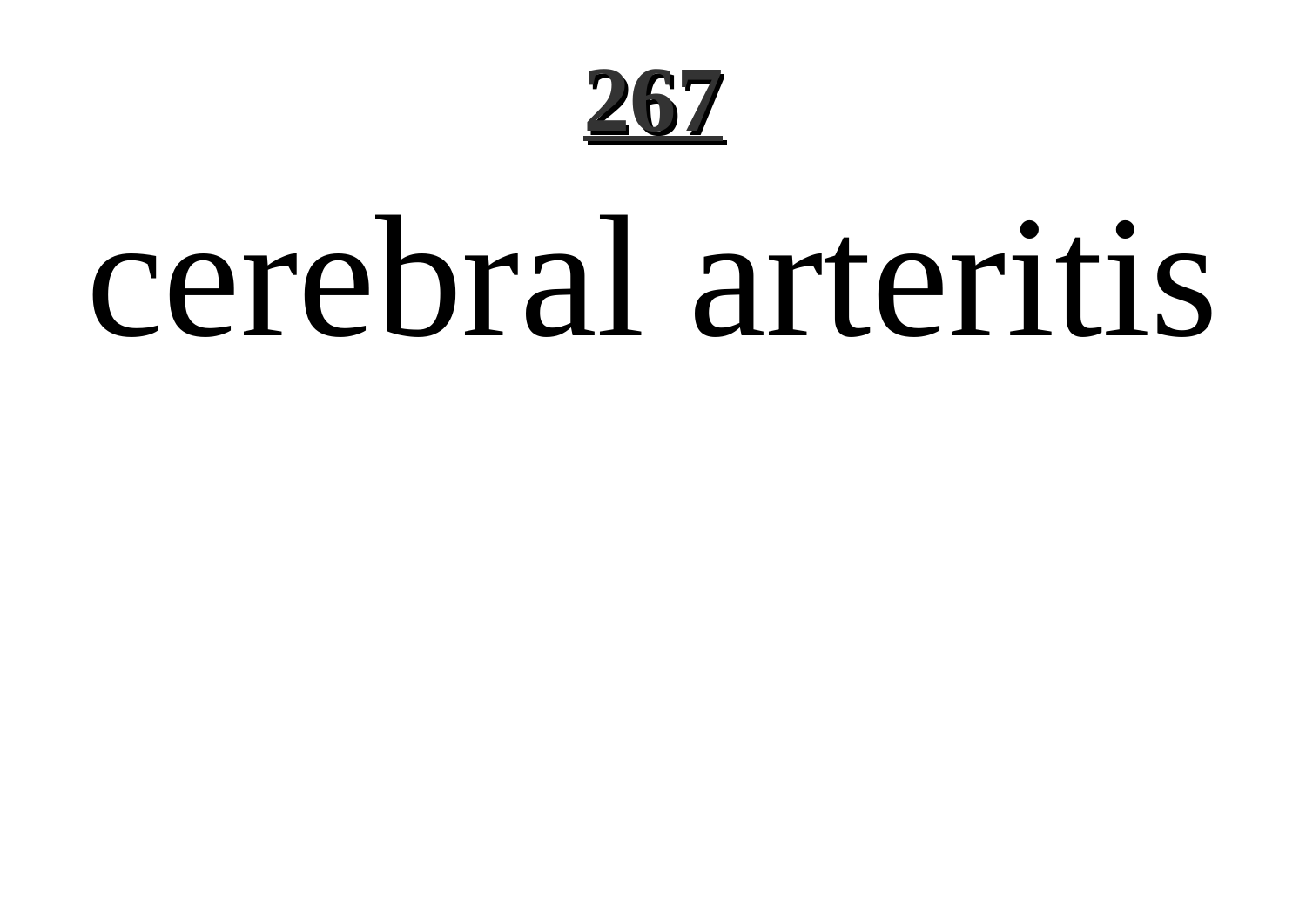# cerebral arteritis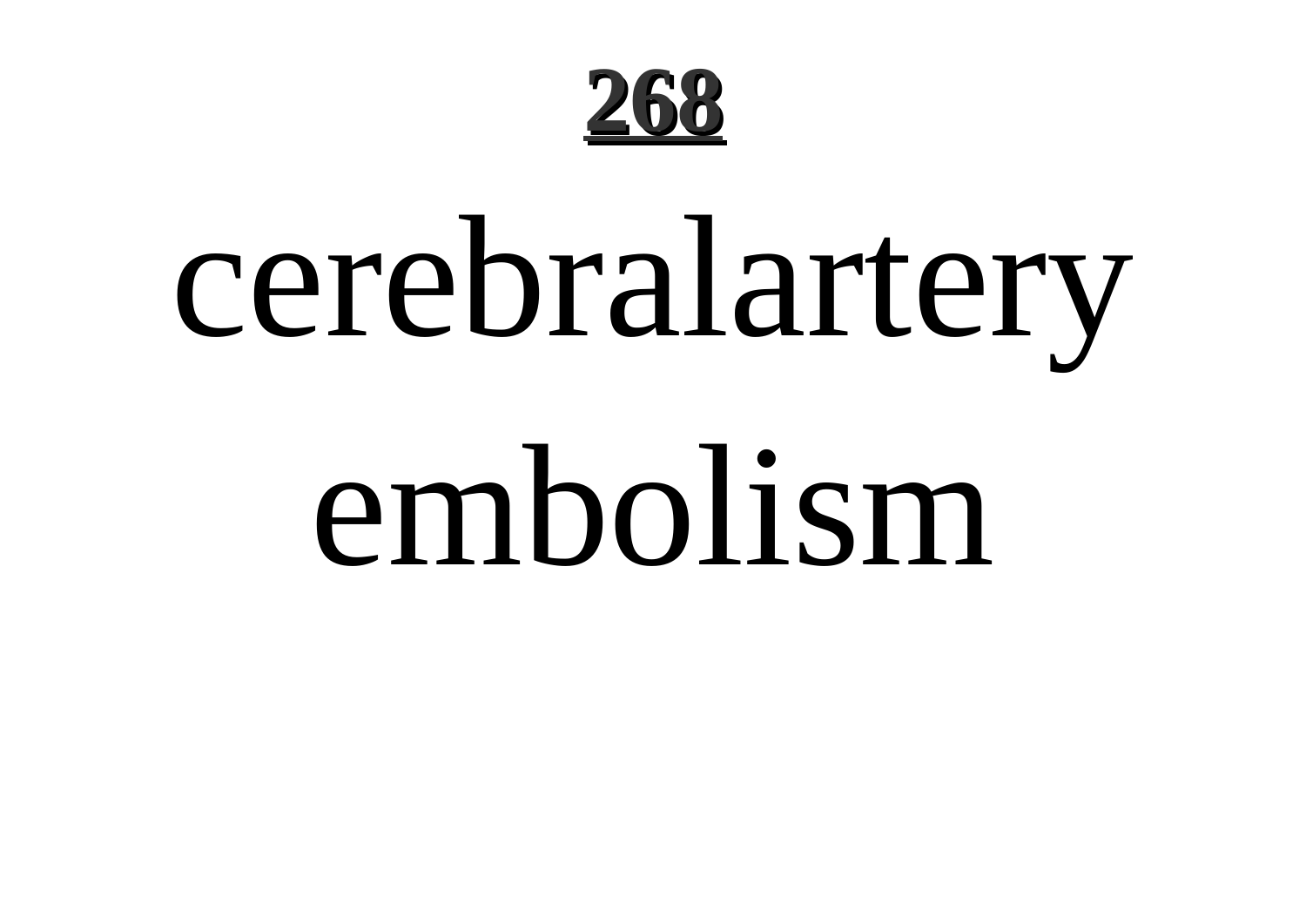cerebralartery embolism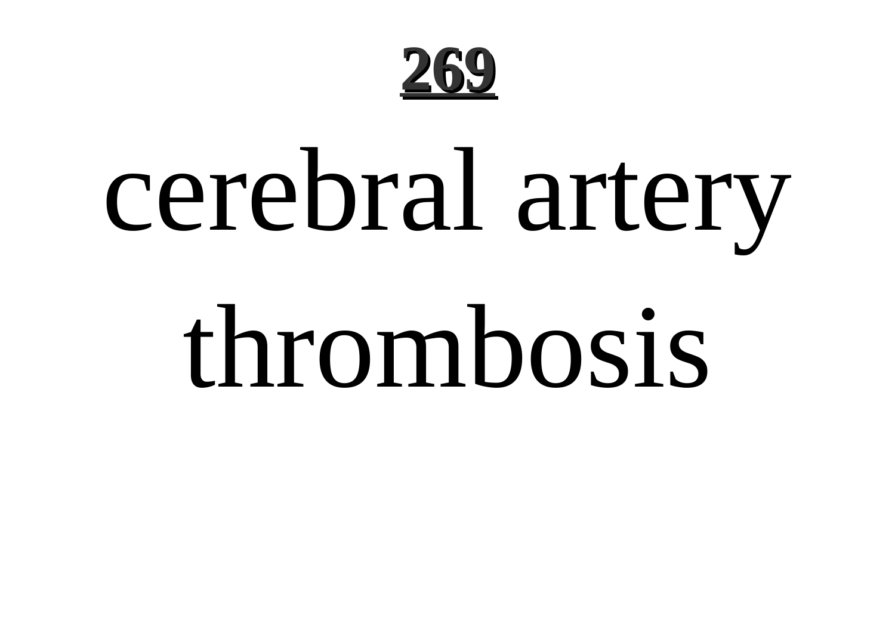cerebral artery thrombosis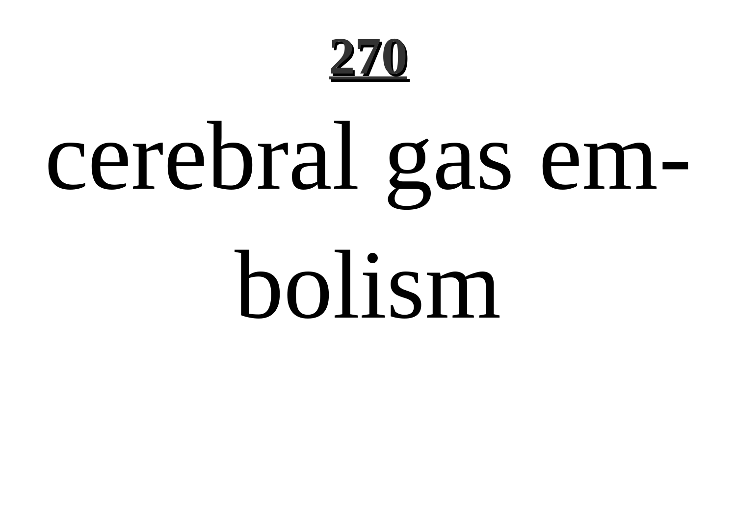cerebral gas embolism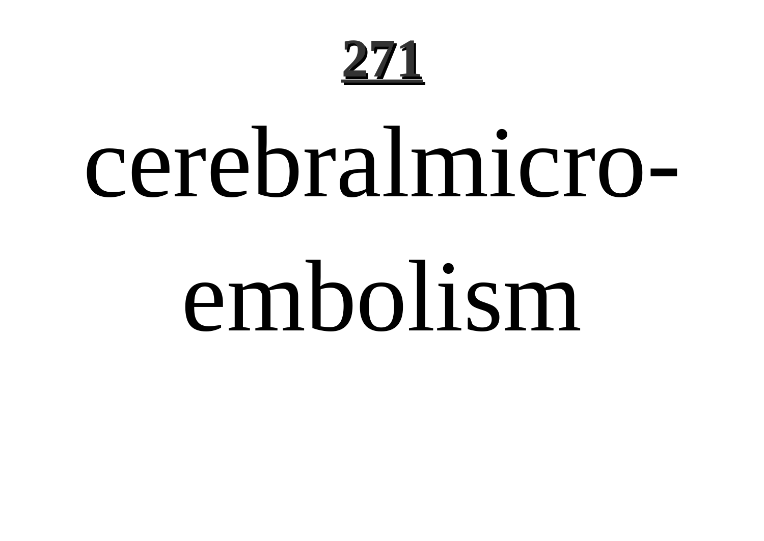cerebralmicro-embolism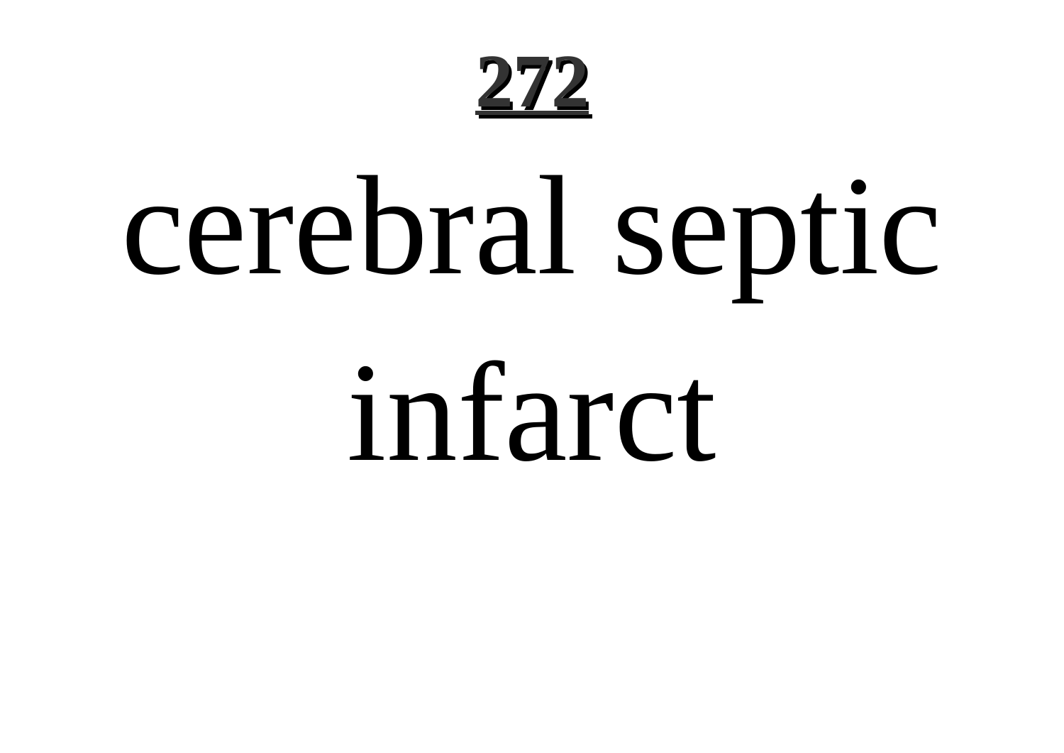# cerebral septic infarct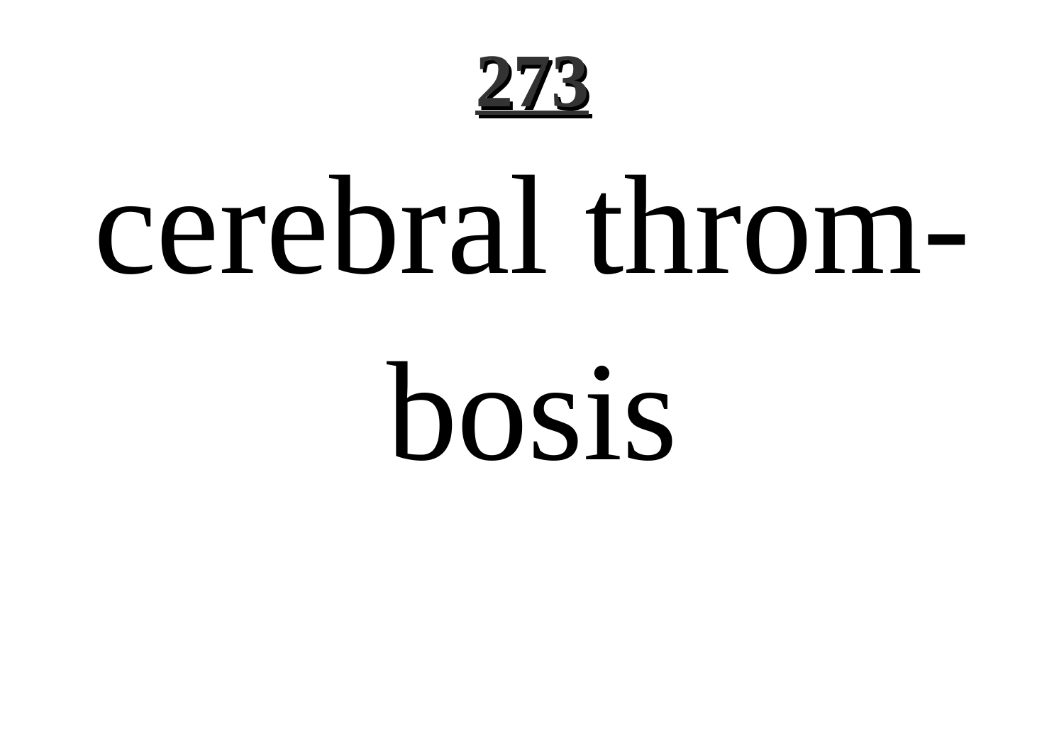# cerebral thrombosis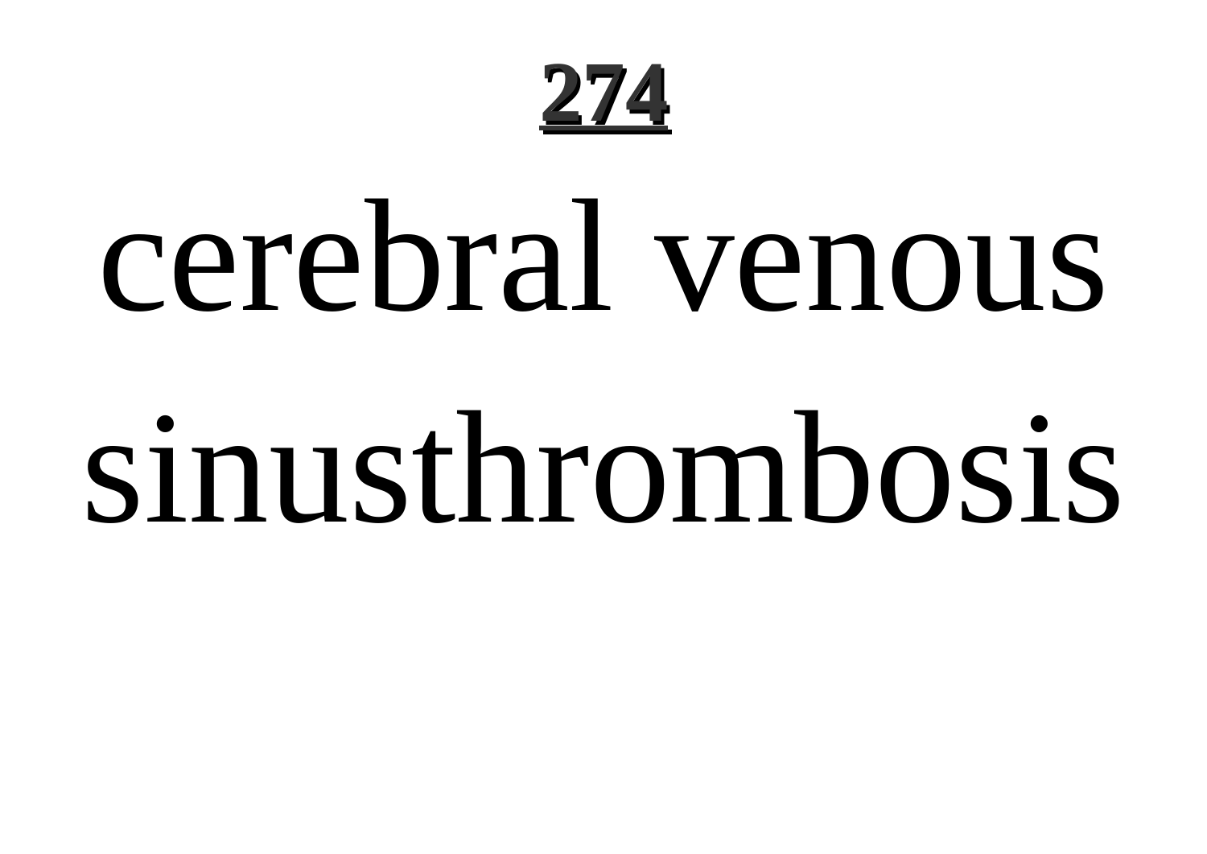**274**

# cerebral venous sinusthrombosis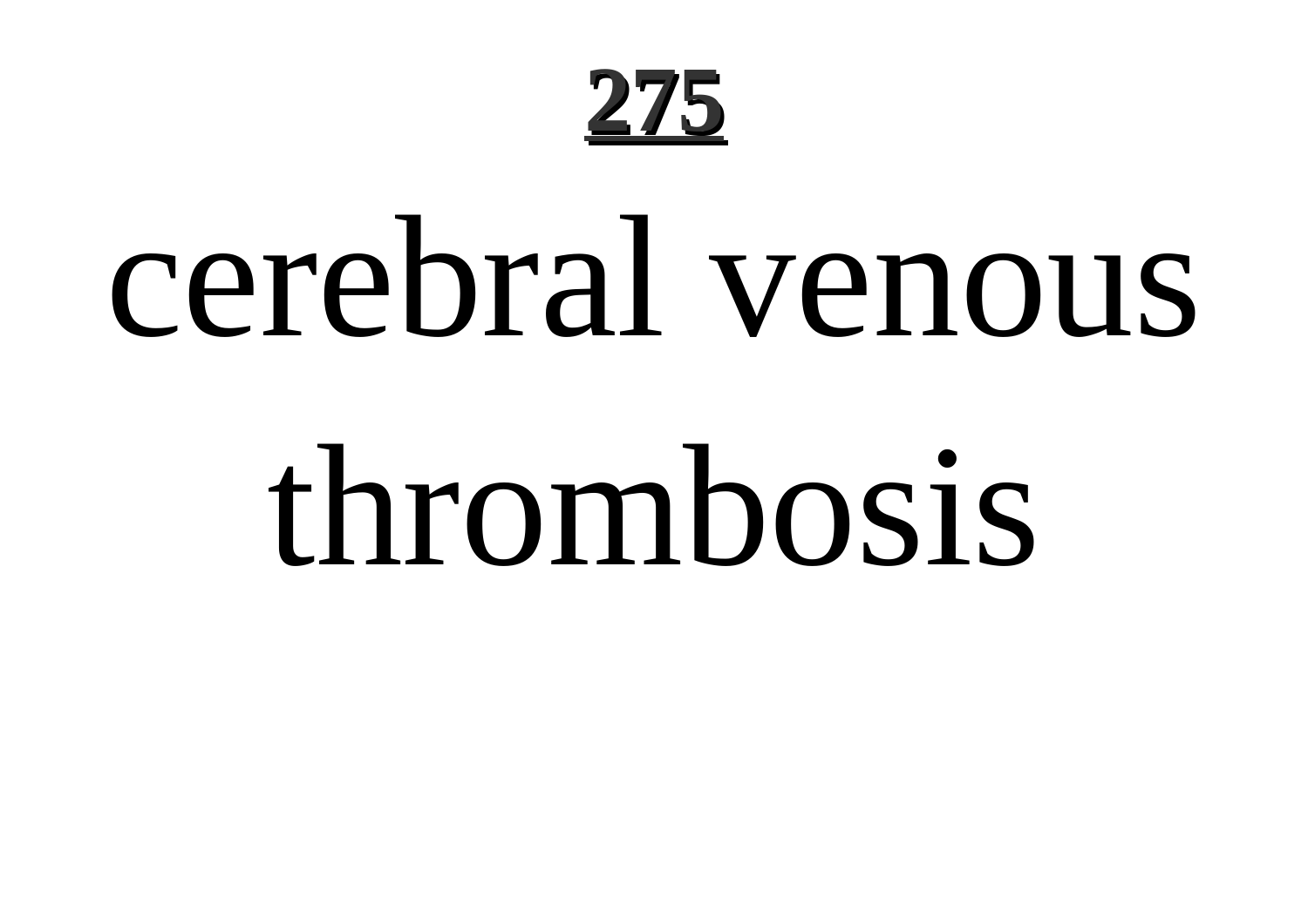# cerebral venous thrombosis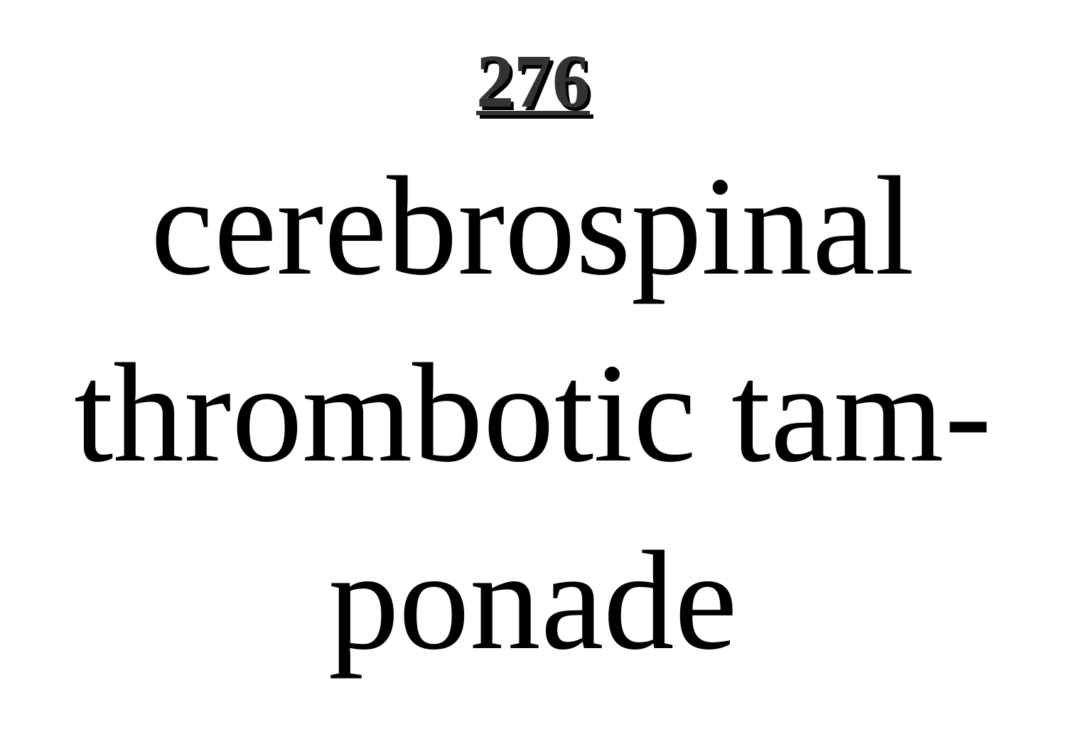cerebrospinal thrombotic tam-ponade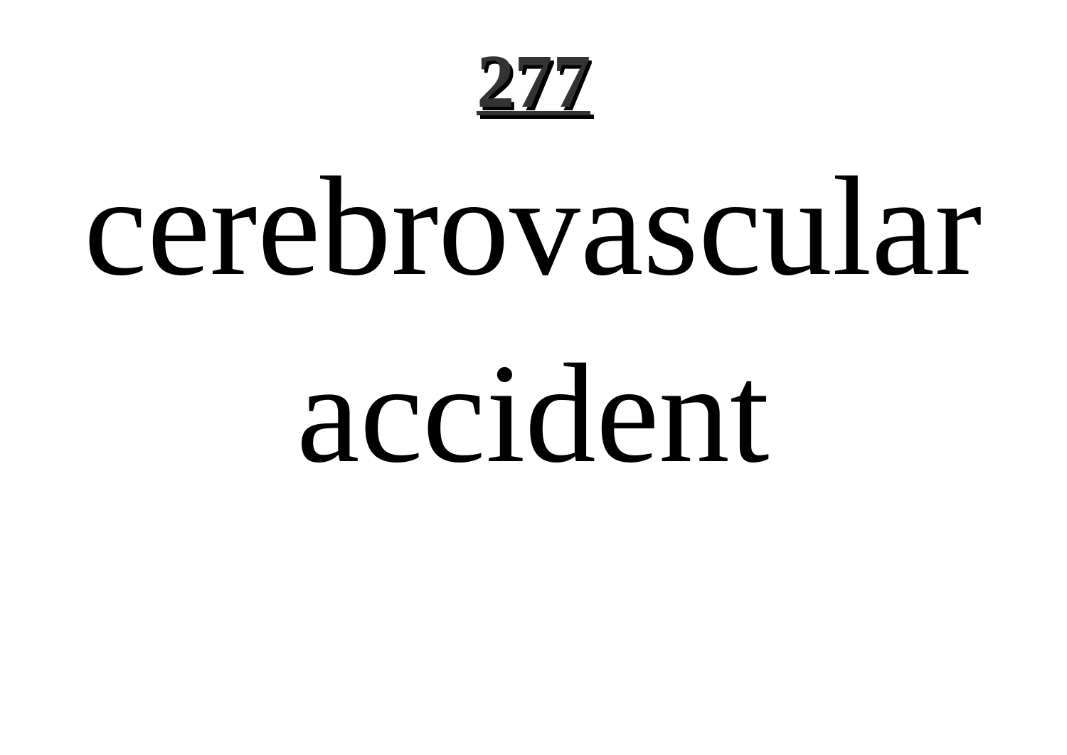# cerebrovascular accident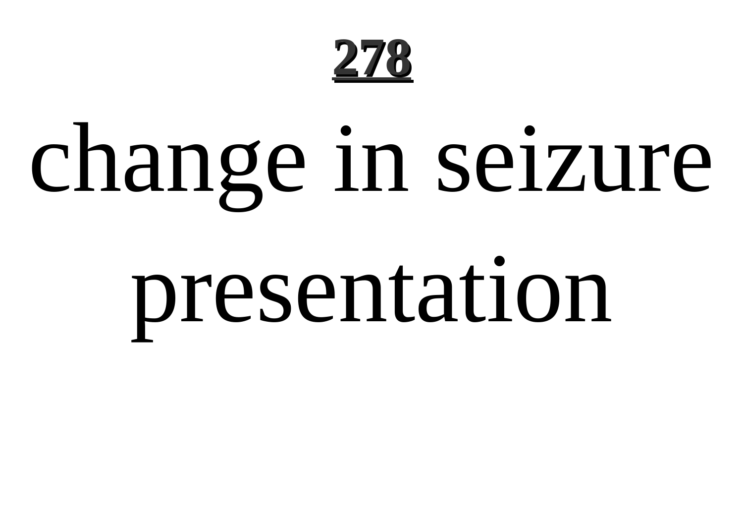**278**

# change in seizure presentation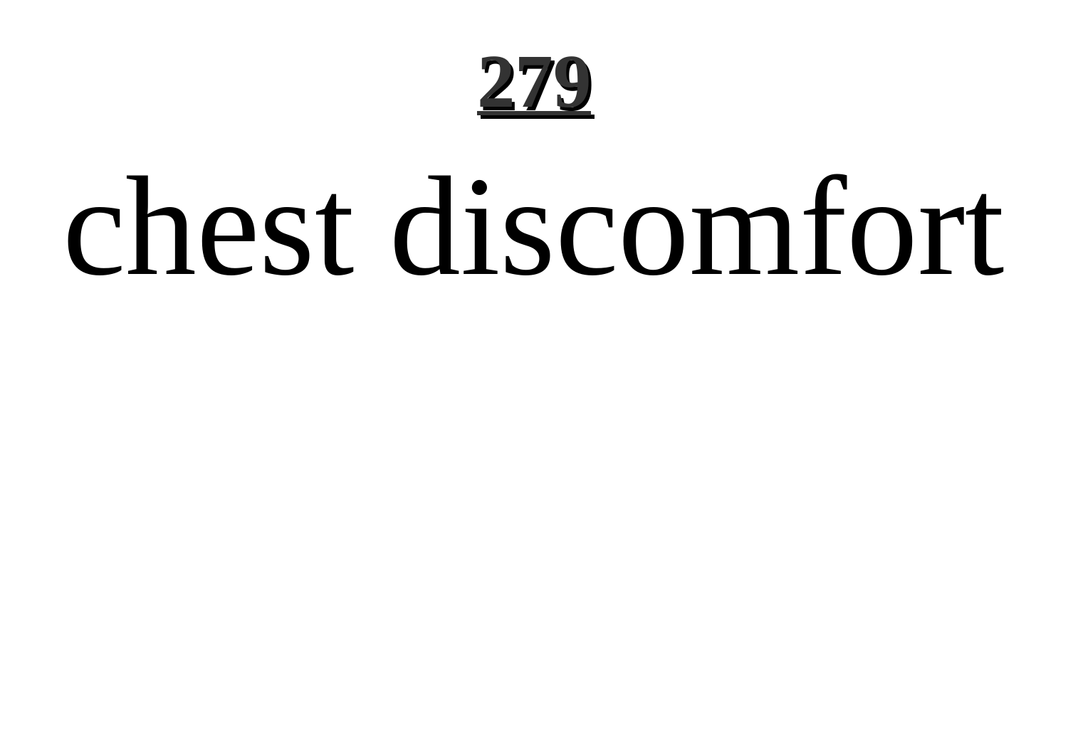# chest discomfort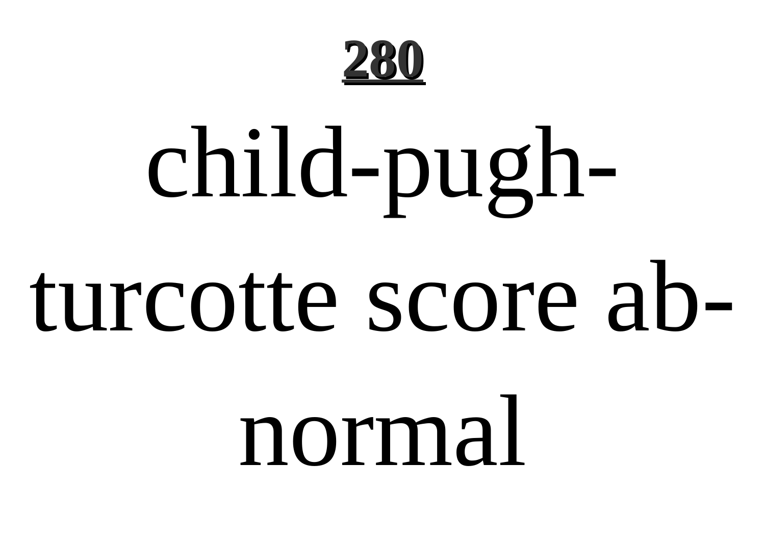child-pugh-turcotte score abnormal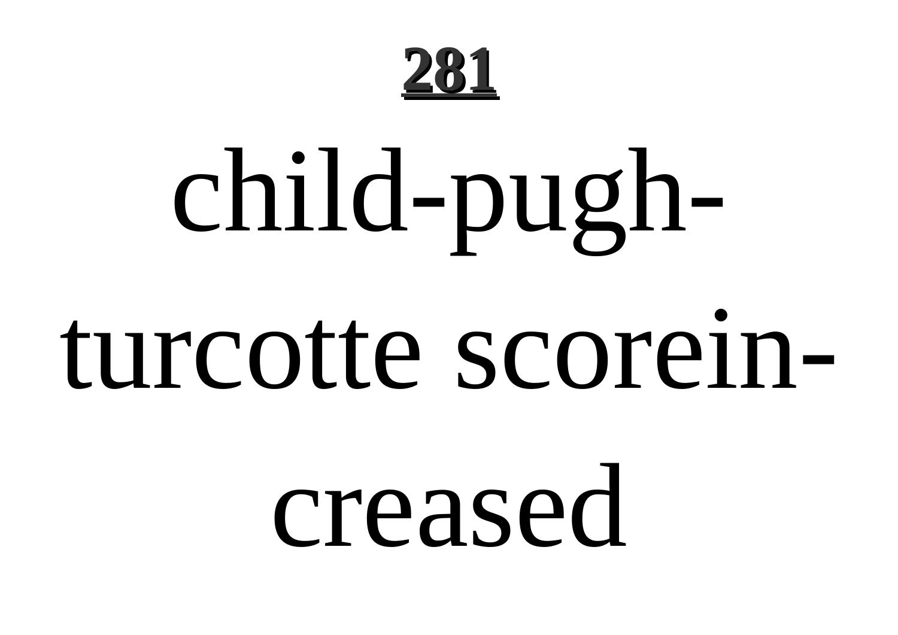child-pugh-turcotte scoreincreased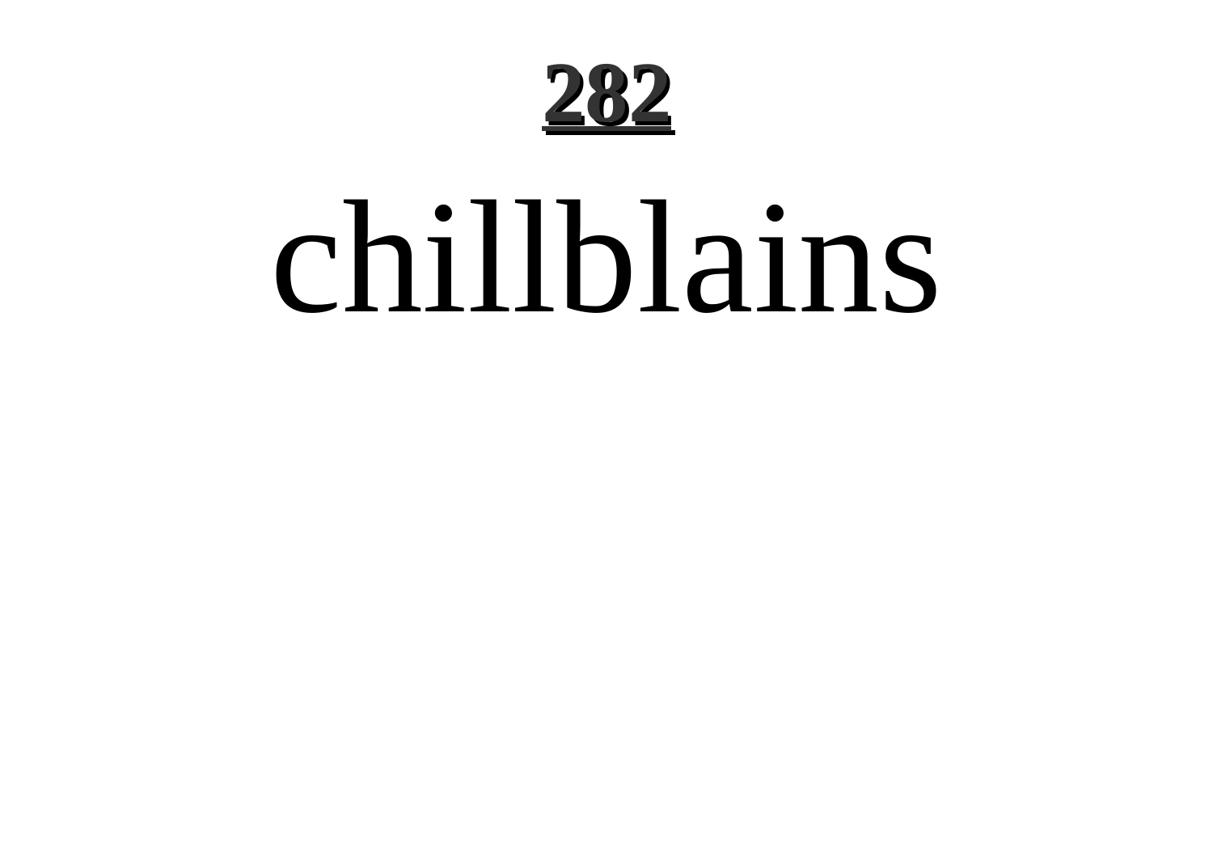# 282

chillblains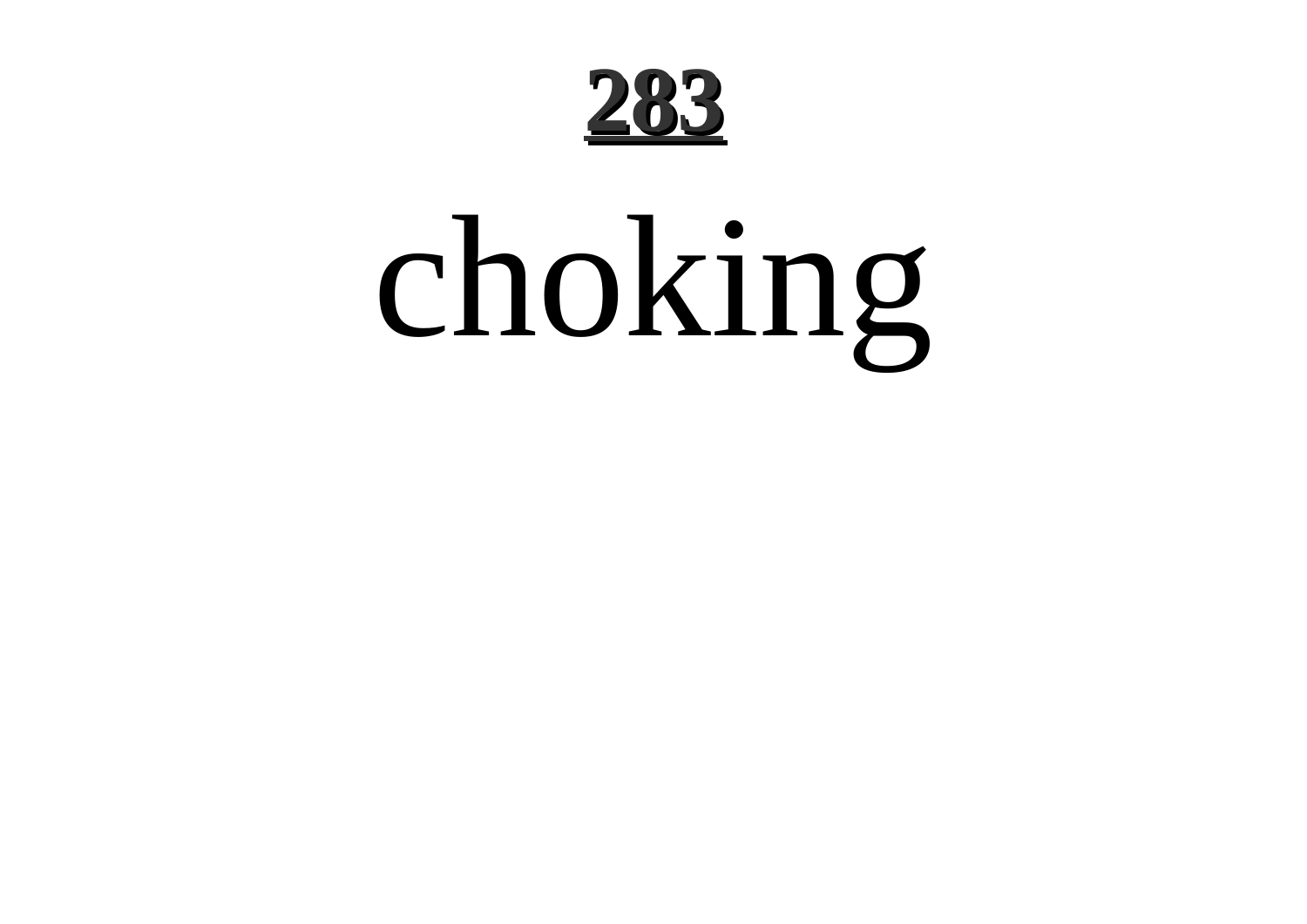# choking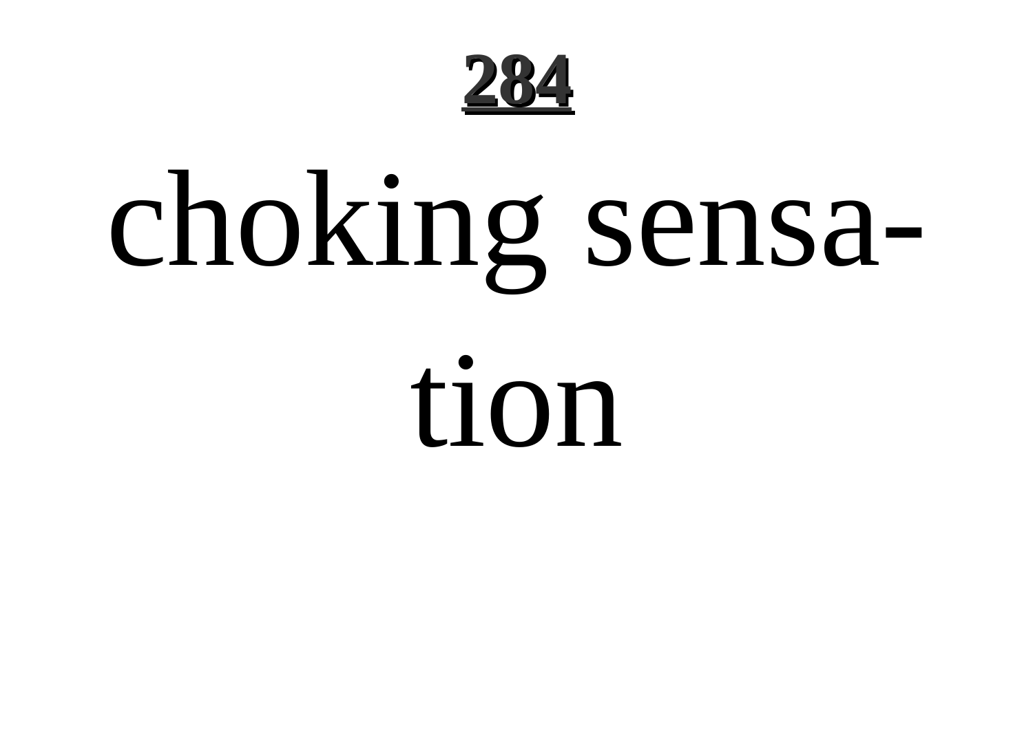choking sensation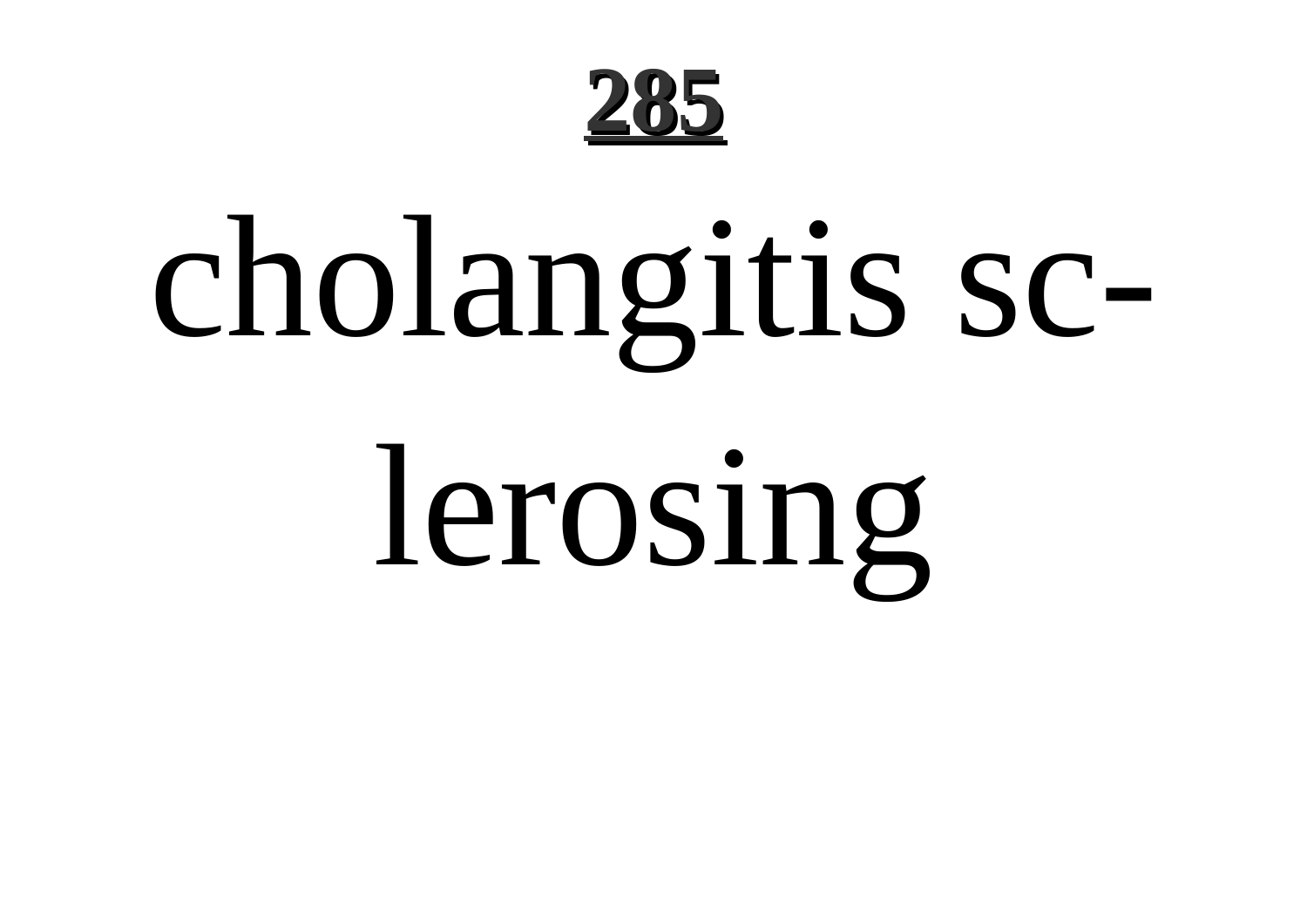**285**

# cholangitis sc-lerosing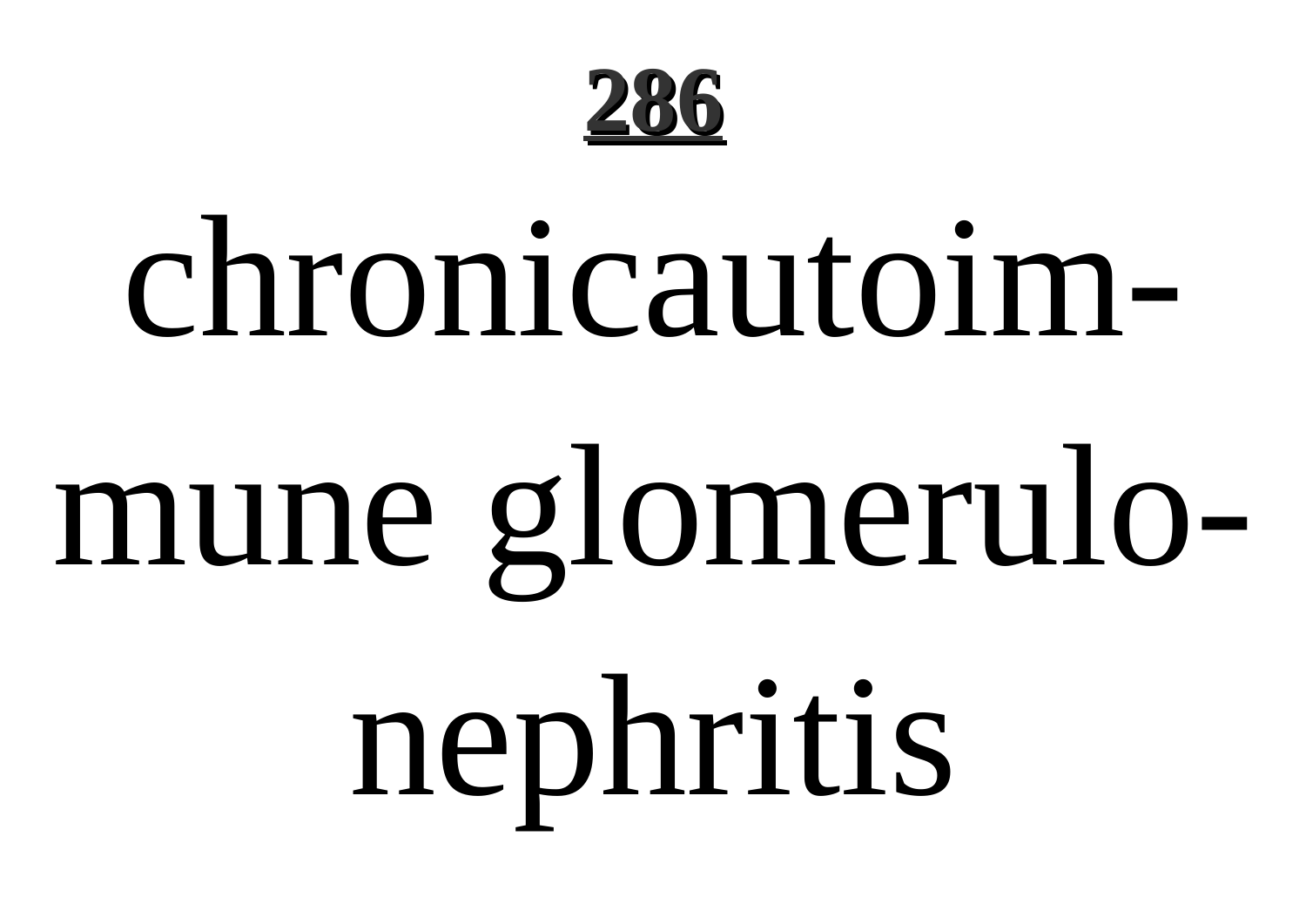chronicautoimmune glomerulonephritis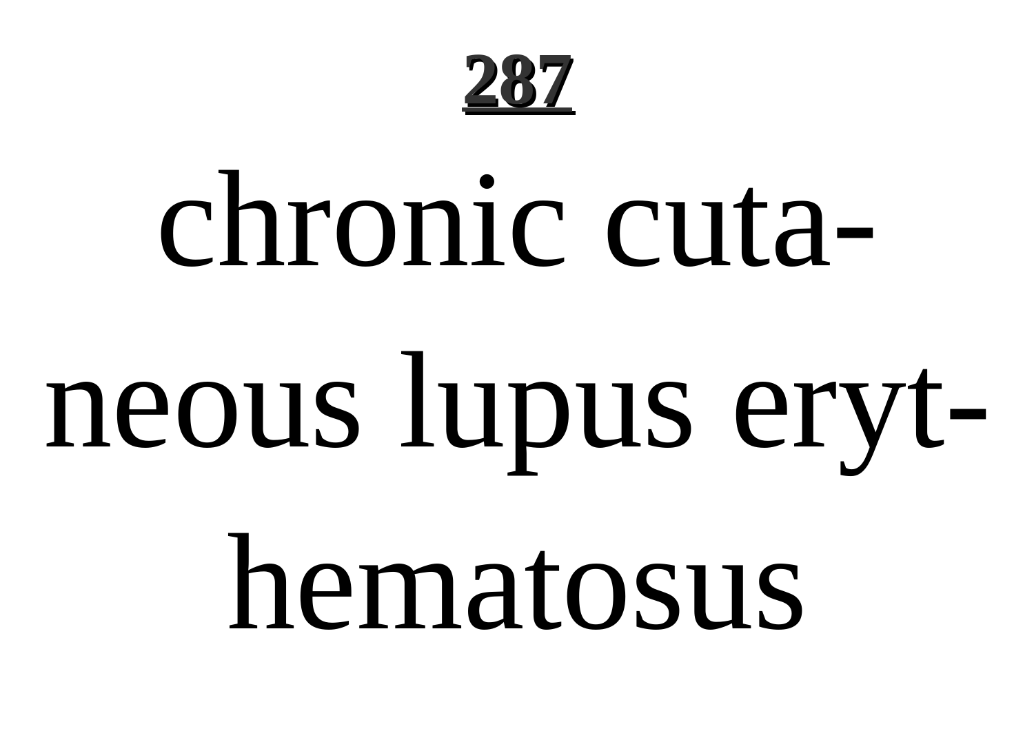chronic cutaneous lupus erythematosus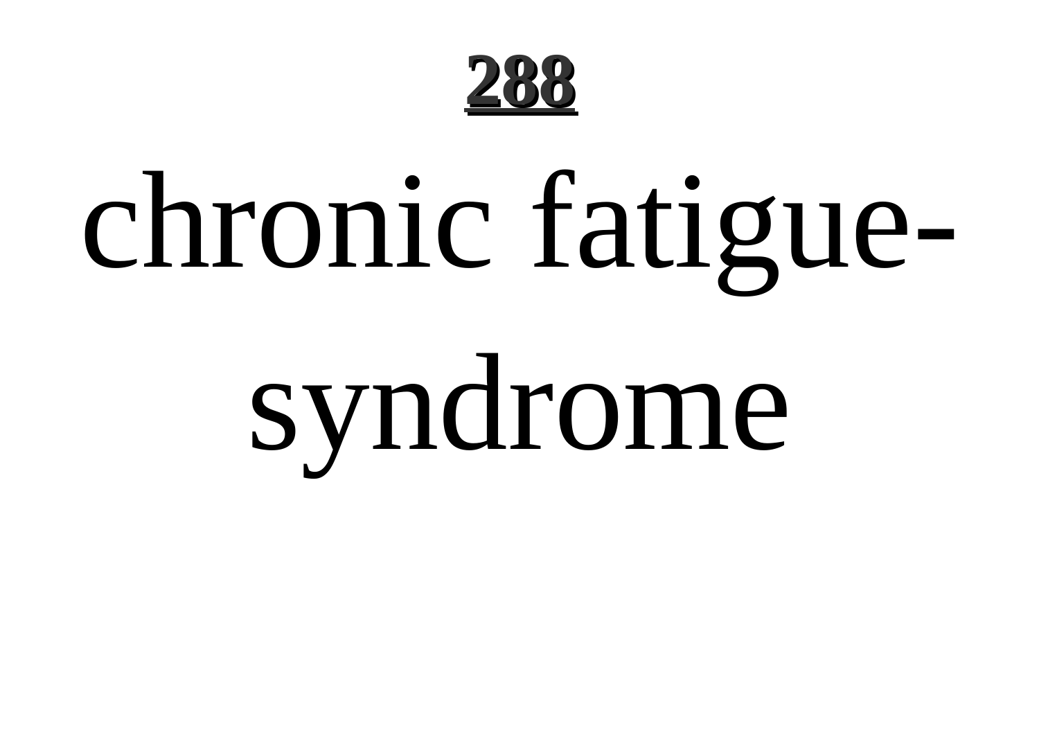chronic fatigue-syndrome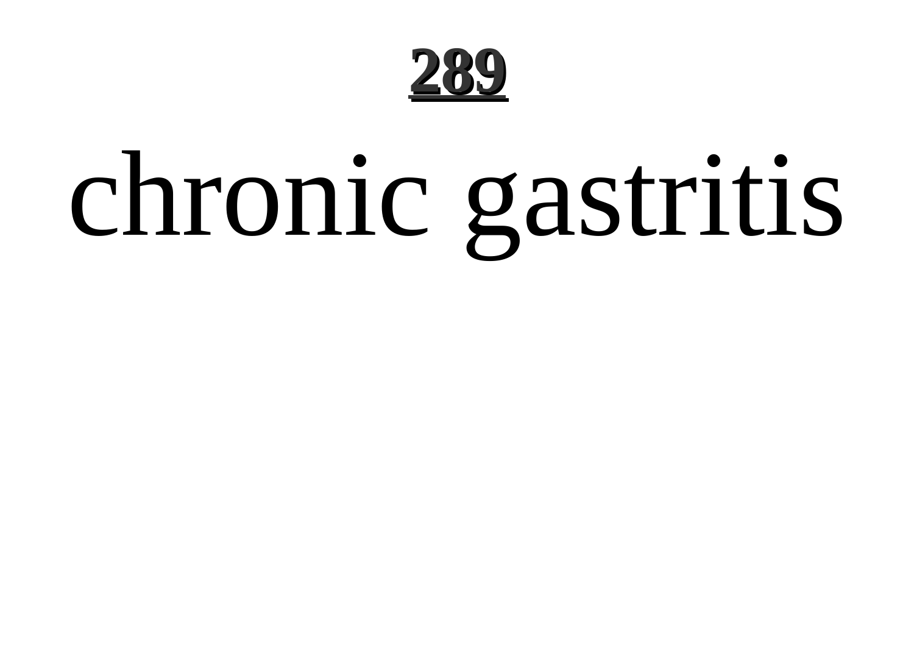# chronic gastritis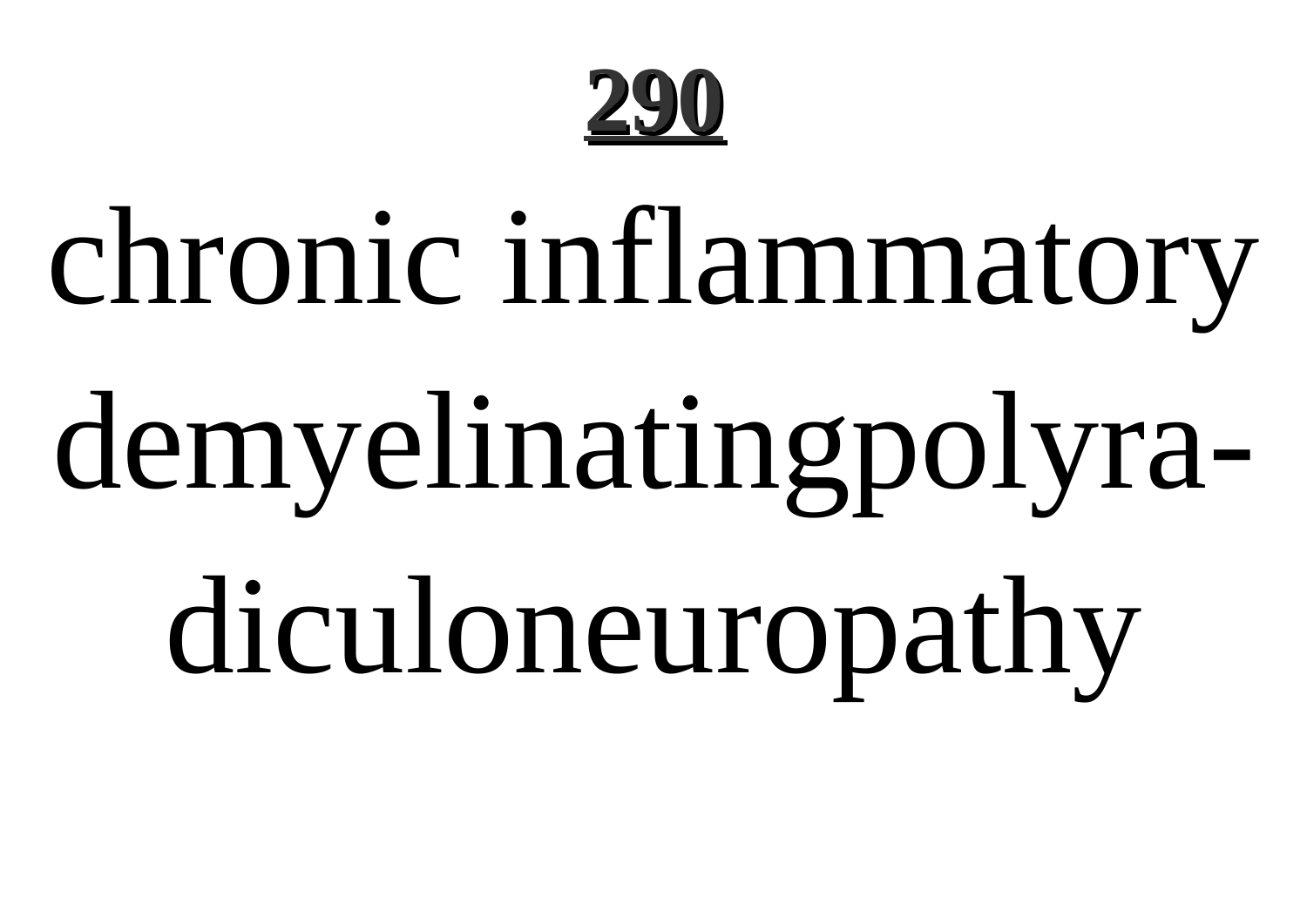# 290

chronic inflammatory demyelinatingpolyradiculoneuropathy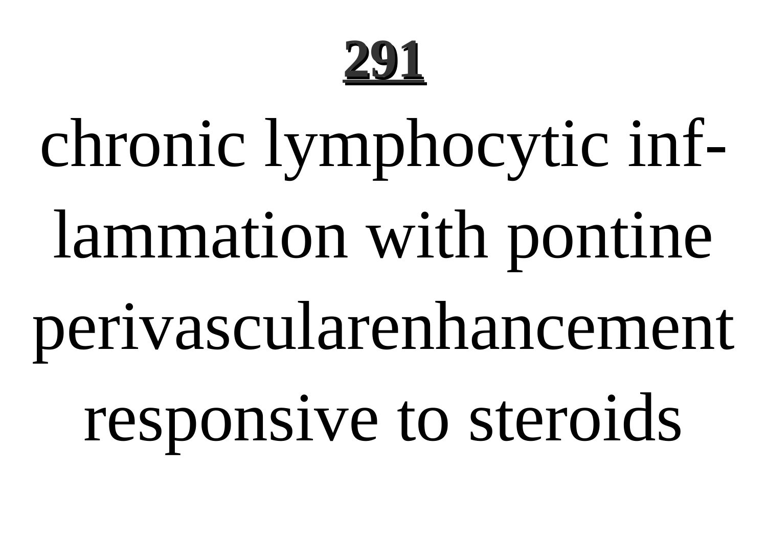# 291

chronic lymphocytic inf-lammation with pontine perivascularenhancement responsive to steroids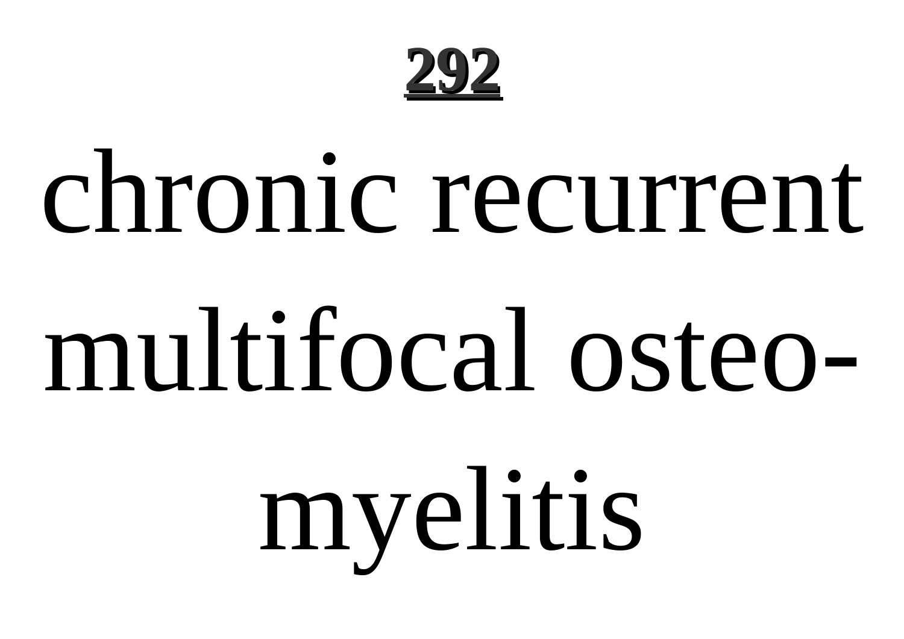chronic recurrent multifocal osteomyelitis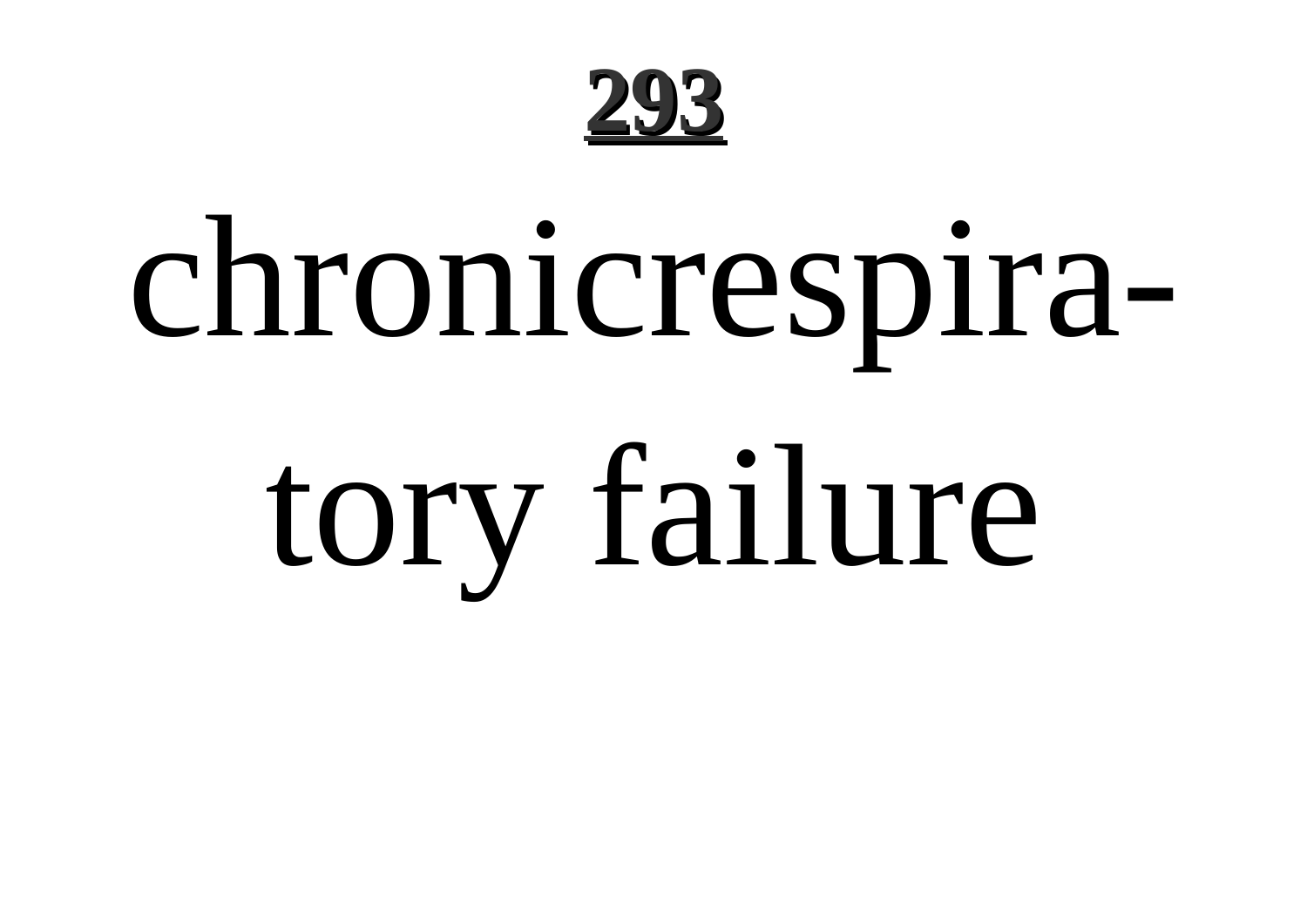**293**

# chronicrespira-tory failure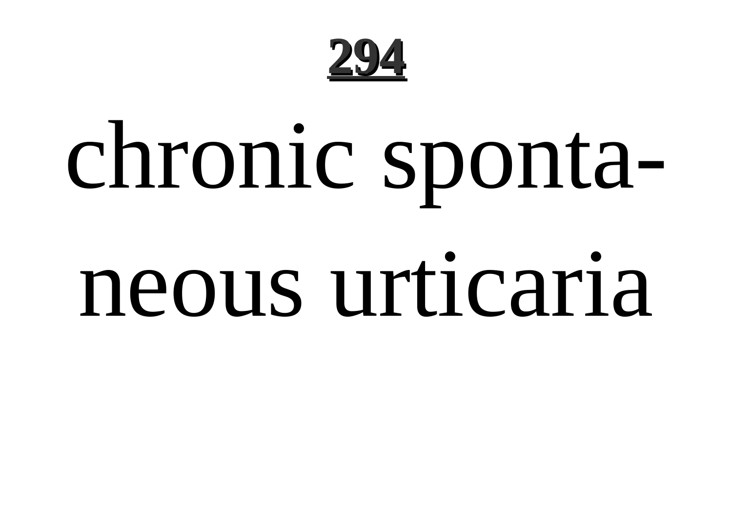chronic spontaneous urticaria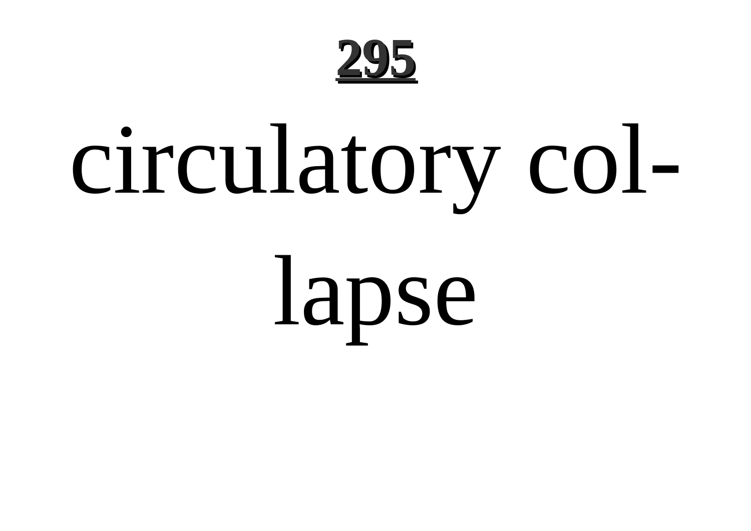circulatory col-

lapse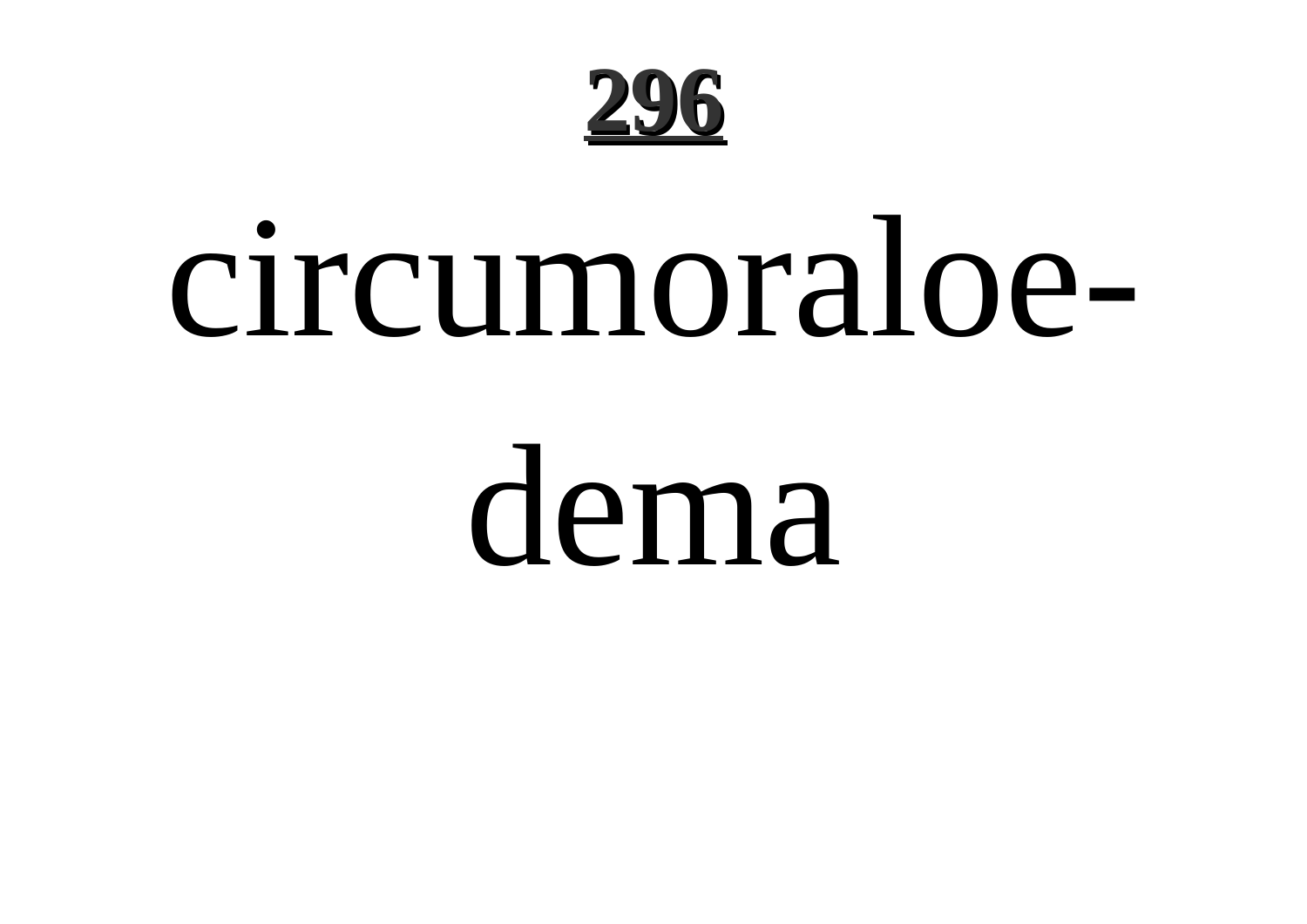# 296

circumoraloedema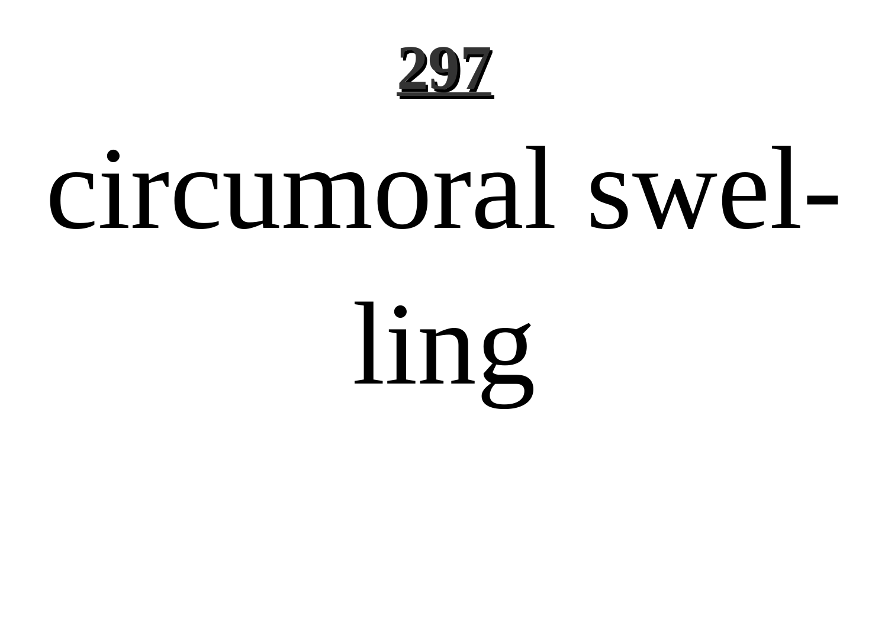circumoral swelling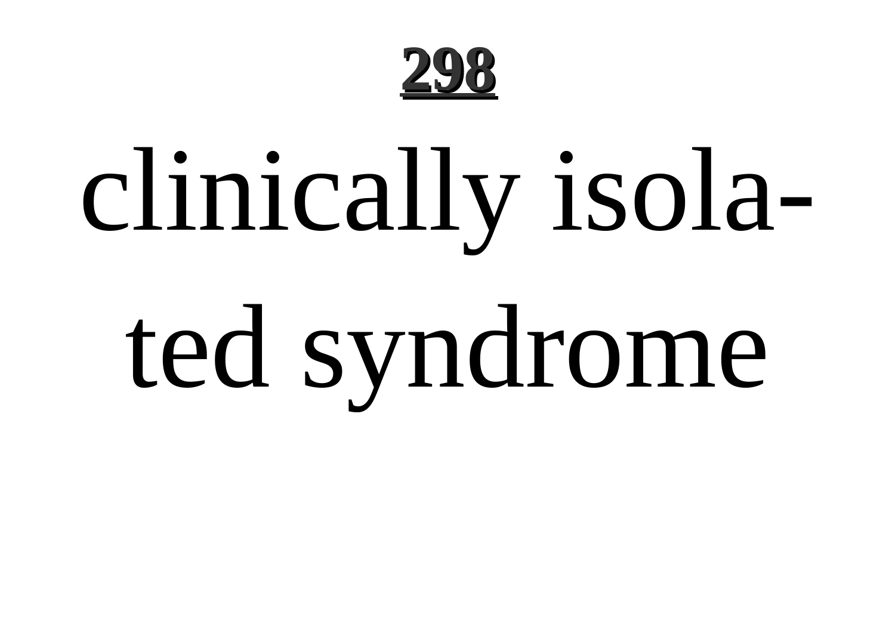# clinically isolated syndrome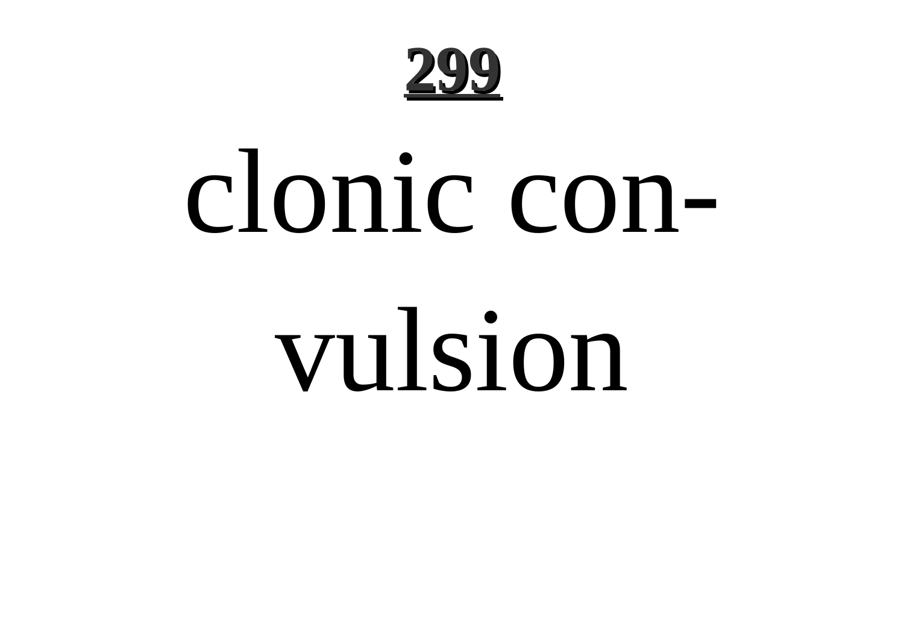clonic con-vulsion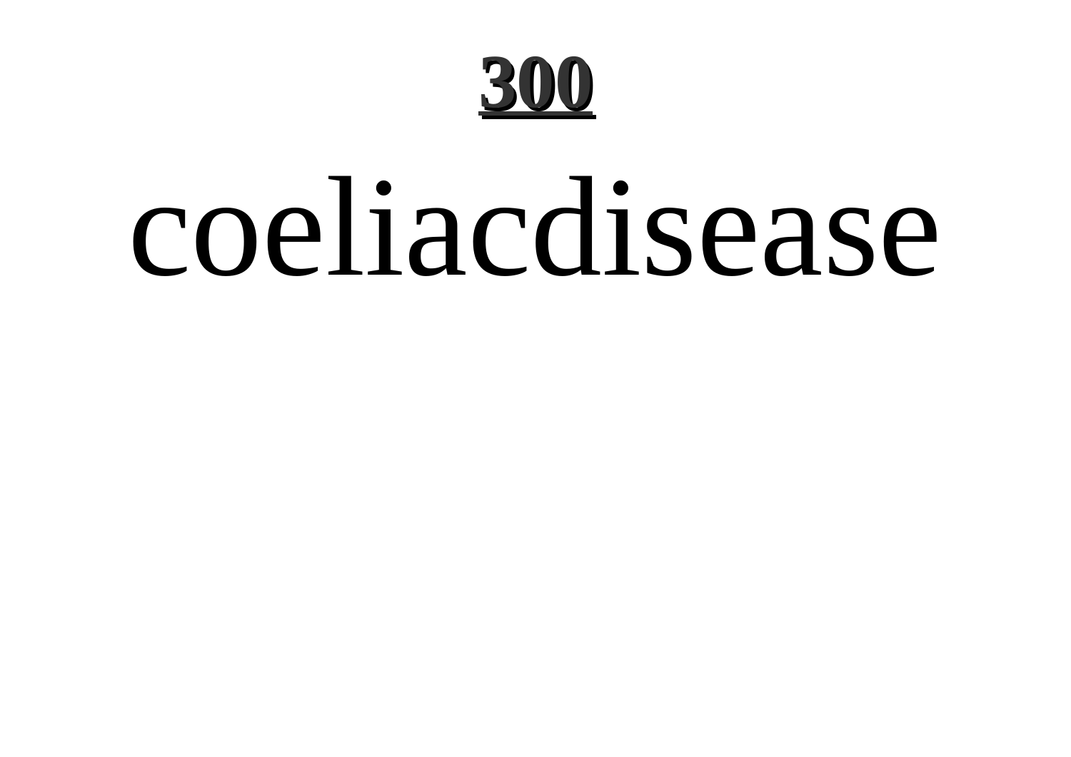coeliacdisease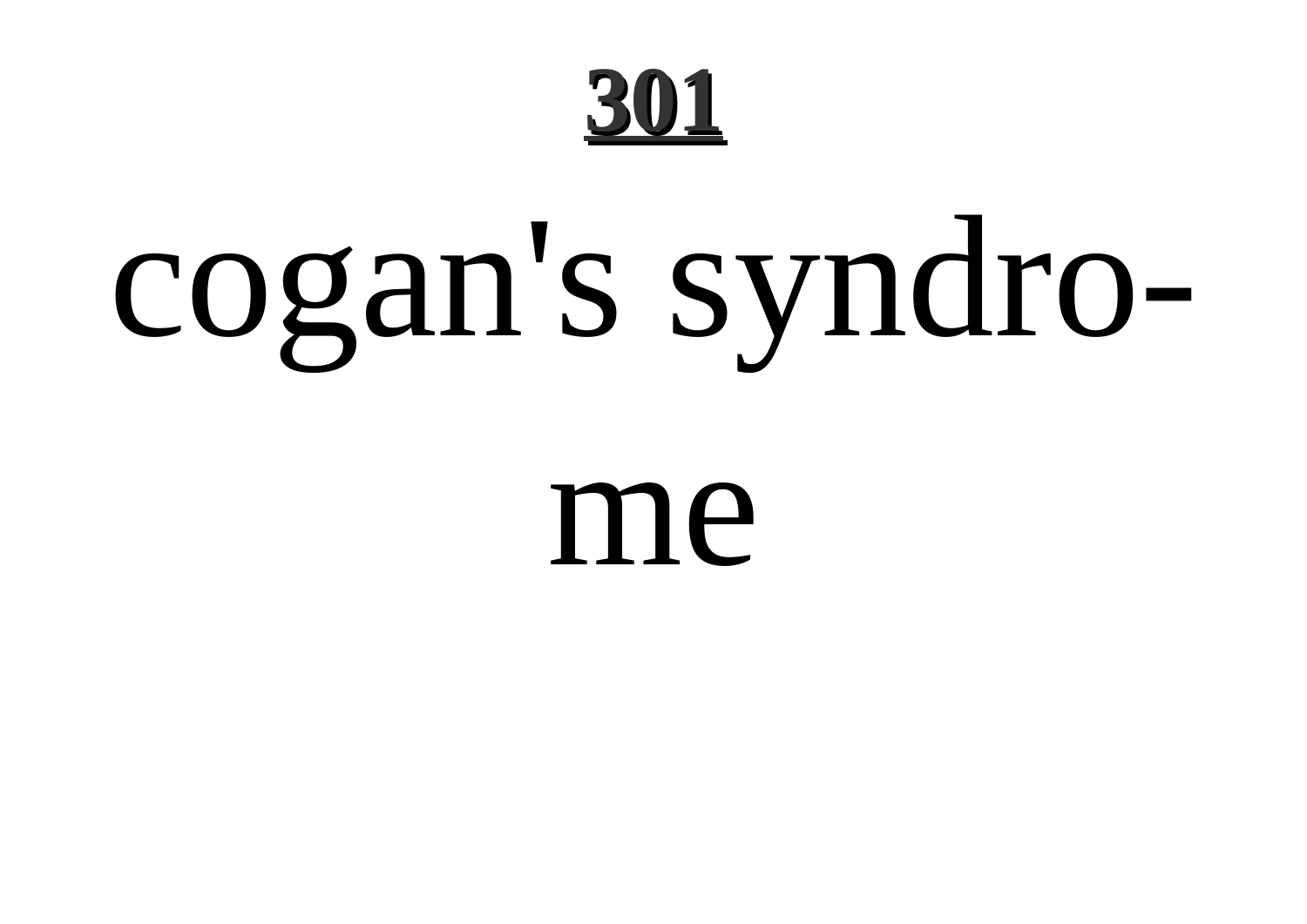# 301

cogan's syndro-

me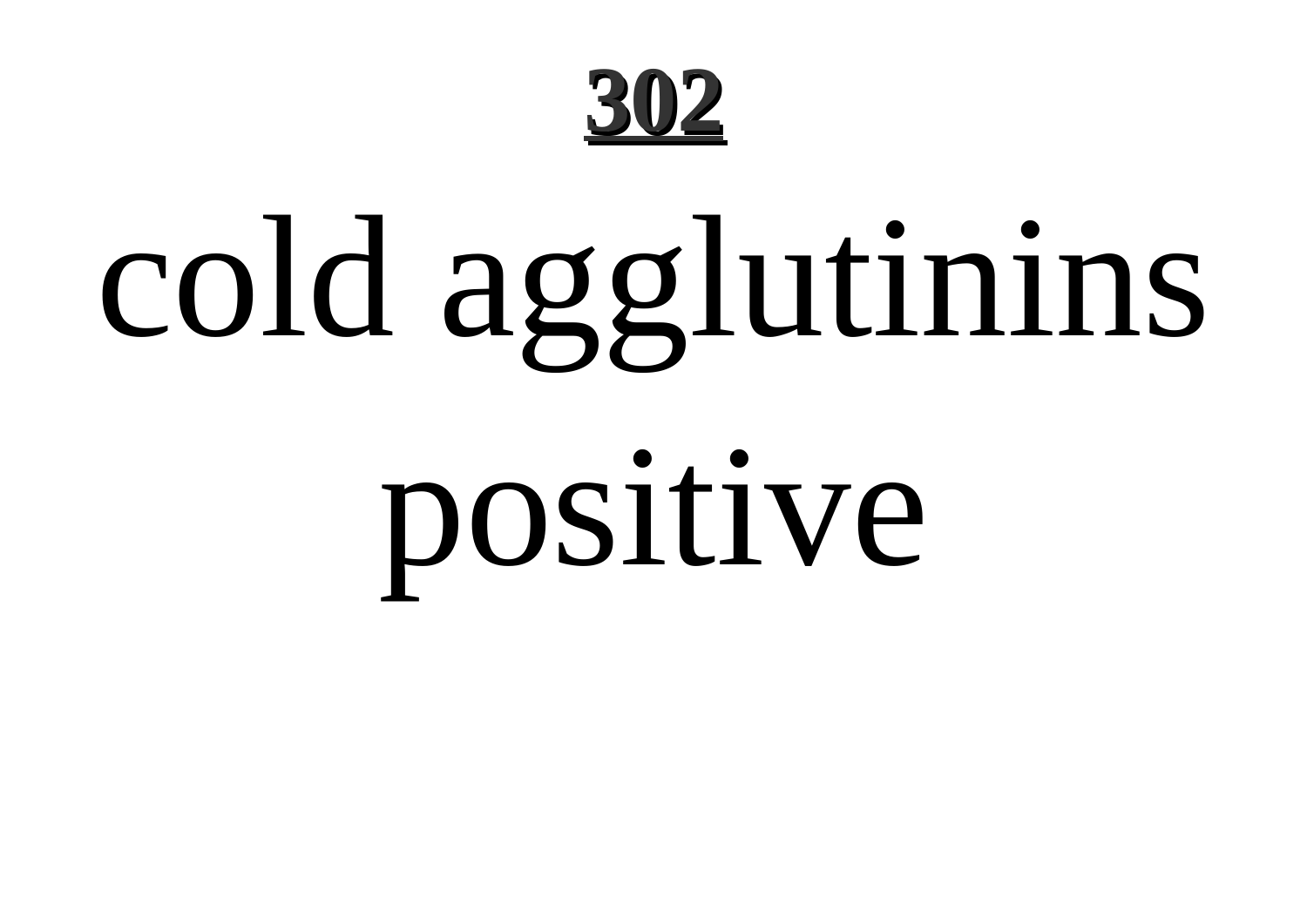cold agglutinins positive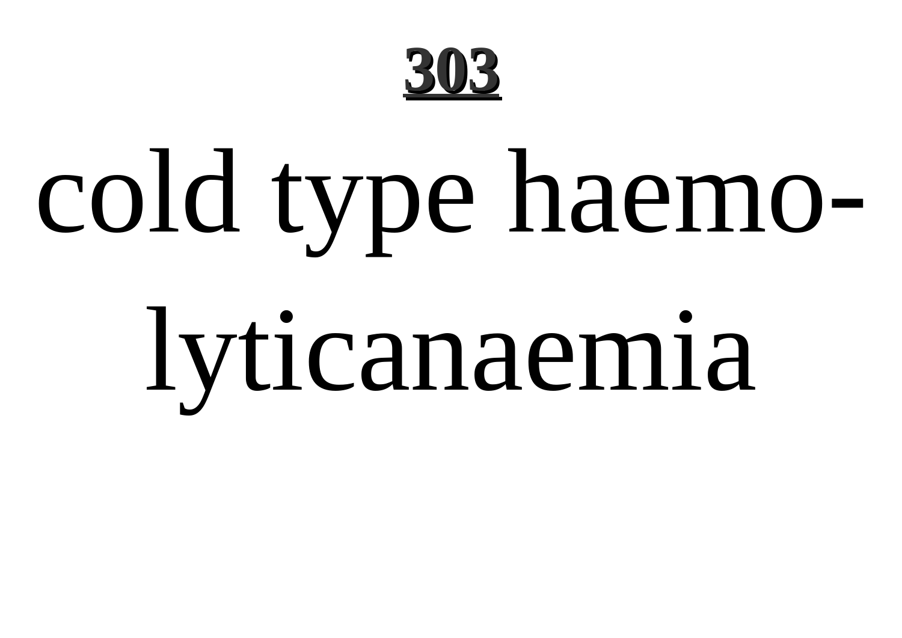cold type haemolyticanaemia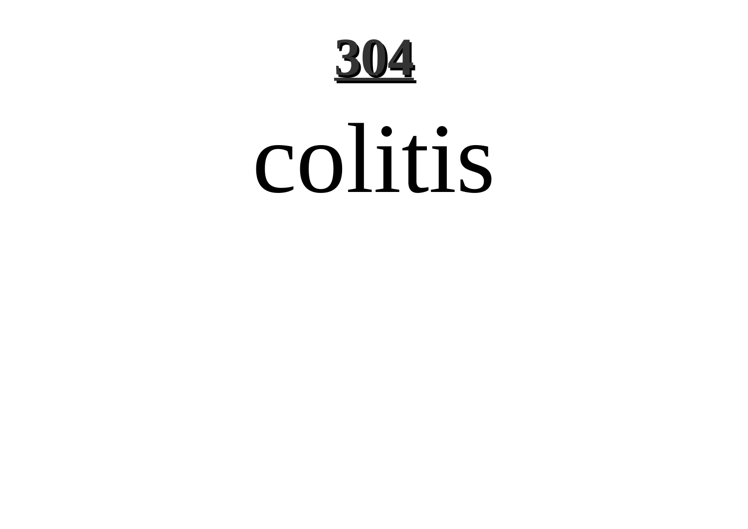colitis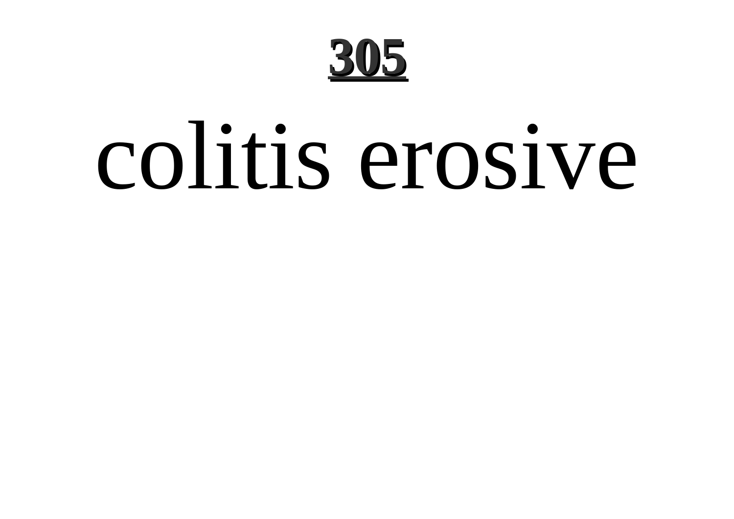# colitis erosive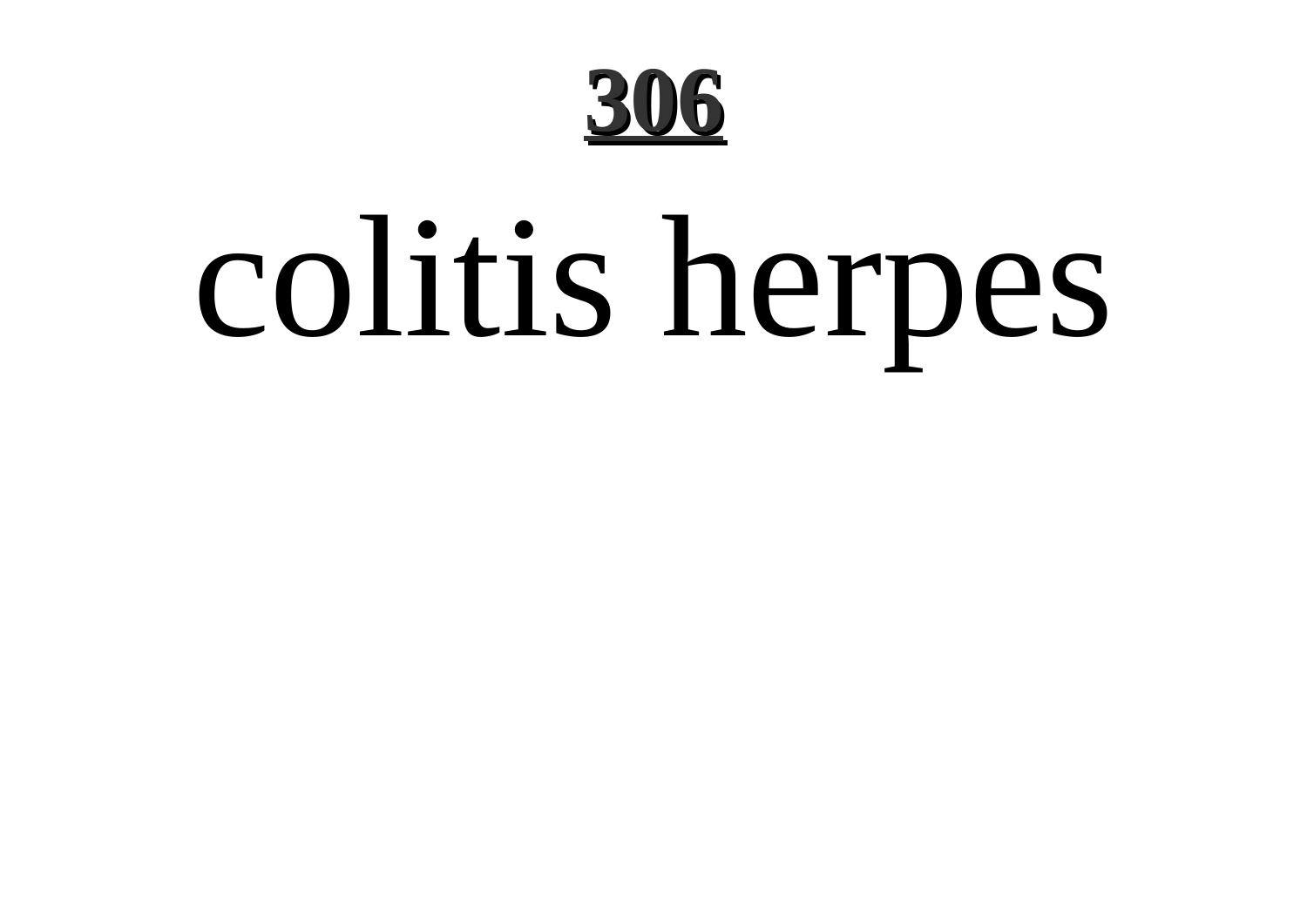# colitis herpes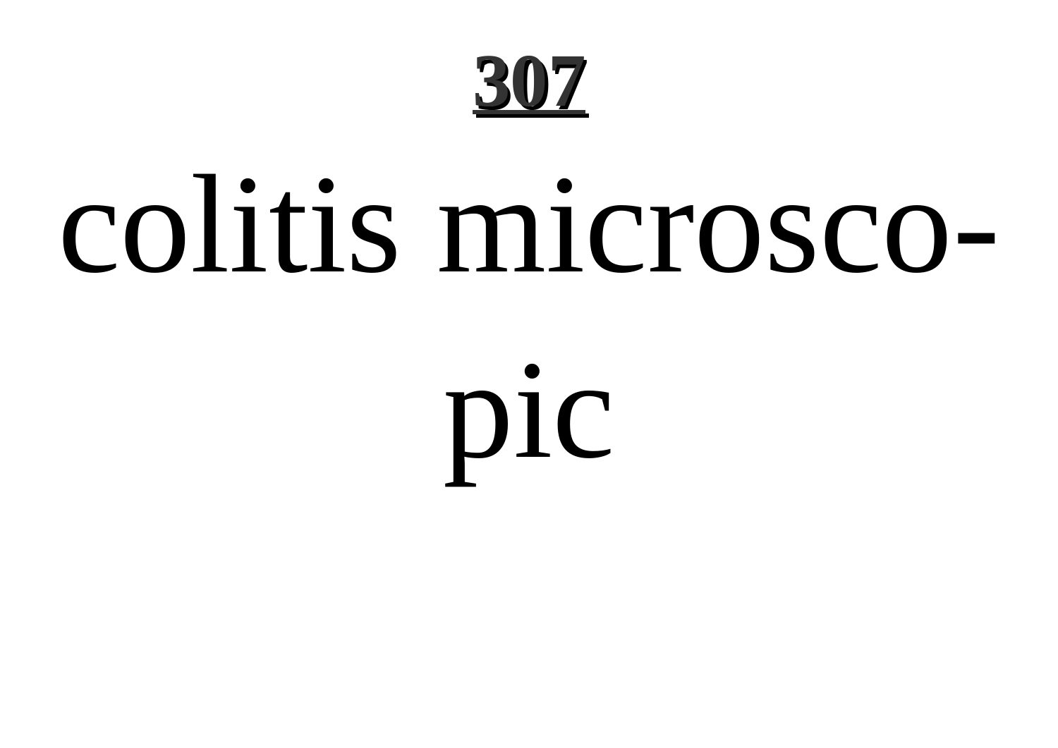# 307

colitis microscopic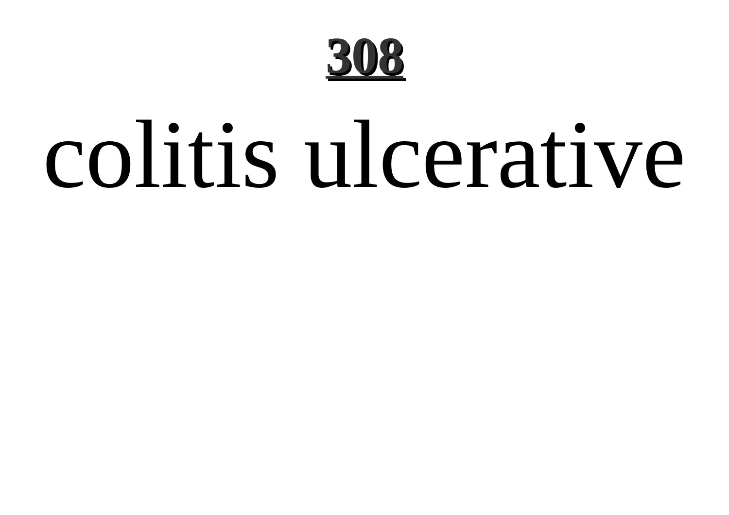# colitis ulcerative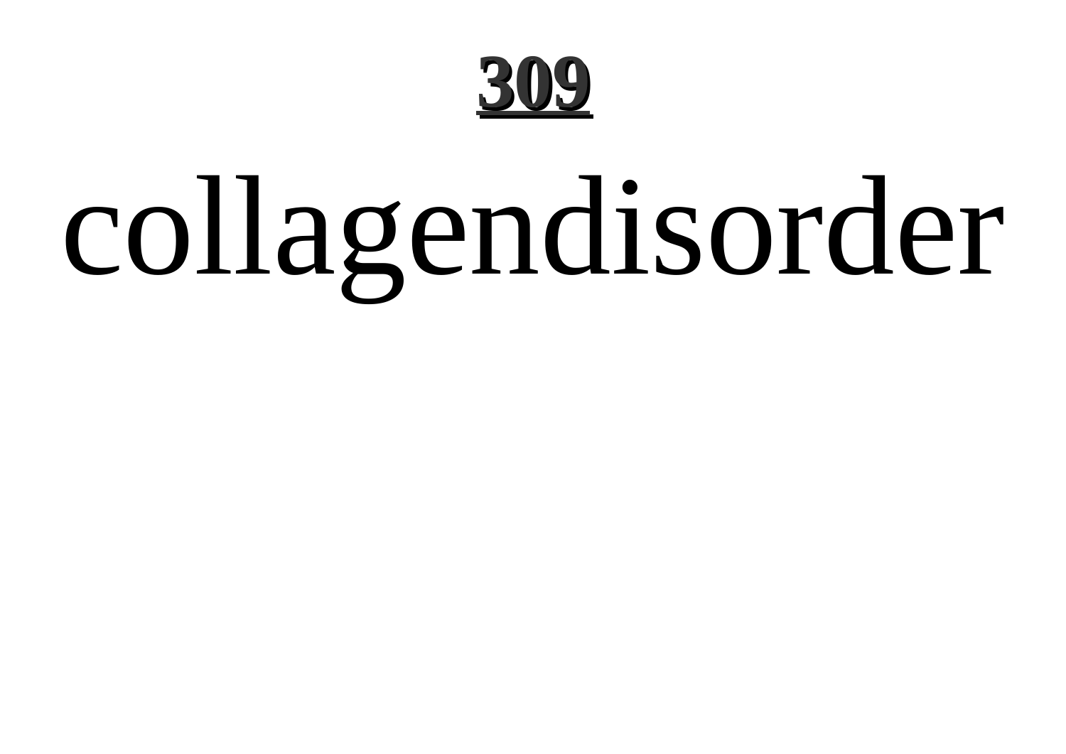# collagendisorder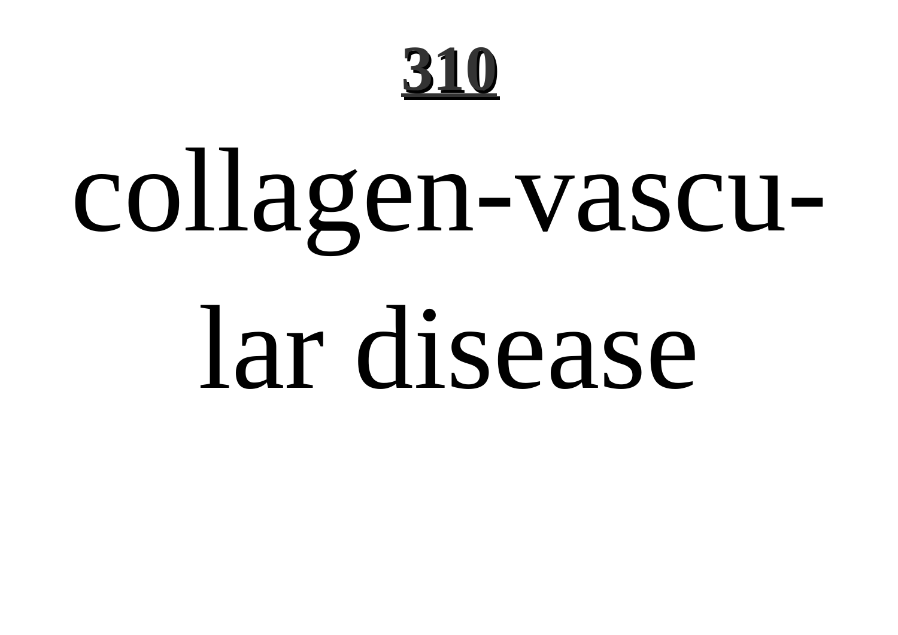collagen-vascular disease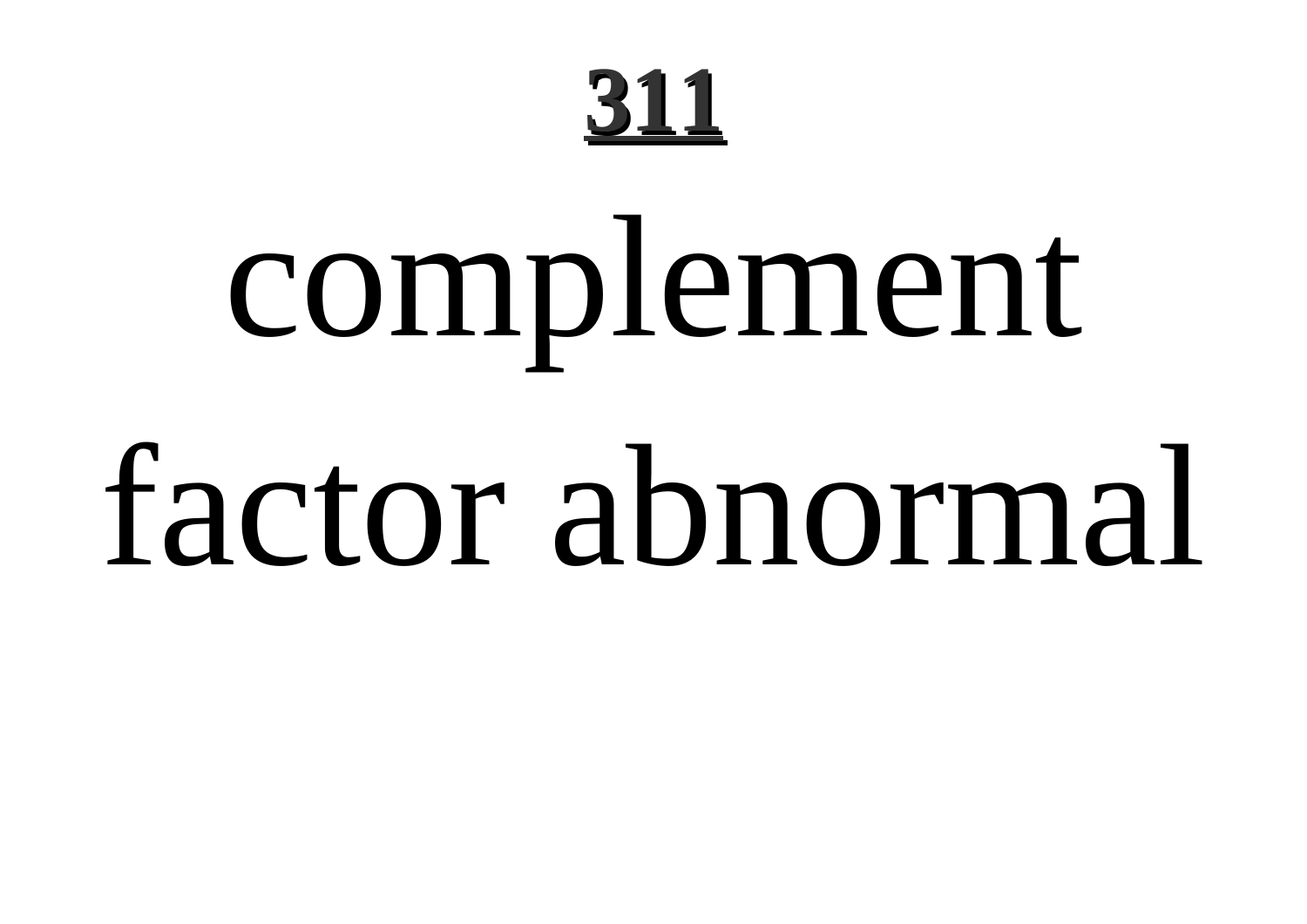complement factor abnormal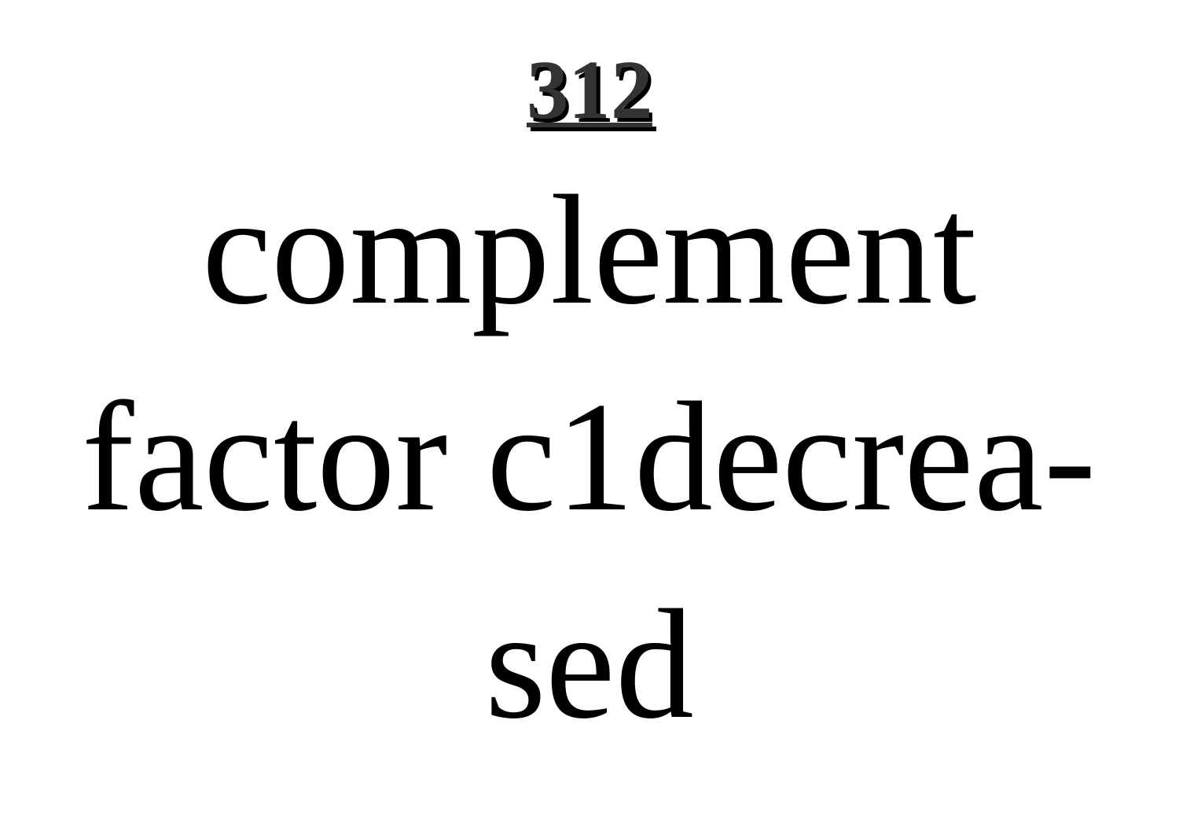**312**

complement factor c1decrea-sed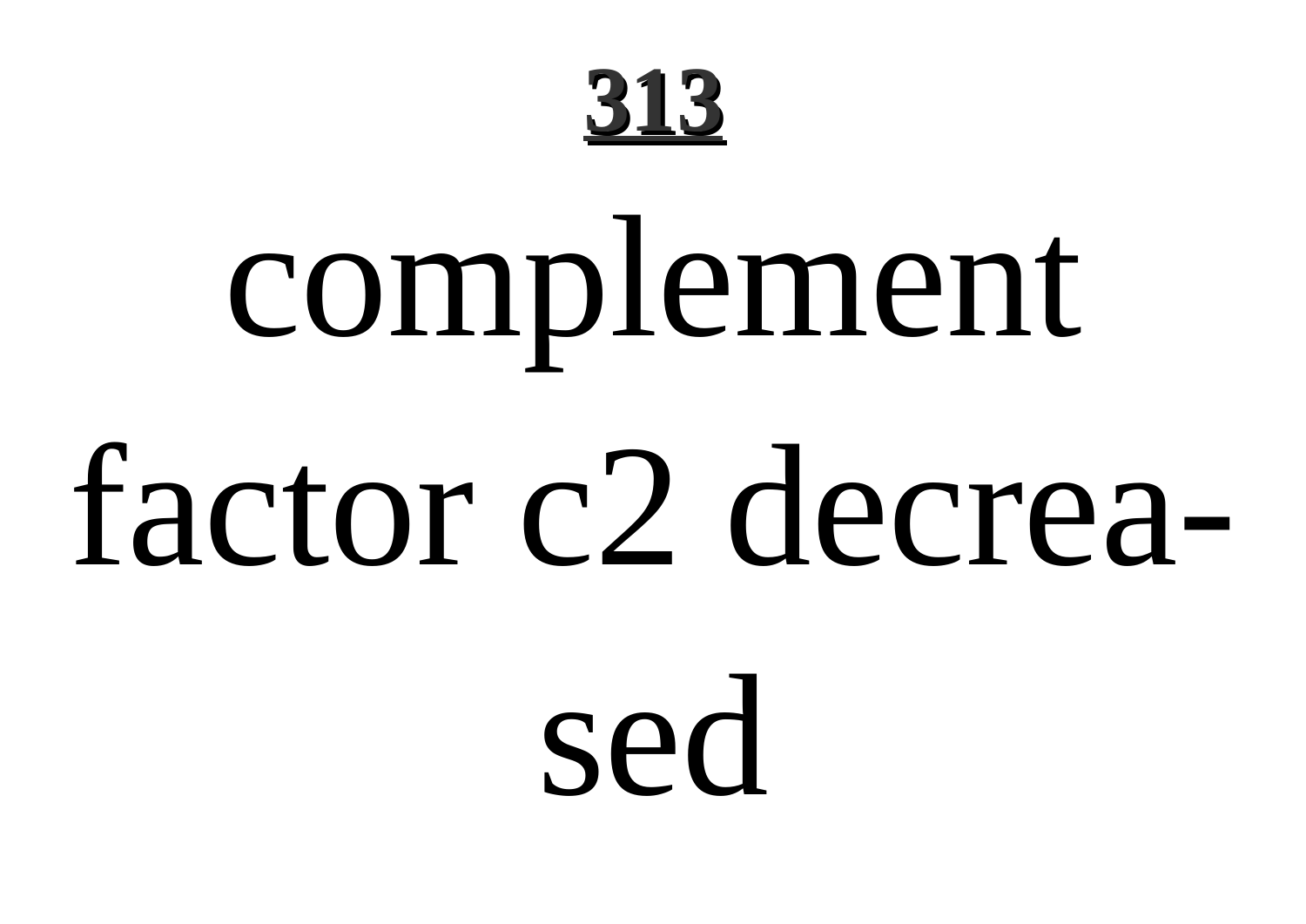**313**

complement factor c2 decrea-sed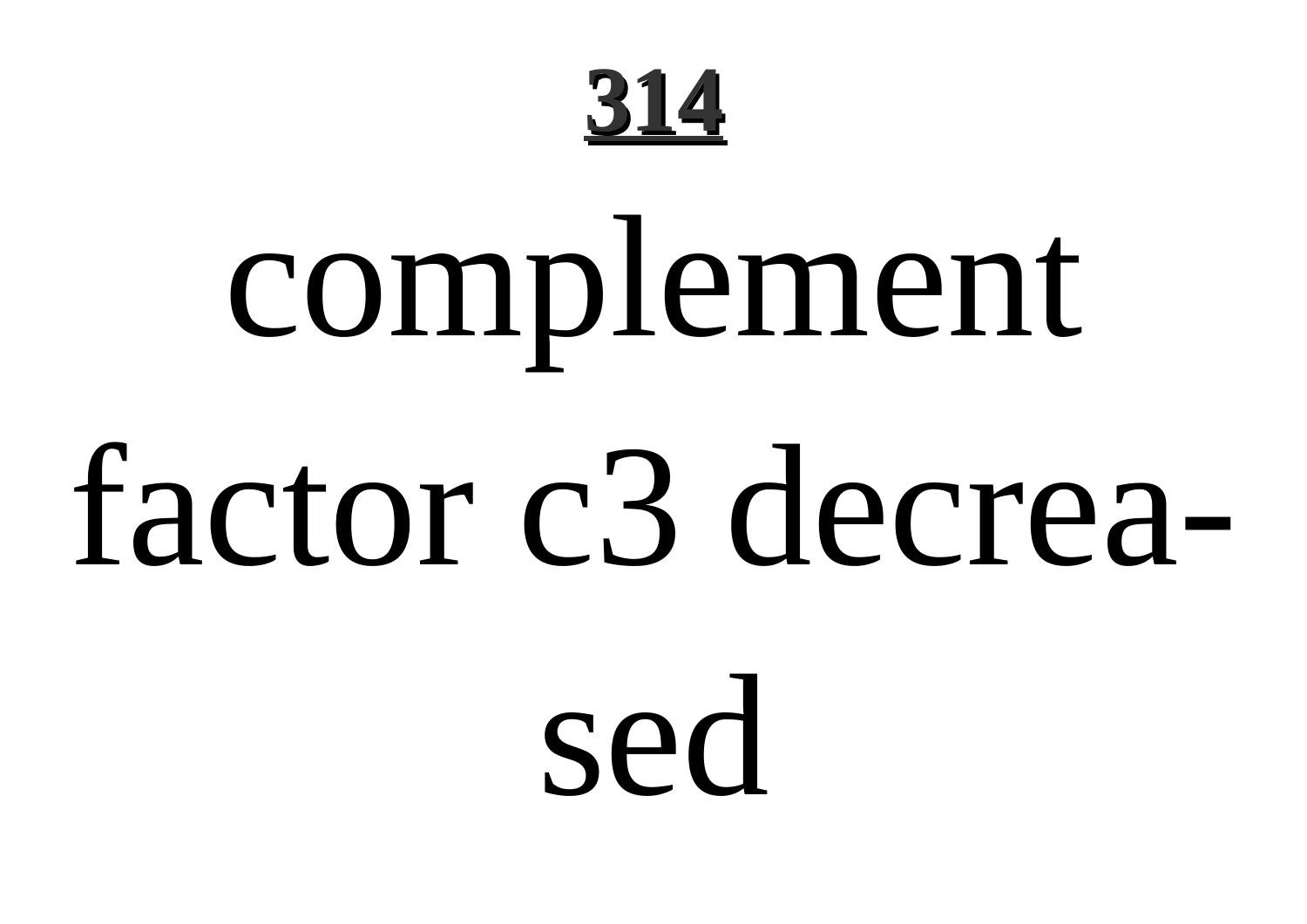complement factor c3 decreased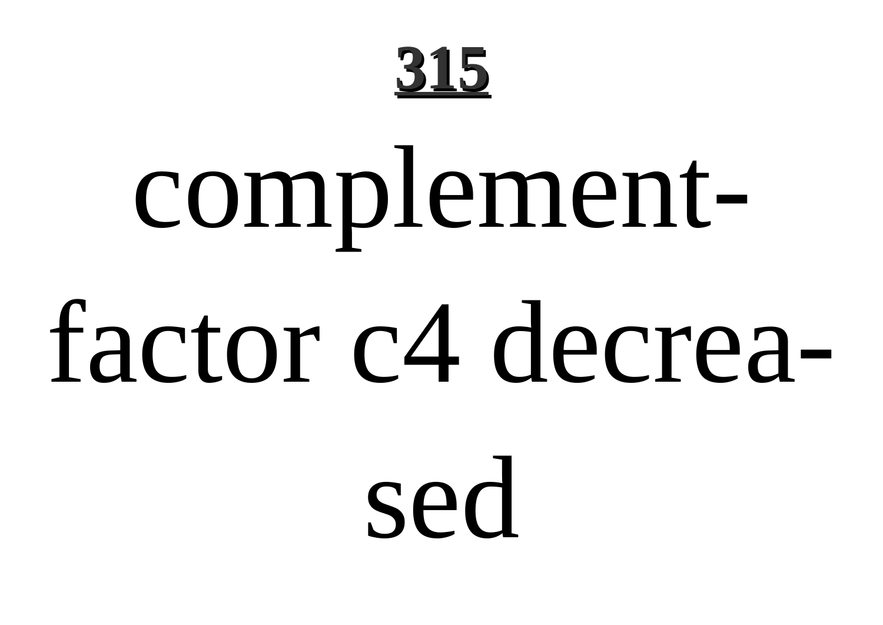**315**

complement-factor c4 decreased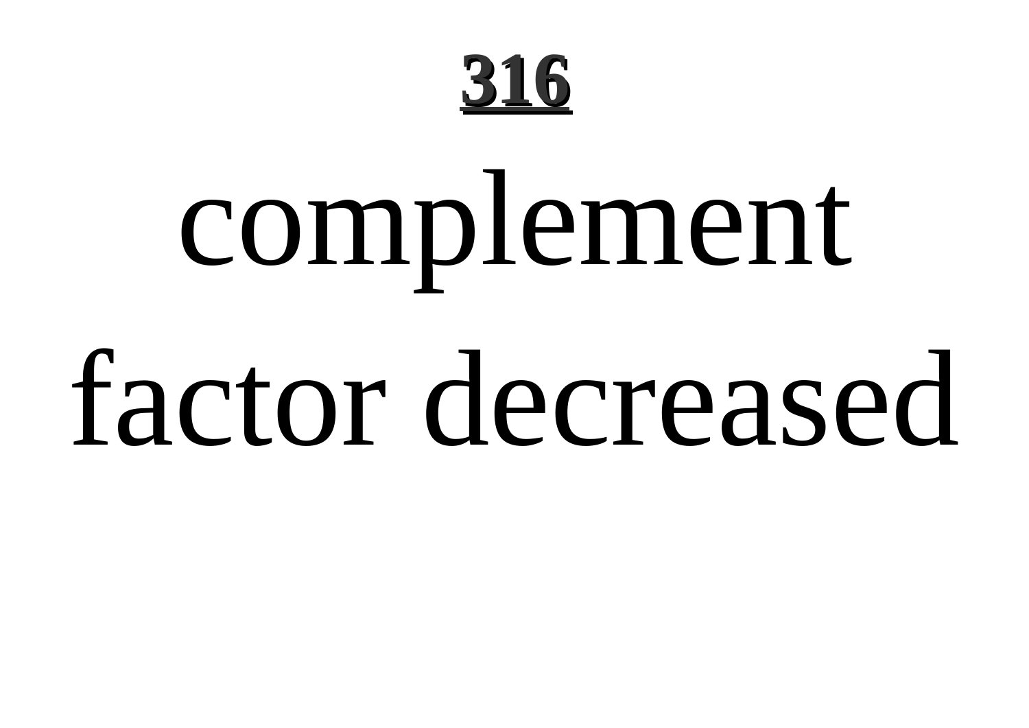# 316

complement factor decreased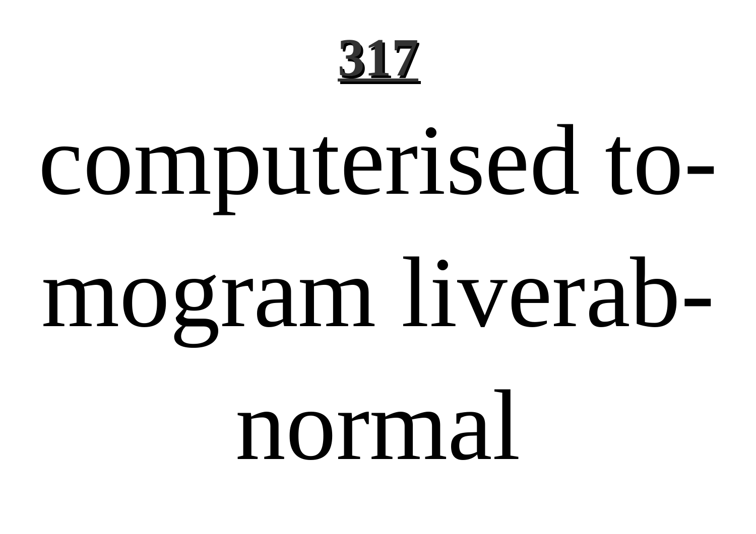computerised tomogram liverab-normal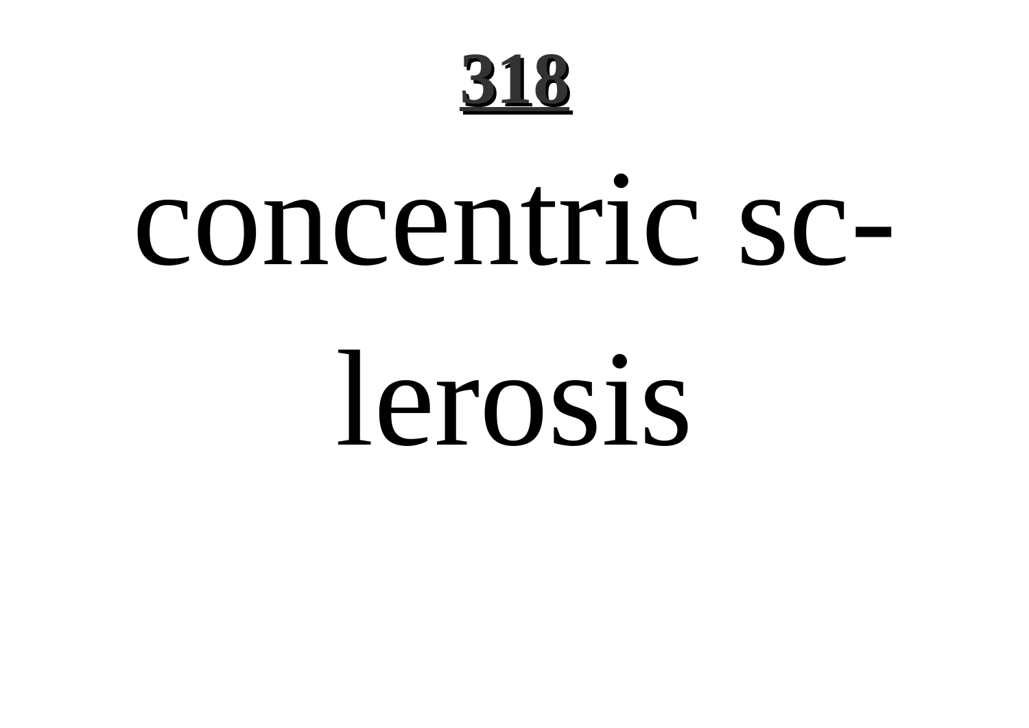# 318

concentric sc-lerosis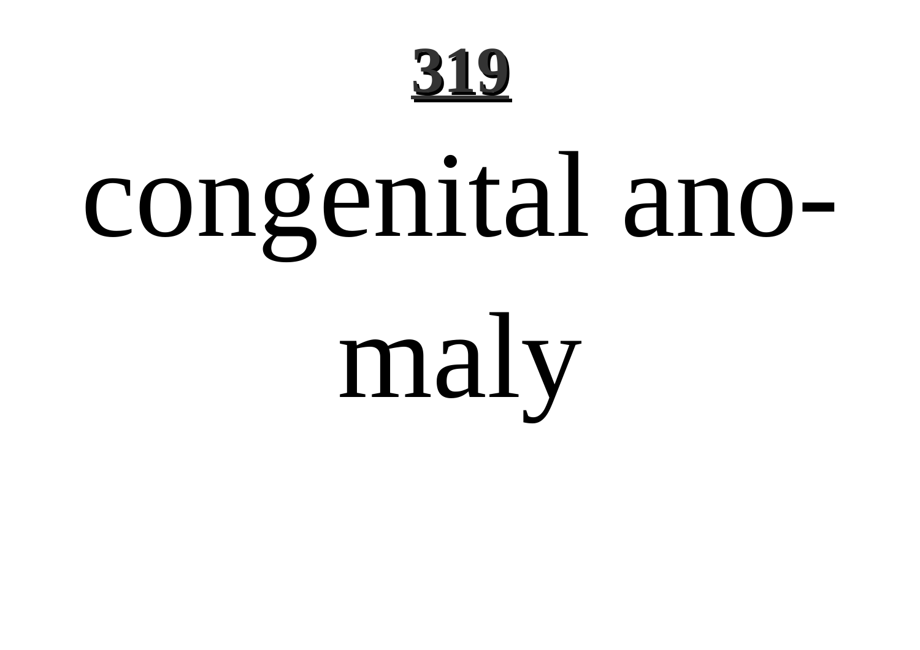congenital anomaly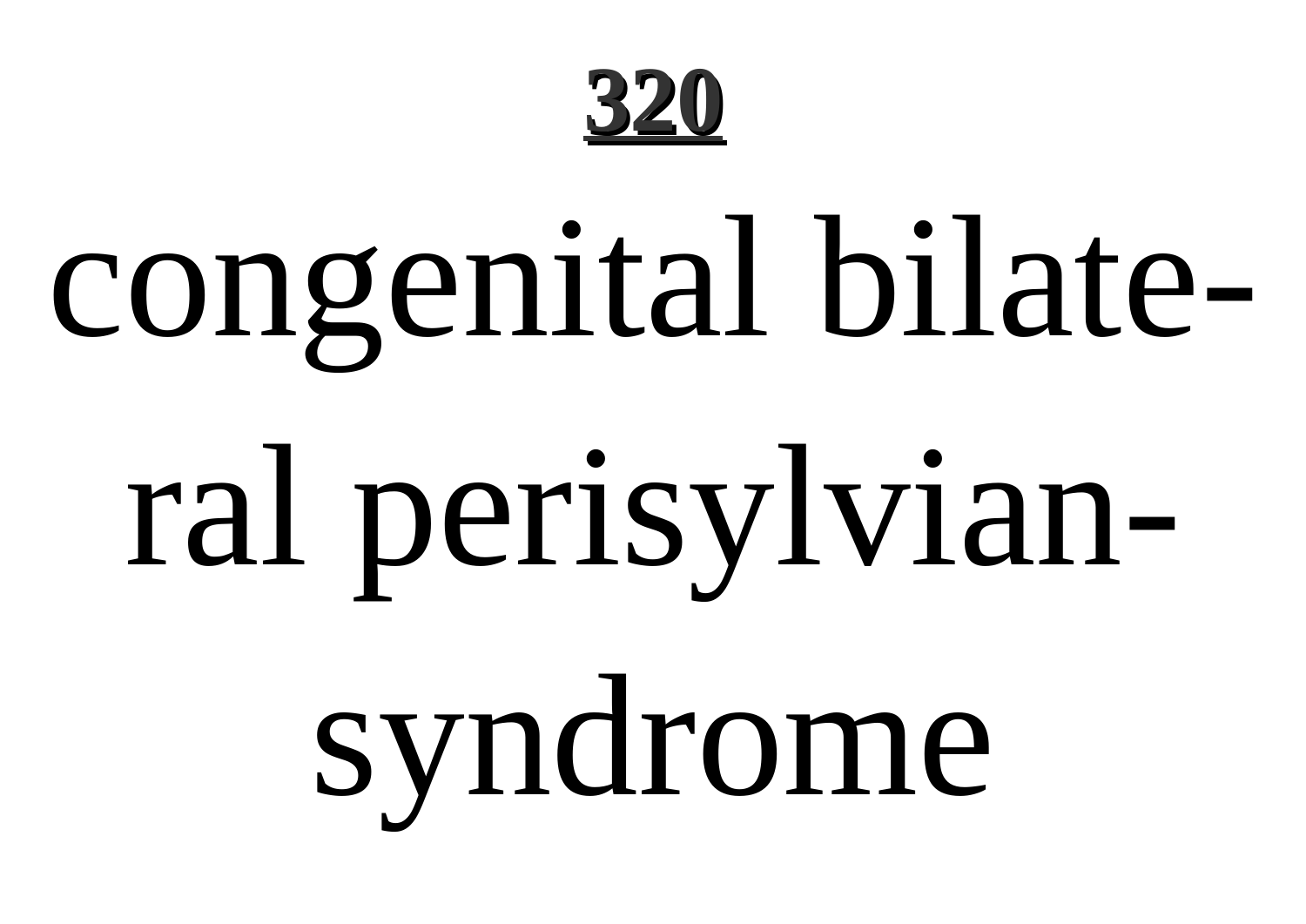congenital bilateral perisylvian-syndrome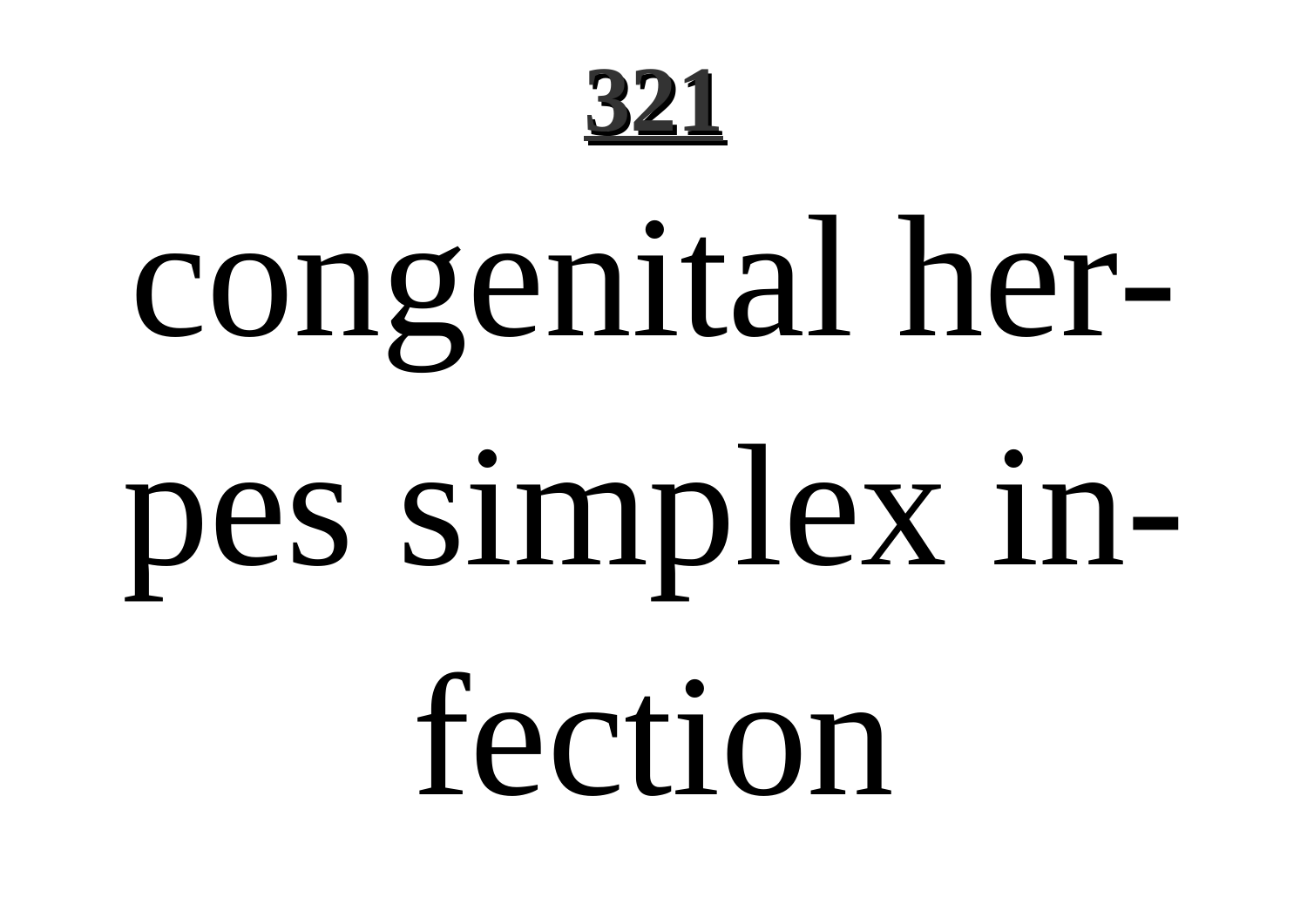congenital herpes simplex infection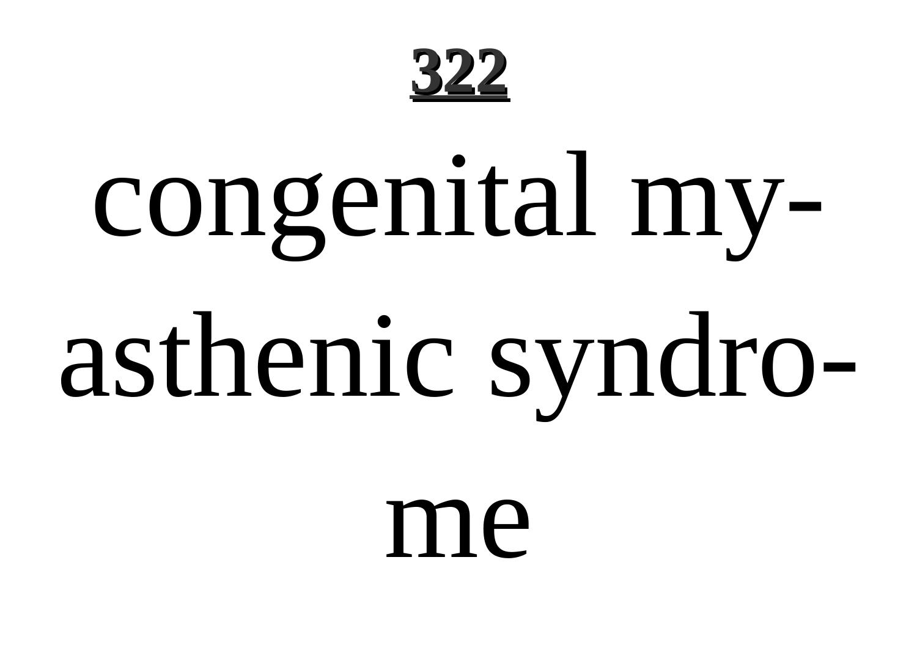congenital myasthenic syndrome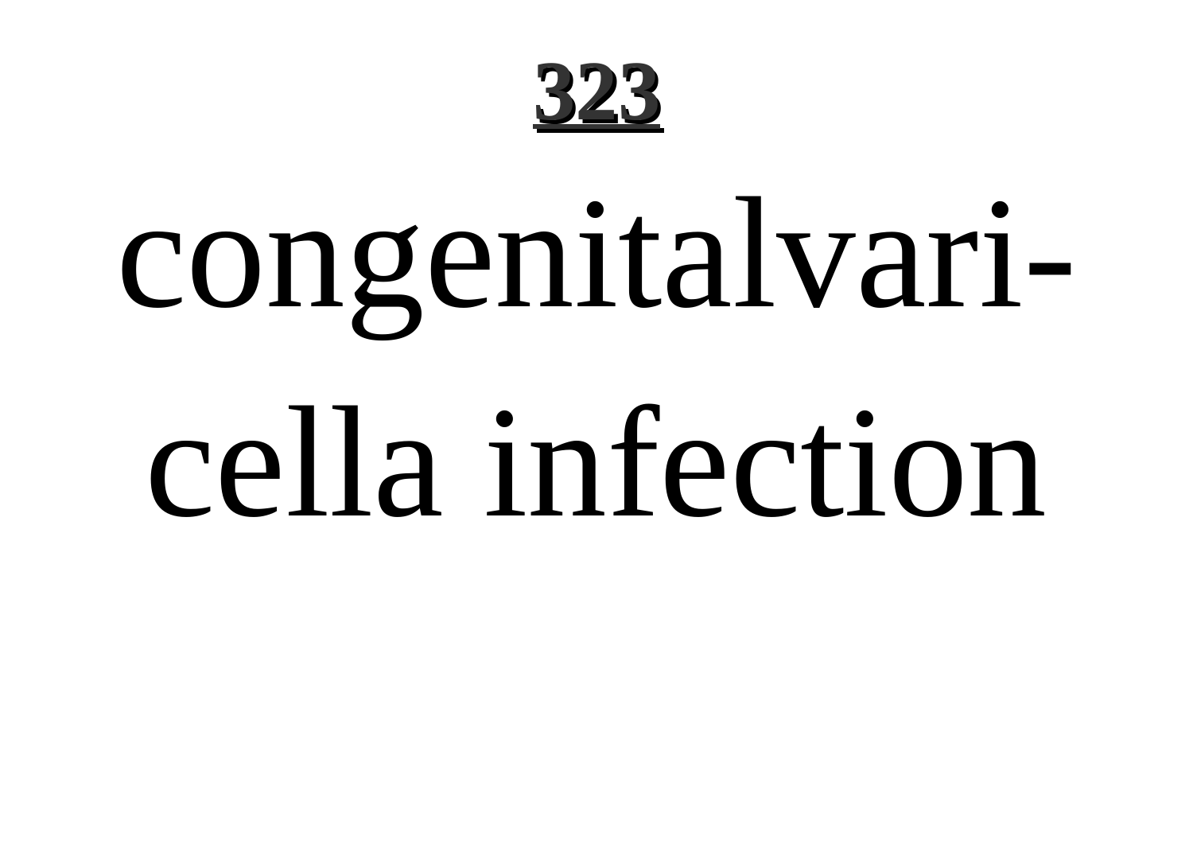# 323

congenitalvaricella infection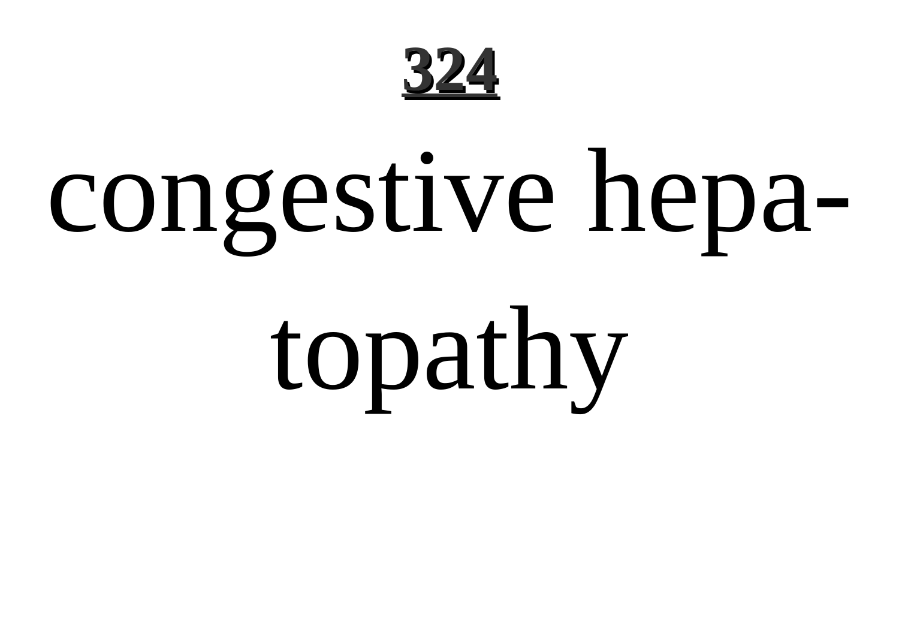congestive hepa-topathy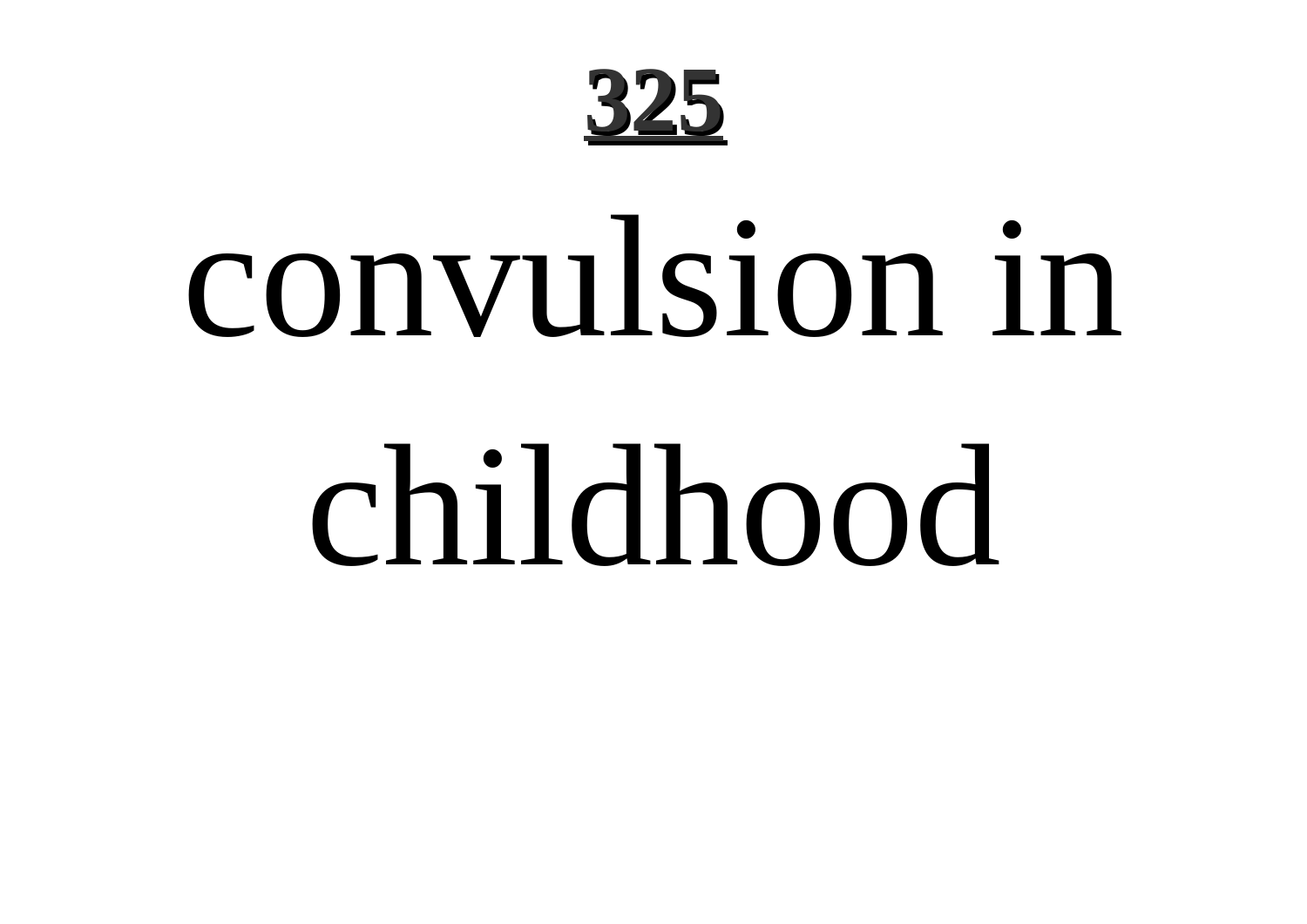# convulsion in childhood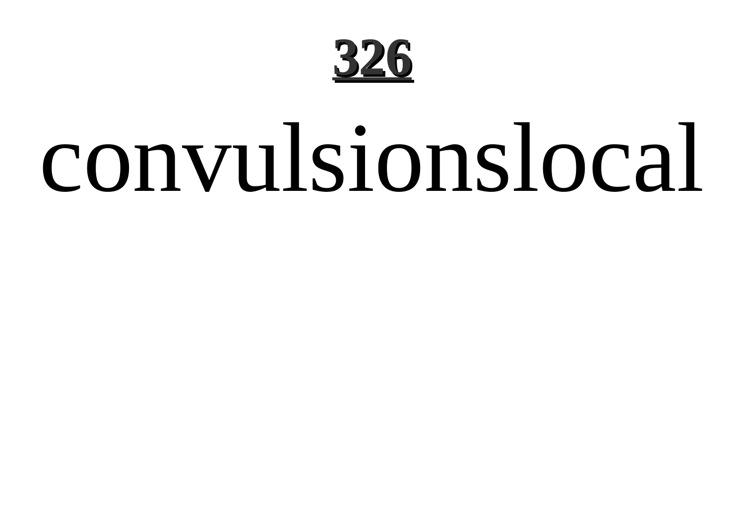convulsionslocal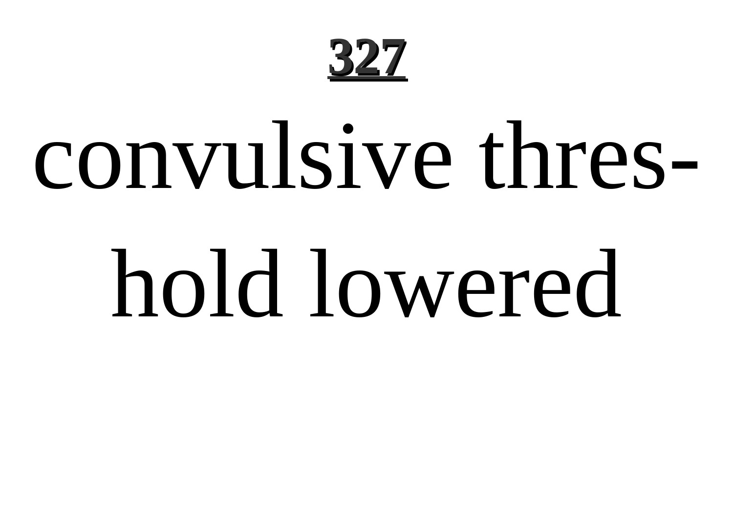convulsive threshold lowered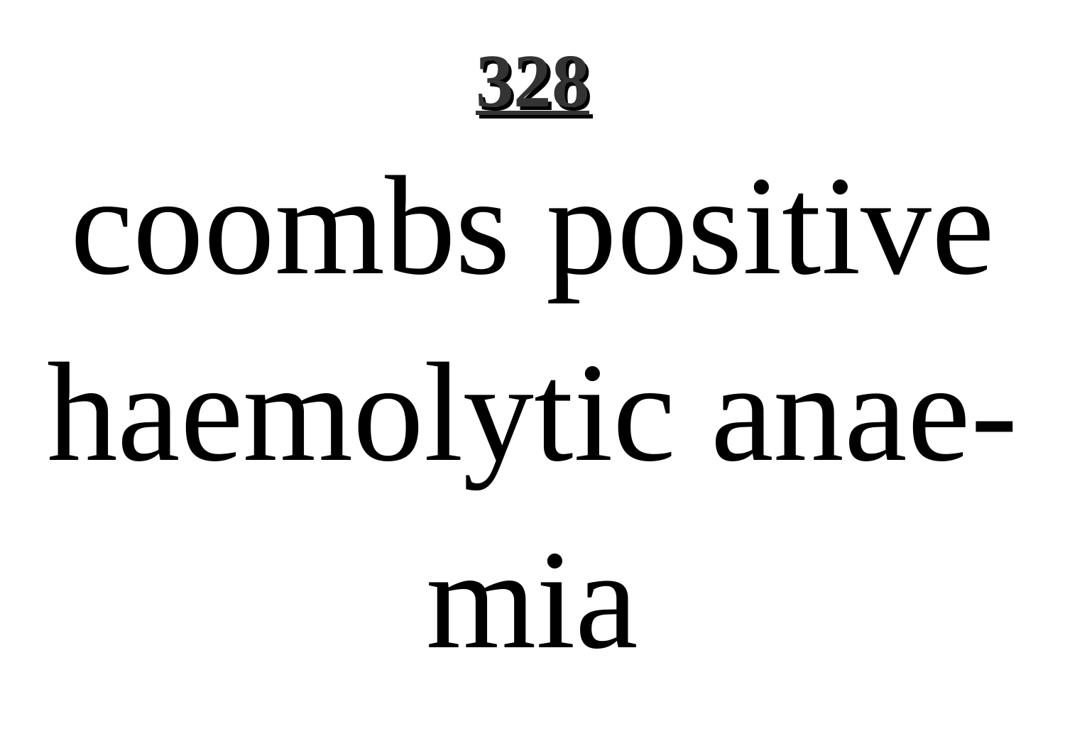coombs positive haemolytic anaemia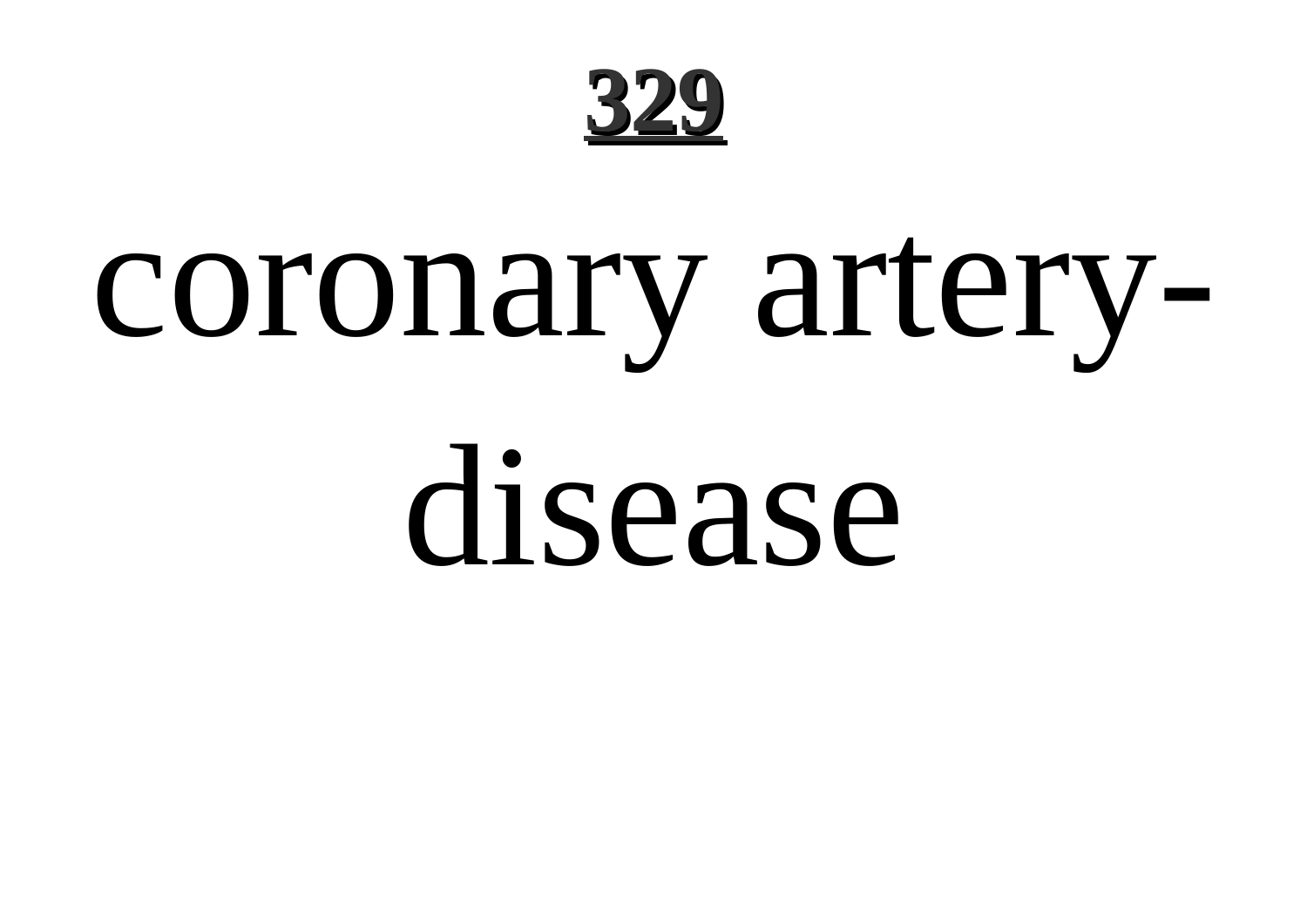coronary artery-disease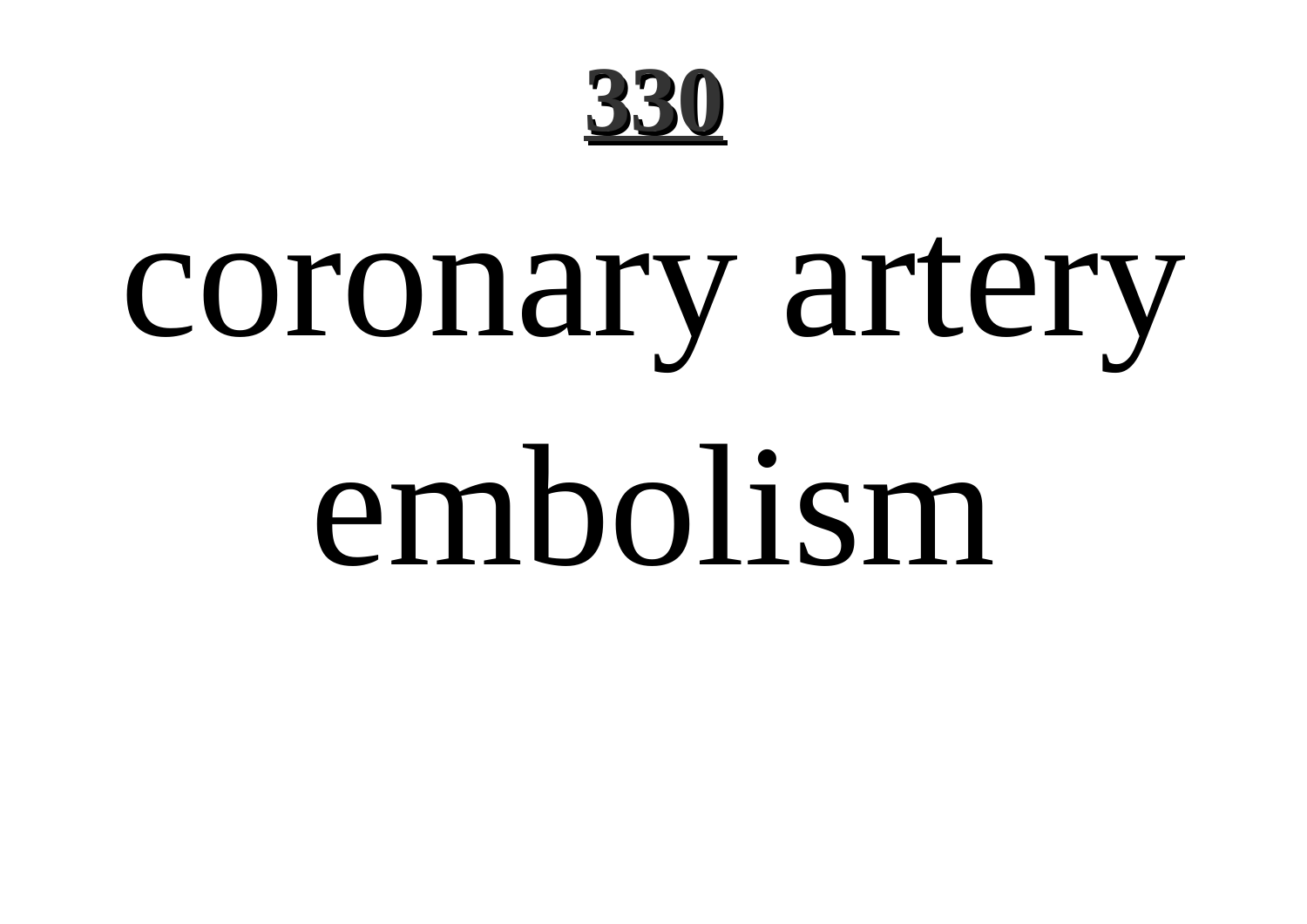coronary artery embolism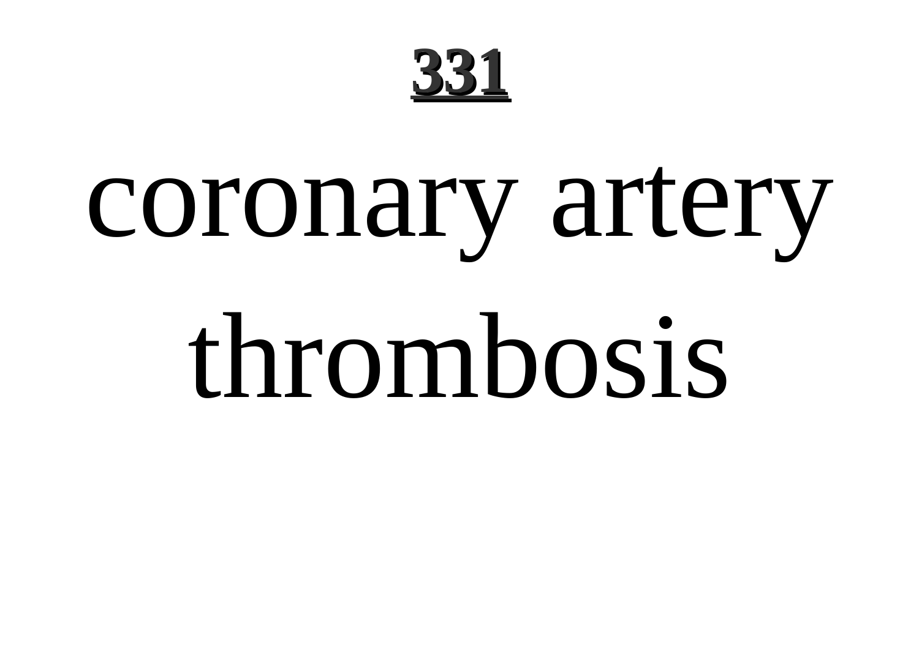coronary artery thrombosis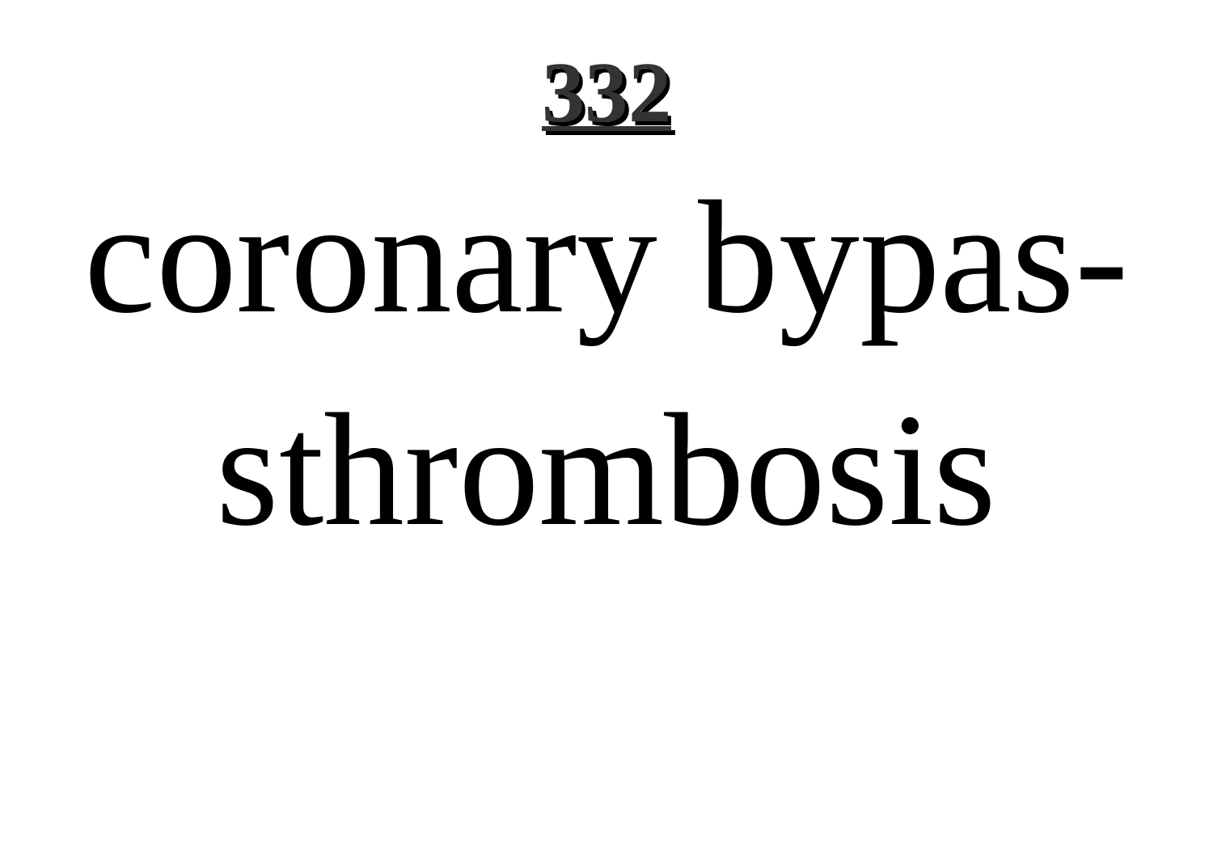coronary bypas-
sthrombosis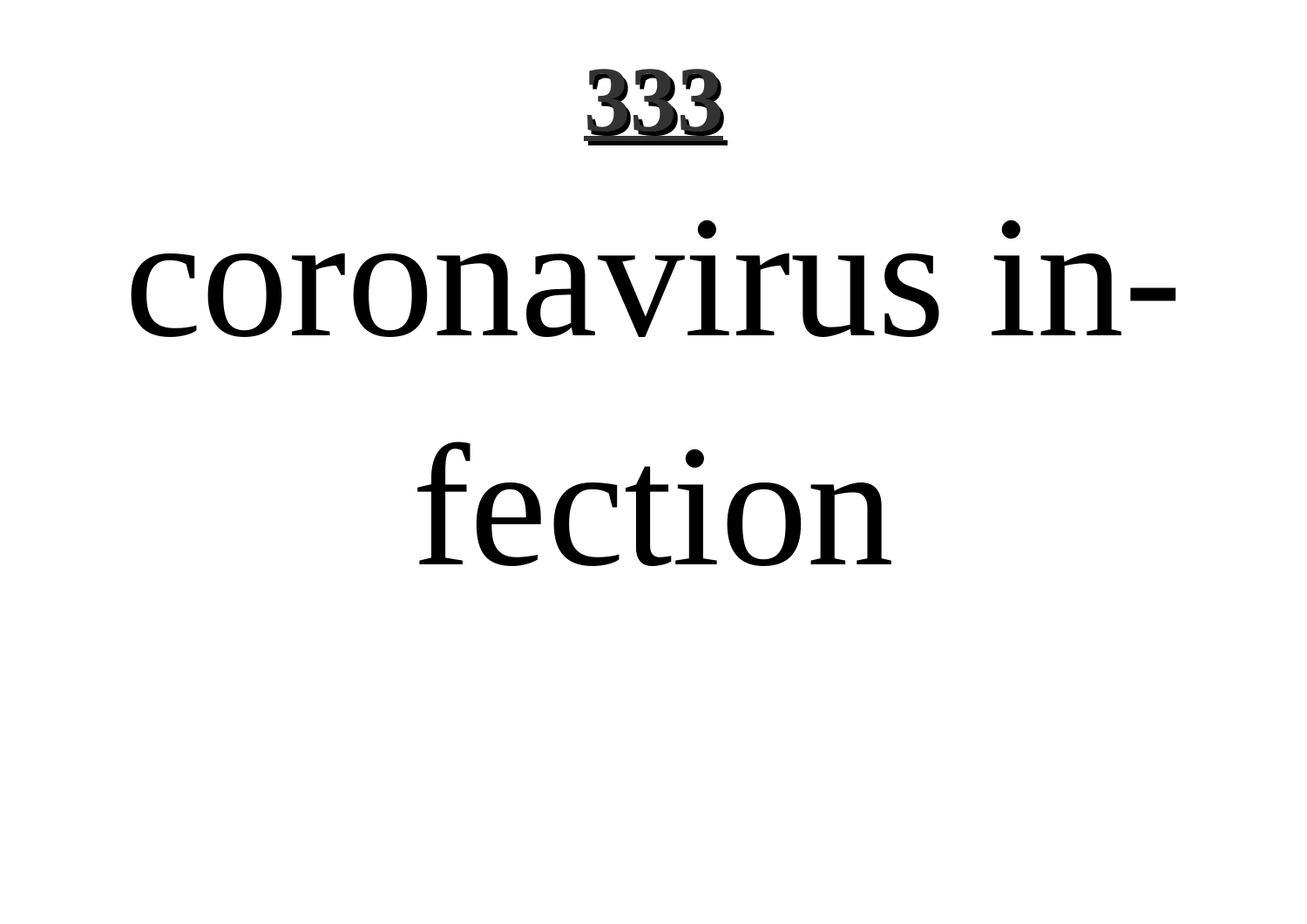coronavirus infection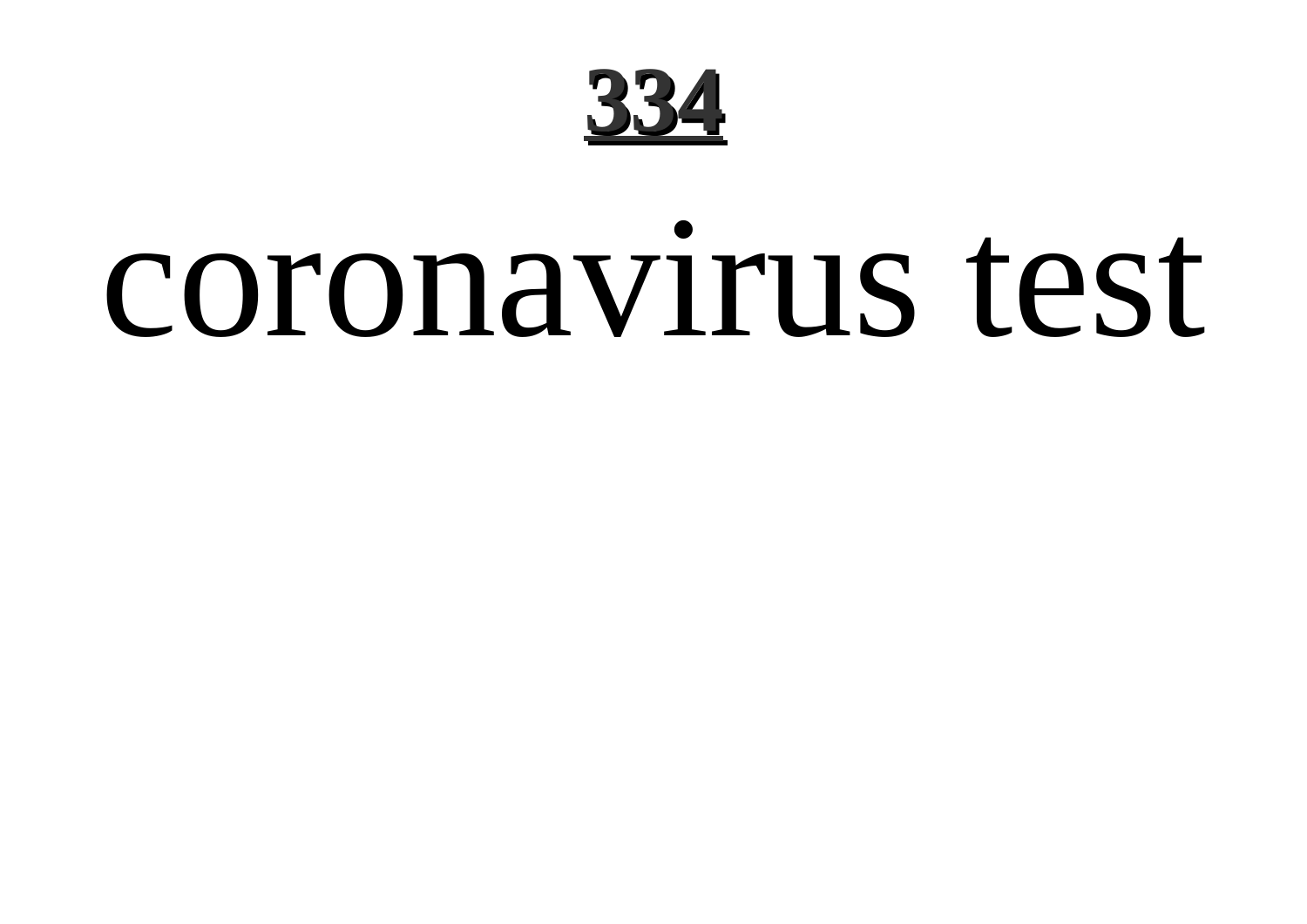coronavirus test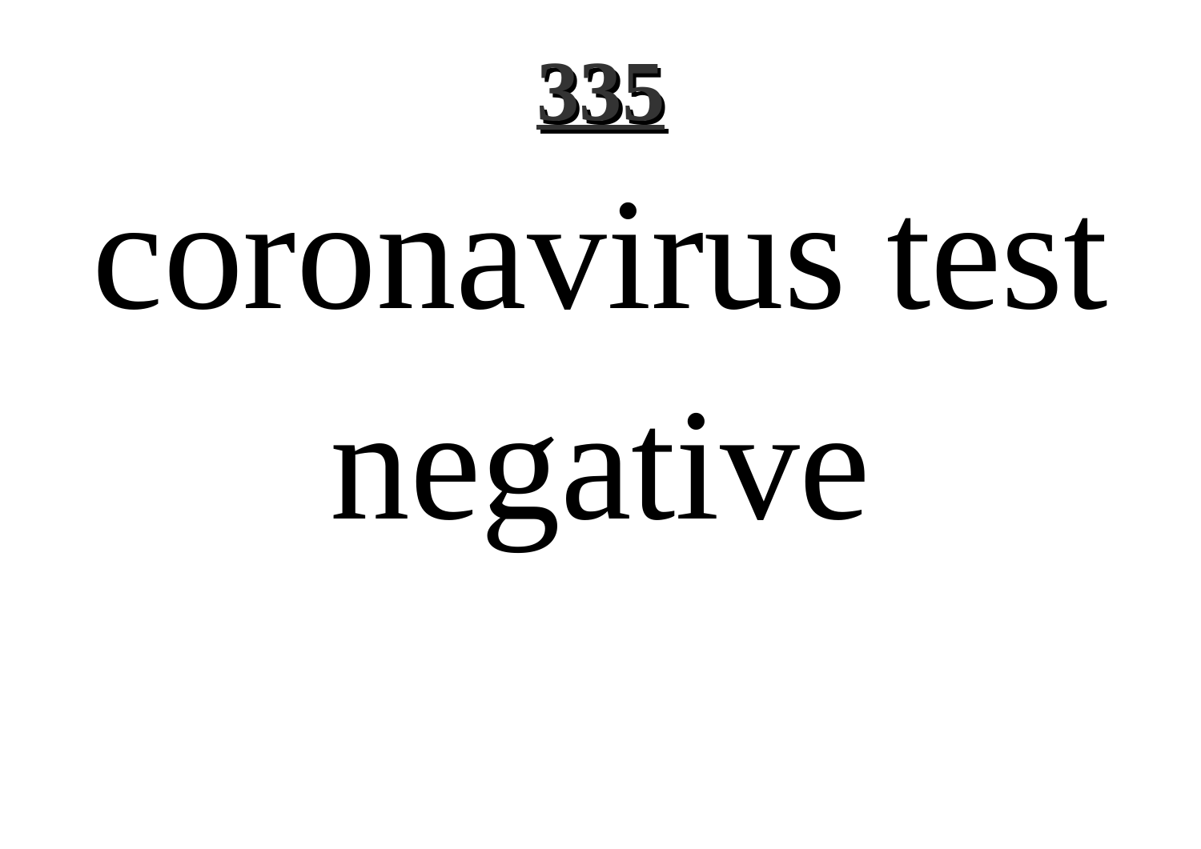# 335

coronavirus test negative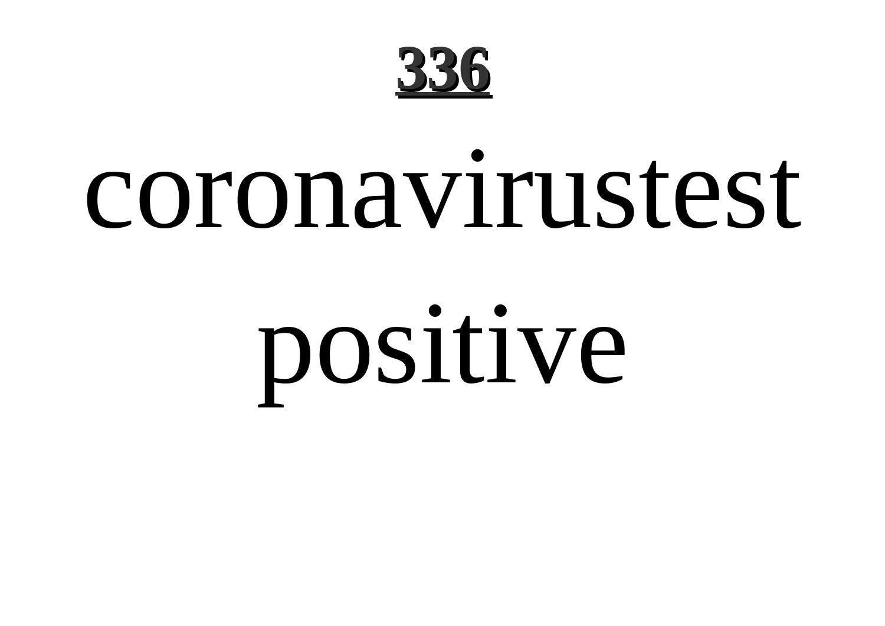coronavirustest positive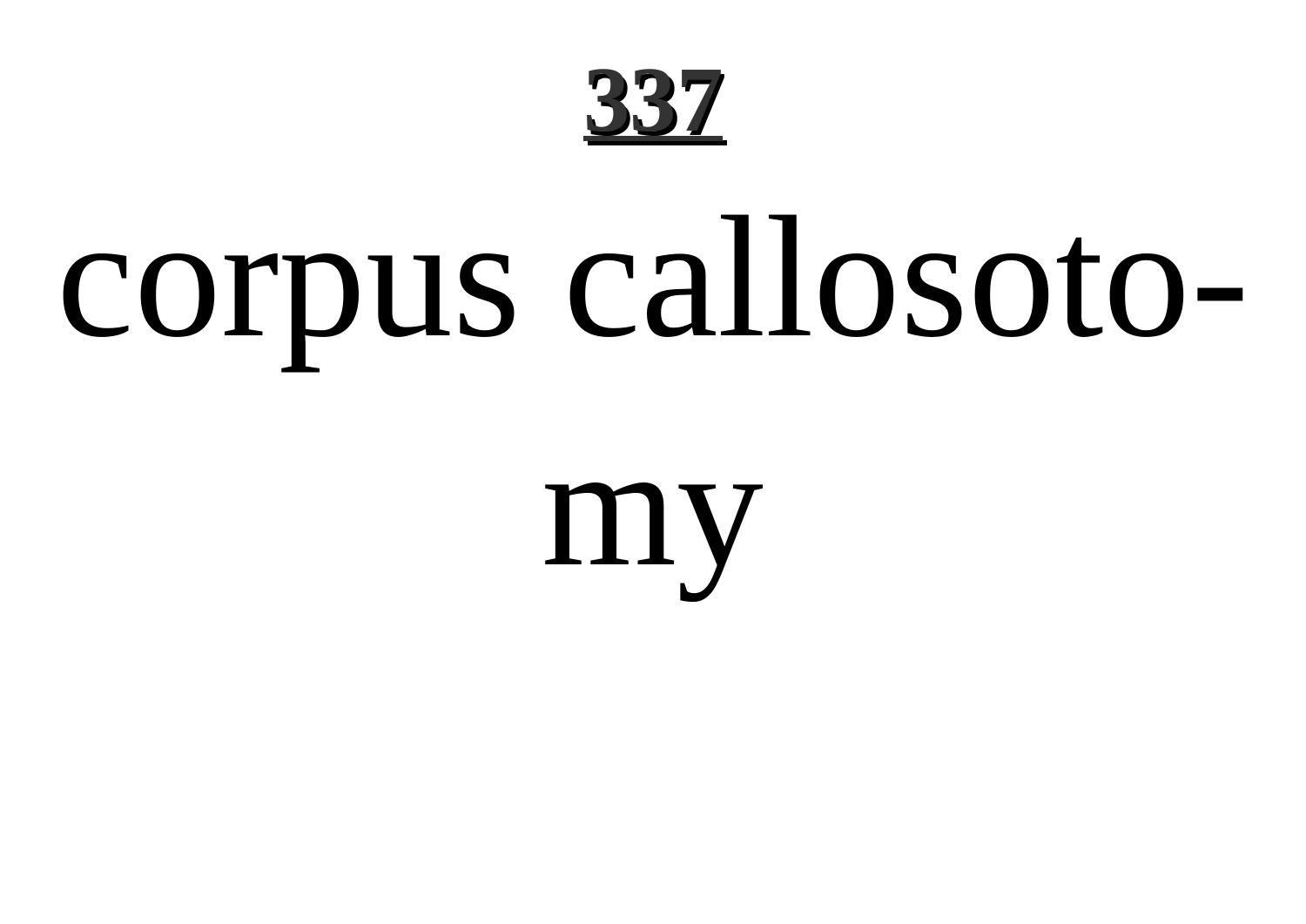corpus callosotomy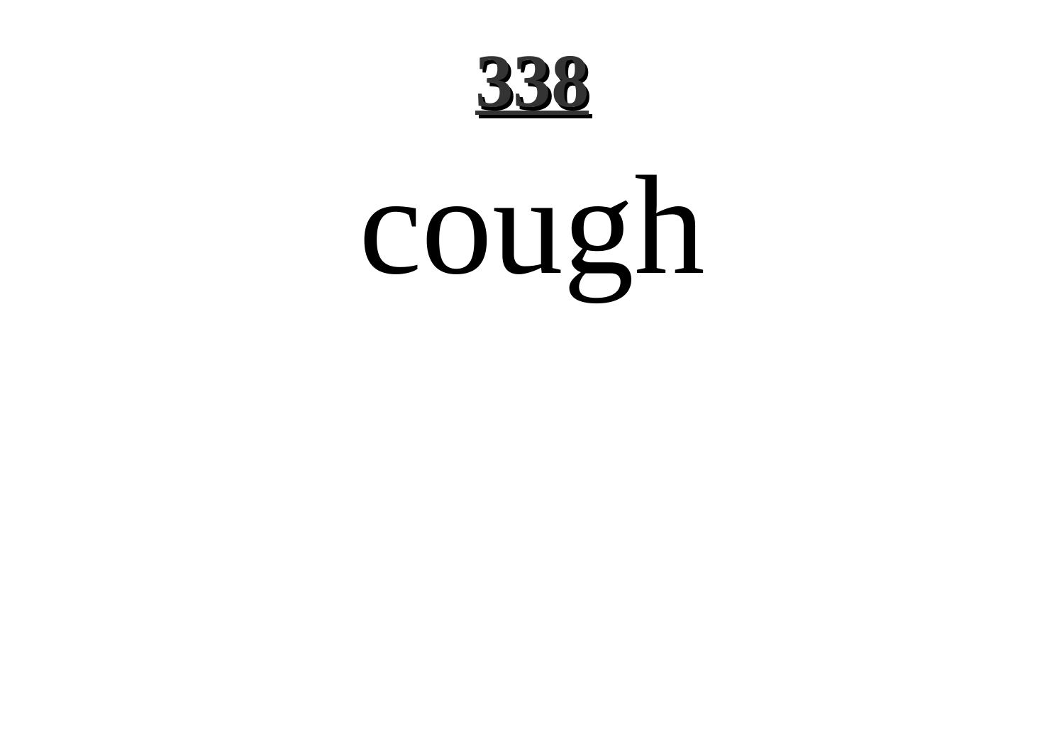## 338

# cough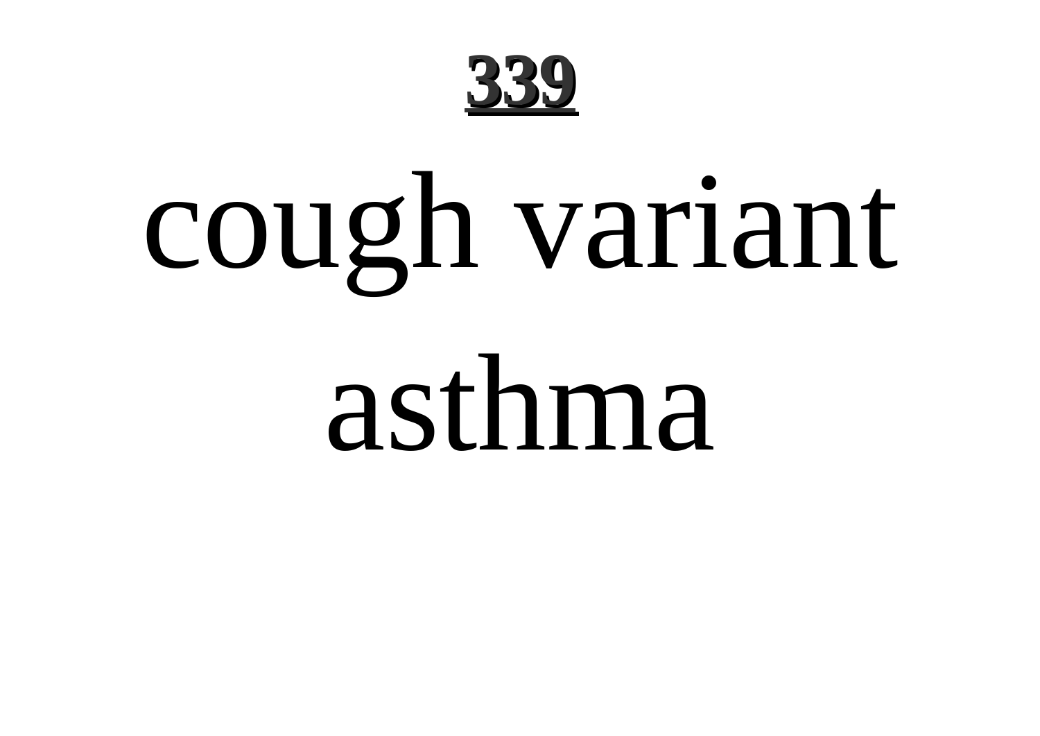# cough variant asthma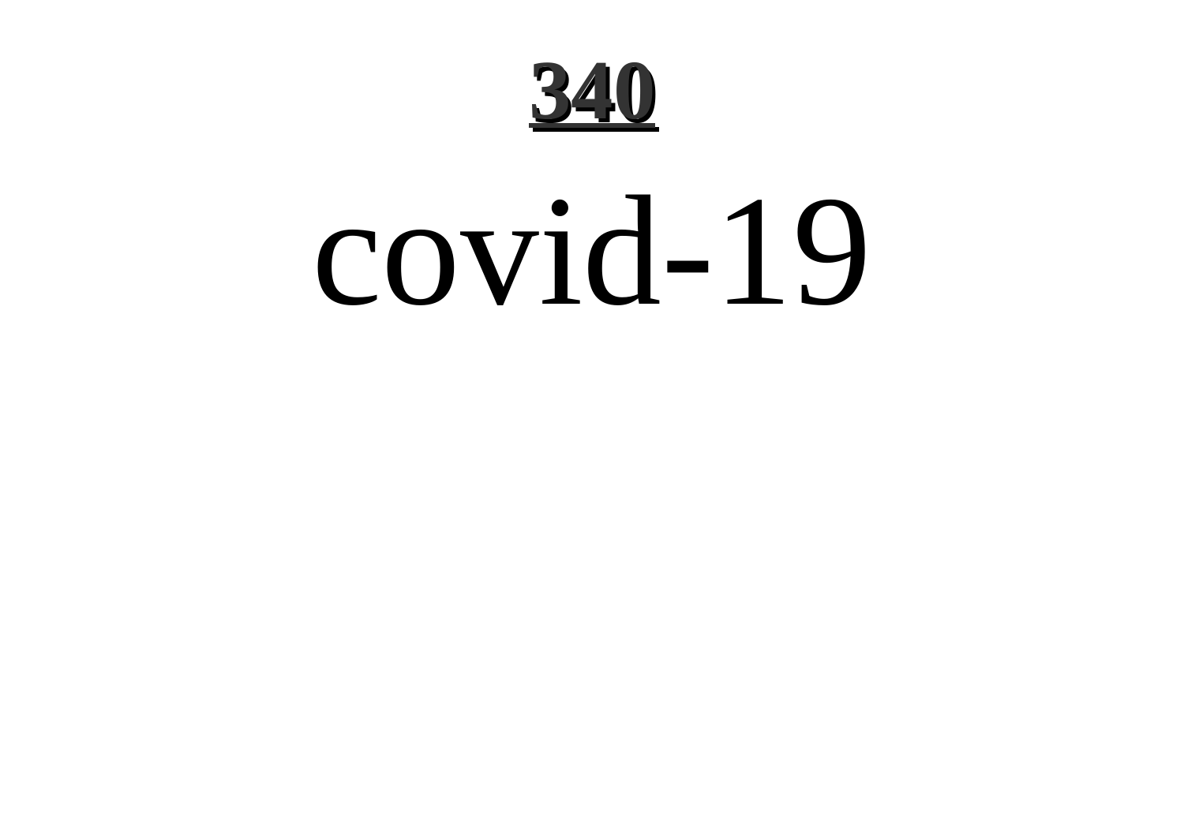# covid-19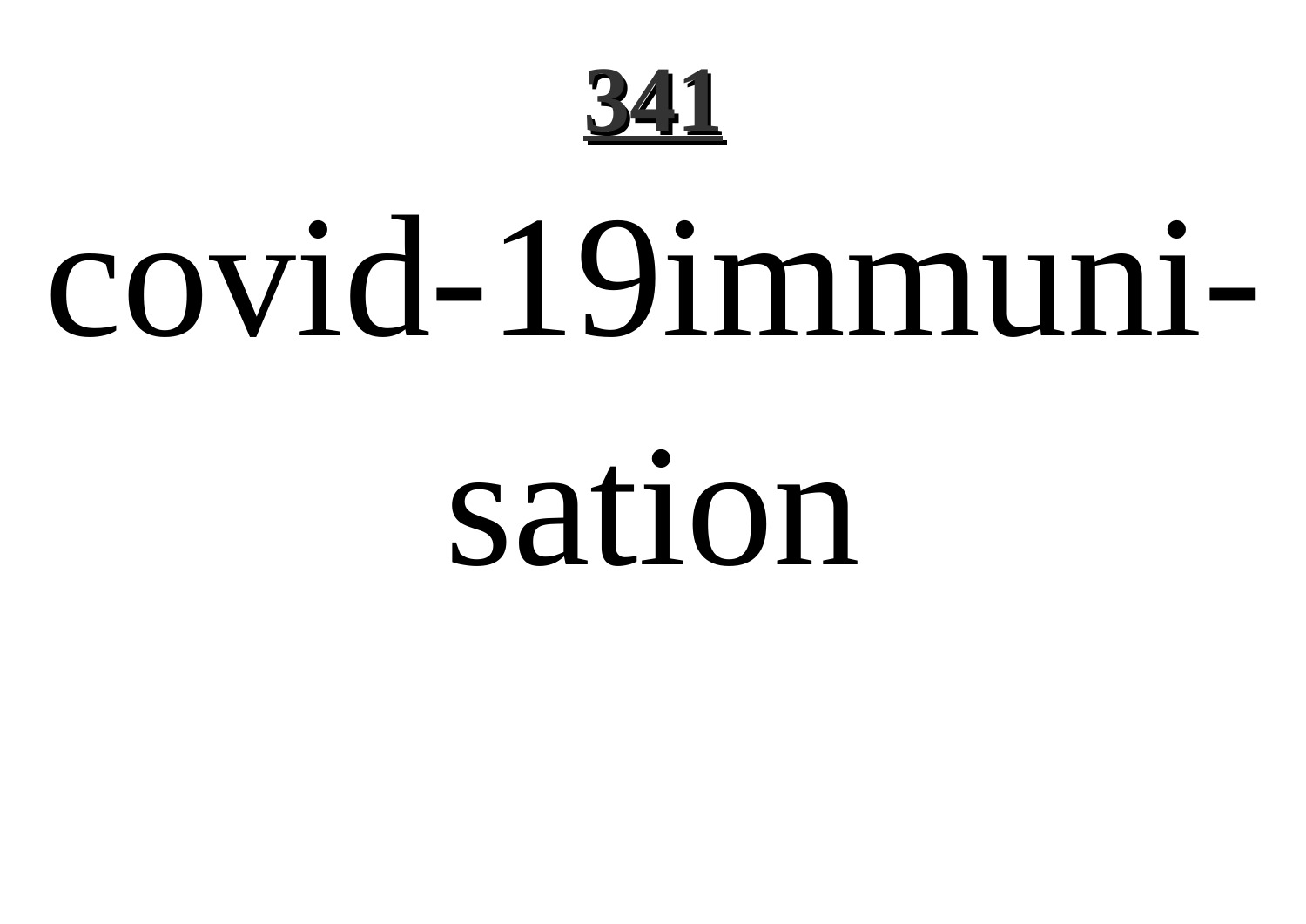# covid-19immuni-sation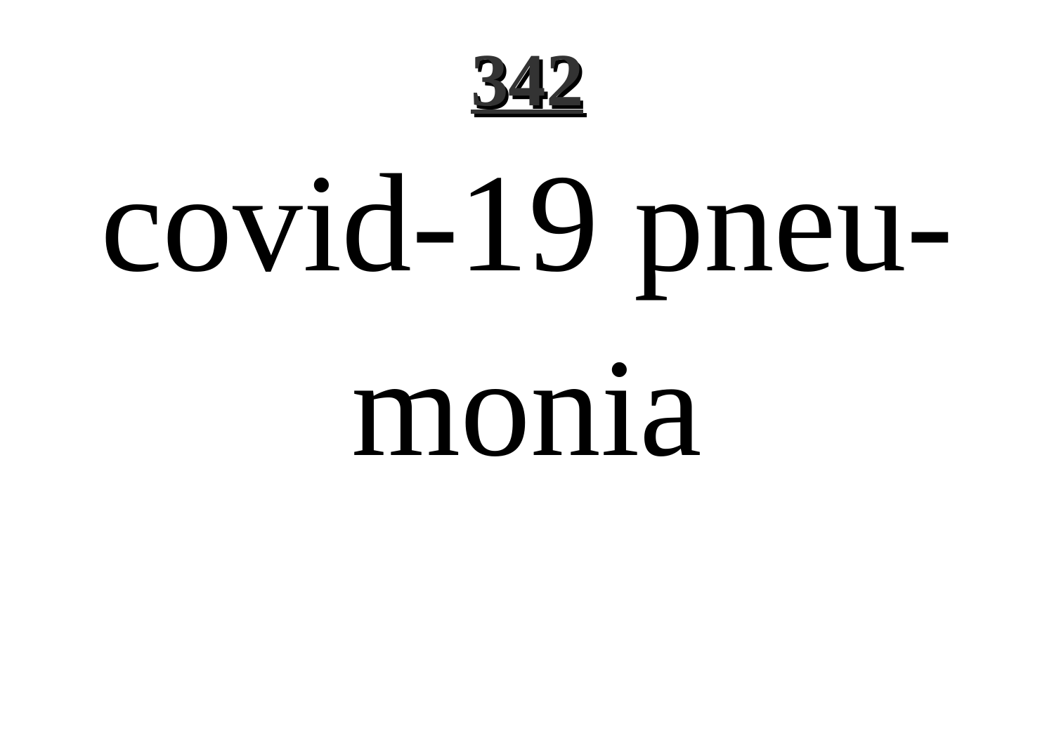# covid-19 pneumonia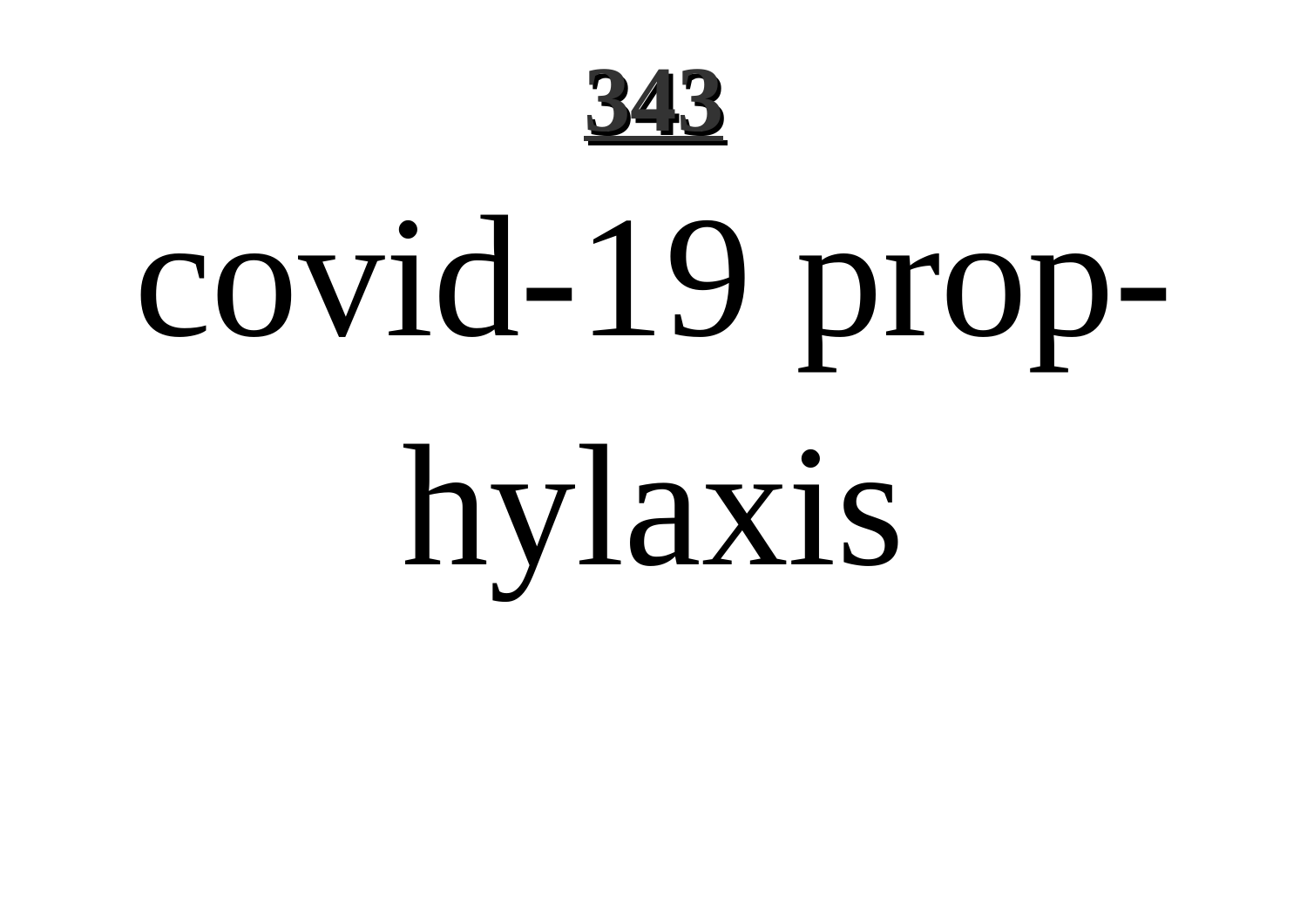# covid-19 prophylaxis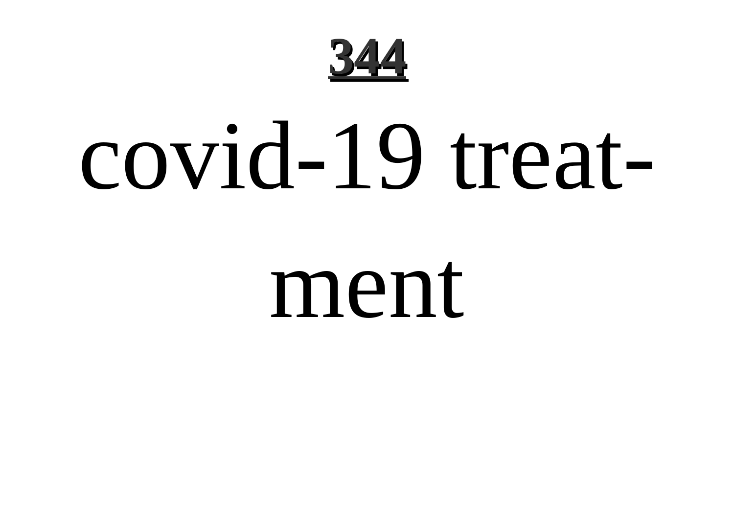# covid-19 treatment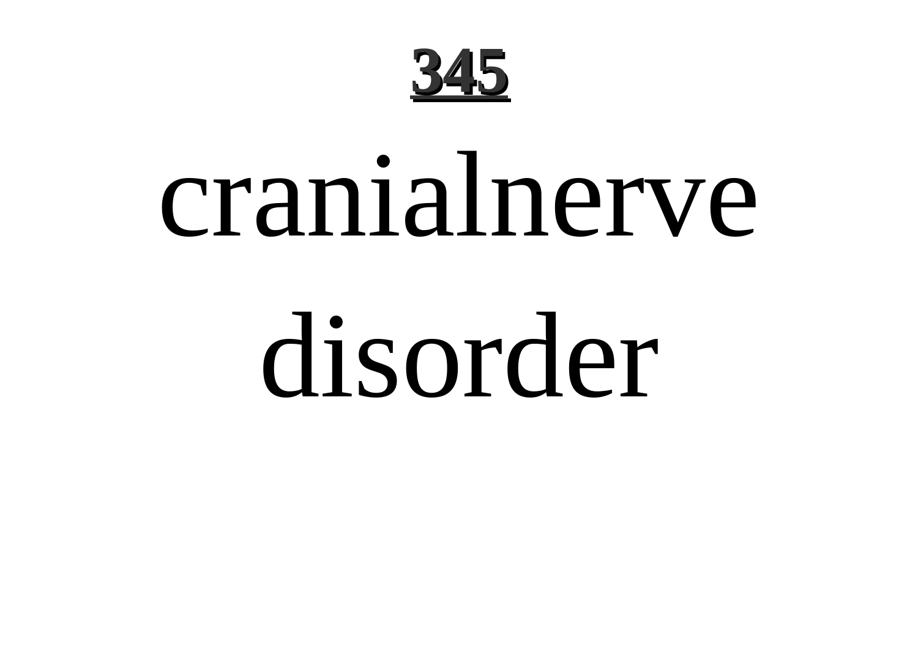# cranialnerve disorder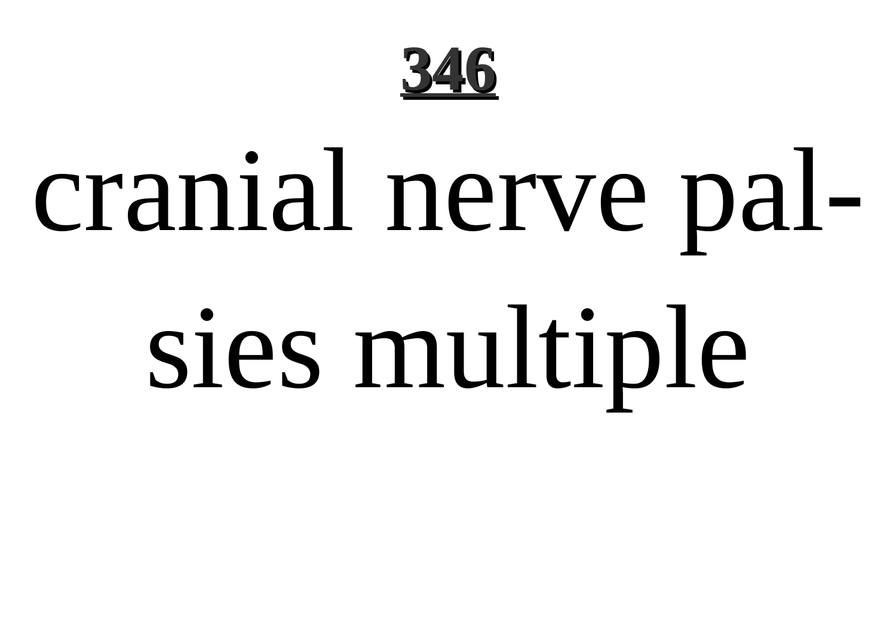cranial nerve palsies multiple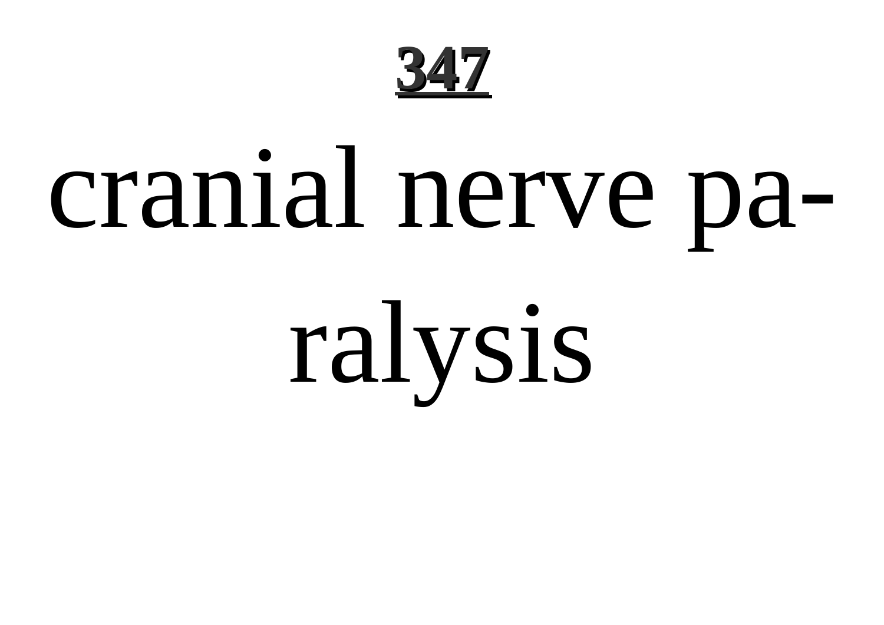cranial nerve paralysis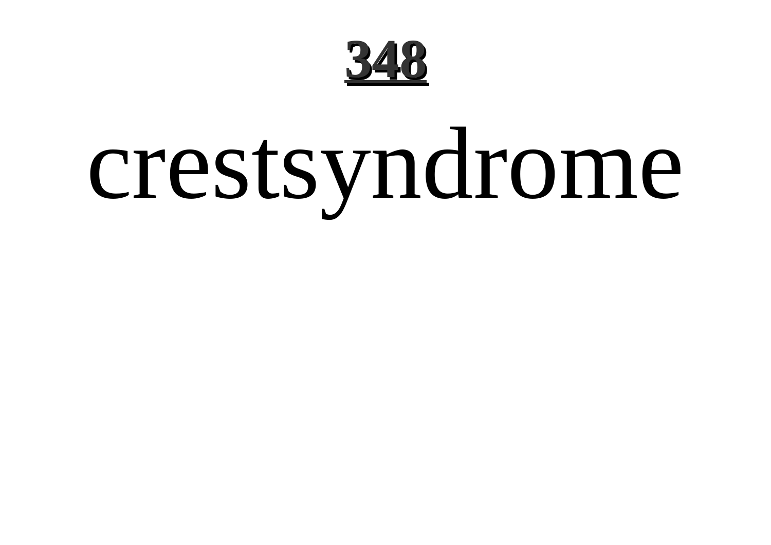# 348

crestsyndrome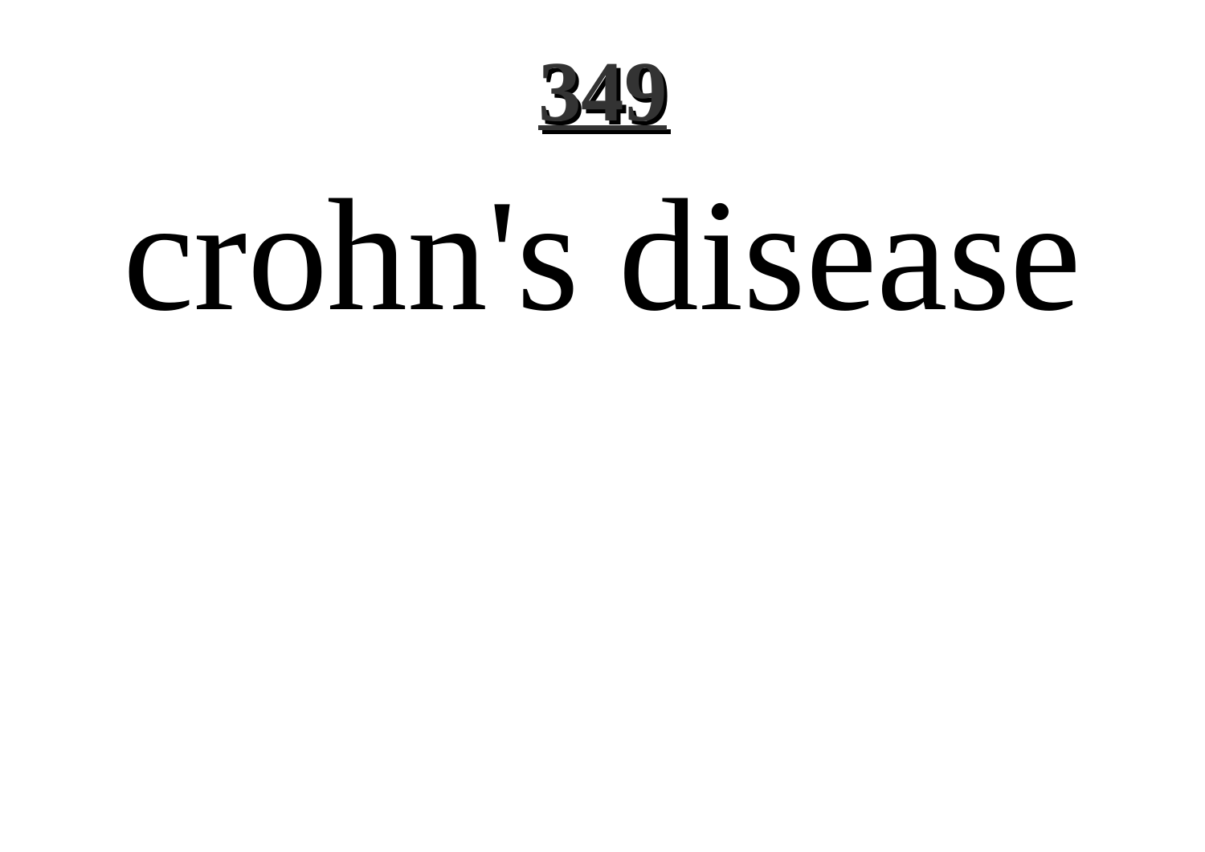# crohn's disease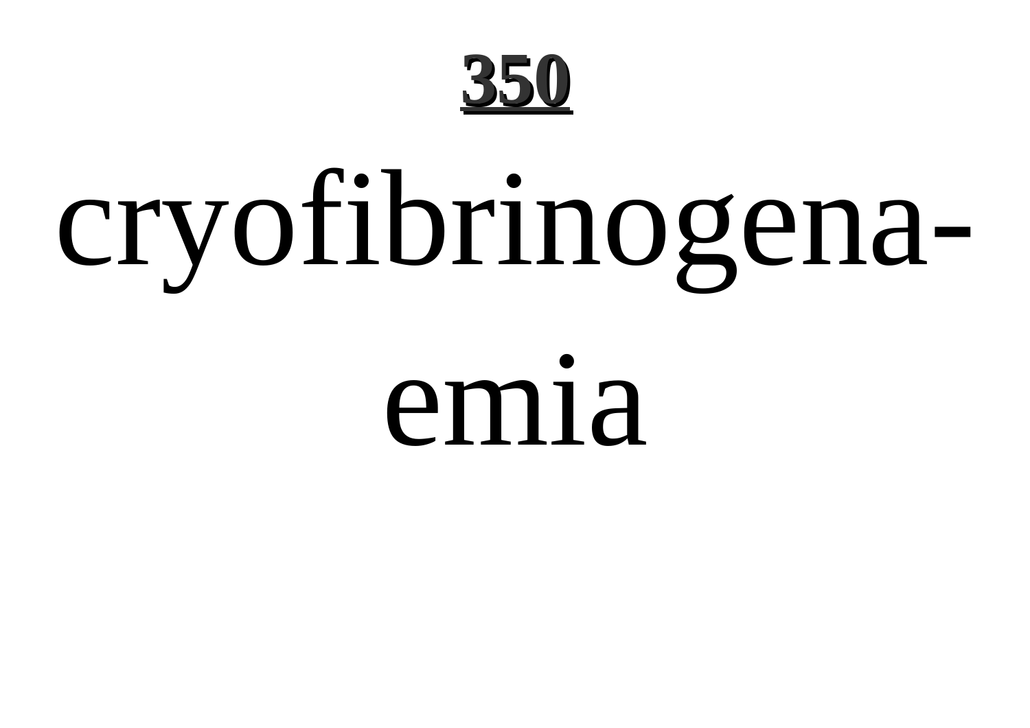# cryofibrinogenaemia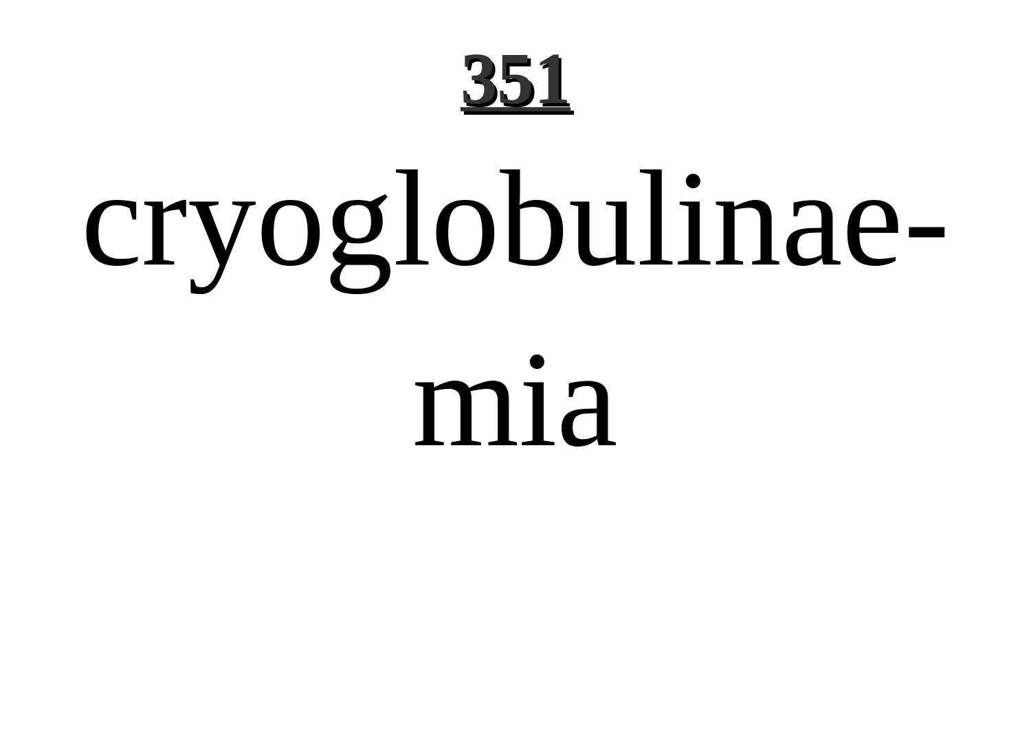# cryoglobulinaemia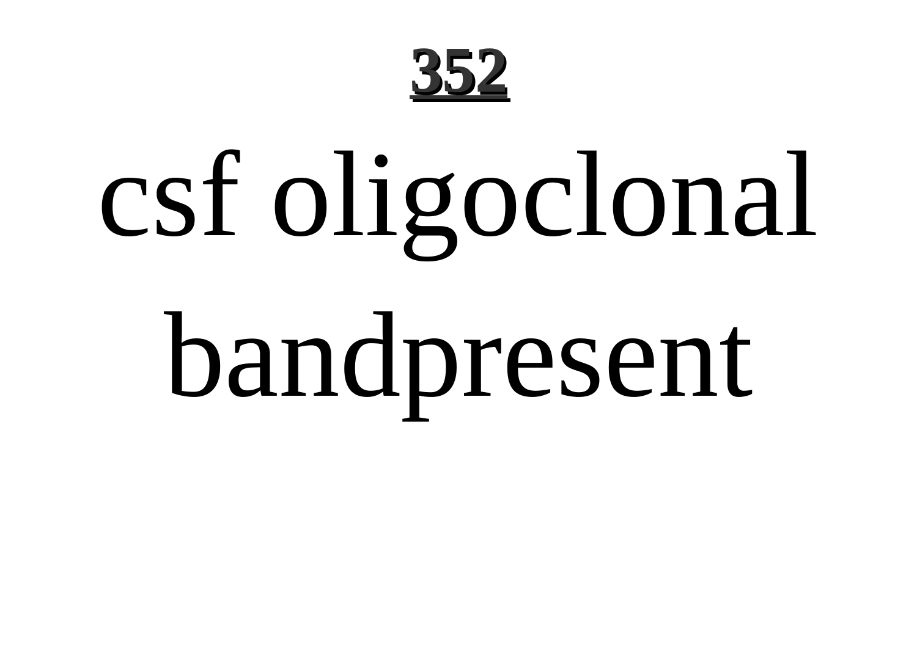csf oligoclonal bandpresent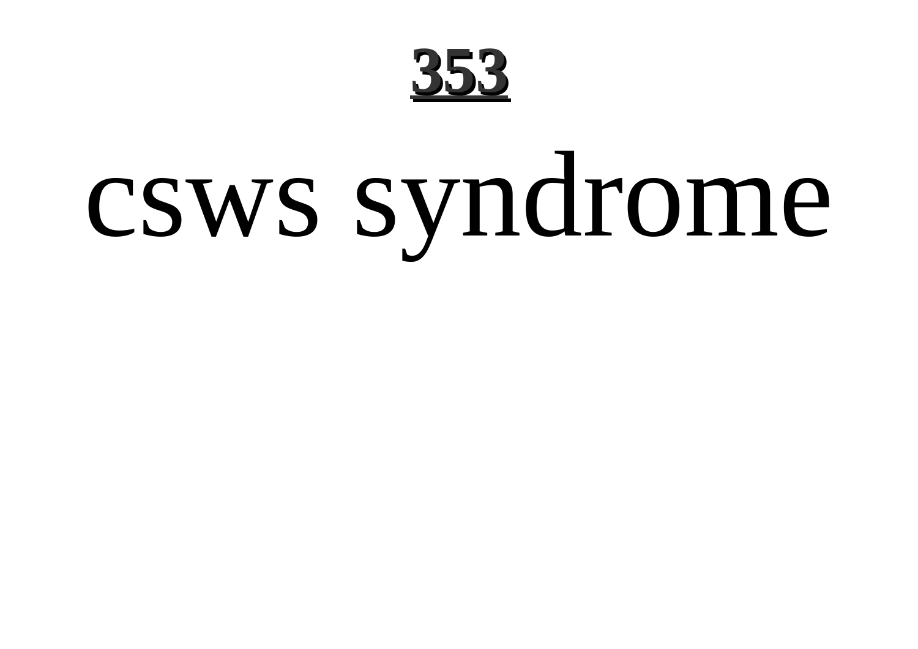# csws syndrome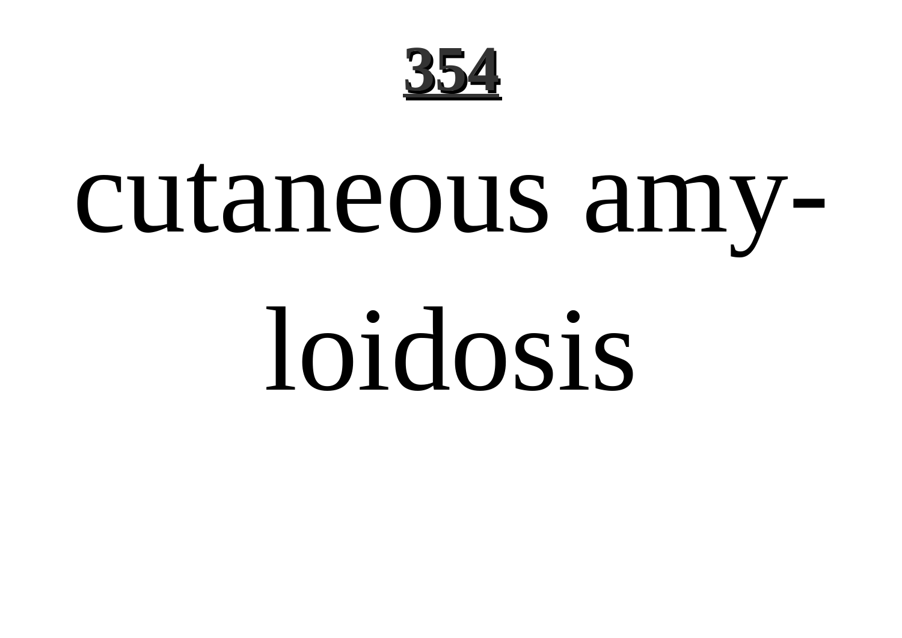cutaneous amyloidosis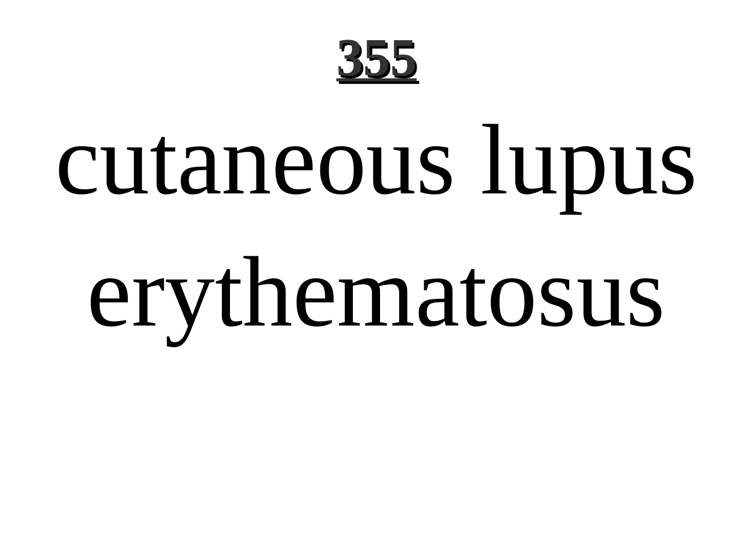# cutaneous lupus erythematosus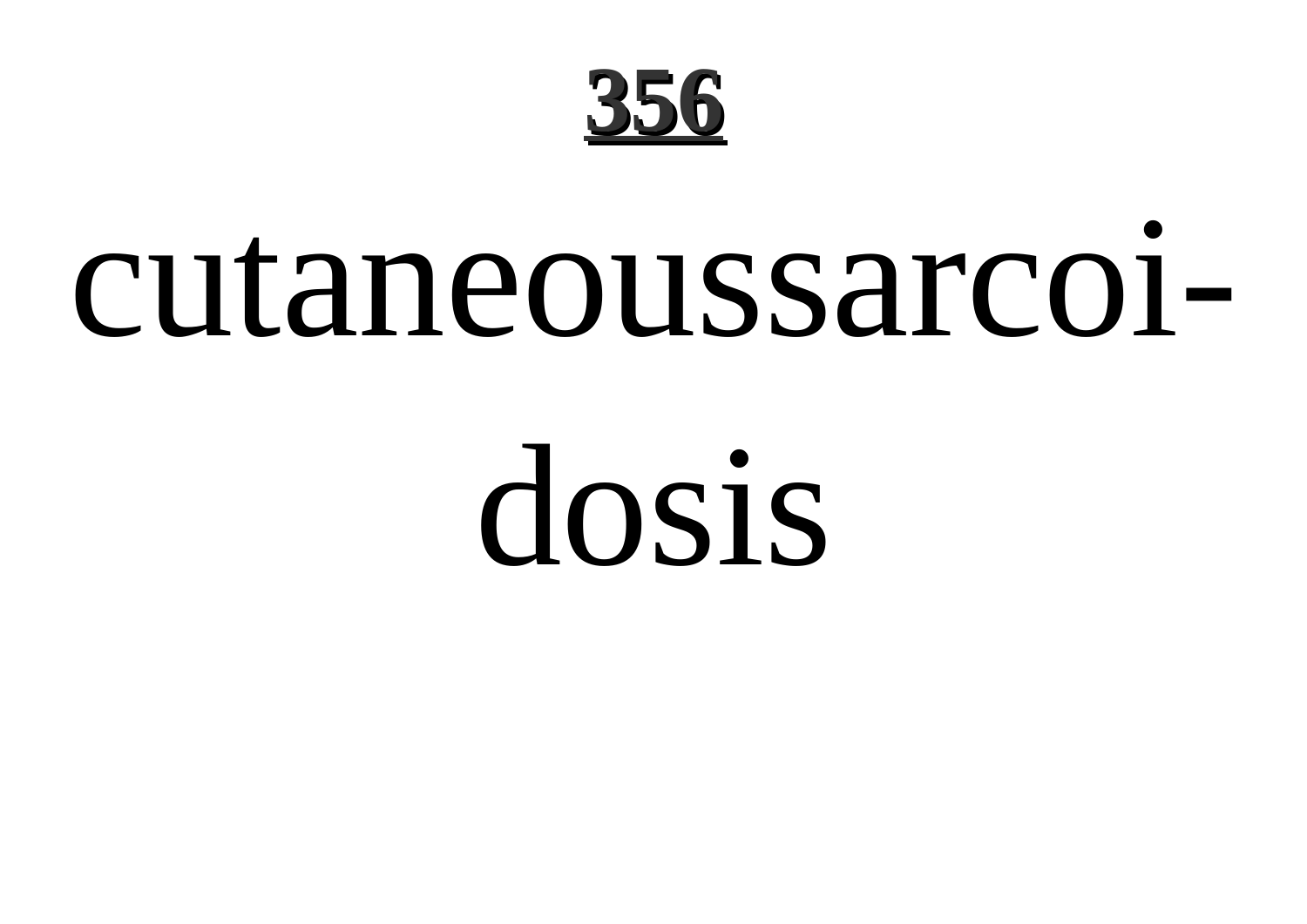# 356

cutaneoussarcoi-

dosis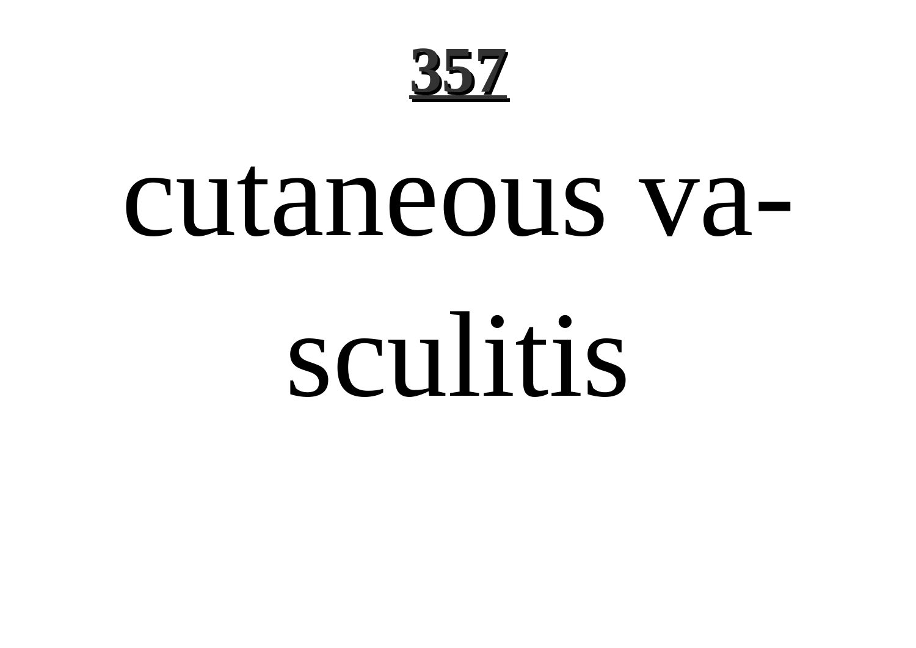# cutaneous vasculitis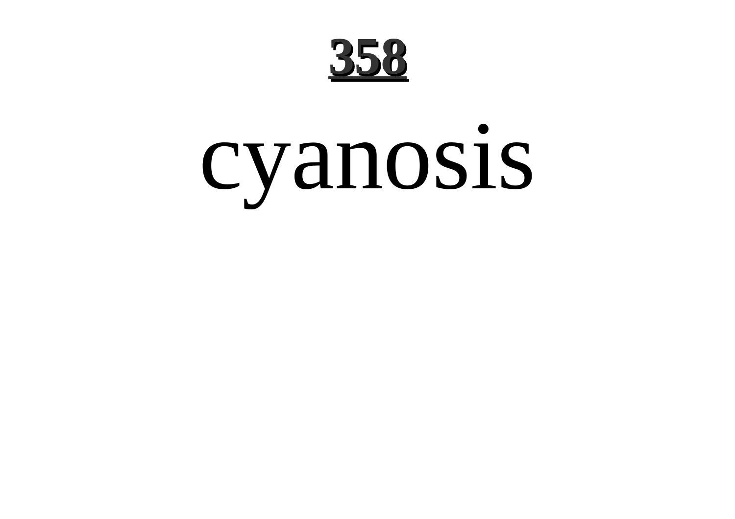# cyanosis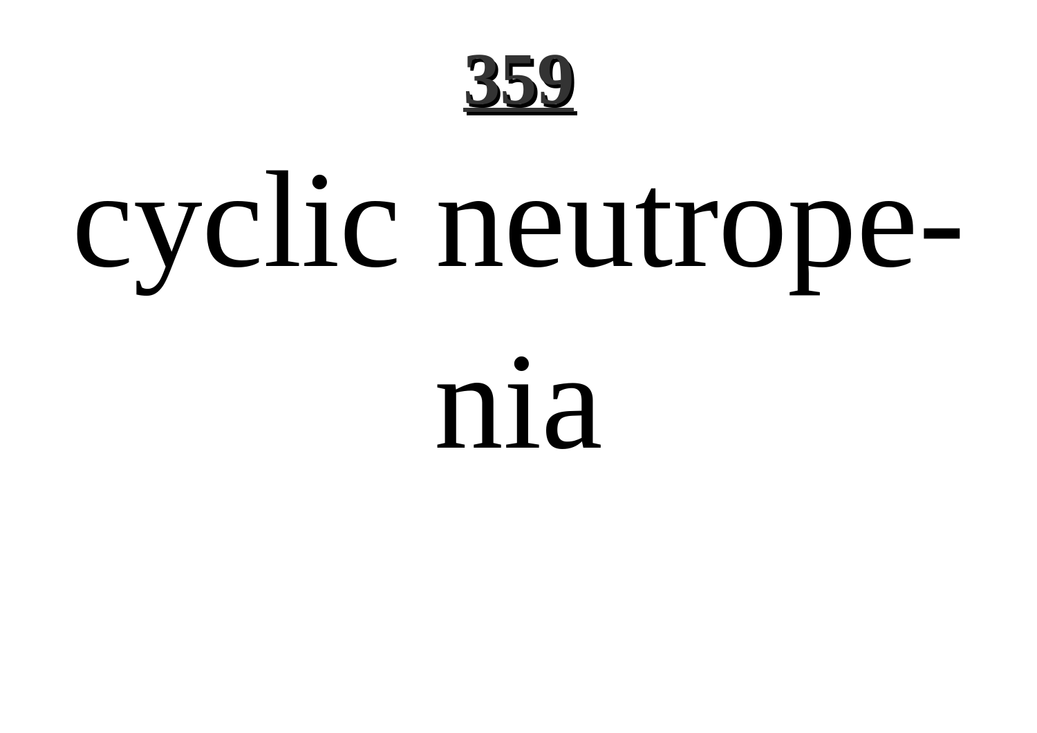cyclic neutropenia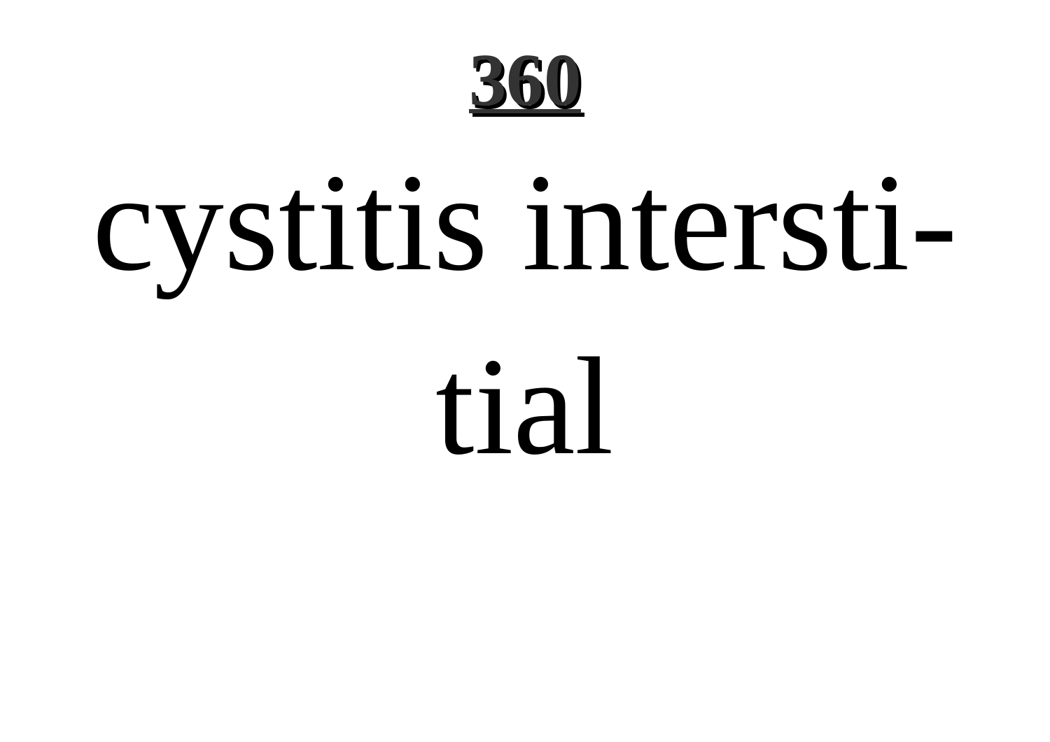cystitis interstitial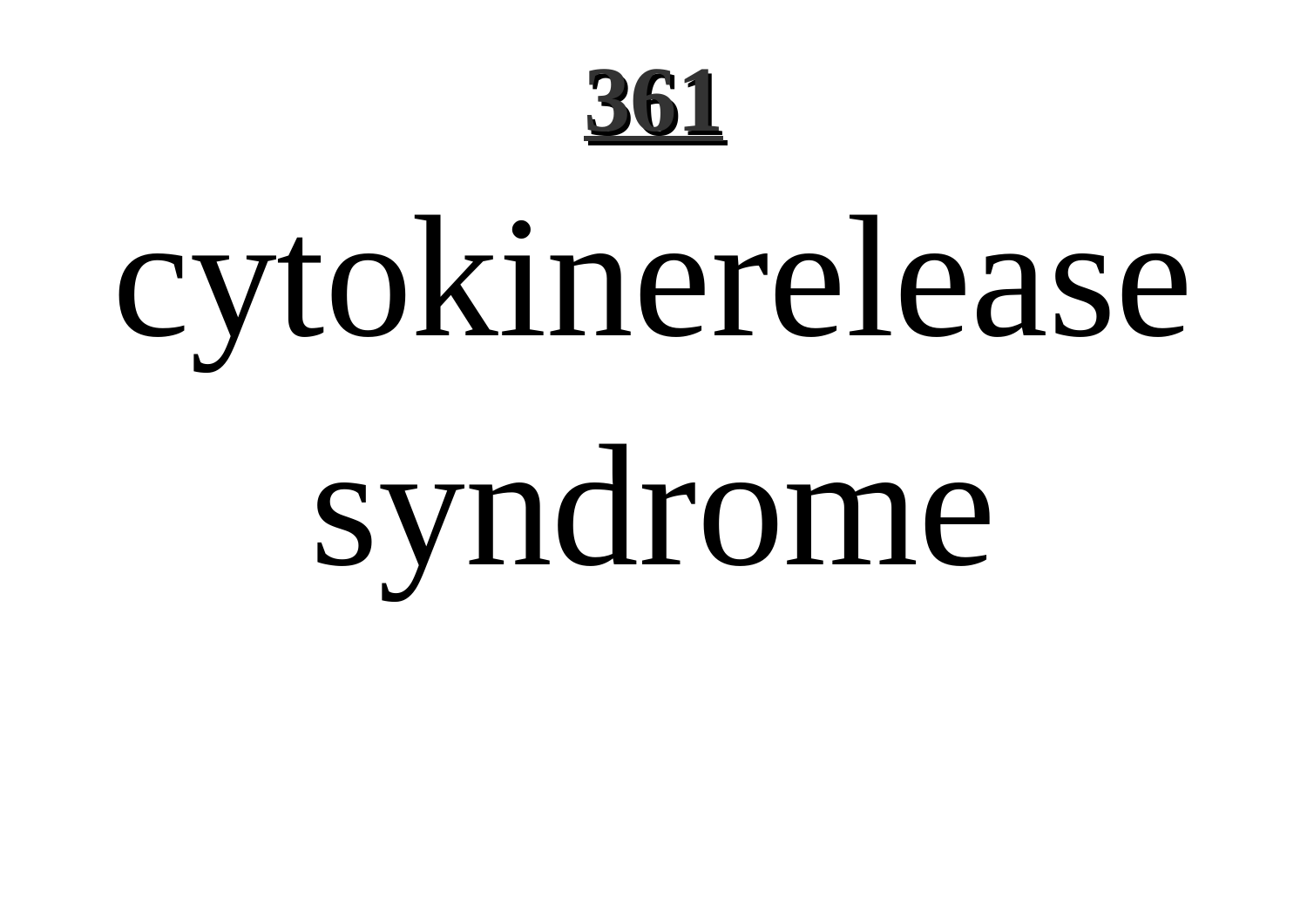# 361

cytokinerelease syndrome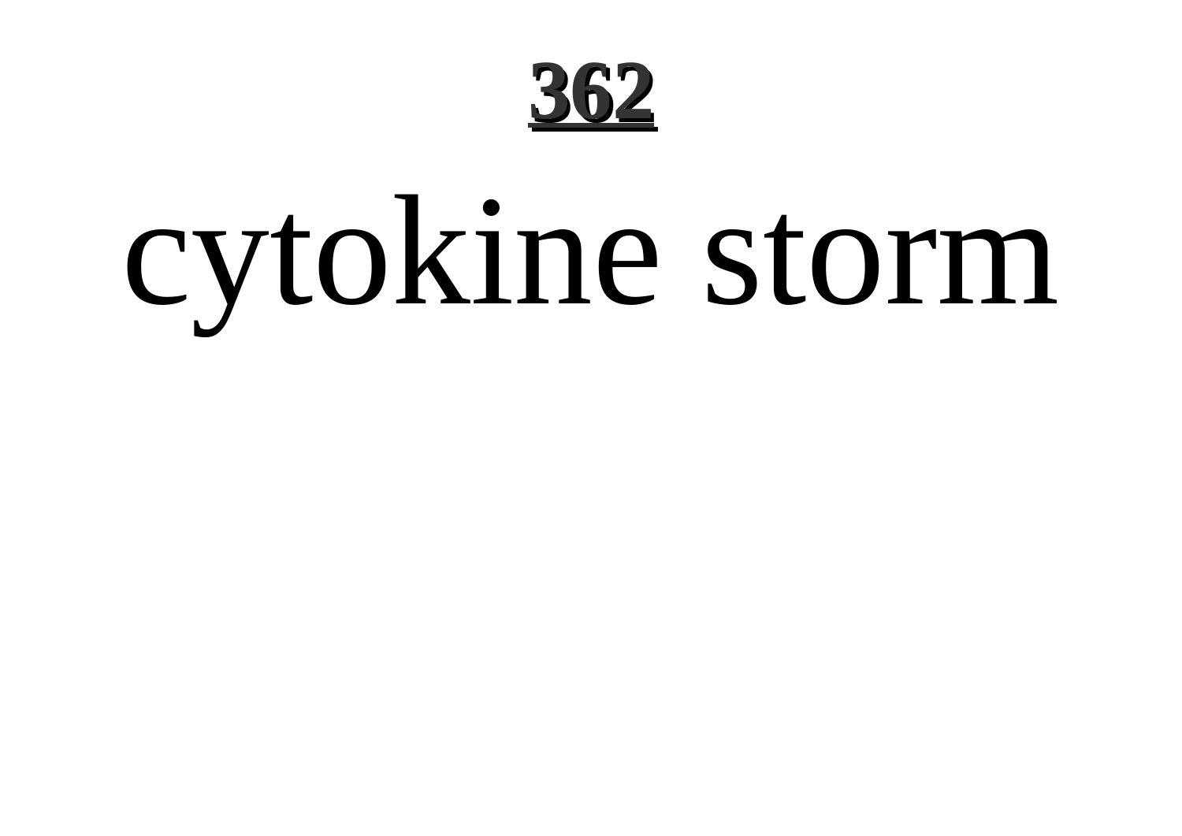# cytokine storm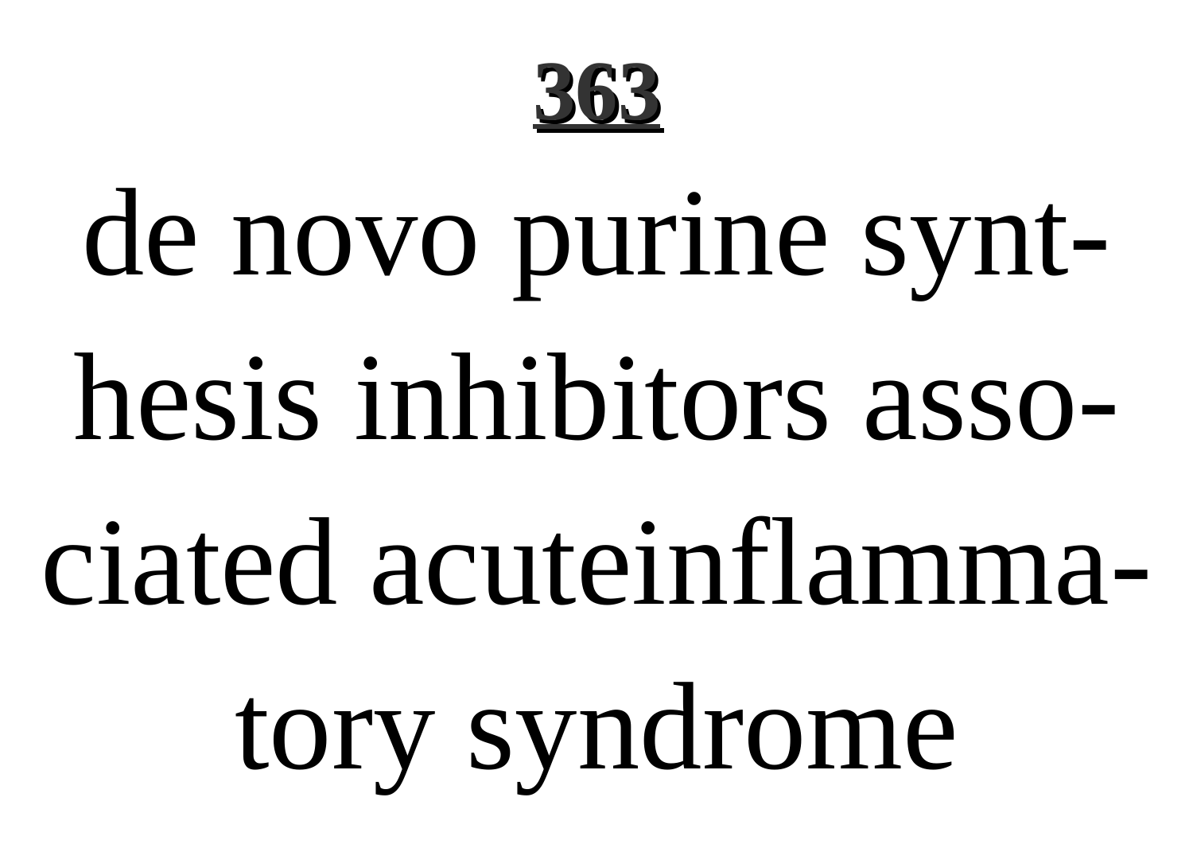# 363

de novo purine synthesis inhibitors associated acuteinflammatory syndrome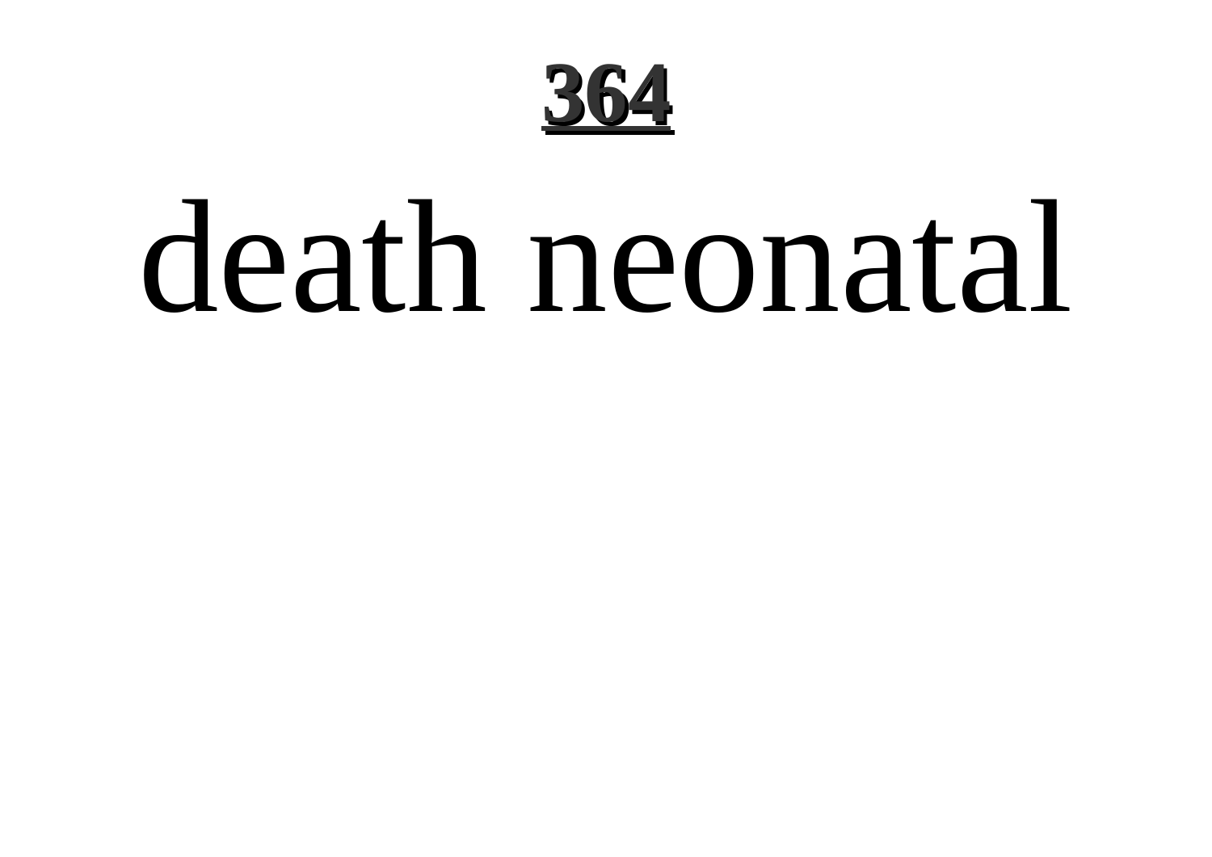# death neonatal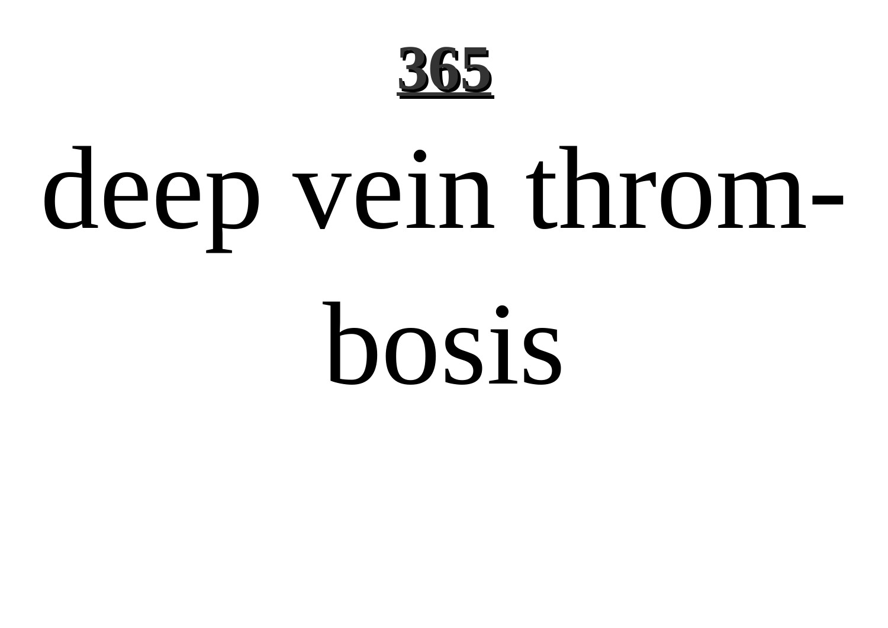# deep vein thrombosis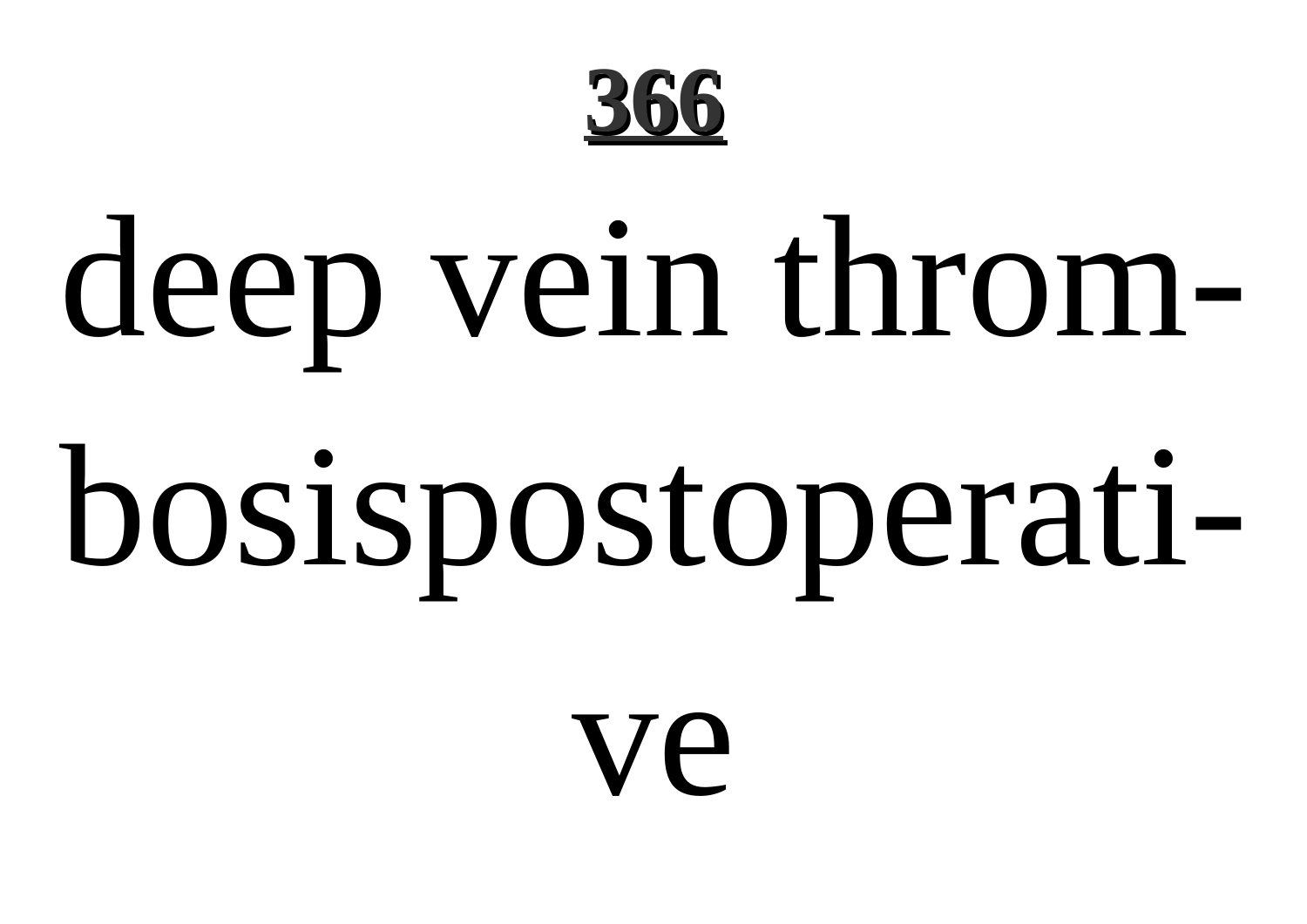deep vein thrombosispostoperative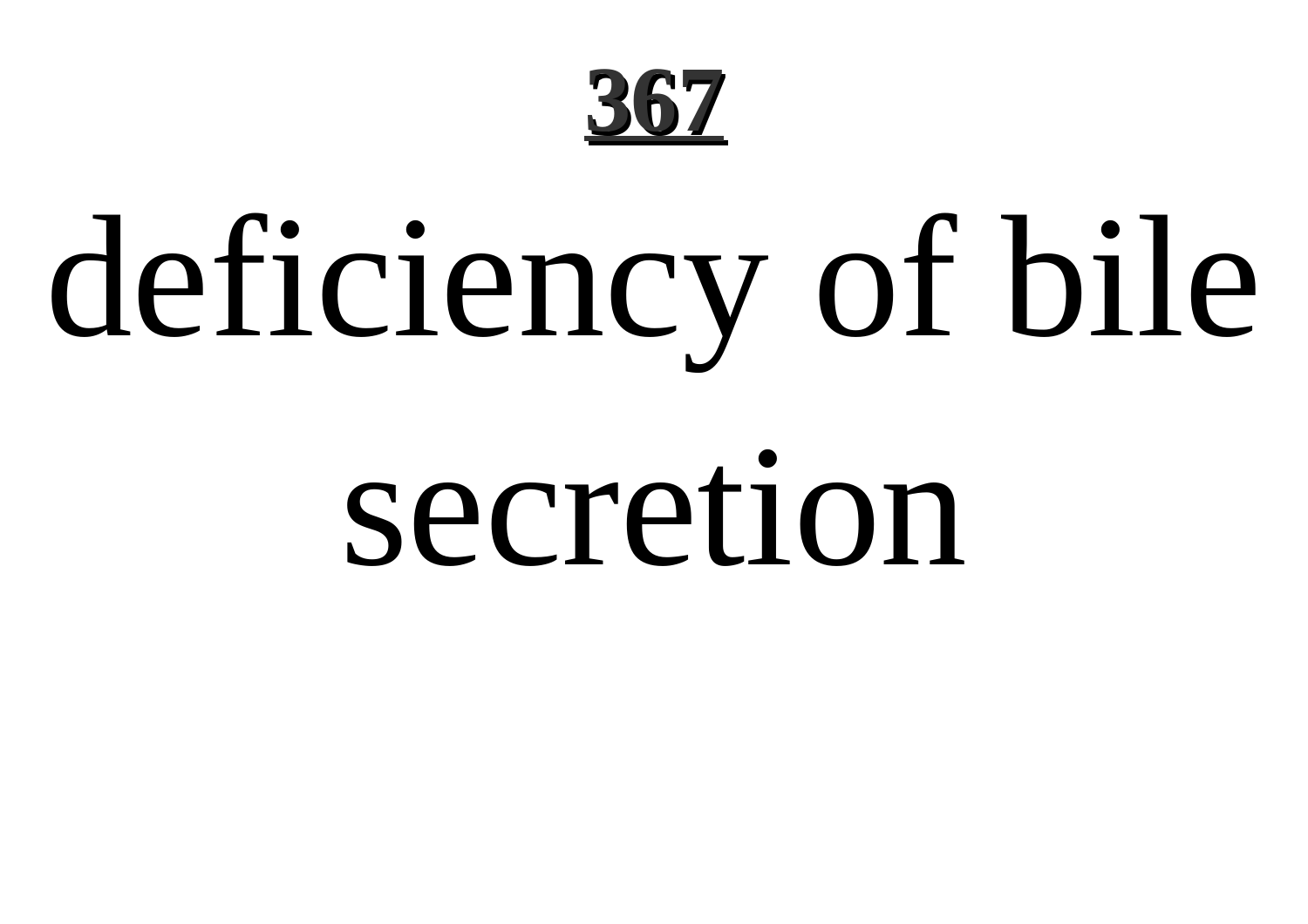deficiency of bile secretion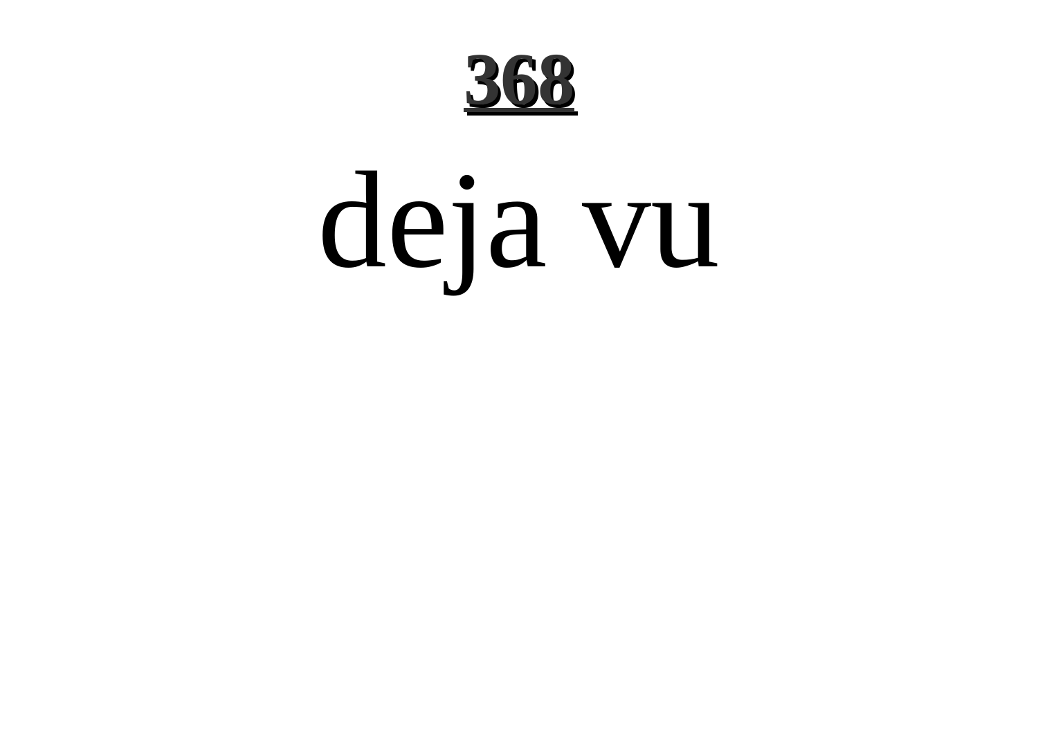deja vu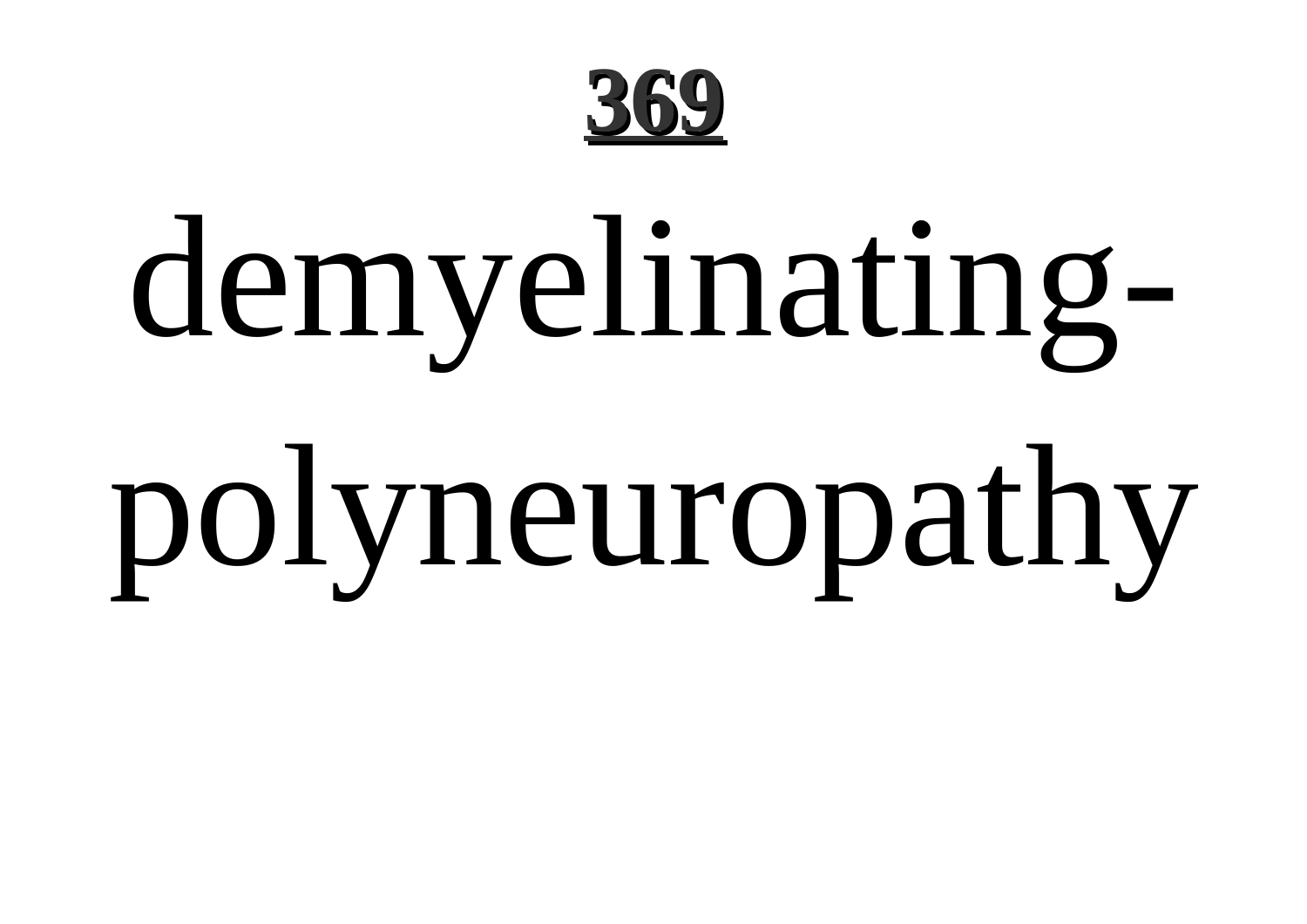demyelinating-polyneuropathy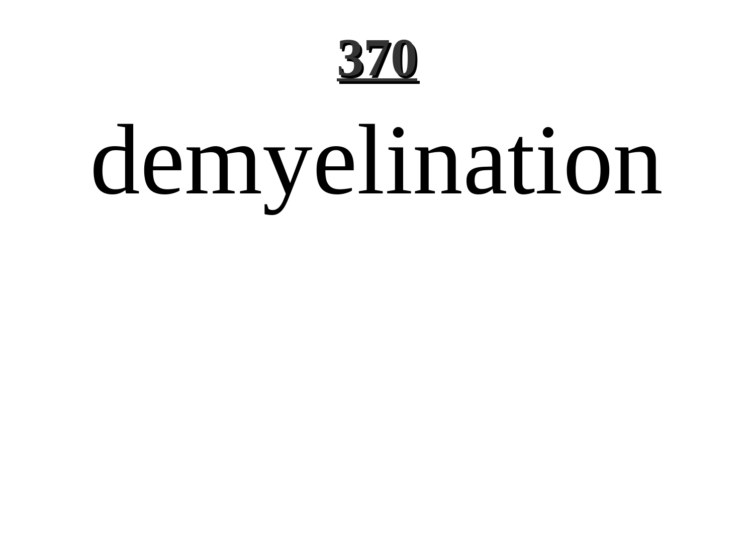# demyelination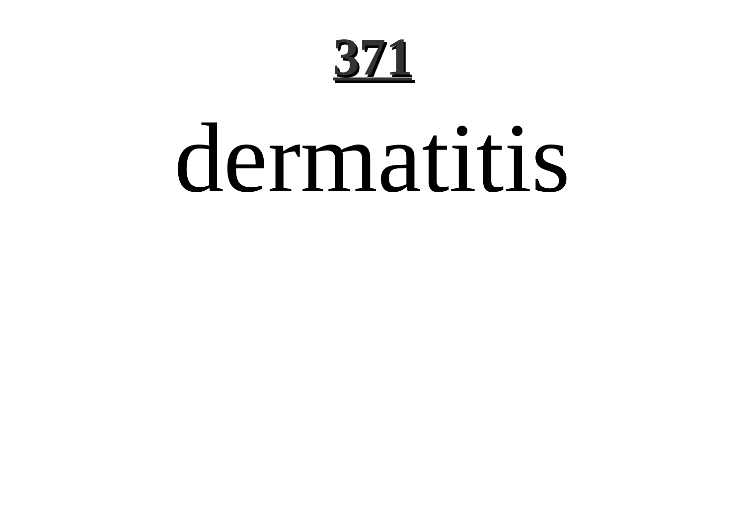# dermatitis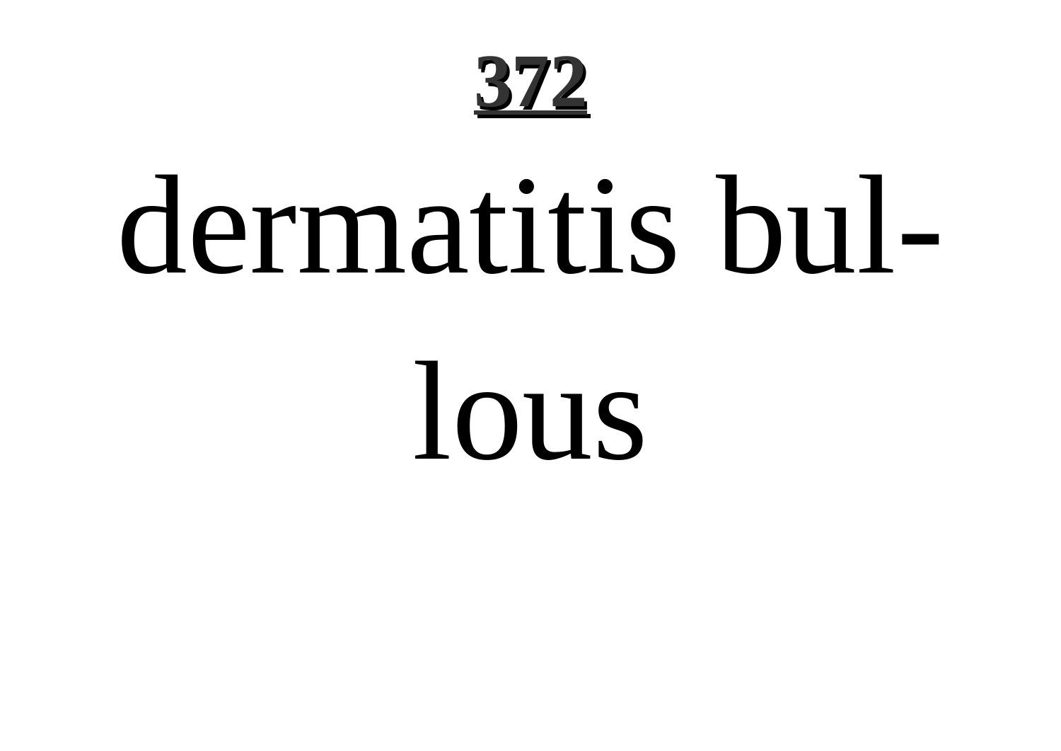dermatitis bul-
lous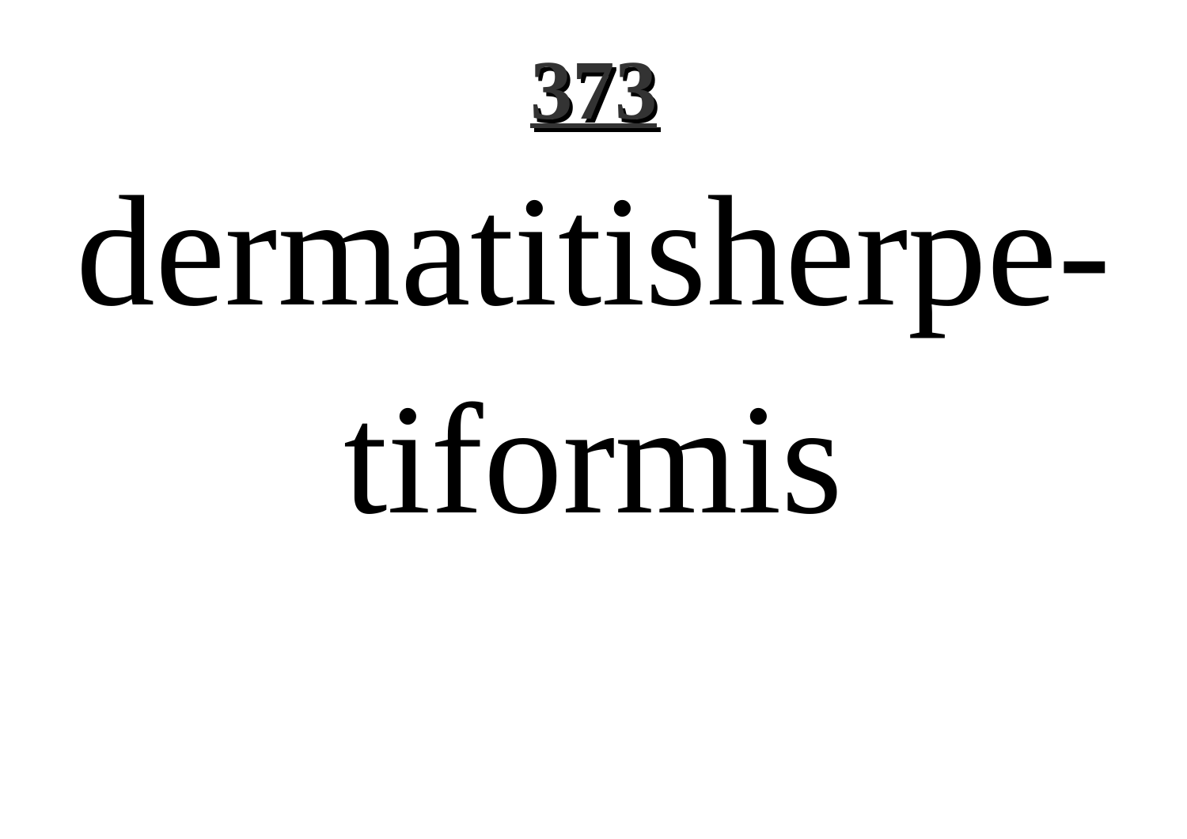dermatitisherpe-

tiformis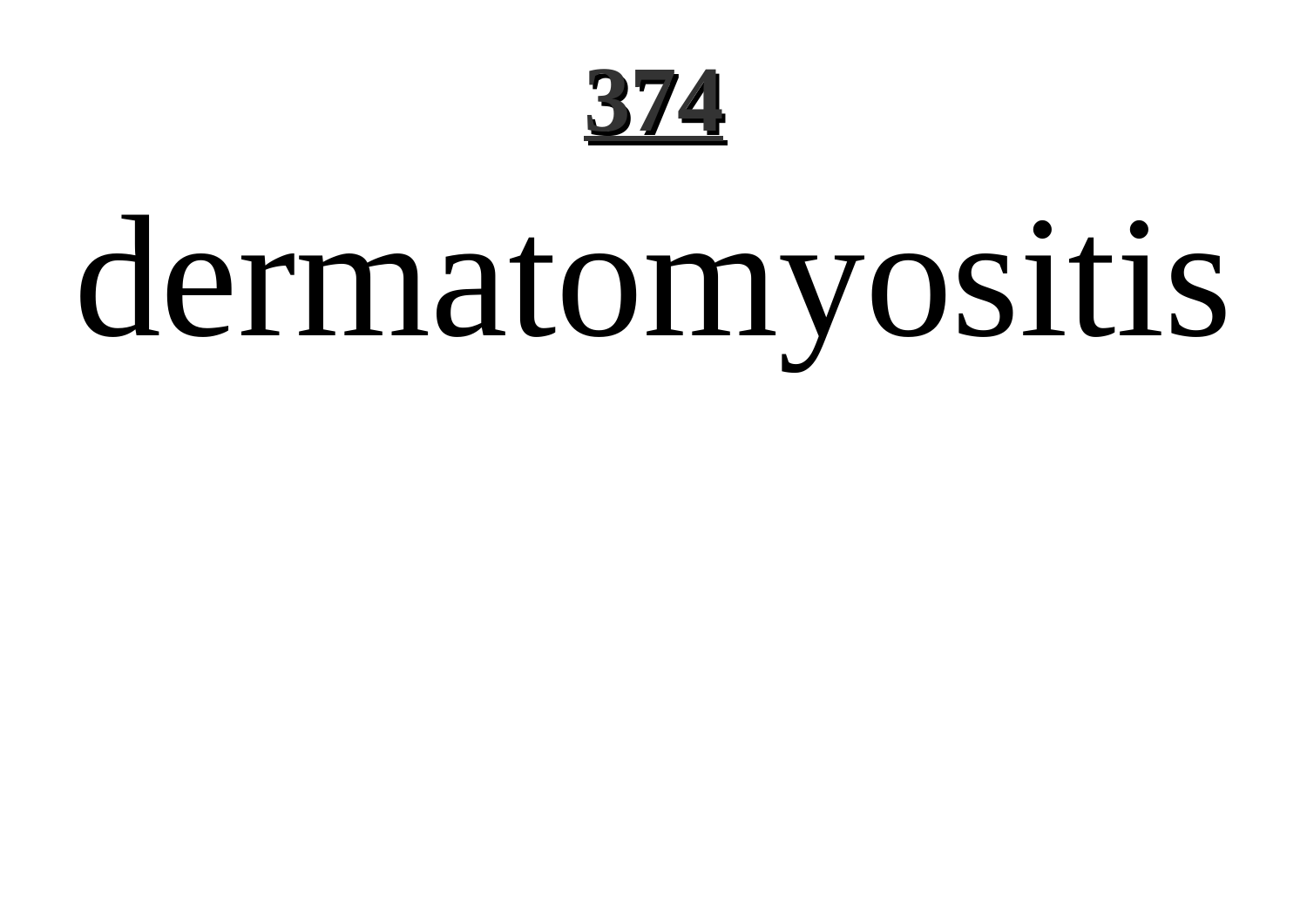# dermatomyositis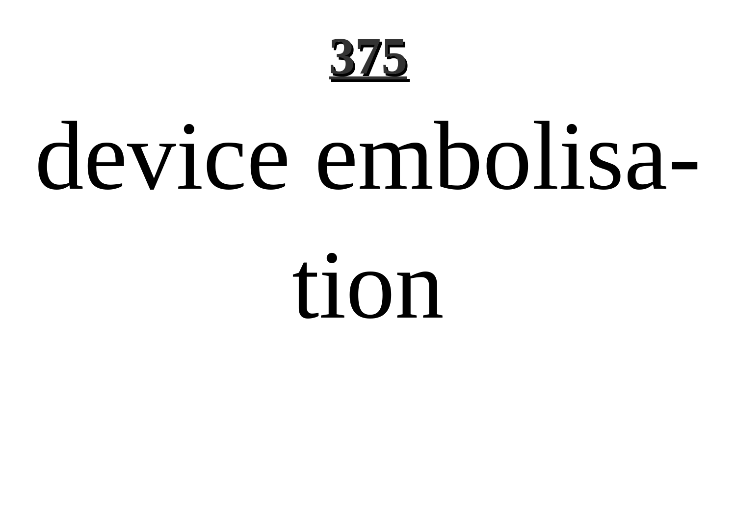device embolisation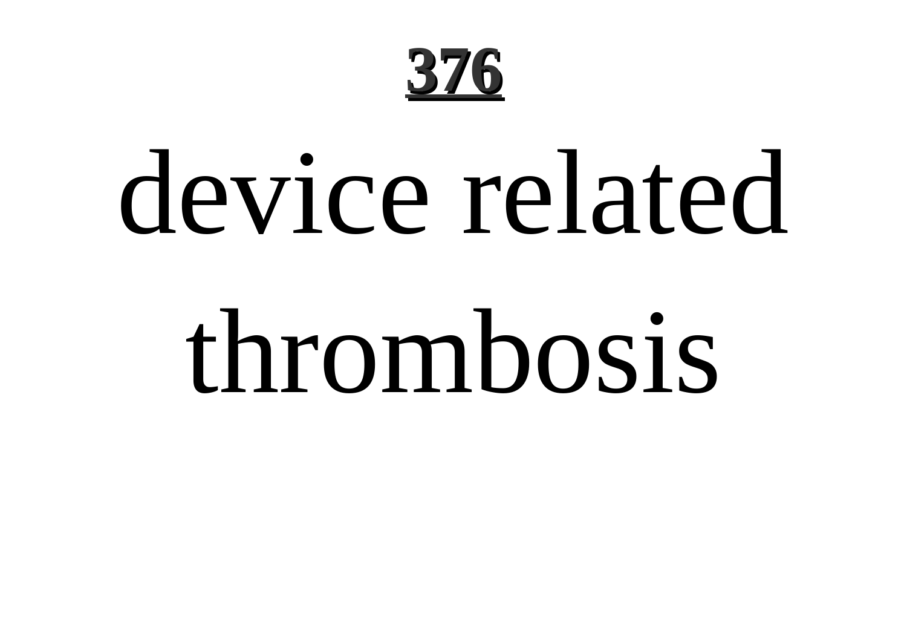# device related thrombosis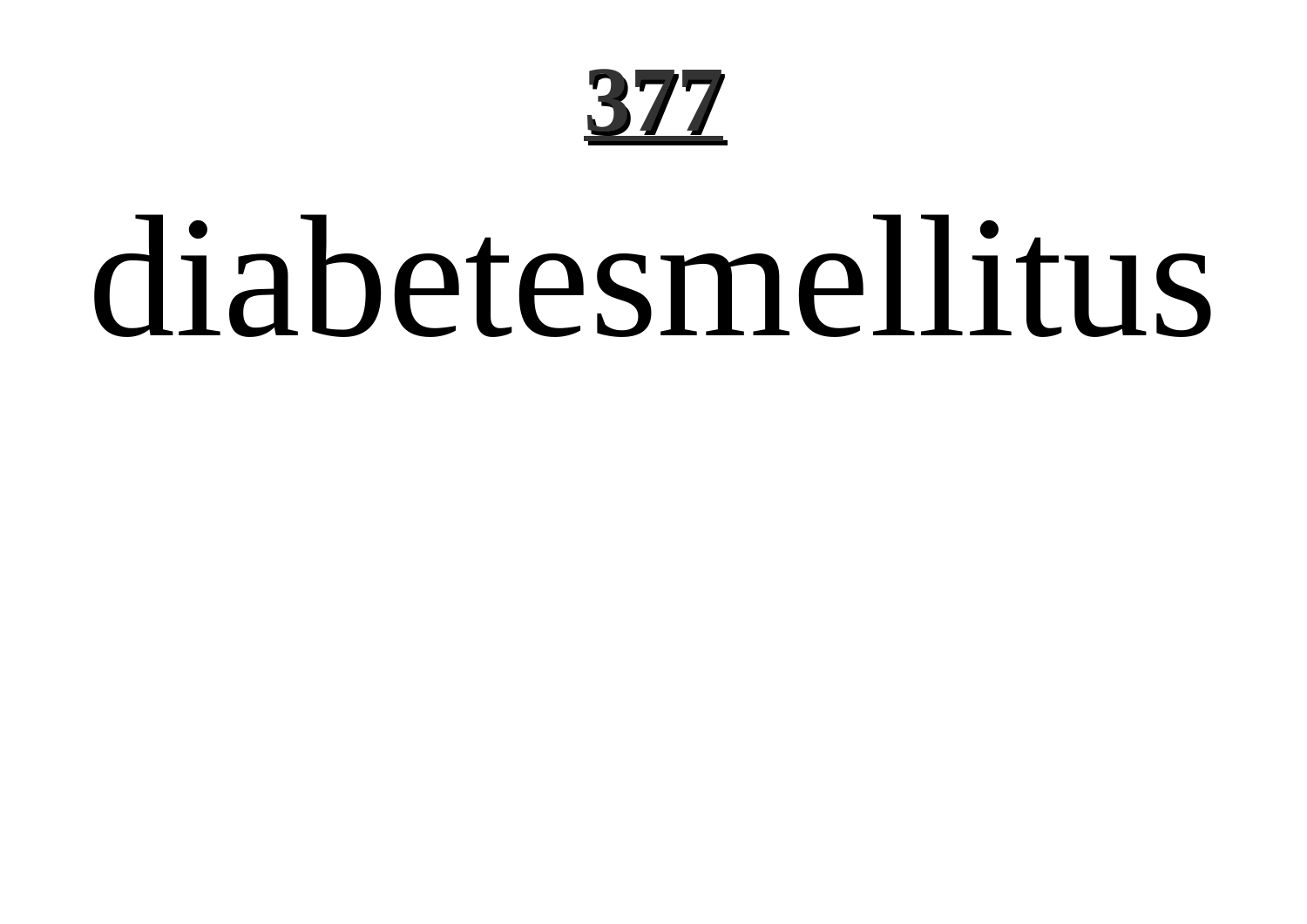diabetesmellitus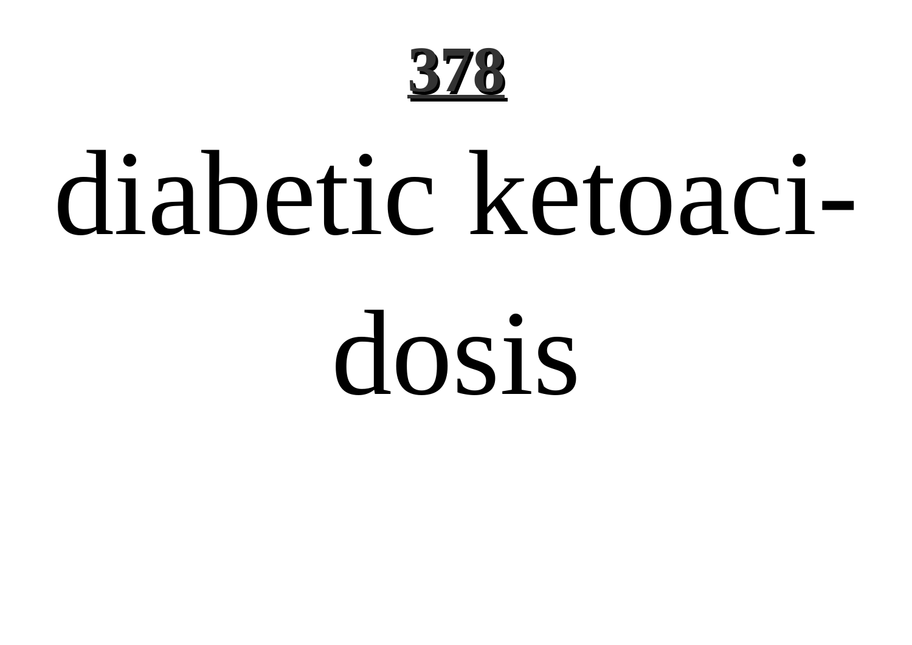# diabetic ketoacidosis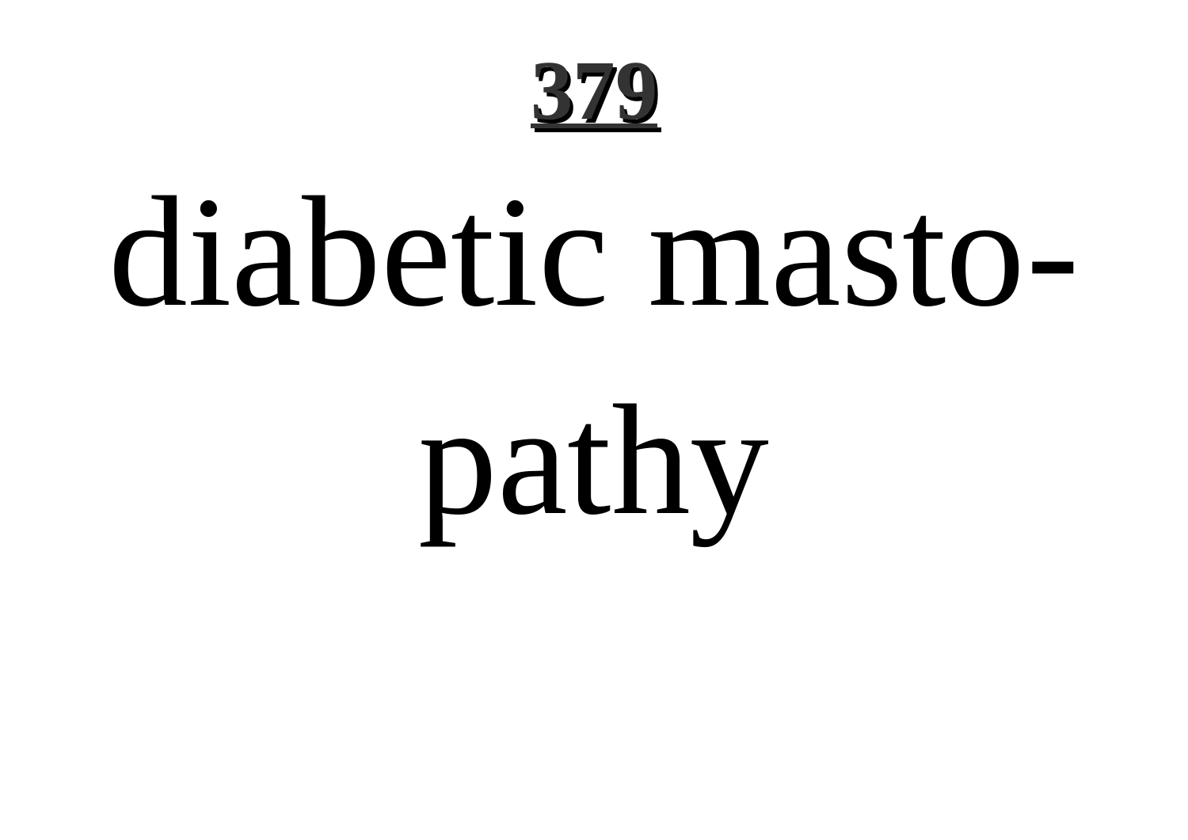**379**

# diabetic masto-pathy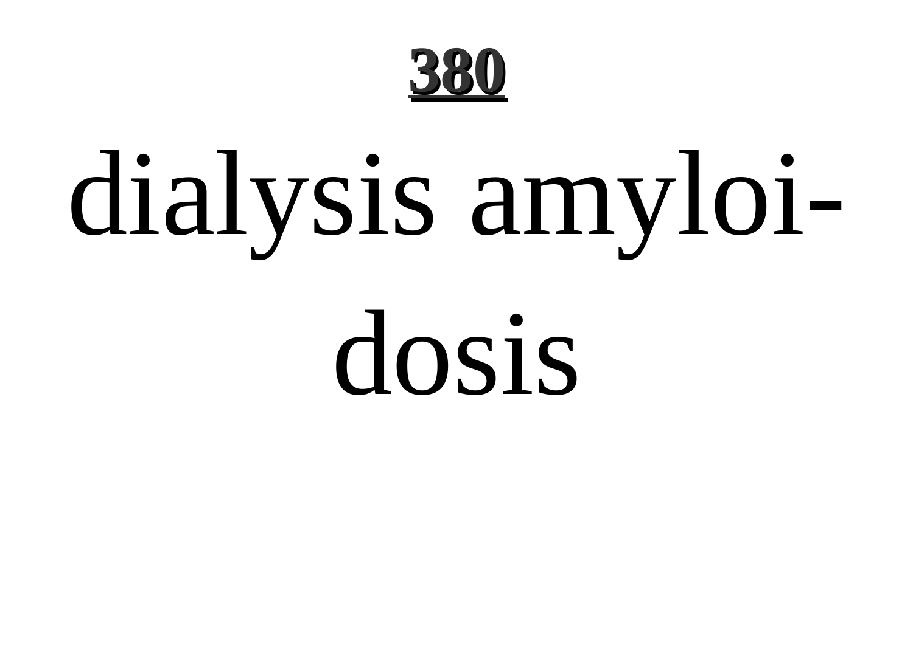dialysis amyloi-
dosis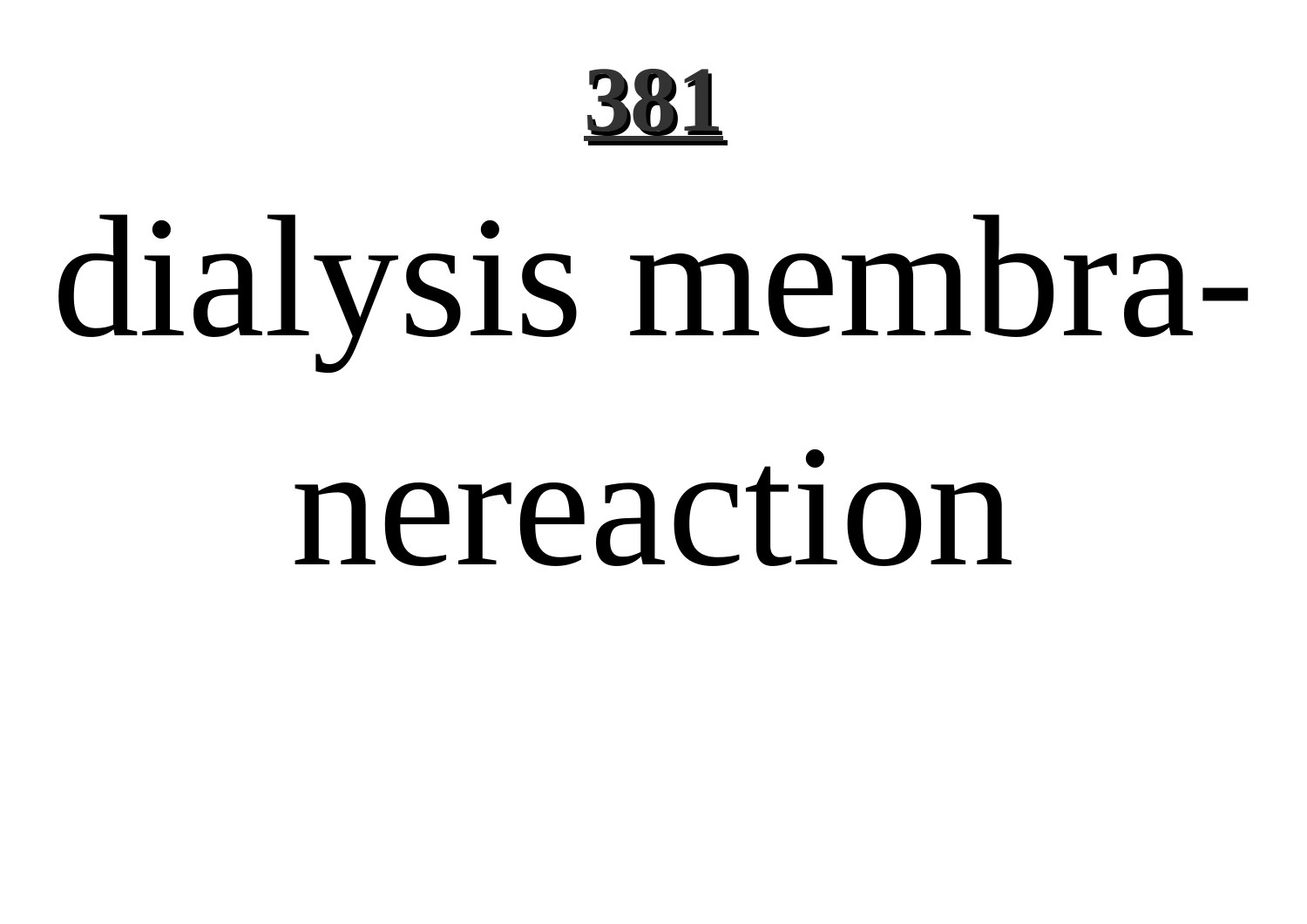dialysis membra-
nereaction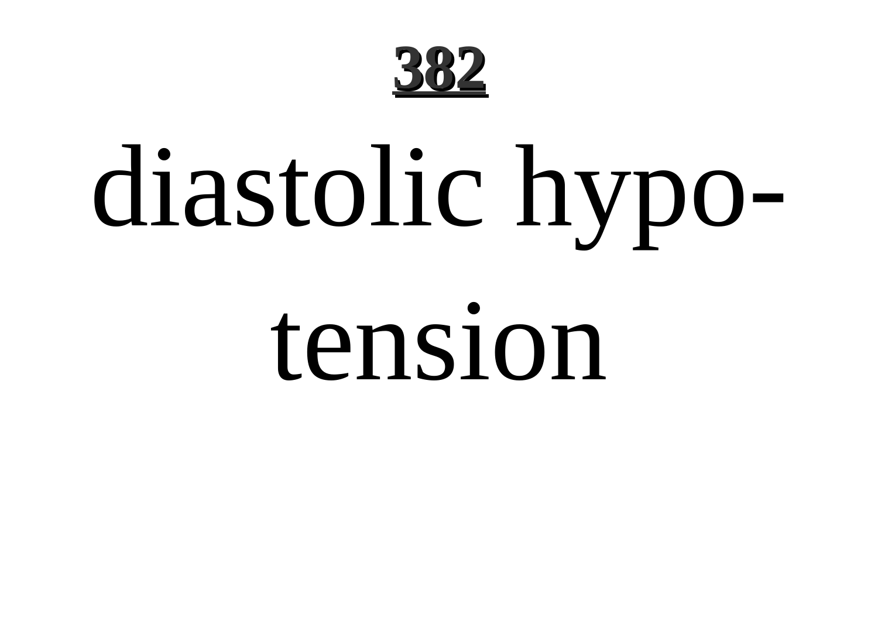# 382

diastolic hypotension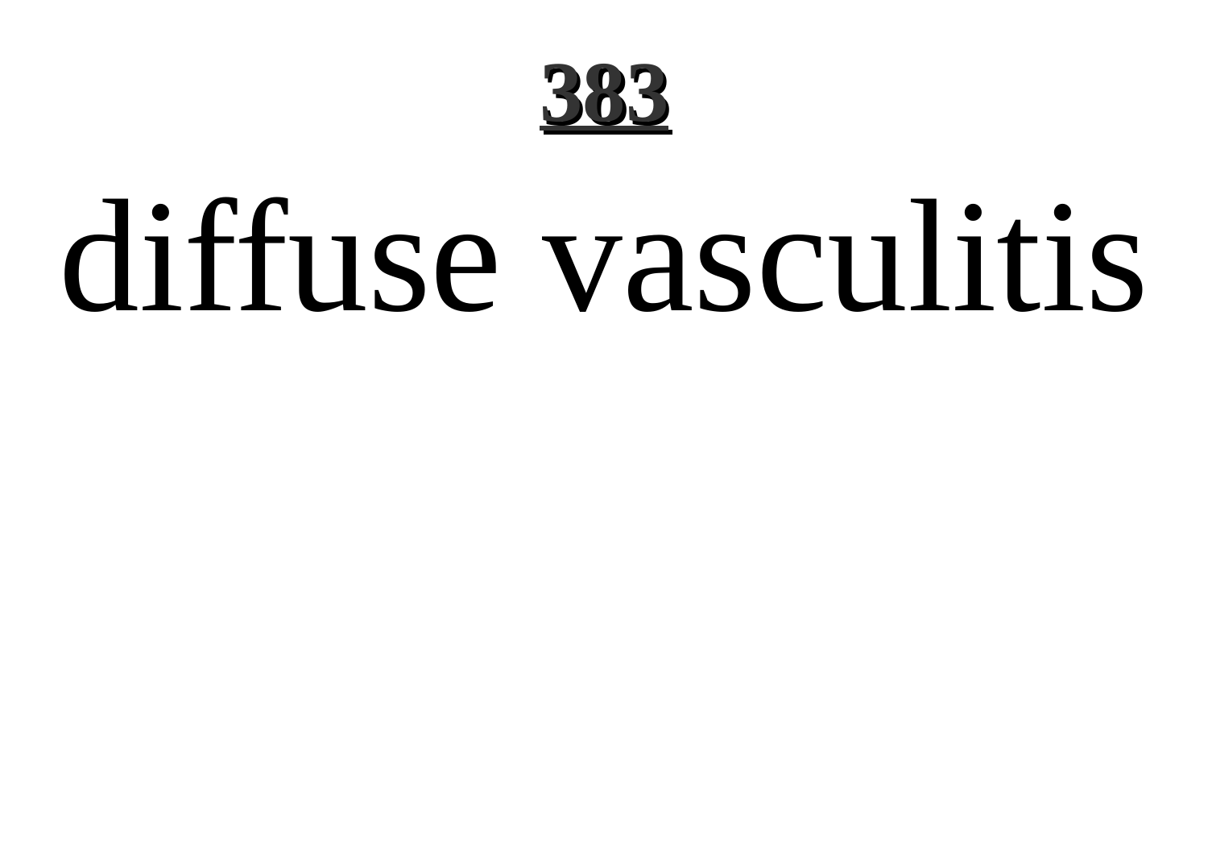# diffuse vasculitis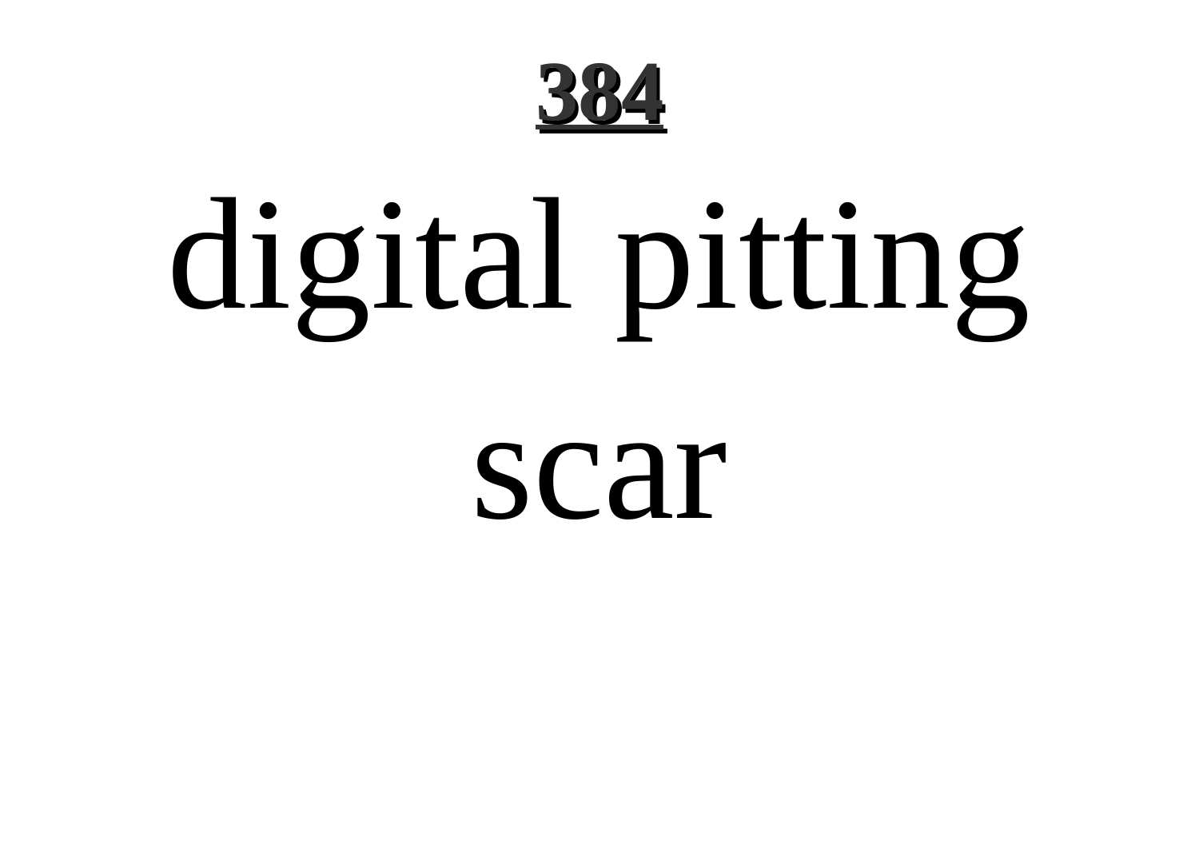digital pitting scar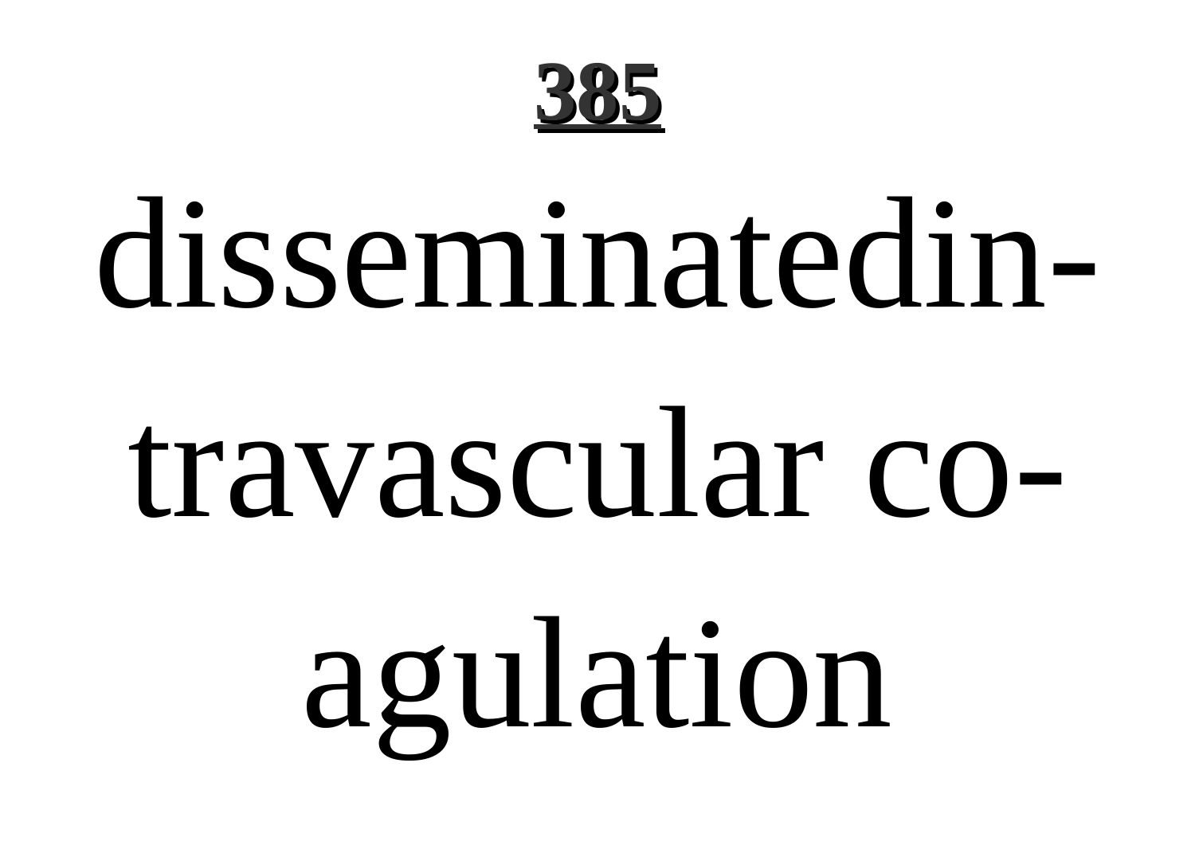# 385

disseminatedintravascular coagulation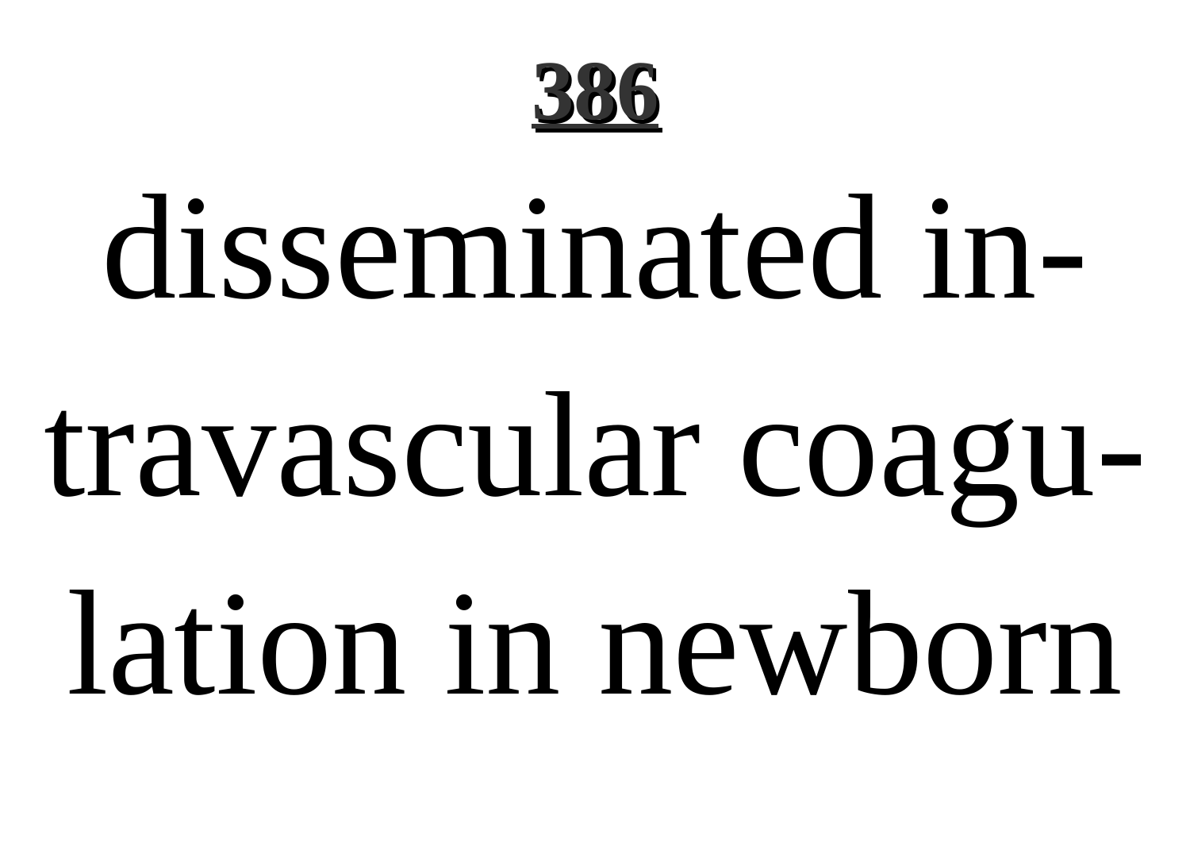**386**

disseminated intravascular coagulation in newborn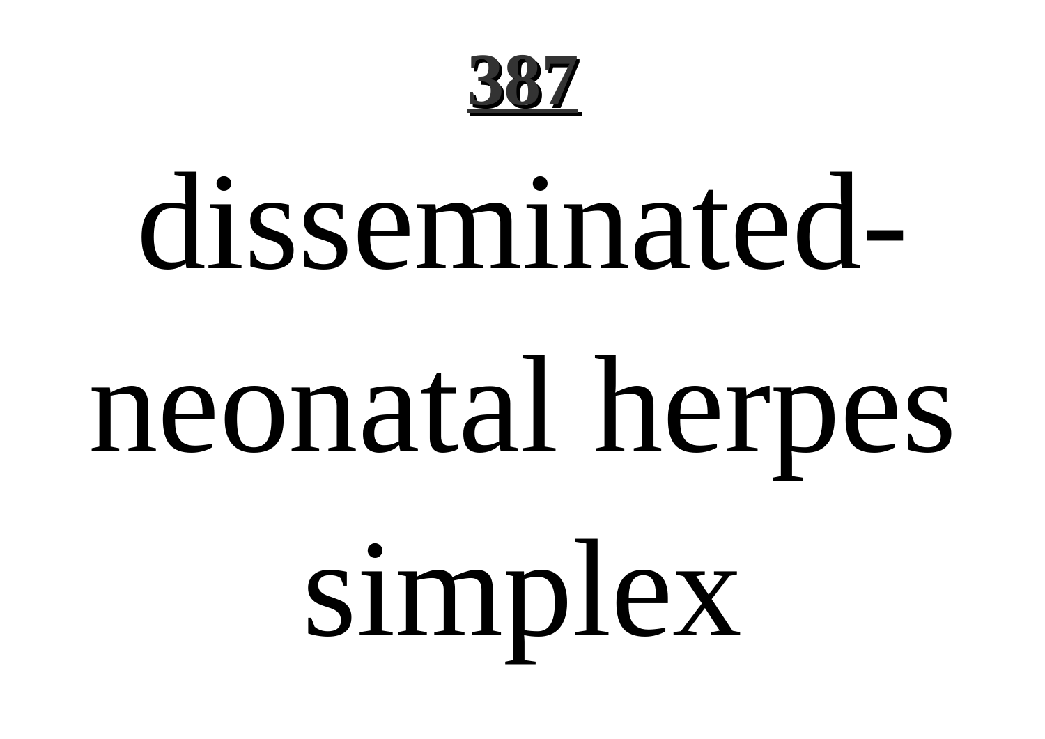**387**

# disseminated-neonatal herpes simplex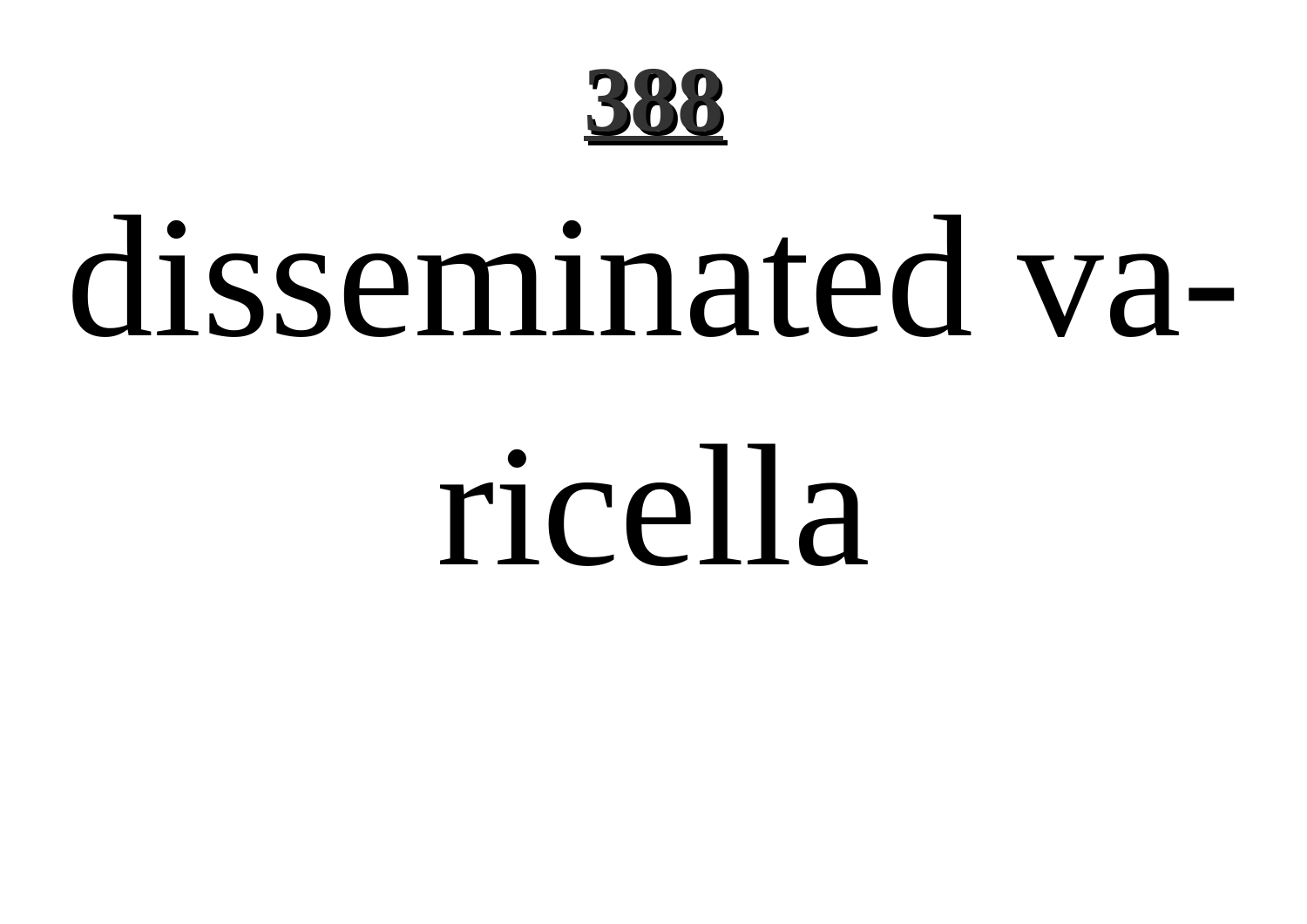disseminated varicella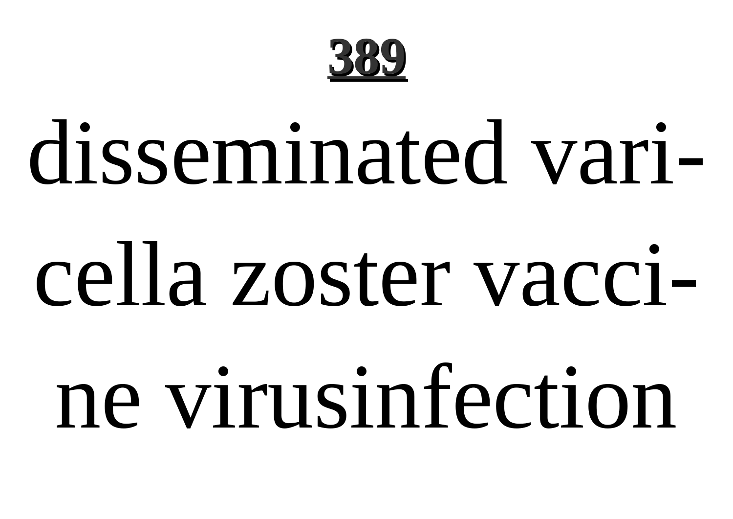disseminated varicella zoster vaccine virusinfection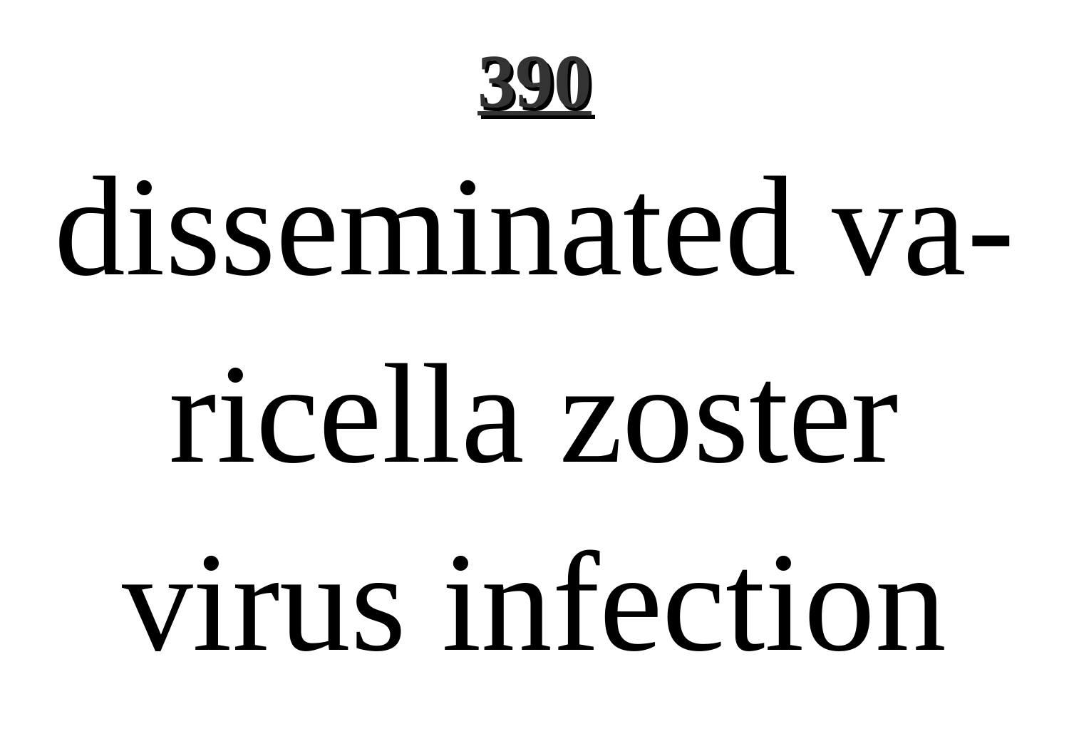disseminated varicella zoster virus infection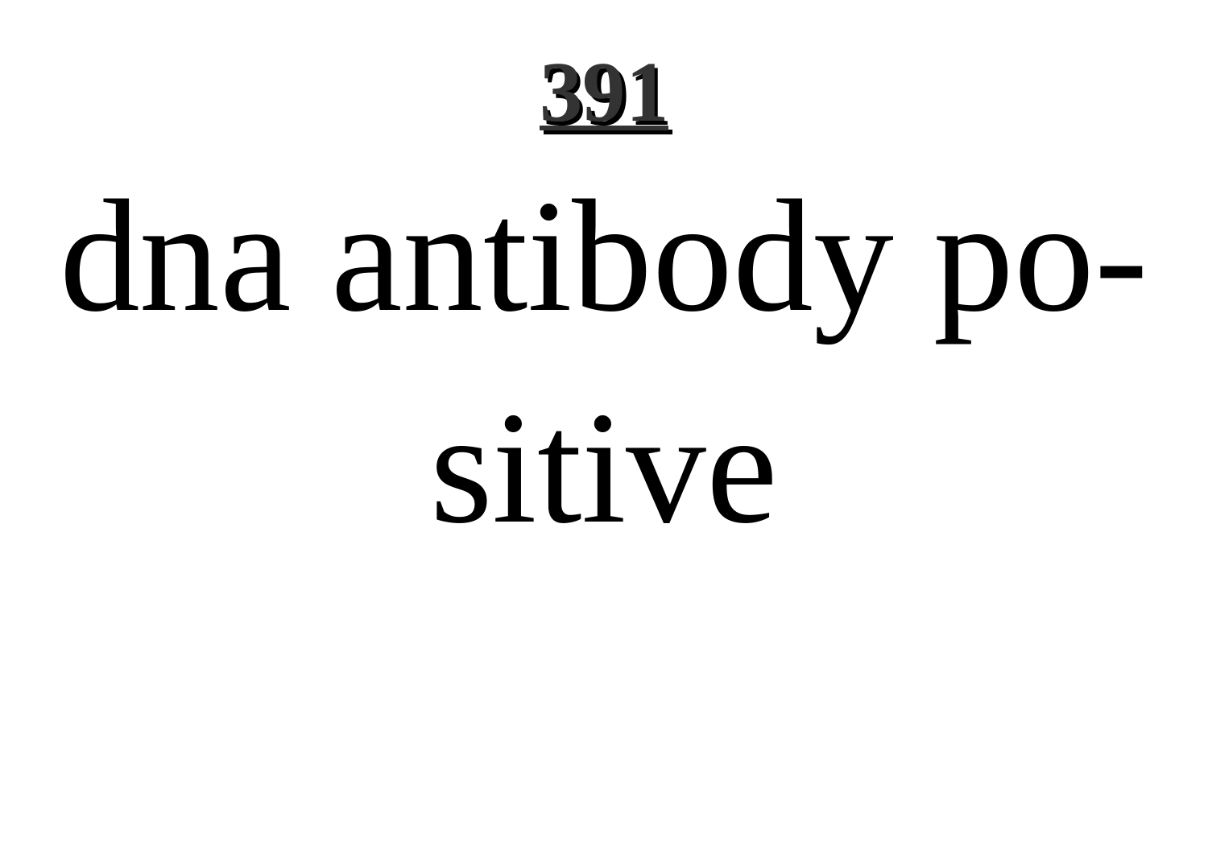dna antibody positive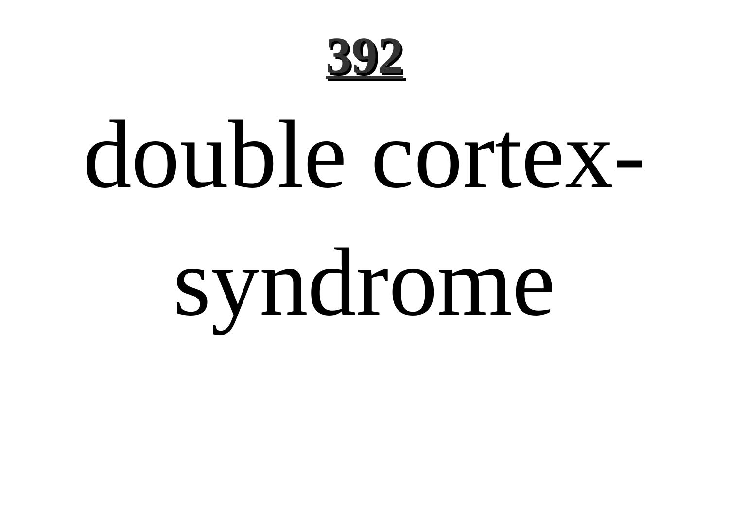# double cortex-syndrome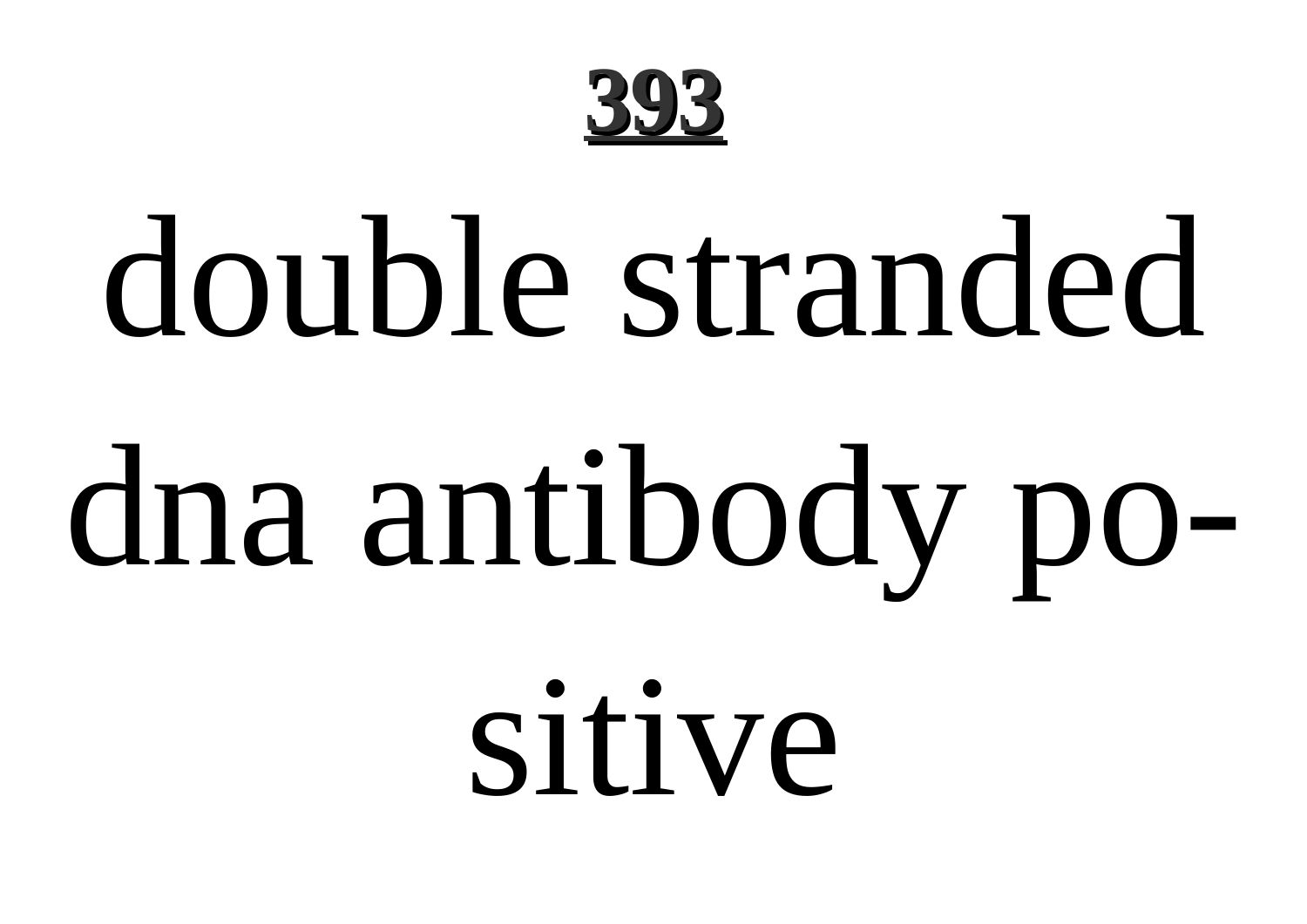double stranded dna antibody positive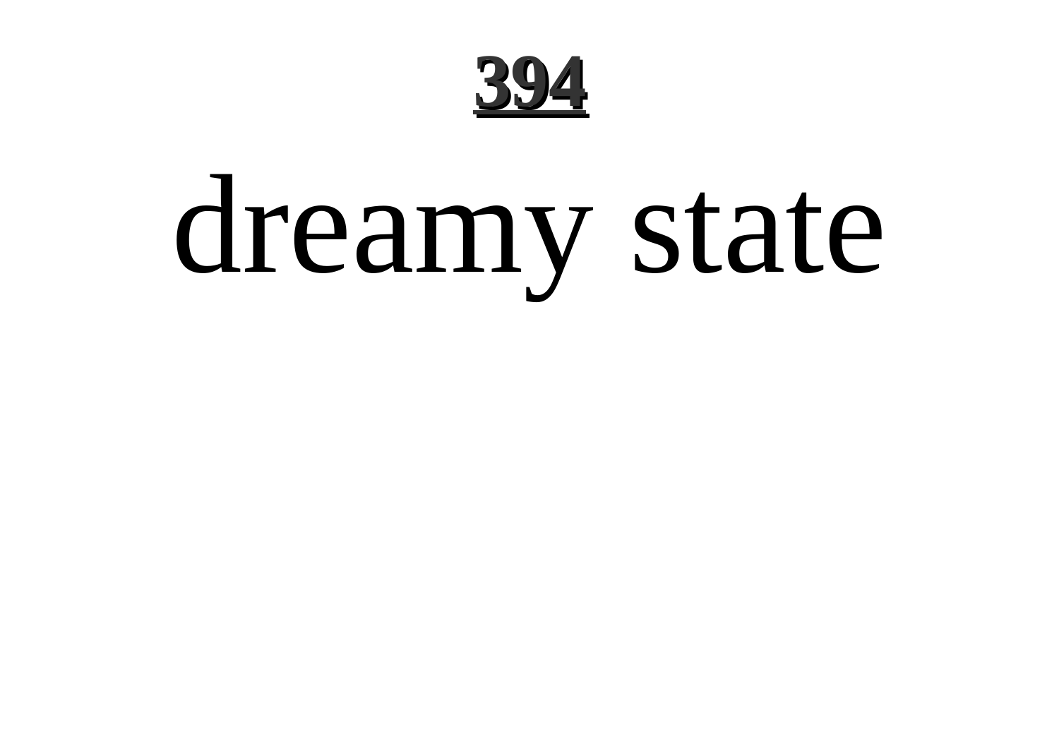# 394

dreamy state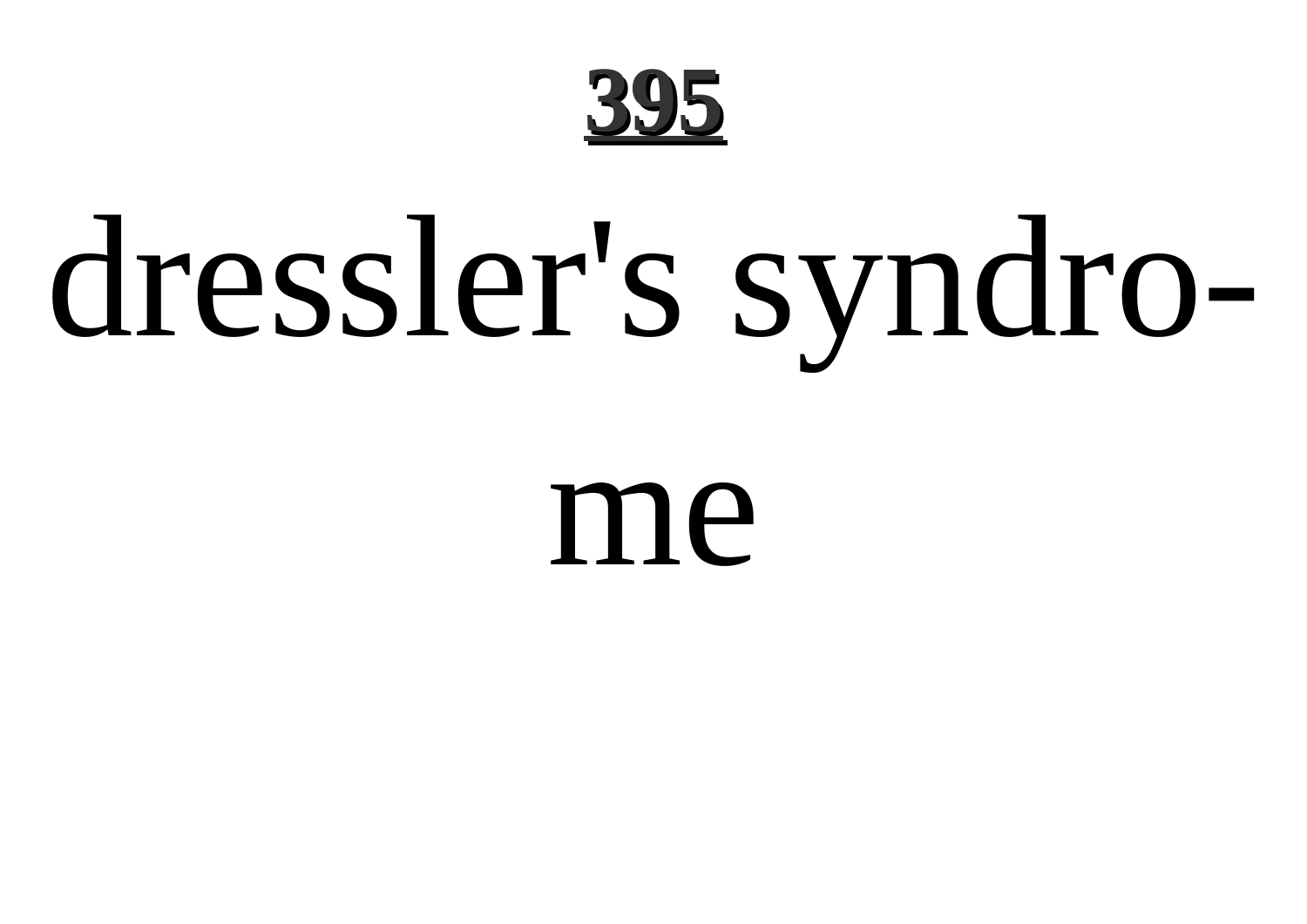dressler's syndro-

me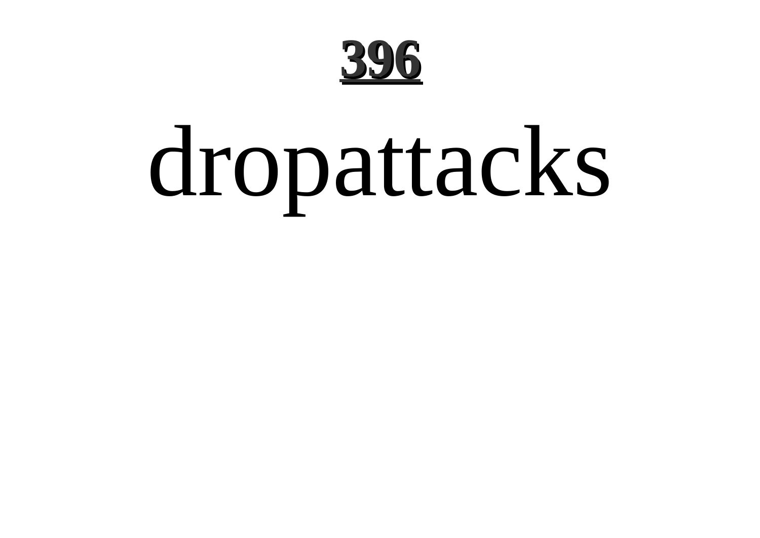dropattacks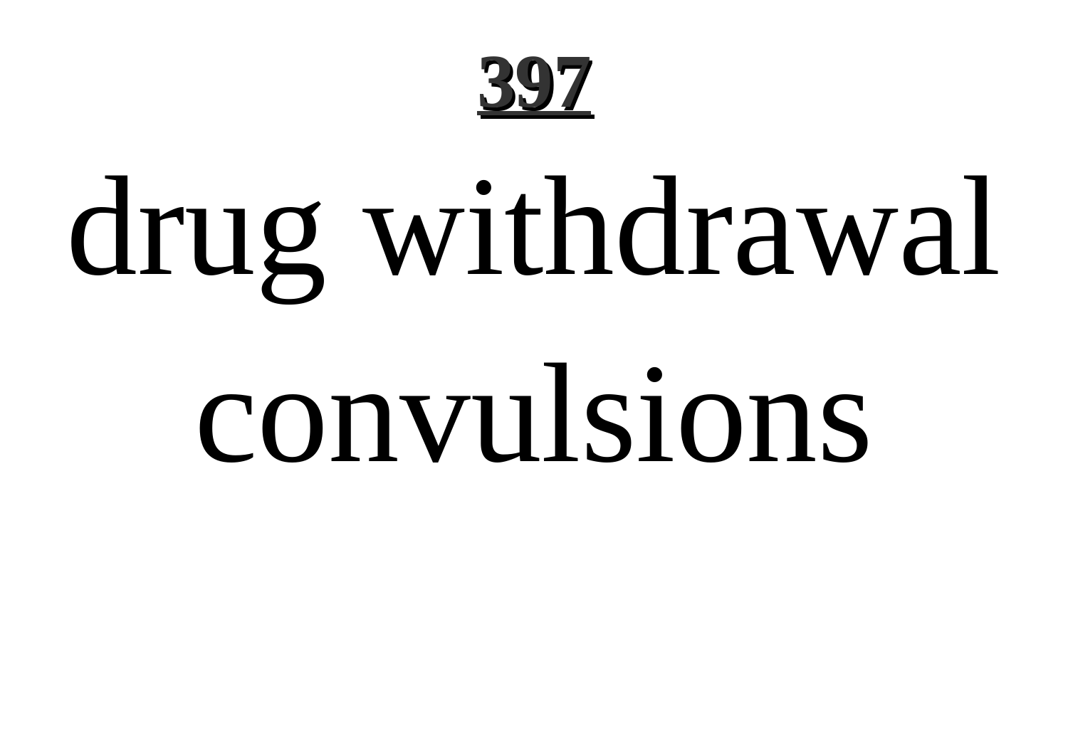drug withdrawal convulsions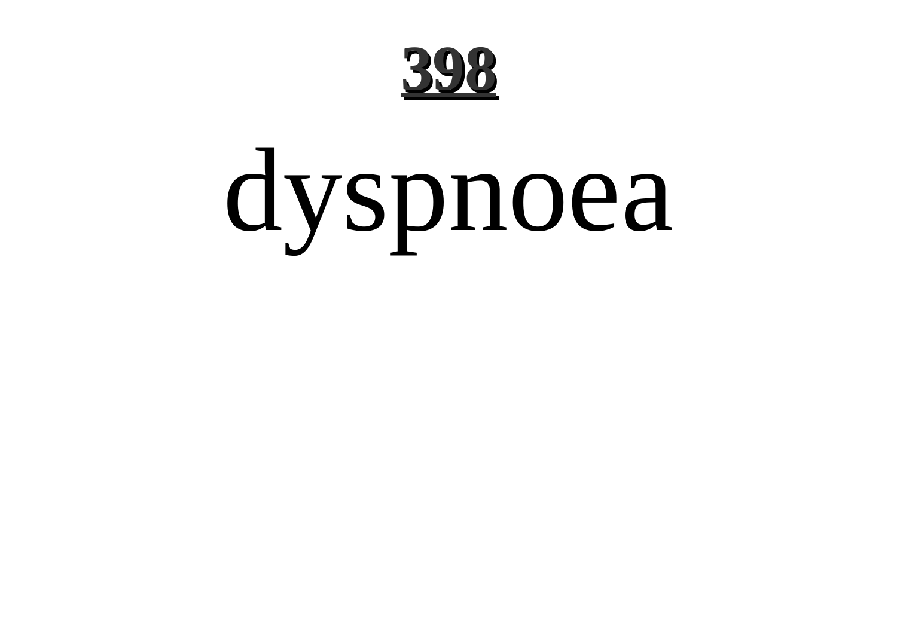# dyspnoea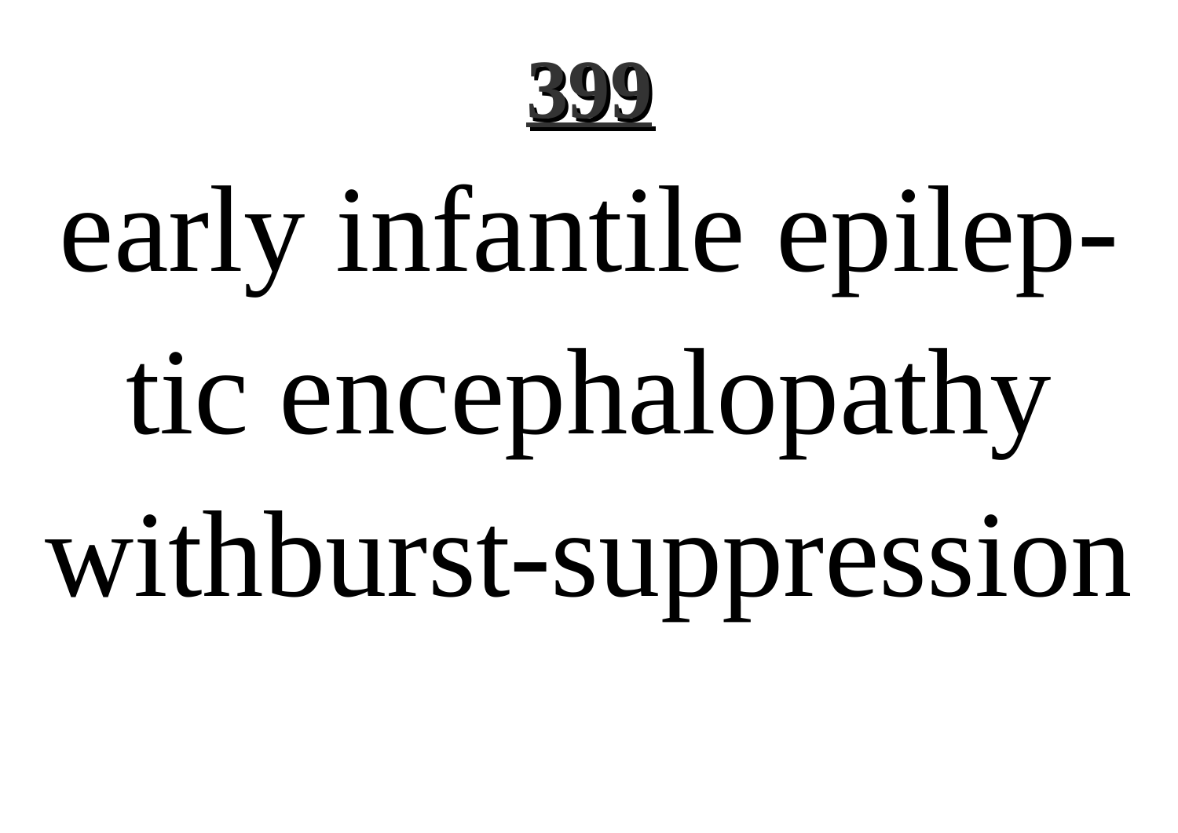# 399

early infantile epileptic encephalopathy withburst-suppression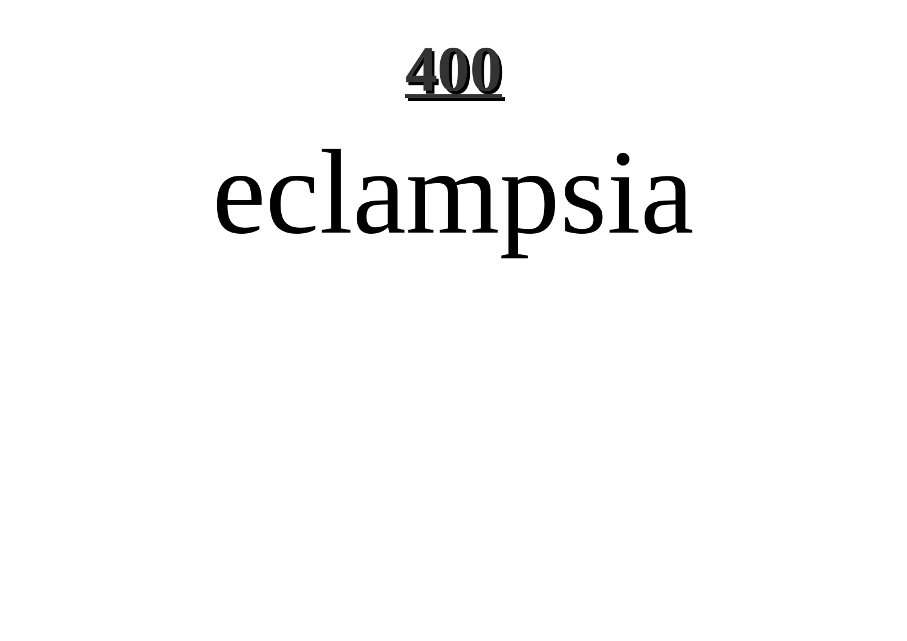eclampsia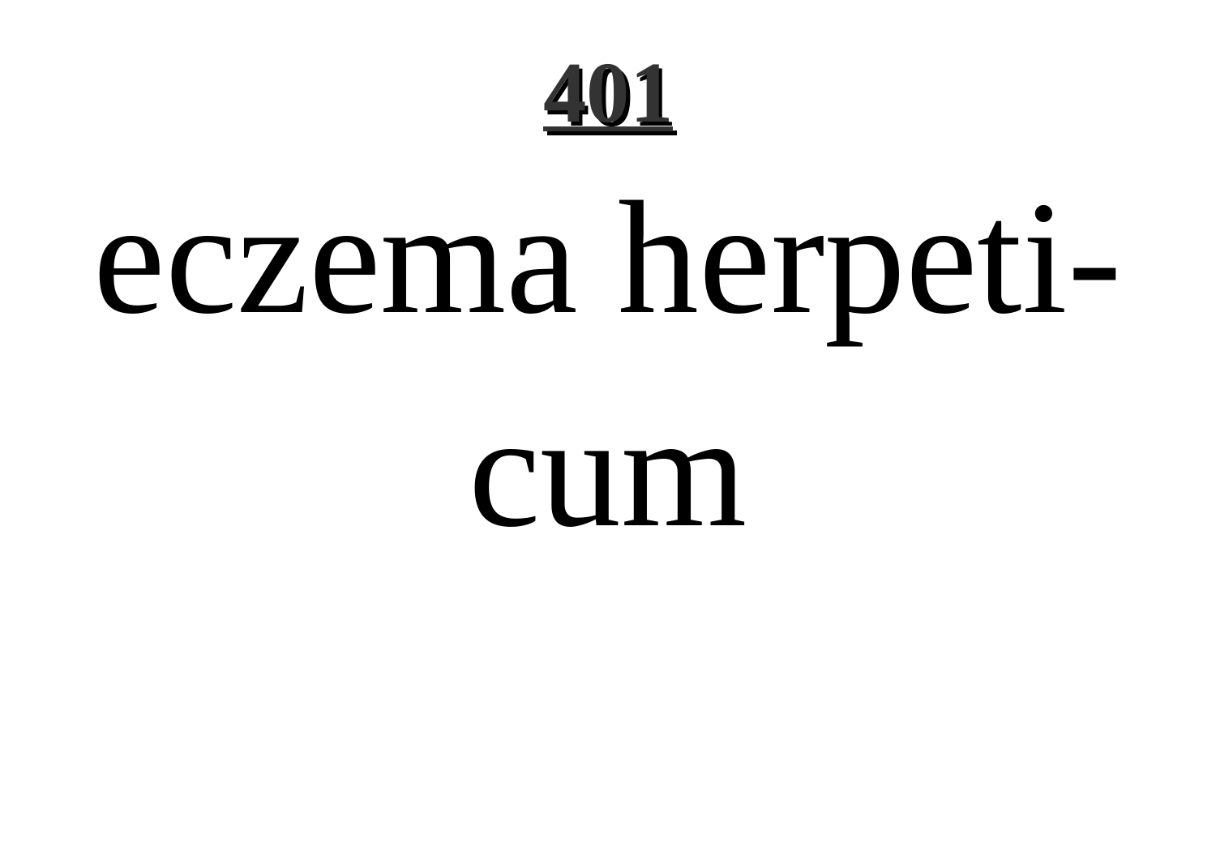eczema herpeticum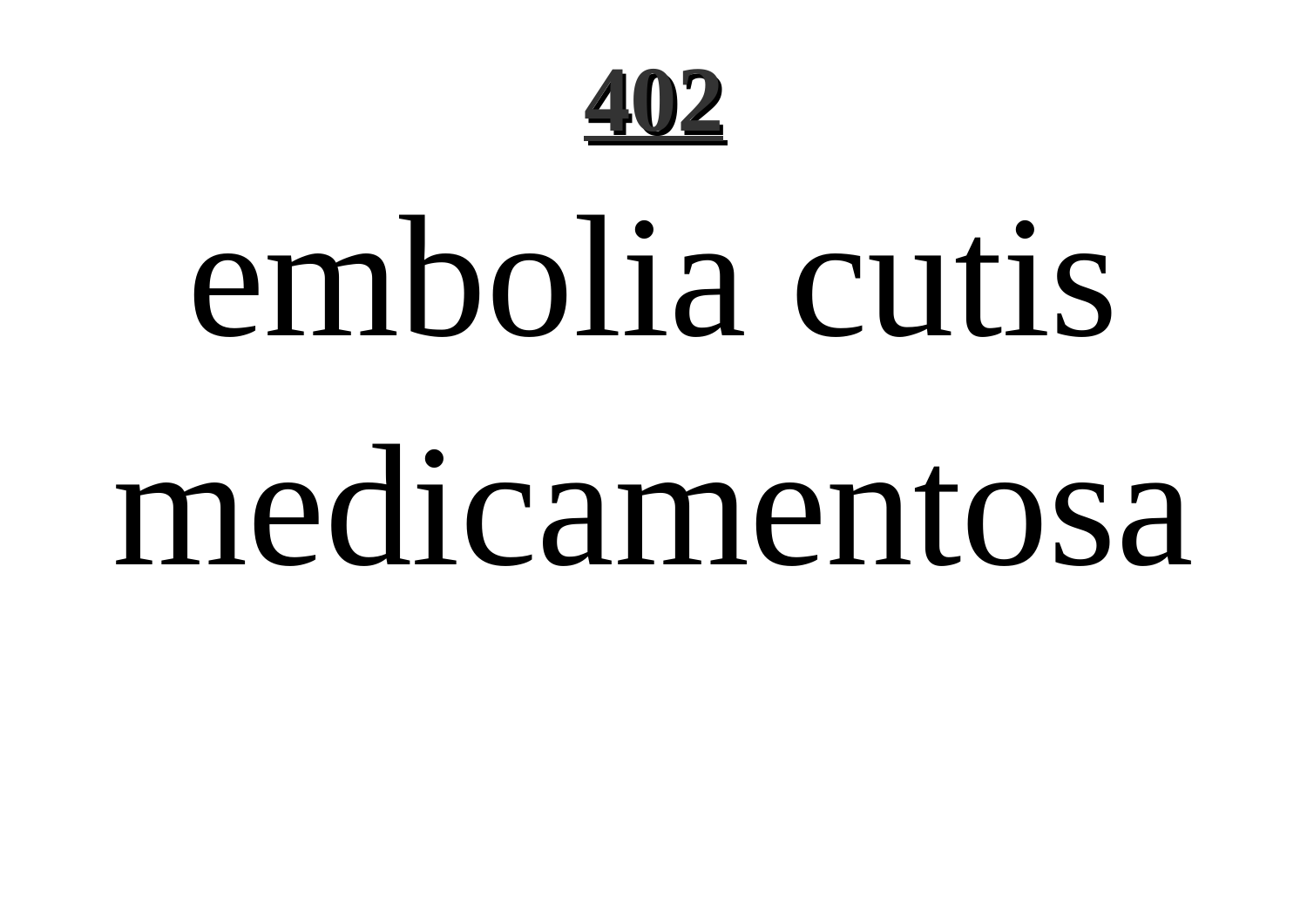embolia cutis medicamentosa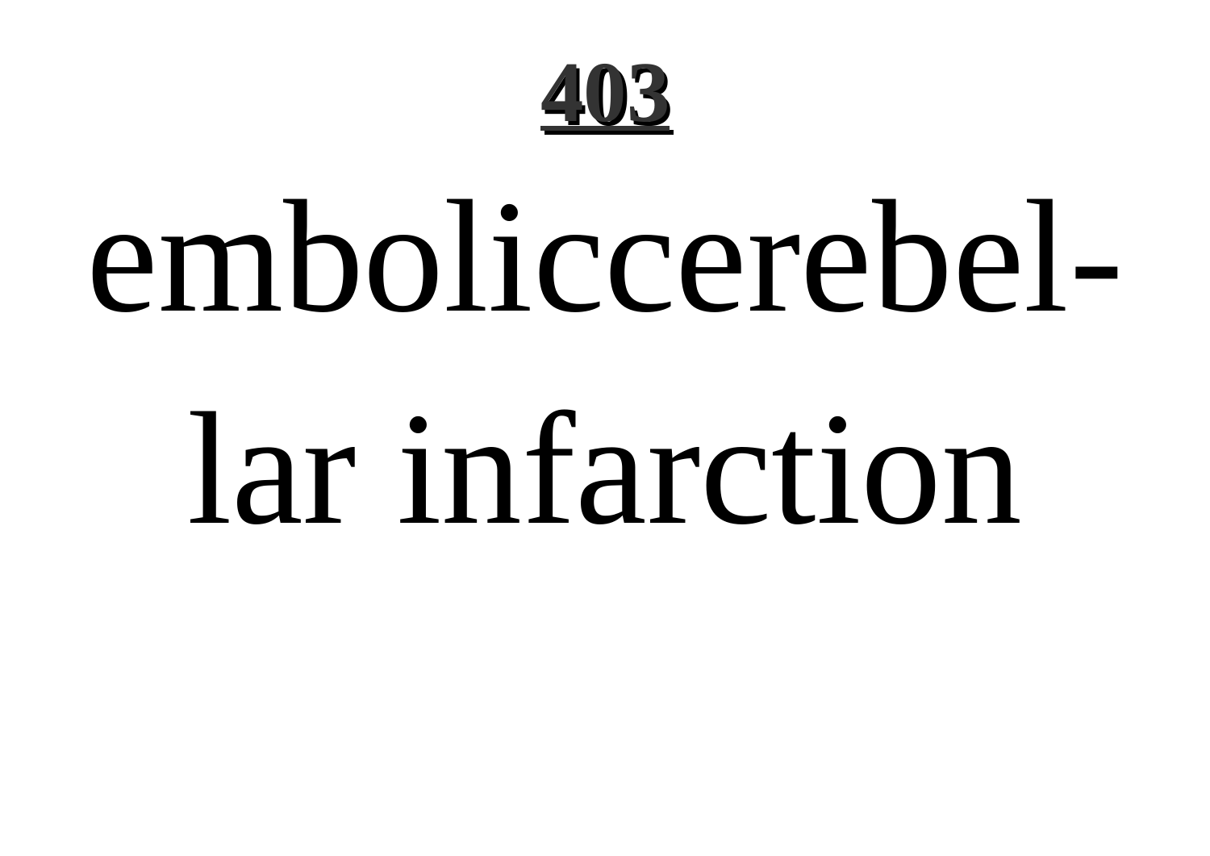**403**

# emboliccerebel-lar infarction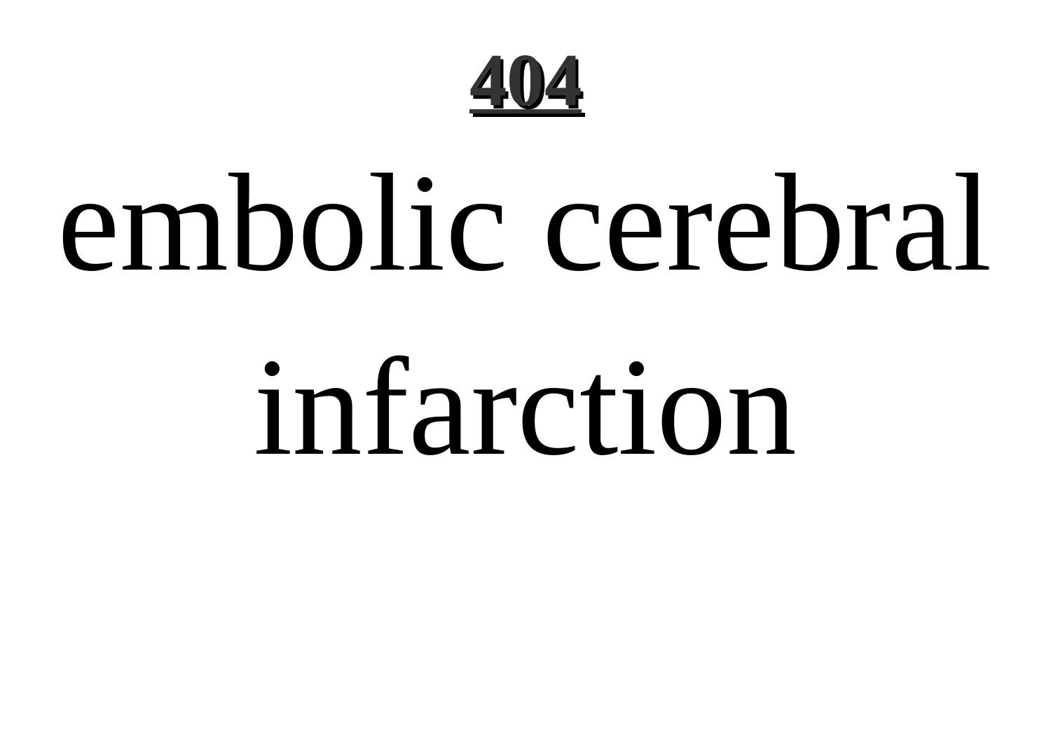# embolic cerebral infarction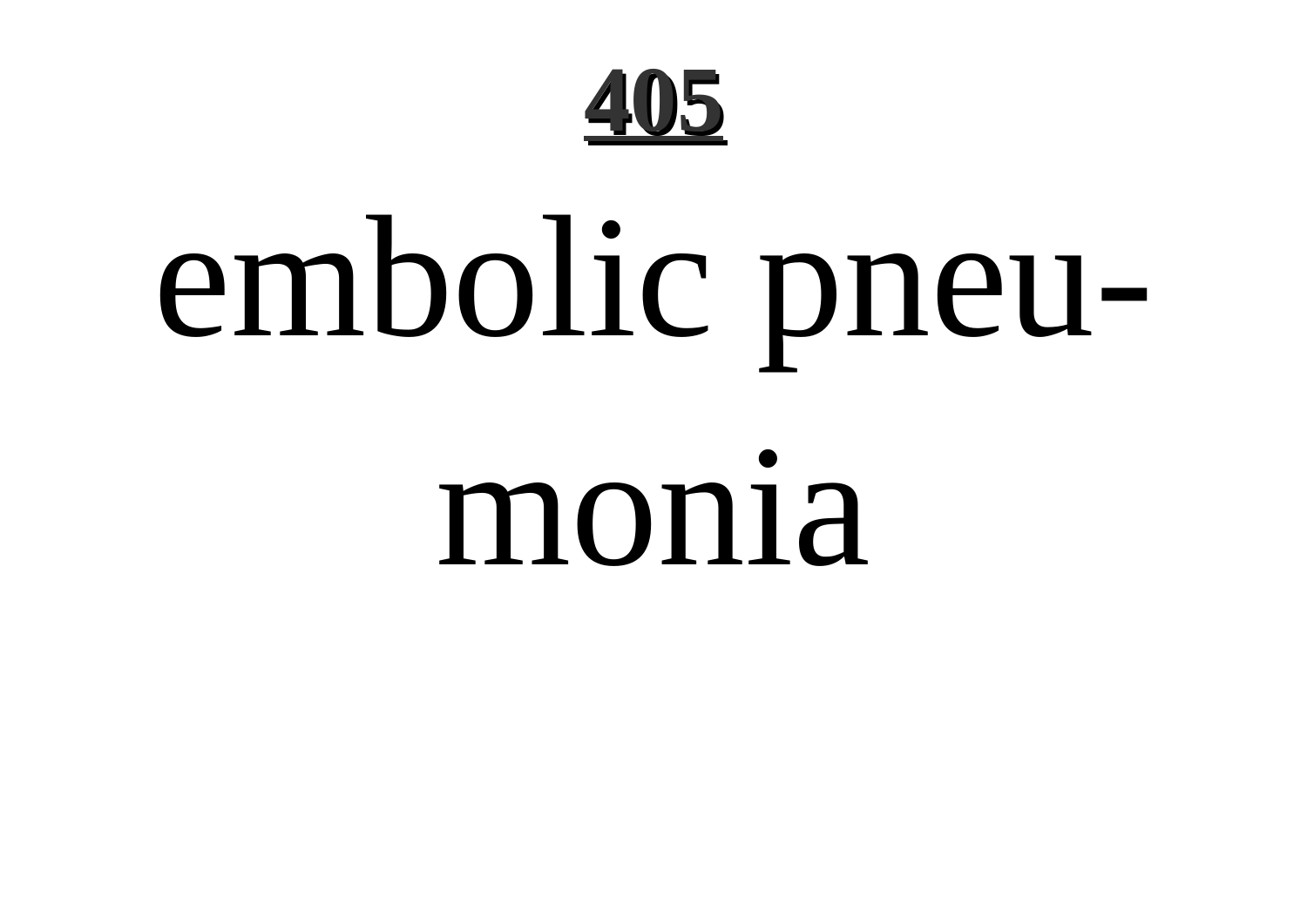embolic pneumonia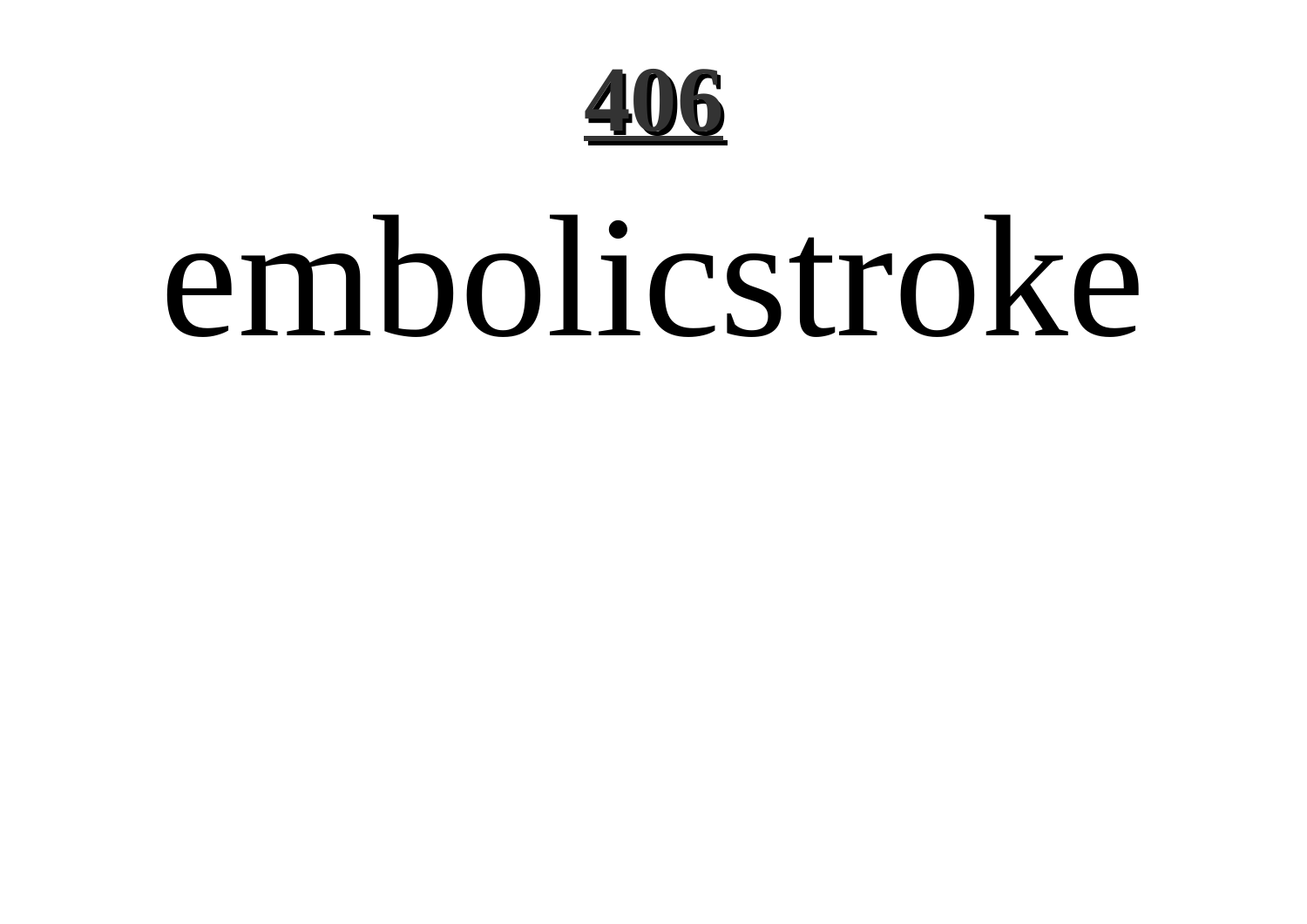embolicstroke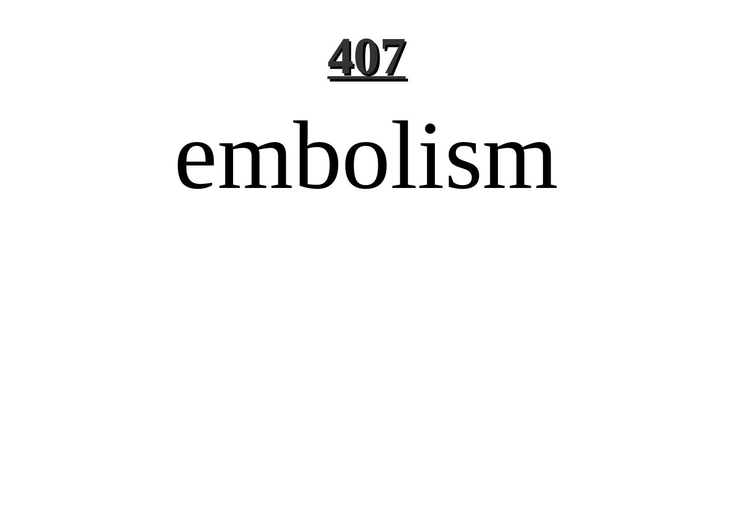# embolism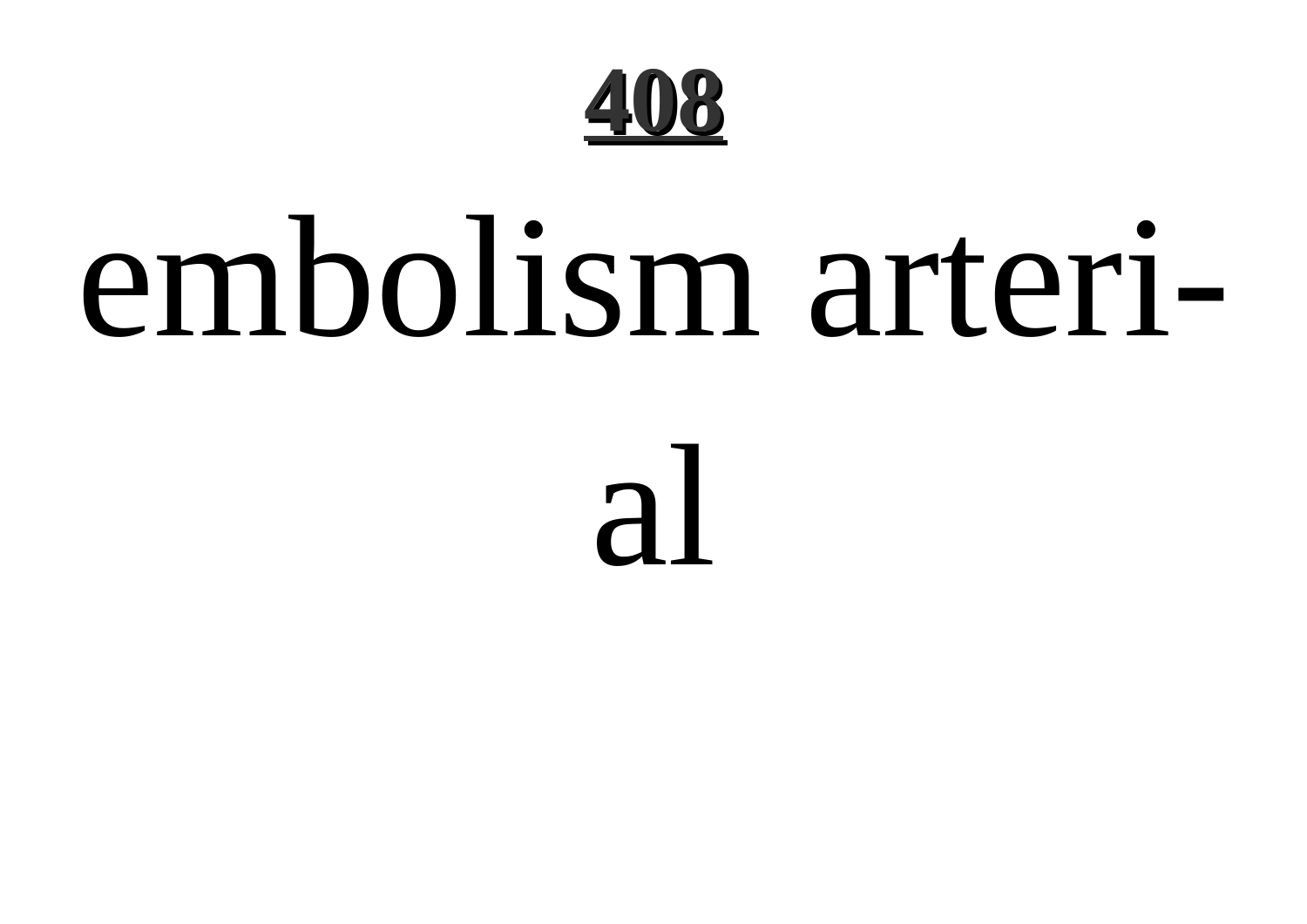**408**

embolism arterial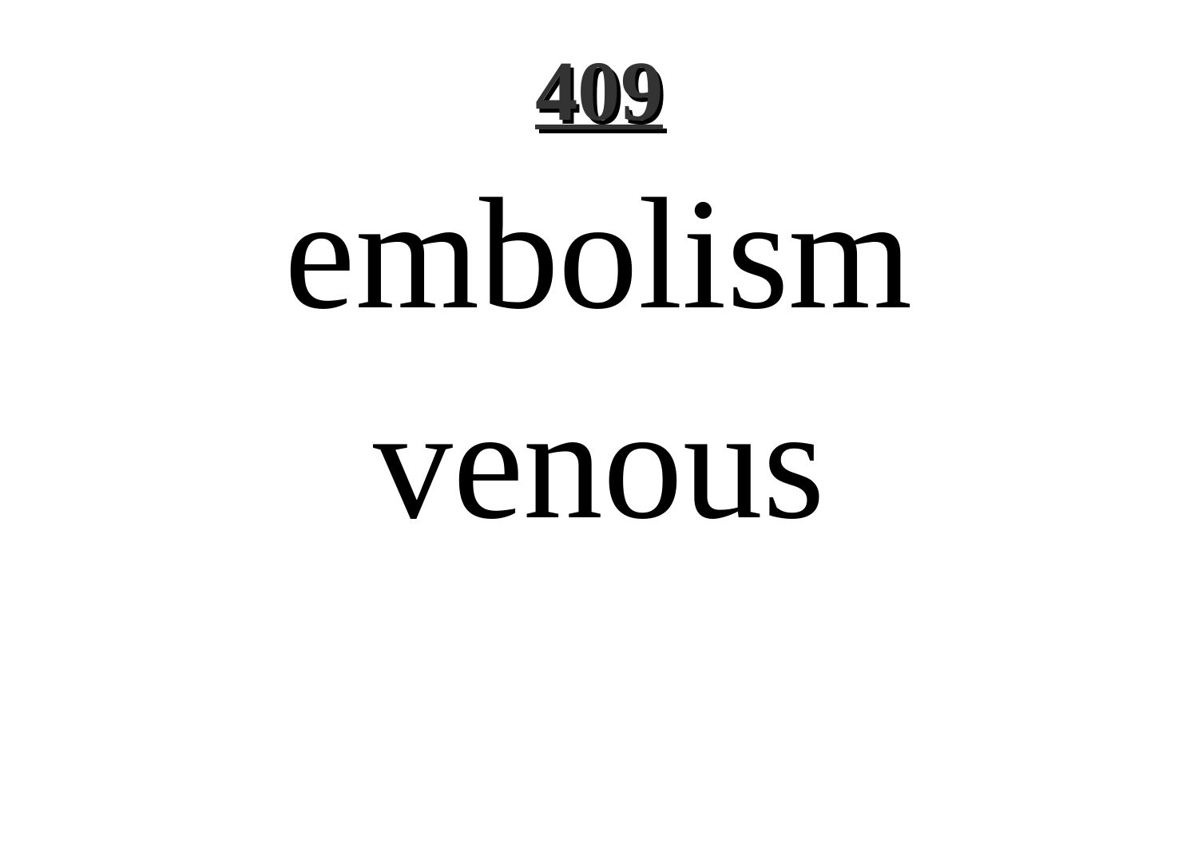# 409

embolism

venous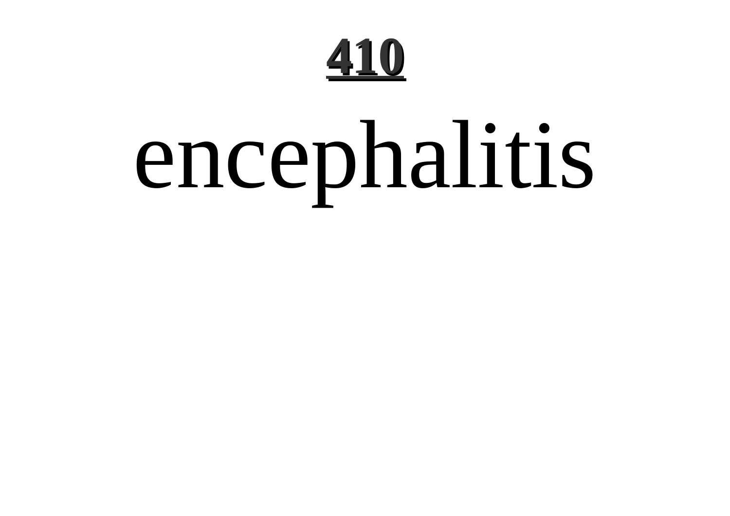encephalitis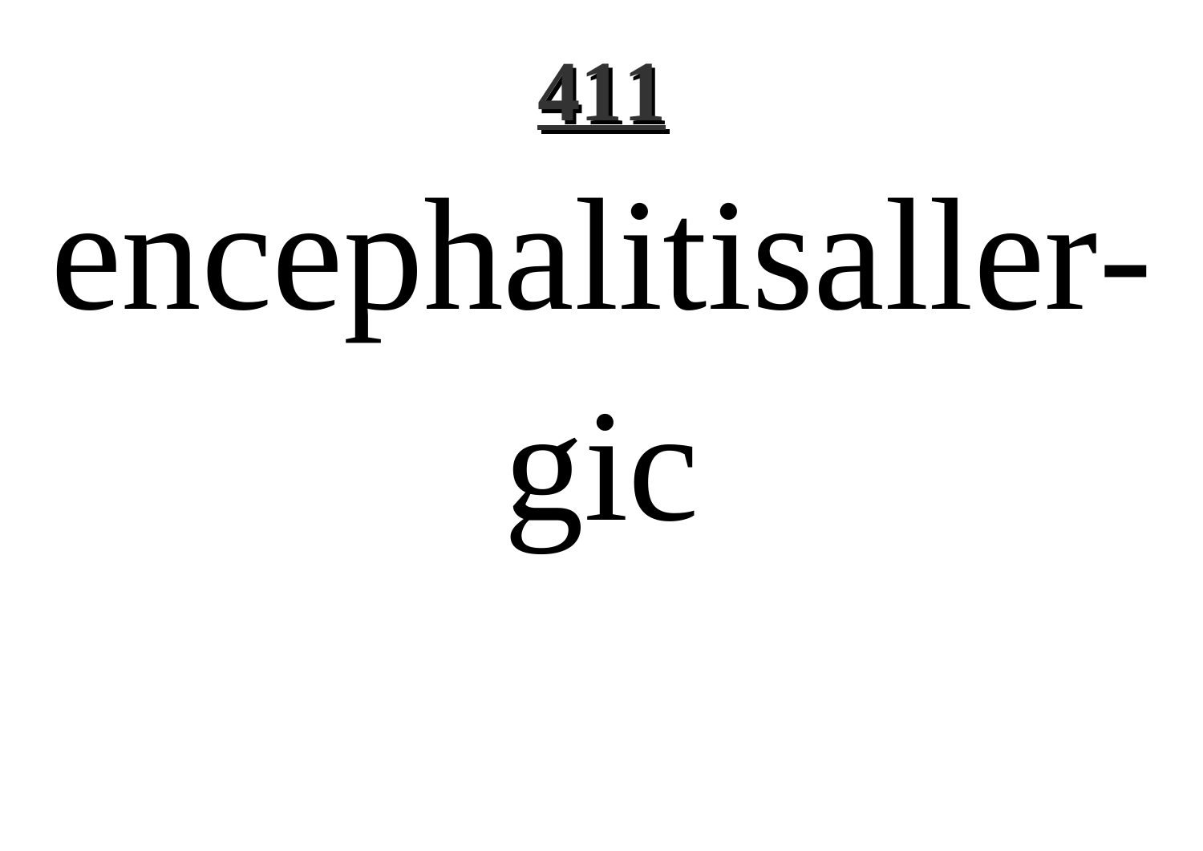**411**

encephalitisaller-

gic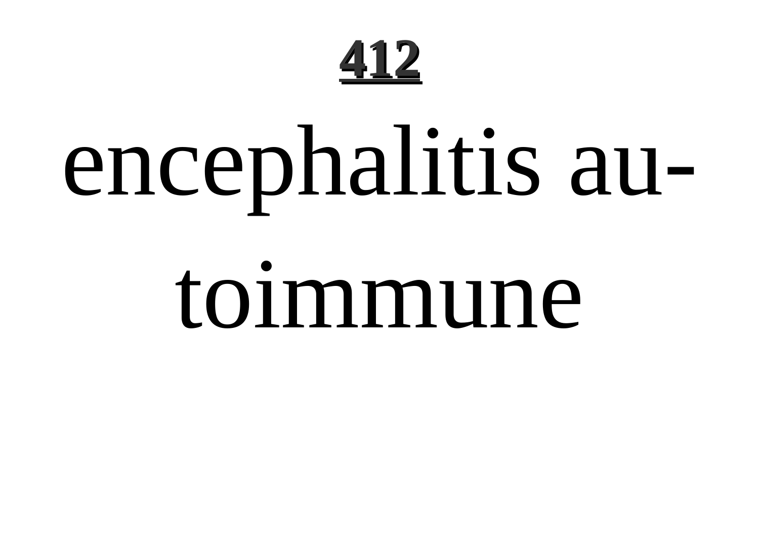encephalitis autoimmune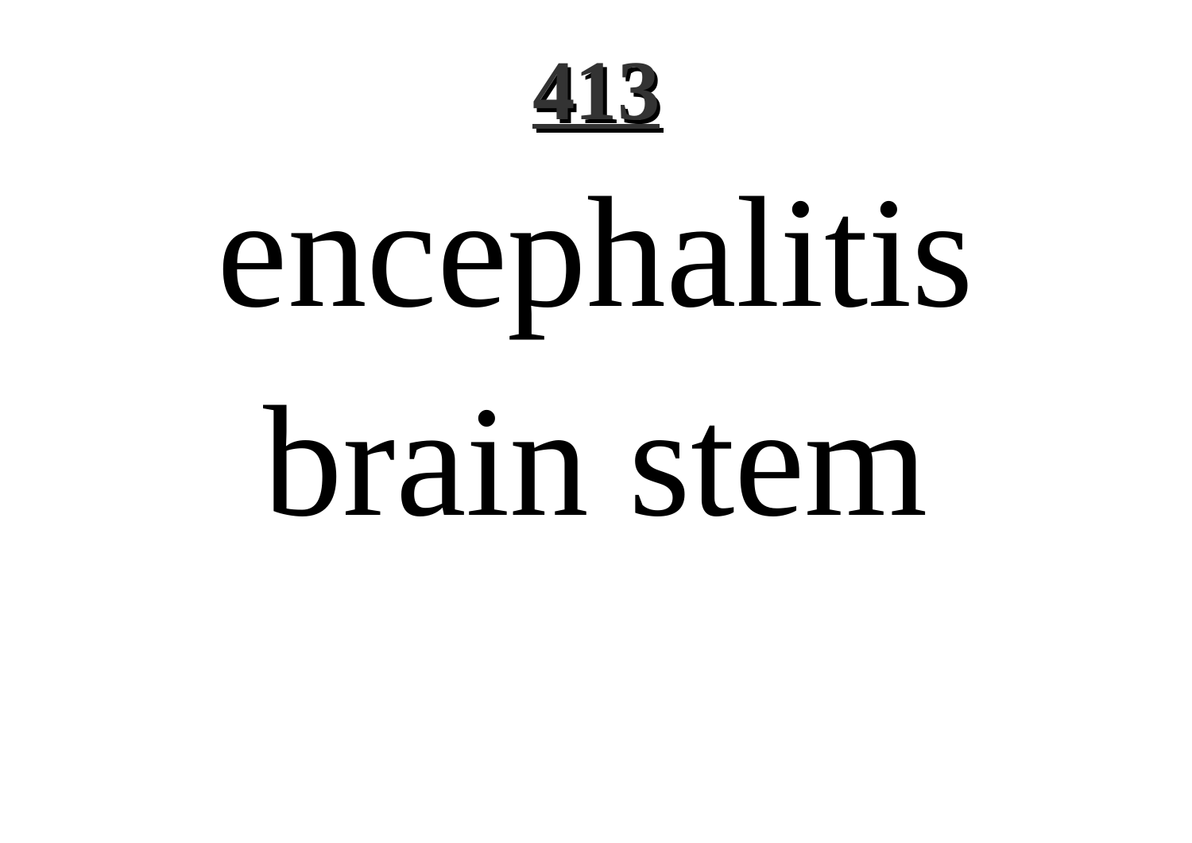encephalitis brain stem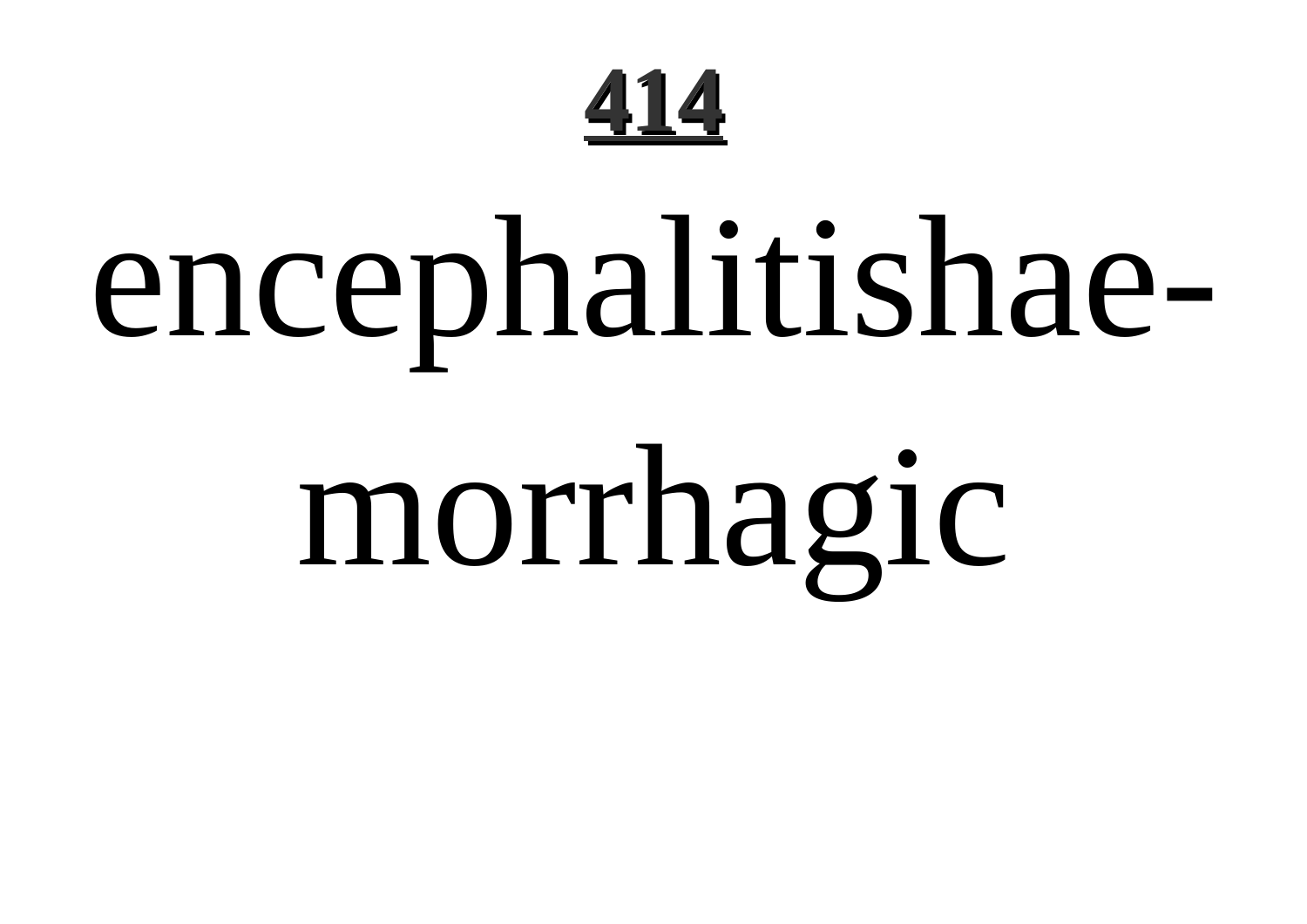encephalitishae-morrhagic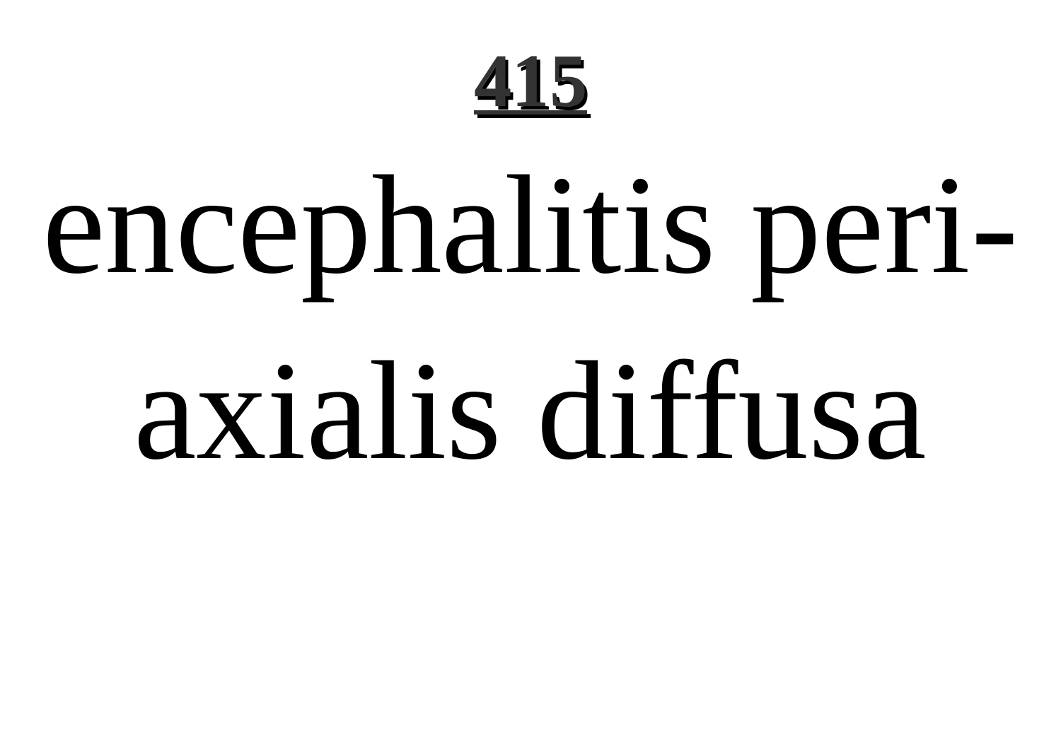encephalitis periaxialis diffusa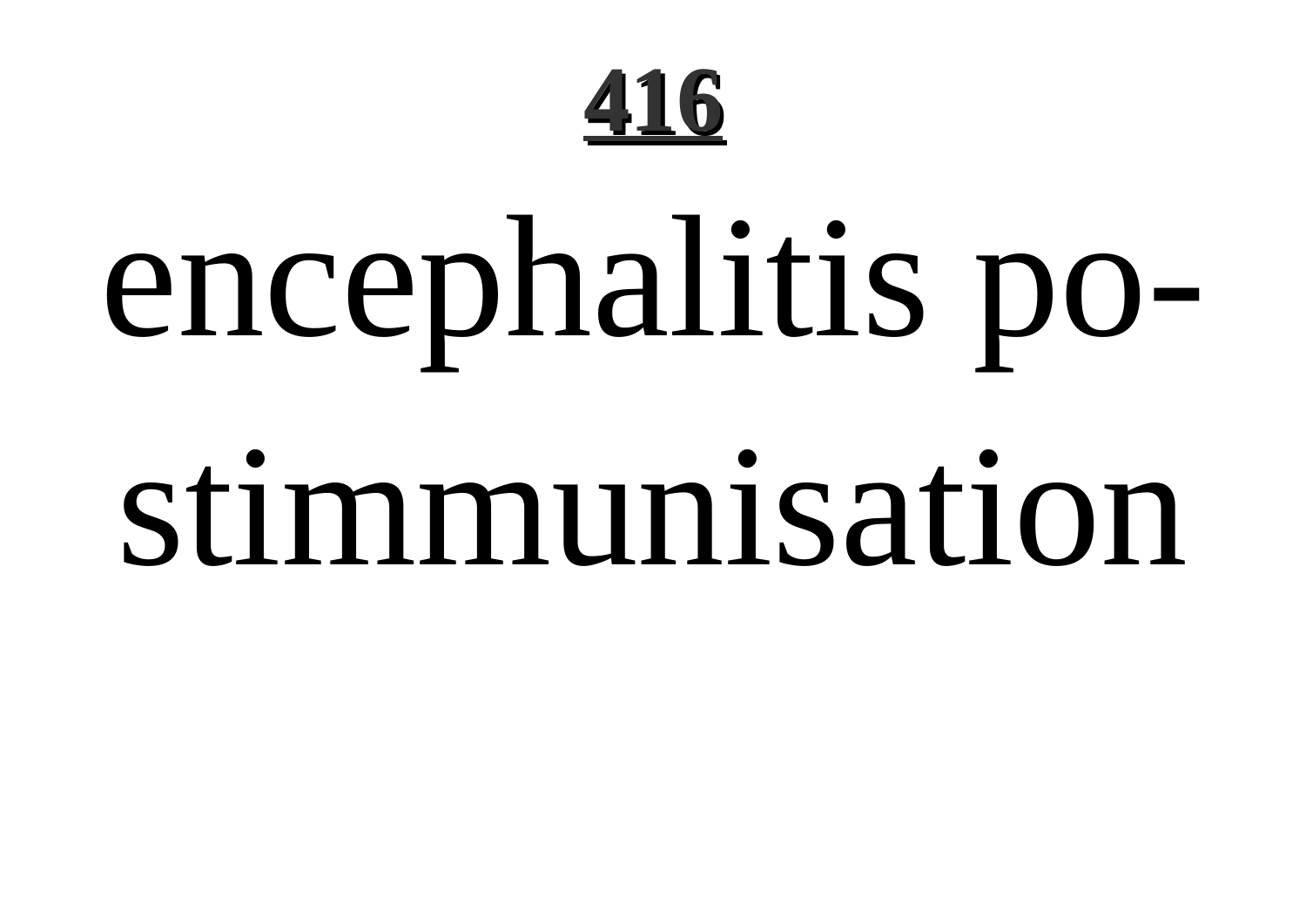encephalitis postimmunisation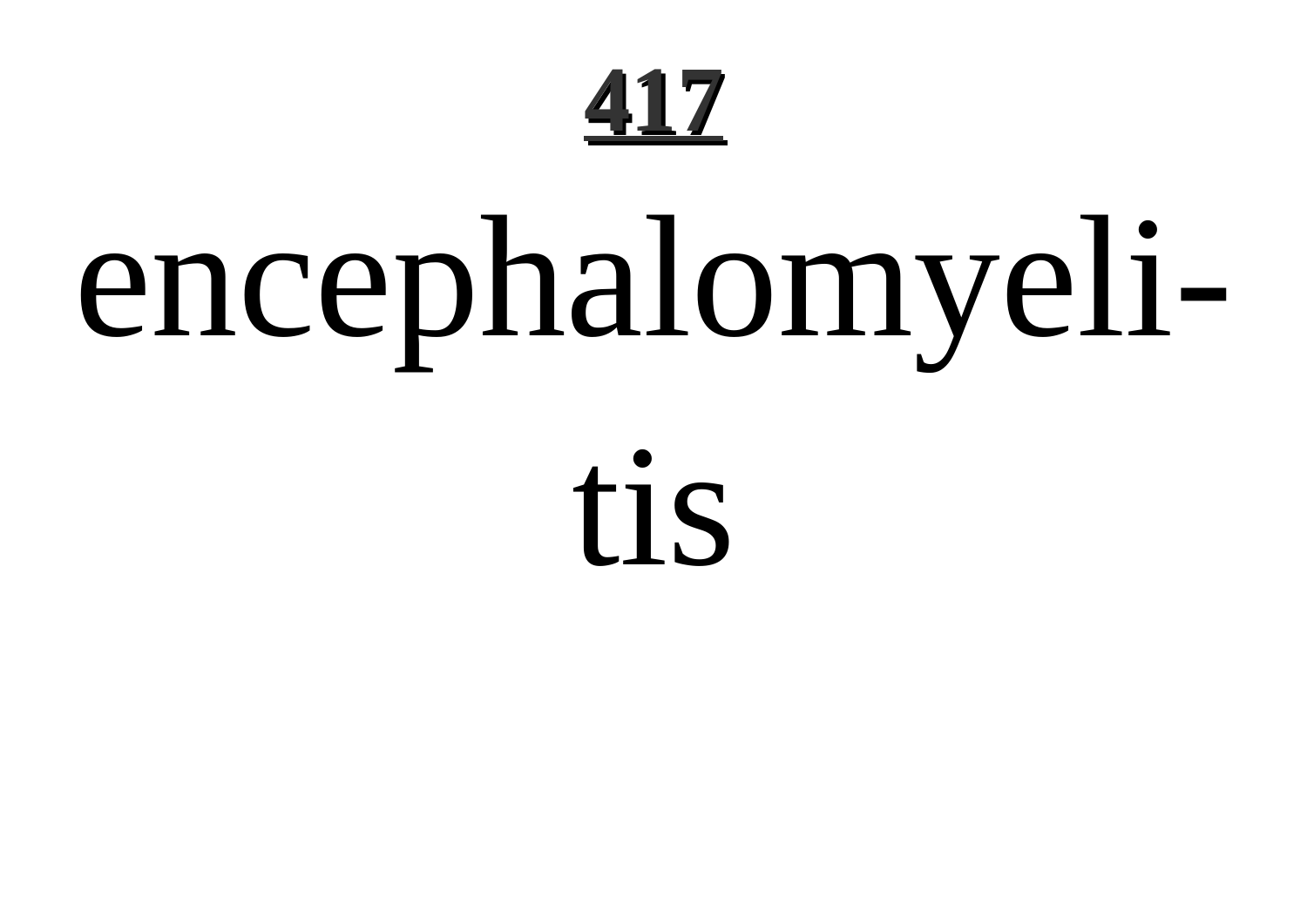# 417

encephalomyeli-

tis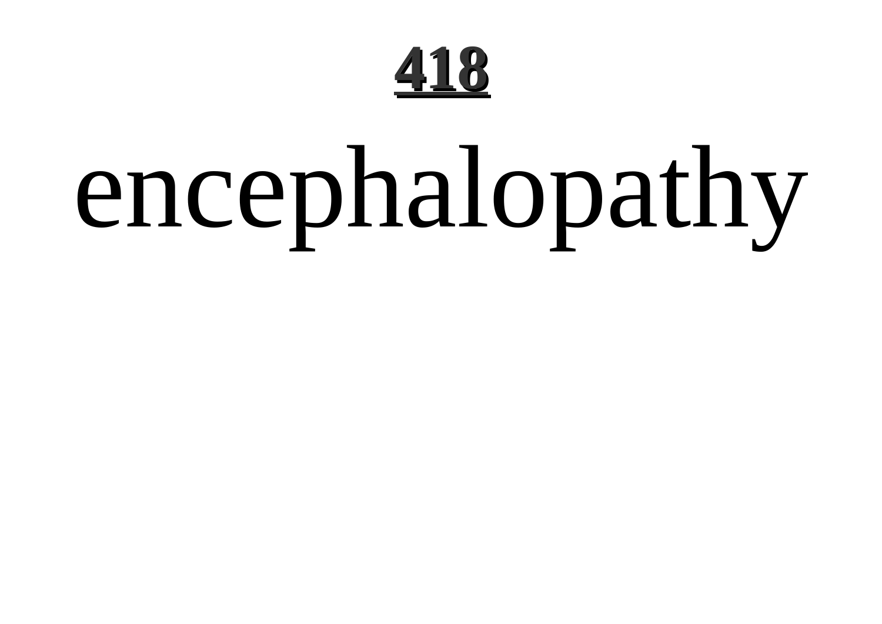# encephalopathy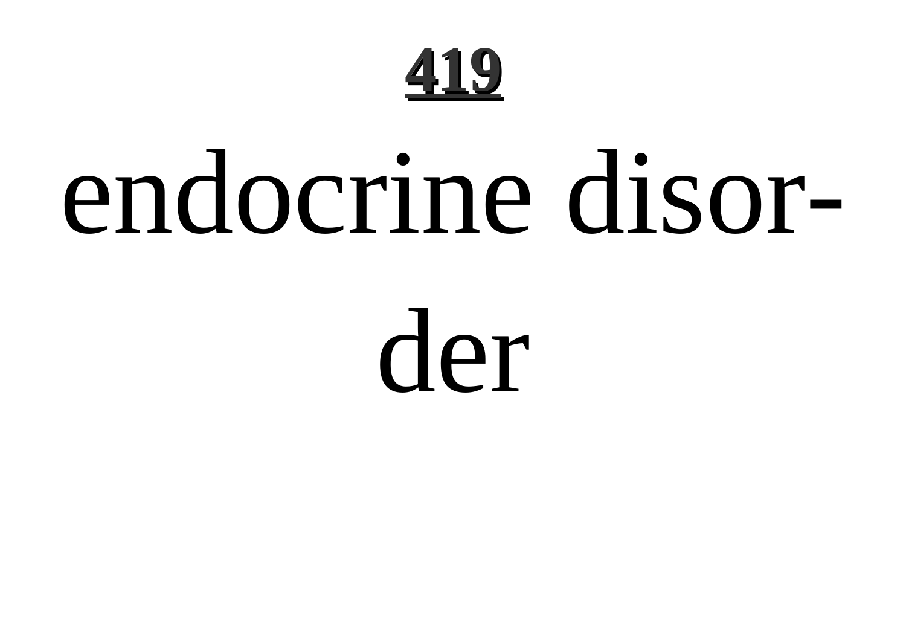# 419

endocrine disorder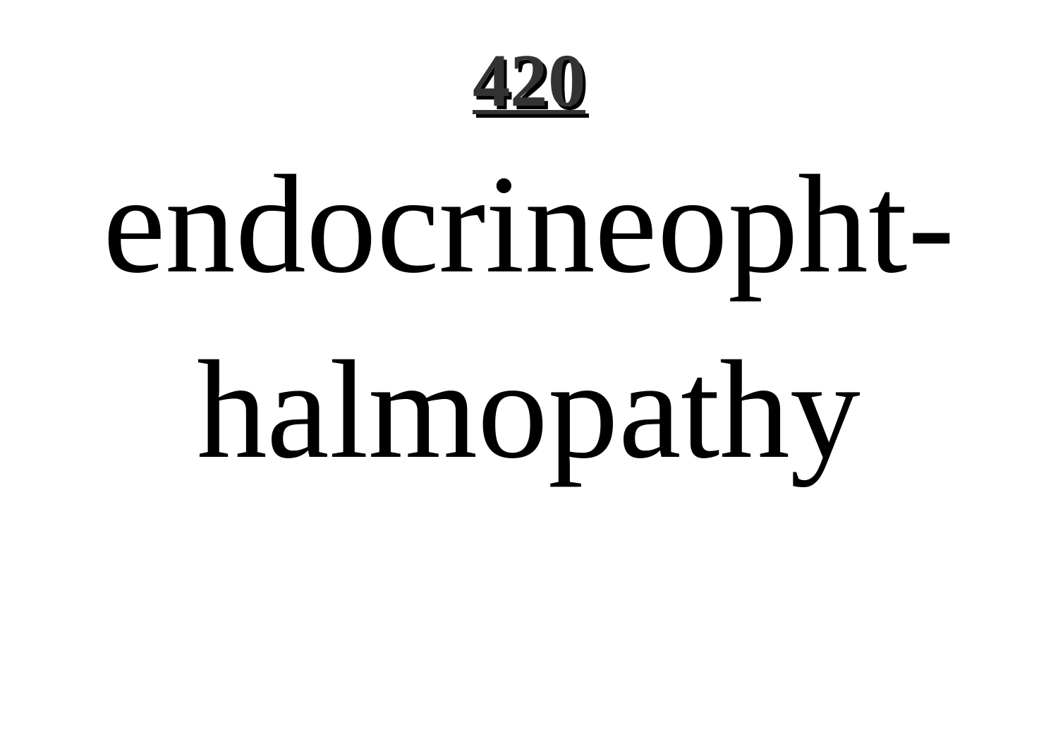endocrineophthalmopathy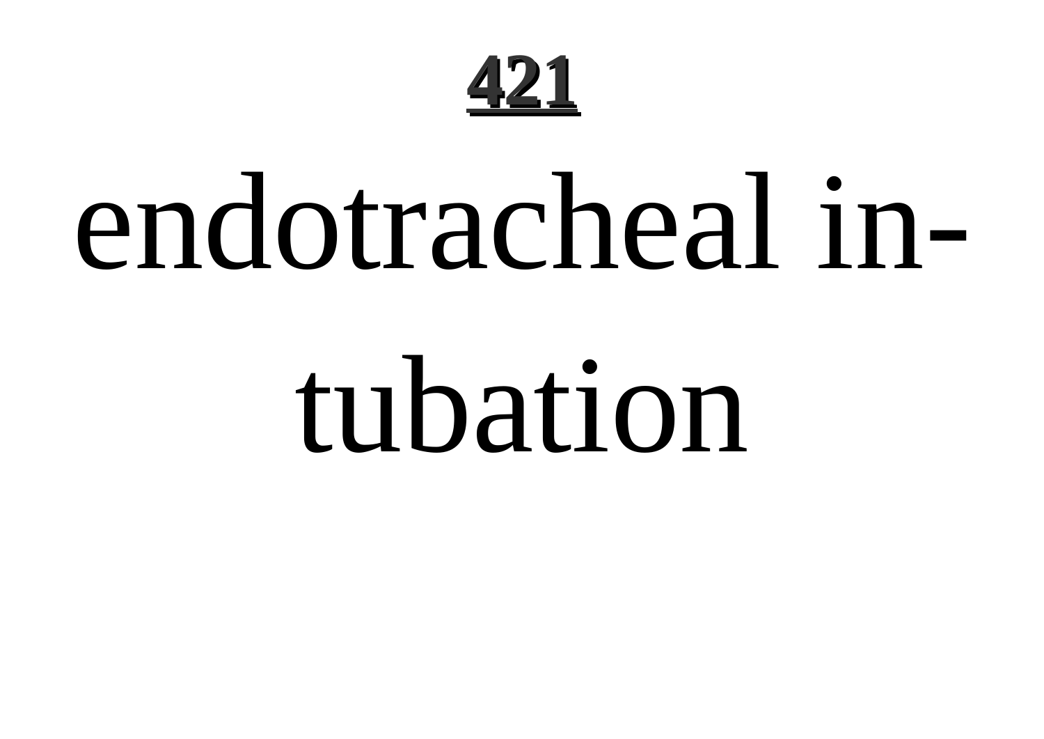endotracheal in-
tubation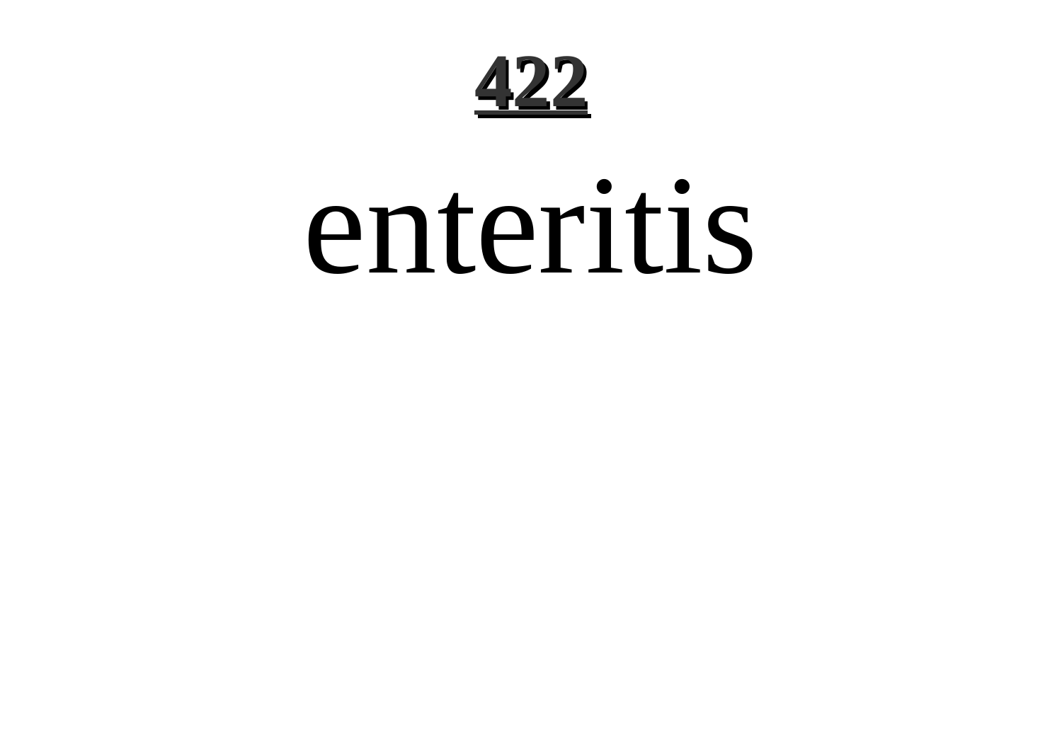# enteritis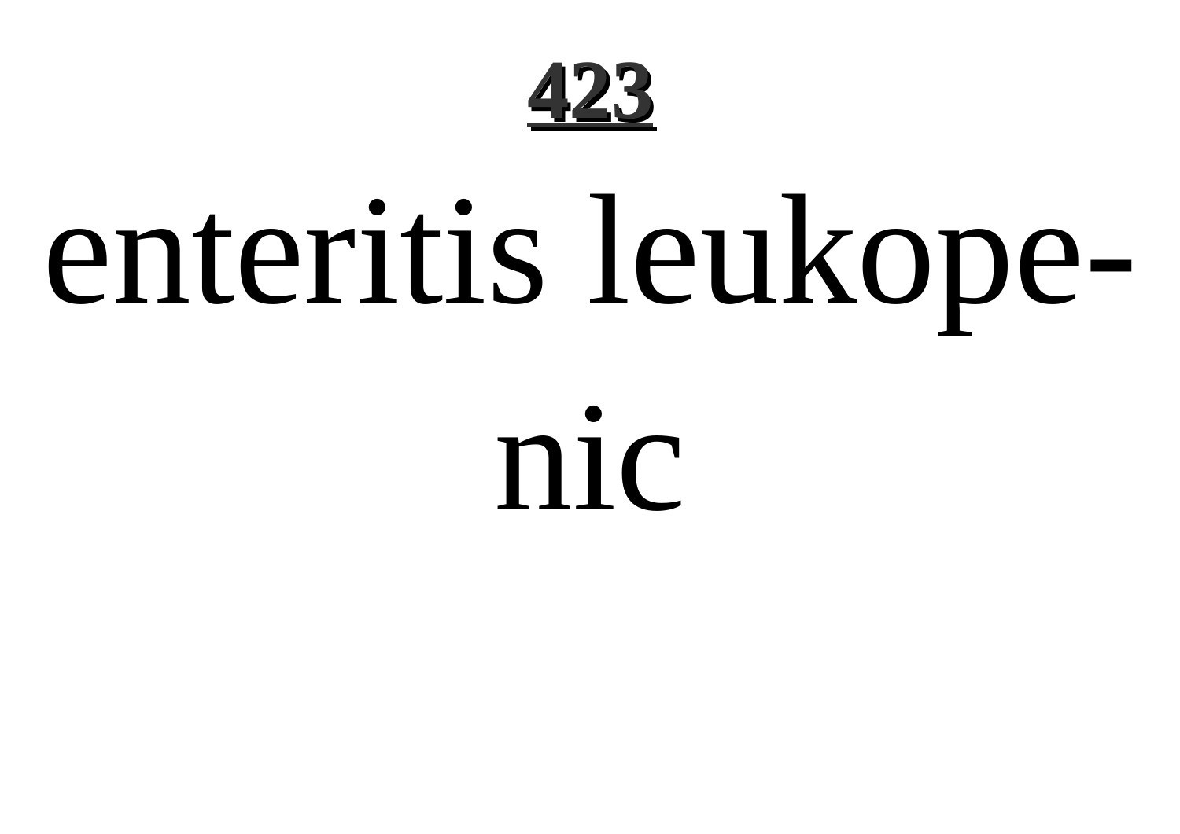enteritis leukopenic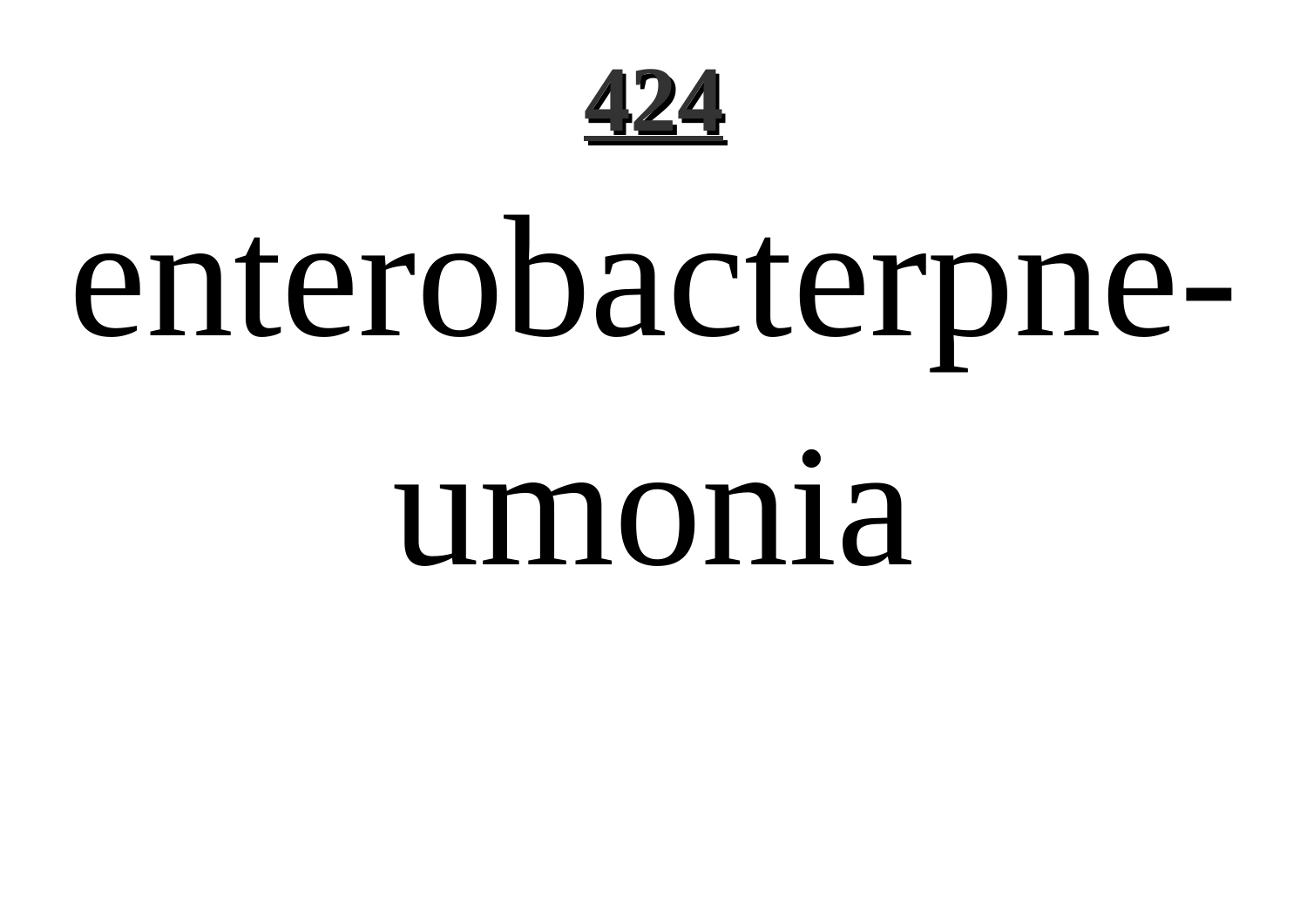**424**

# enterobacterpneumonia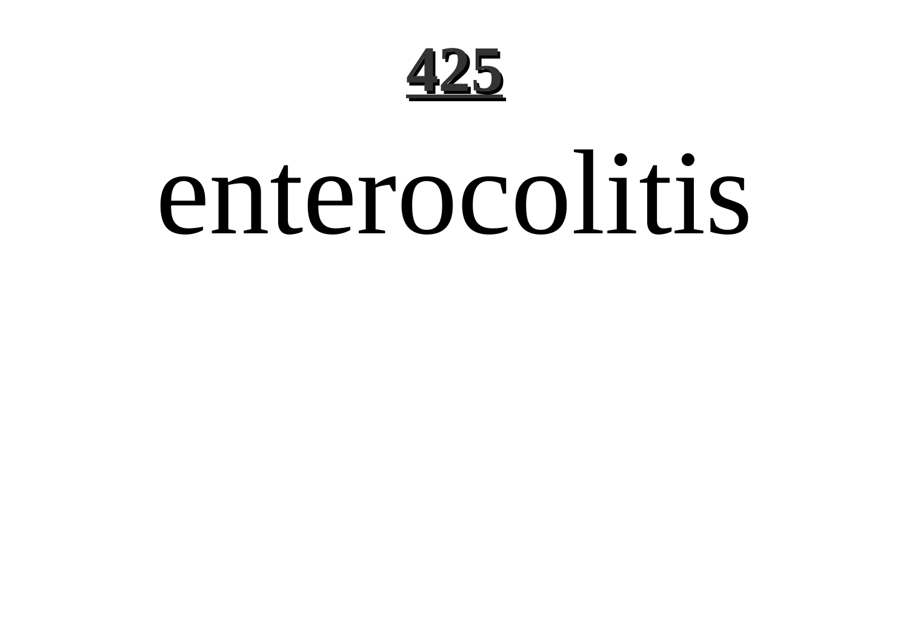# enterocolitis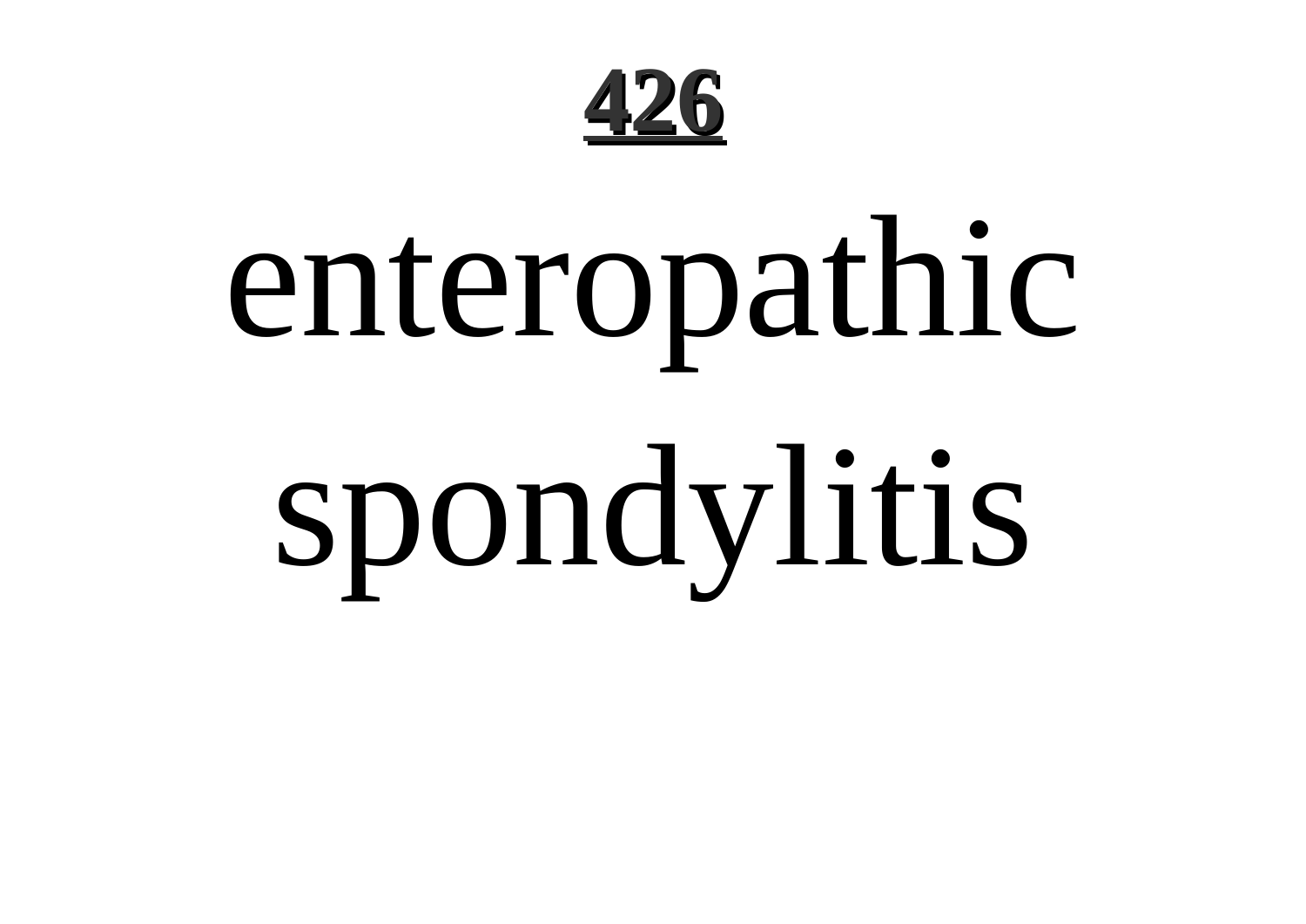# enteropathic spondylitis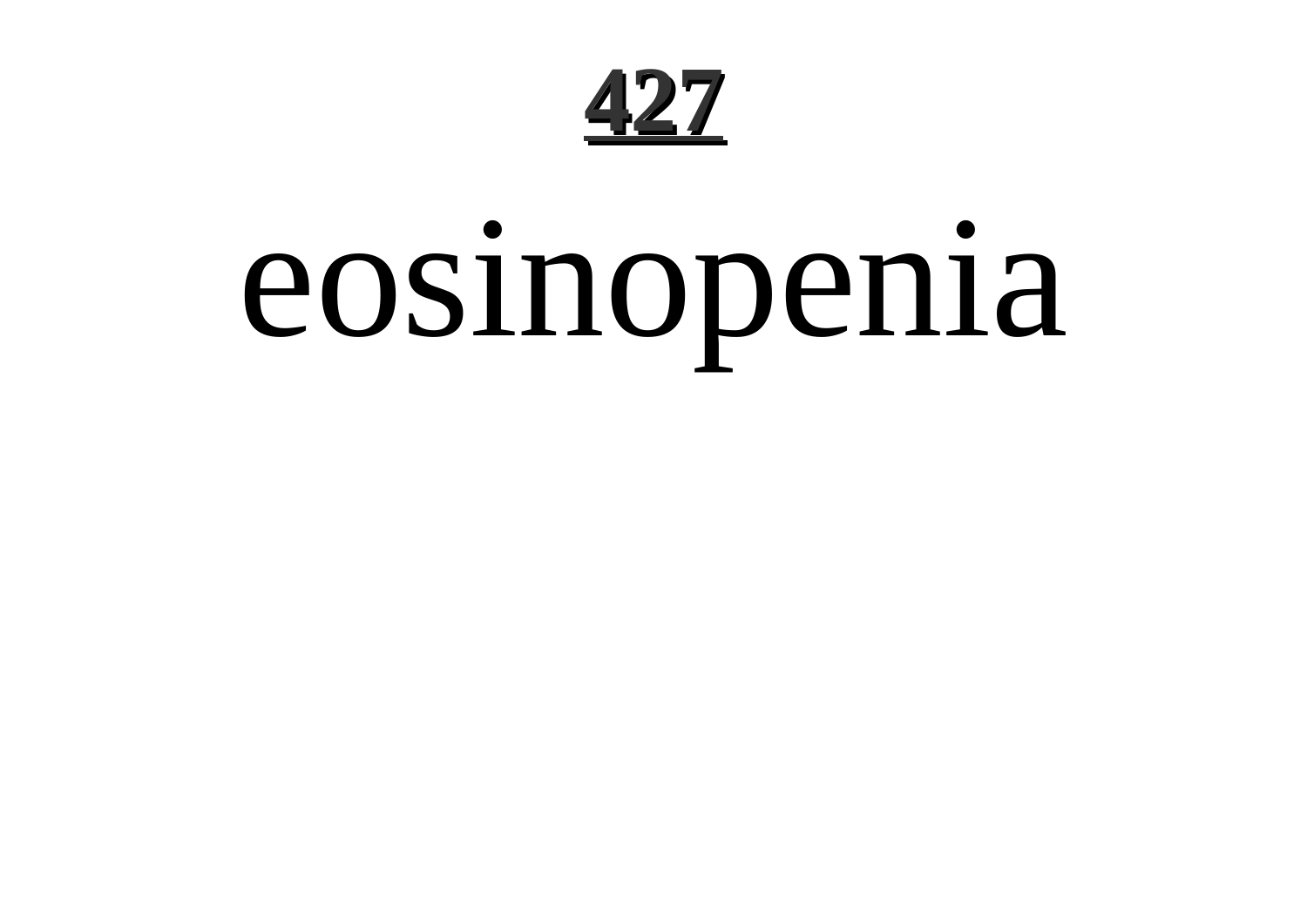# 427

# eosinopenia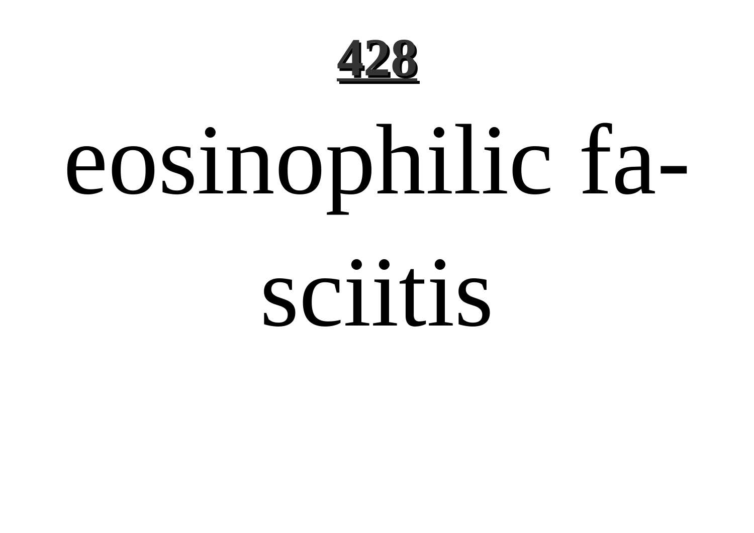eosinophilic fa-
sciitis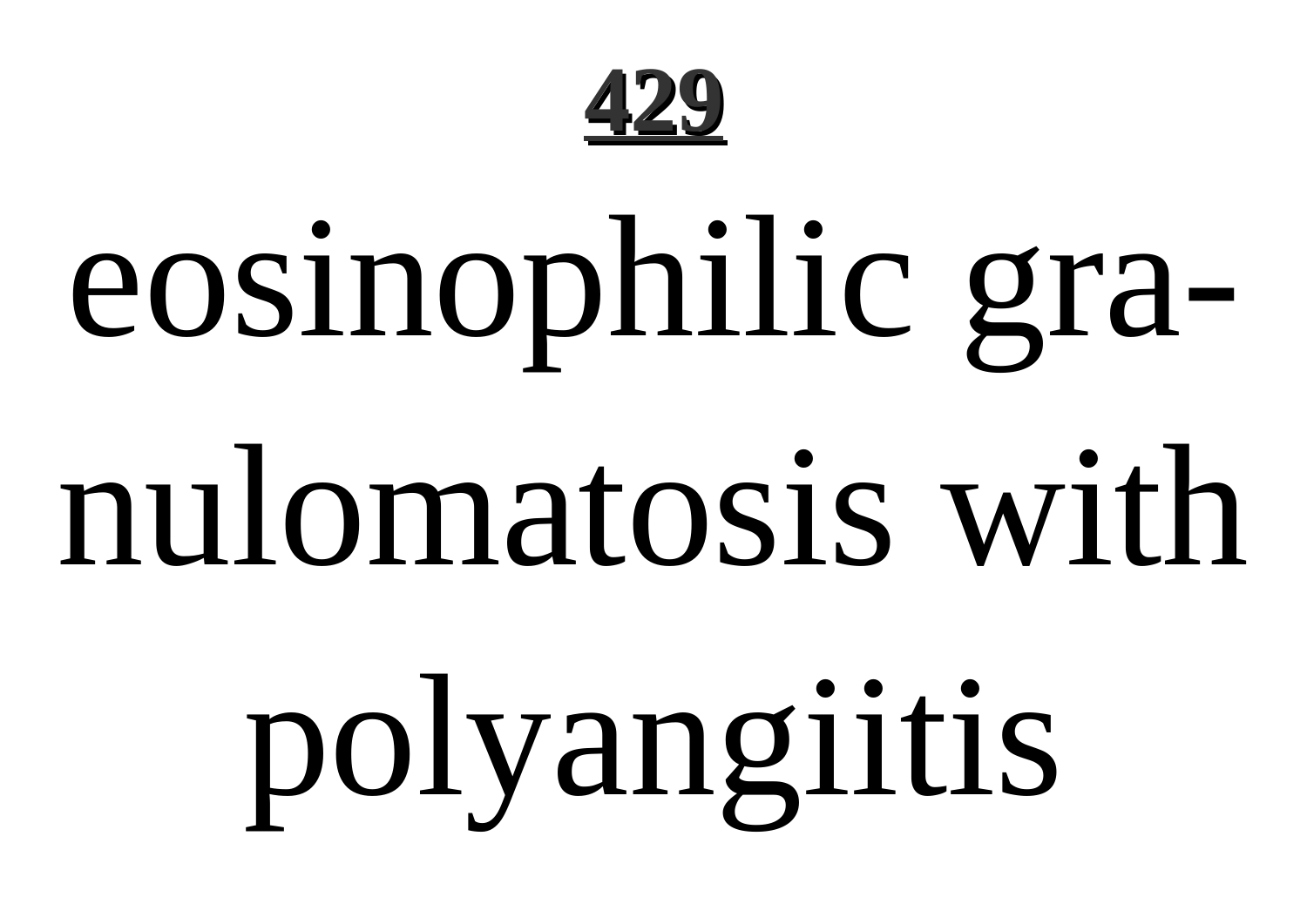eosinophilic granulomatosis with polyangiitis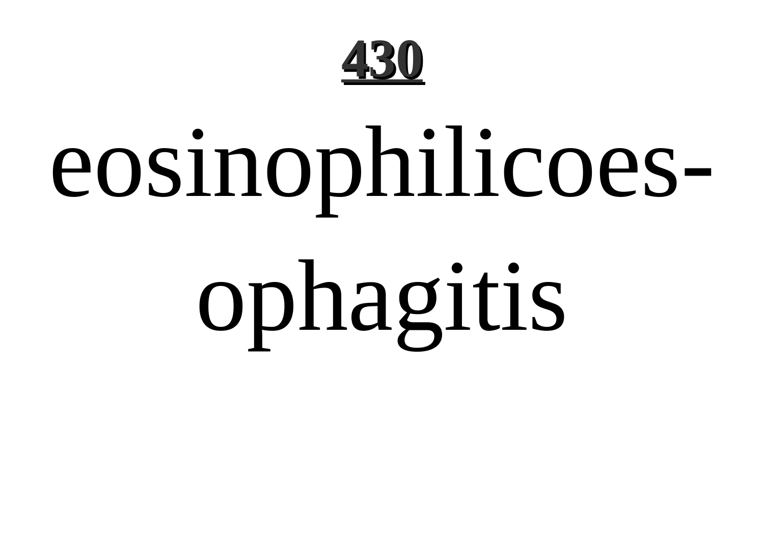eosinophilicoesophagitis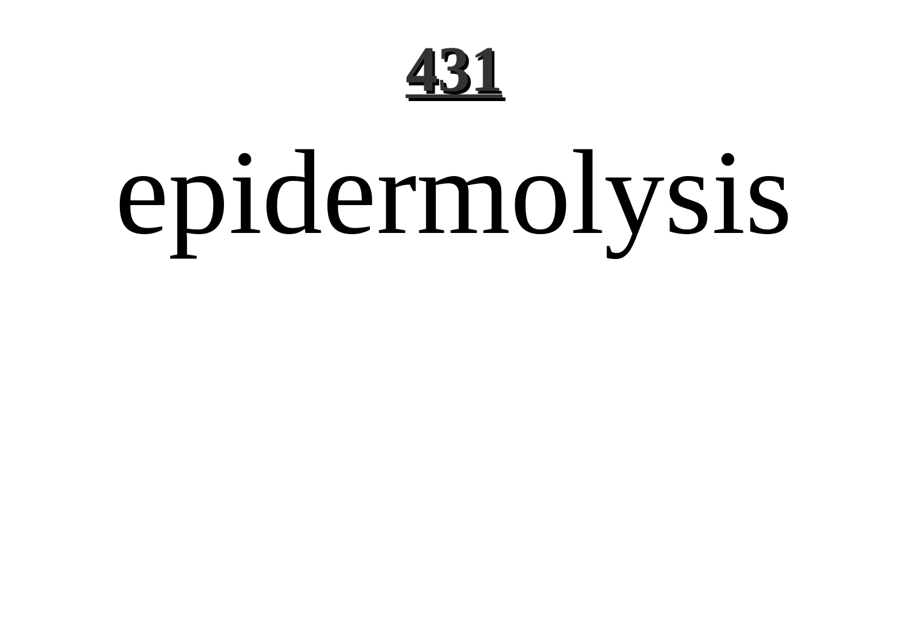# epidermolysis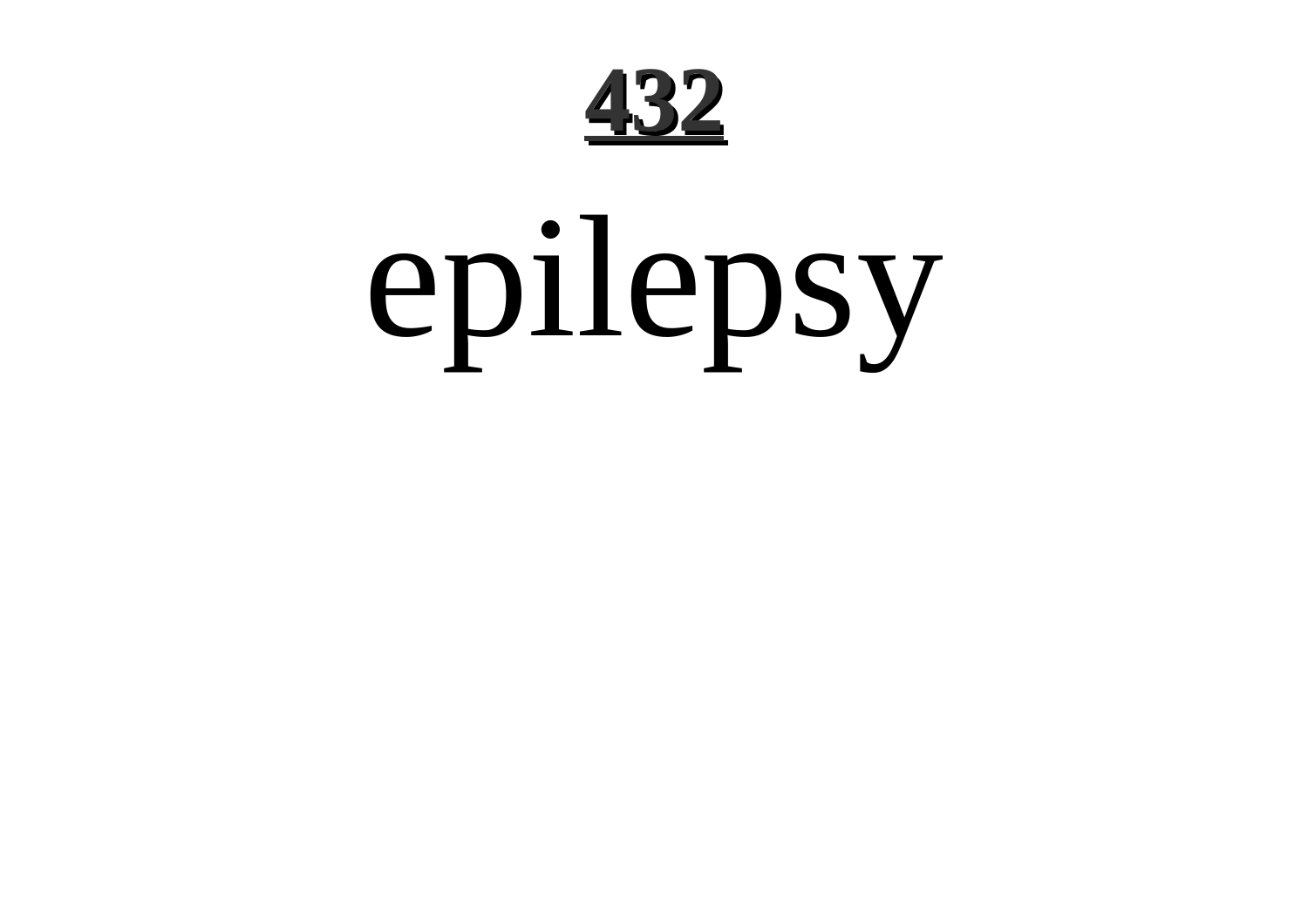epilepsy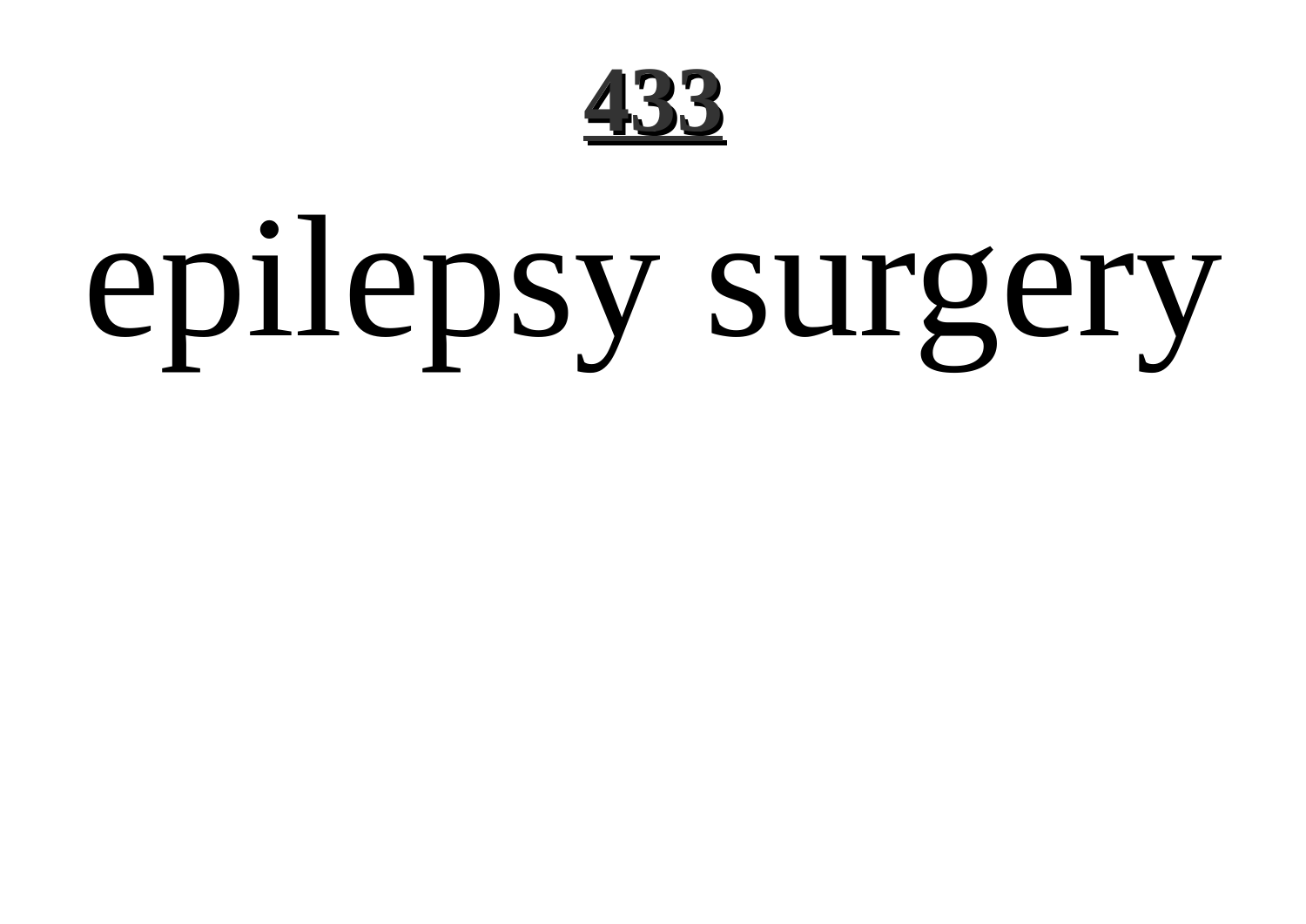epilepsy surgery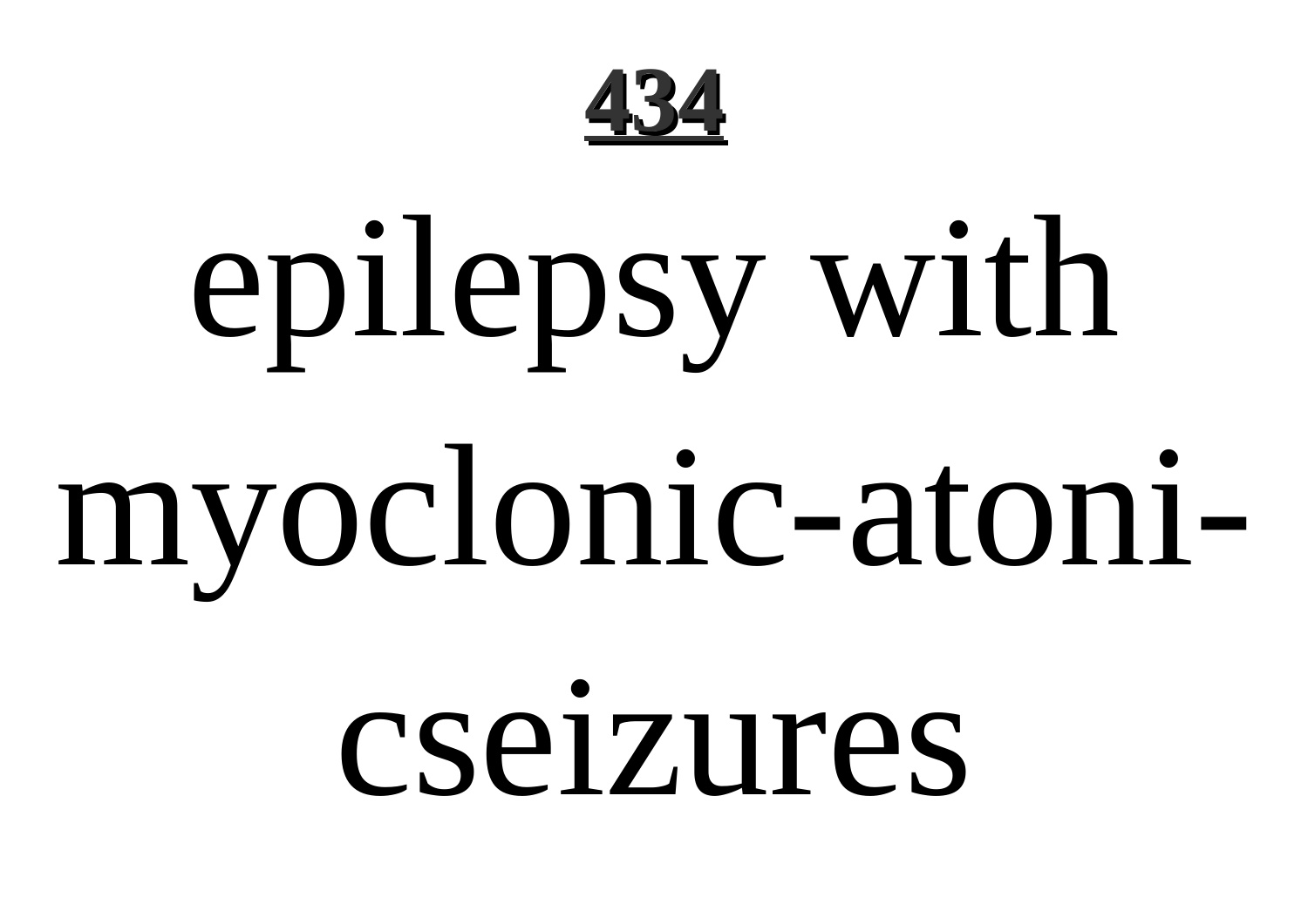epilepsy with myoclonic-atoni-cseizures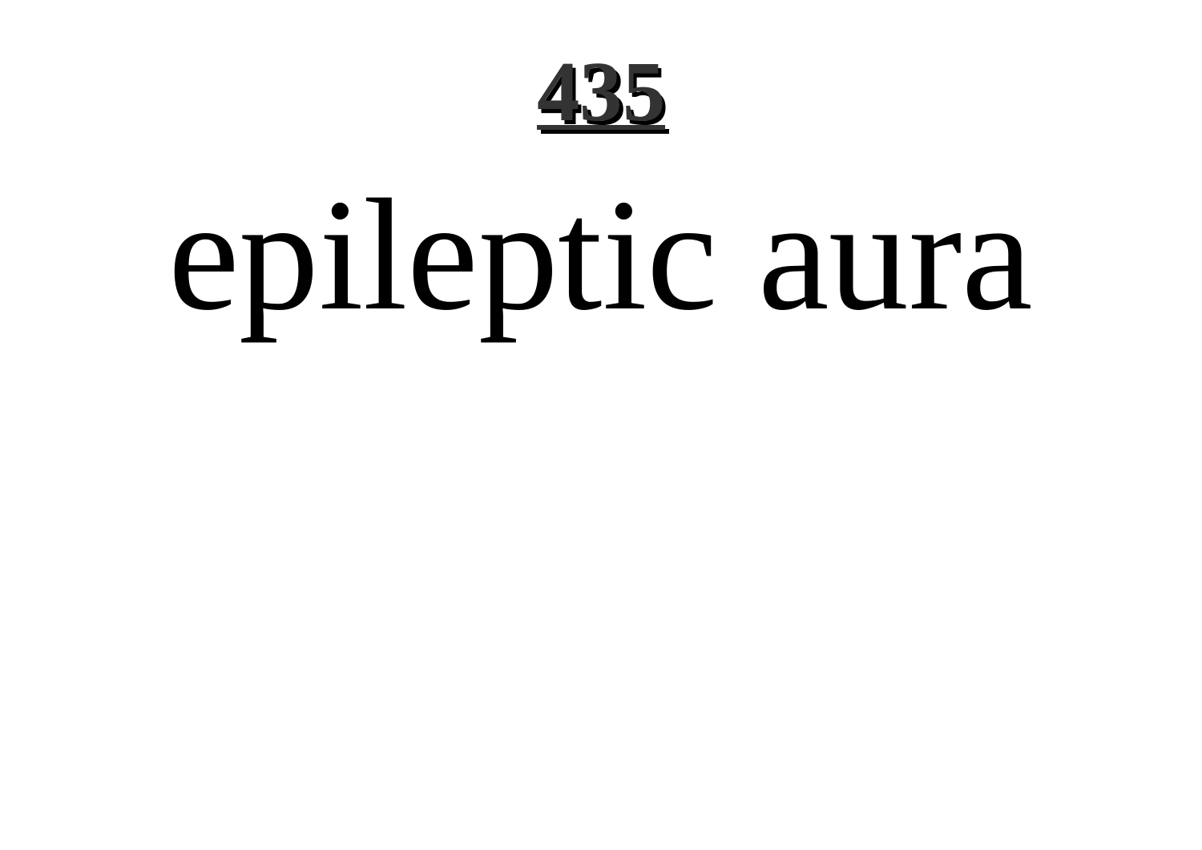# epileptic aura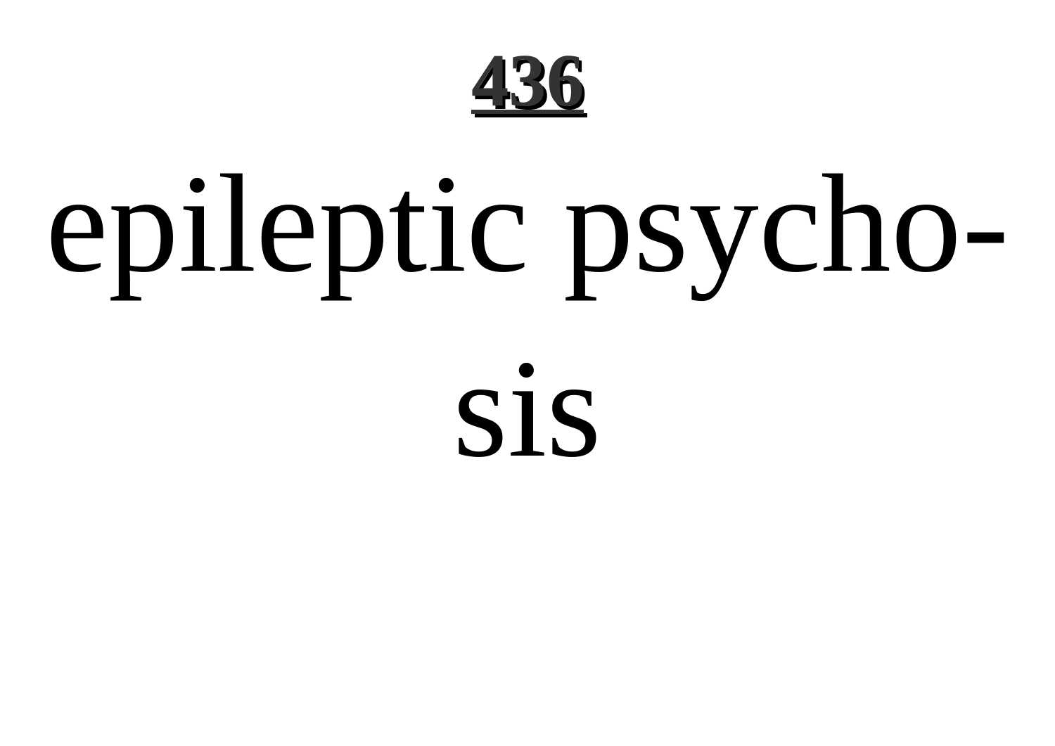epileptic psycho-
sis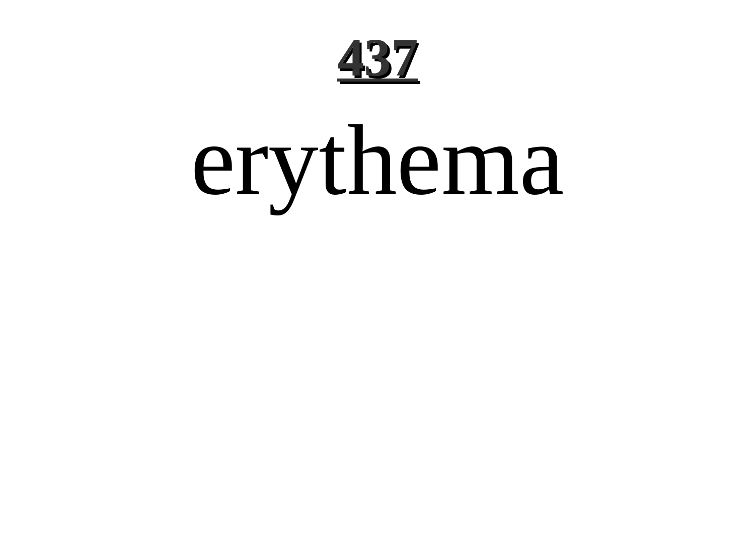erythema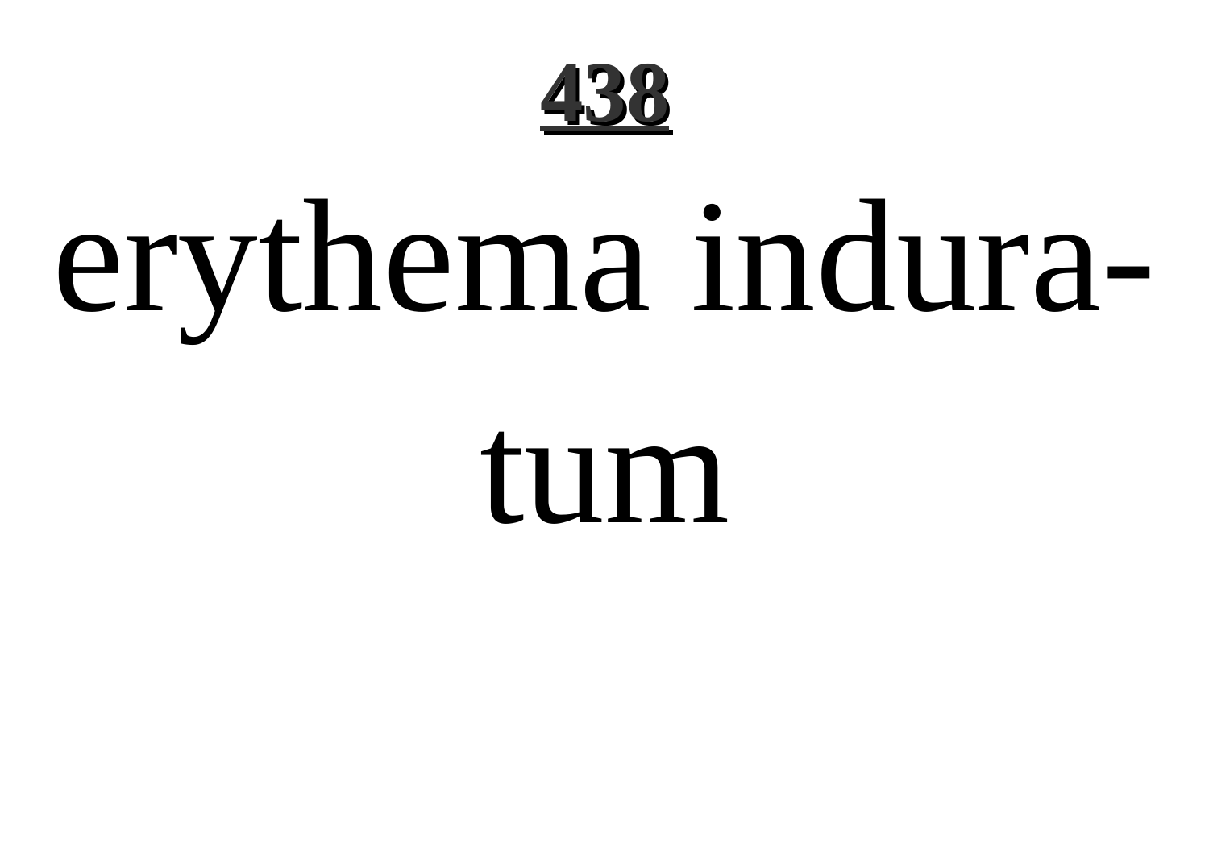erythema induratum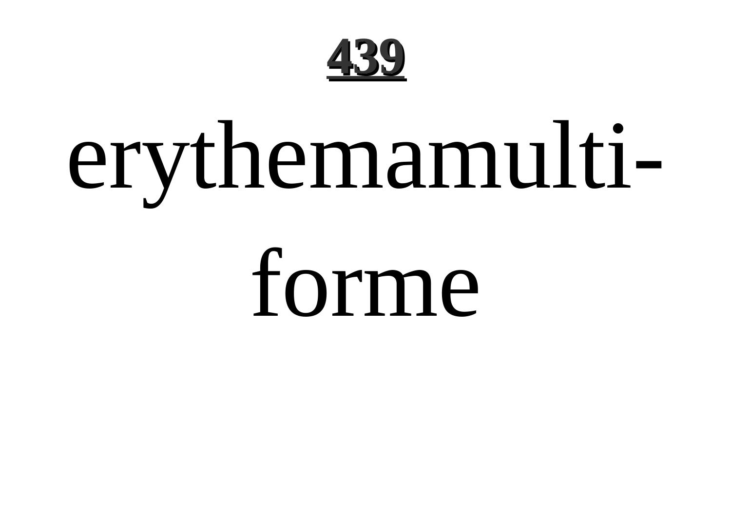erythemamultiforme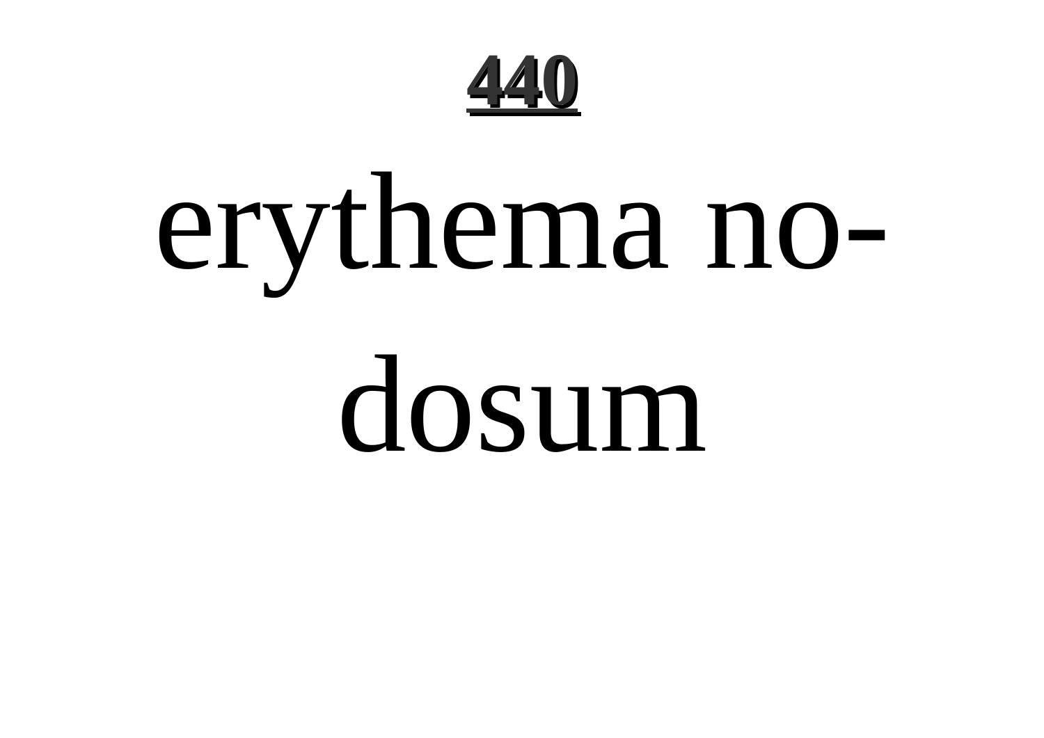erythema nodosum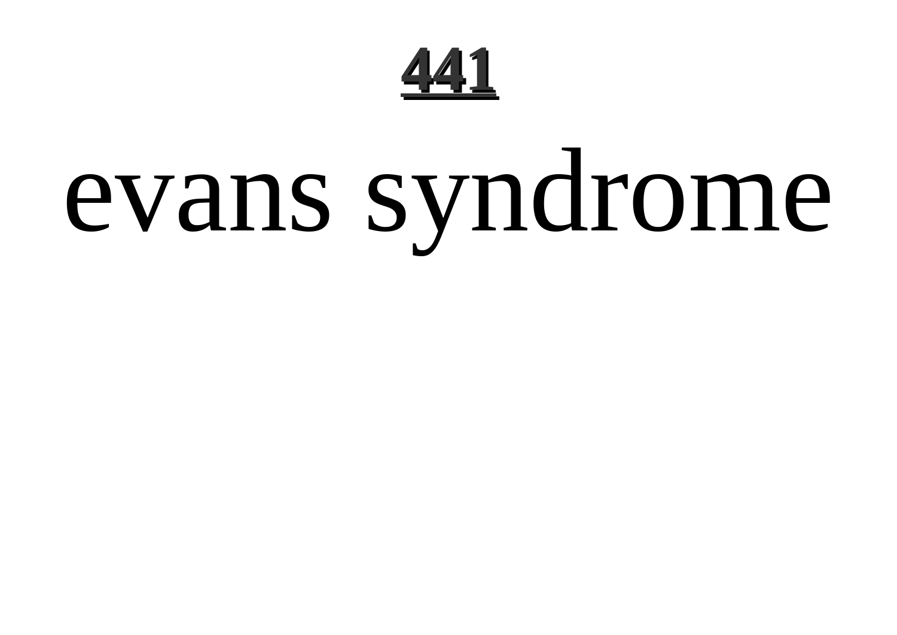# evans syndrome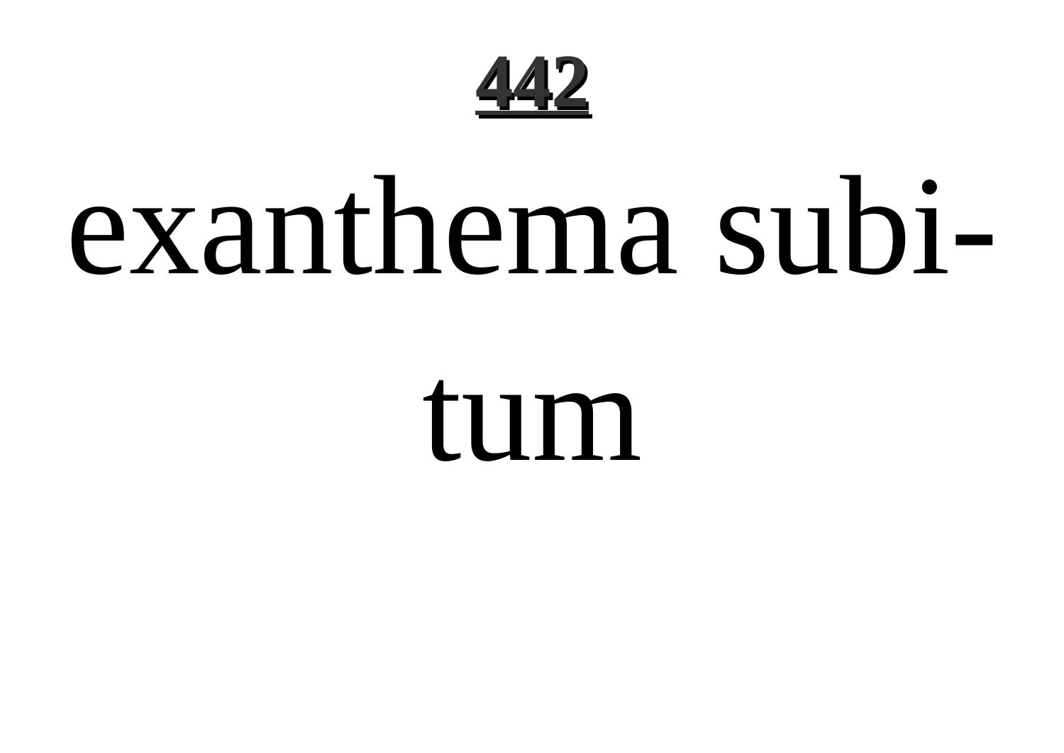exanthema subitum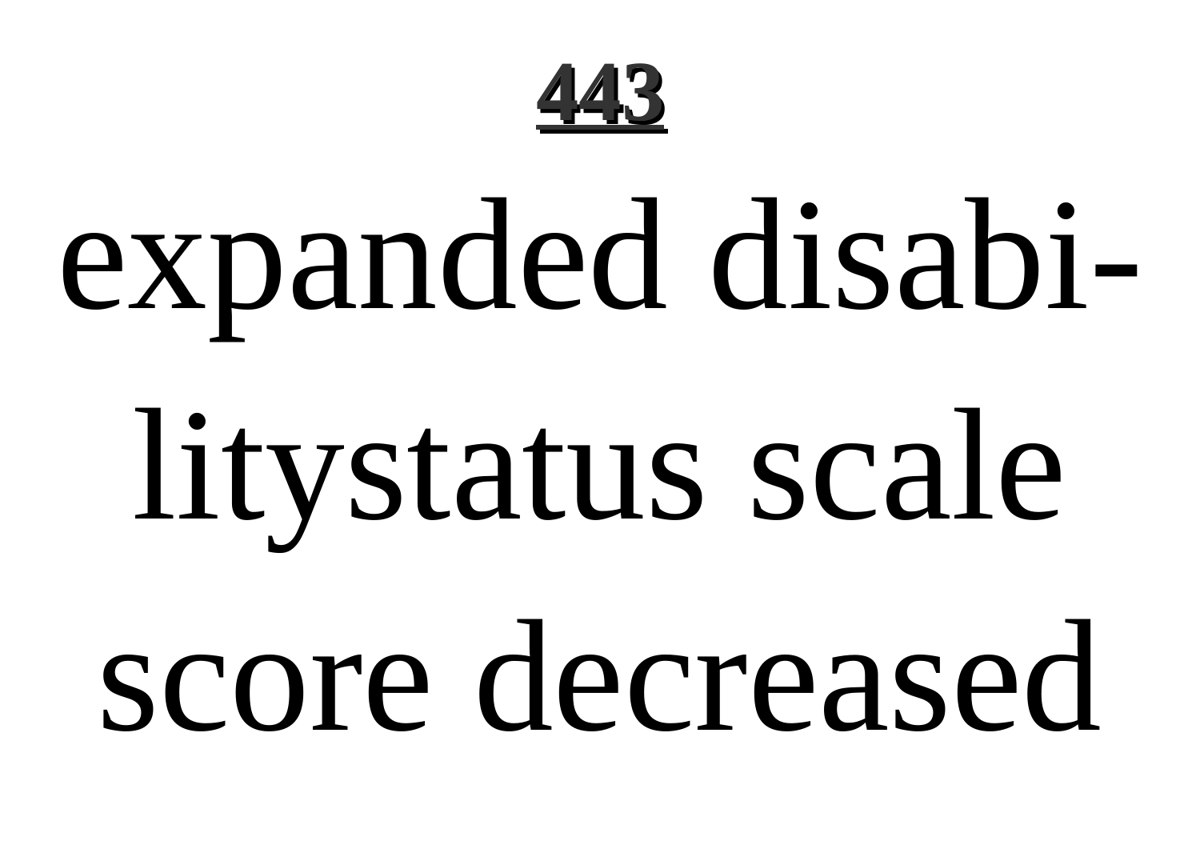expanded disabilitystatus scale score decreased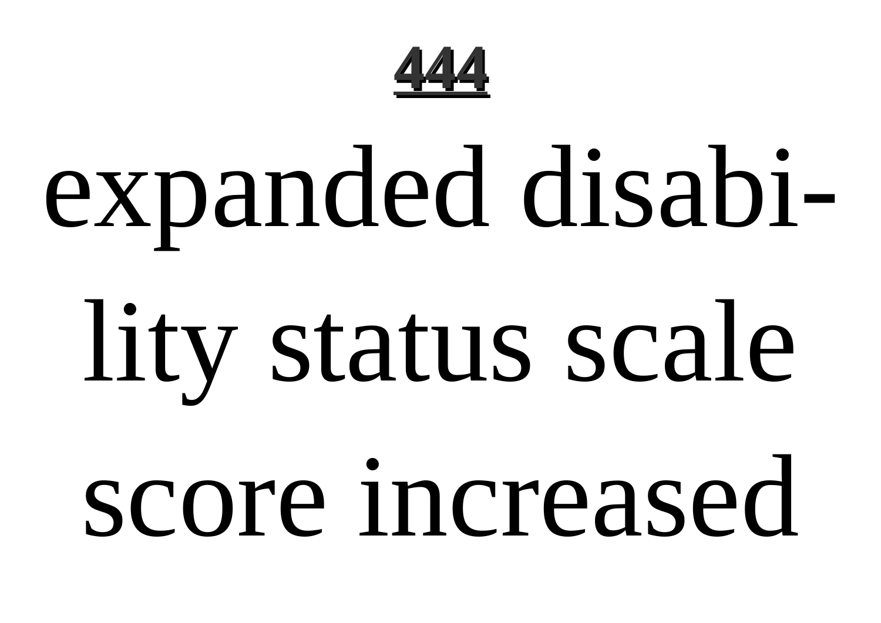expanded disability status scale score increased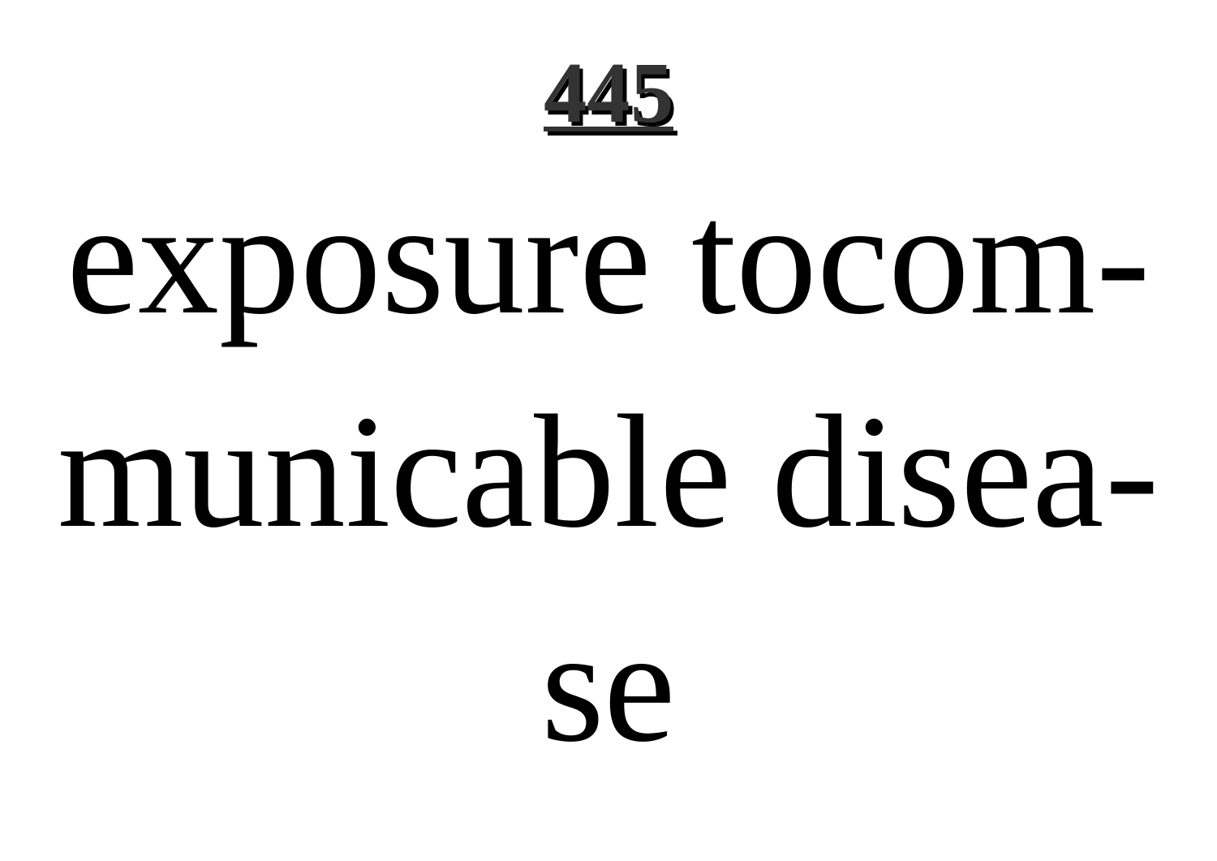exposure tocom-

municable disea-

se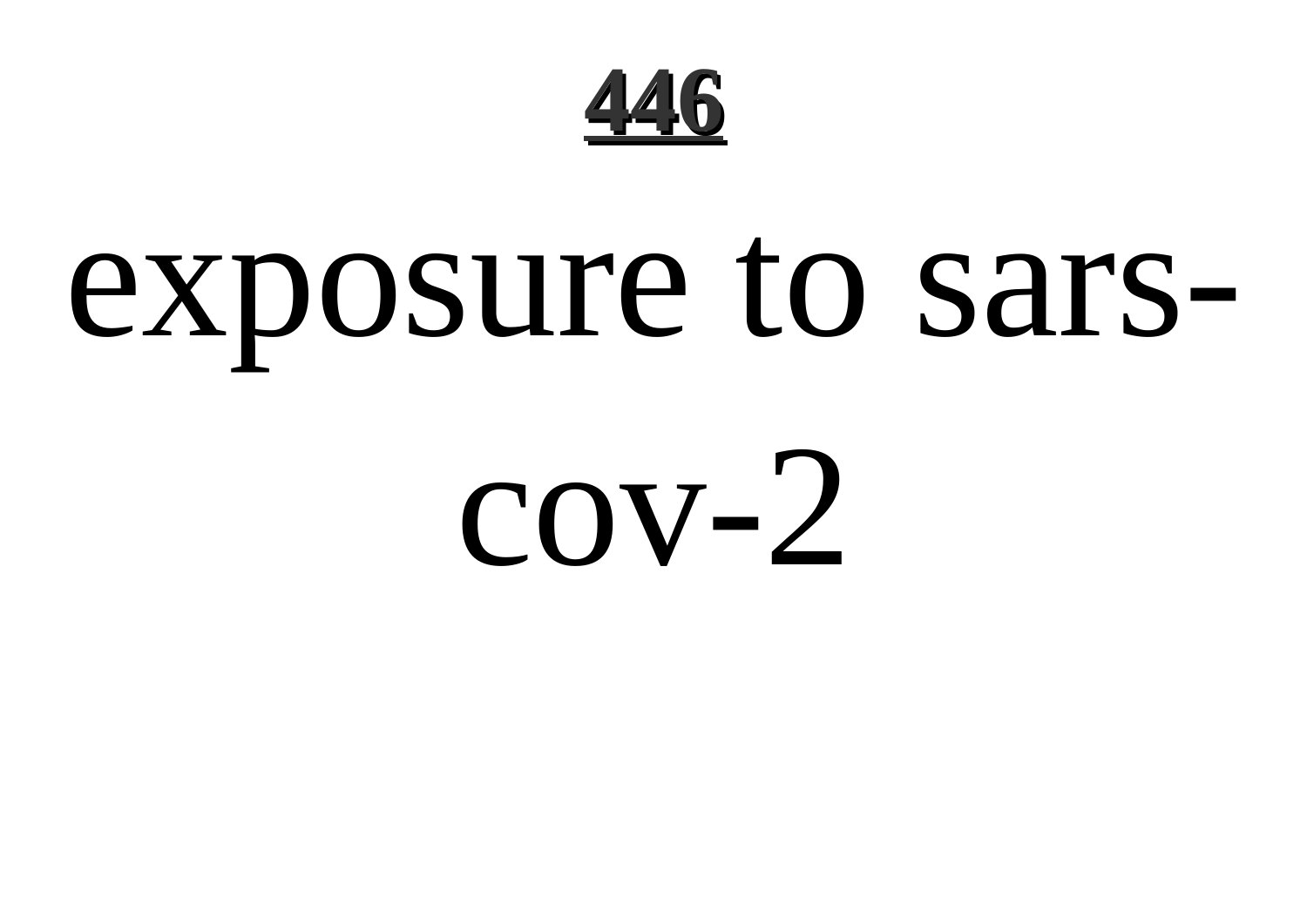exposure to sars-cov-2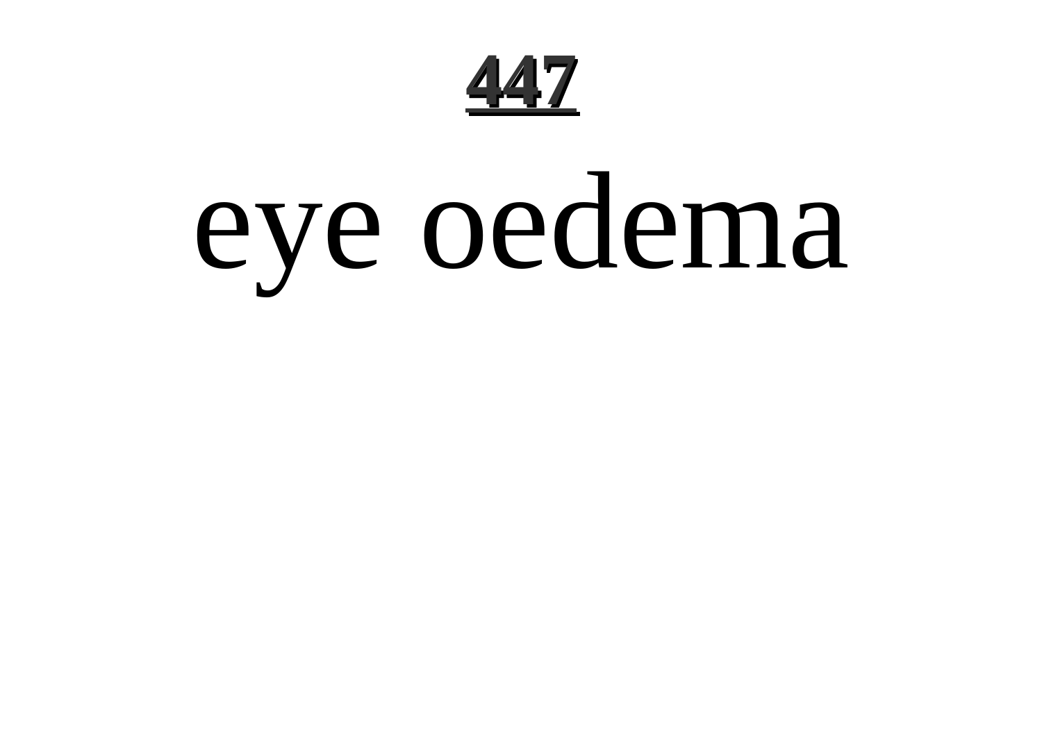# eye oedema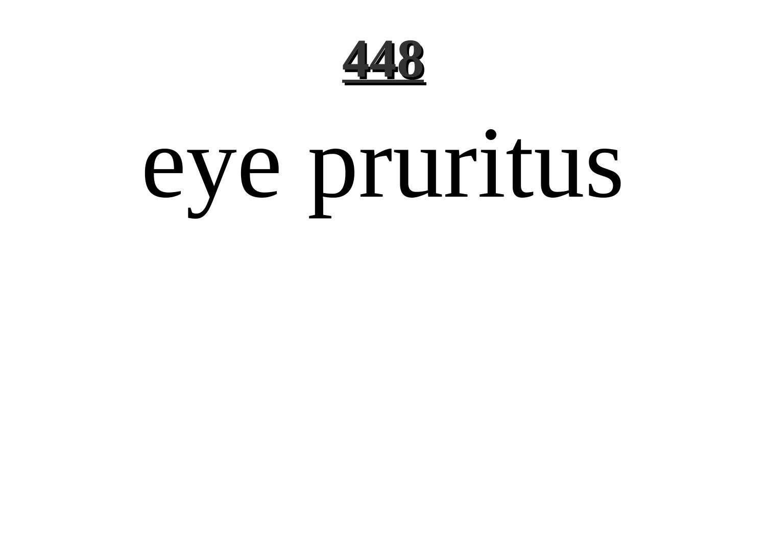eye pruritus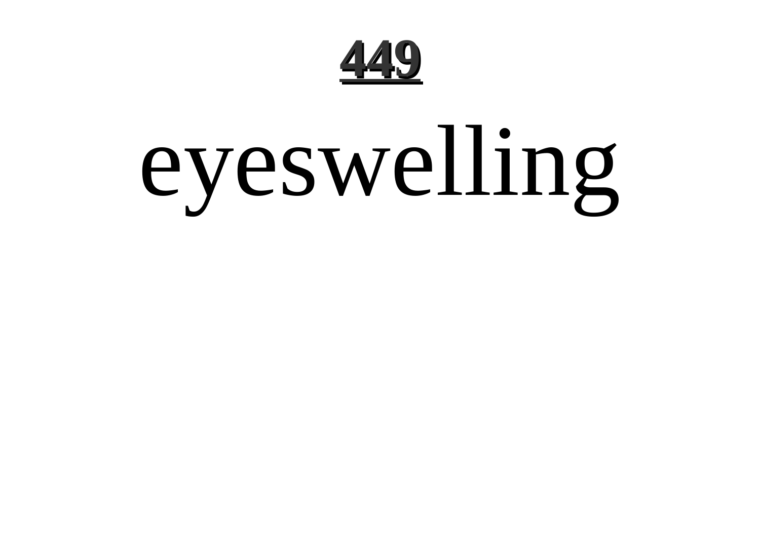eyeswelling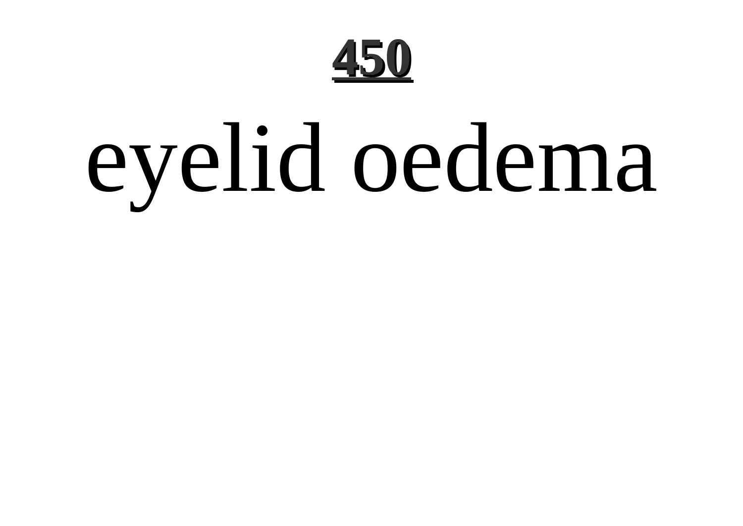eyelid oedema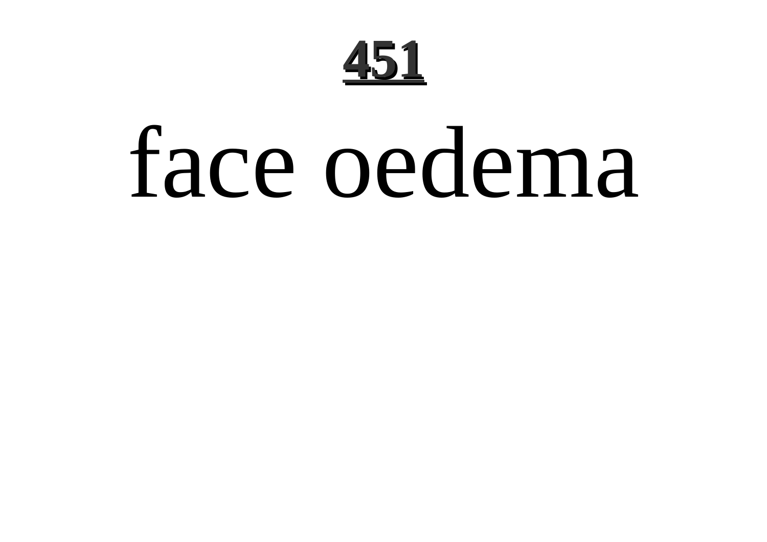# face oedema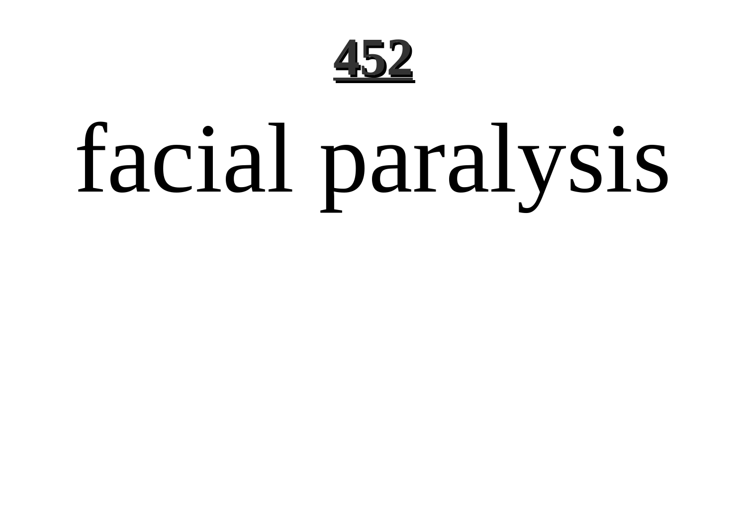# facial paralysis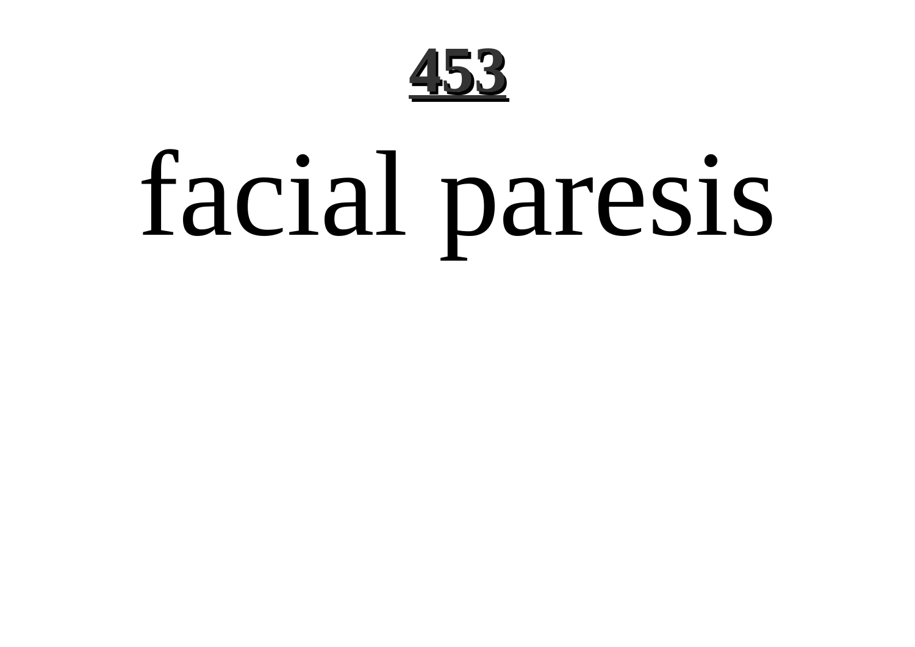# facial paresis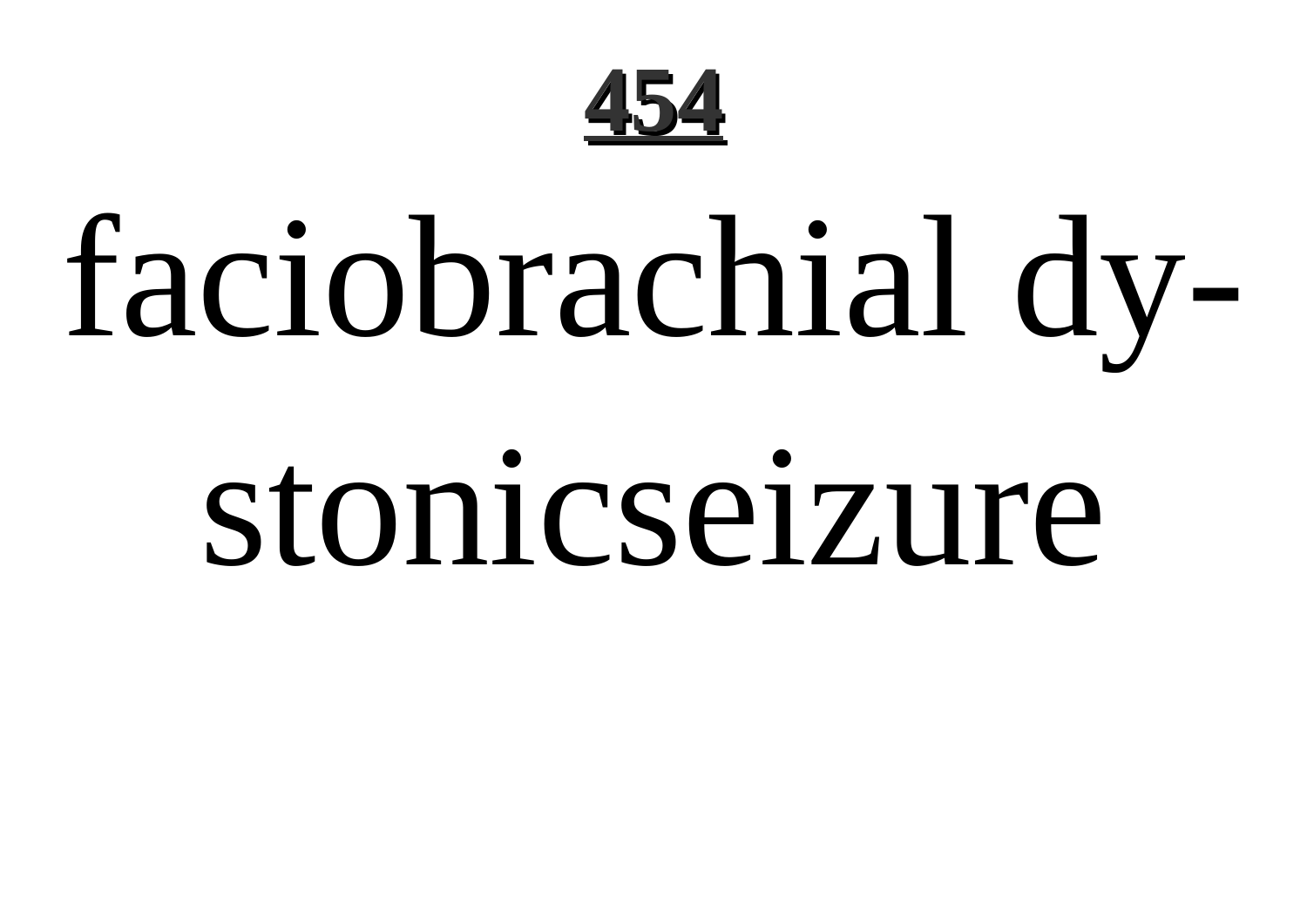**454**

faciobrachial dy-
stonicseizure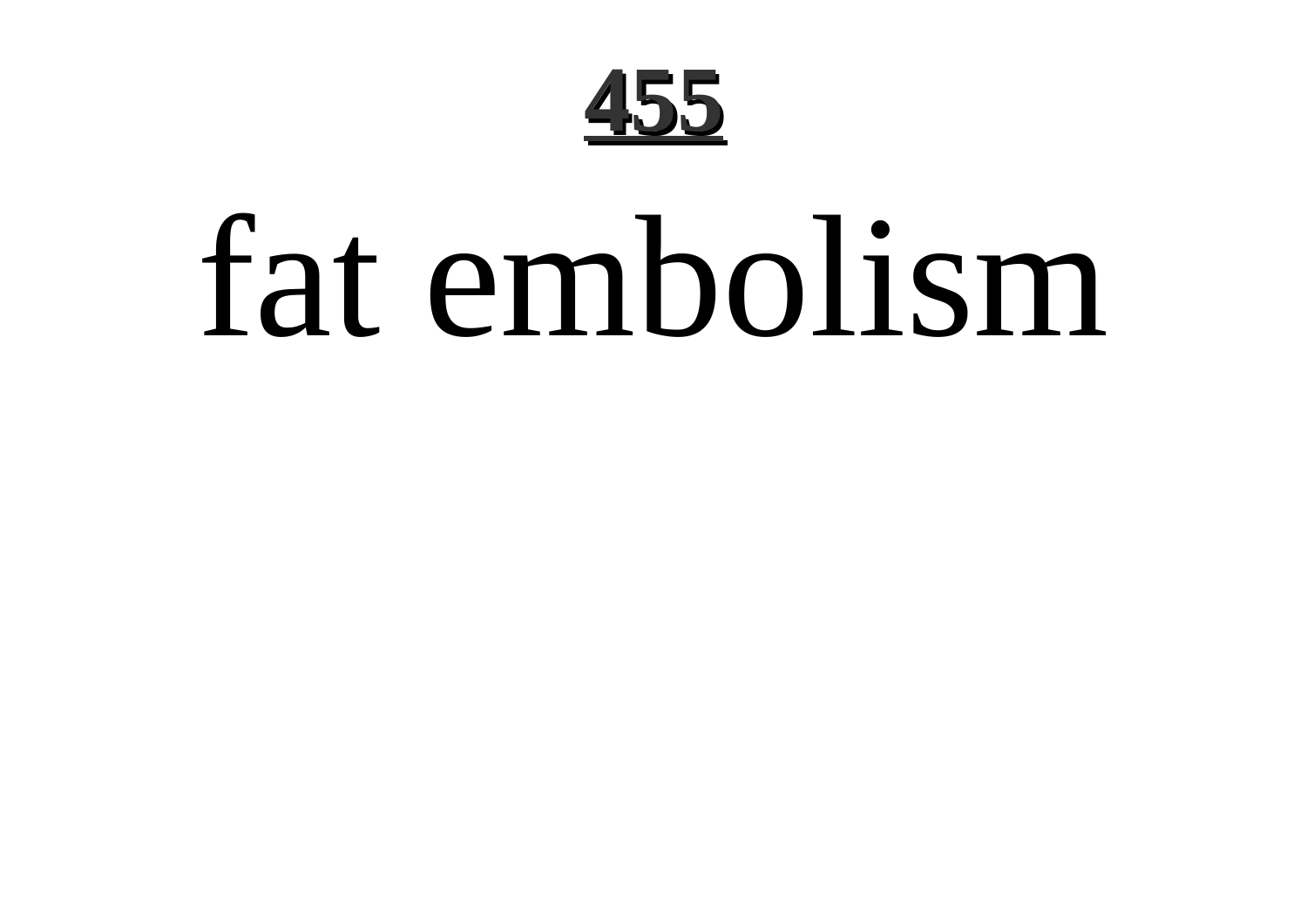# fat embolism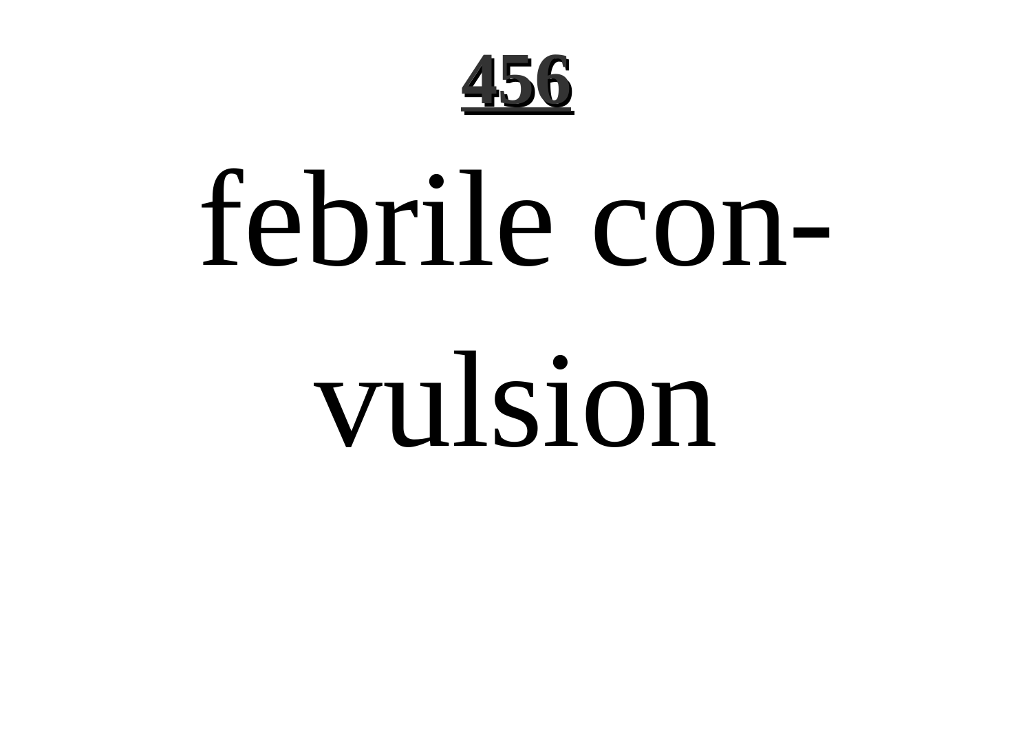febrile convulsion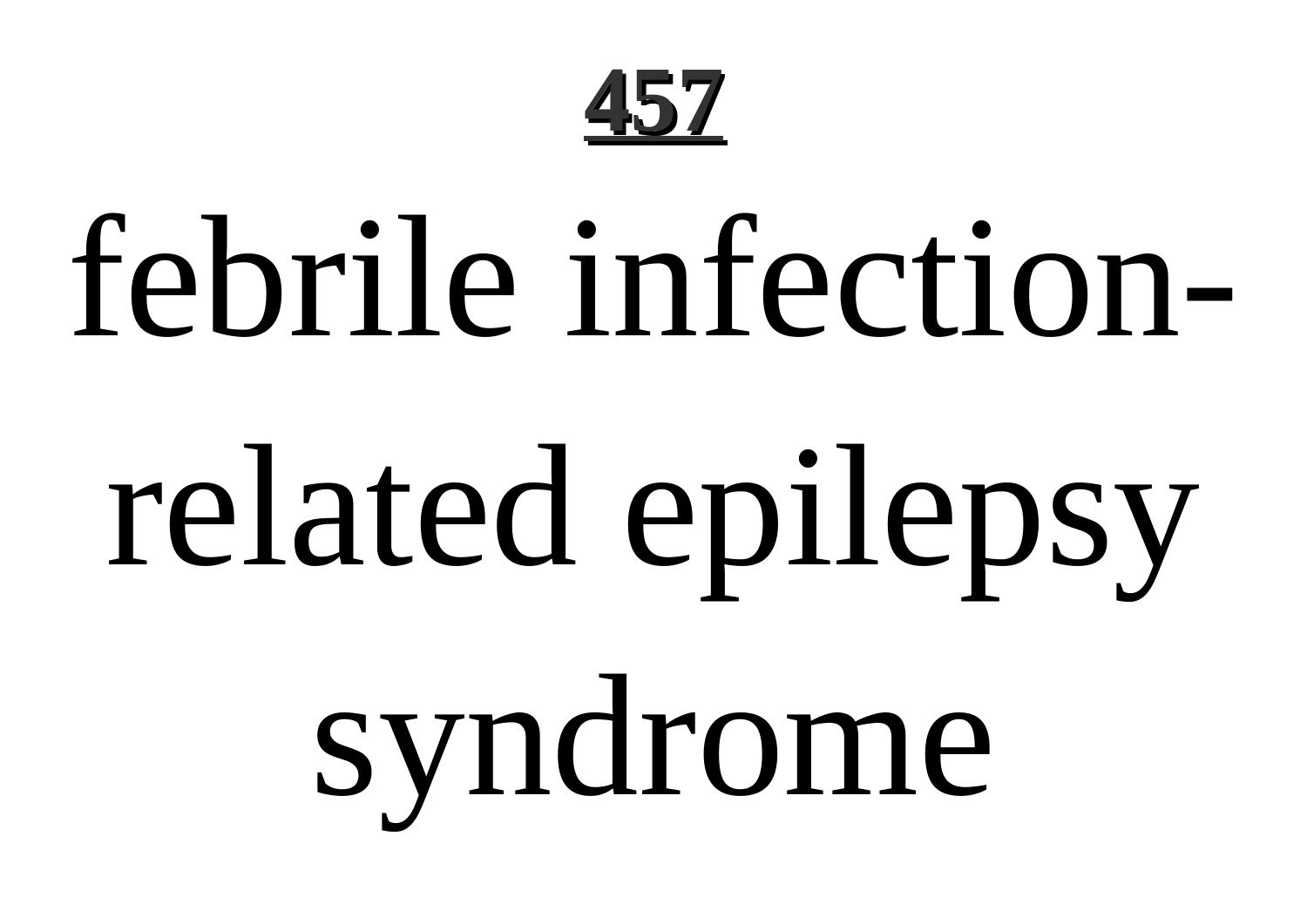# febrile infection-related epilepsy syndrome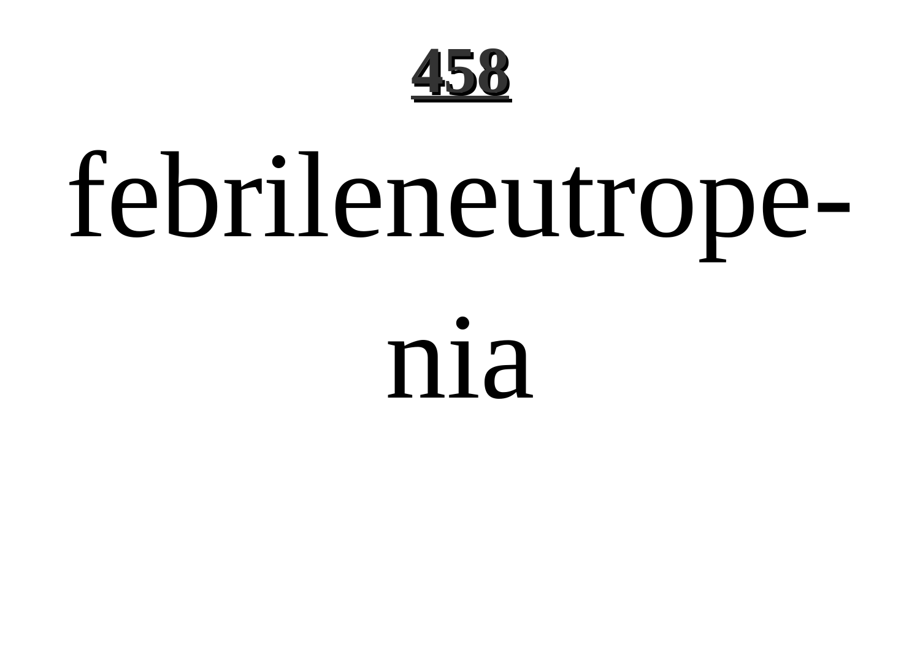**458**

febrileneutrope-

nia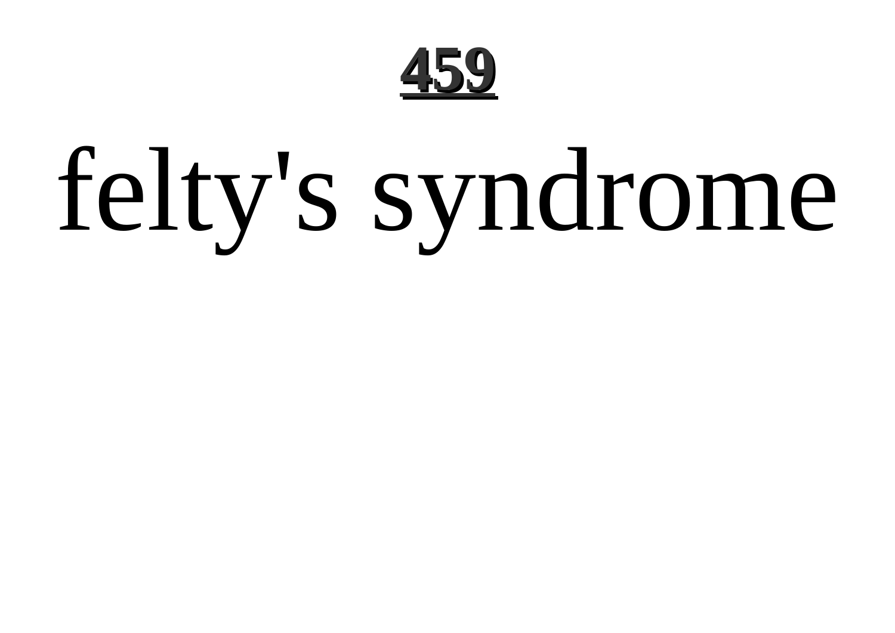# felty's syndrome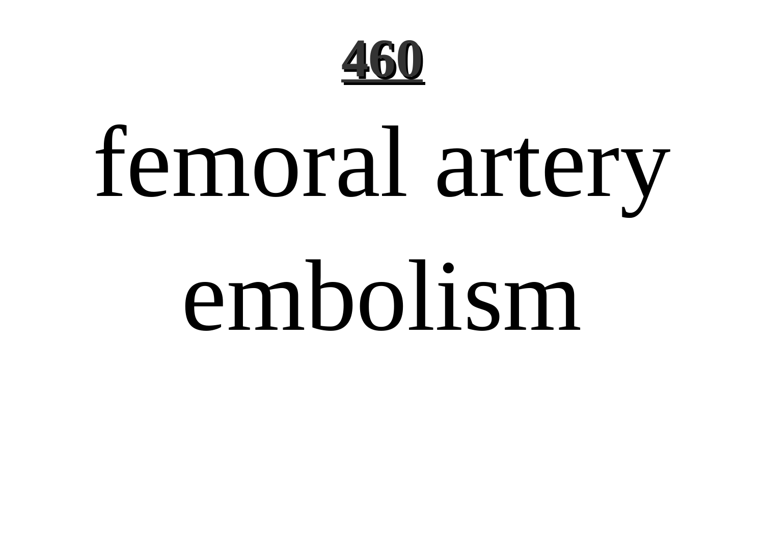# femoral artery embolism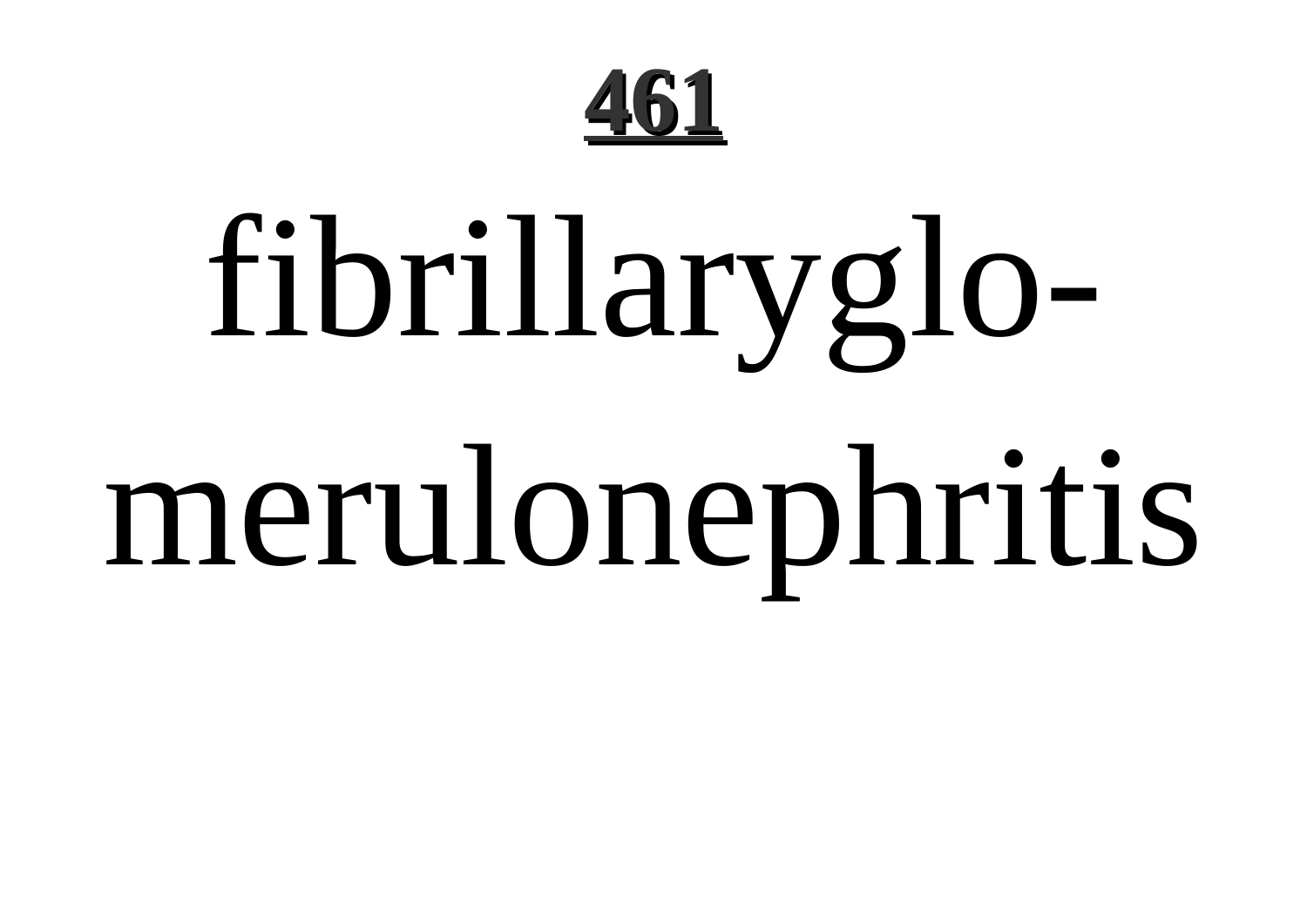fibrillaryglomerulonephritis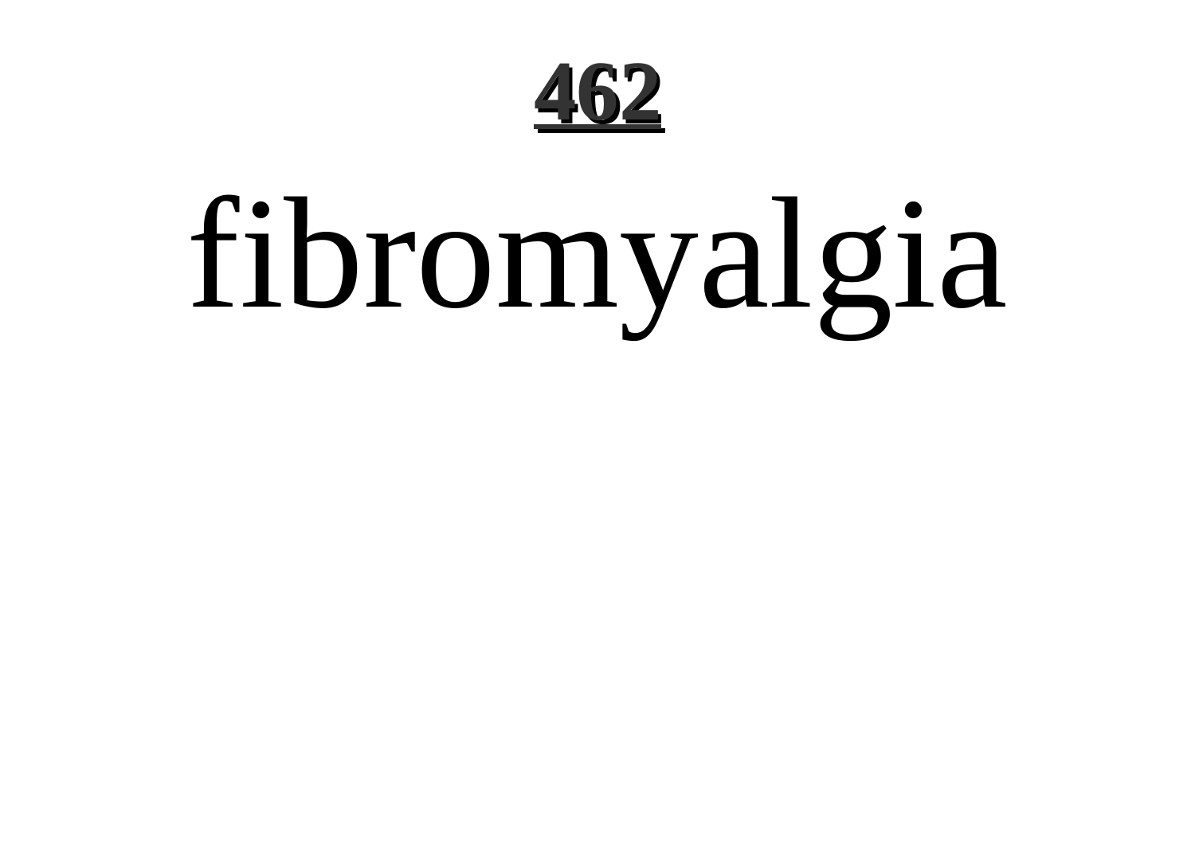# fibromyalgia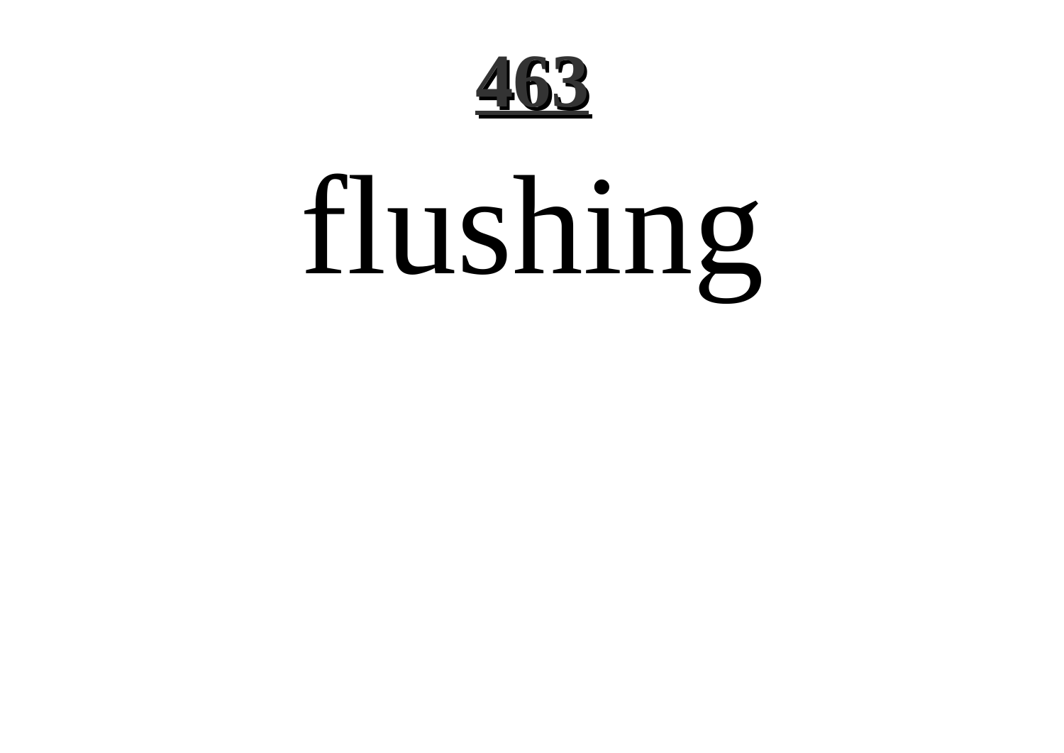# flushing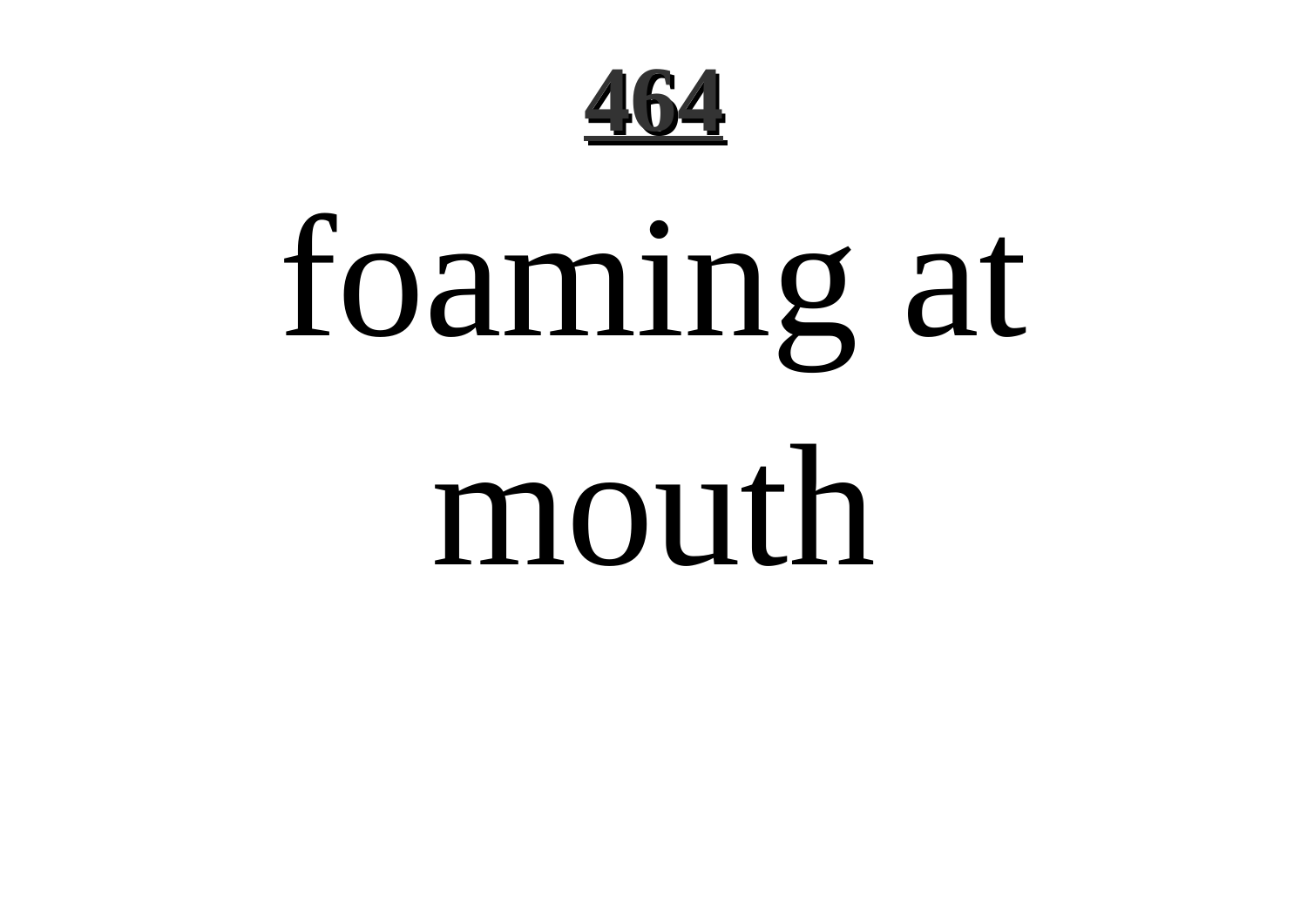# 464

foaming at mouth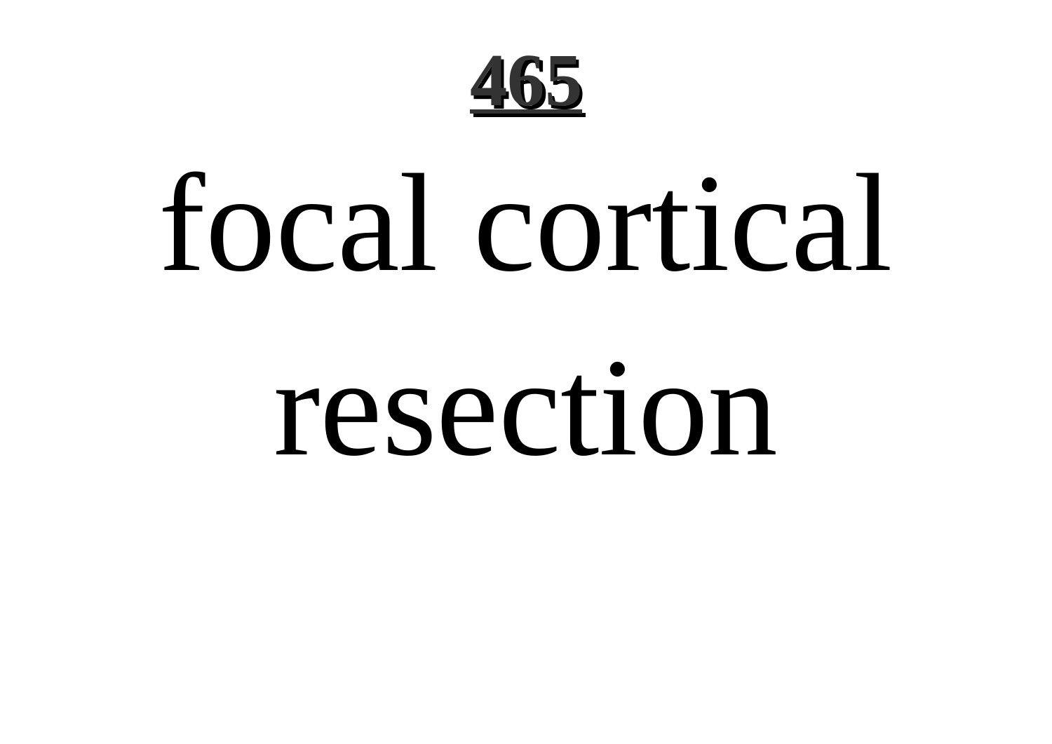focal cortical resection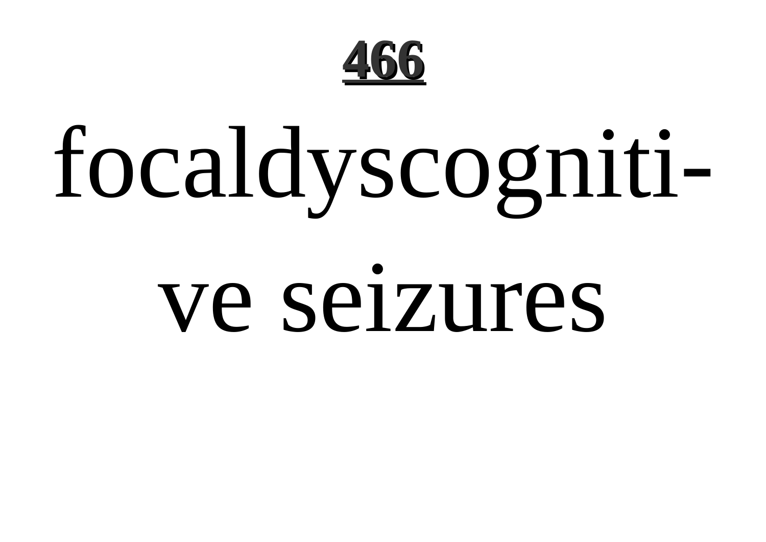focaldyscogniti-

ve seizures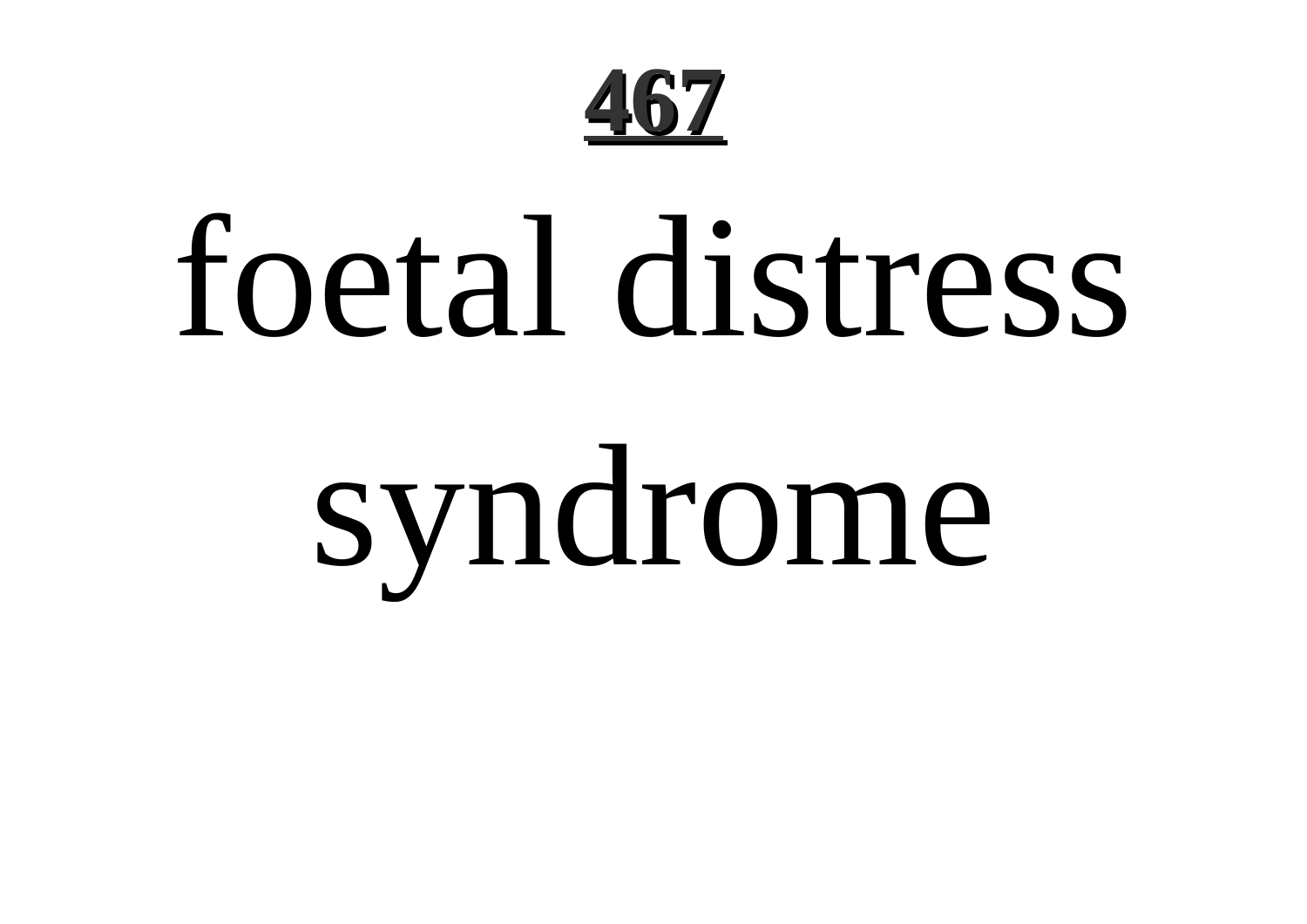# foetal distress syndrome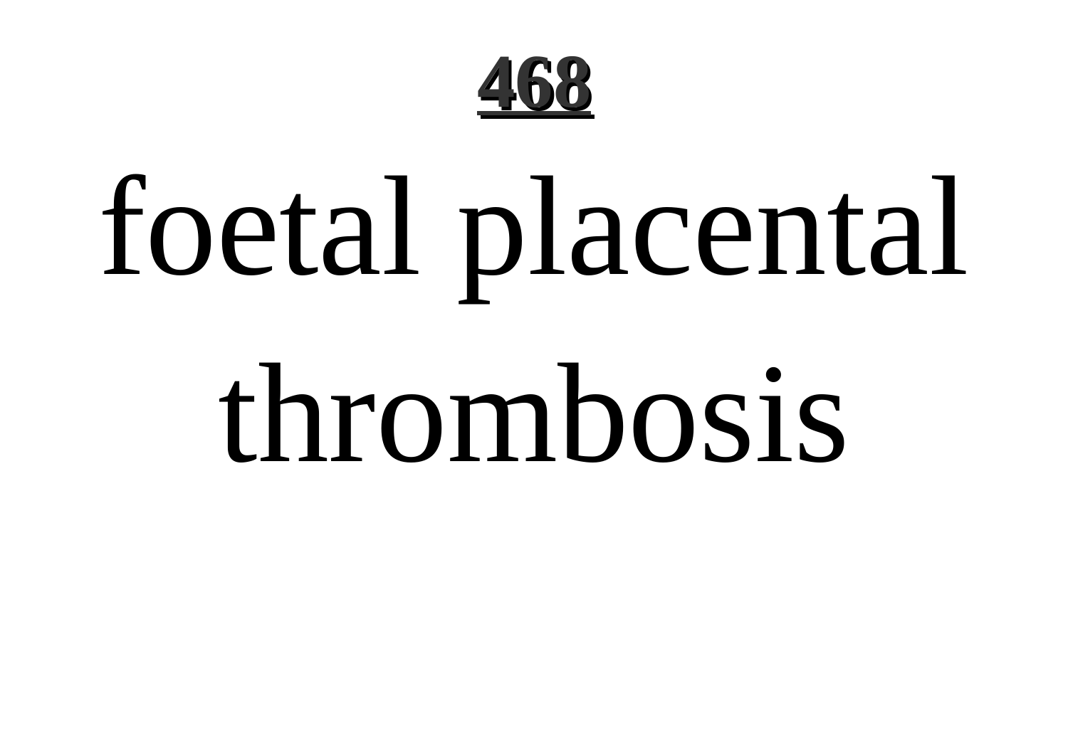# foetal placental thrombosis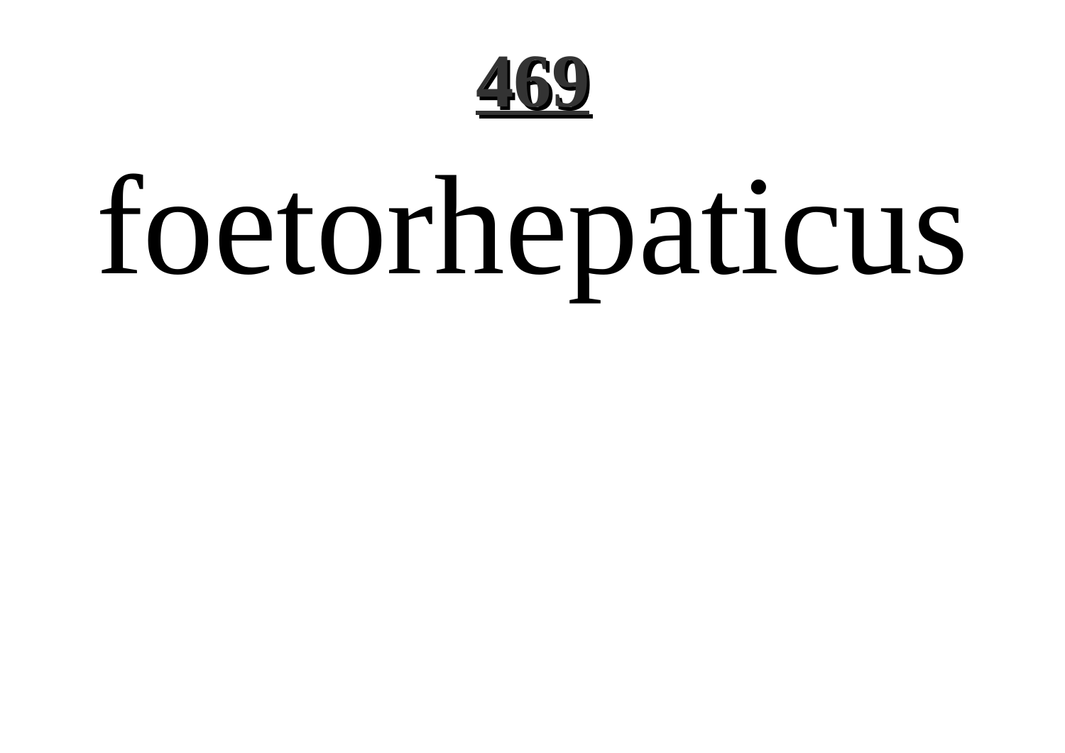foetorhepaticus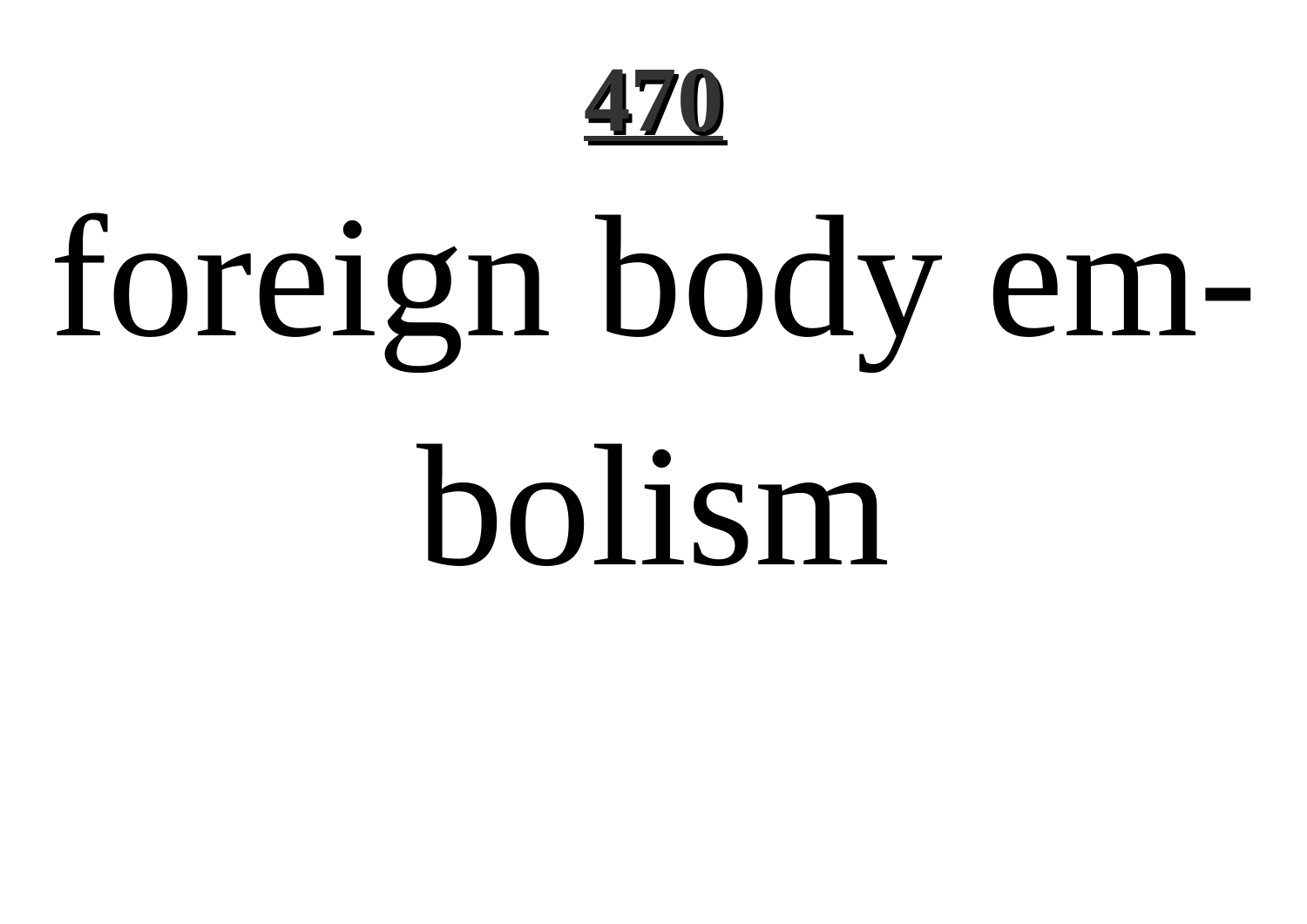foreign body embolism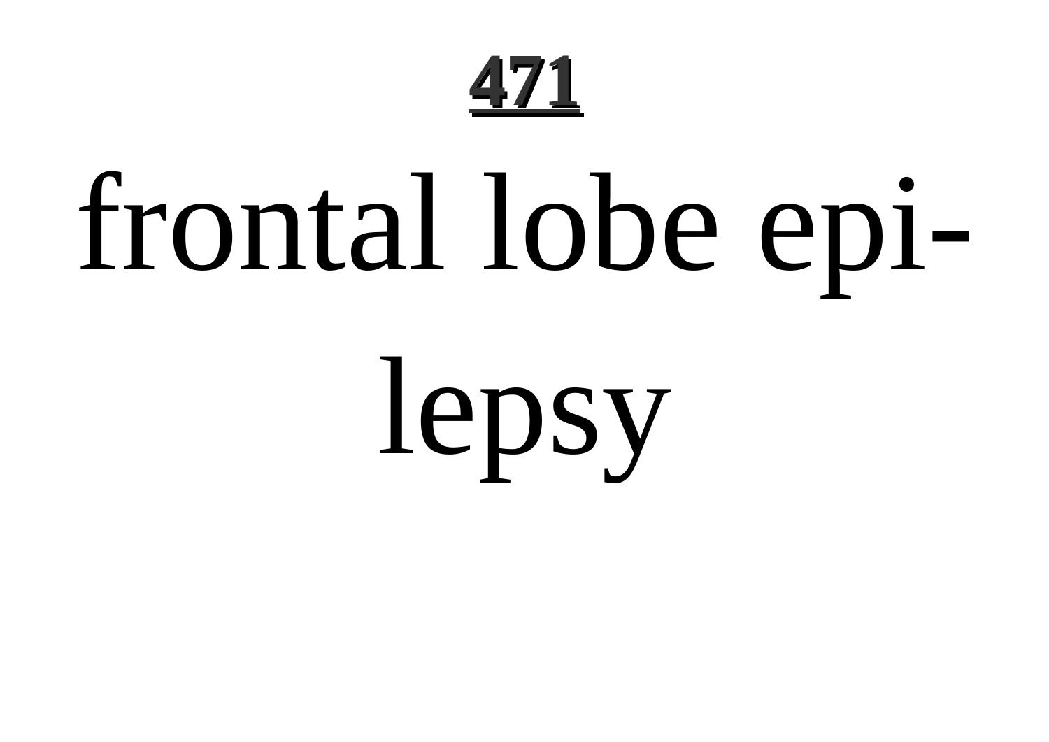frontal lobe epilepsy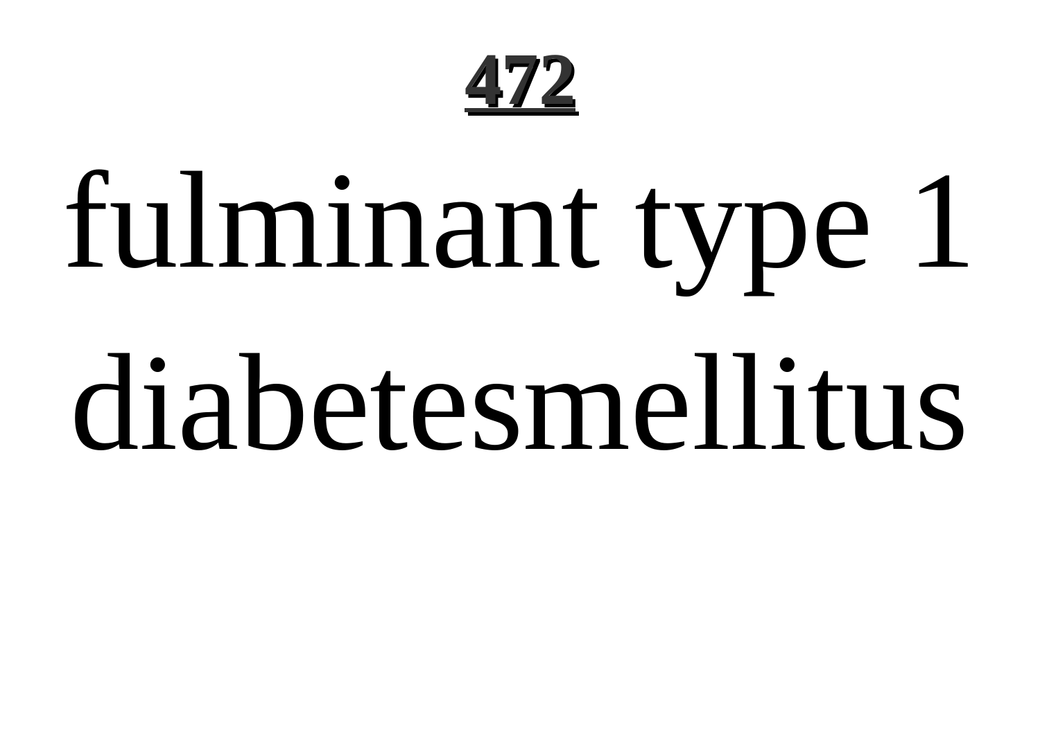fulminant type 1 diabetesmellitus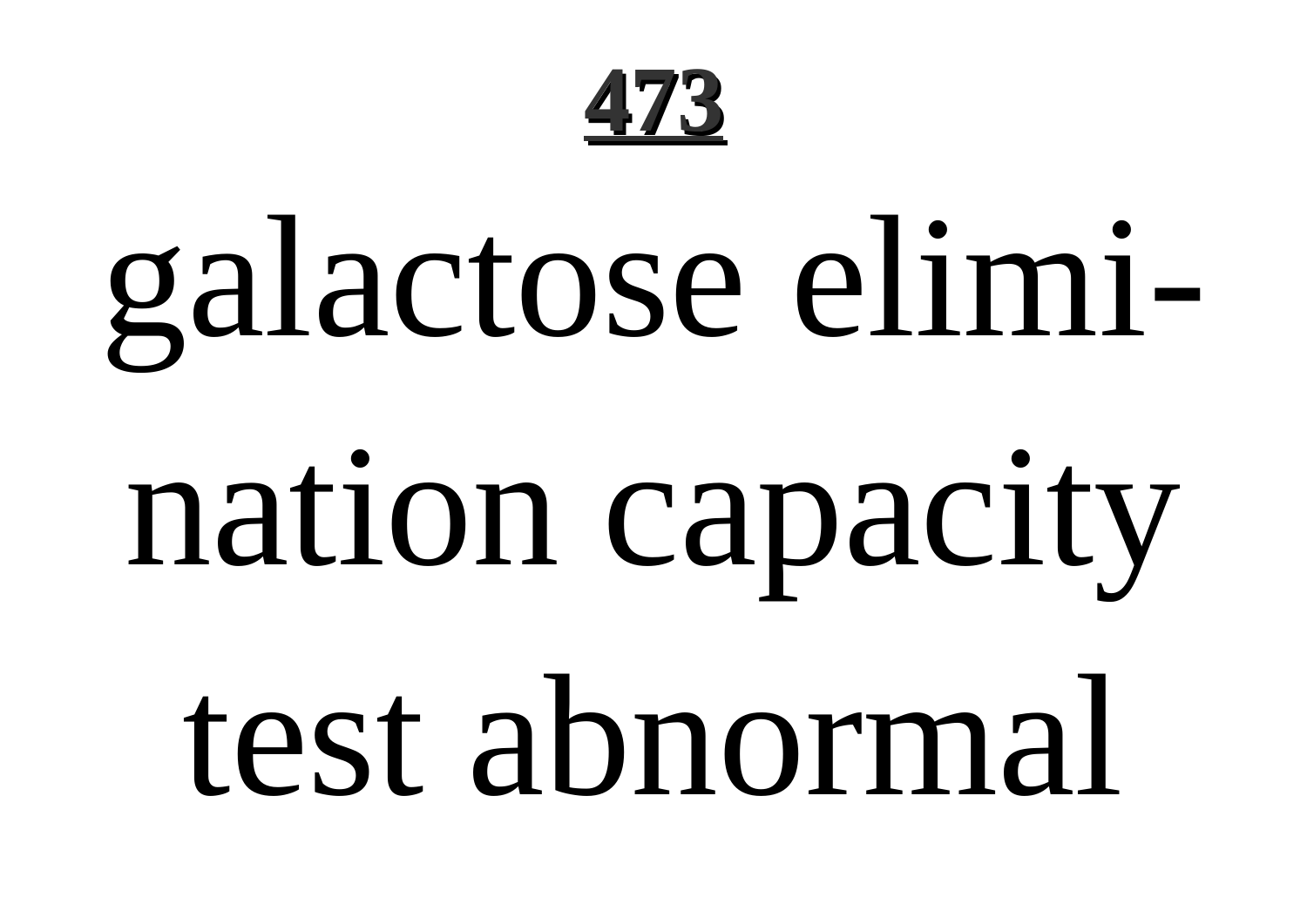galactose elimination capacity test abnormal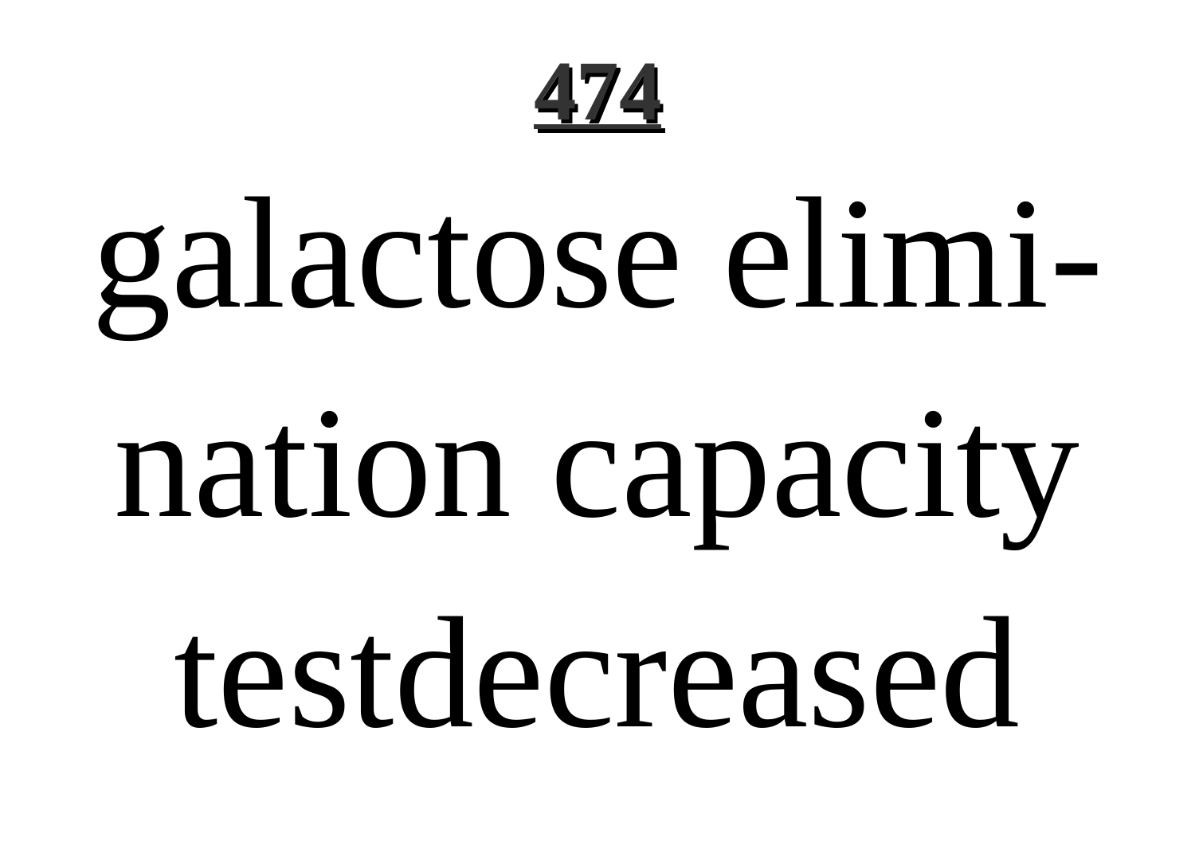**474**

galactose elimination capacity testdecreased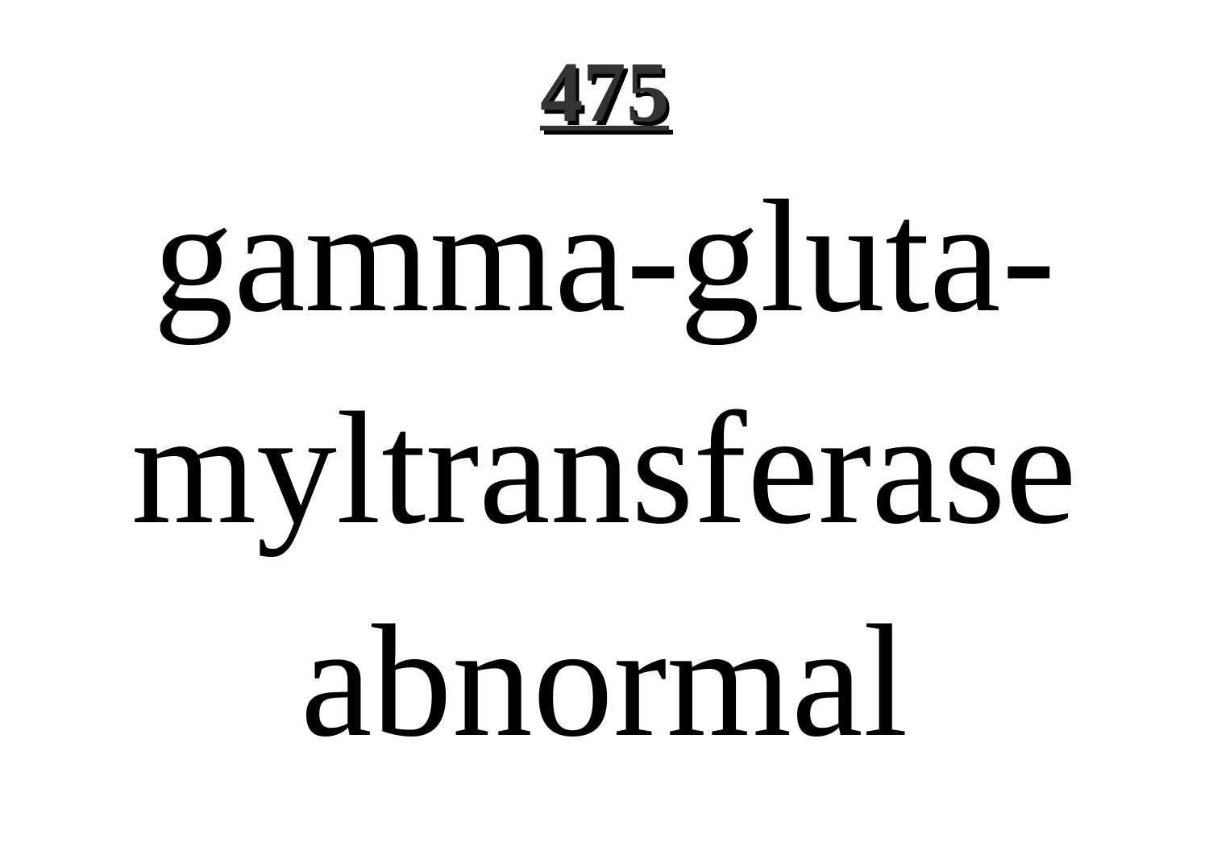**475**

# gamma-glutamyltransferase abnormal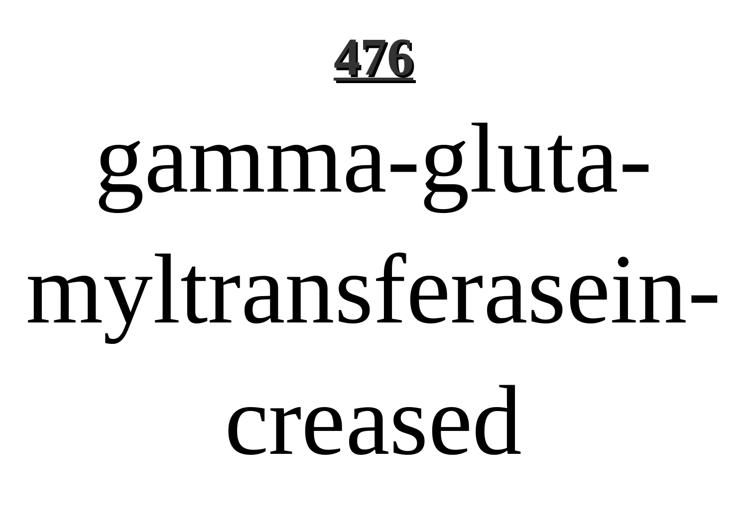gamma-glutamyltransferaseincreased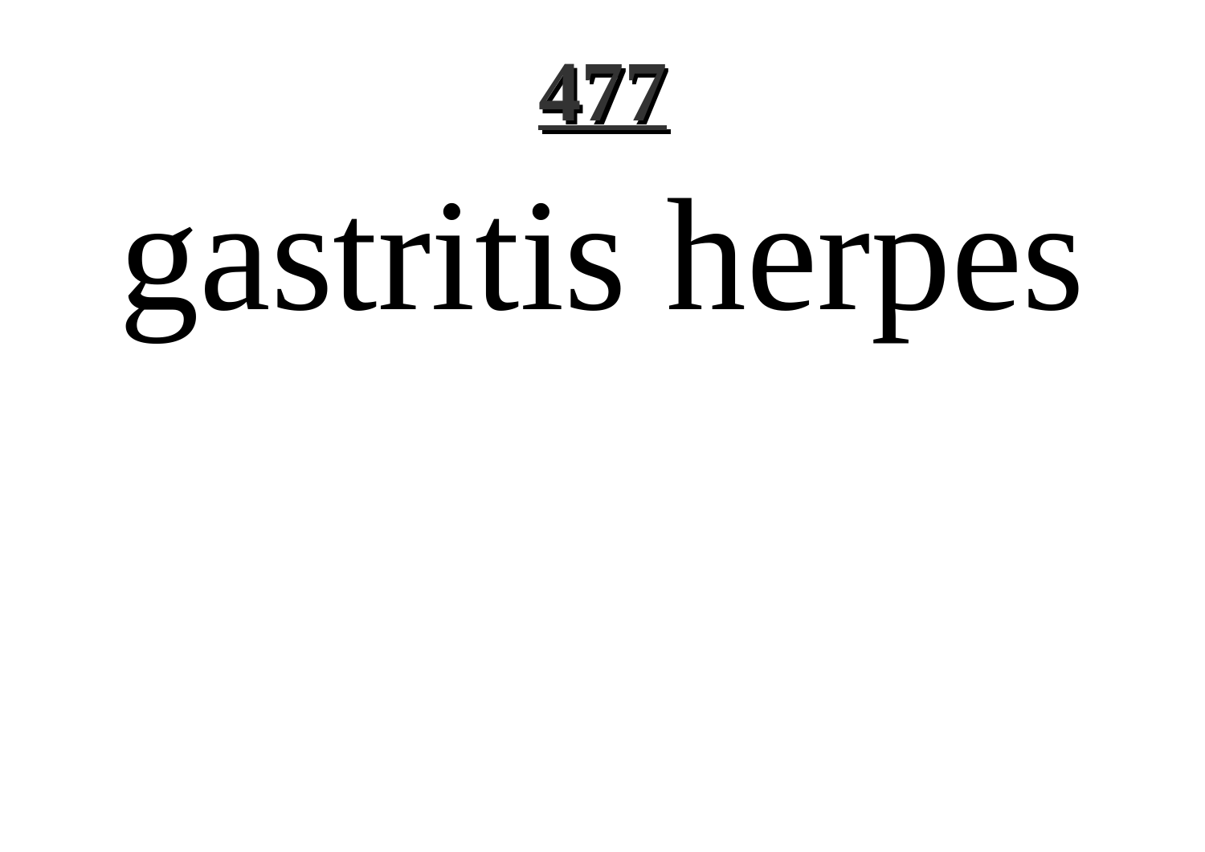# gastritis herpes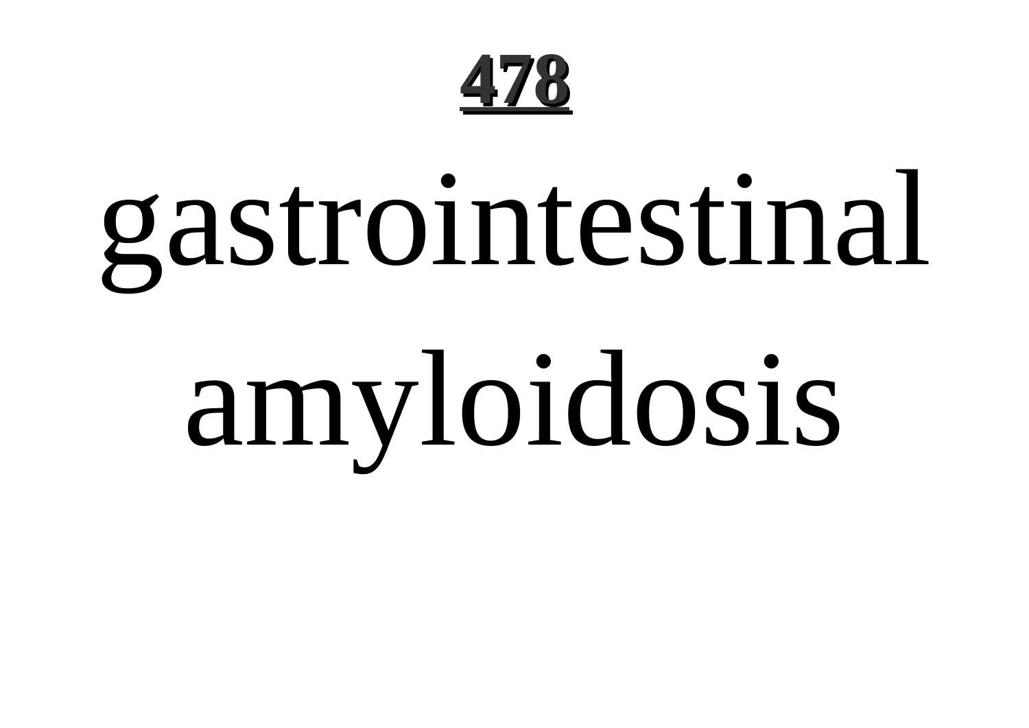# gastrointestinal amyloidosis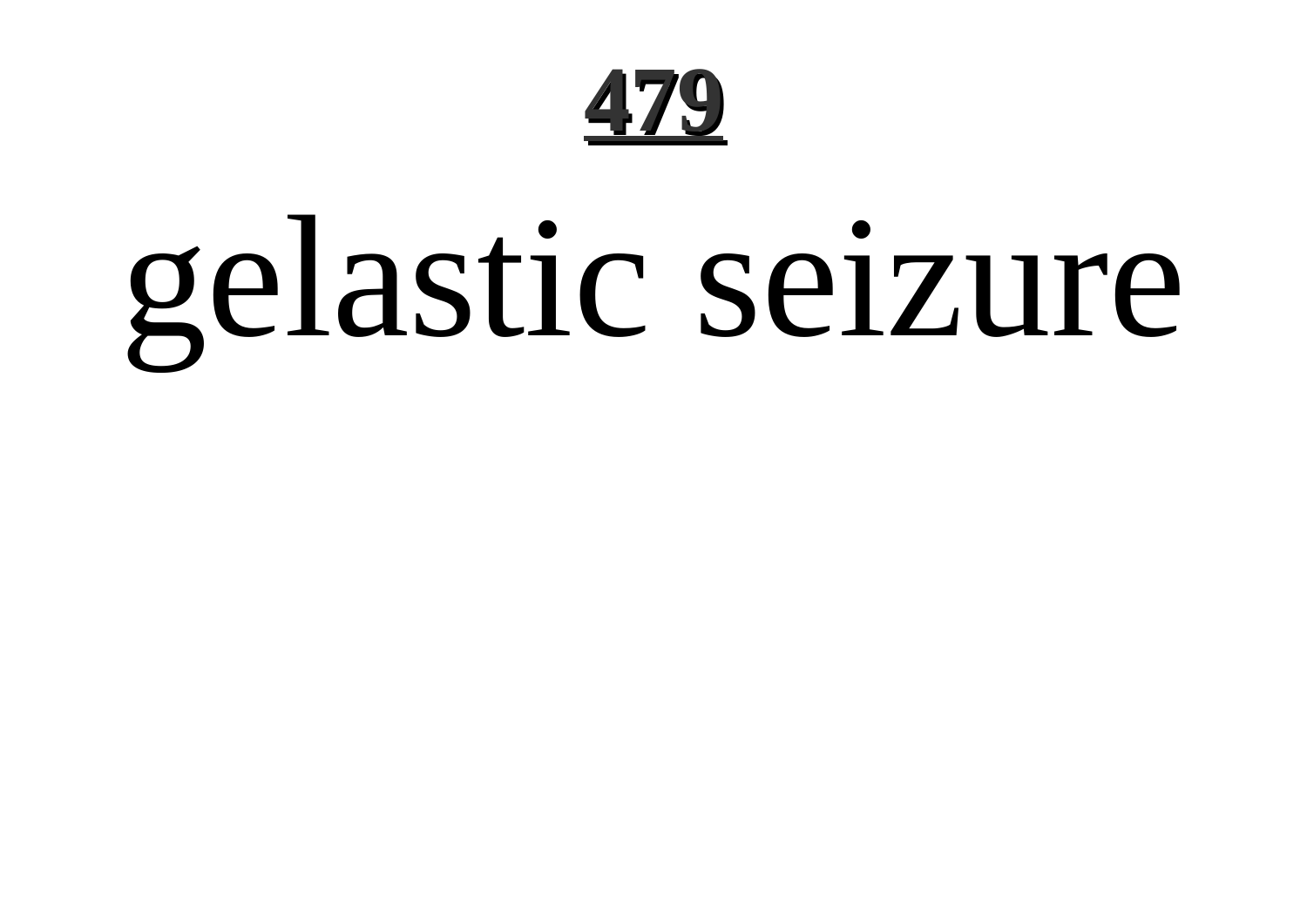# gelastic seizure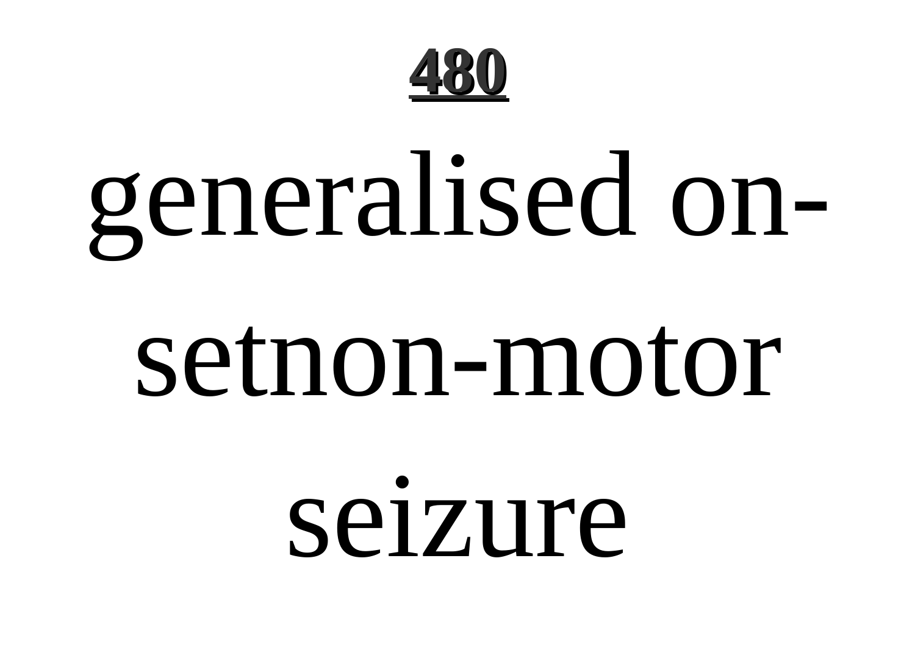**480**

generalised on-setnon-motor seizure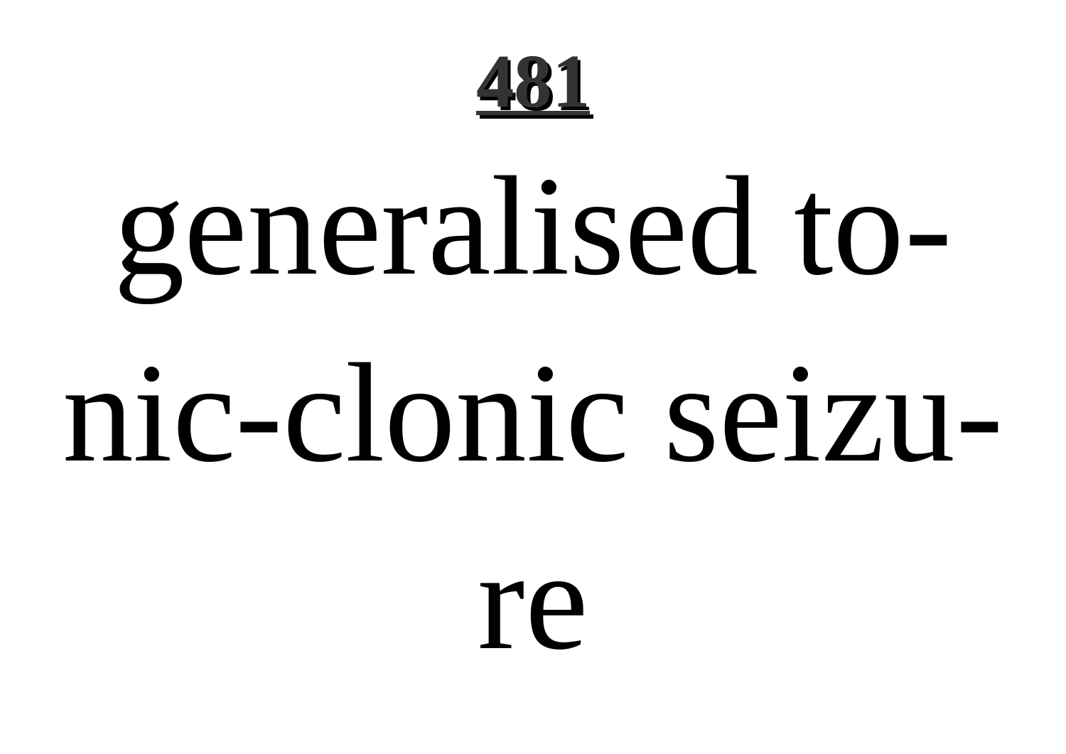generalised to-
nic-clonic seizu-
re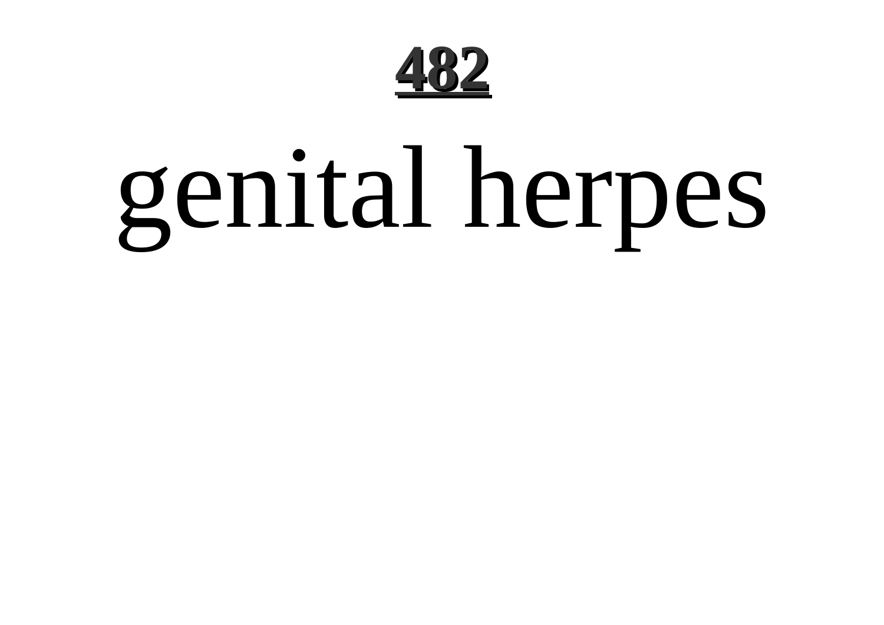# genital herpes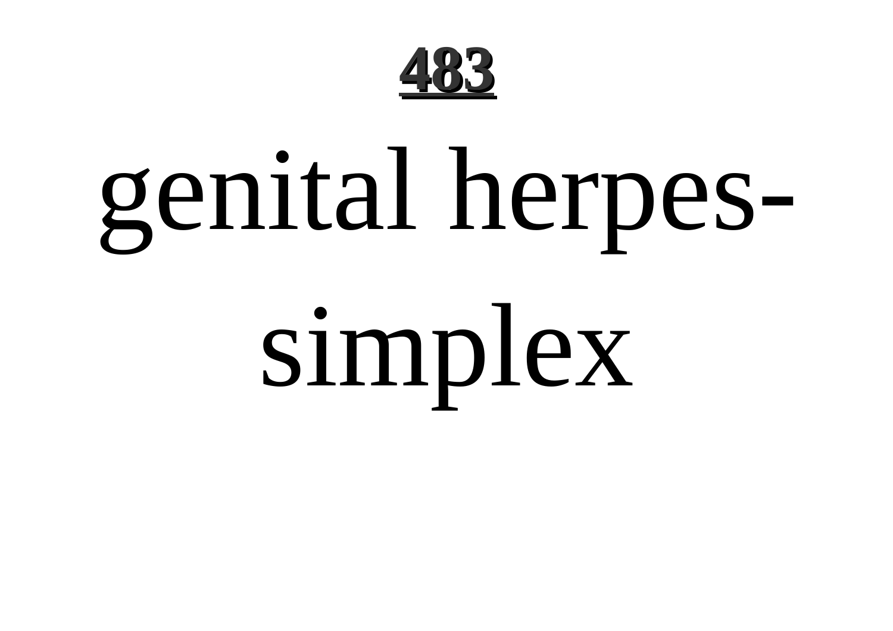**483**

# genital herpes-simplex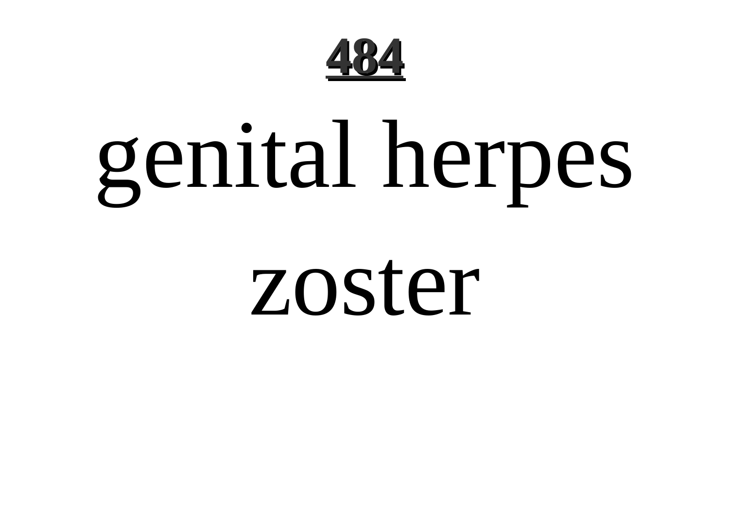genital herpes zoster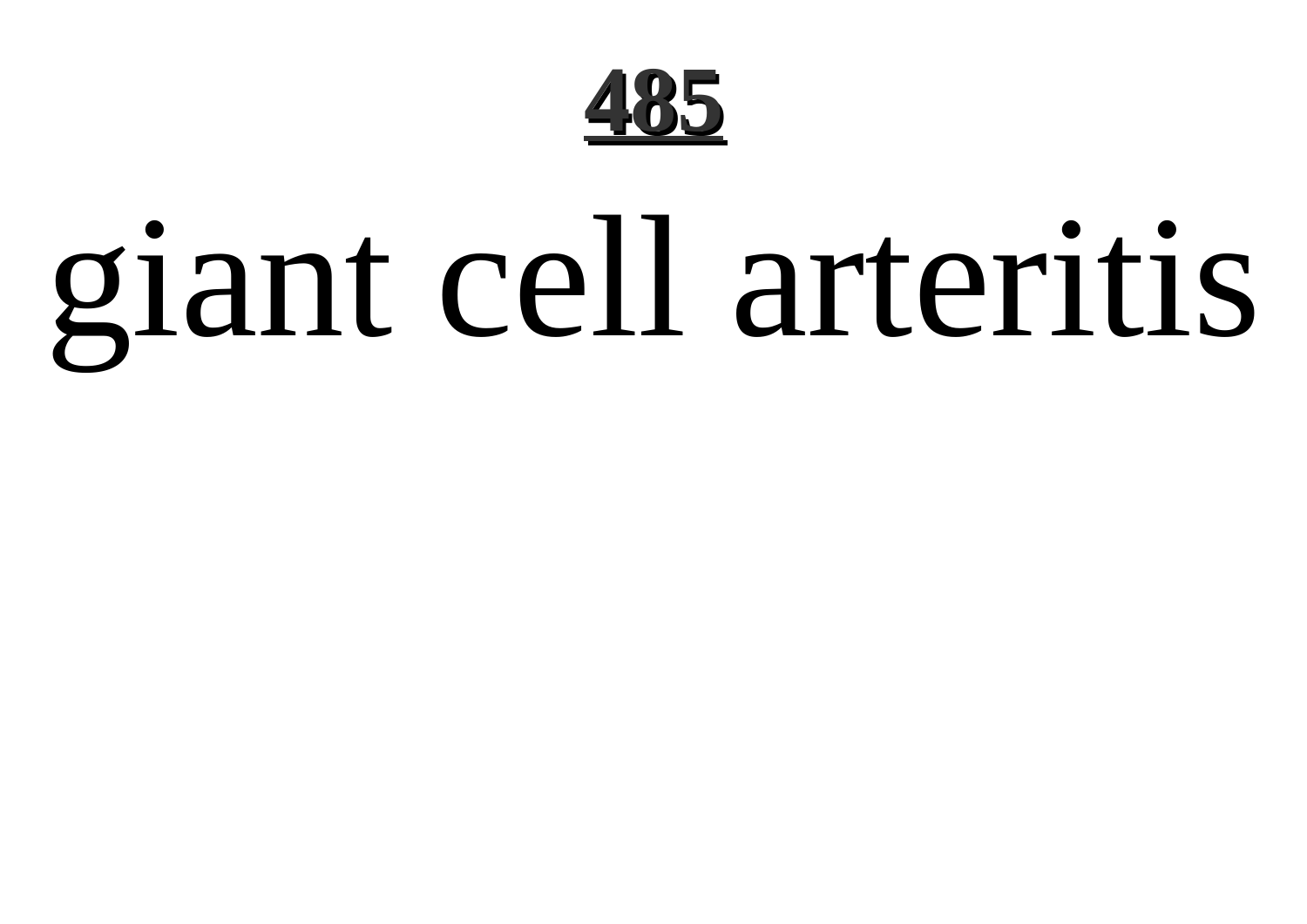**485**

# giant cell arteritis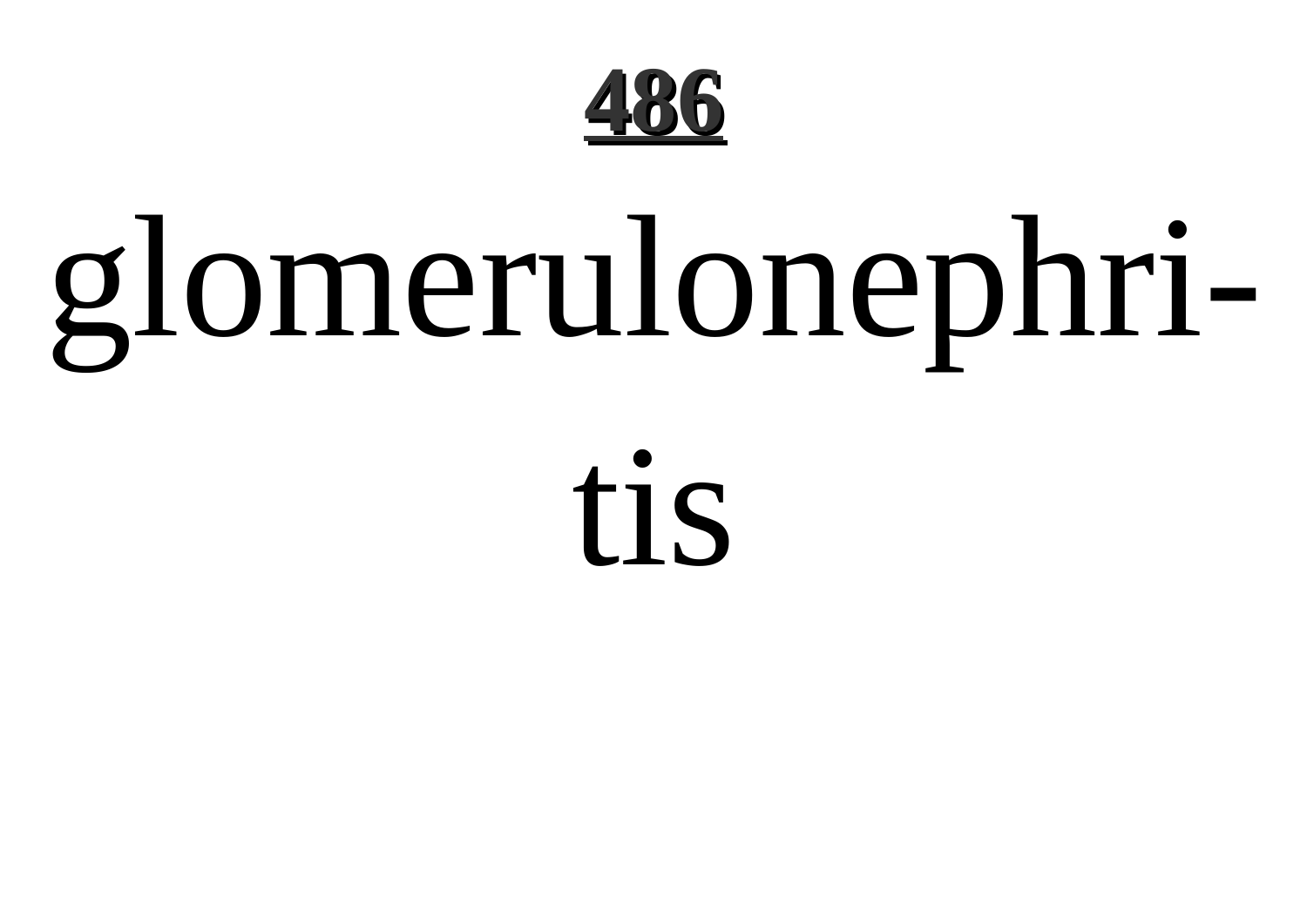glomerulonephritis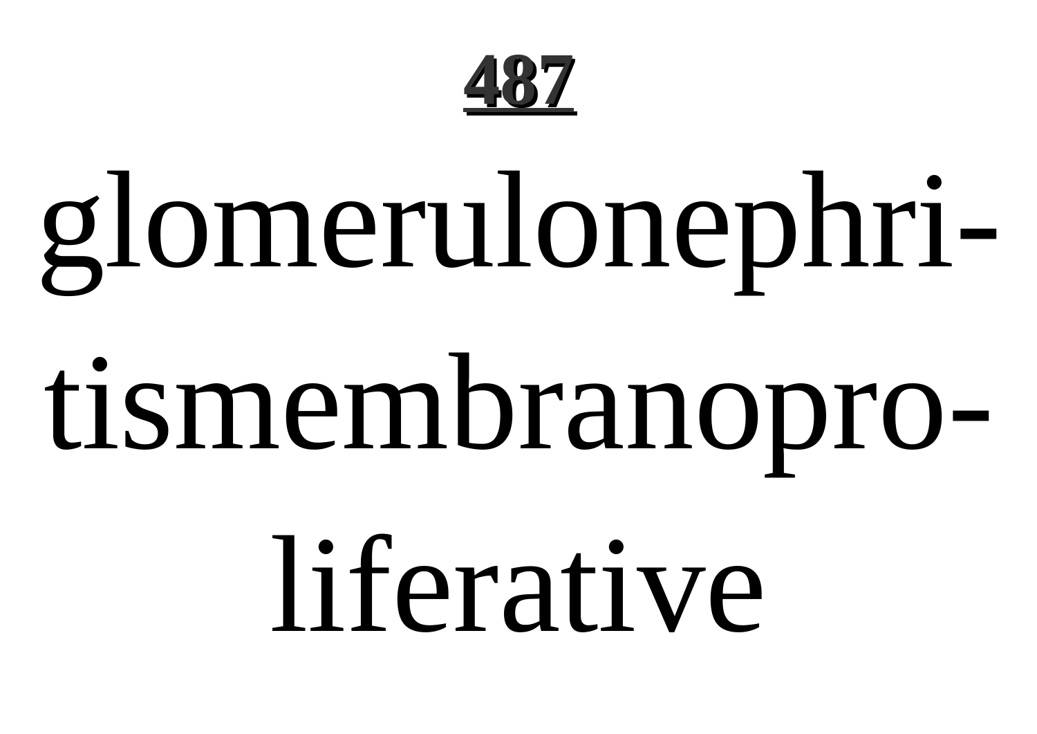**487**

glomerulonephri-

tismembranopro-

liferative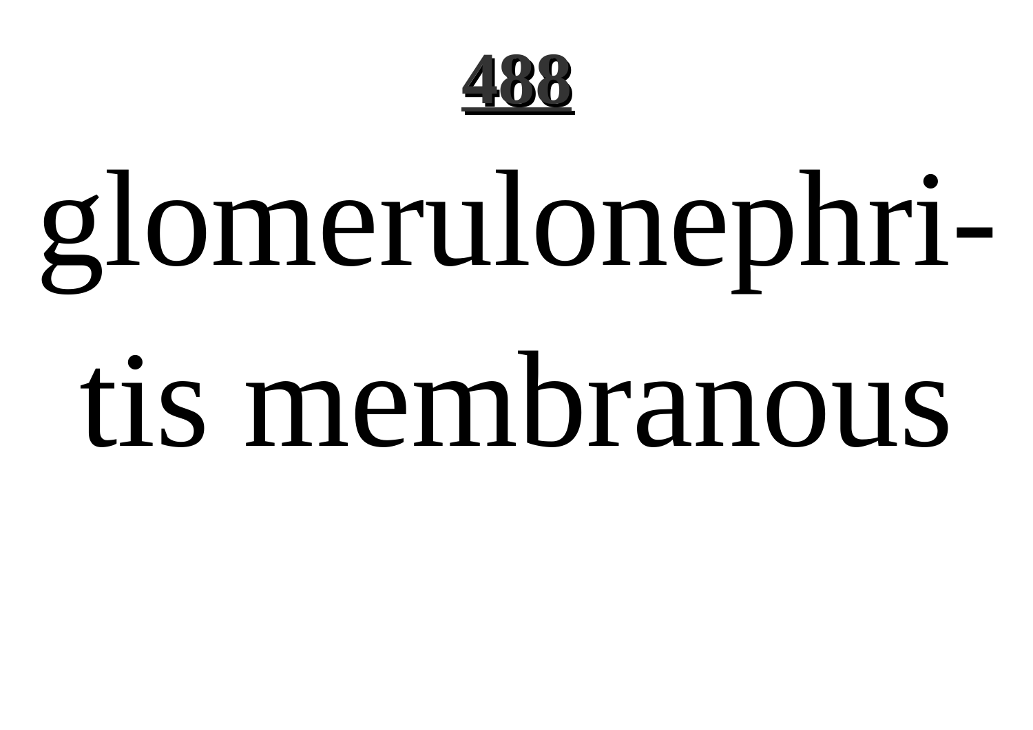**488**

glomerulonephritis membranous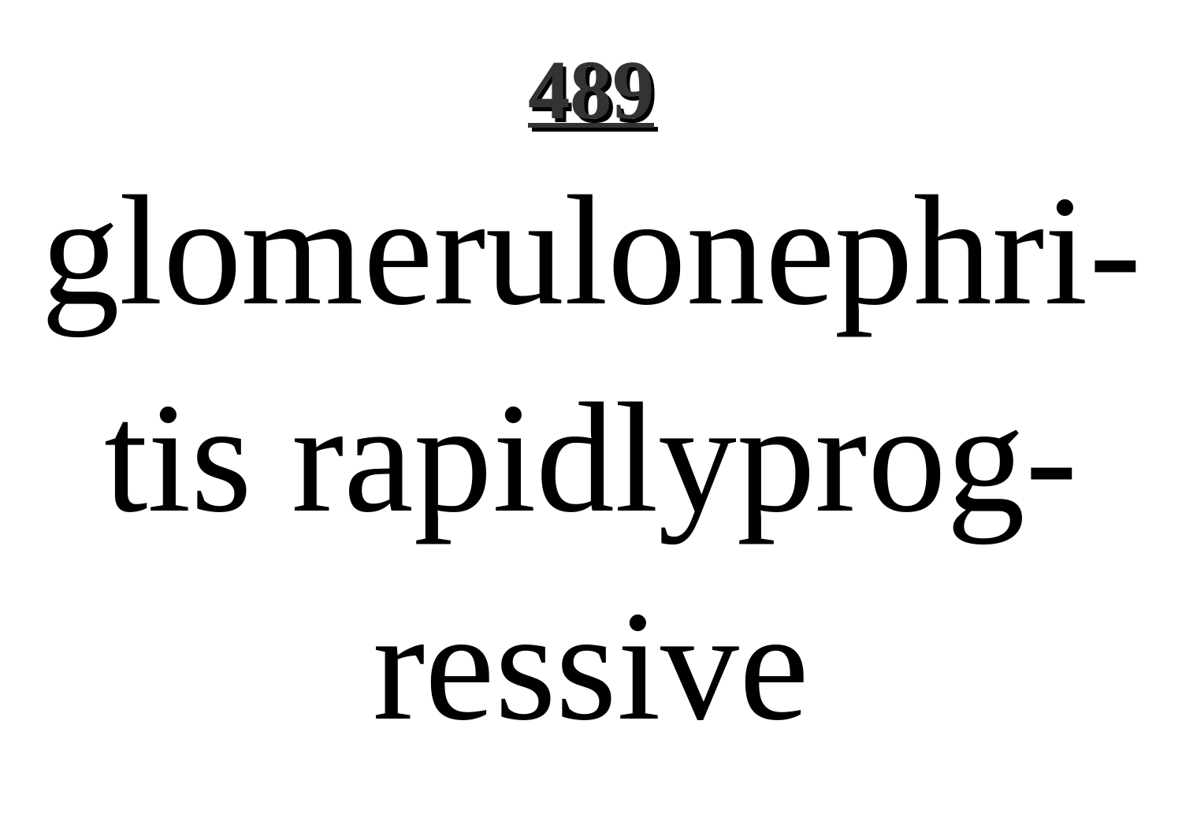glomerulonephritis rapidlyprogressive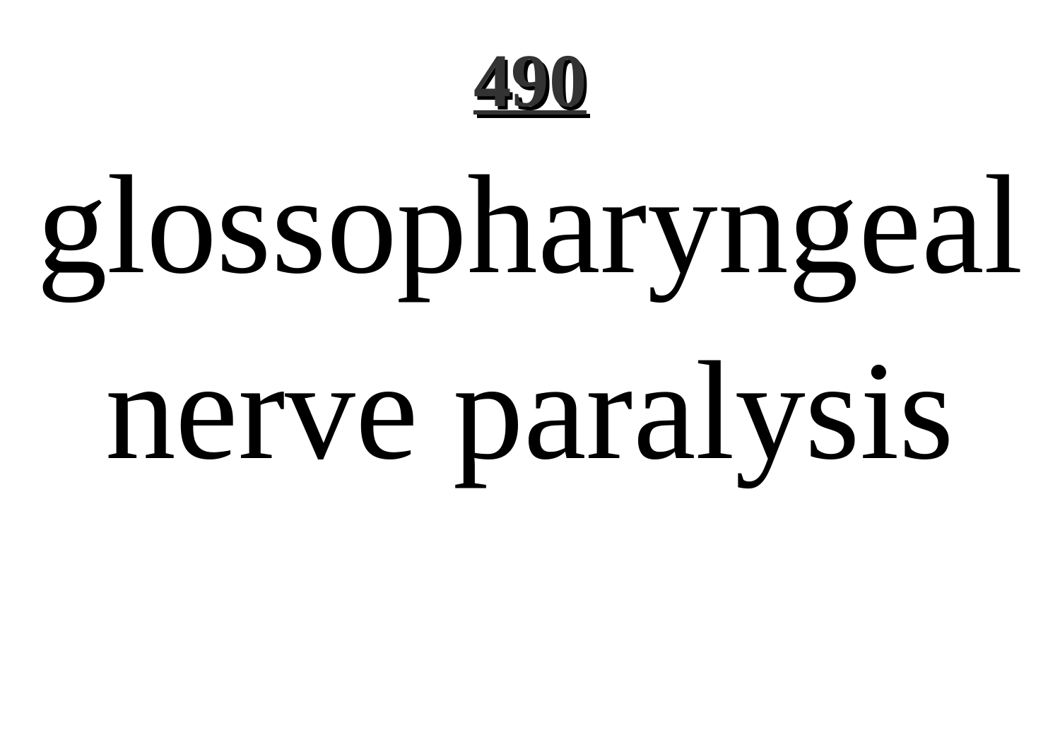glossopharyngeal nerve paralysis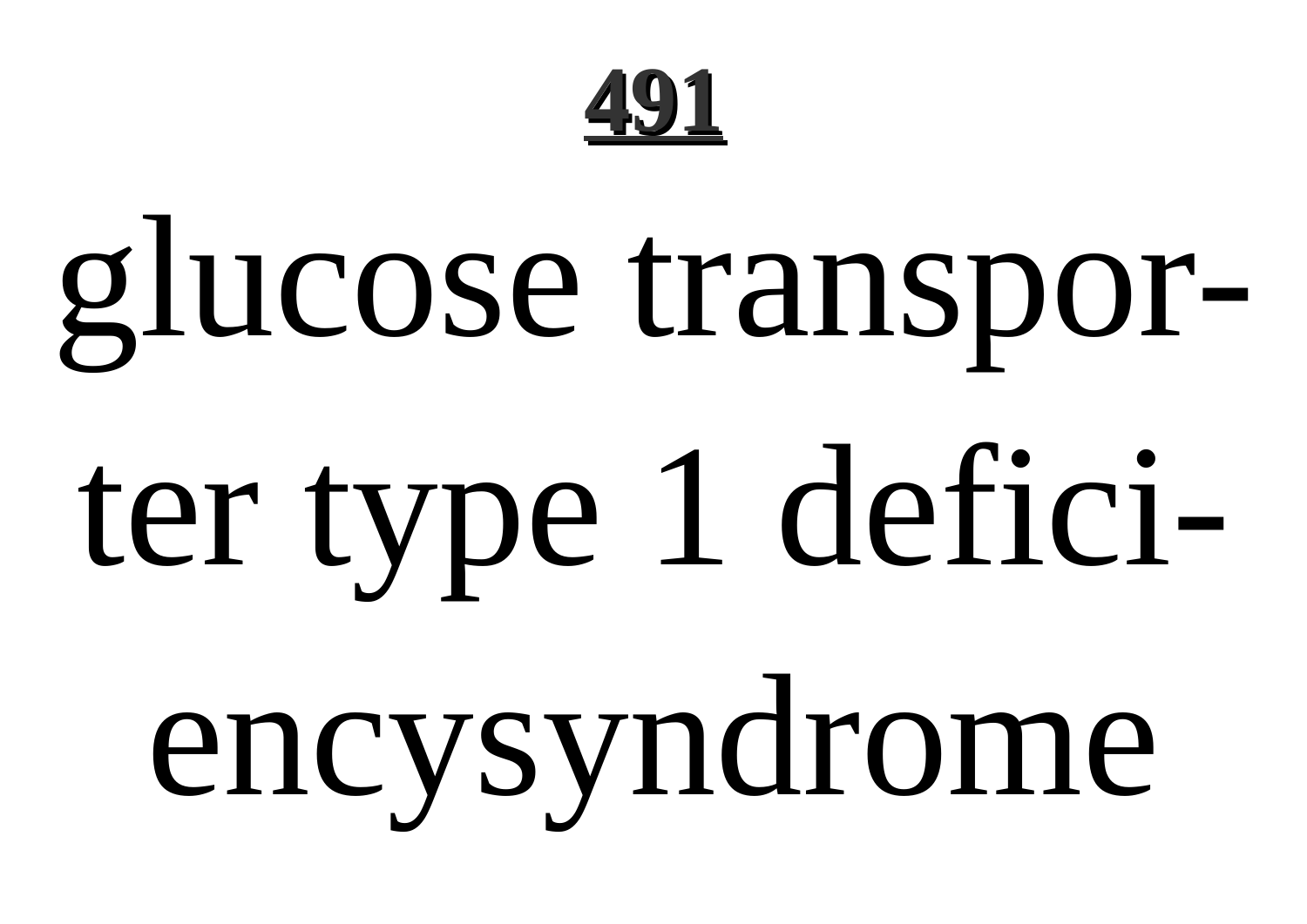glucose transporter type 1 deficiencysyndrome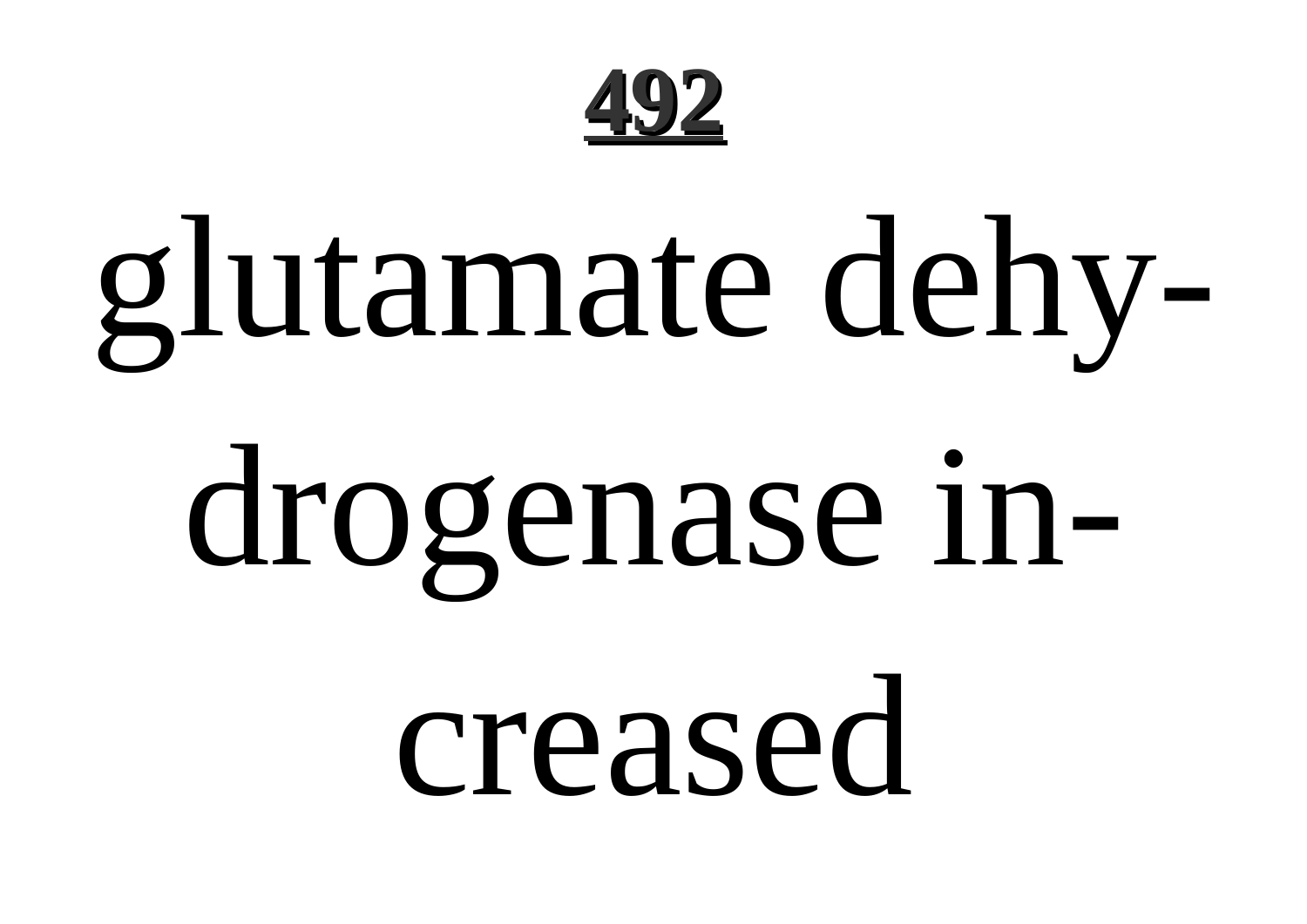**492**

glutamate dehydrogenase increased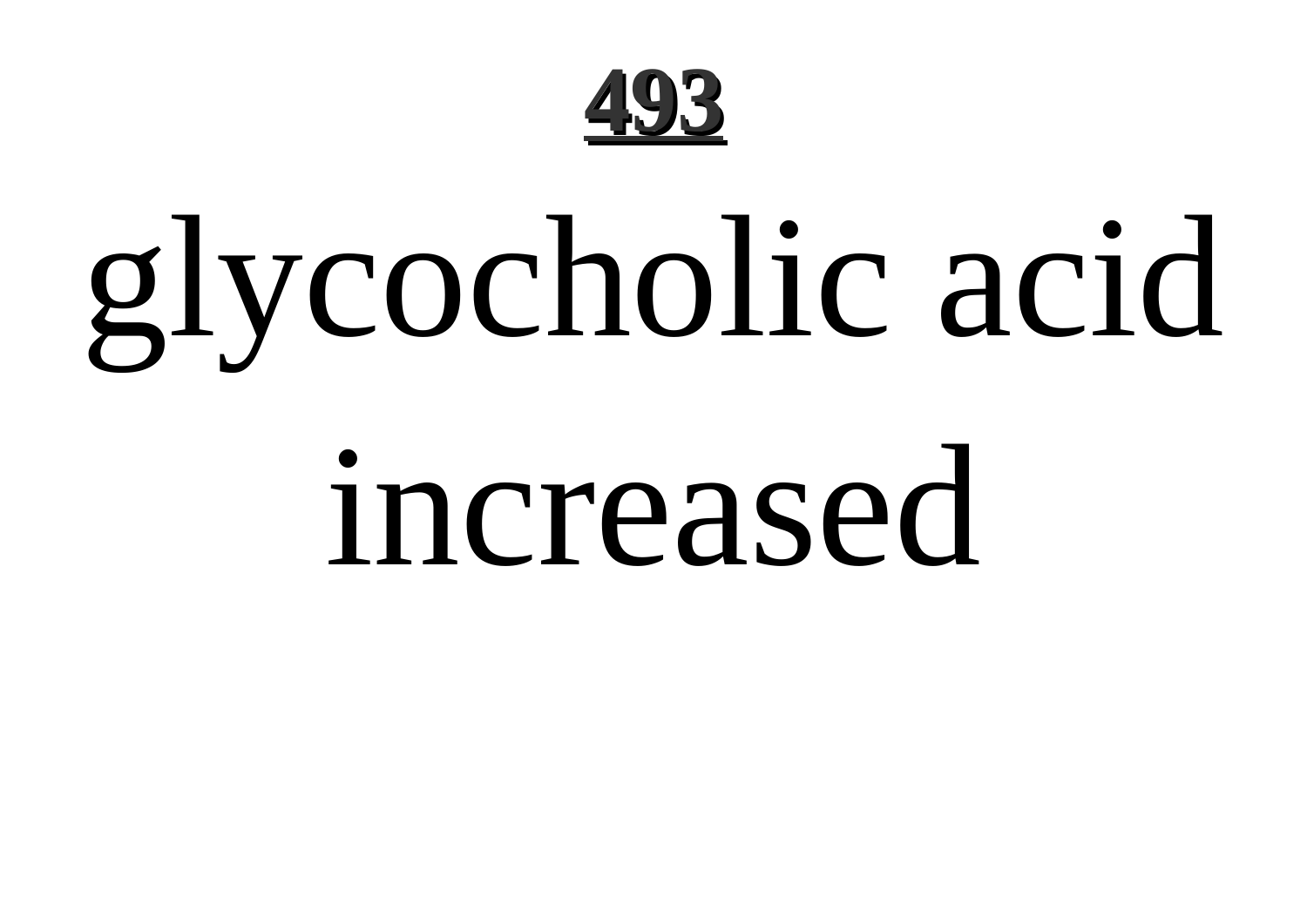glycocholic acid increased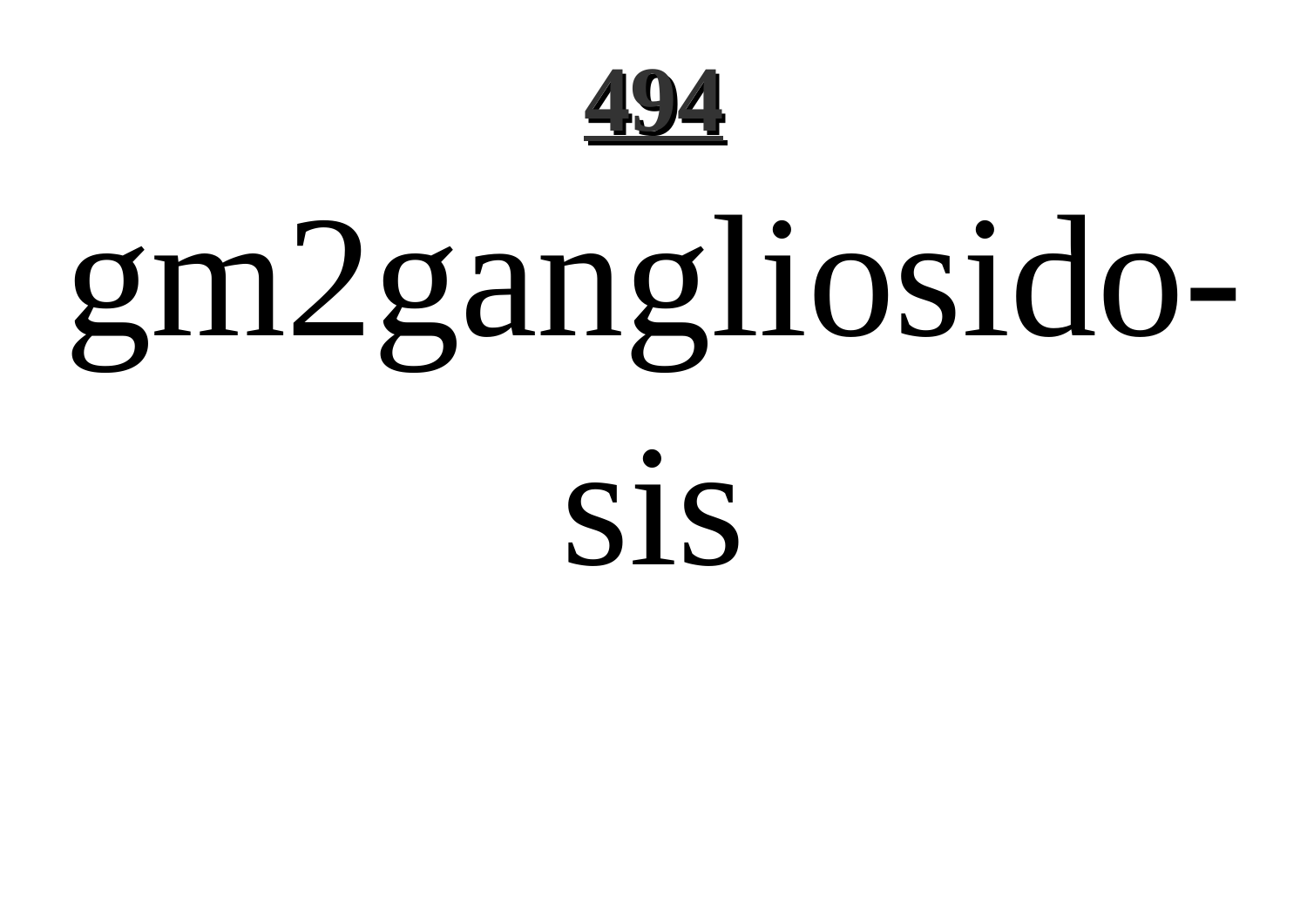# gm2gangliosido-sis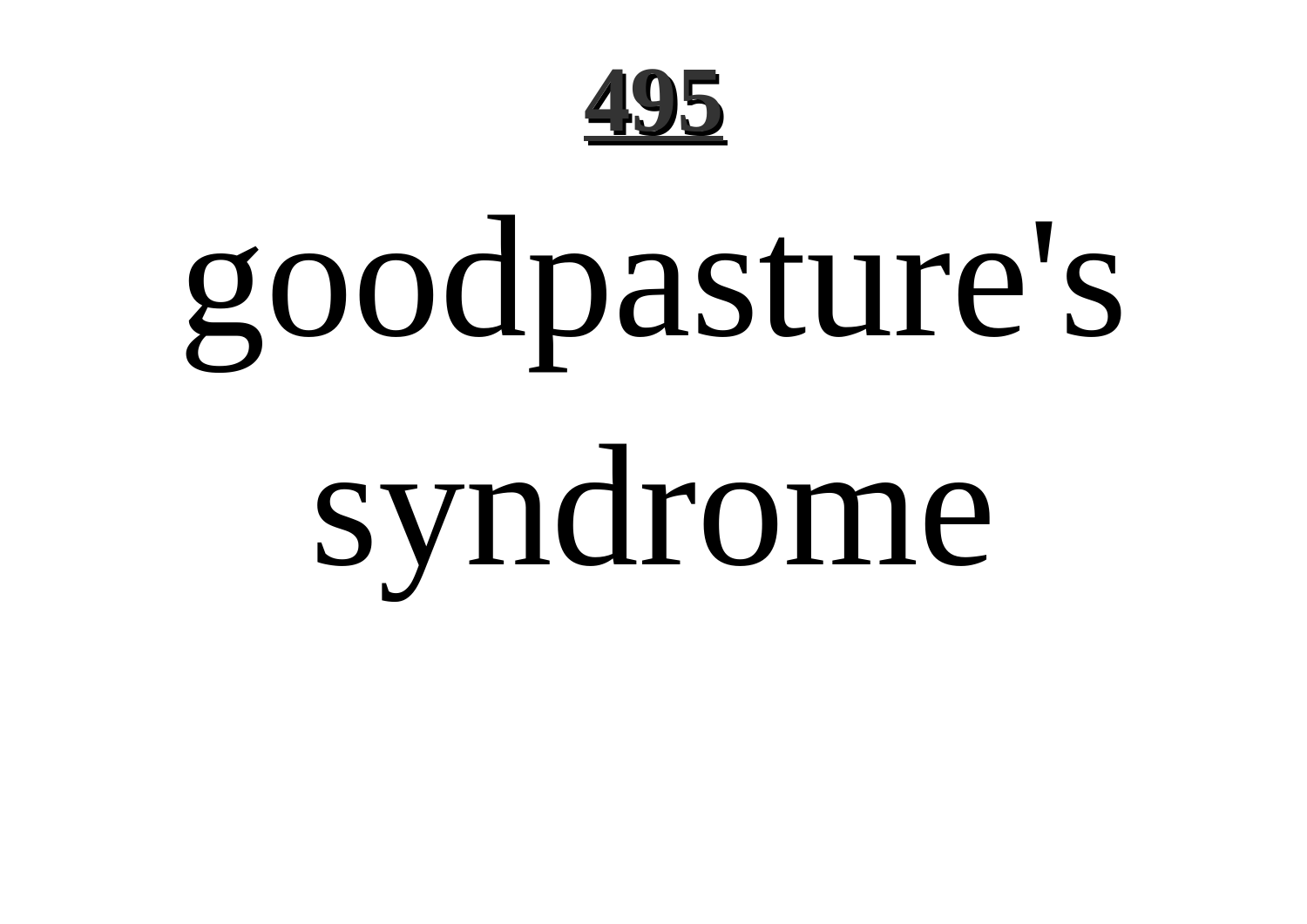**495**

# goodpasture's syndrome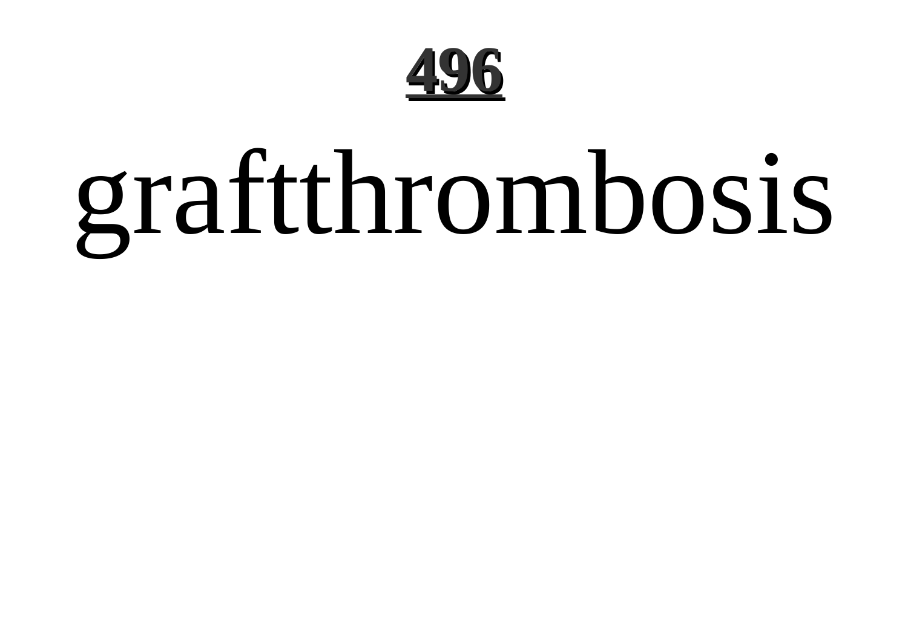graftthrombosis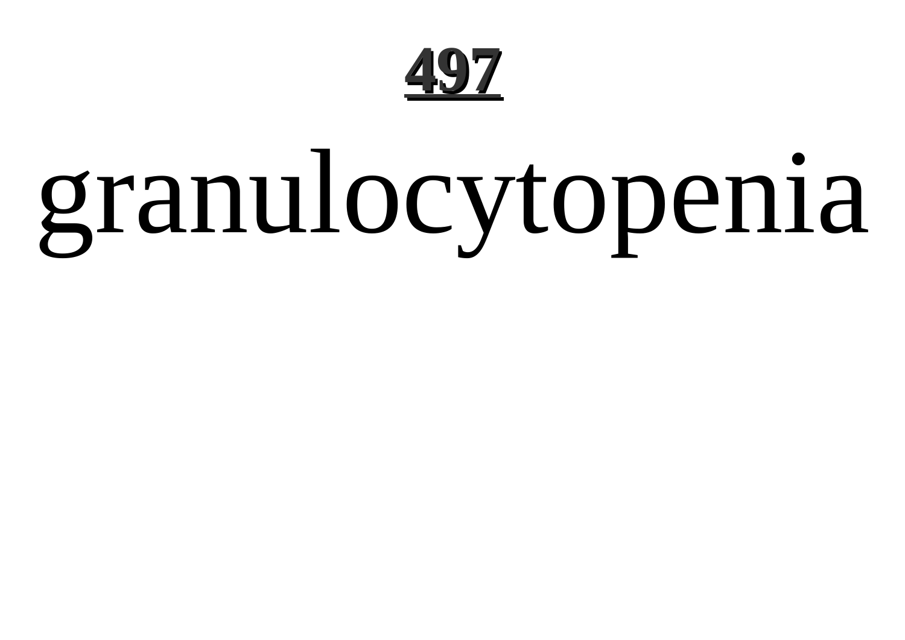granulocytopenia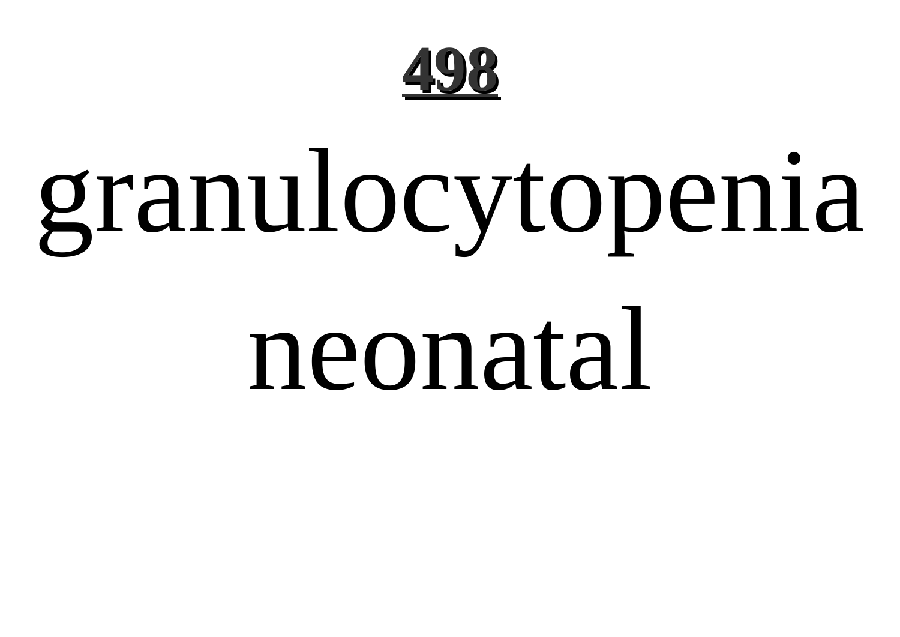# granulocytopenia neonatal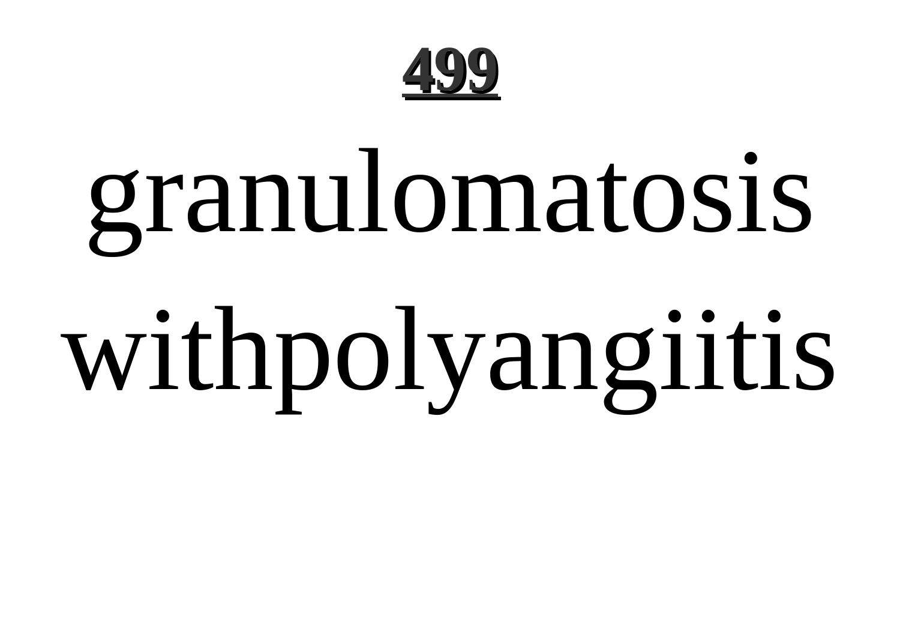**499**

# granulomatosis withpolyangiitis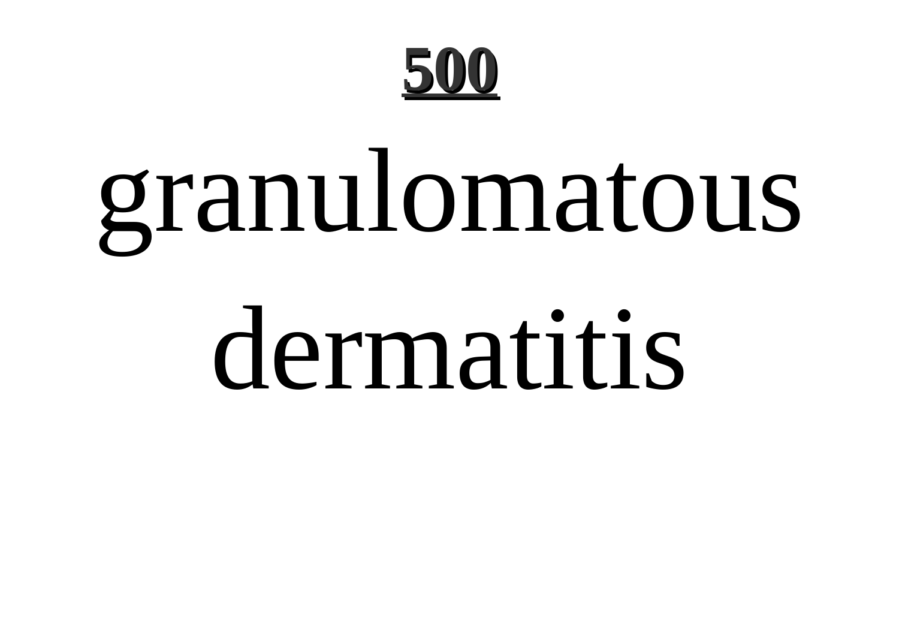granulomatous dermatitis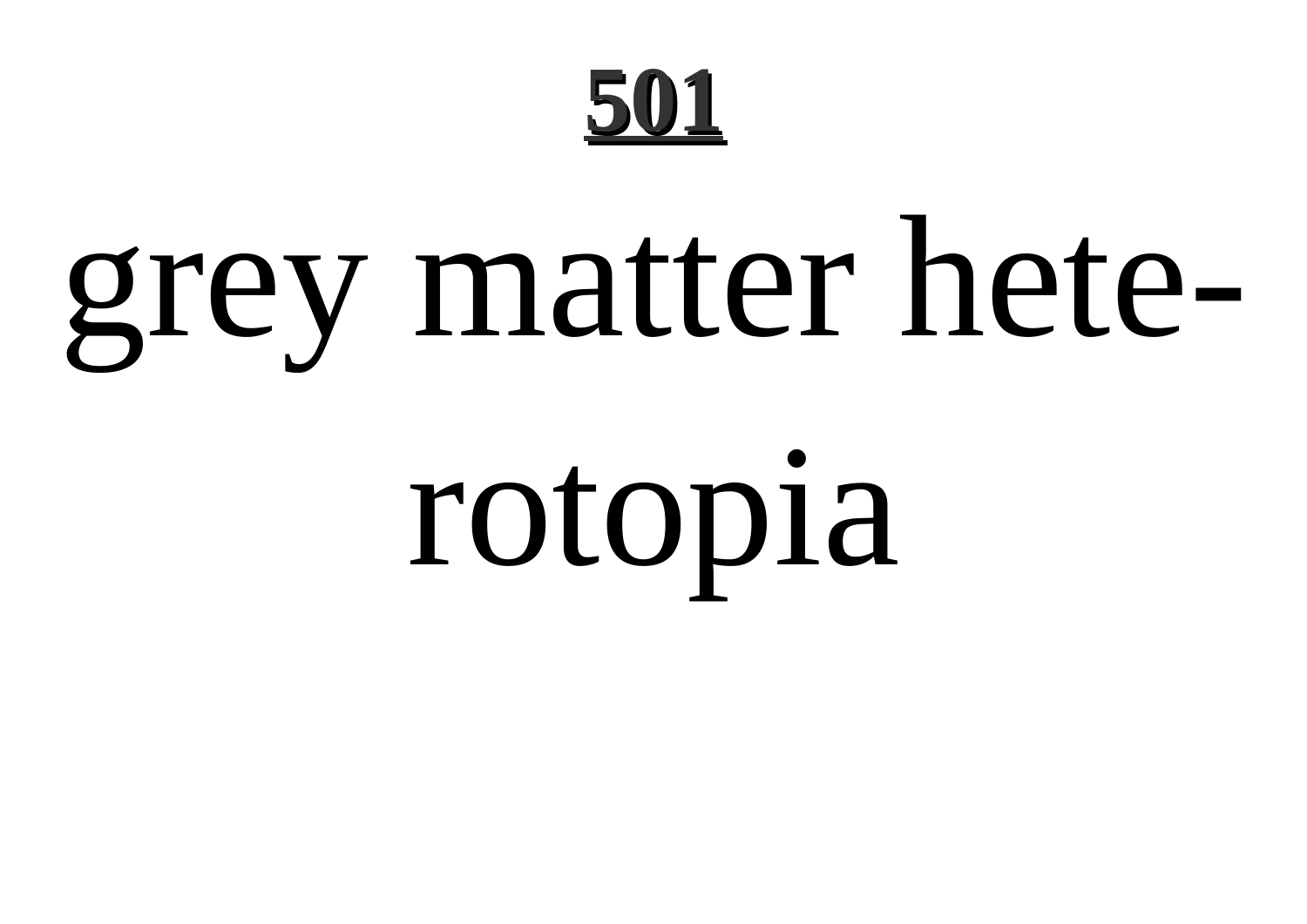grey matter heterotopia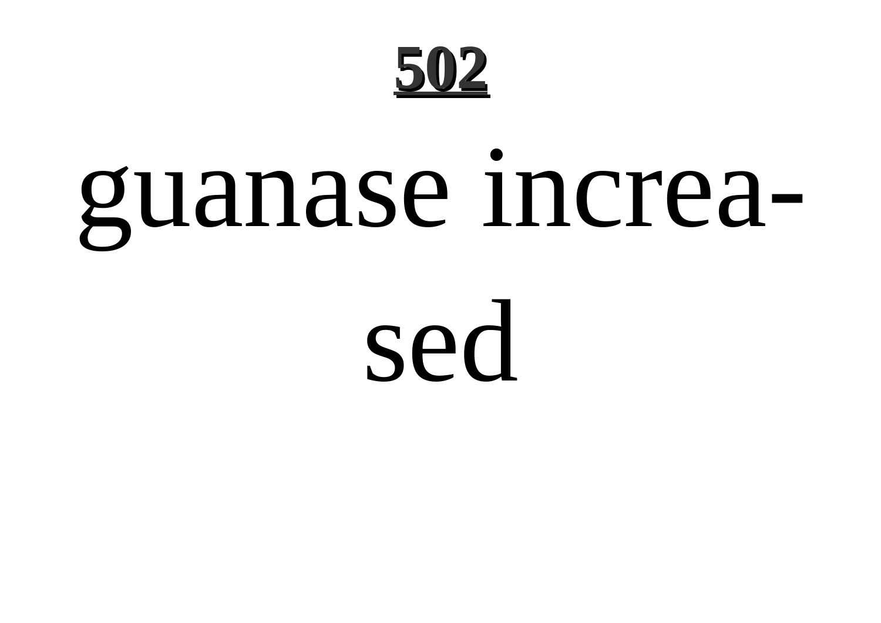guanase increa-

sed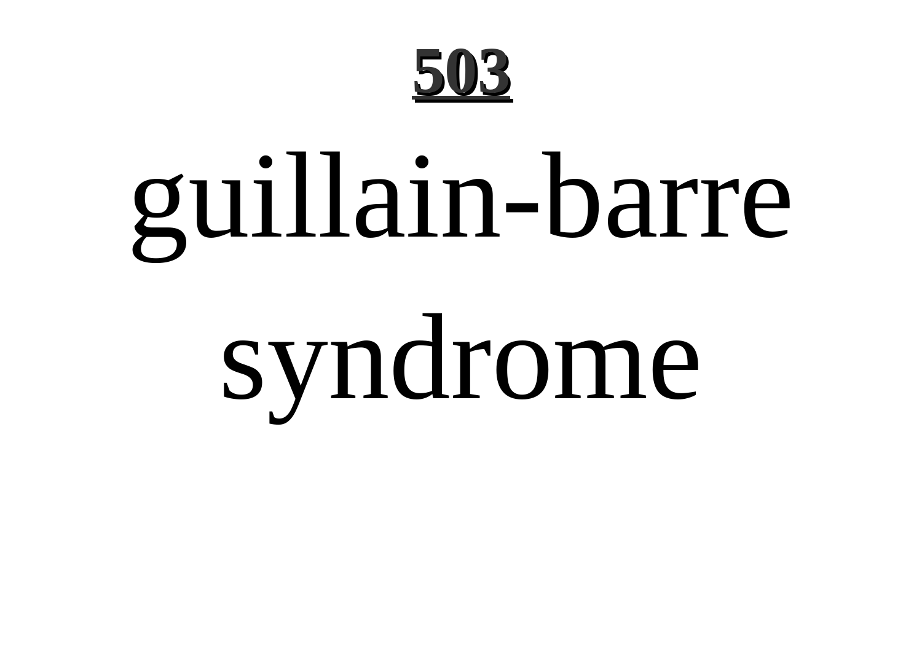# 503

guillain-barre syndrome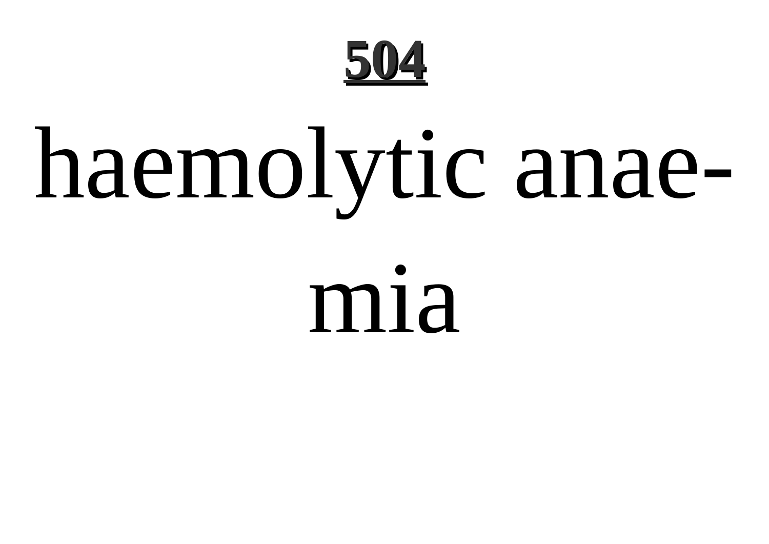haemolytic anaemia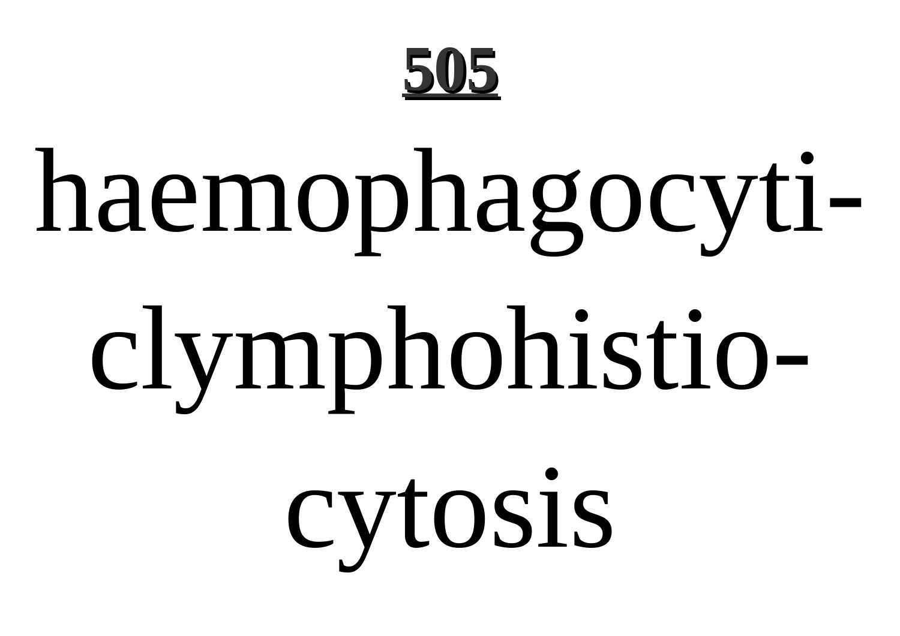**505**

haemophagocyti-
clymphohistio-
cytosis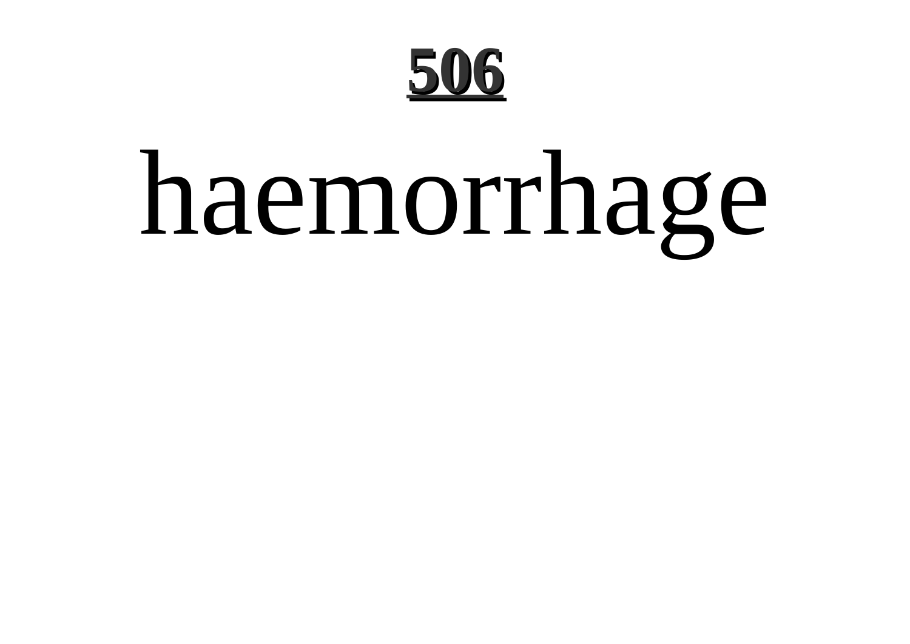# haemorrhage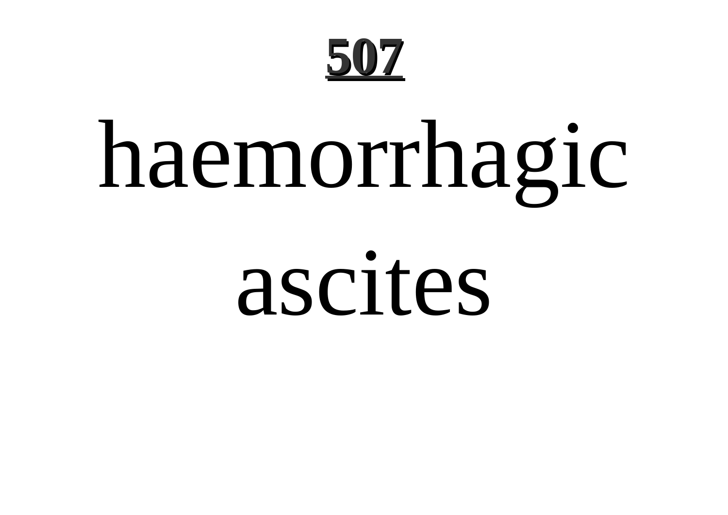# haemorrhagic ascites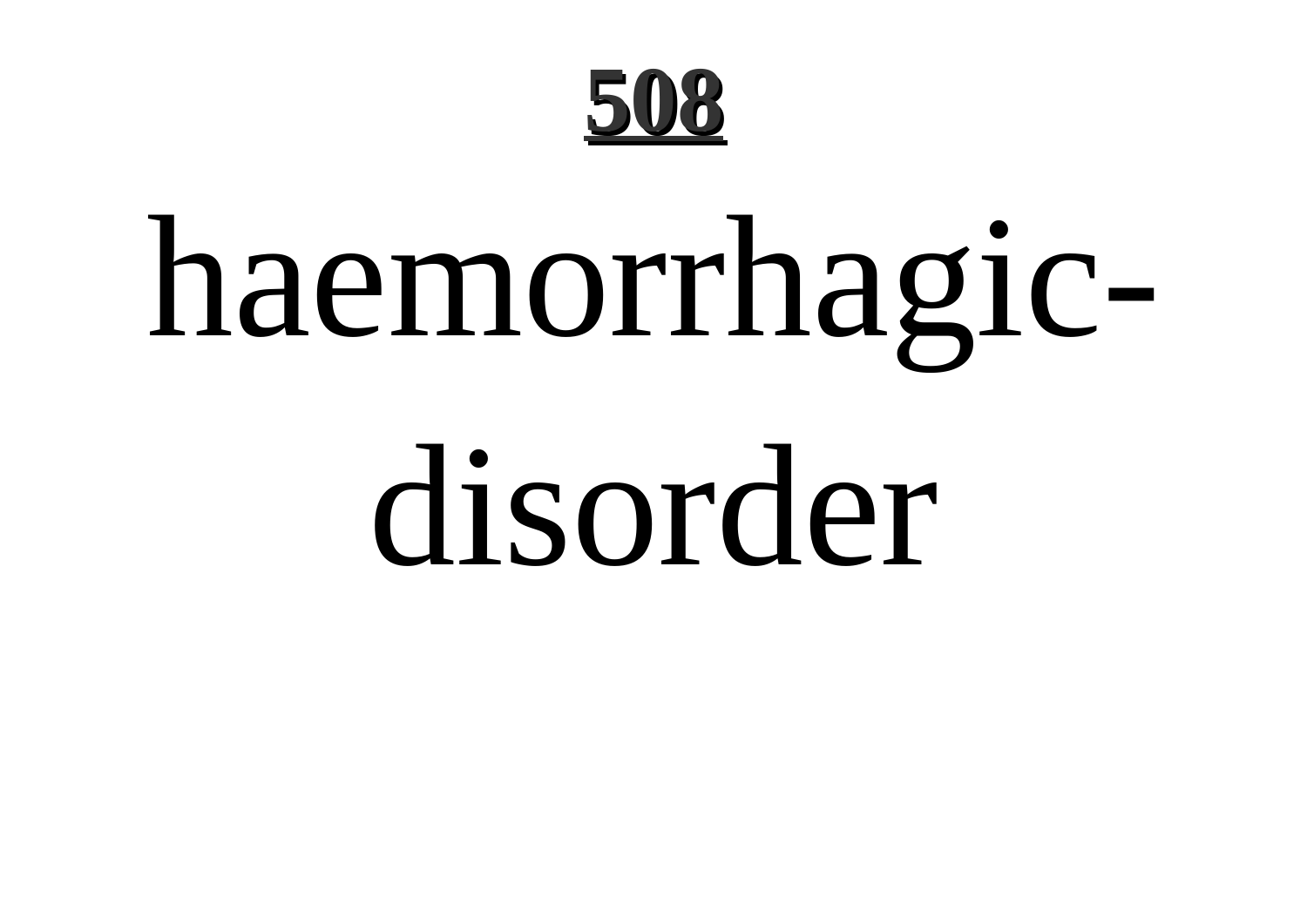# haemorrhagic-disorder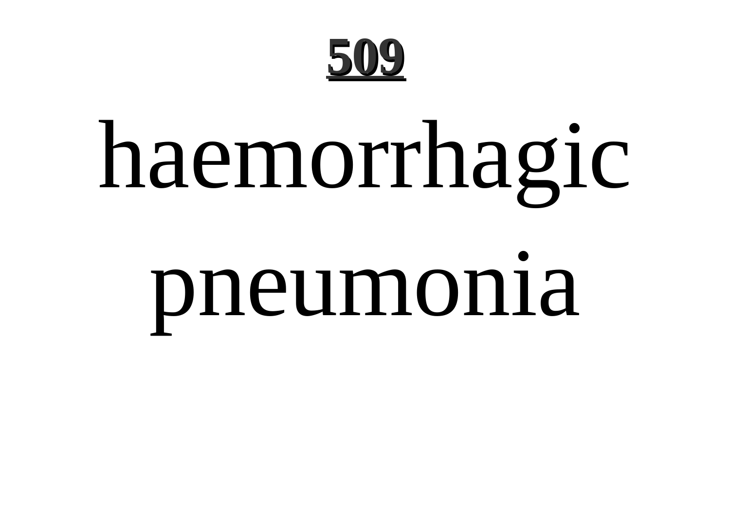haemorrhagic pneumonia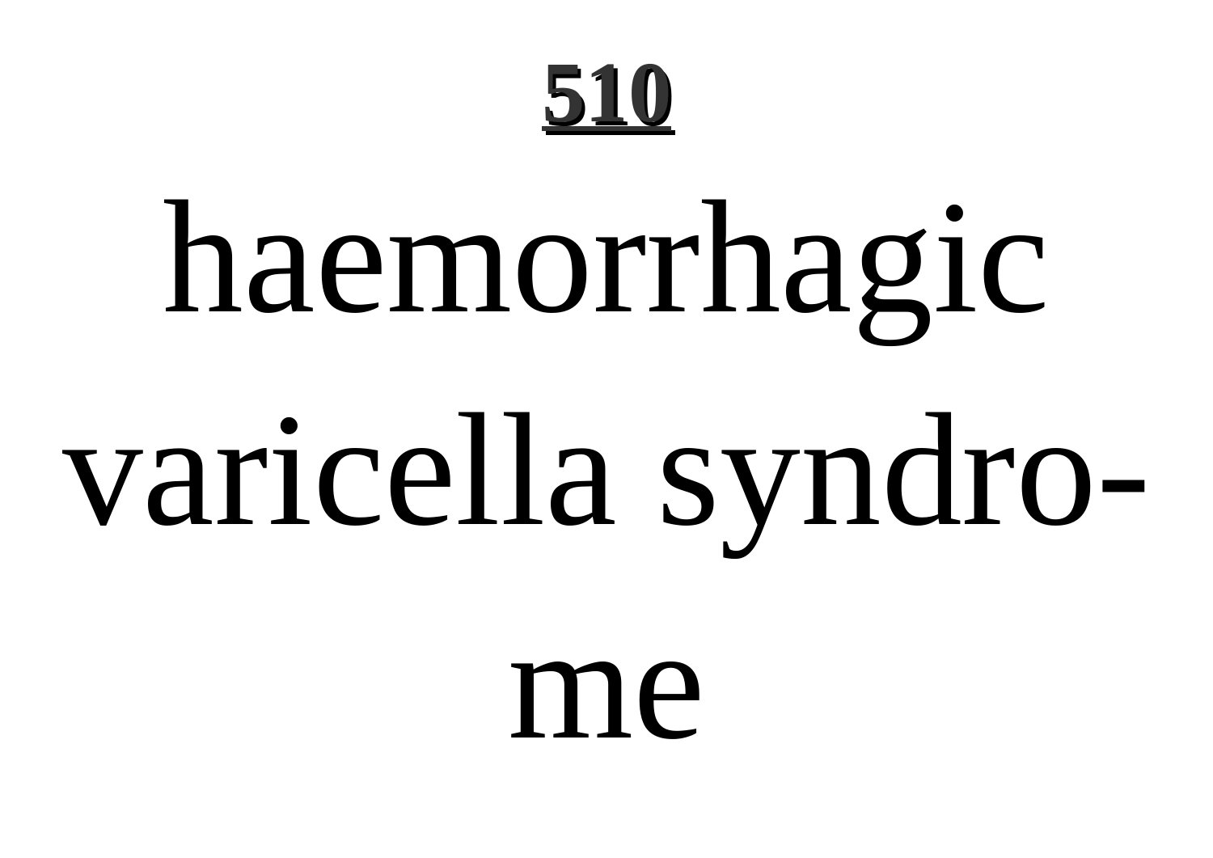haemorrhagic varicella syndrome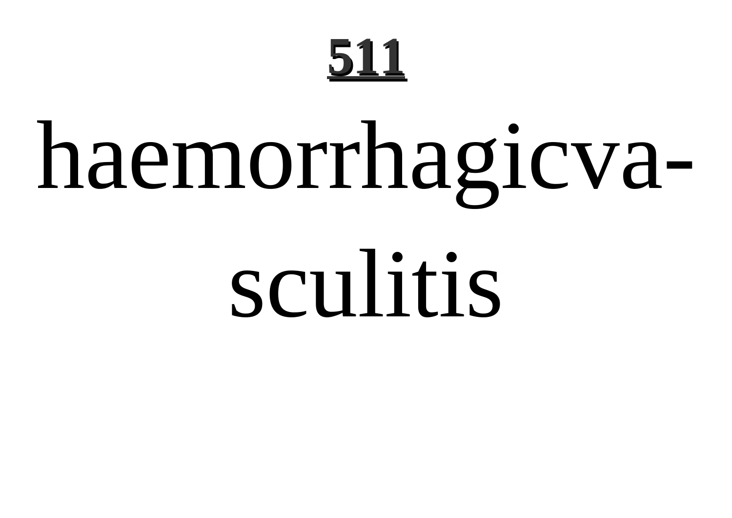# haemorrhagicvasculitis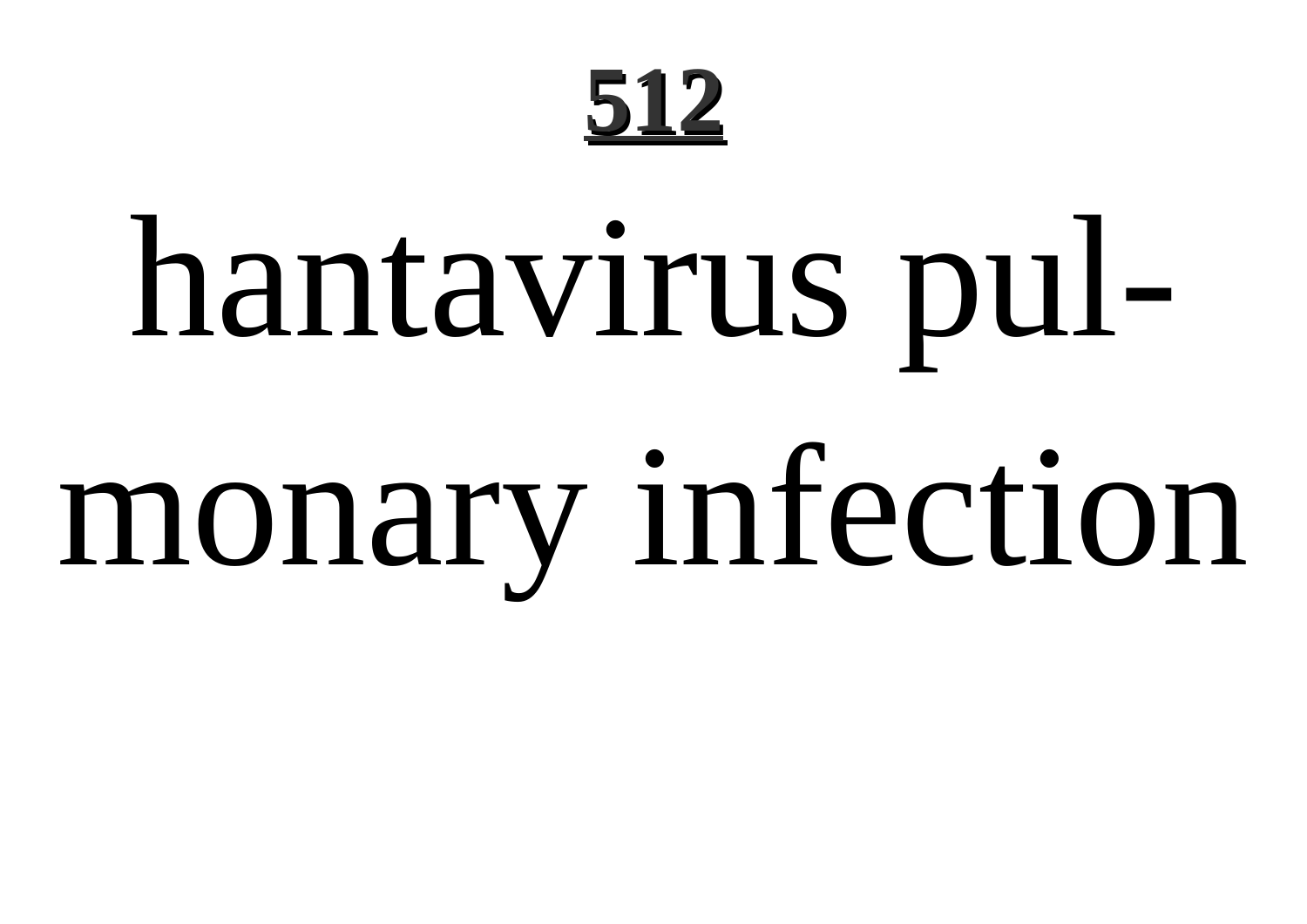hantavirus pulmonary infection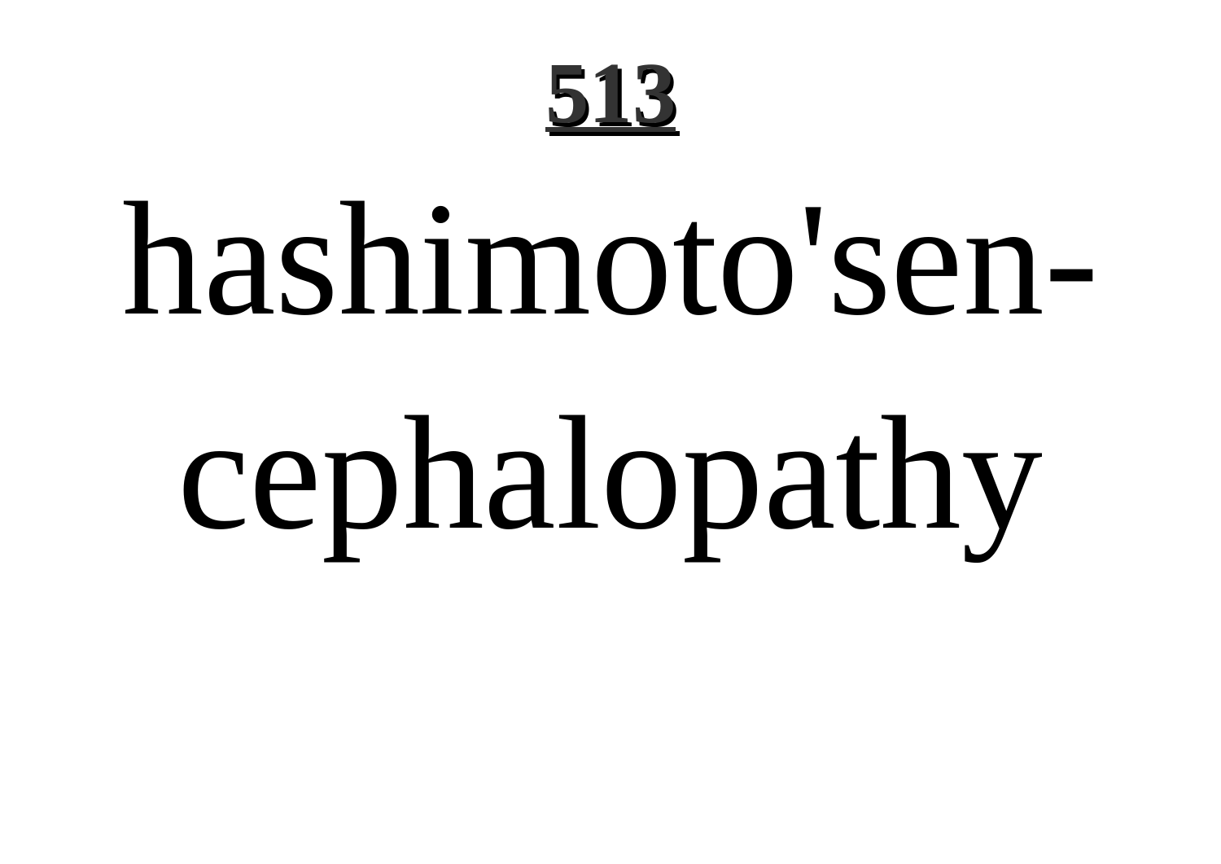hashimoto'sencephalopathy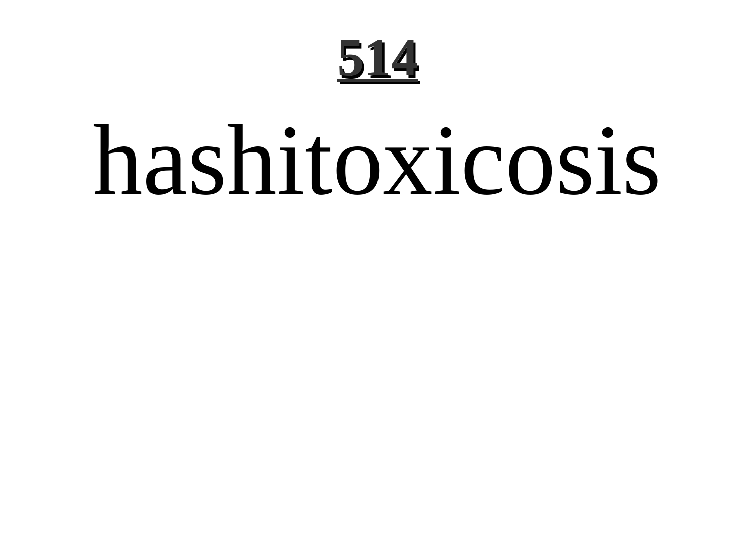# hashitoxicosis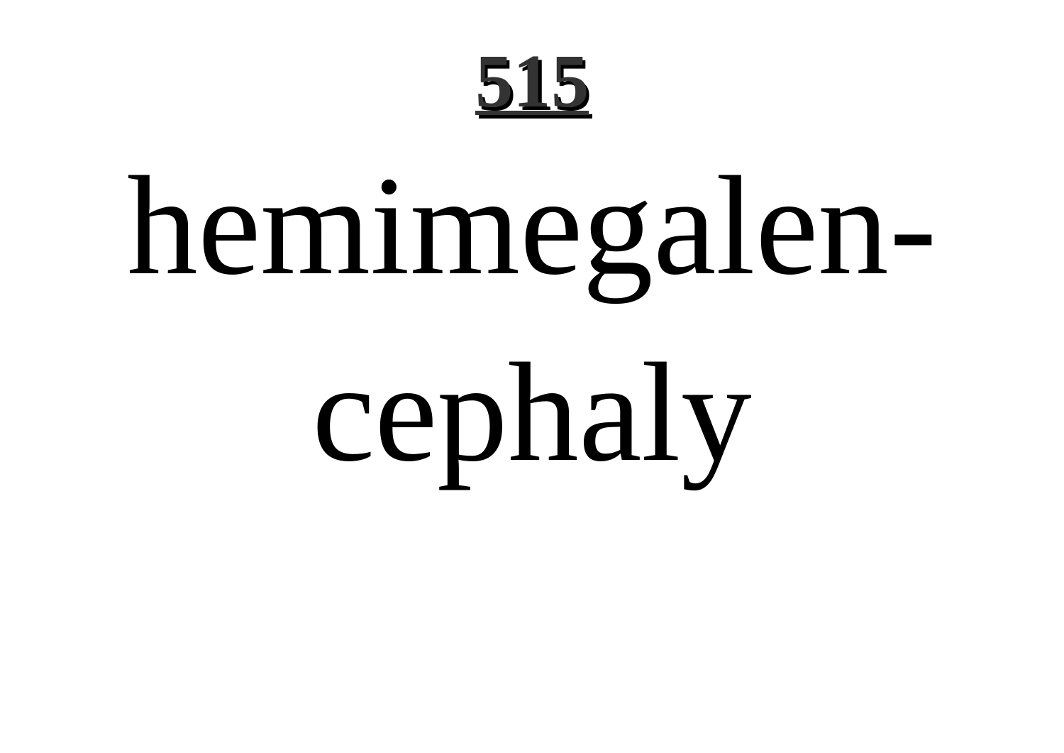hemimegalen-

cephaly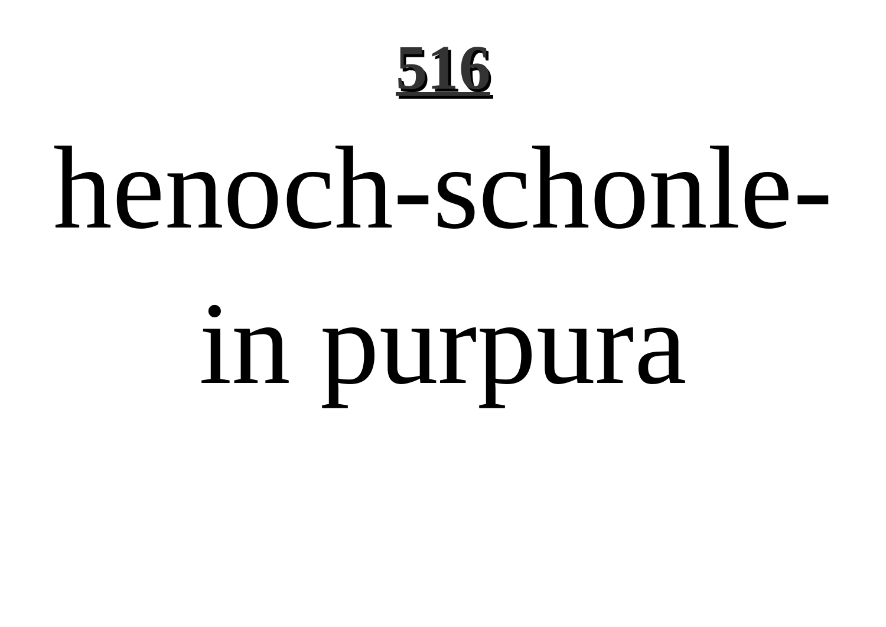henoch-schonlein purpura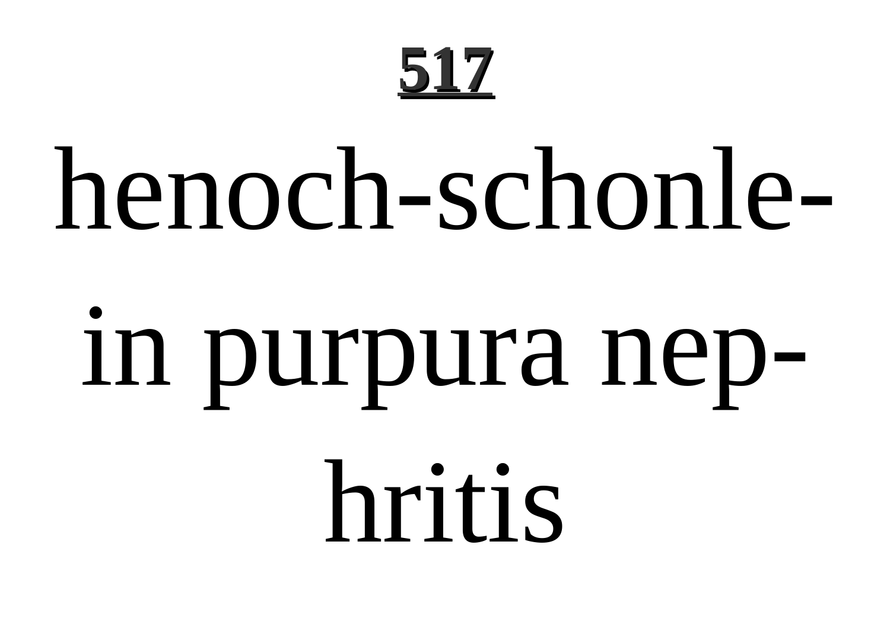# 517

henoch-schonlein purpura nephritis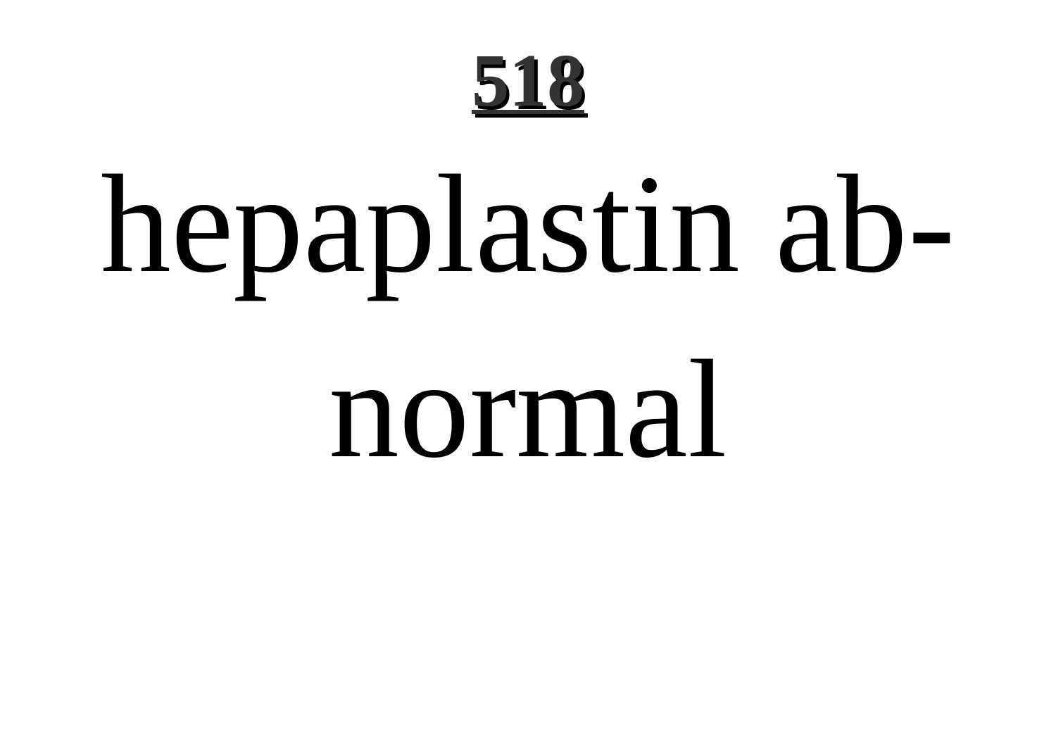hepaplastin abnormal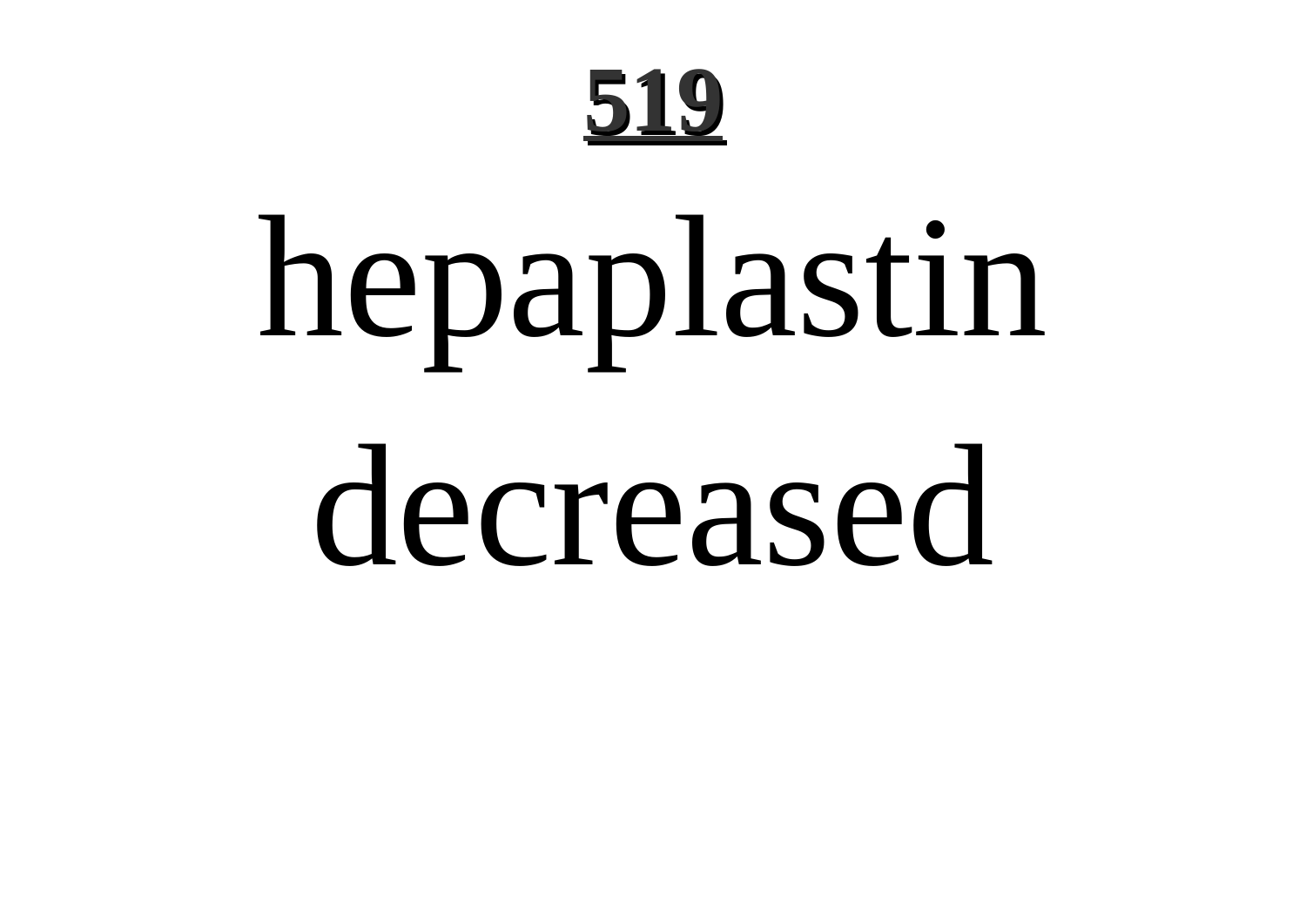# hepaplastin decreased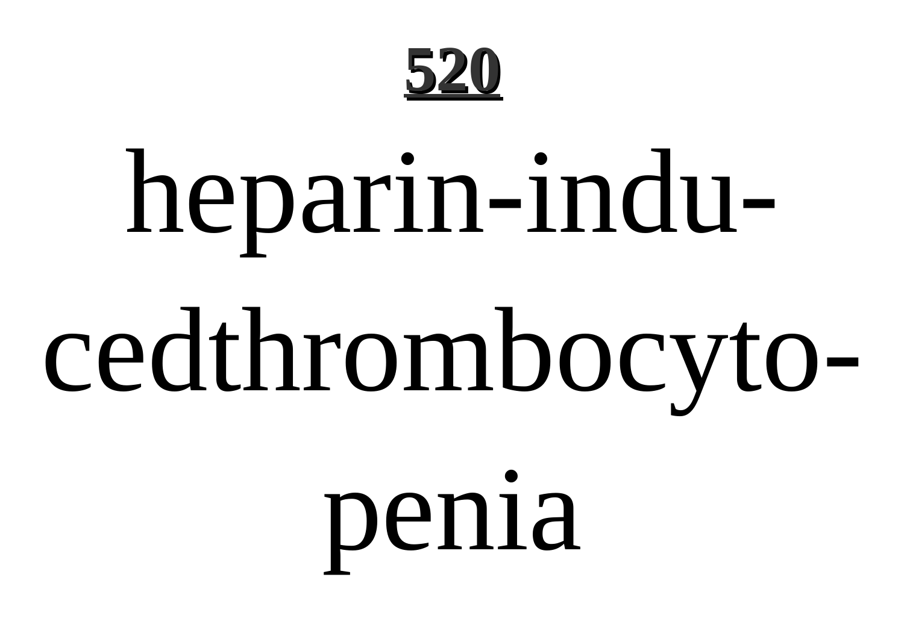# **520**

heparin-indu-

cedthrombocyto-

penia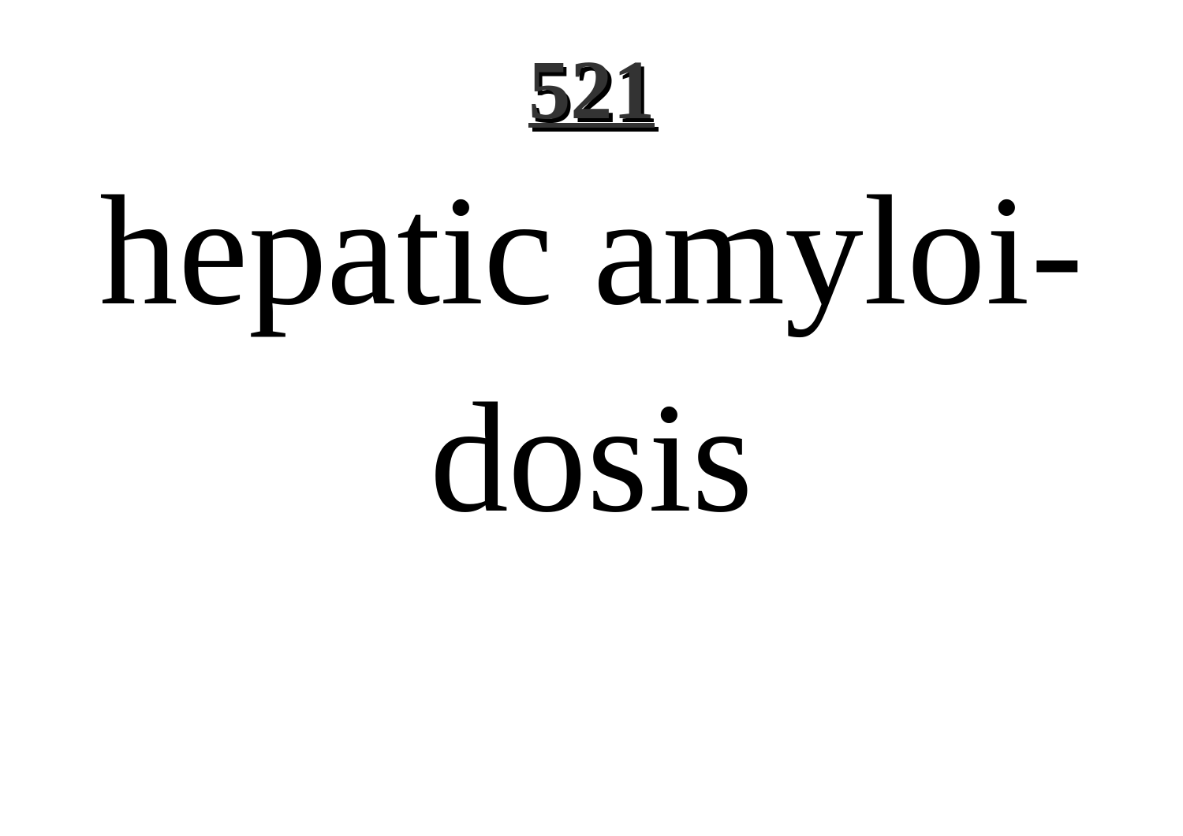hepatic amyloi-dosis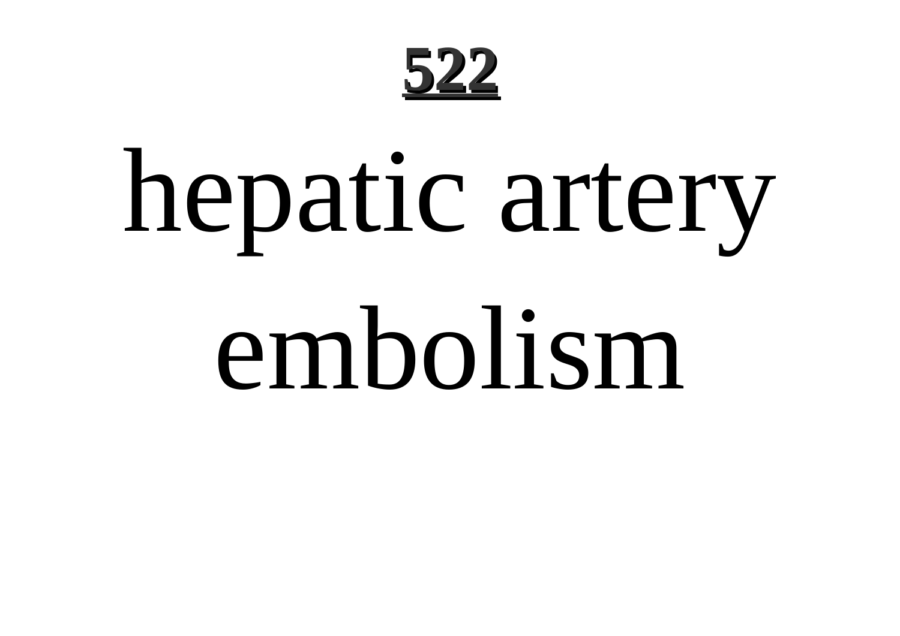# hepatic artery embolism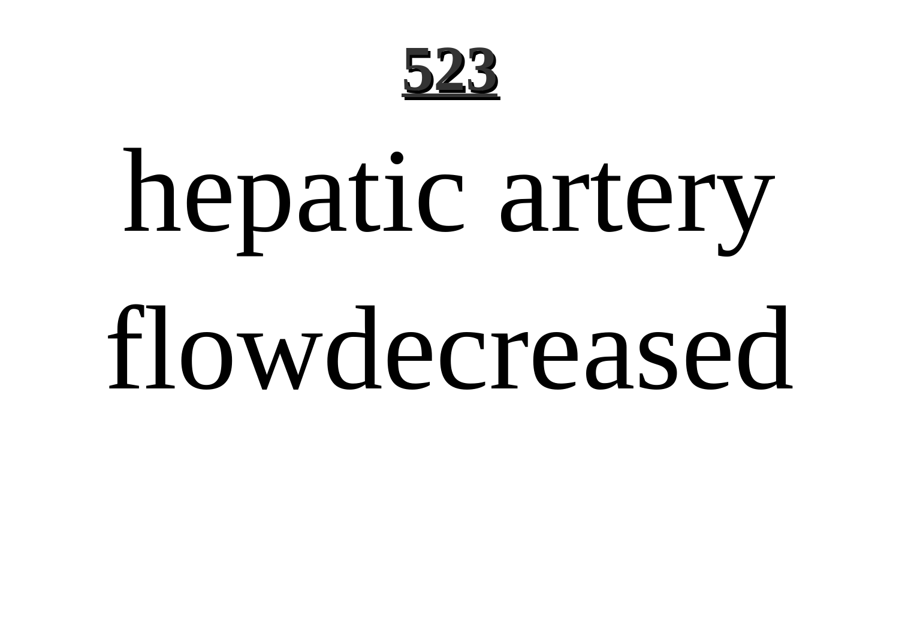hepatic artery flowdecreased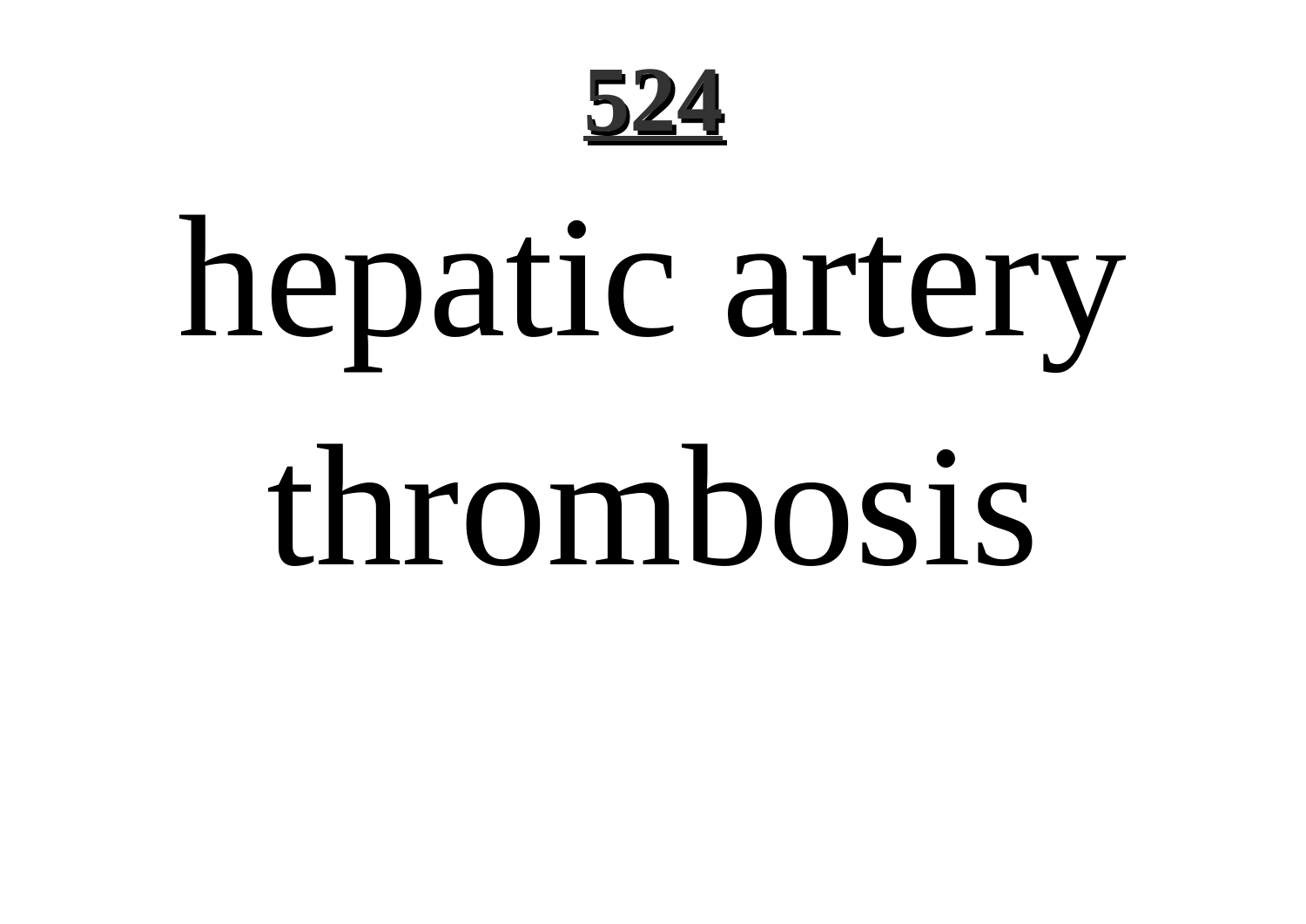# hepatic artery thrombosis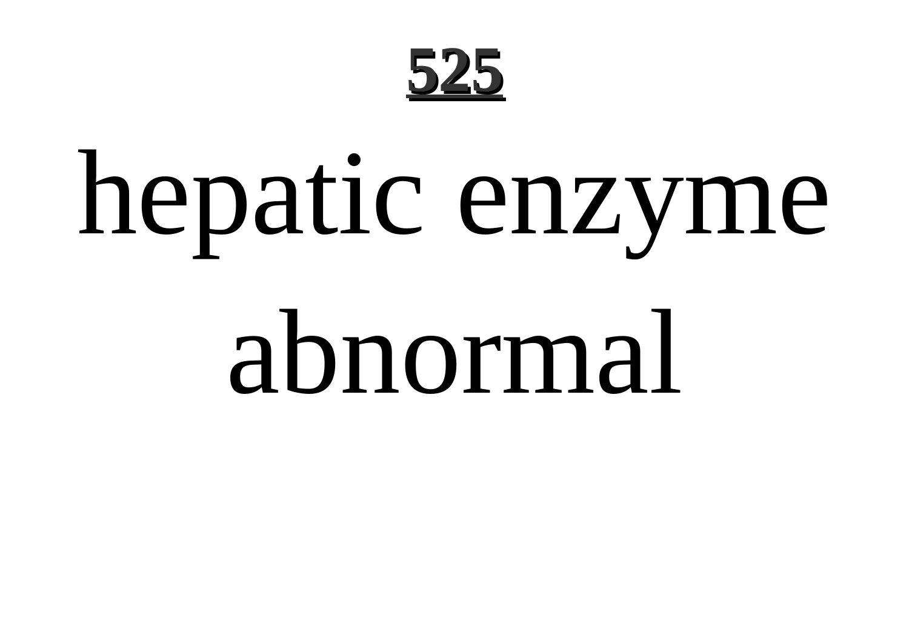hepatic enzyme abnormal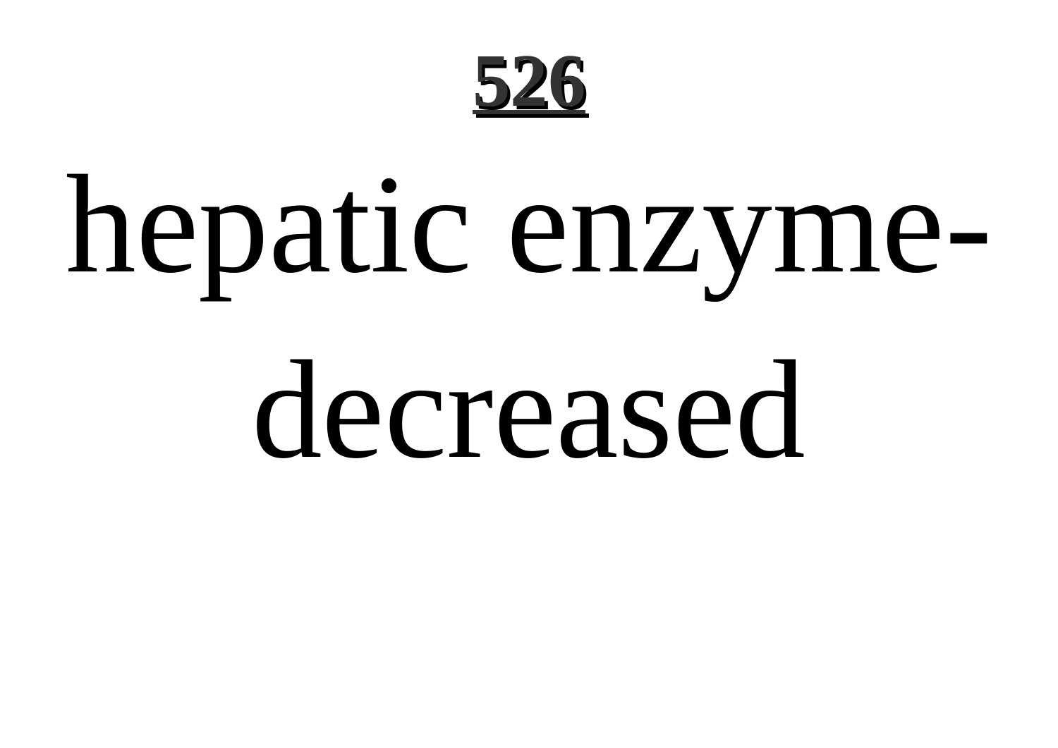# hepatic enzyme-decreased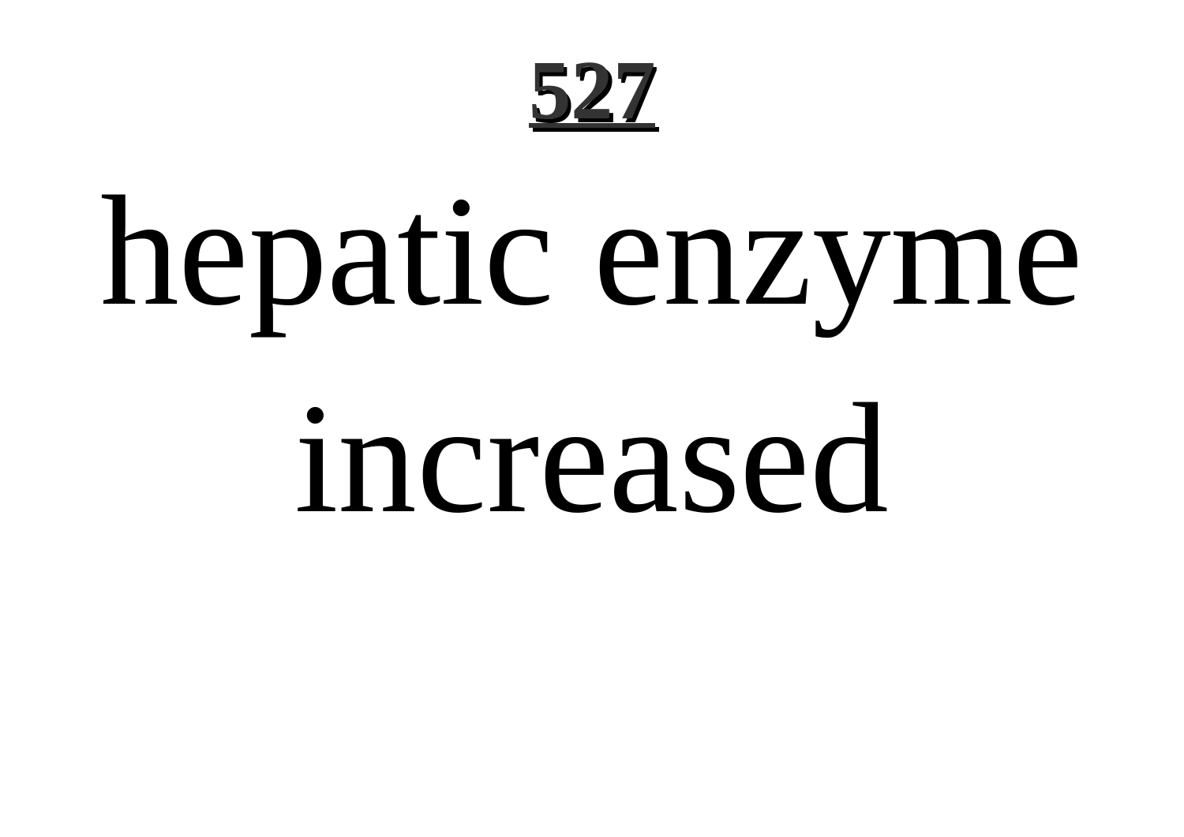hepatic enzyme increased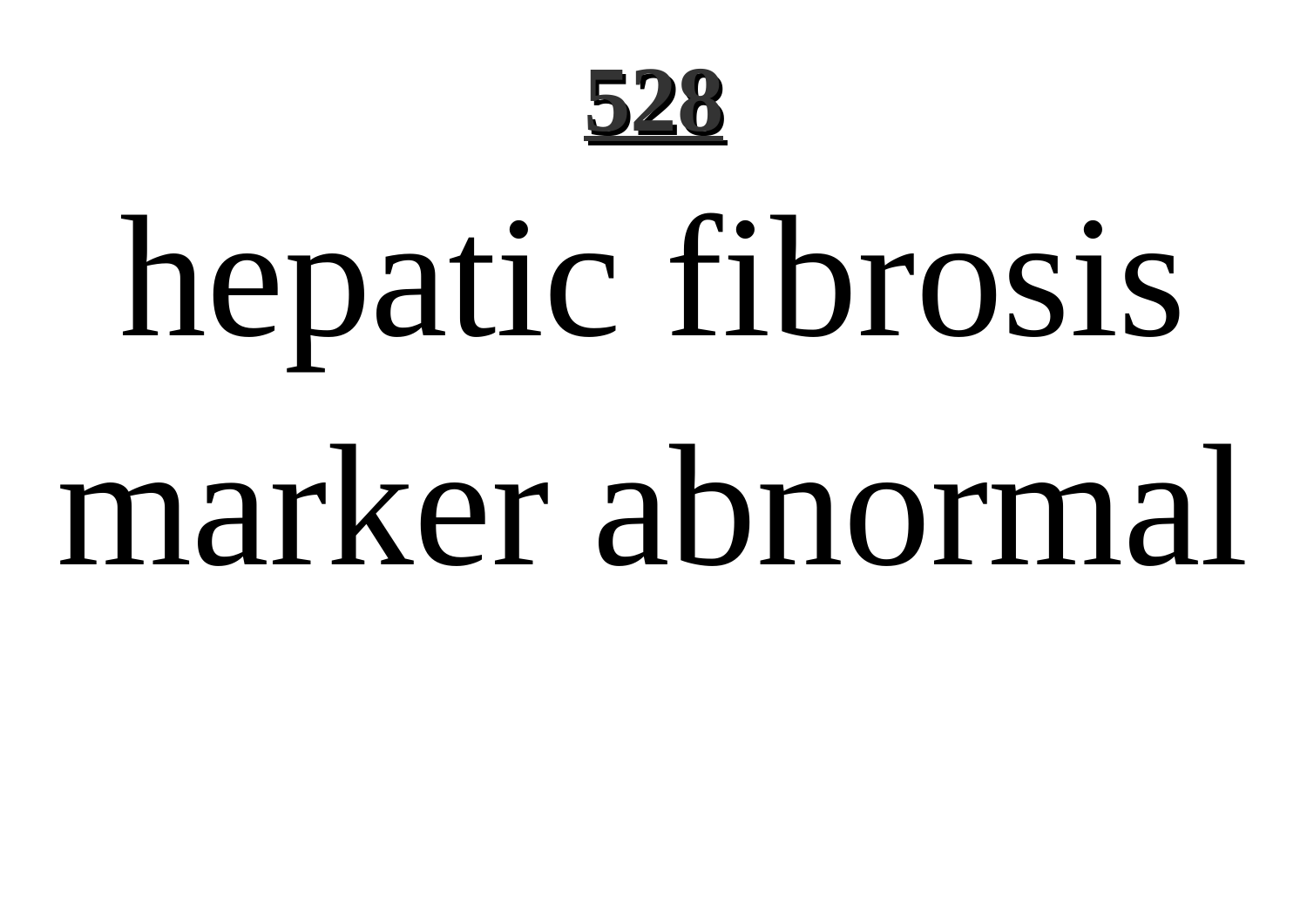# hepatic fibrosis marker abnormal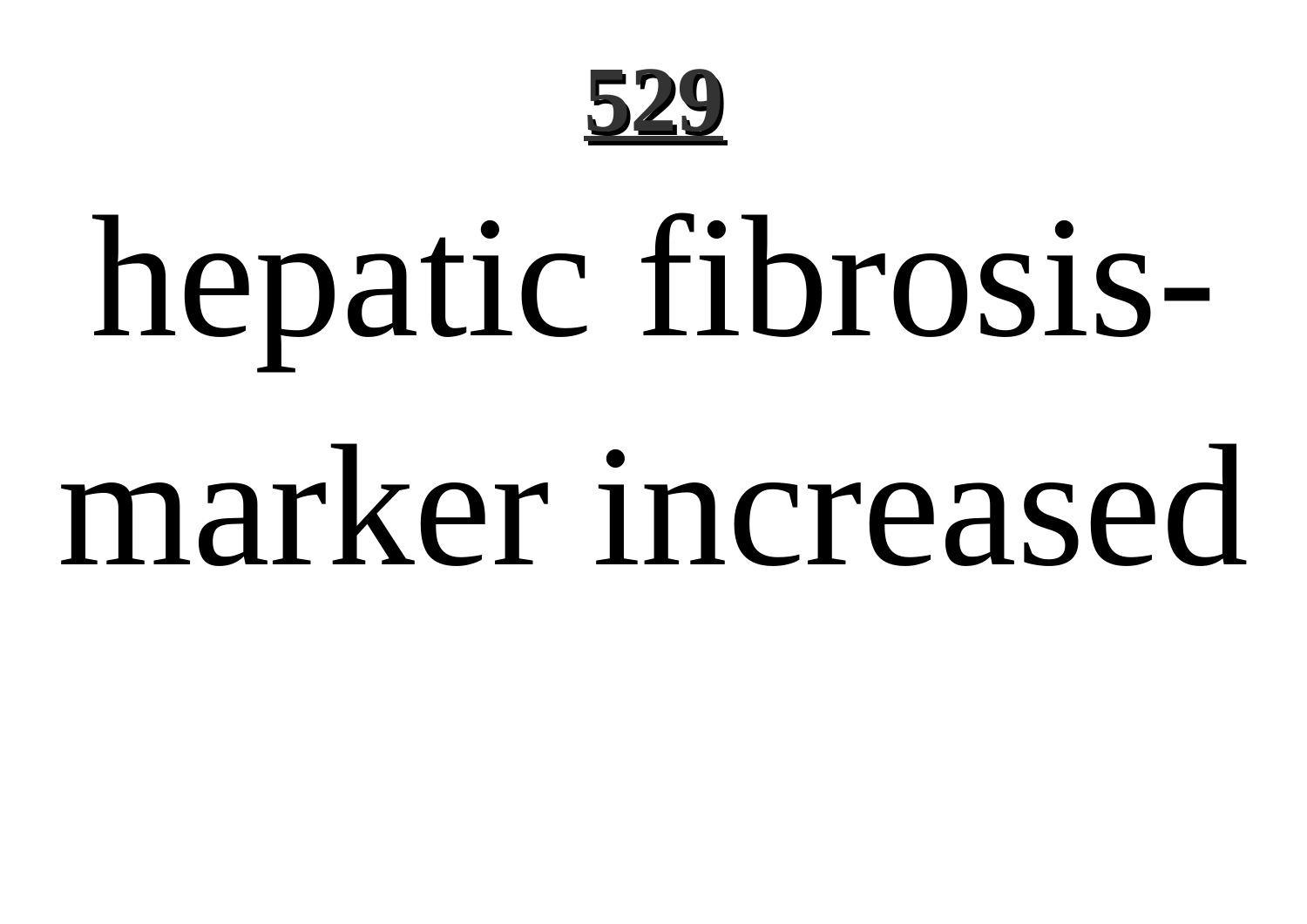# hepatic fibrosis-marker increased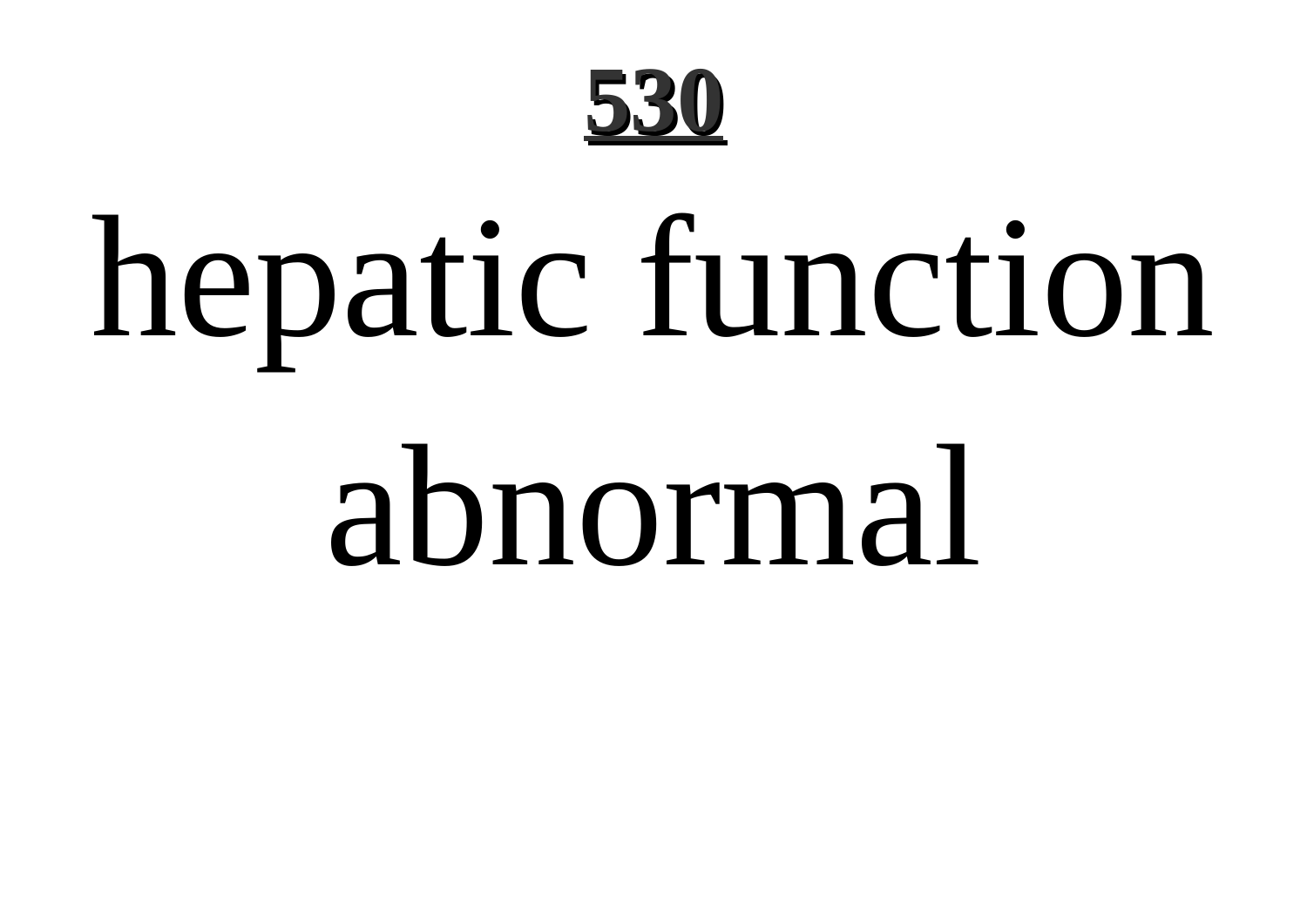# hepatic function abnormal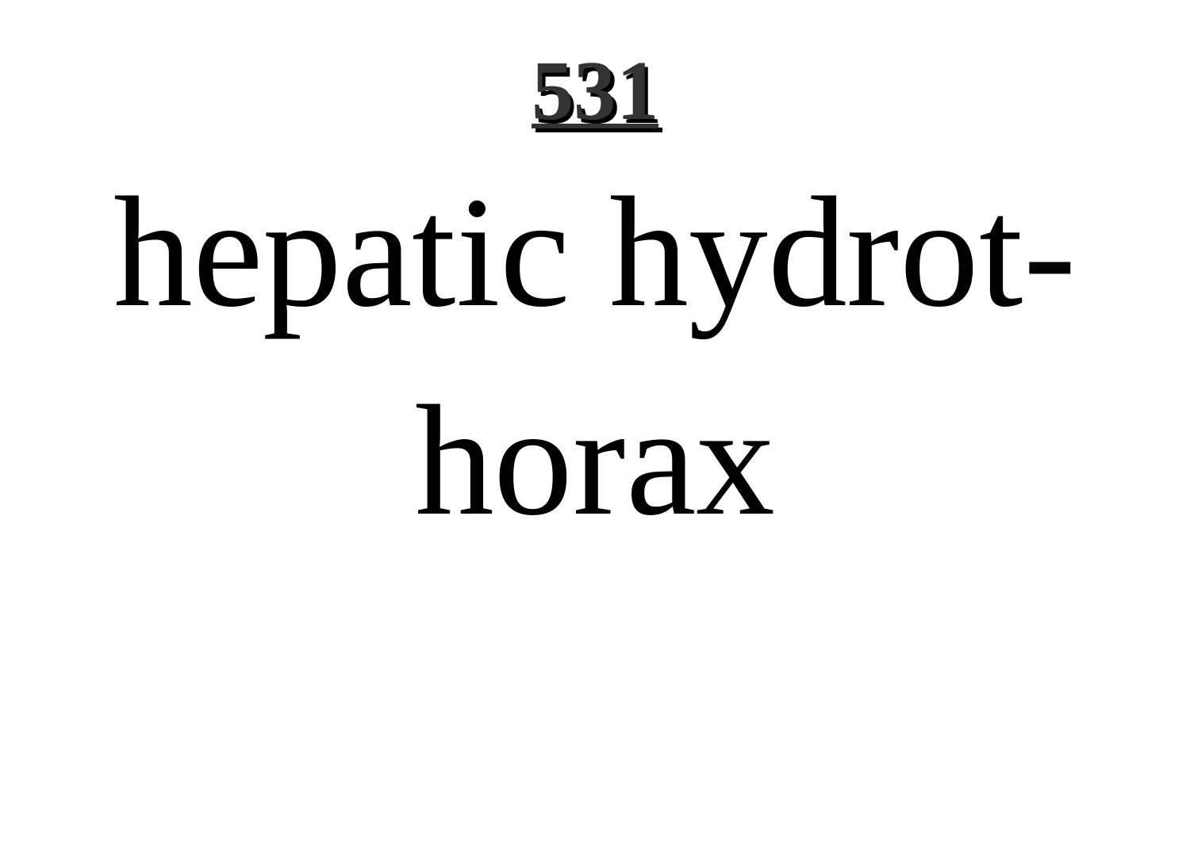hepatic hydrothorax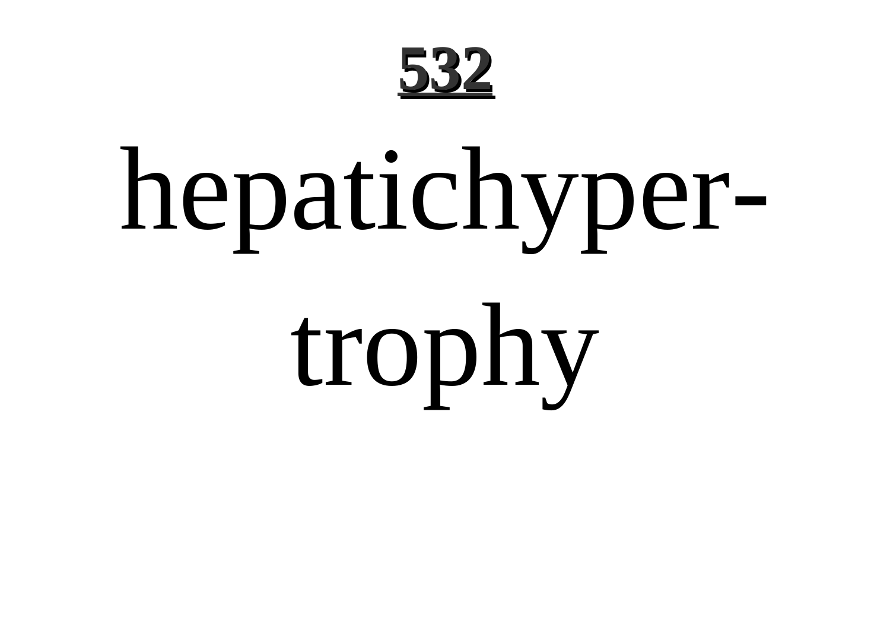hepatichypertrophy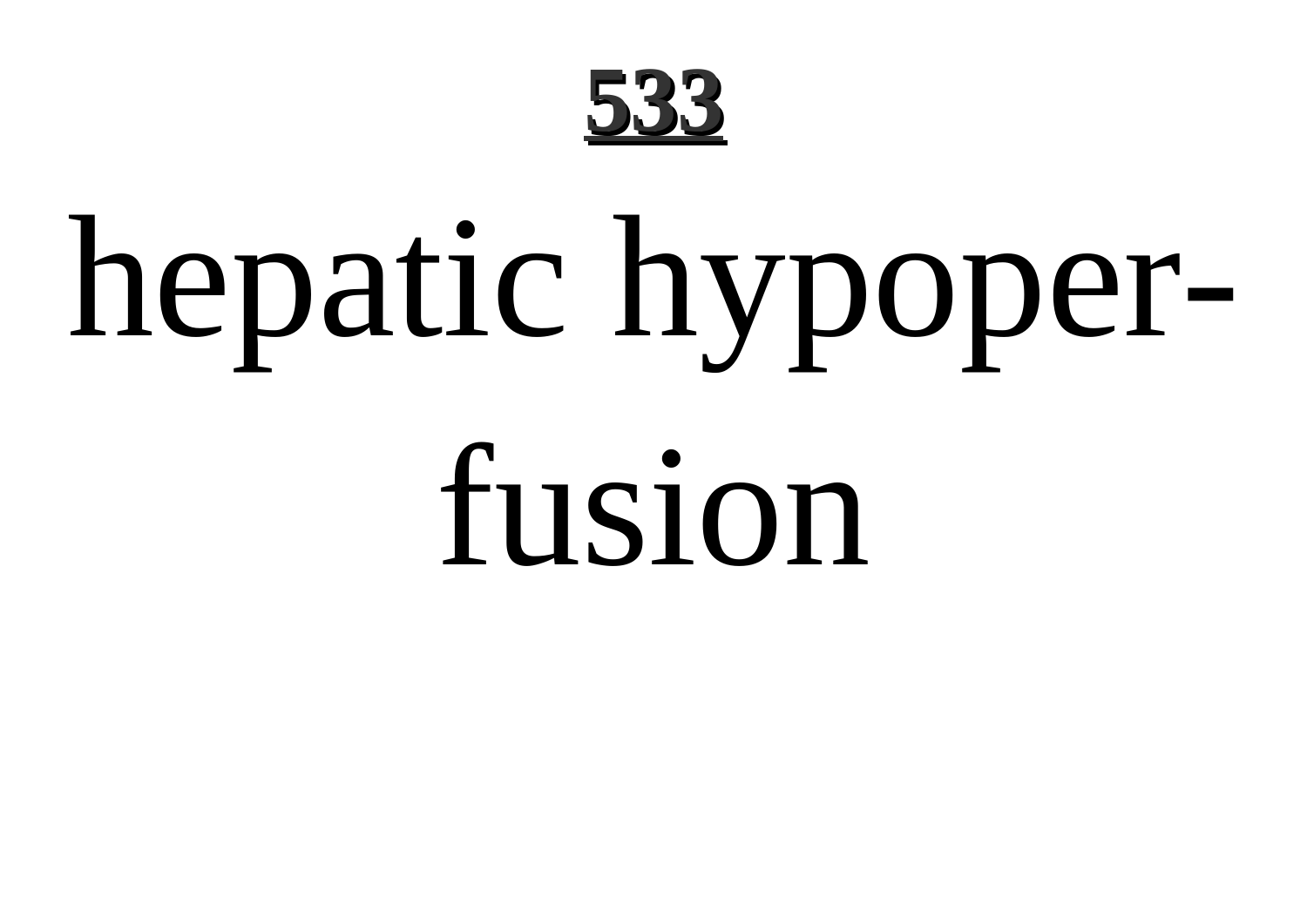# hepatic hypoperfusion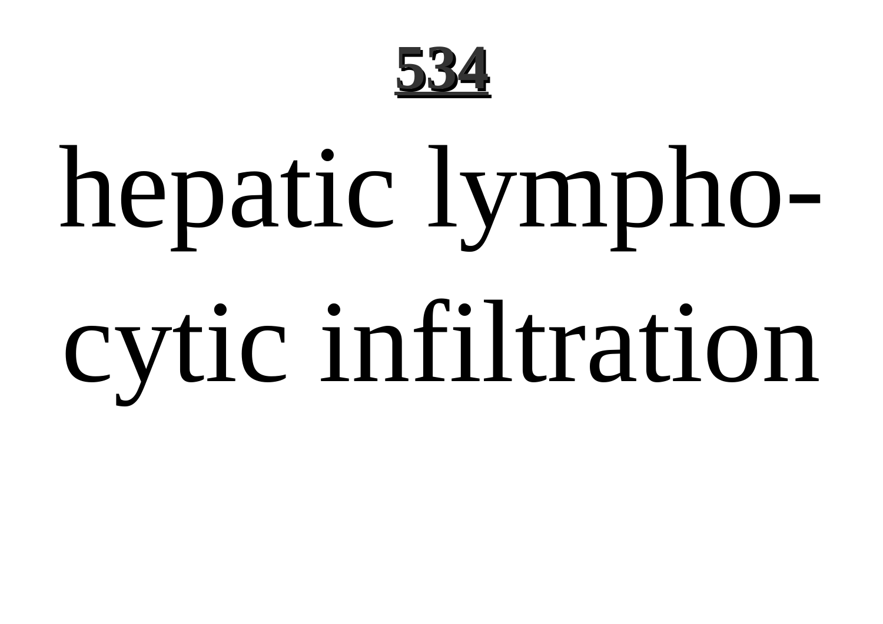hepatic lympho-cytic infiltration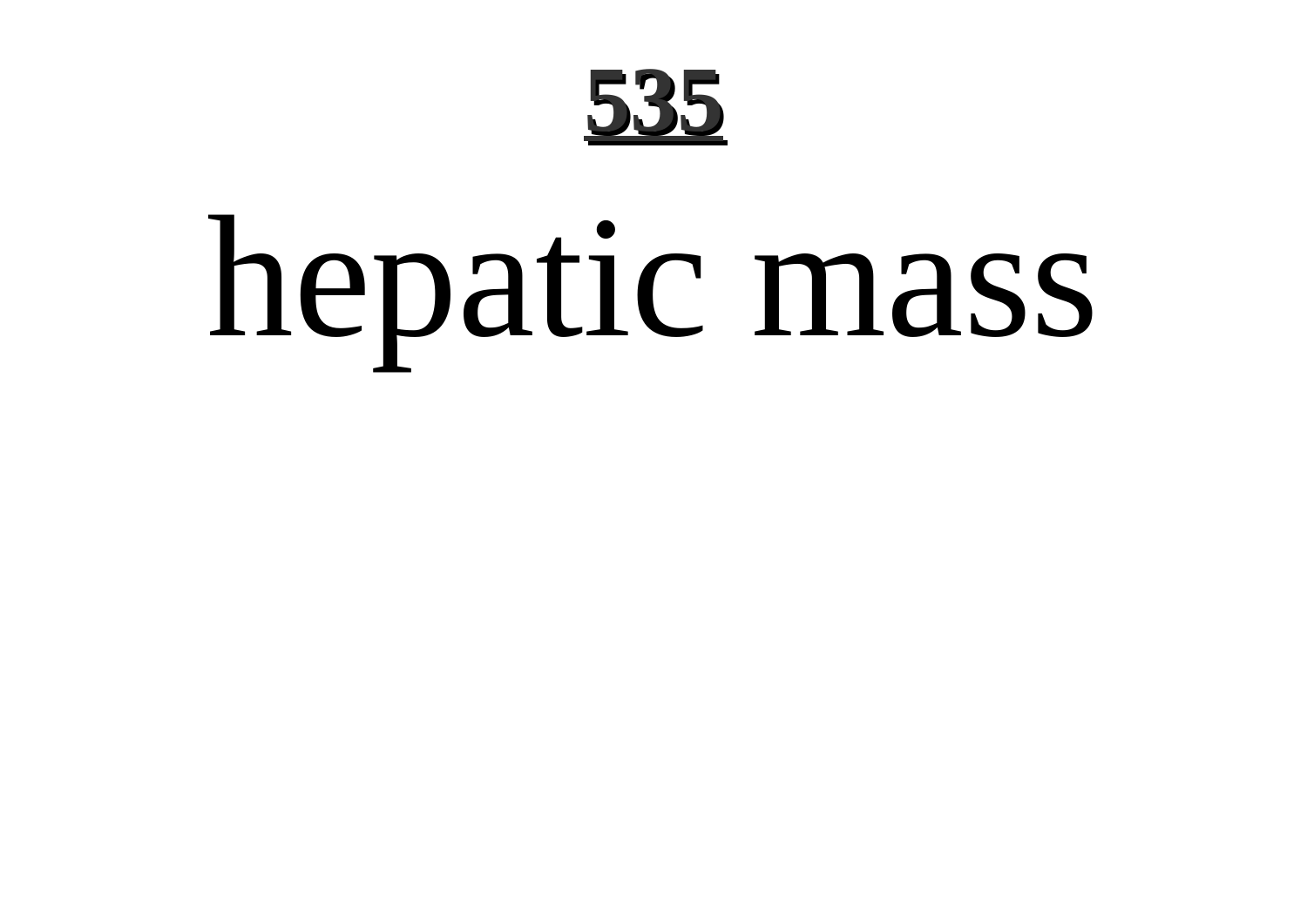# hepatic mass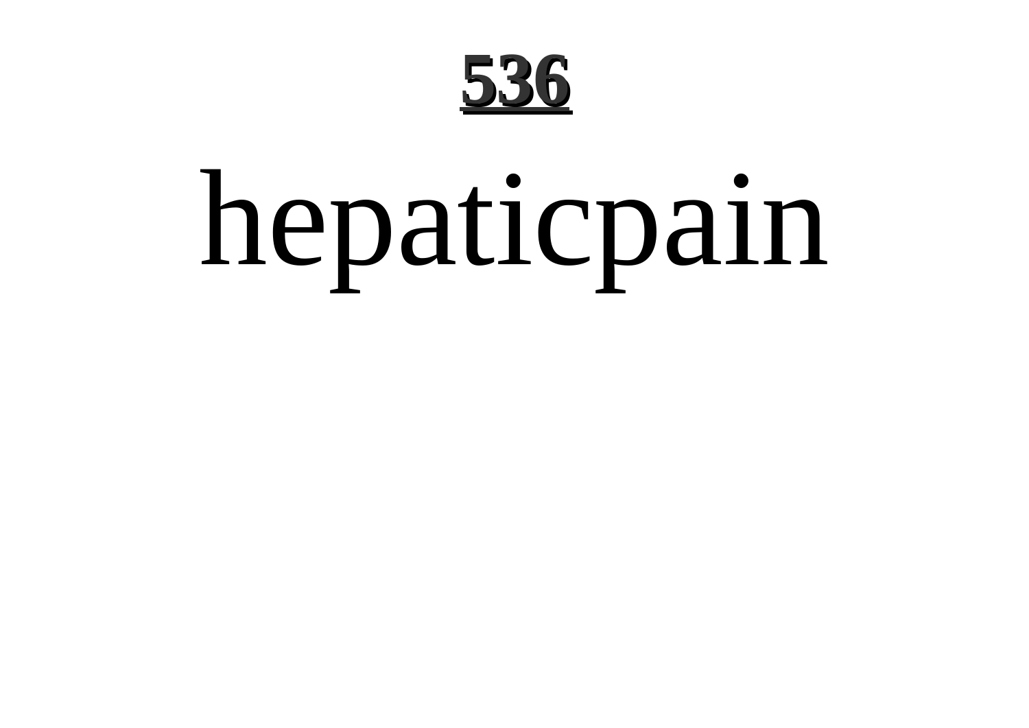# hepaticpain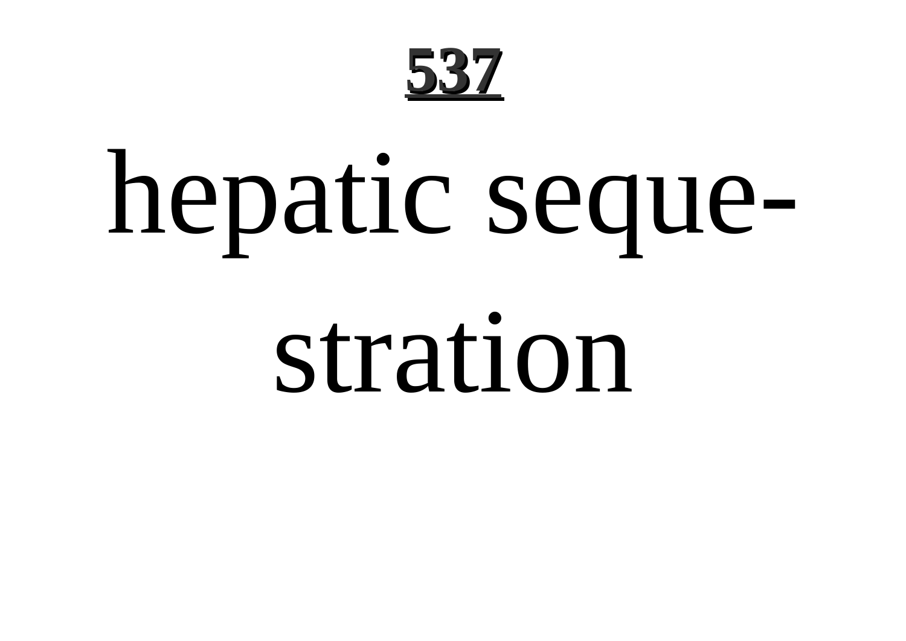hepatic seque-
stration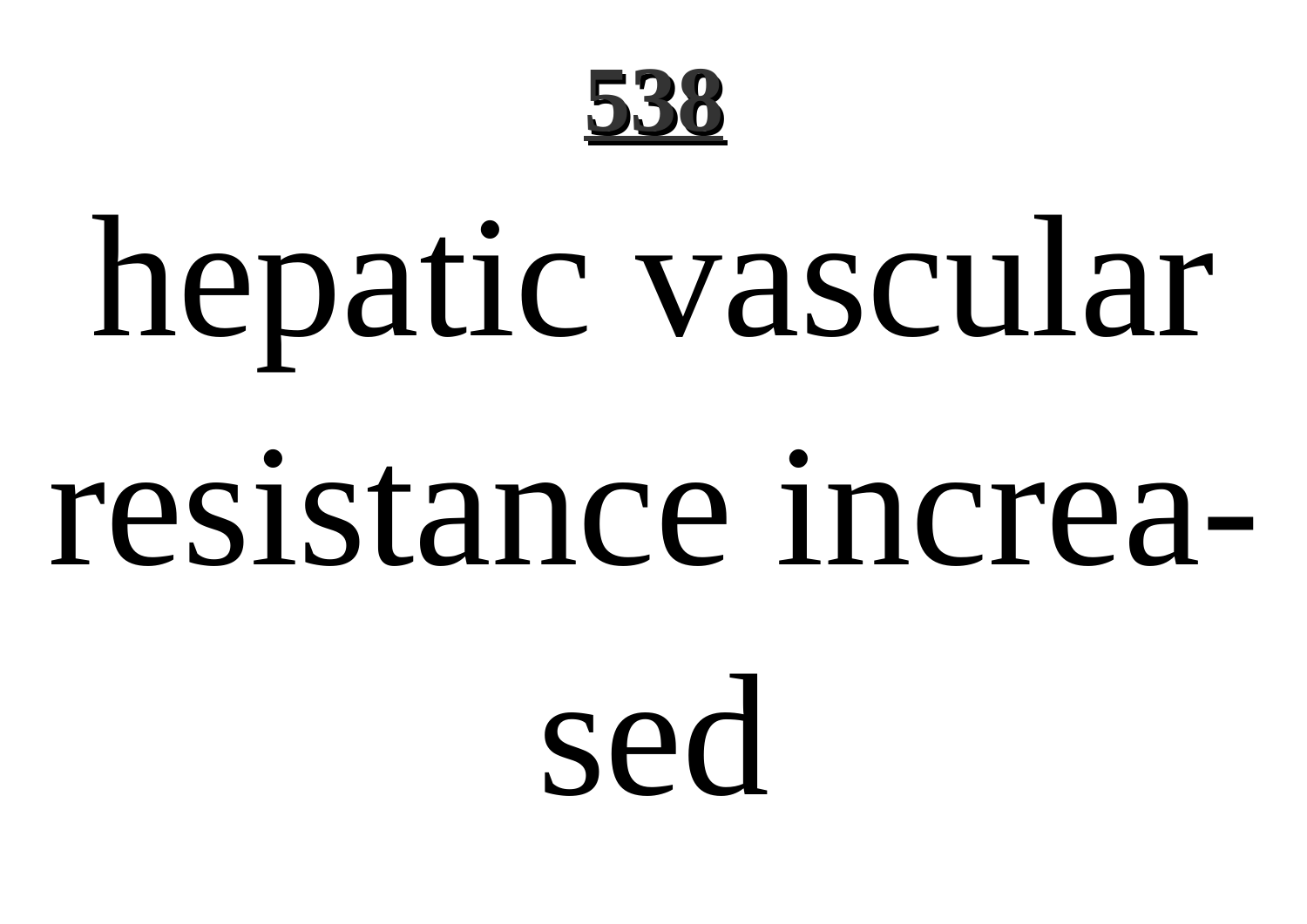**538**

# hepatic vascular resistance increa-sed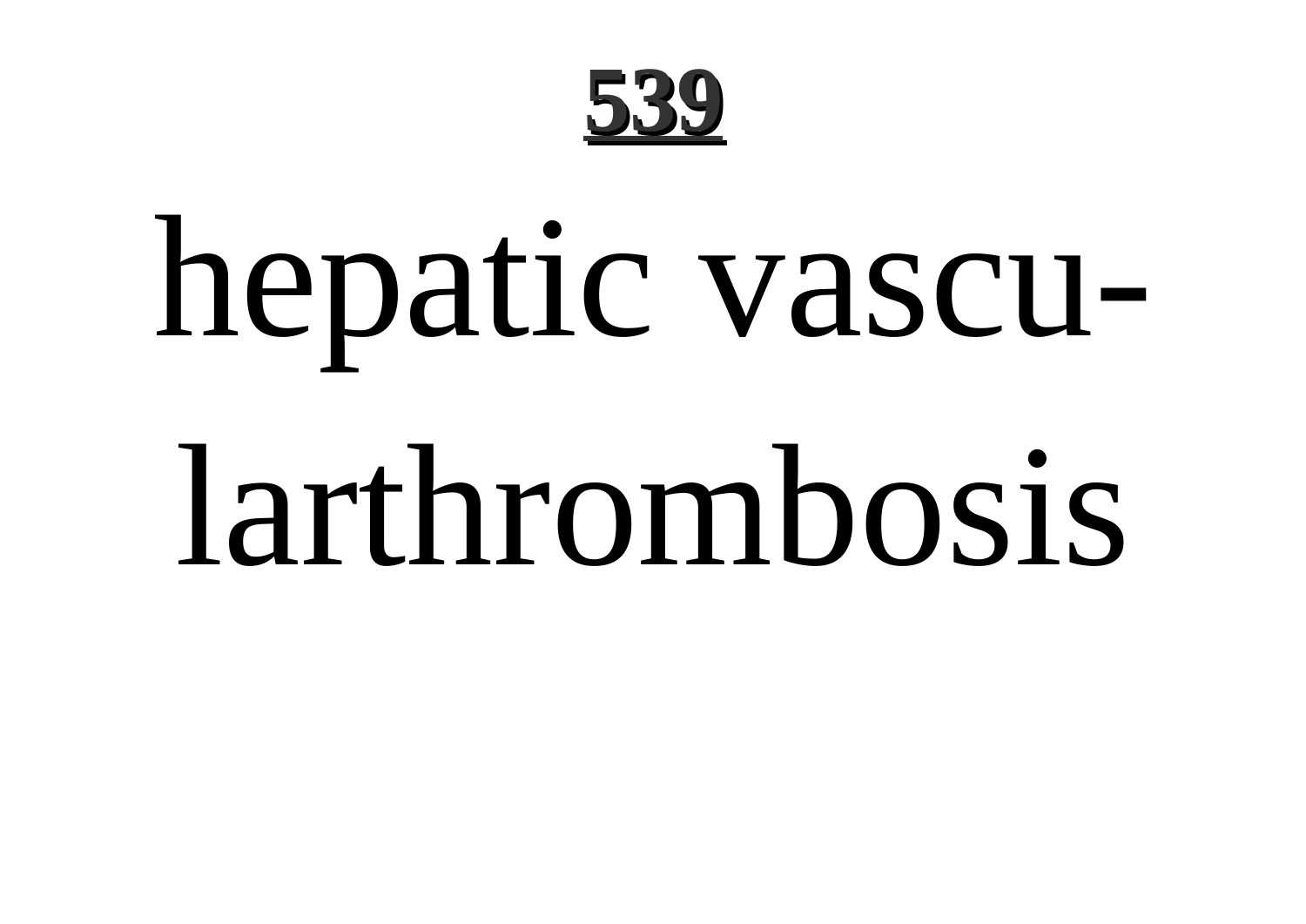hepatic vascu-
larthrombosis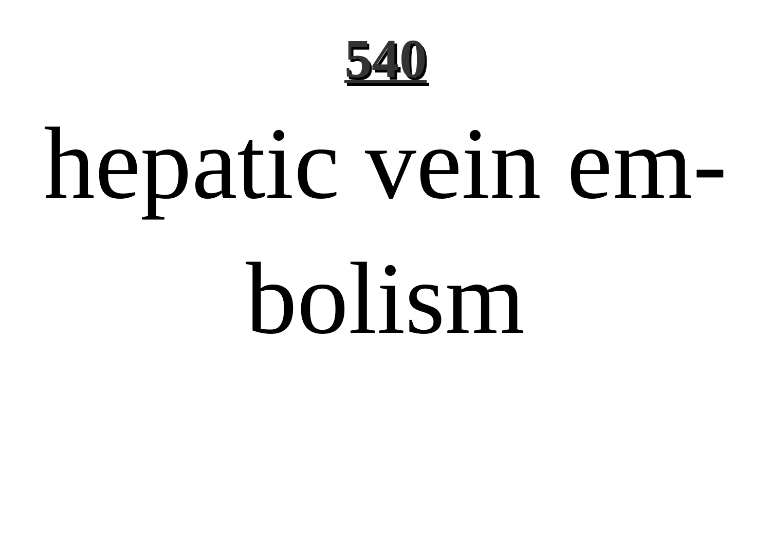hepatic vein embolism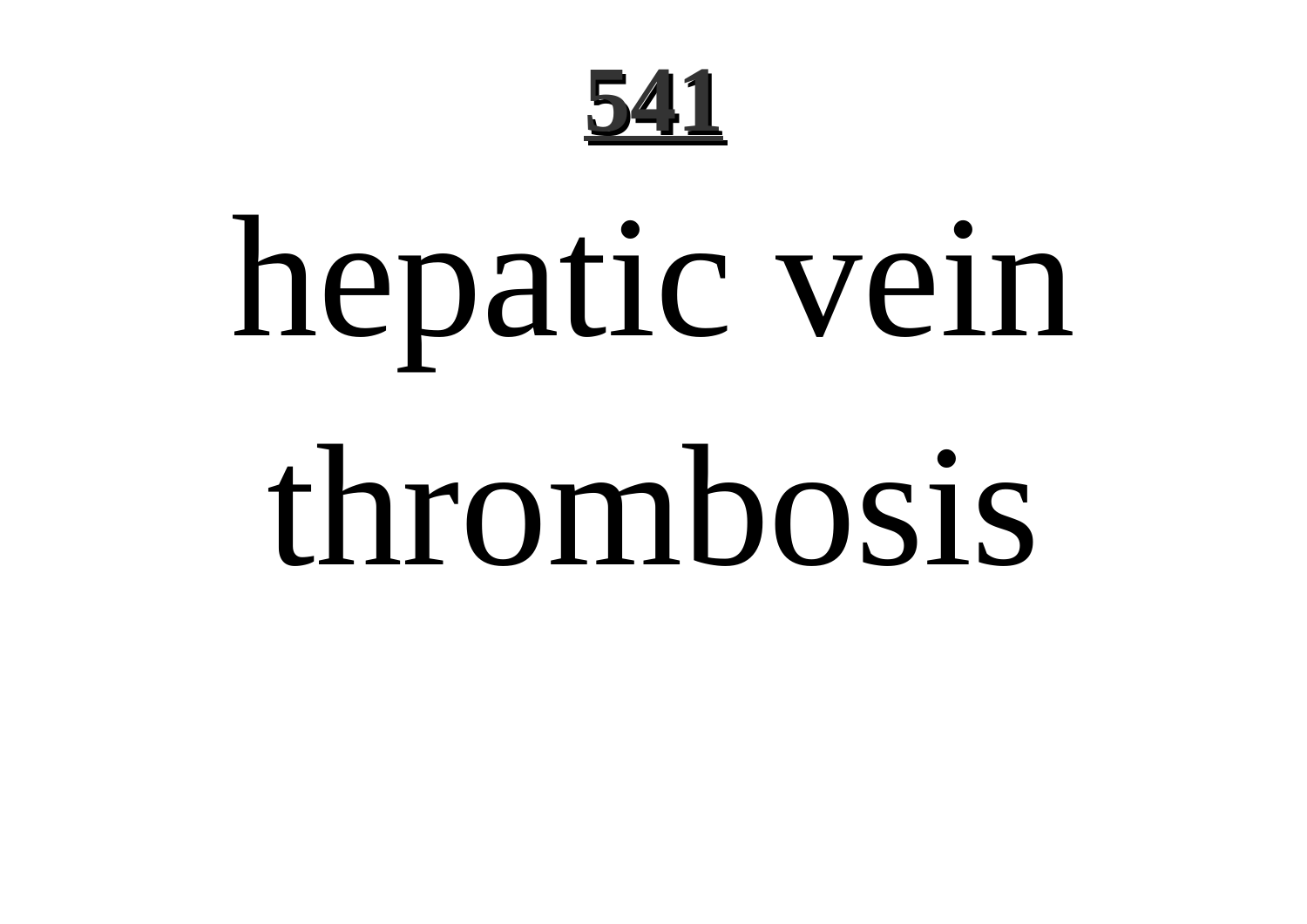# hepatic vein thrombosis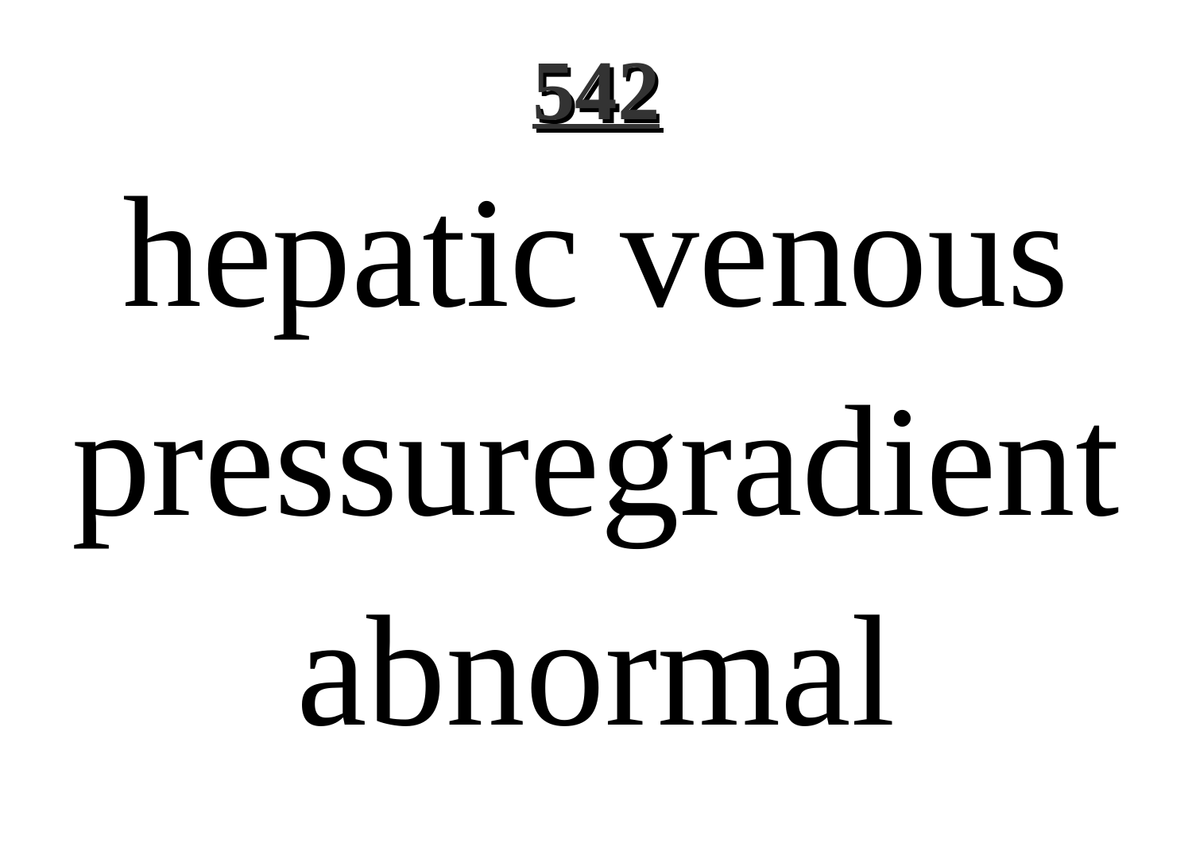hepatic venous pressuregradient abnormal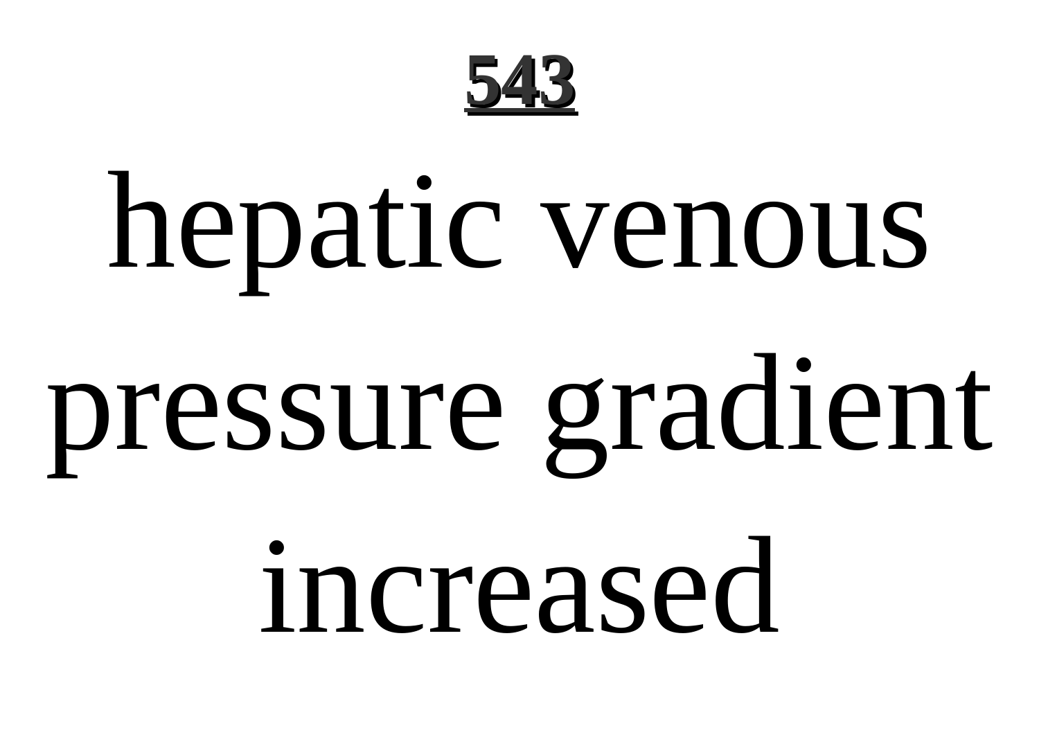hepatic venous pressure gradient increased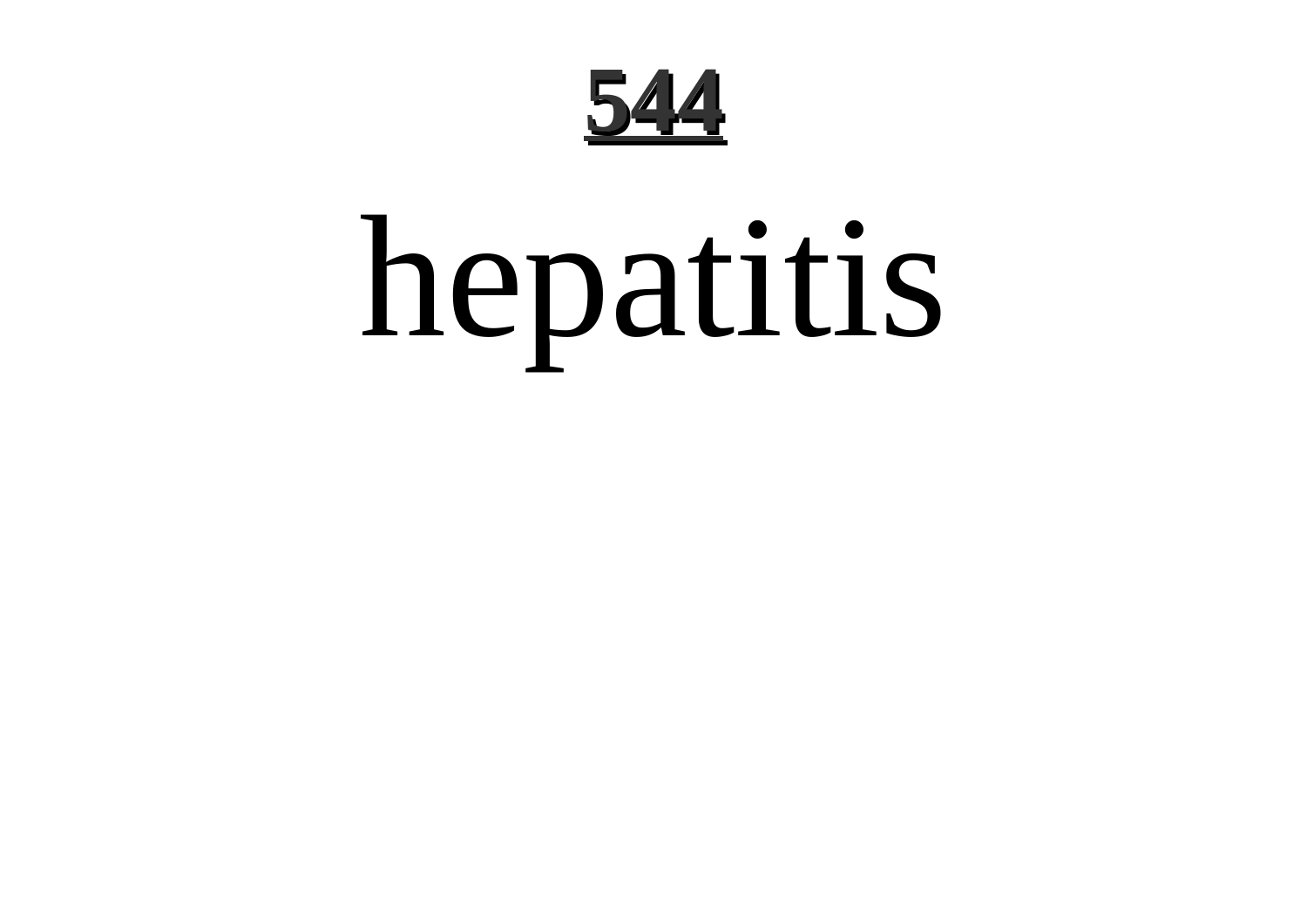hepatitis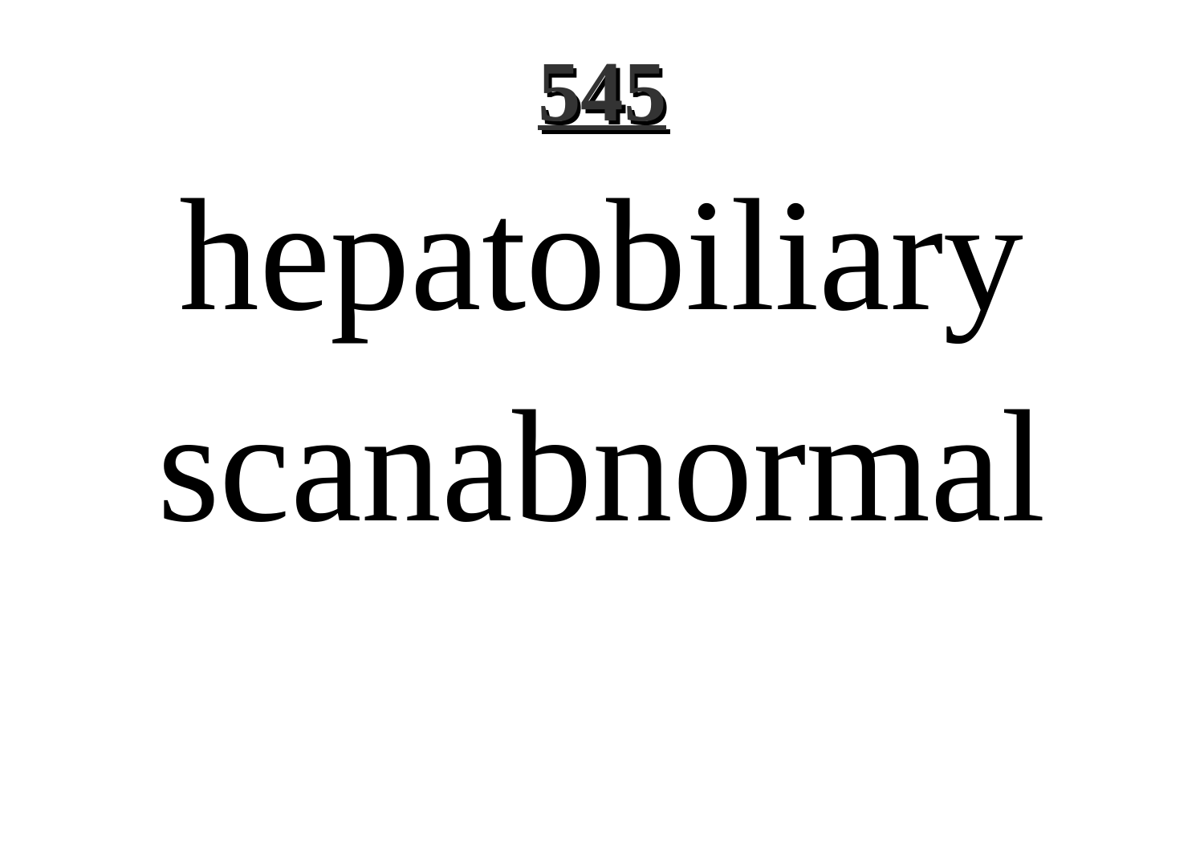hepatobiliary scanabnormal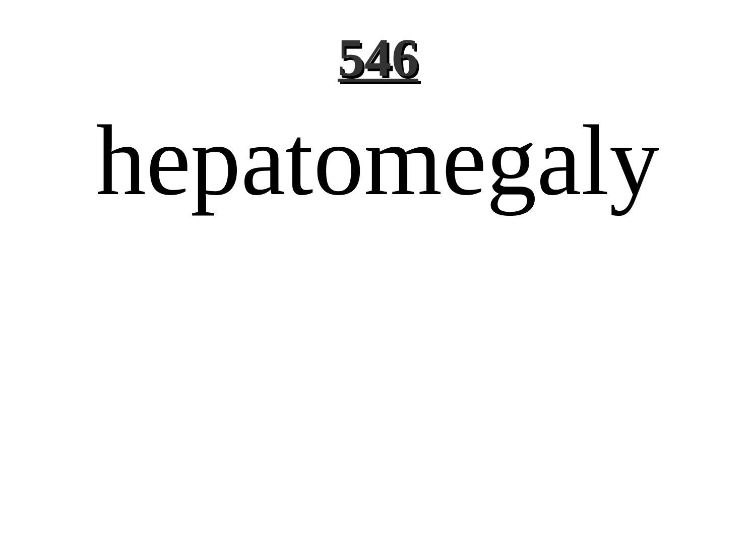# hepatomegaly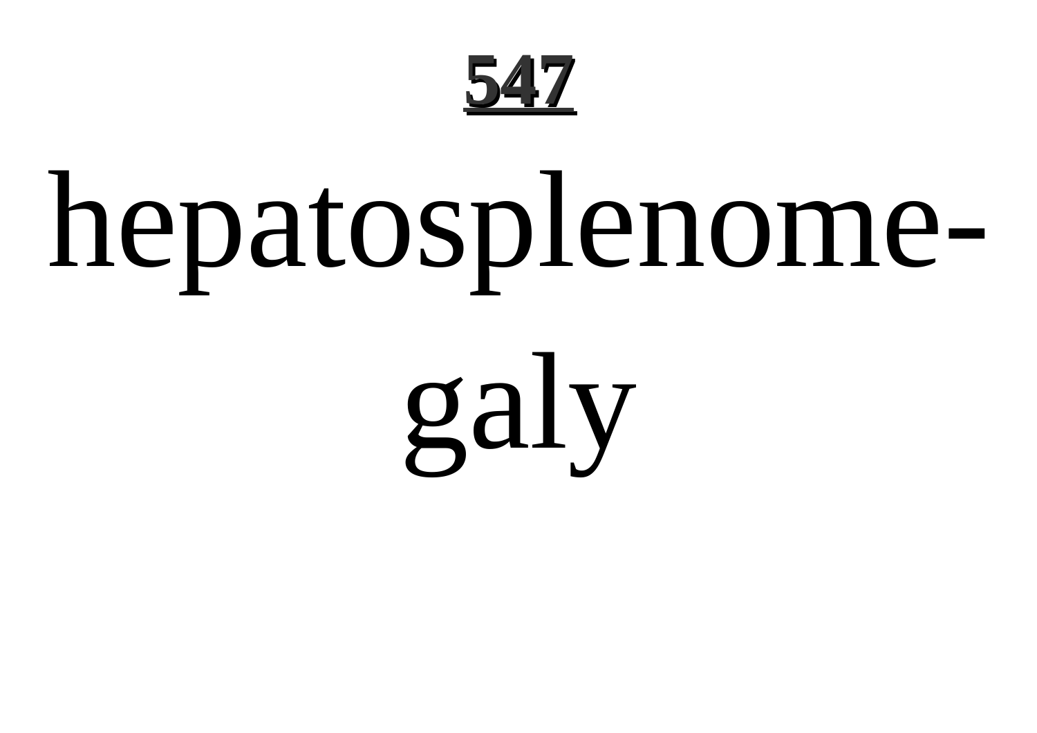hepatosplenomegaly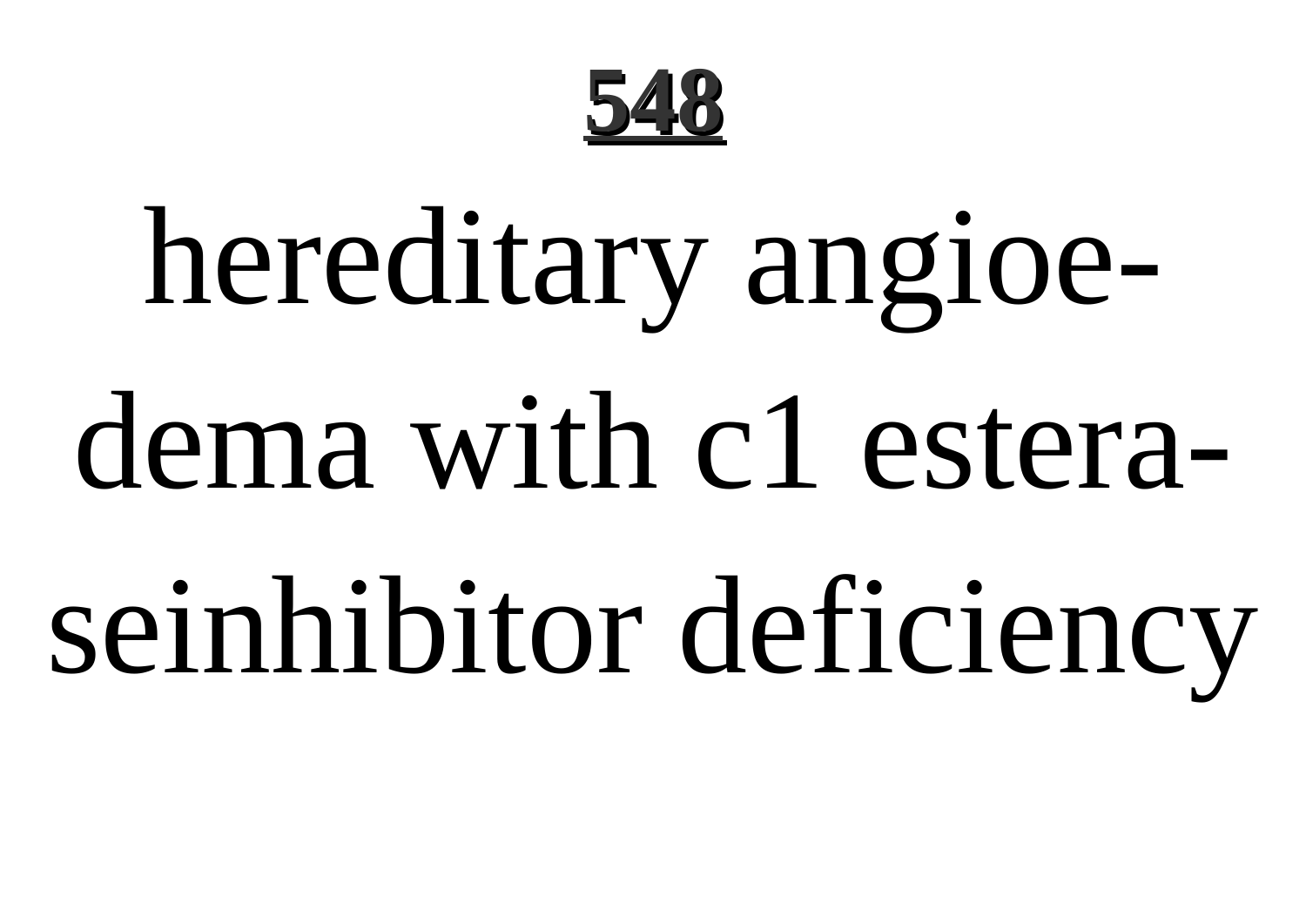hereditary angioedema with c1 esteraseinhibitor deficiency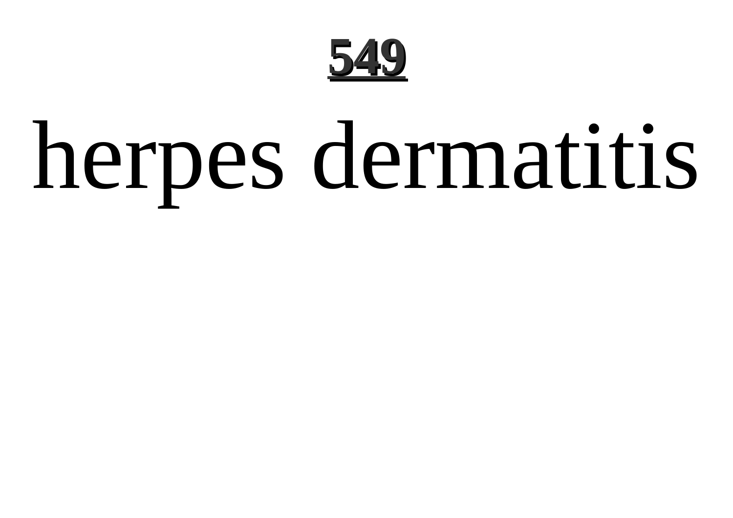# herpes dermatitis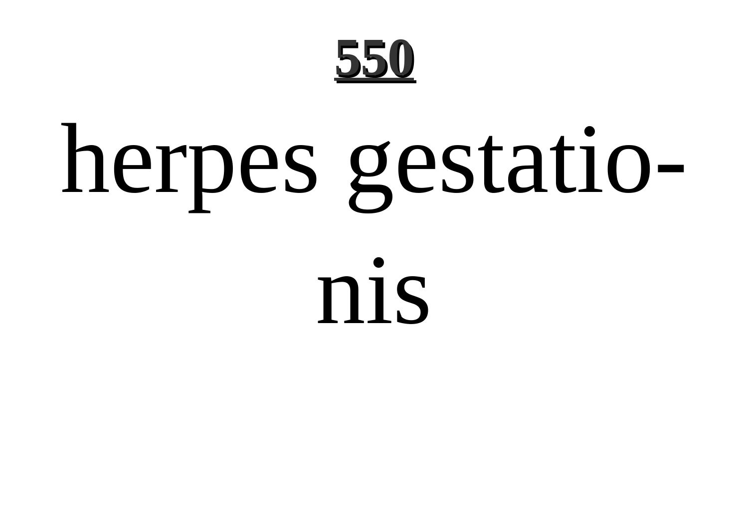herpes gestationis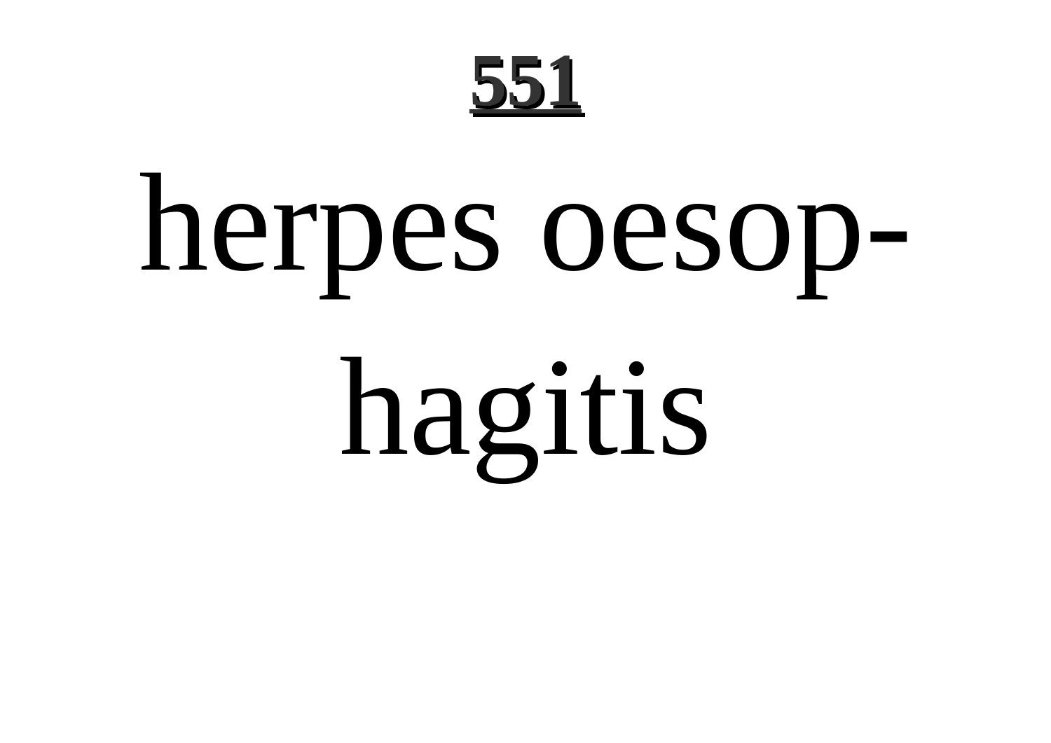herpes oesop-hagitis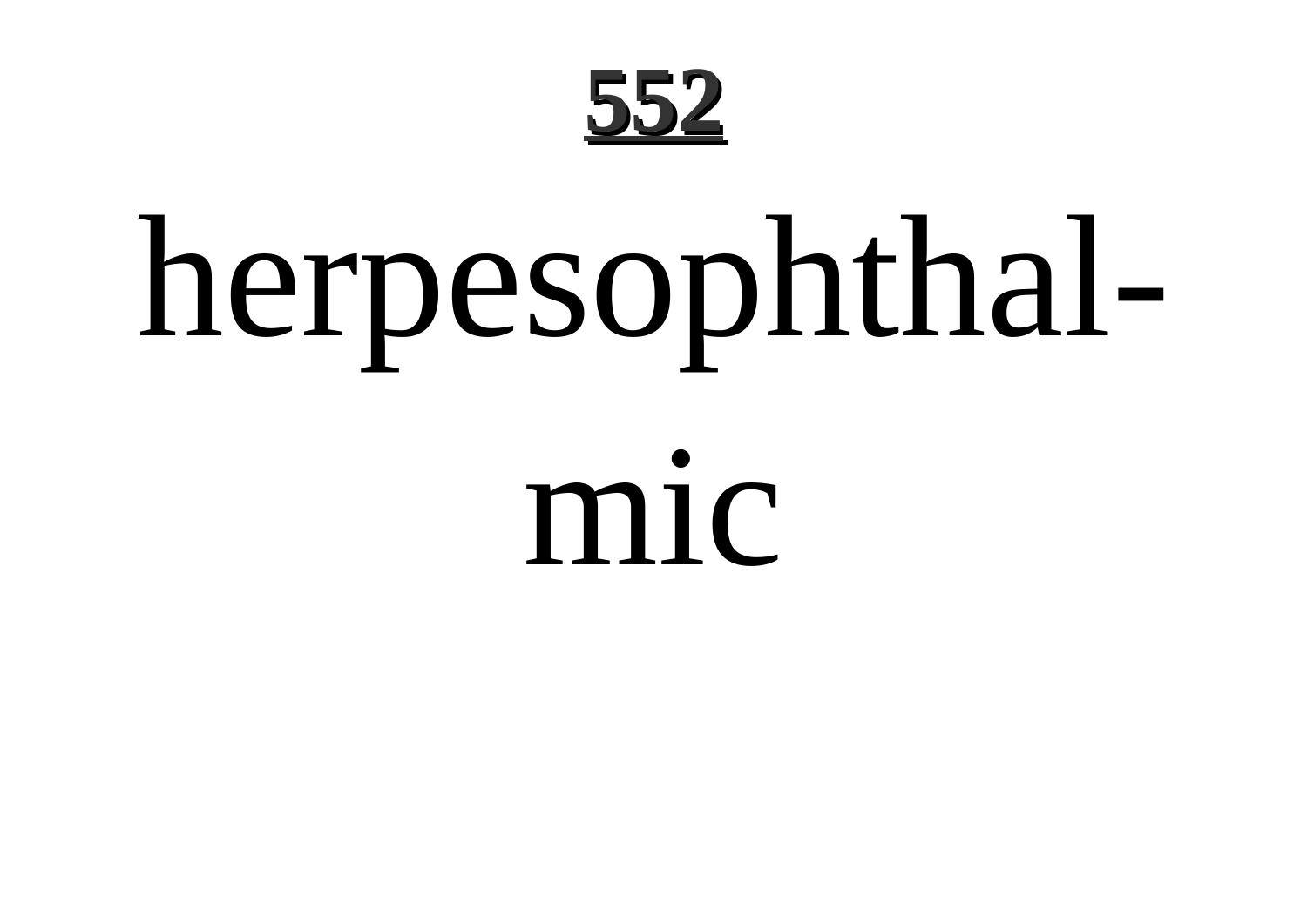herpesophthal-

mic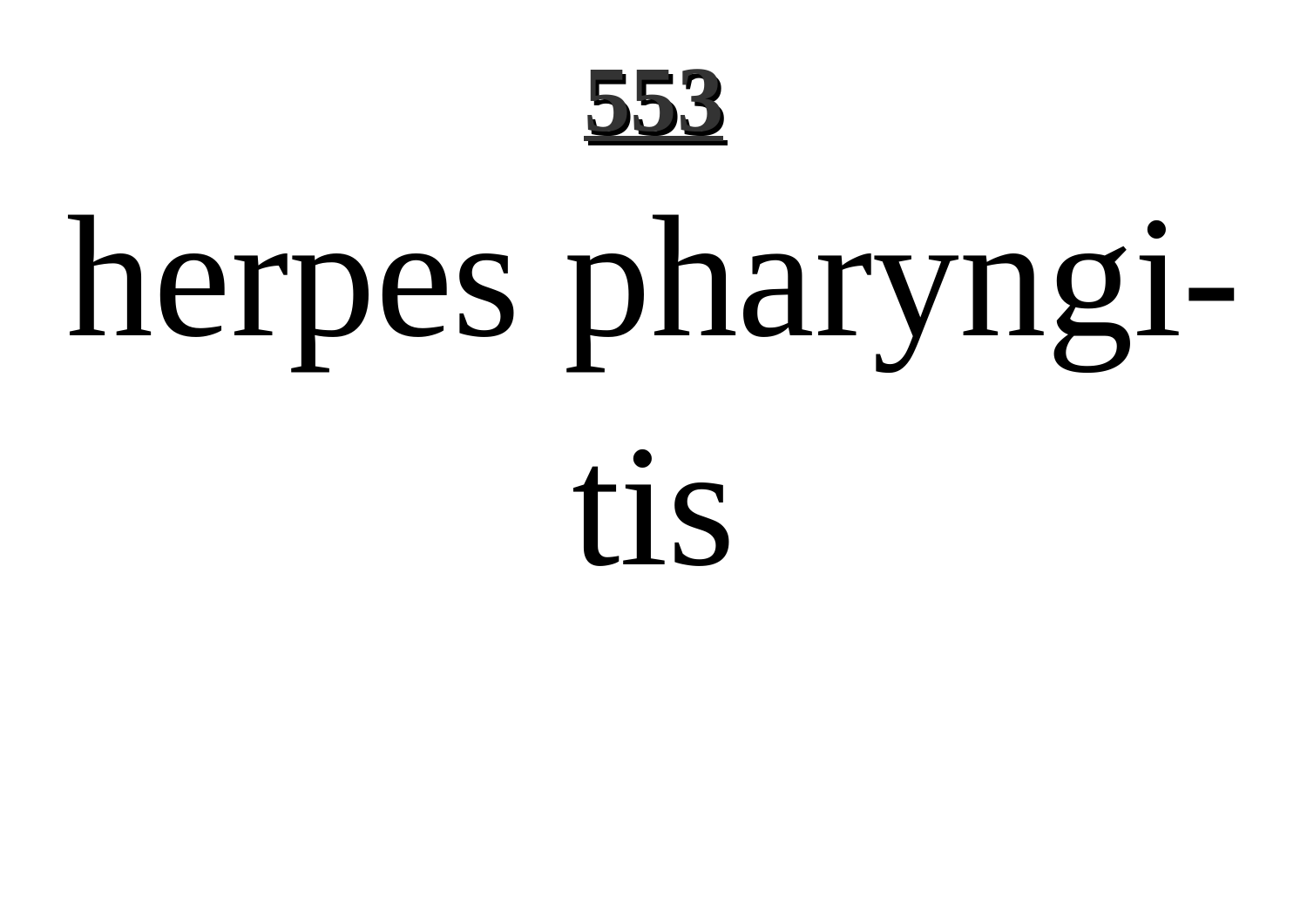**553**

herpes pharyngitis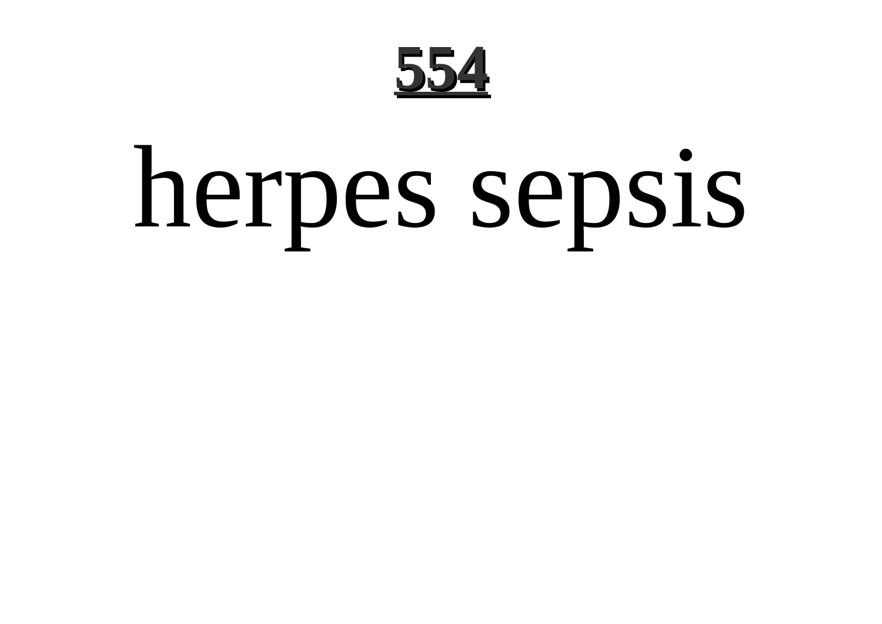# herpes sepsis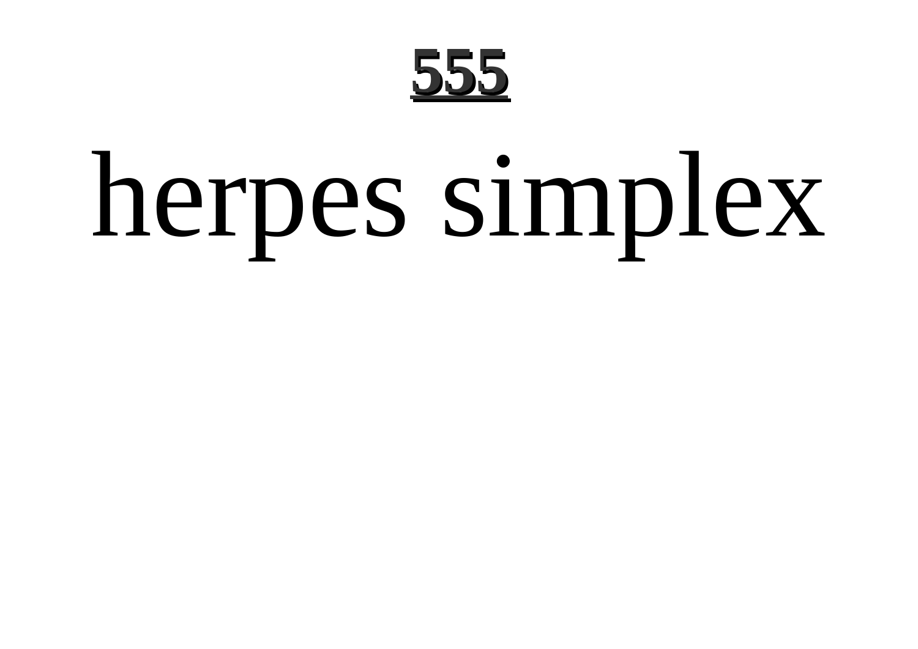# herpes simplex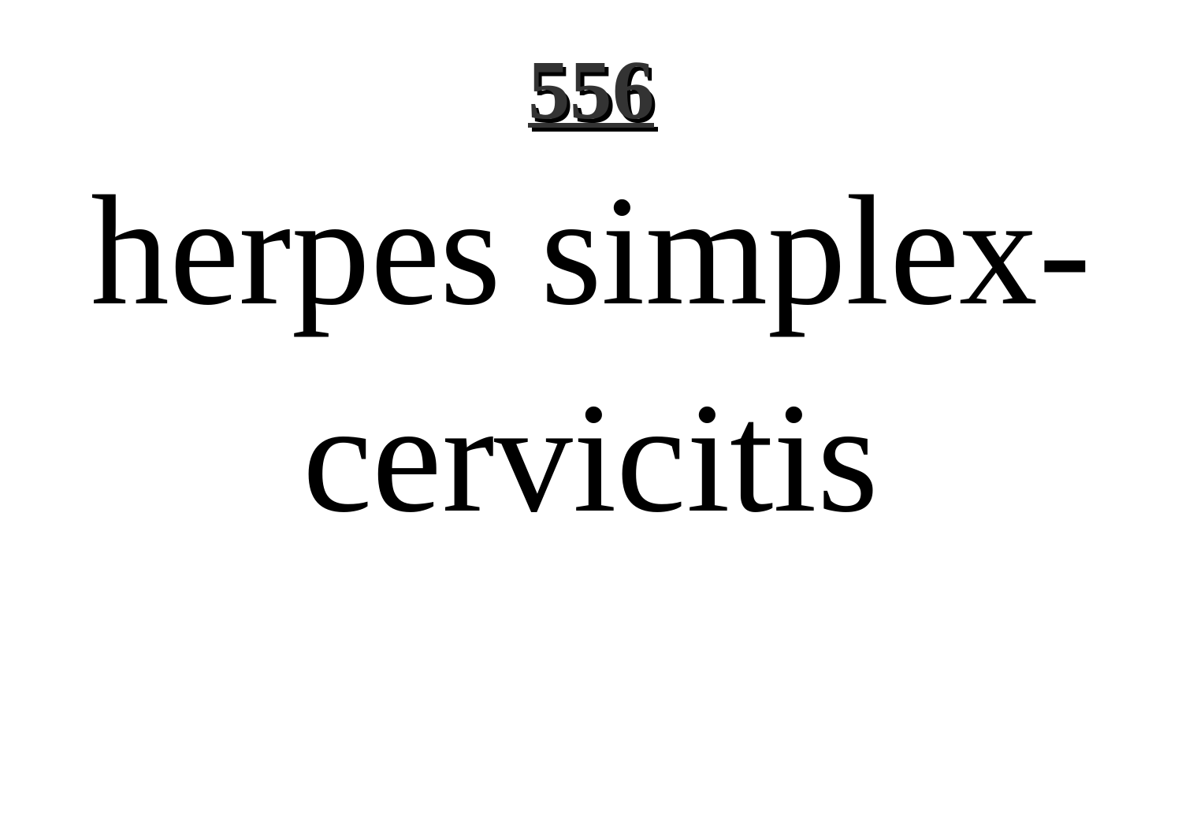# herpes simplex-cervicitis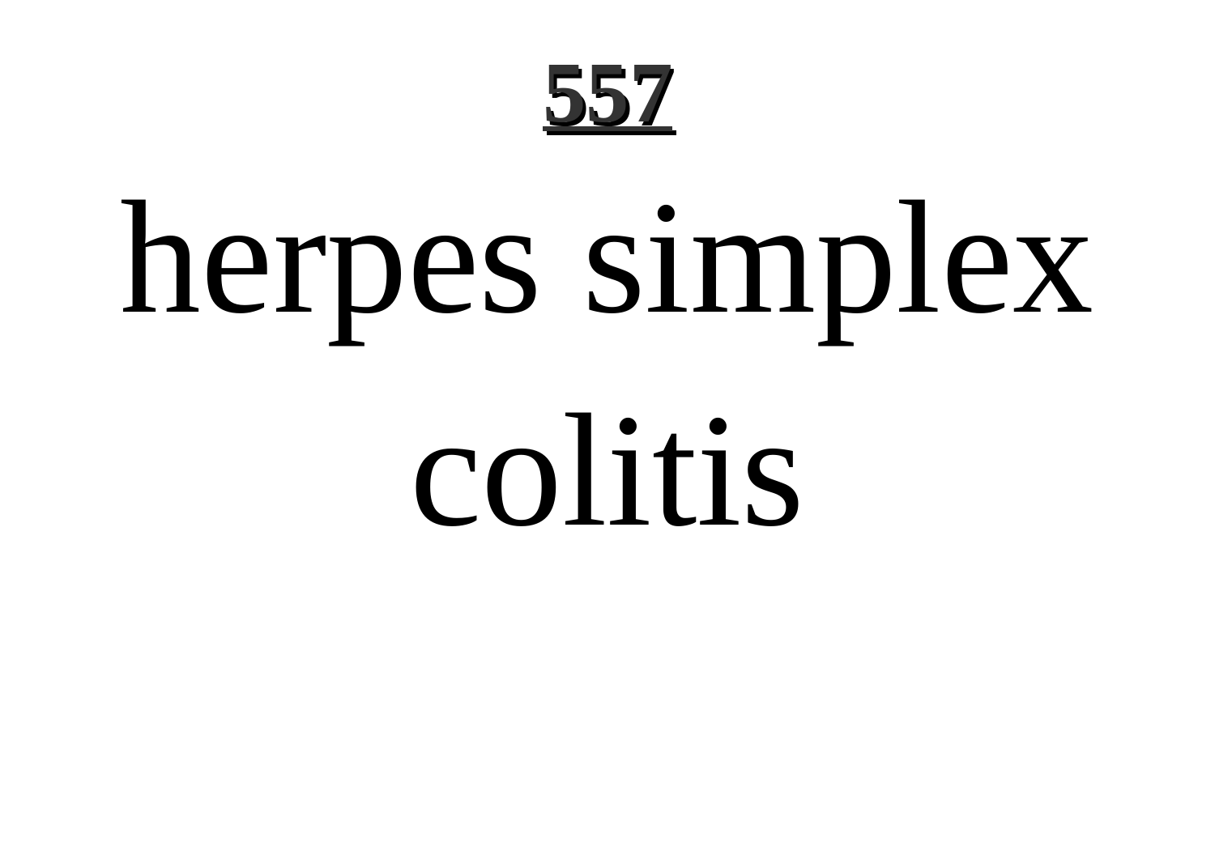# herpes simplex colitis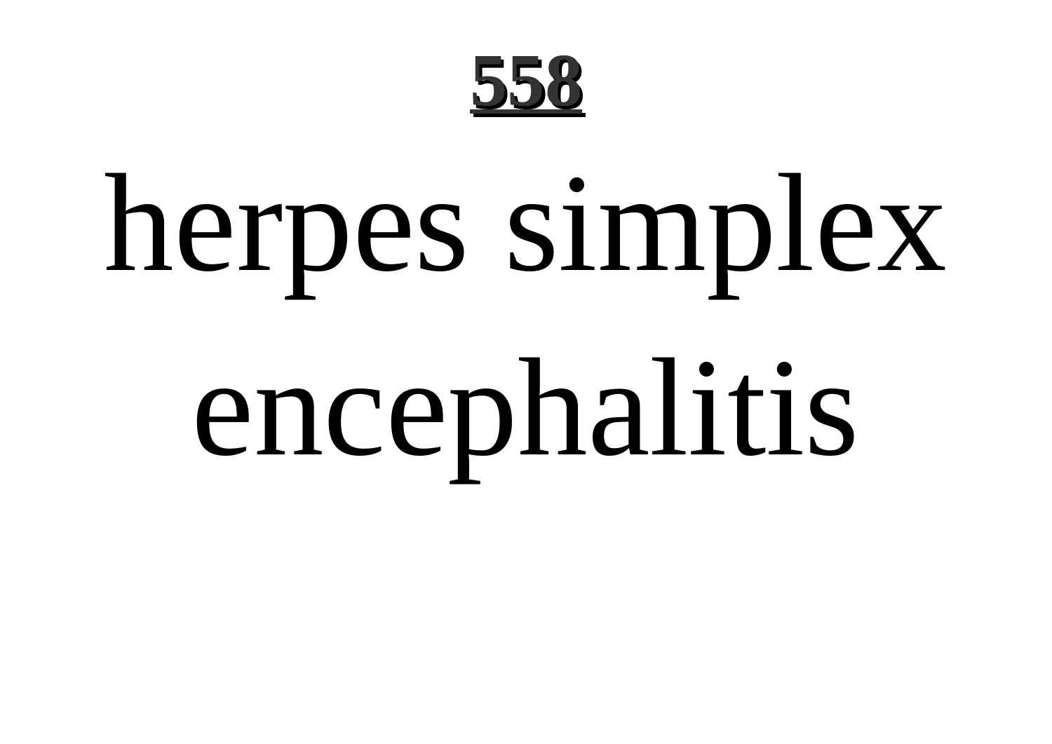# herpes simplex encephalitis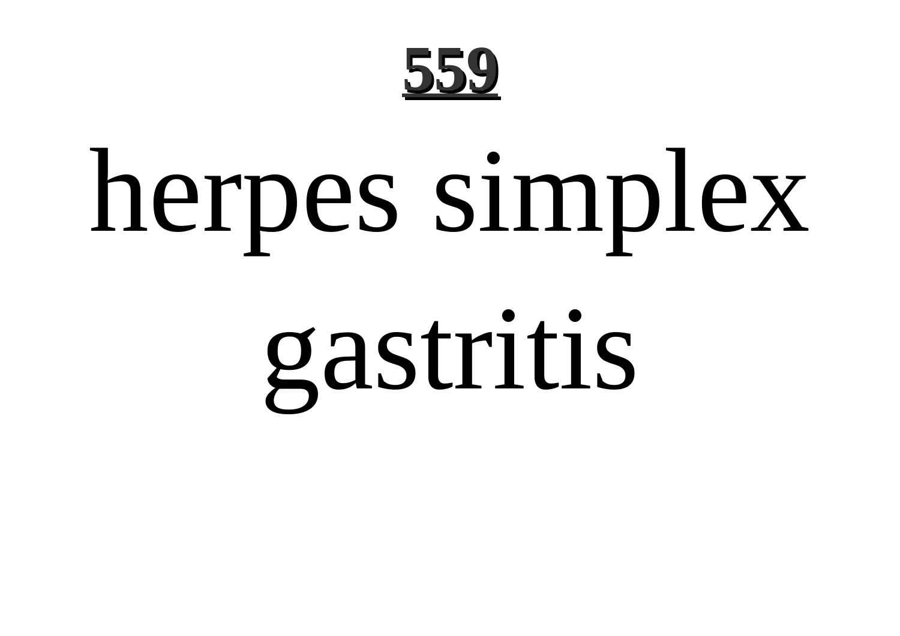# herpes simplex gastritis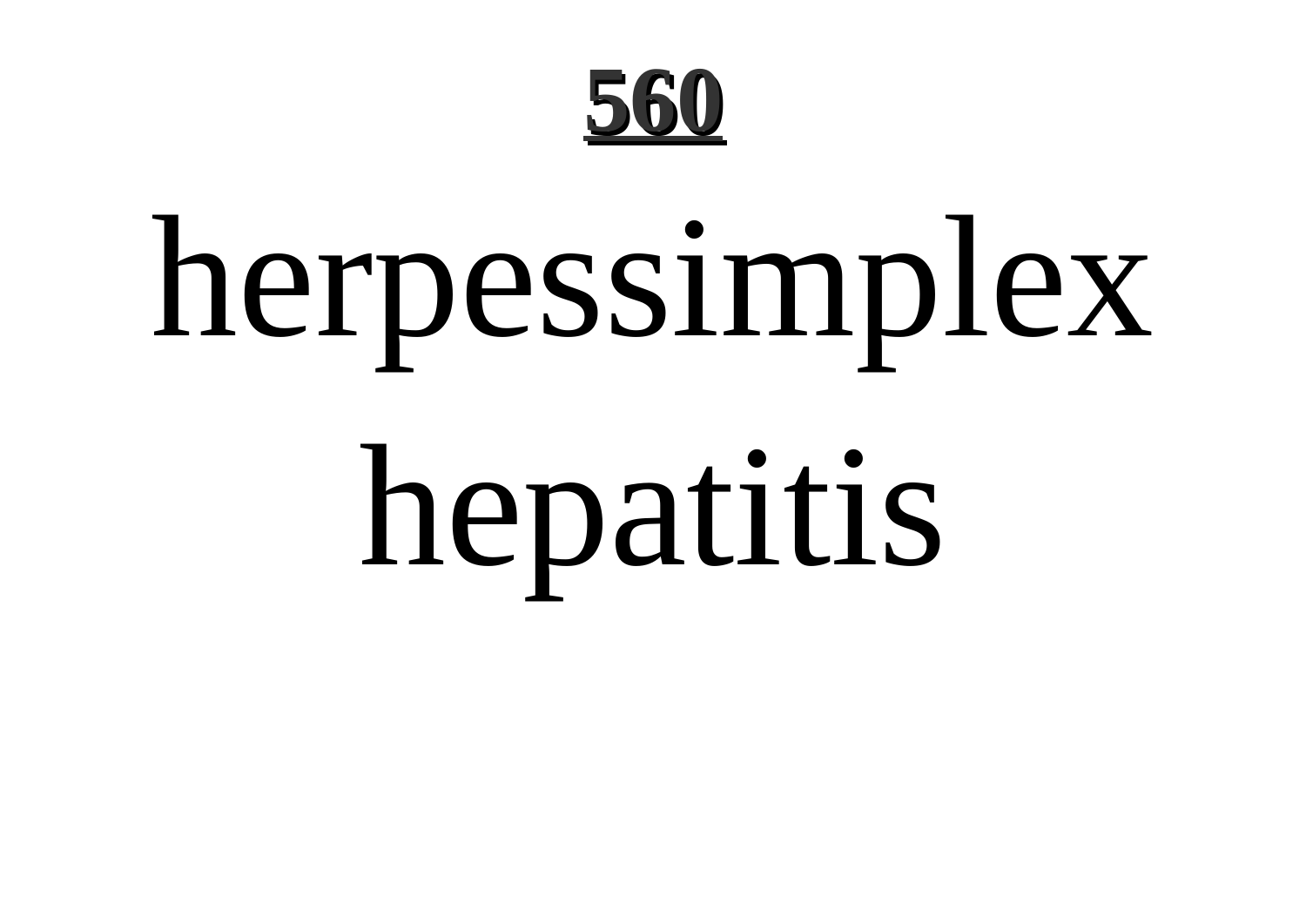herpessimplex hepatitis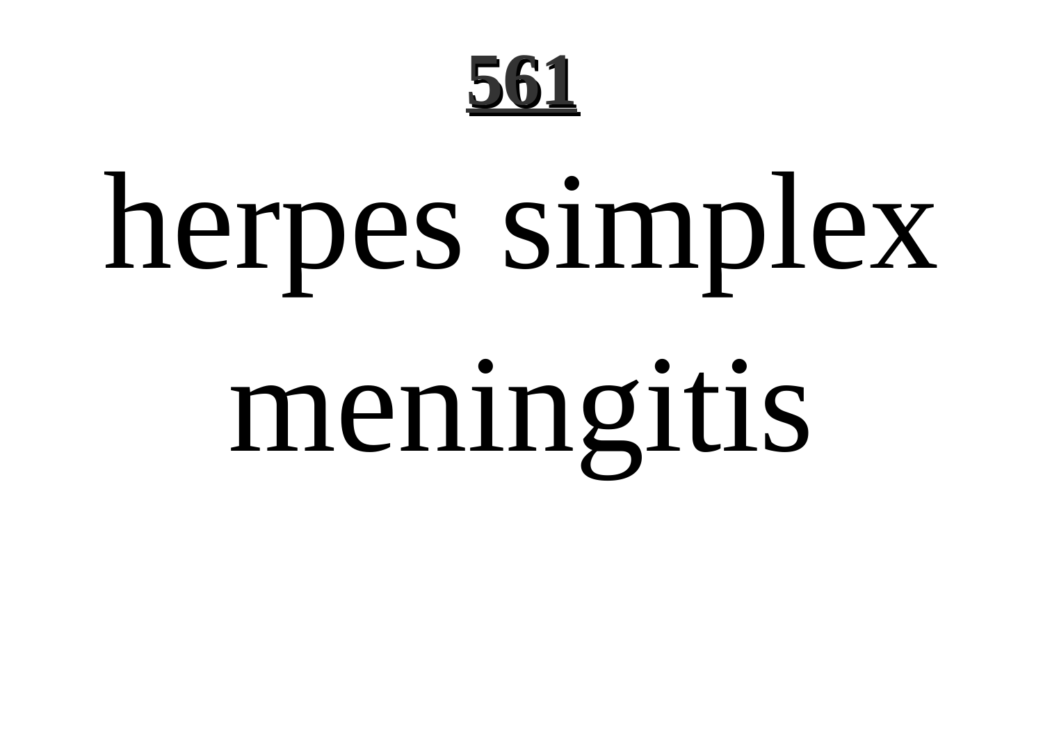# herpes simplex meningitis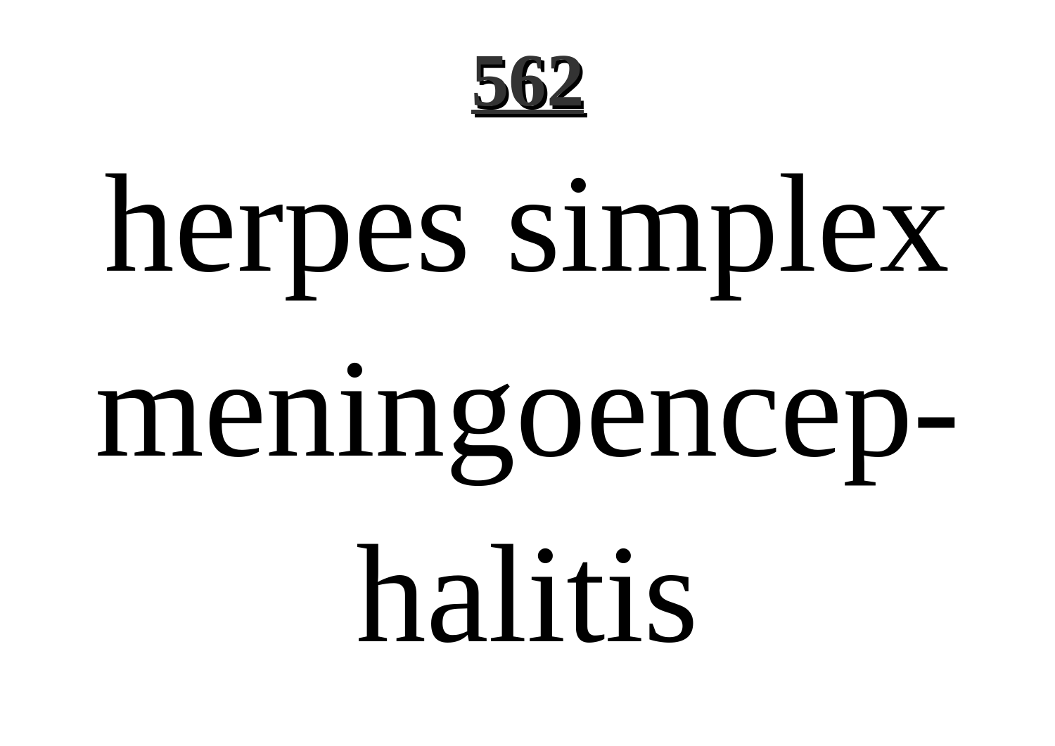**562**

# herpes simplex meningoencephalitis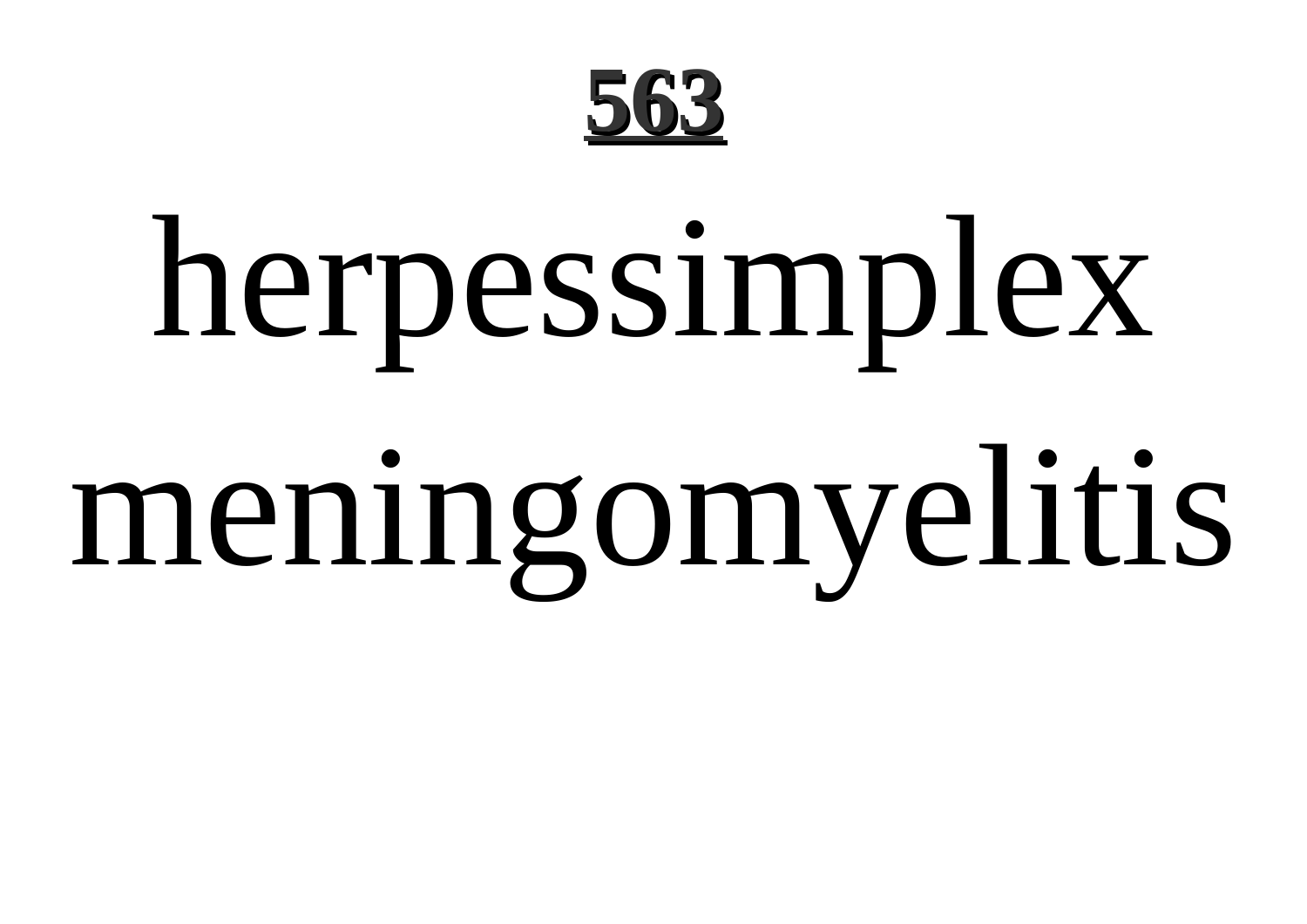herpessimplex meningomyelitis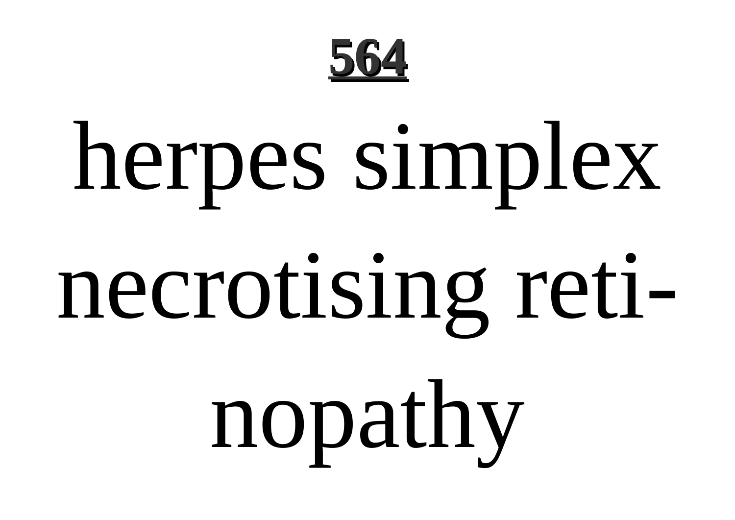herpes simplex necrotising retinopathy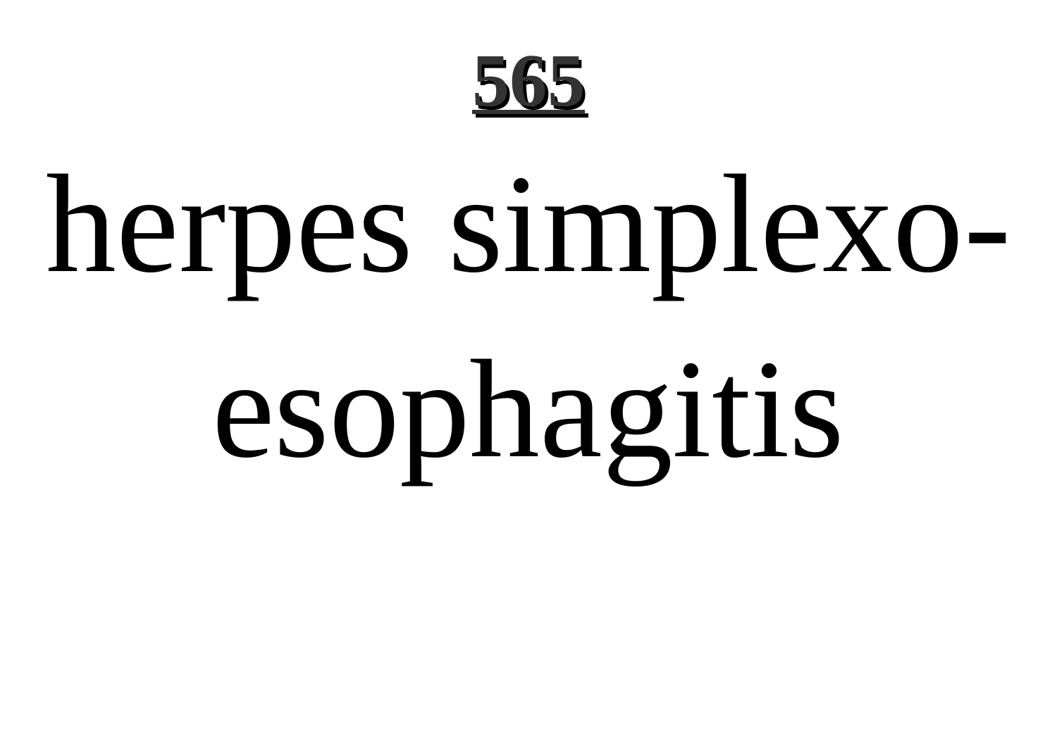herpes simplexo-esophagitis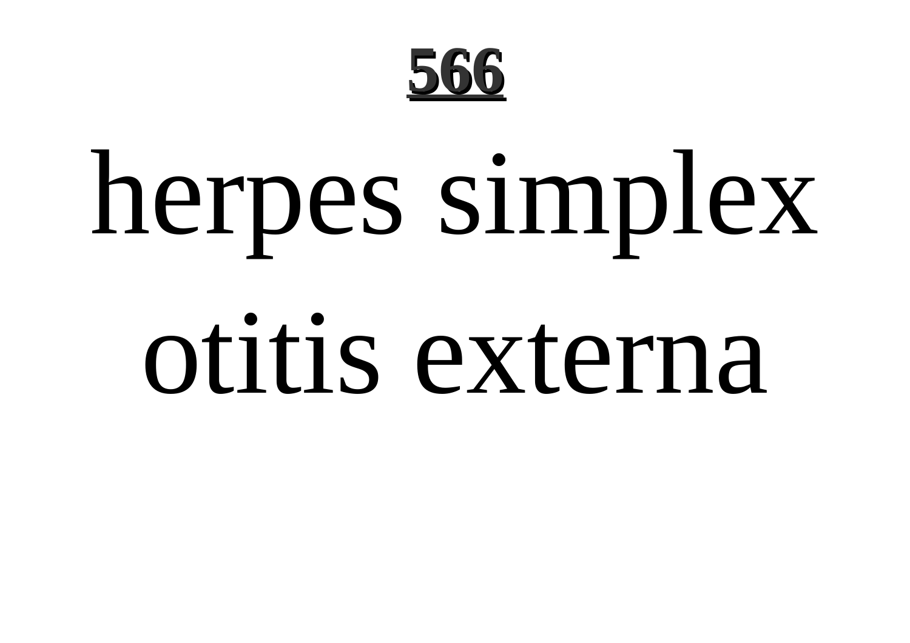herpes simplex otitis externa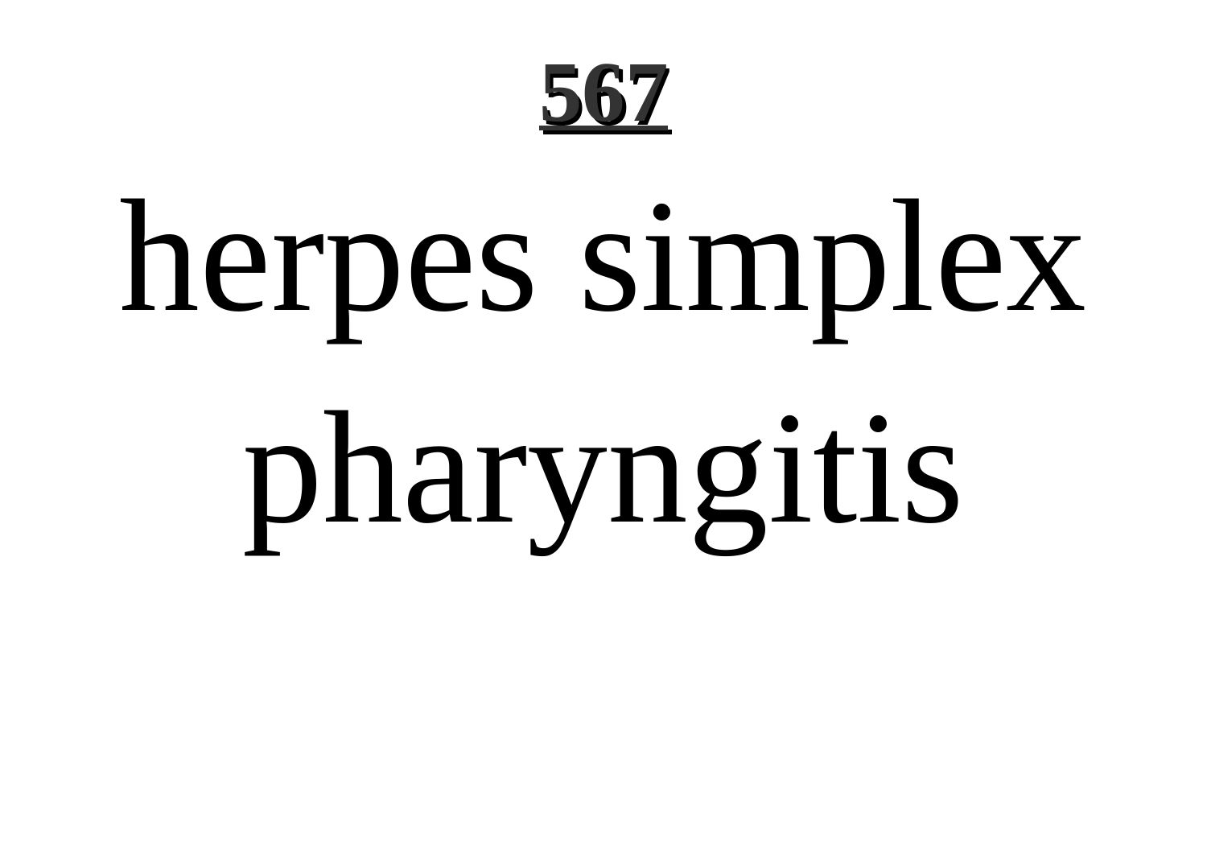herpes simplex pharyngitis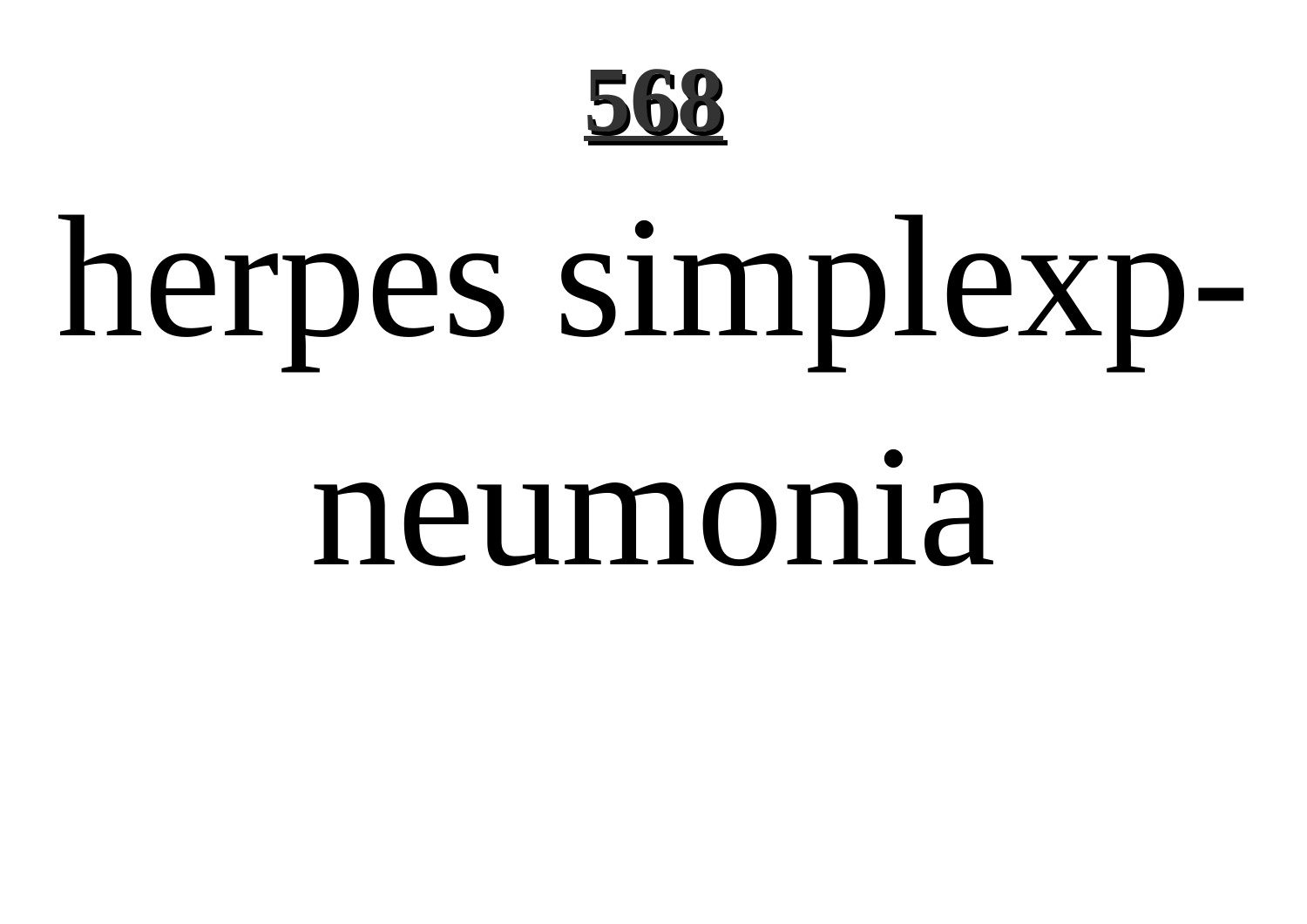herpes simplexp-neumonia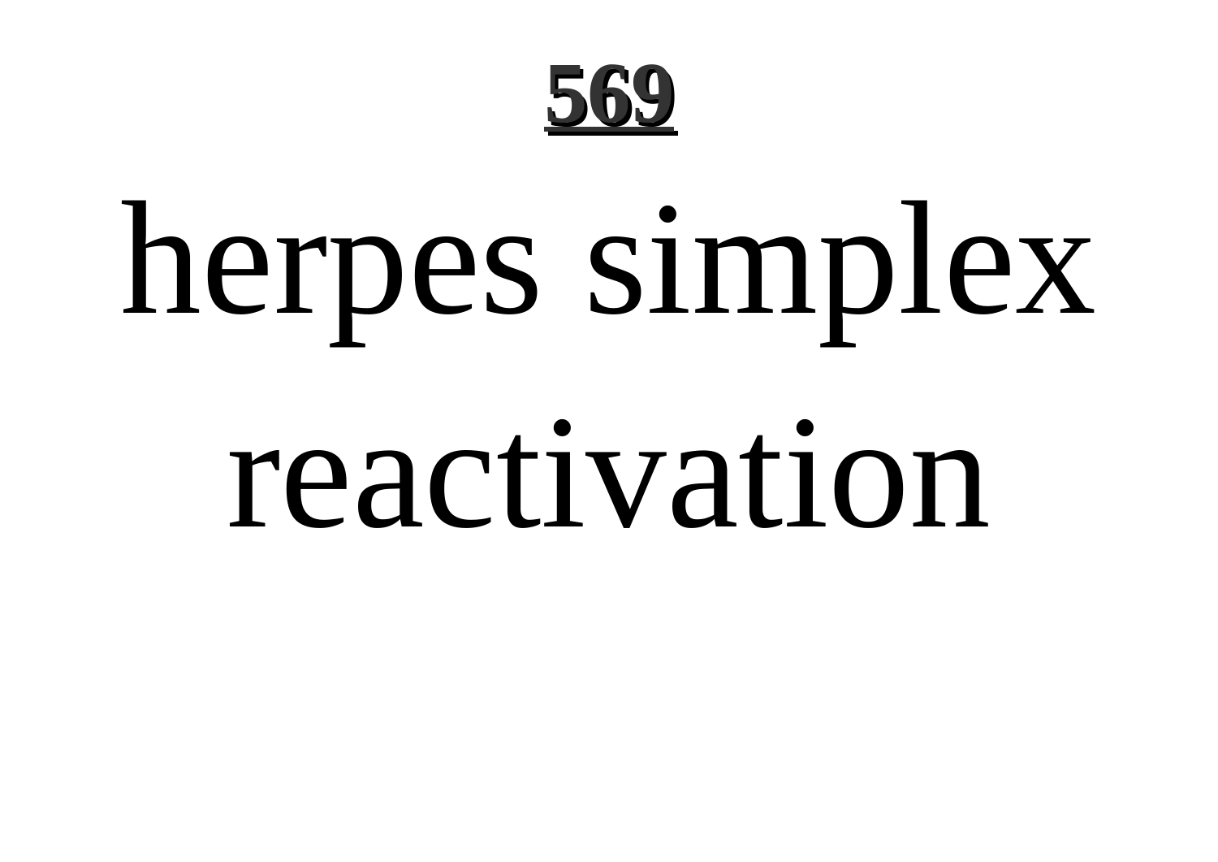herpes simplex reactivation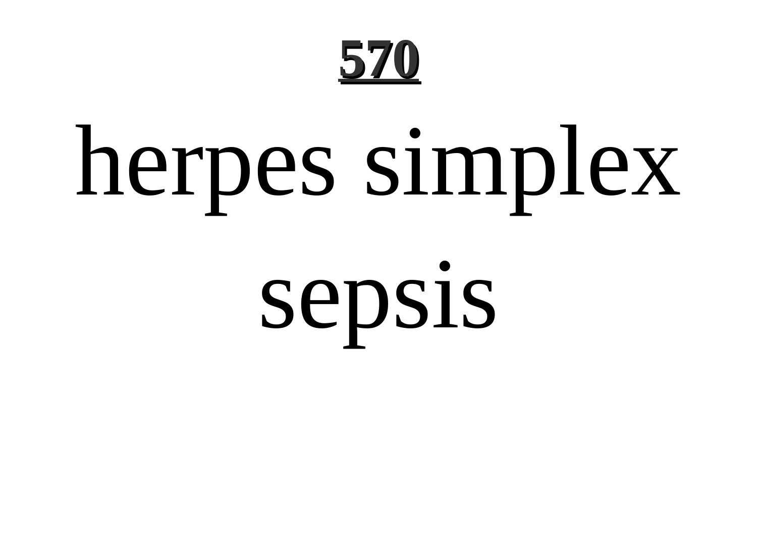# herpes simplex sepsis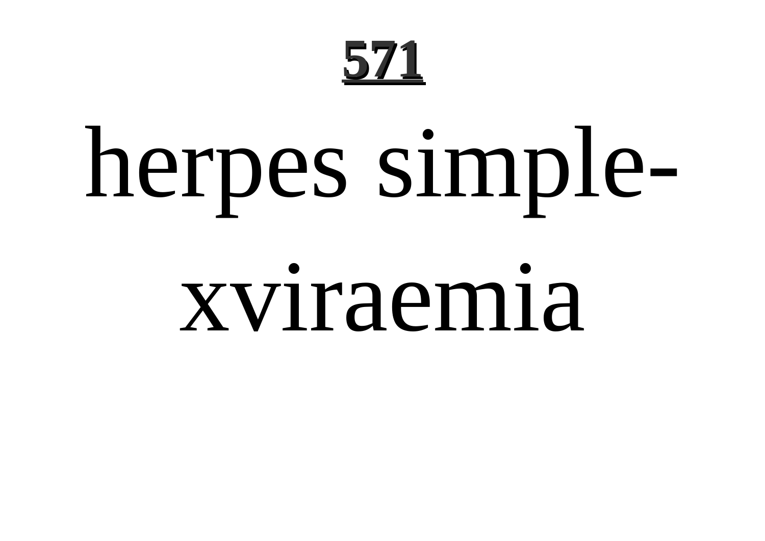# herpes simple-xviraemia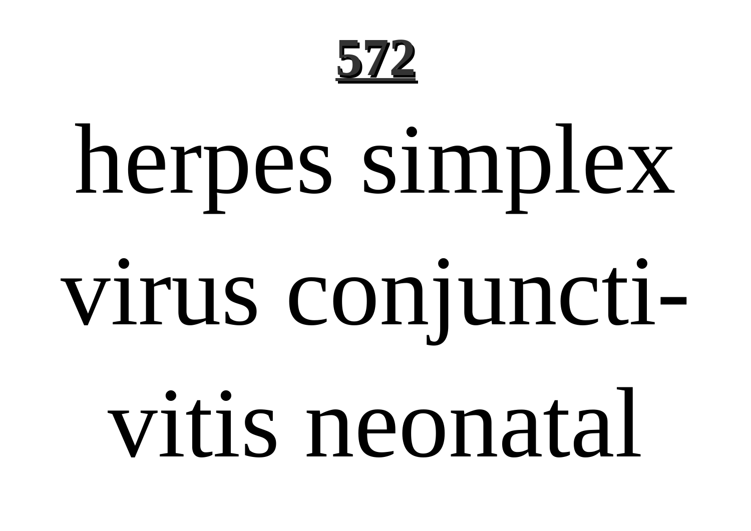**572**

# herpes simplex virus conjuncti-vitis neonatal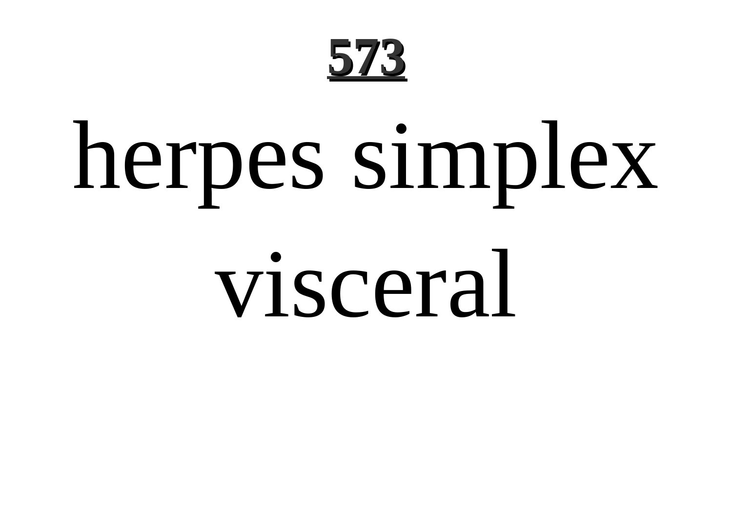herpes simplex visceral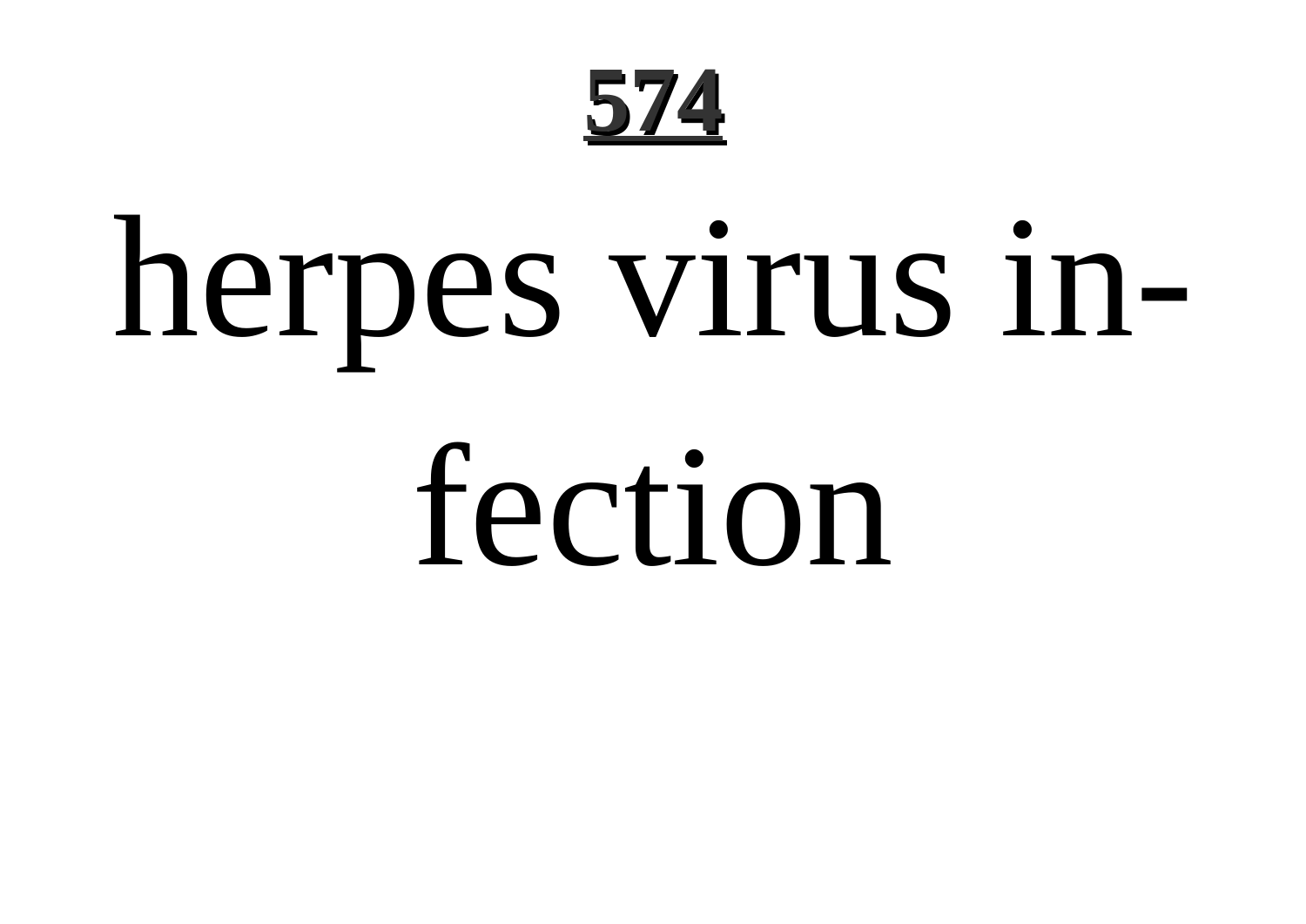**574**

# herpes virus infection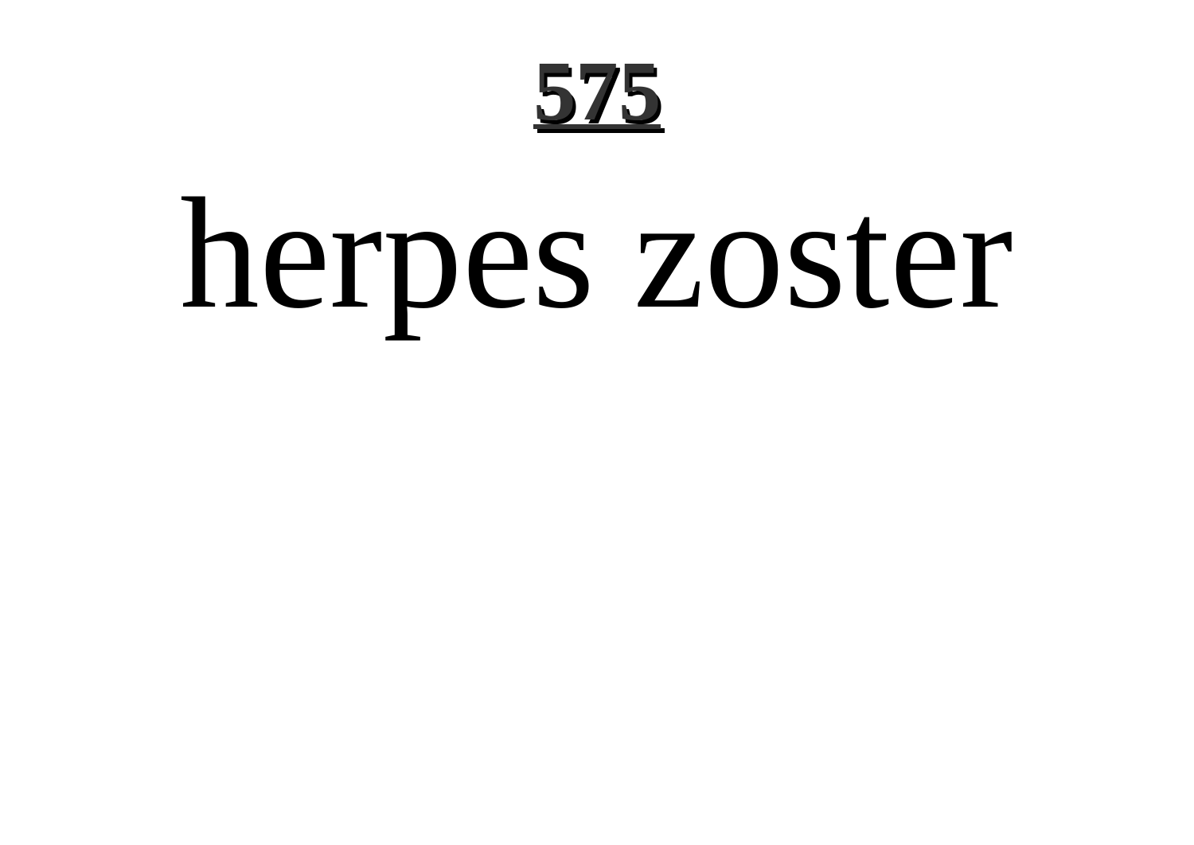# herpes zoster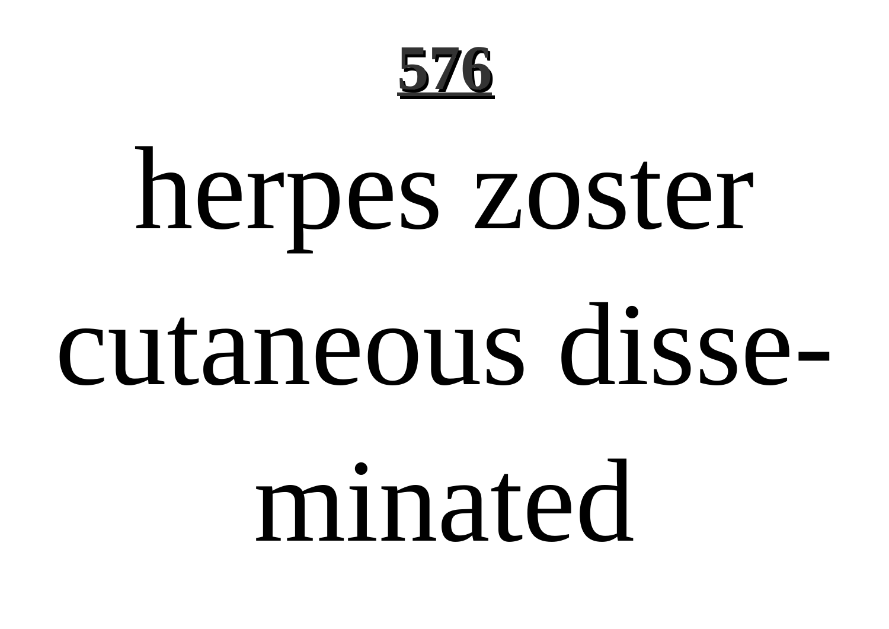# herpes zoster cutaneous disseminated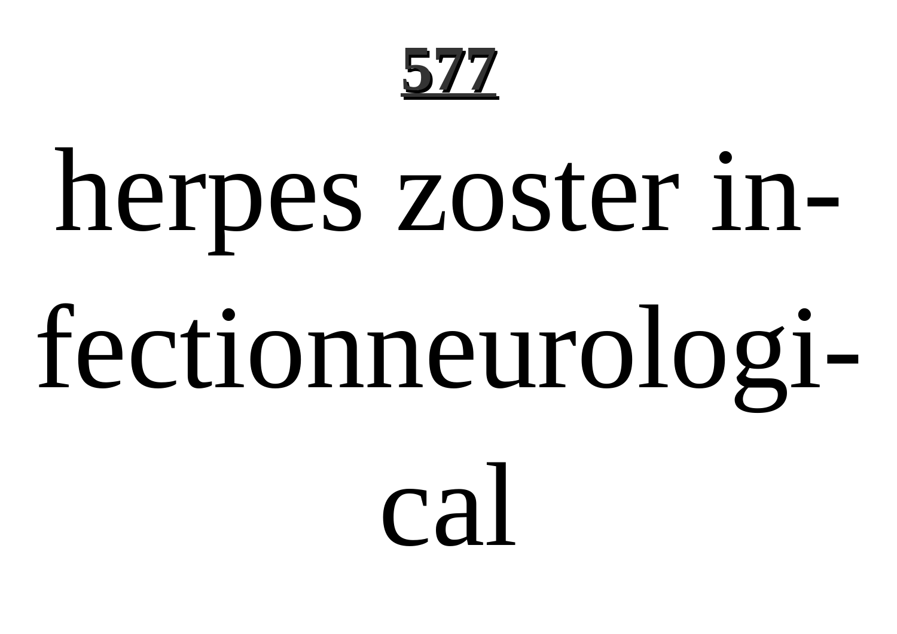herpes zoster infectionneurological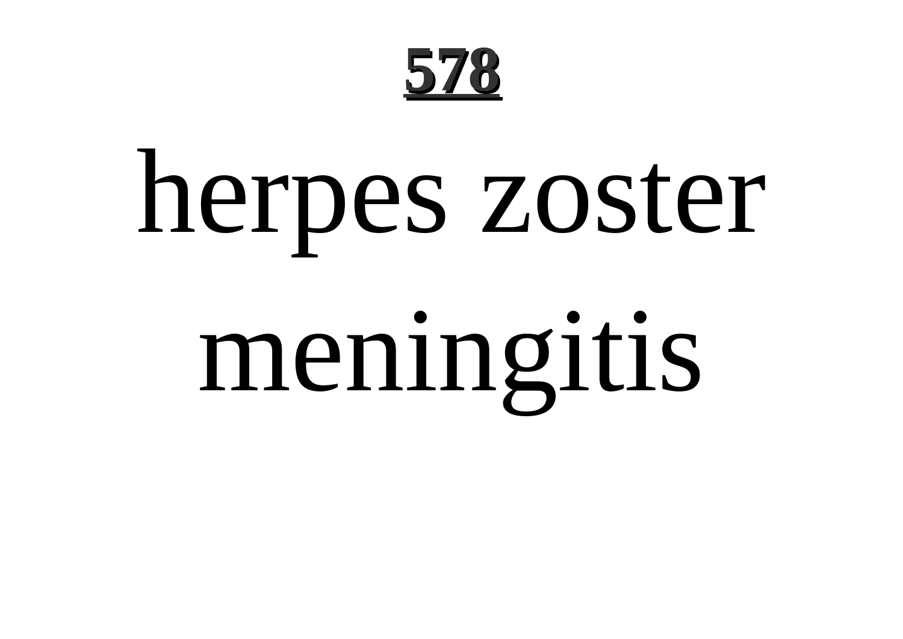# herpes zoster meningitis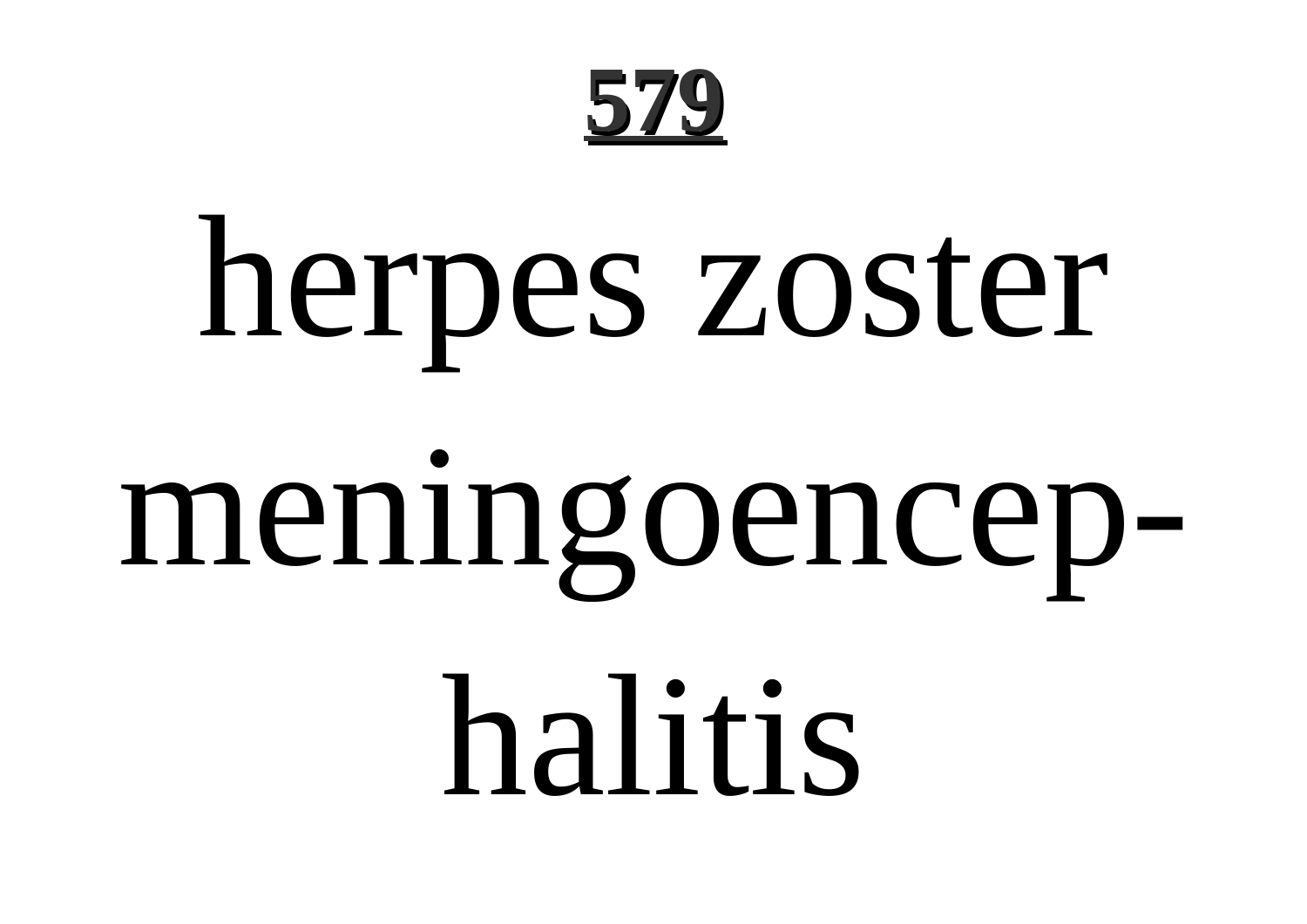herpes zoster meningoencephalitis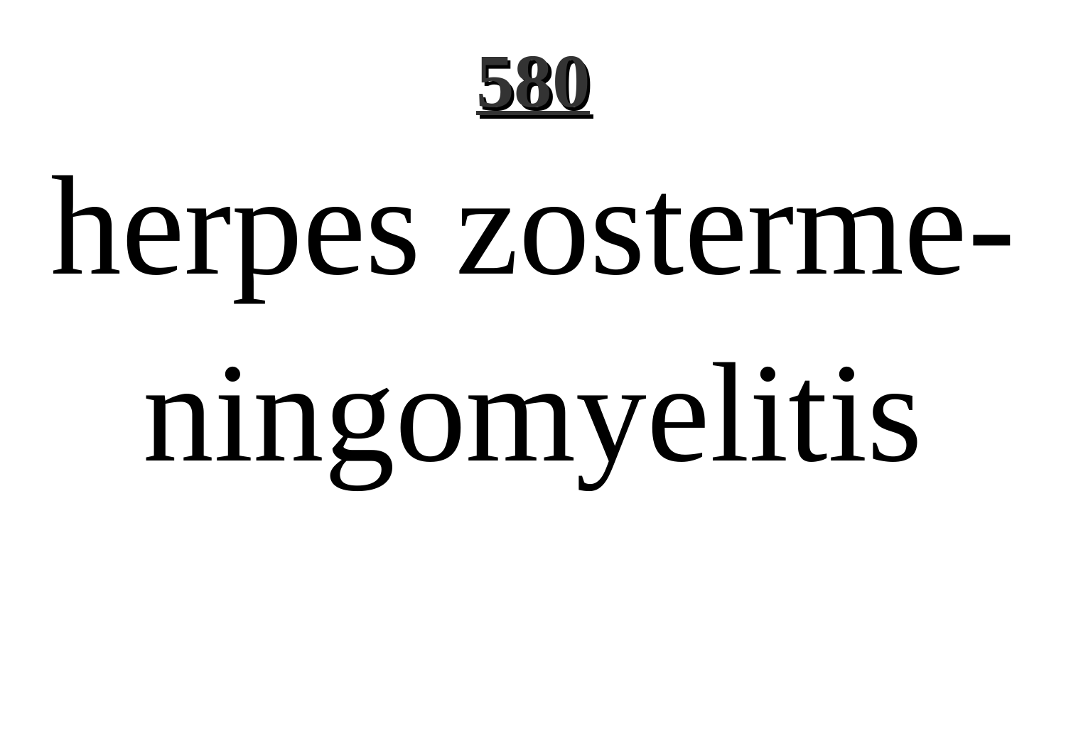herpes zosterme-ningomyelitis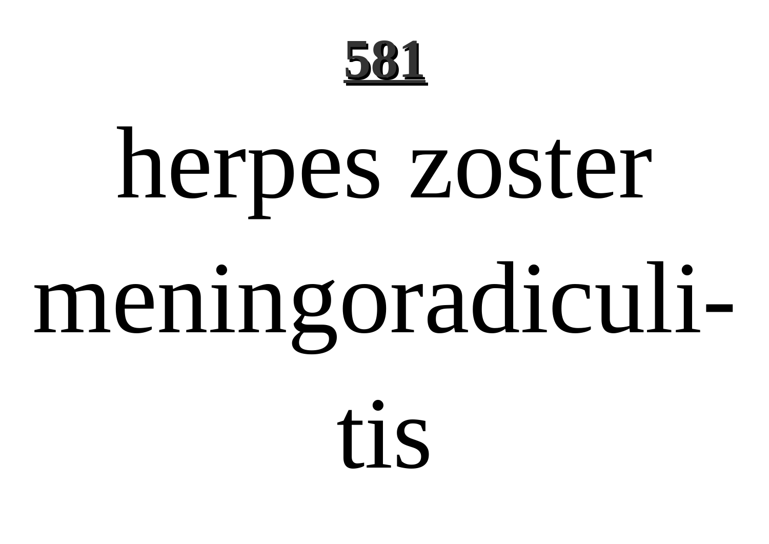**581**

herpes zoster meningoradiculi-tis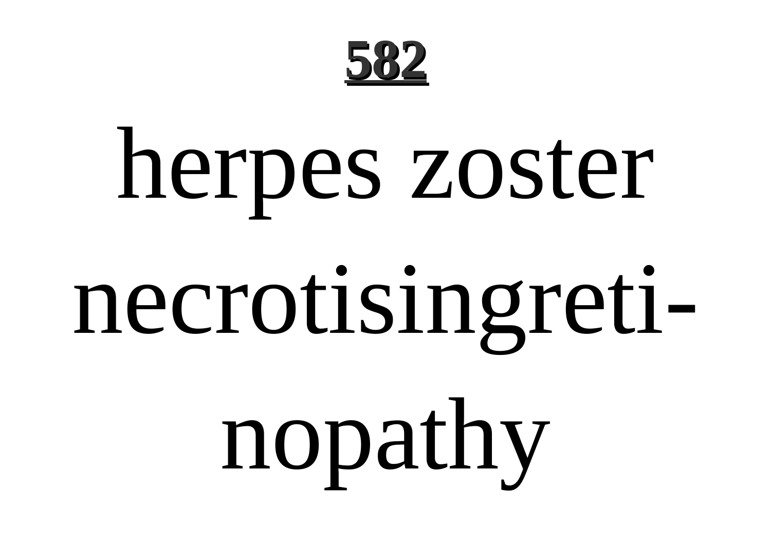**582**

herpes zoster necrotisingreti-nopathy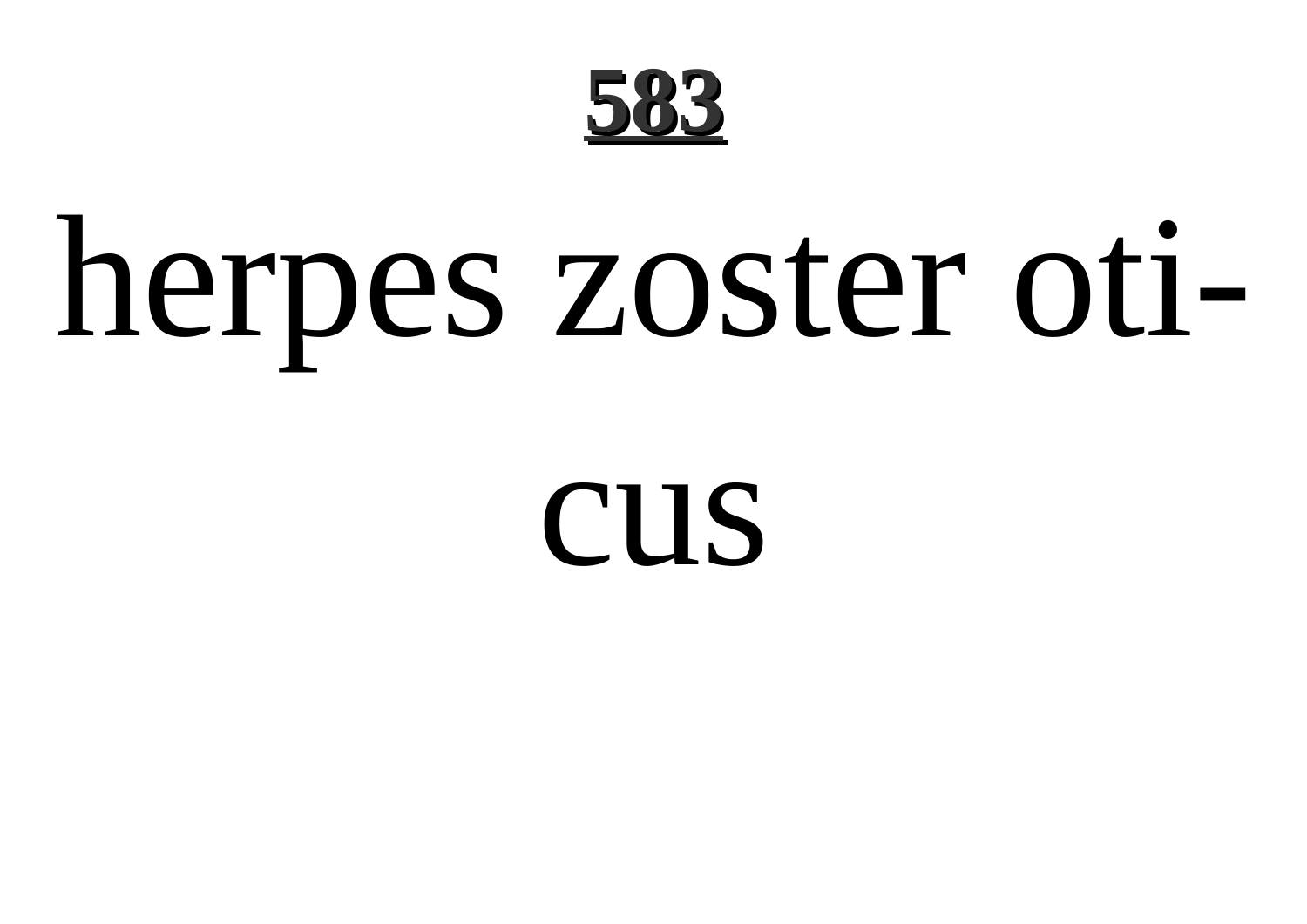**583**

# herpes zoster oticus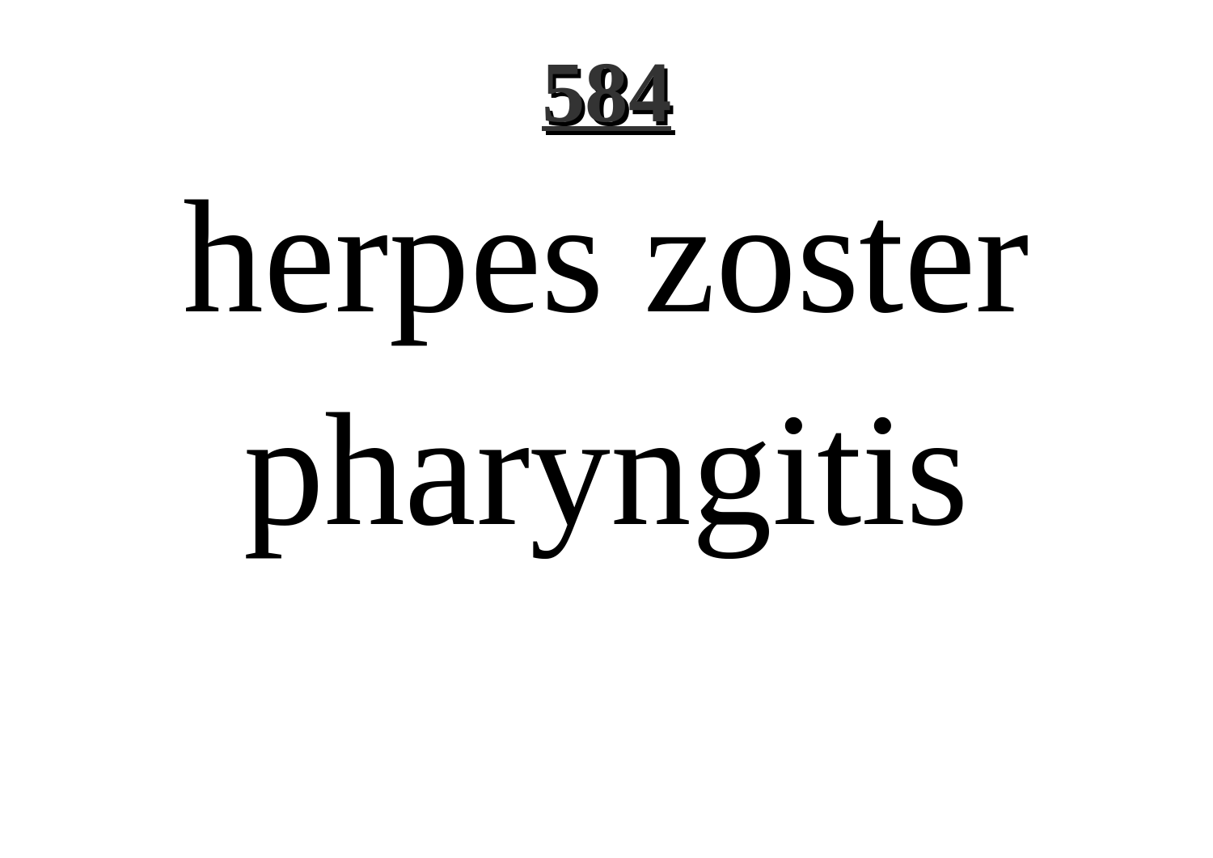herpes zoster pharyngitis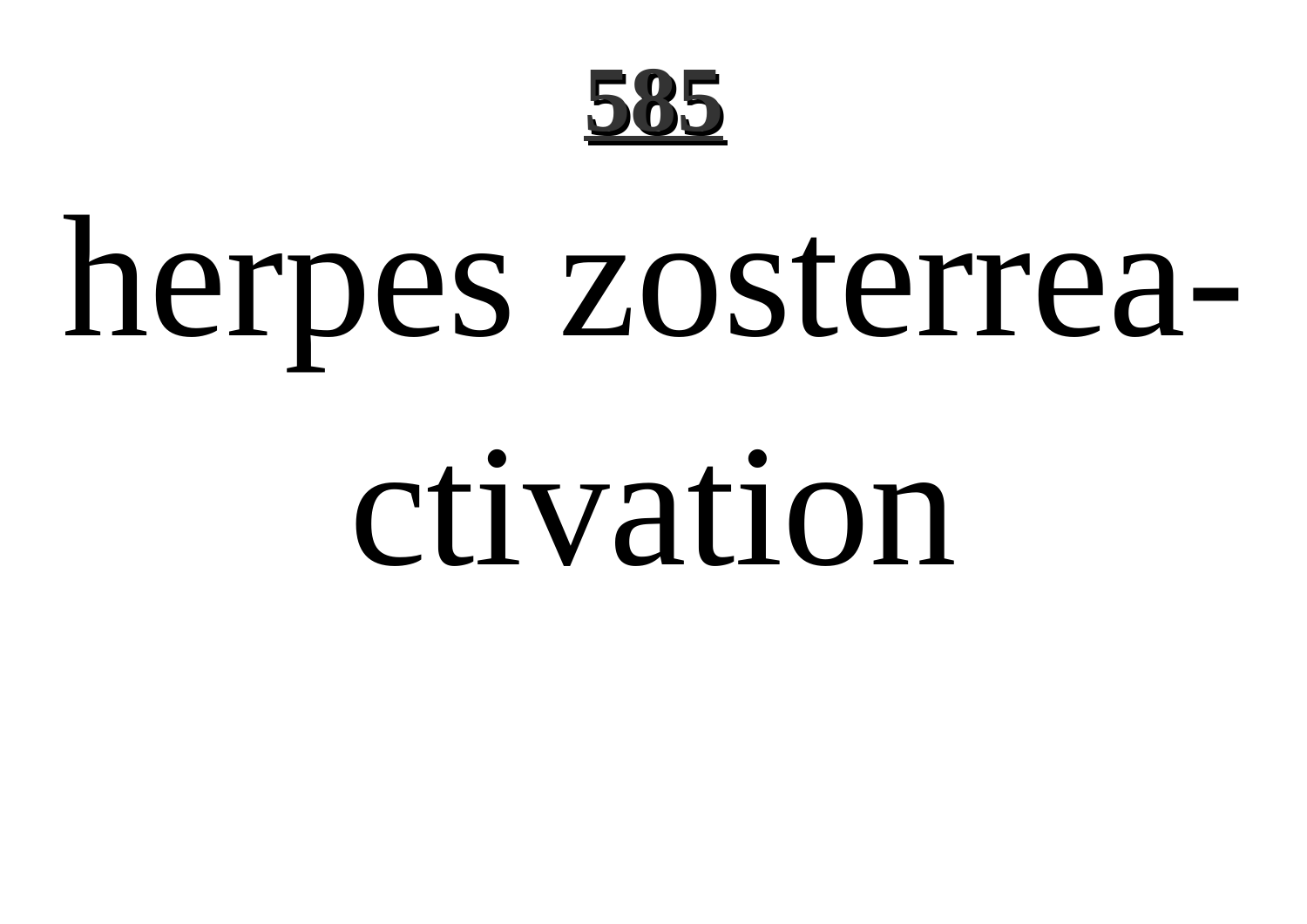# 585

herpes zosterrea-
ctivation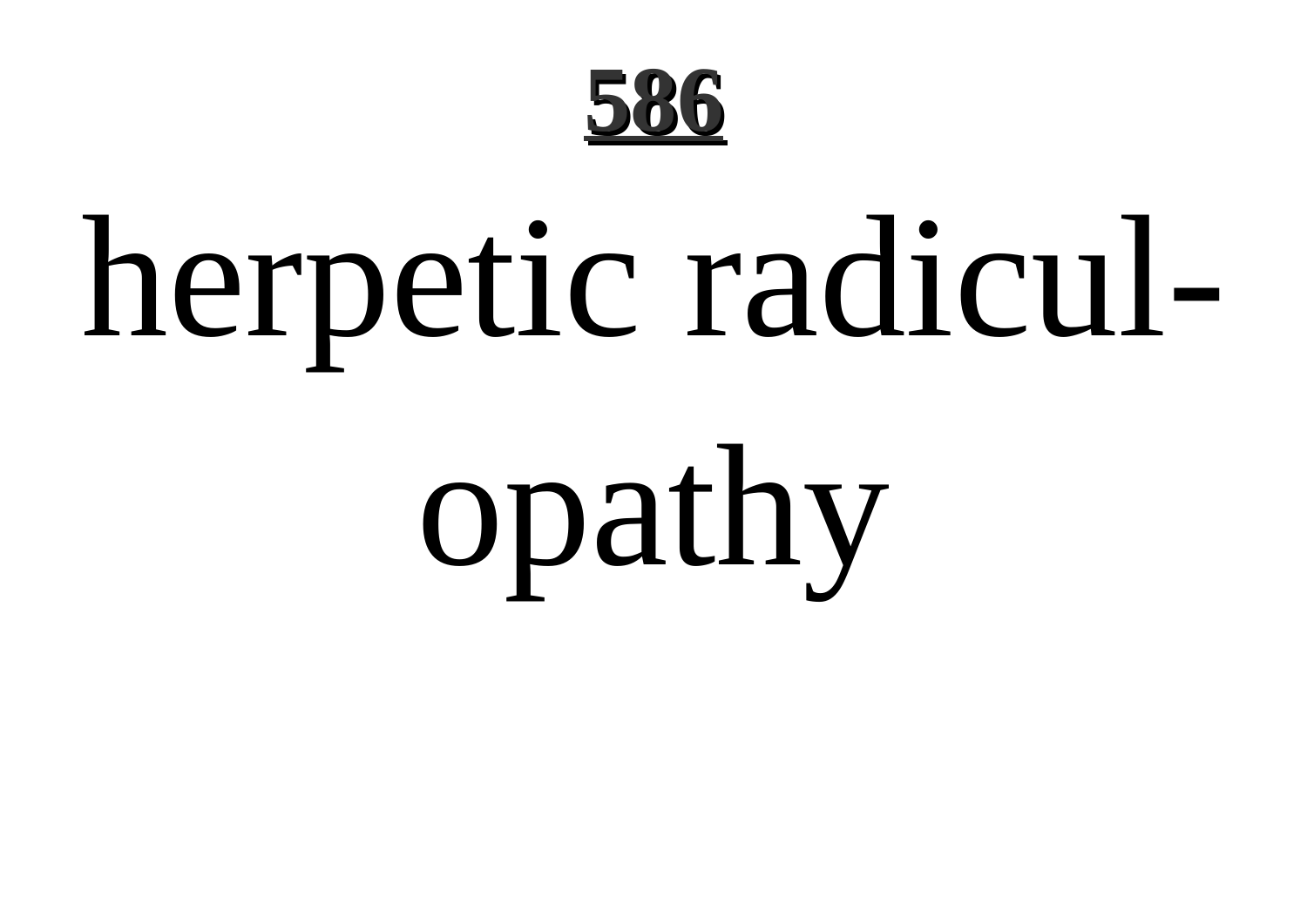herpetic radicul-opathy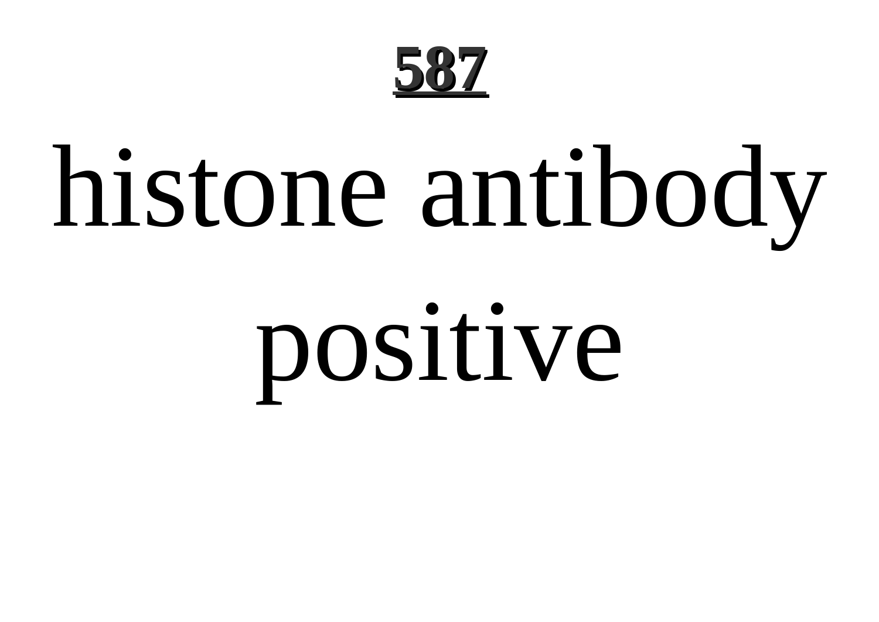histone antibody positive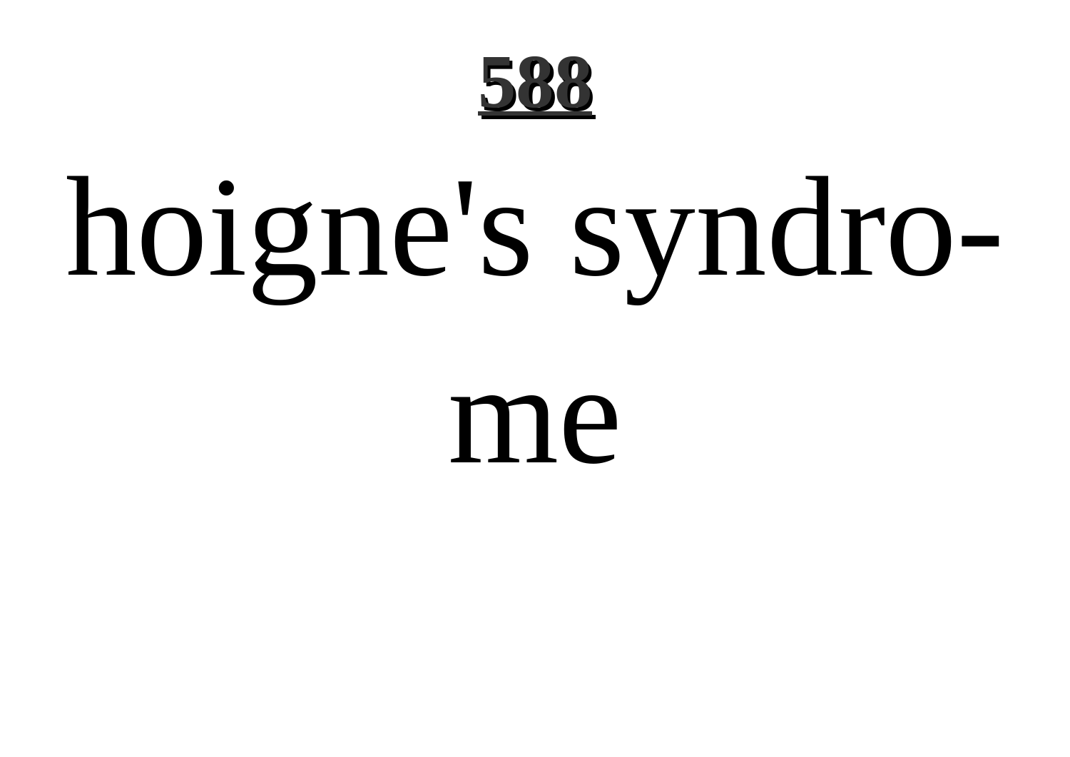hoigne's syndro-
me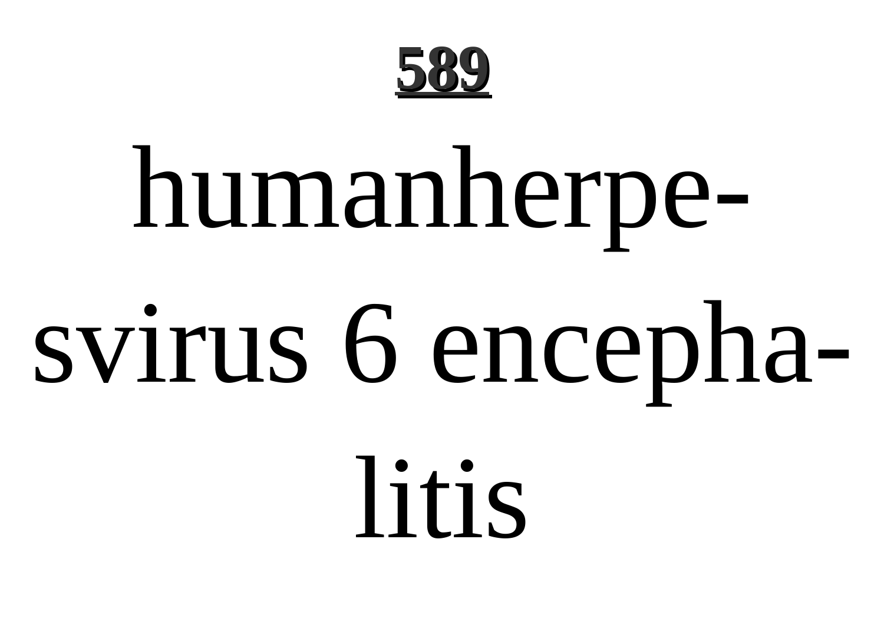**589**

humanherpesvirus 6 encephalitis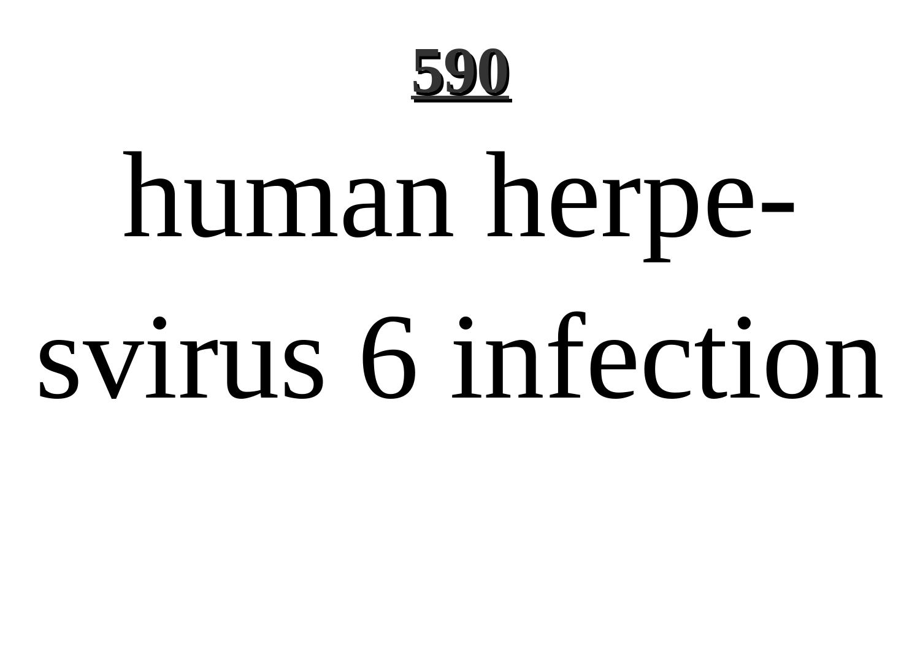# human herpesvirus 6 infection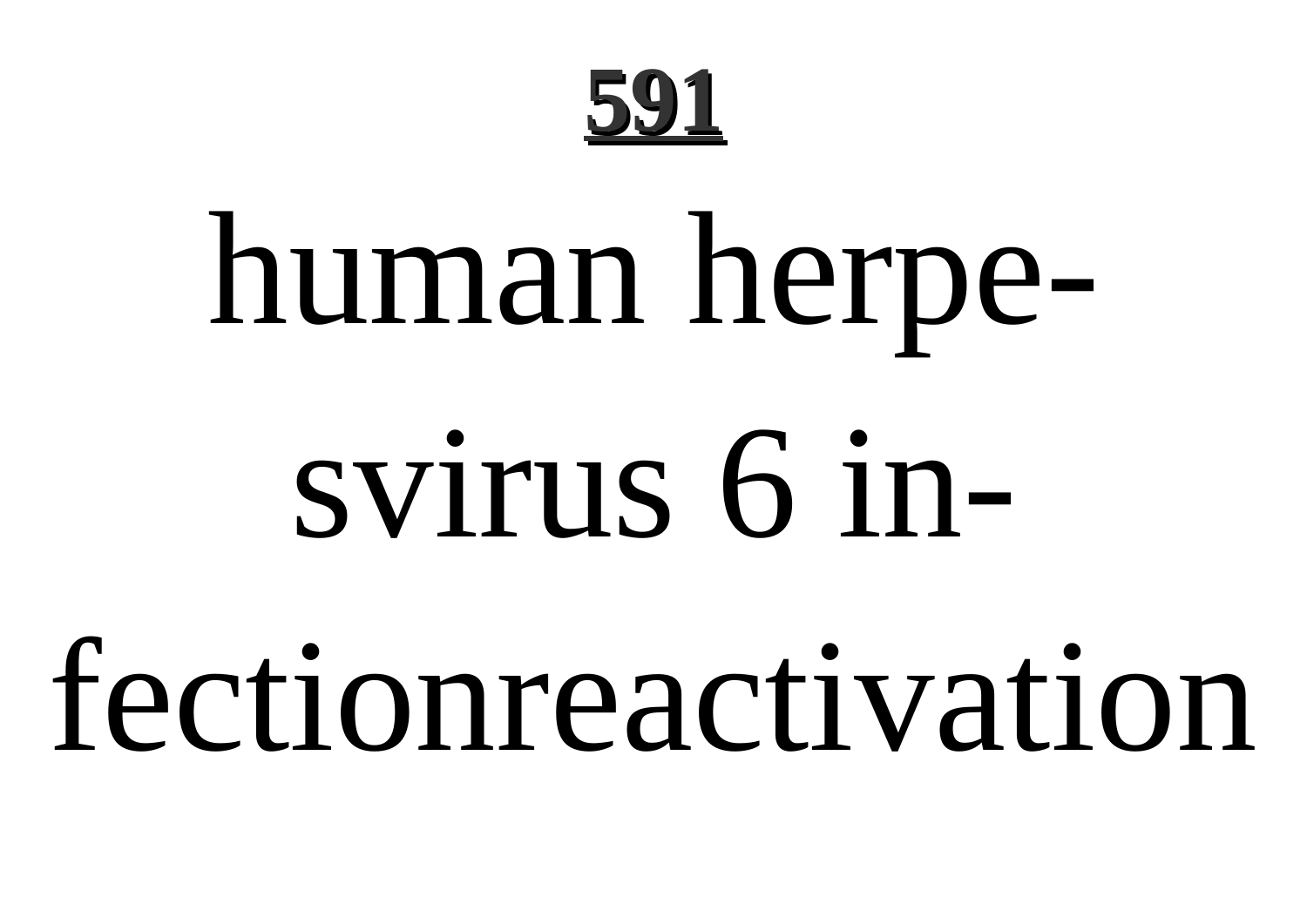**591**

human herpesvirus 6 infectionreactivation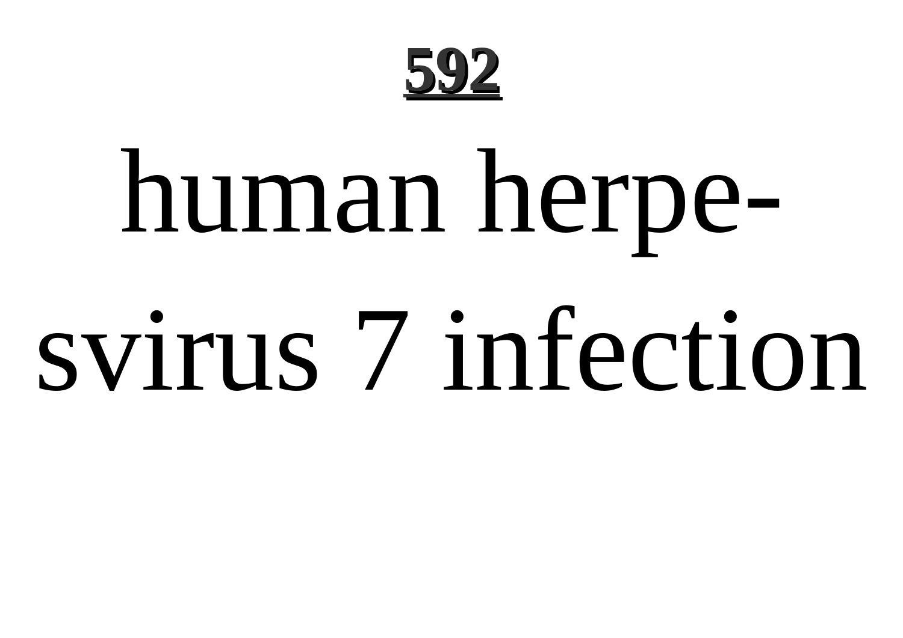# human herpesvirus 7 infection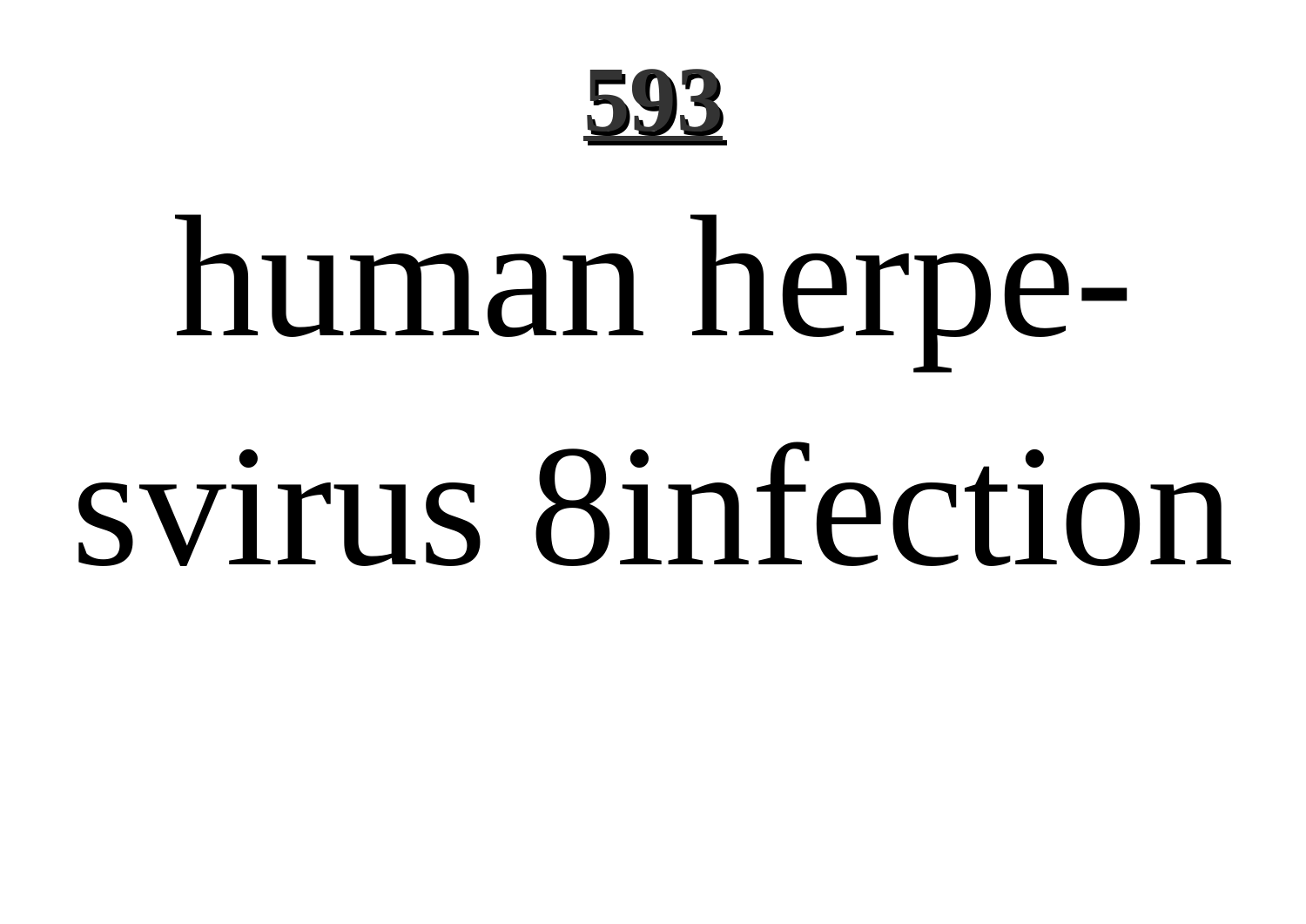# human herpesvirus 8infection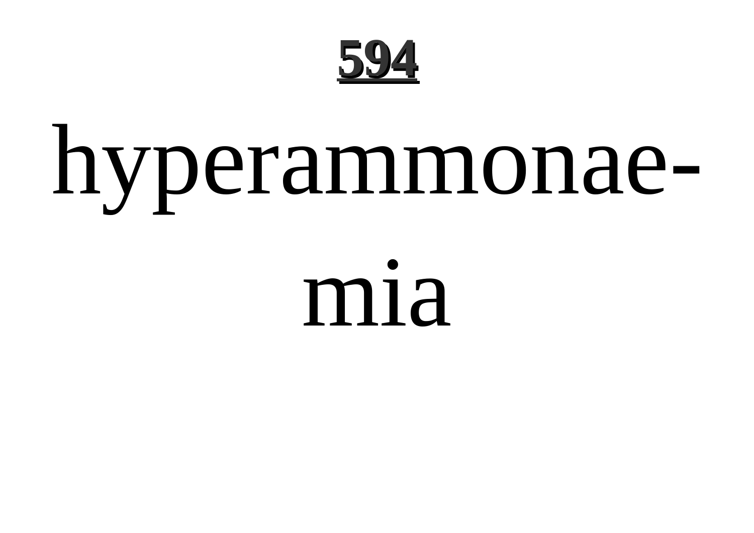hyperammonaemia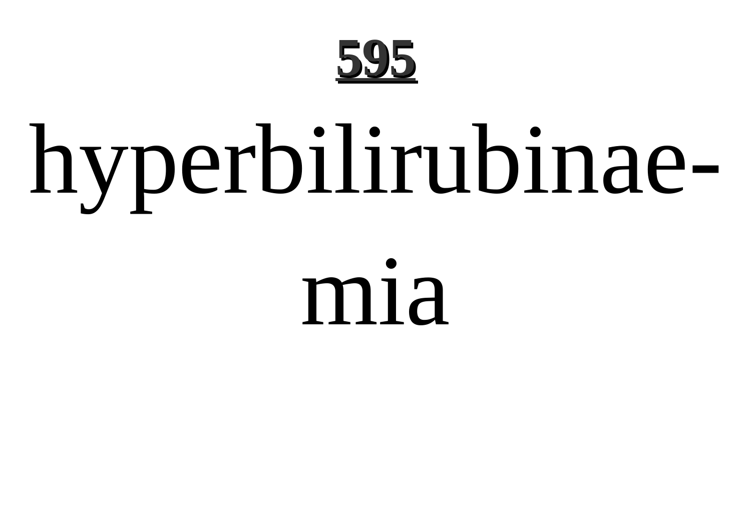hyperbilirubinae-

mia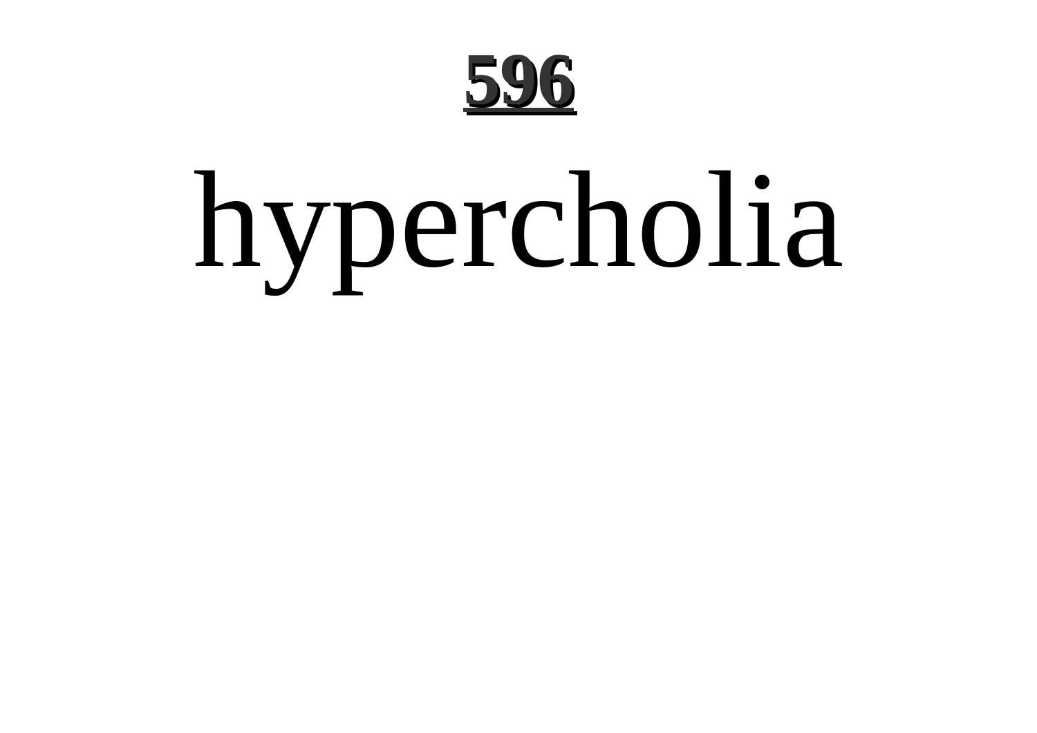# 596

hypercholia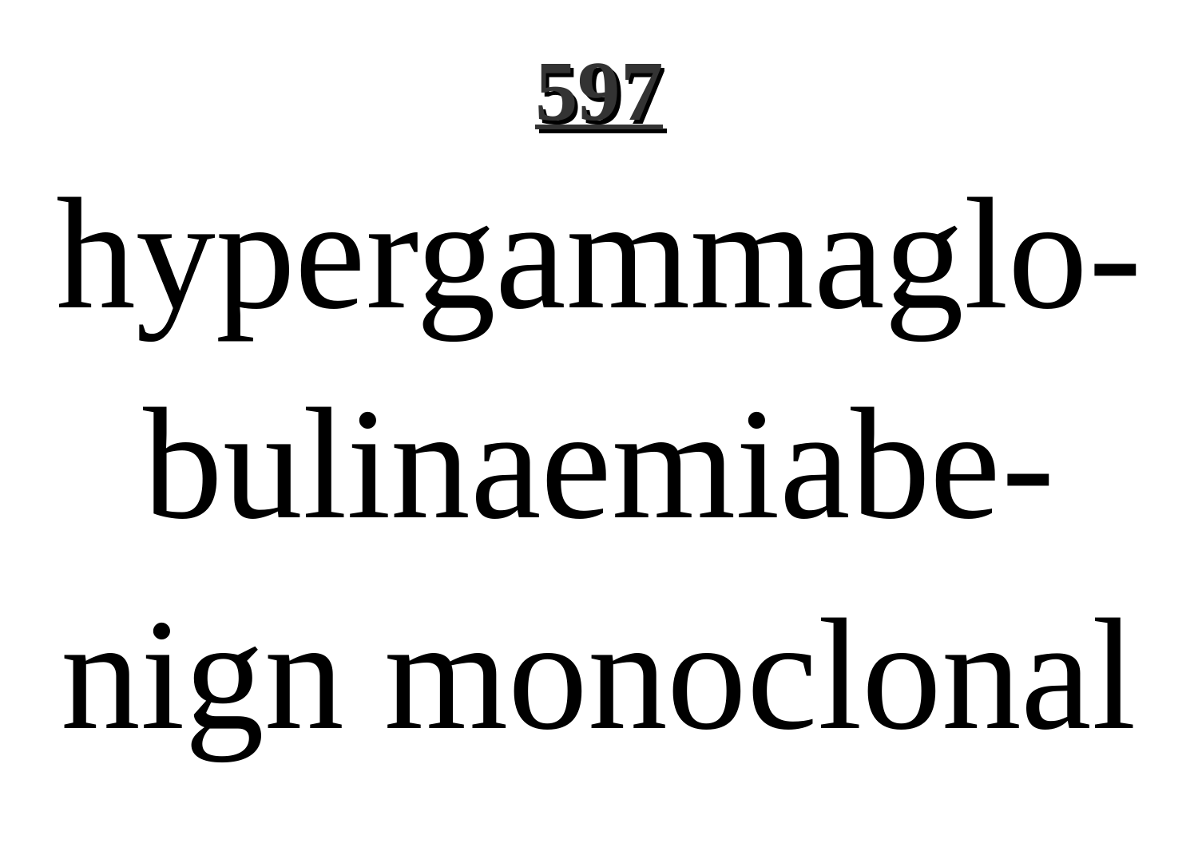hypergammaglobulinaemiabenign monoclonal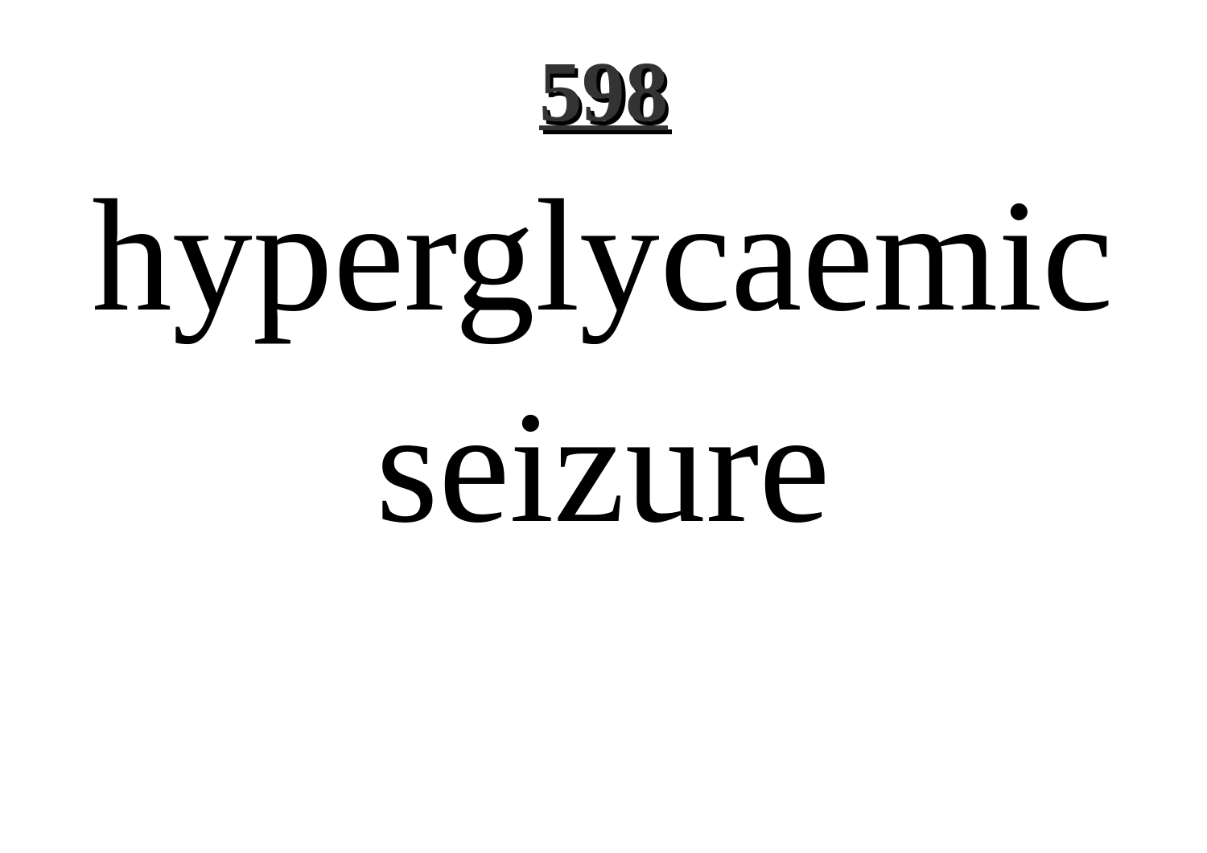# 598

# hyperglycaemic seizure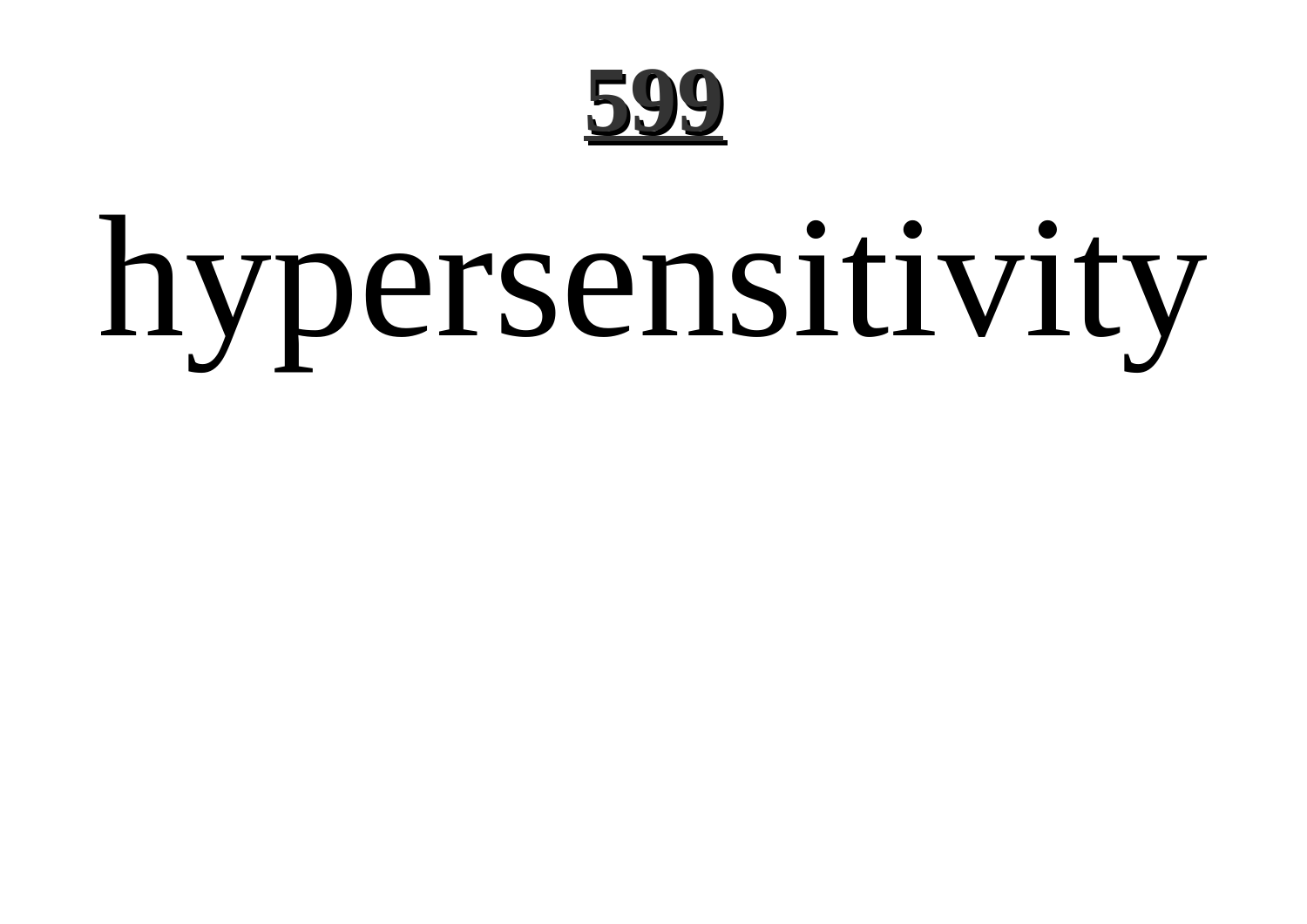hypersensitivity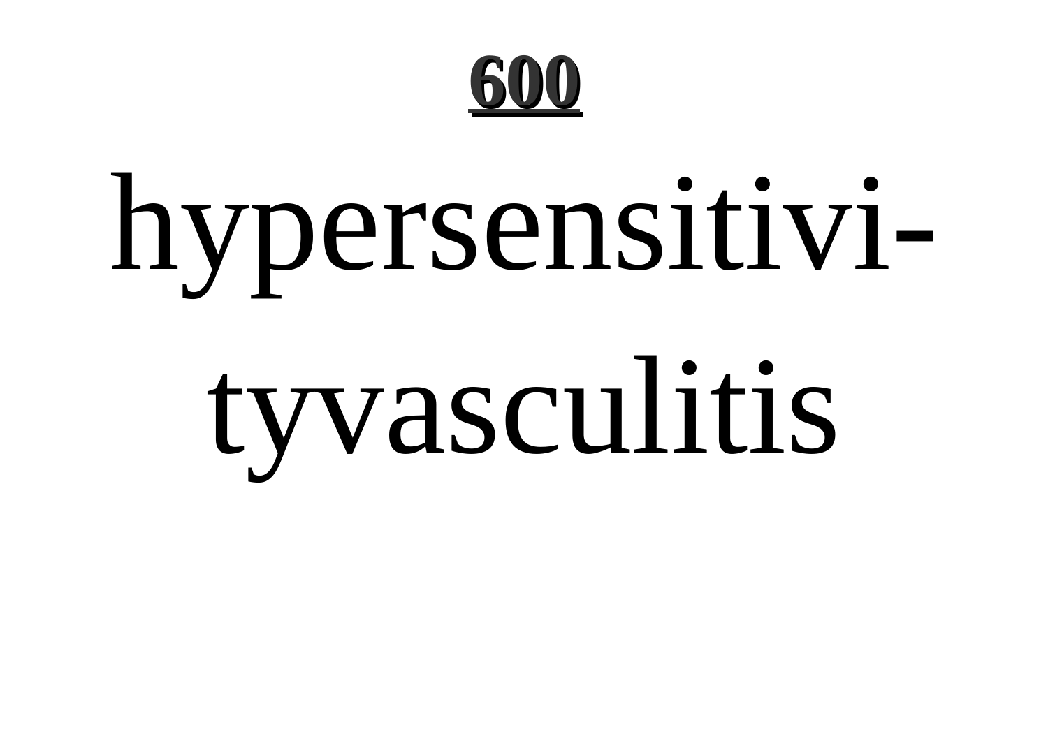hypersensitivityvasculitis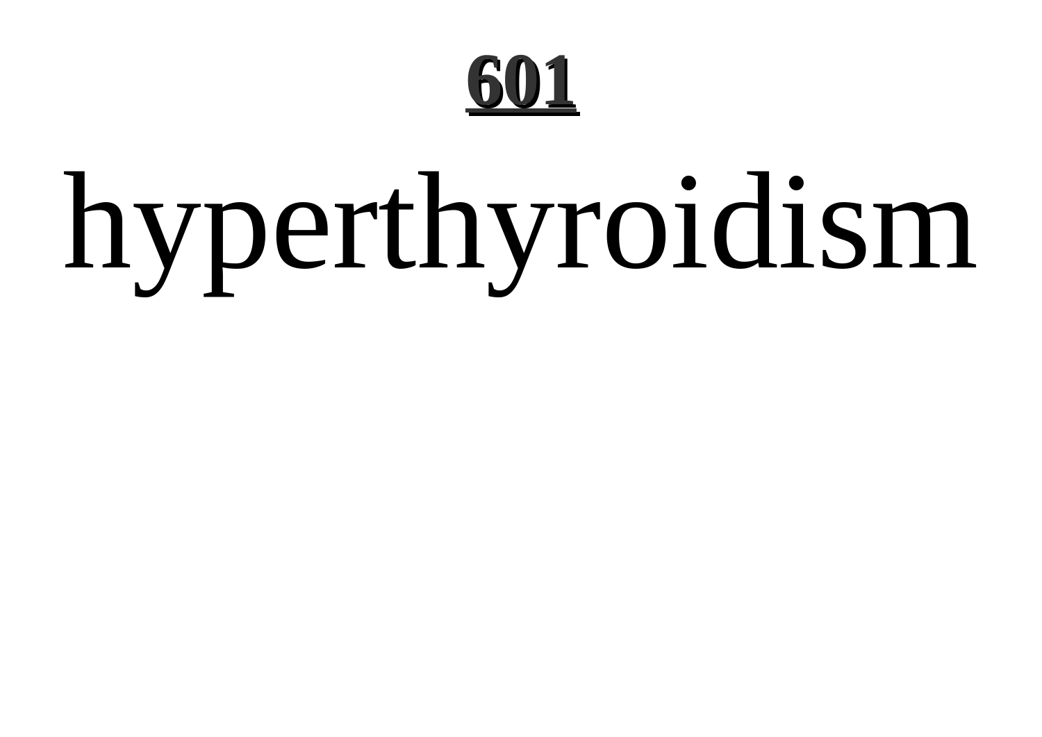hyperthyroidism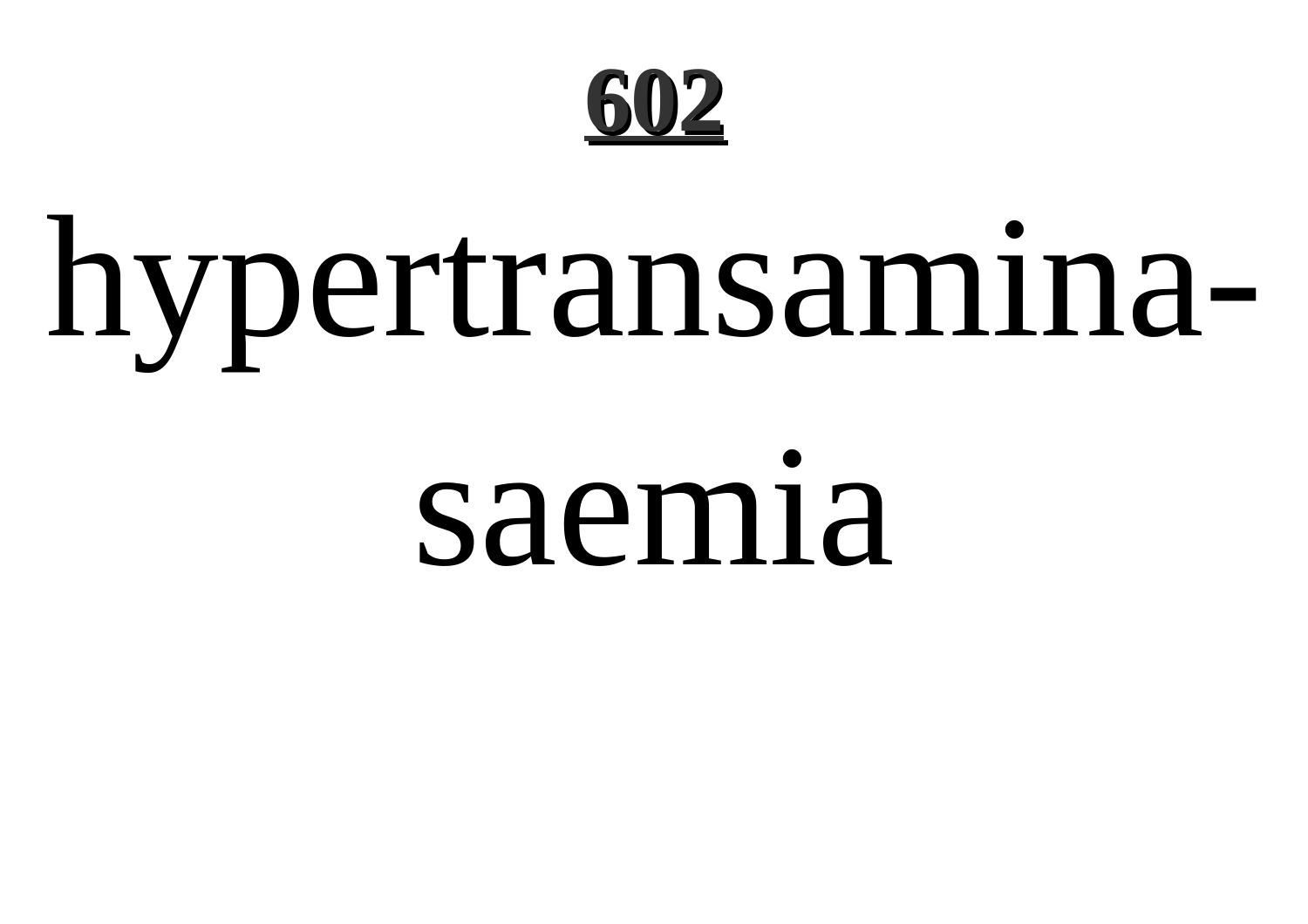# 602

hypertransaminasaemia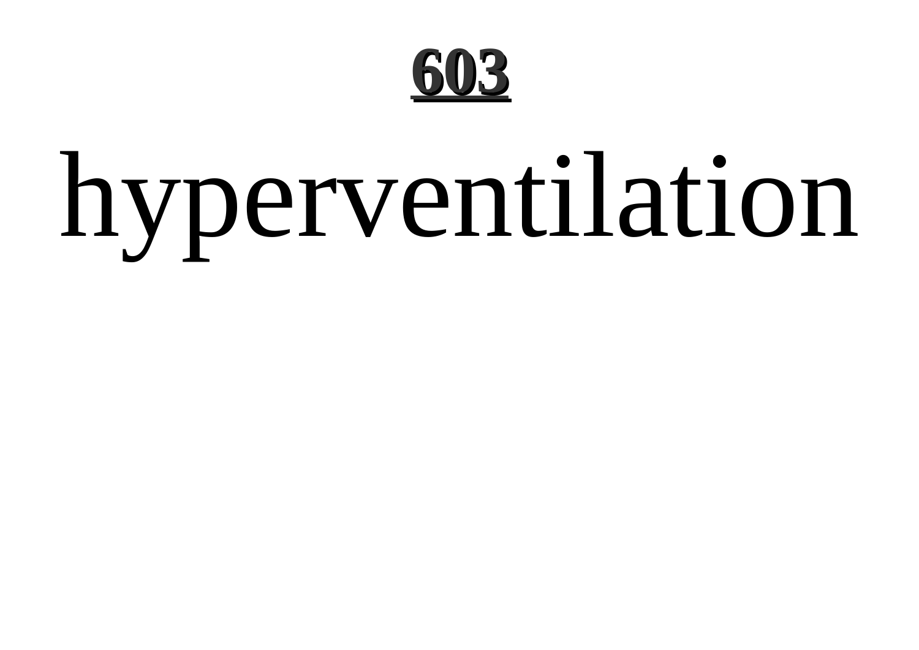# 603

hyperventilation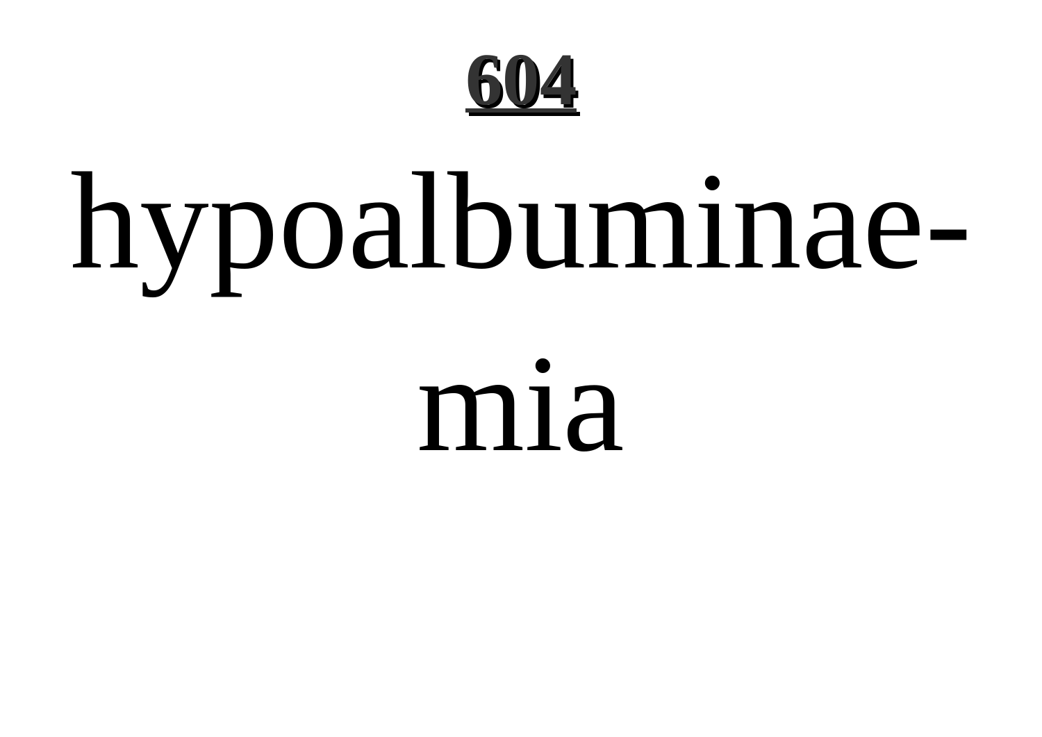hypoalbuminae-
mia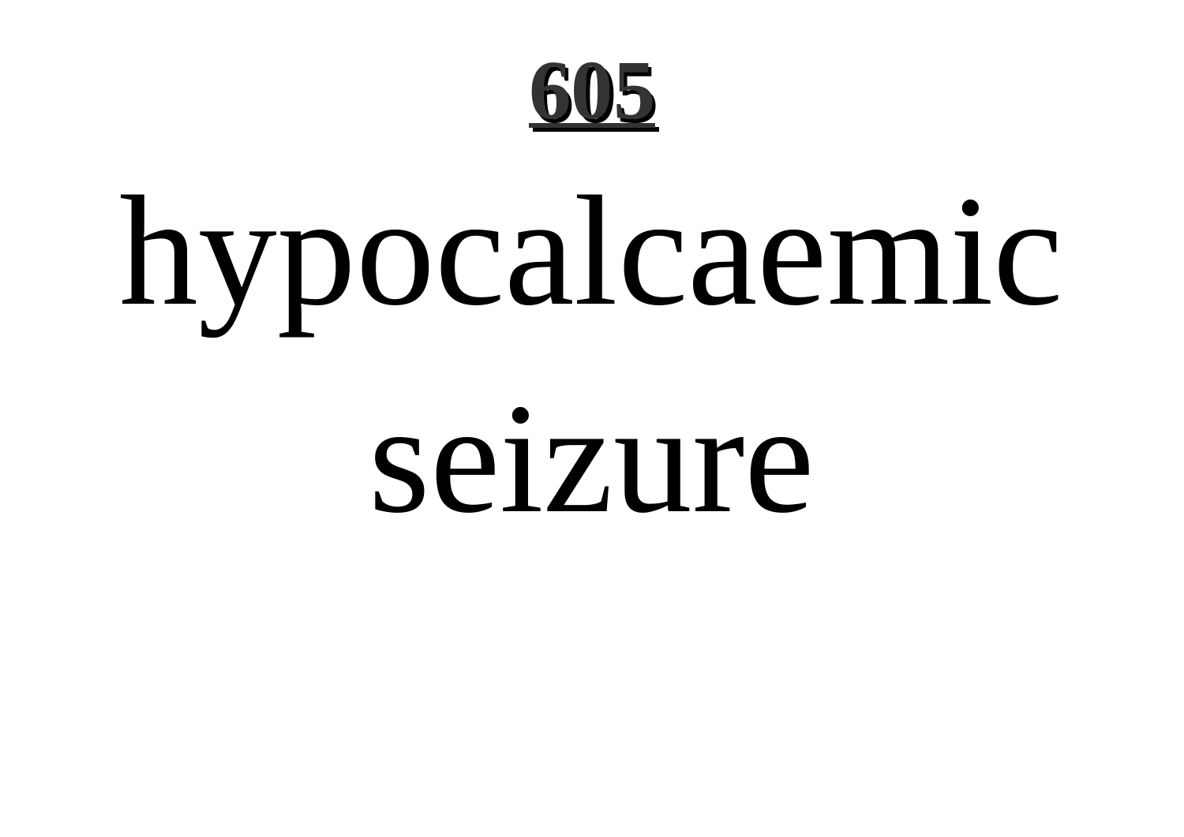hypocalcaemic seizure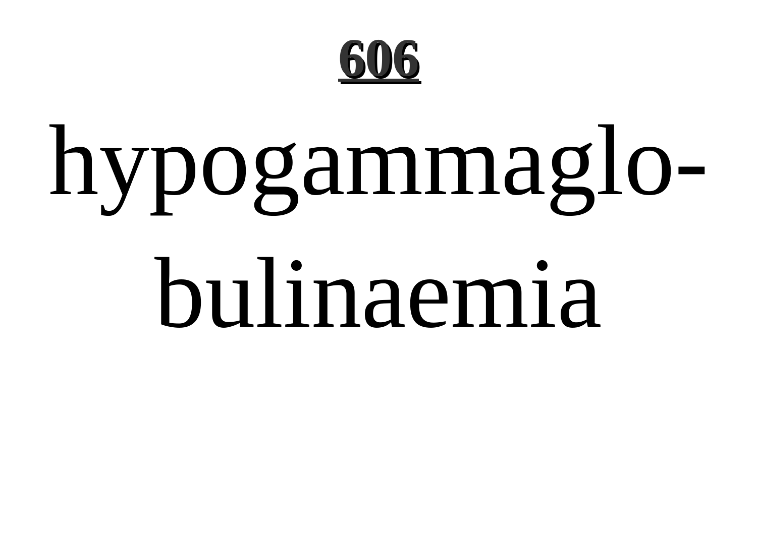hypogammaglo-
bulinaemia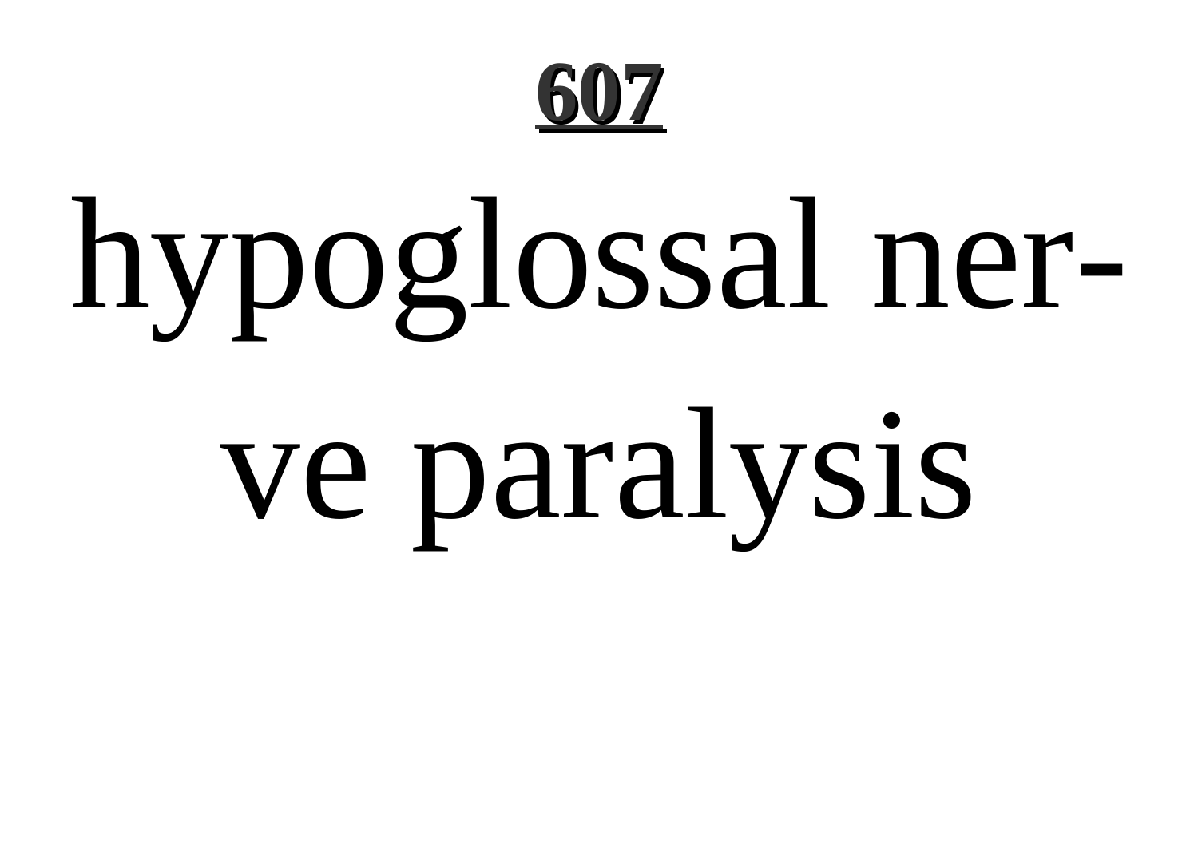hypoglossal nerve paralysis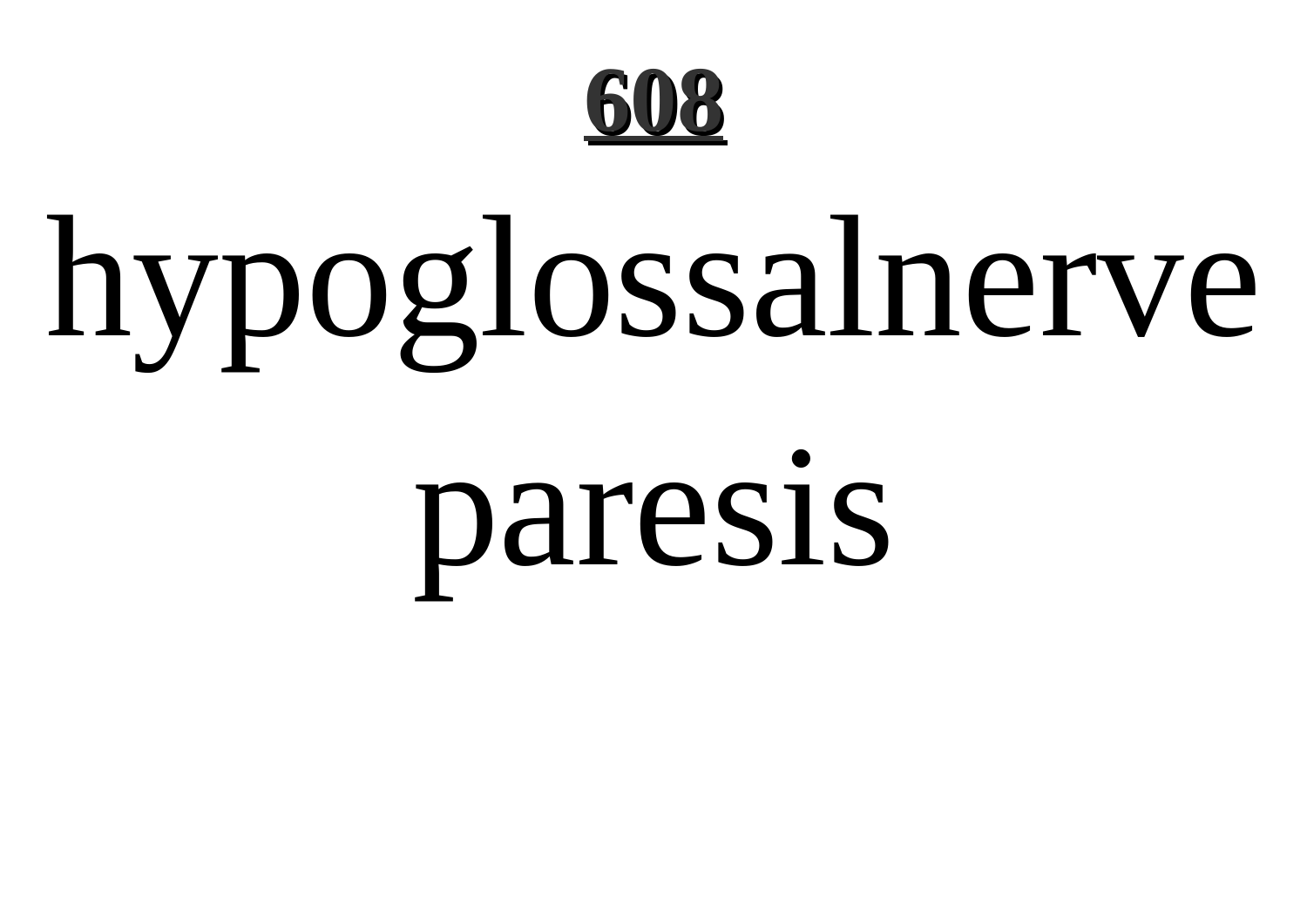# 608

hypoglossalnerve paresis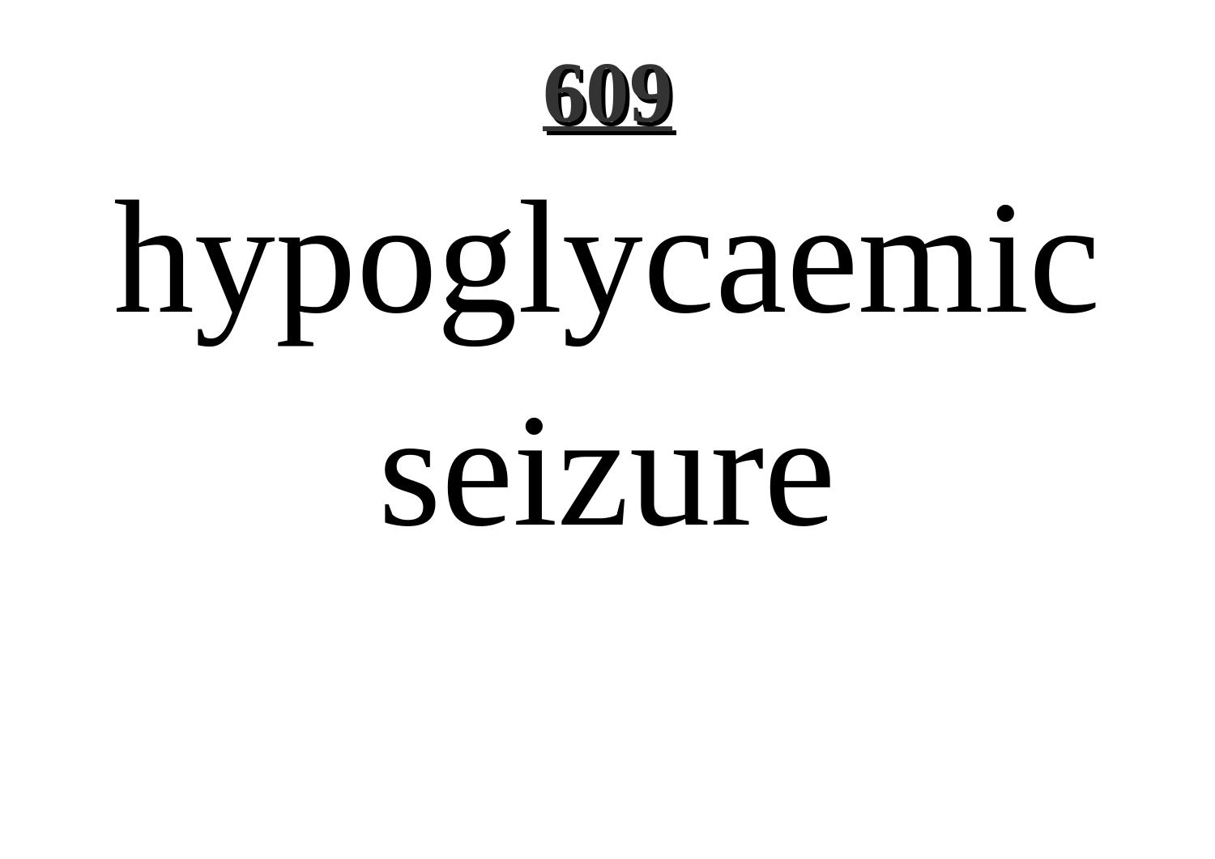# **609**

# hypoglycaemic seizure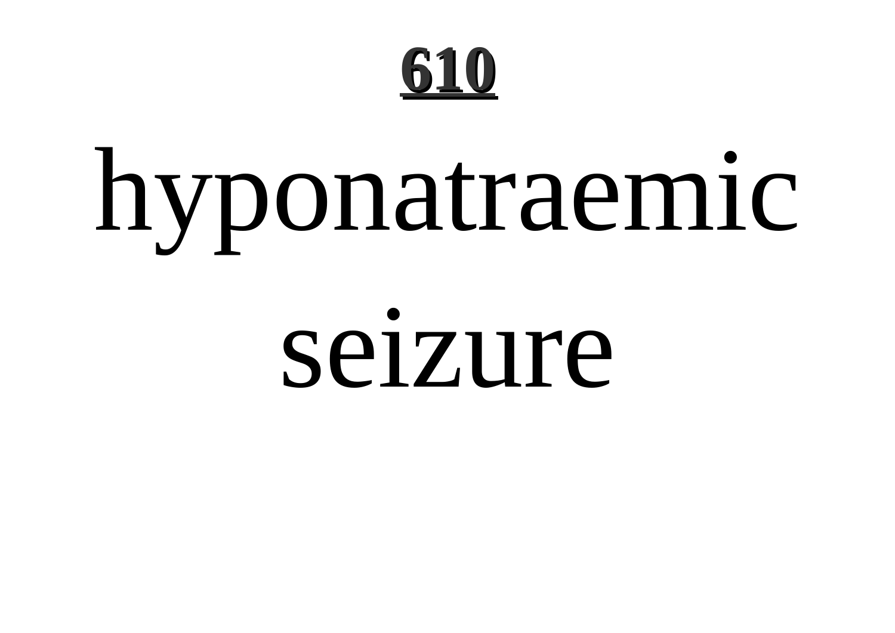hyponatraemic seizure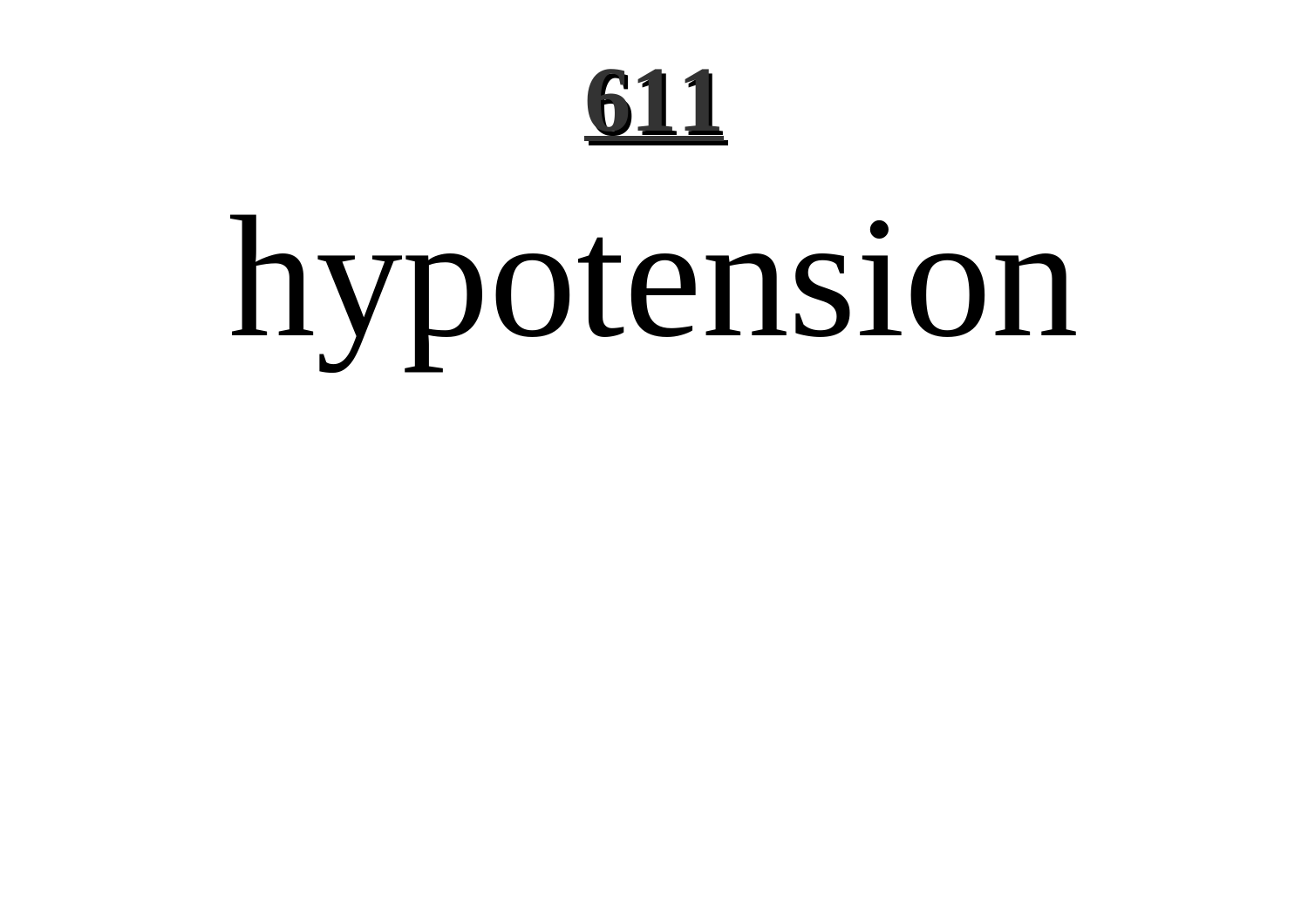# hypotension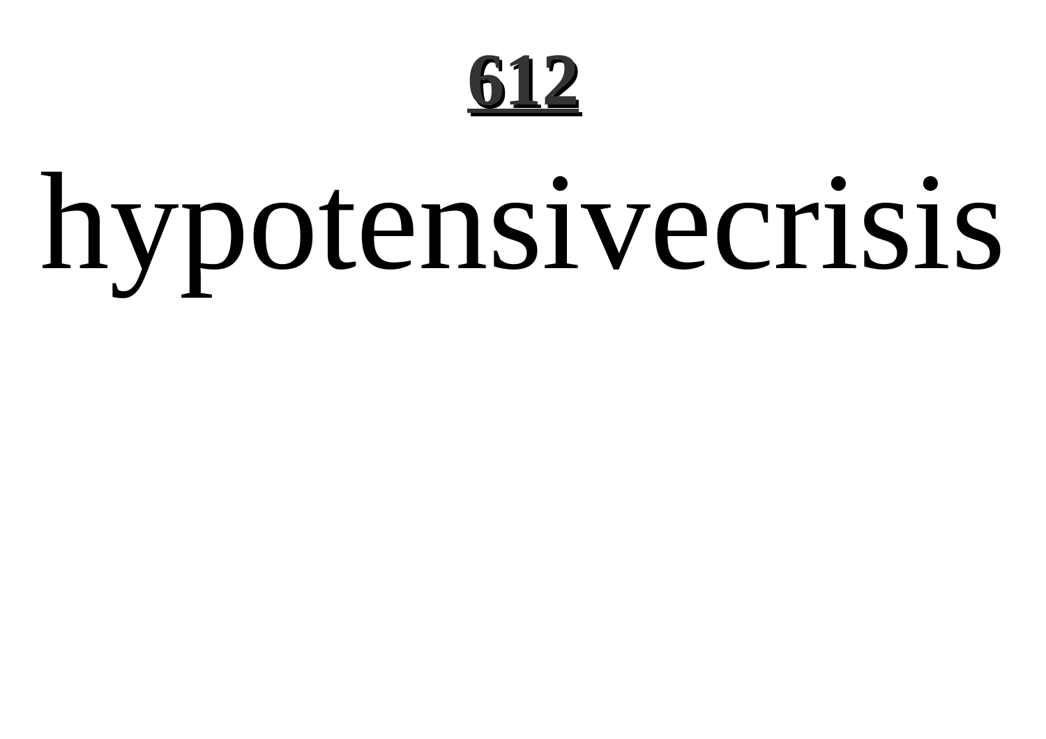# 612

hypotensivecrisis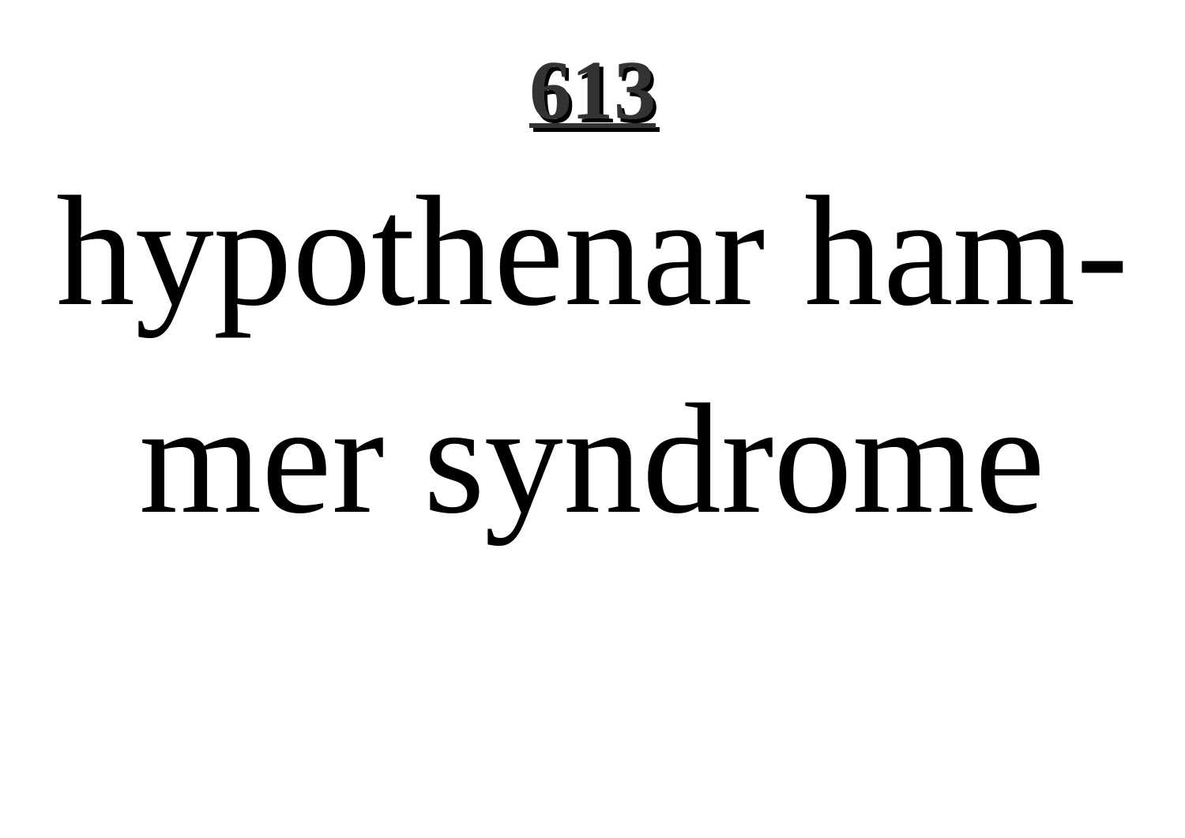hypothenar hammer syndrome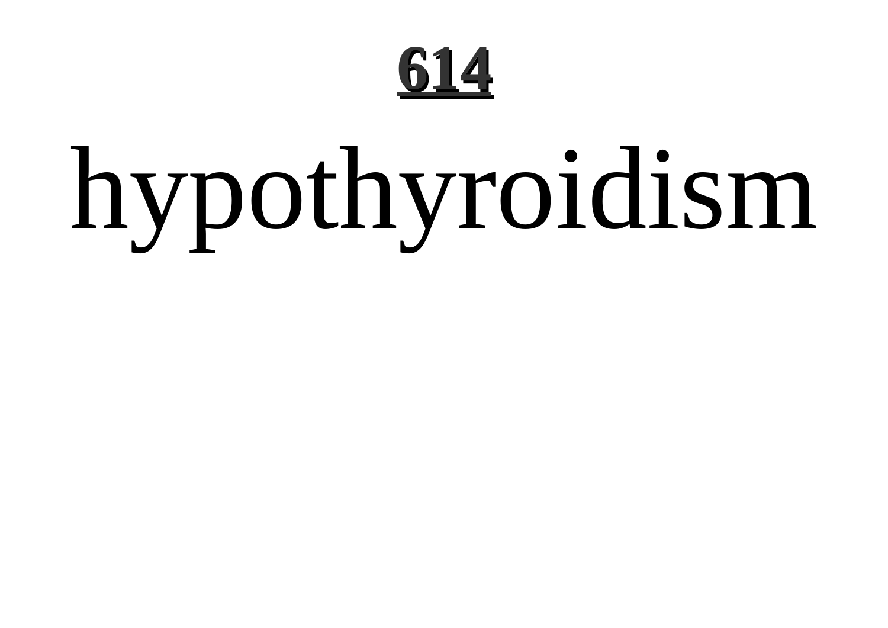# hypothyroidism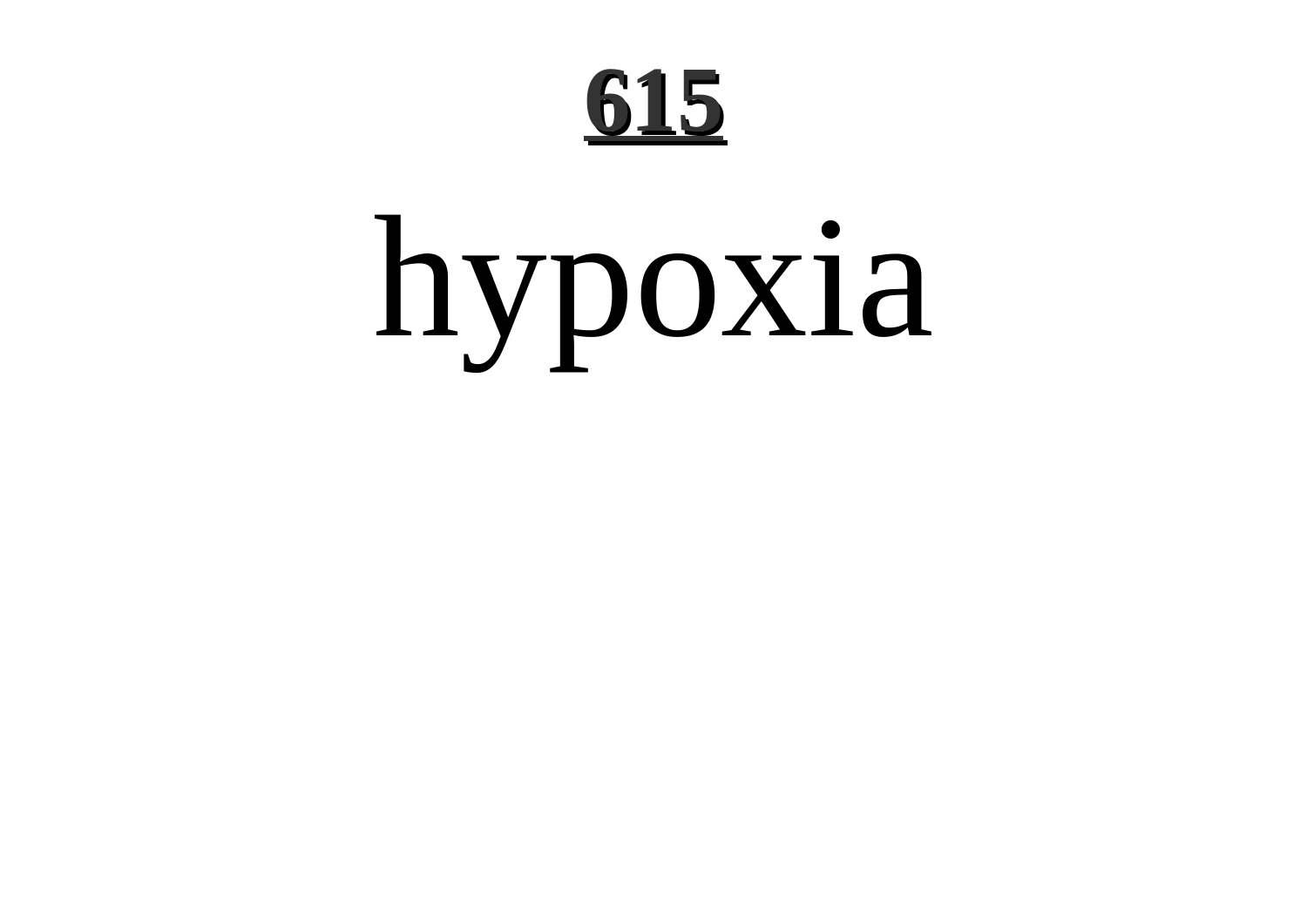# hypoxia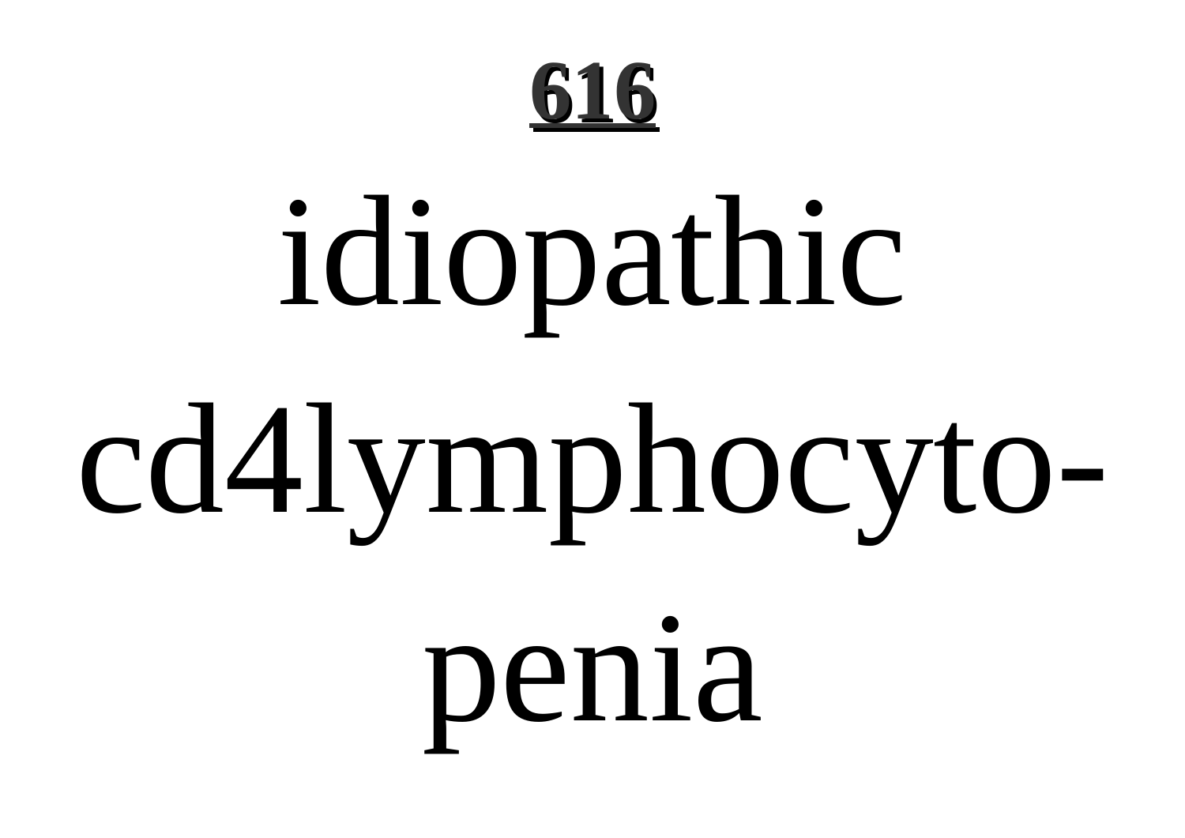idiopathic cd4lymphocytopenia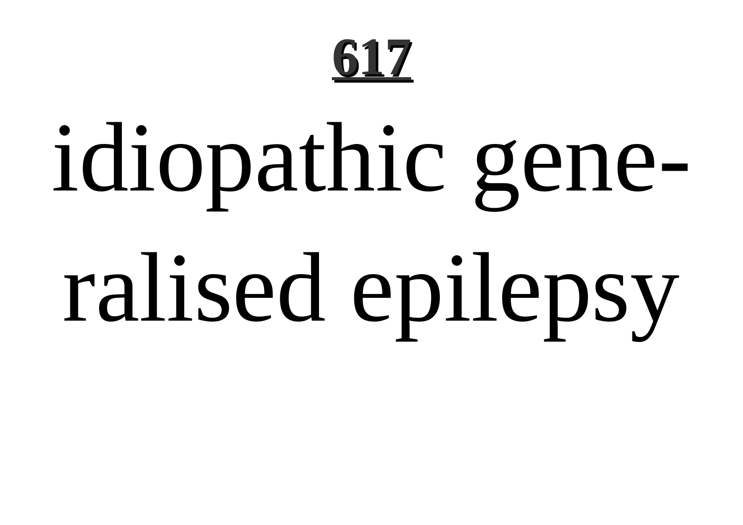idiopathic gene-ralised epilepsy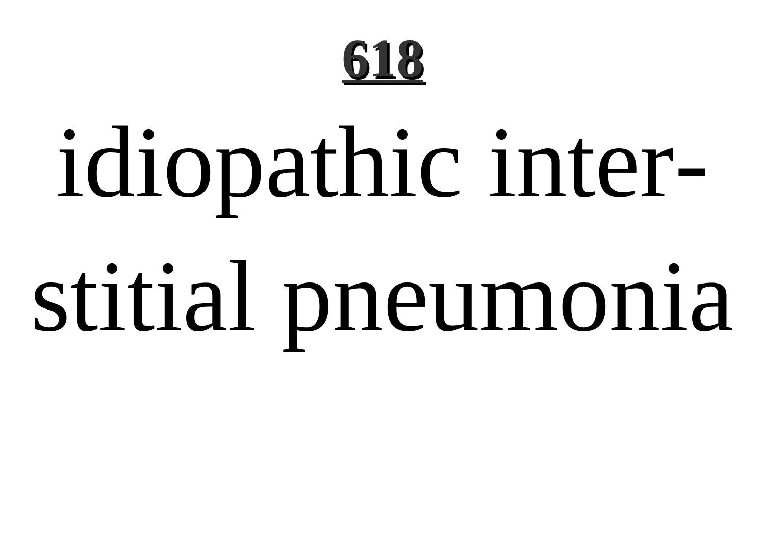# 618

idiopathic interstitial pneumonia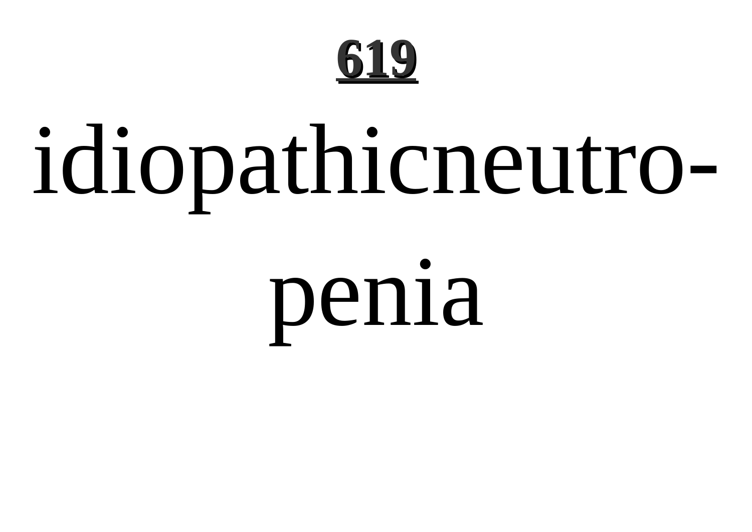**619**

idiopathicneutro-
penia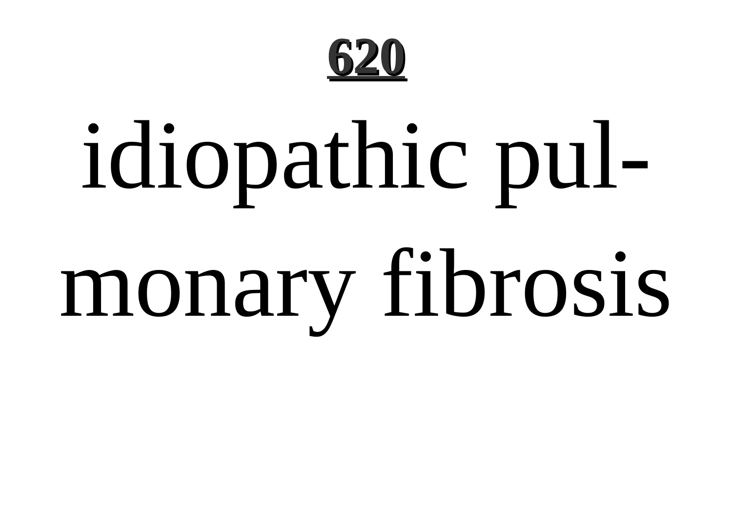# 620

idiopathic pulmonary fibrosis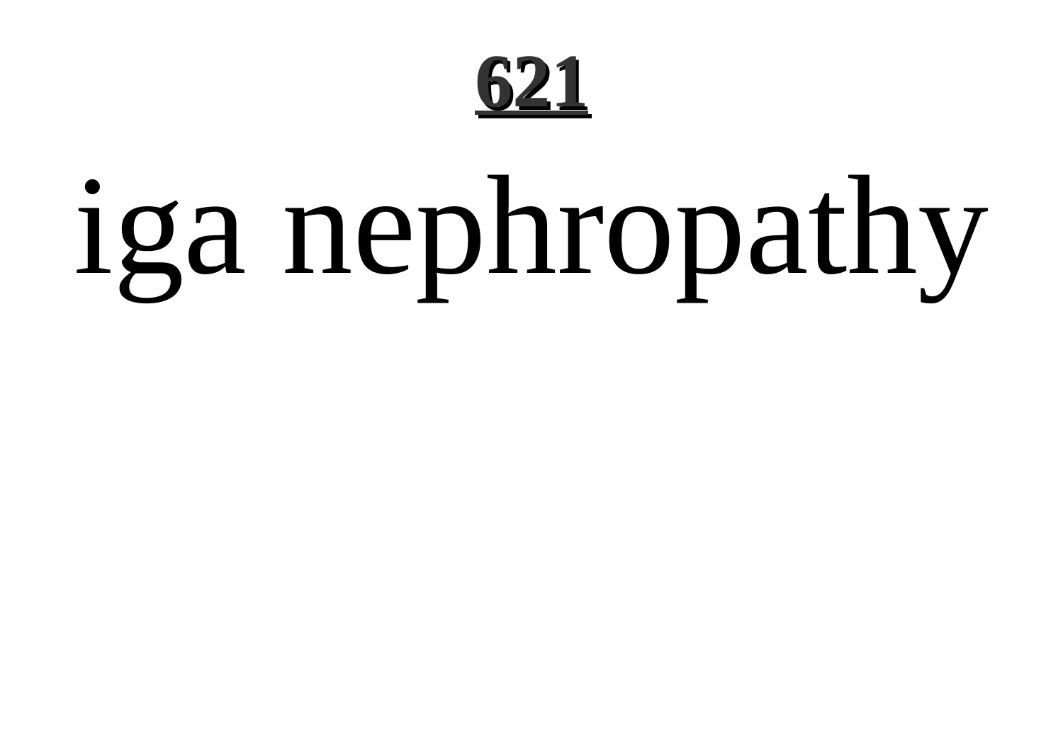# iga nephropathy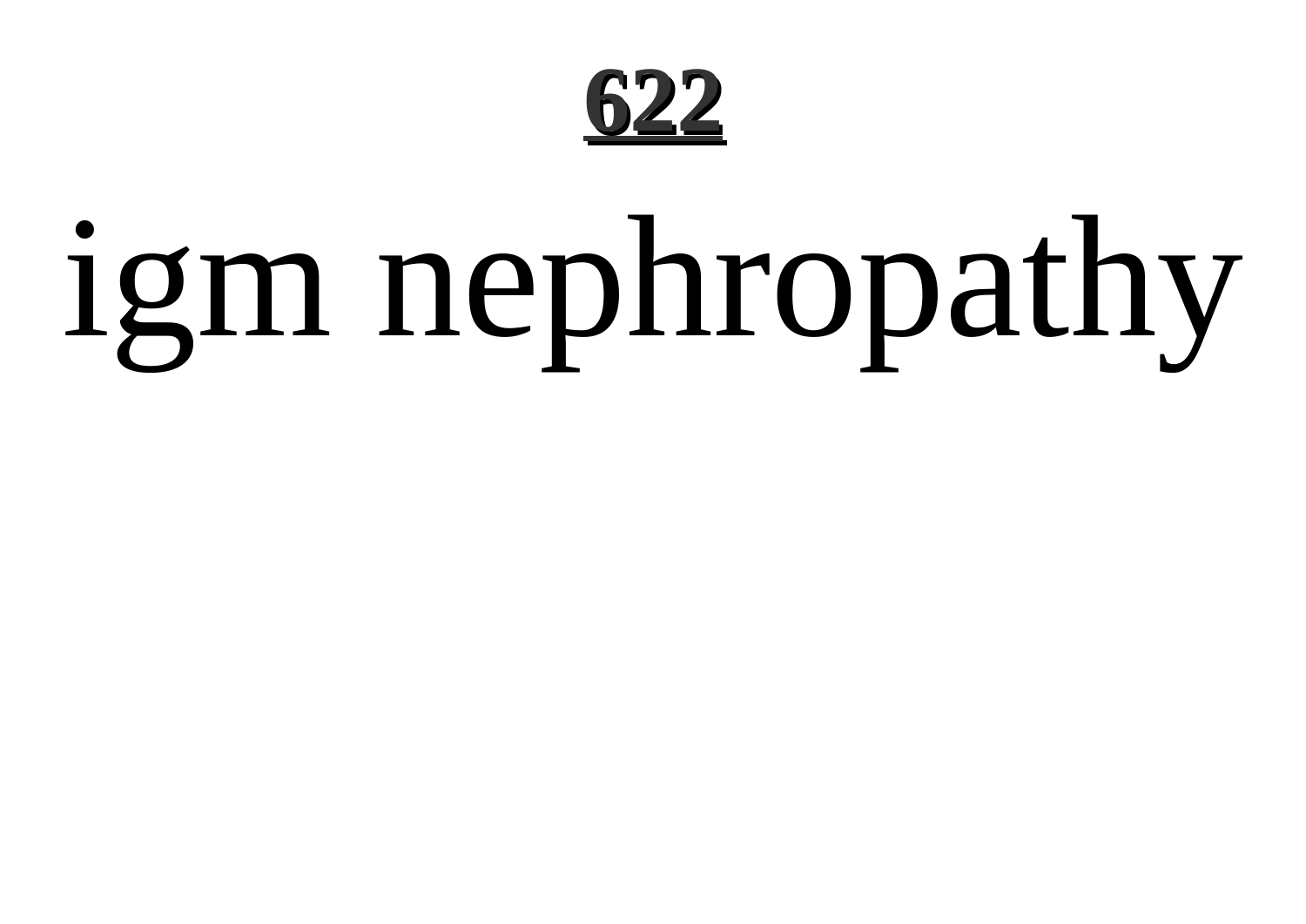# igm nephropathy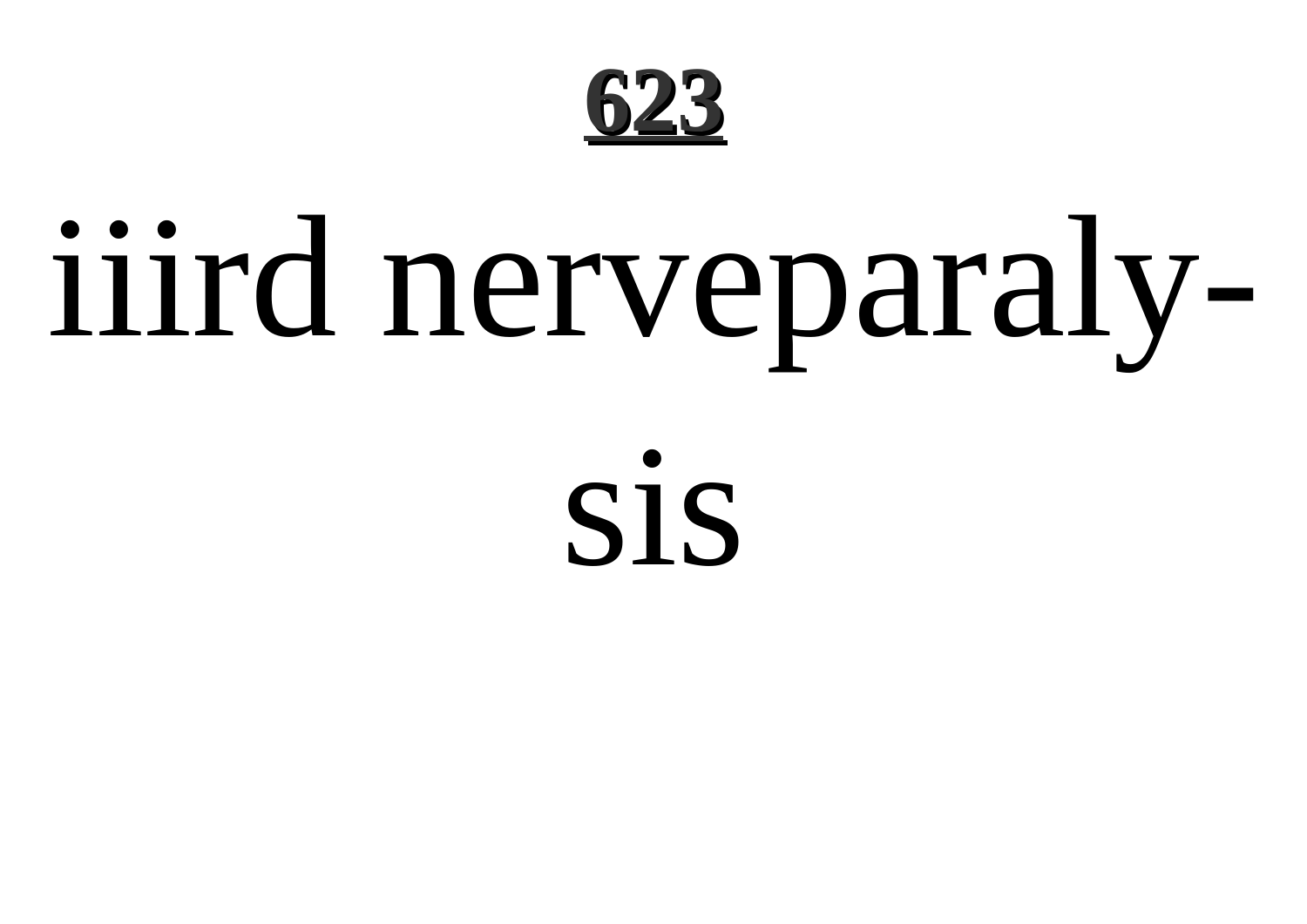# 623

iiird nerveparaly-
sis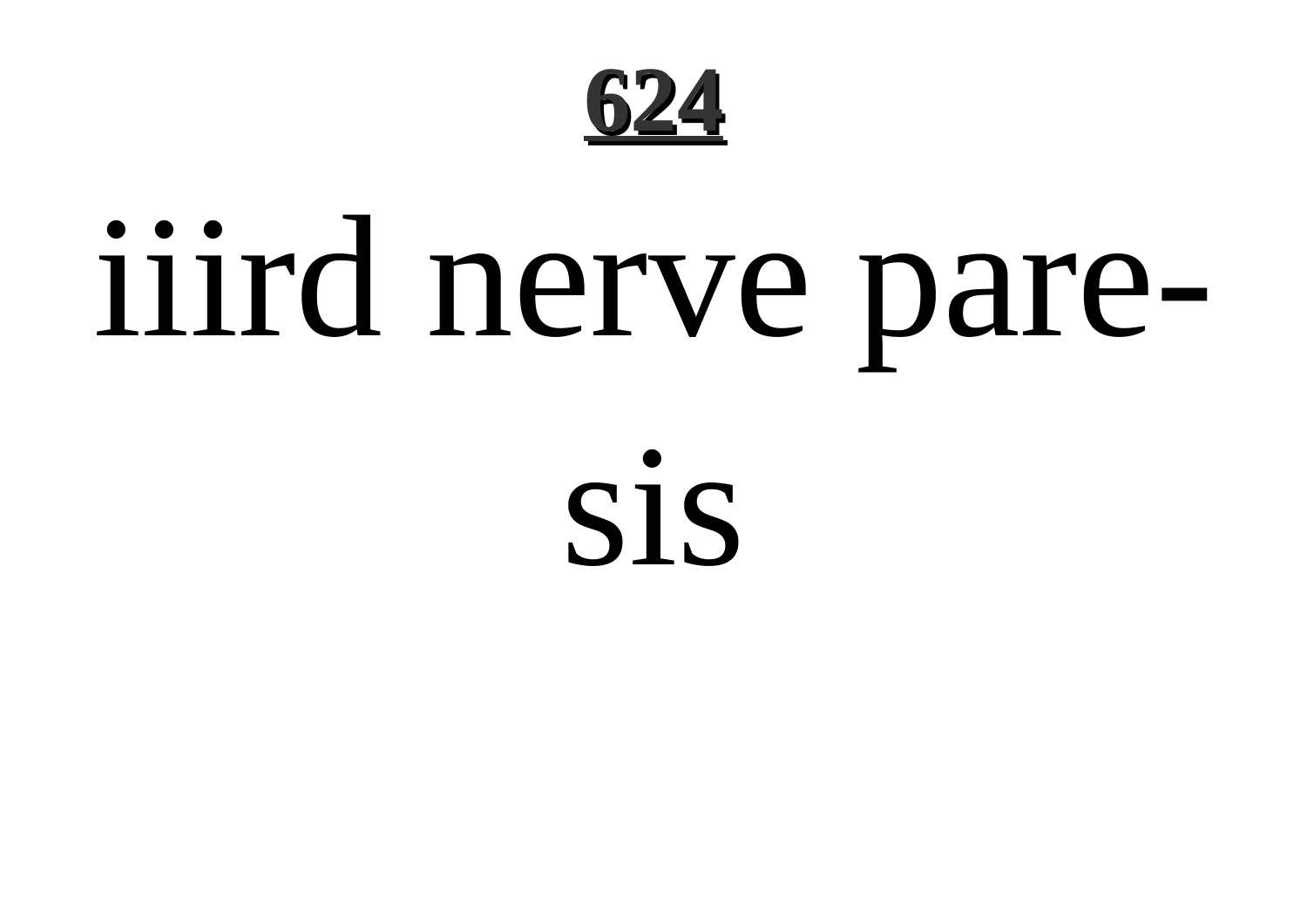iiird nerve pare-

sis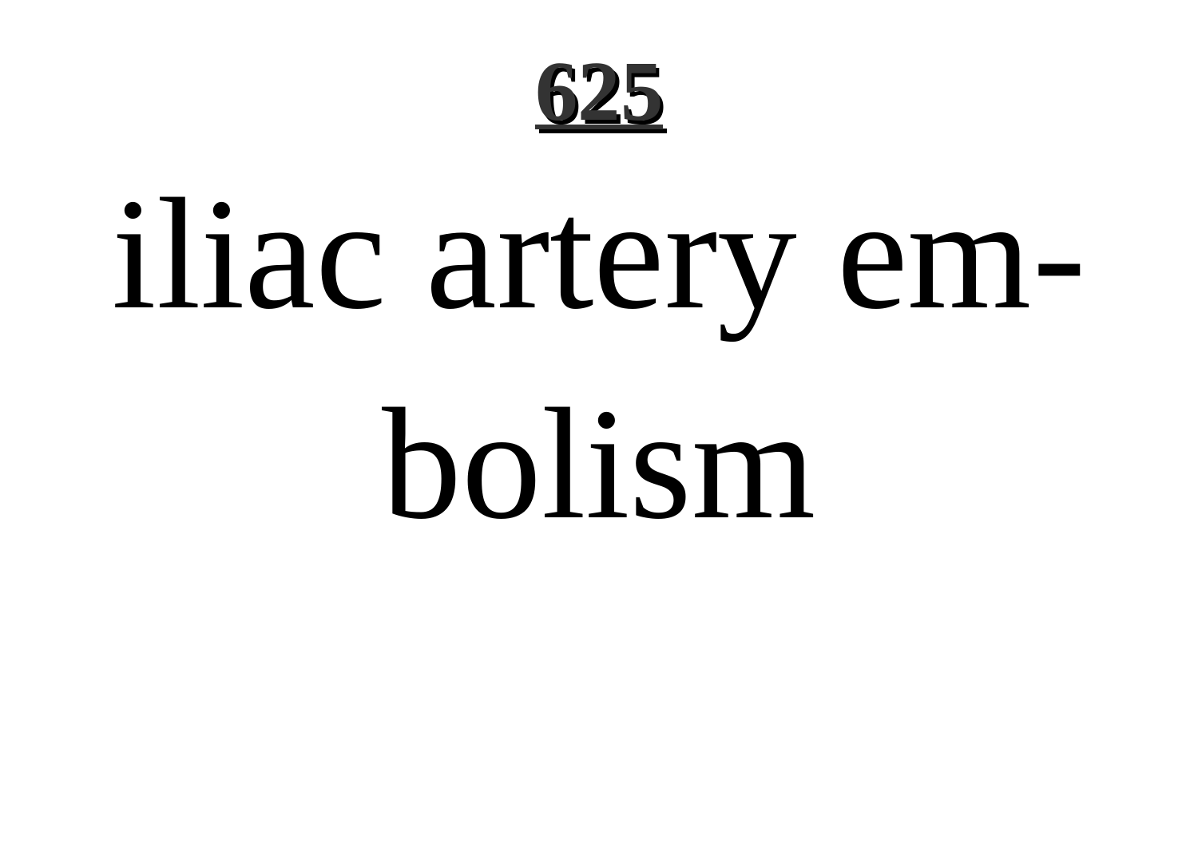iliac artery embolism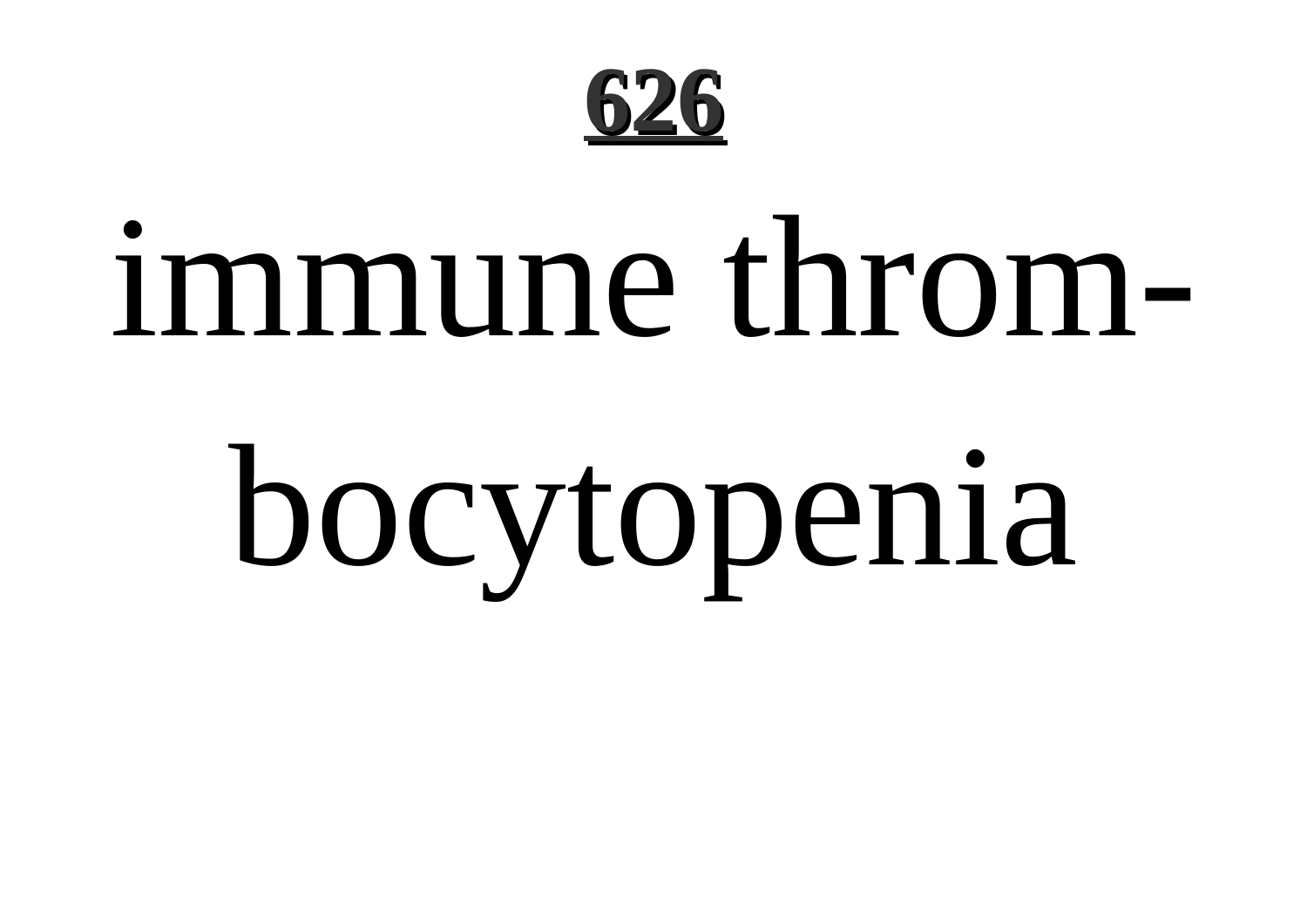immune thrombocytopenia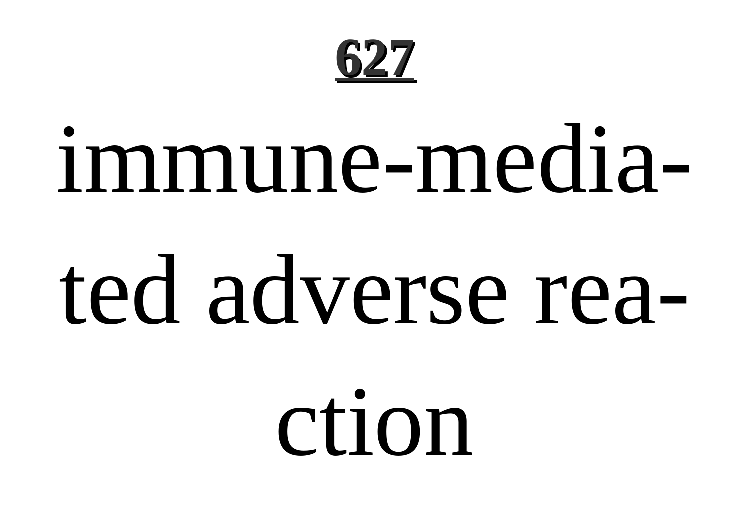**627**

immune-mediated adverse reaction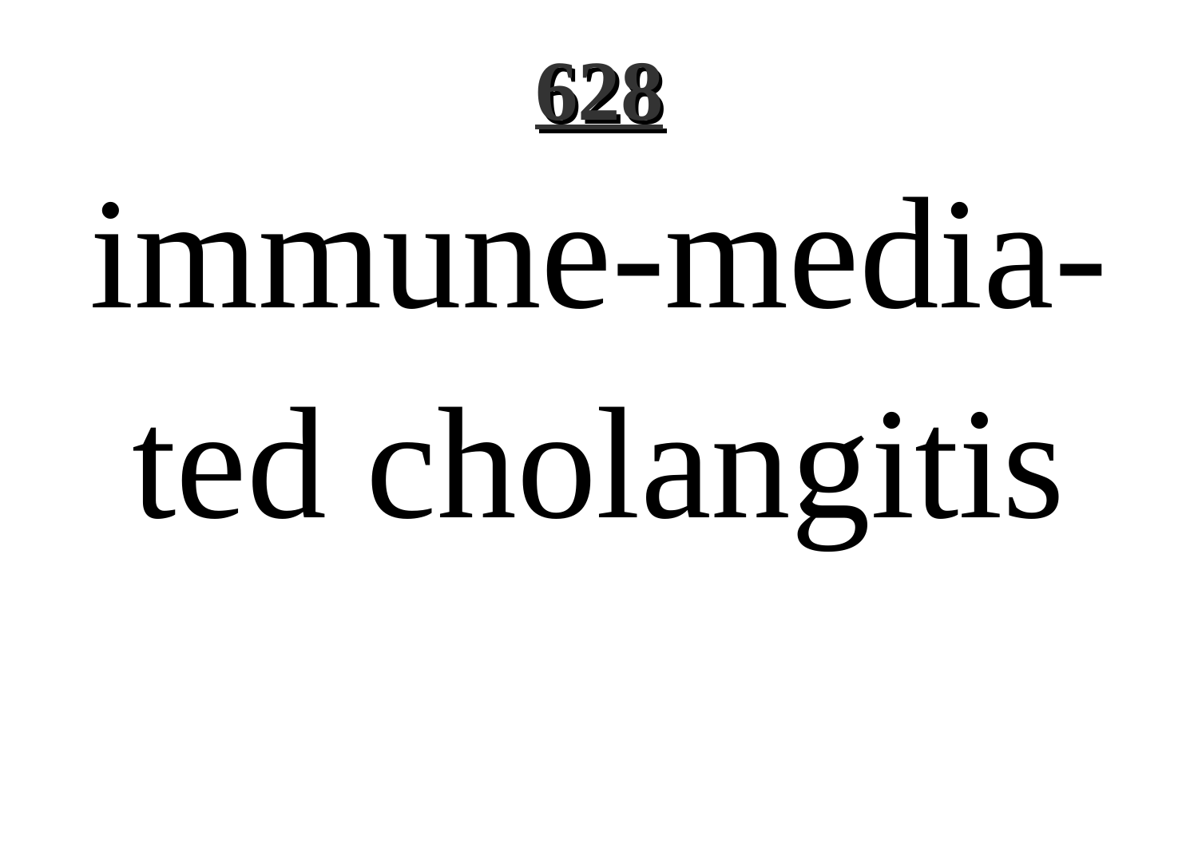immune-mediated cholangitis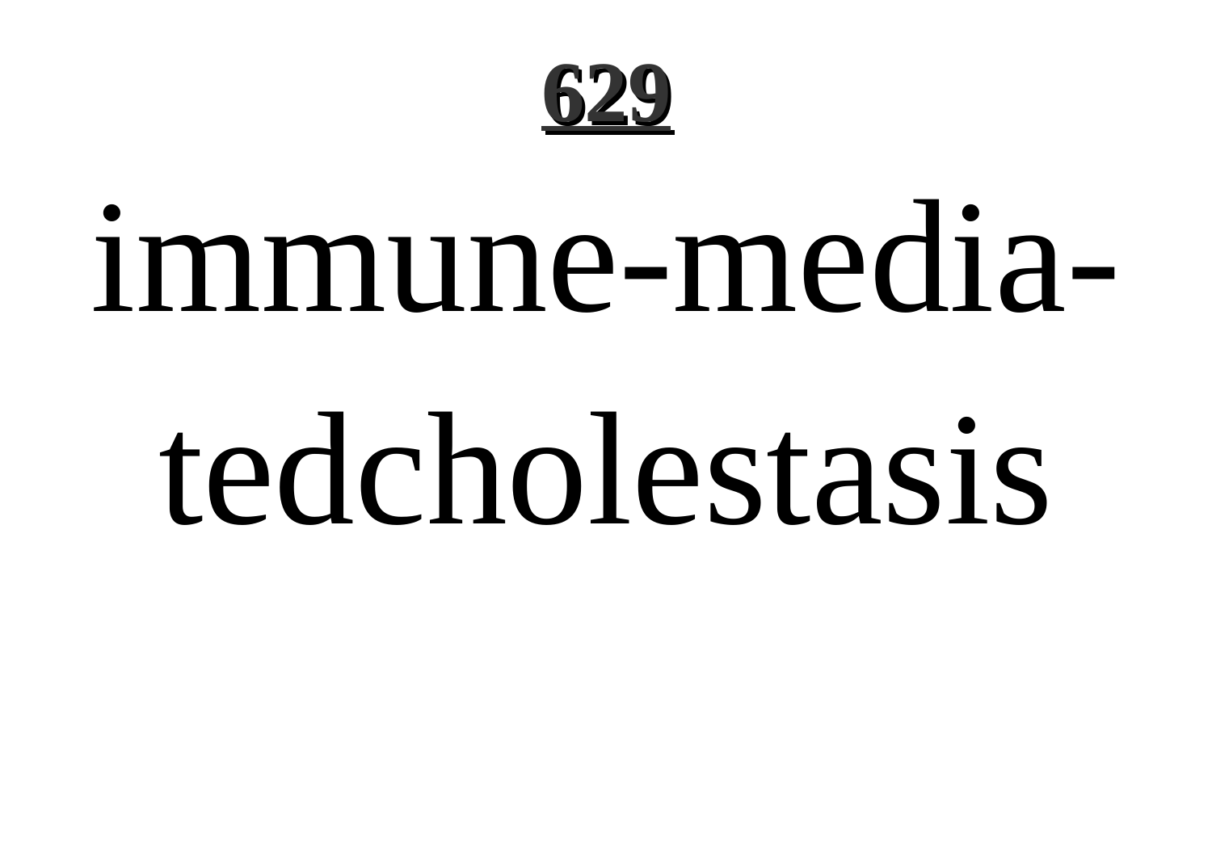immune-media-tedcholestasis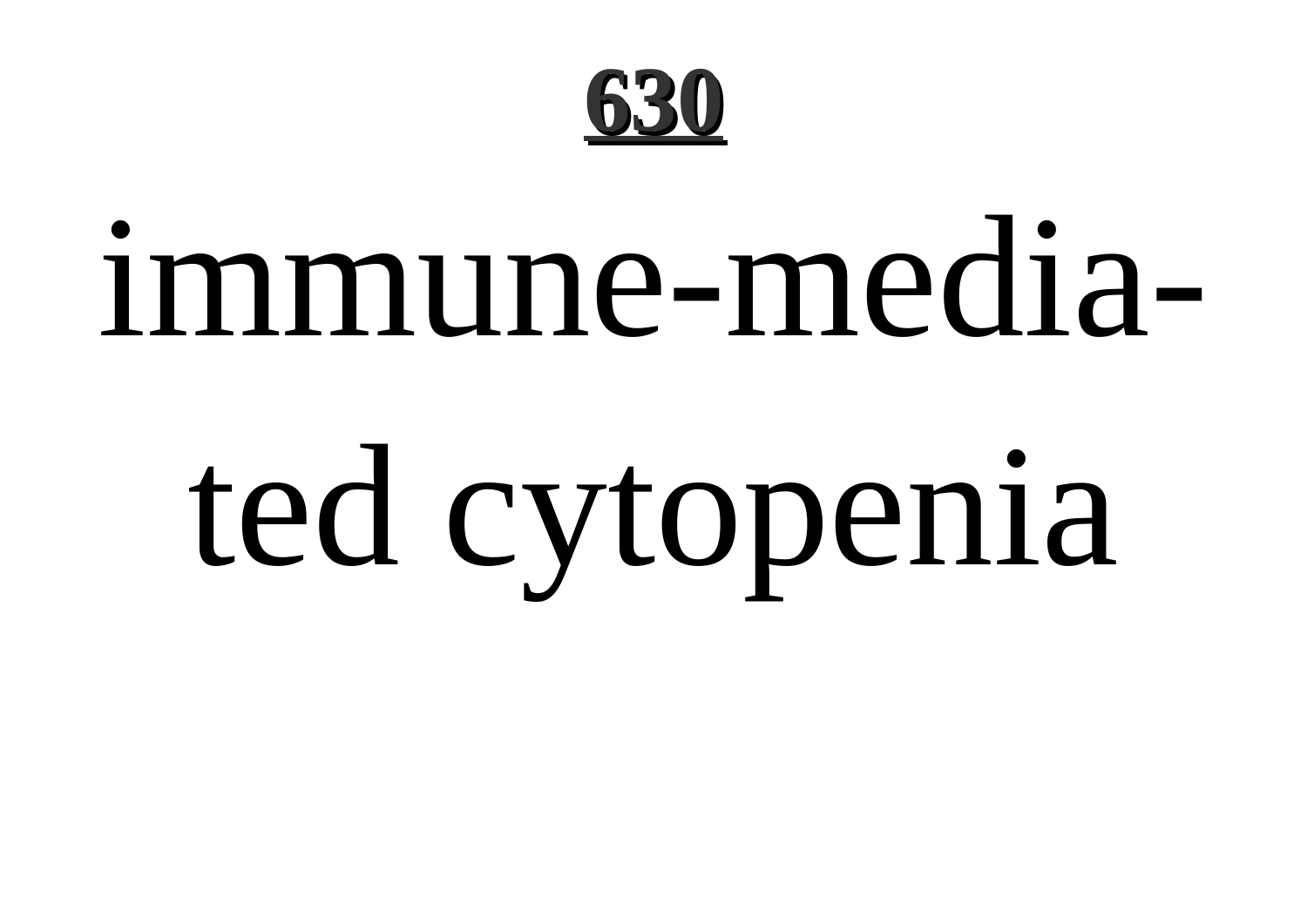immune-mediated cytopenia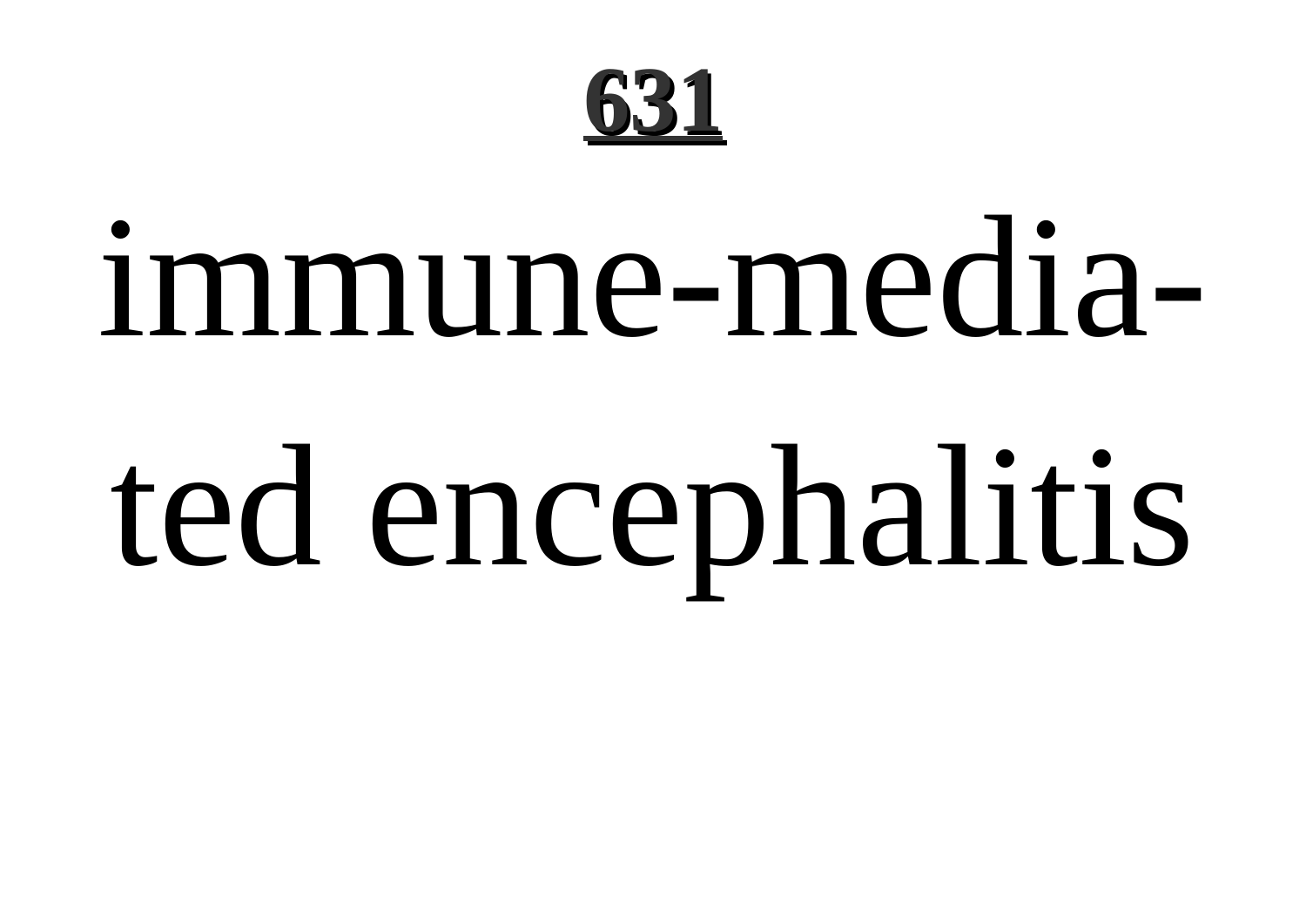**631**

# immune-mediated encephalitis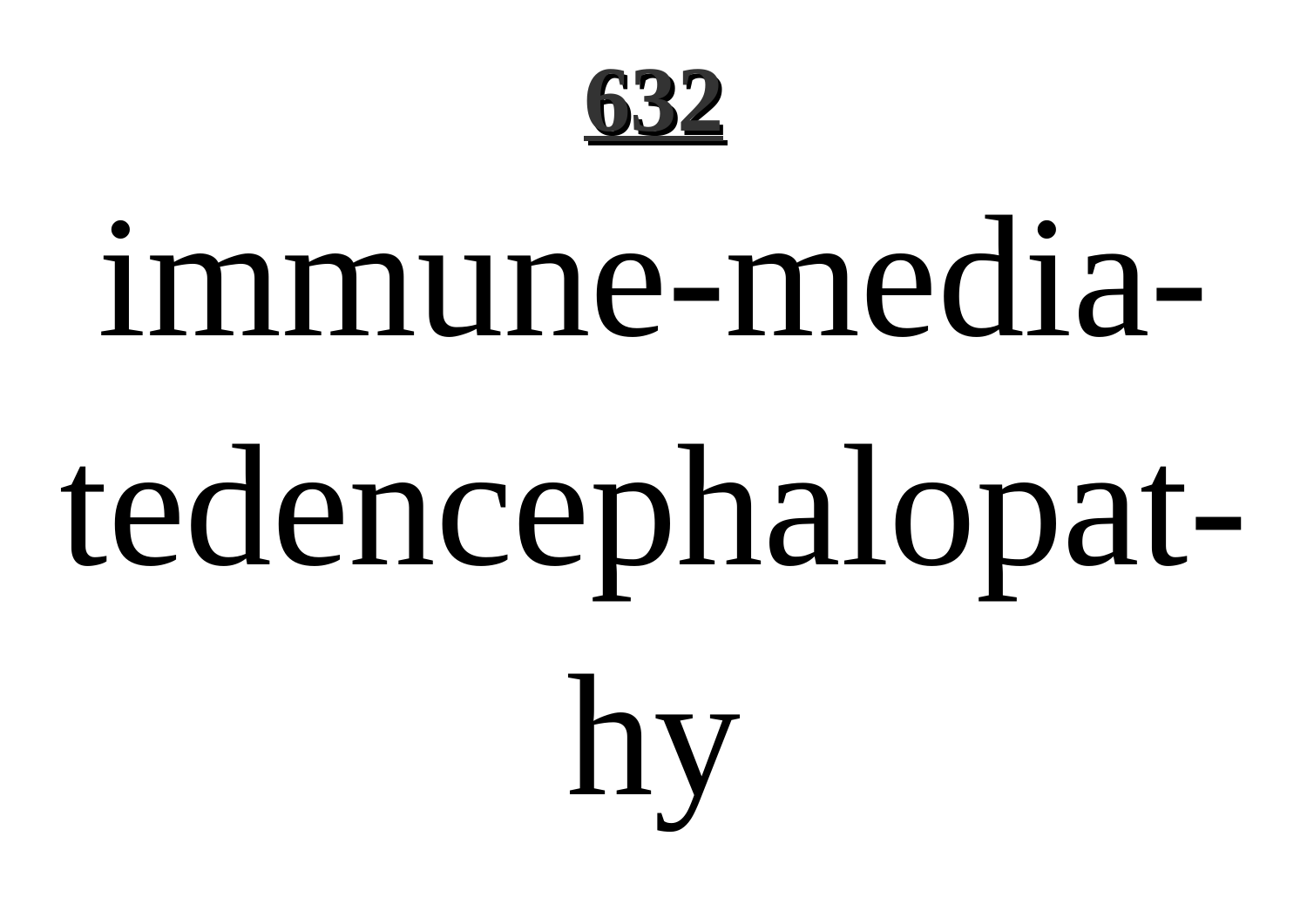immune-media-tedencephalopat-hy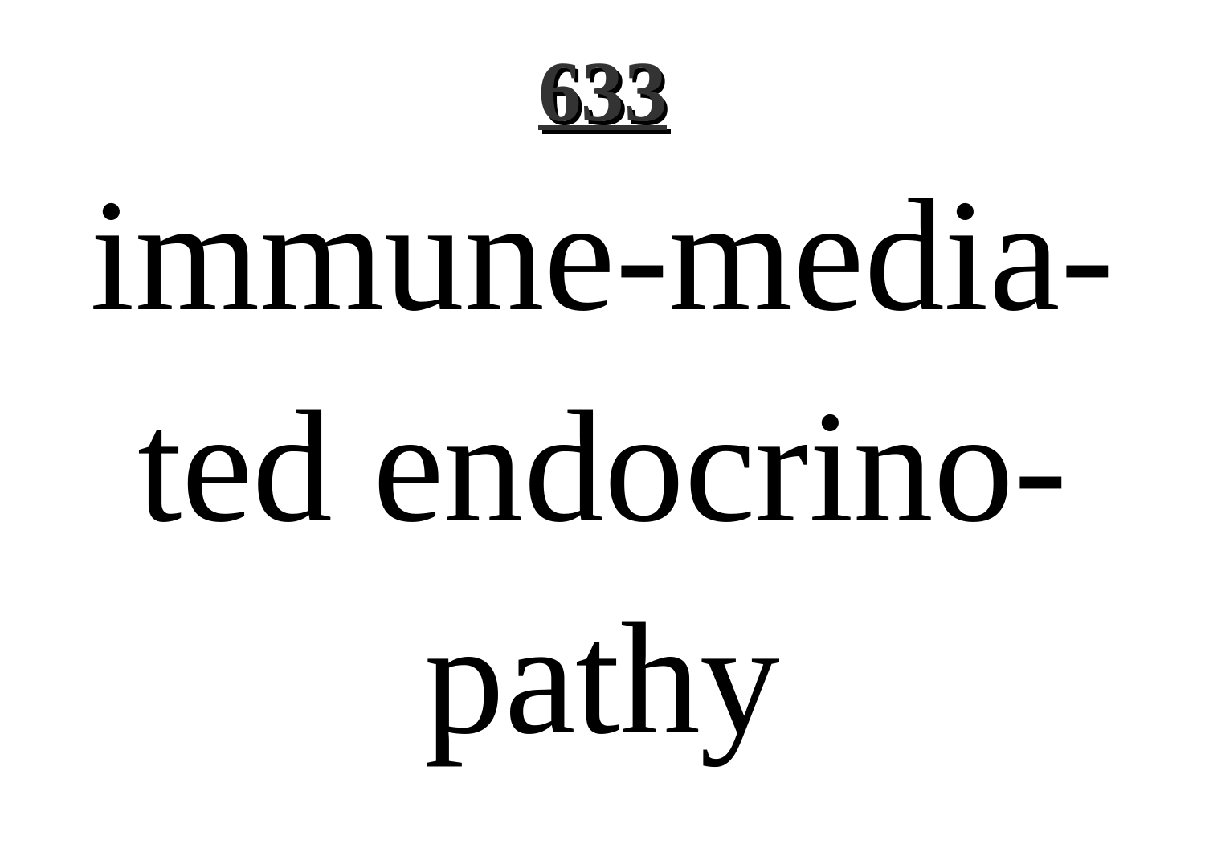immune-mediated endocrinopathy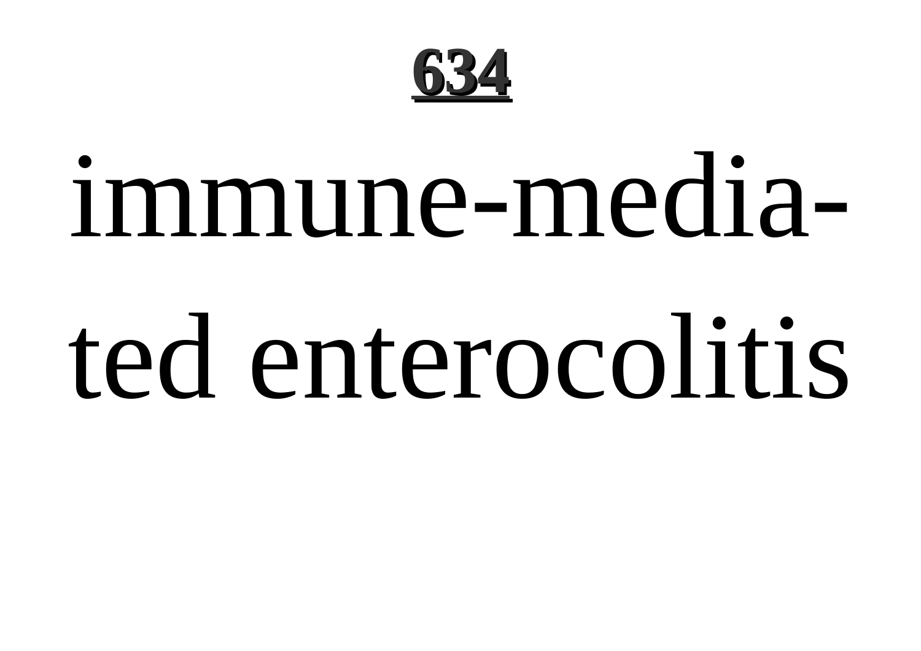immune-mediated enterocolitis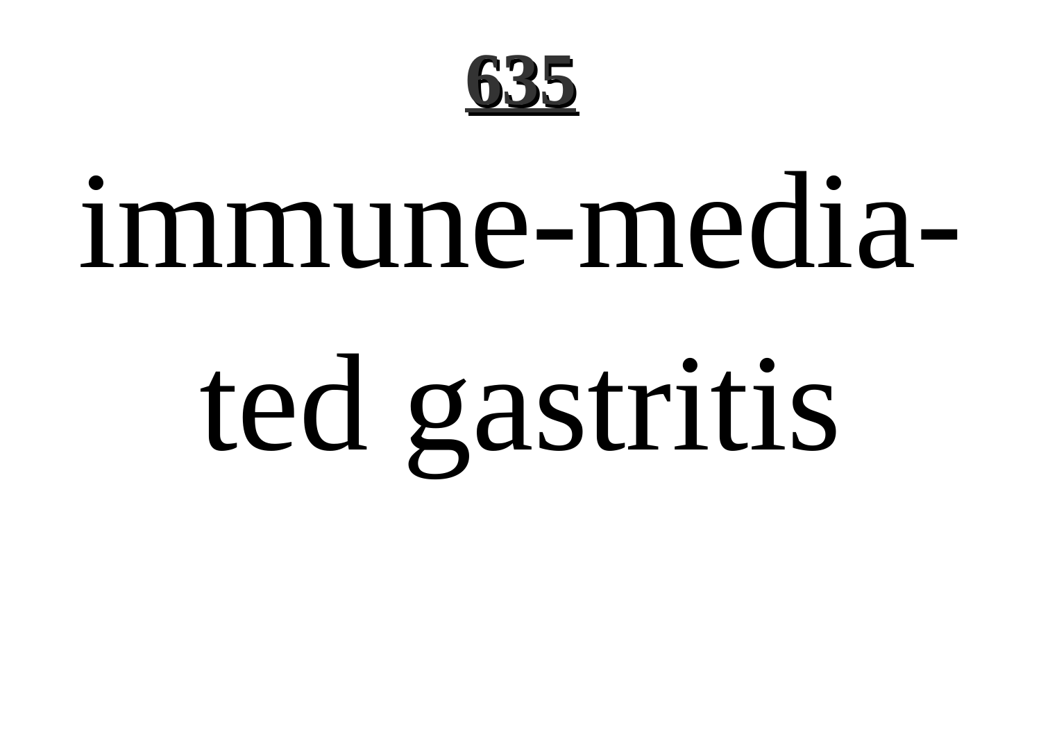immune-mediated gastritis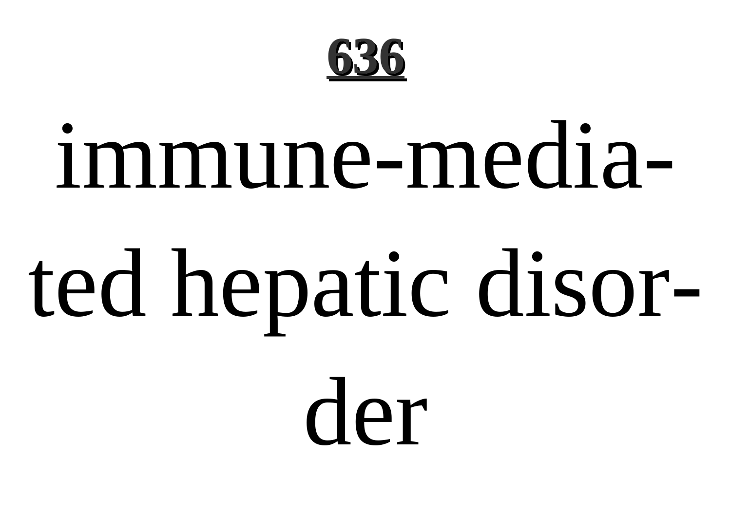immune-mediated hepatic disorder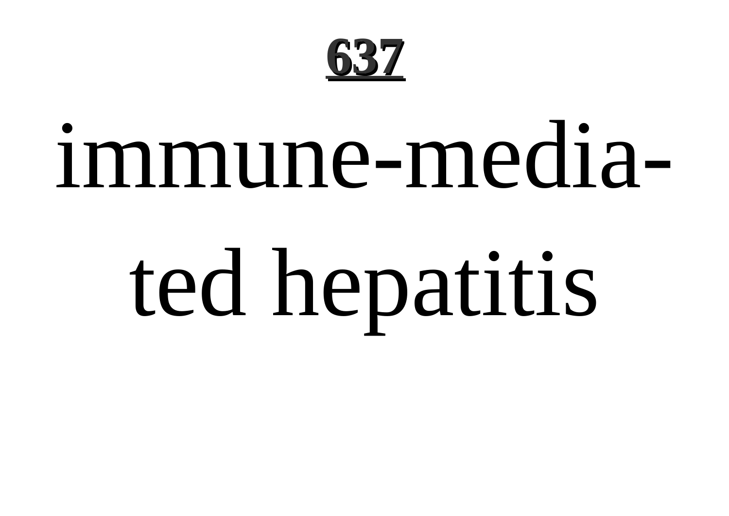immune-mediated hepatitis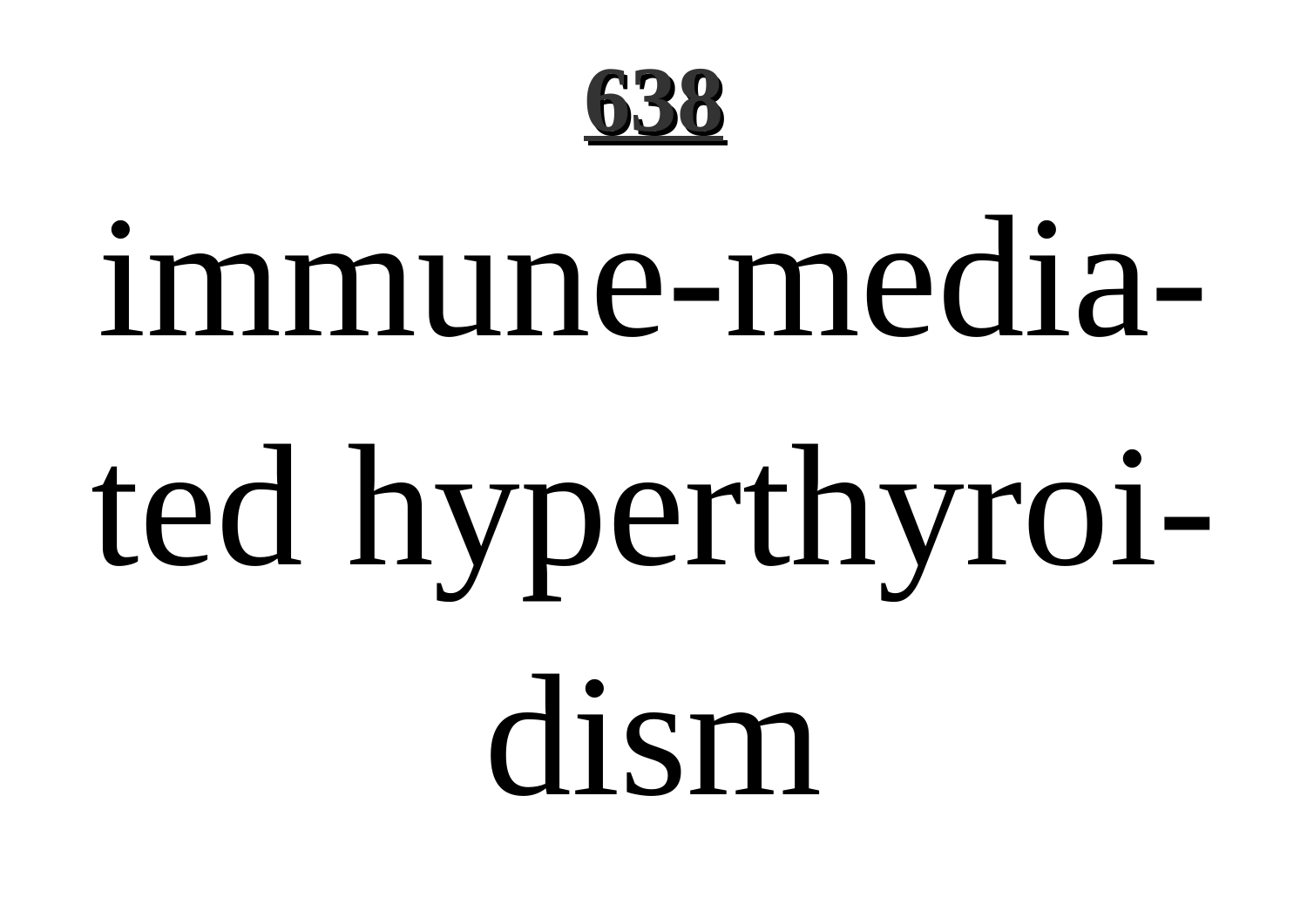immune-mediated hyperthyroidism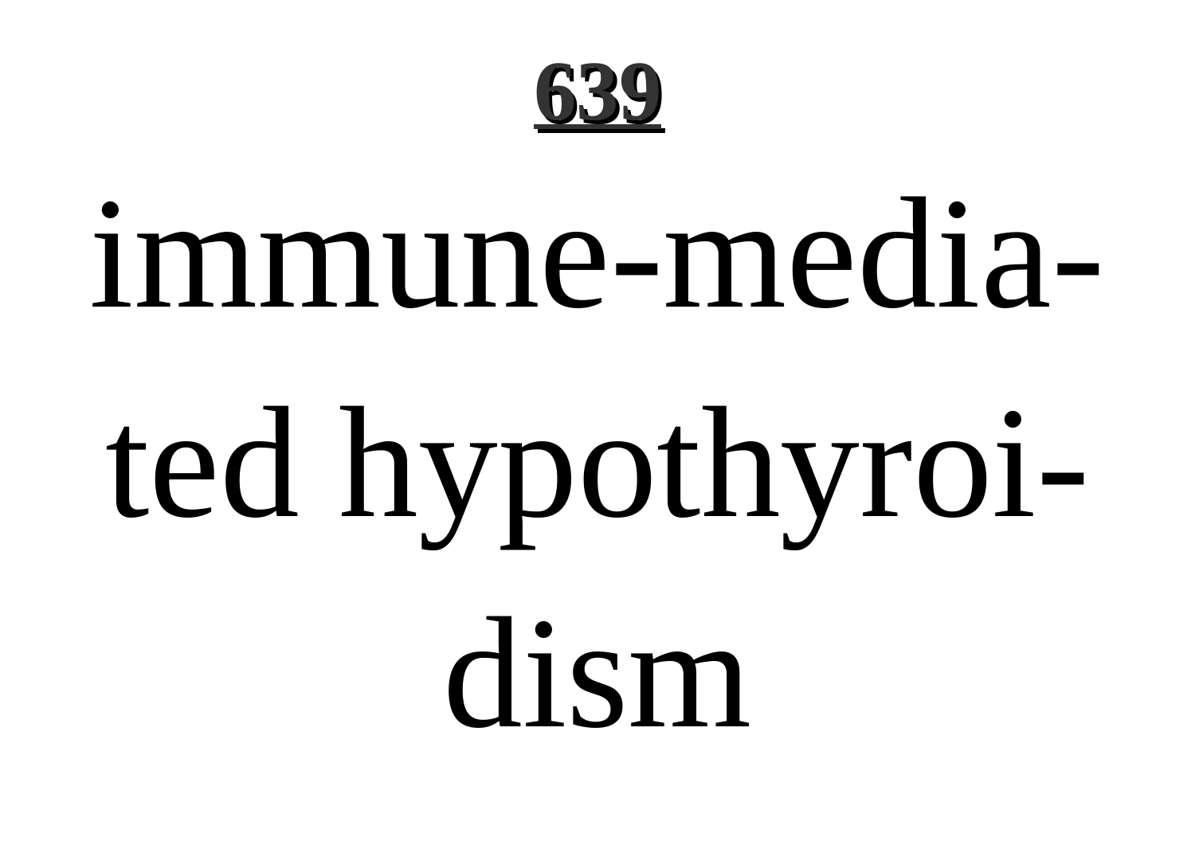immune-mediated hypothyroidism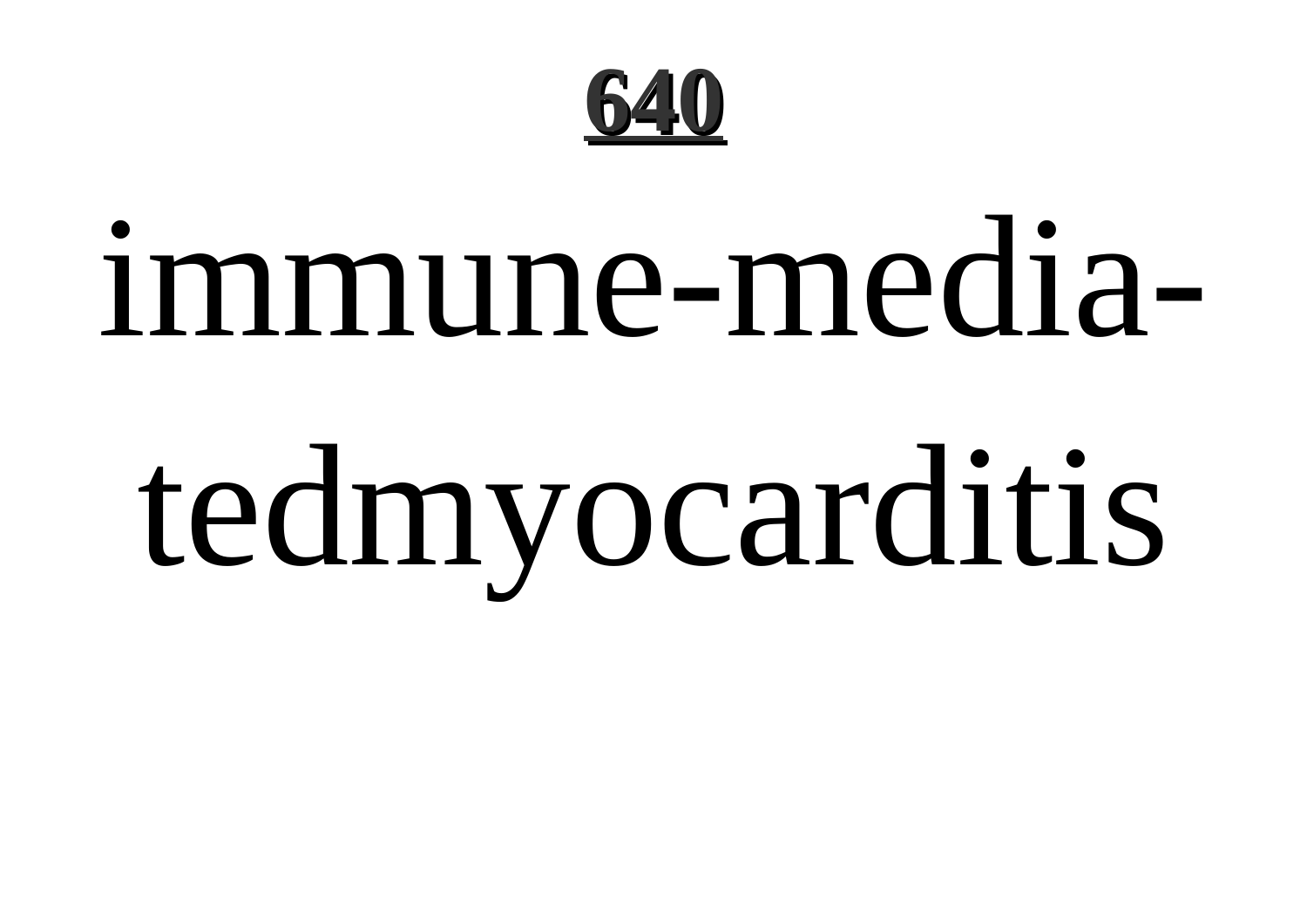immune-media-tedmyocarditis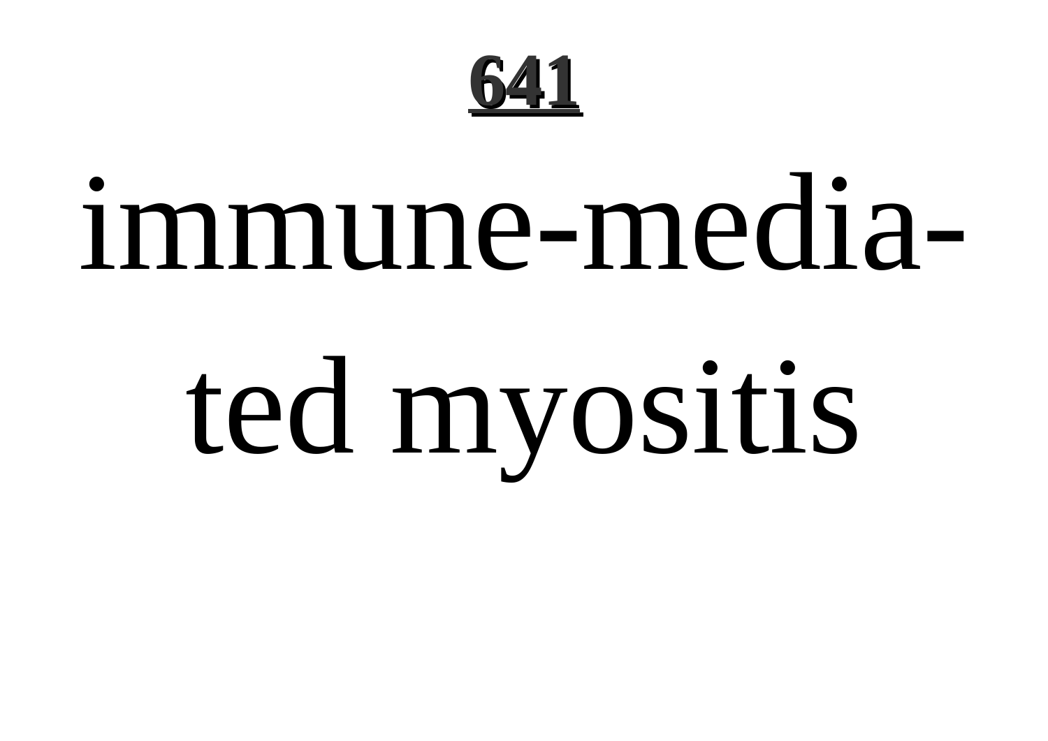**641**

# immune-mediated myositis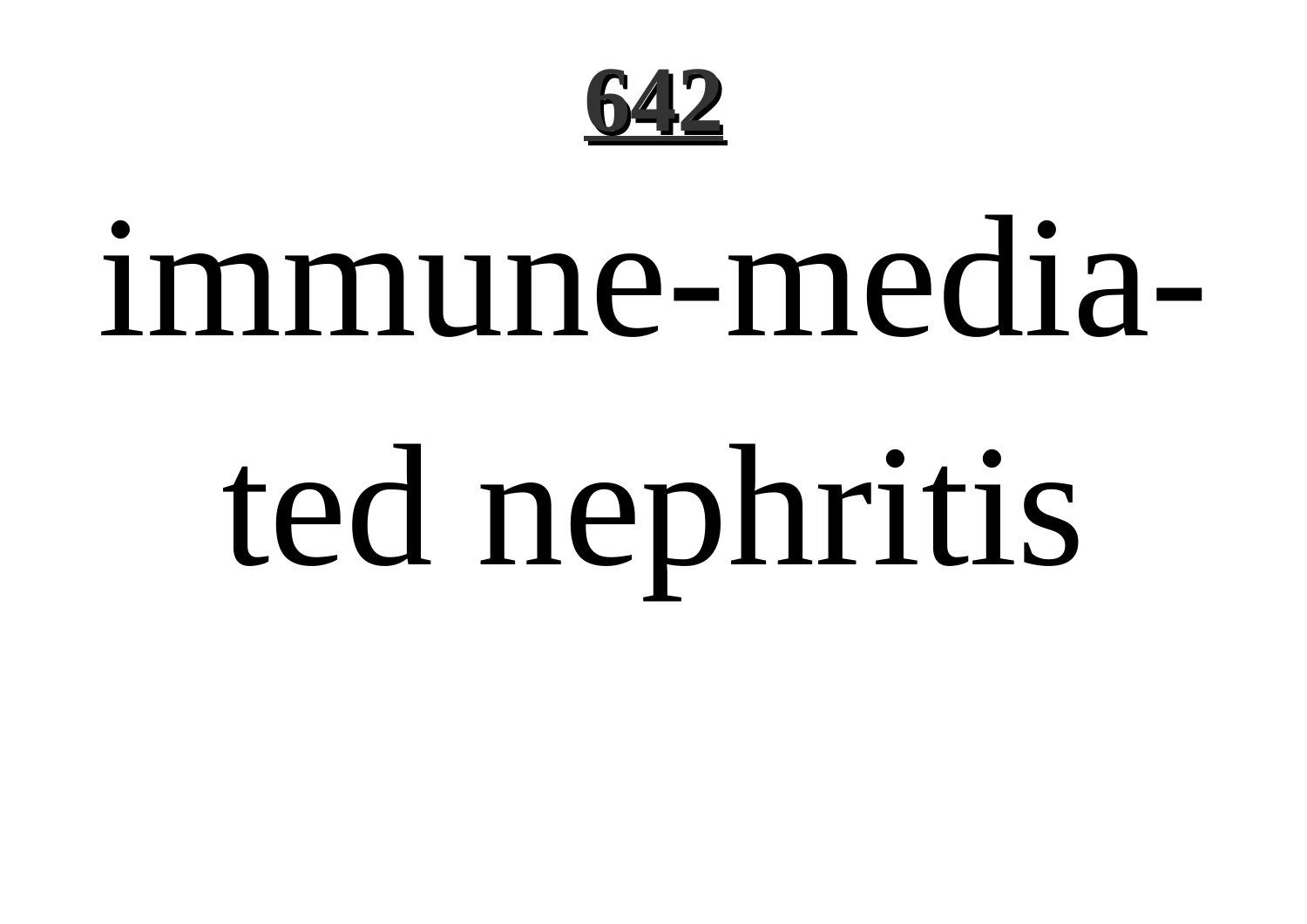immune-media-
ted nephritis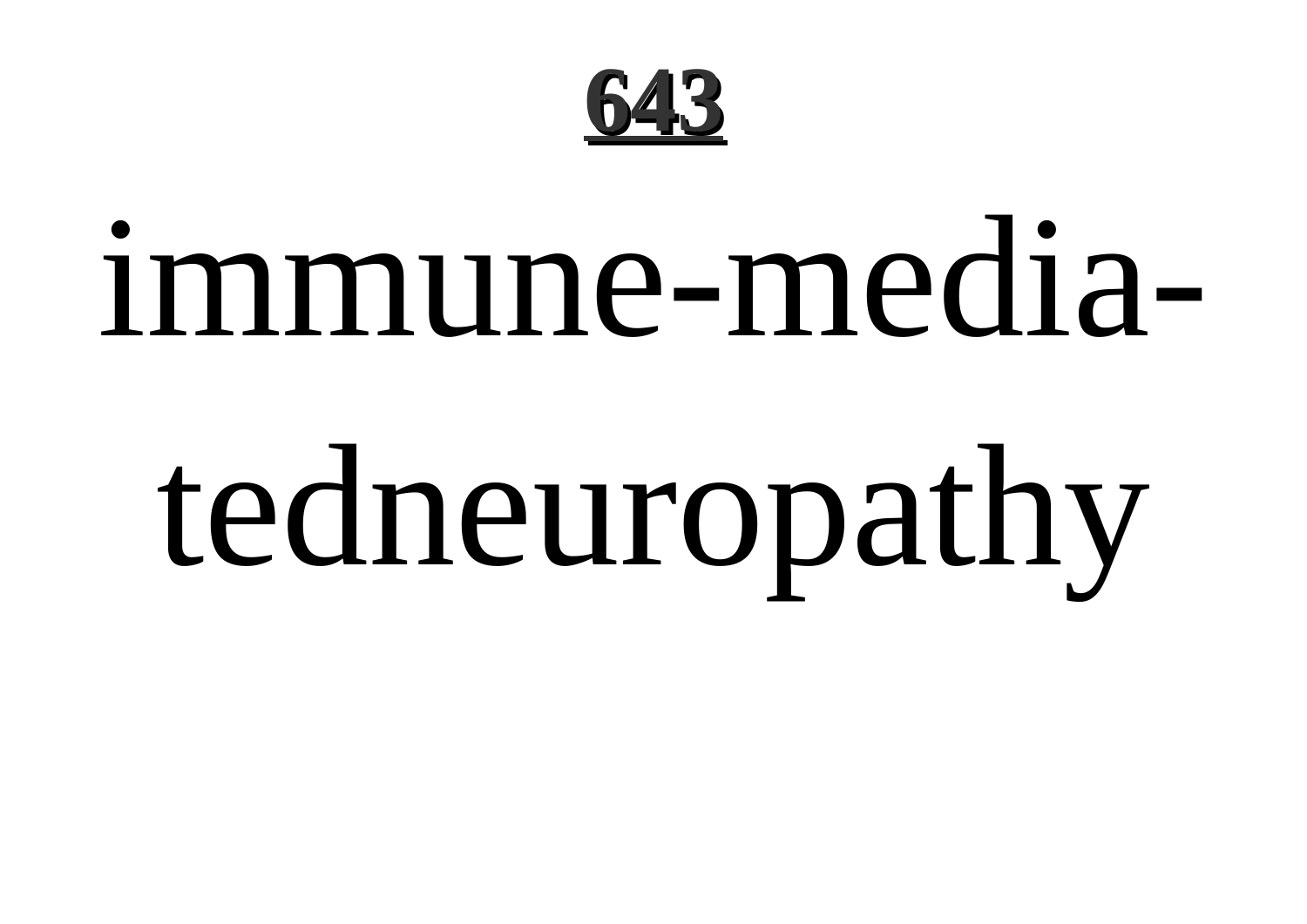immune-media-tedneuropathy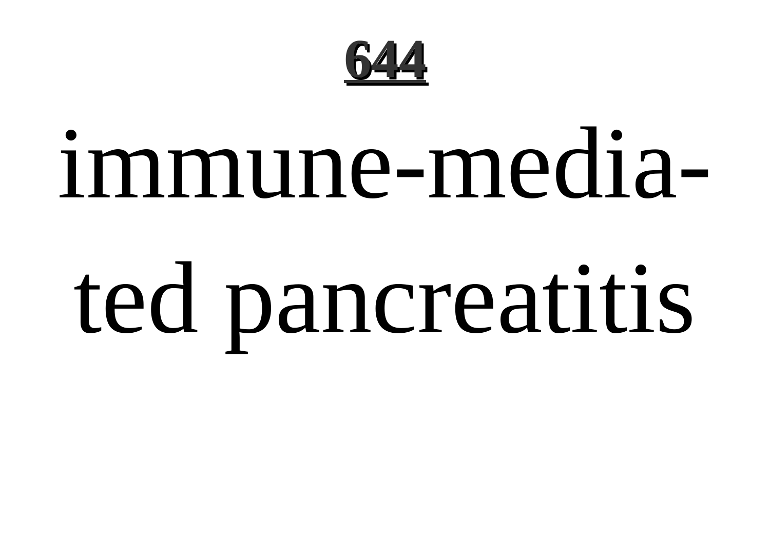# immune-mediated pancreatitis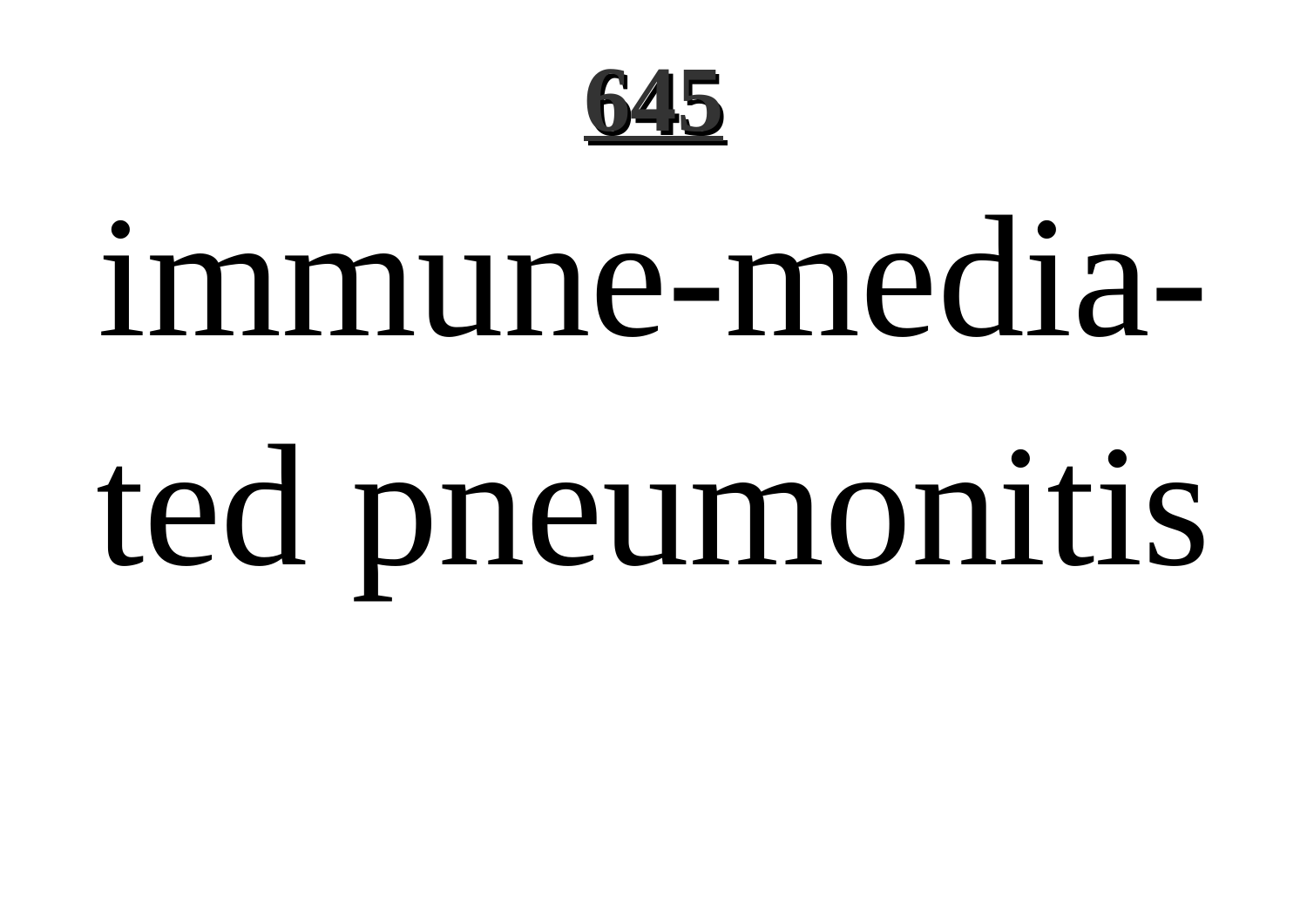immune-mediated pneumonitis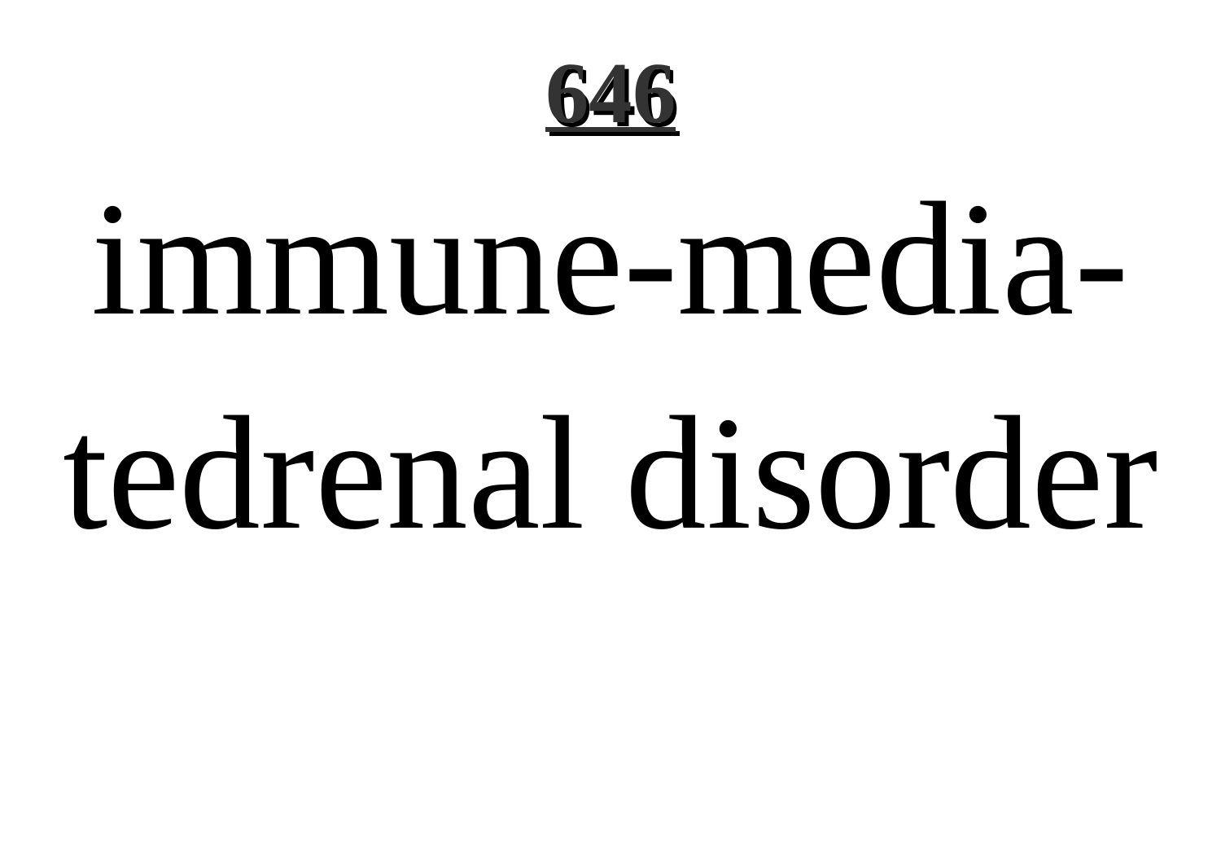immune-media-tedrenal disorder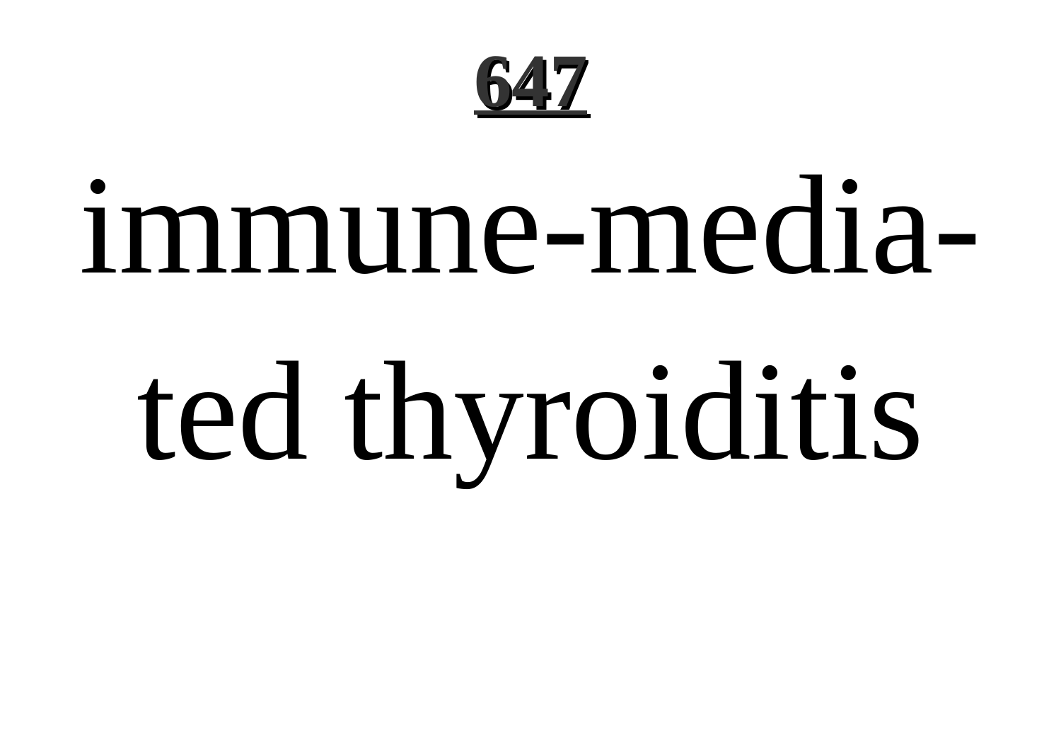immune-mediated thyroiditis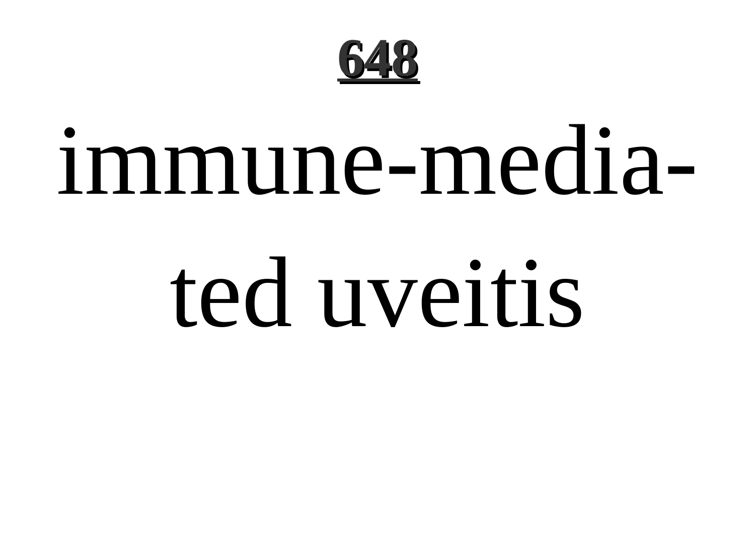immune-mediated uveitis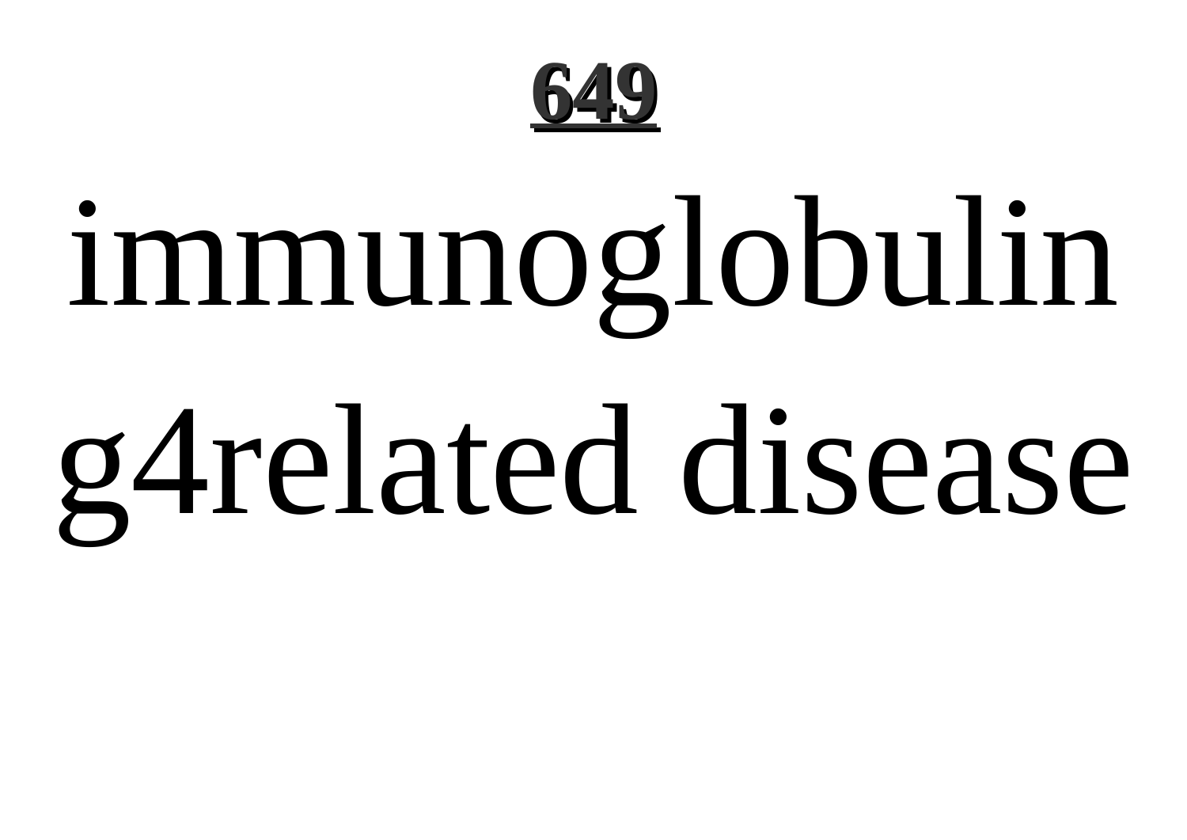immunoglobulin g4related disease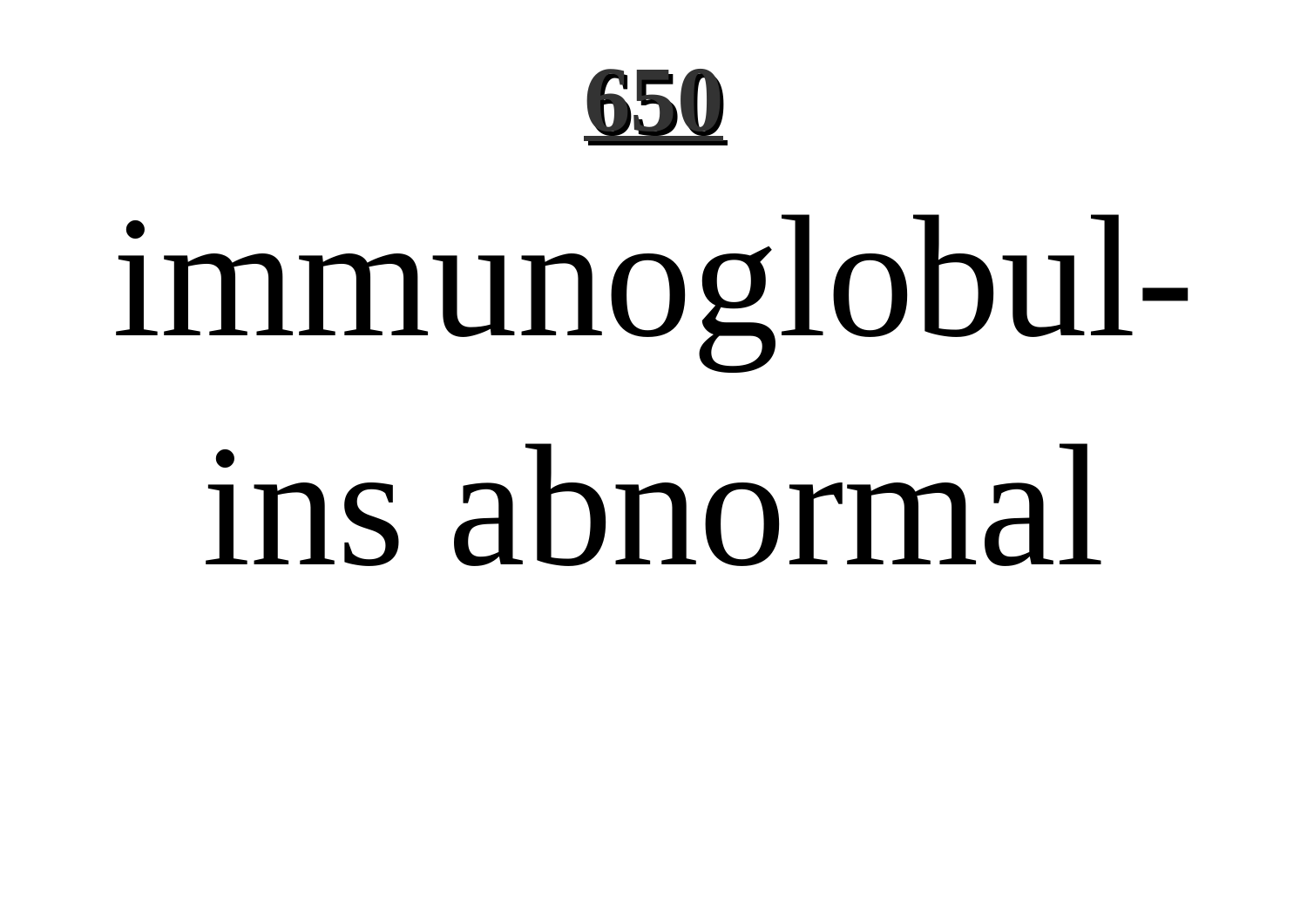immunoglobul-ins abnormal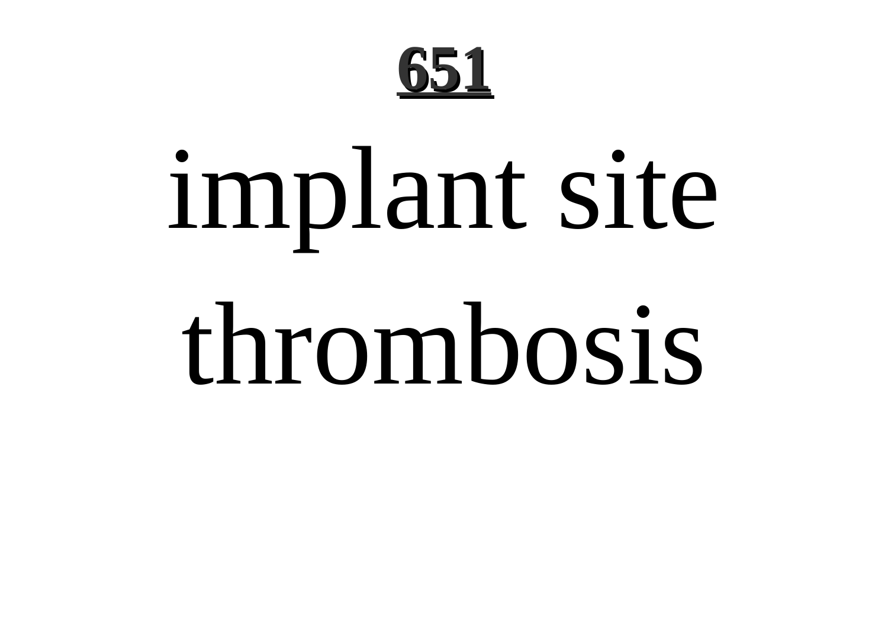# implant site thrombosis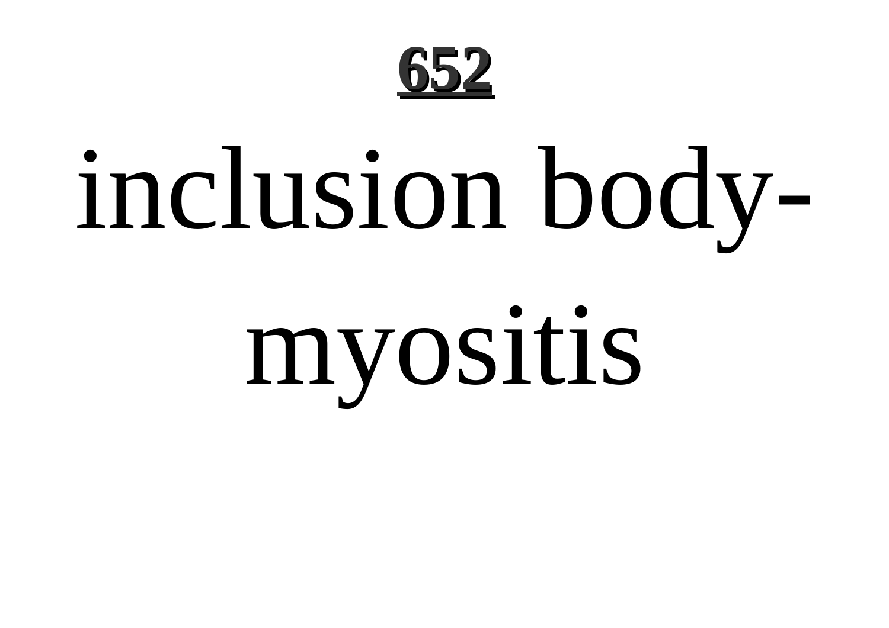**652**

# inclusion body-myositis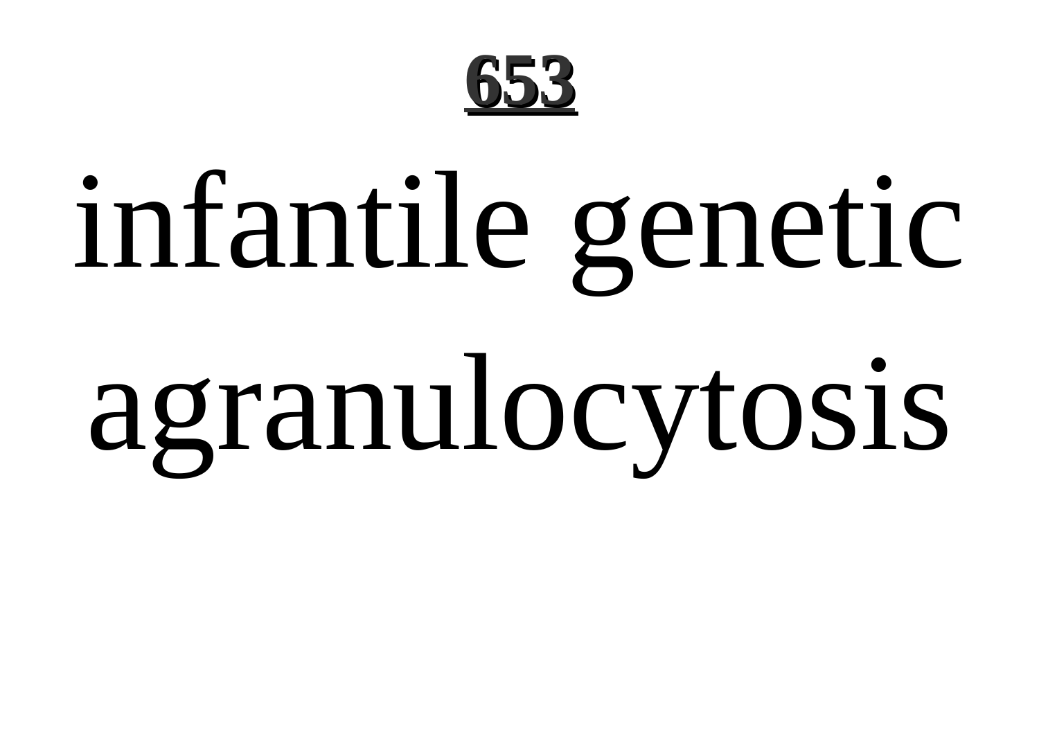infantile genetic agranulocytosis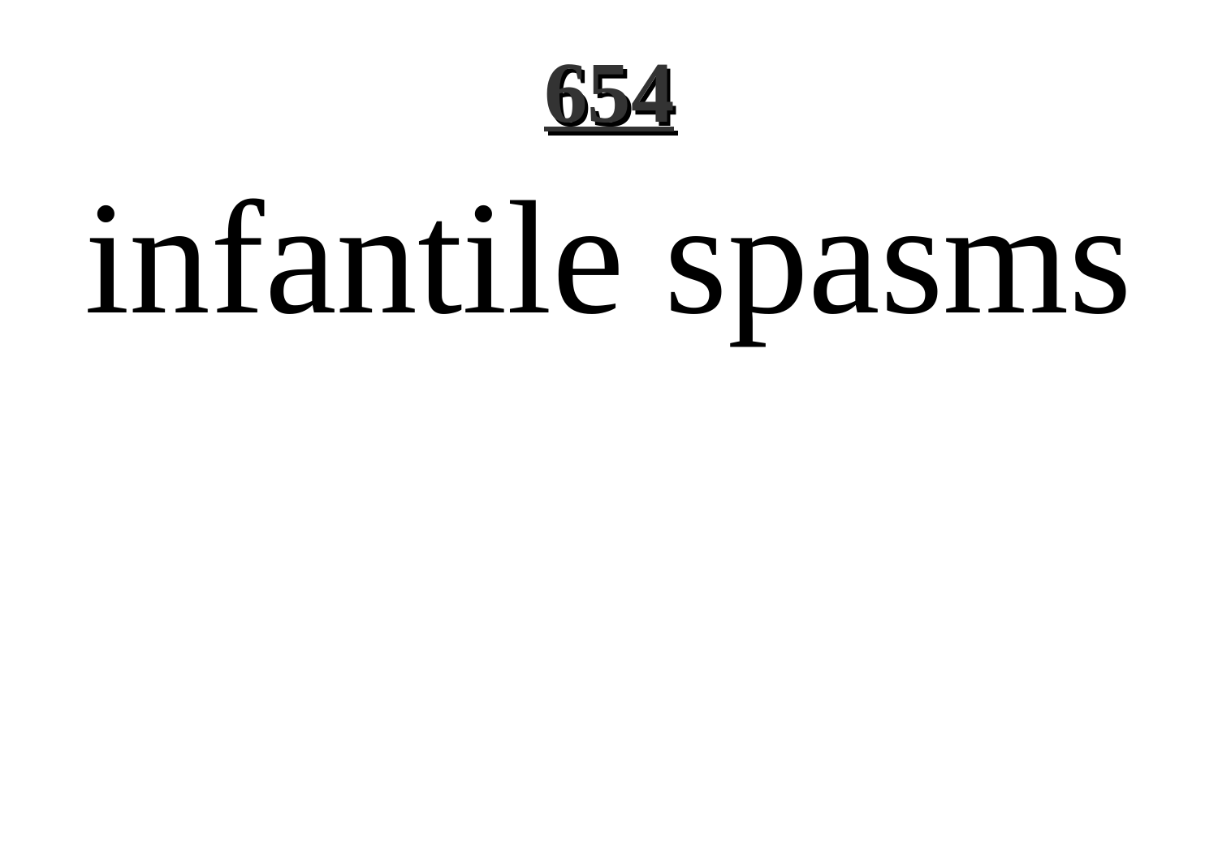# infantile spasms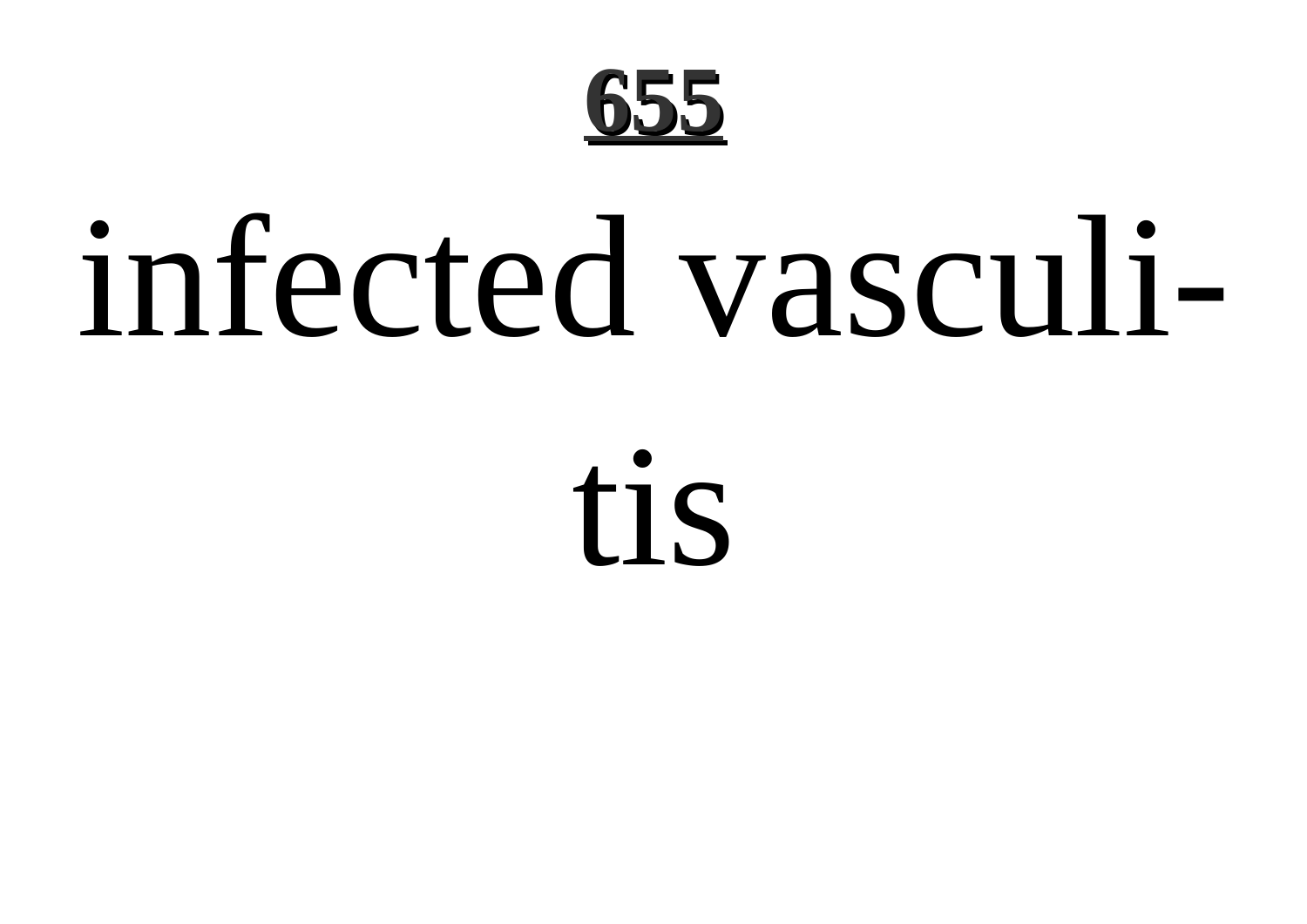infected vasculitis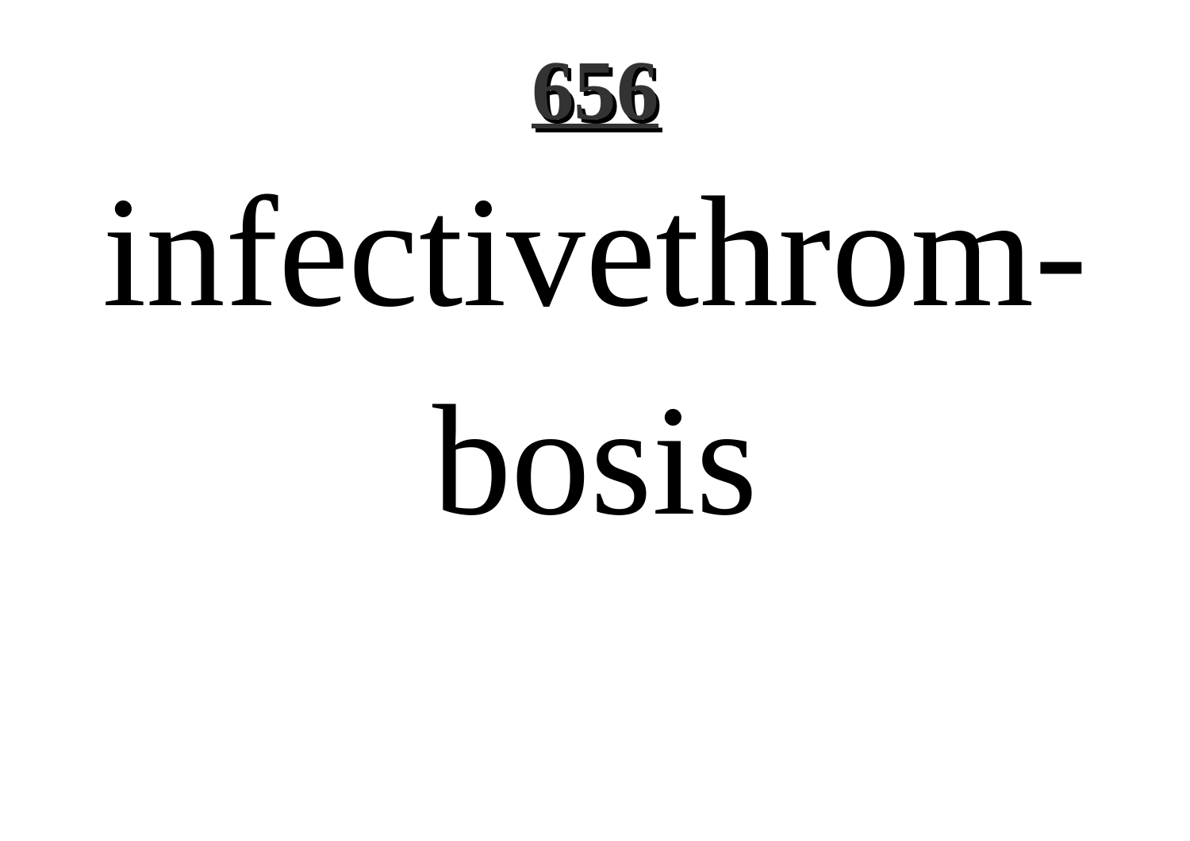infectivethrombosis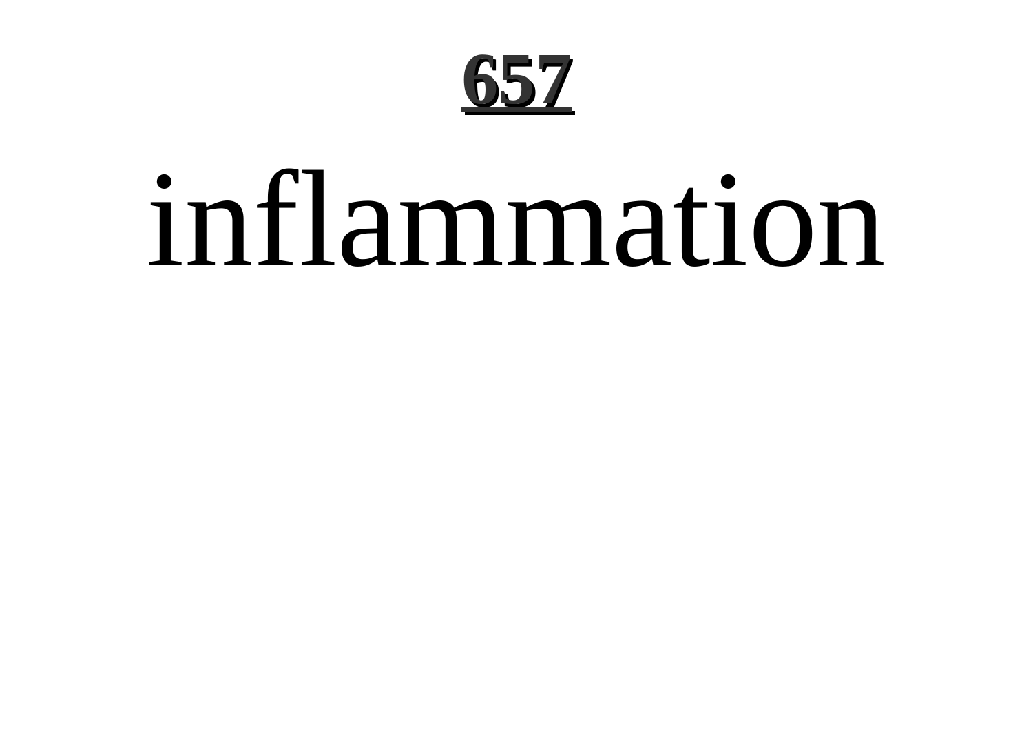inflammation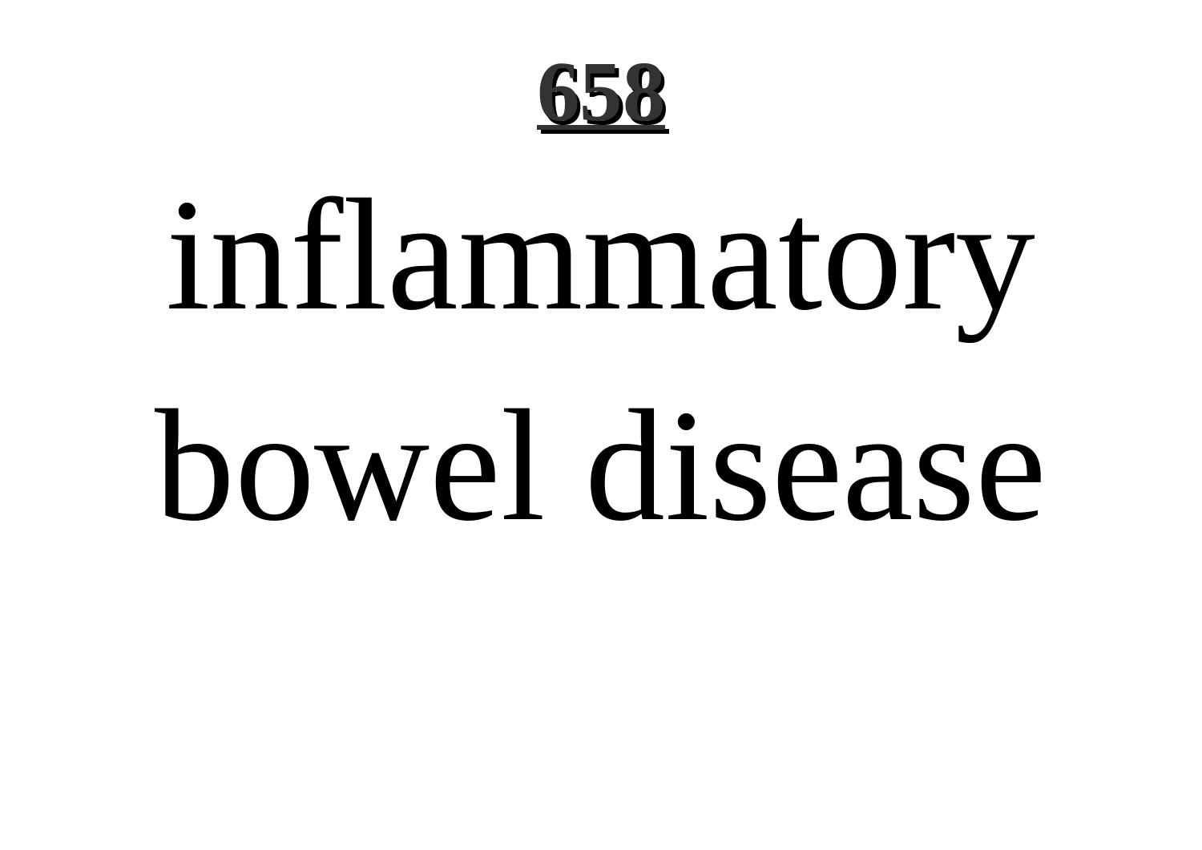**658**

# inflammatory bowel disease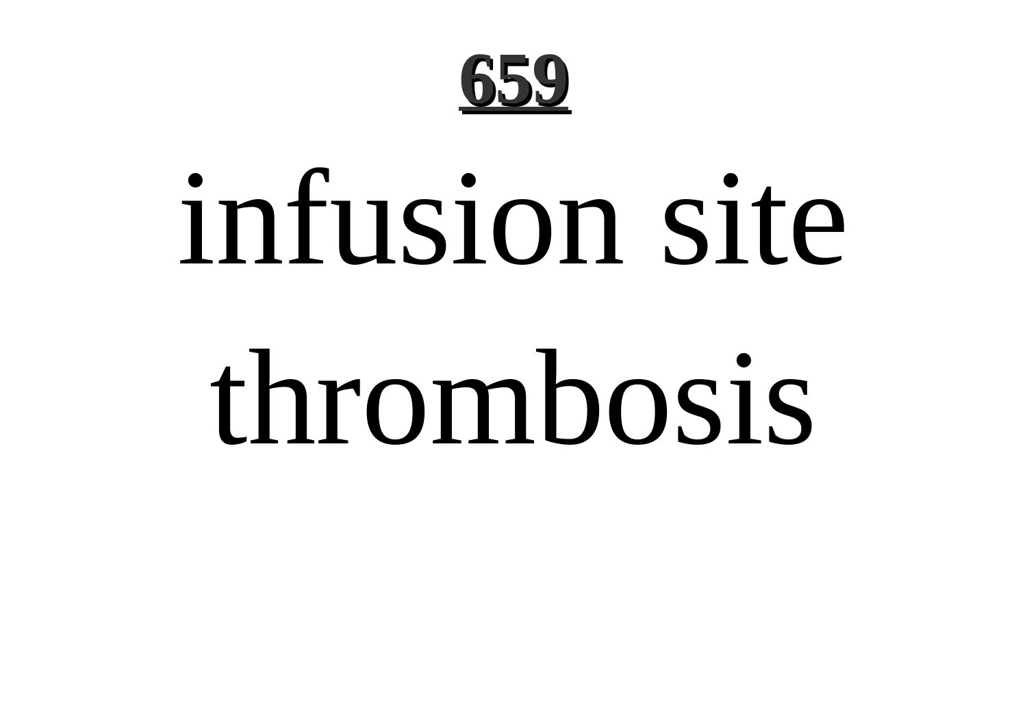infusion site thrombosis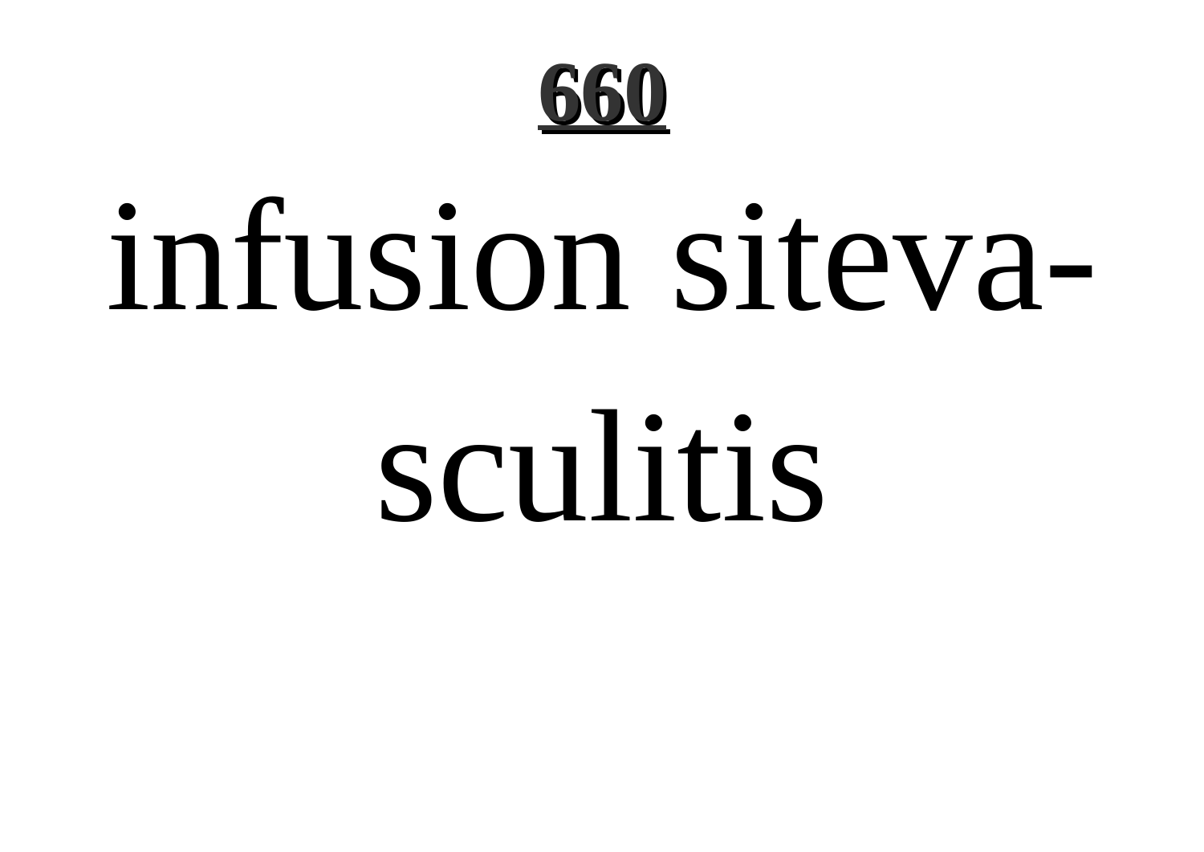infusion siteva-

sculitis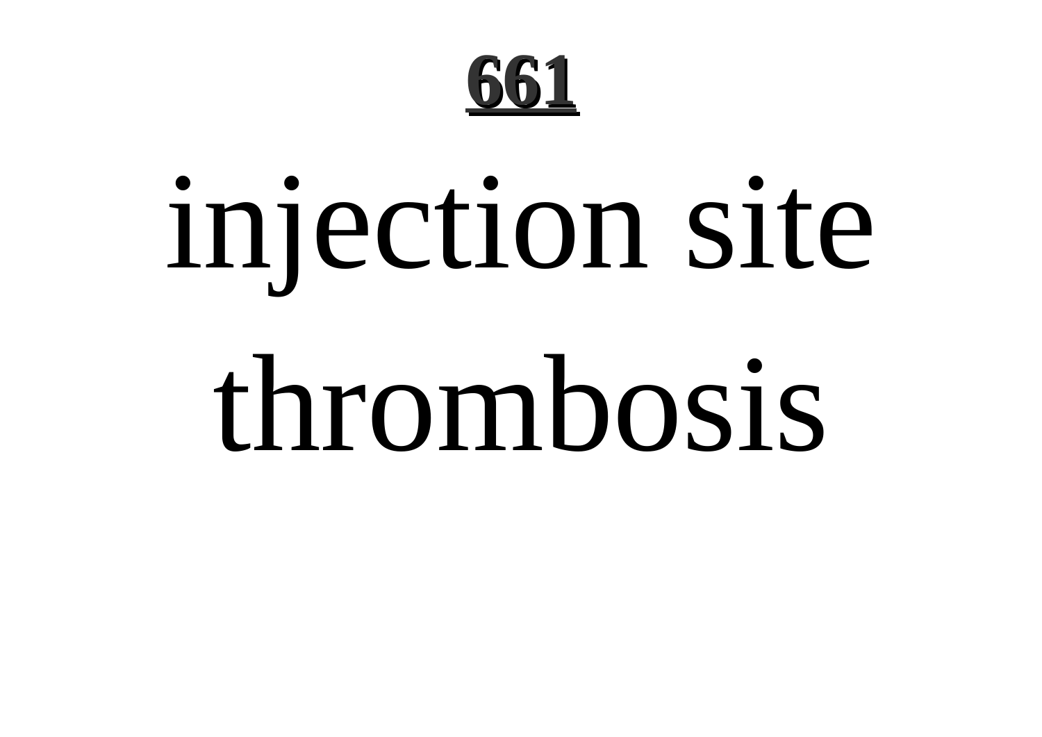injection site thrombosis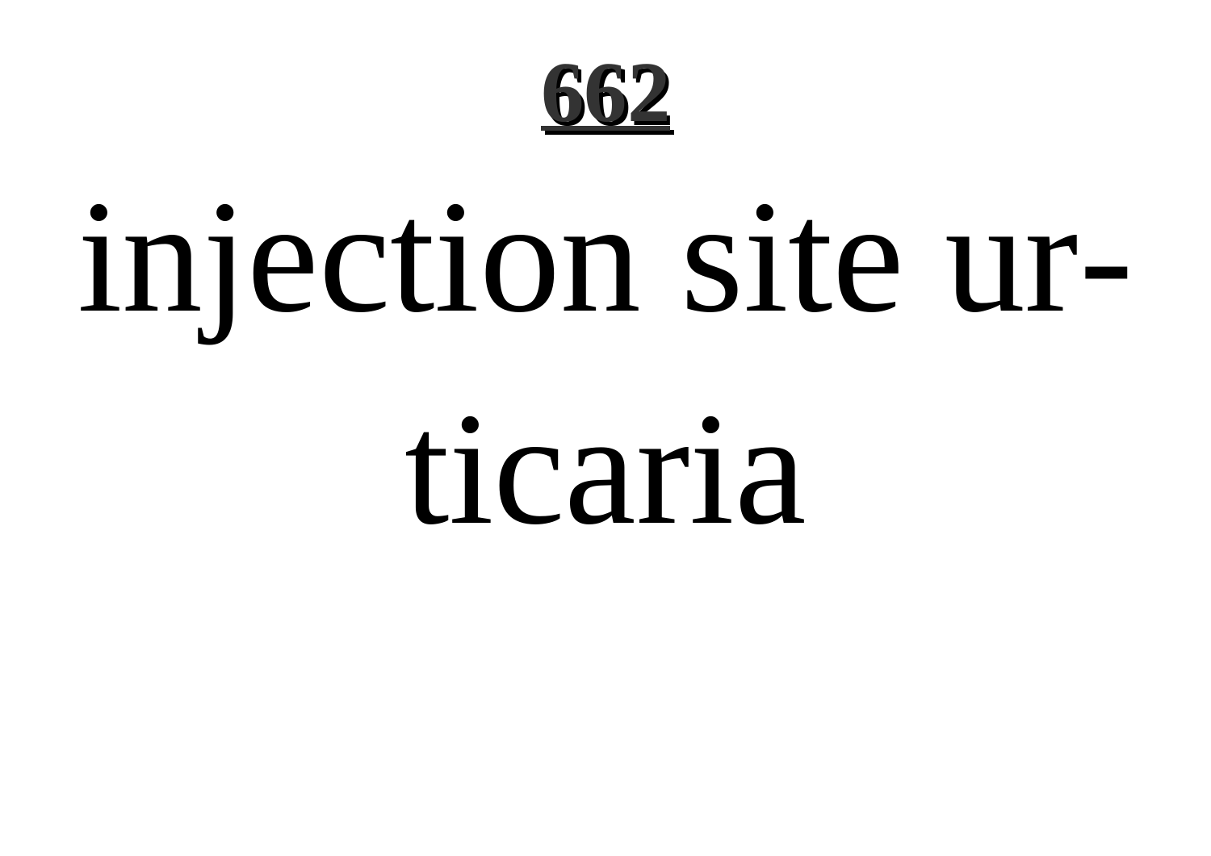injection site urticaria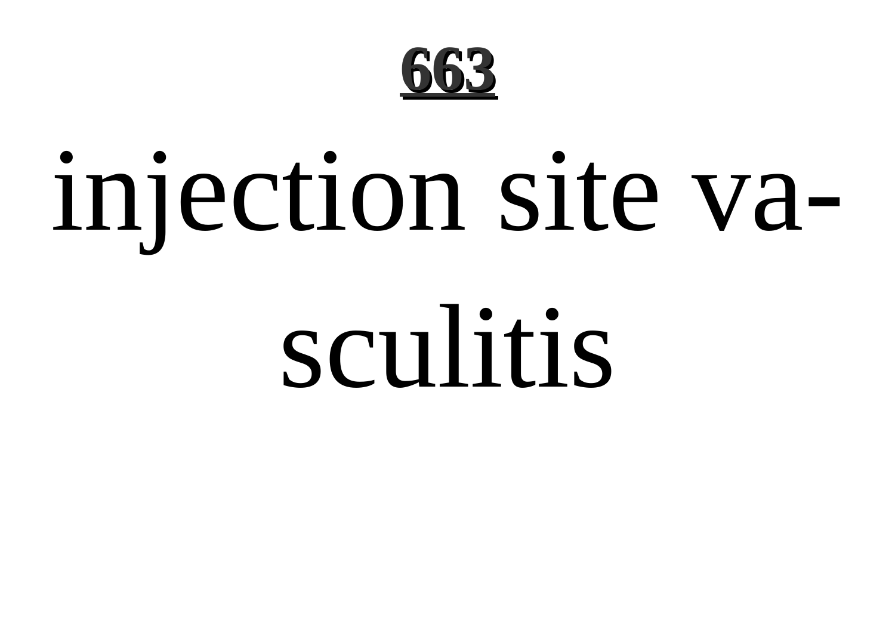injection site vasculitis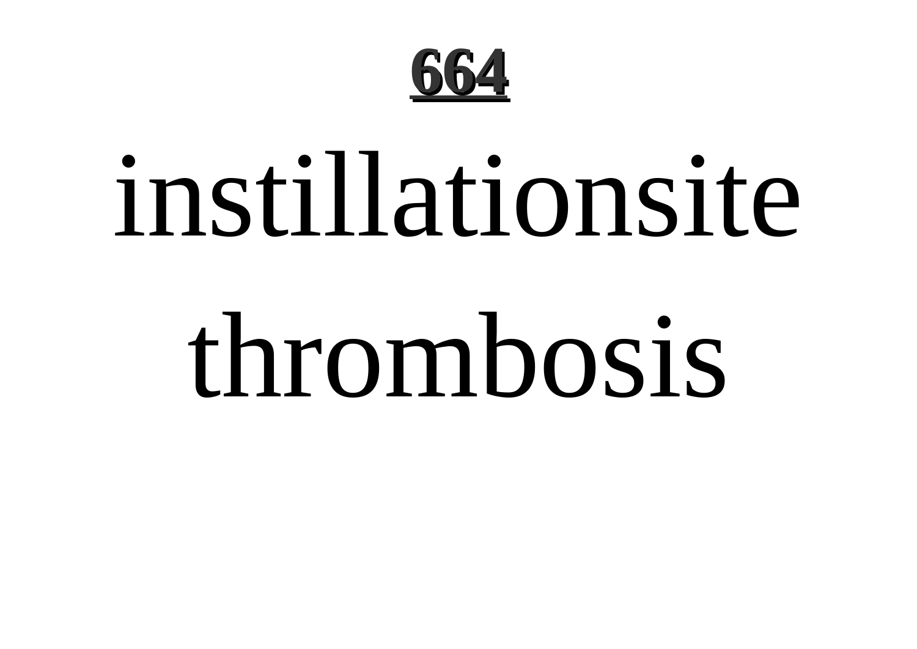# 664

instillationsite thrombosis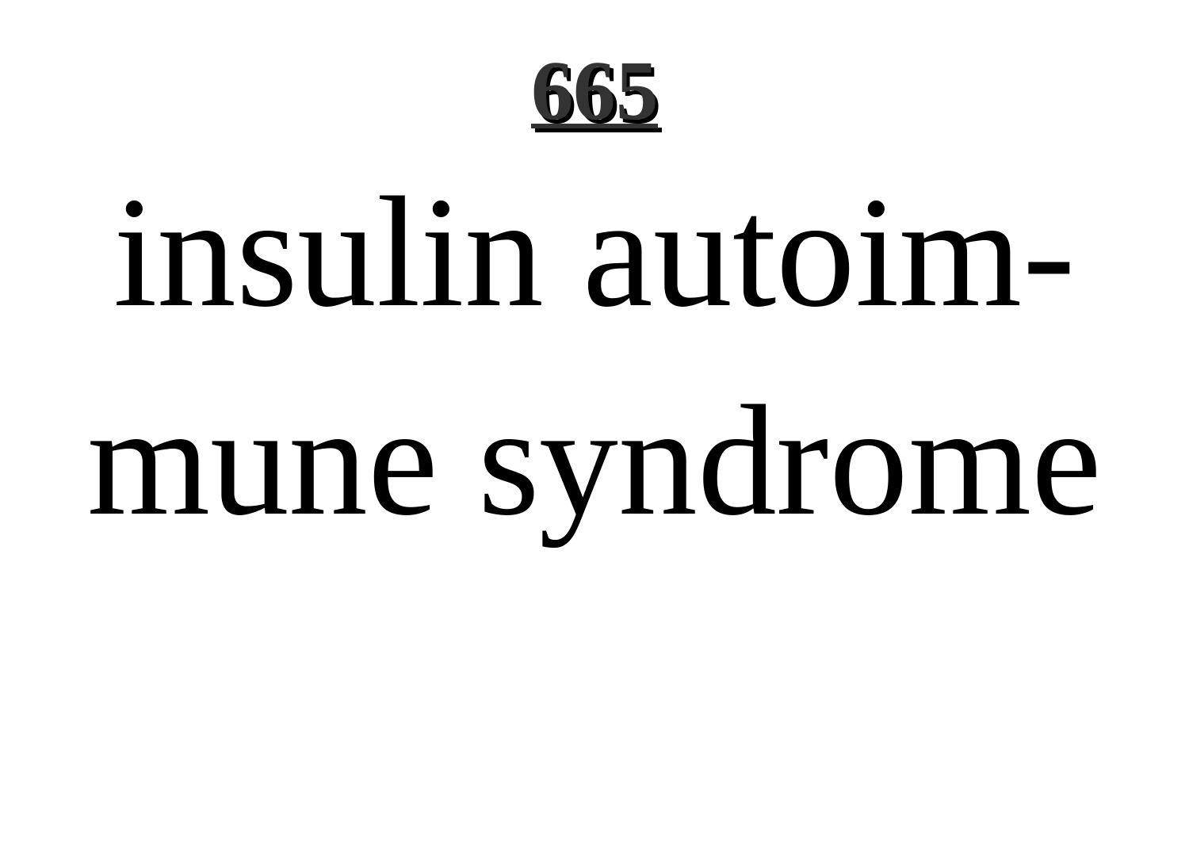insulin autoimmune syndrome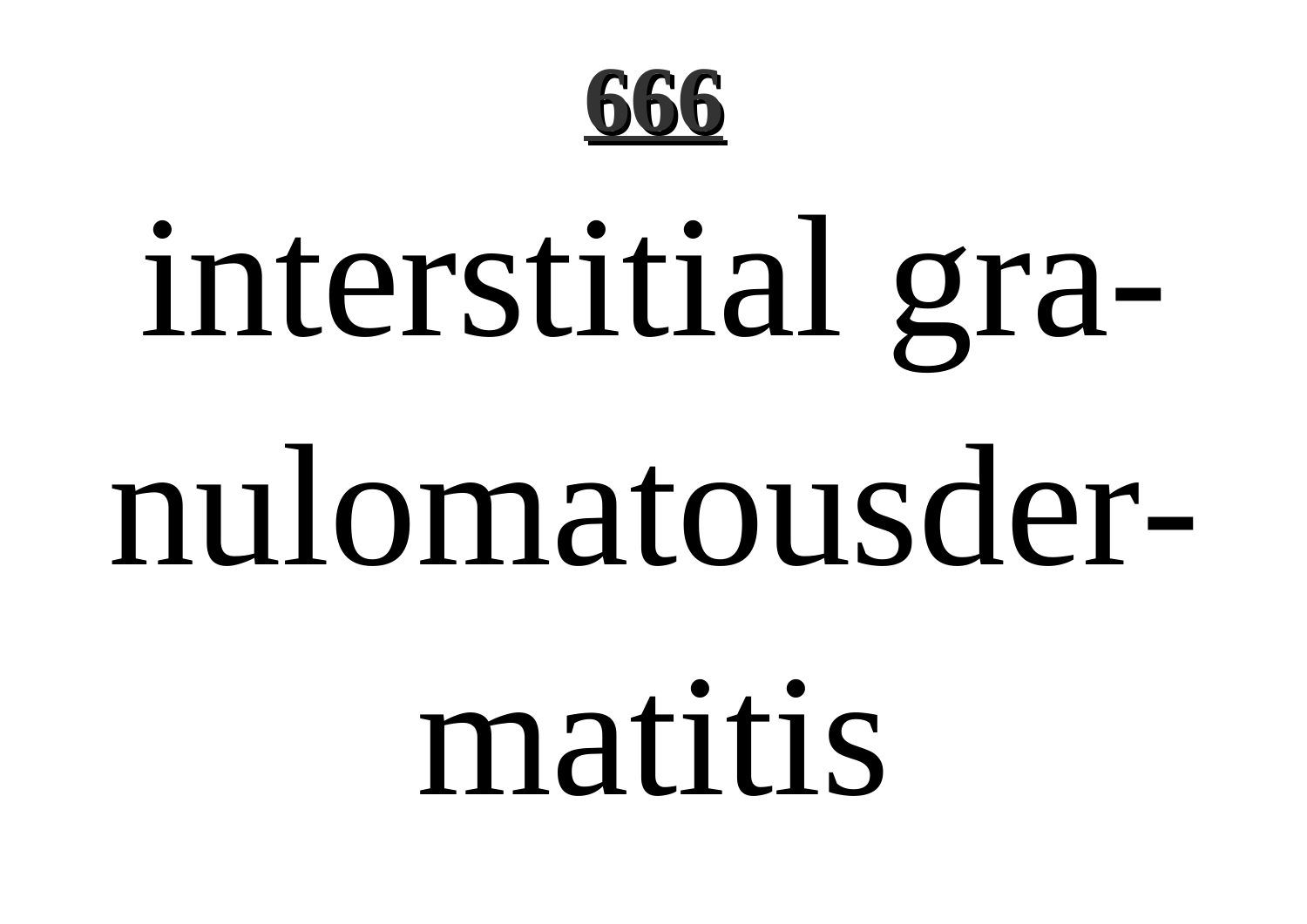interstitial granulomatousdermatitis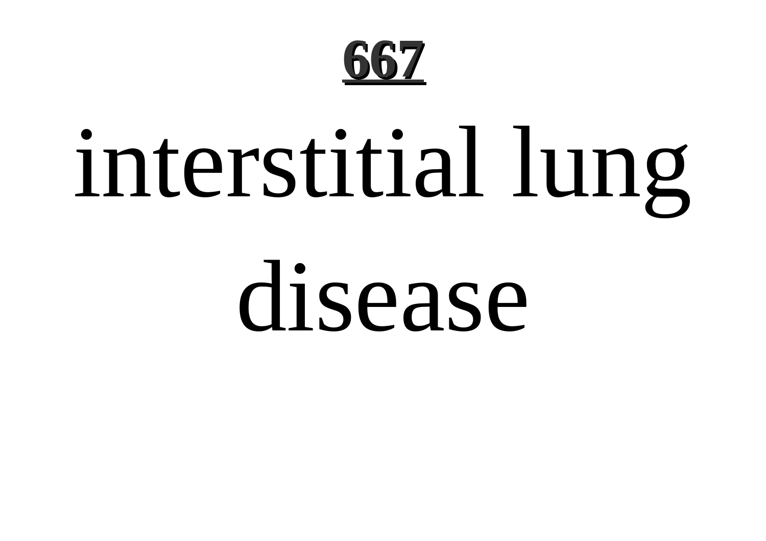# interstitial lung disease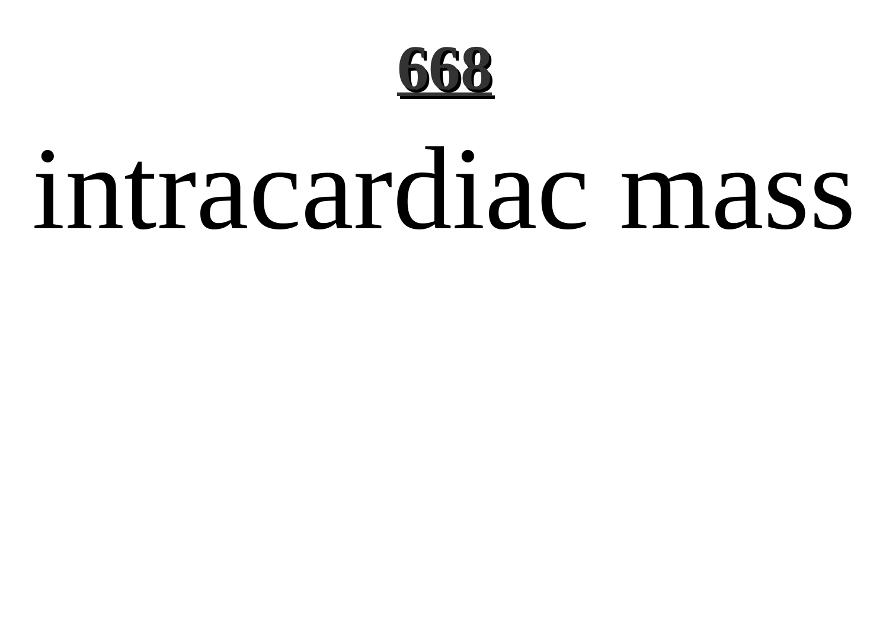intracardiac mass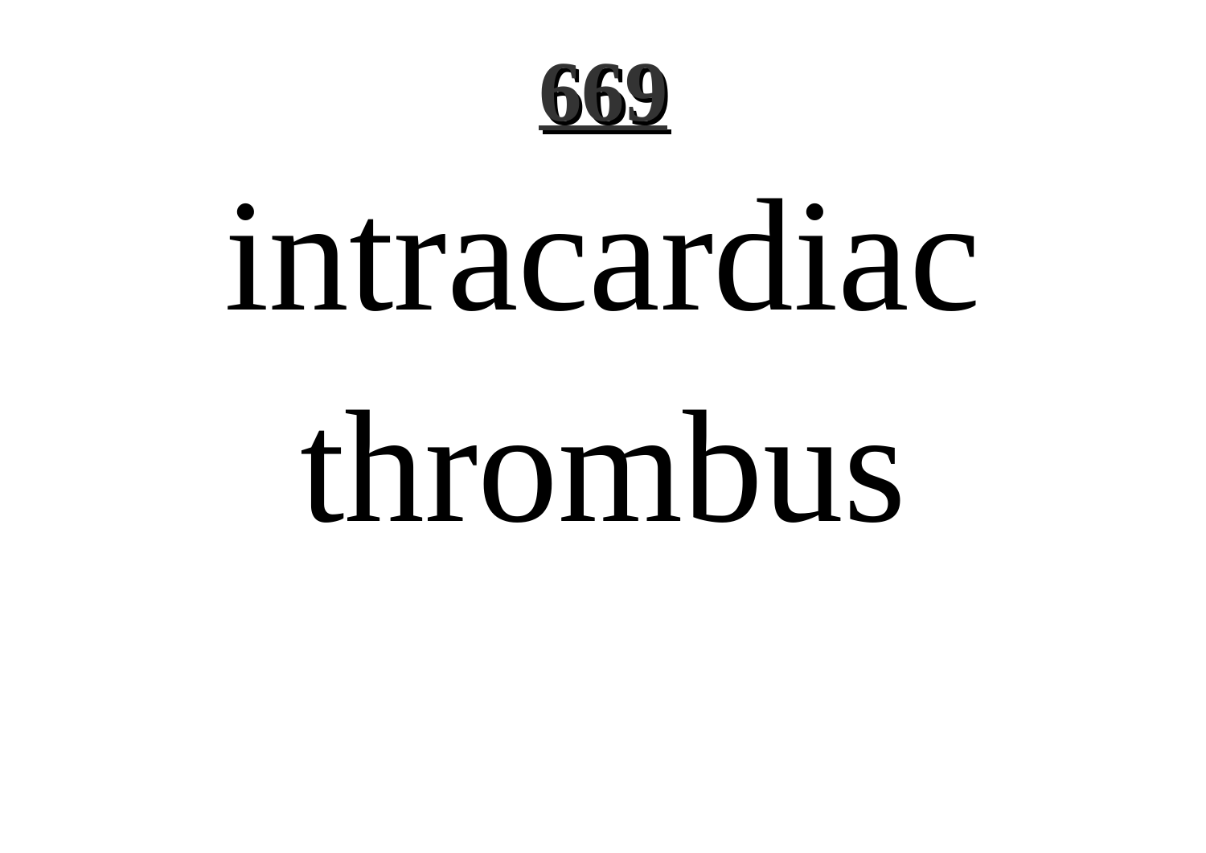# intracardiac thrombus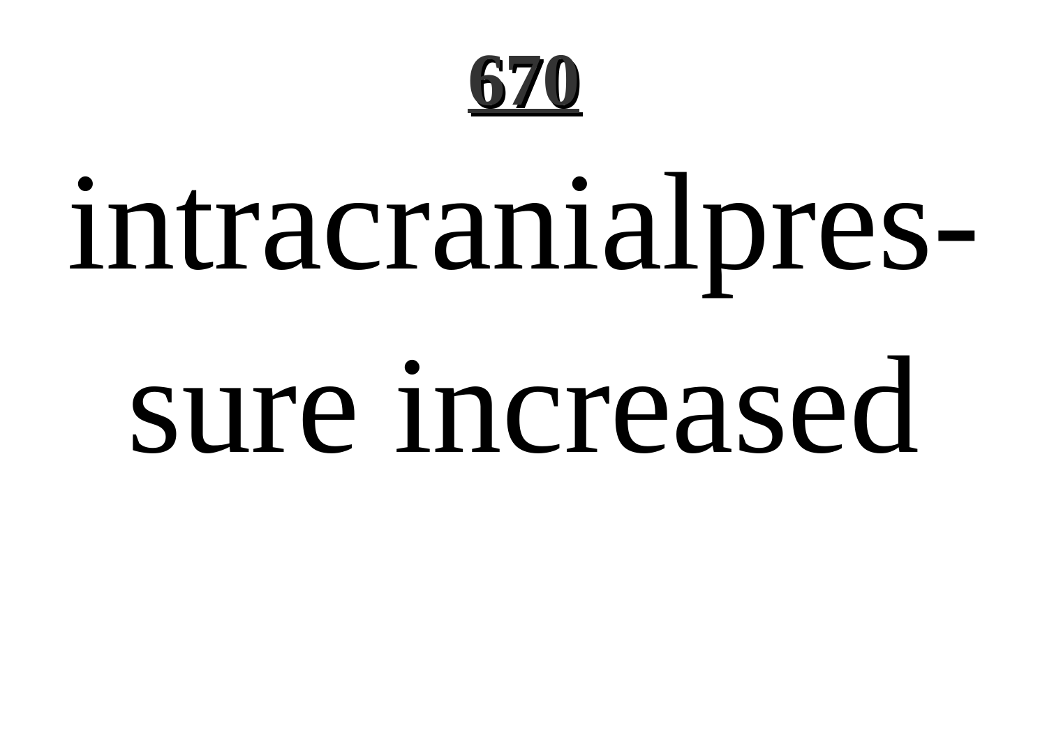**670**

intracranialpressure increased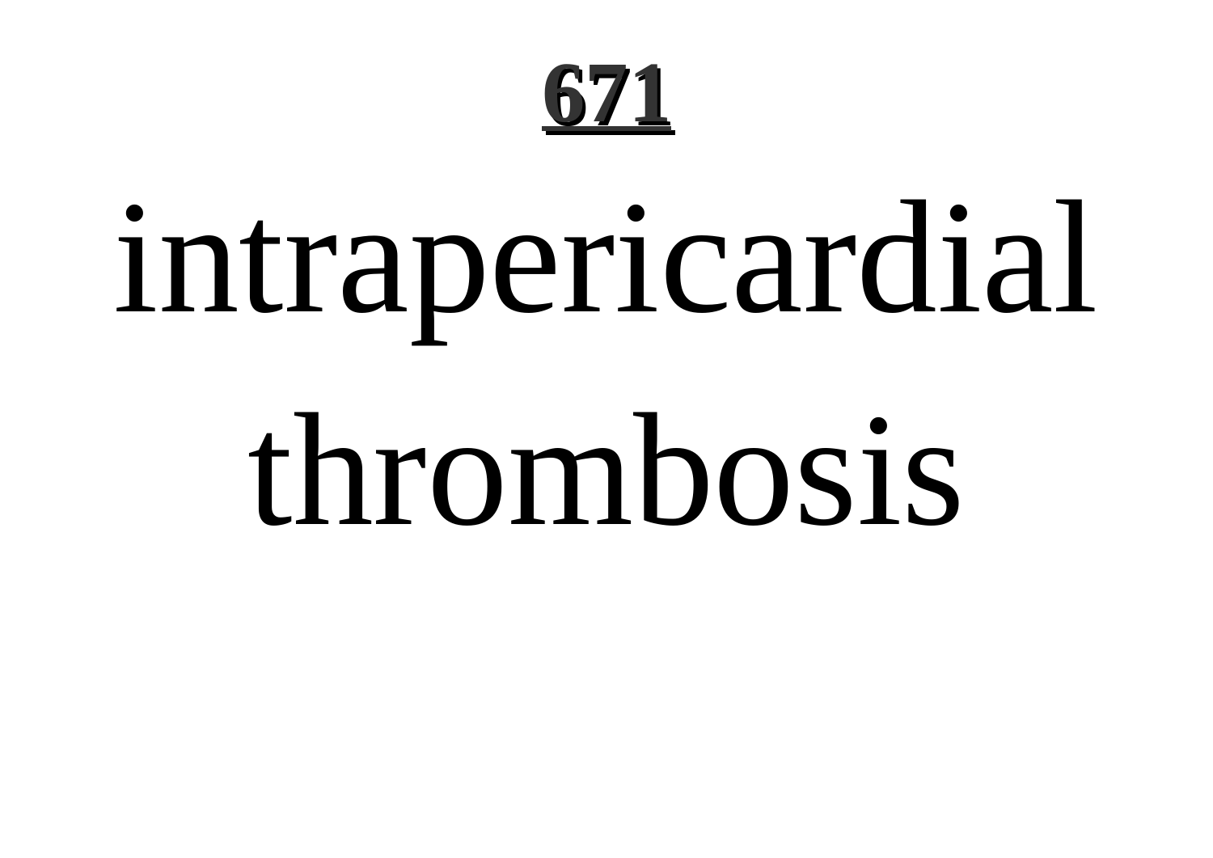intrapericardial thrombosis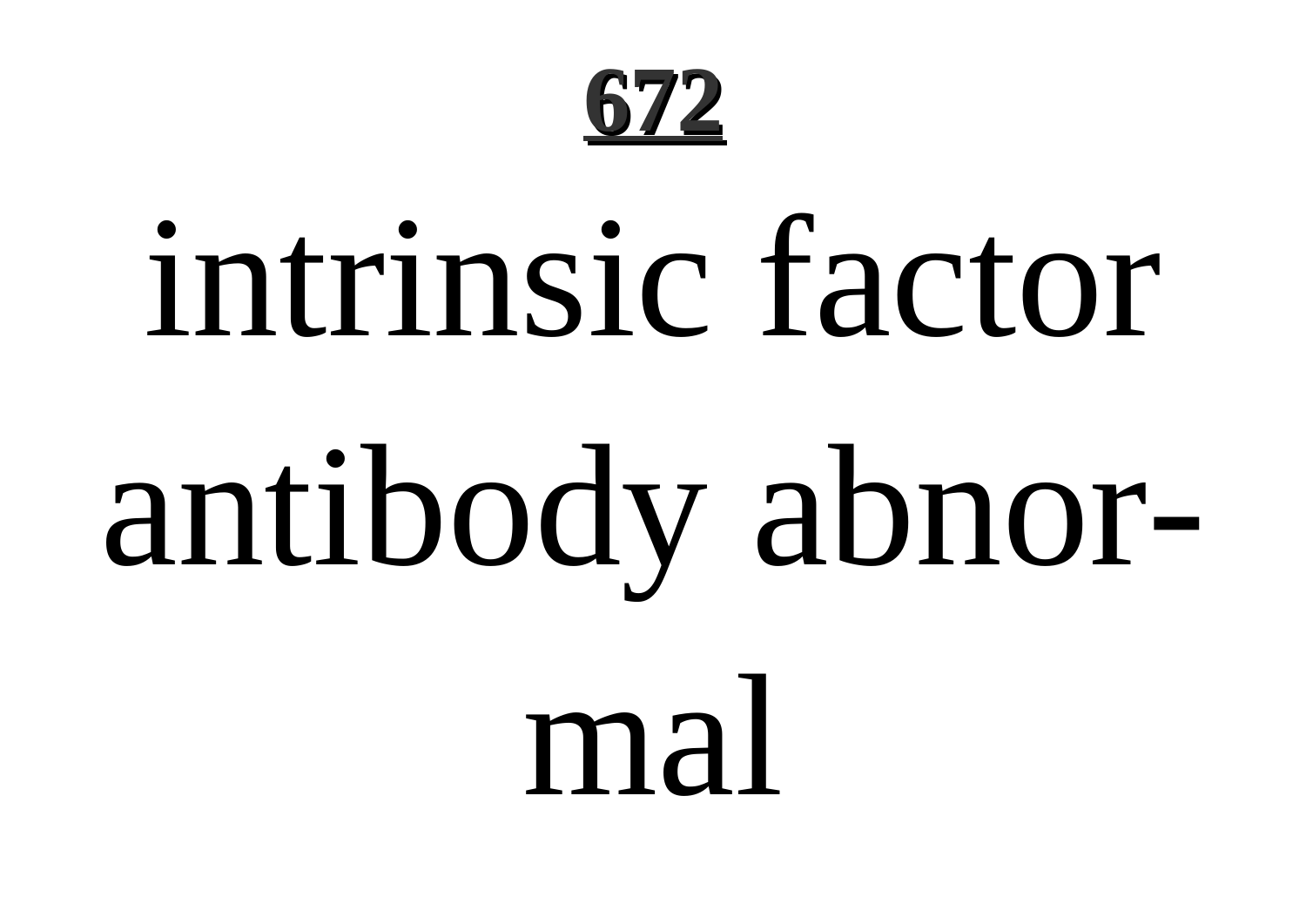intrinsic factor antibody abnormal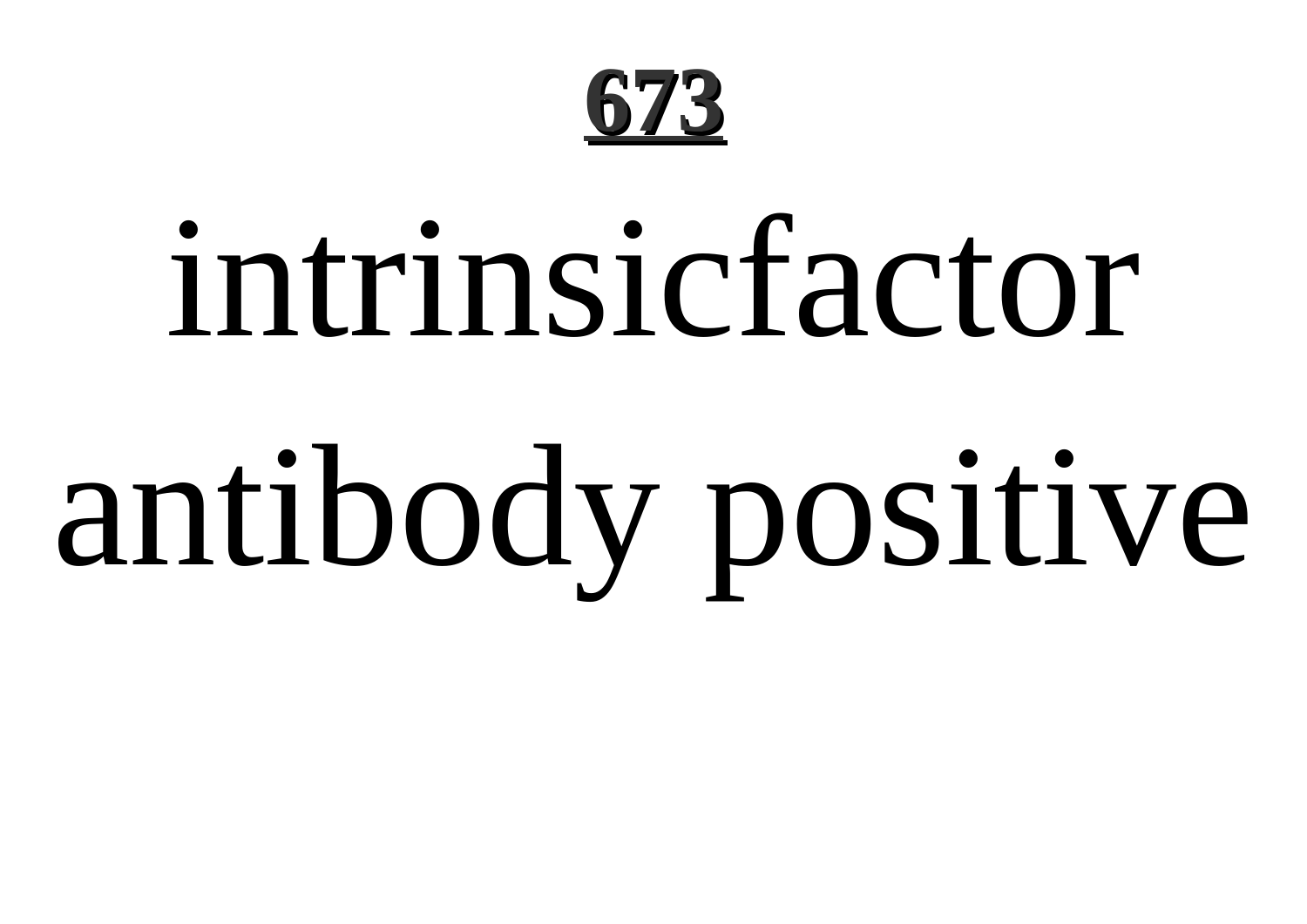intrinsicfactor antibody positive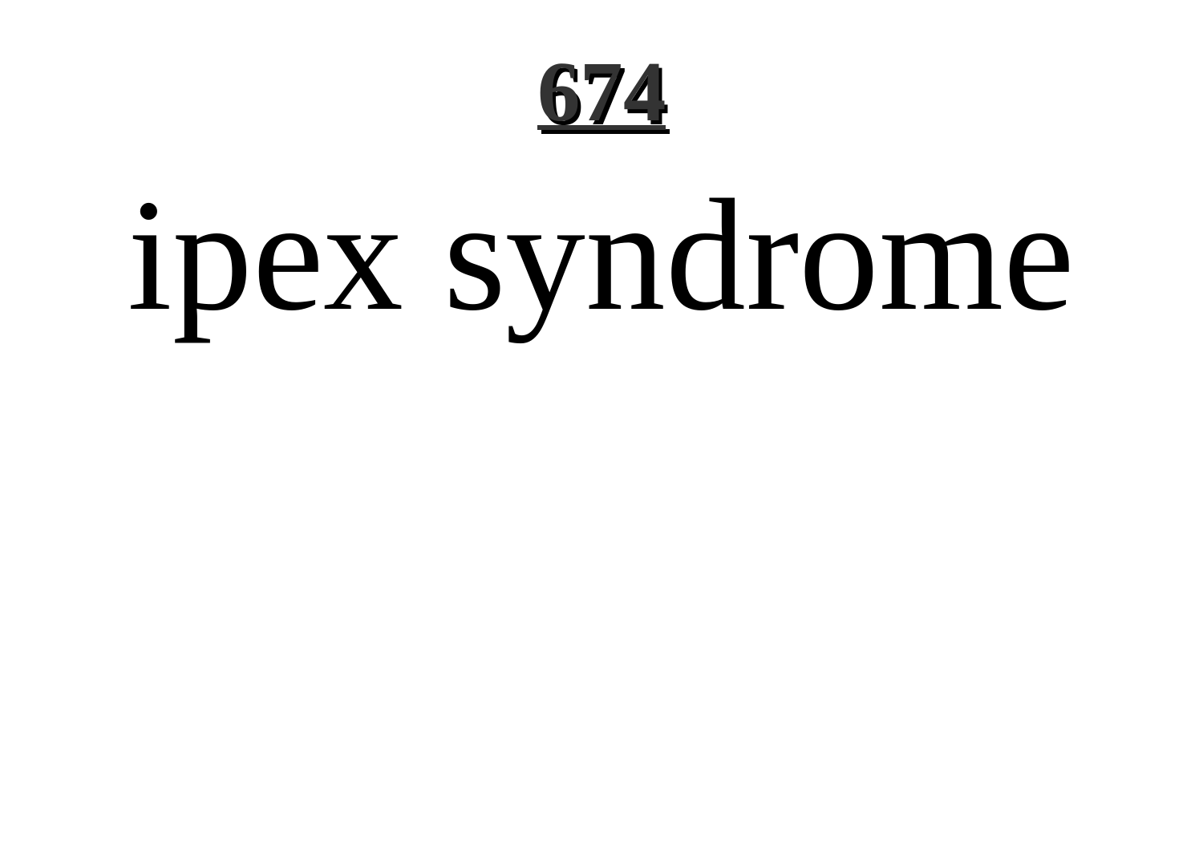# ipex syndrome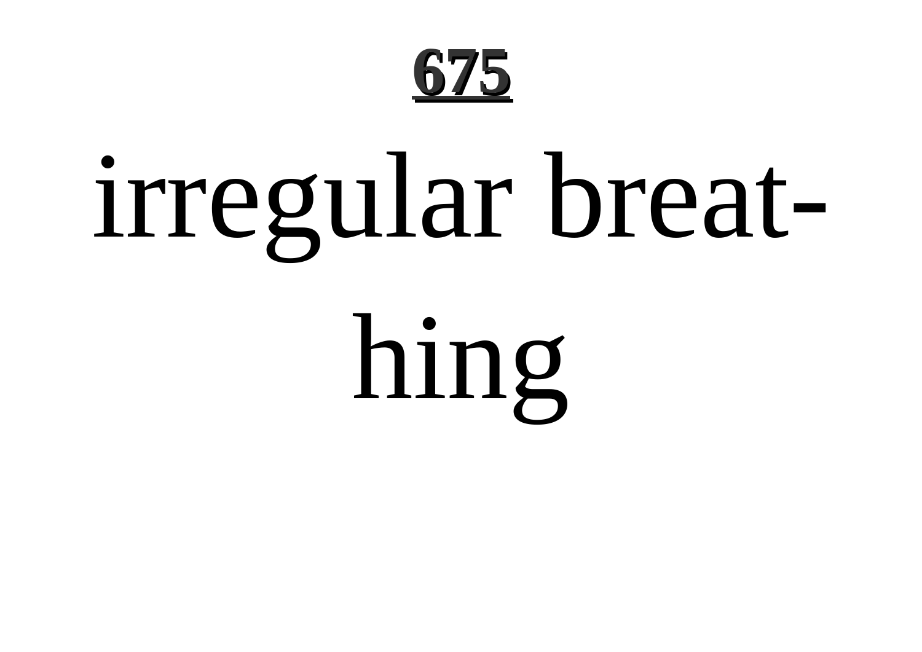**675**

irregular breat-
hing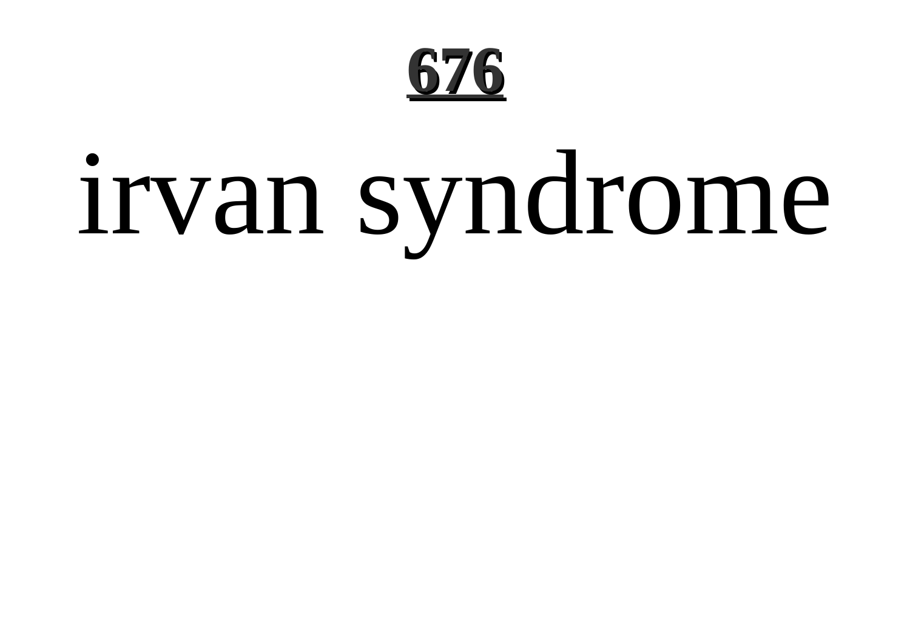# **676**

irvan syndrome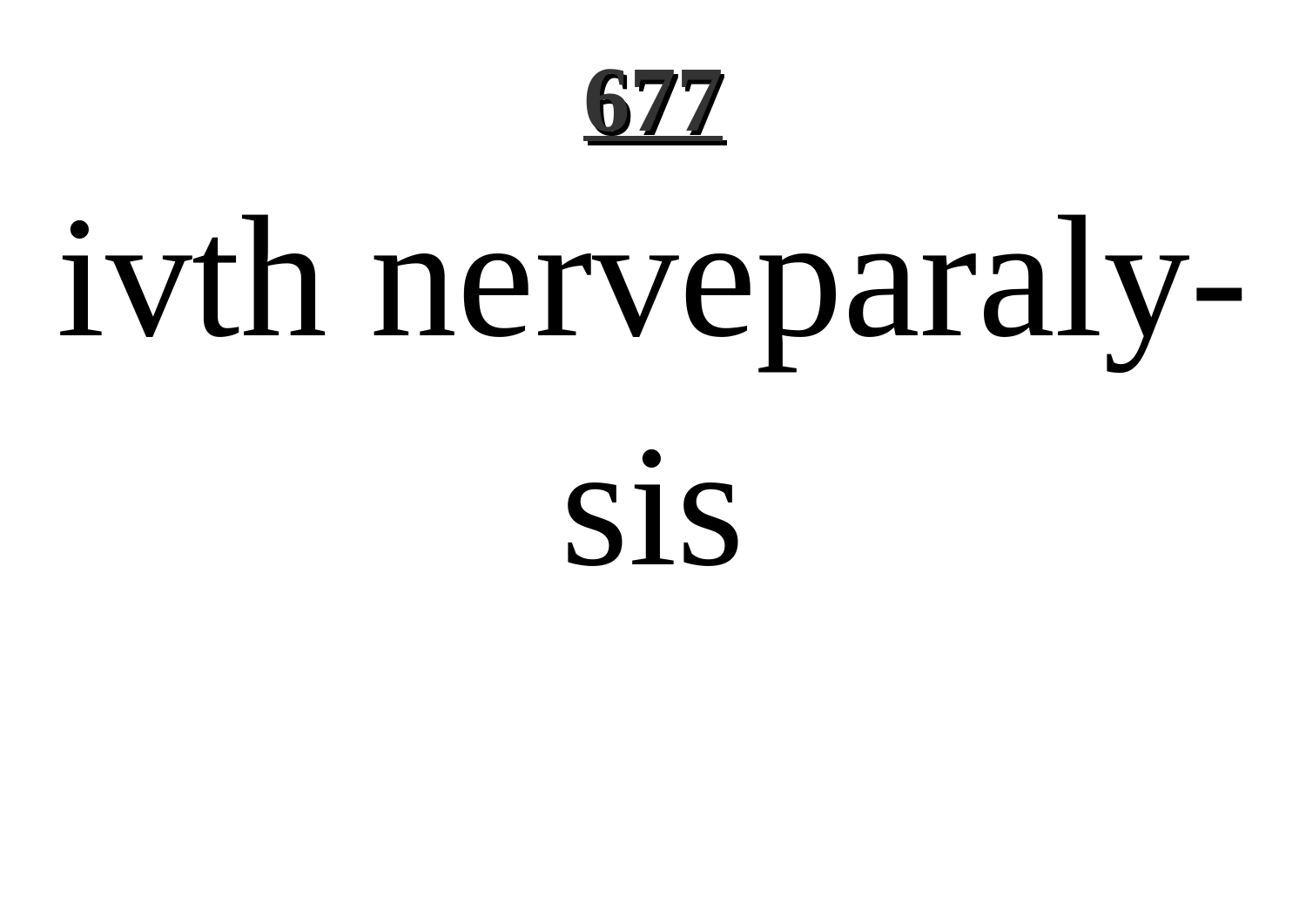ivth nerveparaly-
sis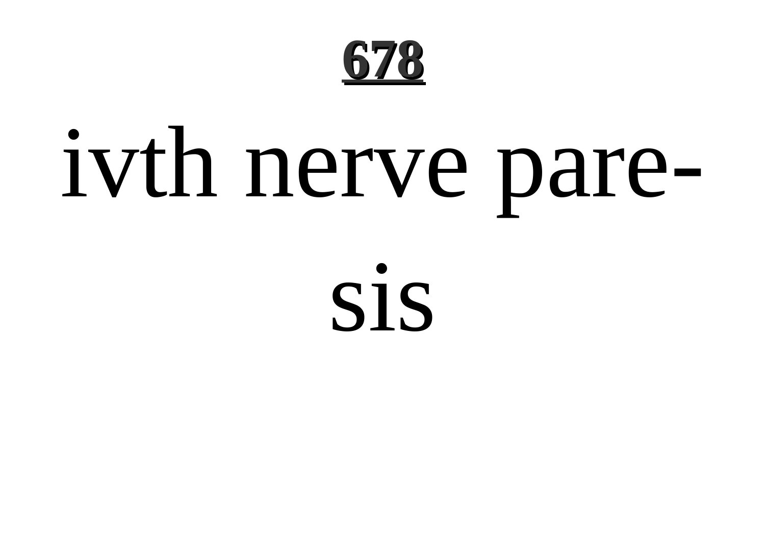ivth nerve pare-

sis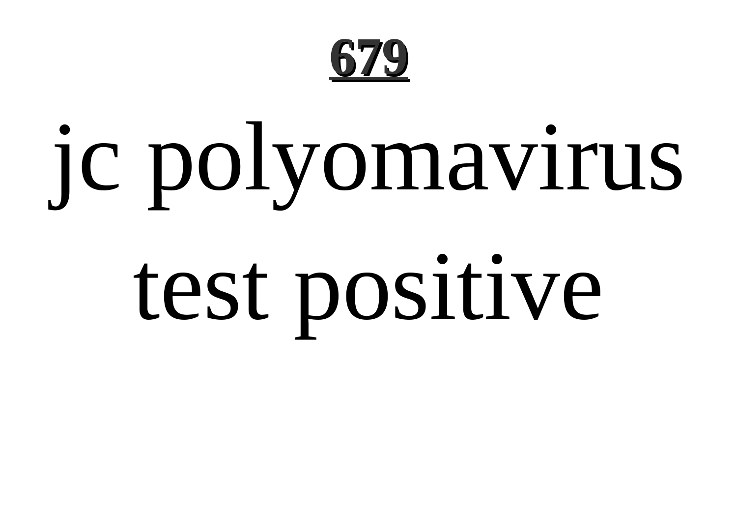jc polyomavirus test positive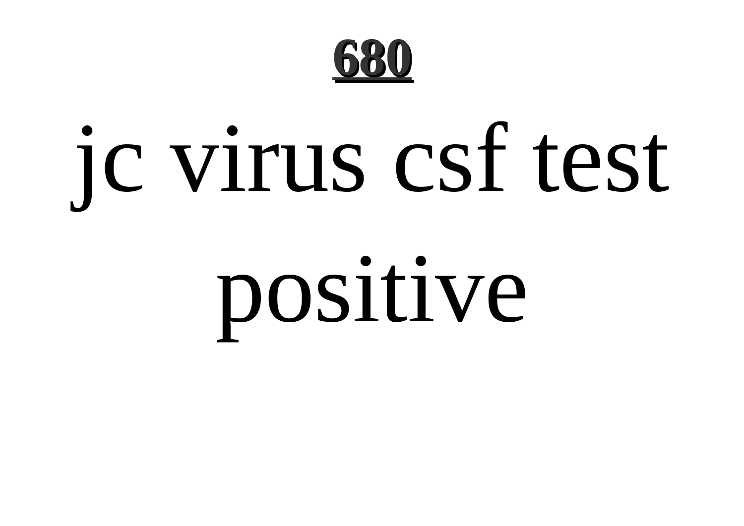jc virus csf test positive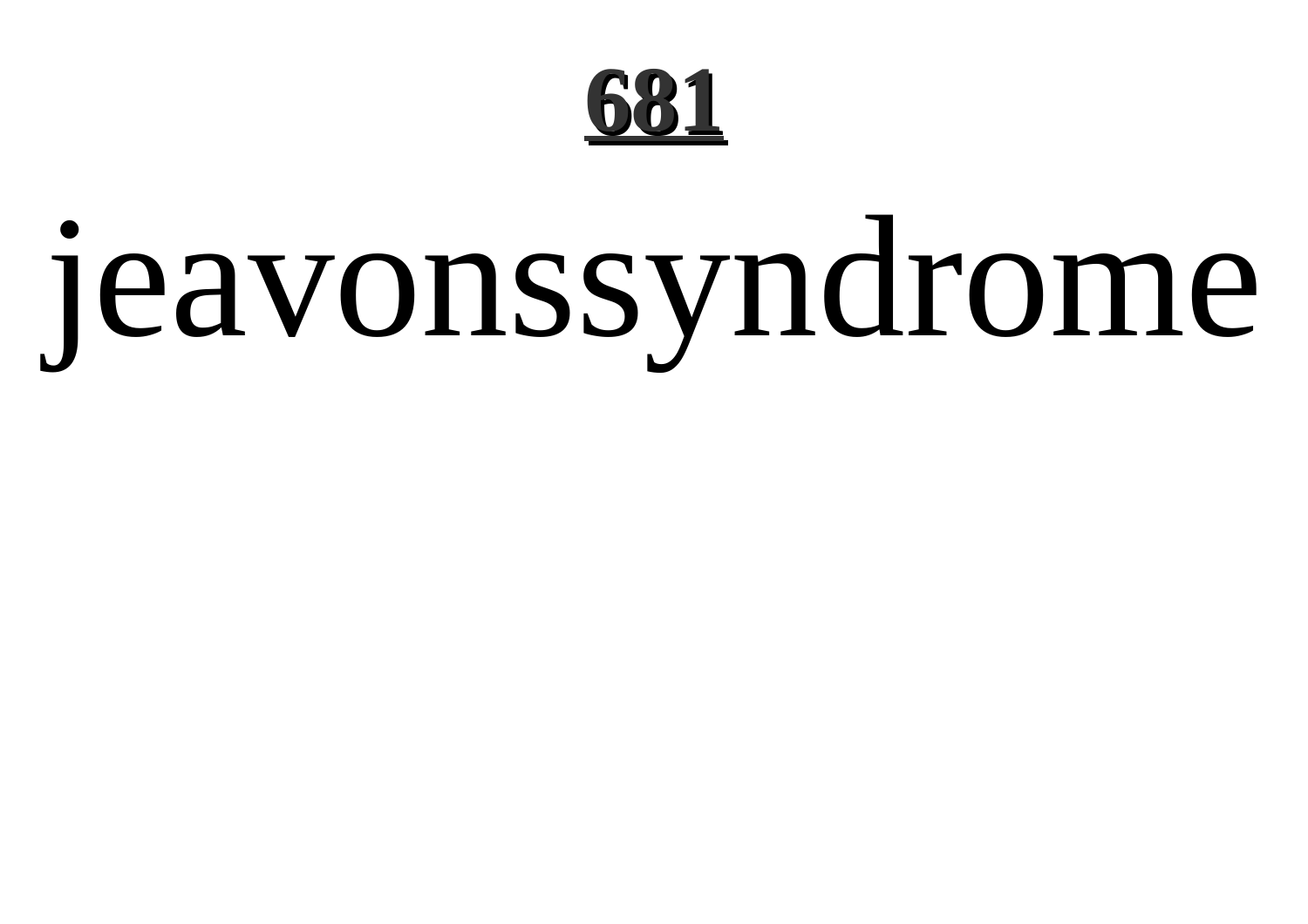jeavonssyndrome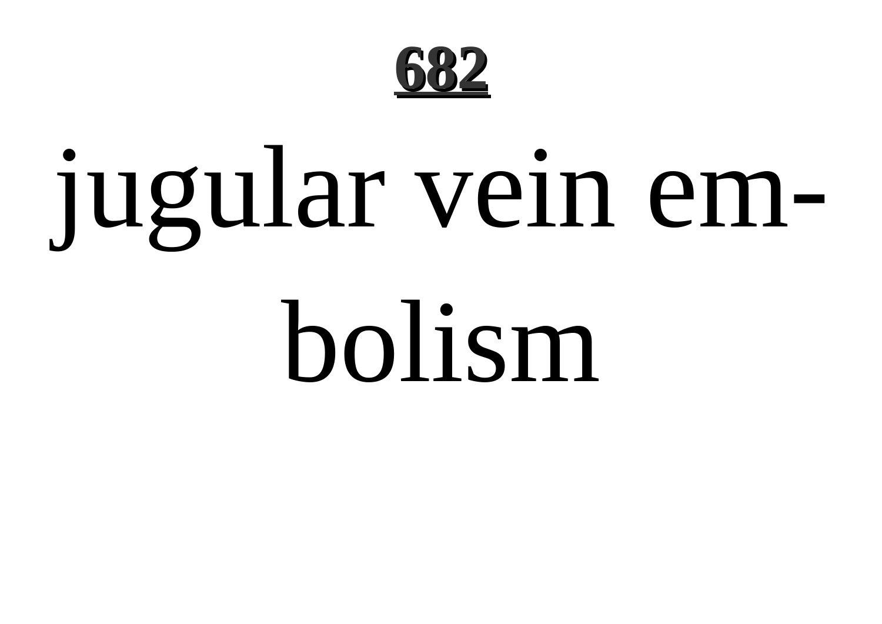jugular vein embolism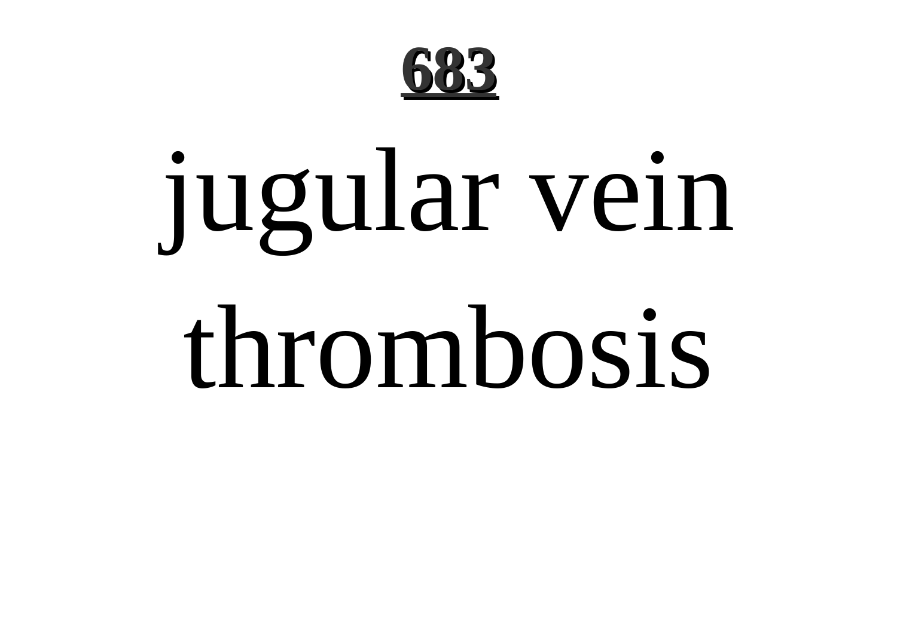# jugular vein thrombosis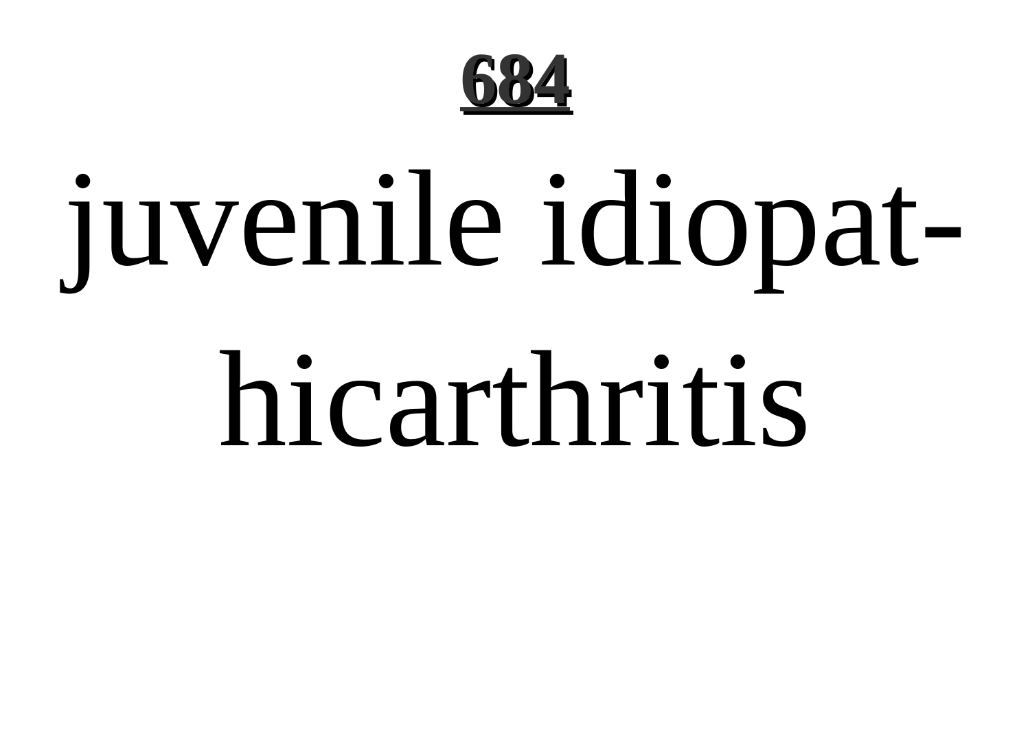juvenile idiopathicarthritis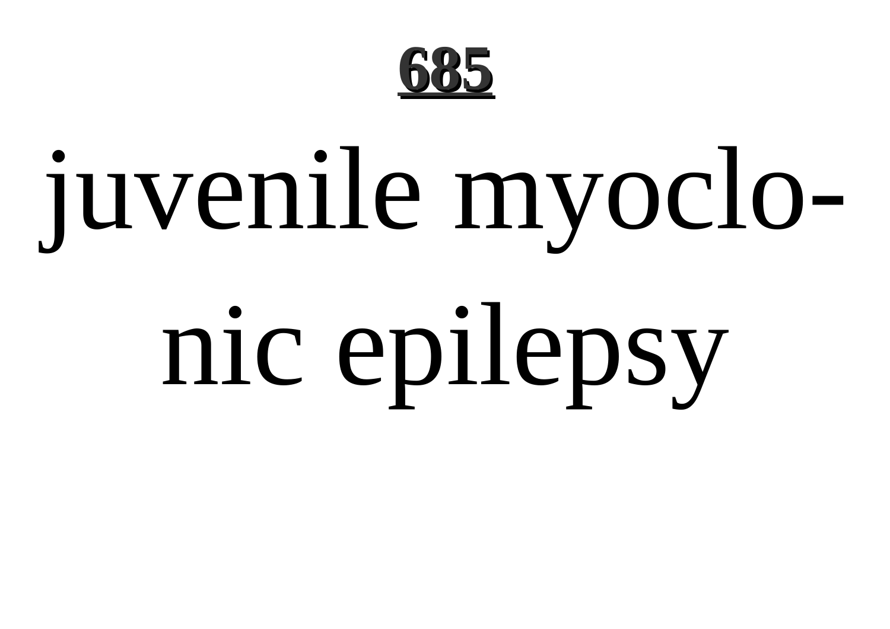juvenile myoclonic epilepsy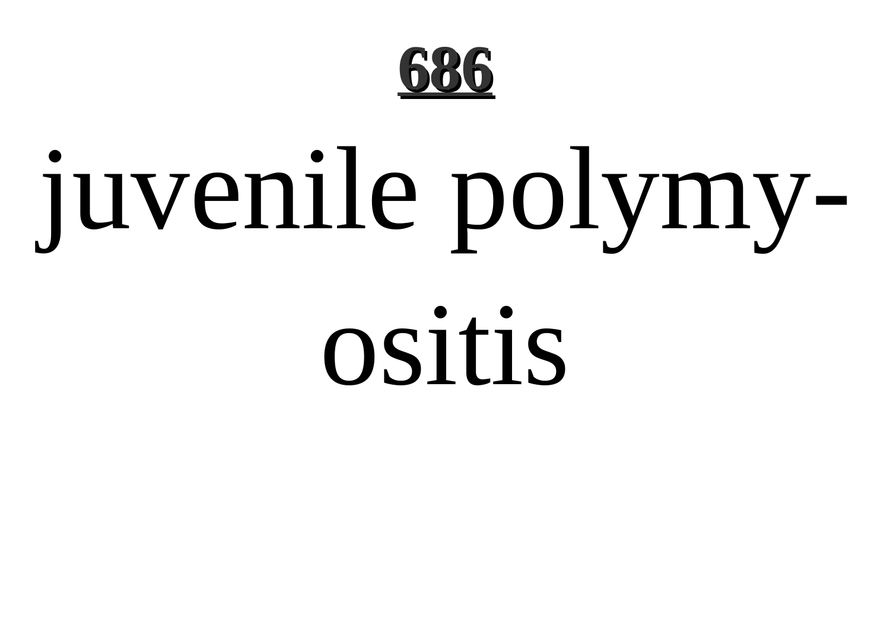# 686

juvenile polymyositis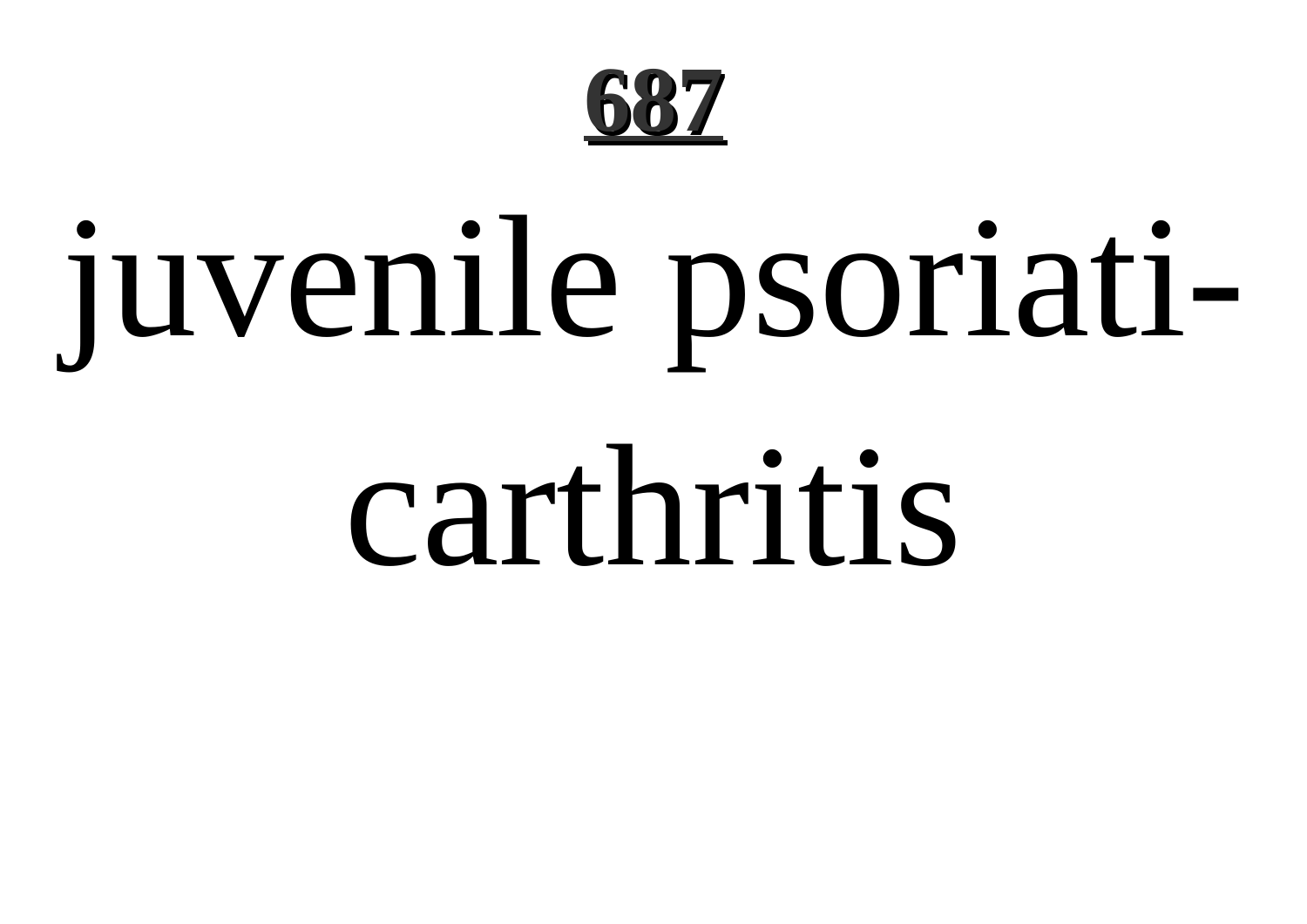# 687

juvenile psoriati-
carthritis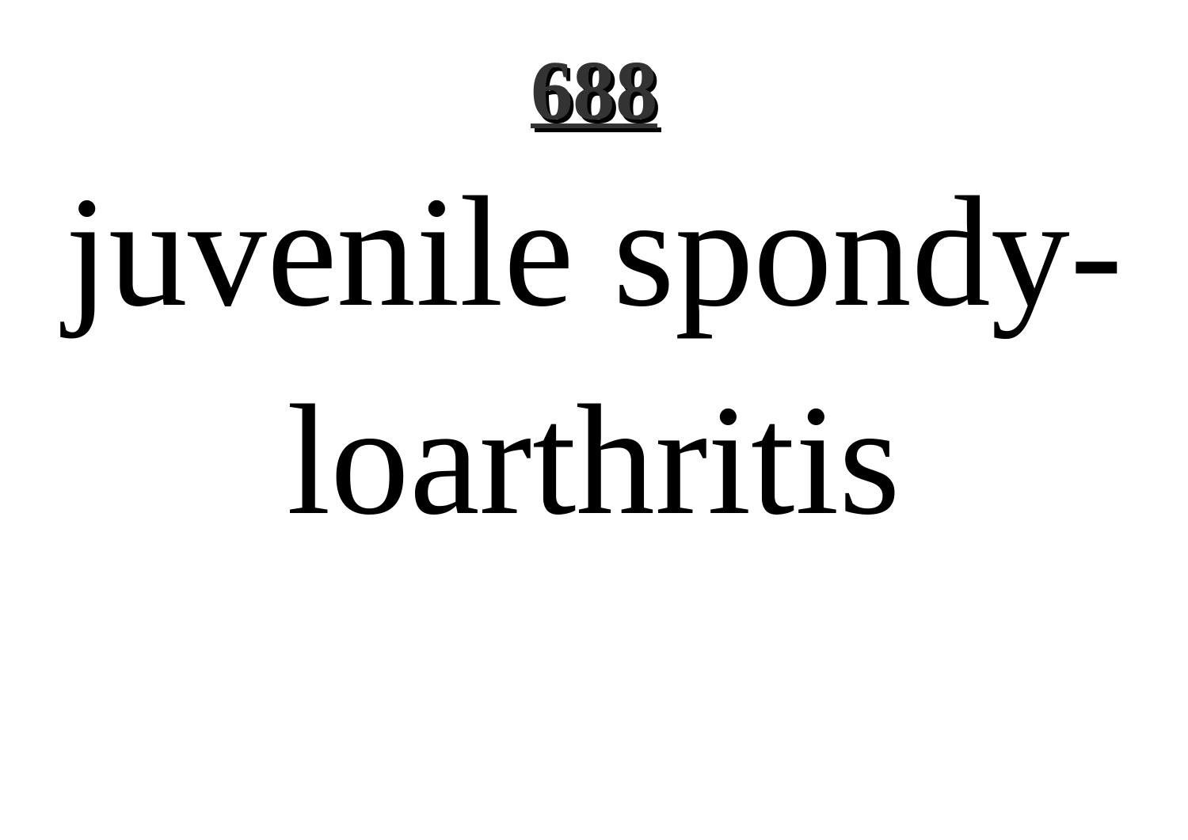juvenile spondyloarthritis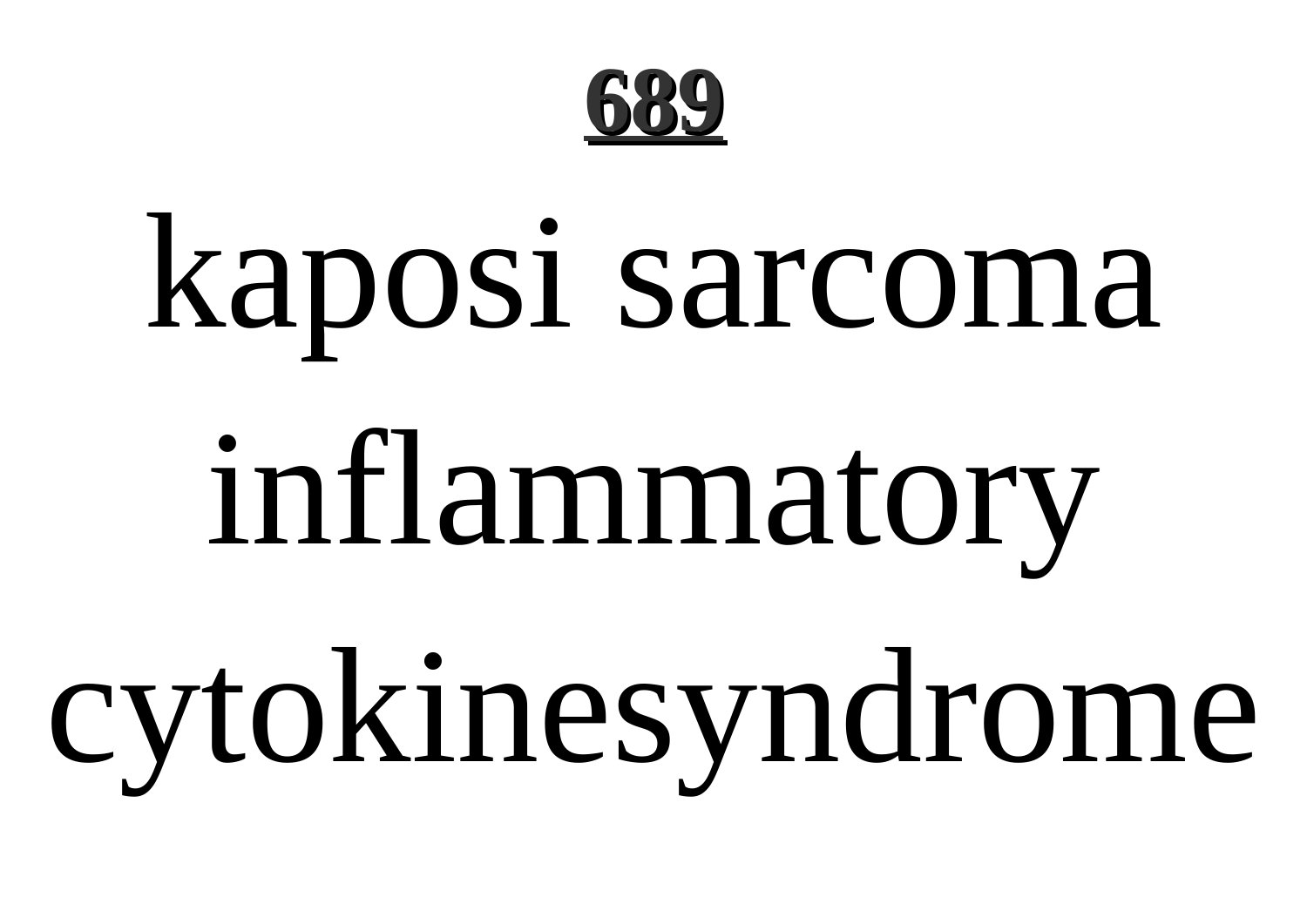kaposi sarcoma inflammatory cytokinesyndrome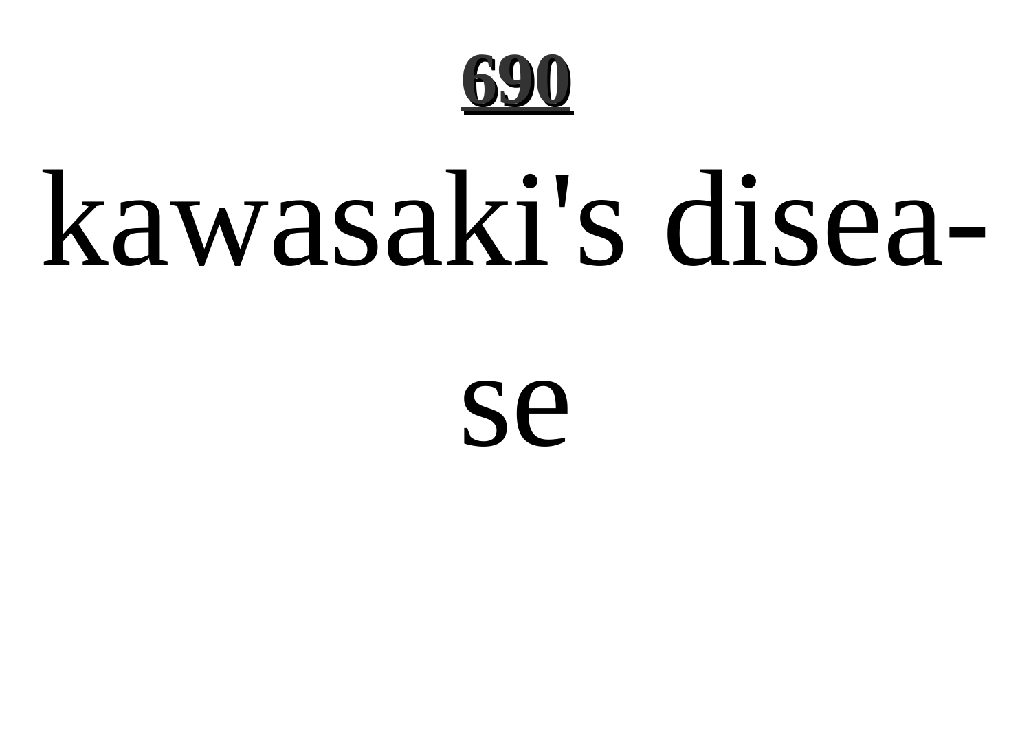**690**

kawasaki's disea-

se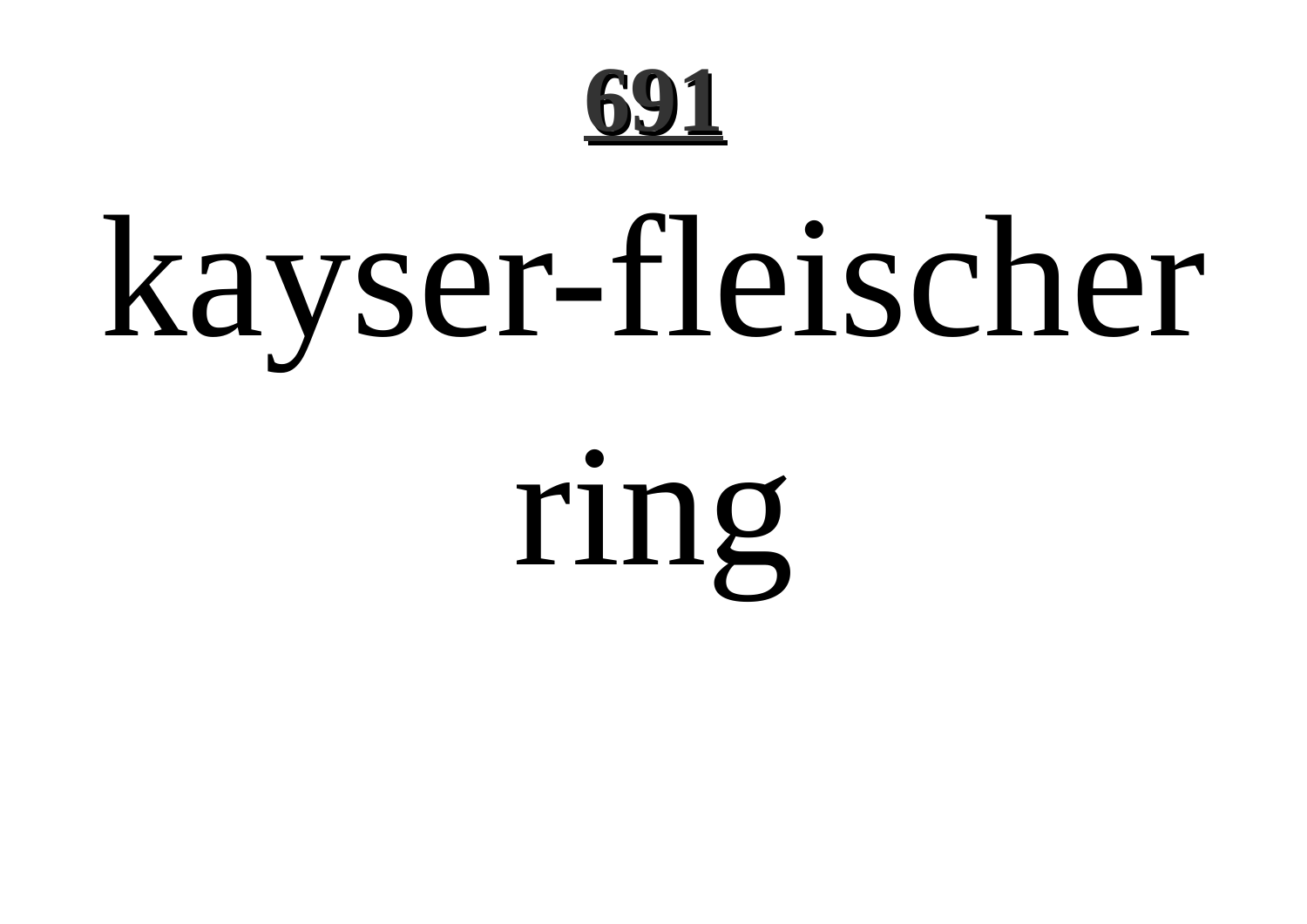kayser-fleischer ring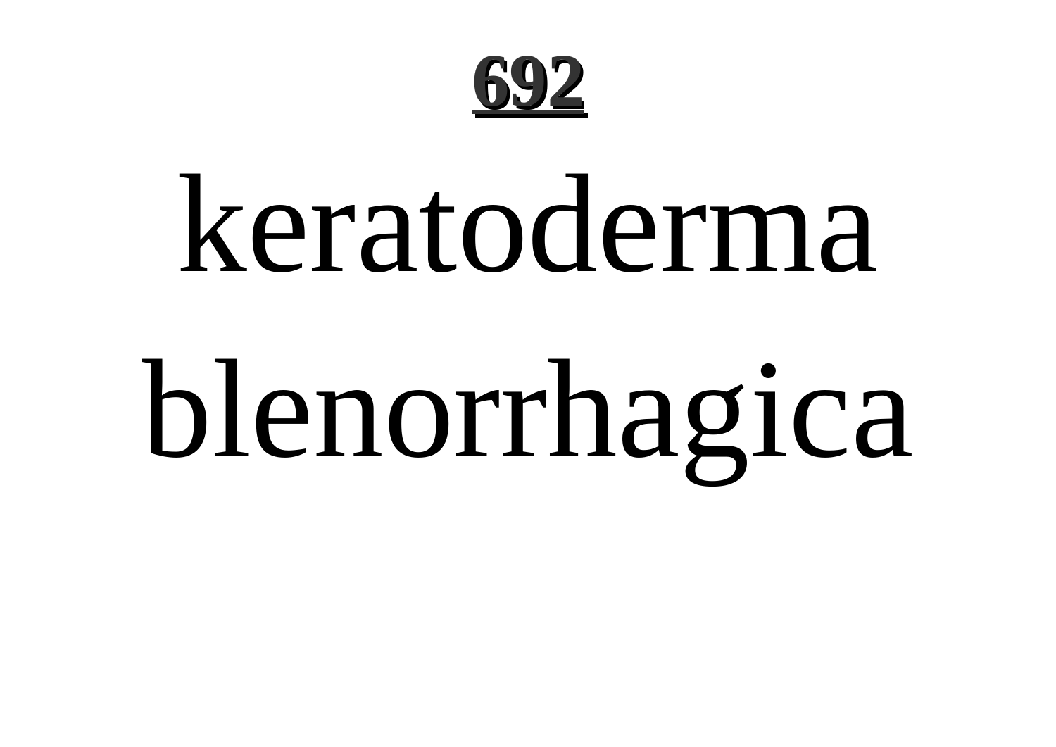# keratoderma blenorrhagica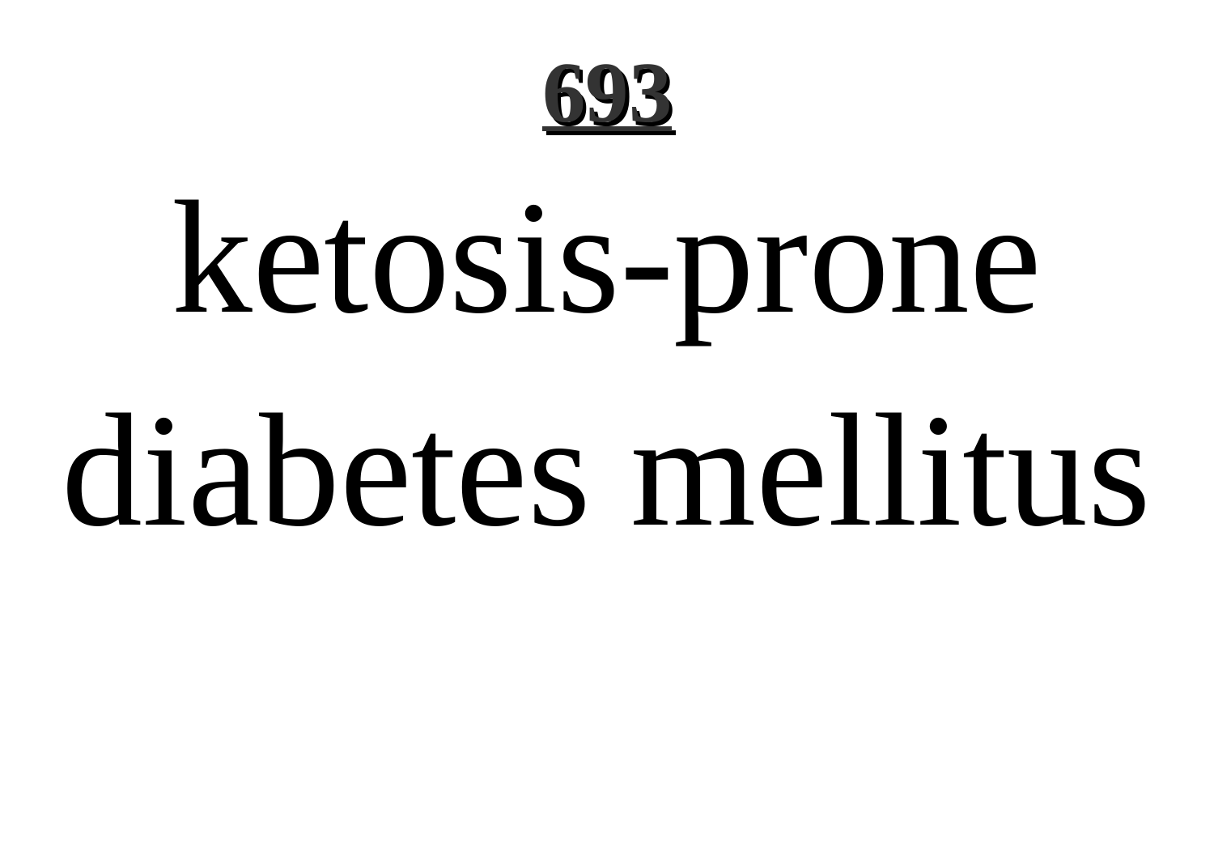# ketosis-prone diabetes mellitus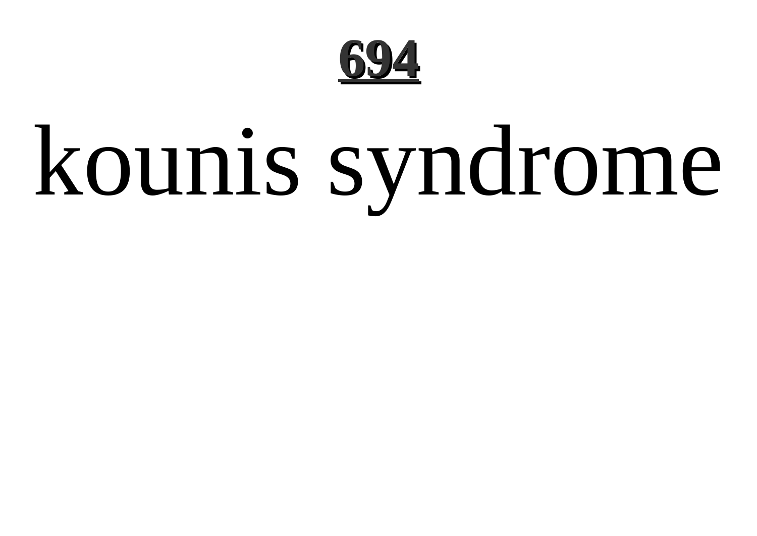# kounis syndrome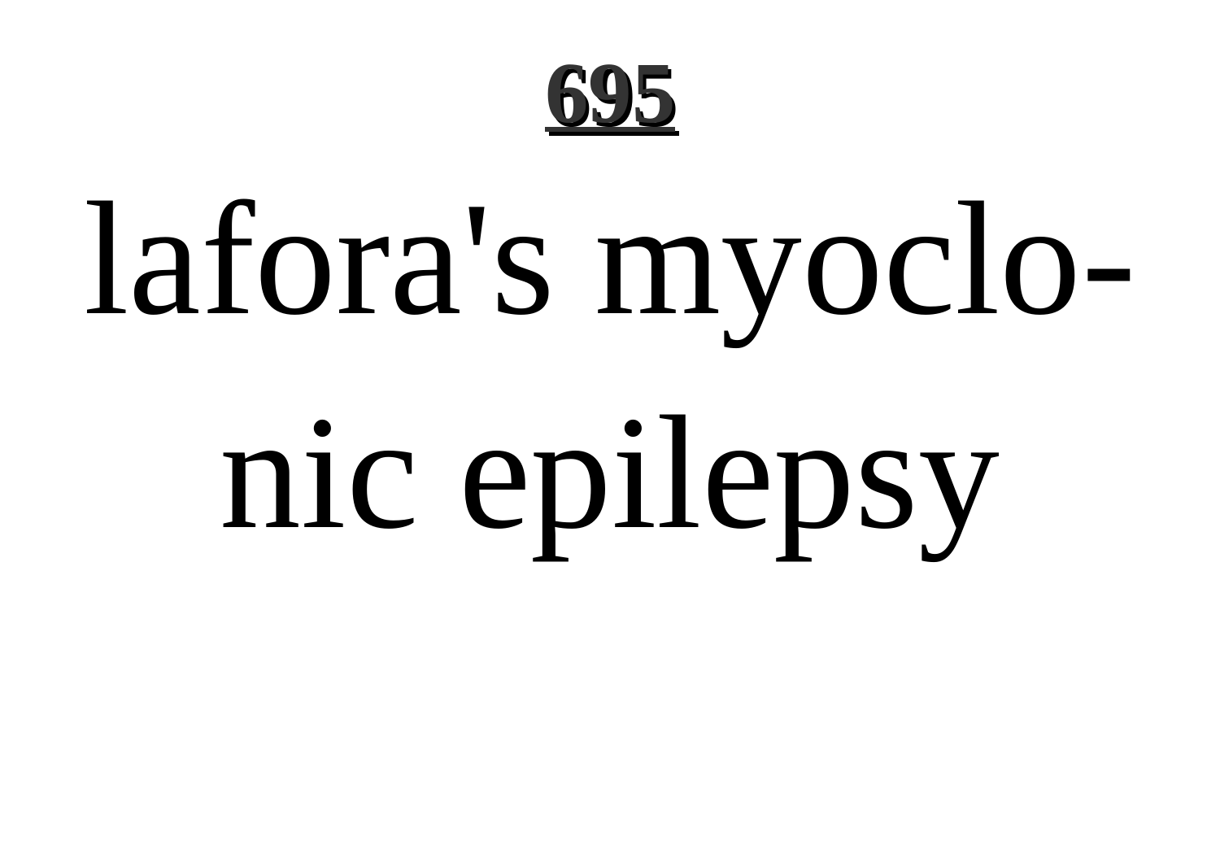lafora's myoclonic epilepsy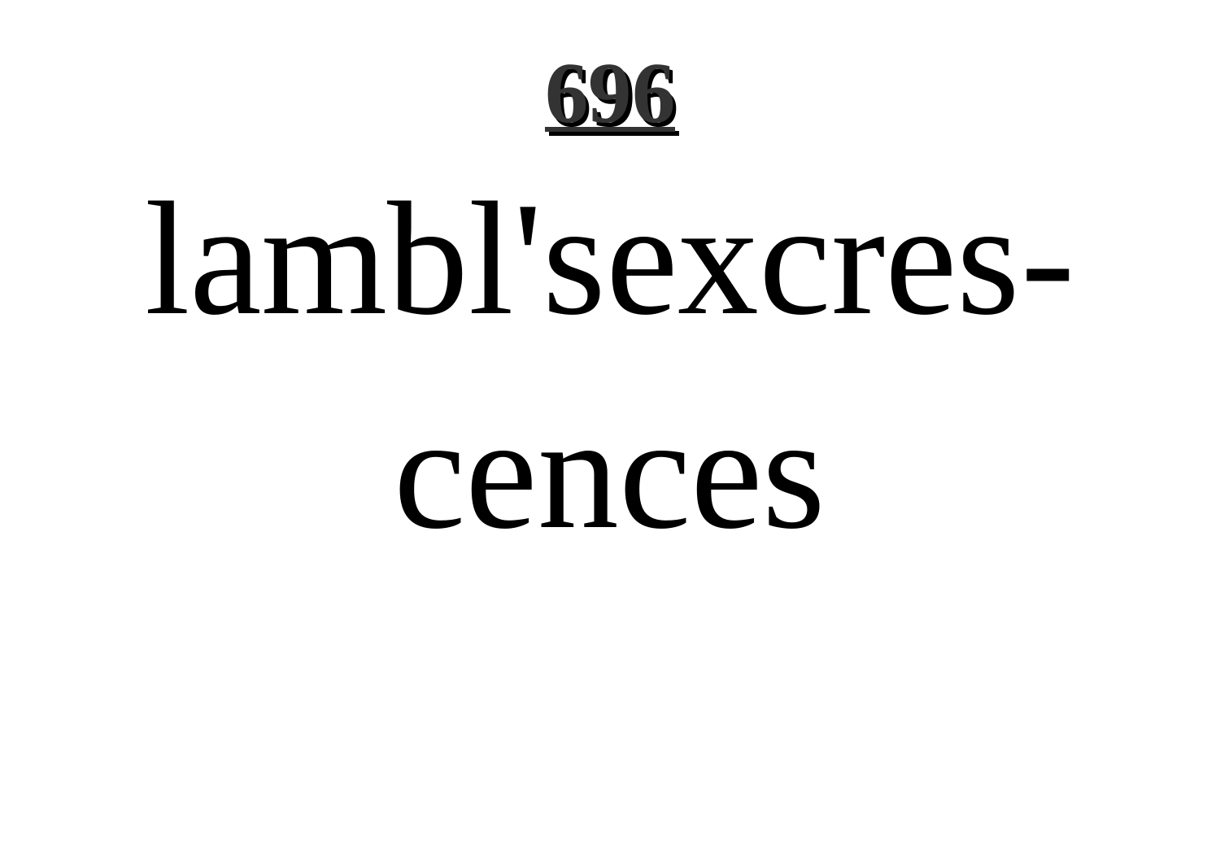lambl'sexcres-

cences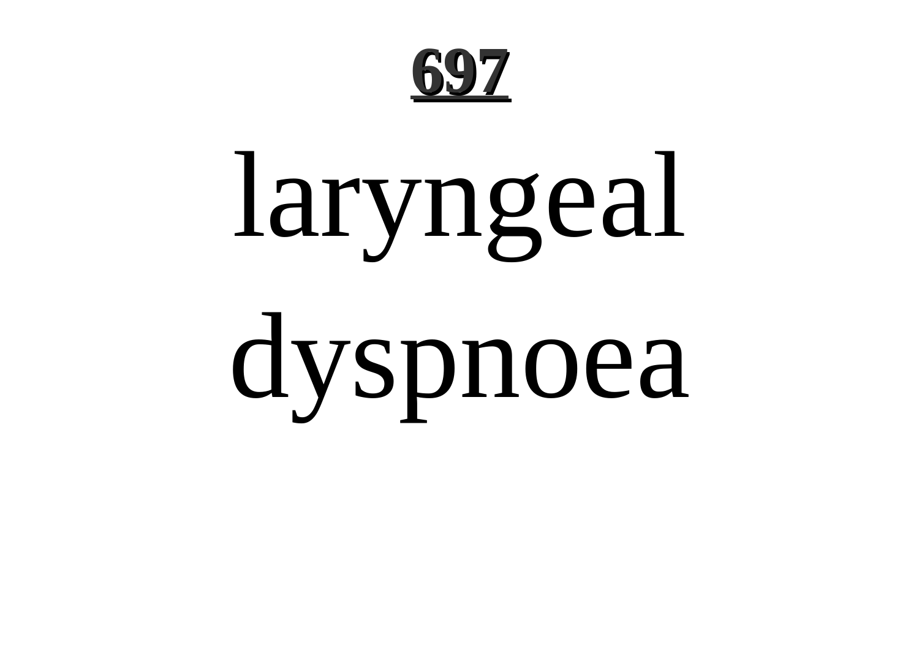laryngeal dyspnoea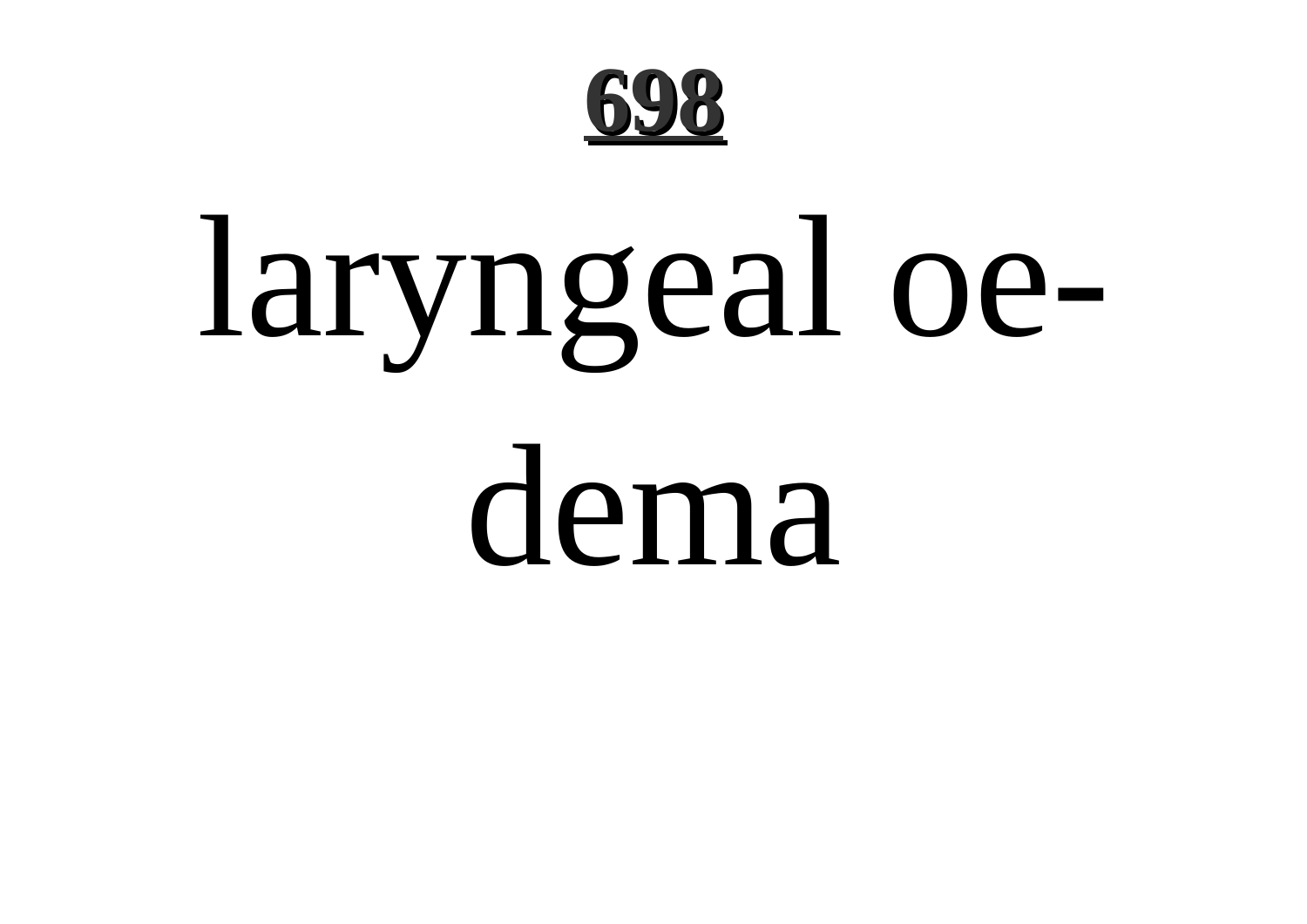laryngeal oedema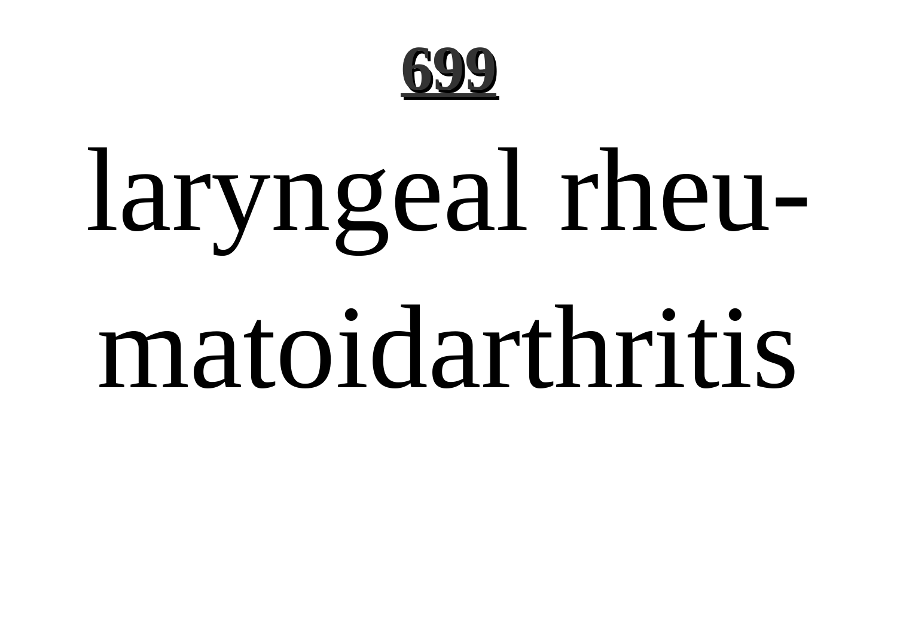laryngeal rheumatoidarthritis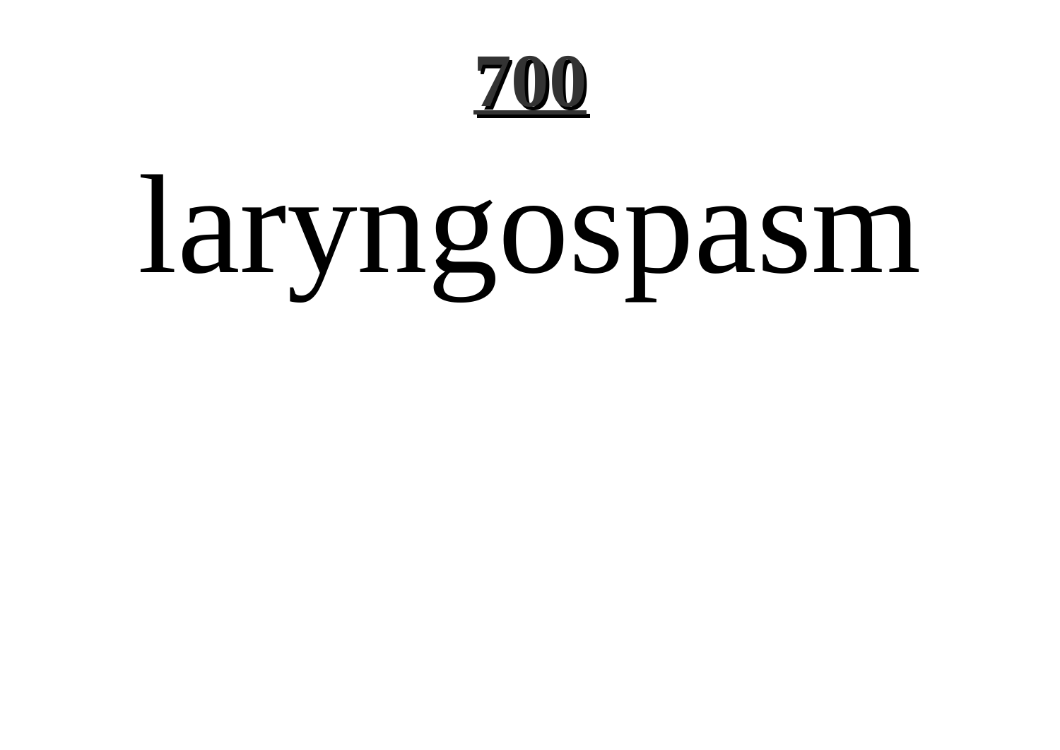# 700

laryngospasm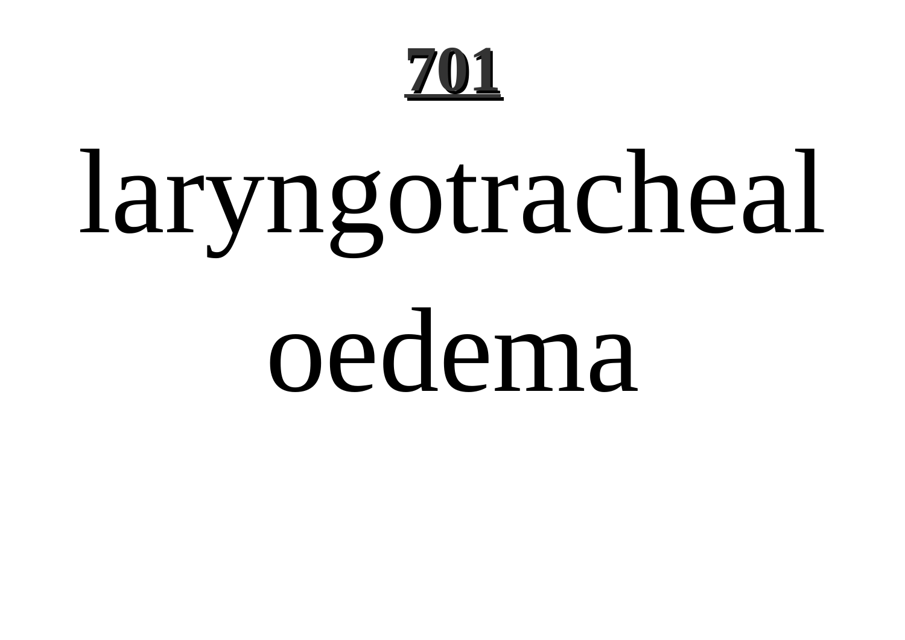laryngotracheal oedema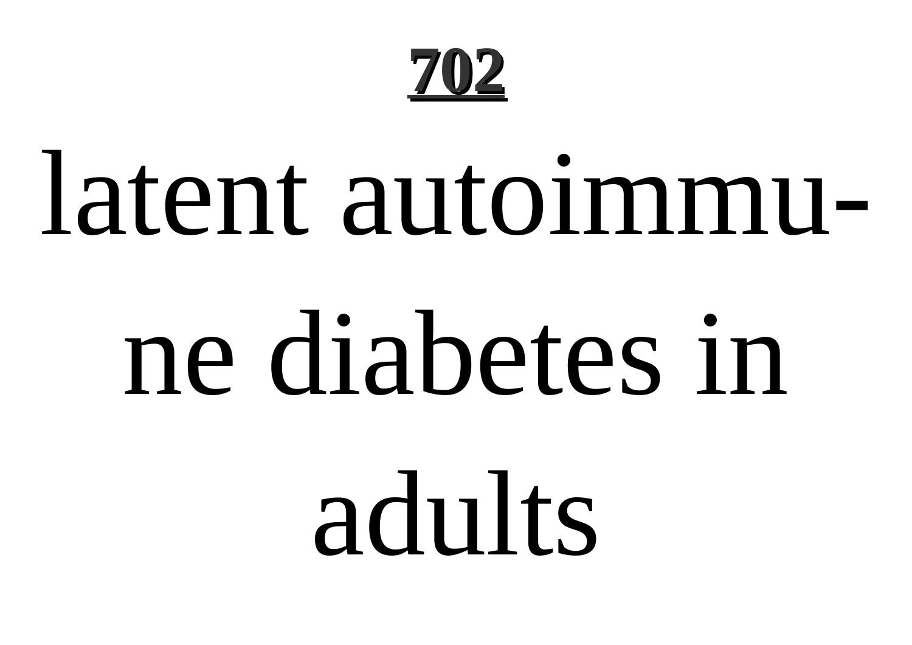latent autoimmune diabetes in adults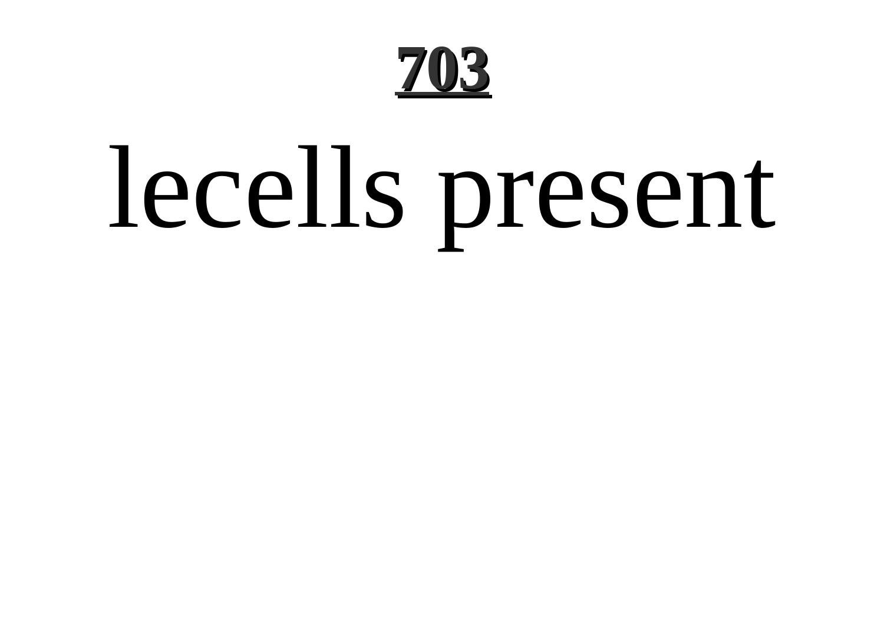lecells present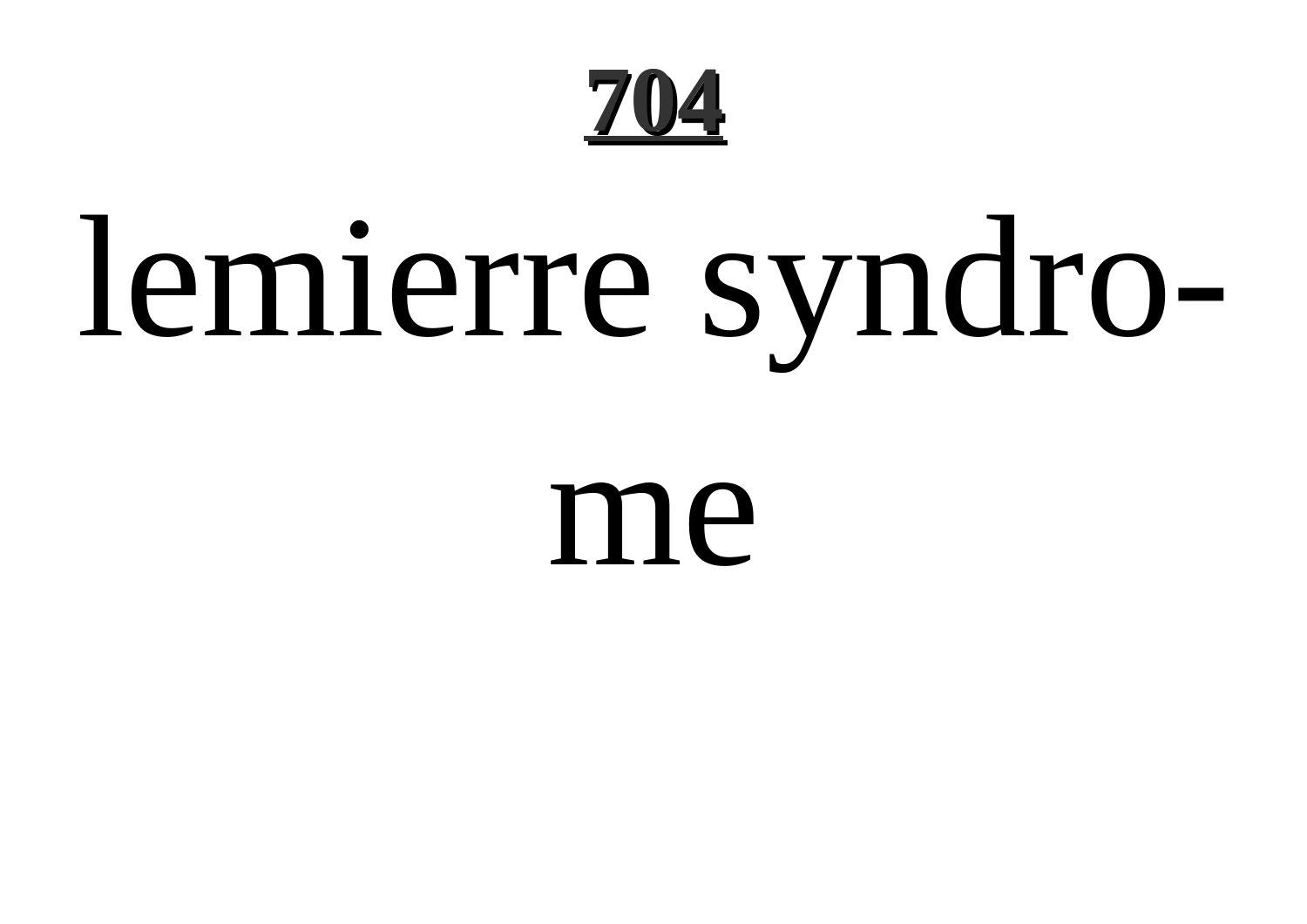# 704

lemierre syndrome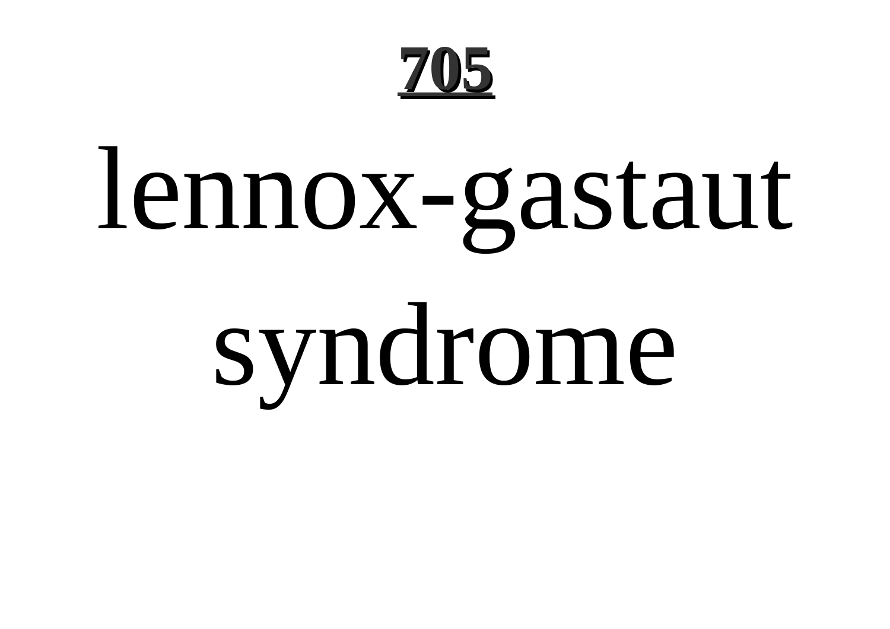# lennox-gastaut syndrome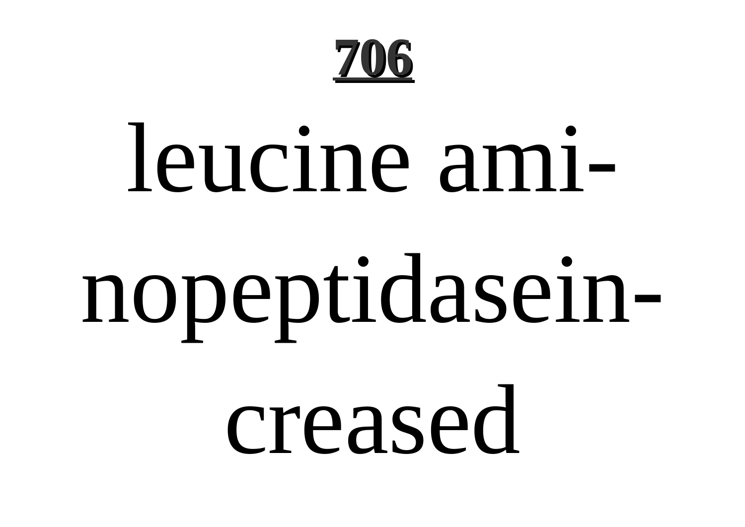leucine aminopeptidase increased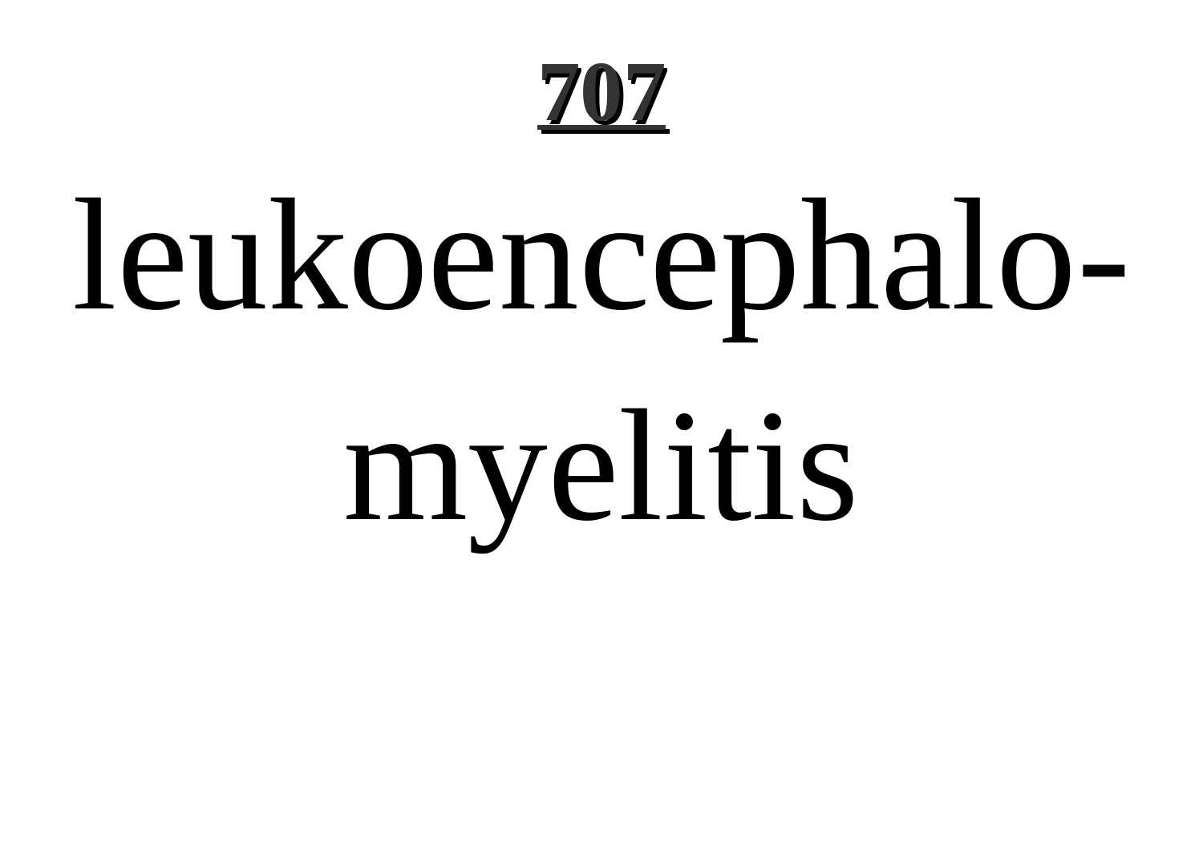**707**

leukoencephalo-

myelitis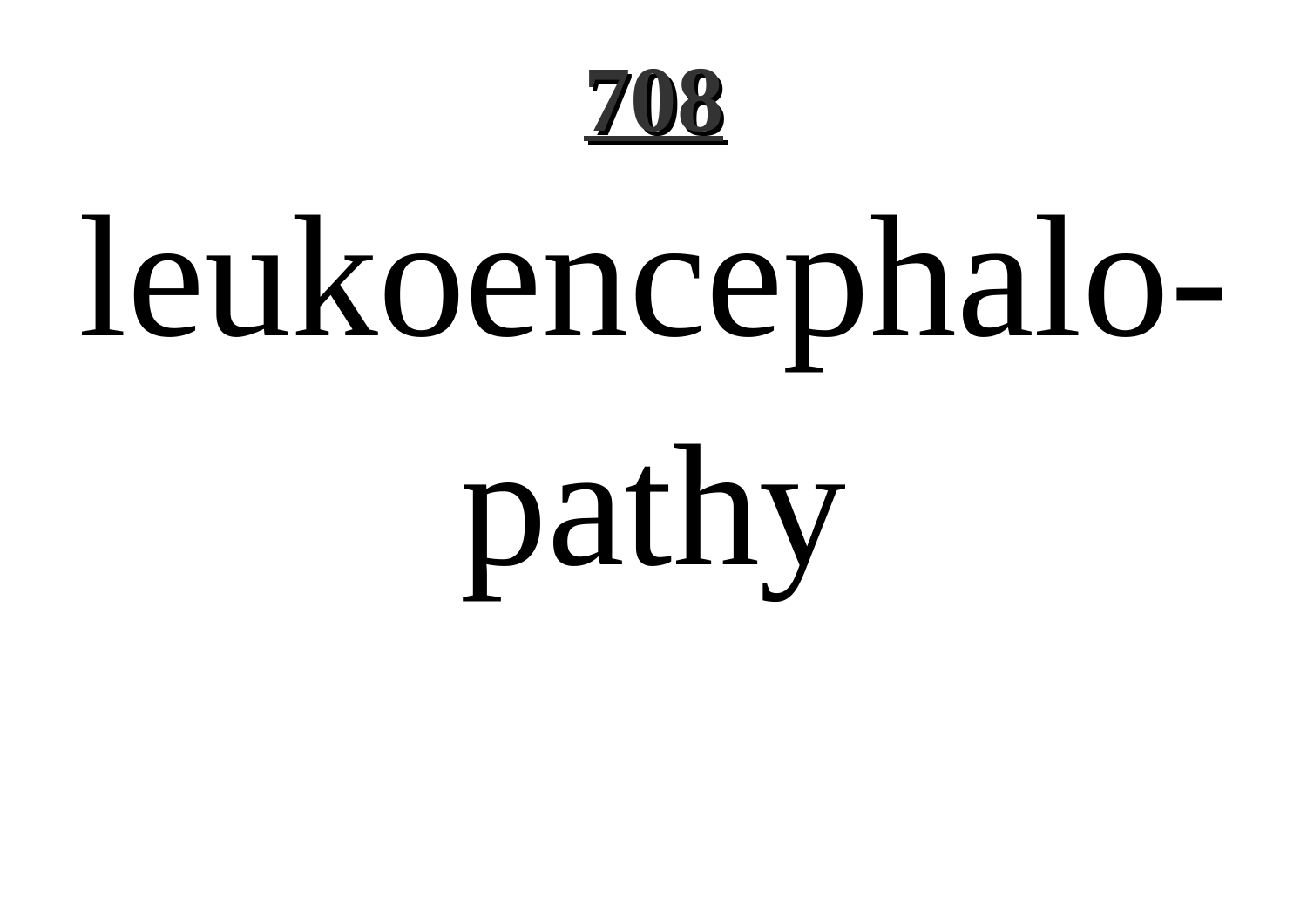leukoencephalopathy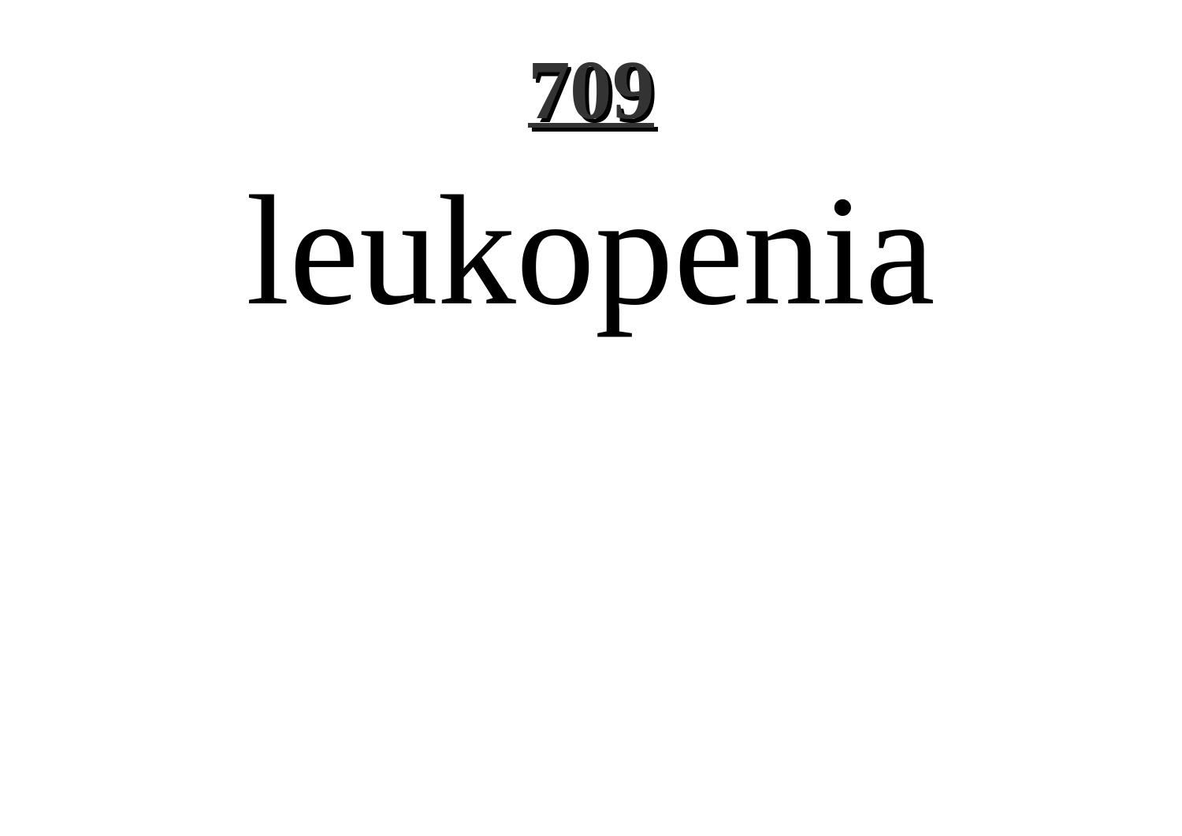# leukopenia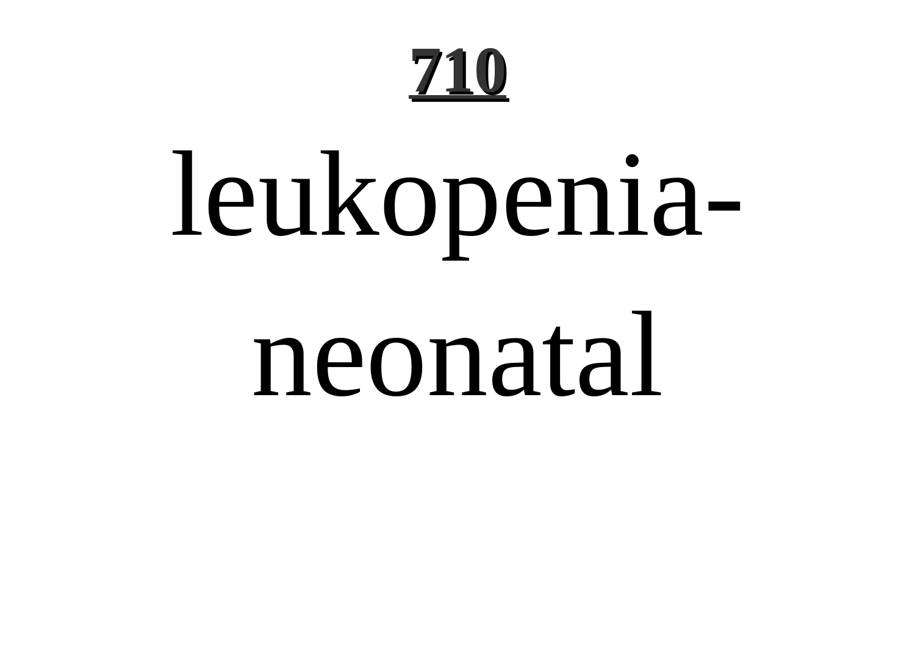# 710

leukopenia-neonatal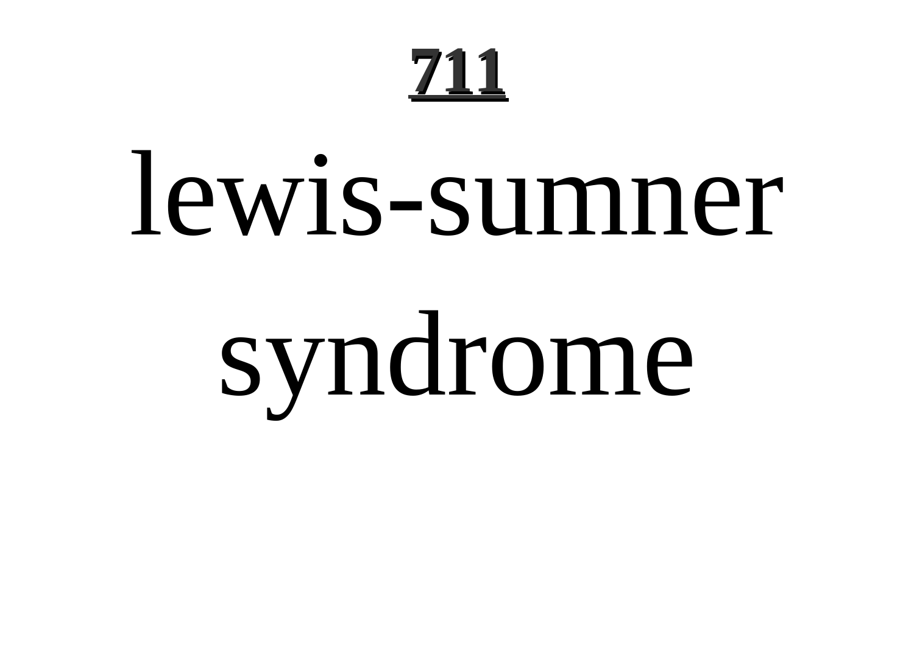# lewis-sumner syndrome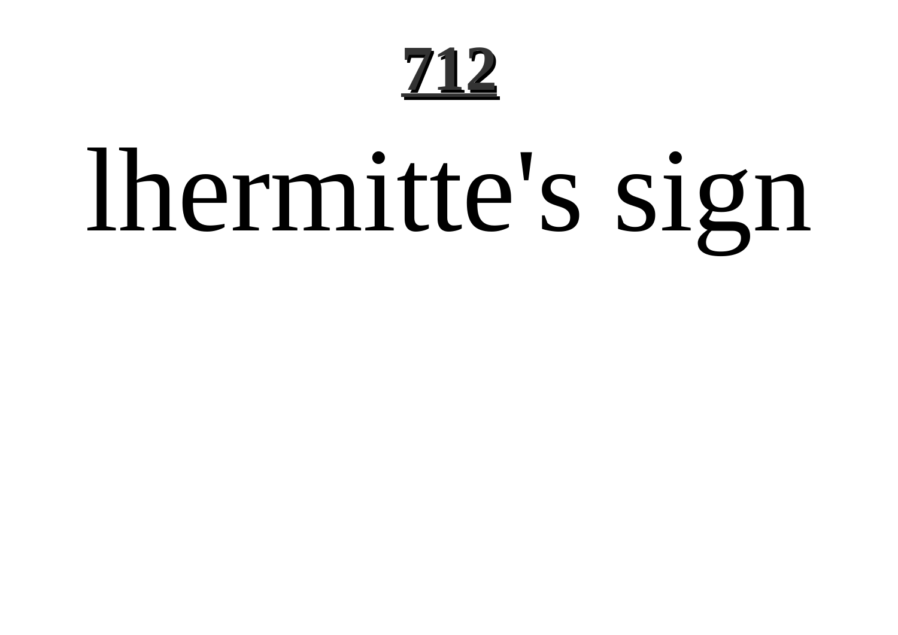# lhermitte's sign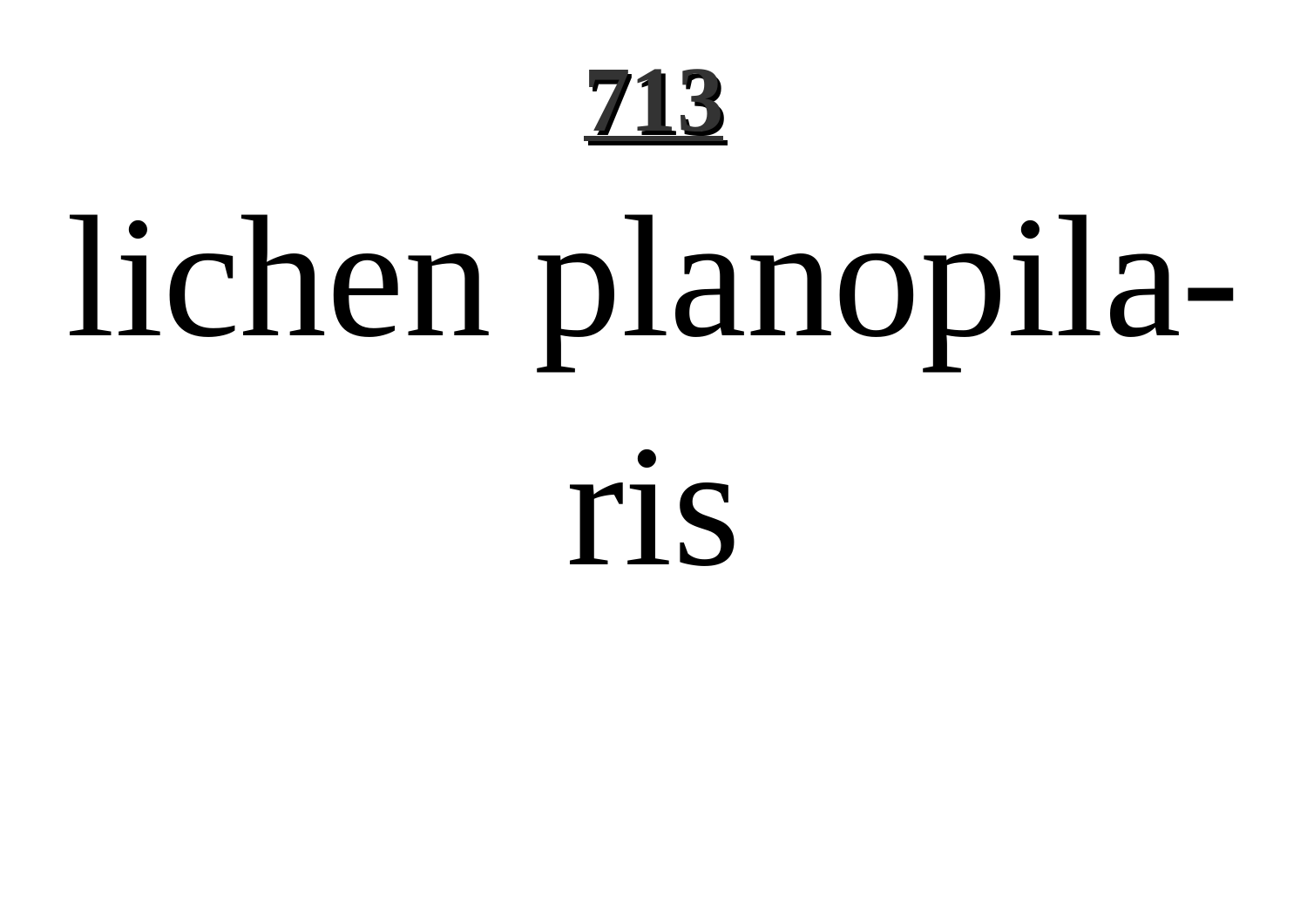**713**

lichen planopila-

ris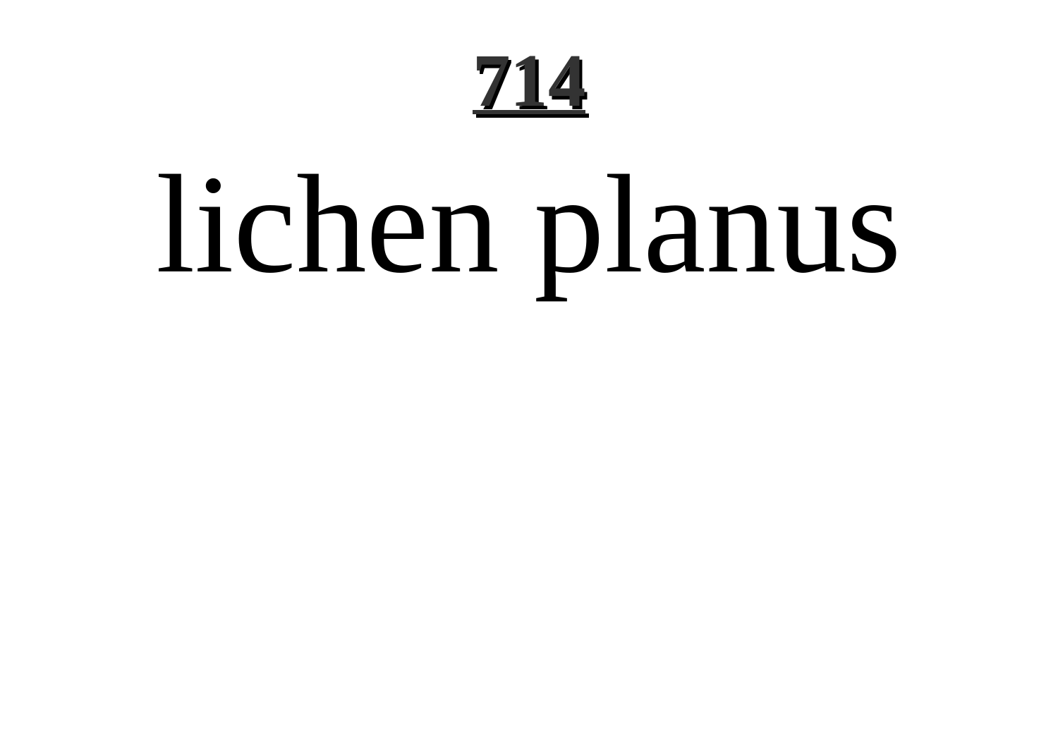# lichen planus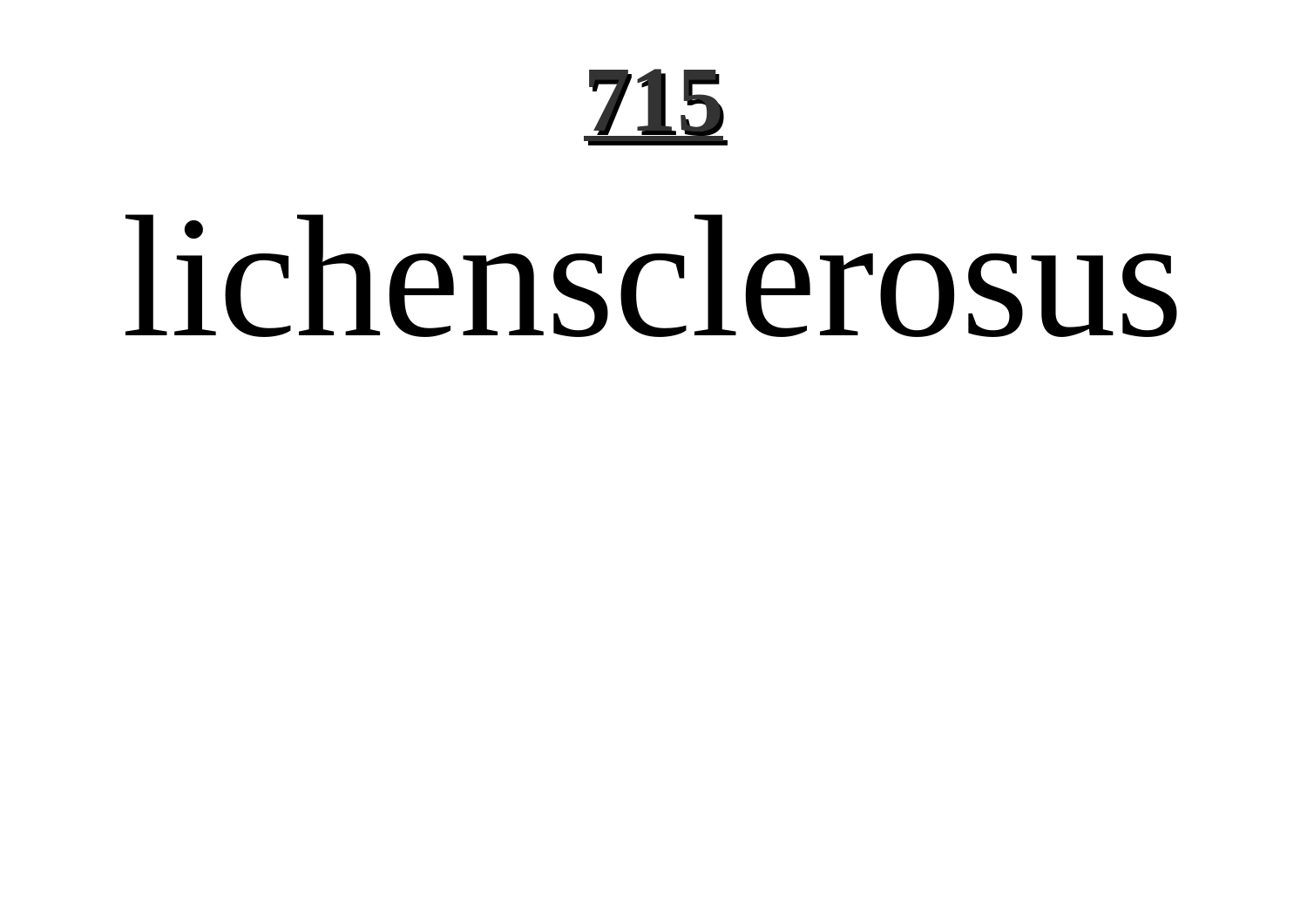lichensclerosus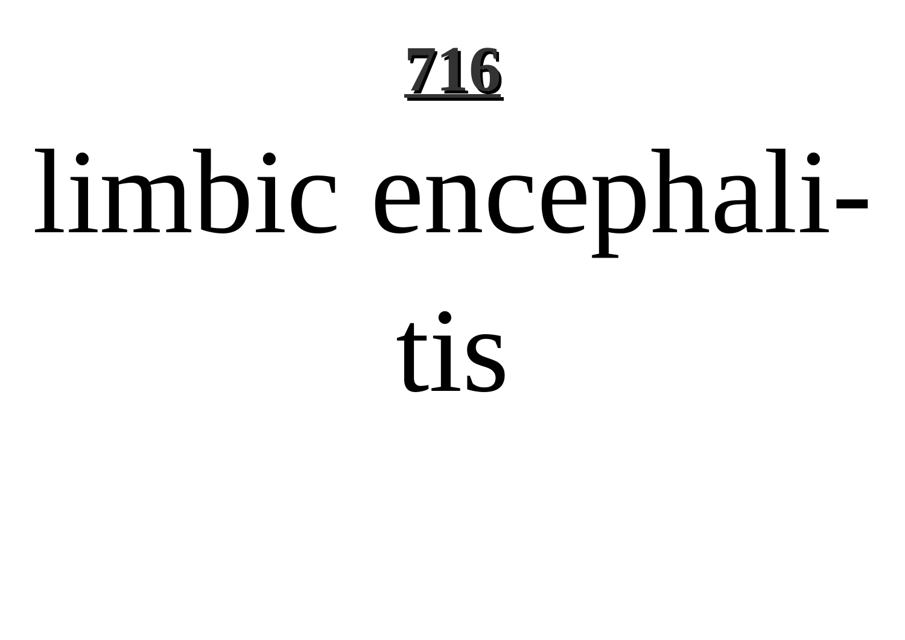limbic encephali-

tis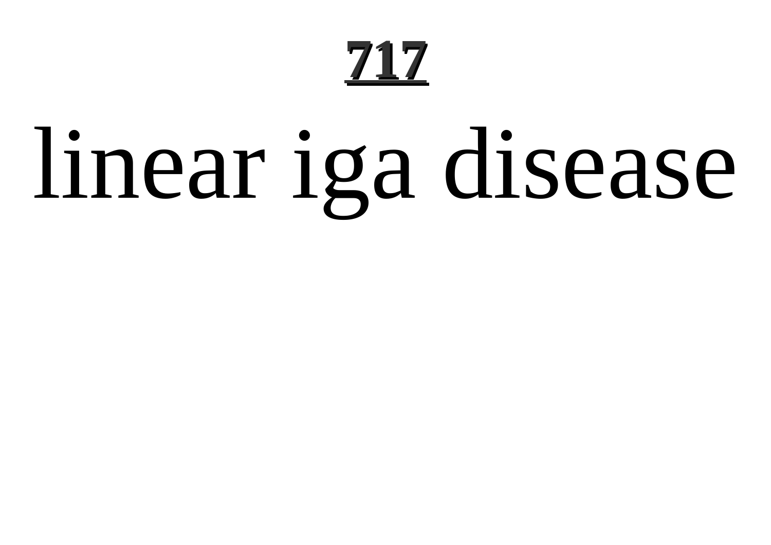# linear iga disease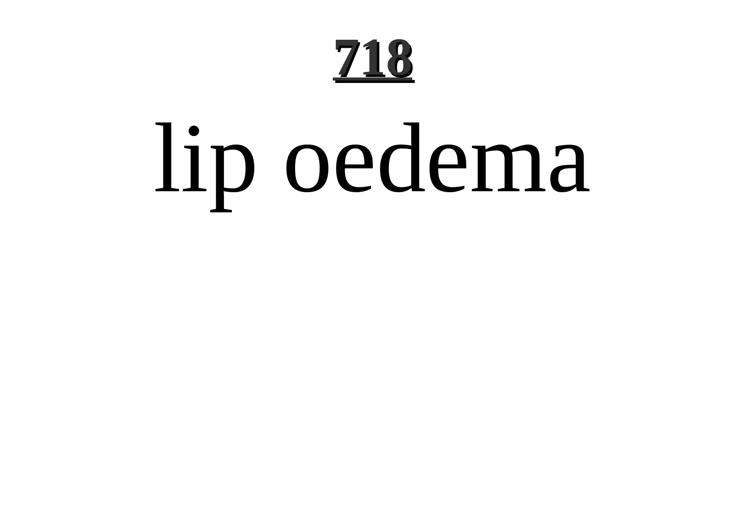# 718

# lip oedema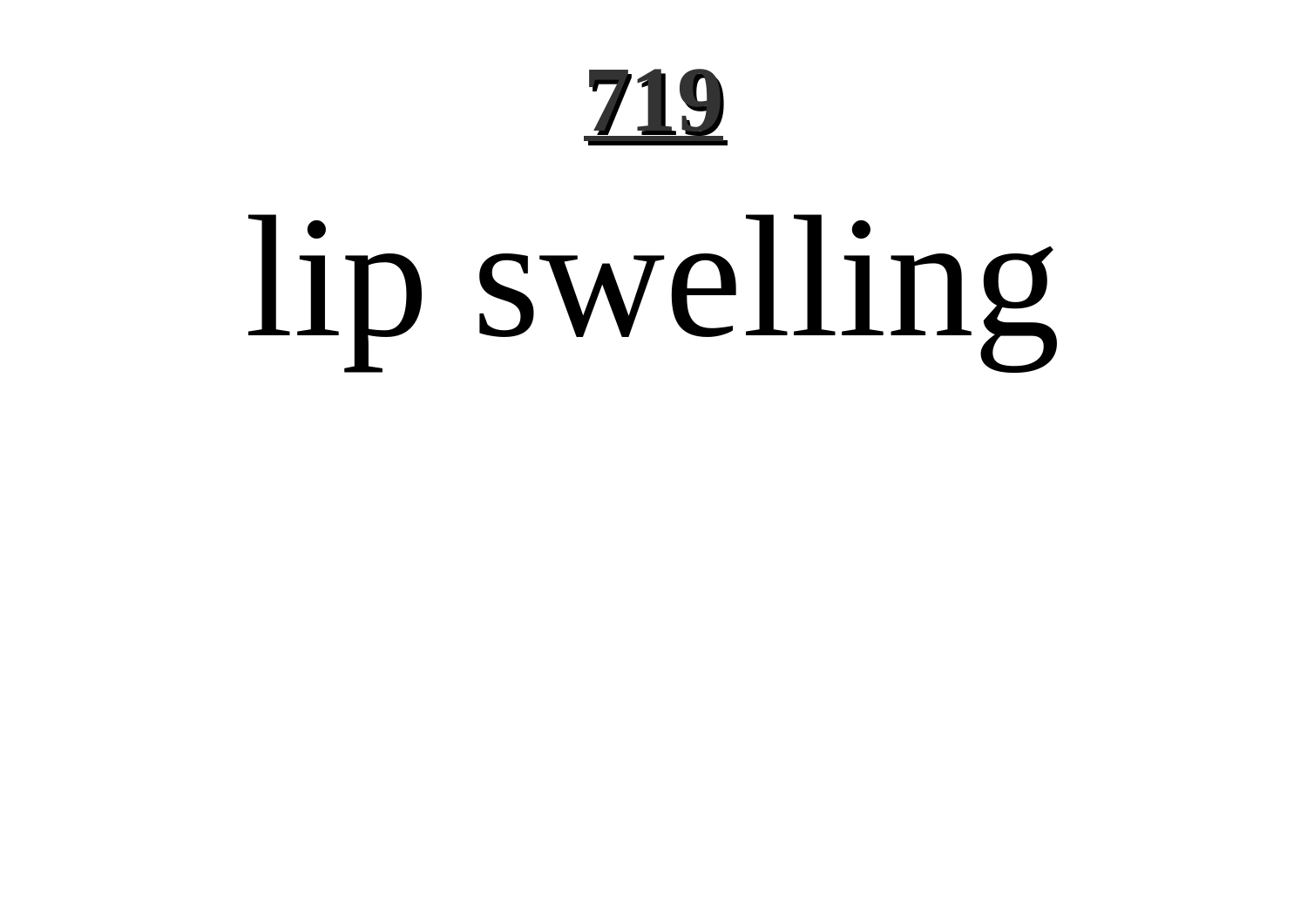# 719

lip swelling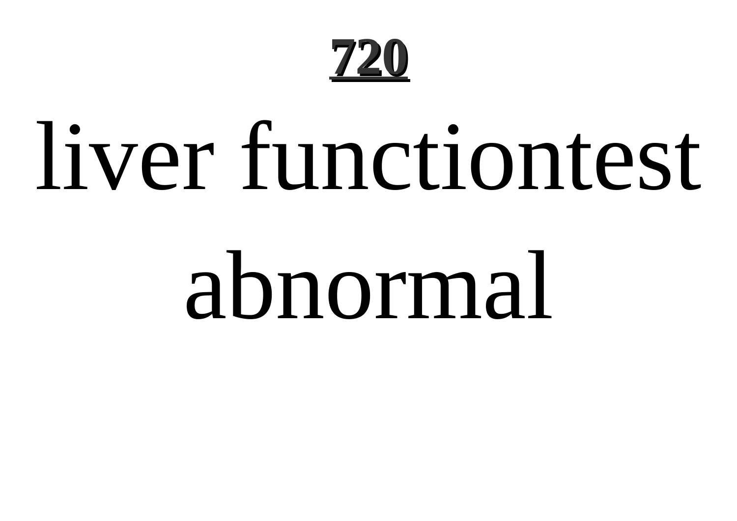liver functiontest abnormal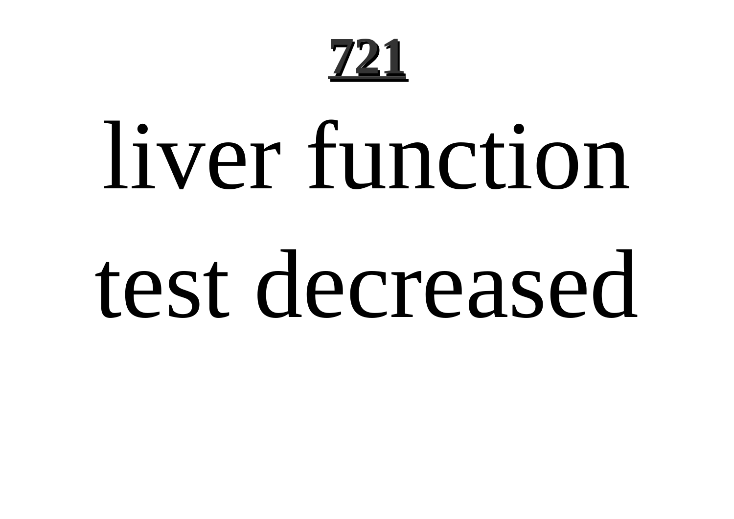# 721

liver function test decreased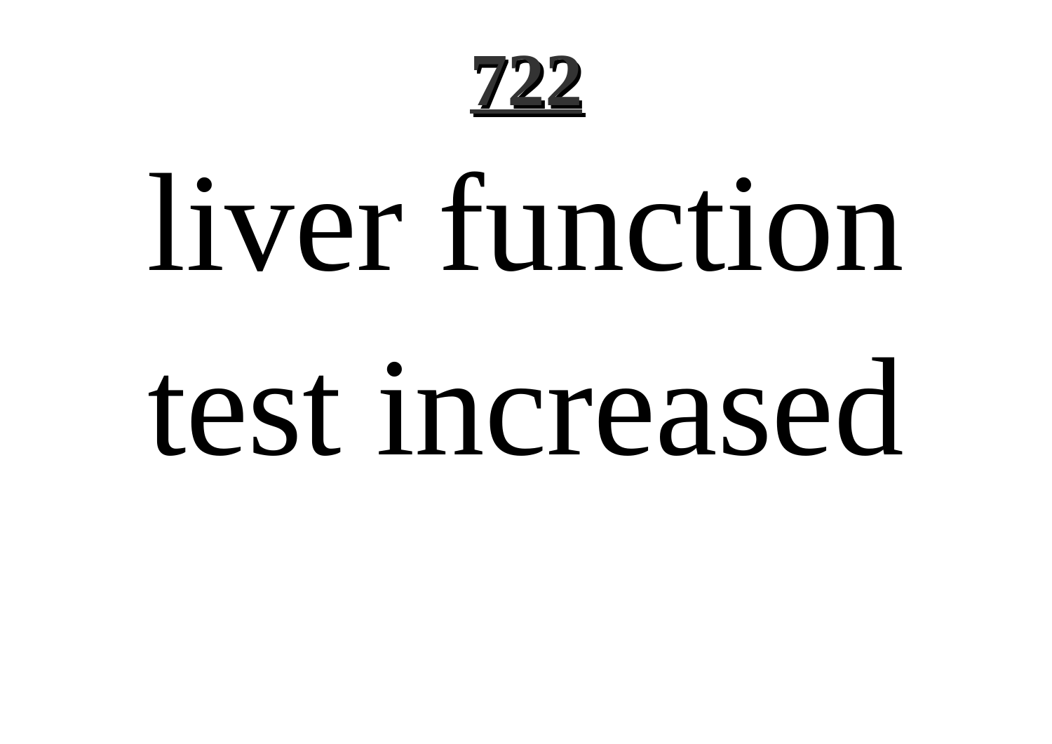# 722

liver function test increased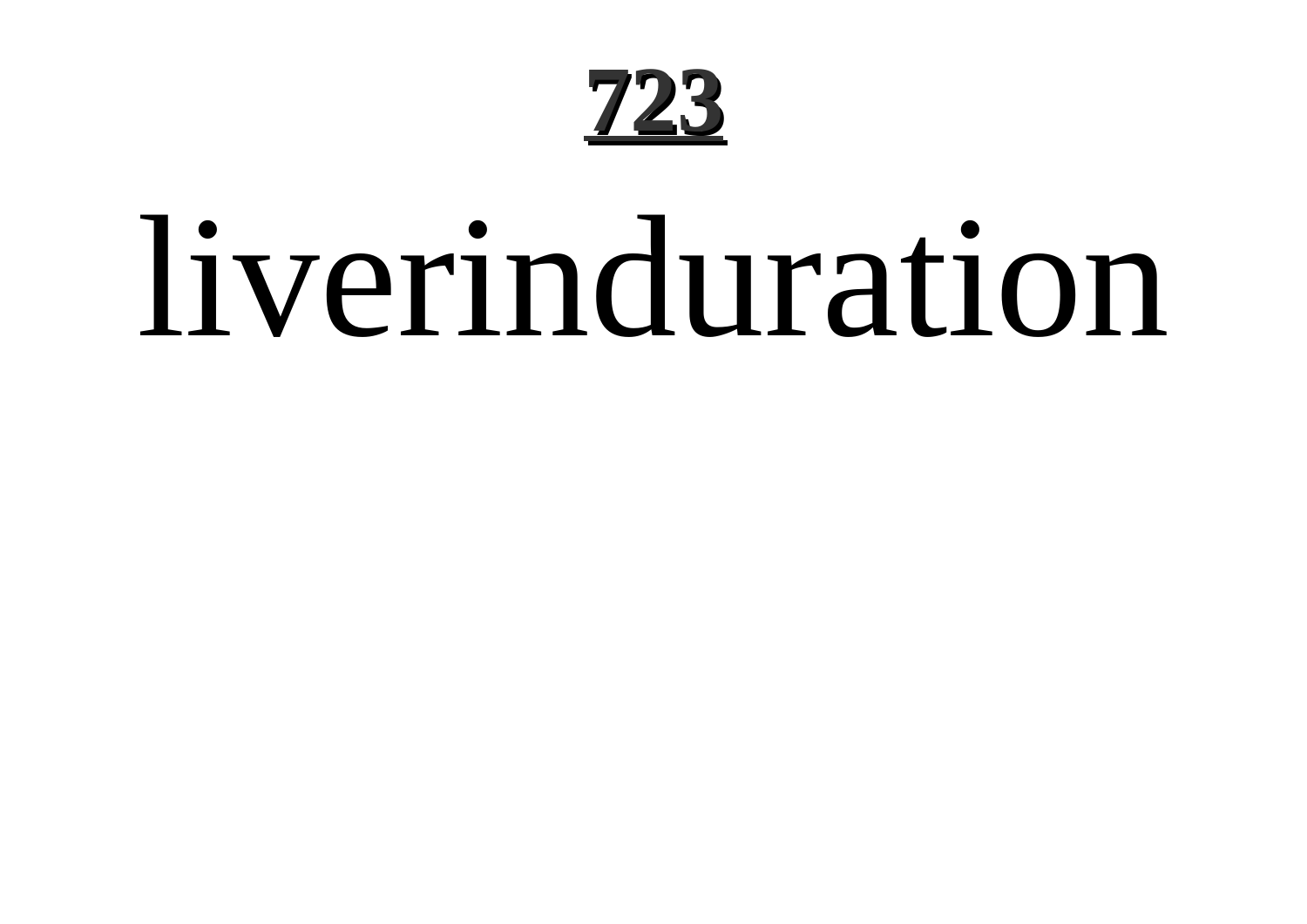liverinduration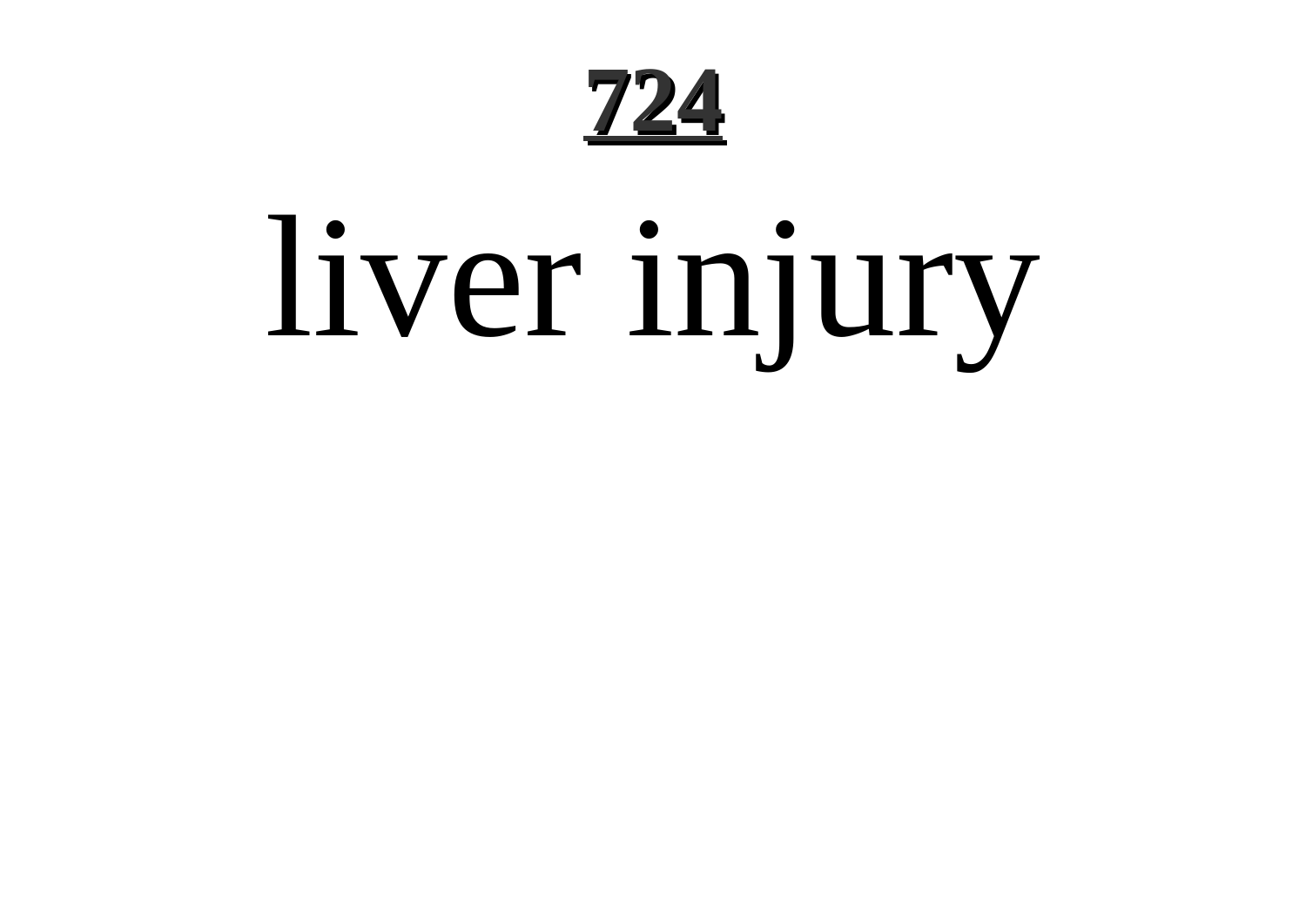# liver injury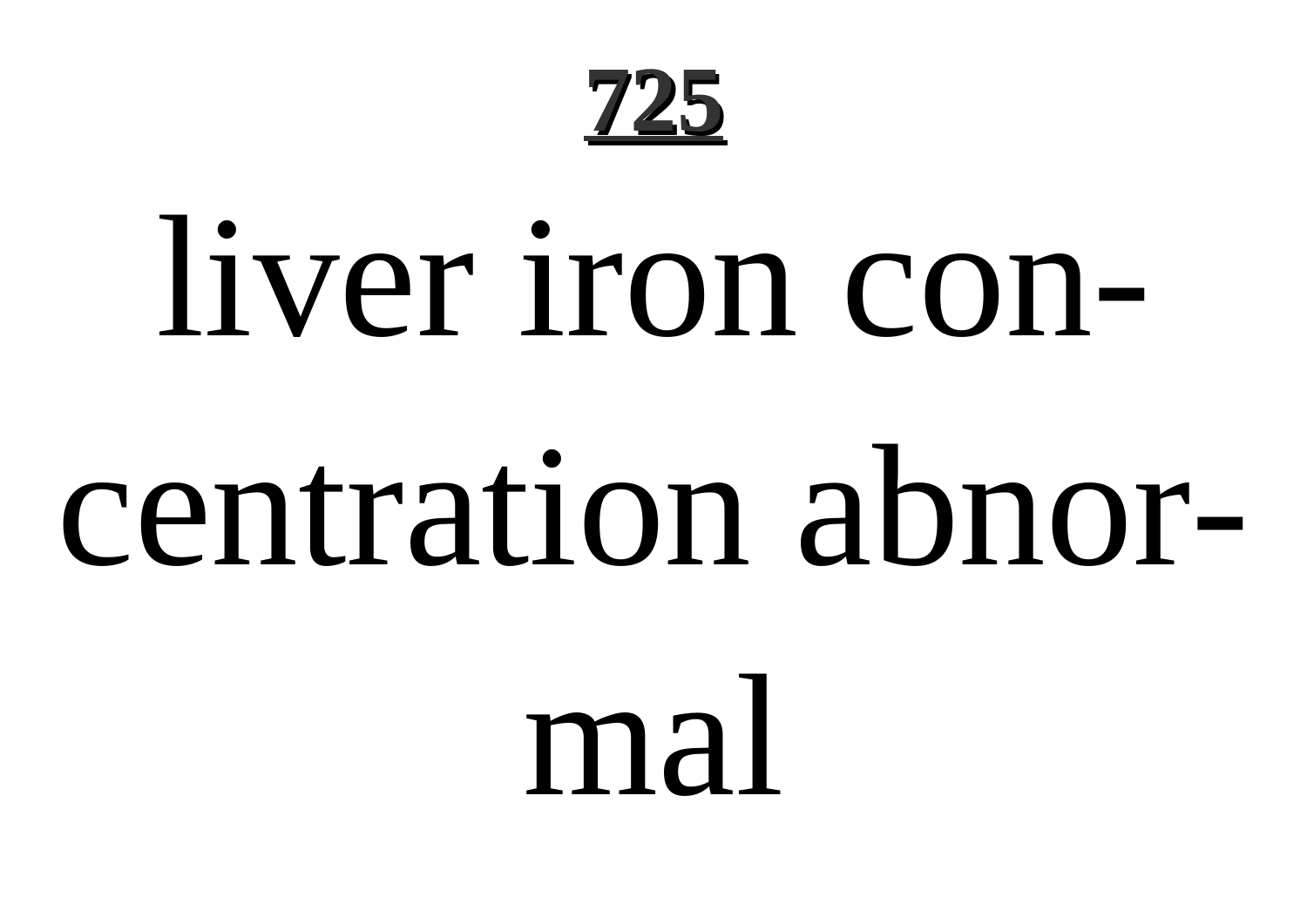liver iron concentration abnormal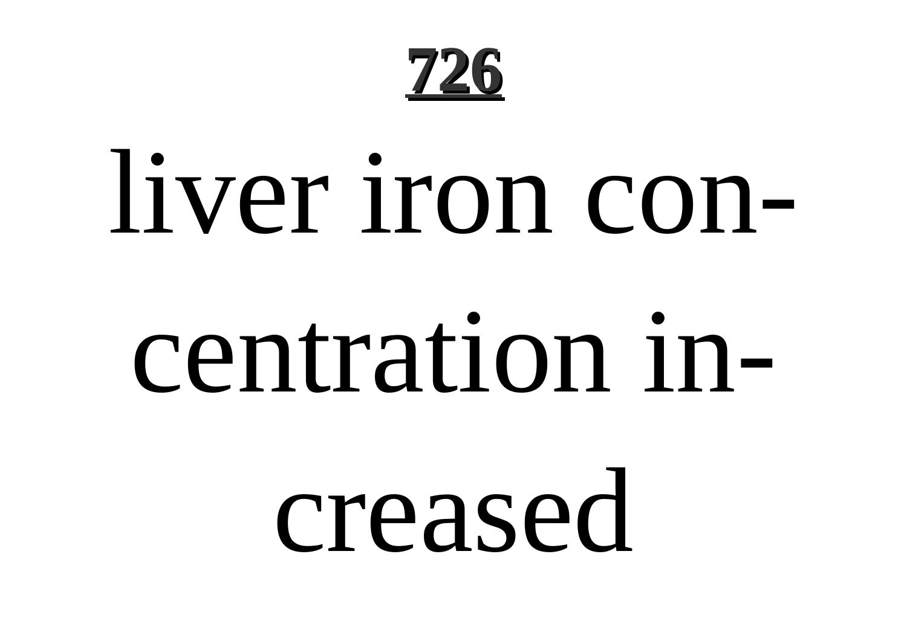liver iron concentration increased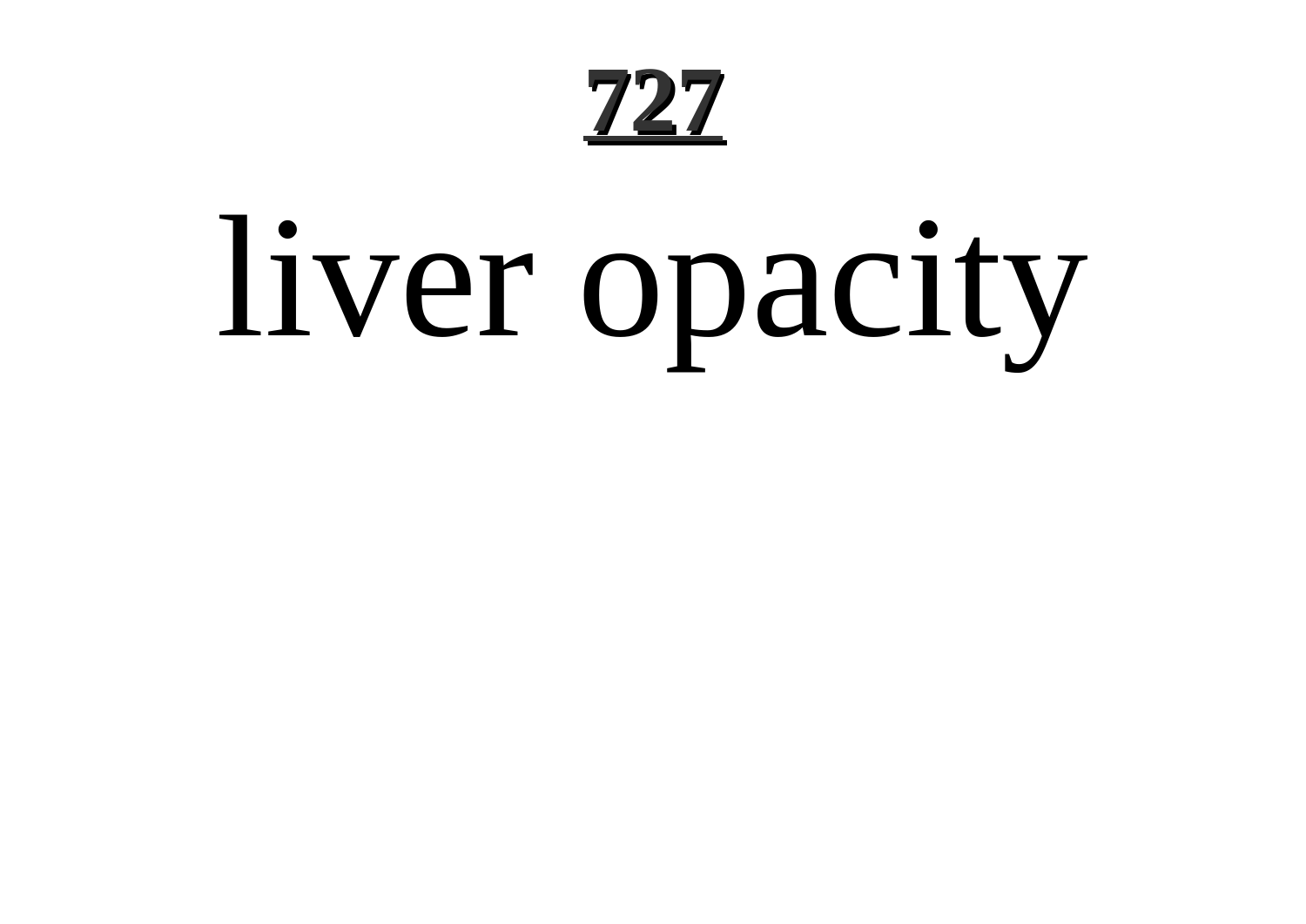# 727

liver opacity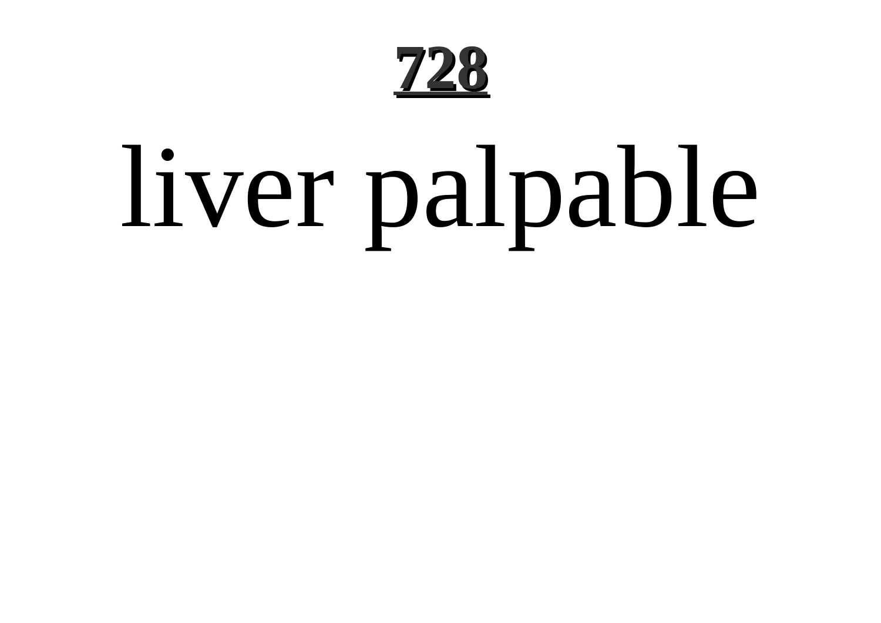# liver palpable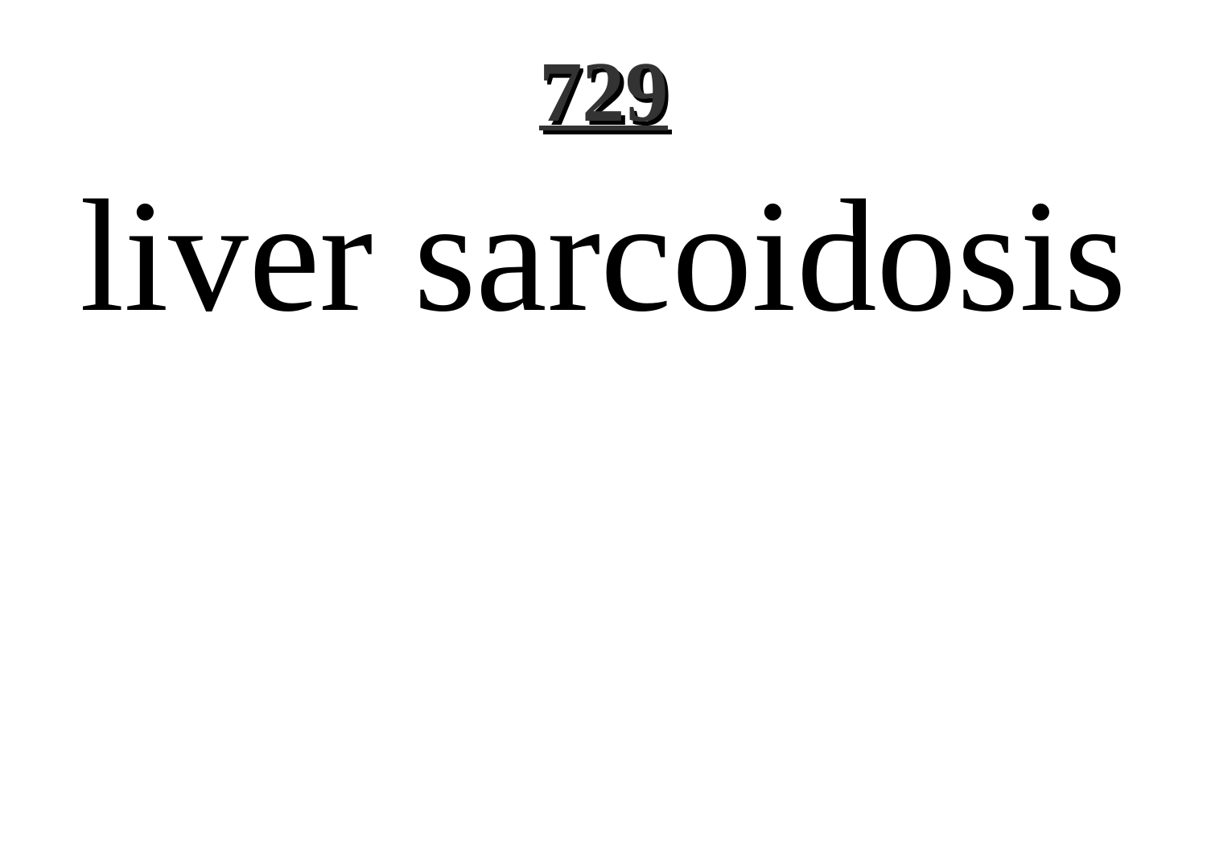# liver sarcoidosis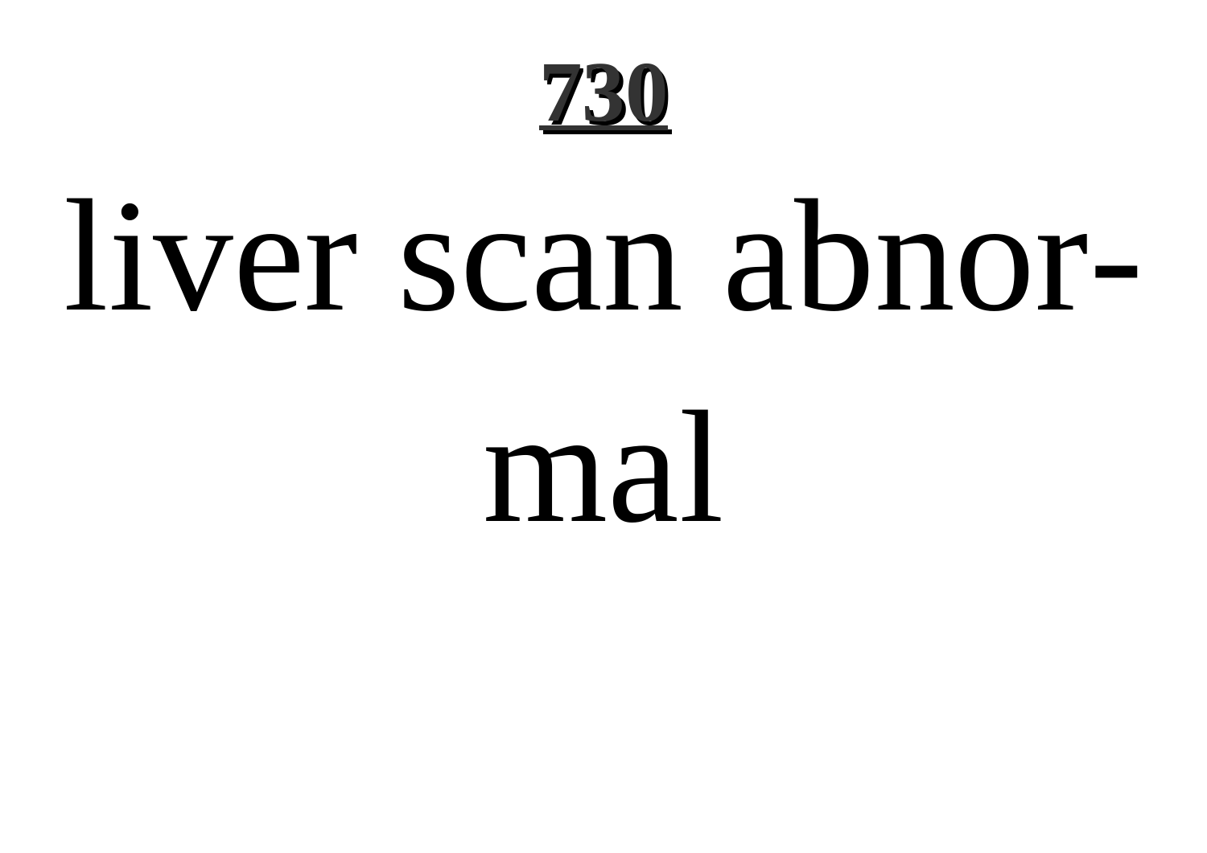liver scan abnormal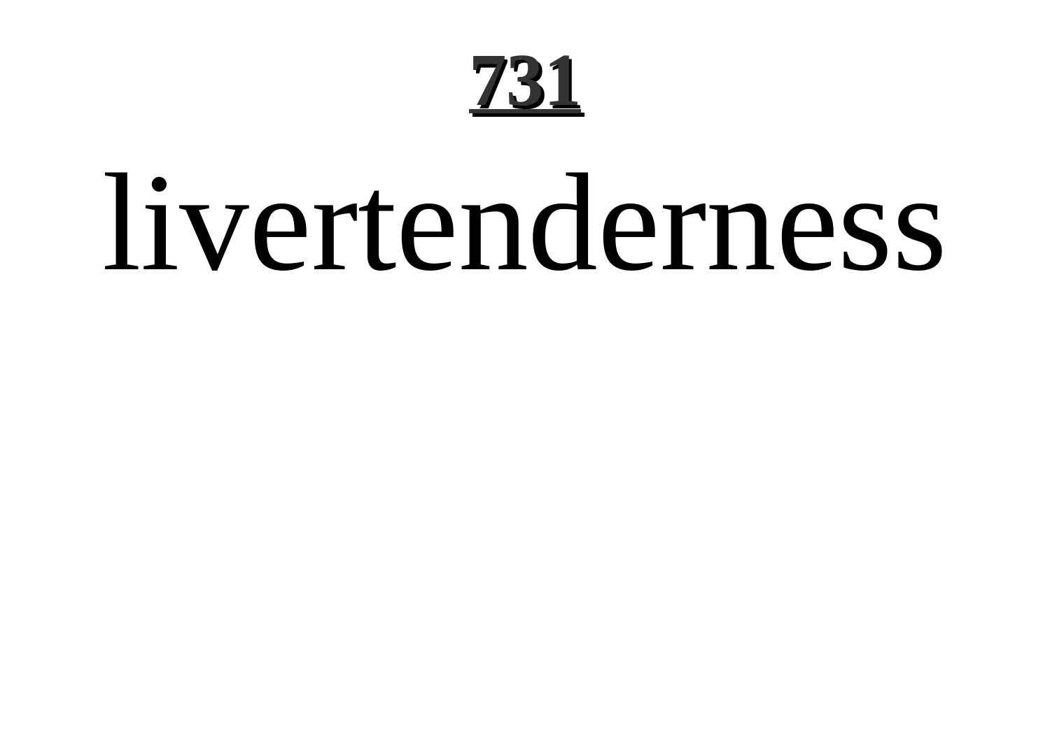livertenderness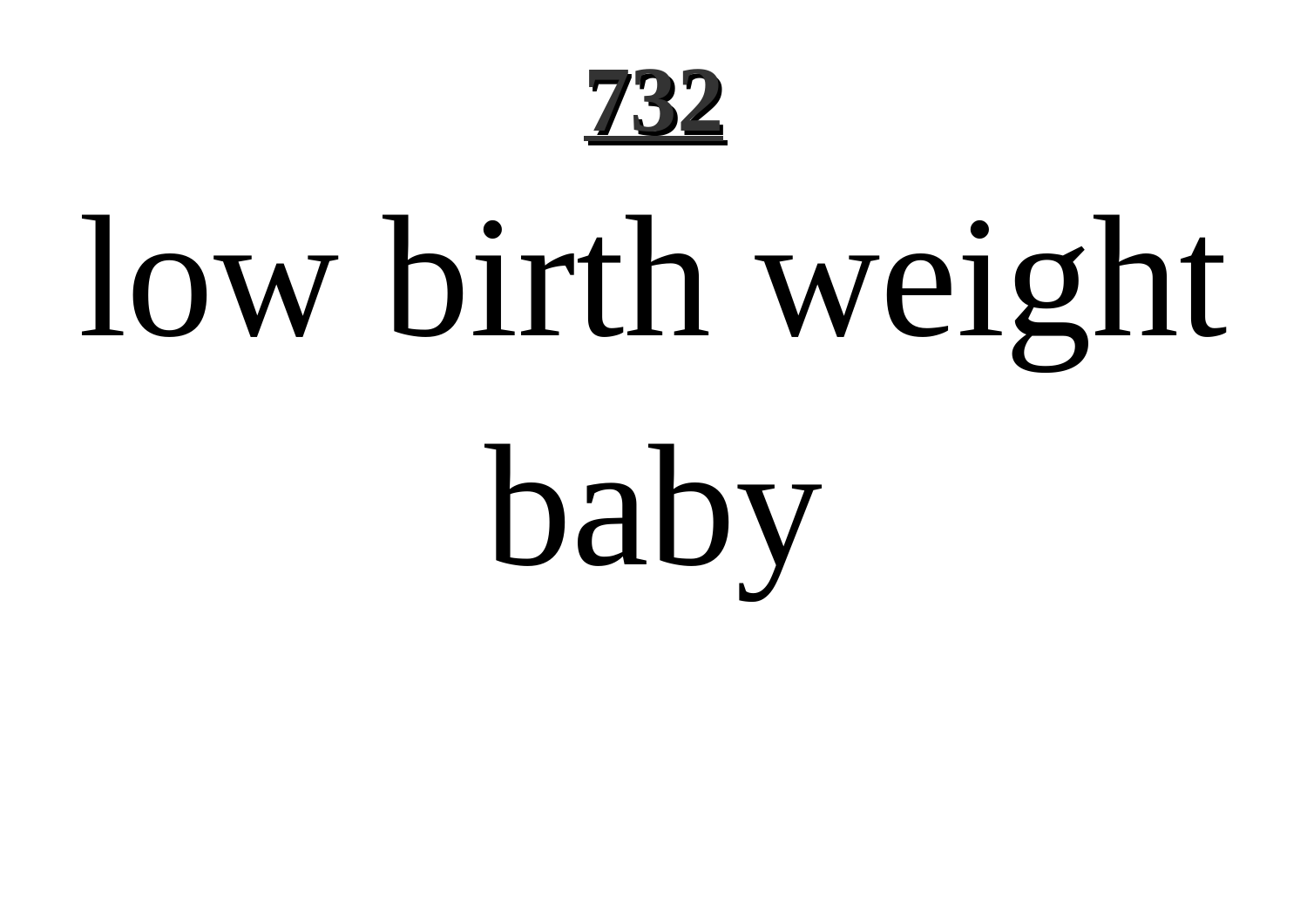low birth weight baby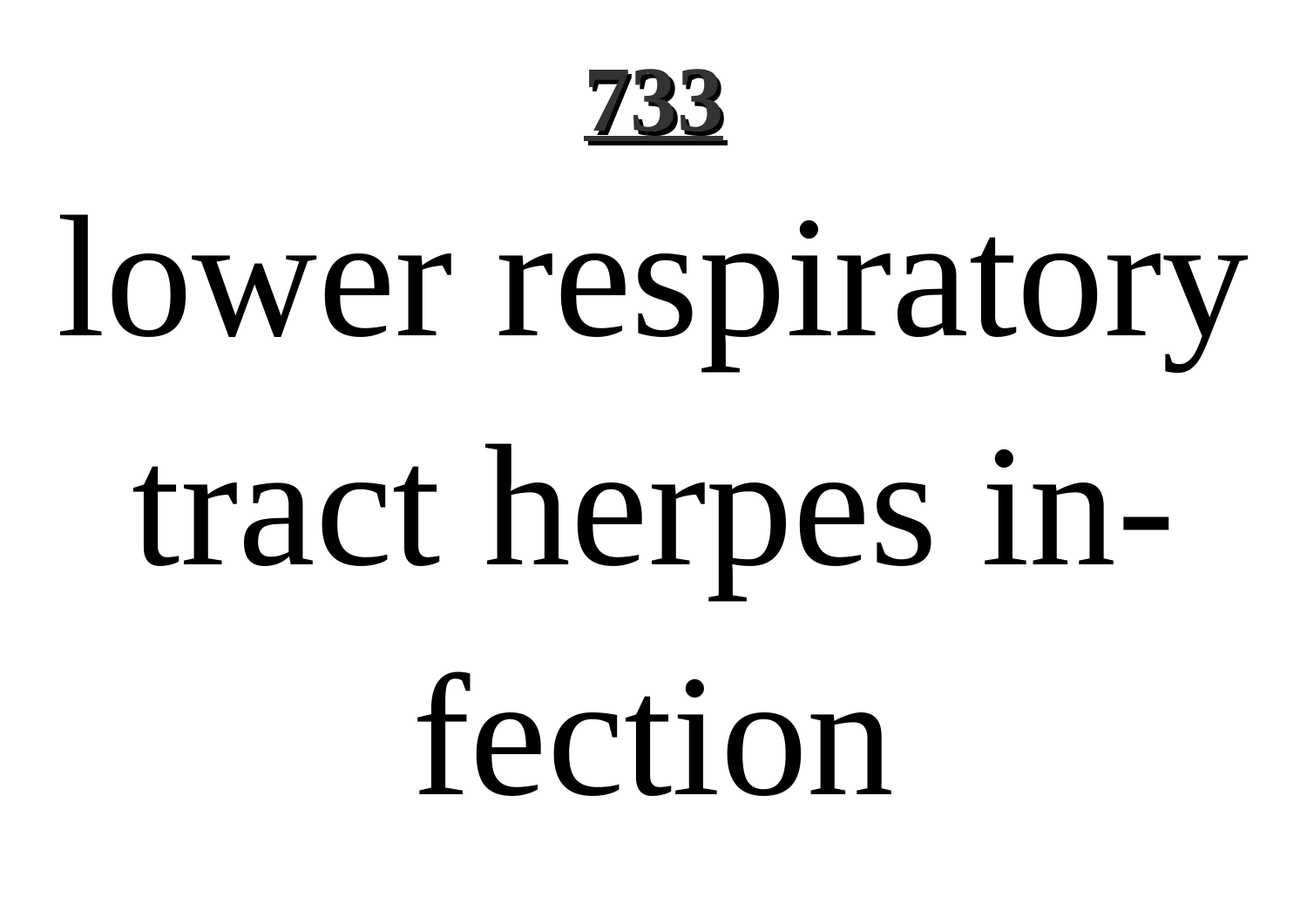# 733

lower respiratory tract herpes infection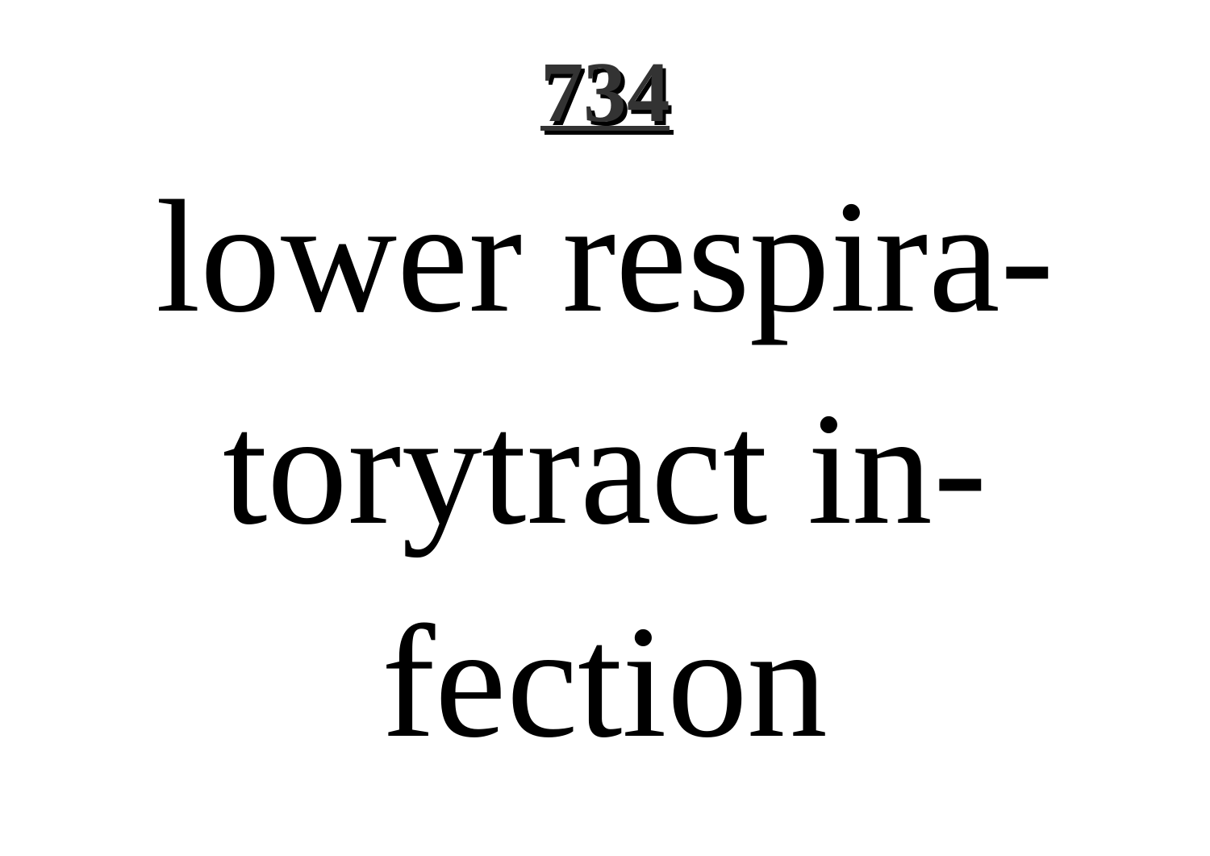lower respiratorytract infection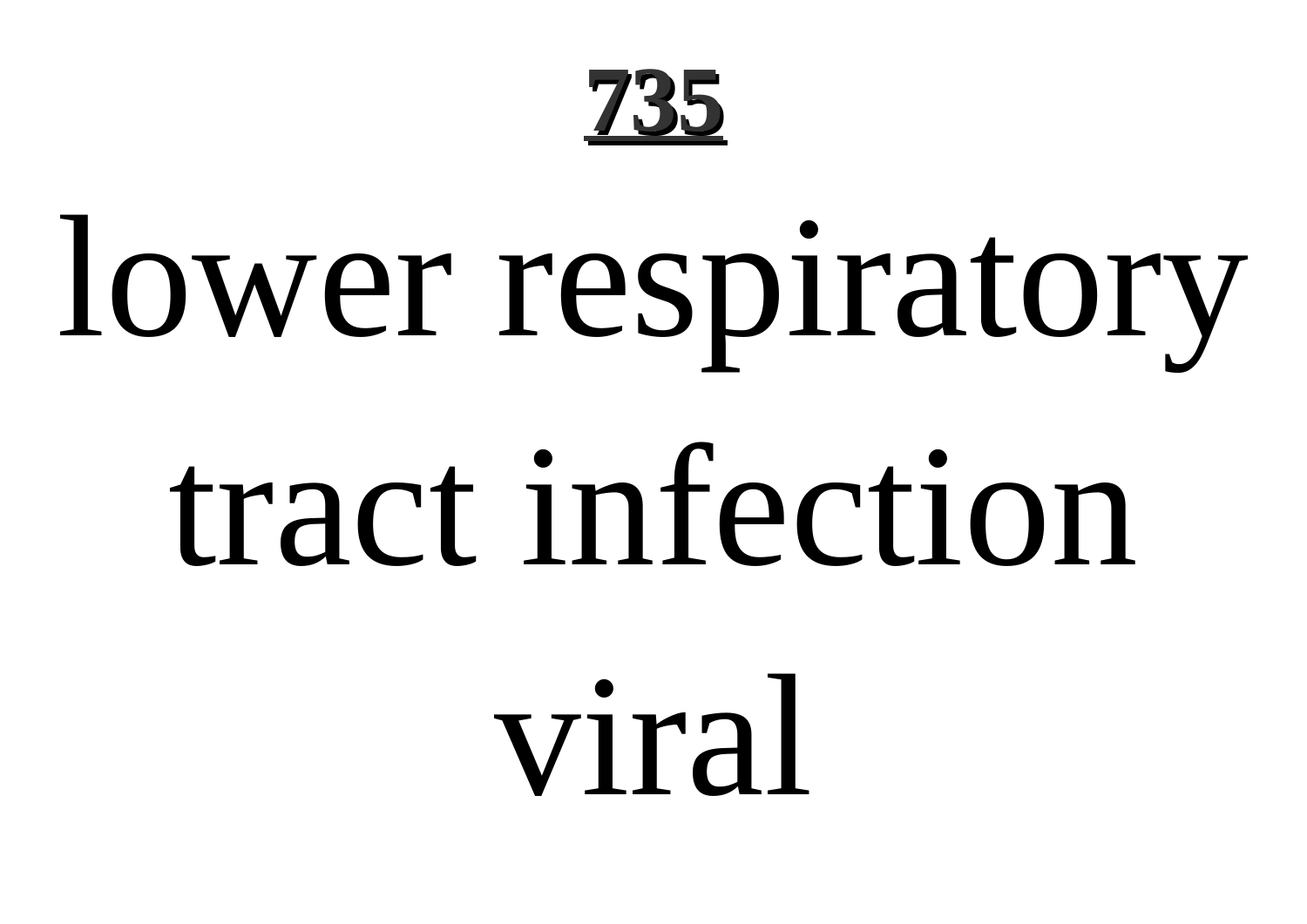# 735

lower respiratory tract infection viral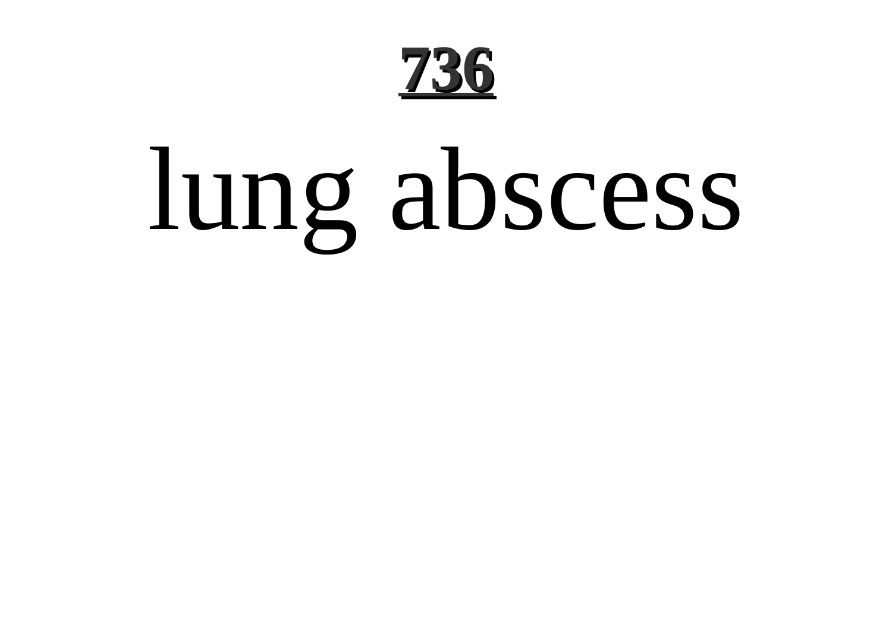# lung abscess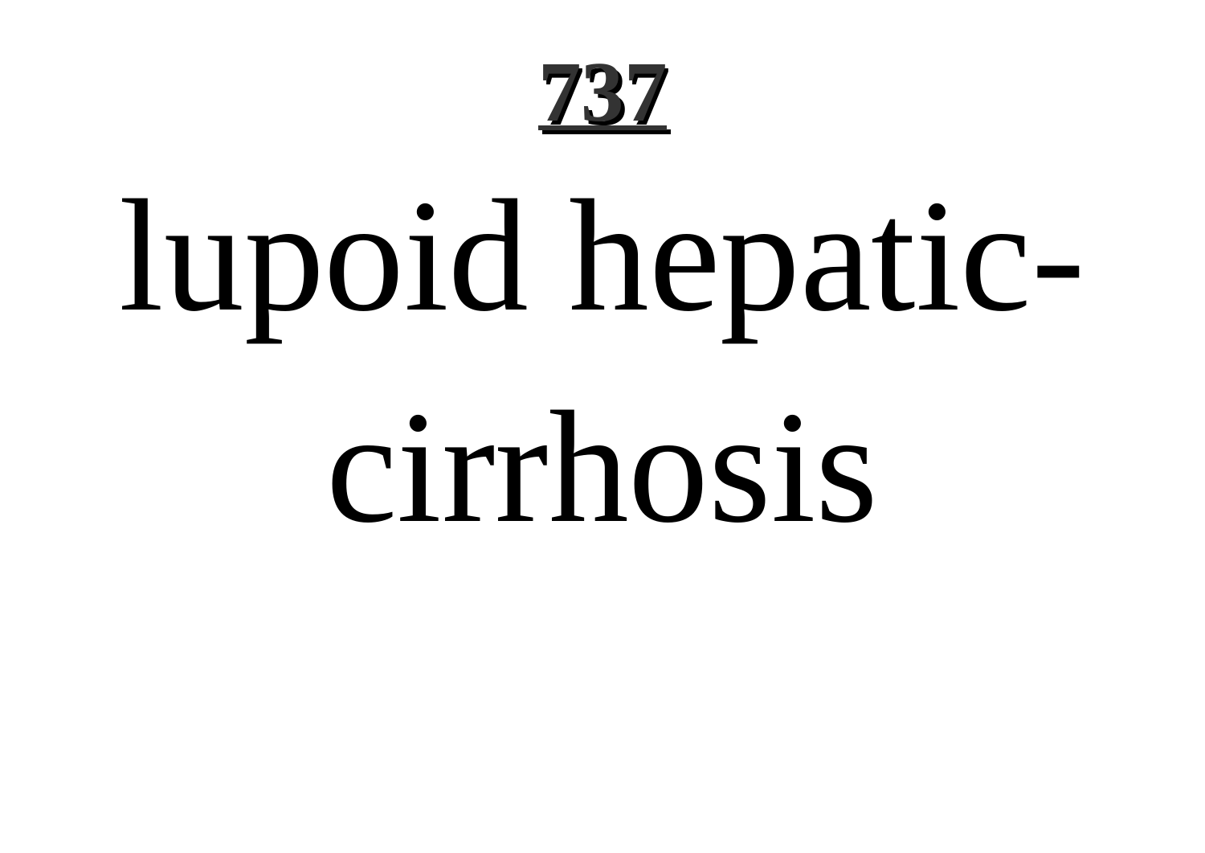lupoid hepatic-cirrhosis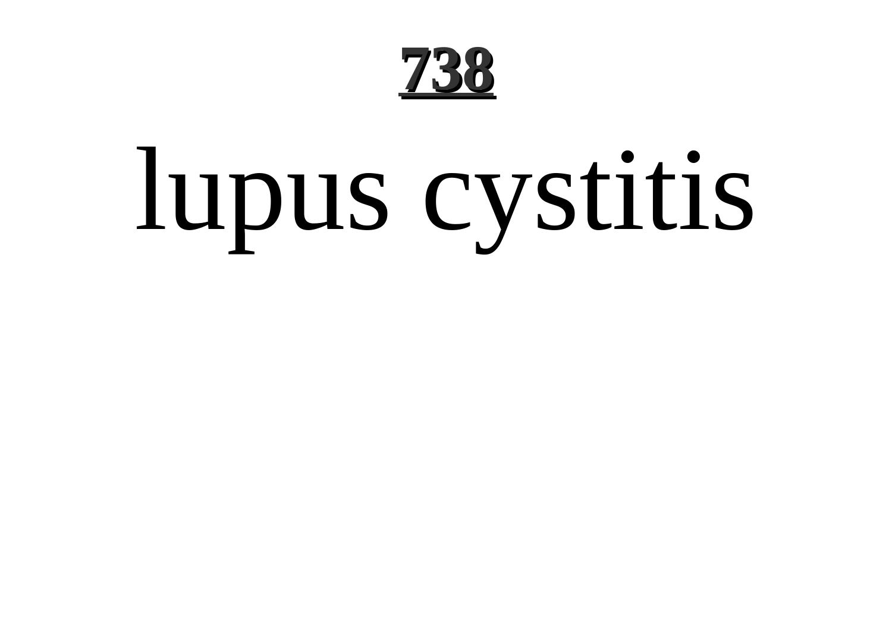lupus cystitis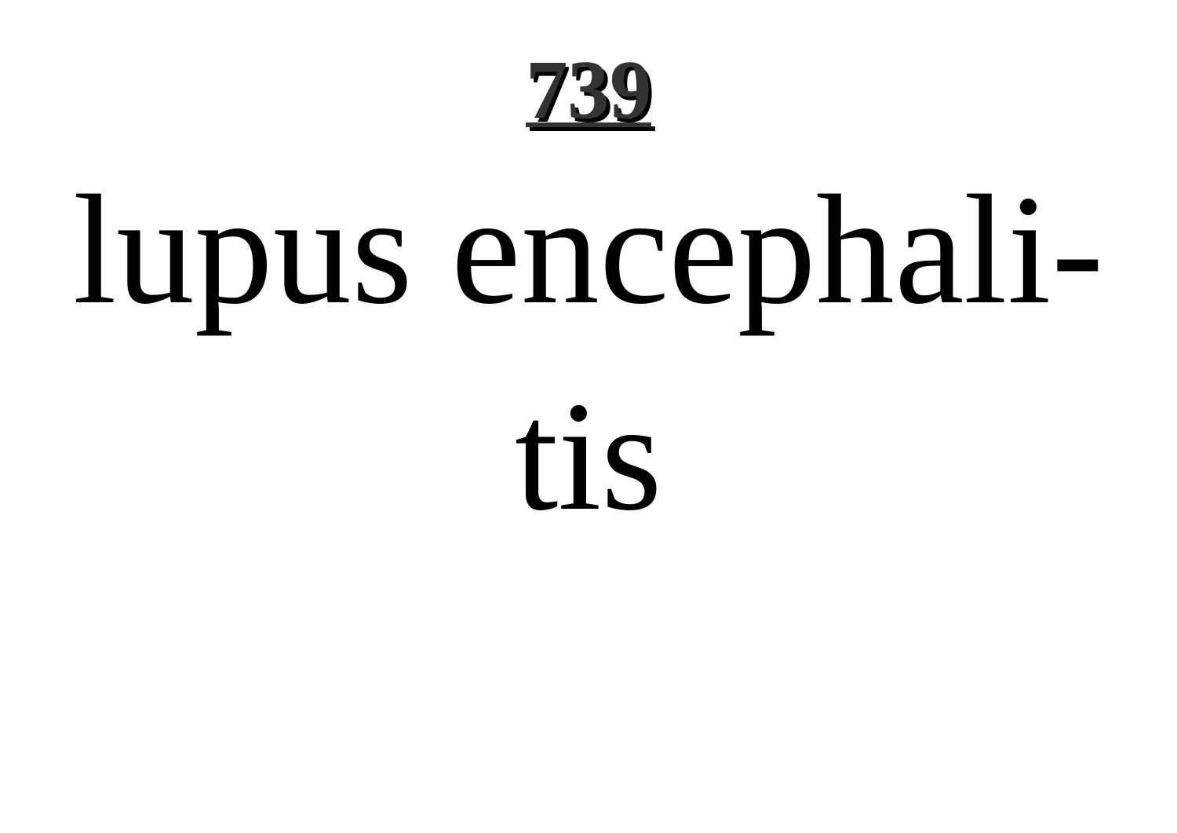lupus encephalitis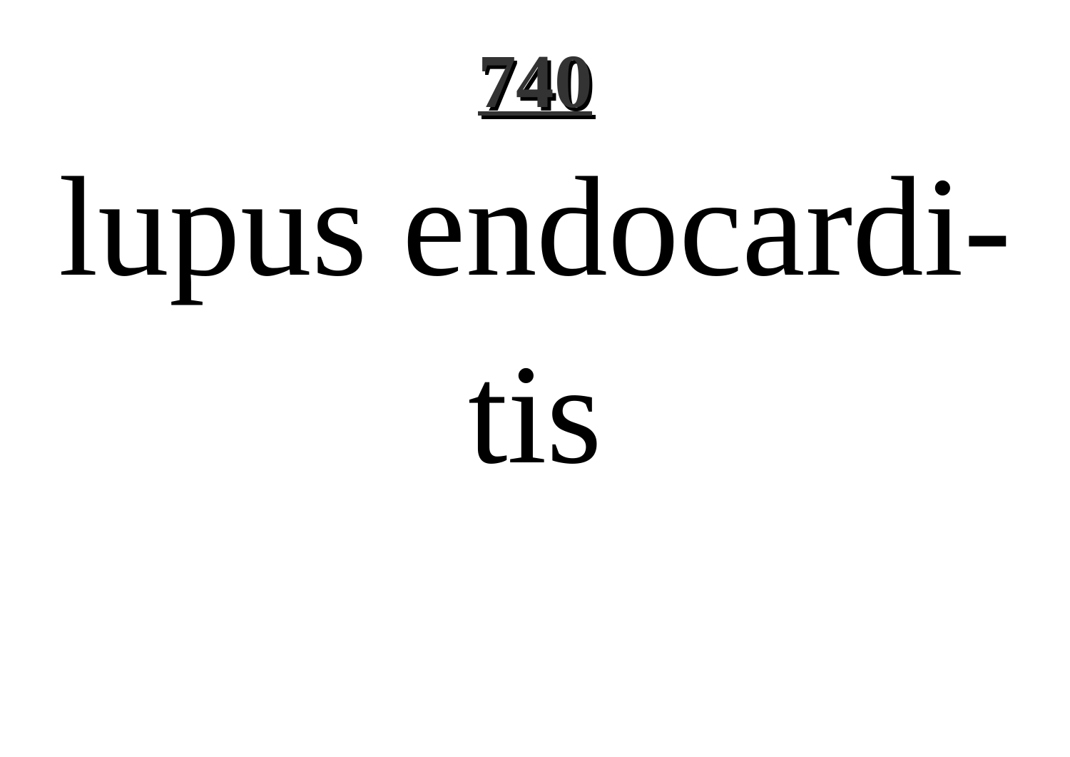lupus endocarditis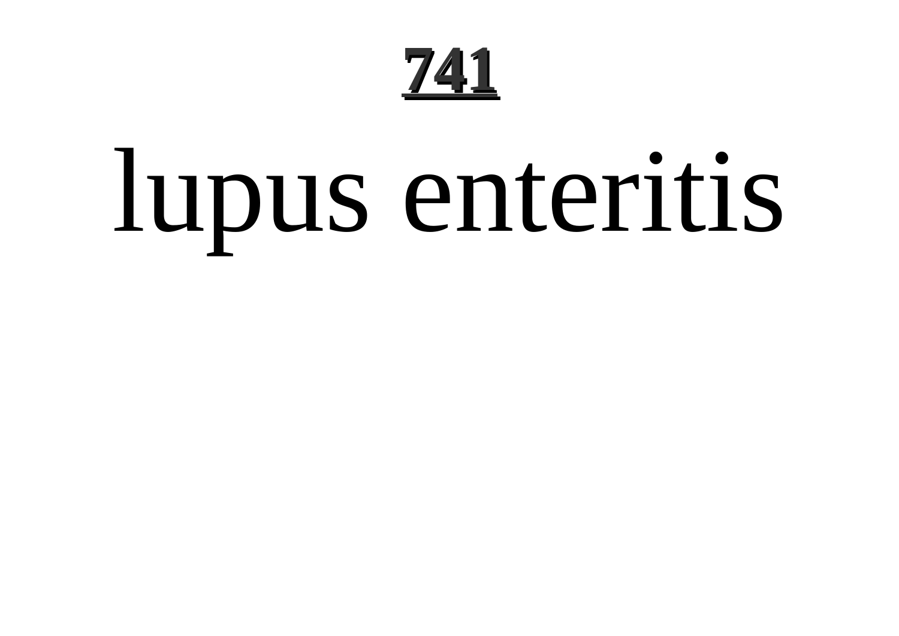# lupus enteritis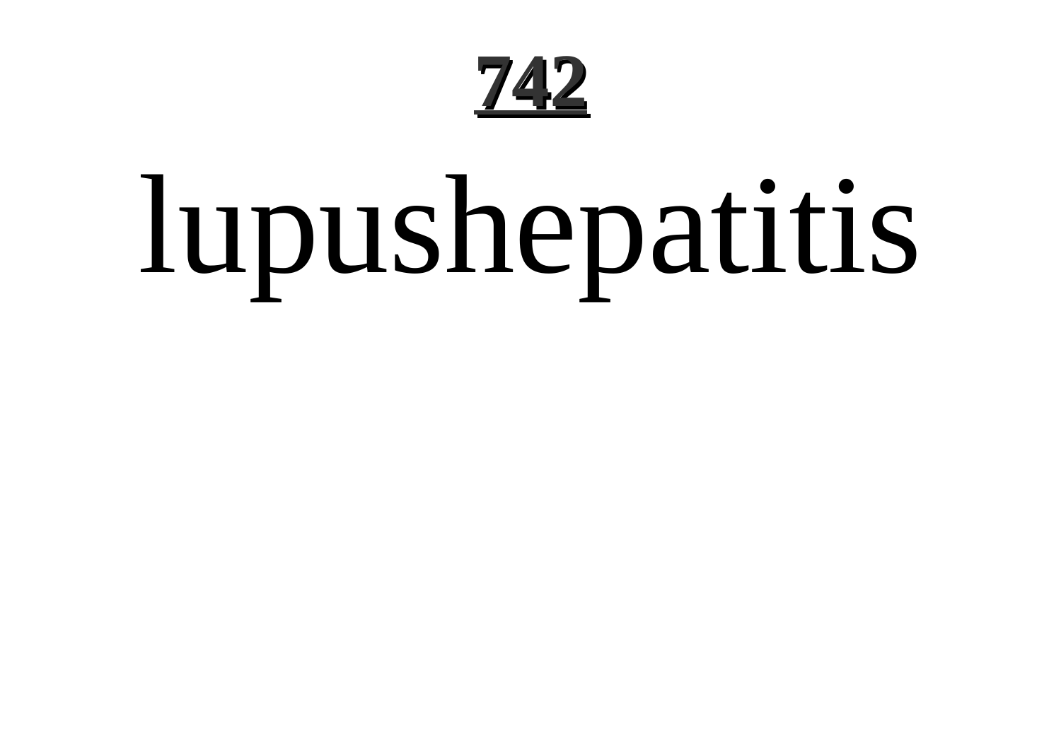lupushepatitis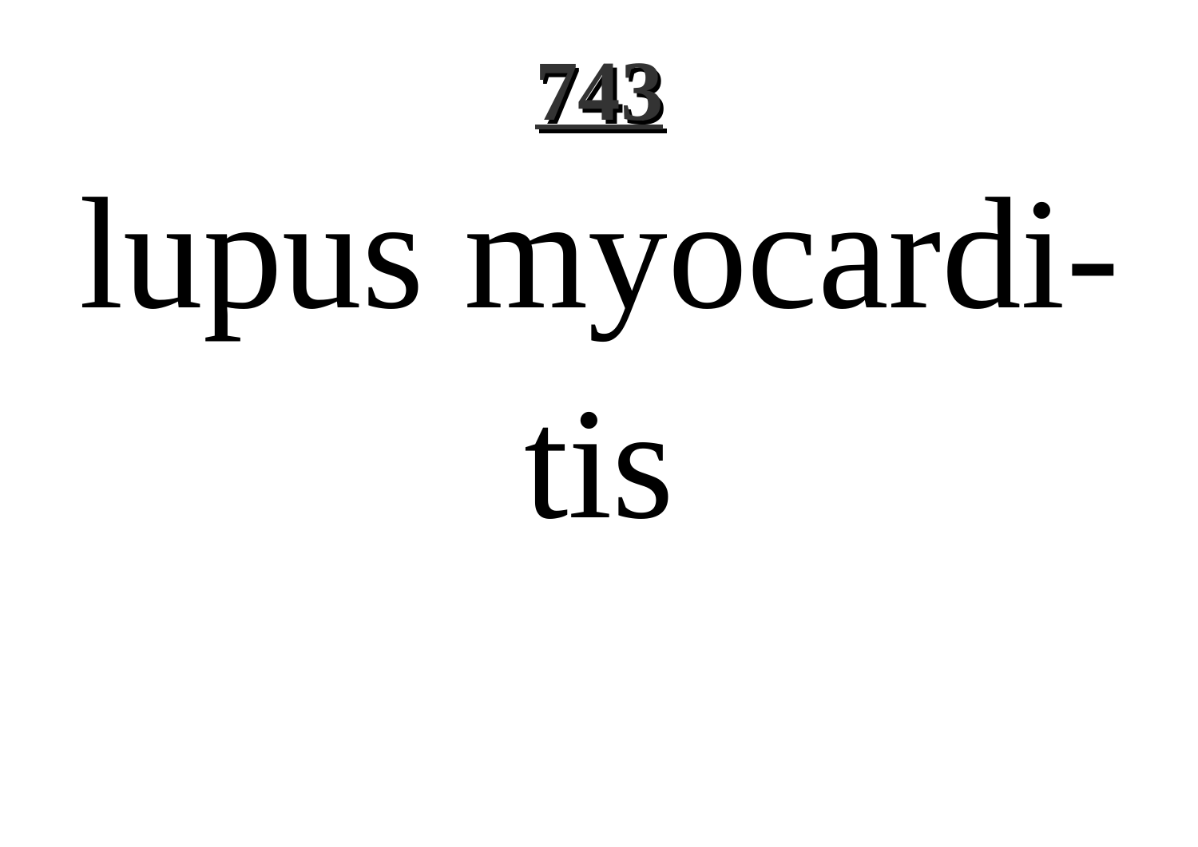# 743

lupus myocarditis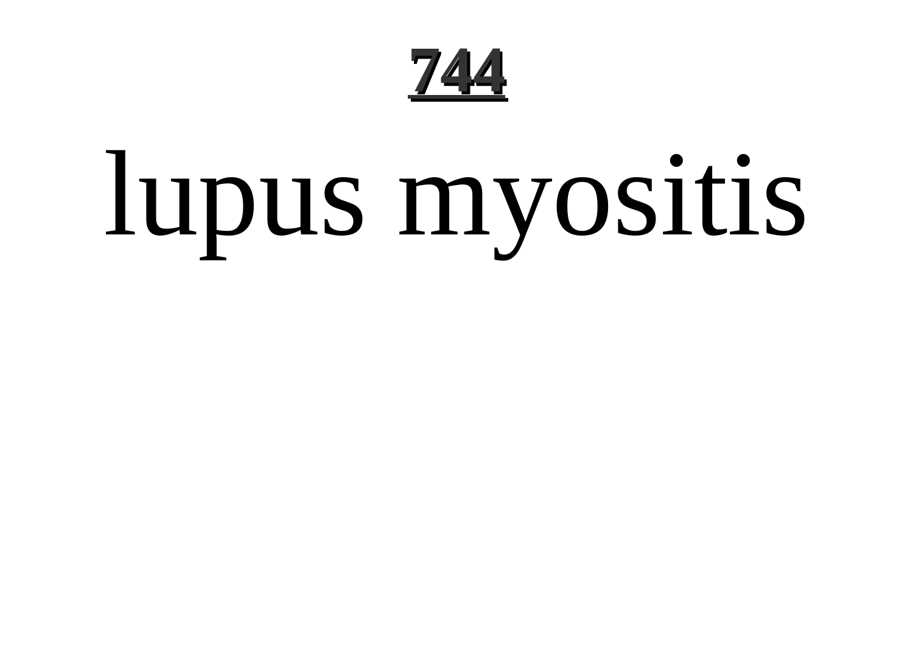# lupus myositis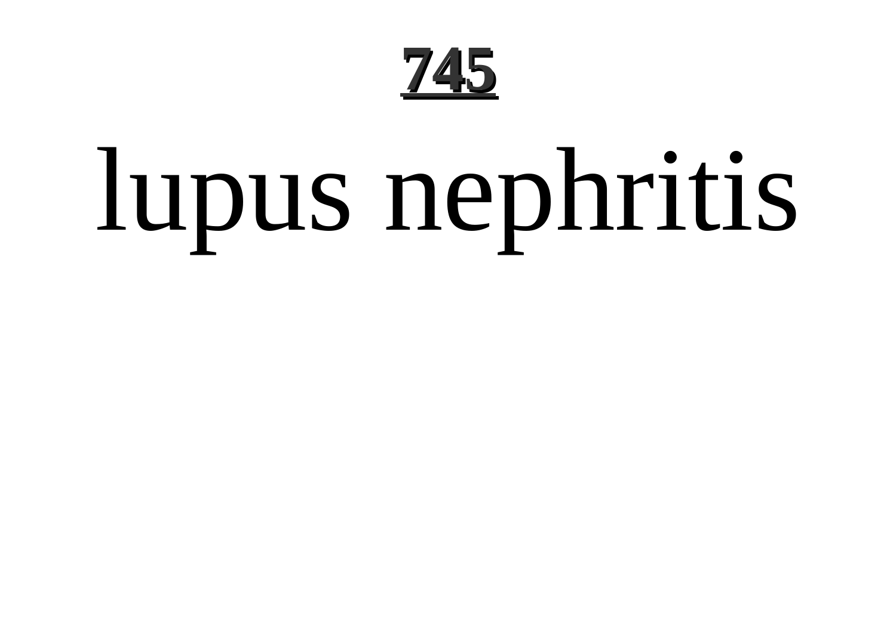# lupus nephritis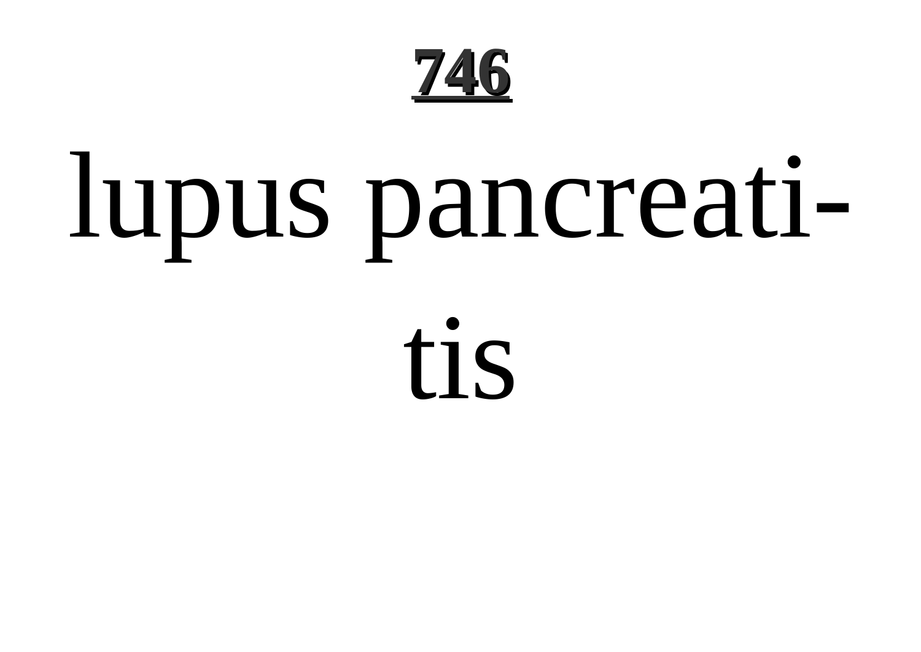lupus pancreati-

tis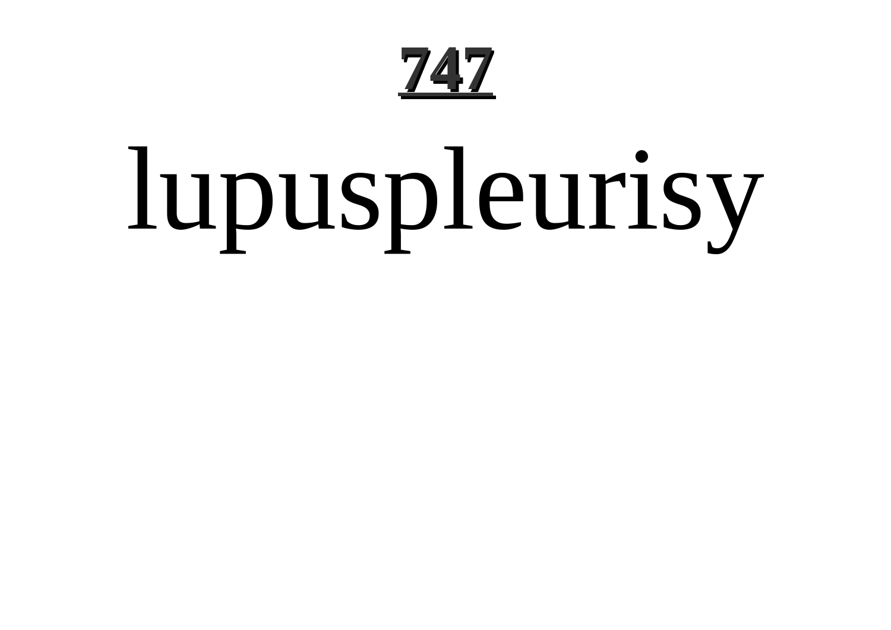lupuspleurisy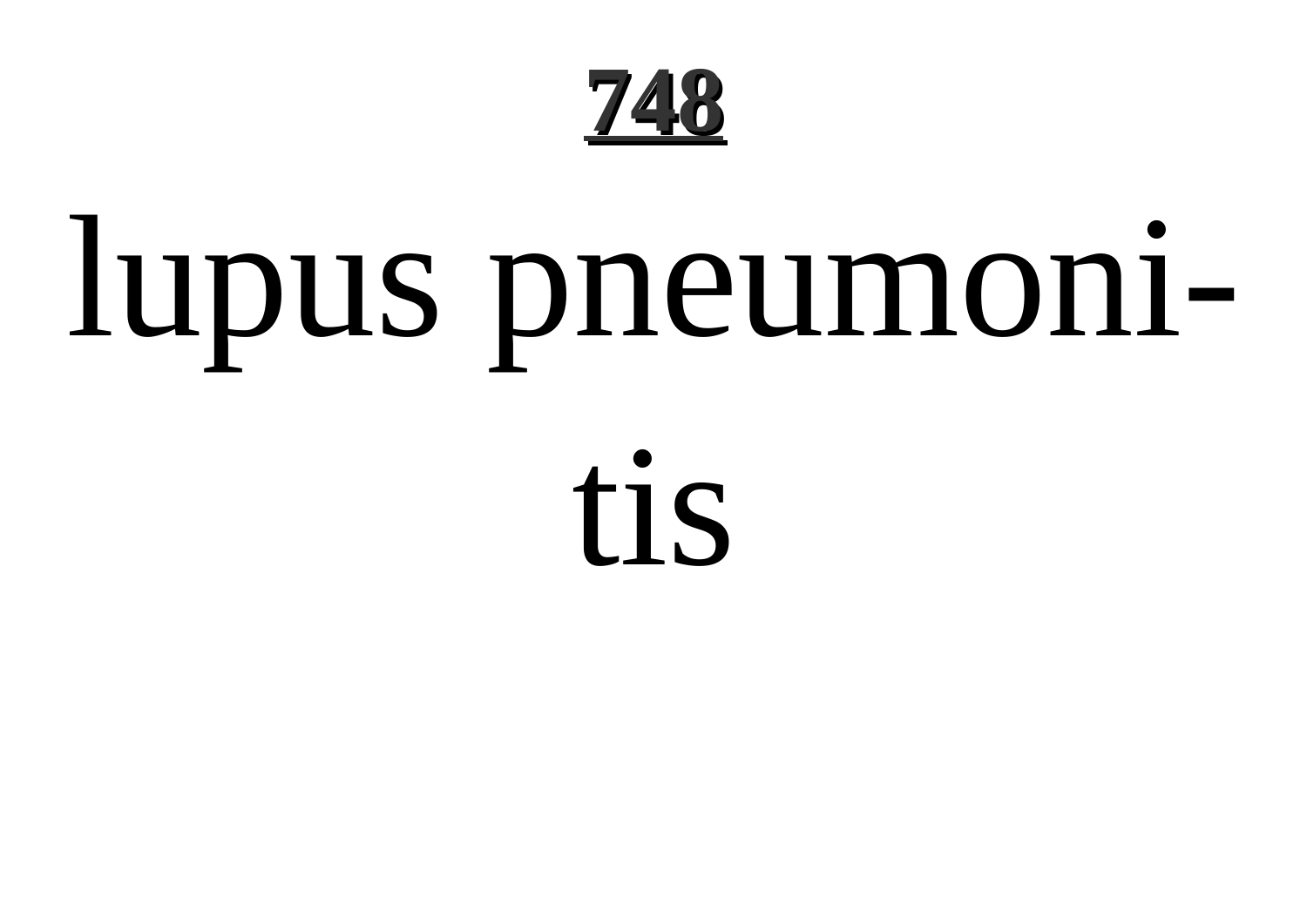lupus pneumonitis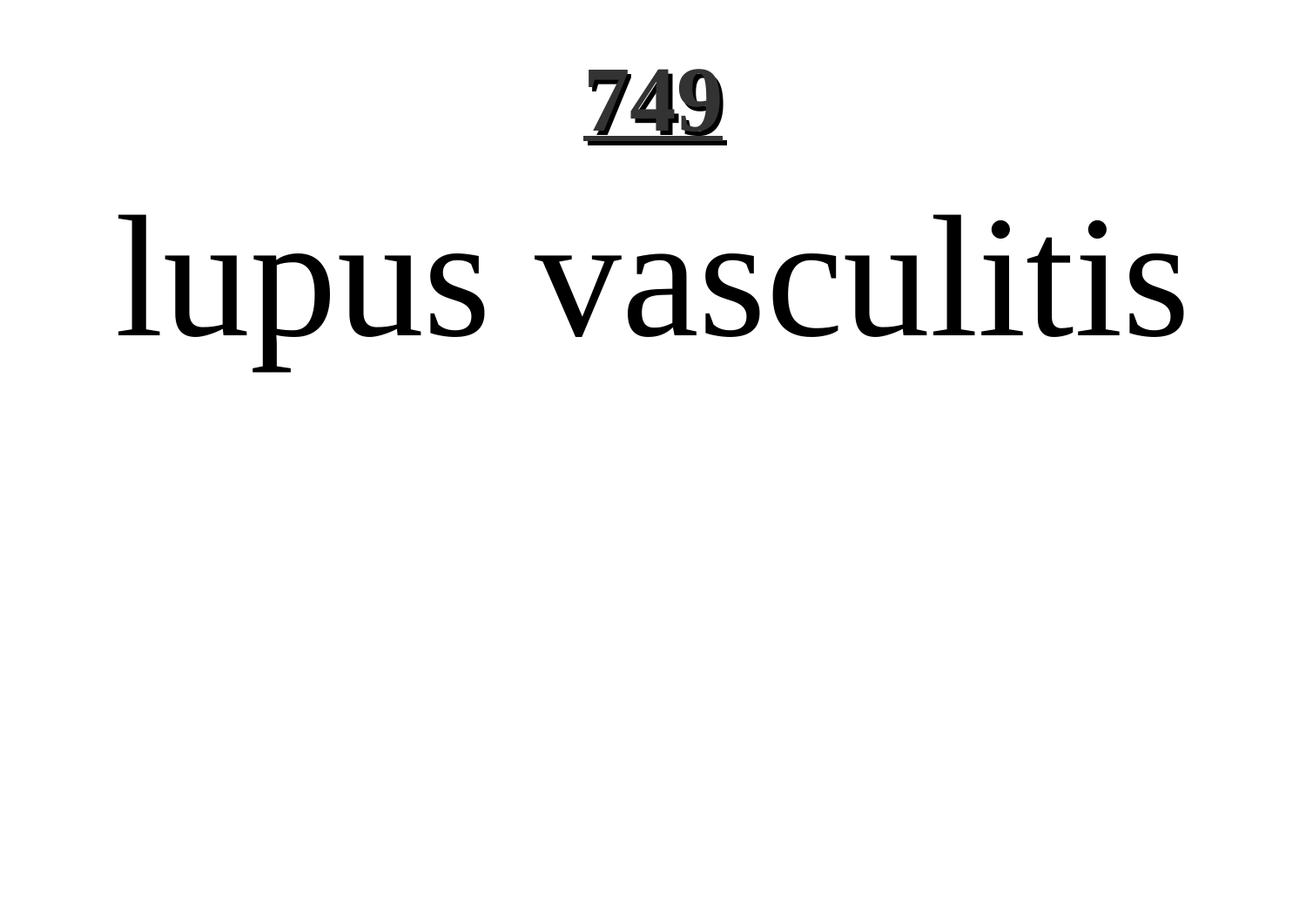# lupus vasculitis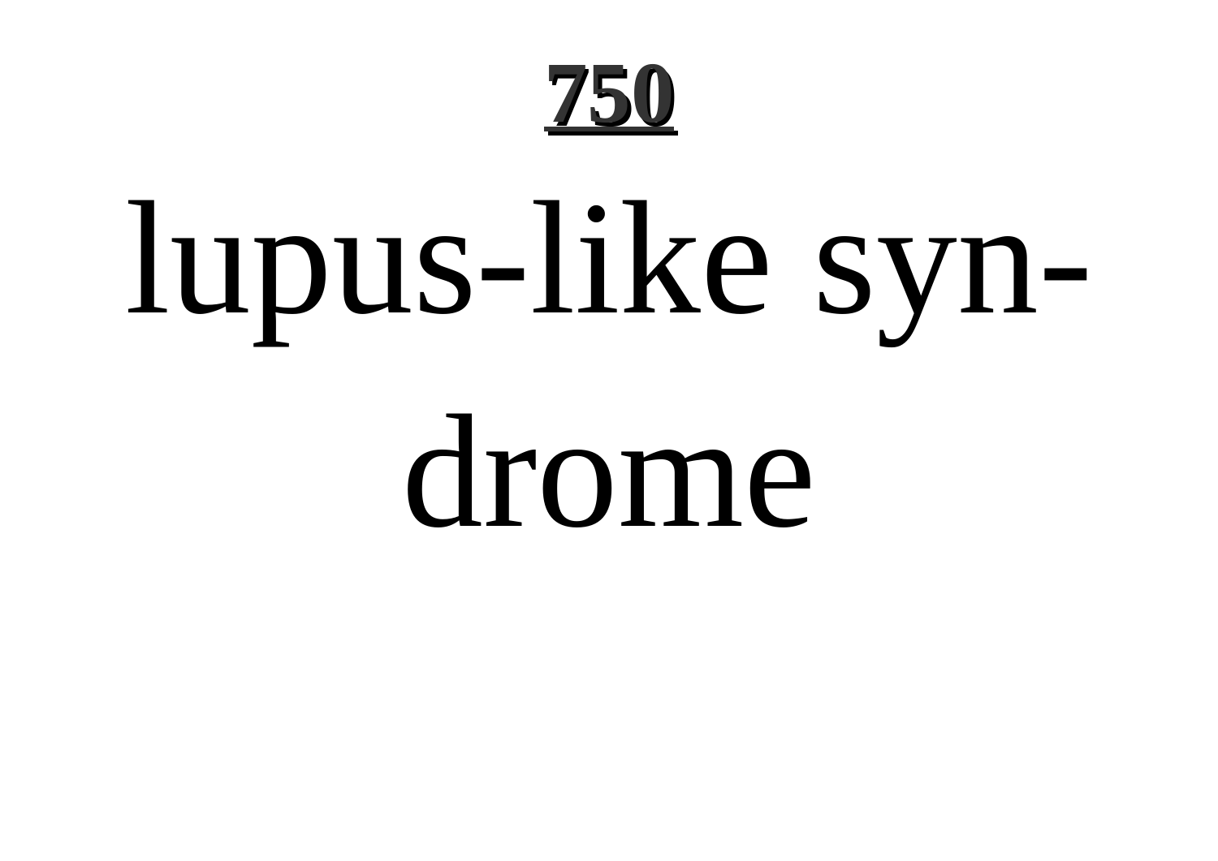lupus-like syndrome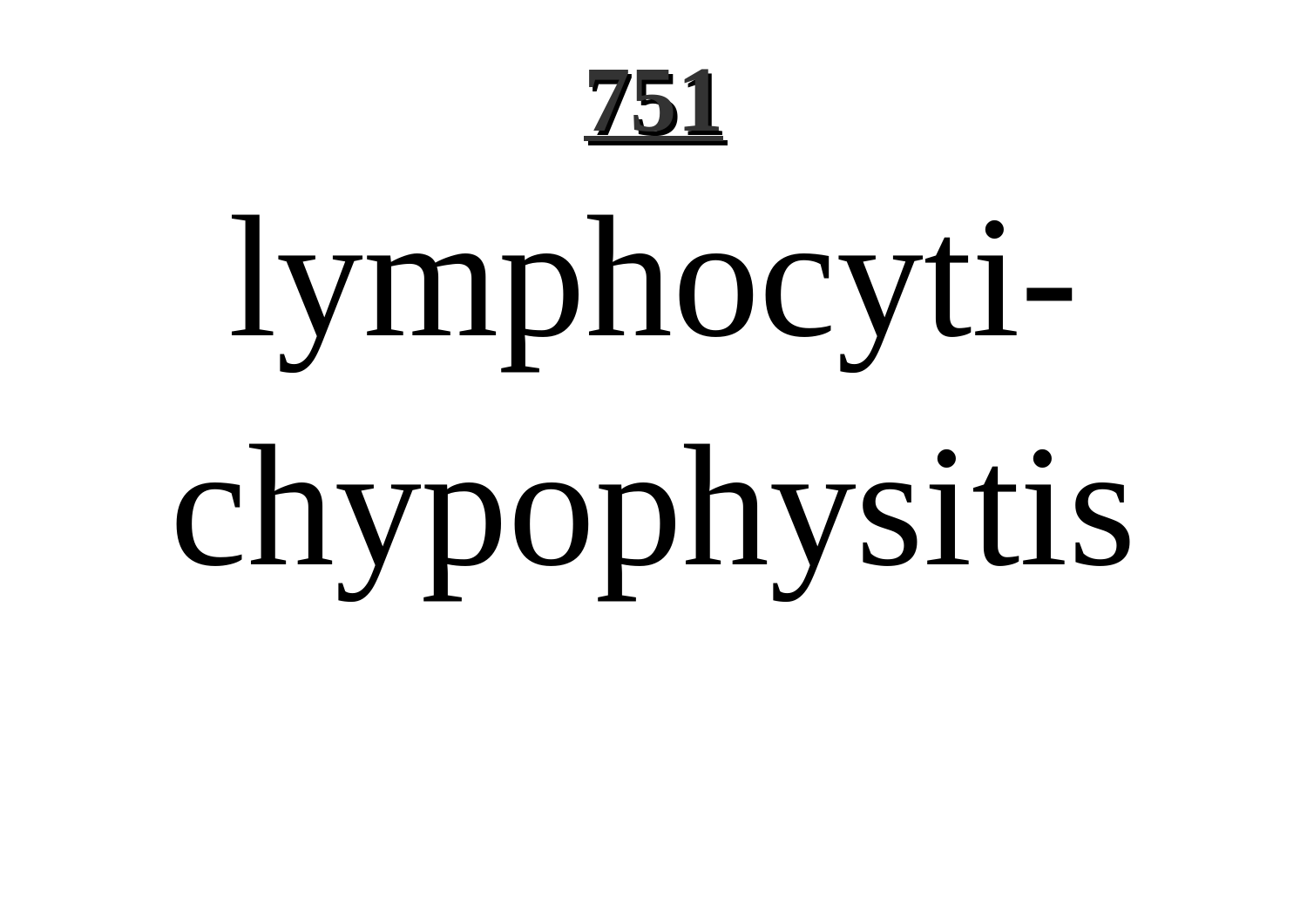**751**

# lymphocyti-chypophysitis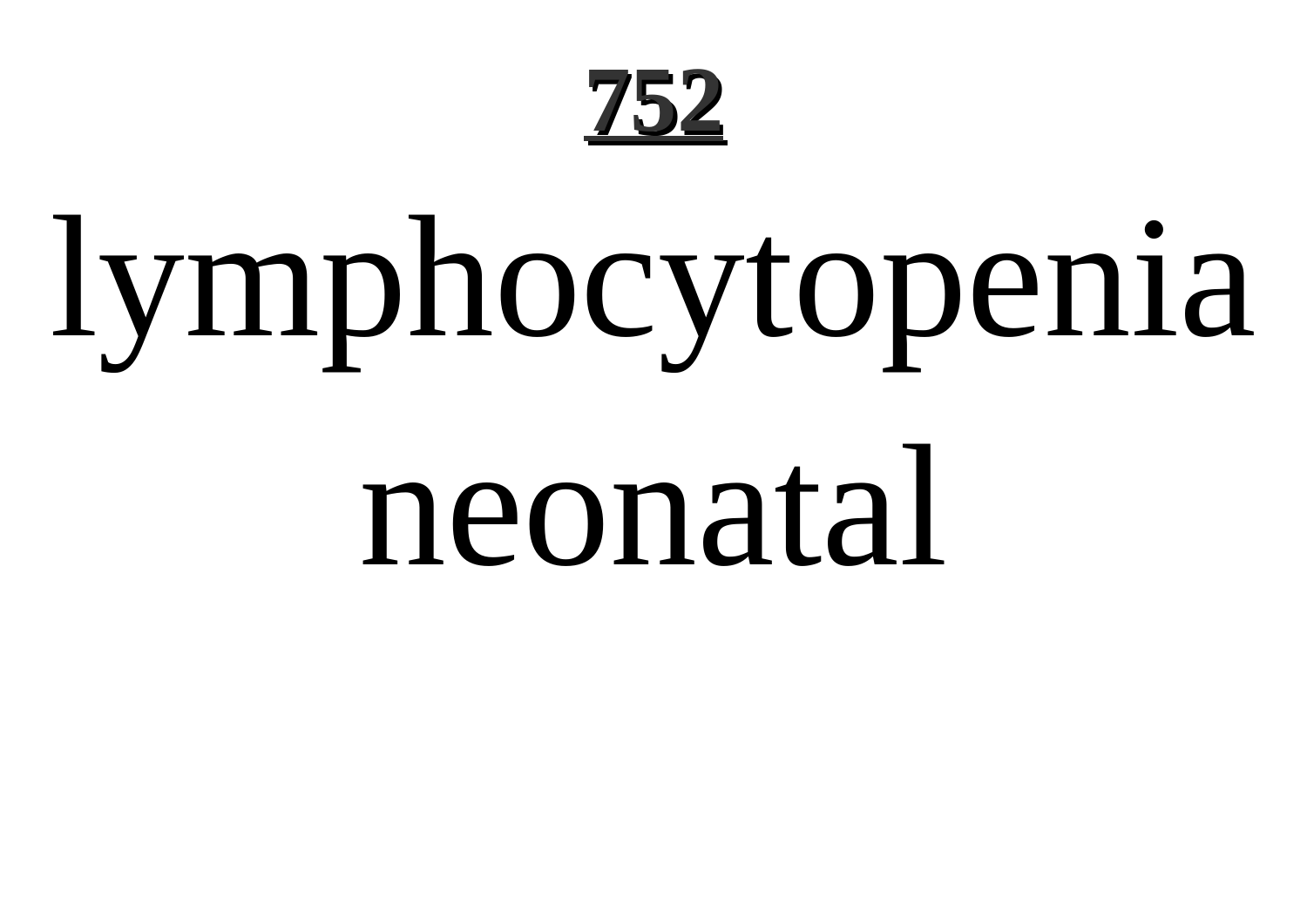lymphocytopenia neonatal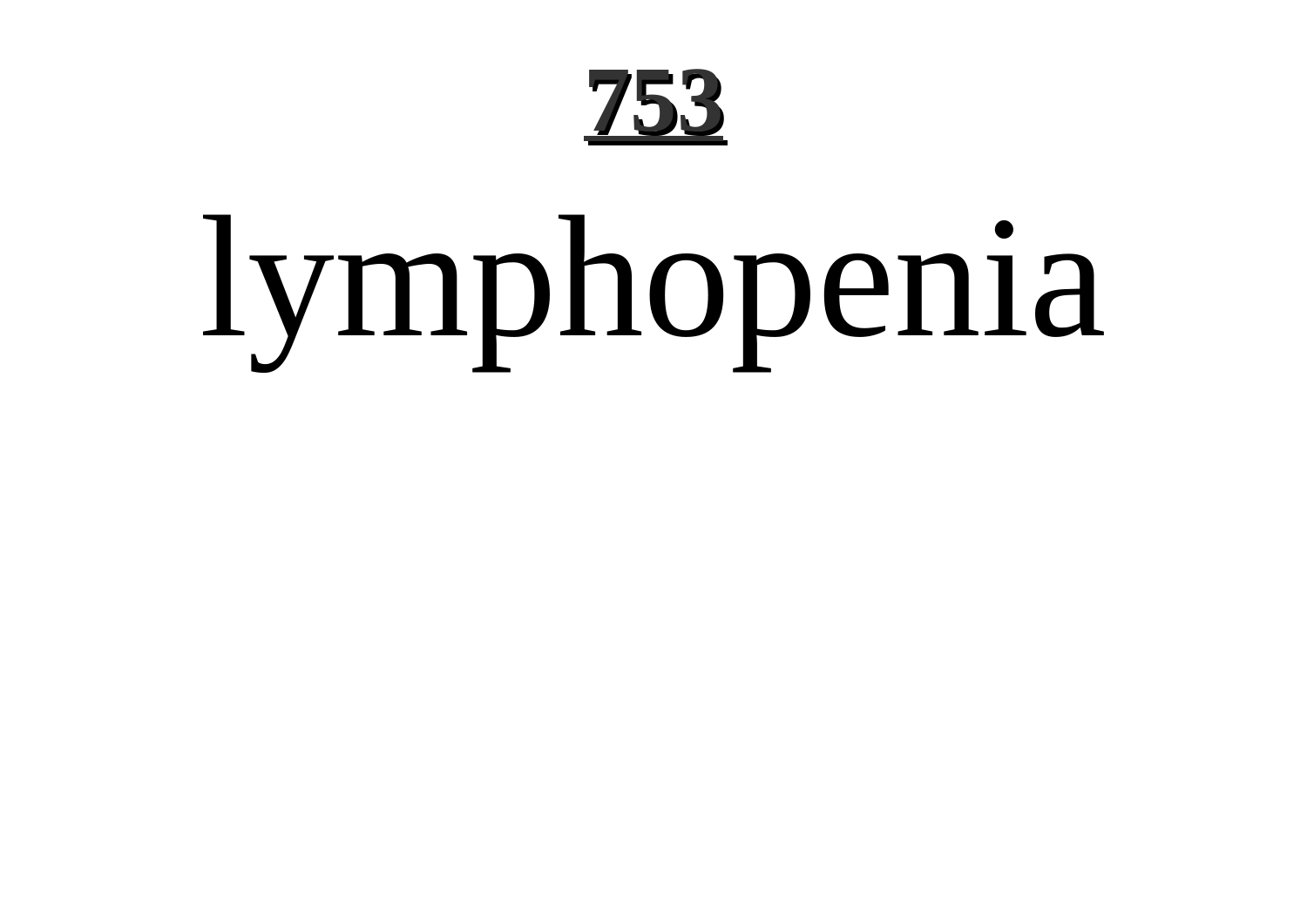# **753**

# lymphopenia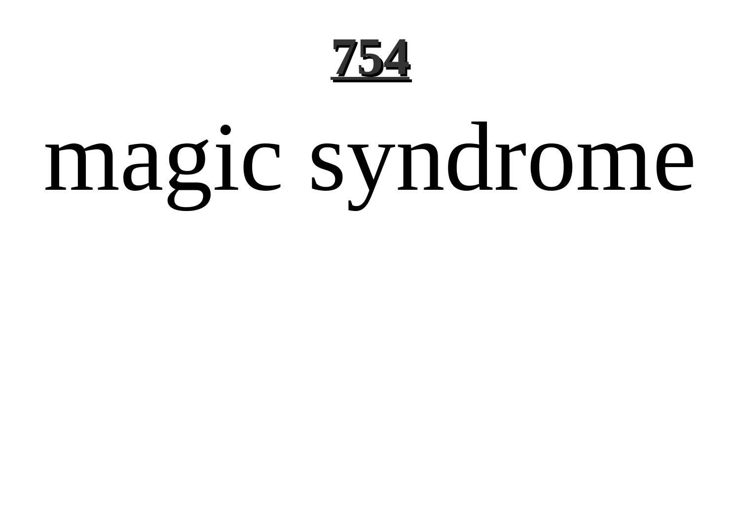# magic syndrome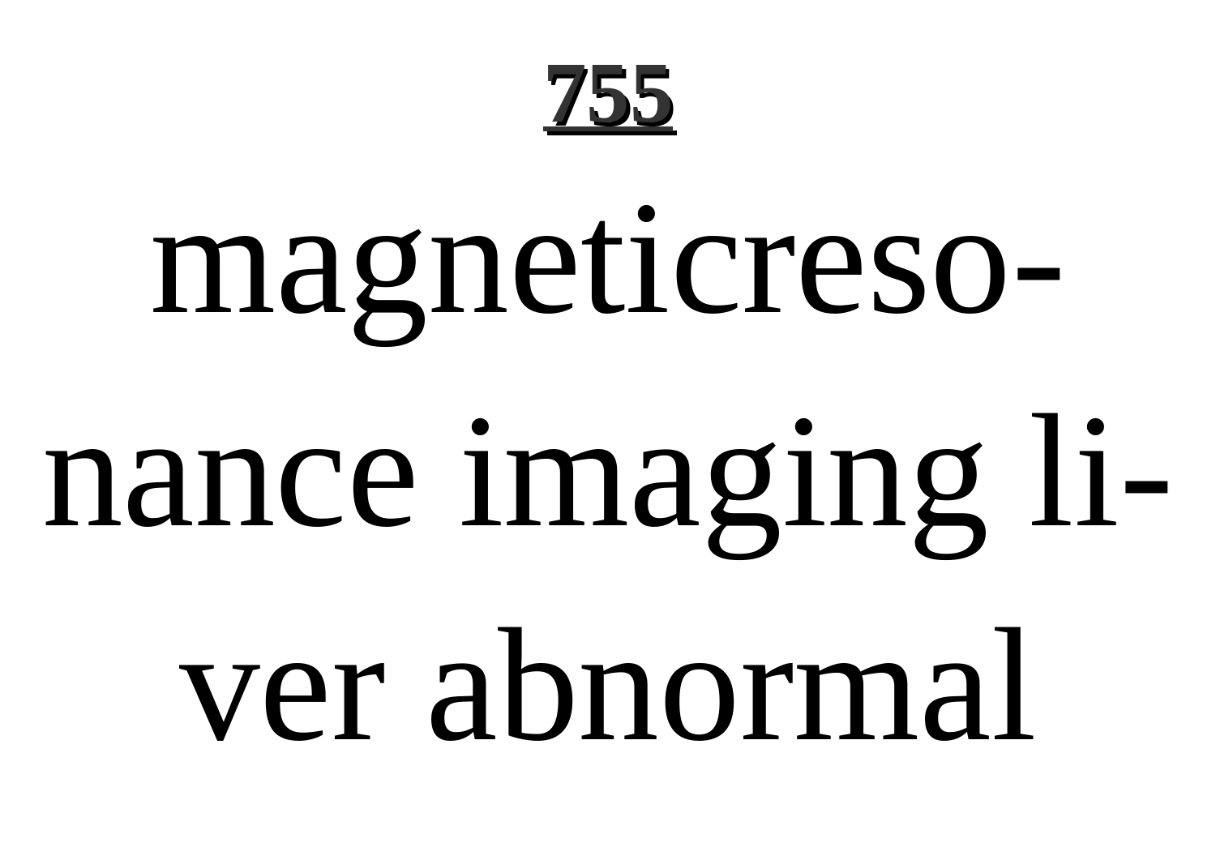magneticresonance imaging liver abnormal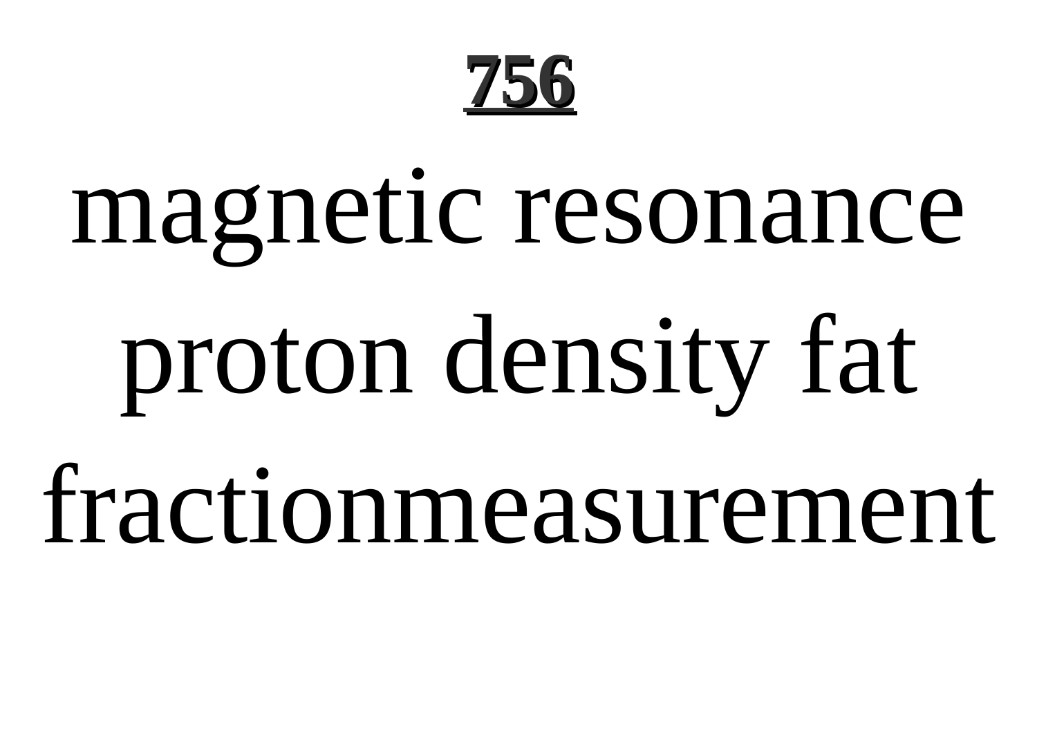magnetic resonance proton density fat fractionmeasurement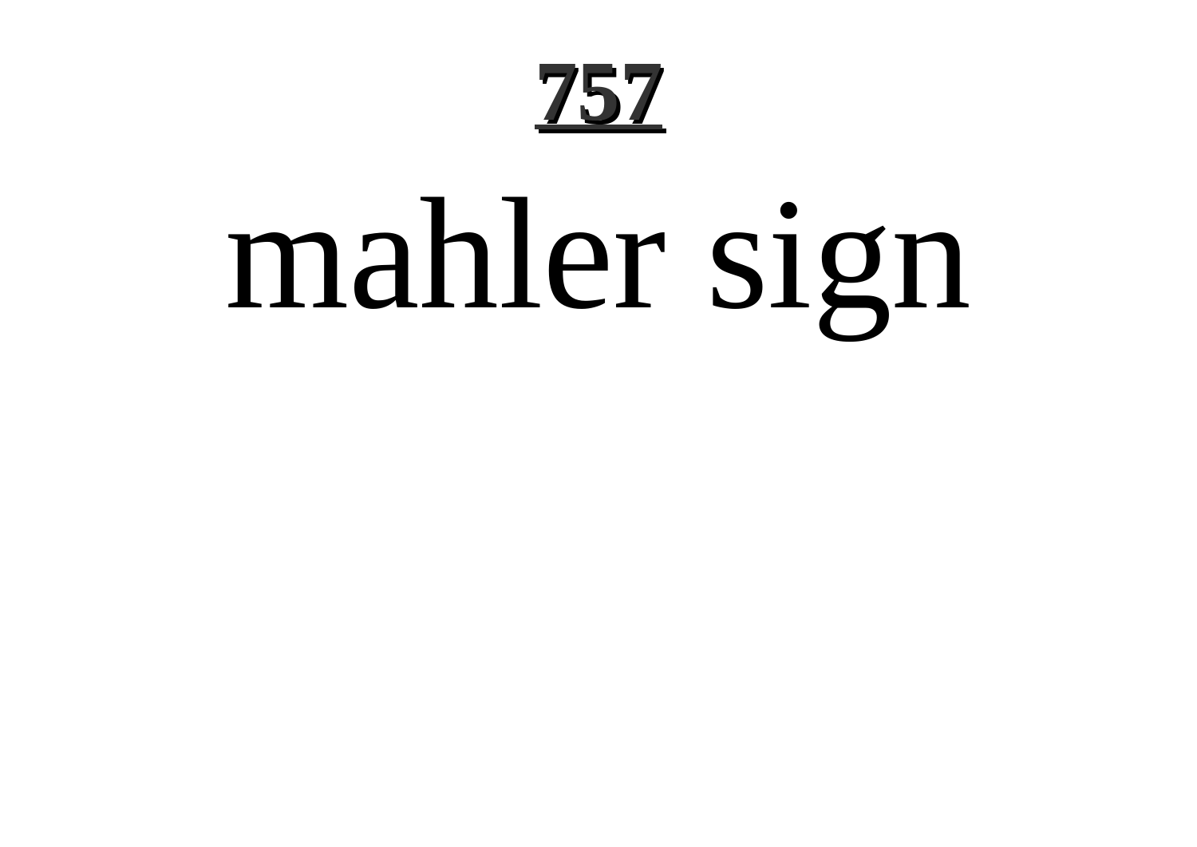**757**

# mahler sign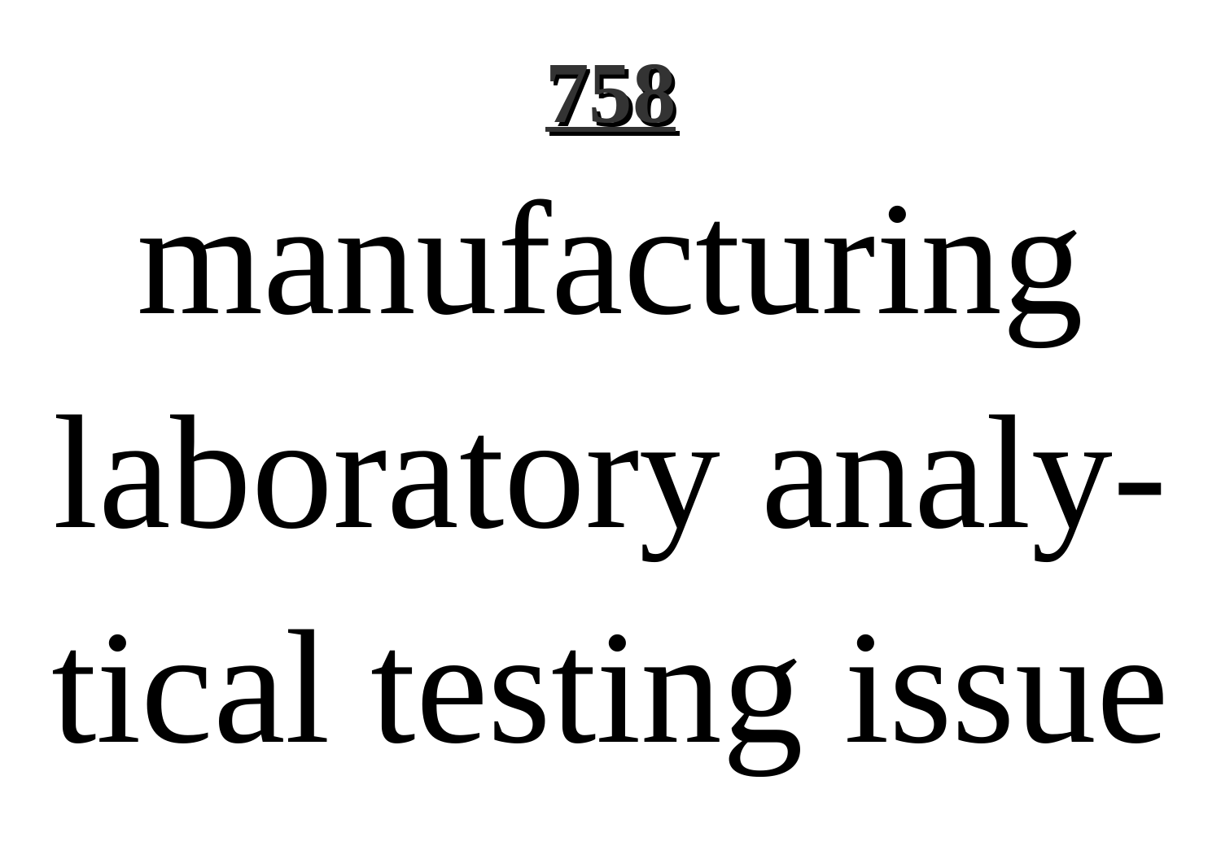**758**

# manufacturing laboratory analytical testing issue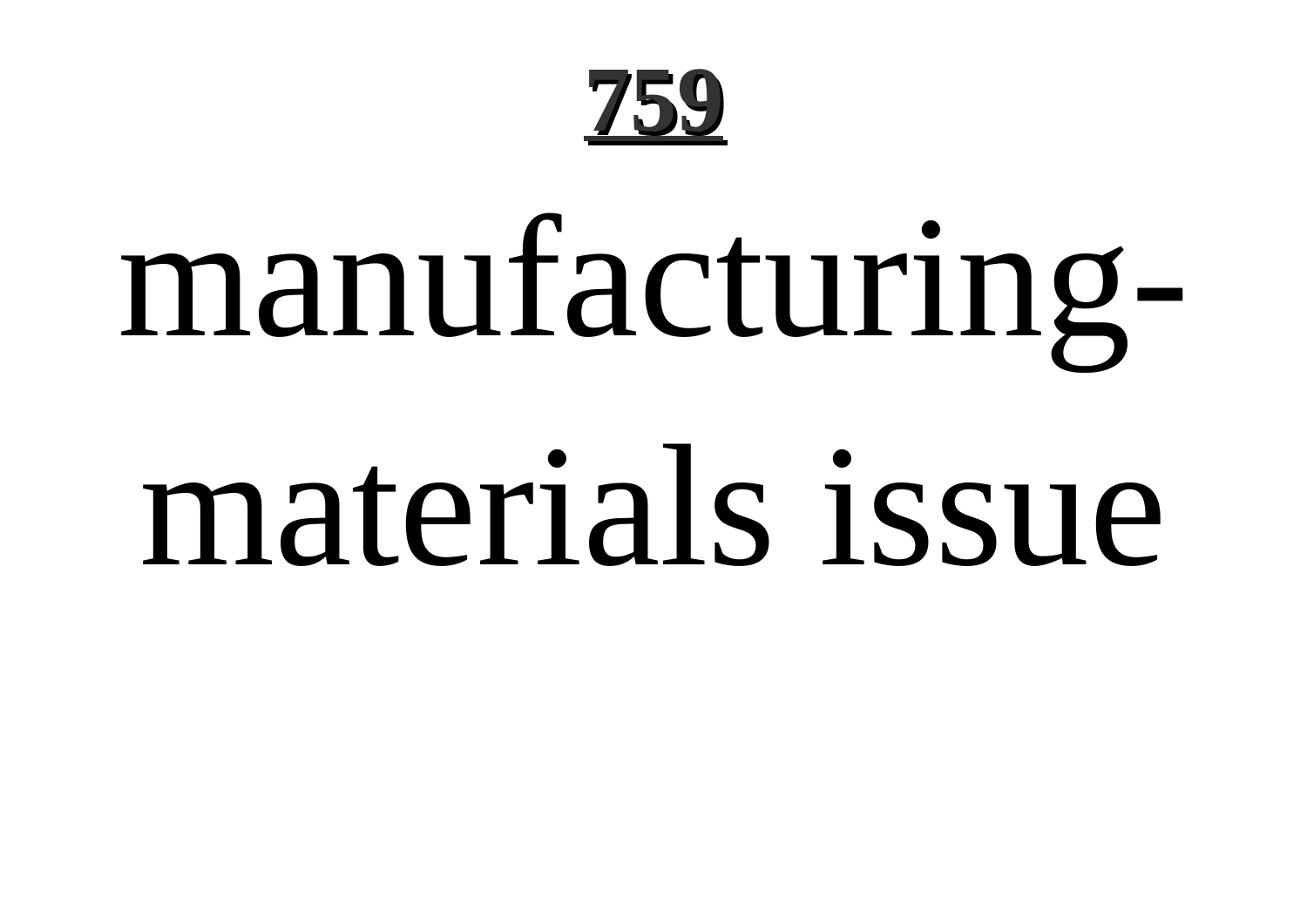**759**

# manufacturing-materials issue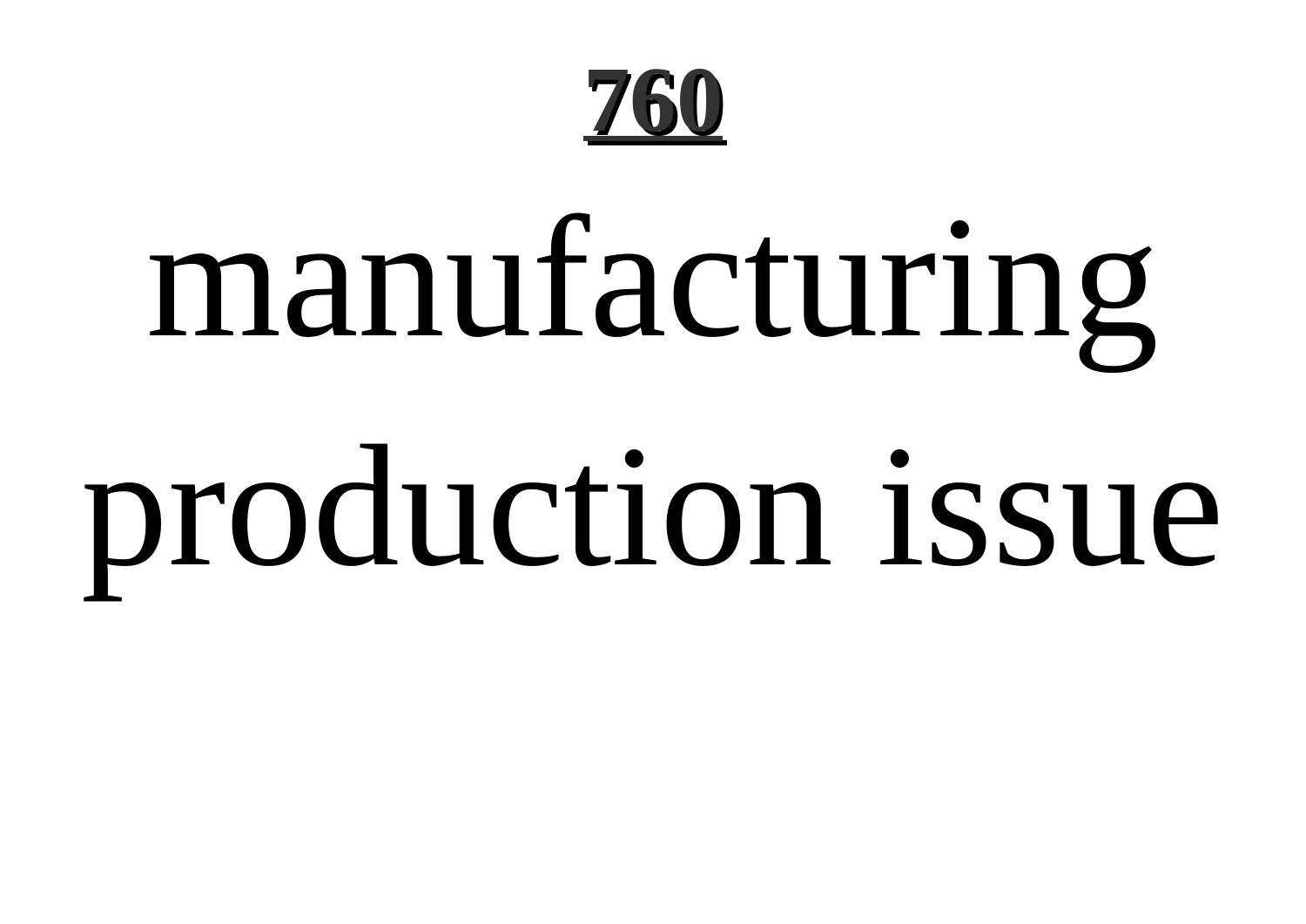# 760

manufacturing production issue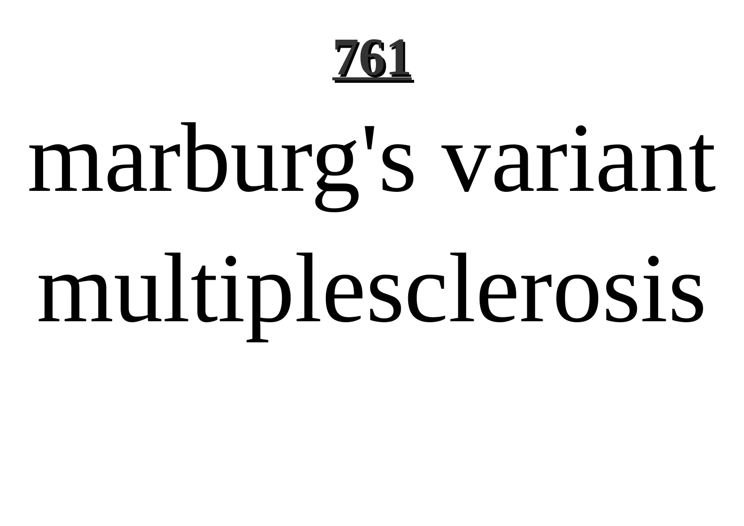# marburg's variant multiplesclerosis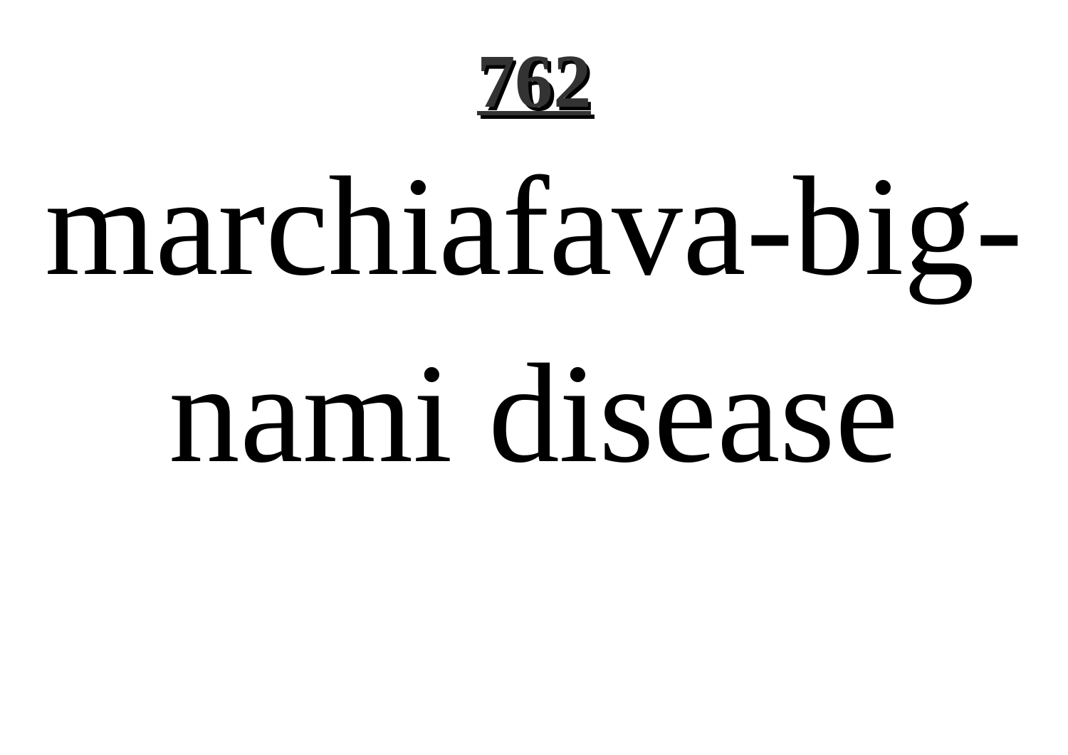# marchiafava-bignami disease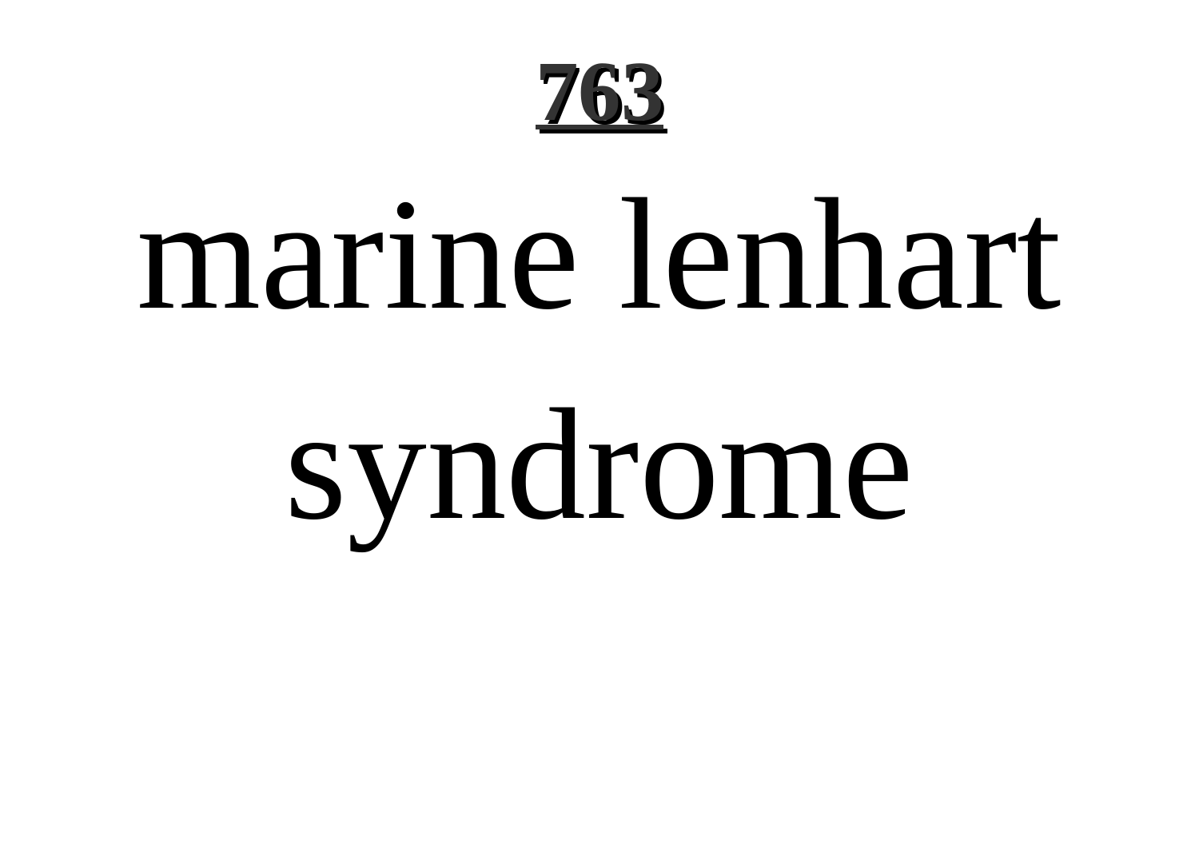# marine lenhart syndrome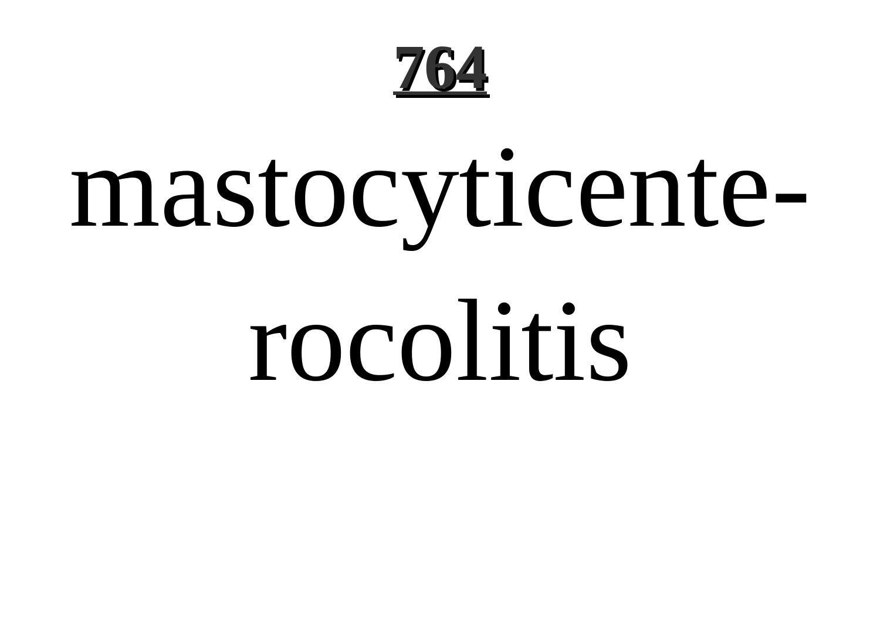mastocyticenterocolitis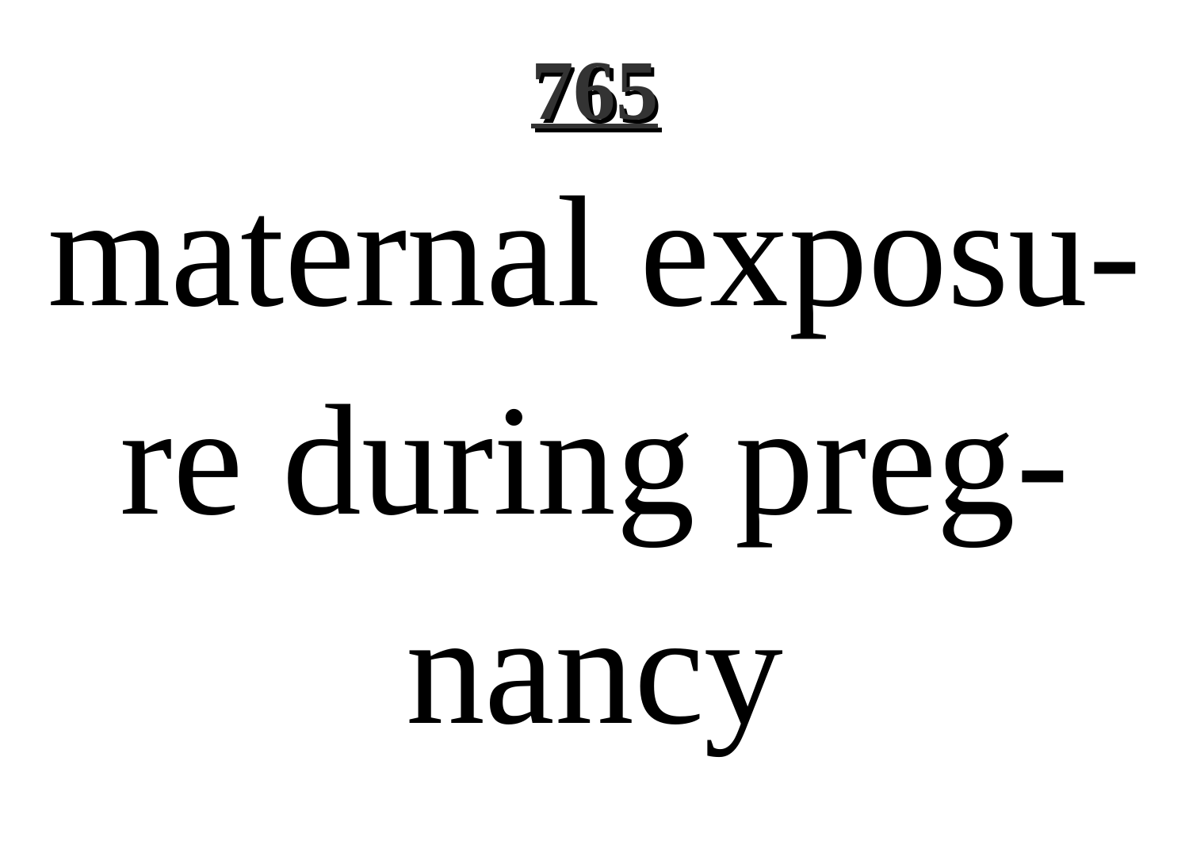maternal exposure during pregnancy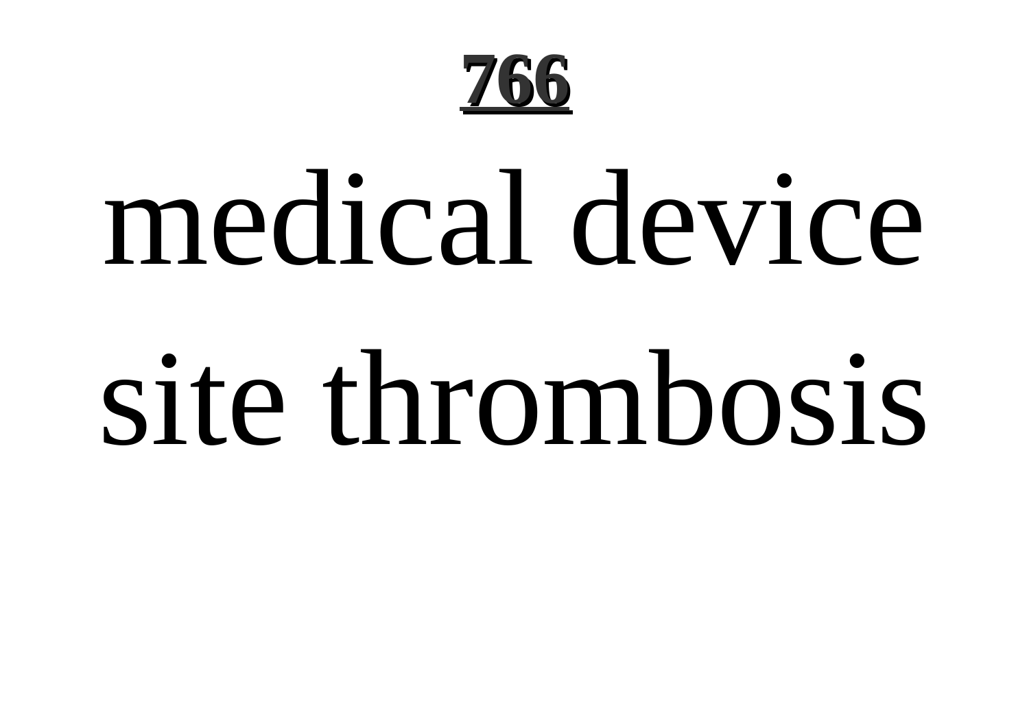medical device site thrombosis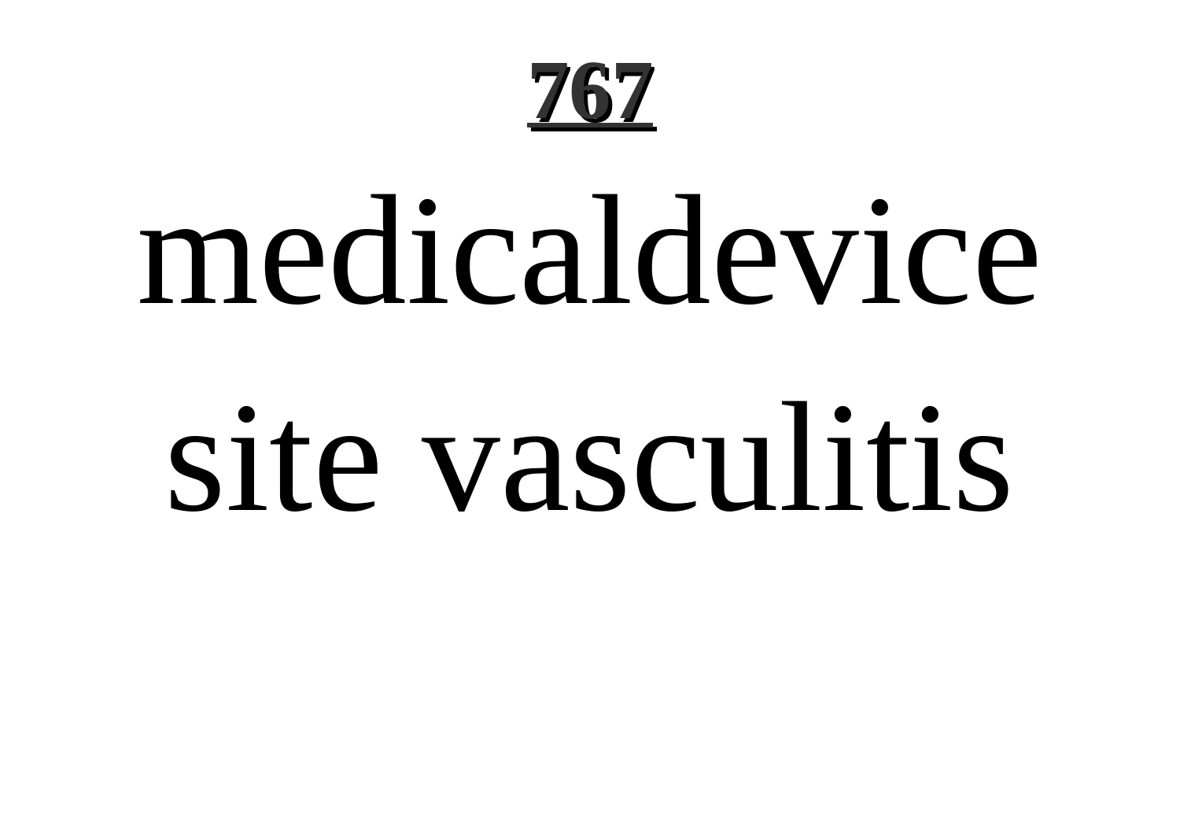# **767**

medicaldevice site vasculitis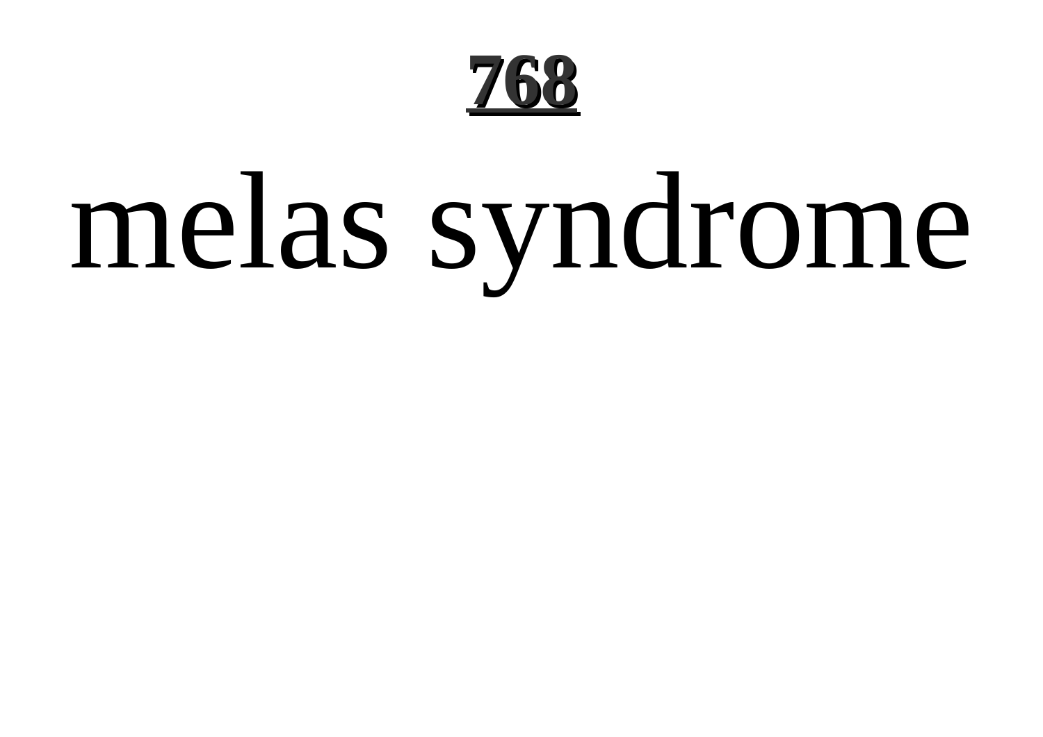# melas syndrome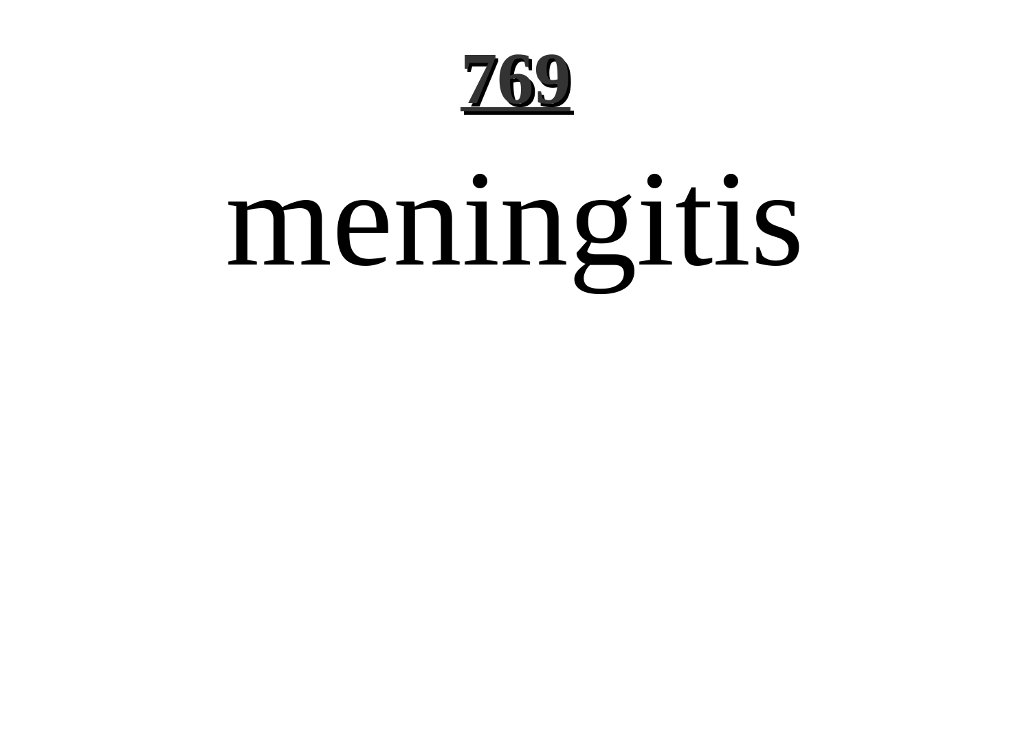meningitis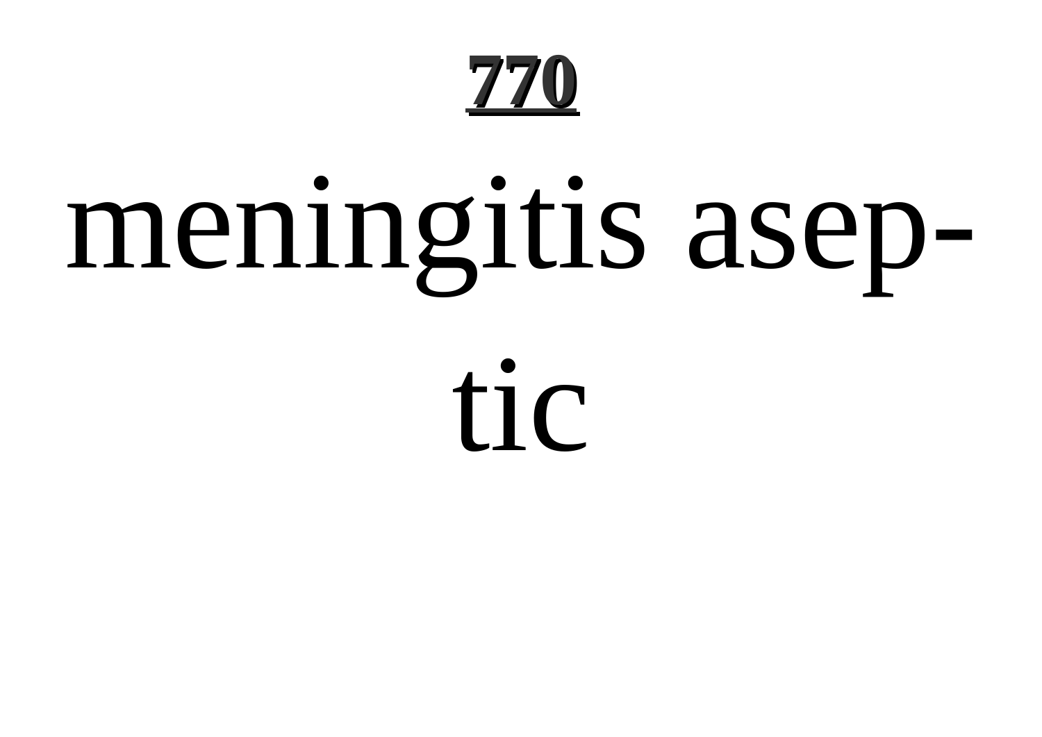meningitis aseptic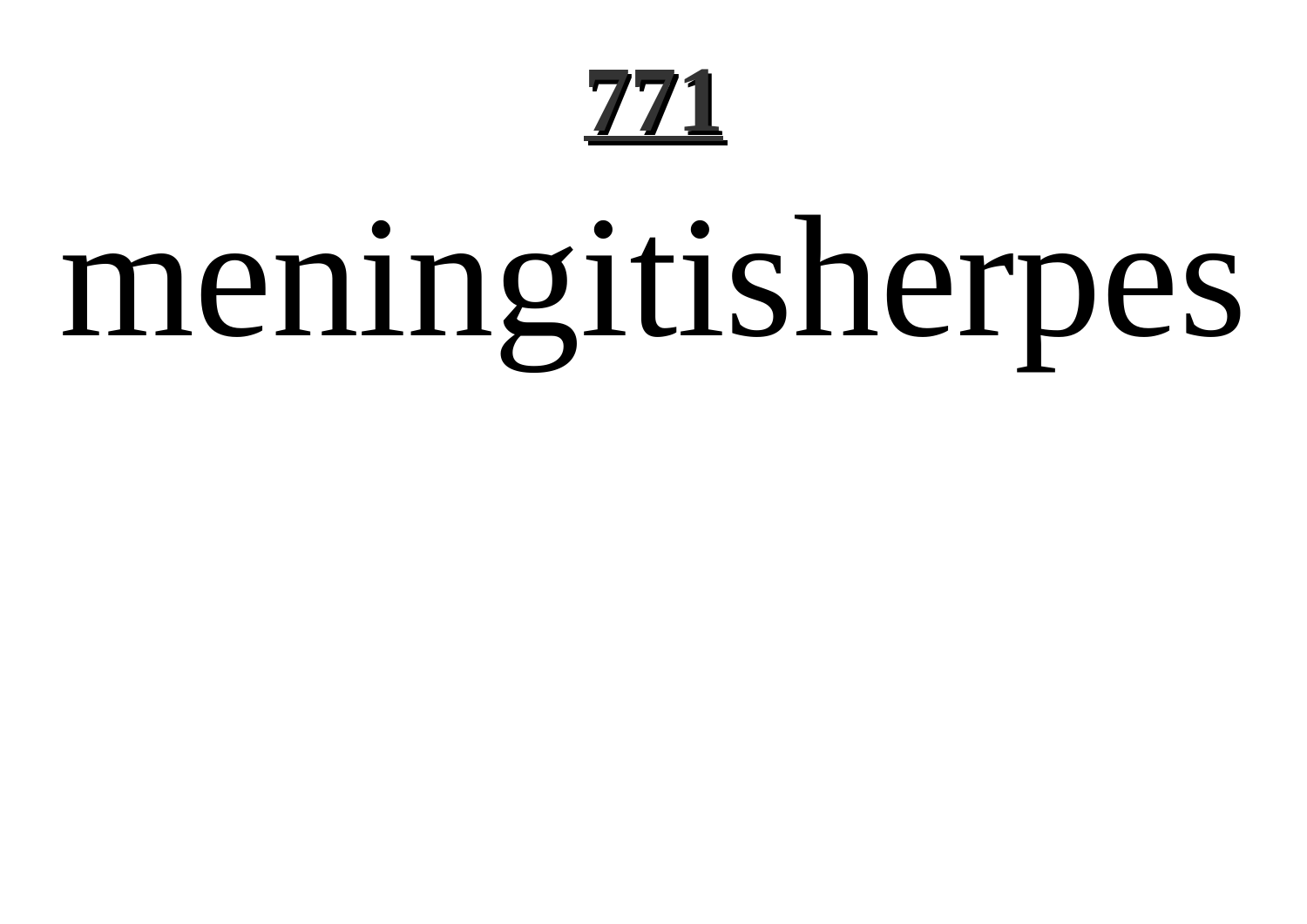# meningitisherpes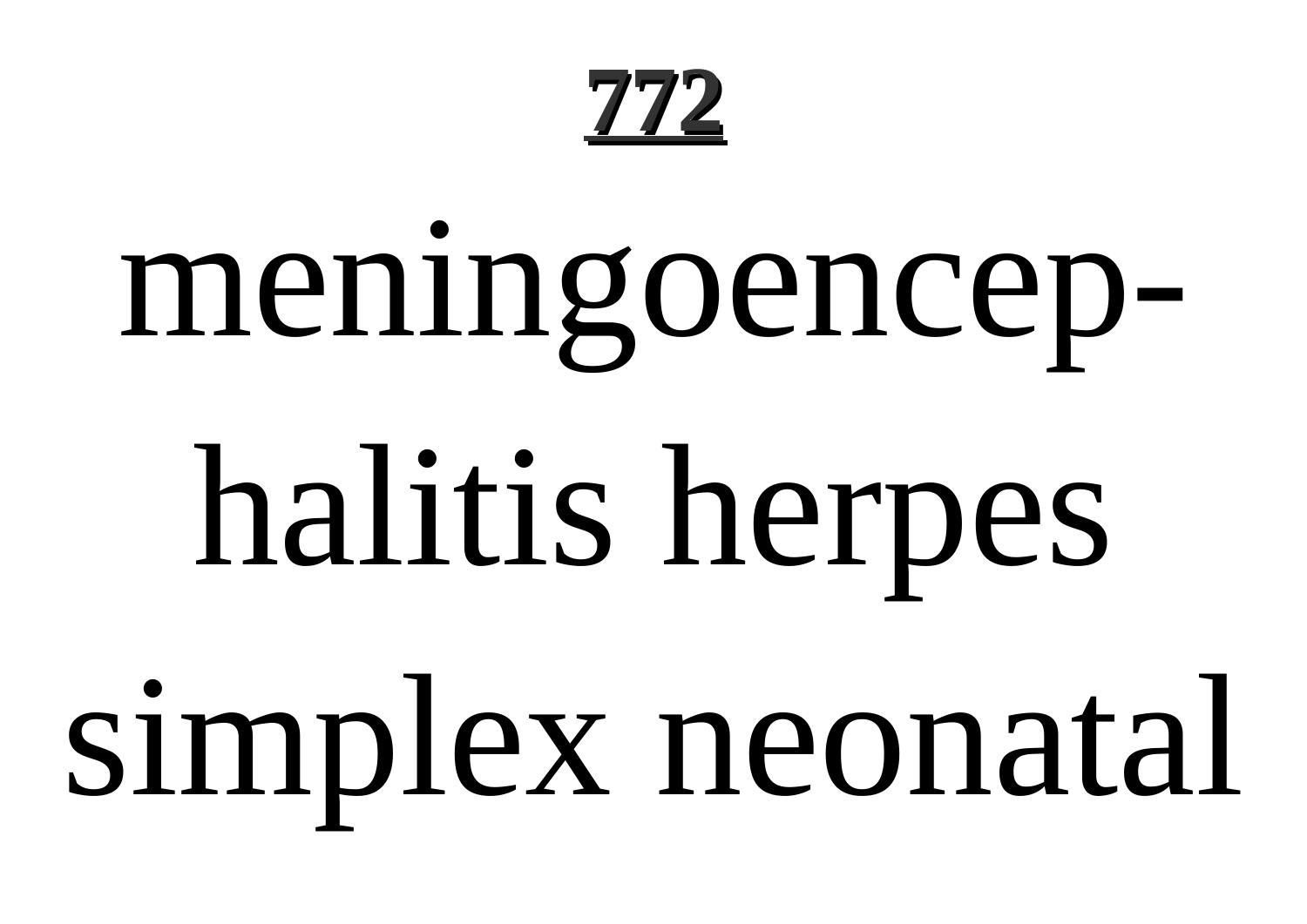**772**

meningoencephalitis herpes simplex neonatal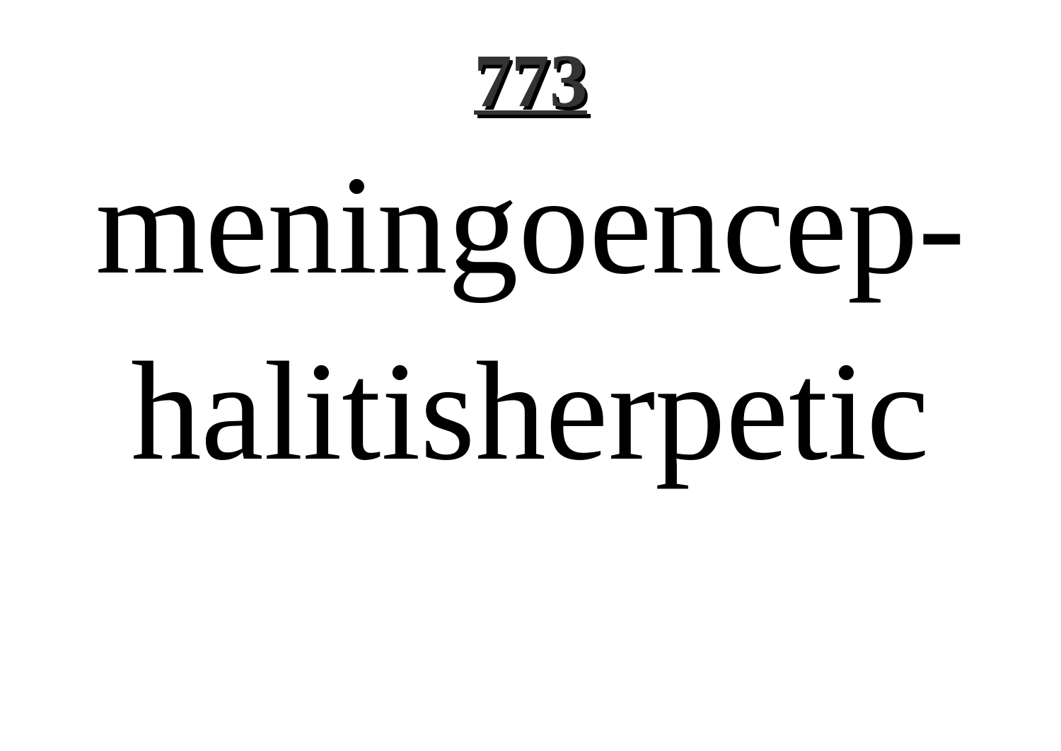# 773

meningoencephalitisherpetic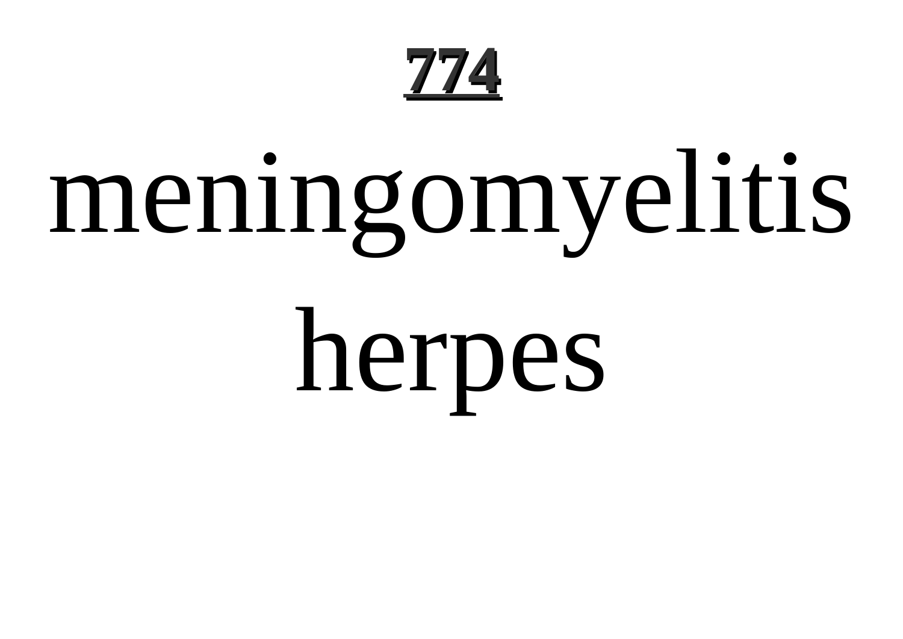# meningomyelitis herpes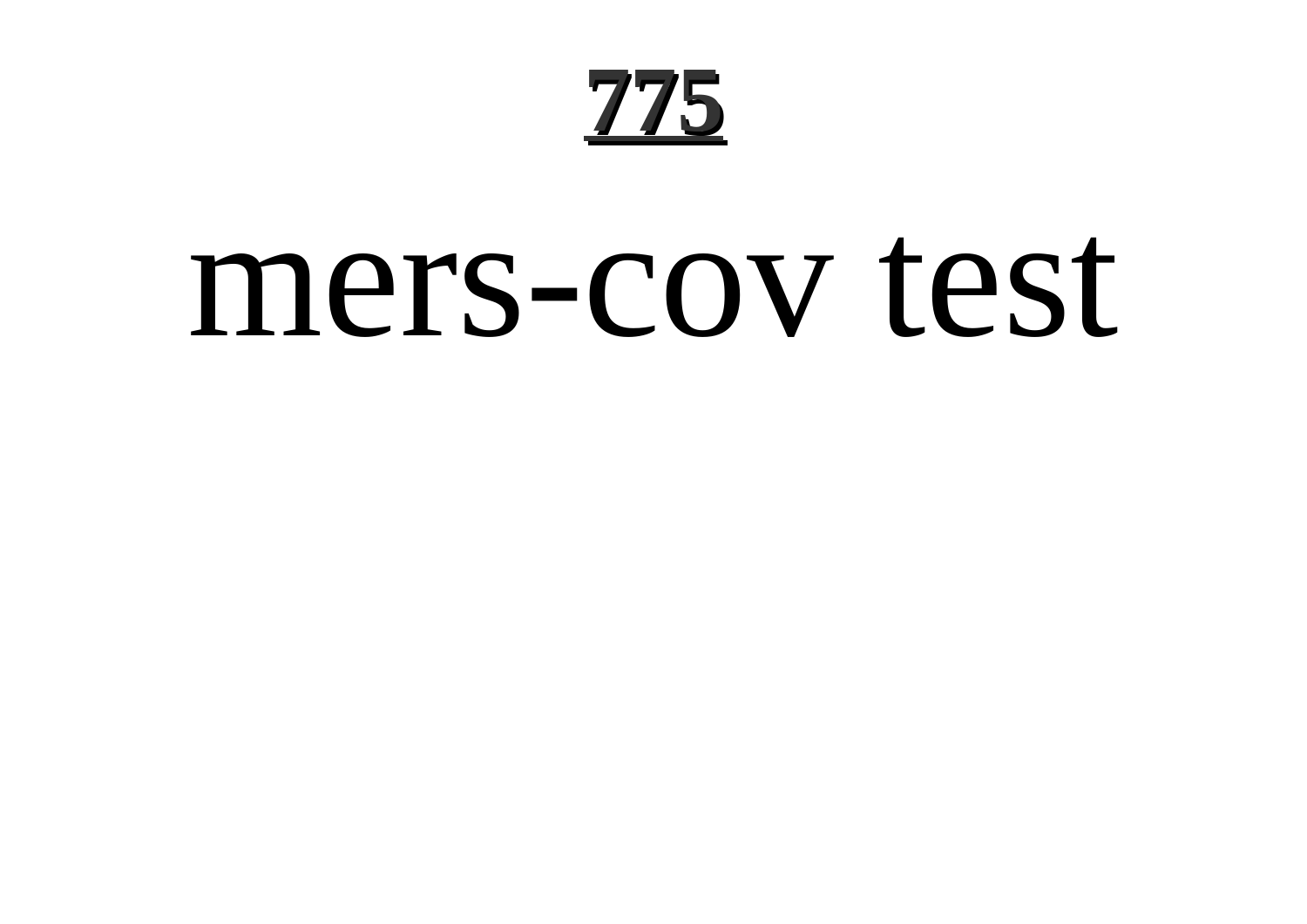# mers-cov test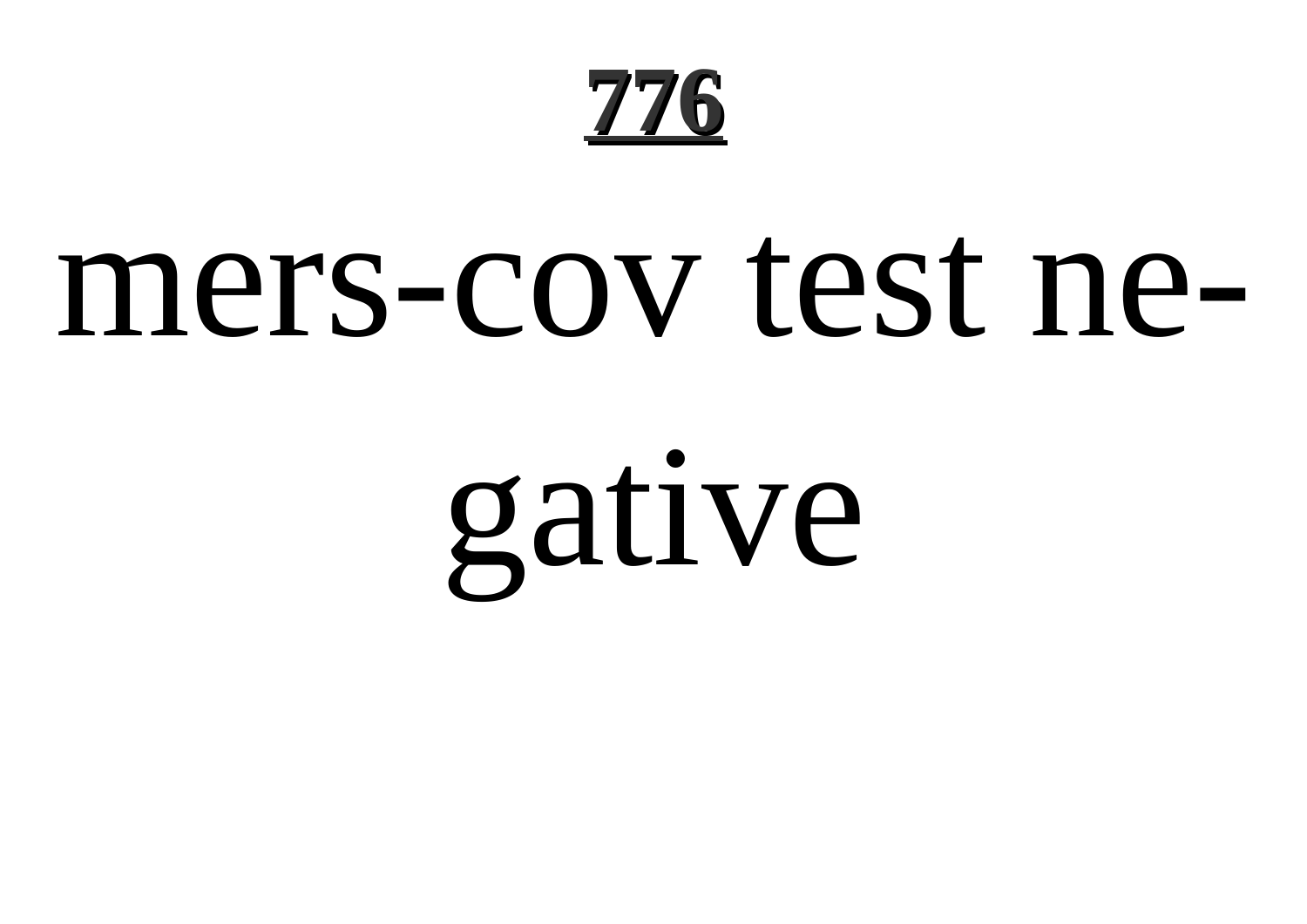mers-cov test negative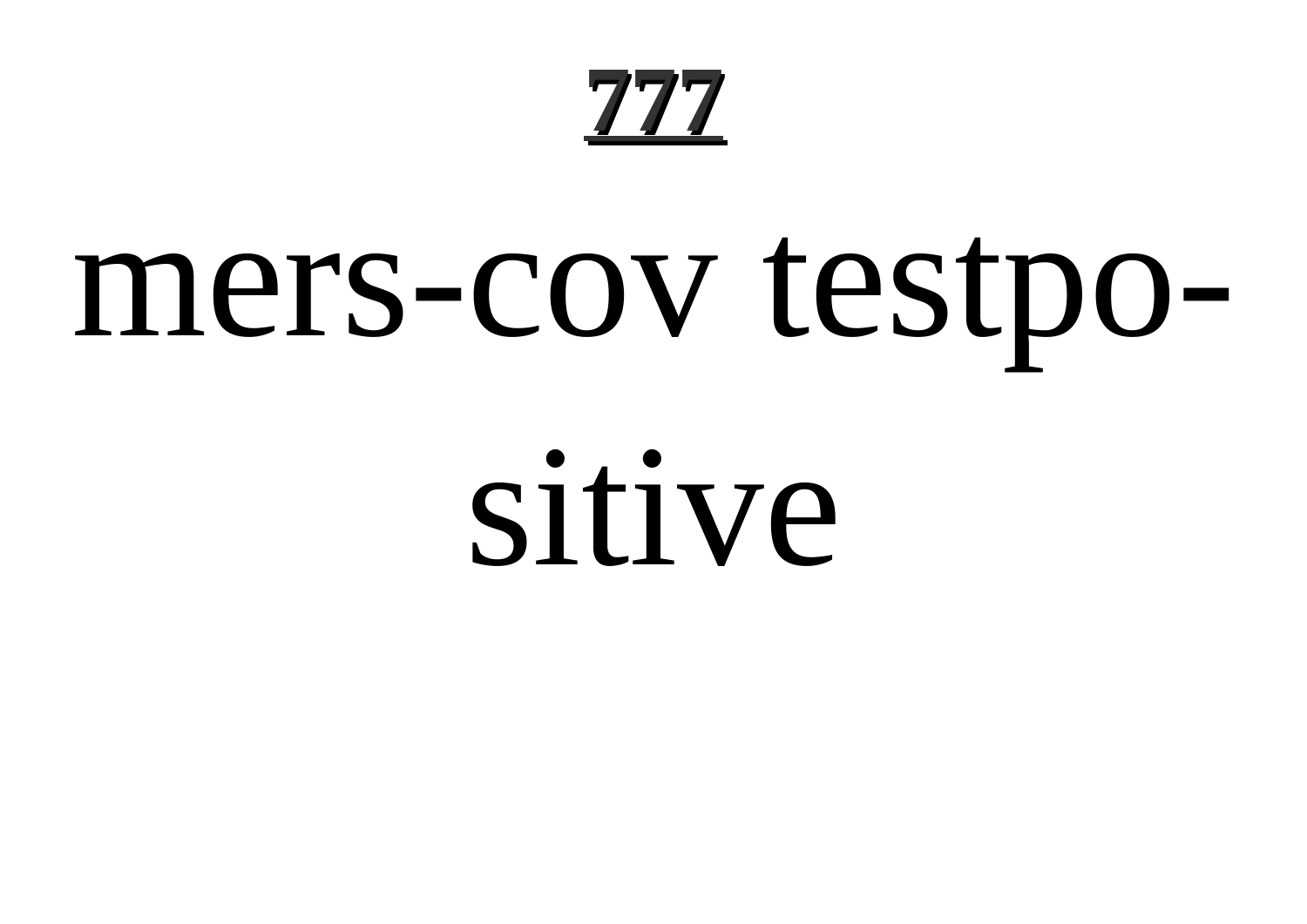mers-cov testpositive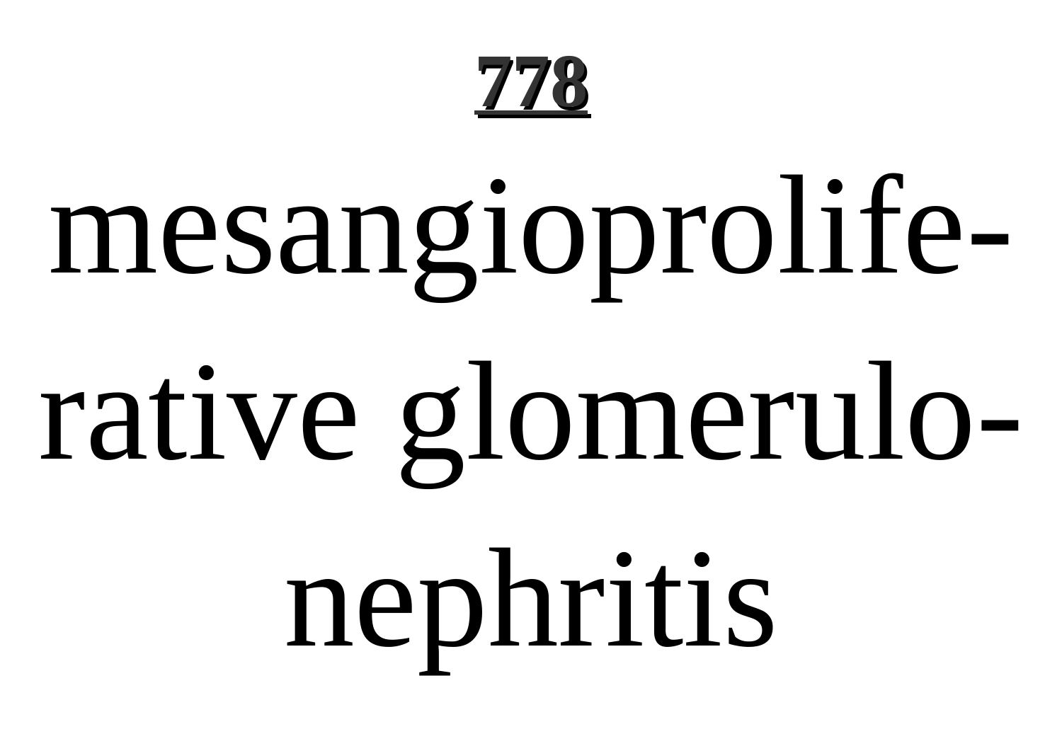mesangioproliferative glomerulonephritis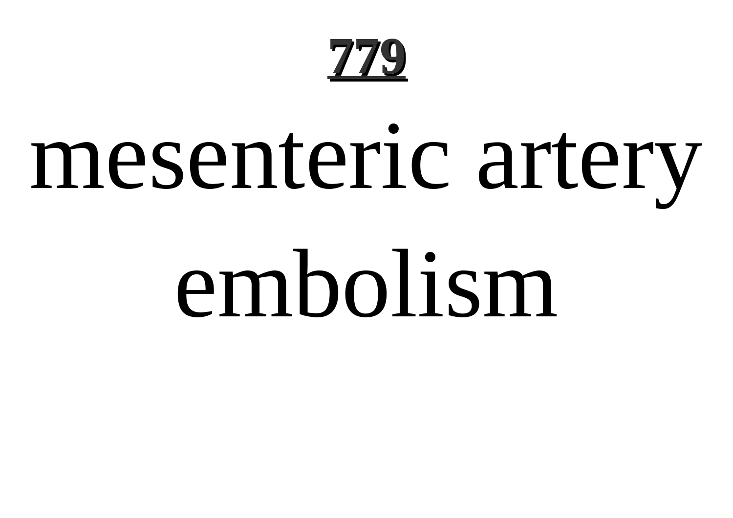# mesenteric artery embolism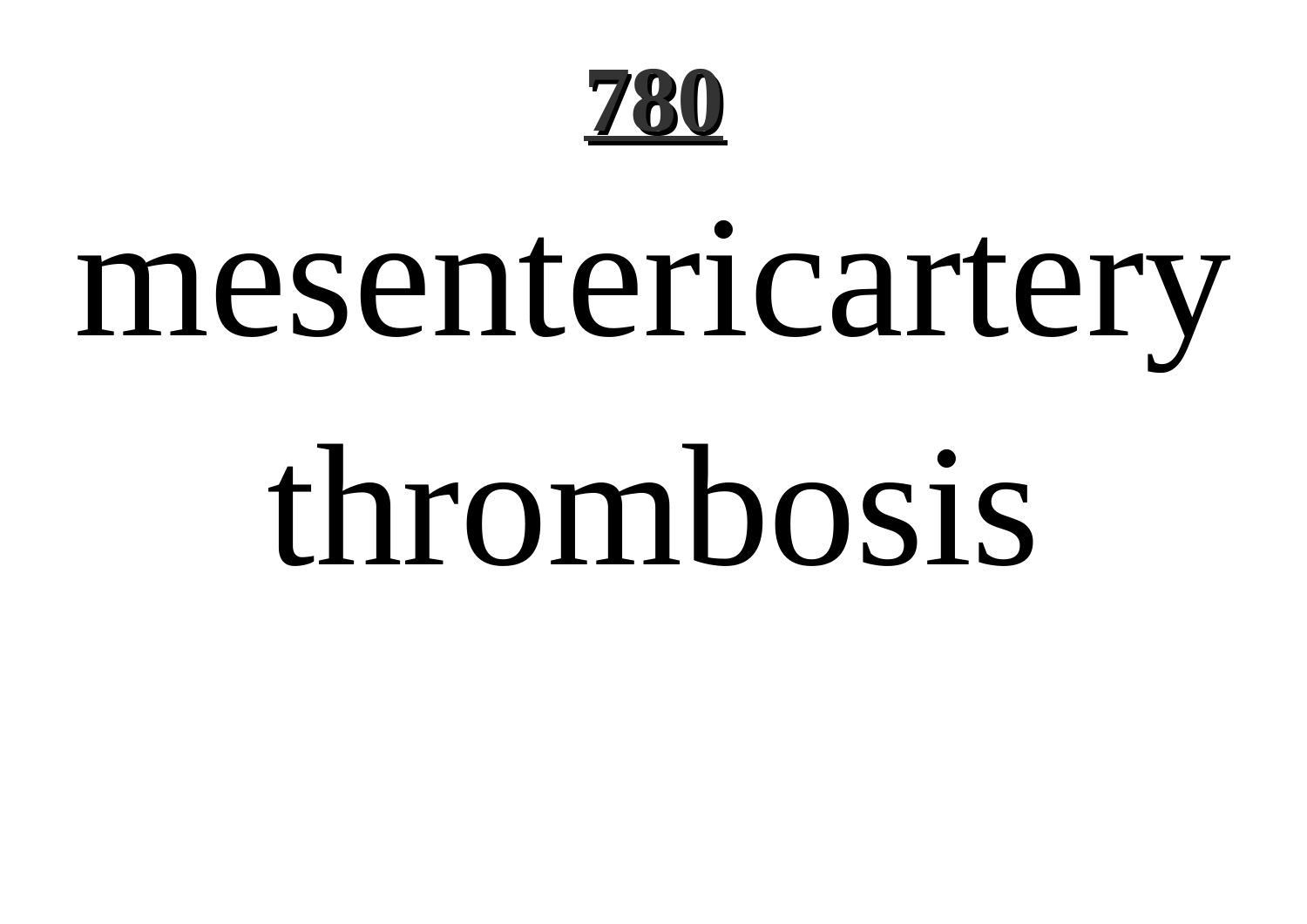mesentericartery thrombosis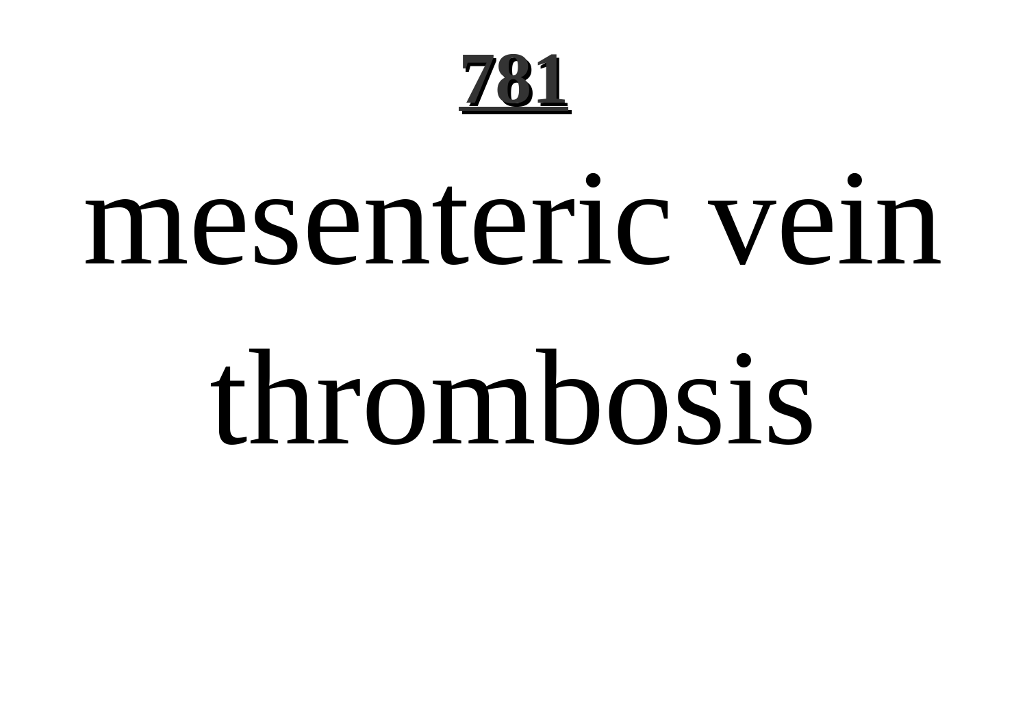**781**

# mesenteric vein thrombosis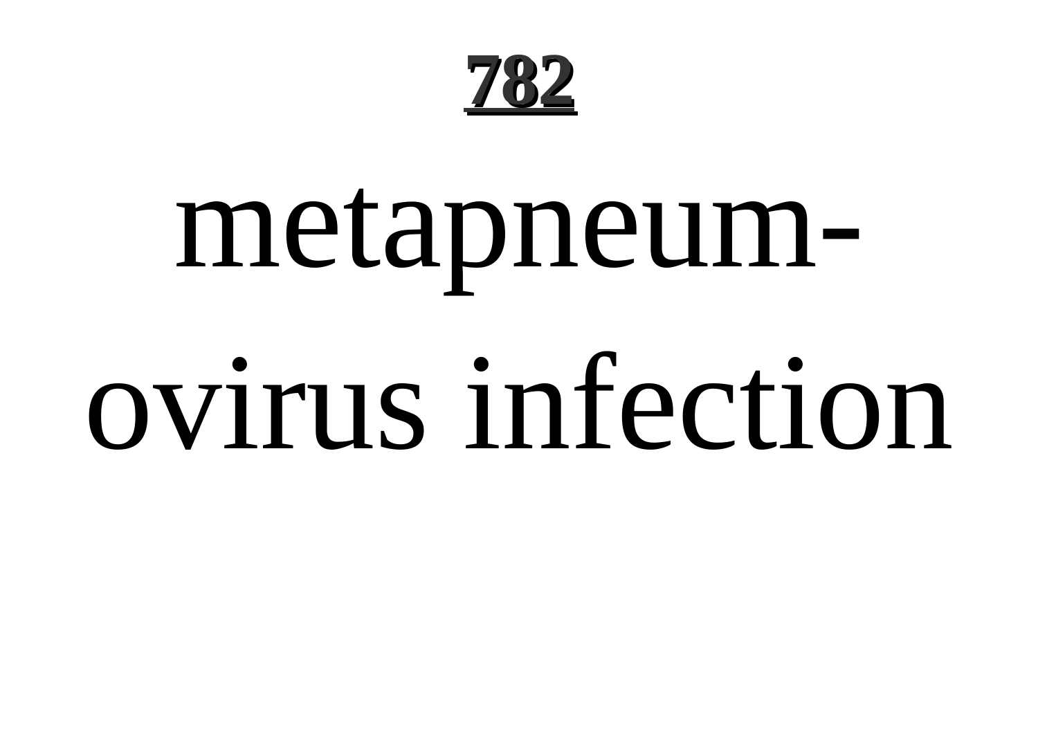# 782

metapneum-
ovirus infection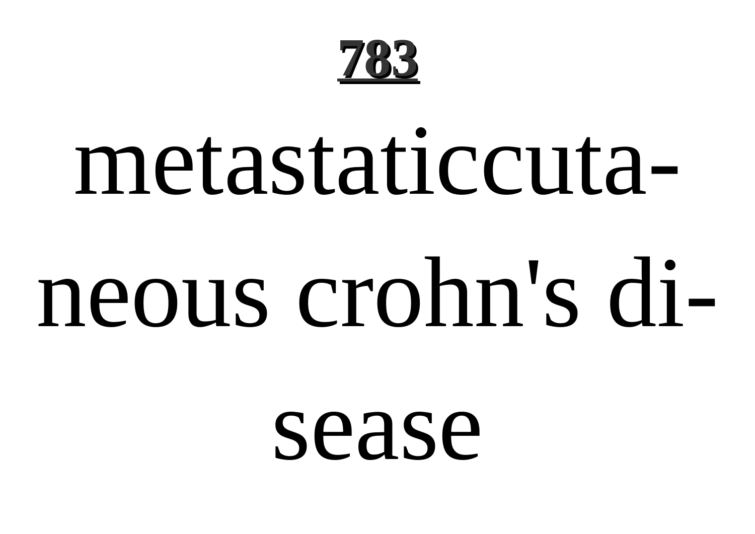metastaticcutaneous crohn's disease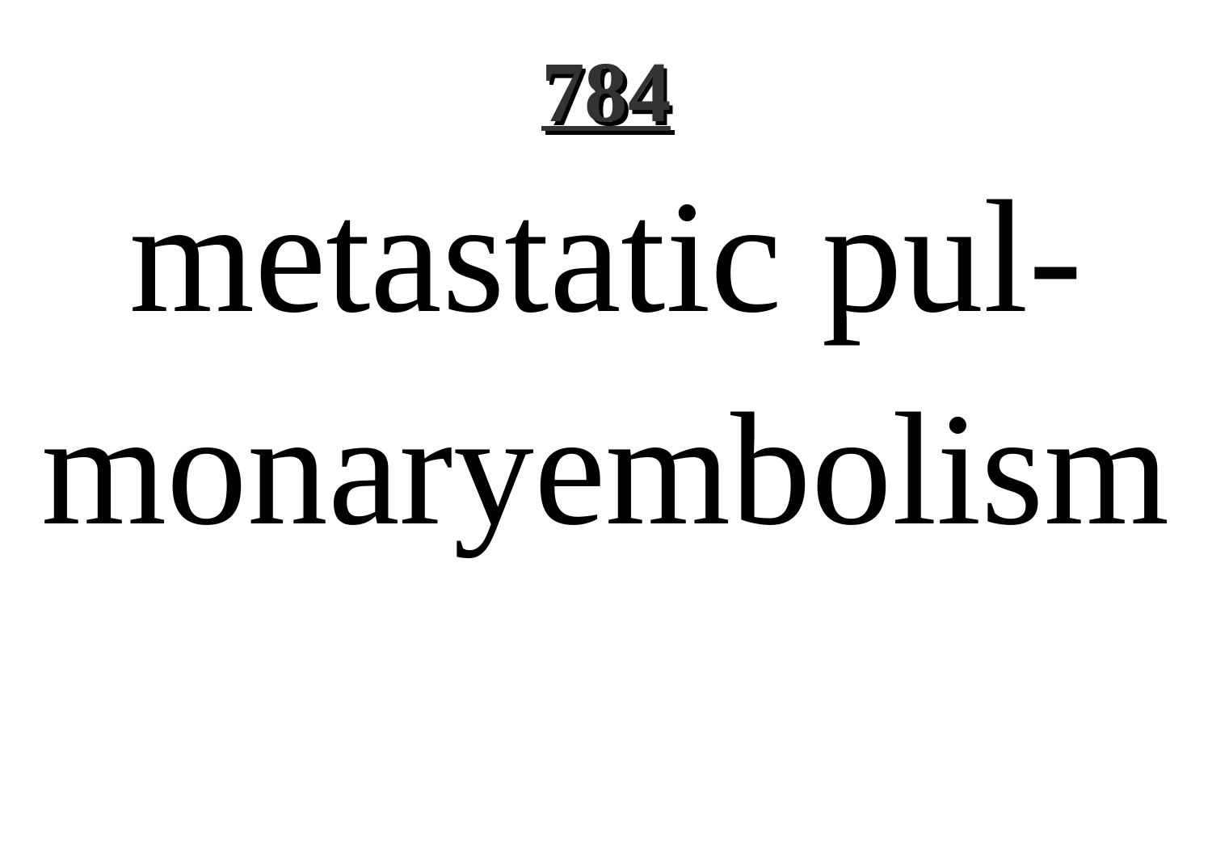metastatic pul-monaryembolism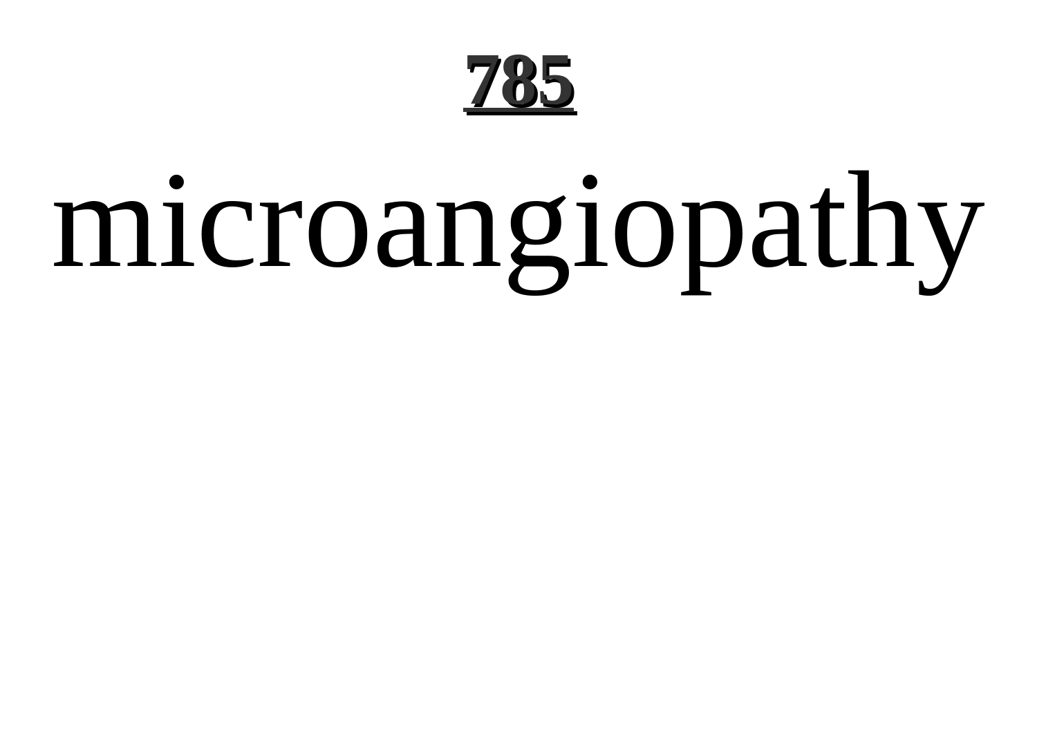# microangiopathy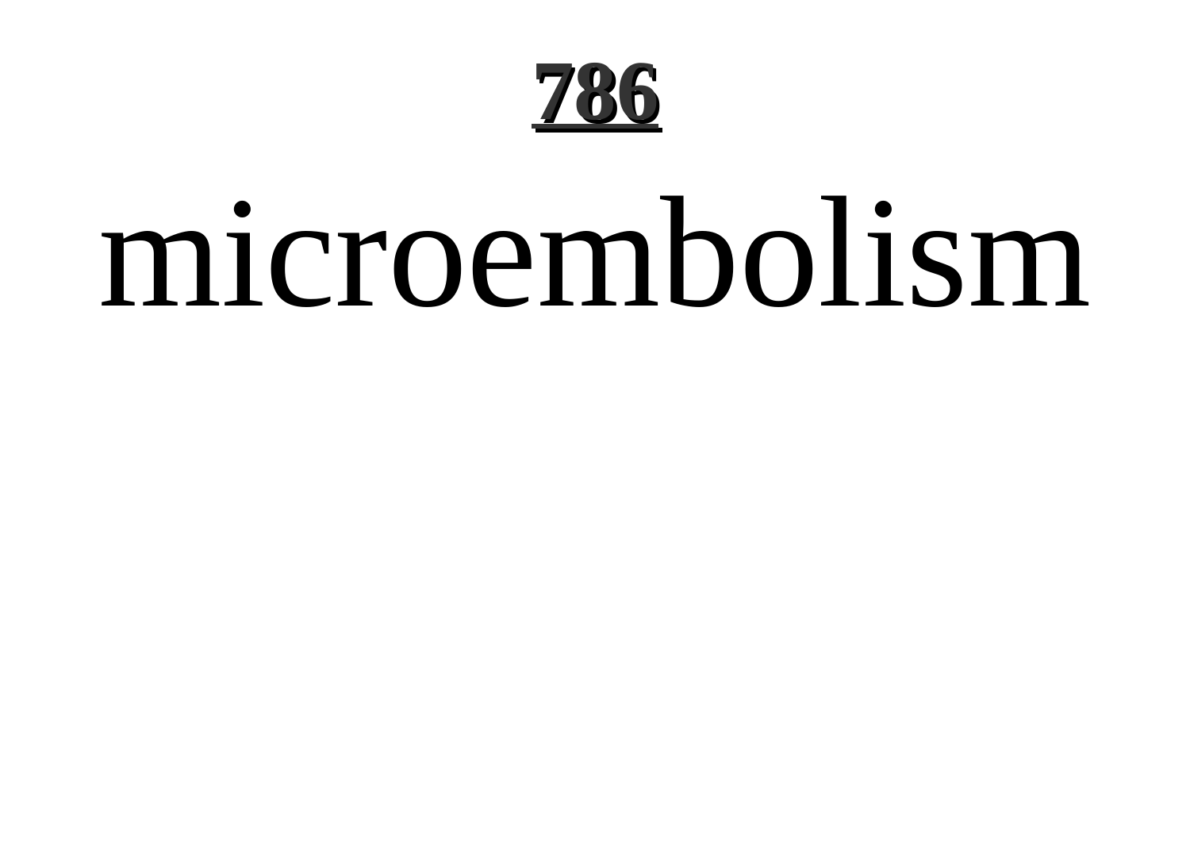microembolism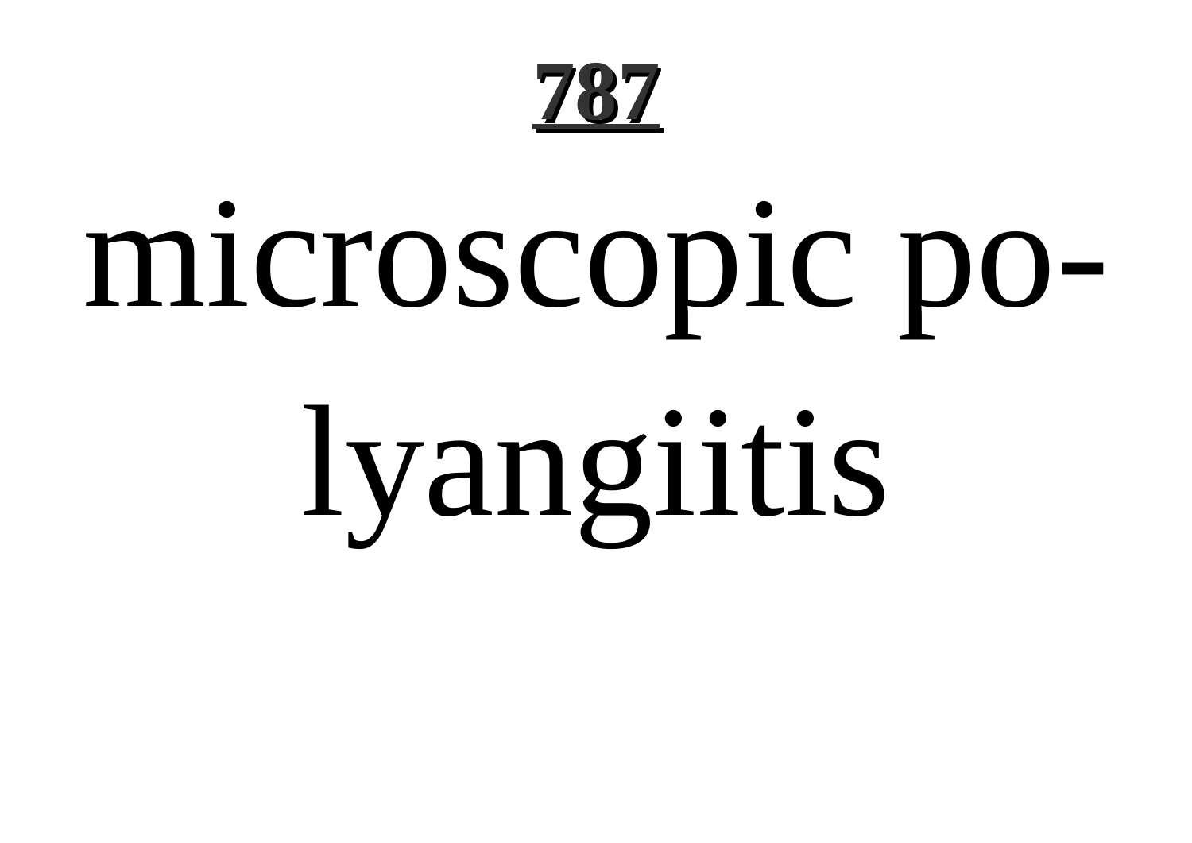microscopic polyangiitis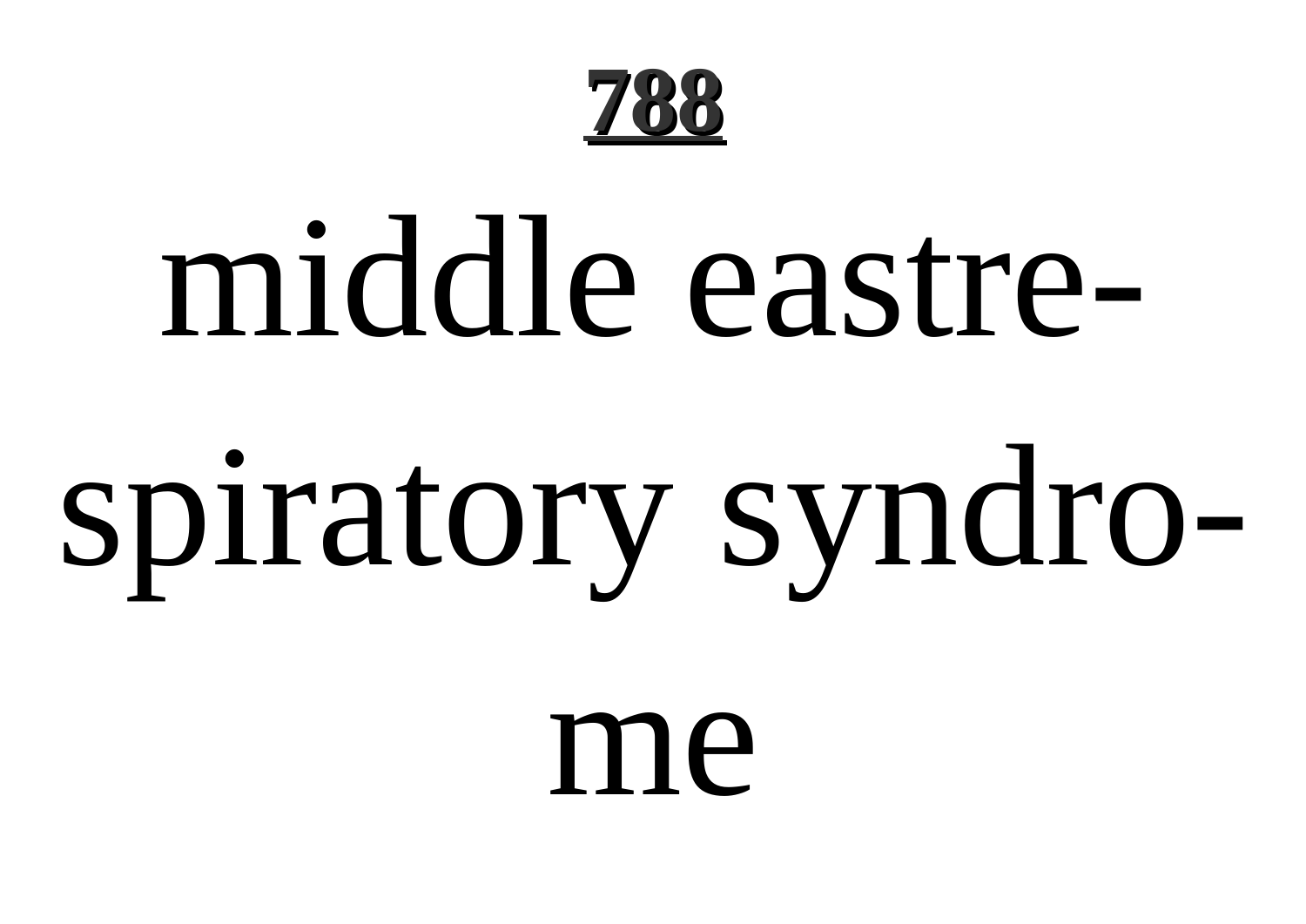# **788**

middle eastre-
spiratory syndro-
me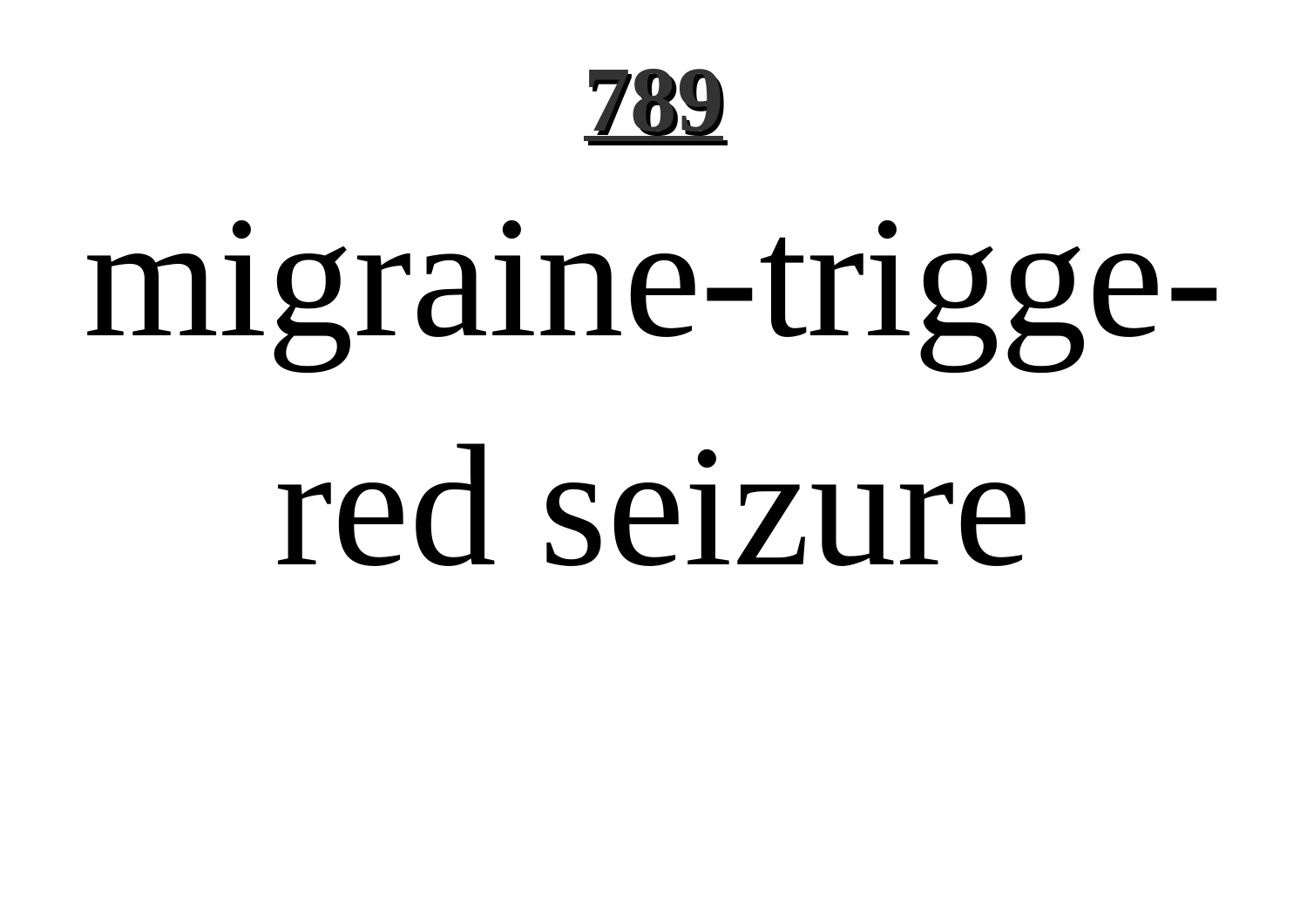# migraine-triggered seizure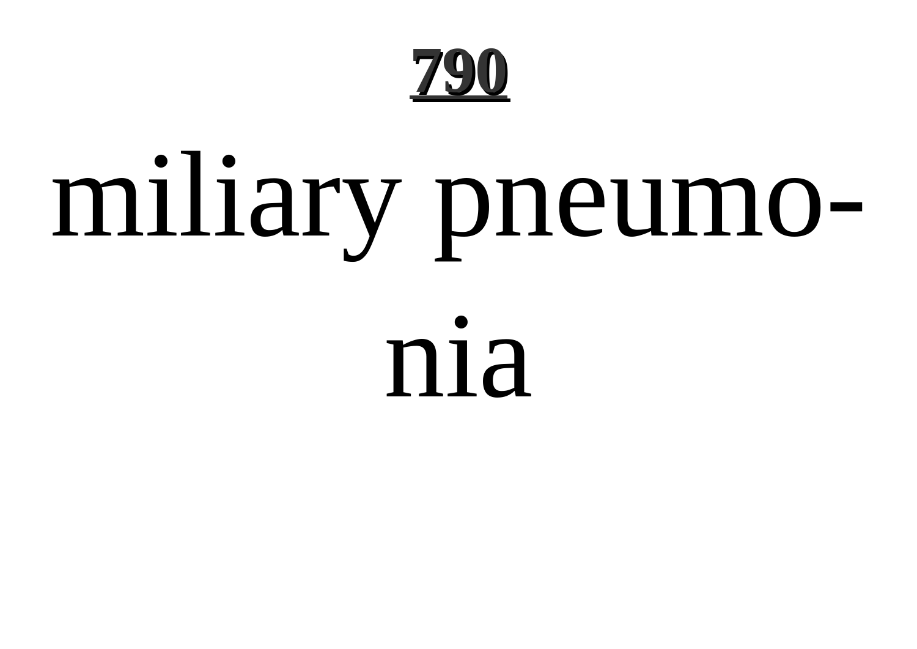miliary pneumonia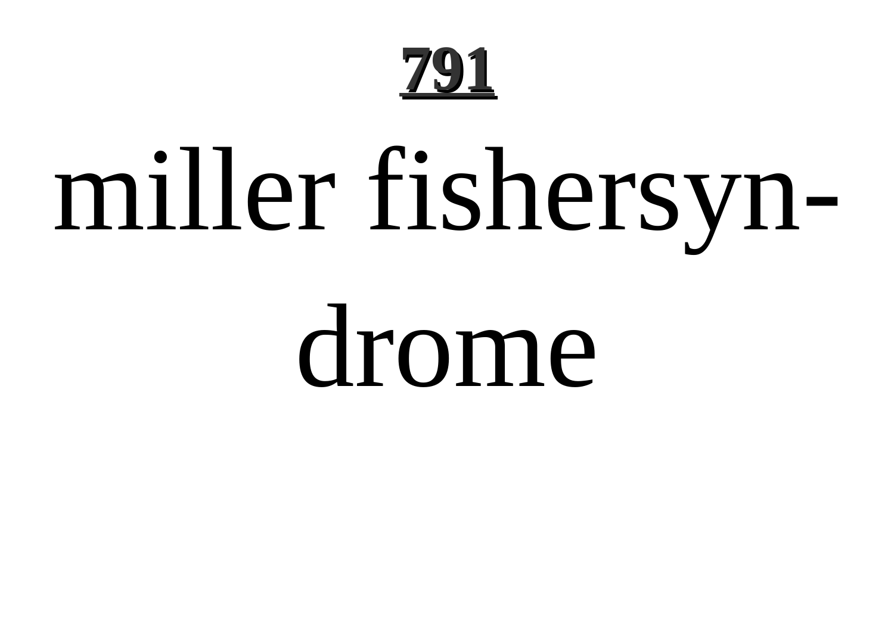miller fishersyndrome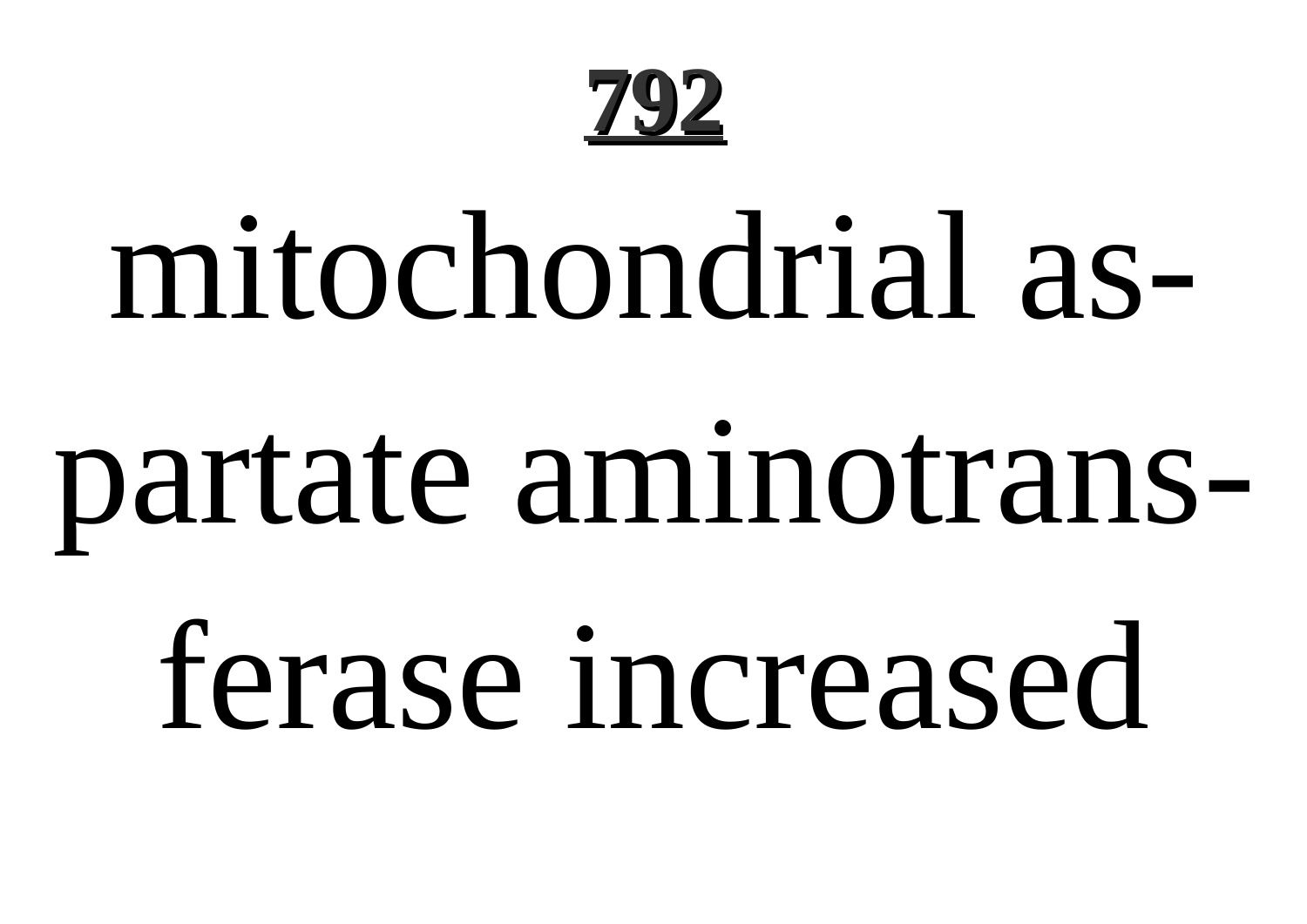# 792

mitochondrial aspartate aminotransferase increased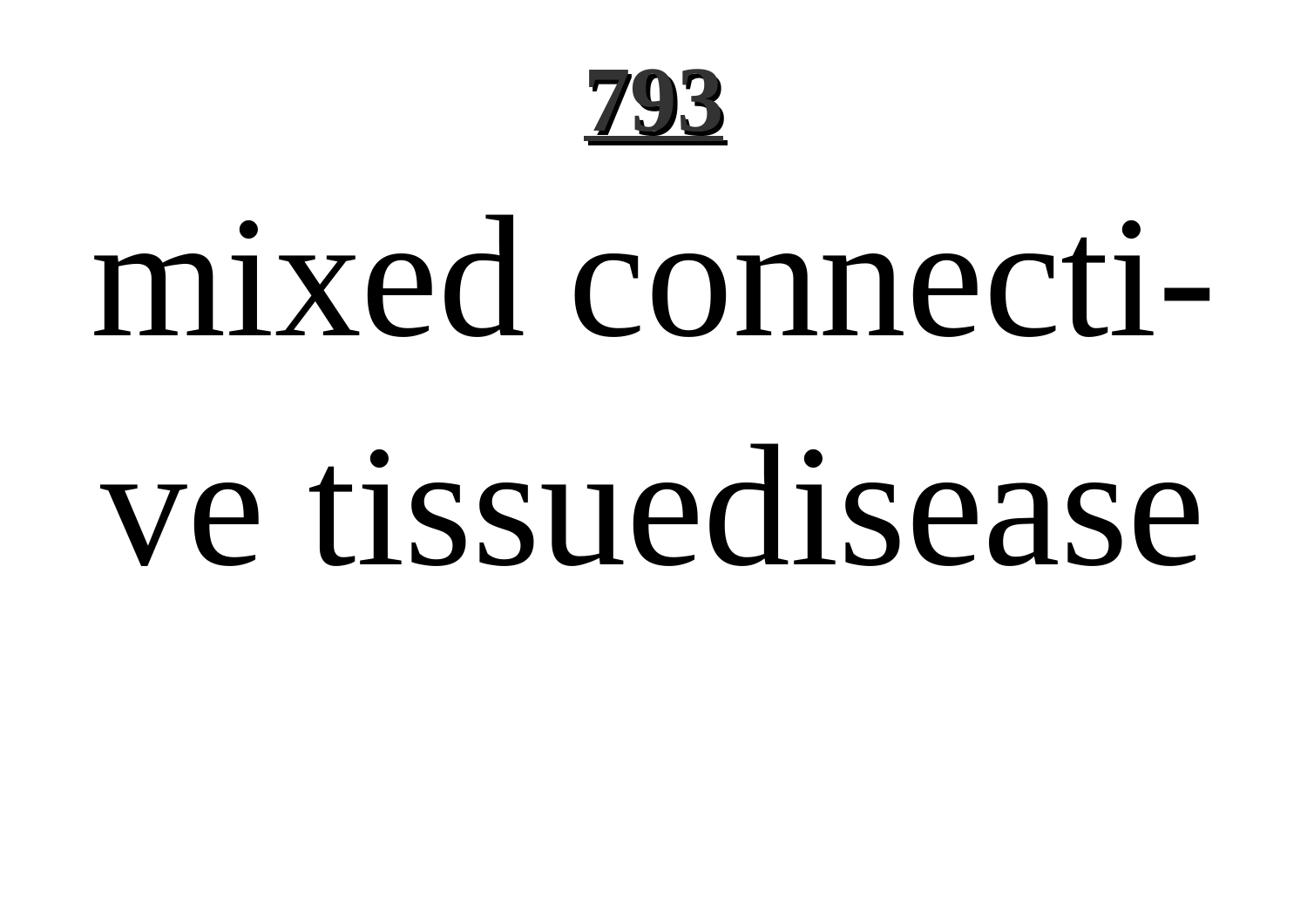# 793

mixed connecti-ve tissuedisease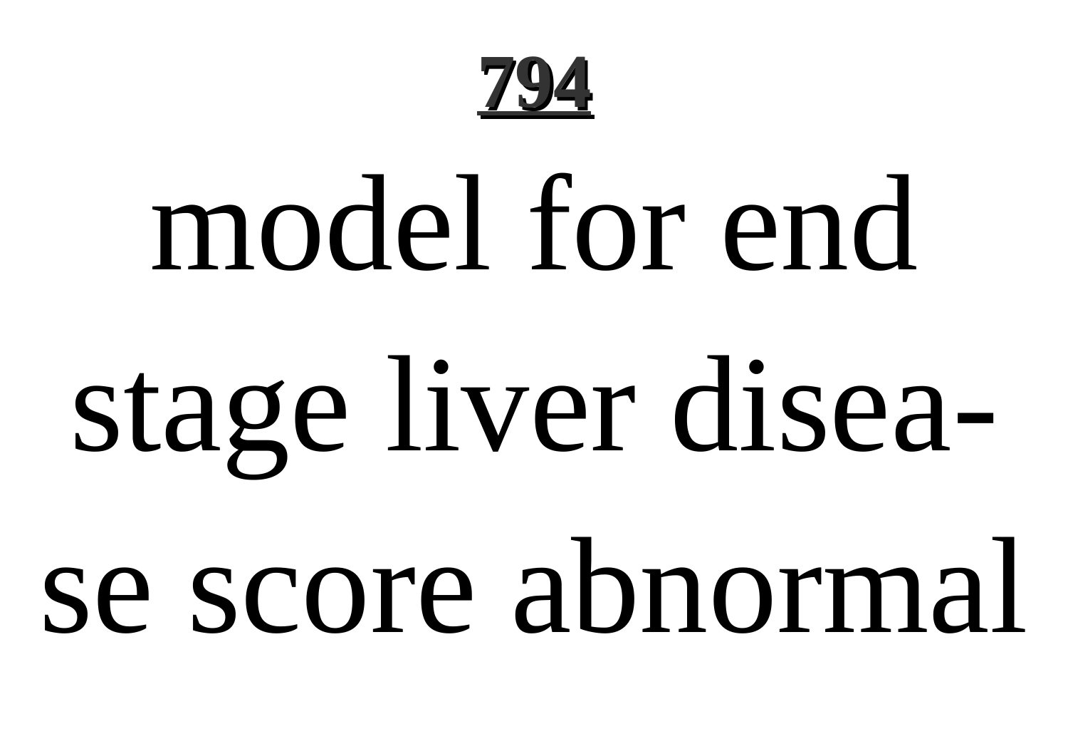model for end stage liver disease score abnormal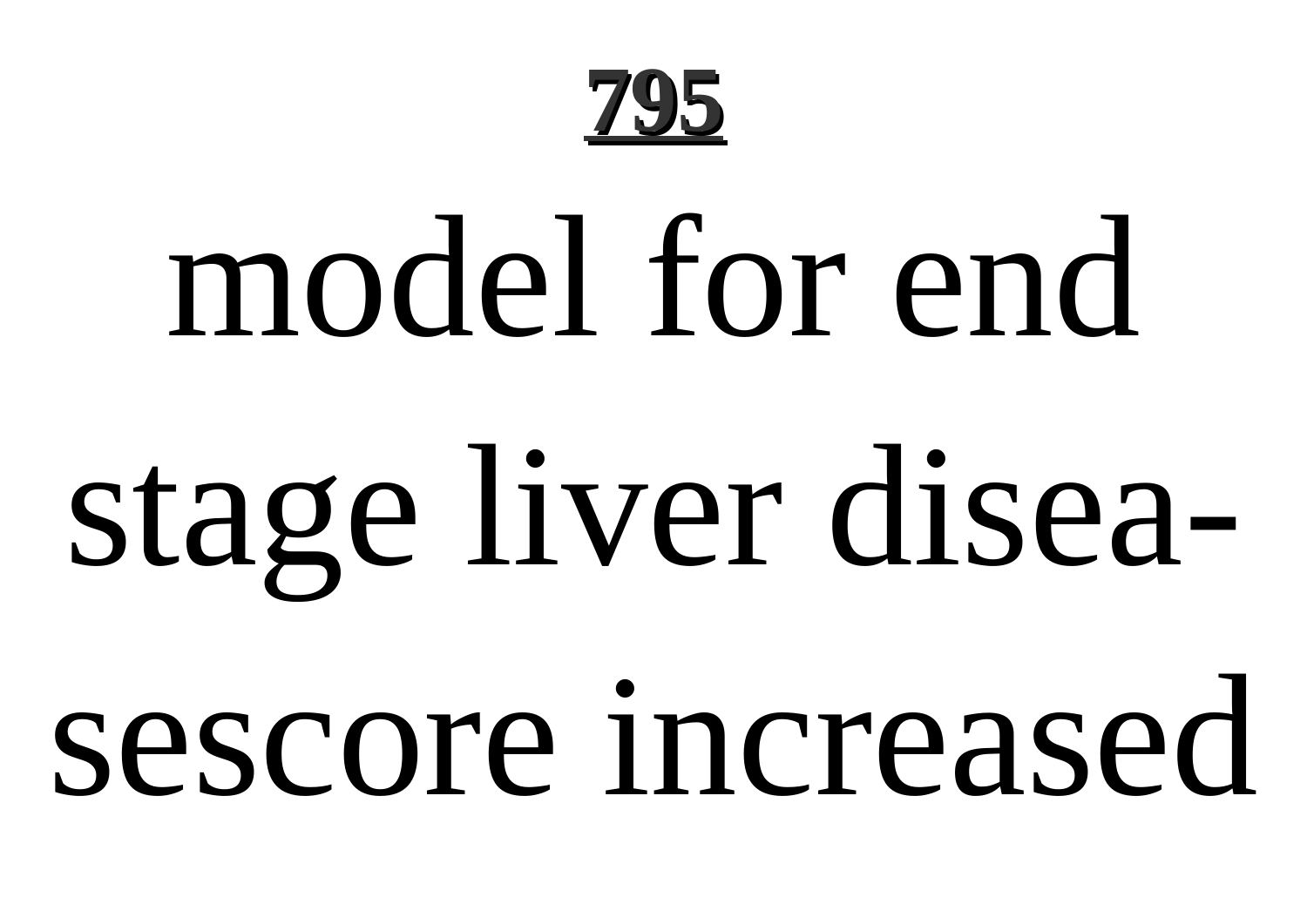**795**

model for end stage liver disea-sescore increased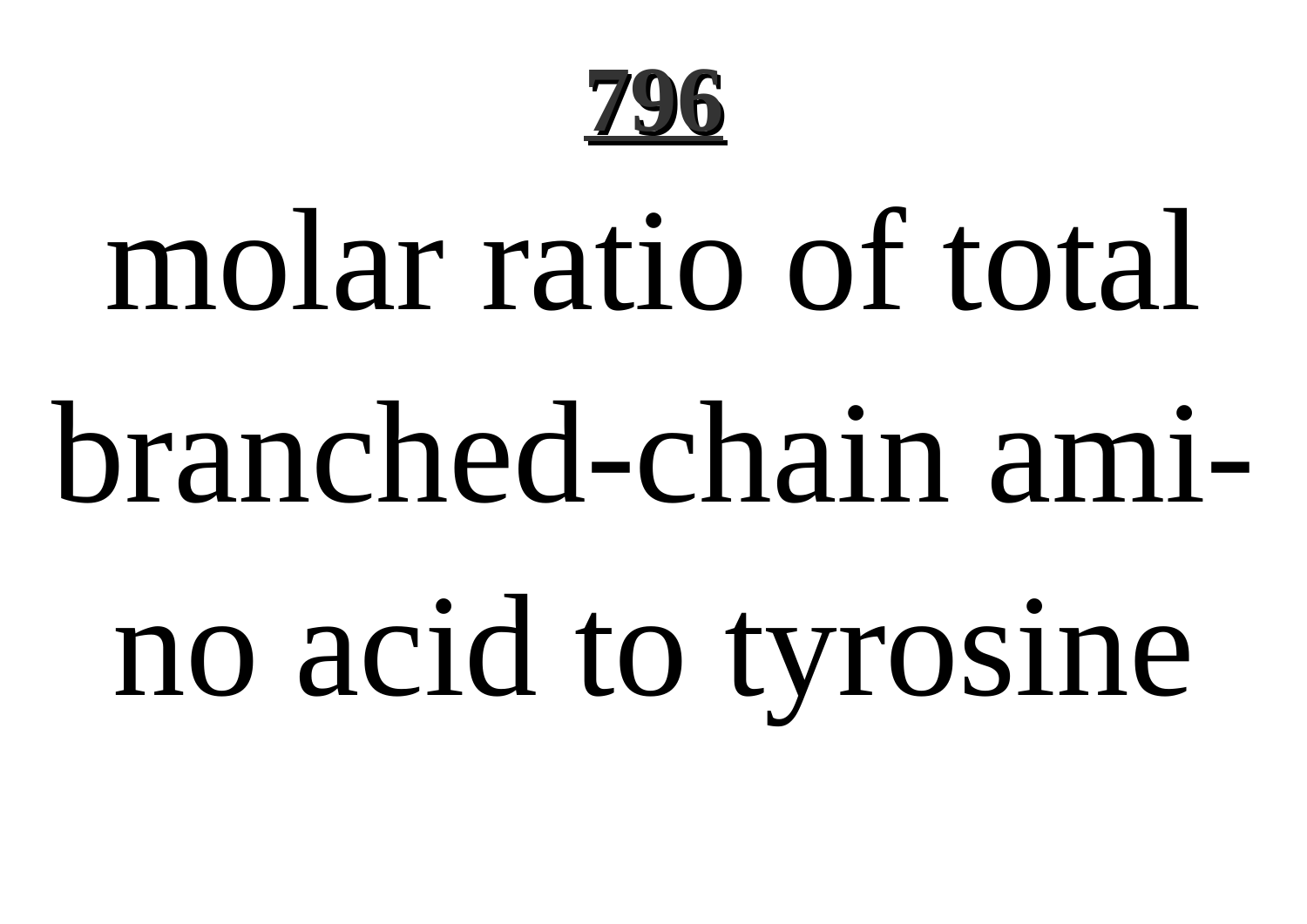molar ratio of total branched-chain amino acid to tyrosine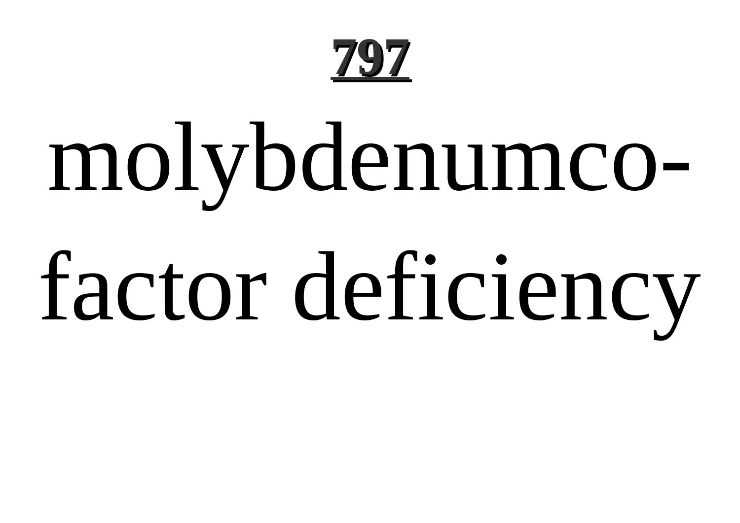# molybdenumcofactor deficiency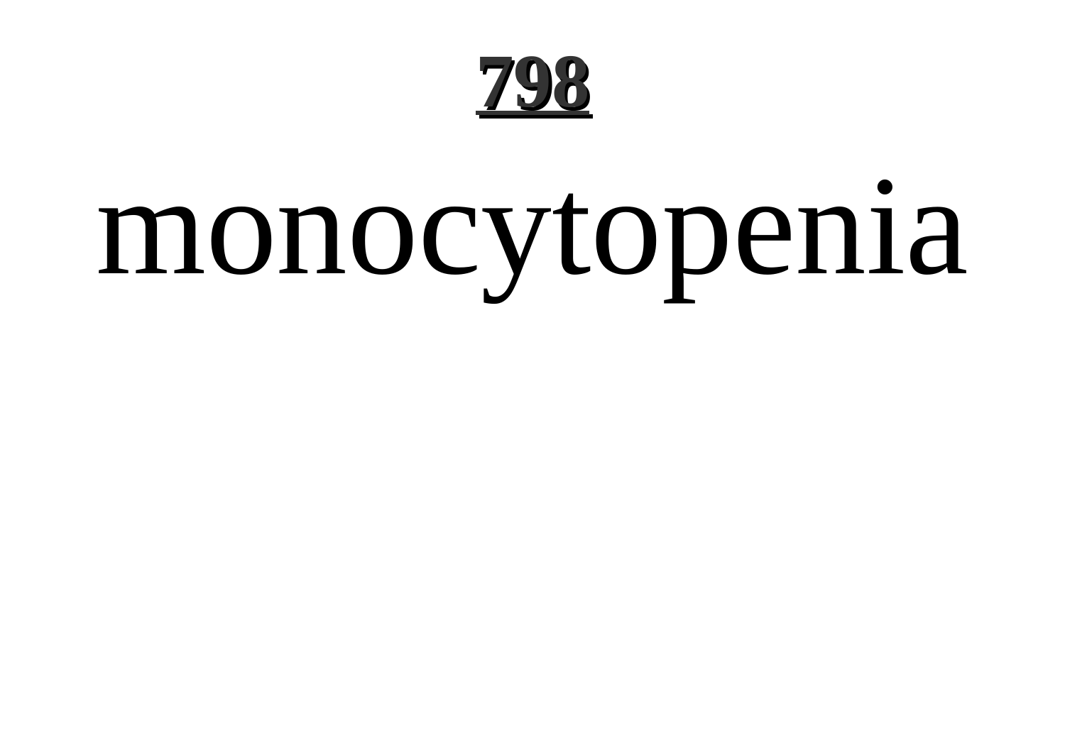# 798

monocytopenia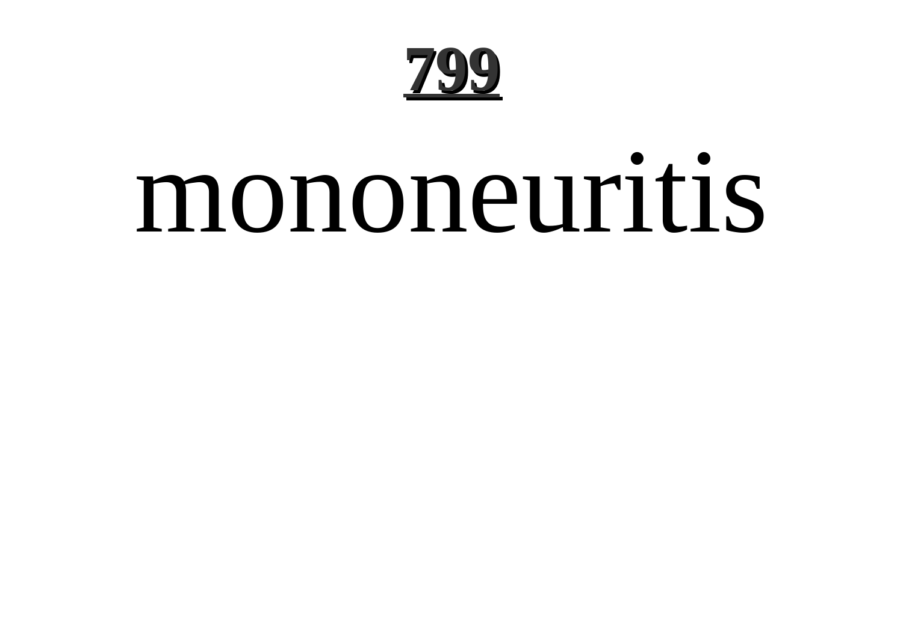# 799

mononeuritis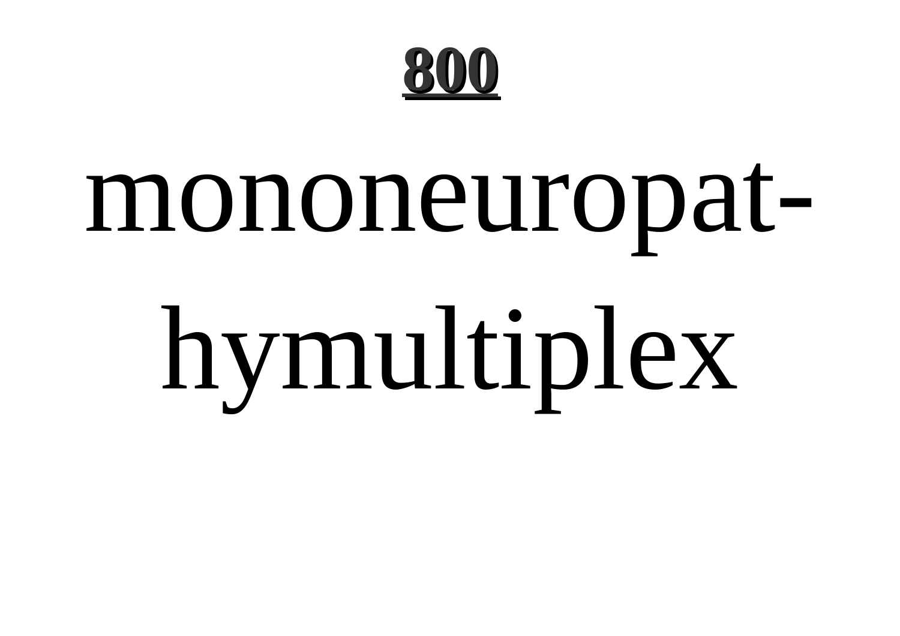mononeuropathymultiplex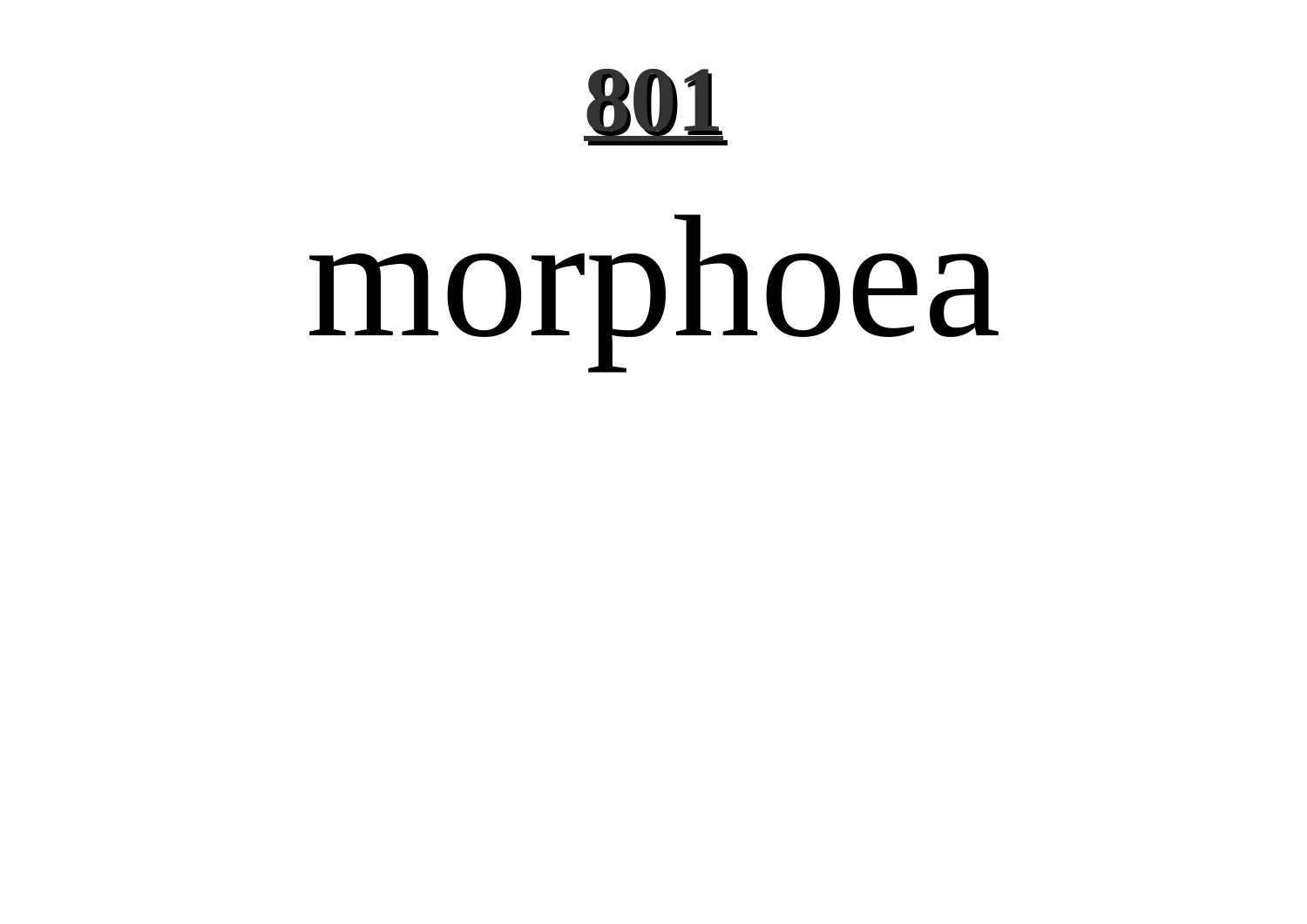# morphoea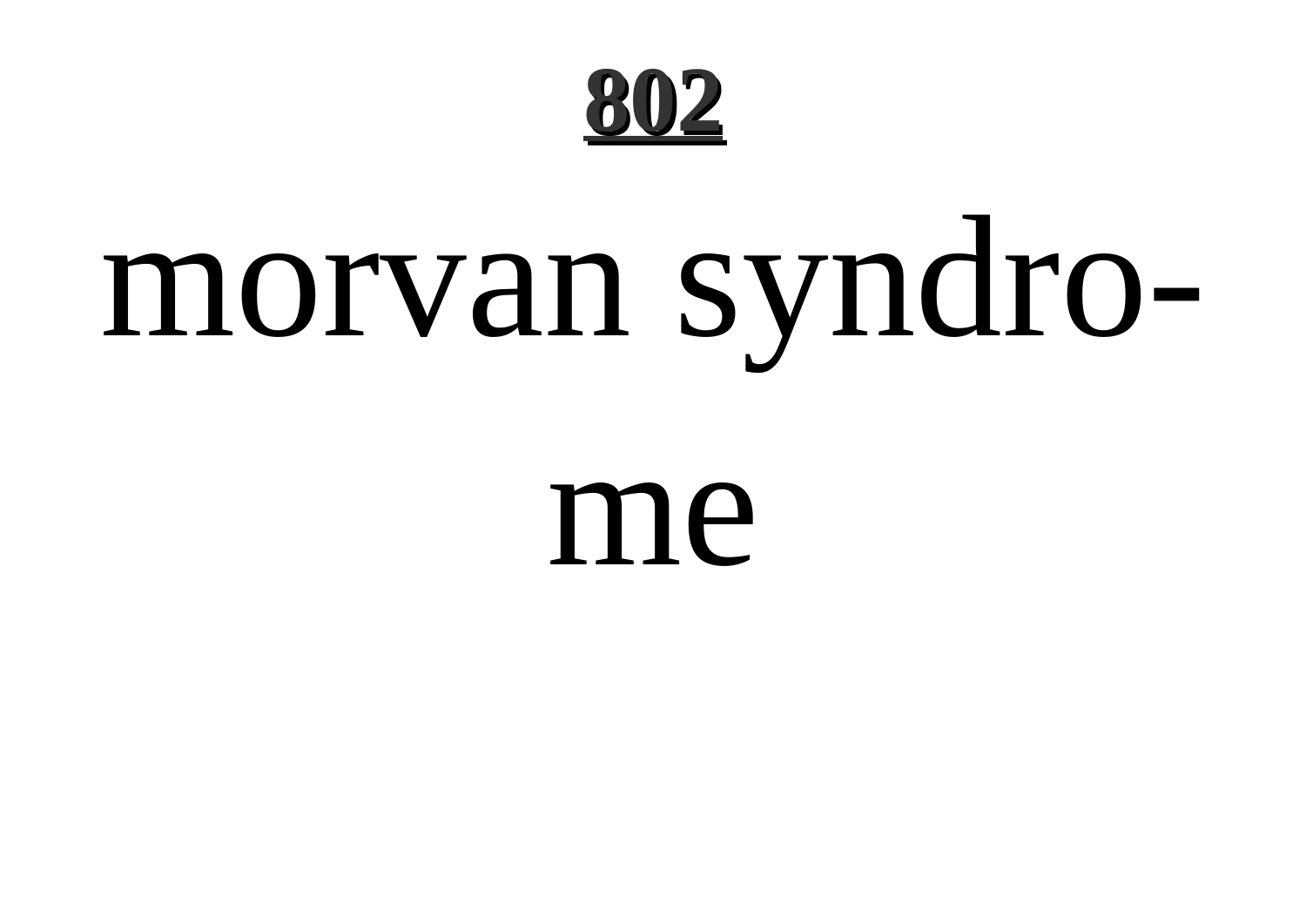# 802

morvan syndrome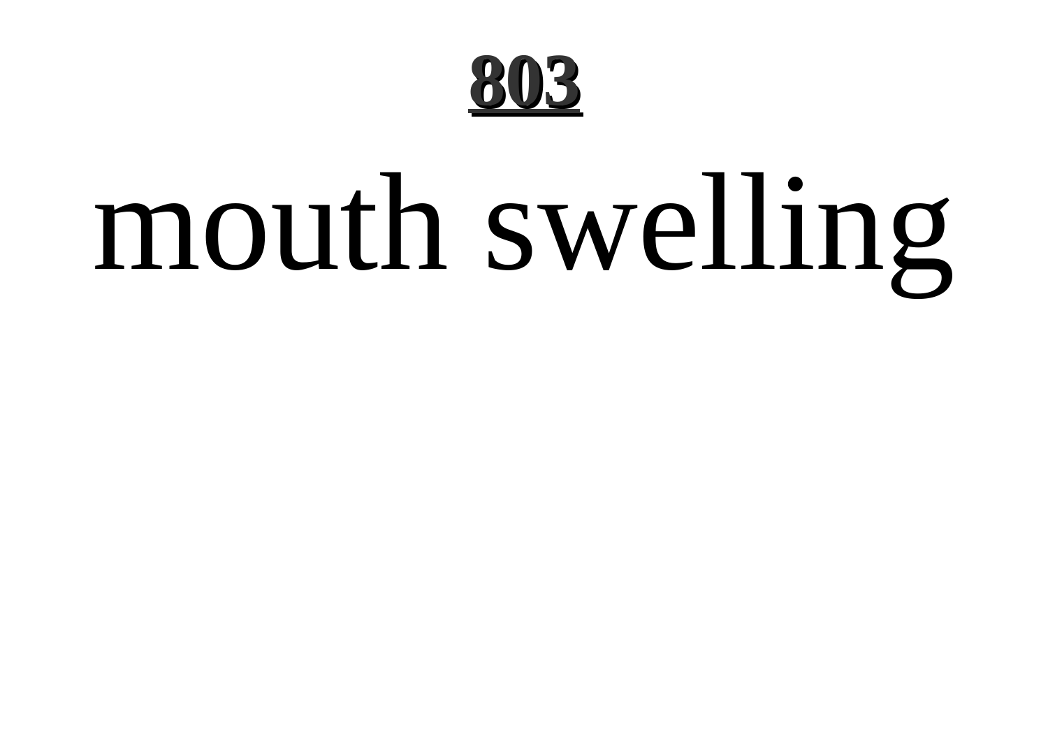# mouth swelling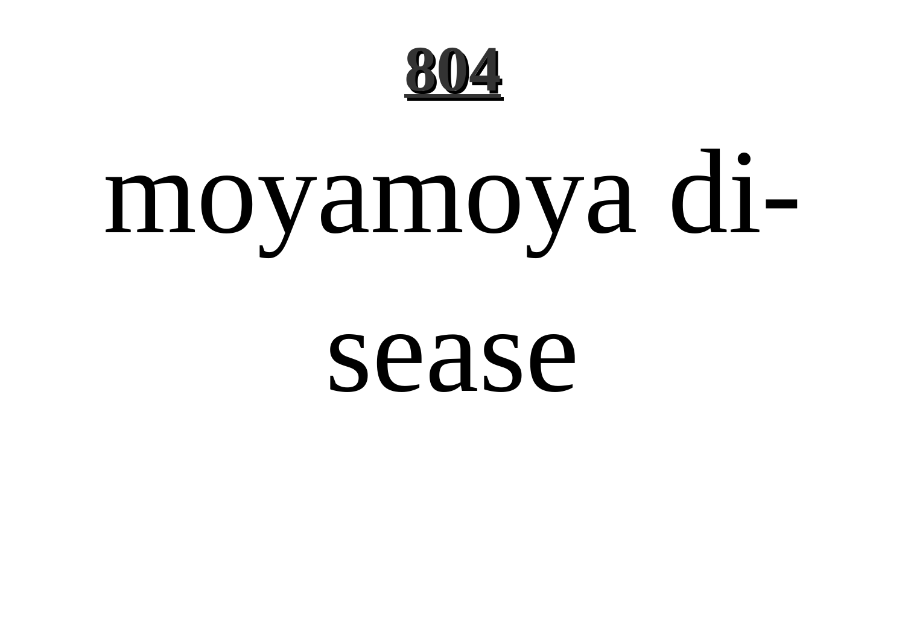moyamoya disease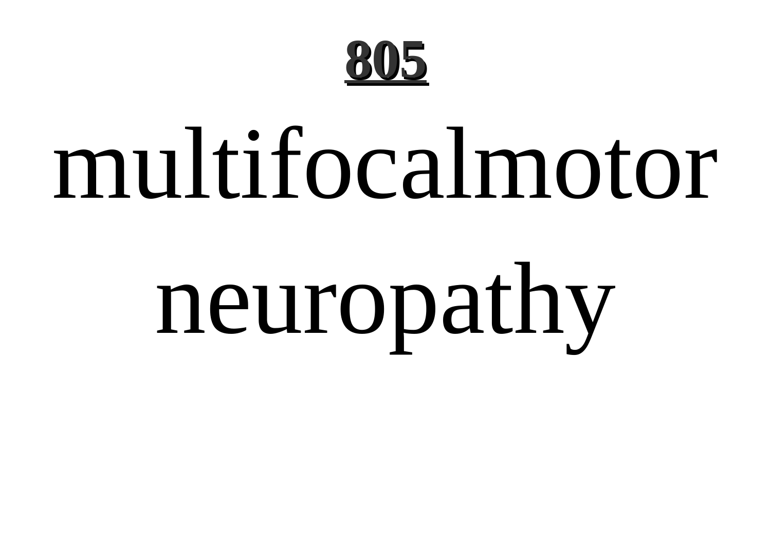**805**

multifocalmotor neuropathy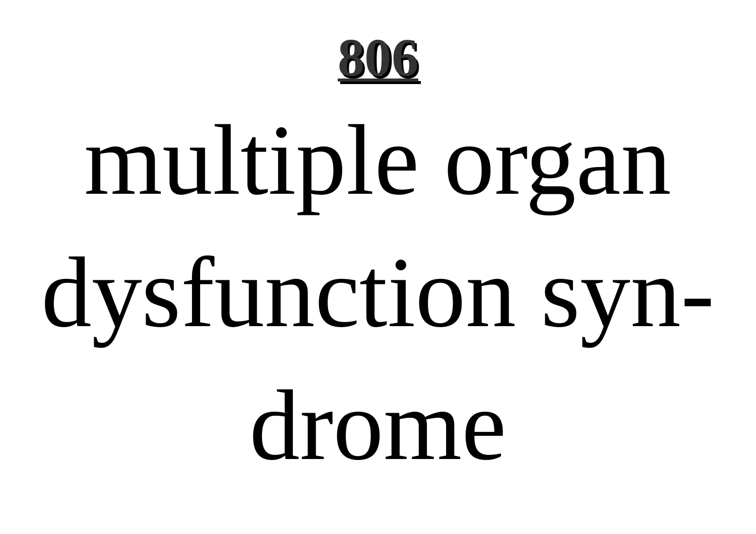**806**

# multiple organ dysfunction syndrome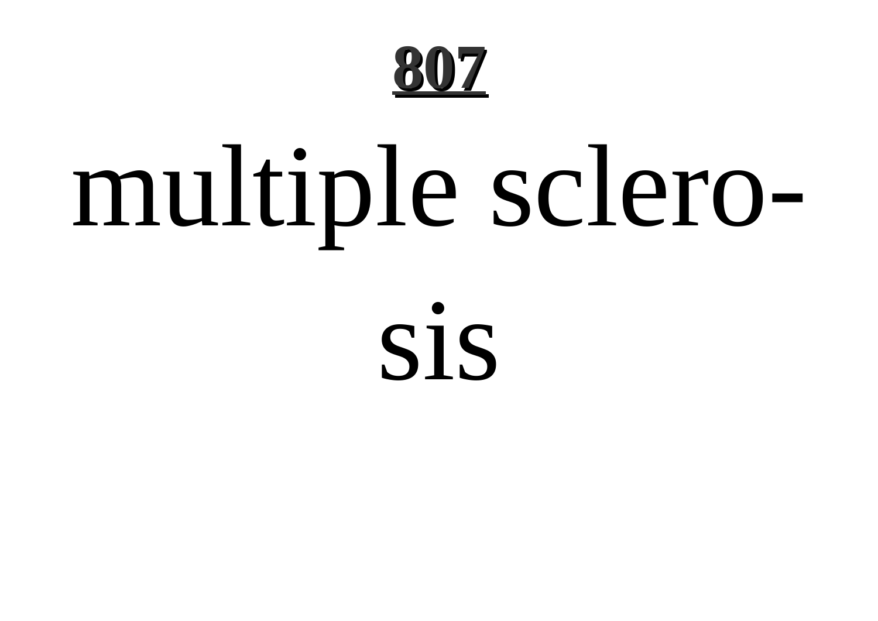multiple sclerosis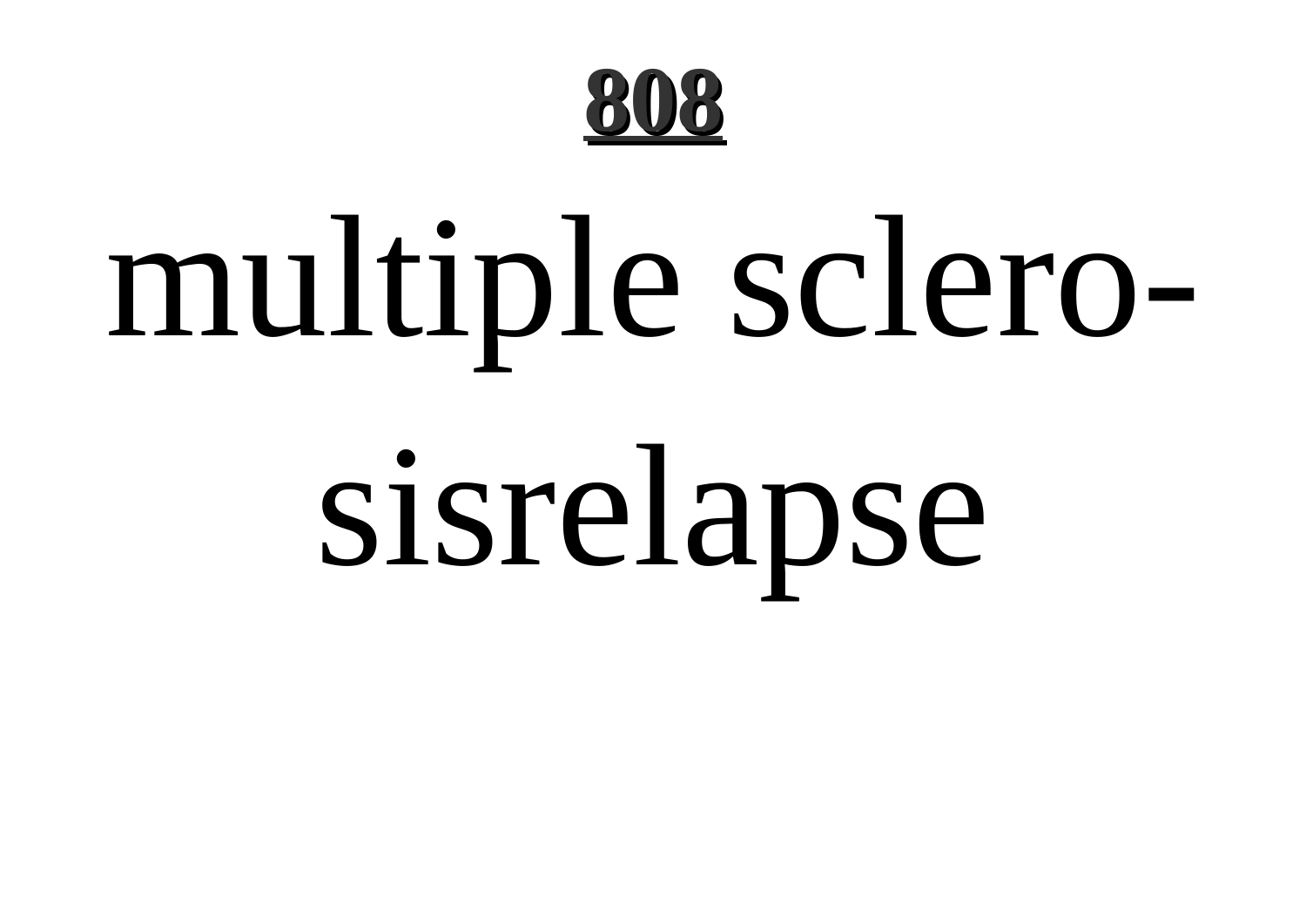**808**

multiple sclero-
sisrelapse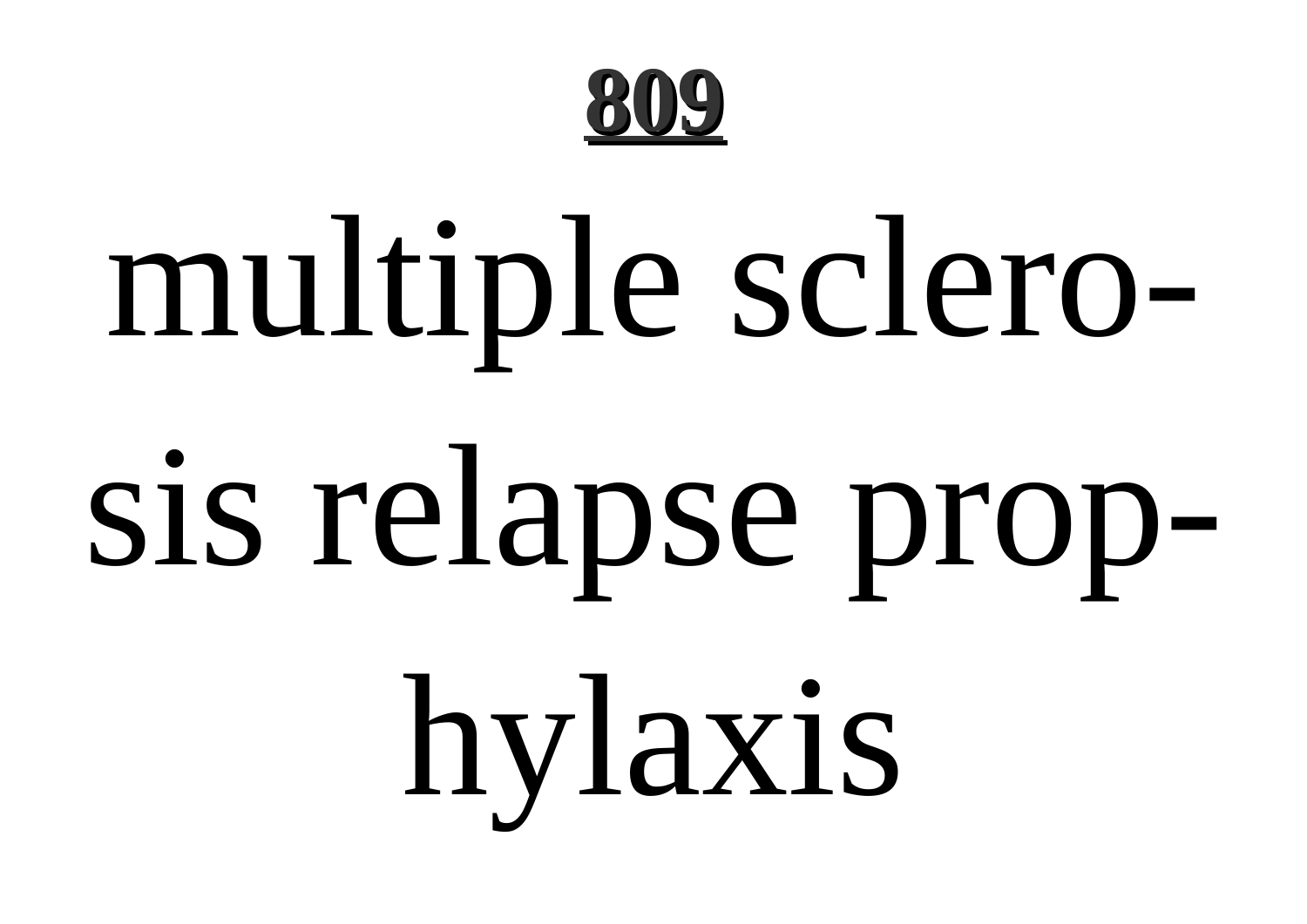**809**

multiple sclerosis relapse prophylaxis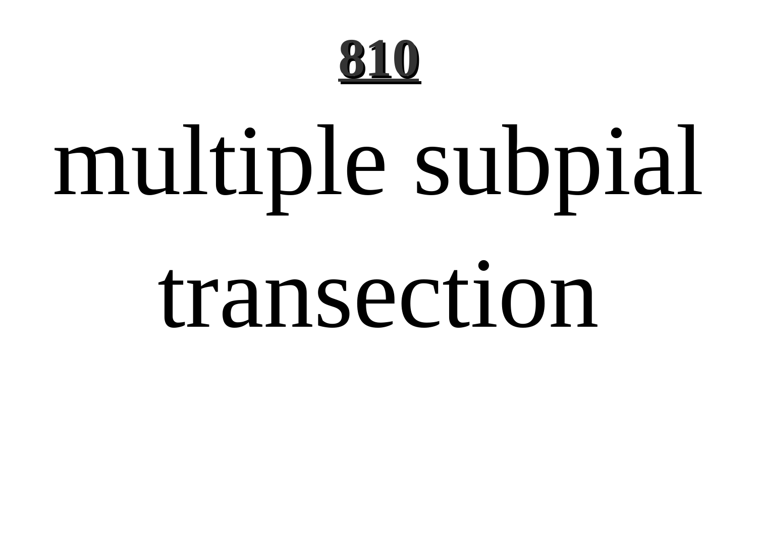# multiple subpial transection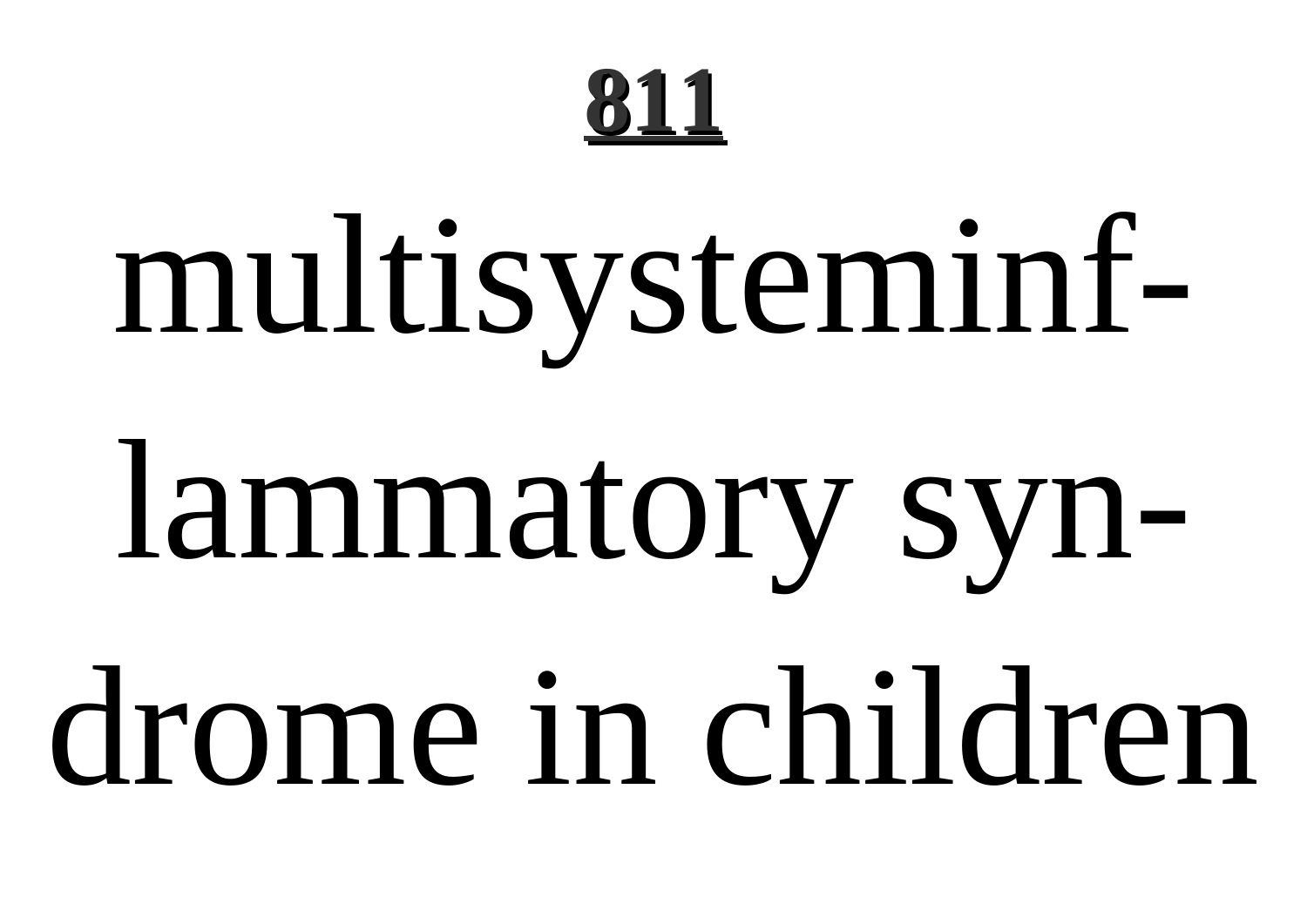**811**

multisysteminf-lammatory syn-drome in children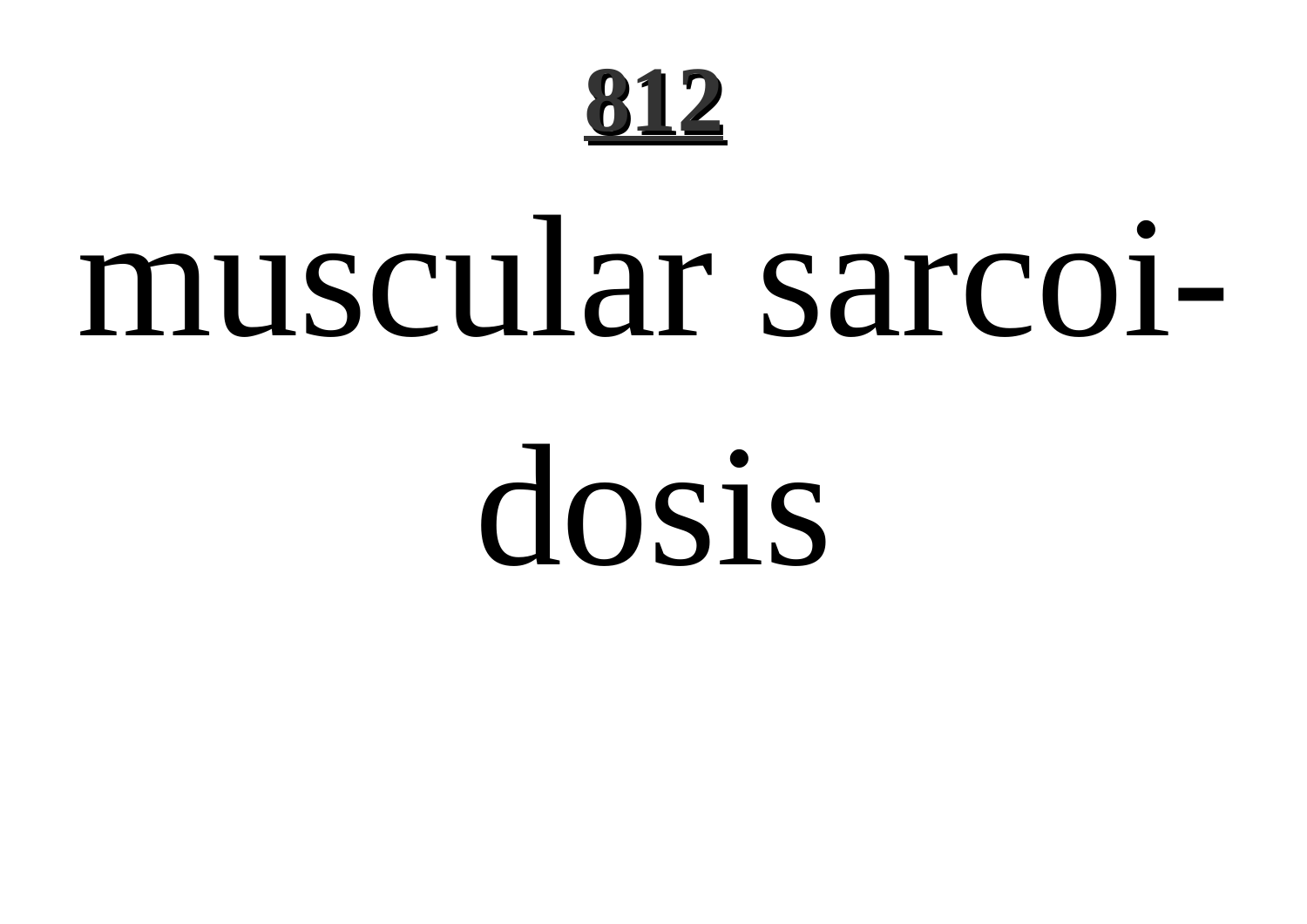muscular sarcoidosis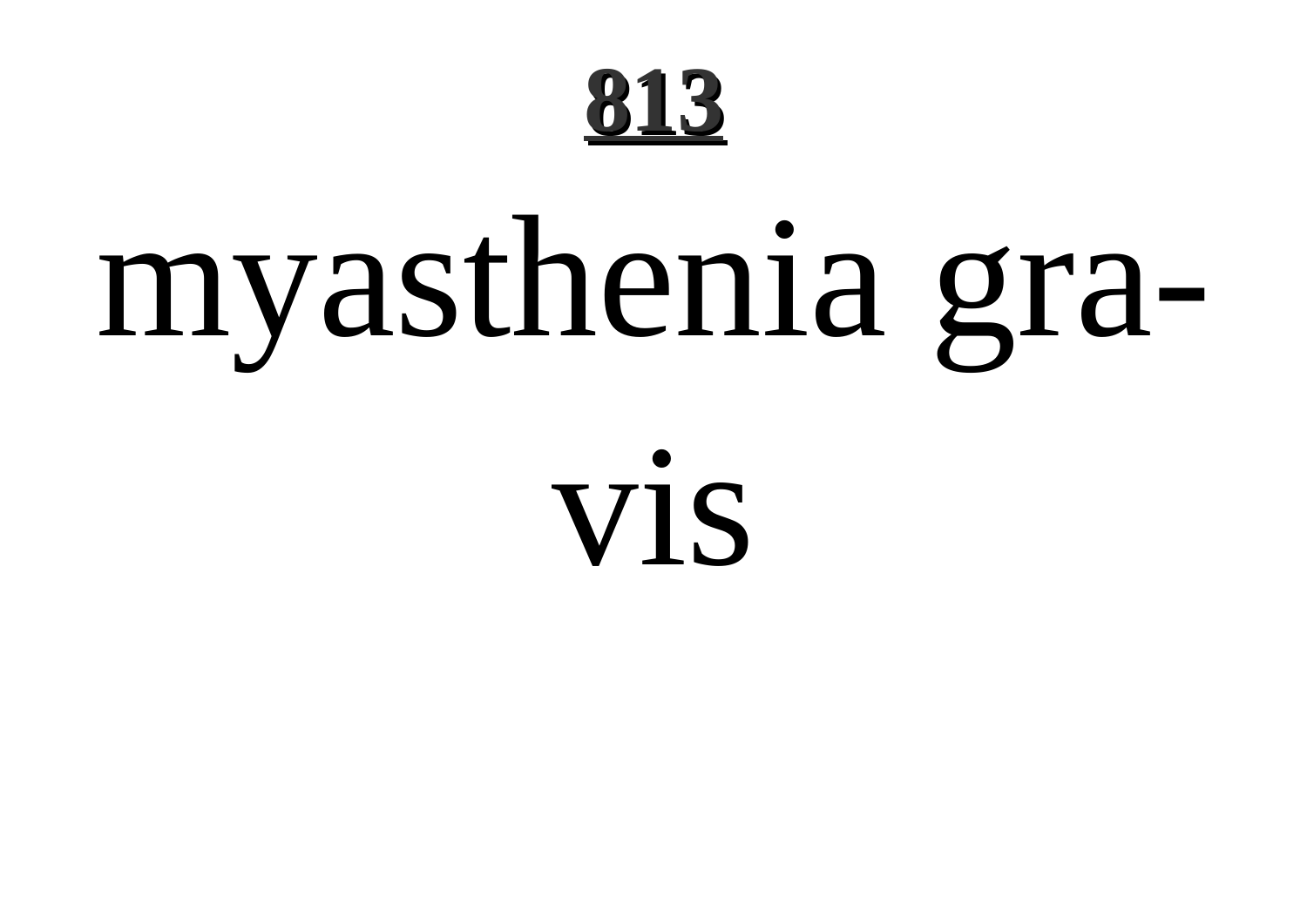# 813

myasthenia gra-

vis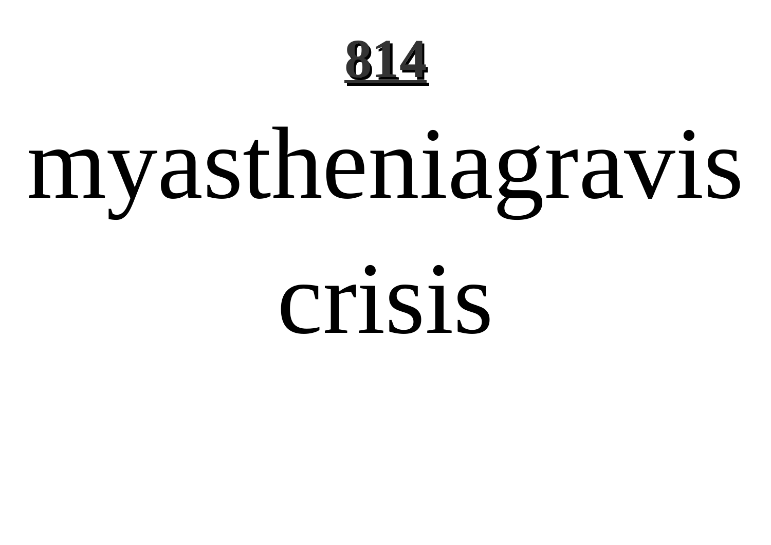**814**

# myastheniagravis crisis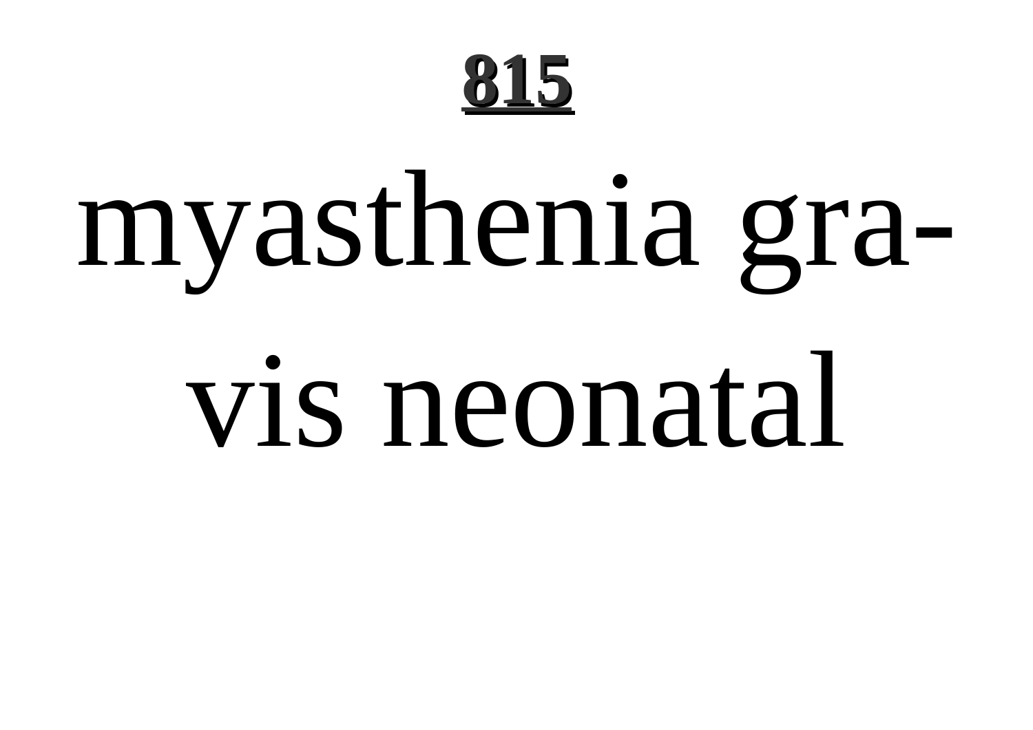myasthenia gravis neonatal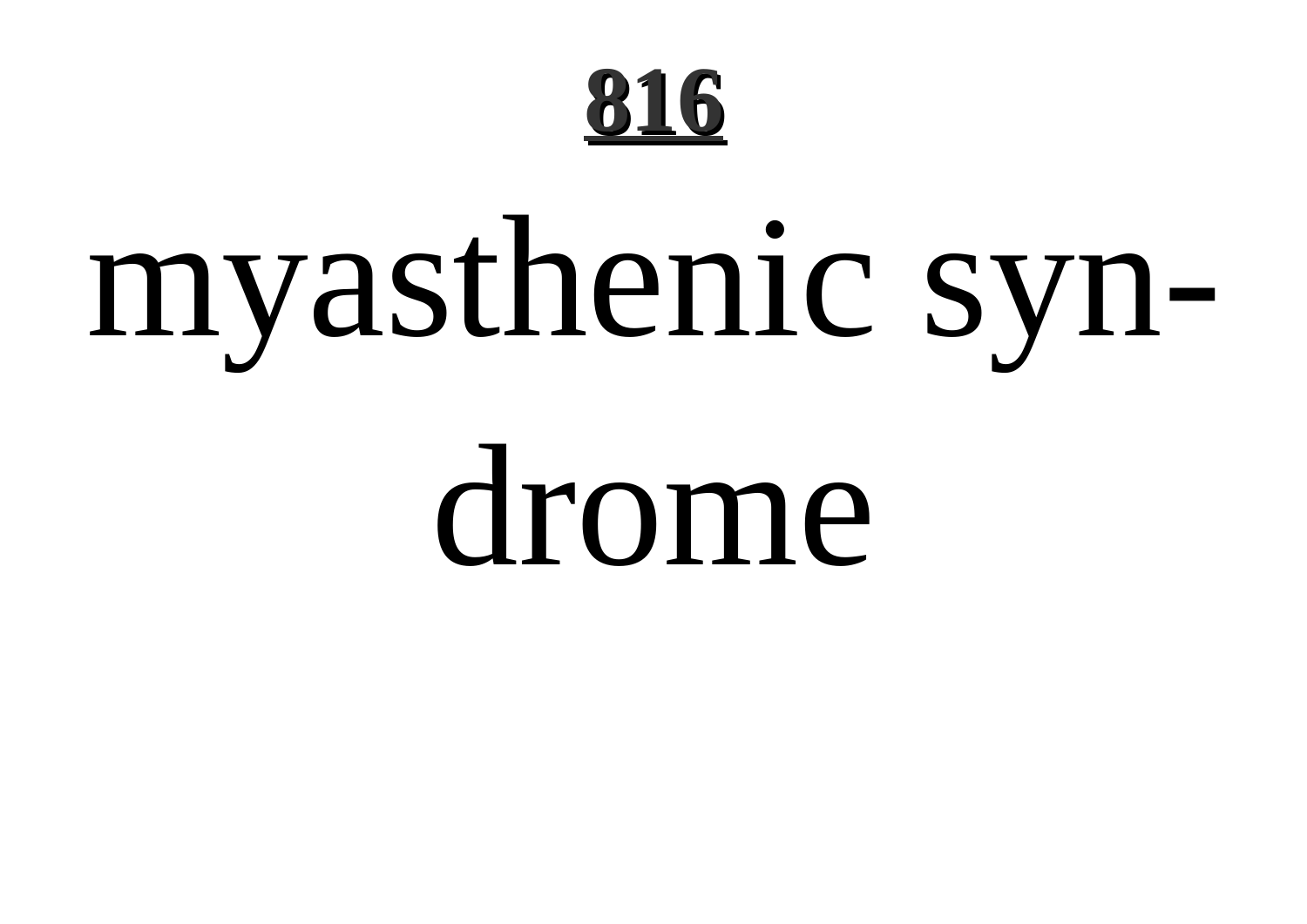myasthenic syndrome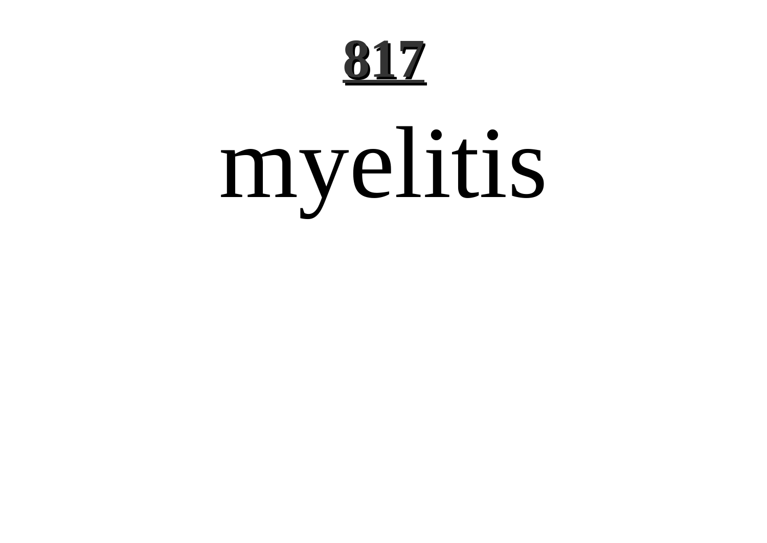# 817

myelitis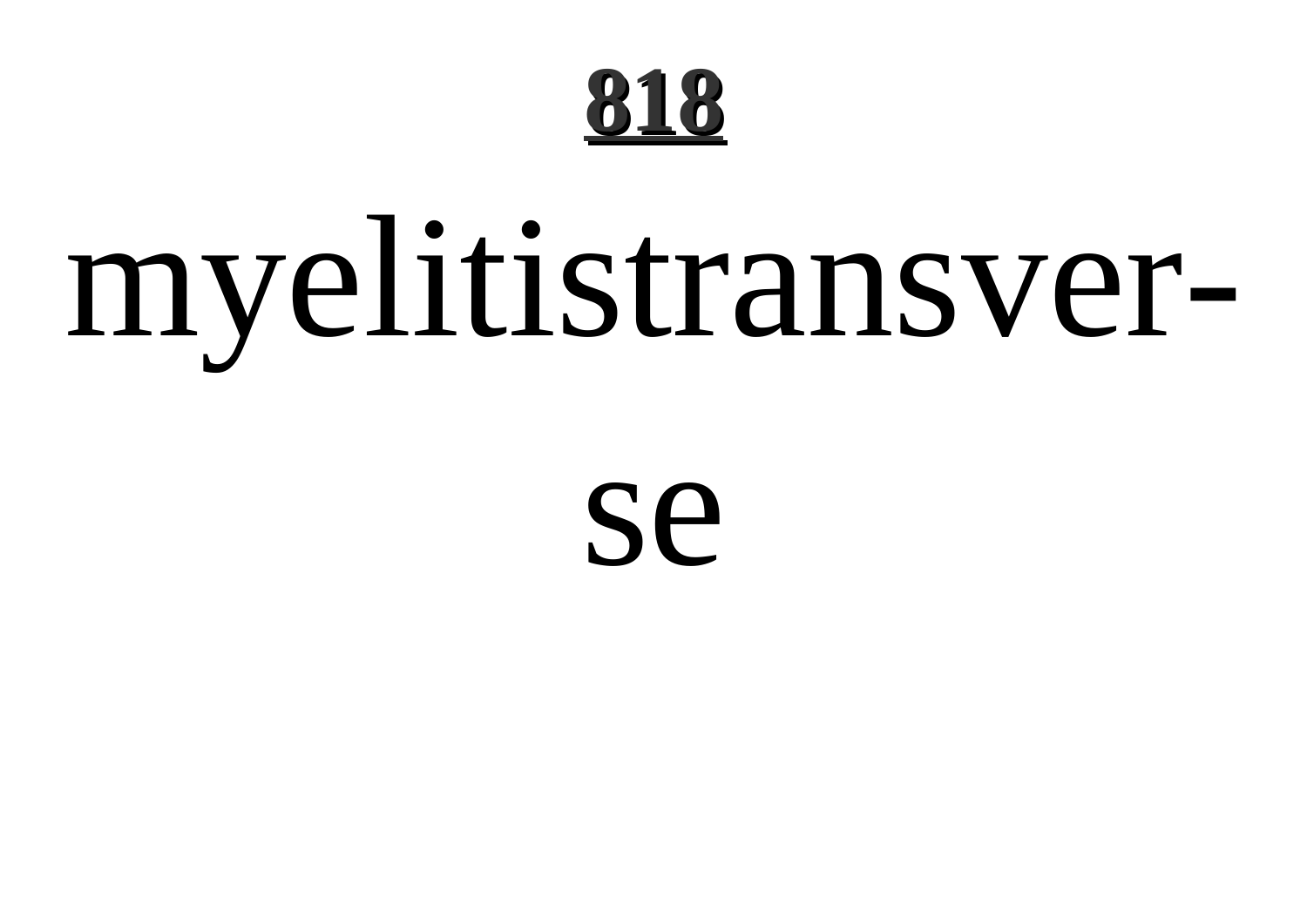# 818

myelitistransver-

se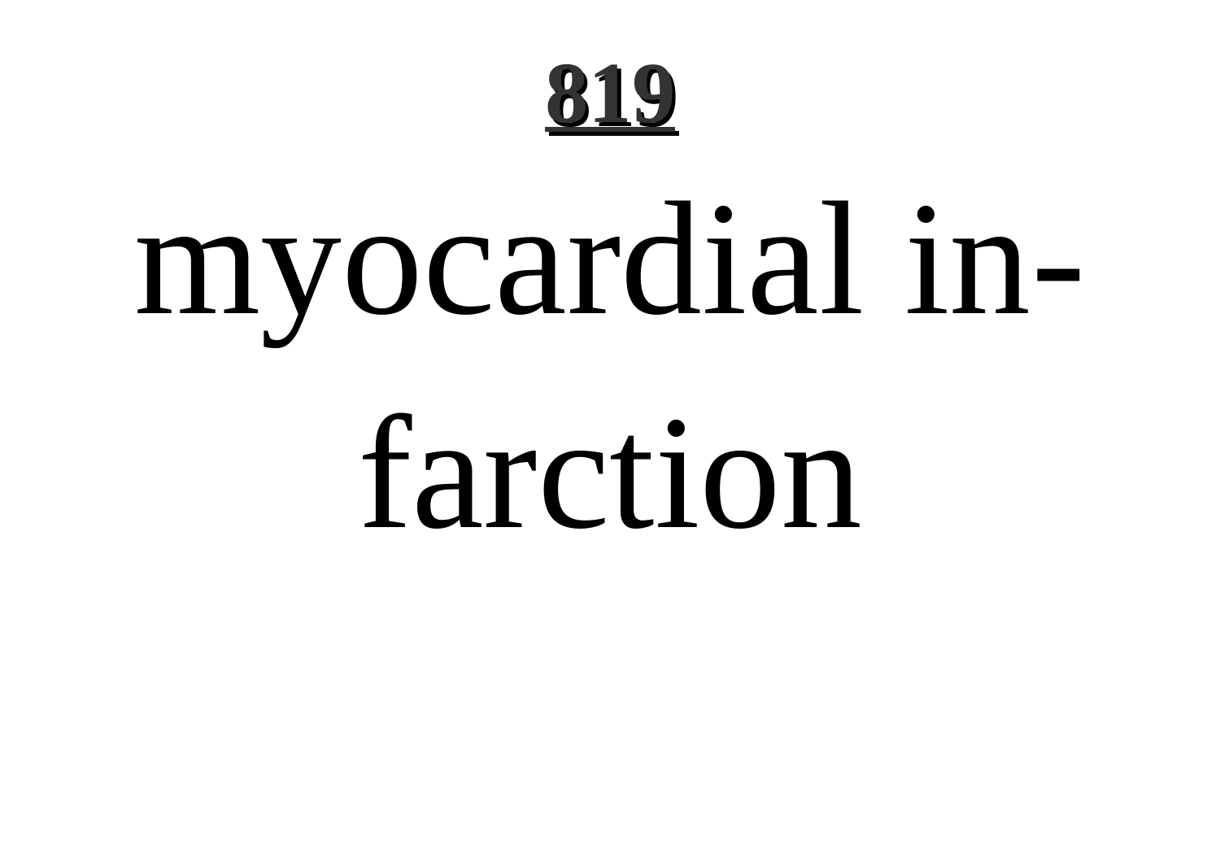**819**

# myocardial infarction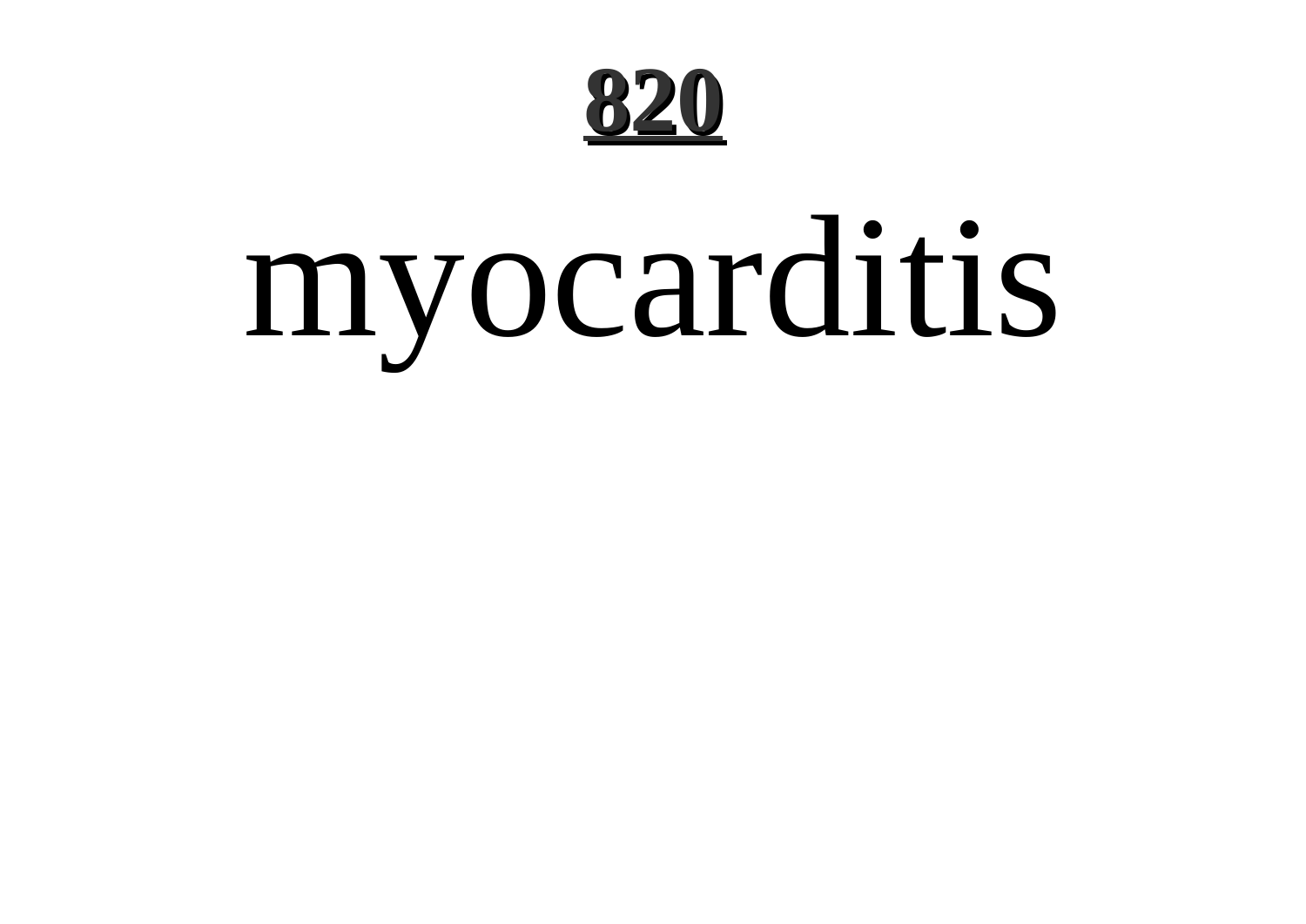# myocarditis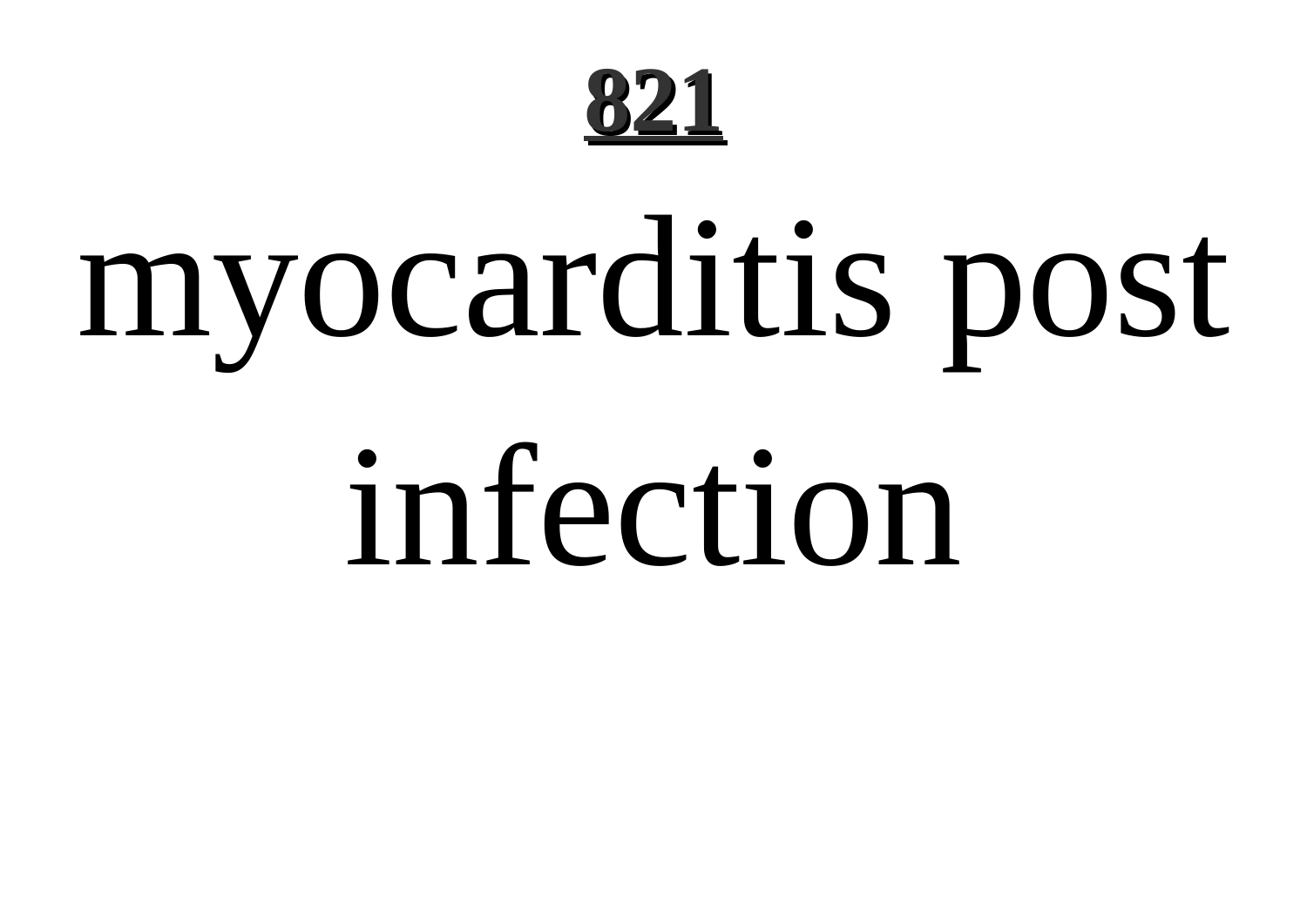# myocarditis post infection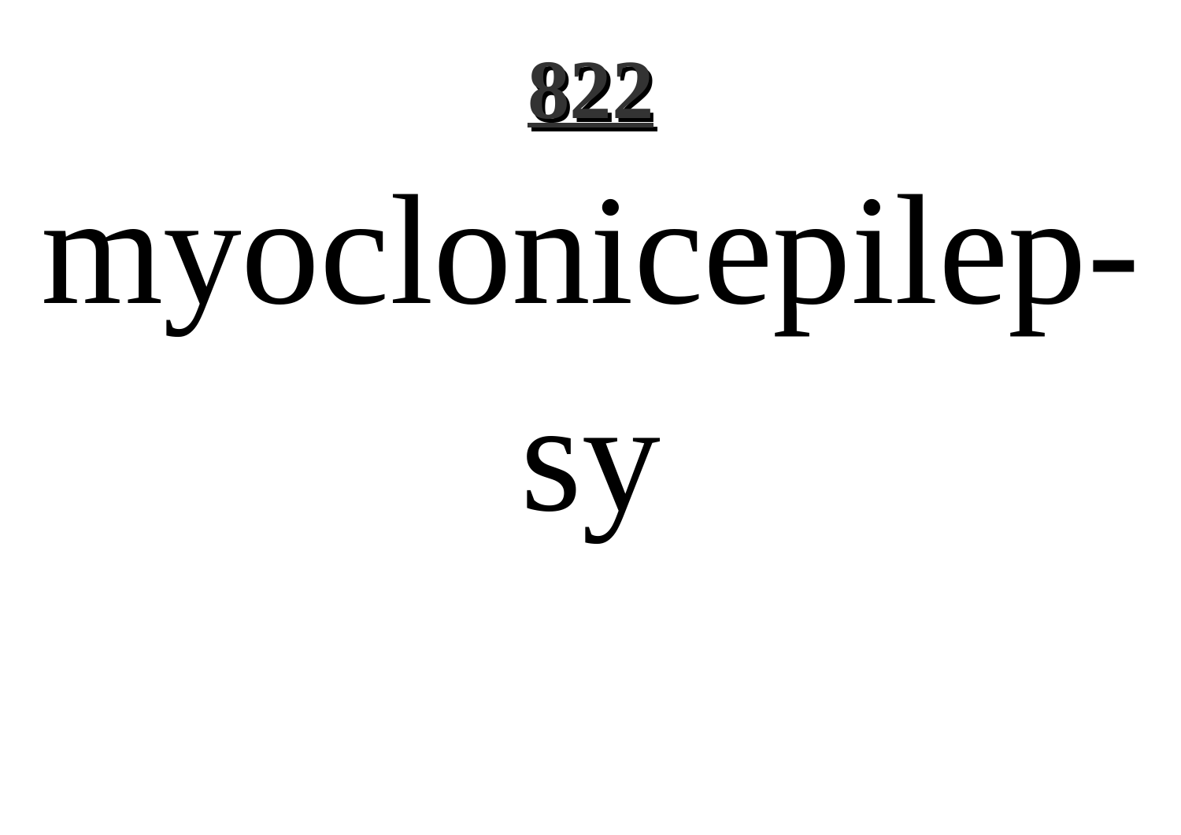myoclonicepilep-

sy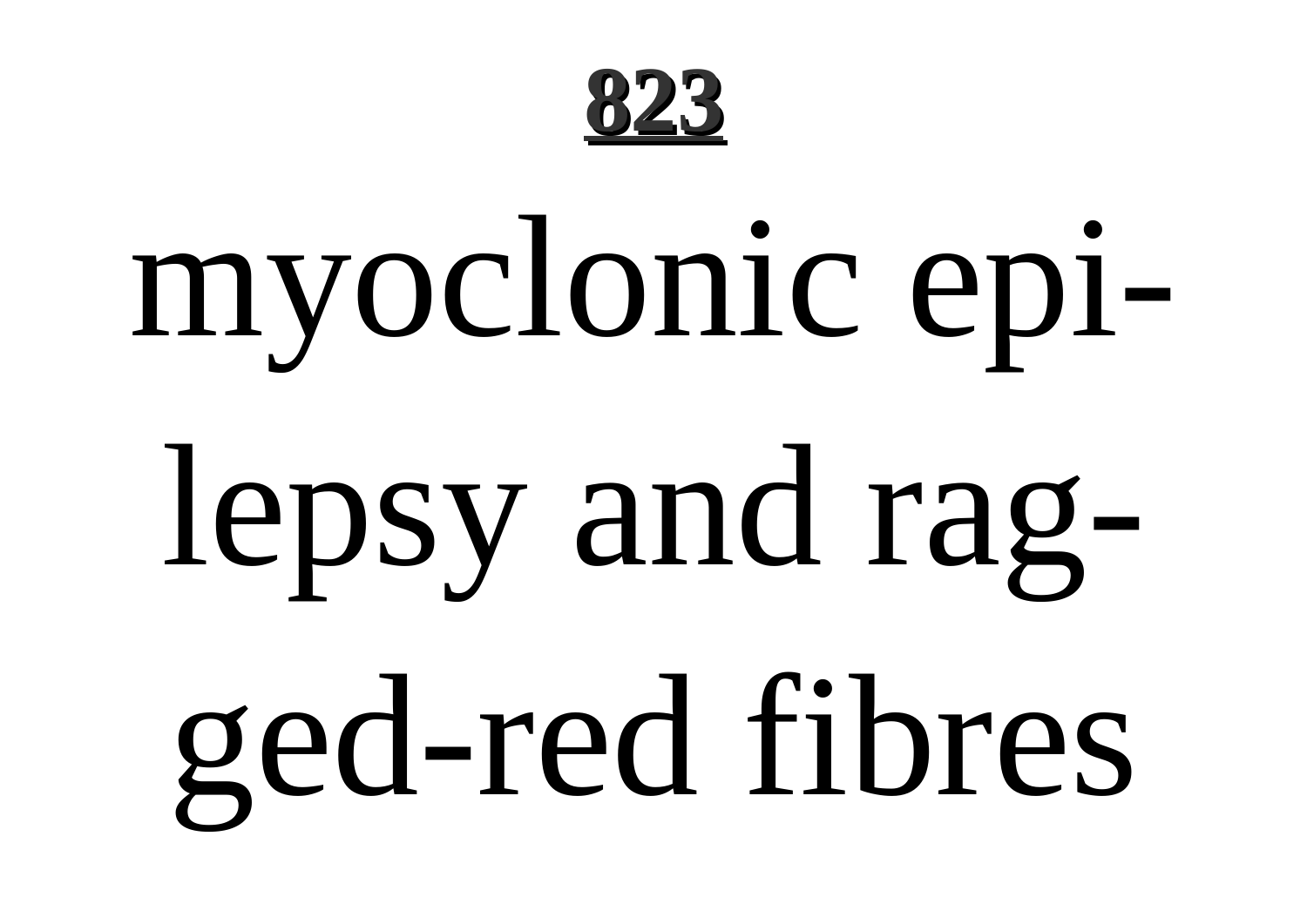**823**

myoclonic epi-
lepsy and rag-
ged-red fibres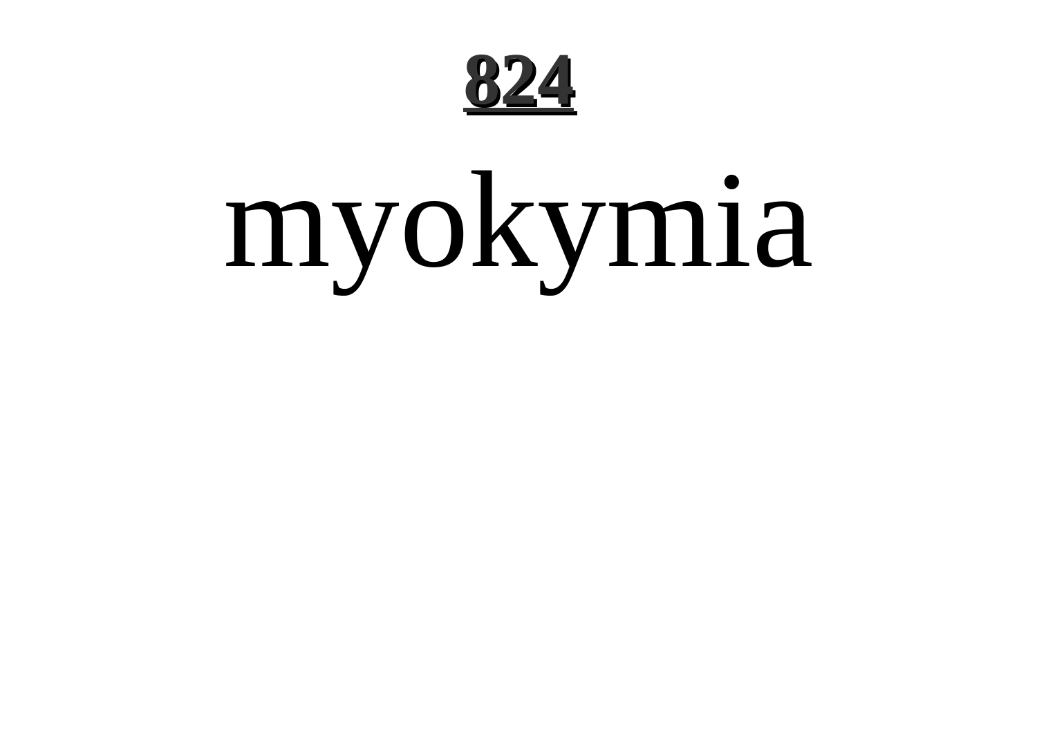# 824

# myokymia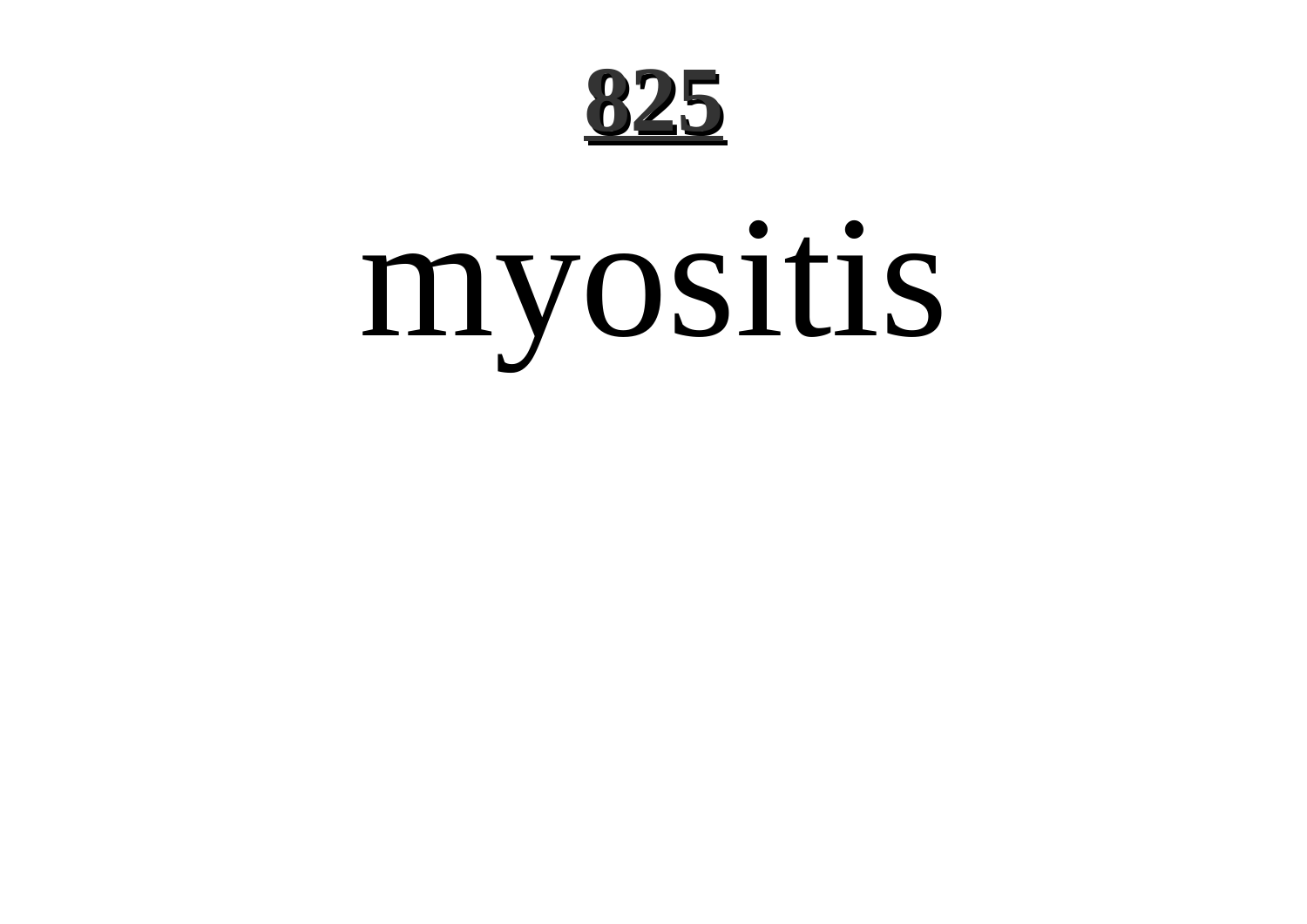# 825

myositis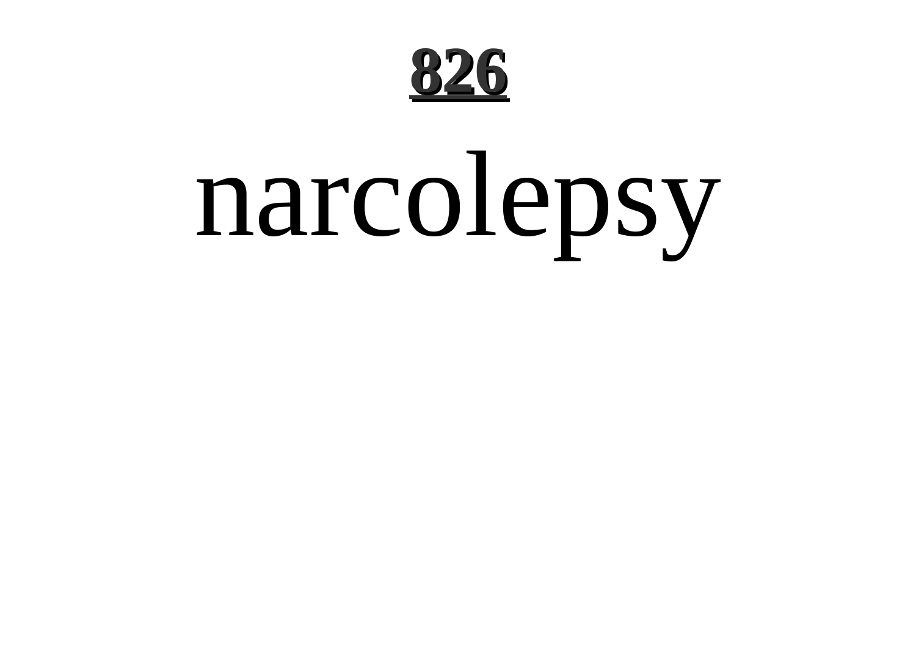# 826

narcolepsy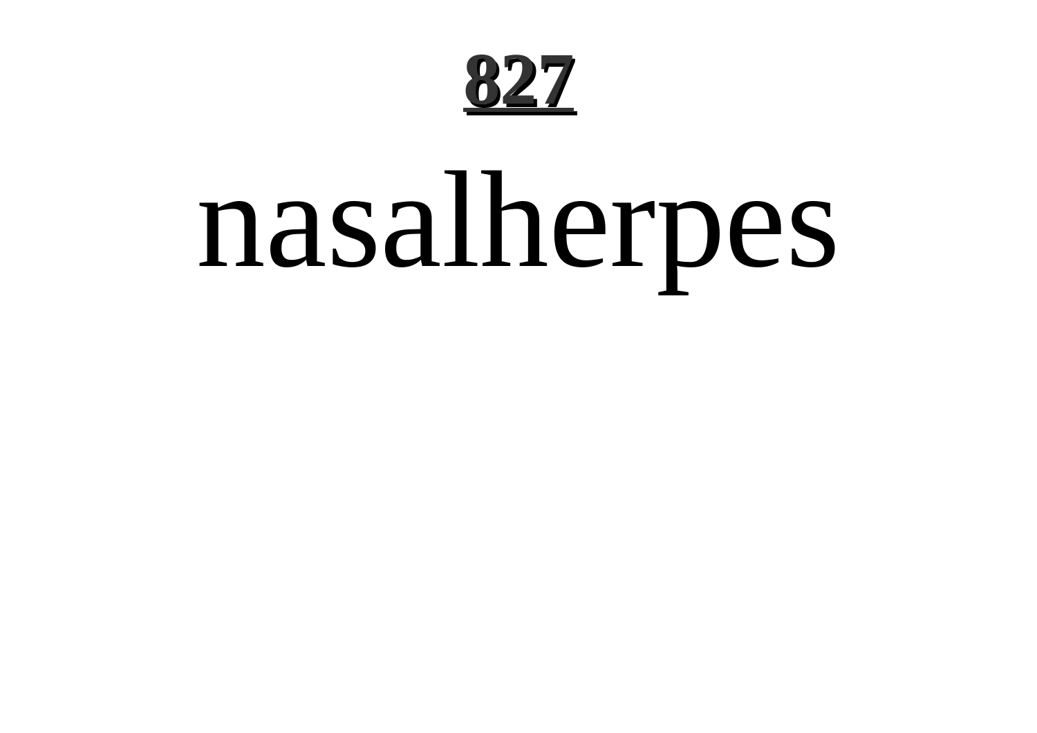# 827

nasalherpes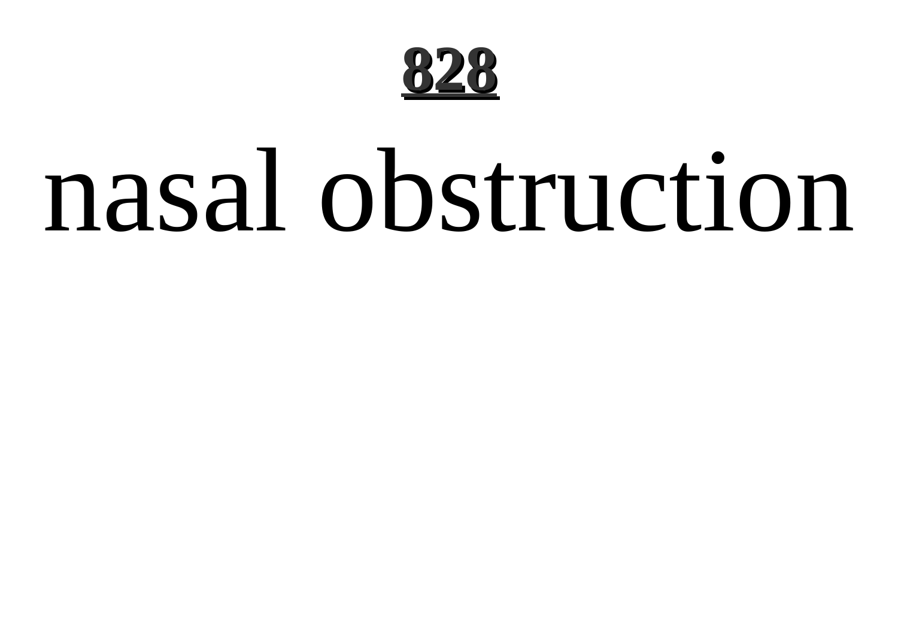# nasal obstruction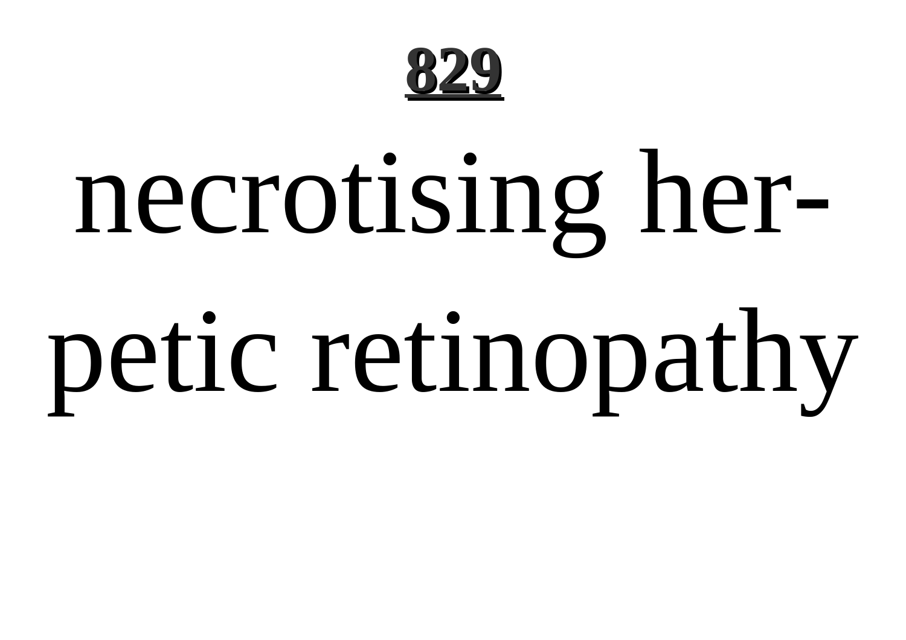necrotising herpetic retinopathy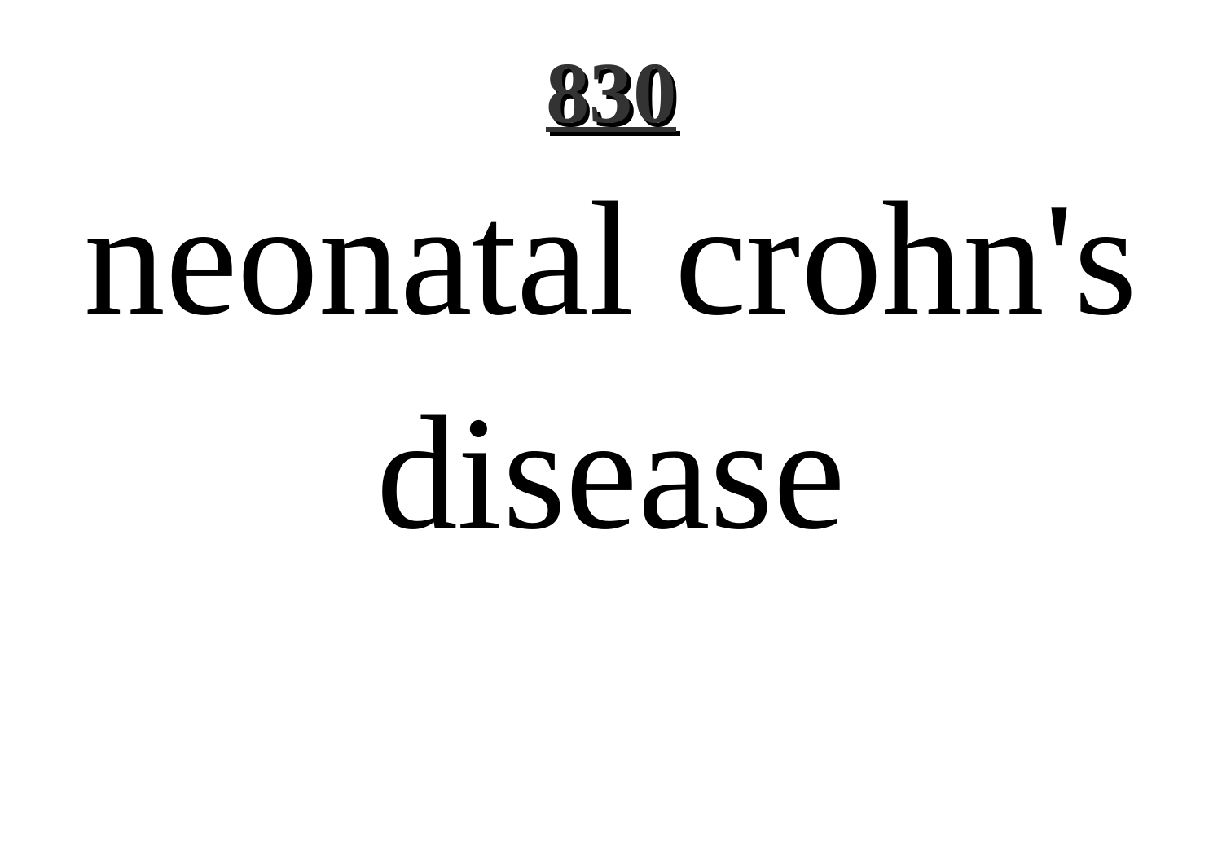# neonatal crohn's disease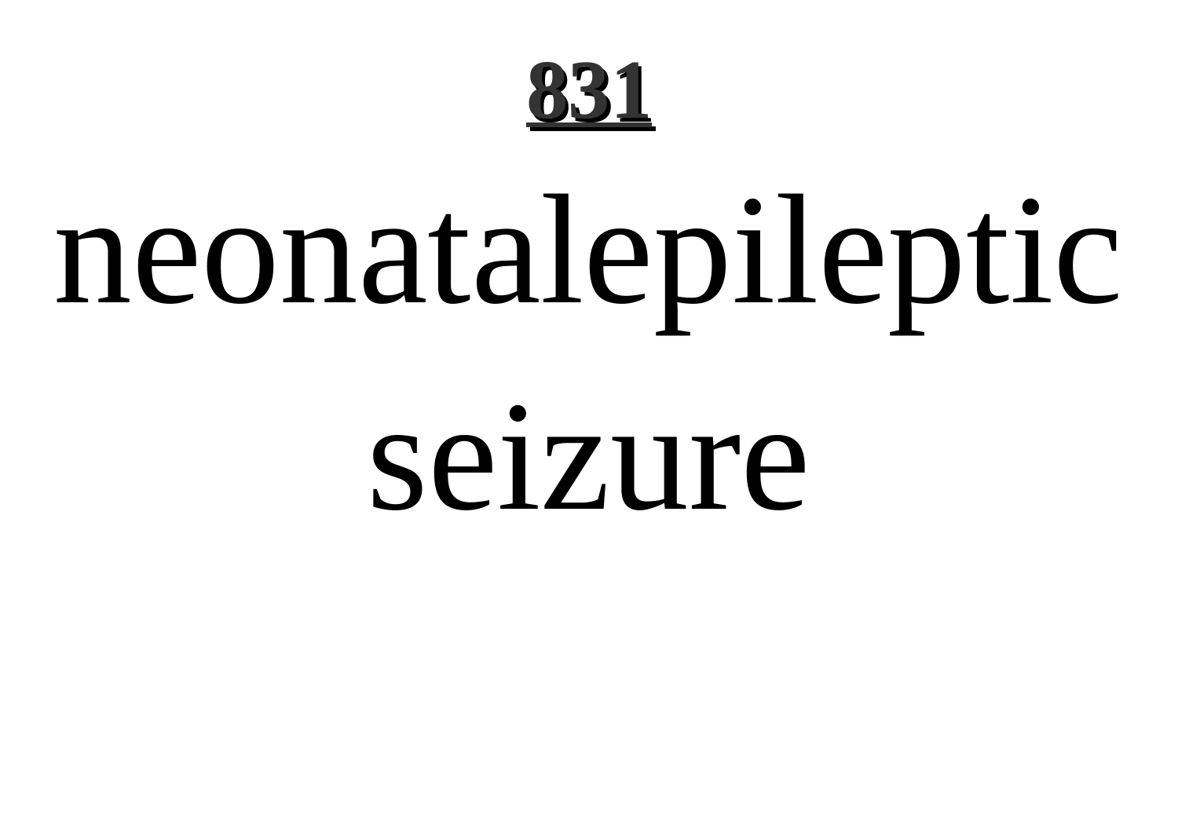neonatalepileptic seizure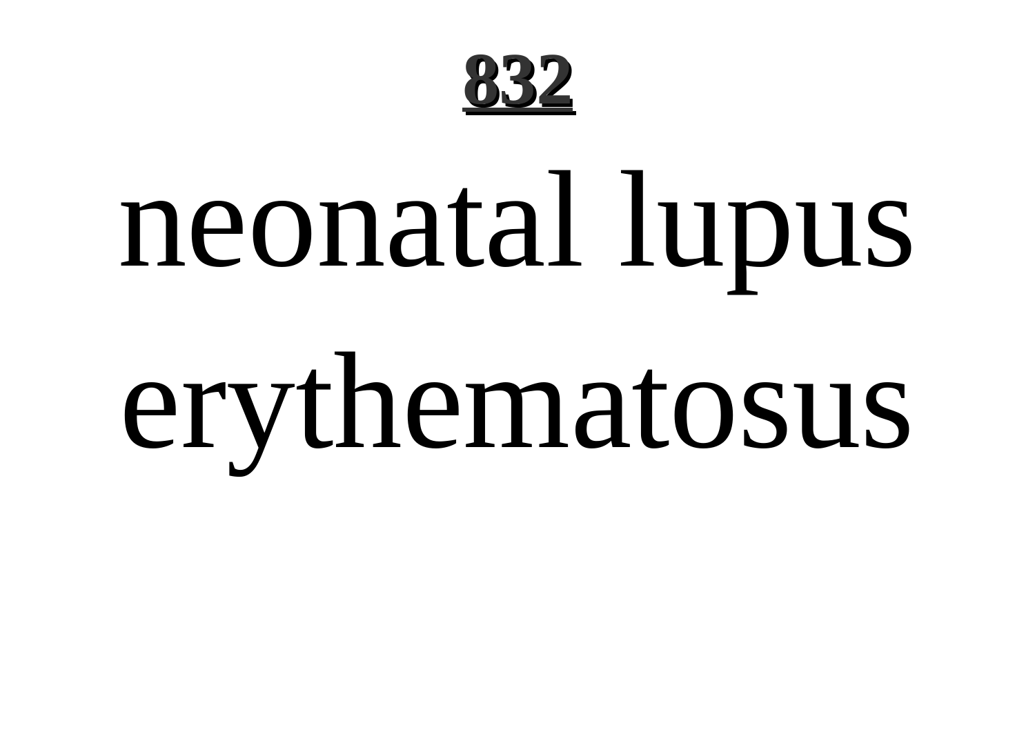**832**

# neonatal lupus erythematosus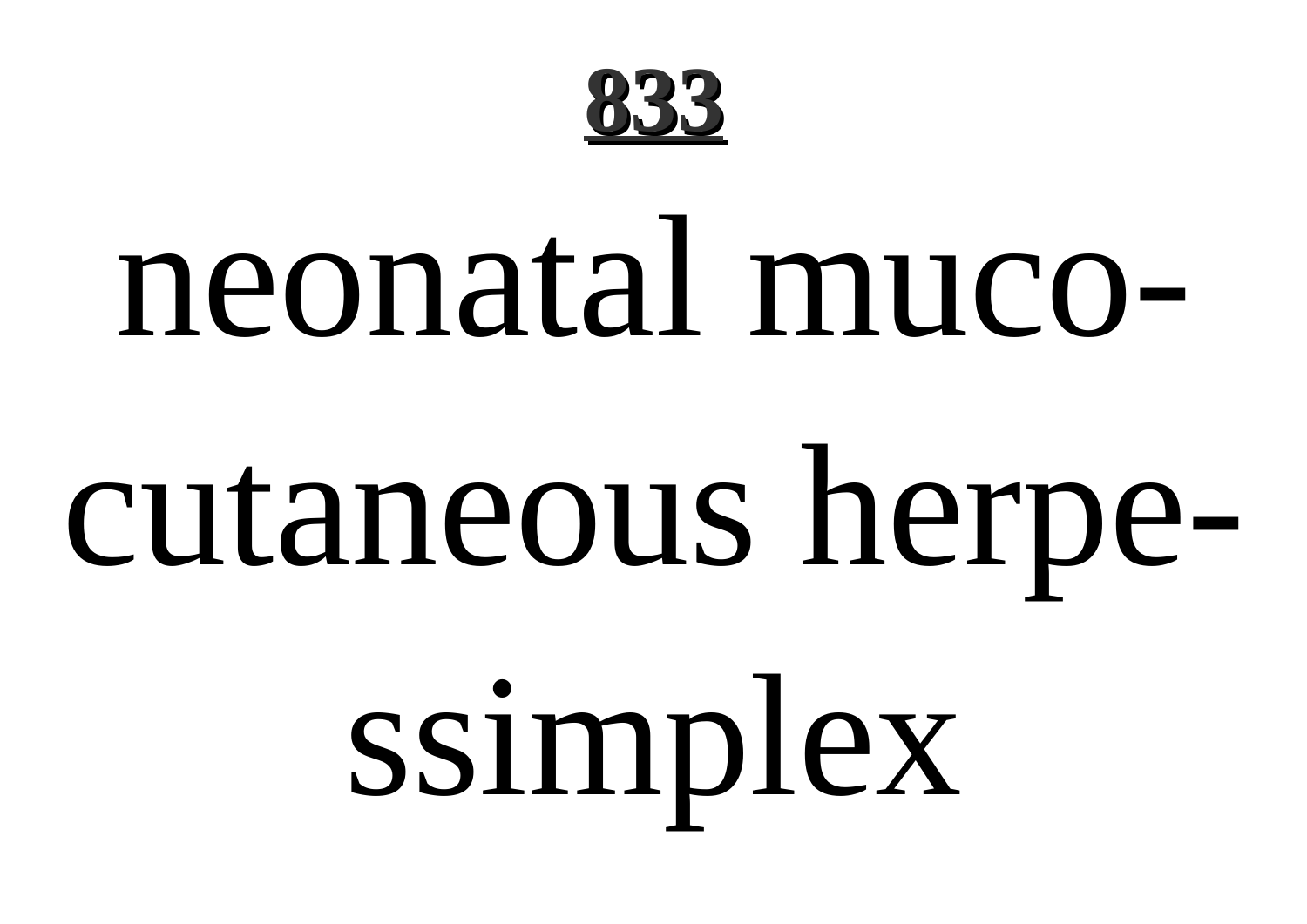# 833

neonatal mucocutaneous herpessimplex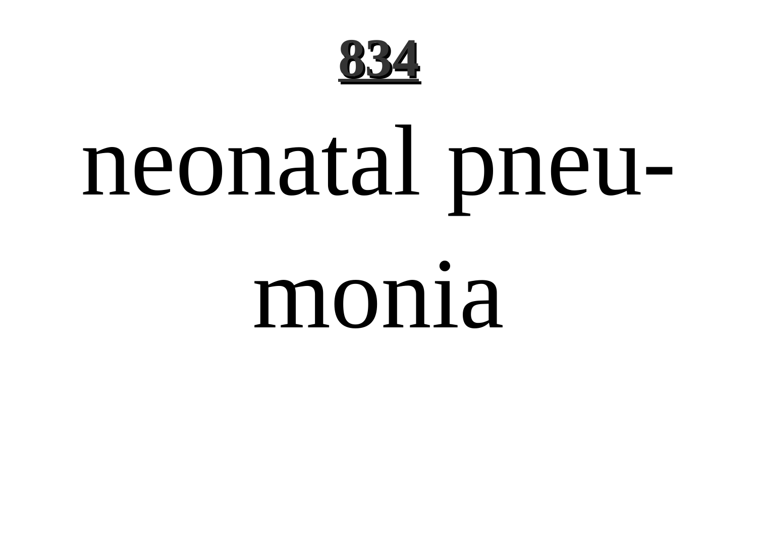**834**

# neonatal pneumonia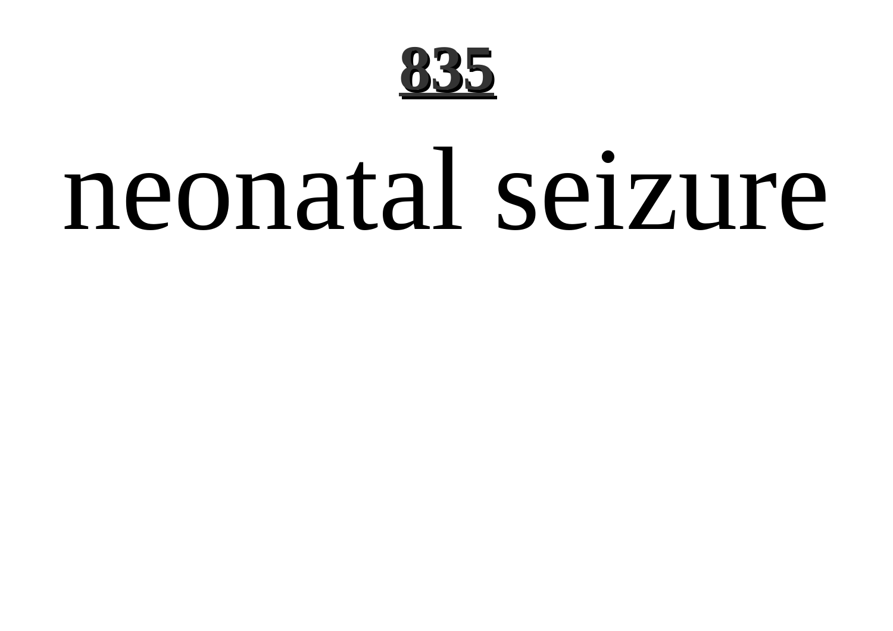# neonatal seizure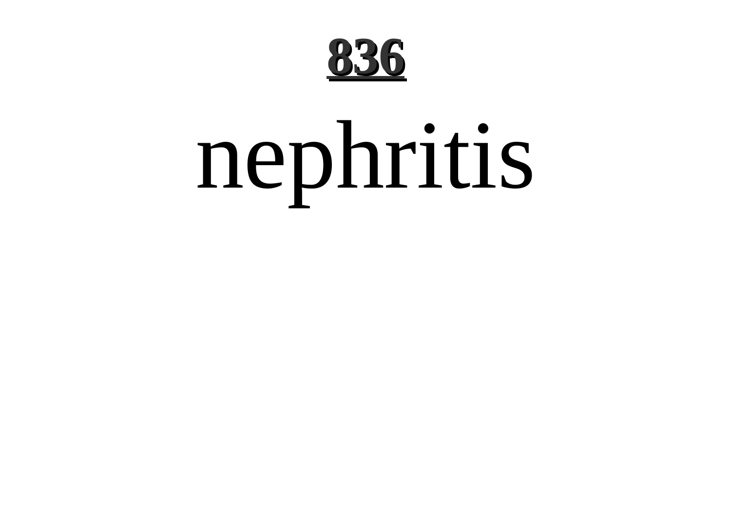# 836

nephritis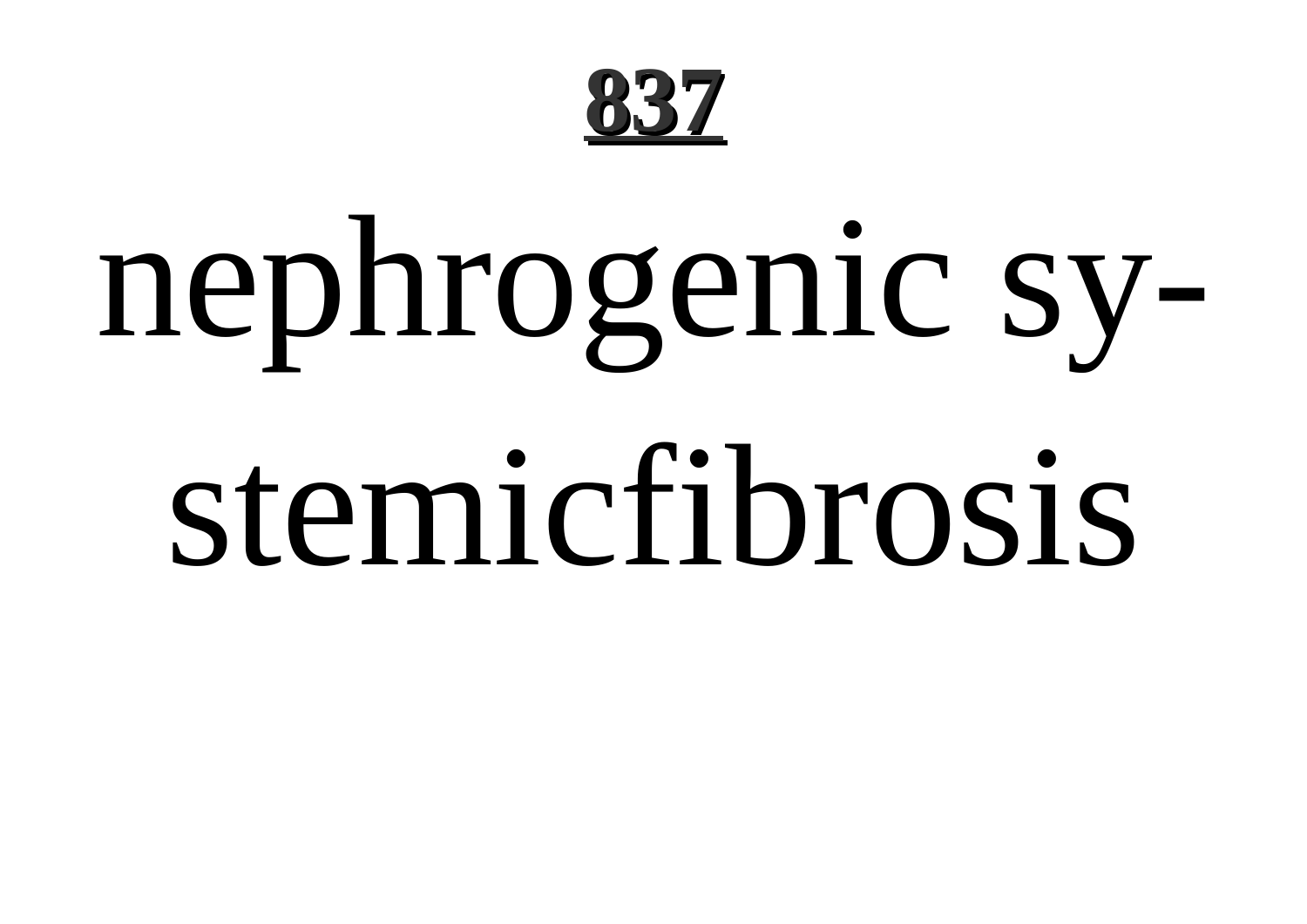**837**

nephrogenic sy-stemicfibrosis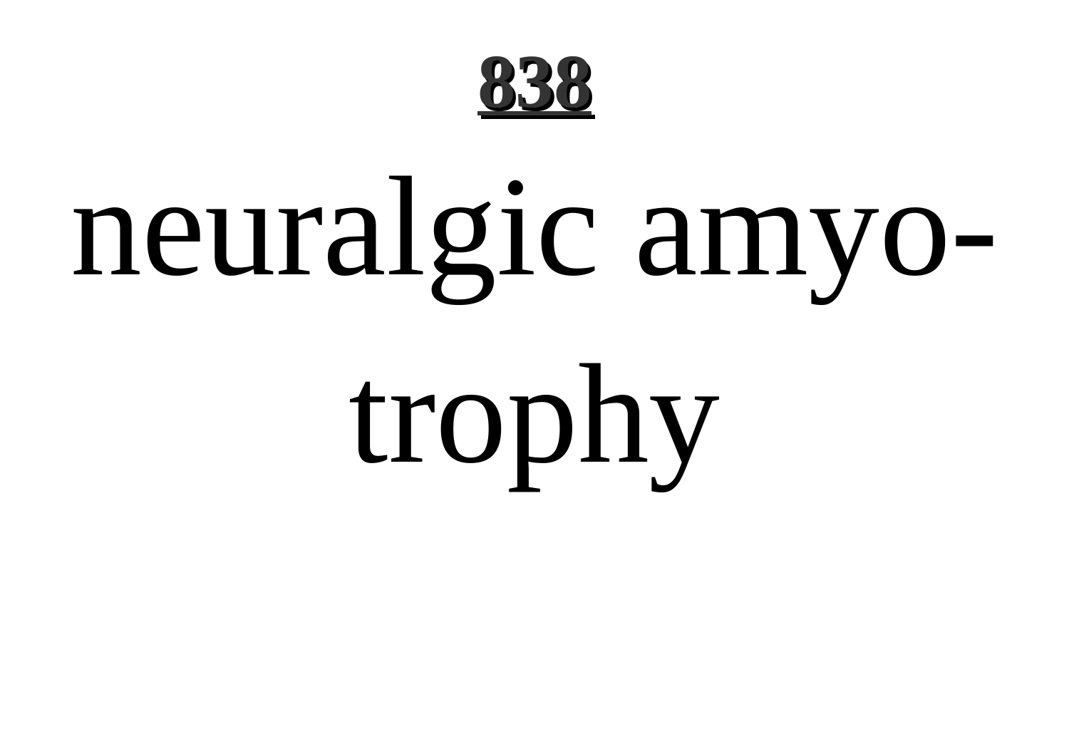# 838

# neuralgic amyo-trophy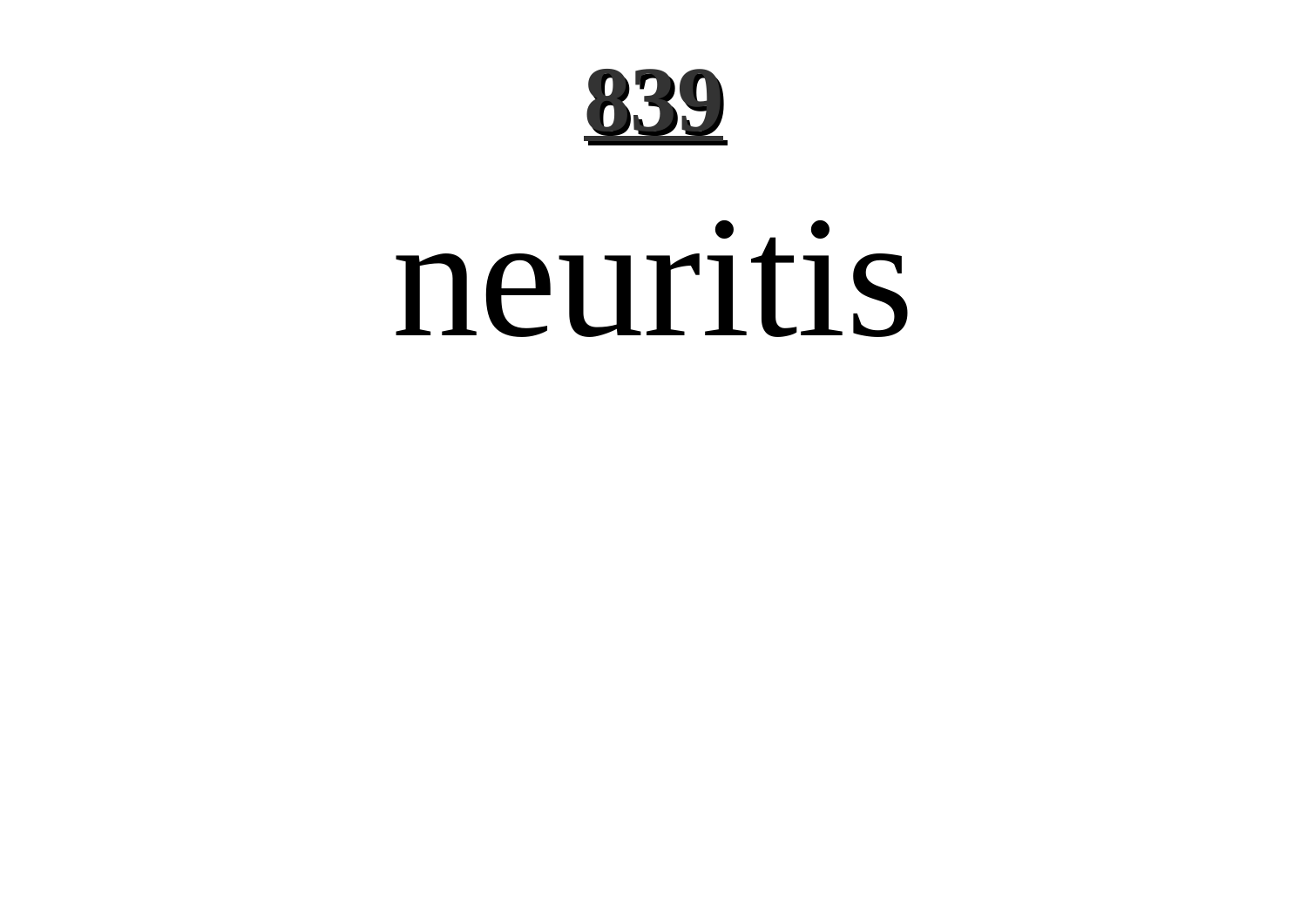# neuritis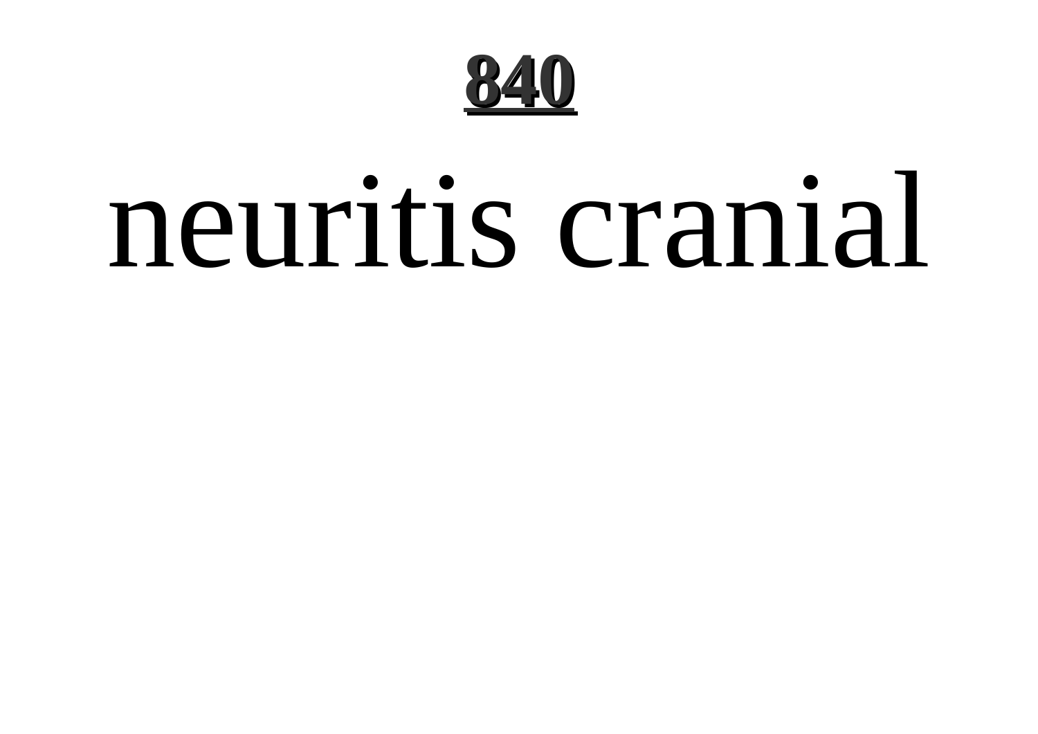# neuritis cranial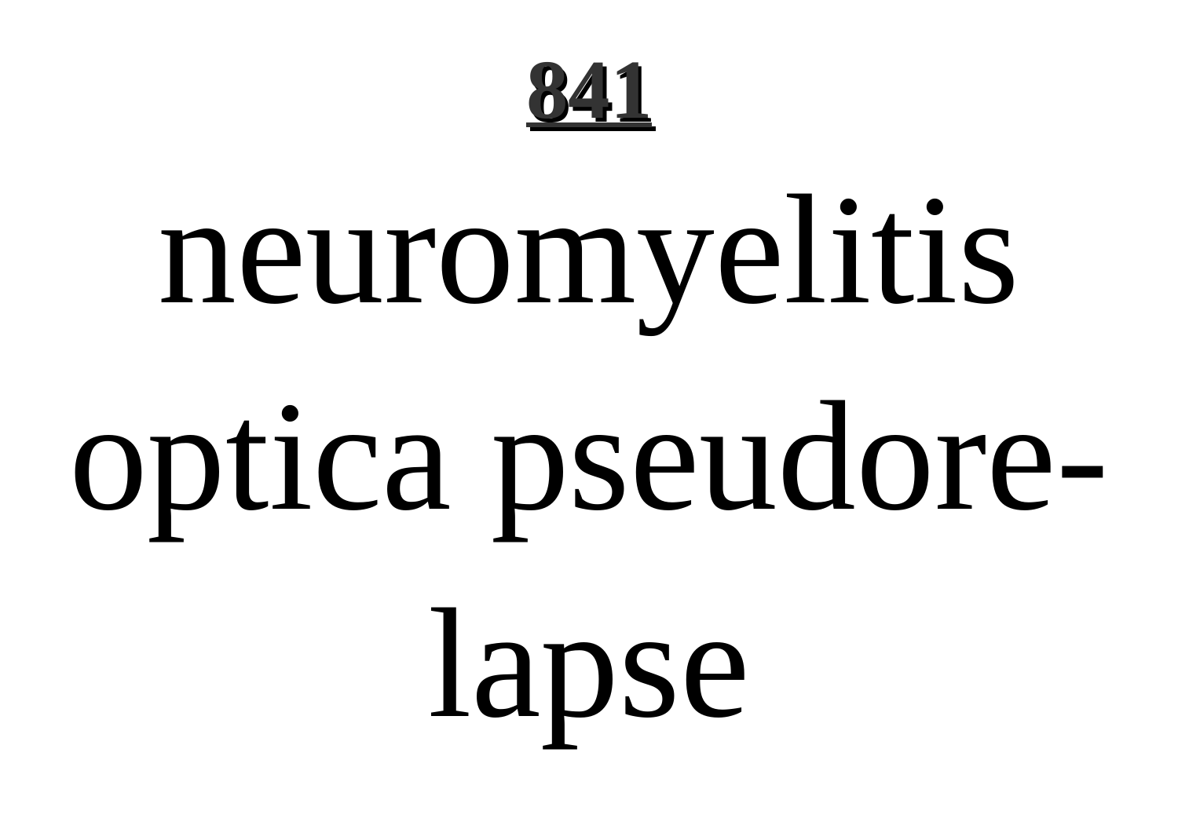**841**

# neuromyelitis optica pseudorelapse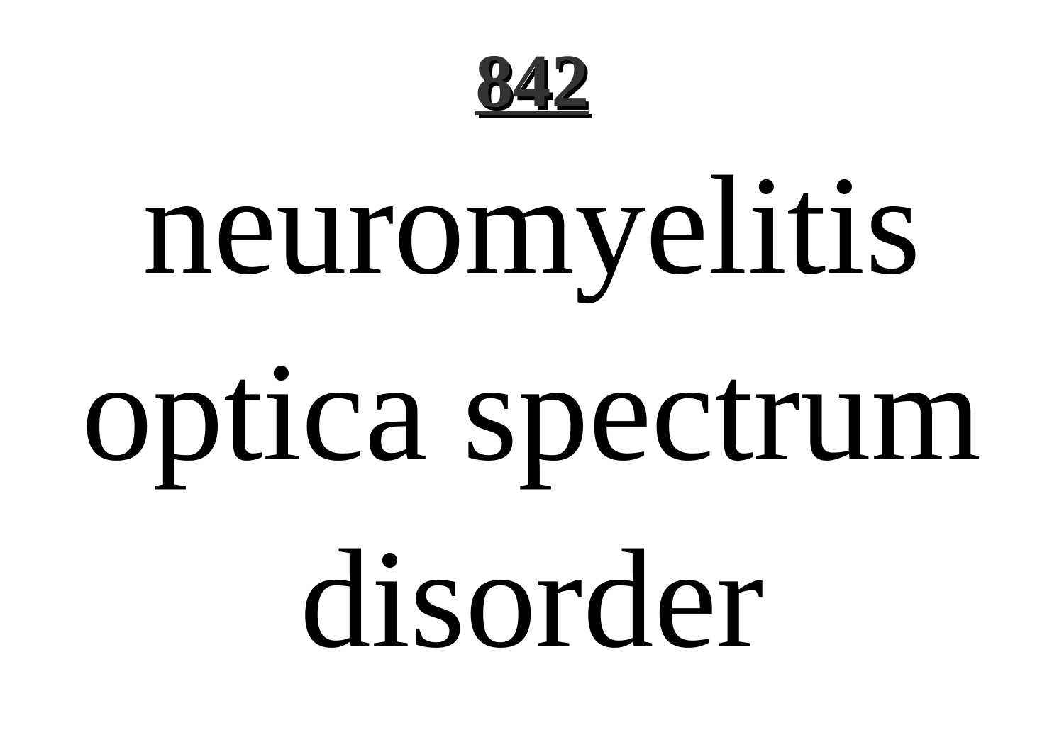neuromyelitis optica spectrum disorder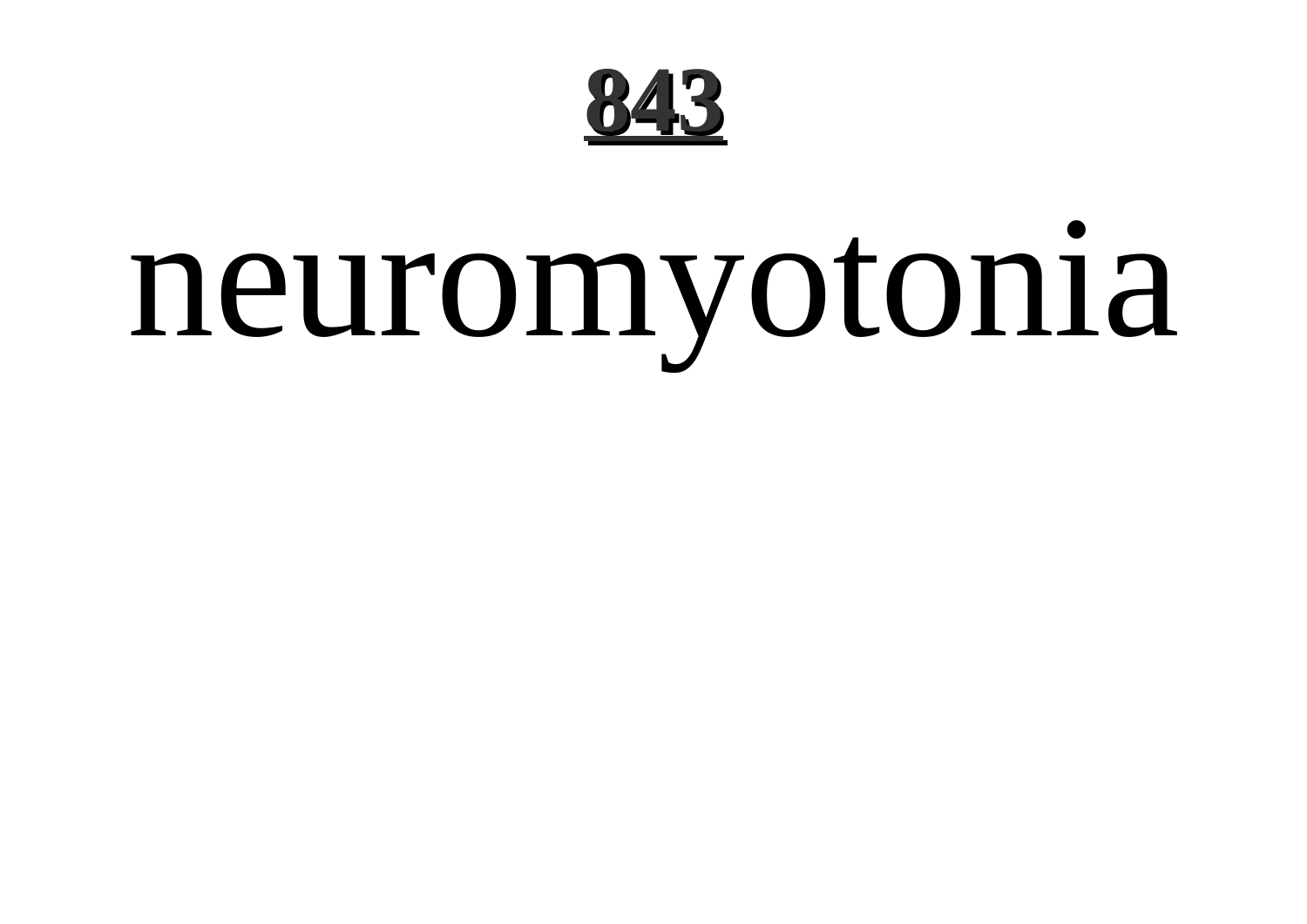# 843

neuromyotonia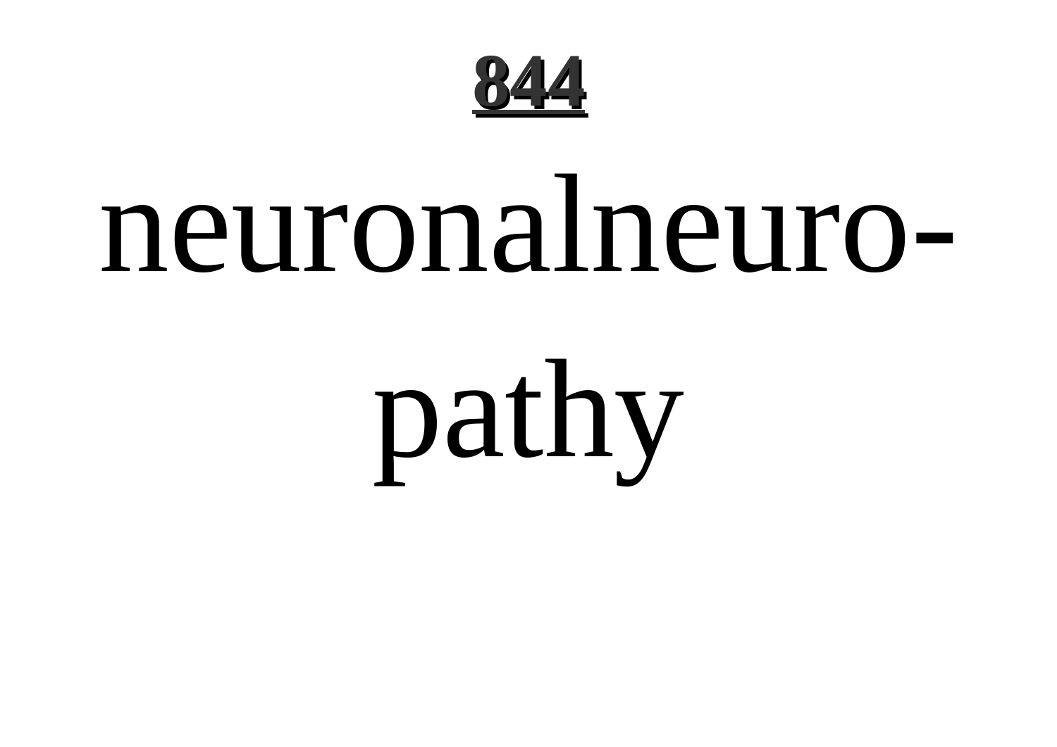neuronalneuropathy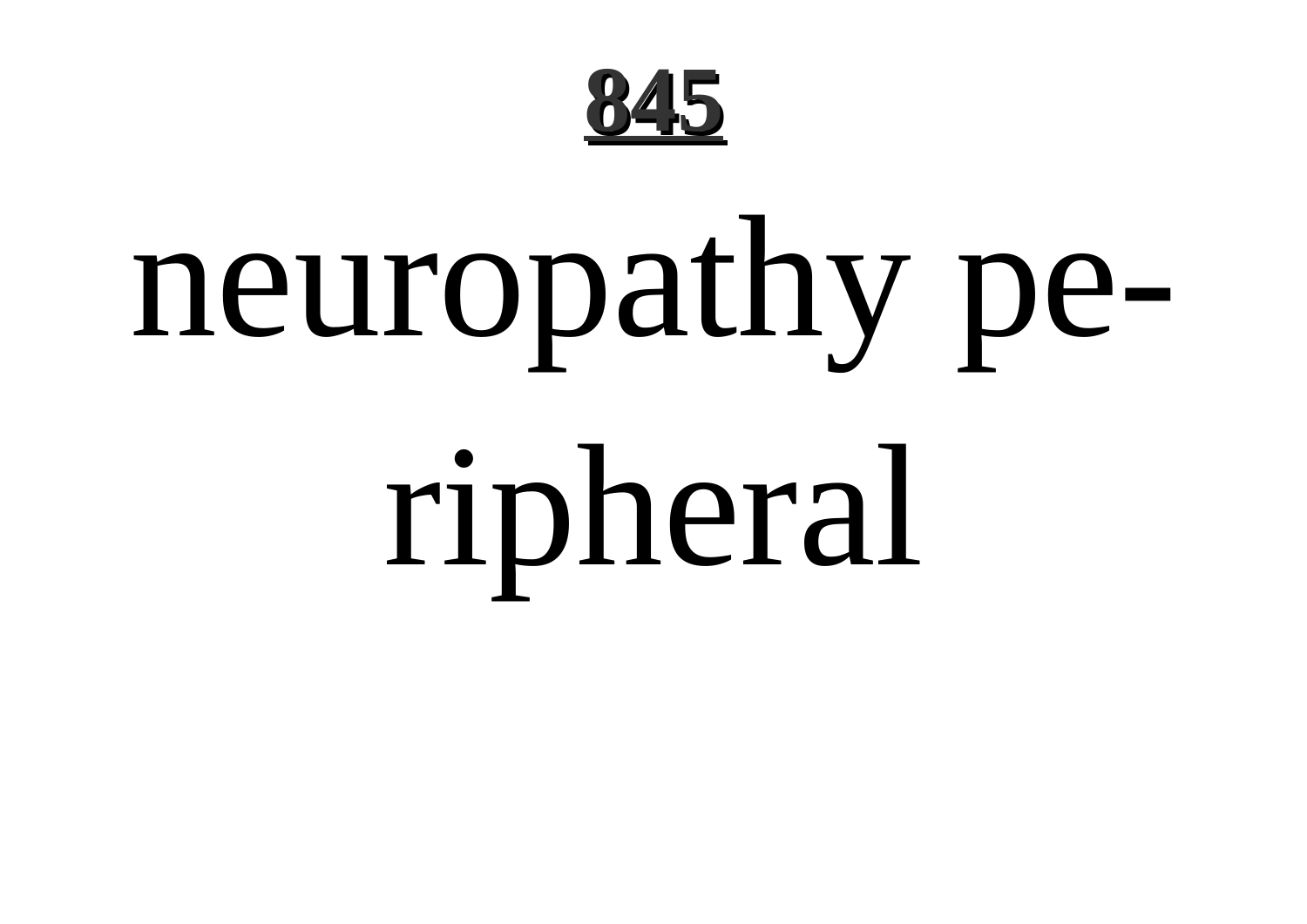neuropathy peripheral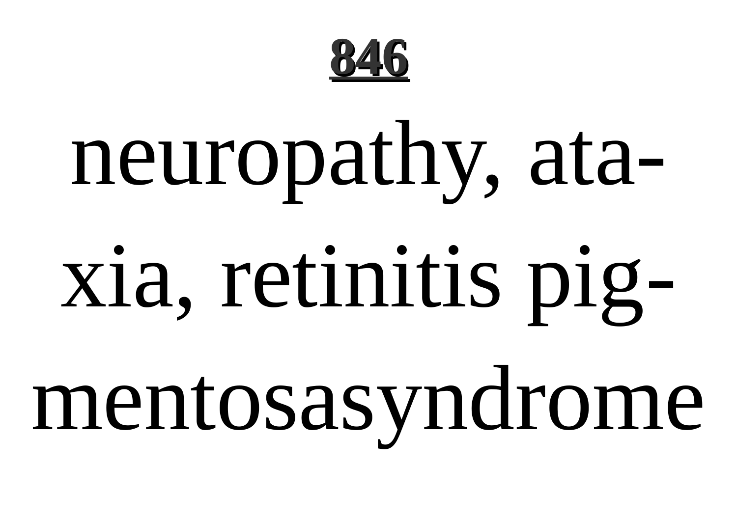**846**

neuropathy, ataxia, retinitis pigmentosasyndrome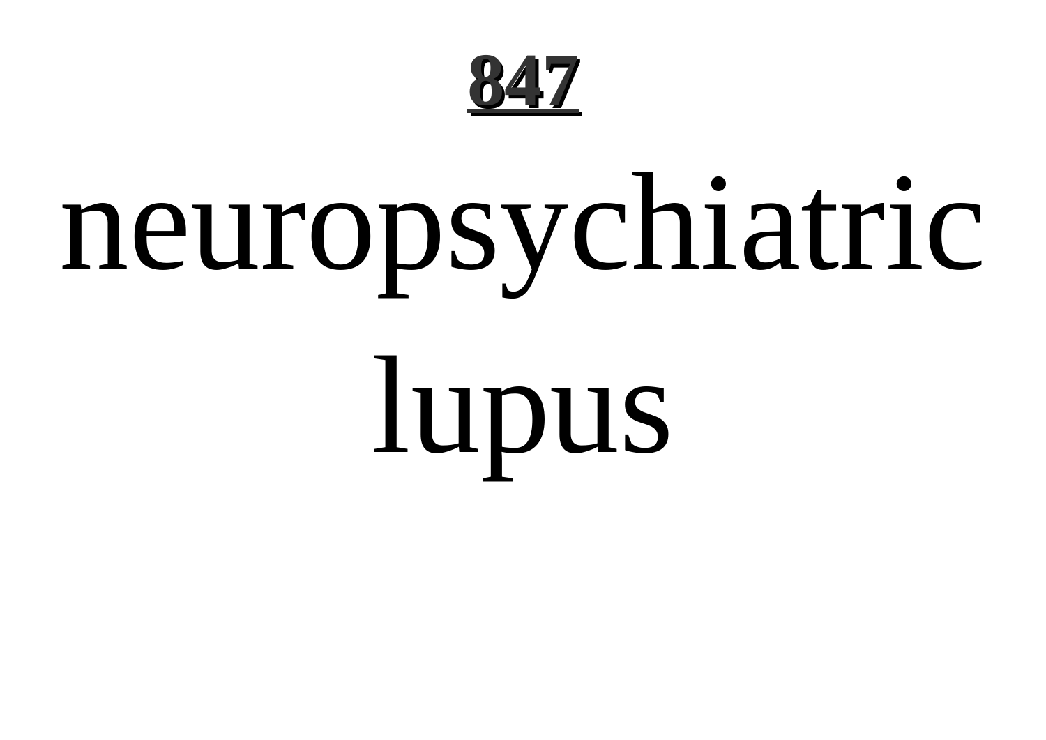neuropsychiatric lupus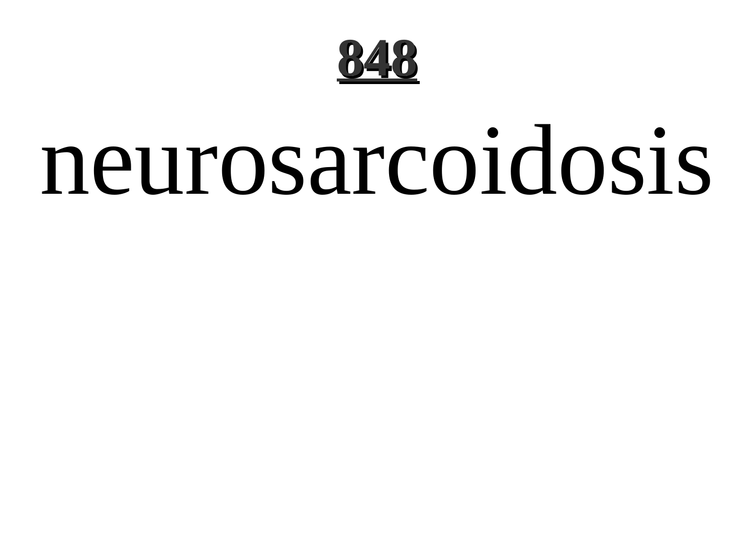# neurosarcoidosis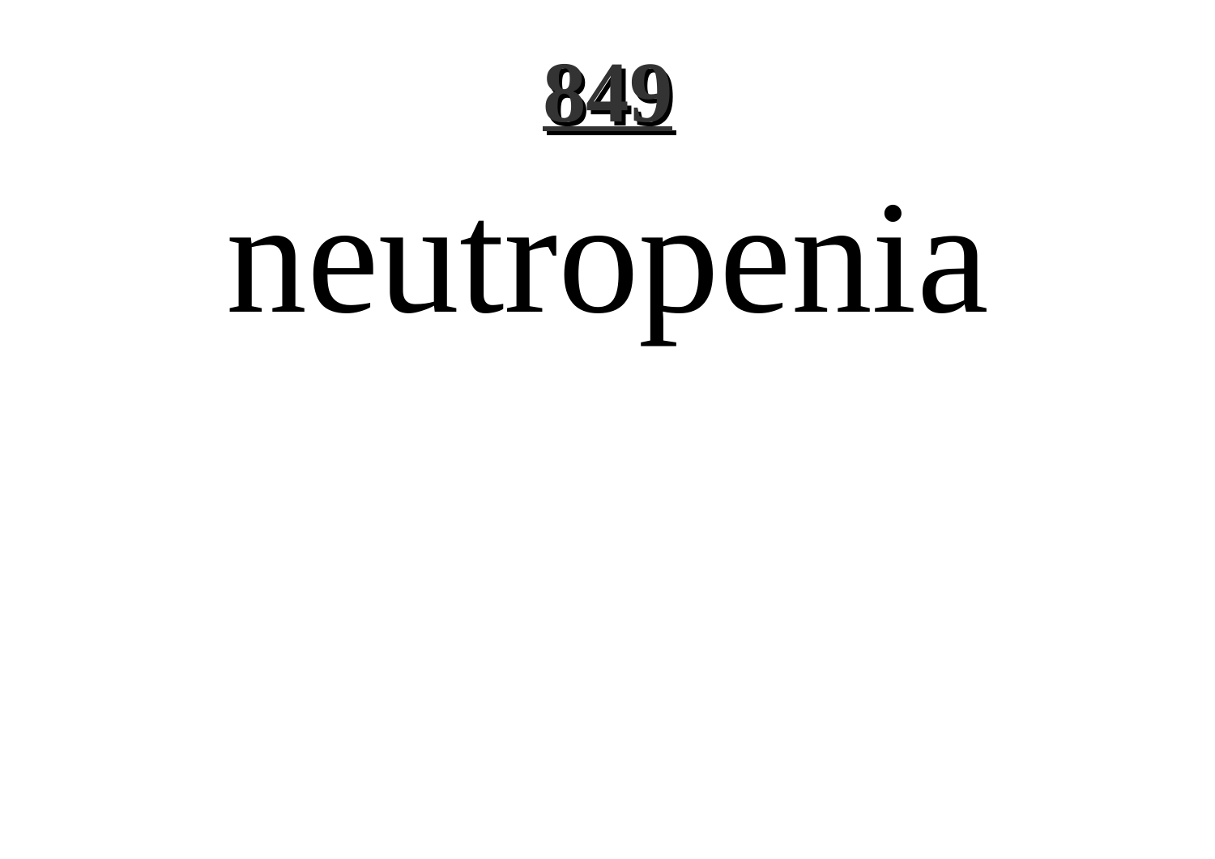neutropenia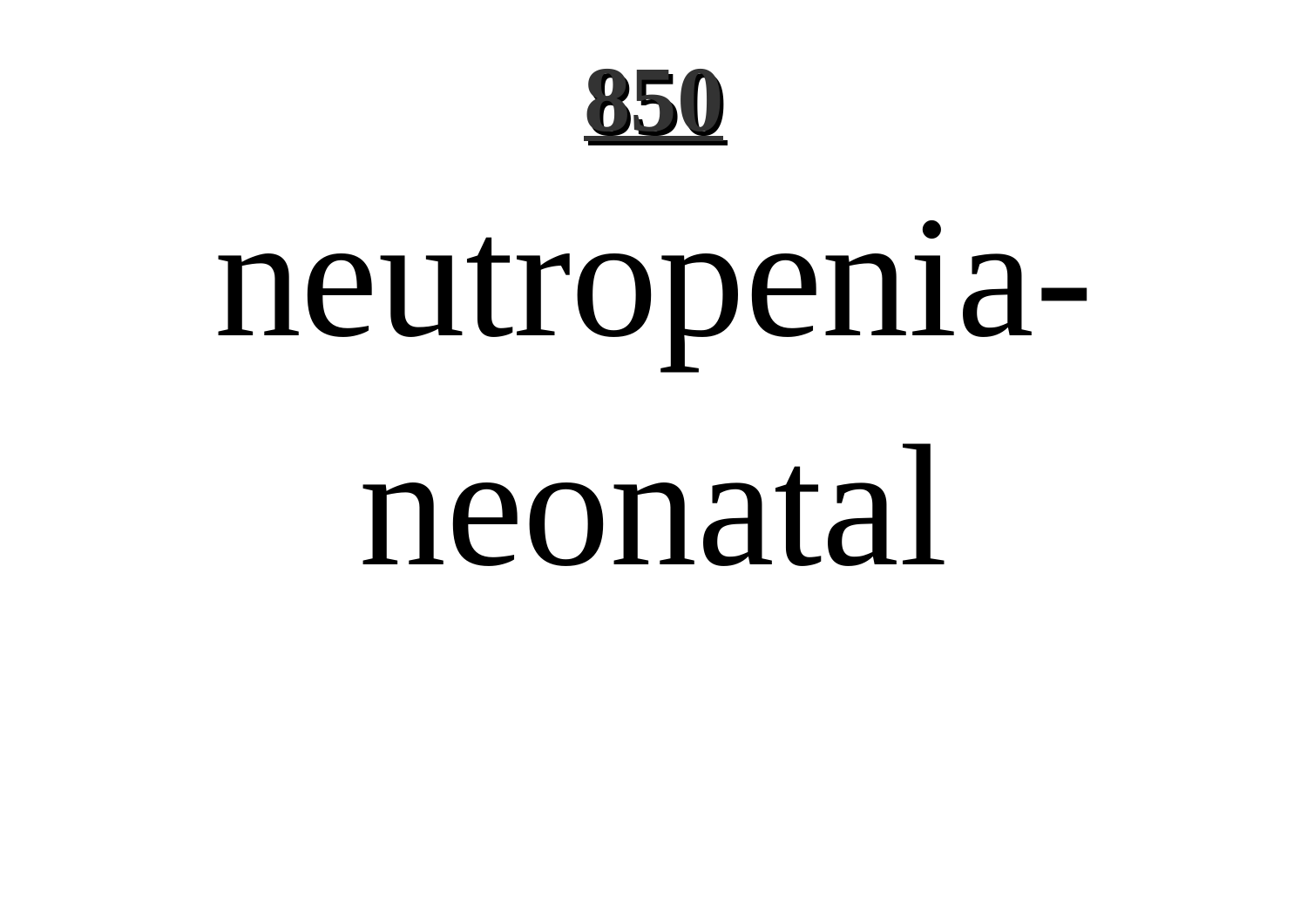# neutropenia-neonatal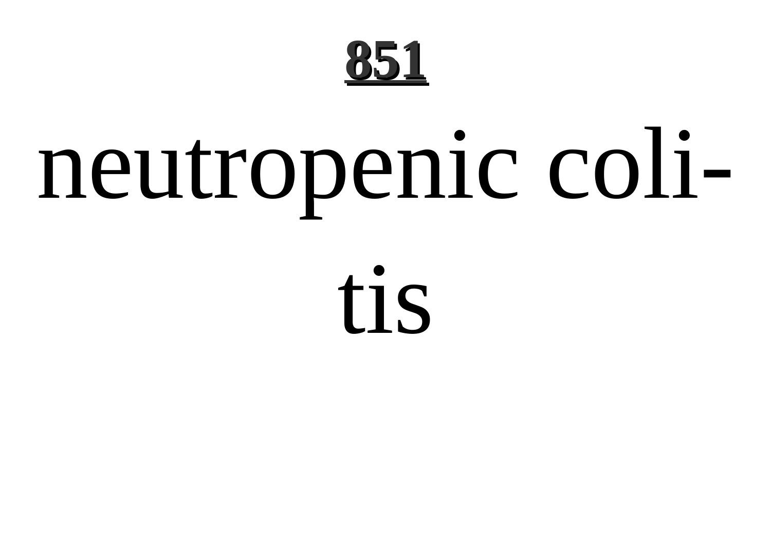neutropenic coli-

tis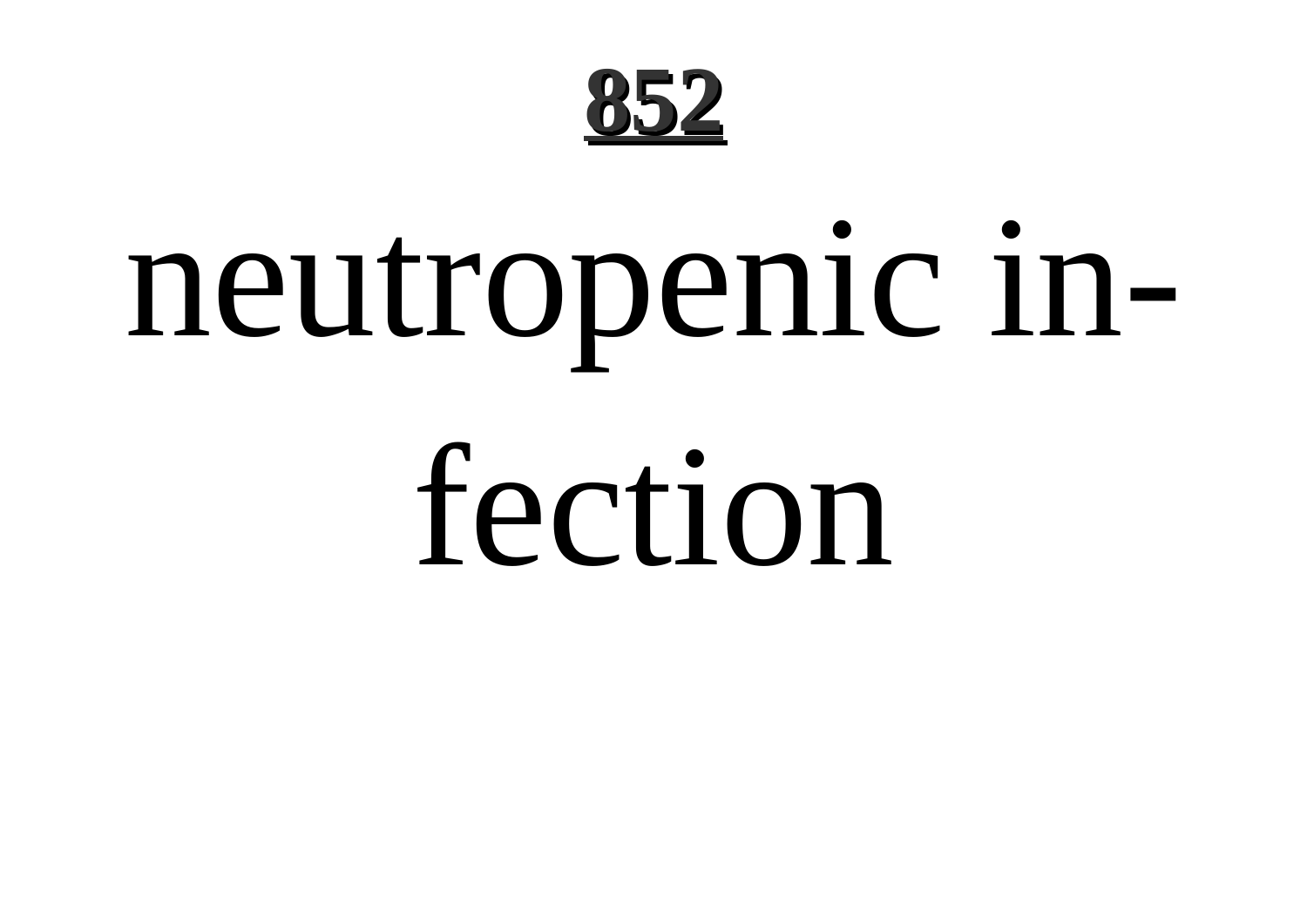neutropenic in-fection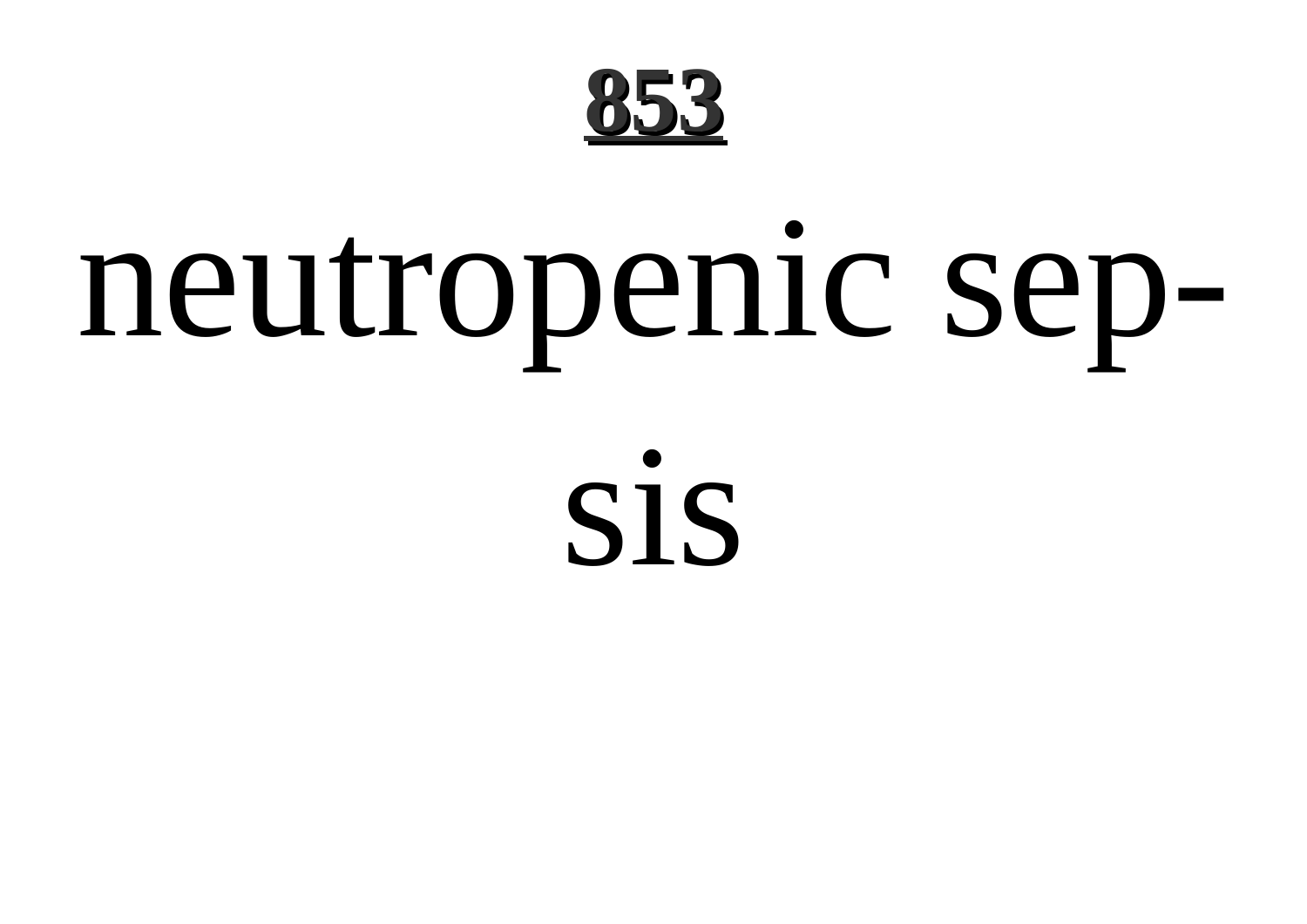neutropenic sepsis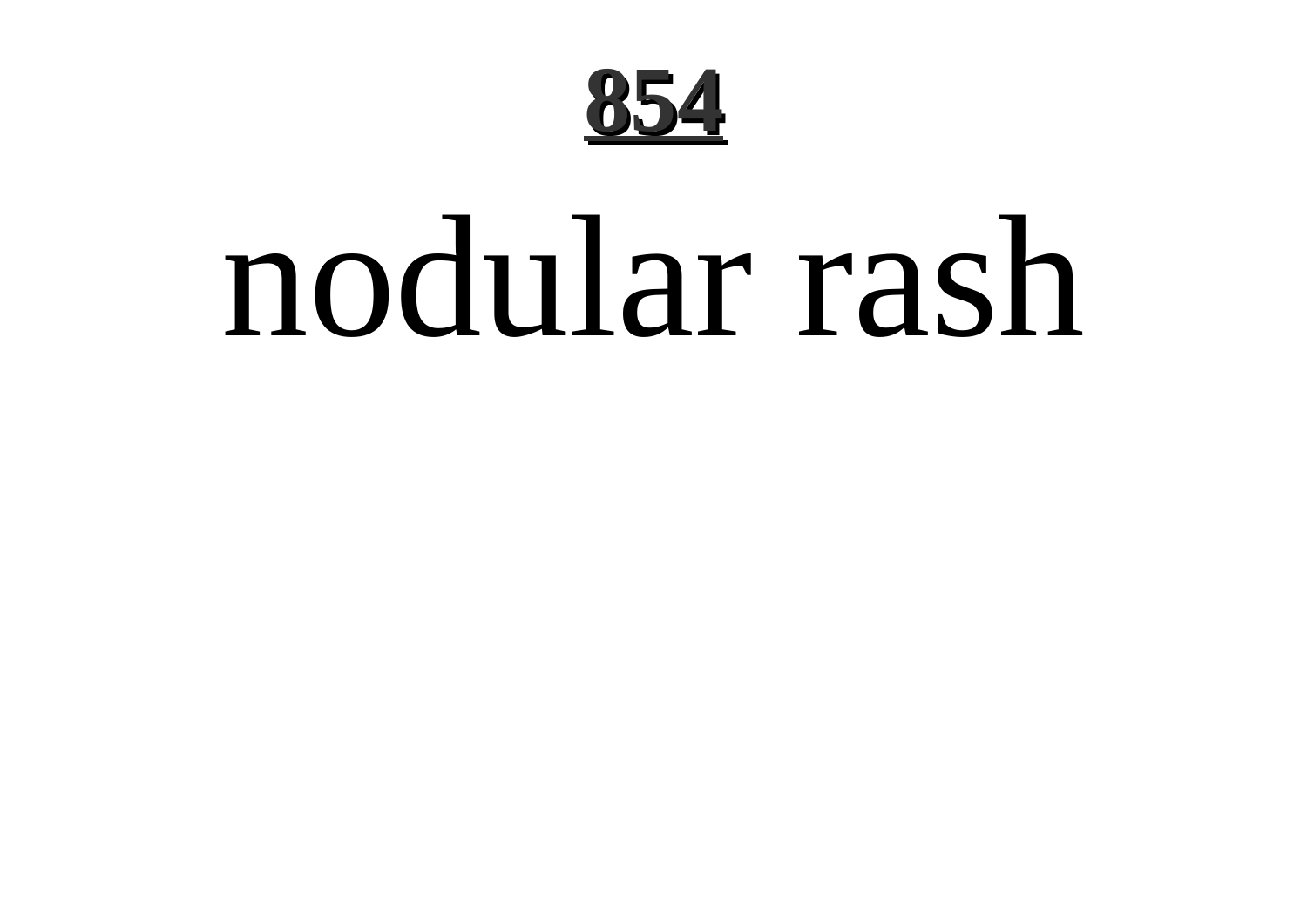nodular rash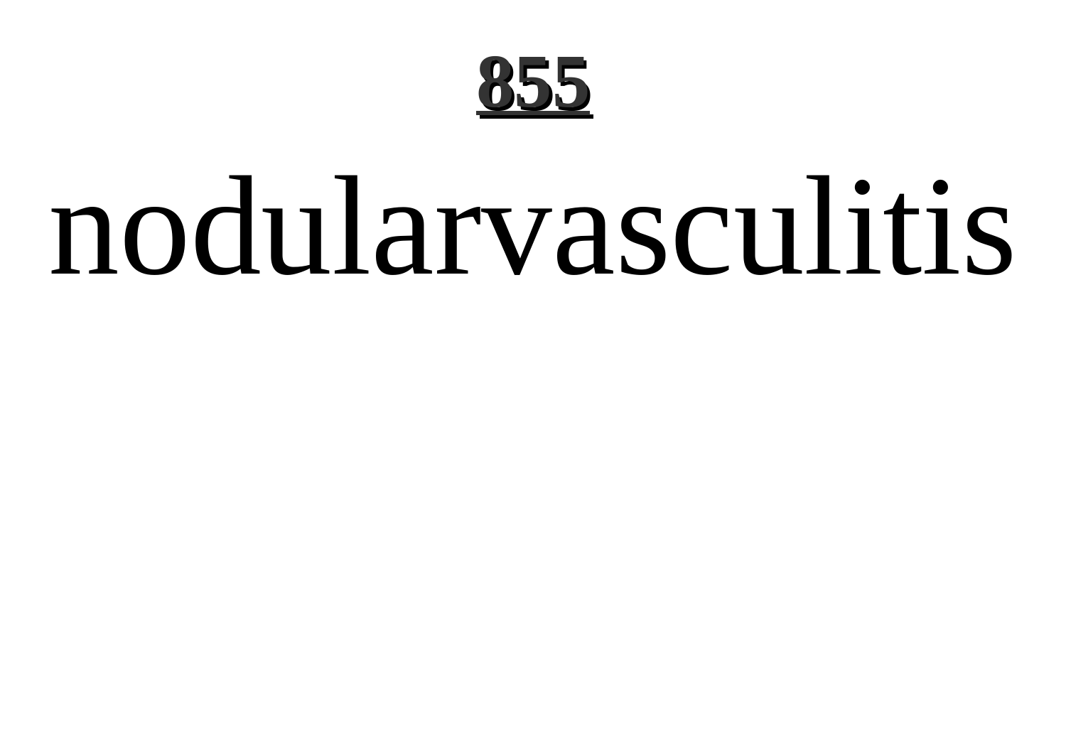nodularvasculitis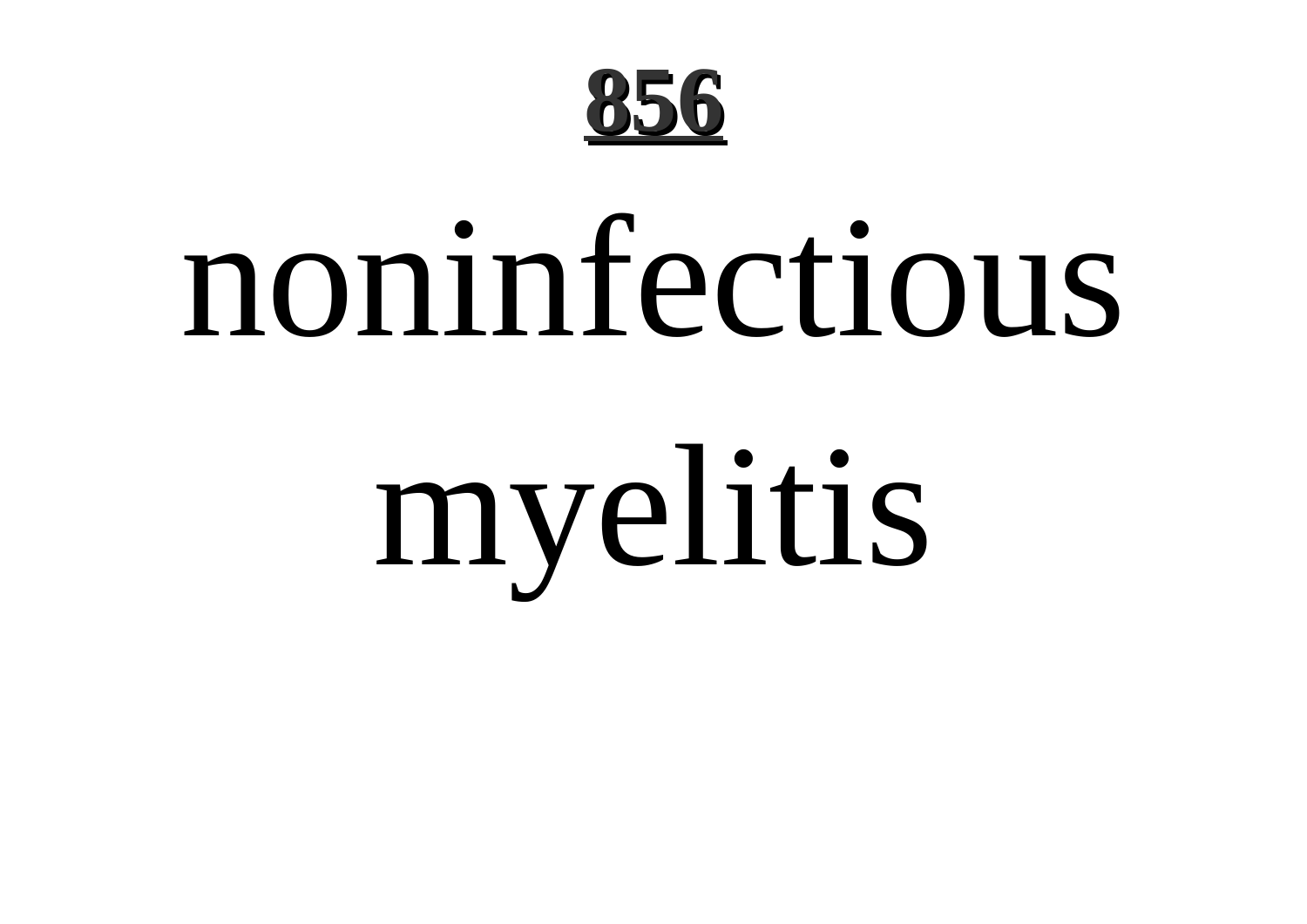noninfectious myelitis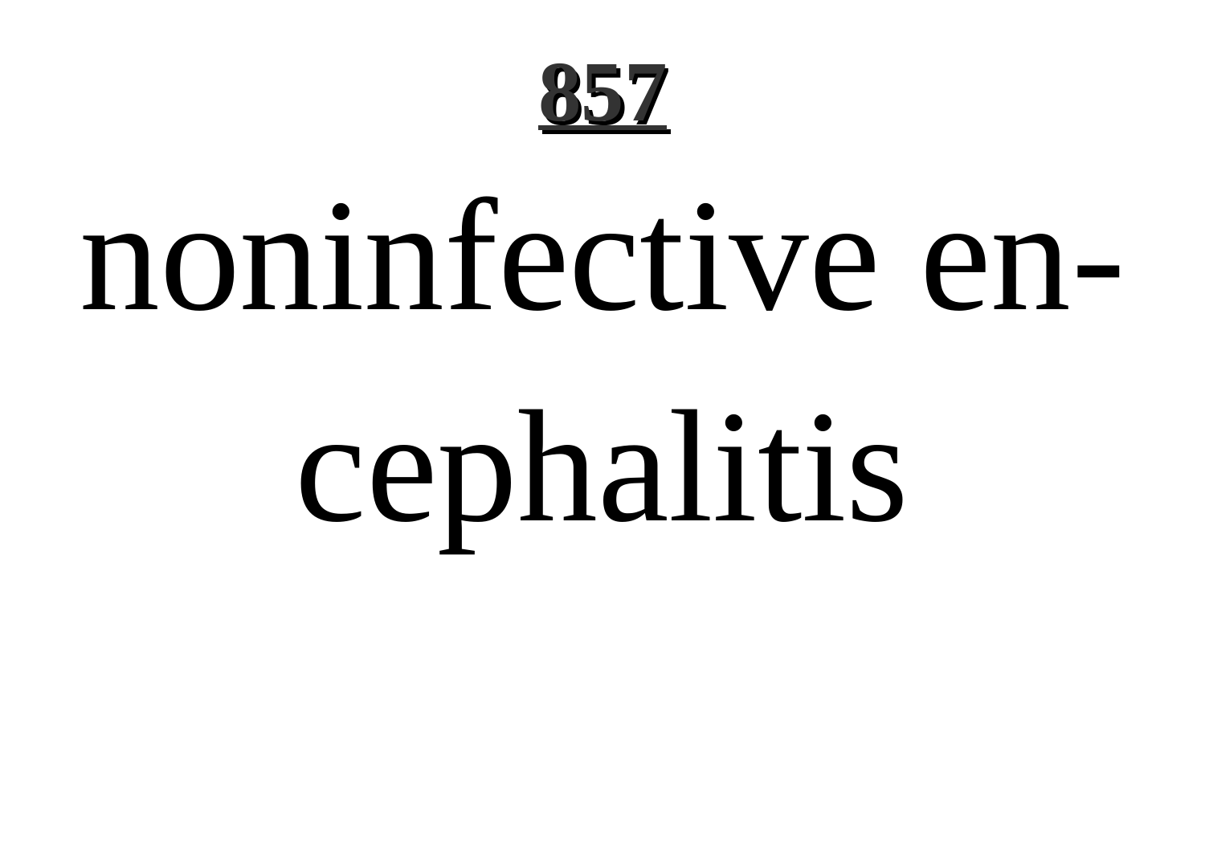noninfective encephalitis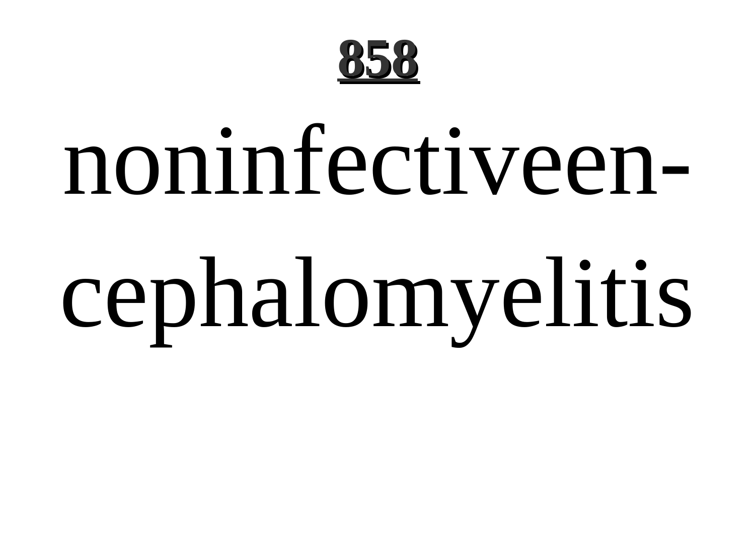# 858

noninfectiveencephalomyelitis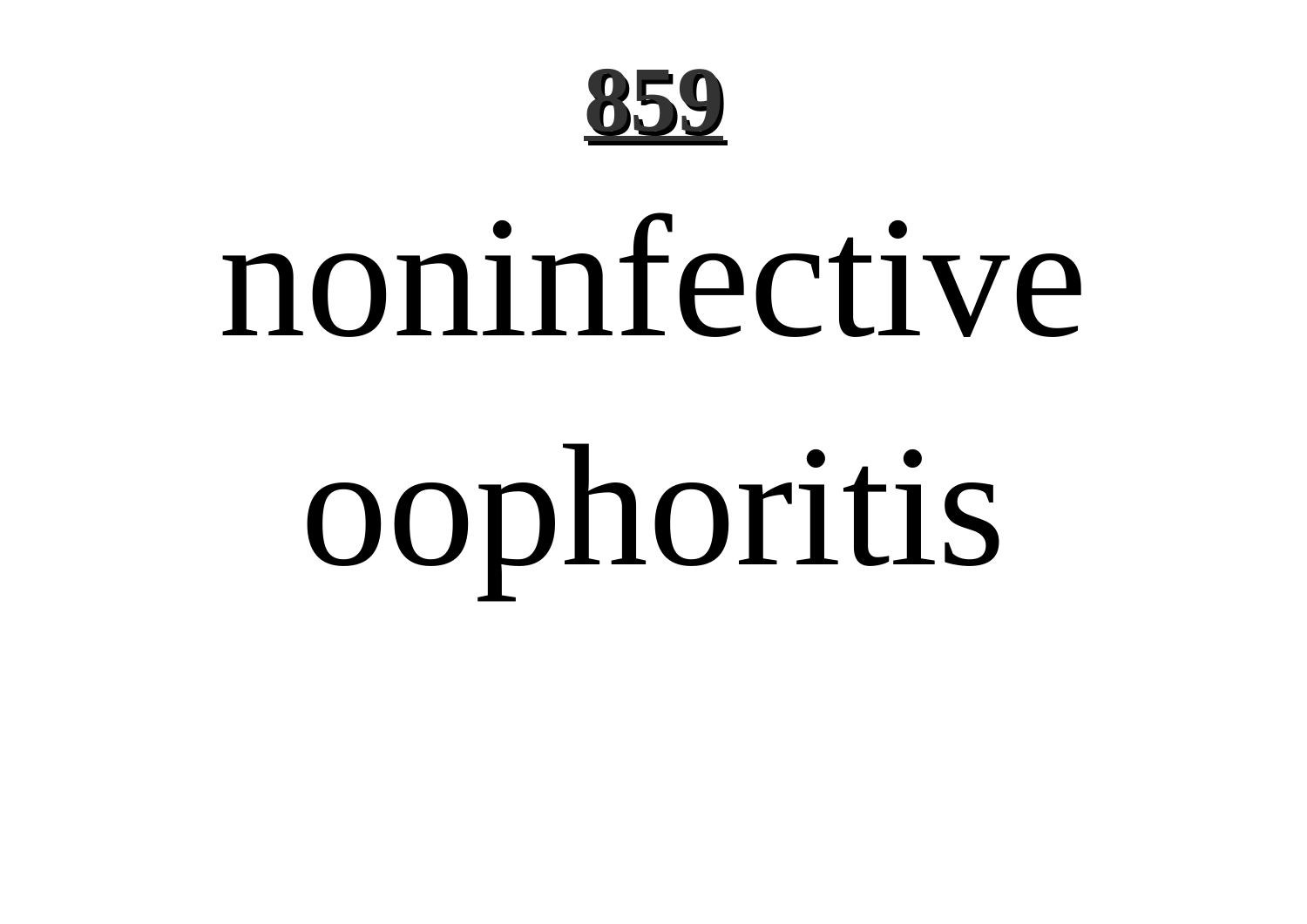noninfective oophoritis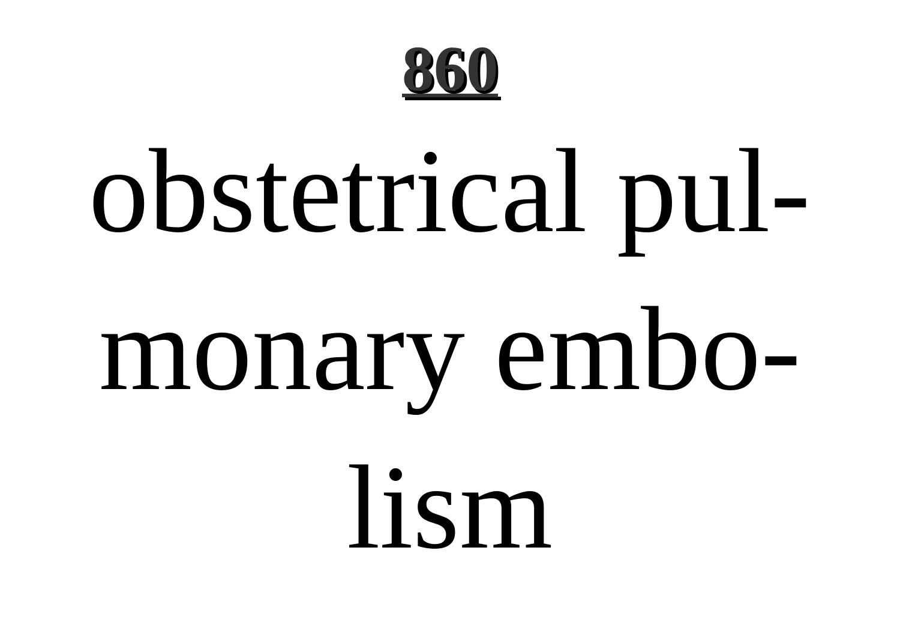**860**

obstetrical pulmonary embolism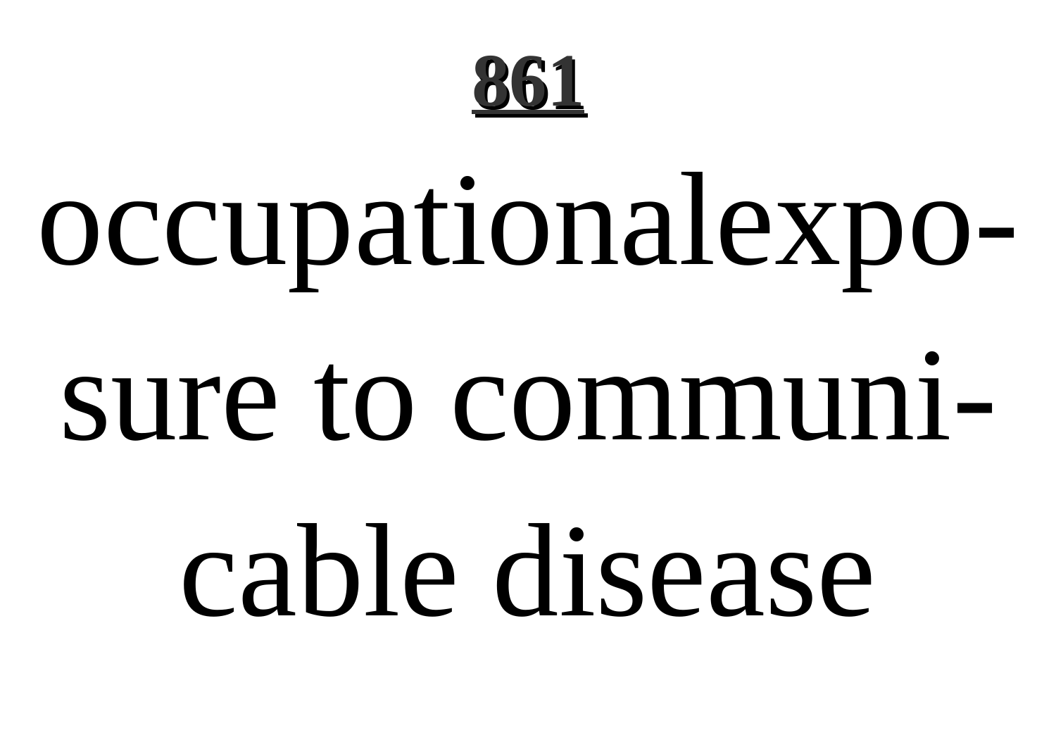occupationalexposure to communicable disease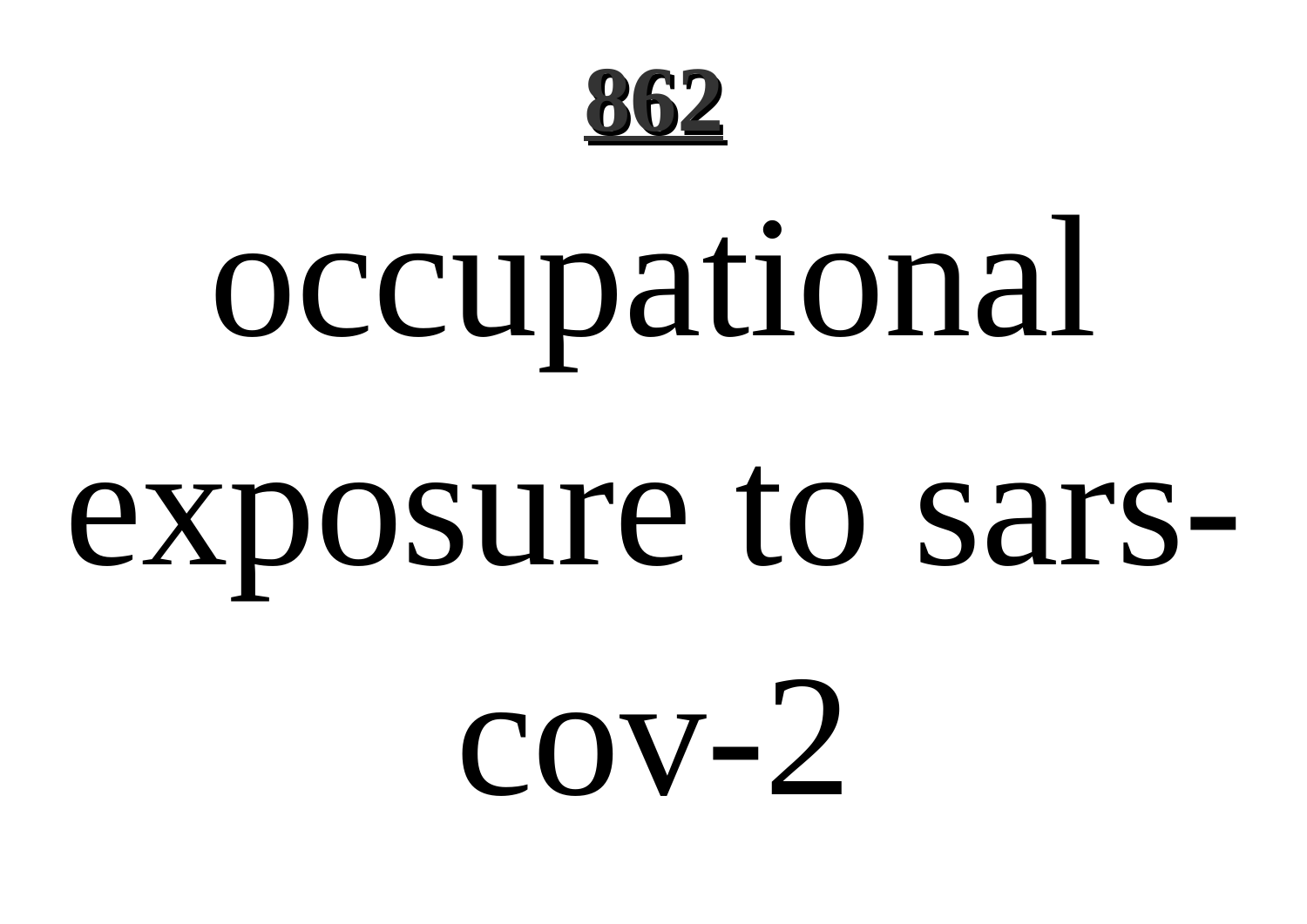occupational exposure to sars-cov-2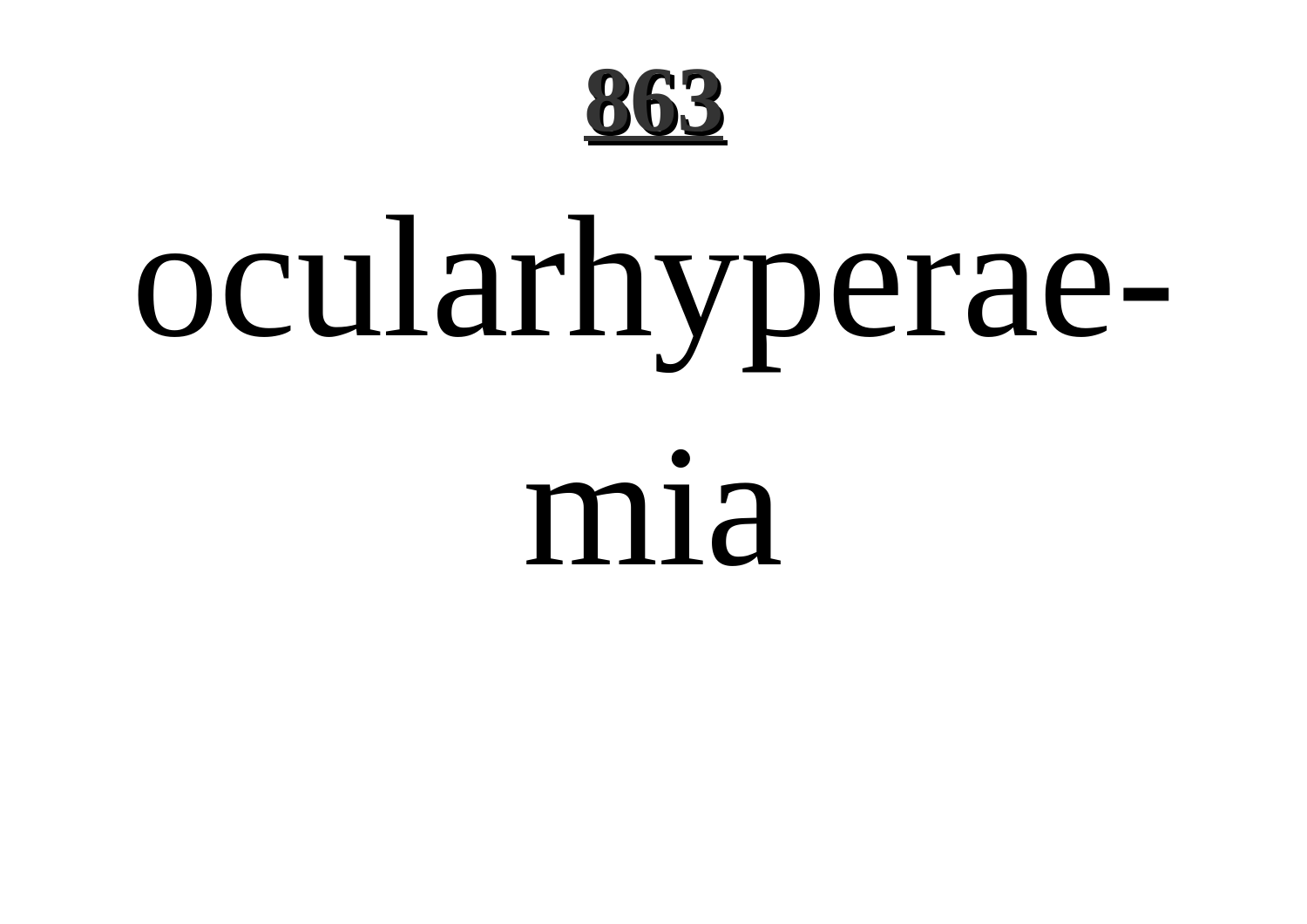ocularhyperaemia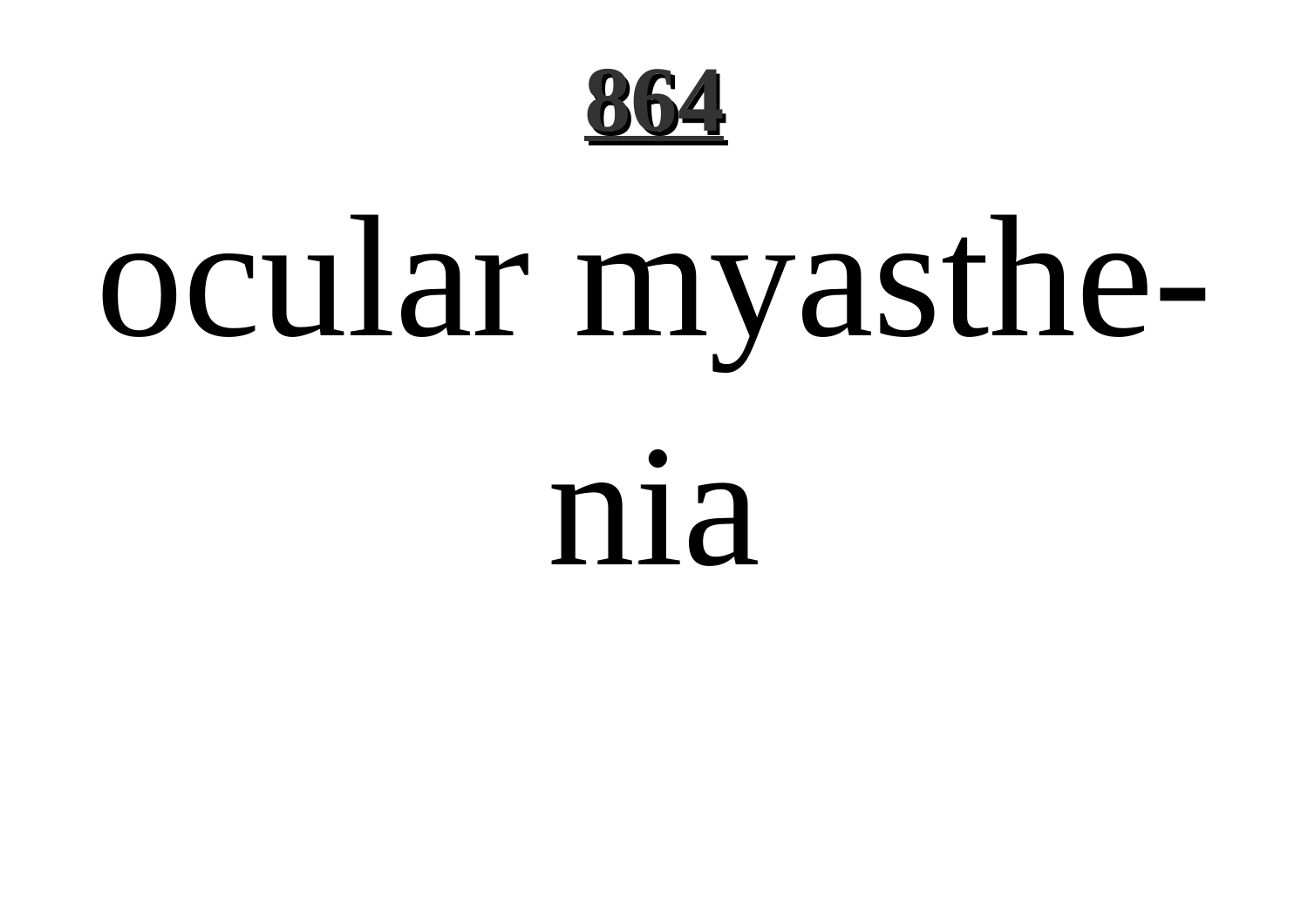ocular myasthenia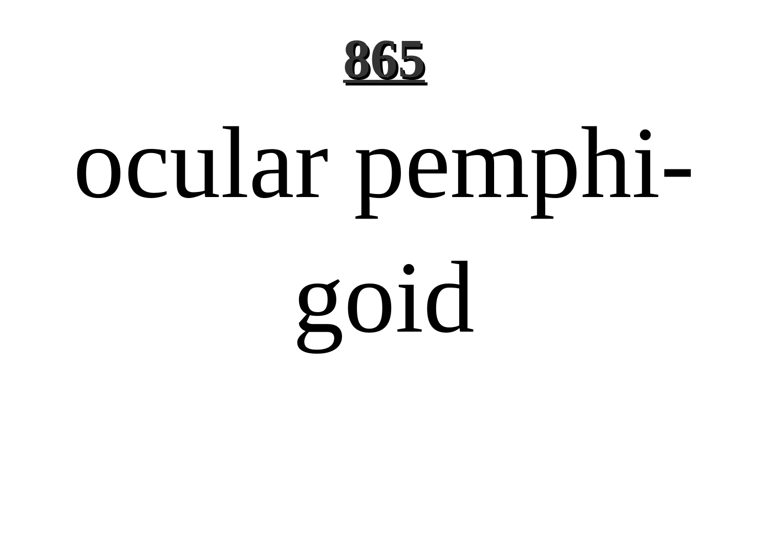ocular pemphi-
goid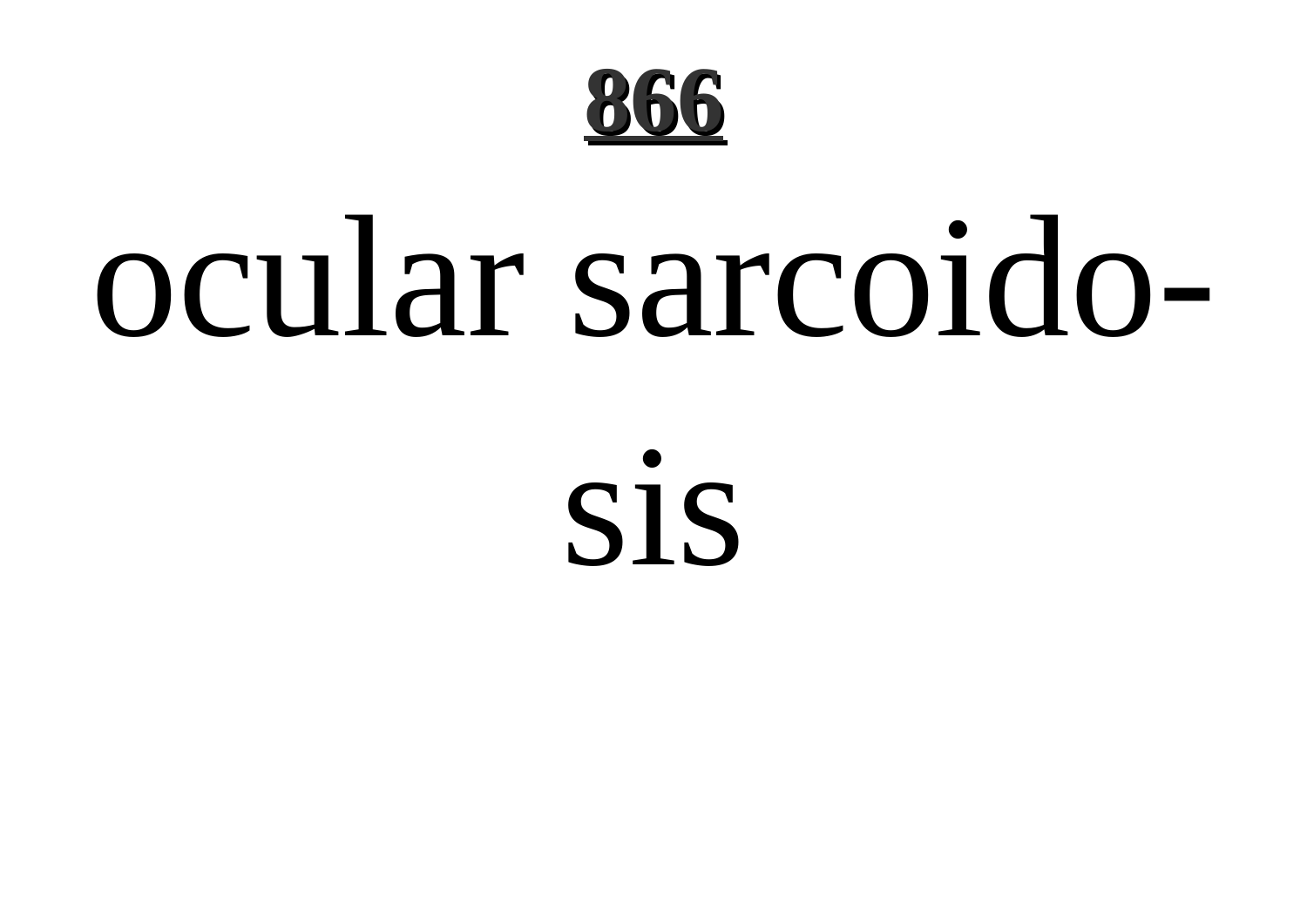**866**

ocular sarcoido-
sis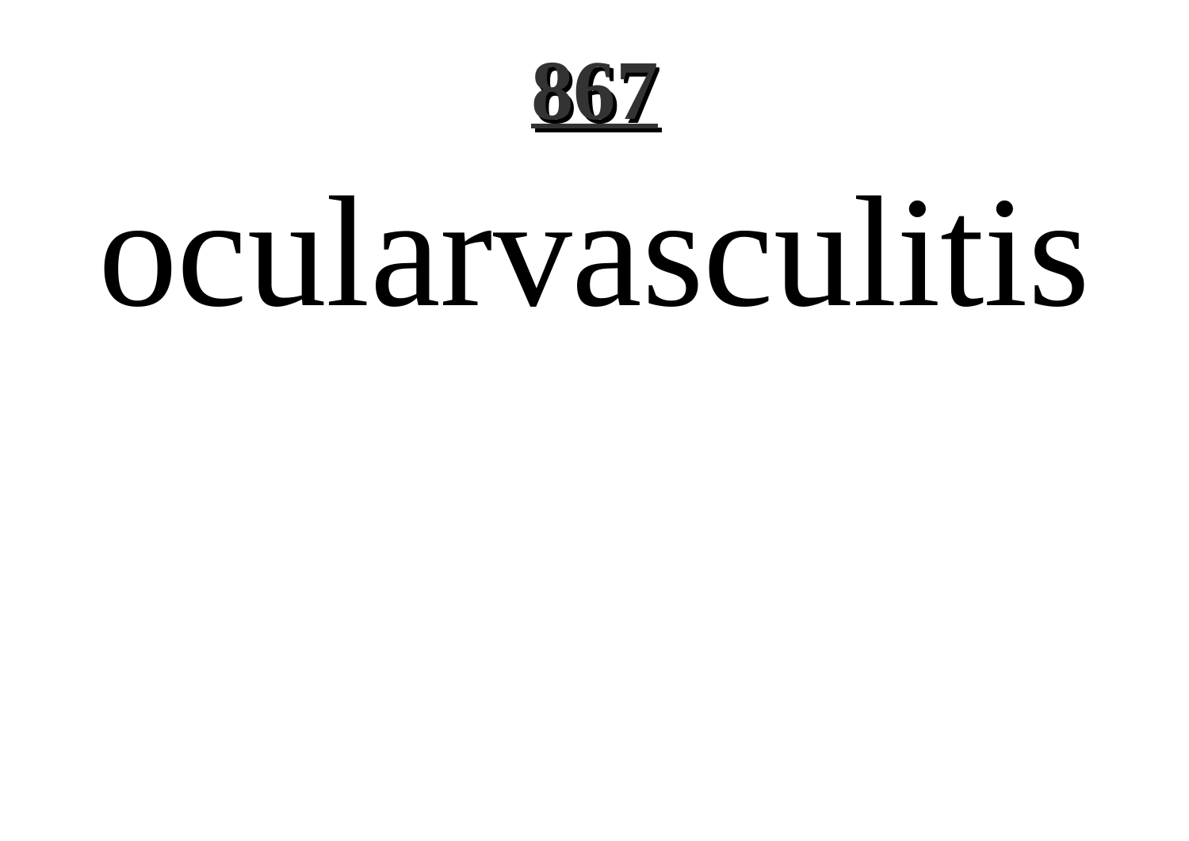oculervasculitis

ocularvasculitis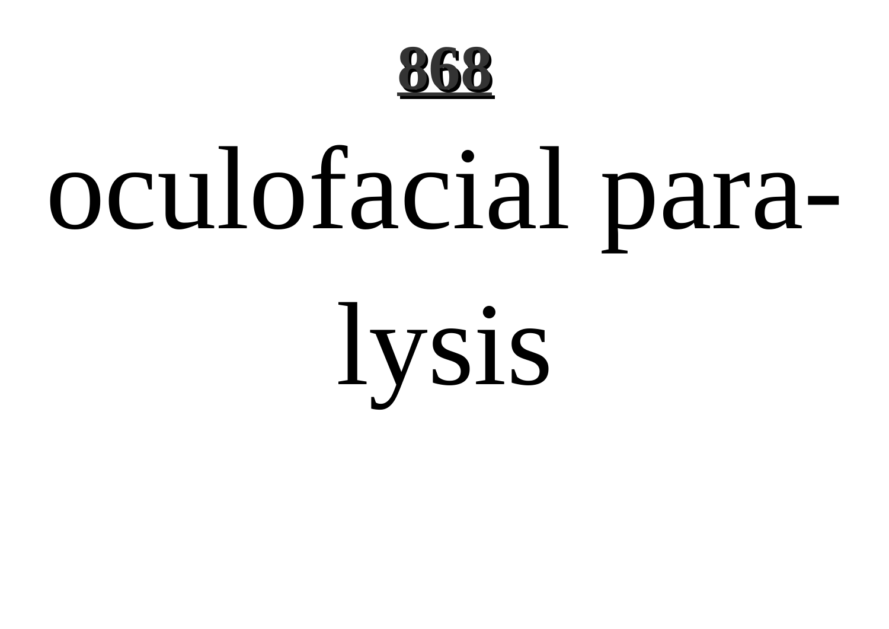oculofacial paralysis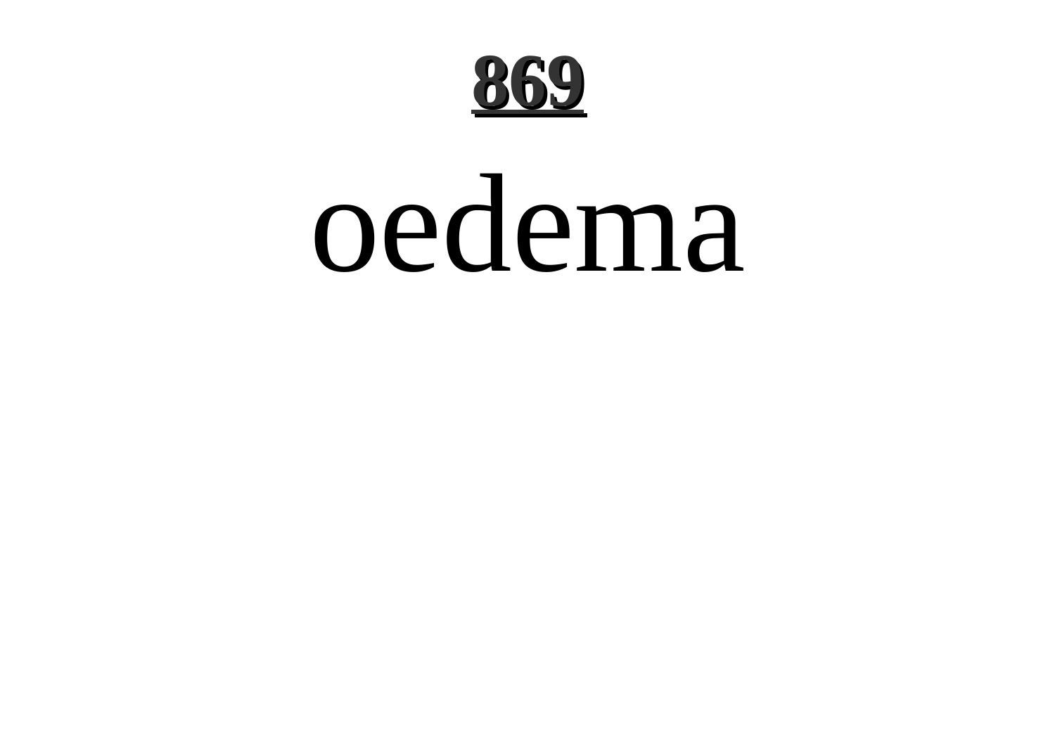# oedema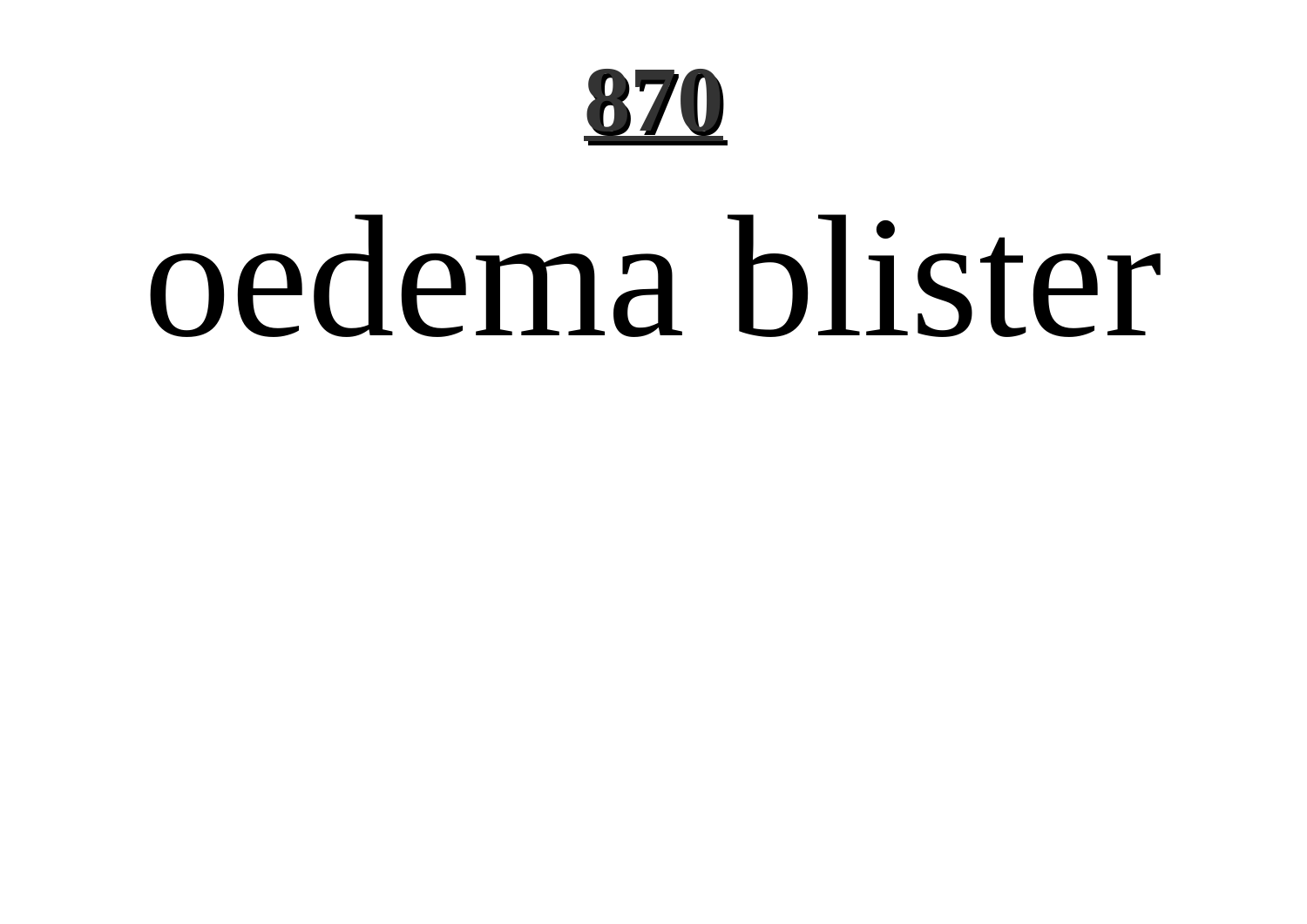# oedema blister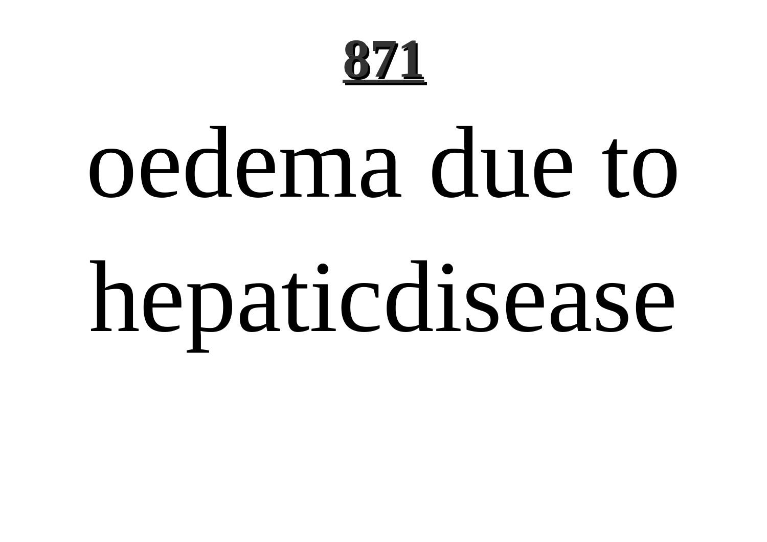# oedema due to hepaticdisease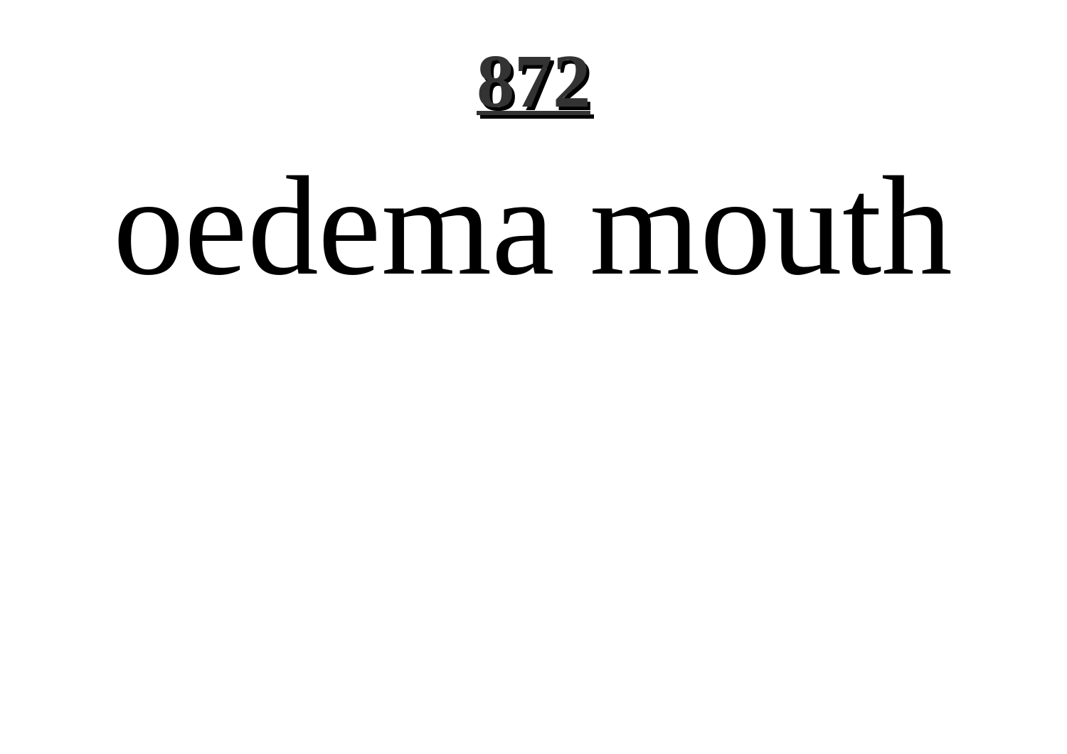# oedema mouth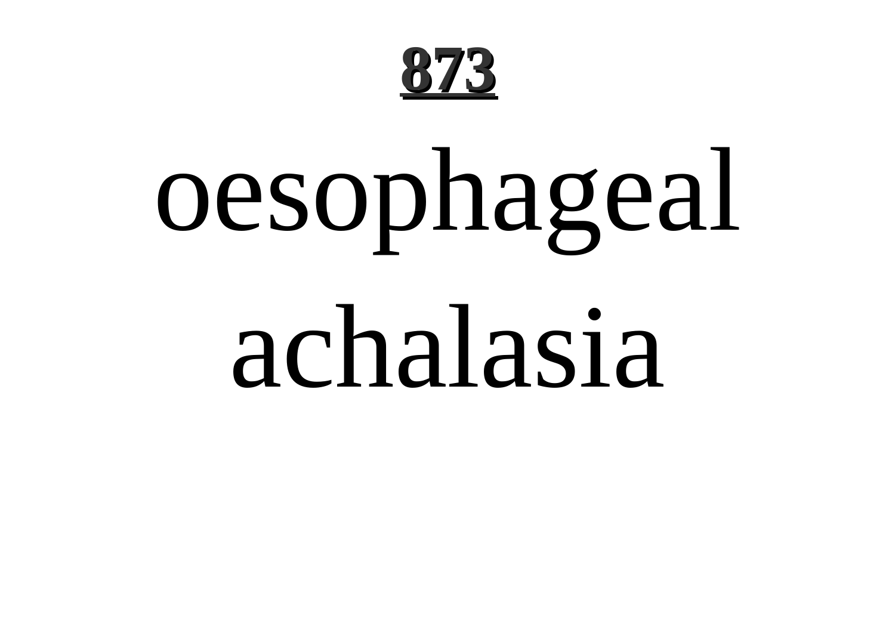# oesophageal achalasia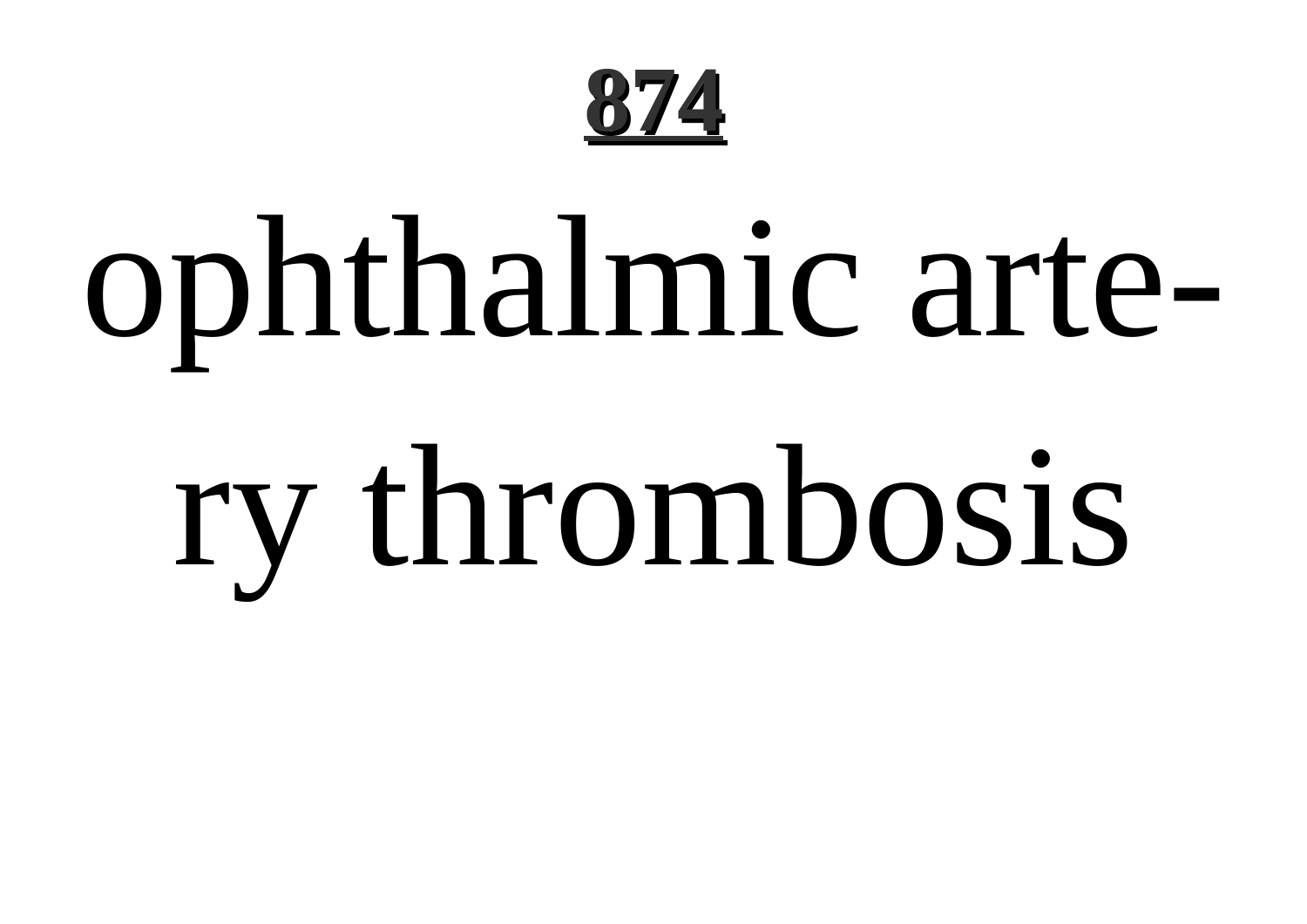ophthalmic artery thrombosis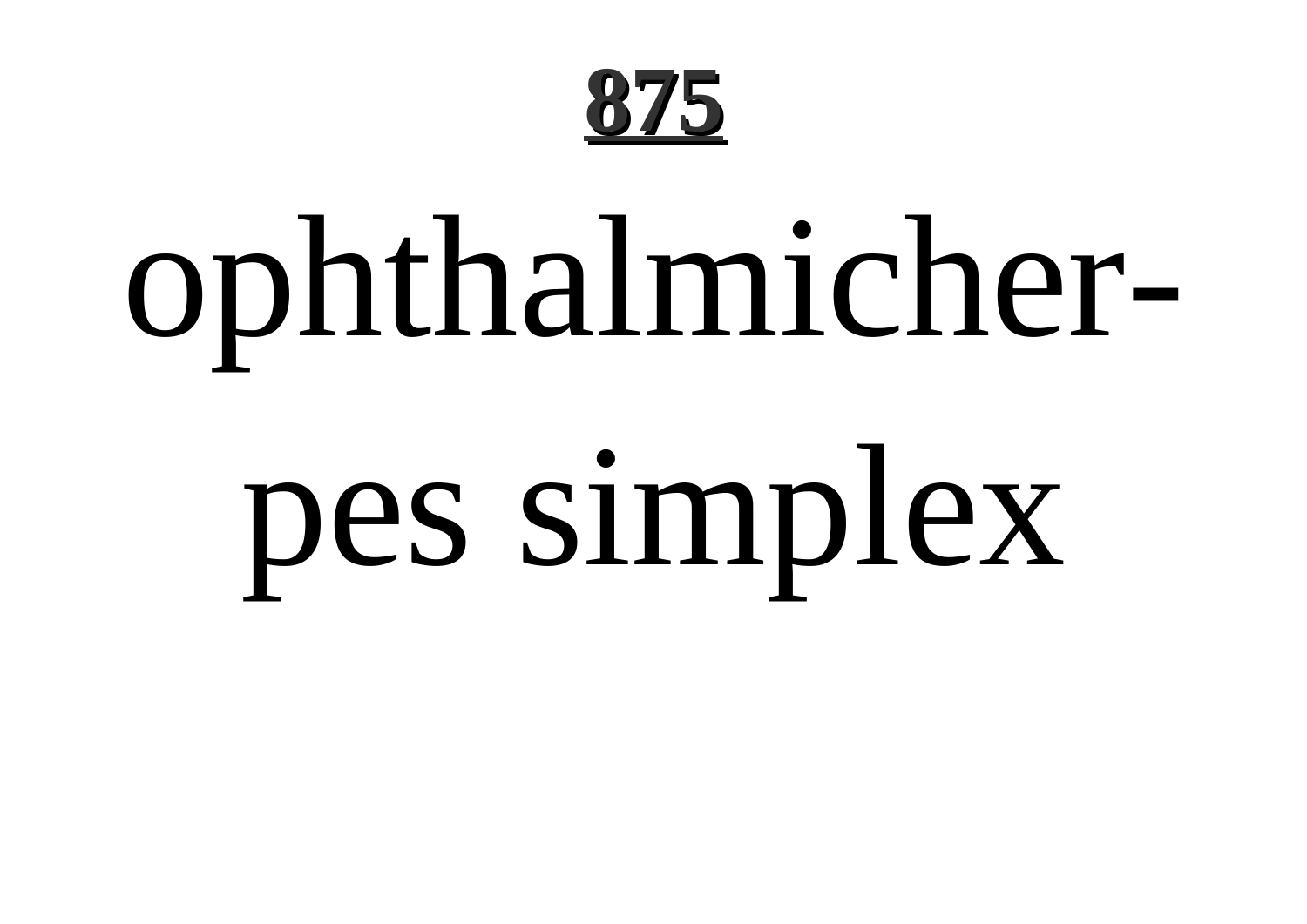ophthalmicher-
pes simplex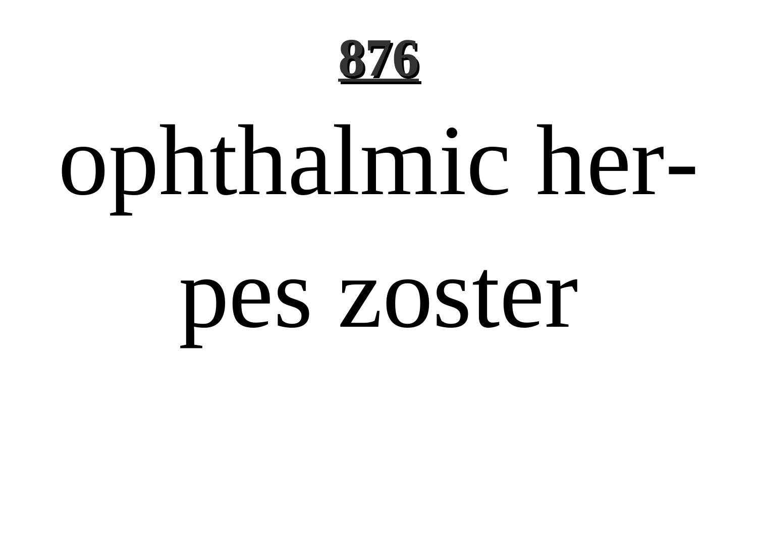ophthalmic herpes zoster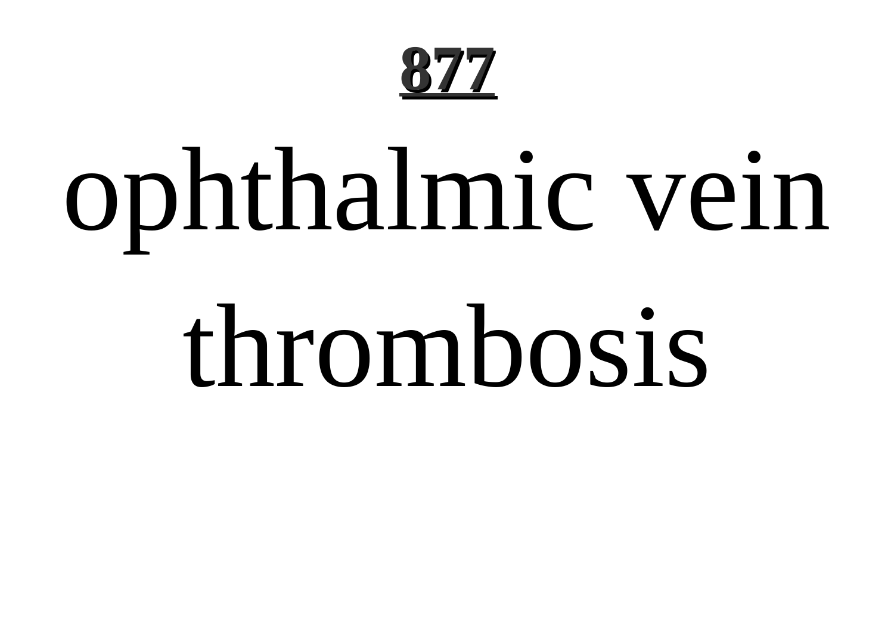ophthalmic vein thrombosis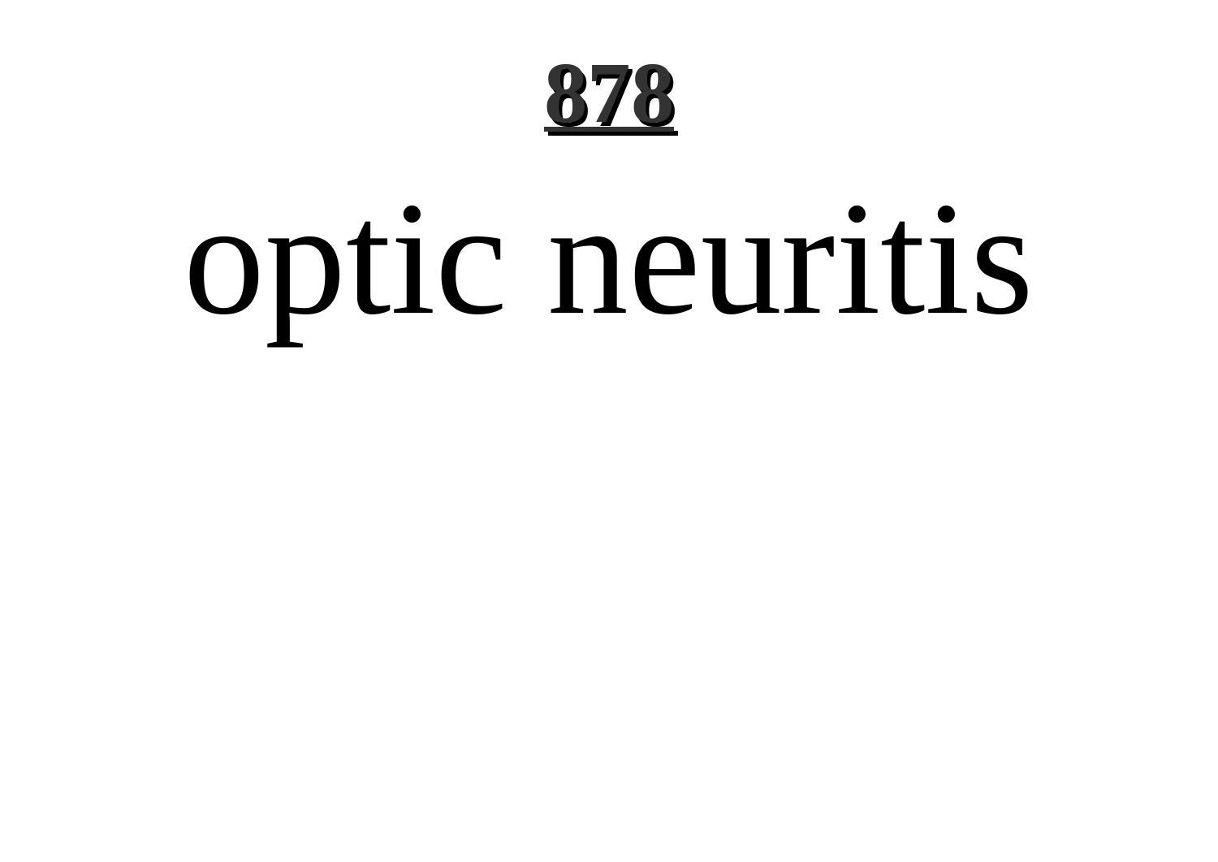# optic neuritis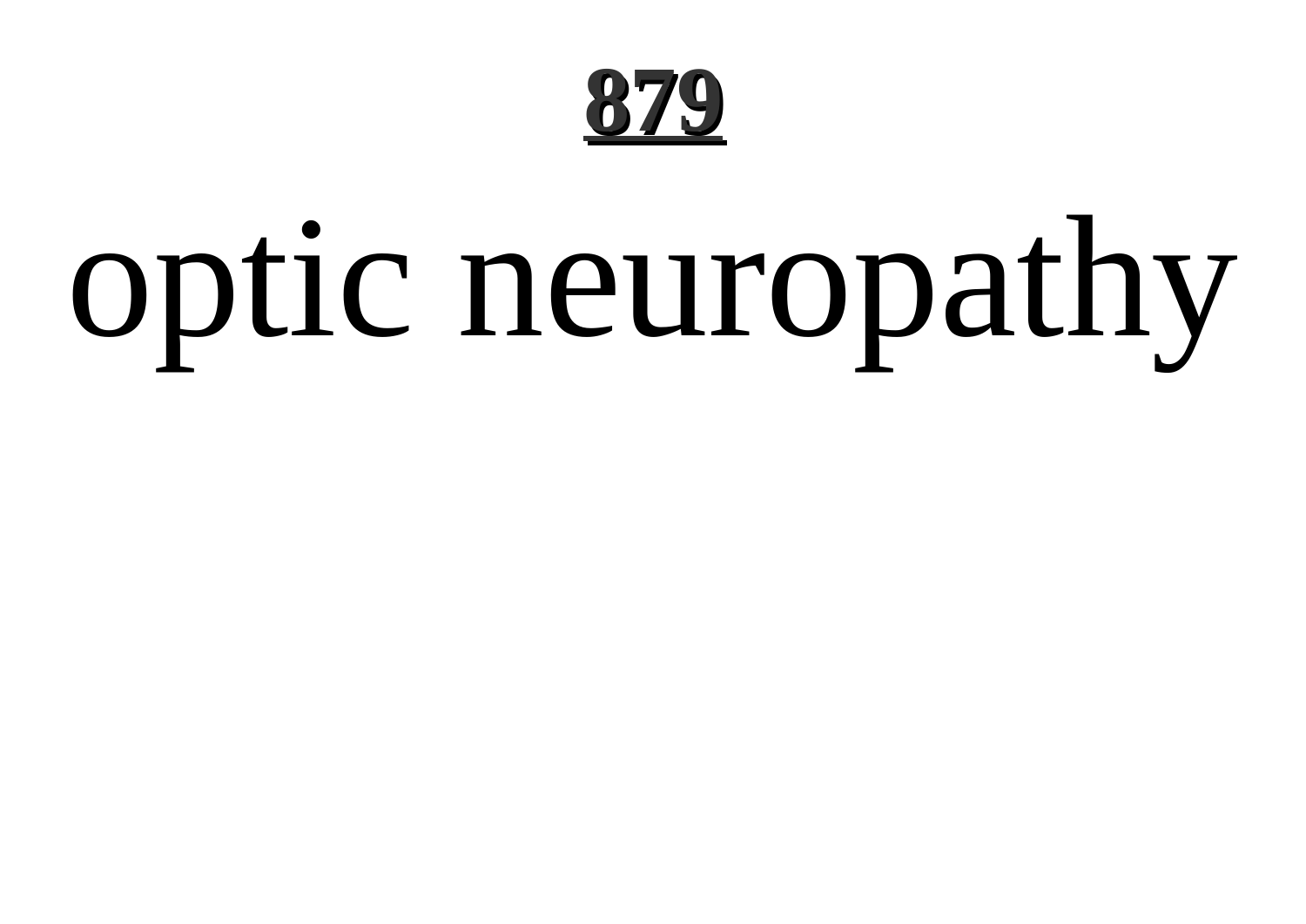optic neuropathy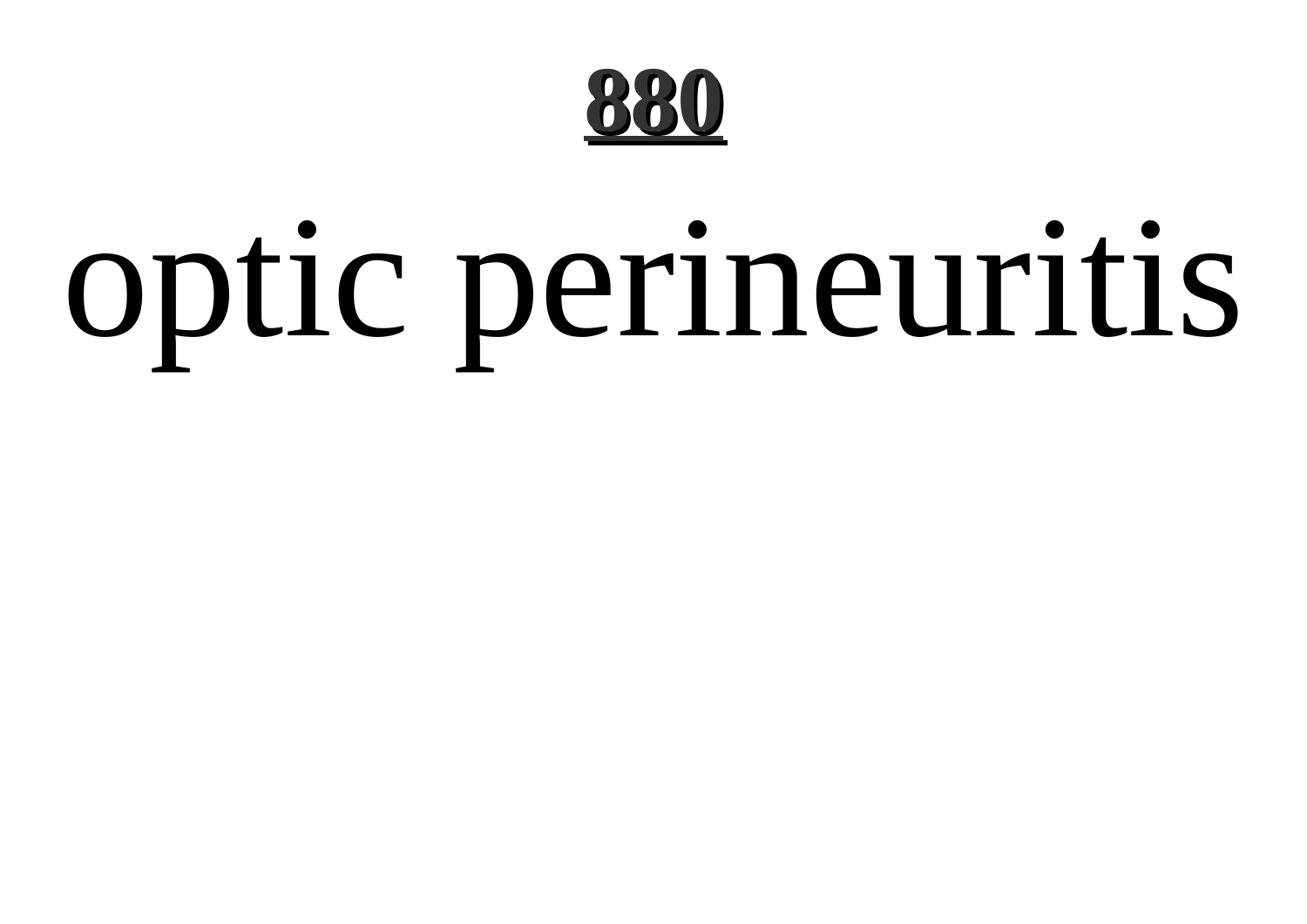optic perineuritis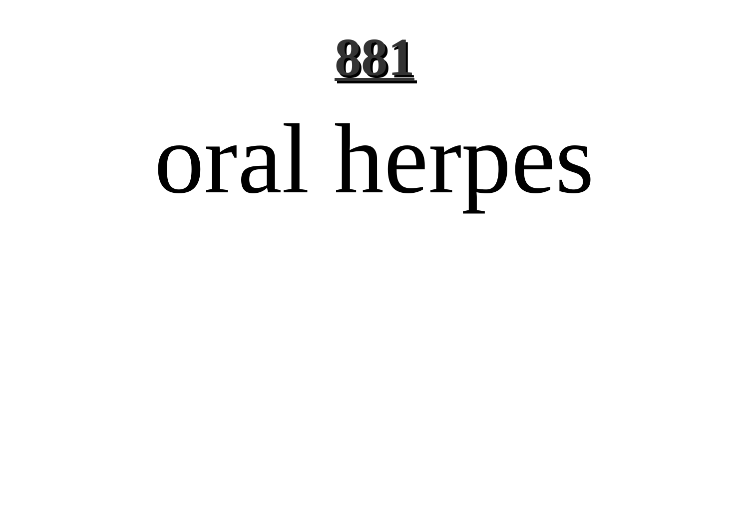oral herpes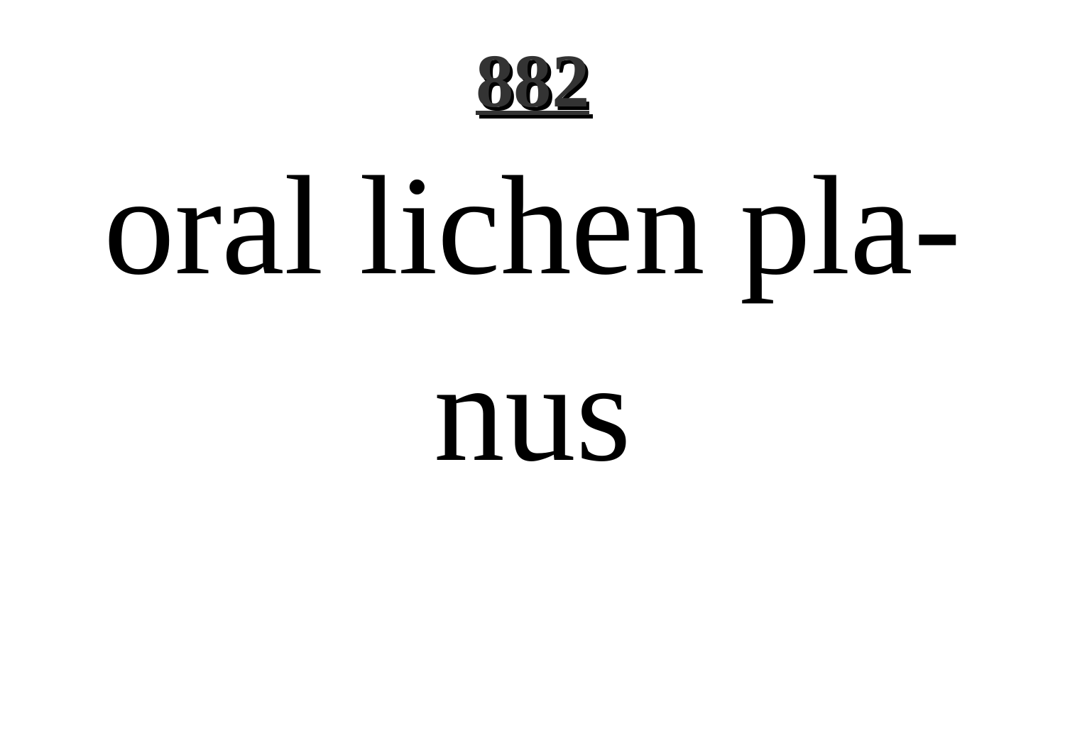oral lichen planus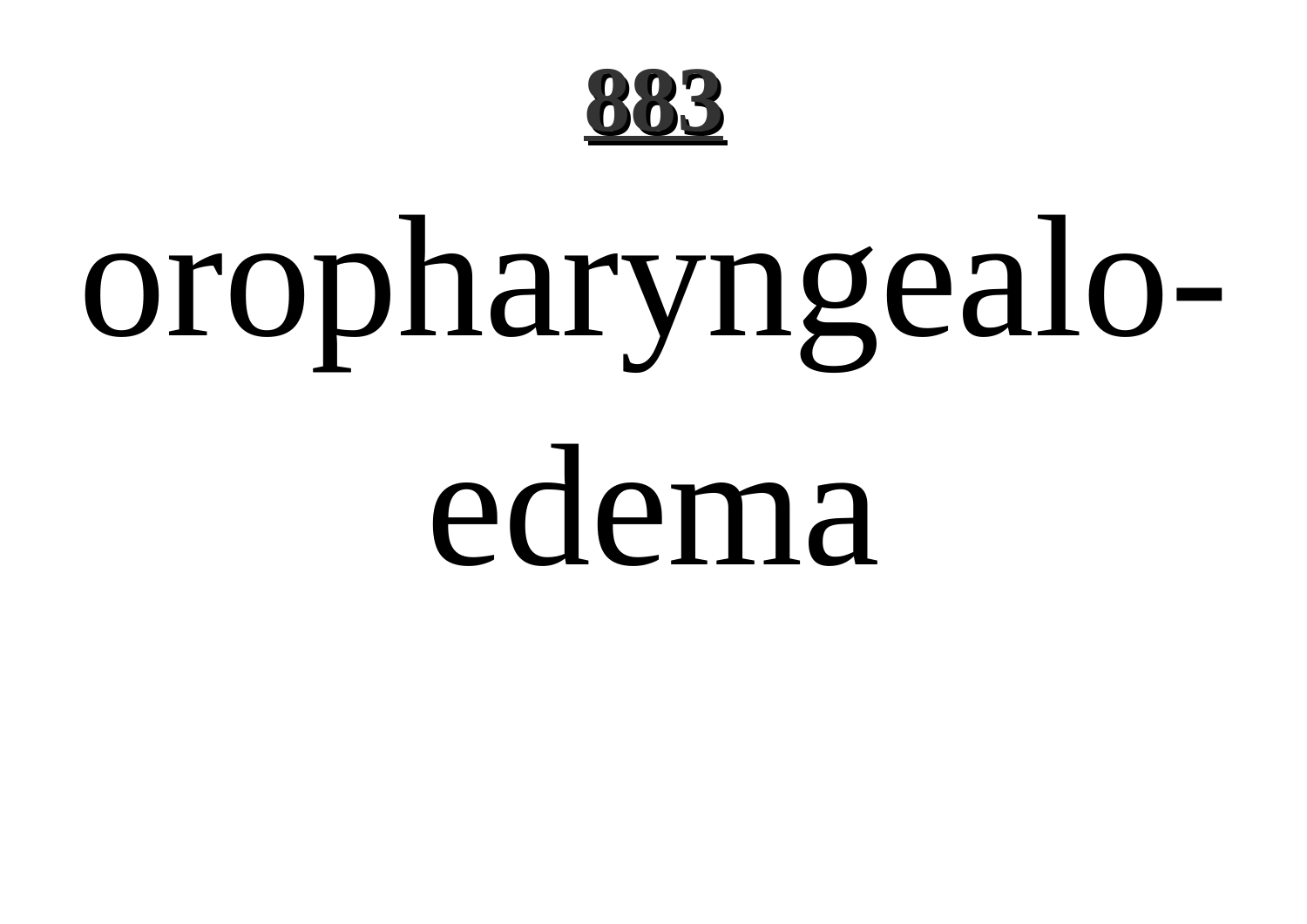# 883

oropharyngealo-edema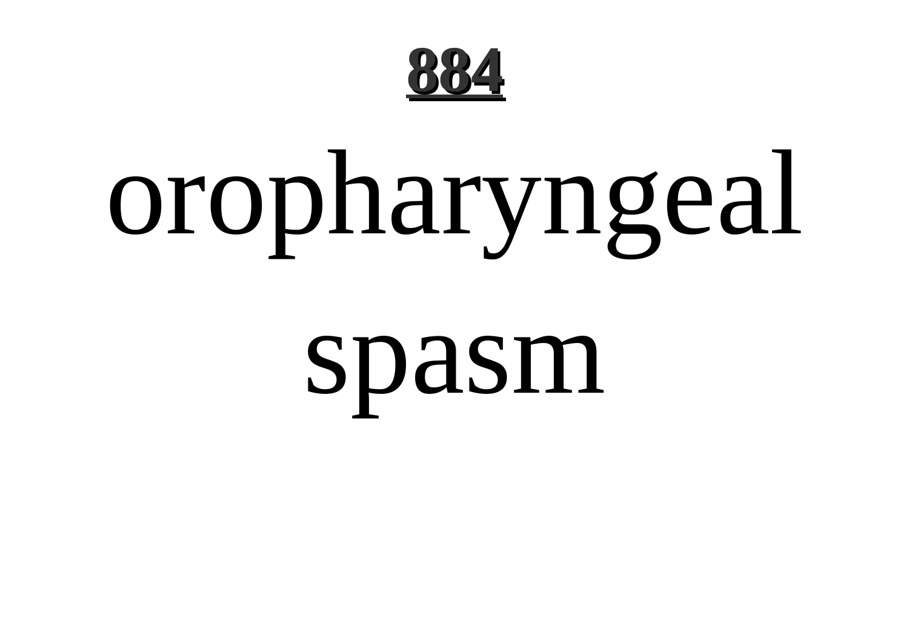oropharyngeal spasm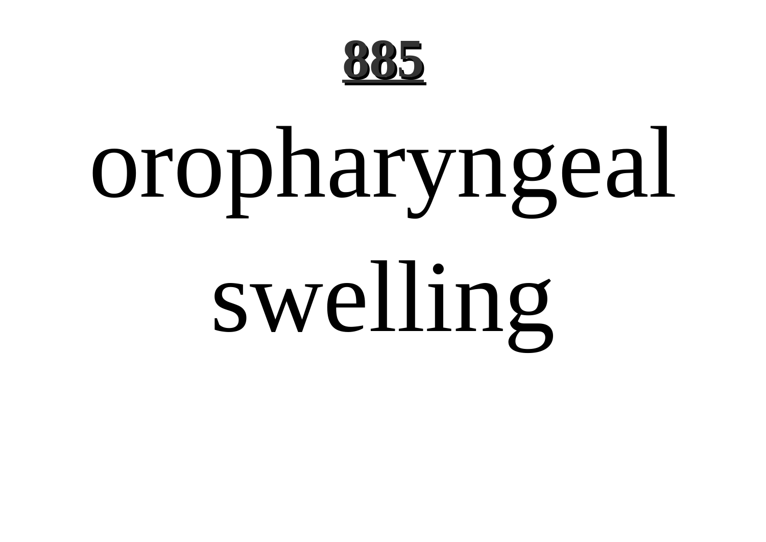# oropharyngeal swelling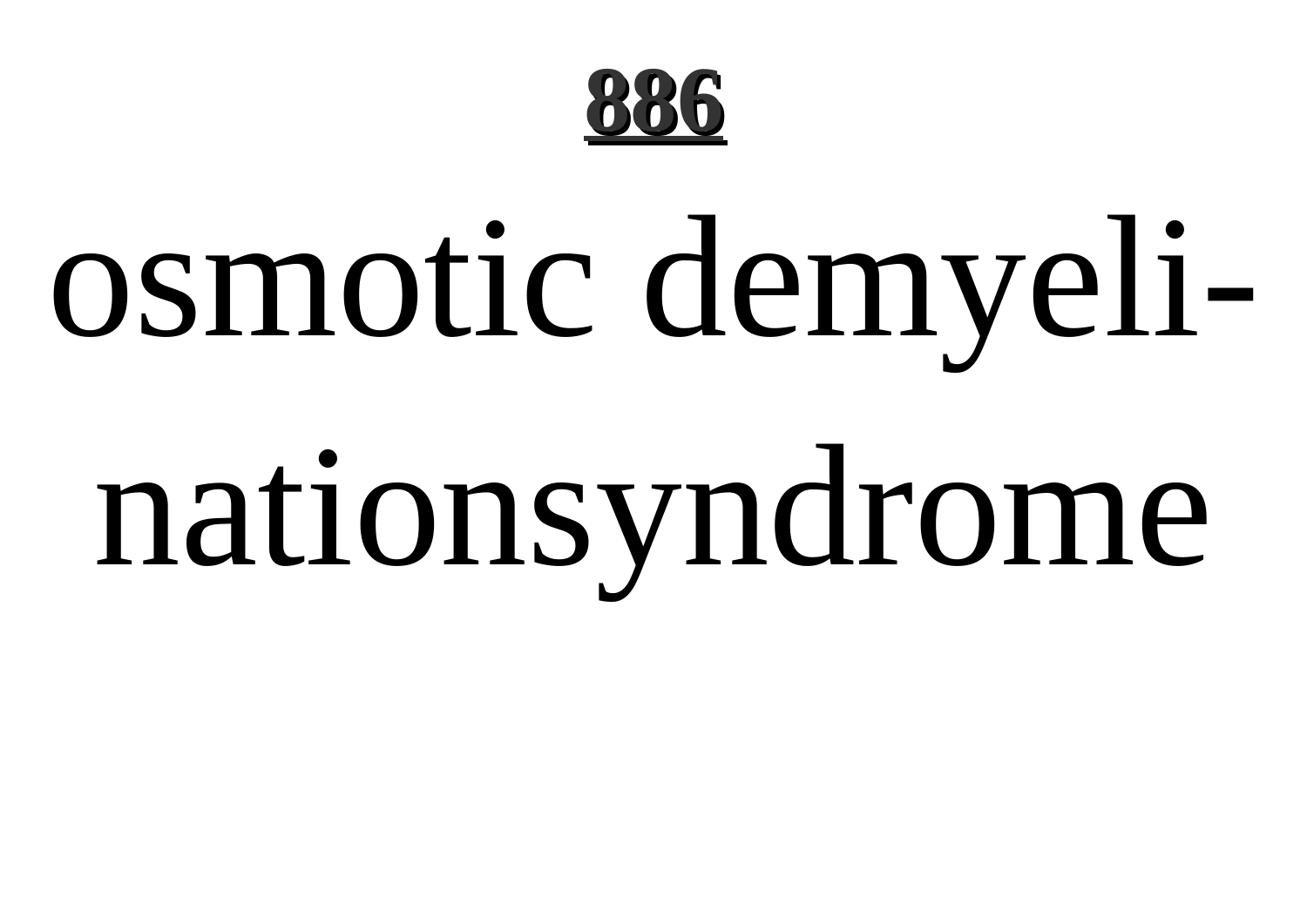## **886**

# osmotic demyelinationsyndrome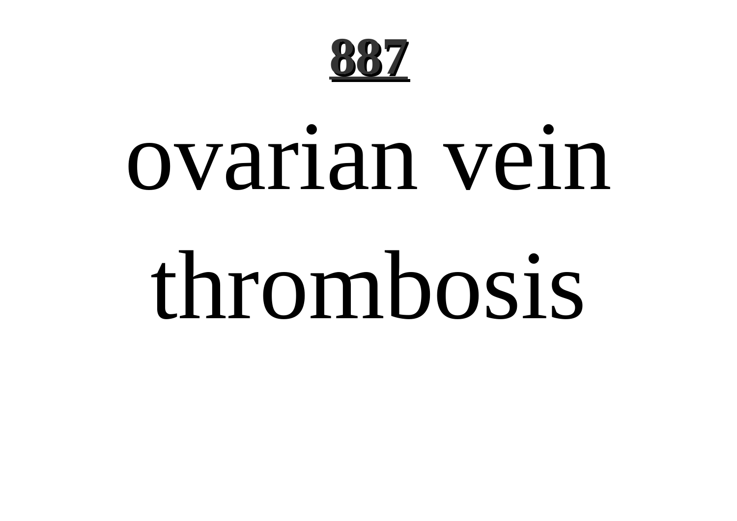# ovarian vein thrombosis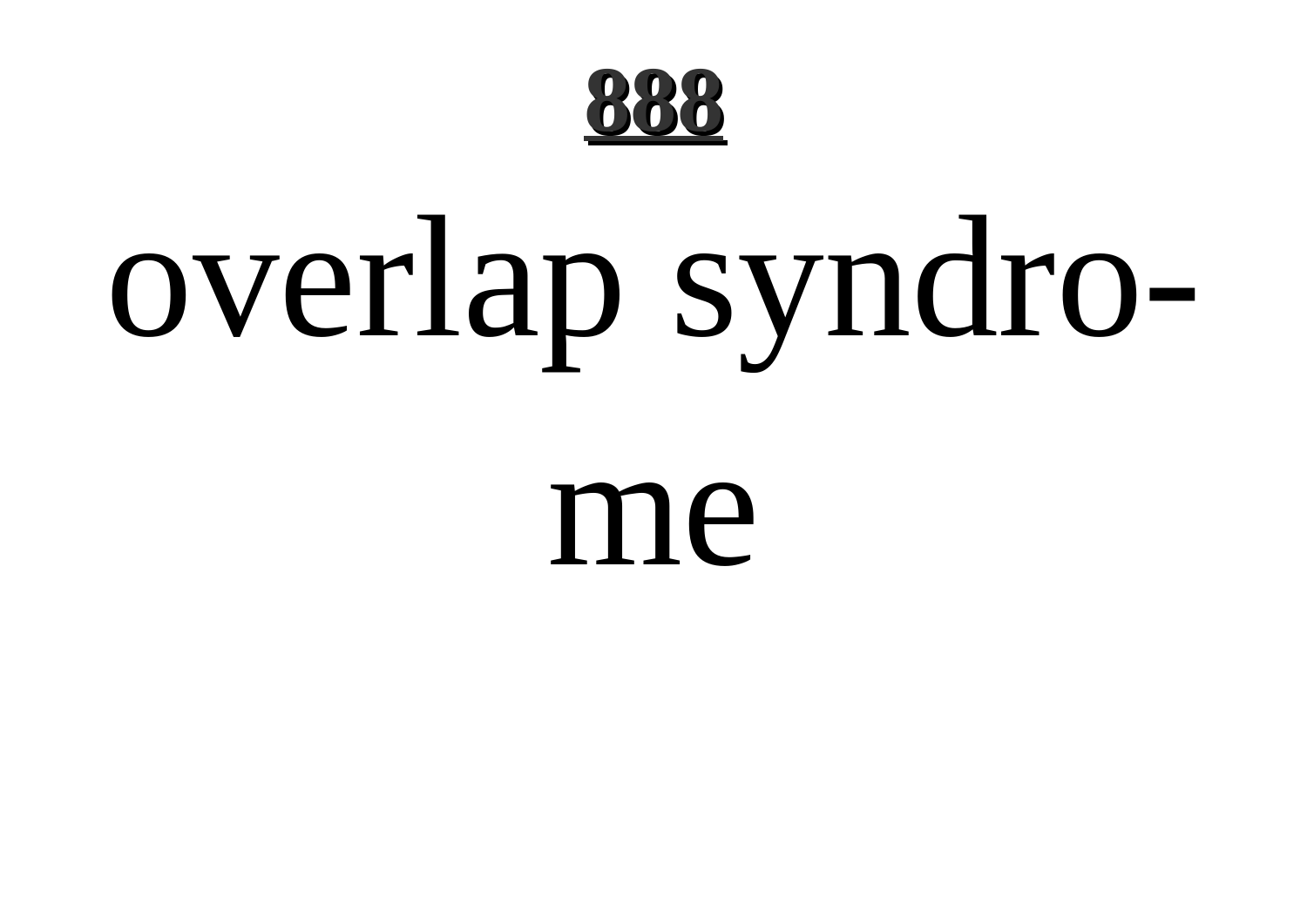overlap syndro-

me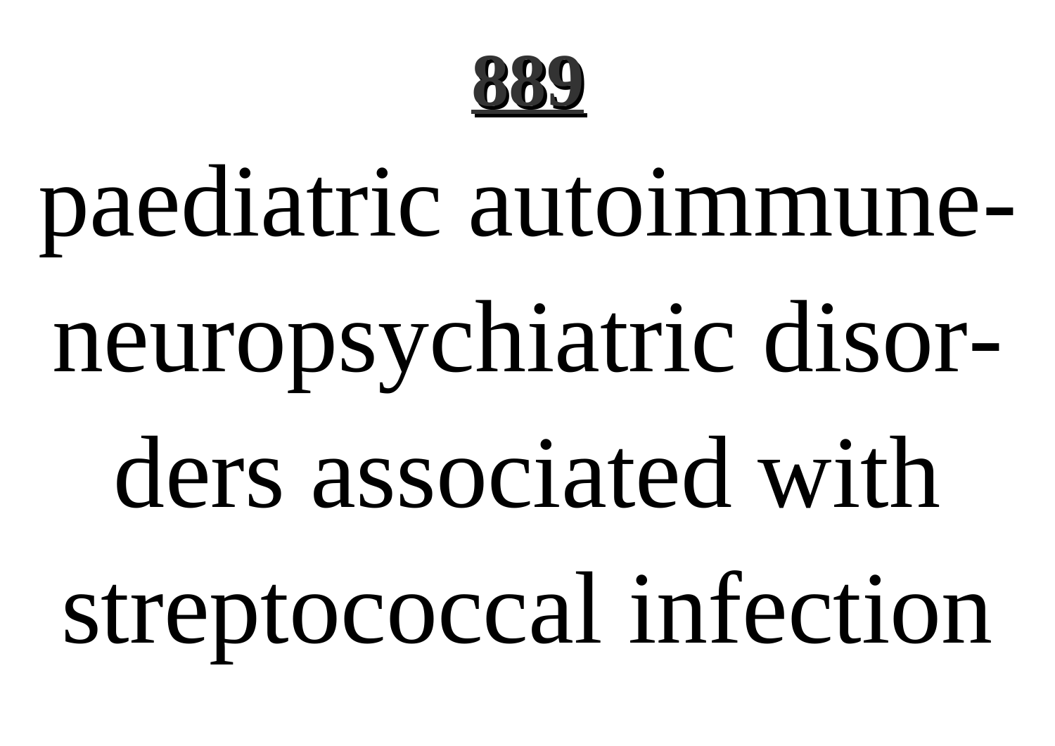**889**

paediatric autoimmune-neuropsychiatric disorders associated with streptococcal infection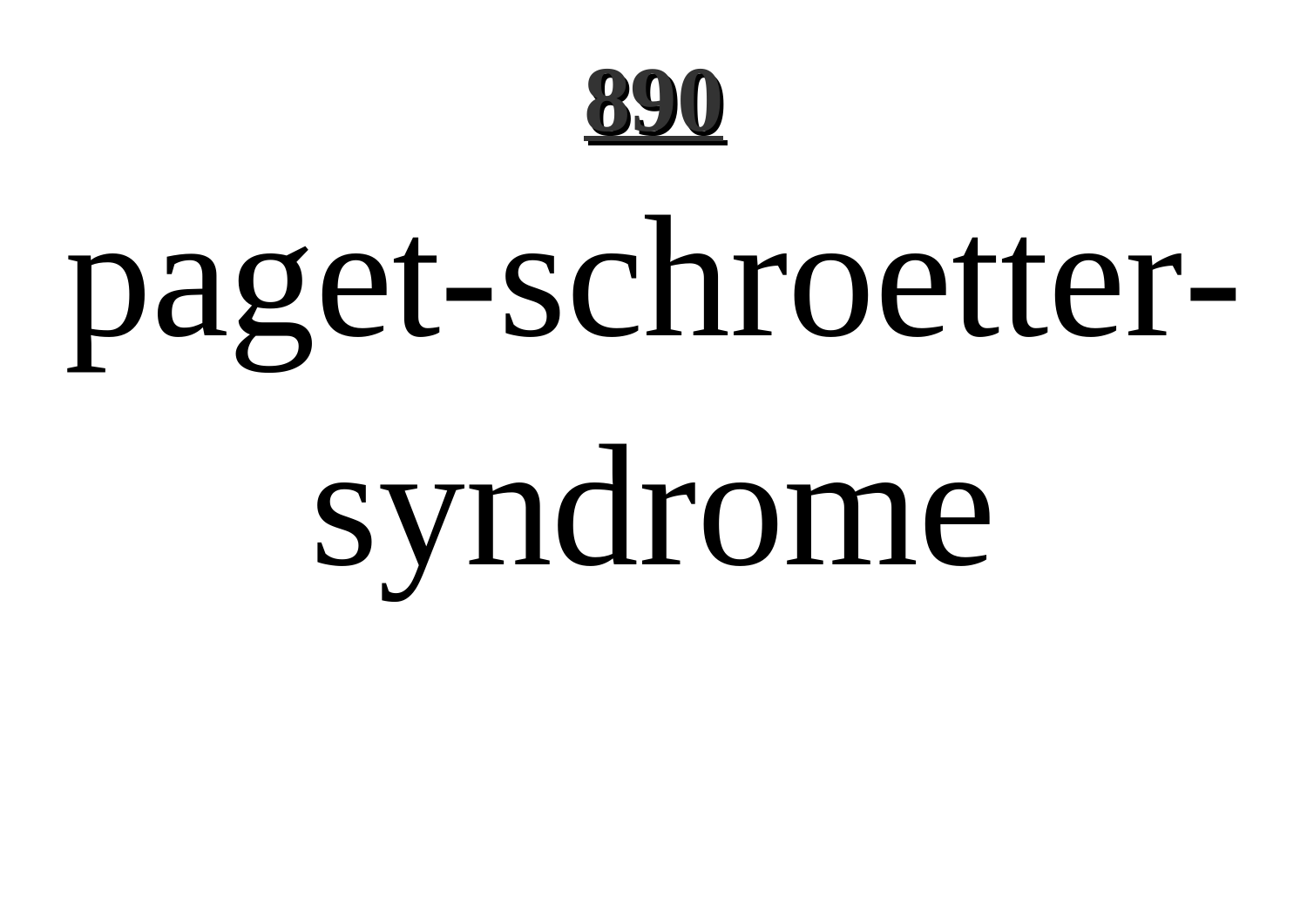**890**

# paget-schroetter-syndrome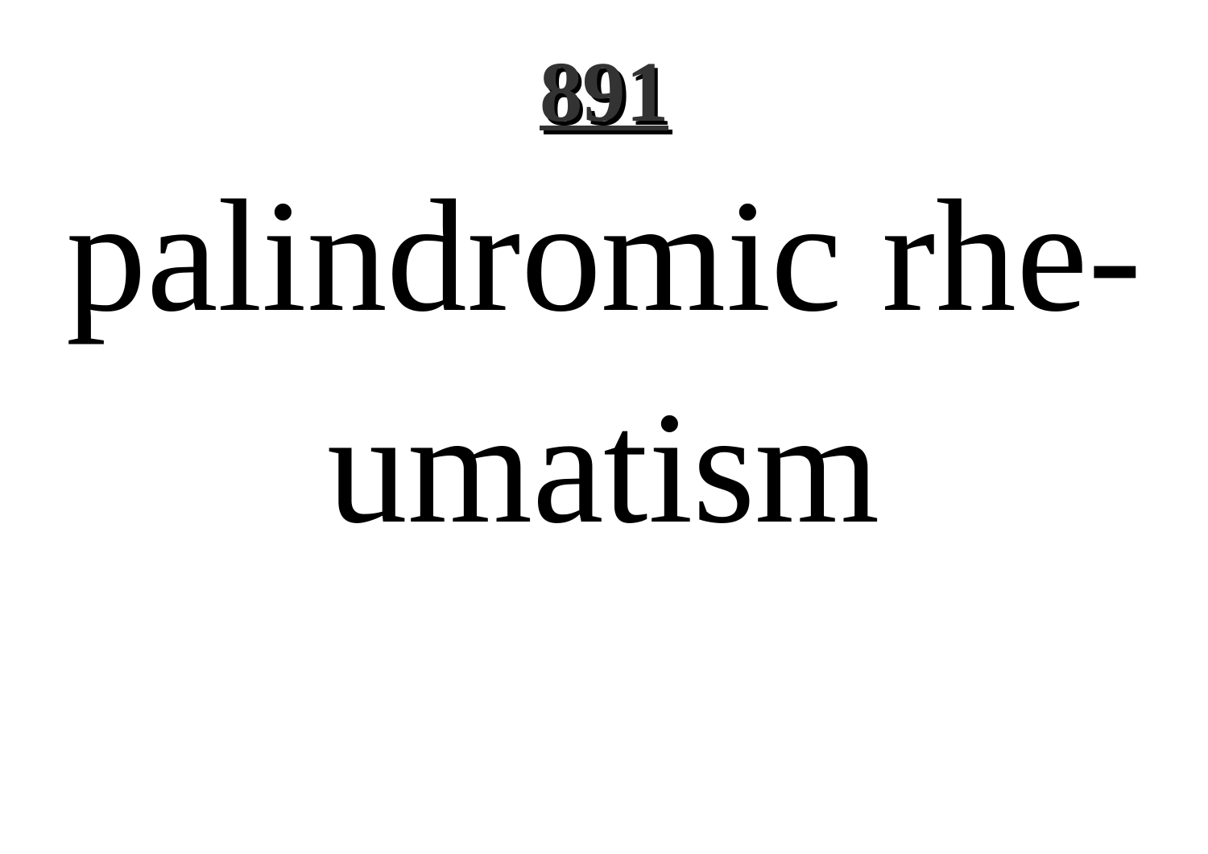palindromic rheumatism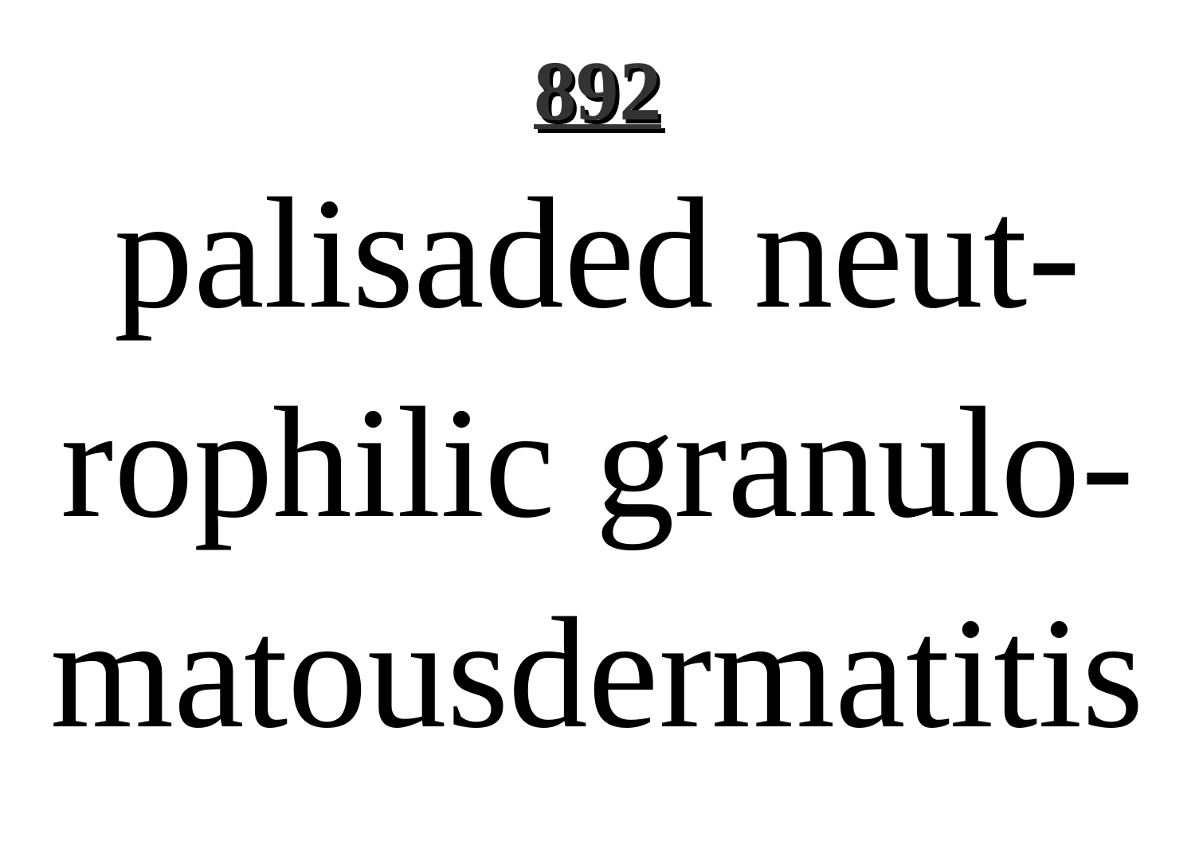## 892

# palisaded neutrophilic granulomatousdermatitis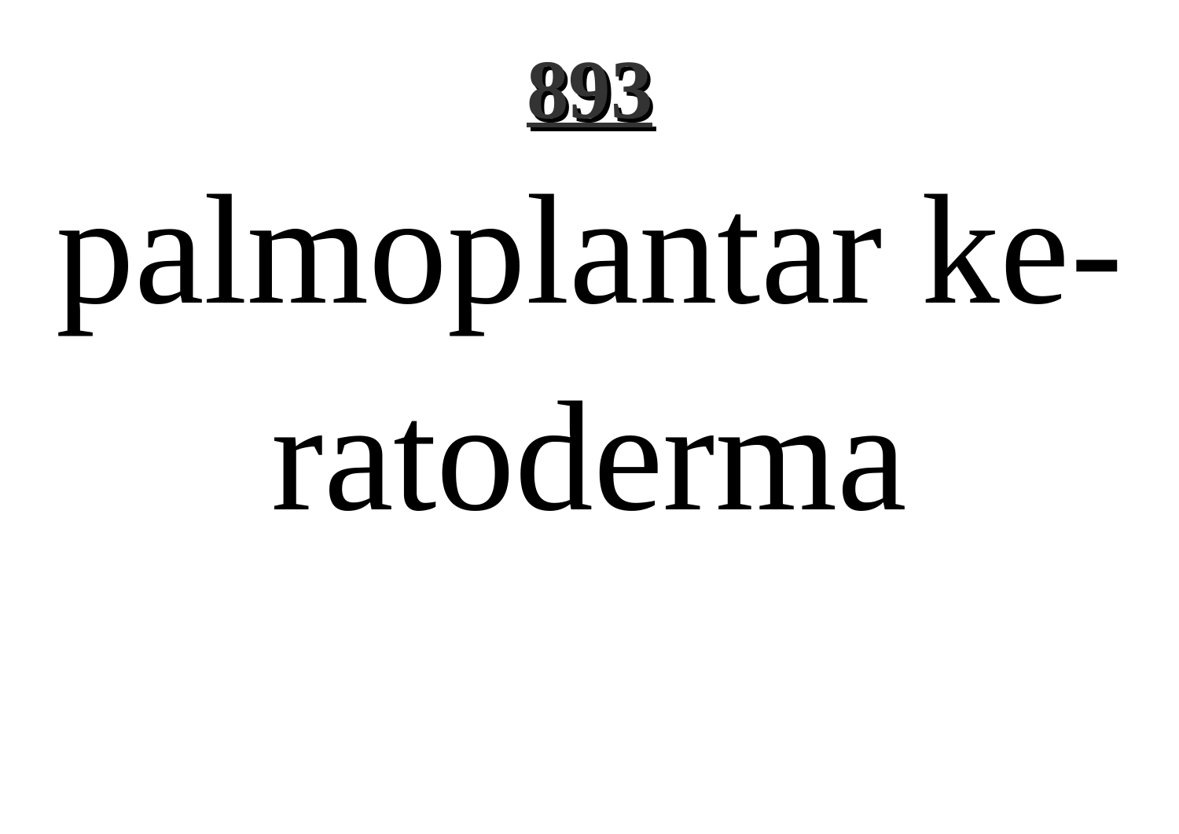palmoplantar keratoderma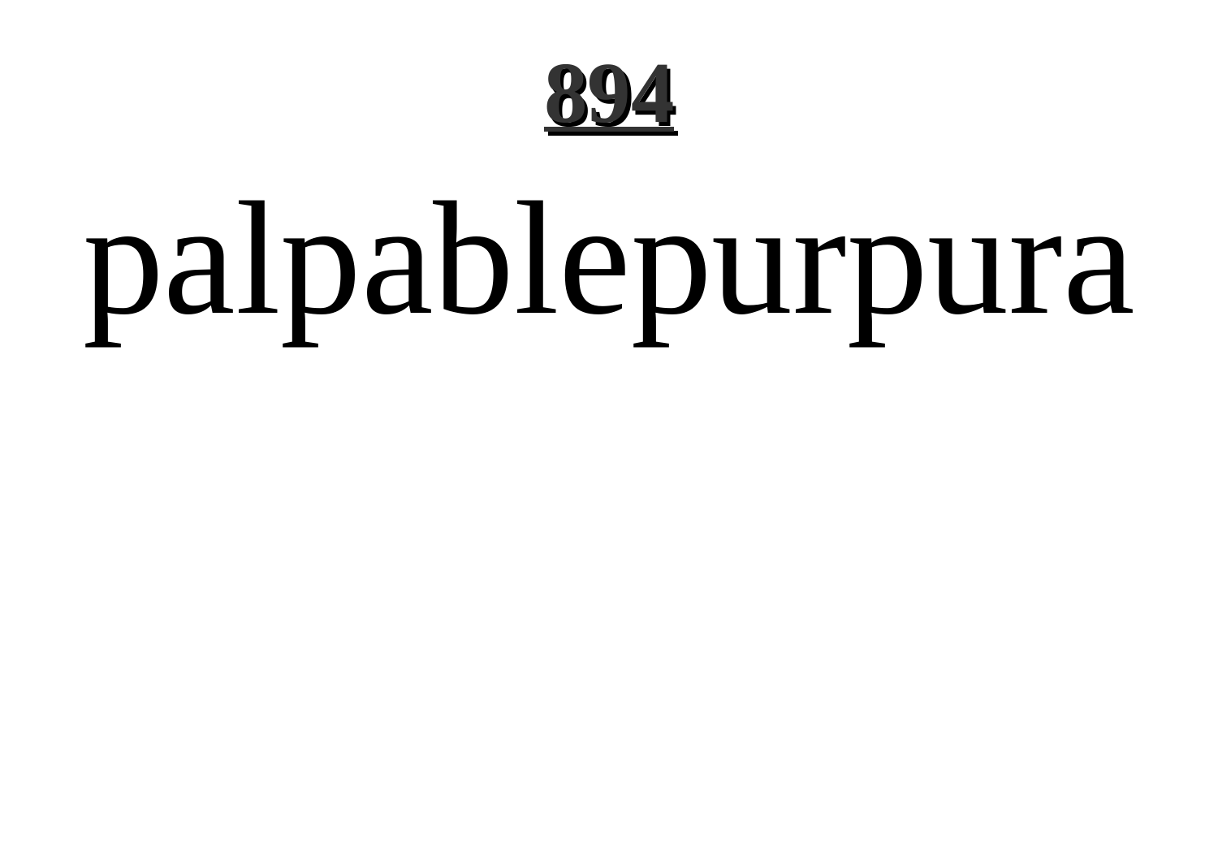palpablepurpura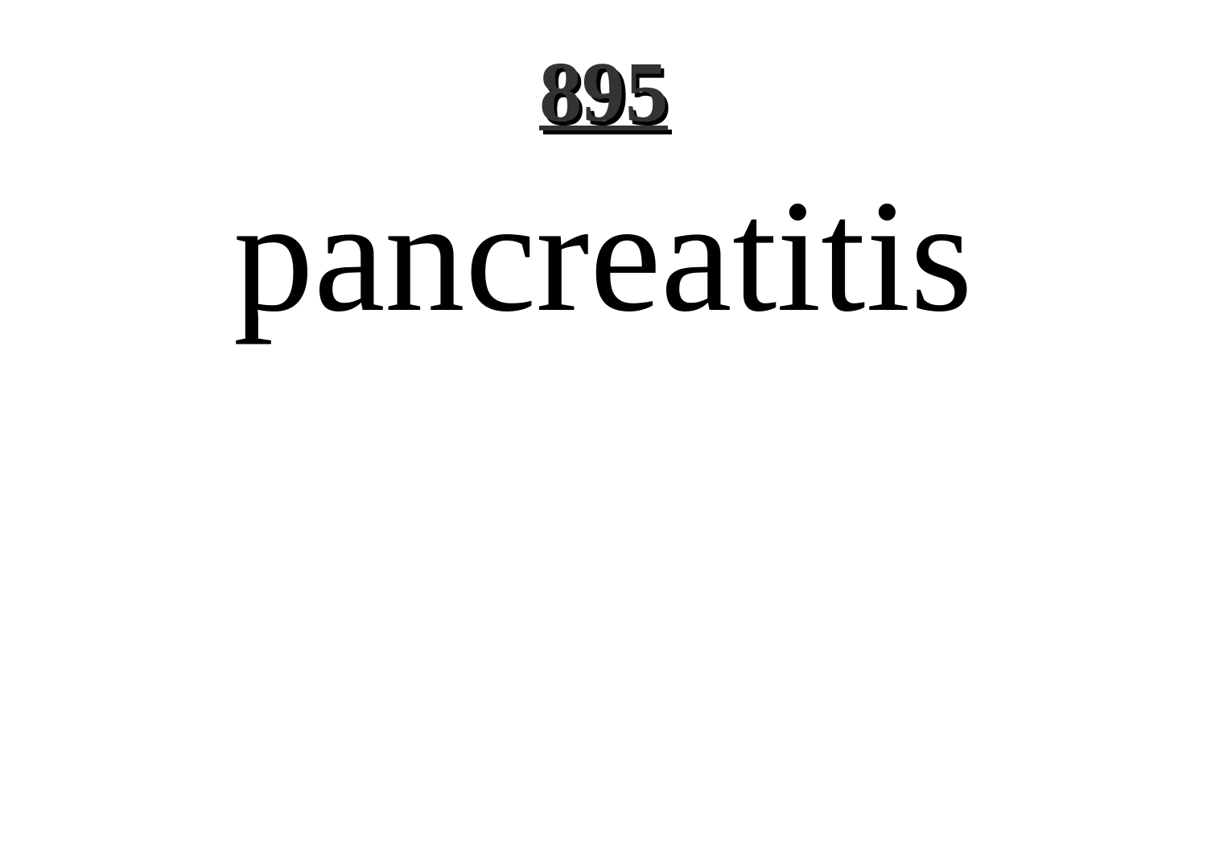# pancreatitis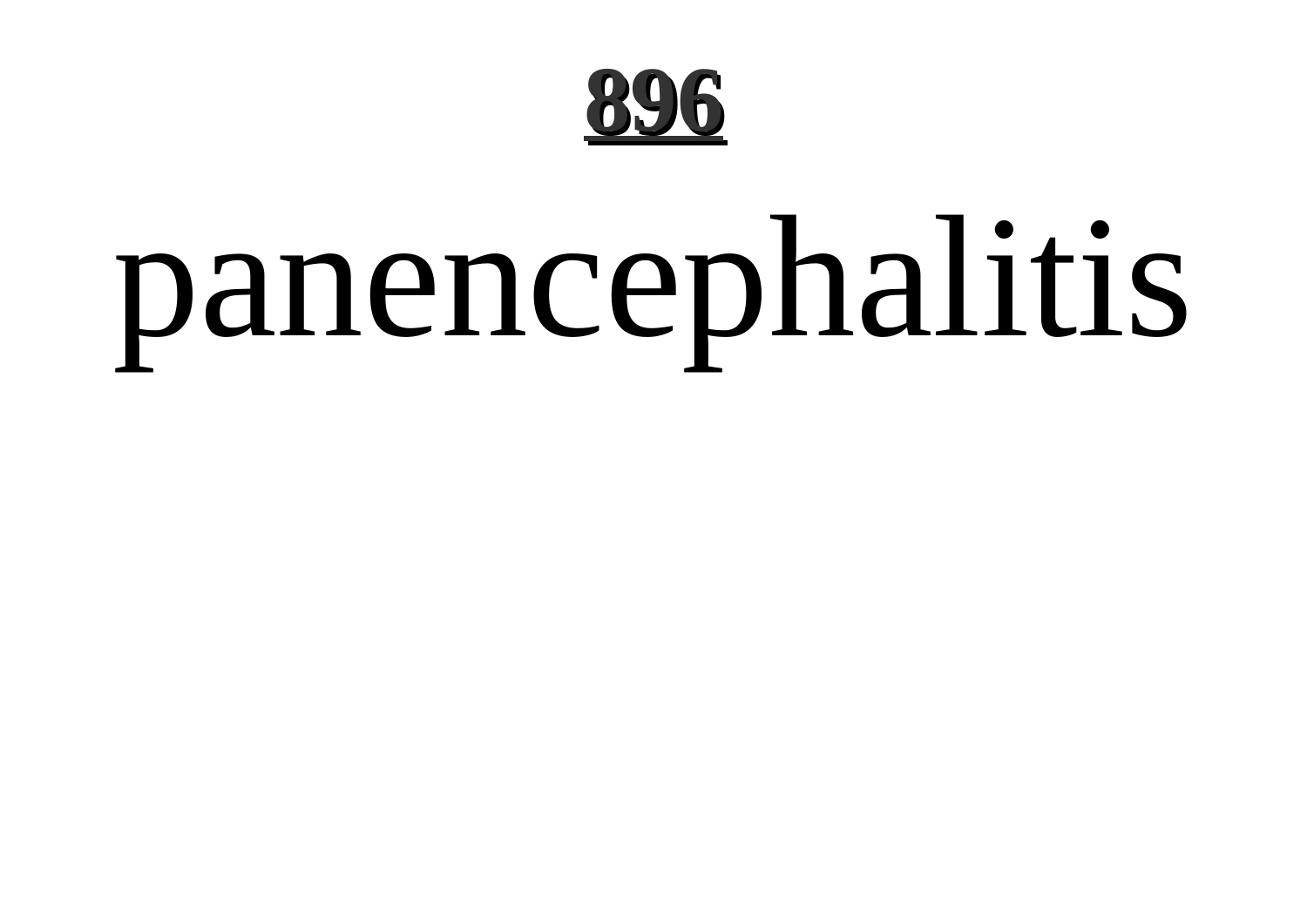# 896

panencephalitis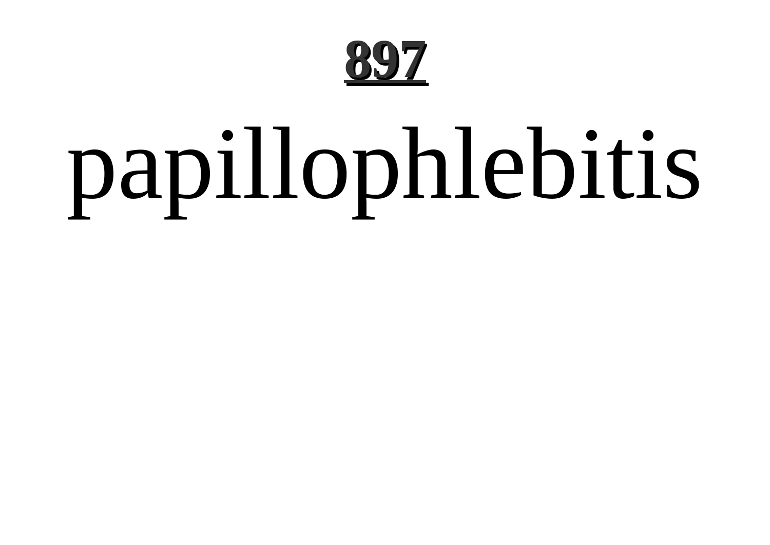# papillophlebitis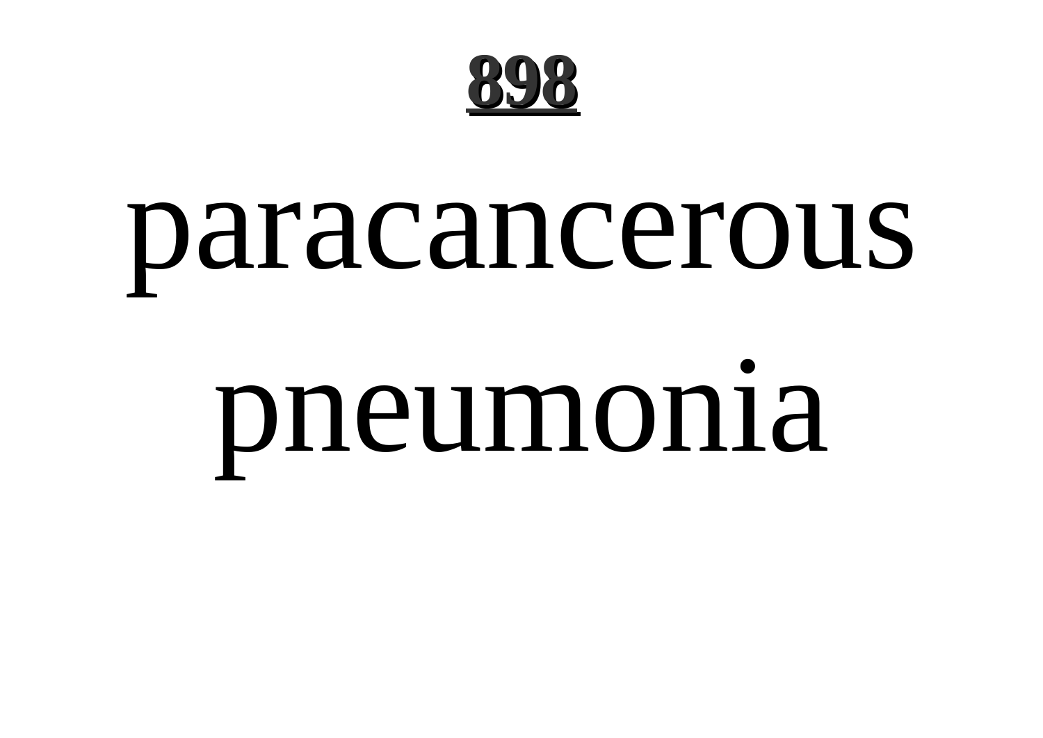paracancerous pneumonia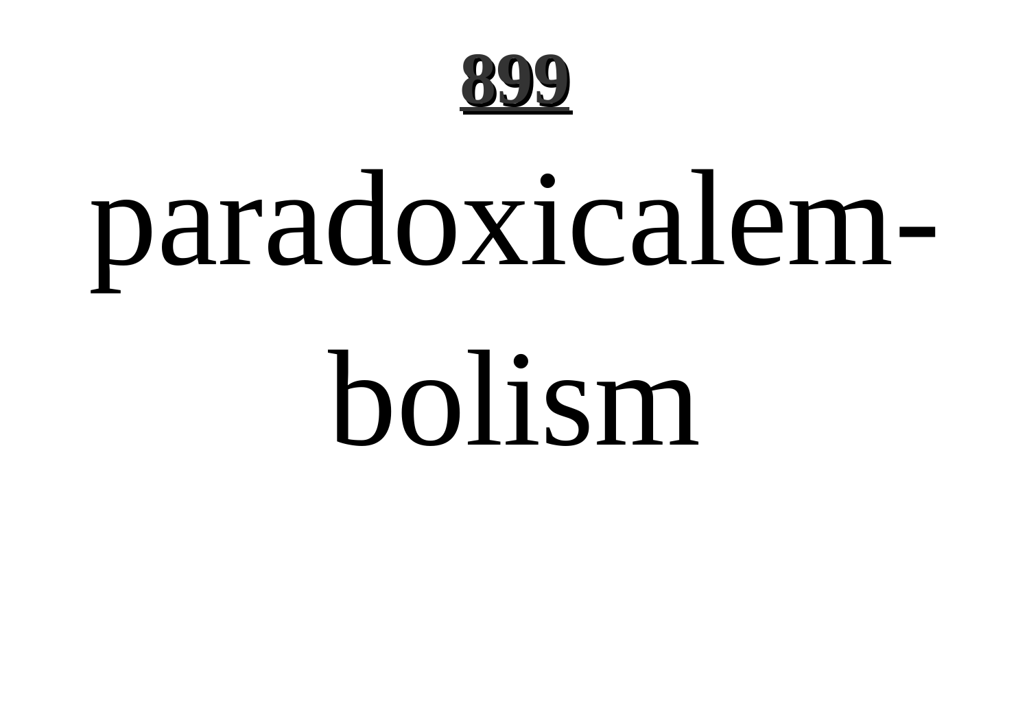paradoxicalembolism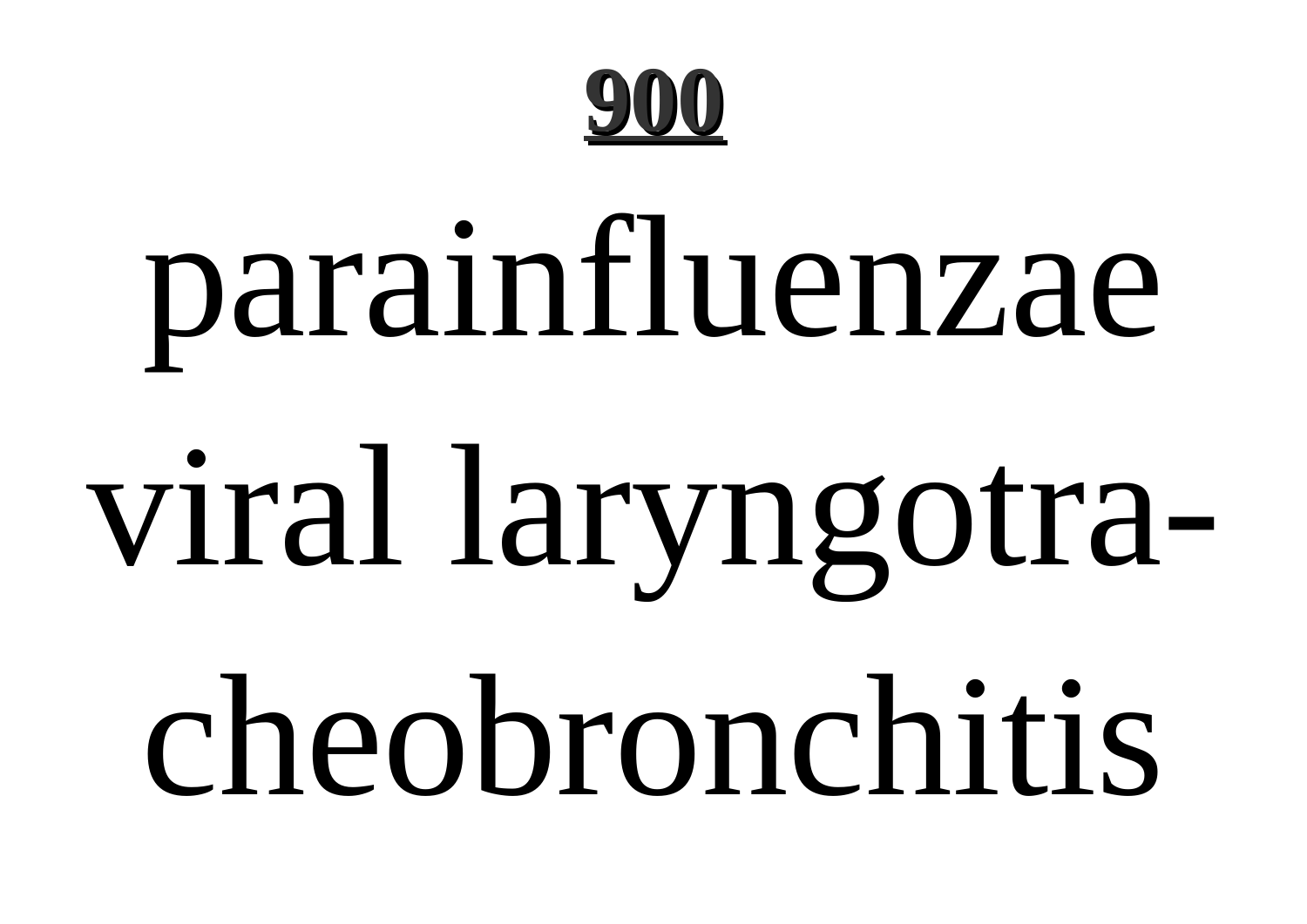parainfluenzae viral laryngotracheobronchitis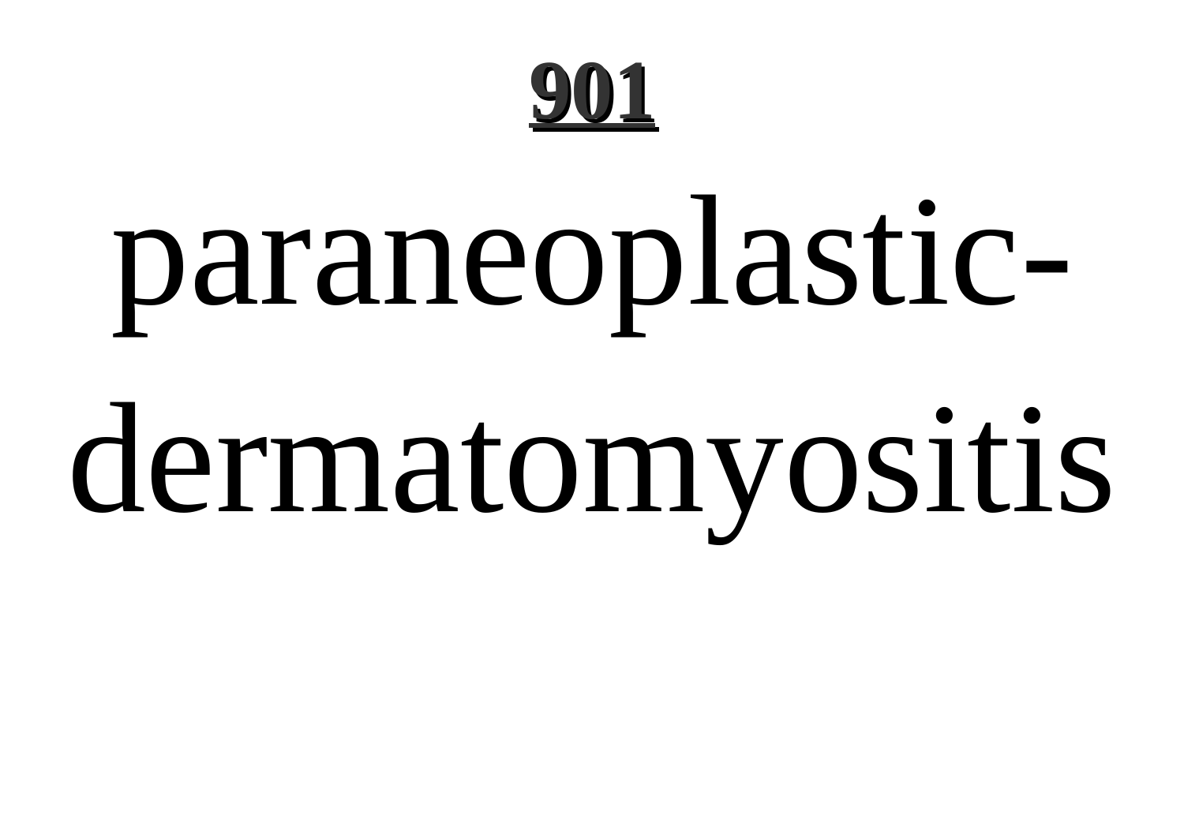paraneoplastic-dermatomyositis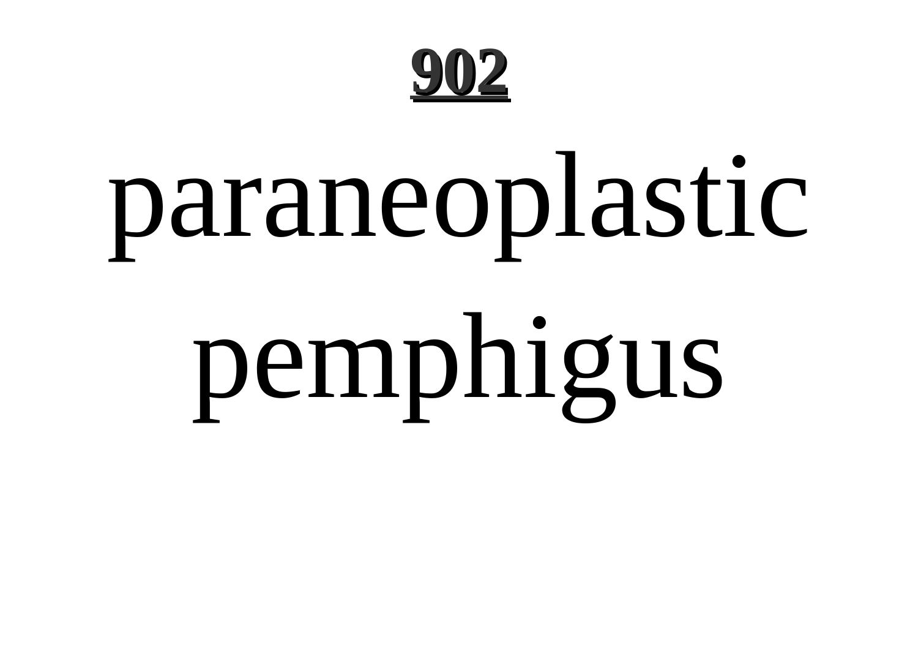**902**

# paraneoplastic pemphigus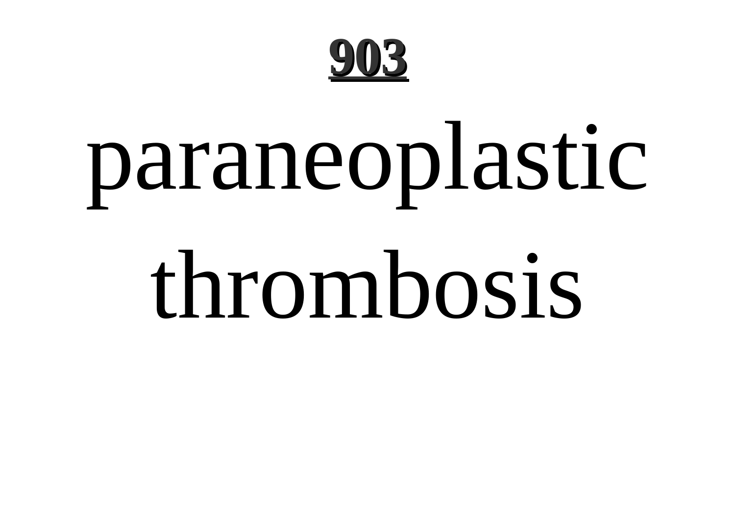# paraneoplastic thrombosis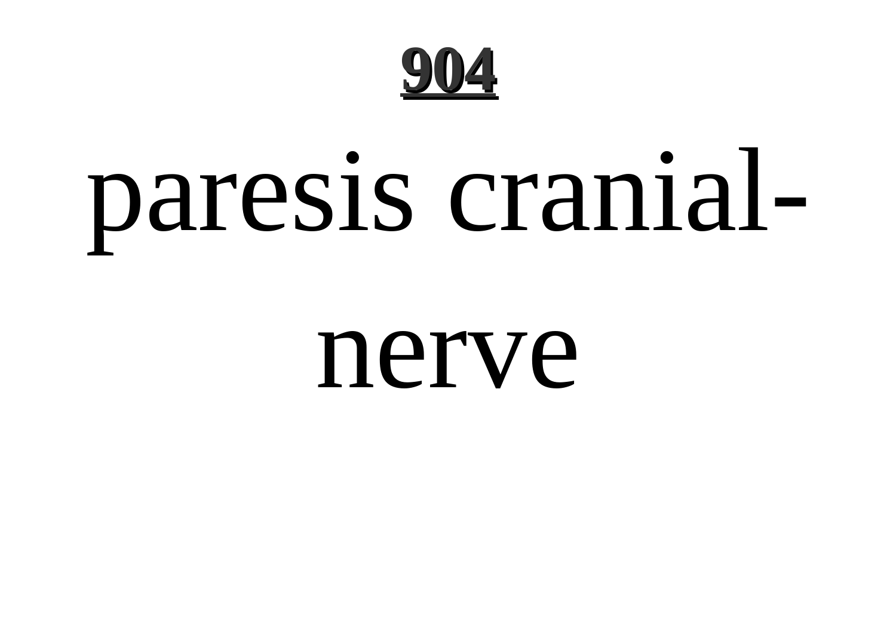paresis cranial-nerve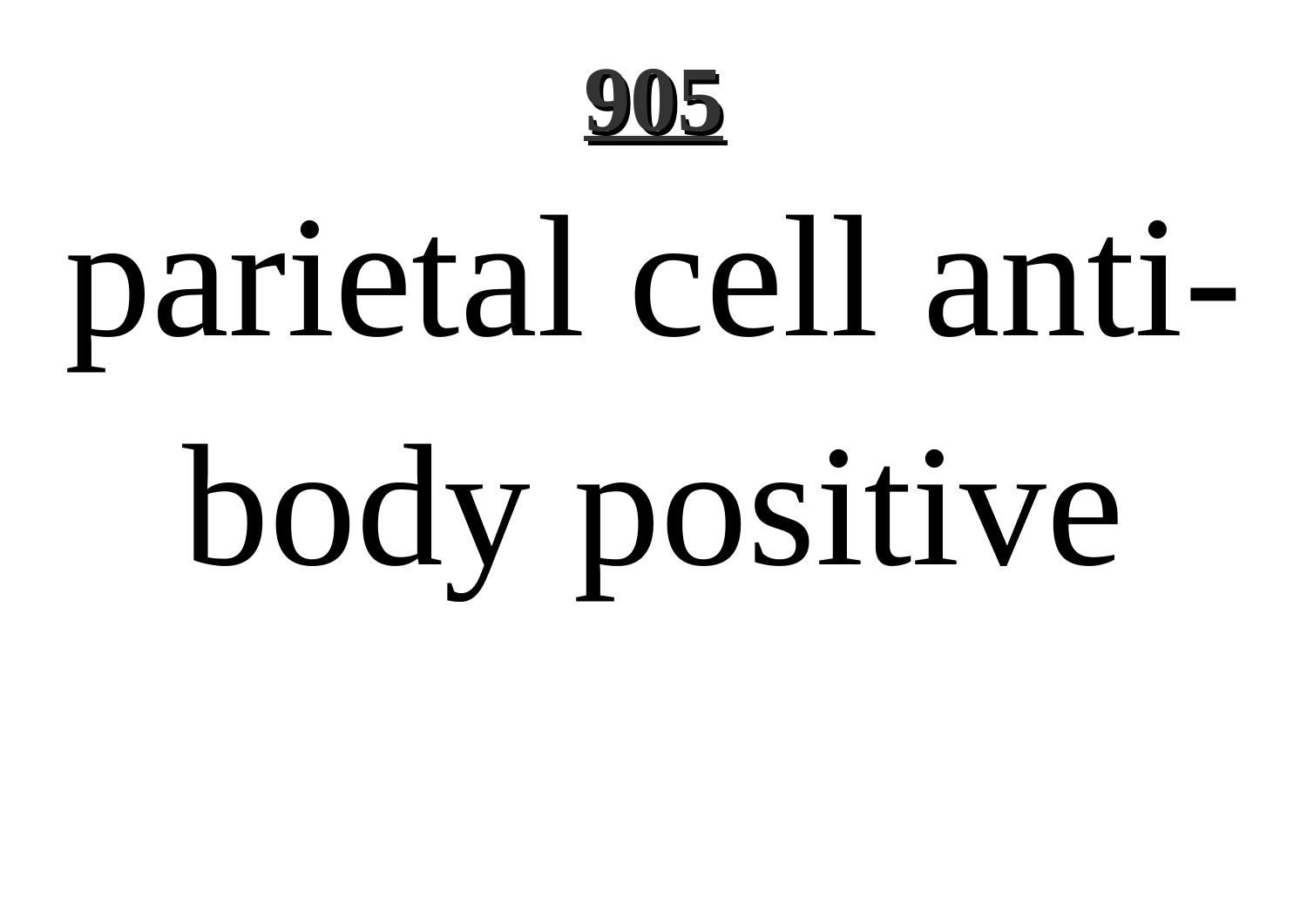parietal cell antibody positive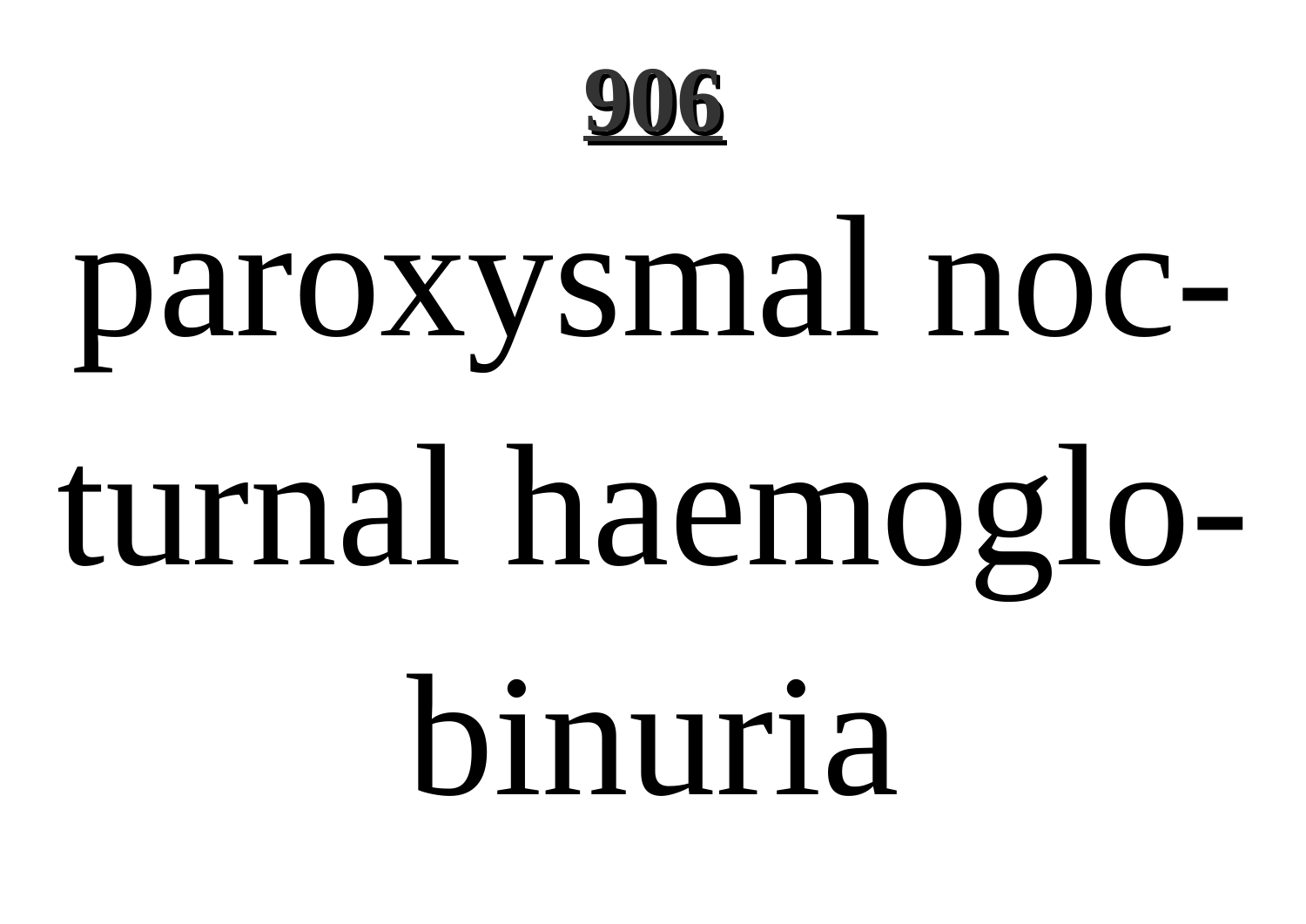# 906

paroxysmal nocturnal haemoglobinuria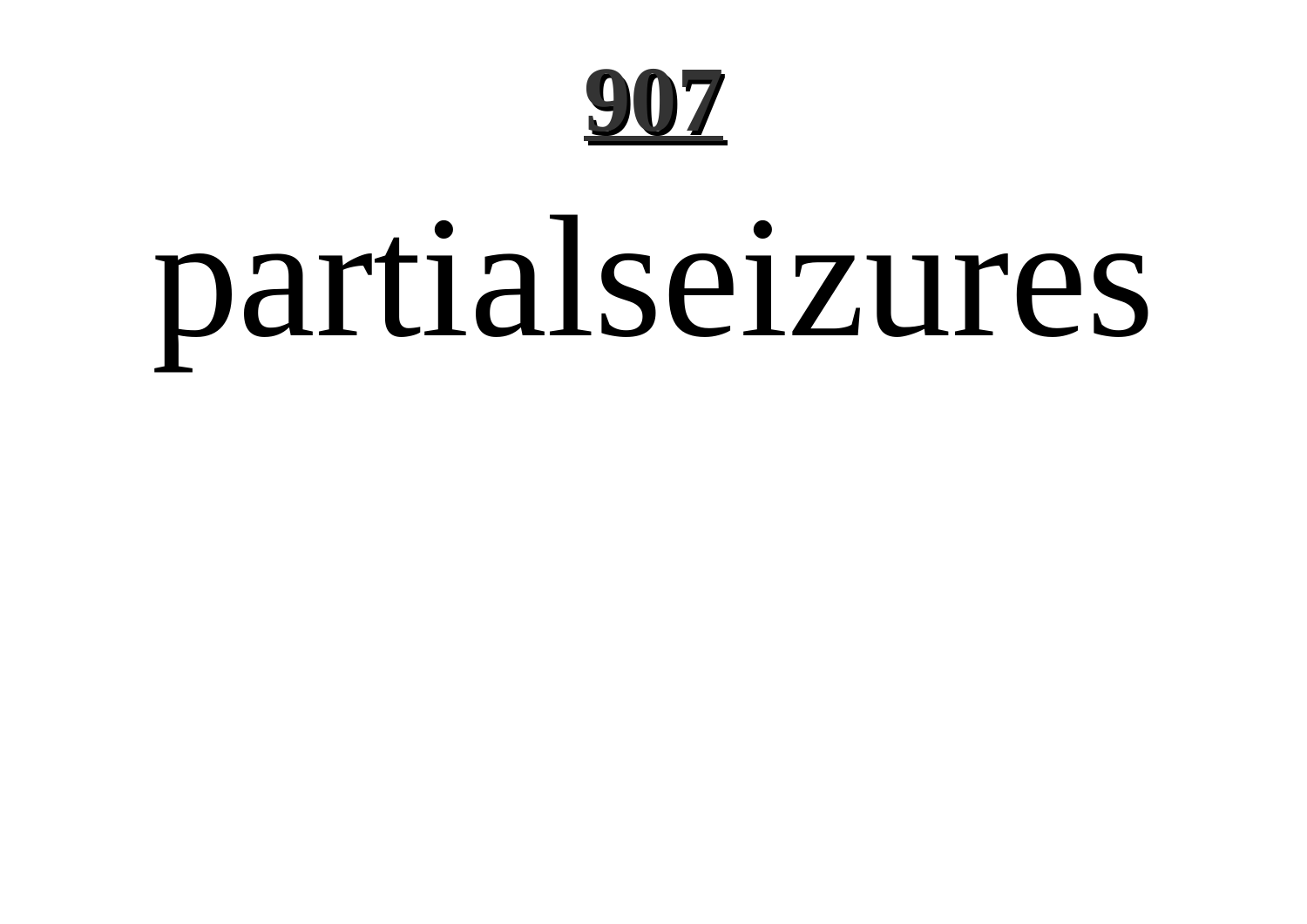partialseizures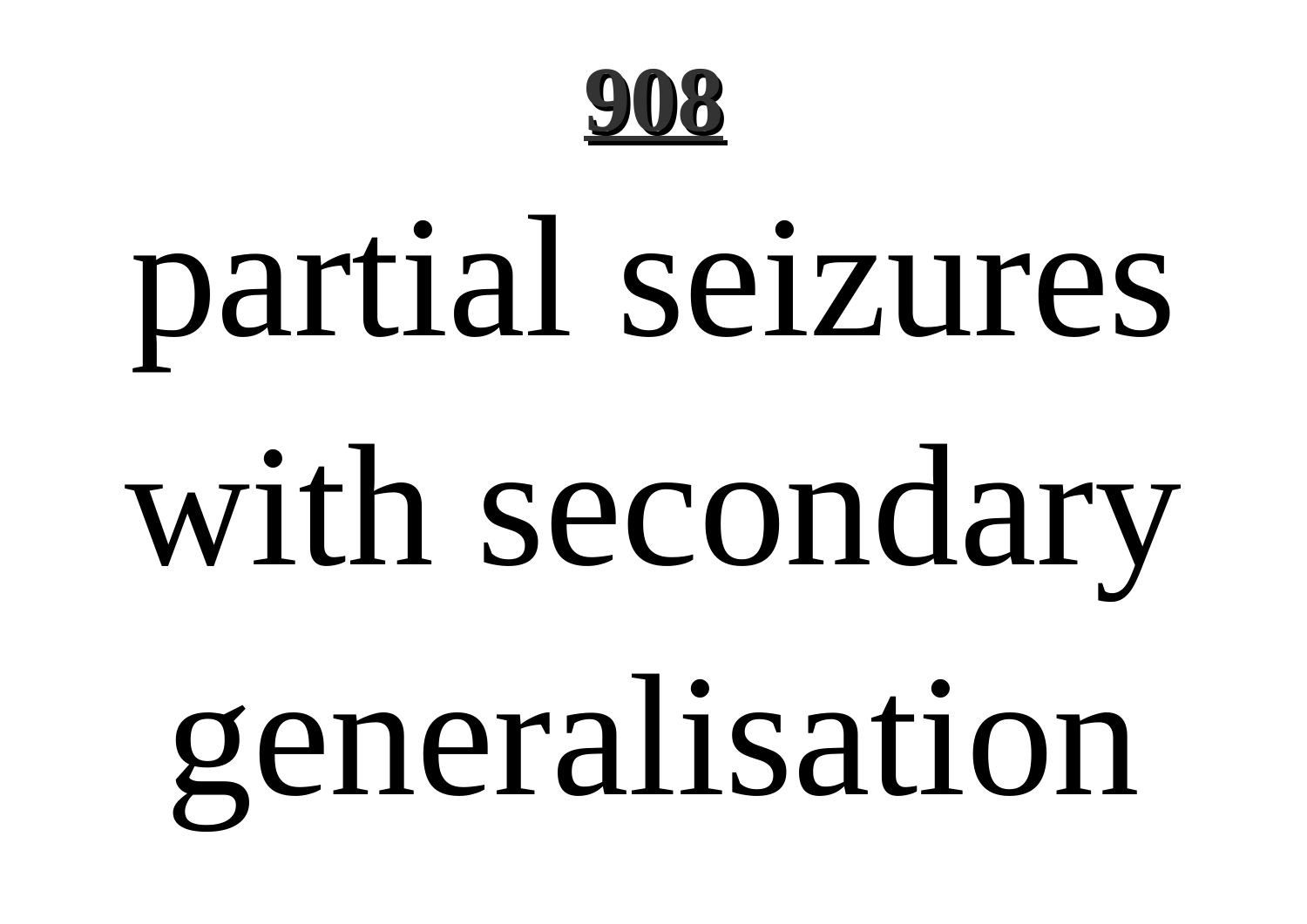partial seizures with secondary generalisation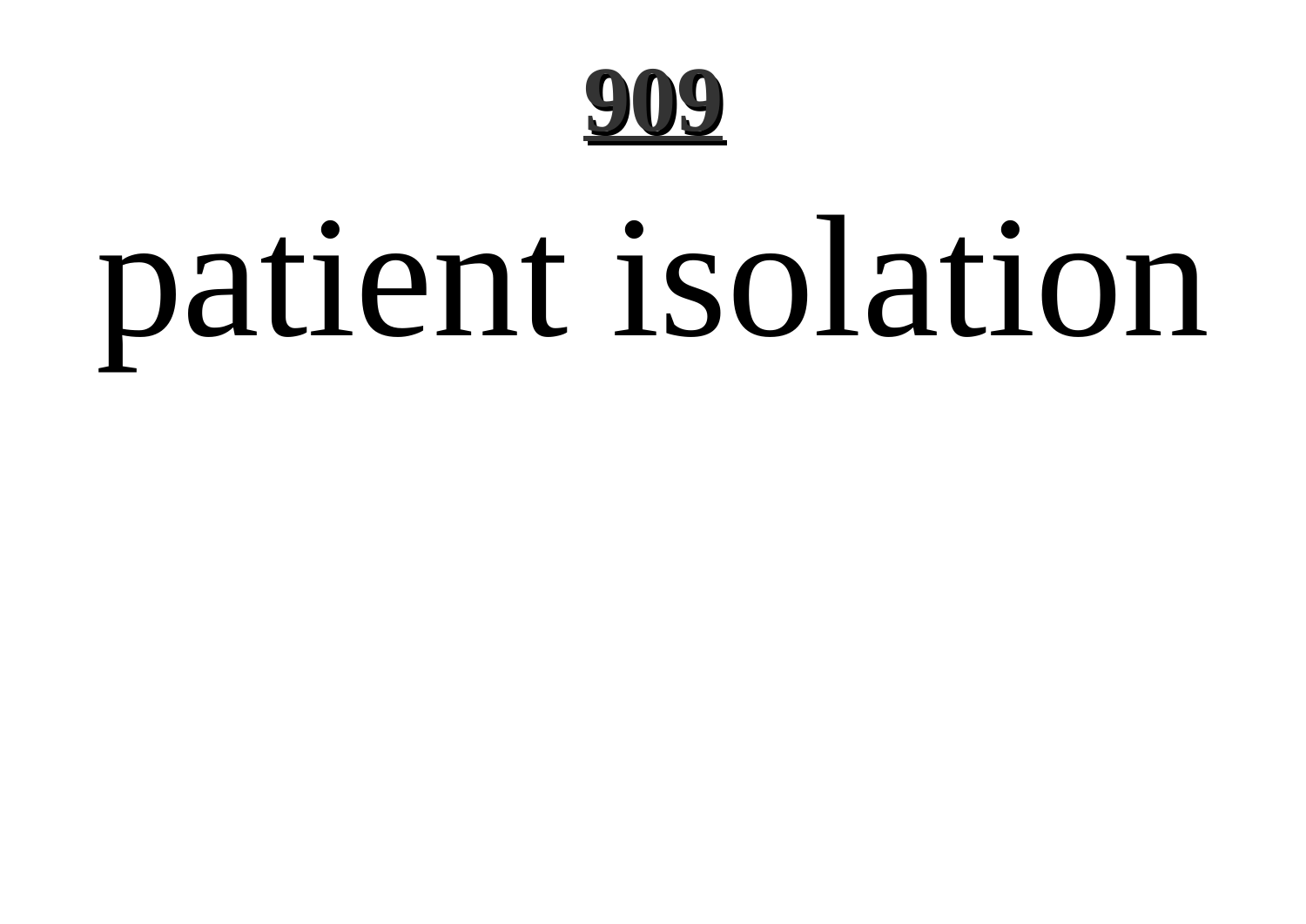# patient isolation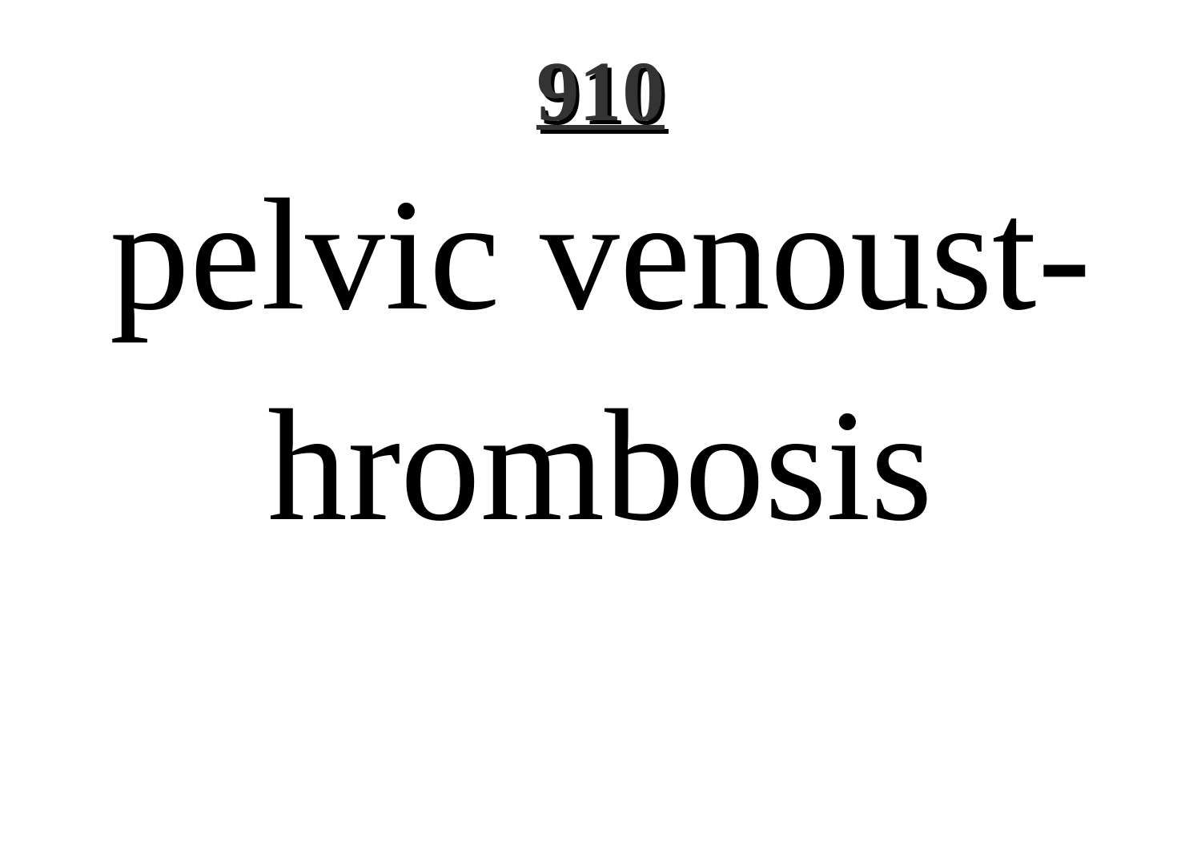pelvic venoust-hrombosis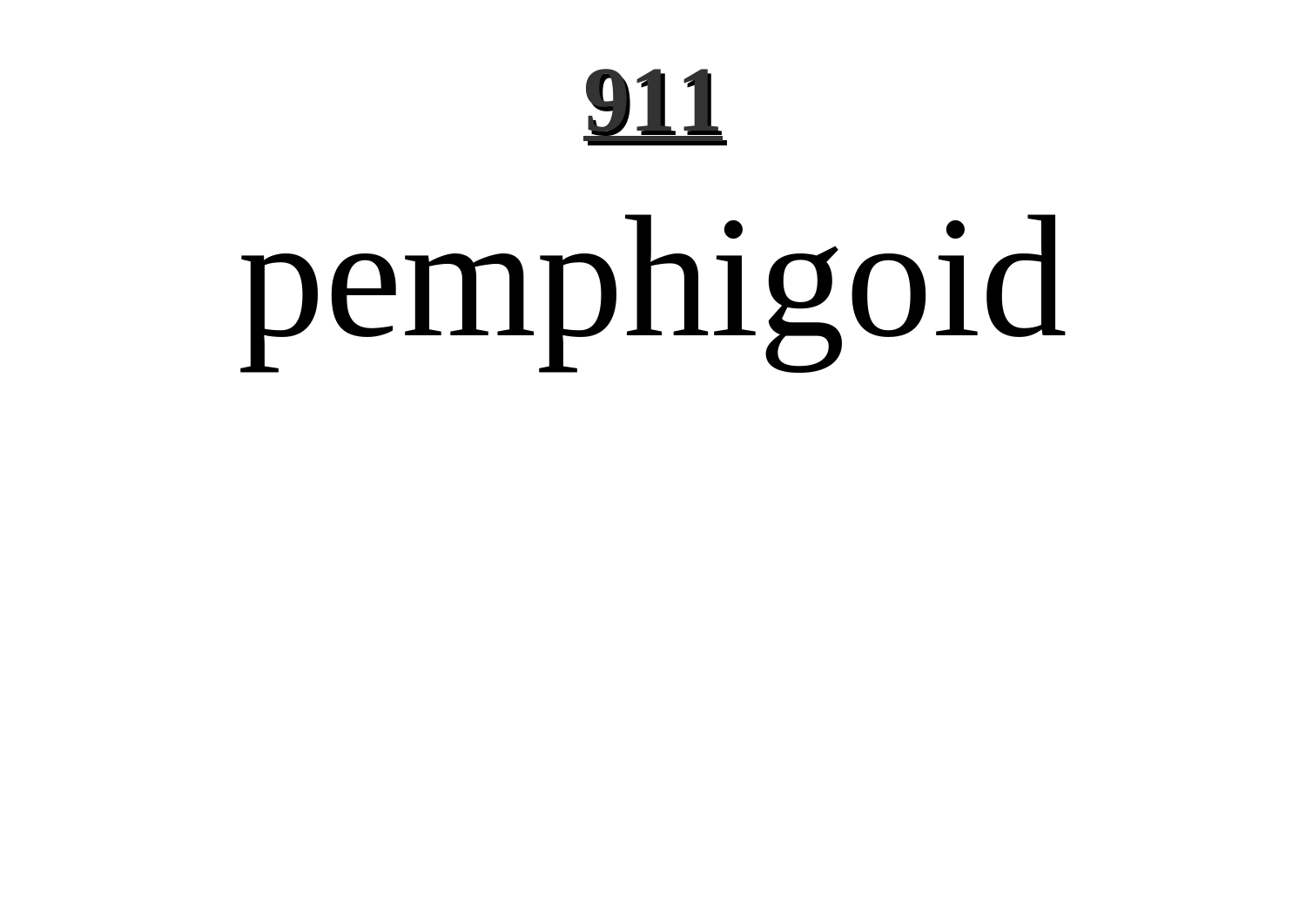# 911

# pemphigoid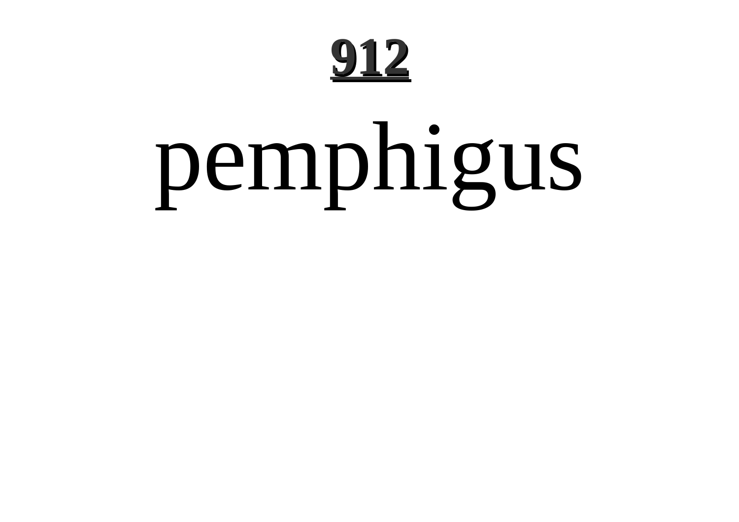# pemphigus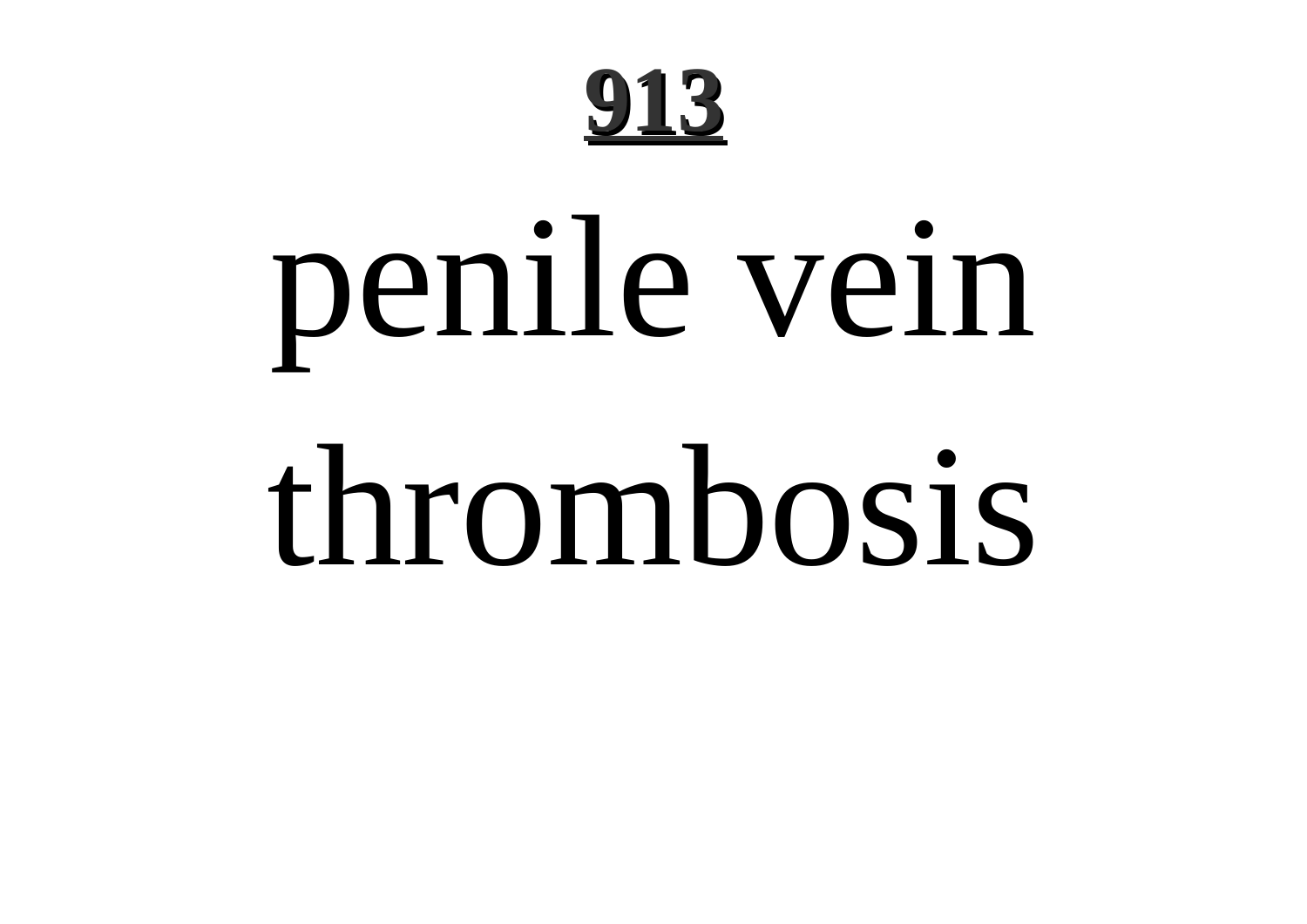penile vein thrombosis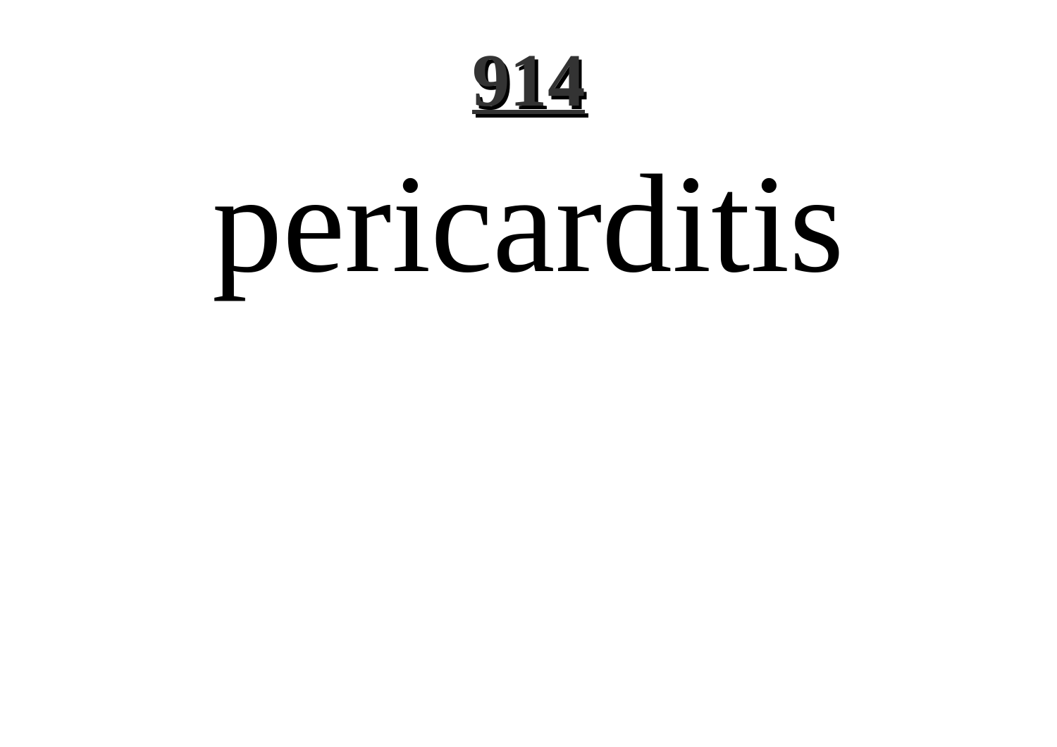pericarditis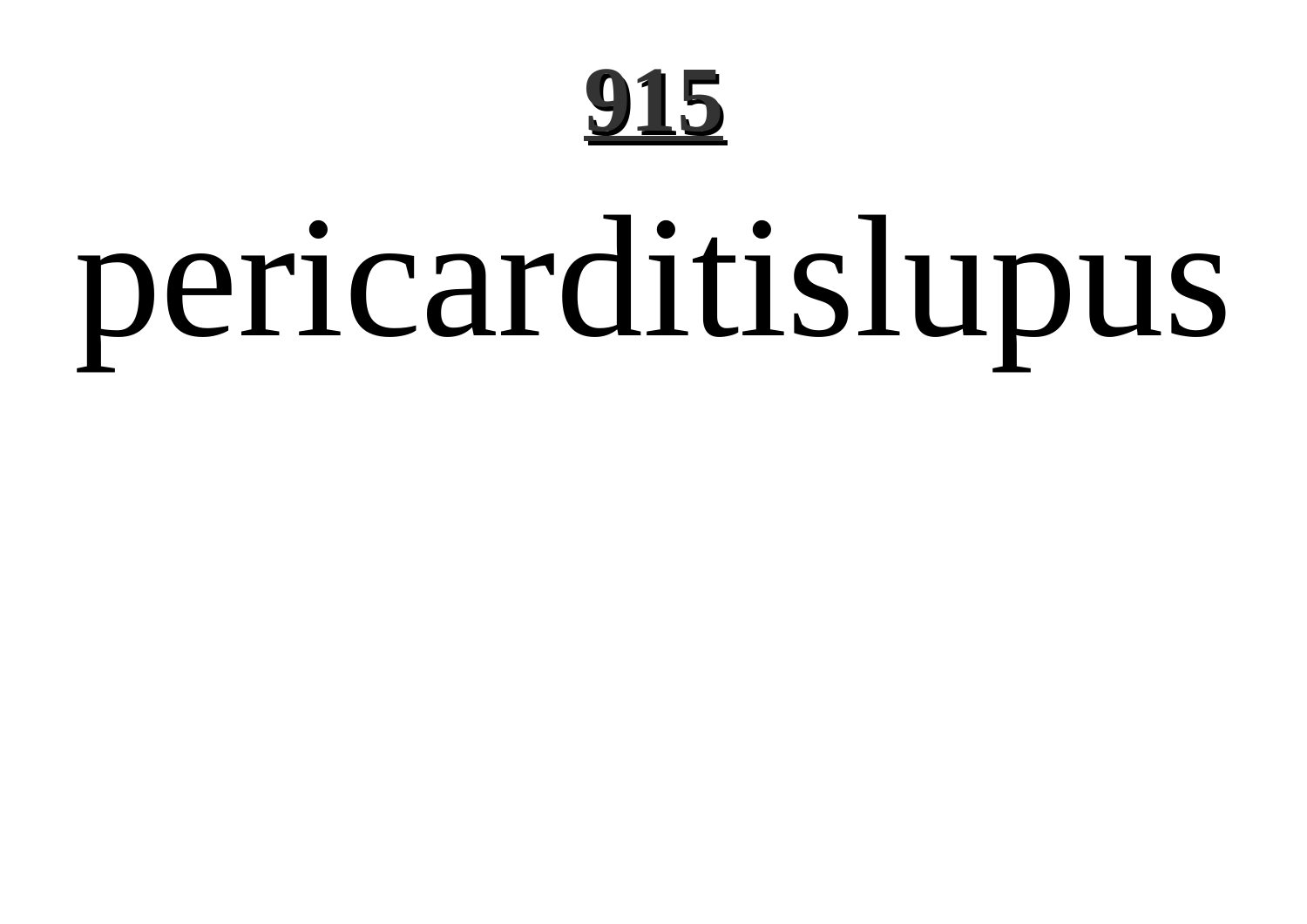pericarditislupus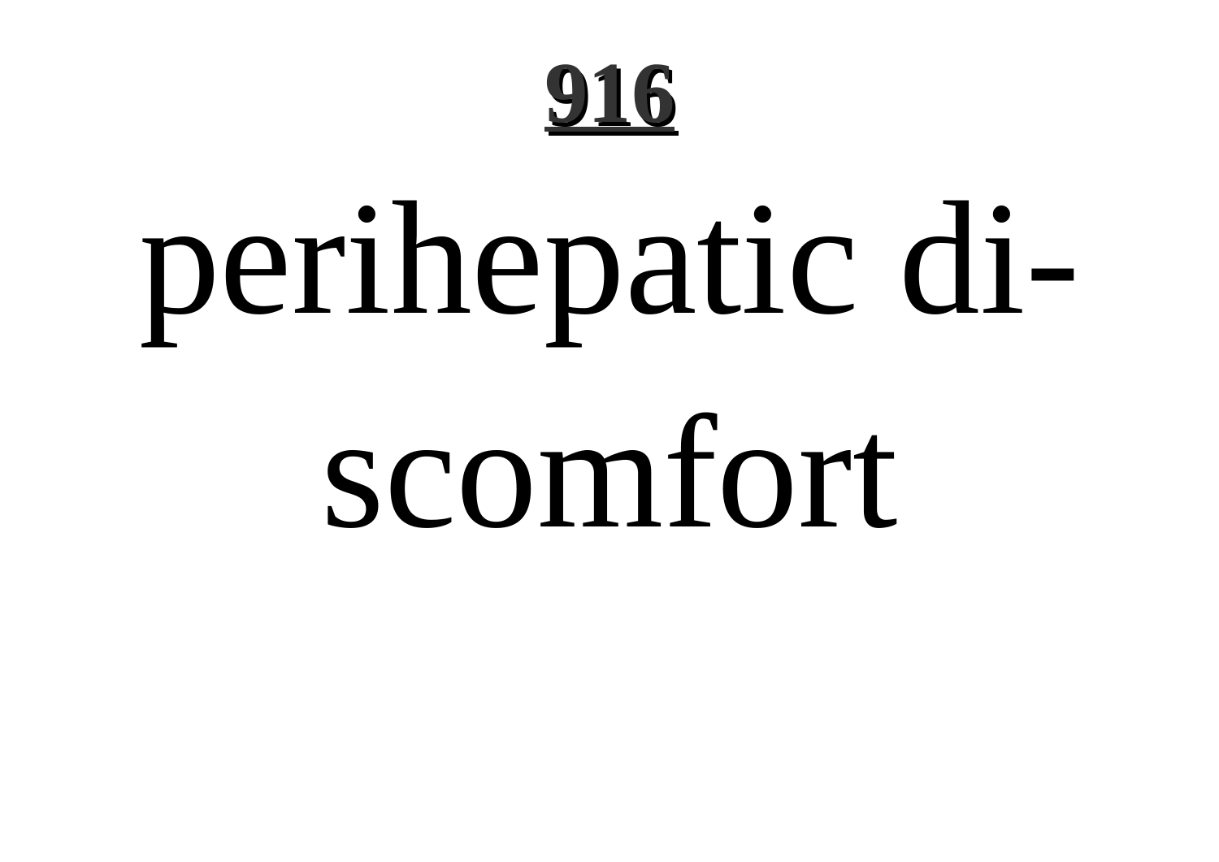perihepatic di-
scomfort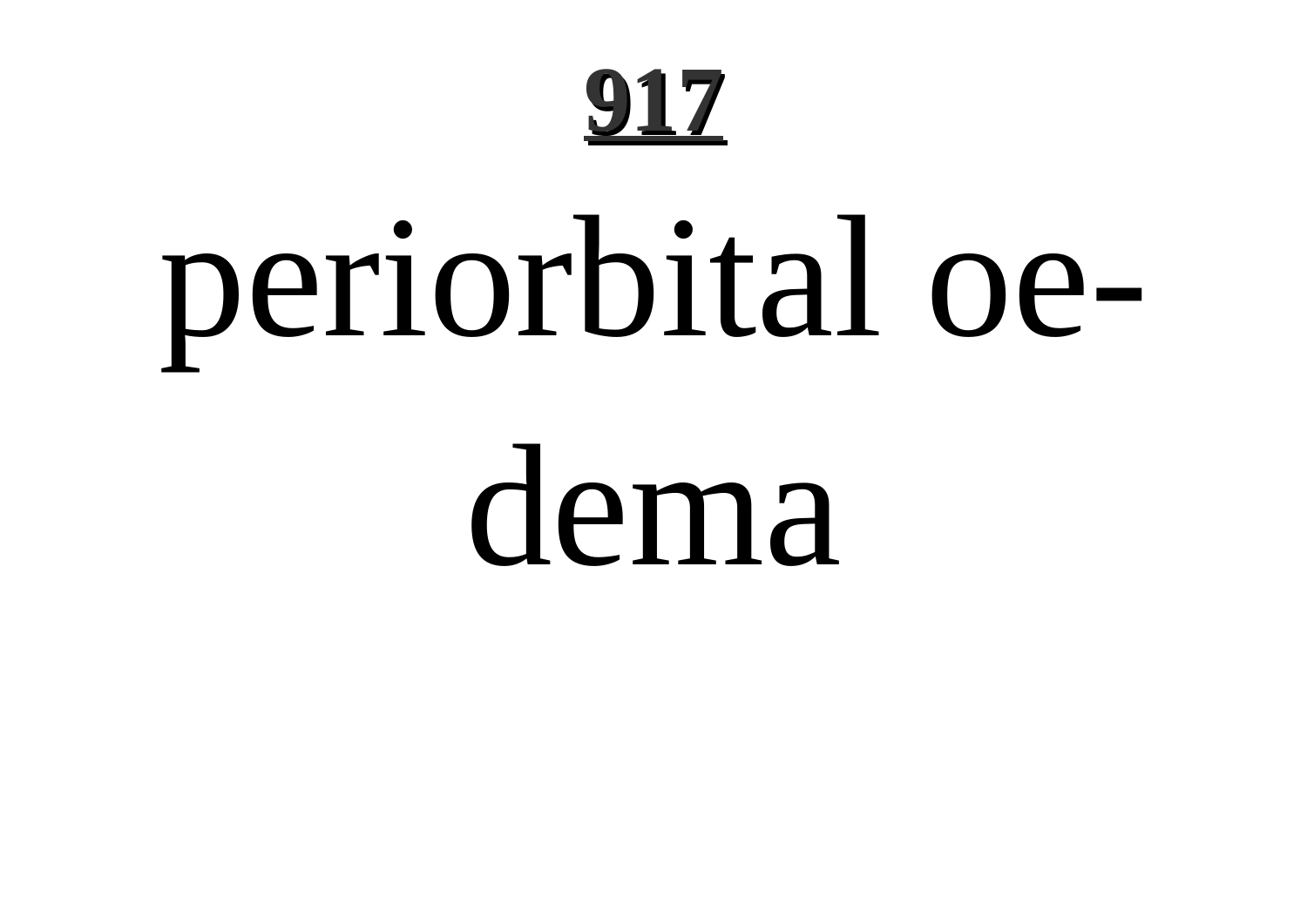periorbital oedema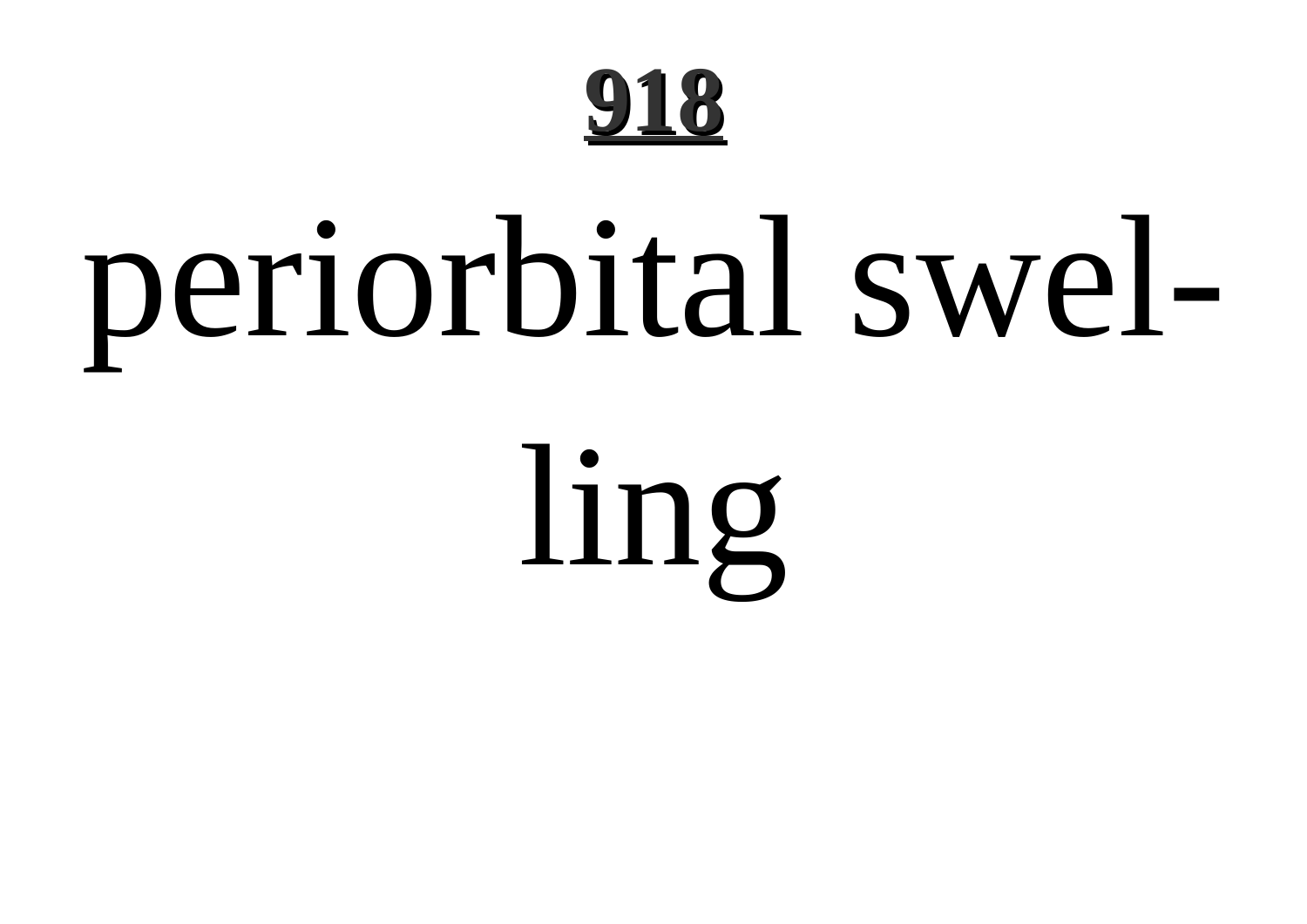periorbital swelling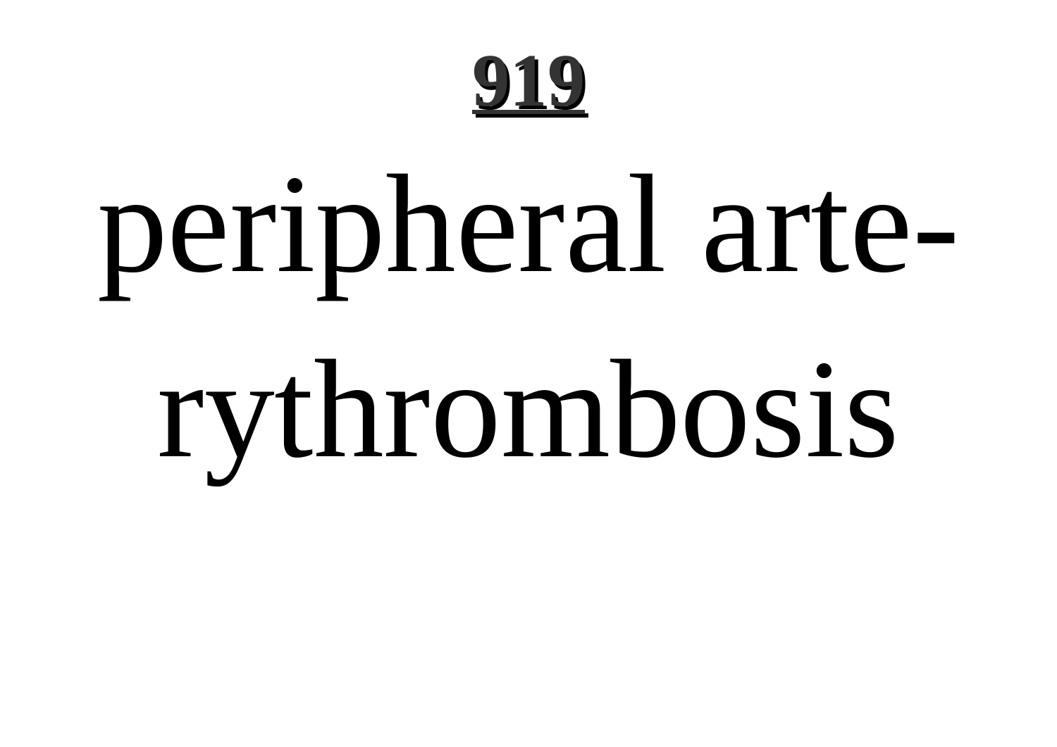**919**

peripheral arte-rythrombosis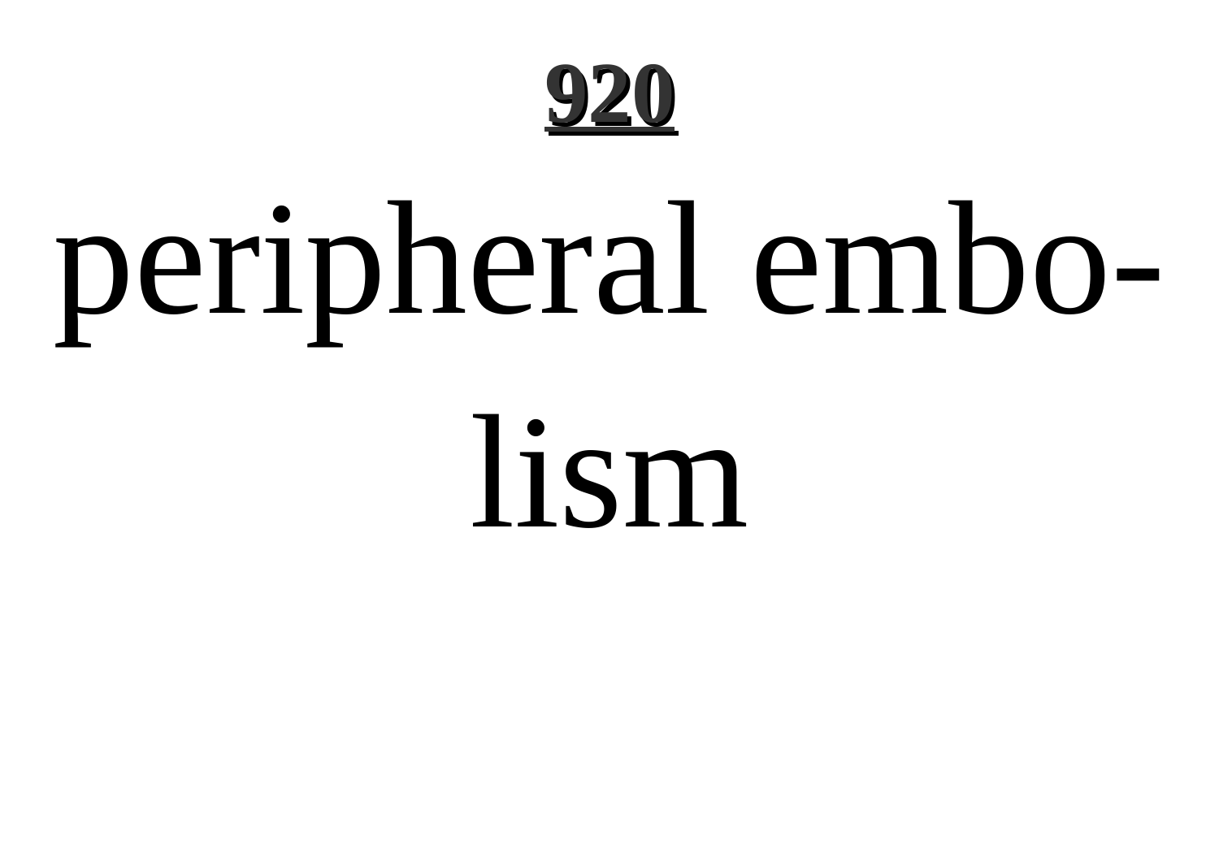peripheral embolism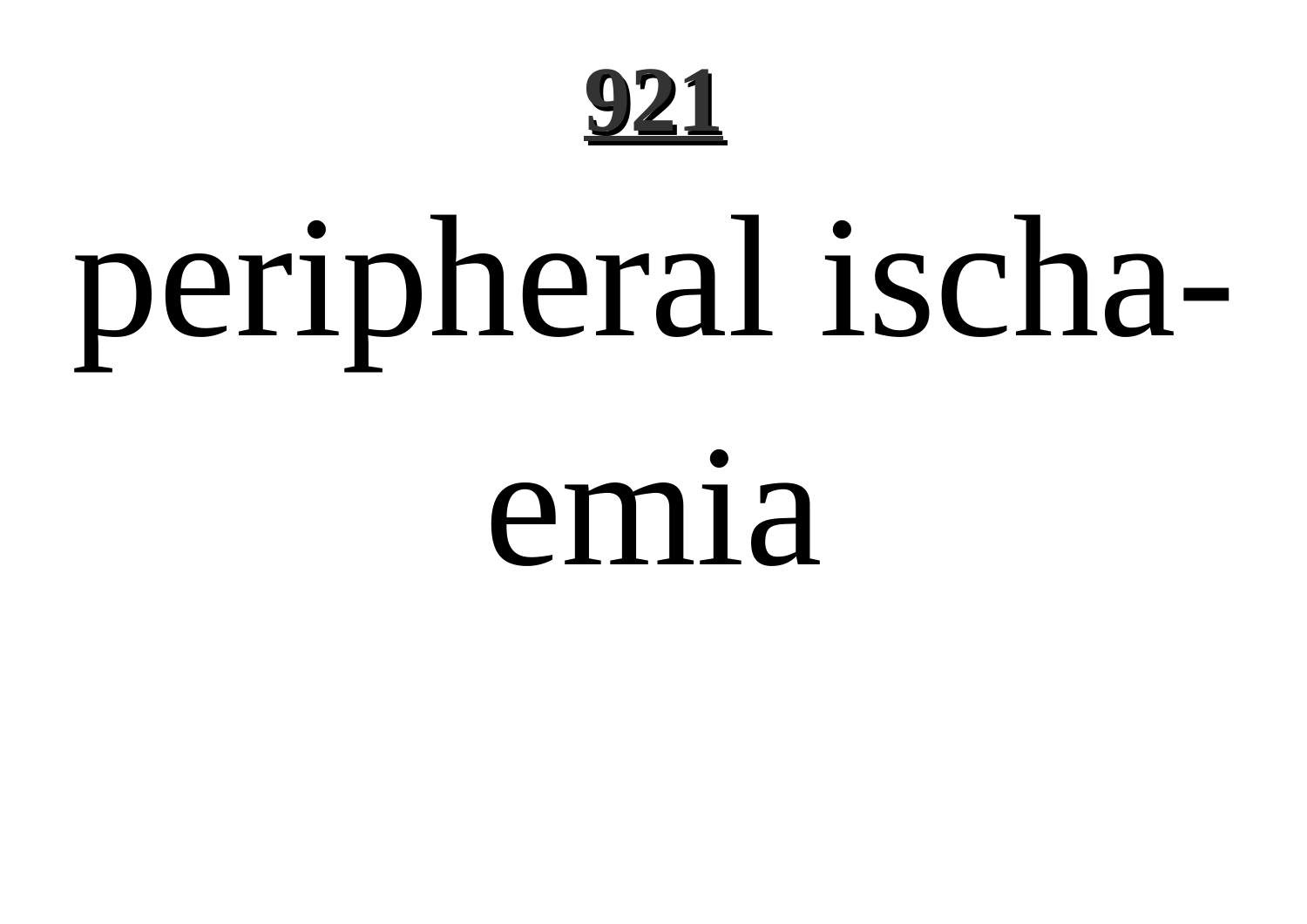peripheral ischa-
emia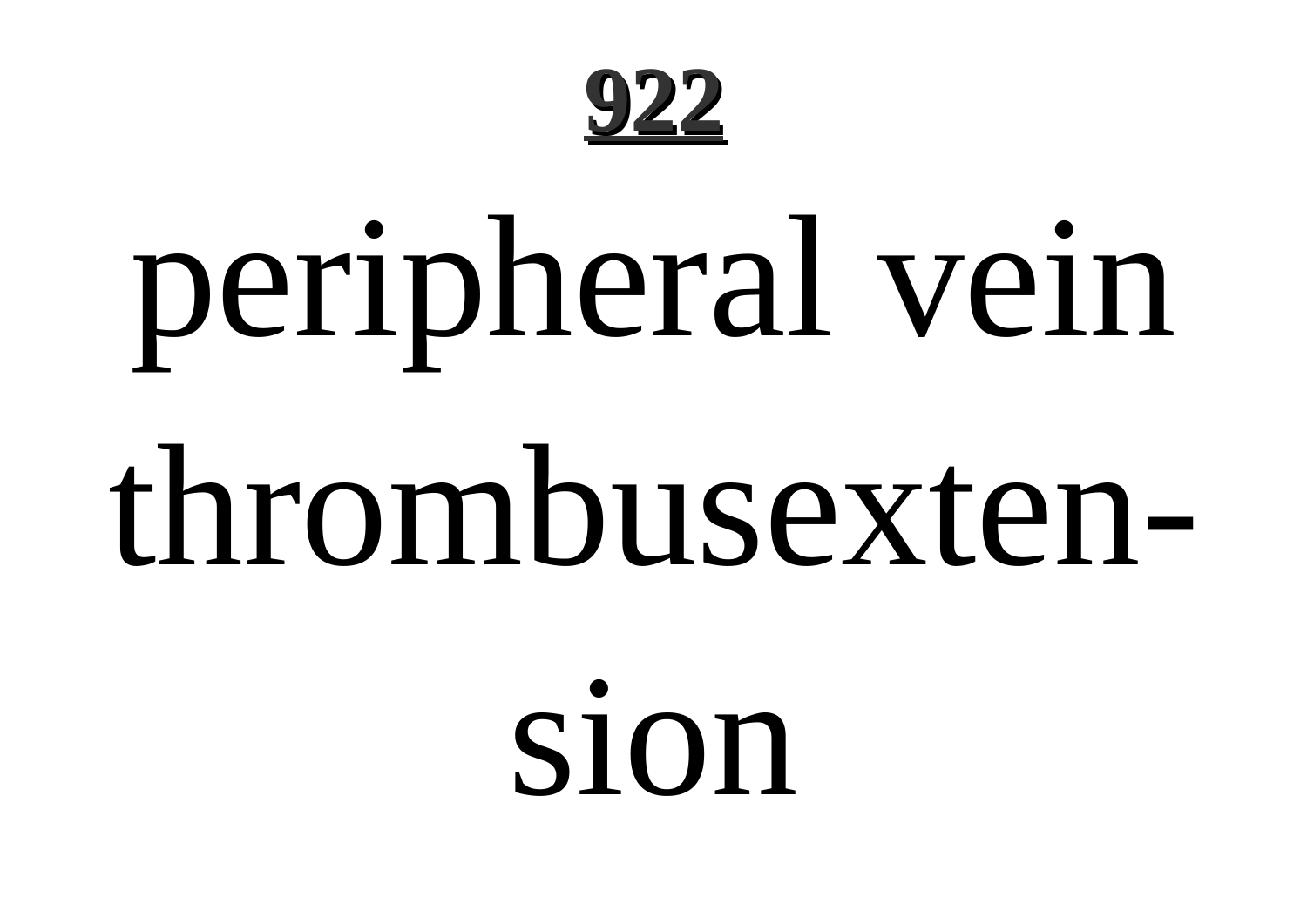peripheral vein thrombusextension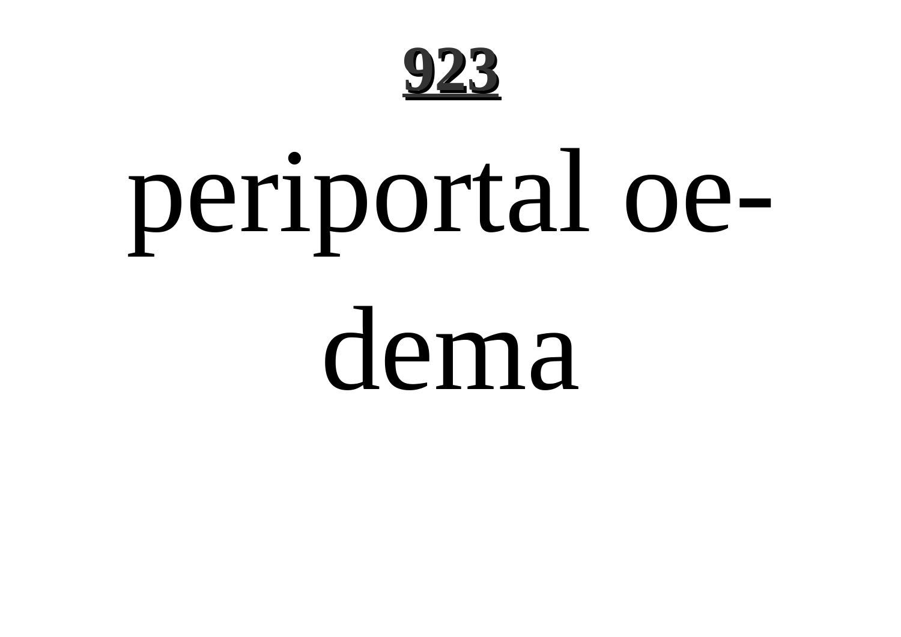periportal oe-
dema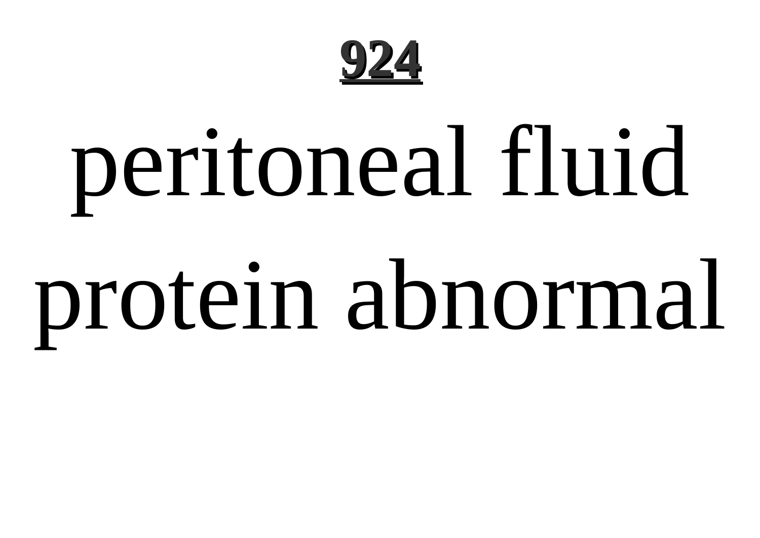peritoneal fluid protein abnormal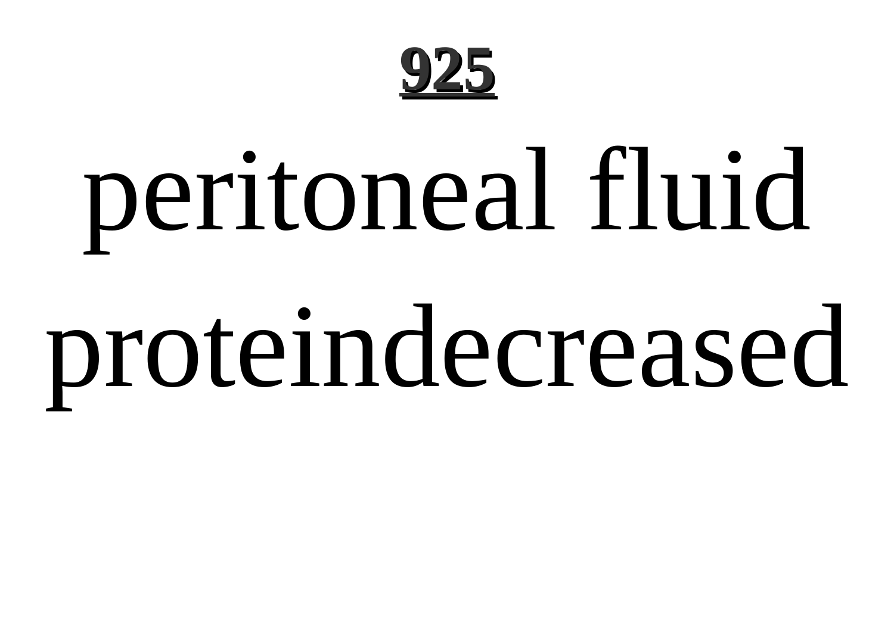peritoneal fluid proteindecreased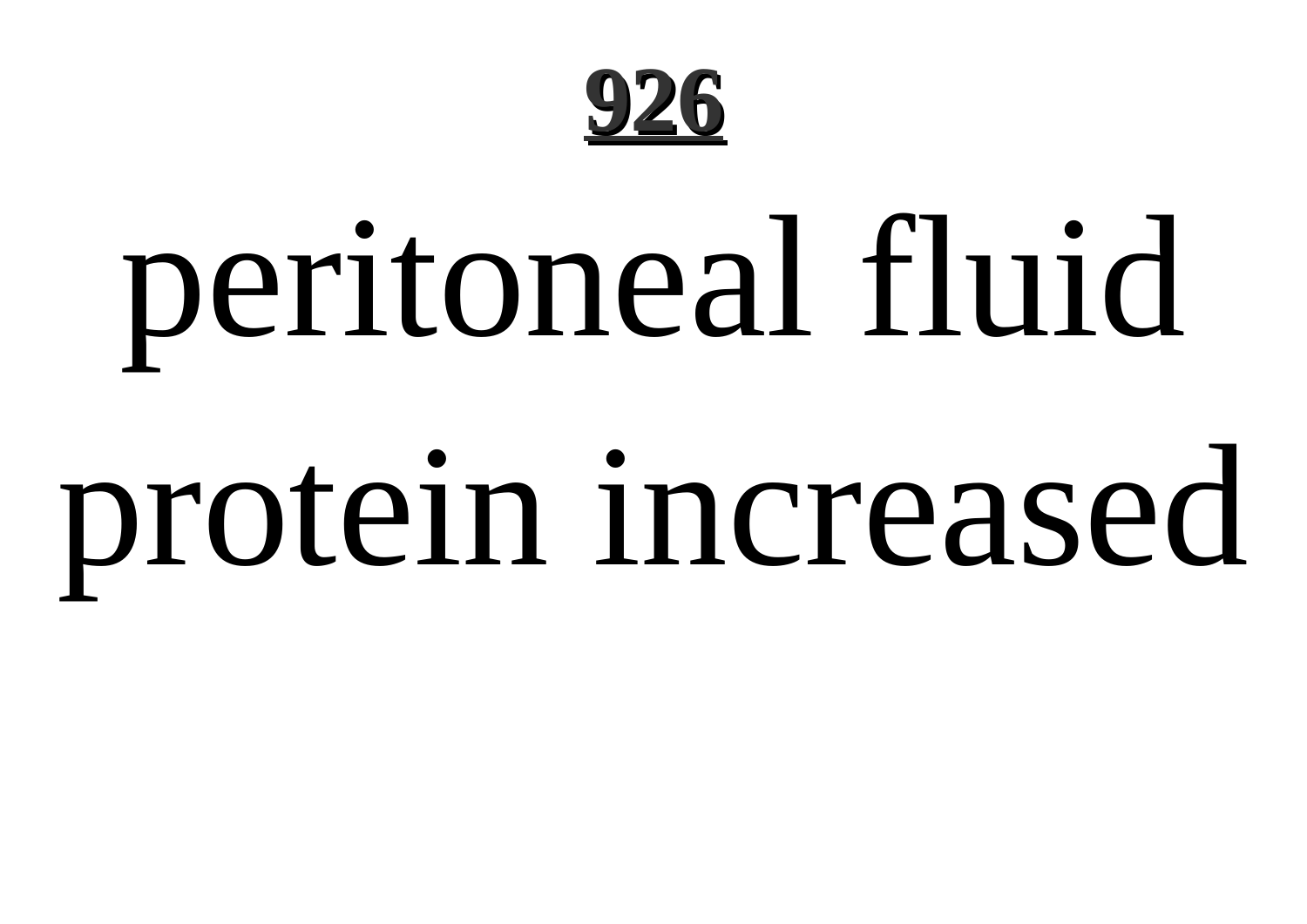**926**

# peritoneal fluid protein increased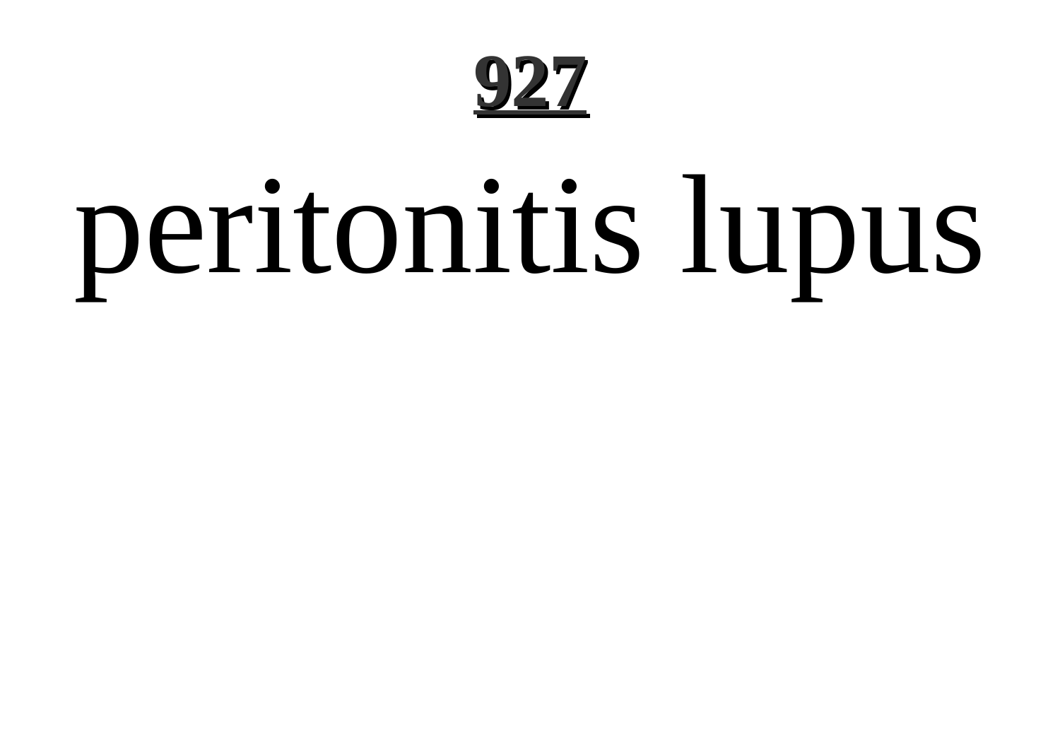# peritonitis lupus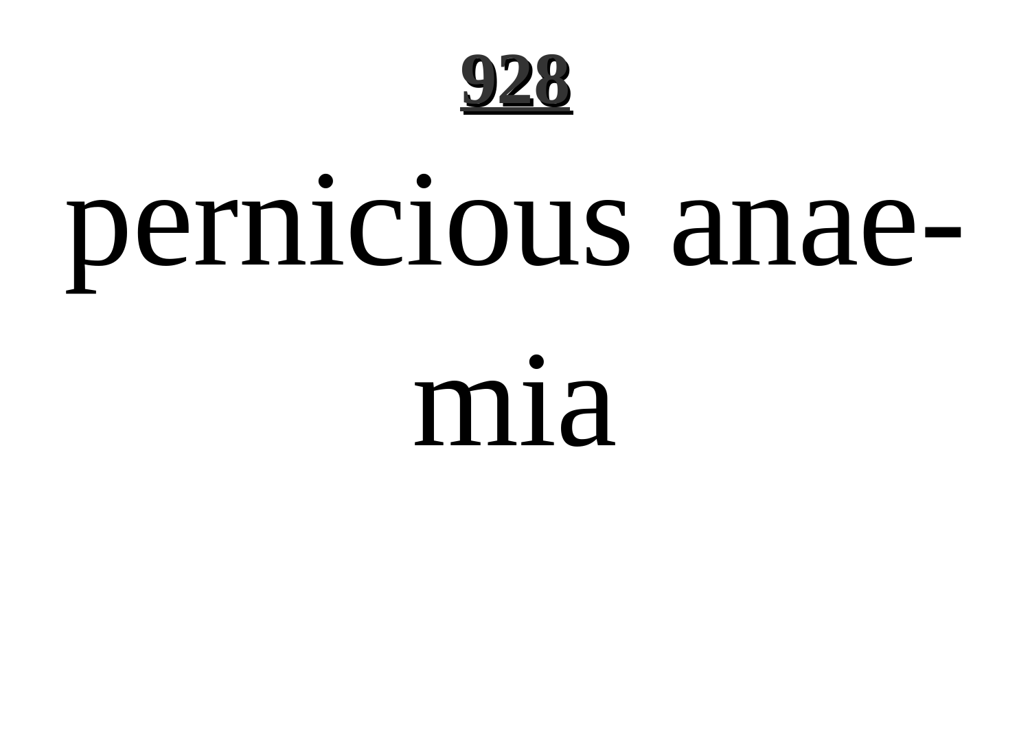pernicious anaemia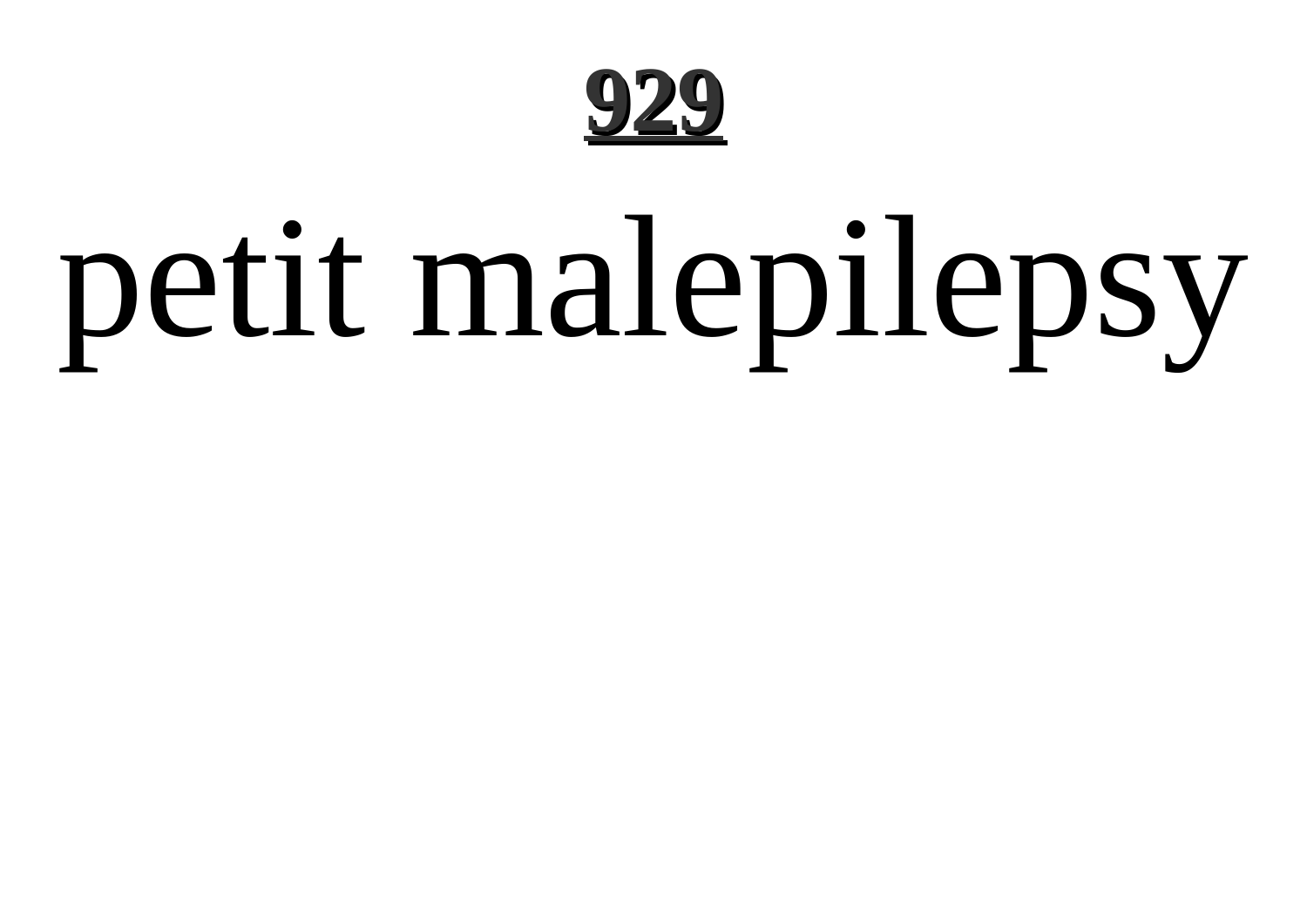petit malepilepsy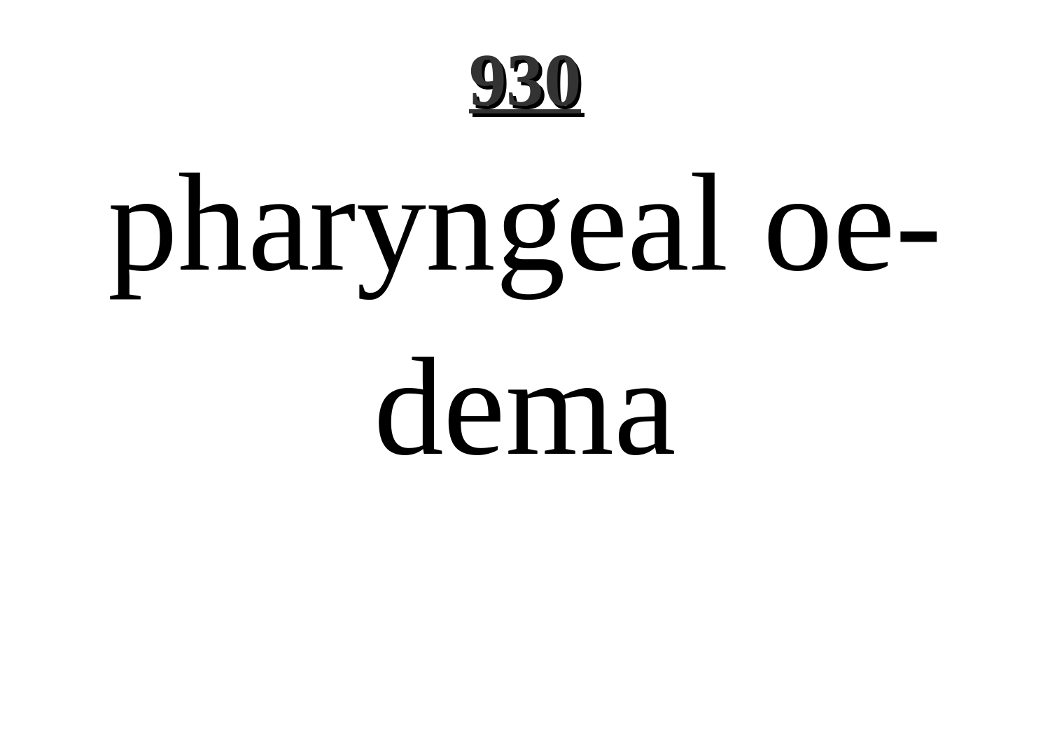pharyngeal oedema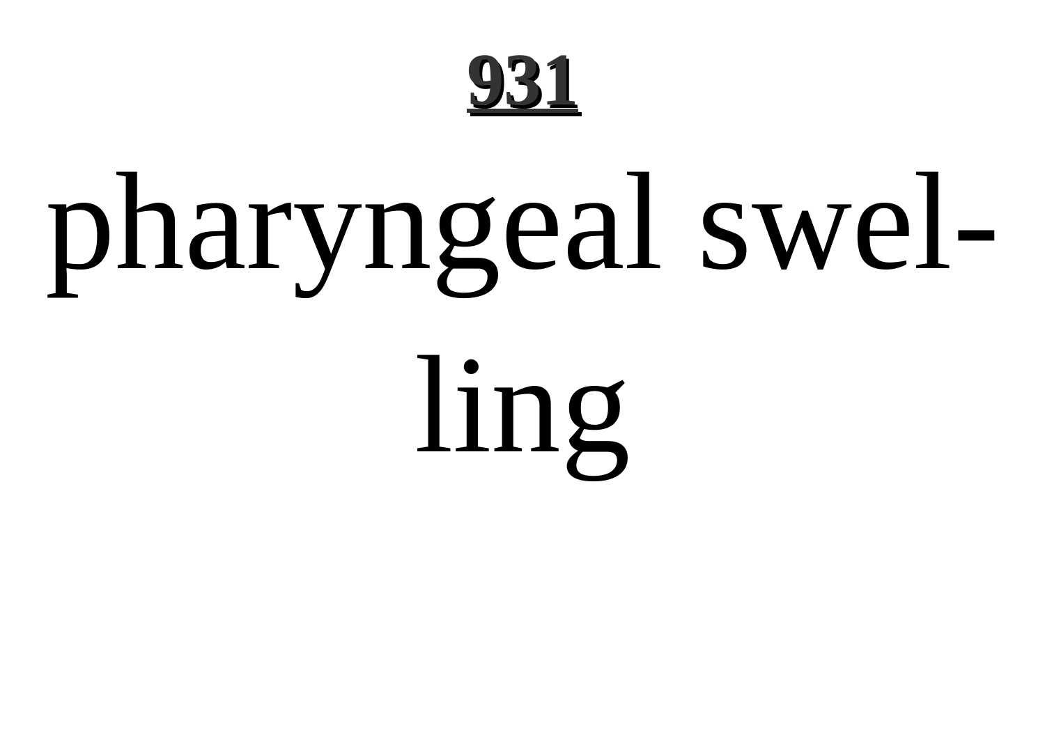pharyngeal swel-
ling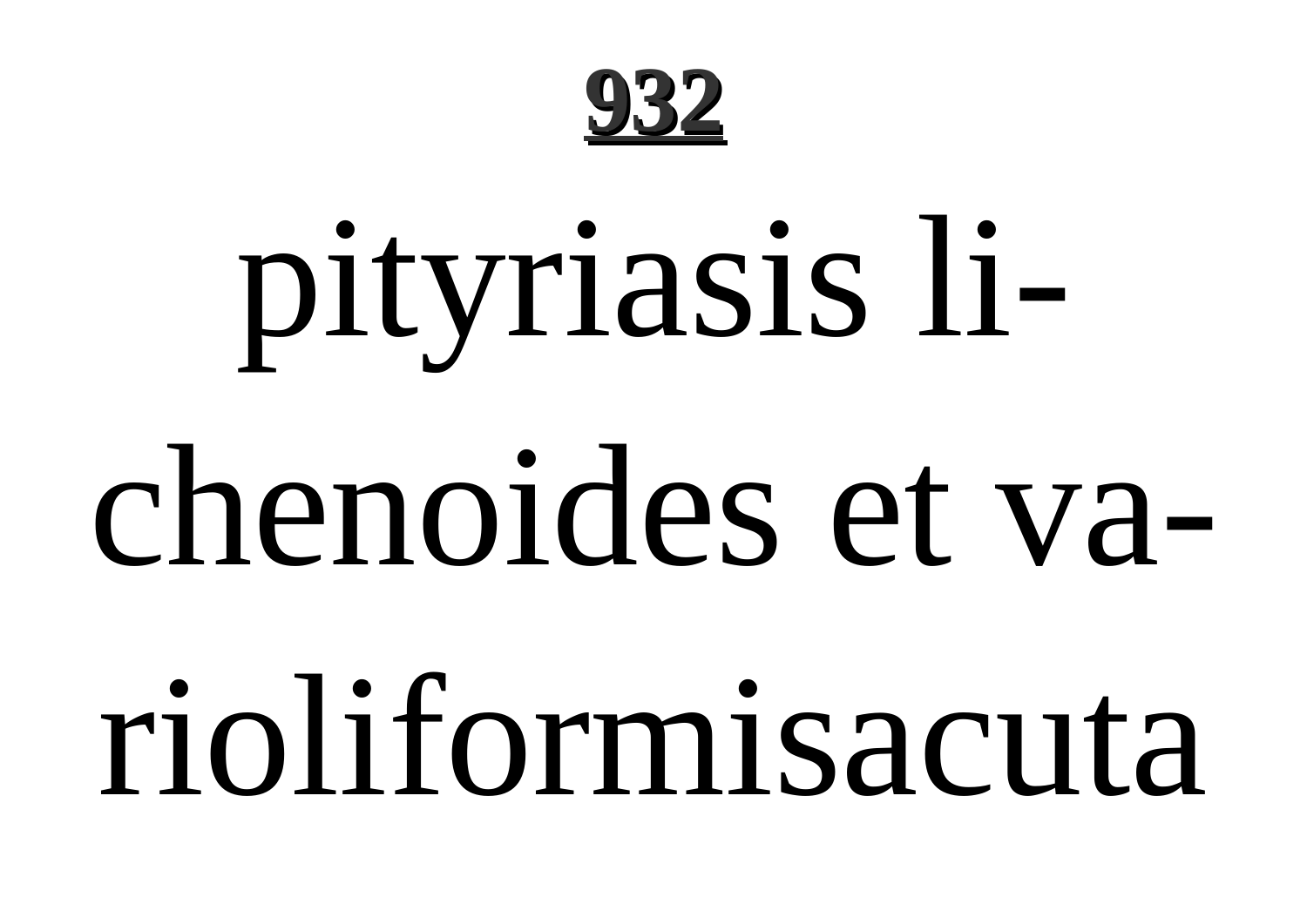**932**

pityriasis lichenoides et varioliformisacuta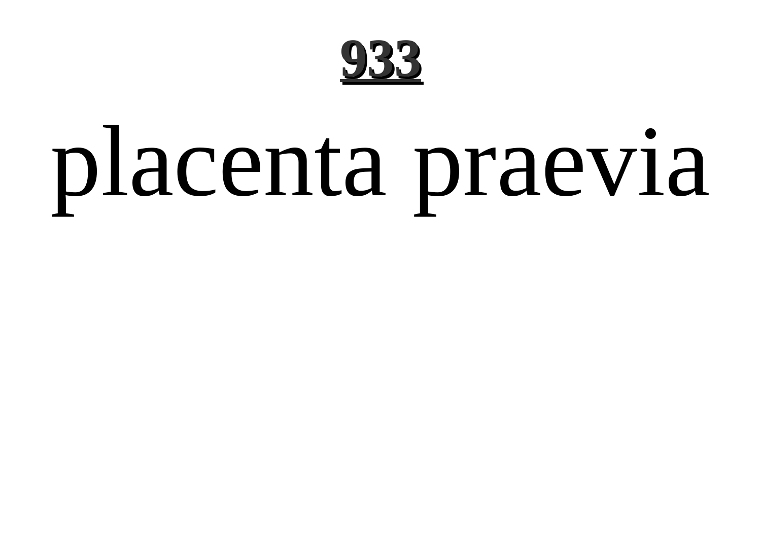# placenta praevia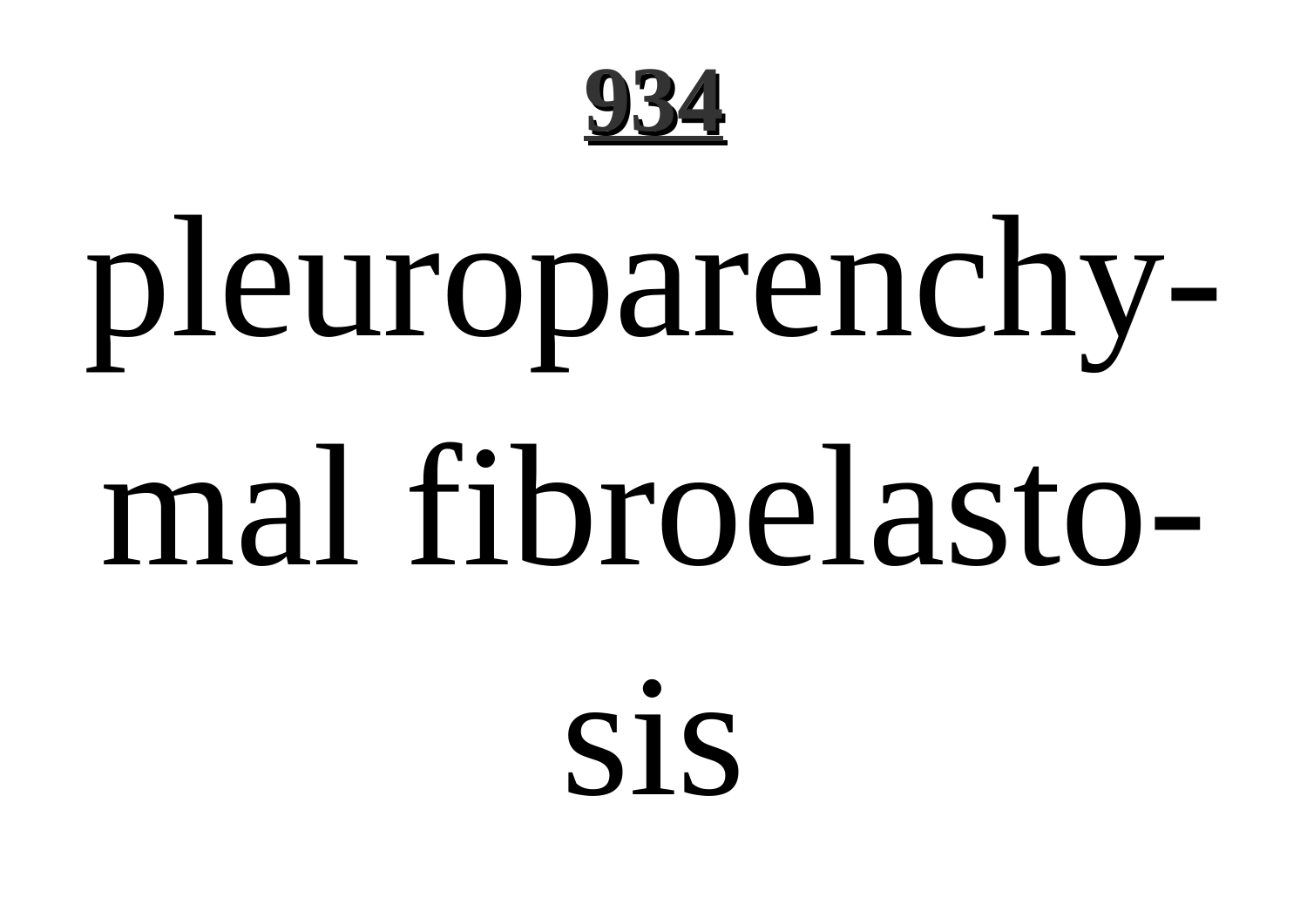pleuroparenchymal fibroelastosis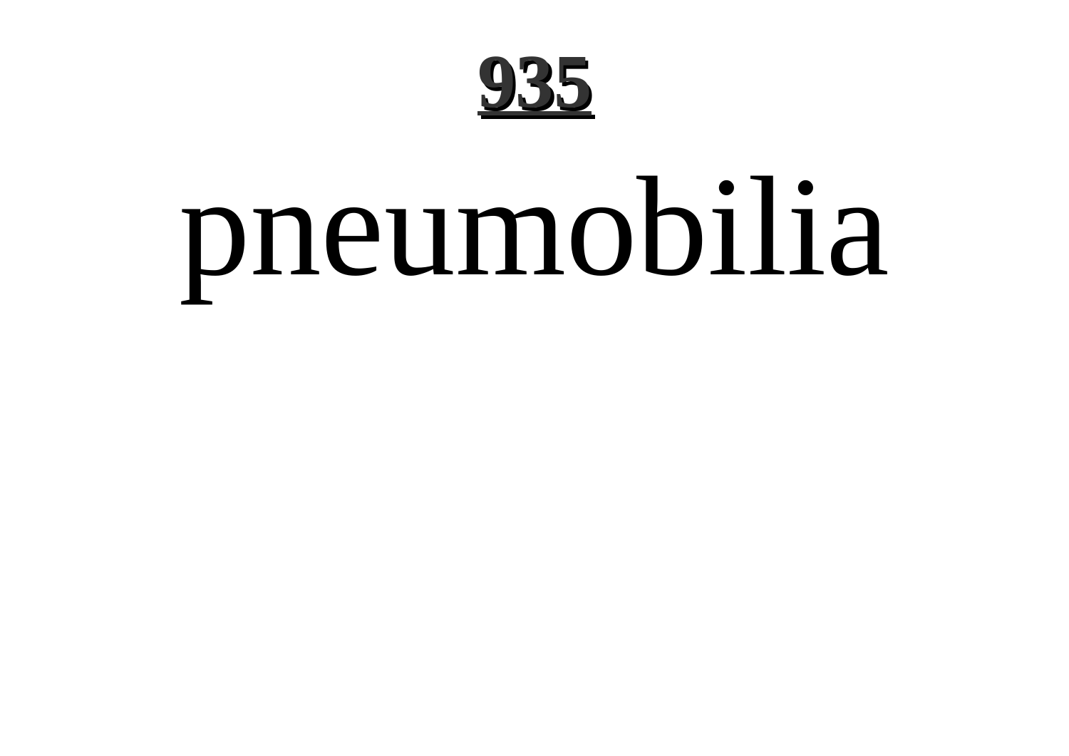pneumobilia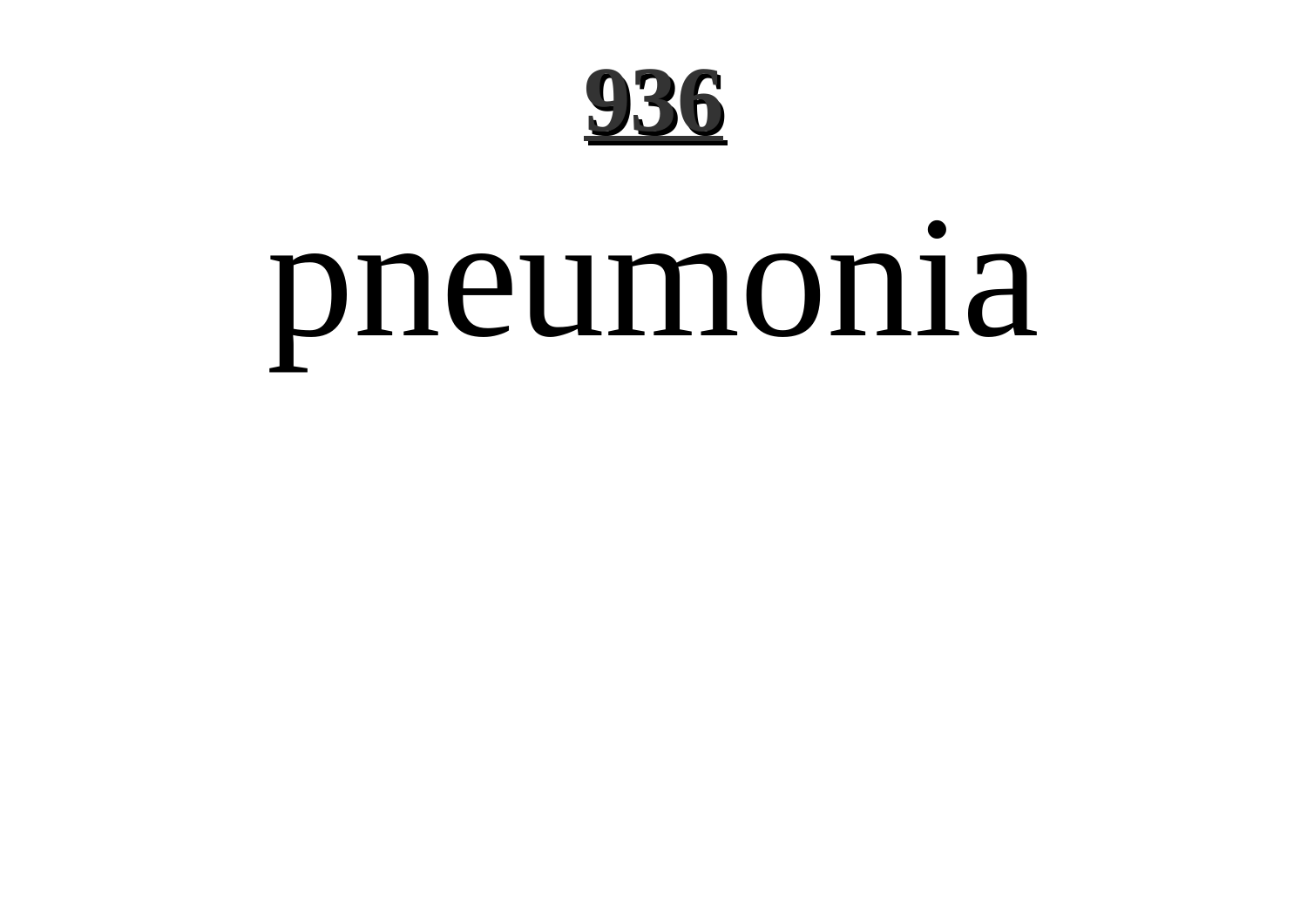pneumonia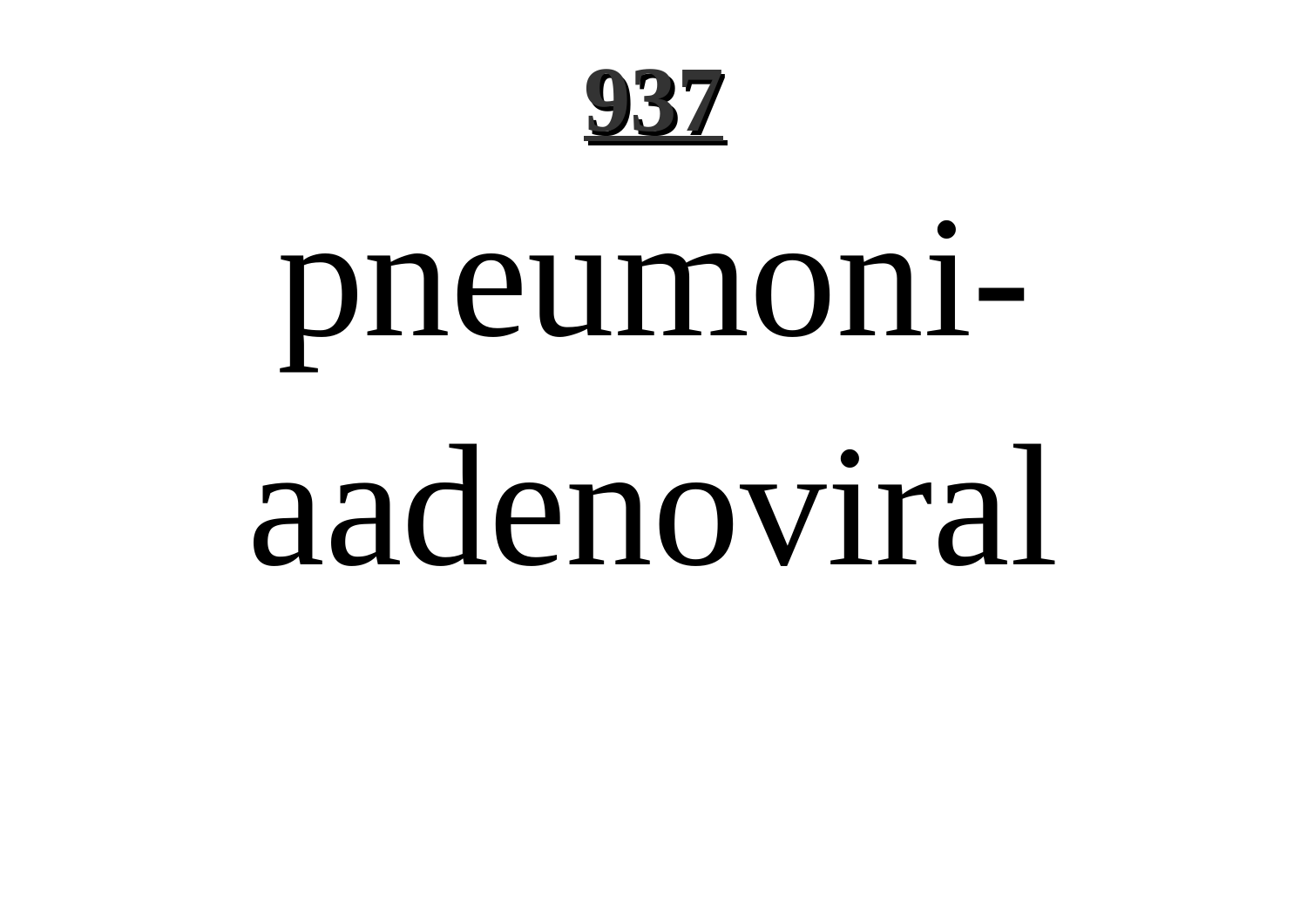**937**

pneumoni-aadenoviral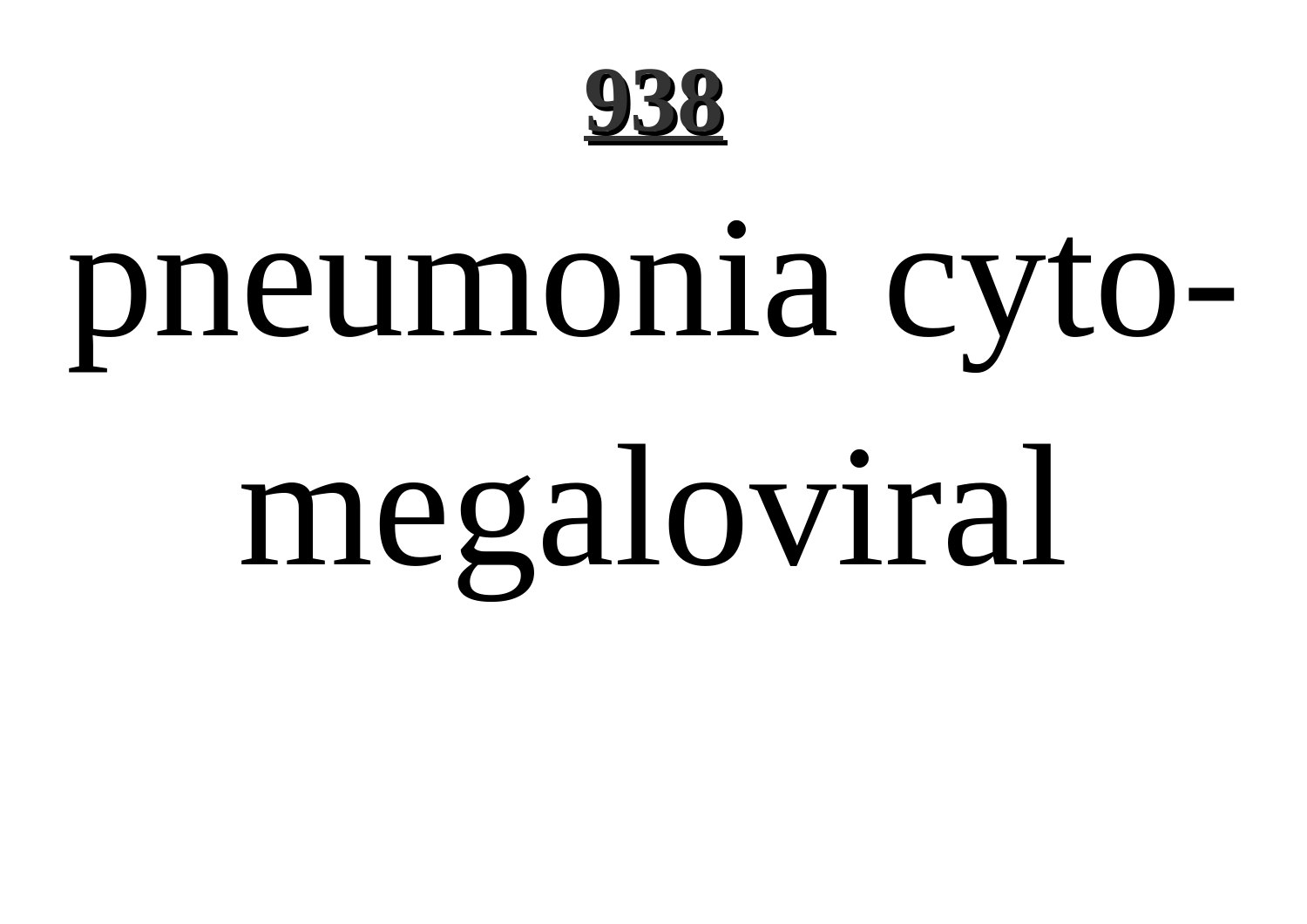pneumonia cytomegaloviral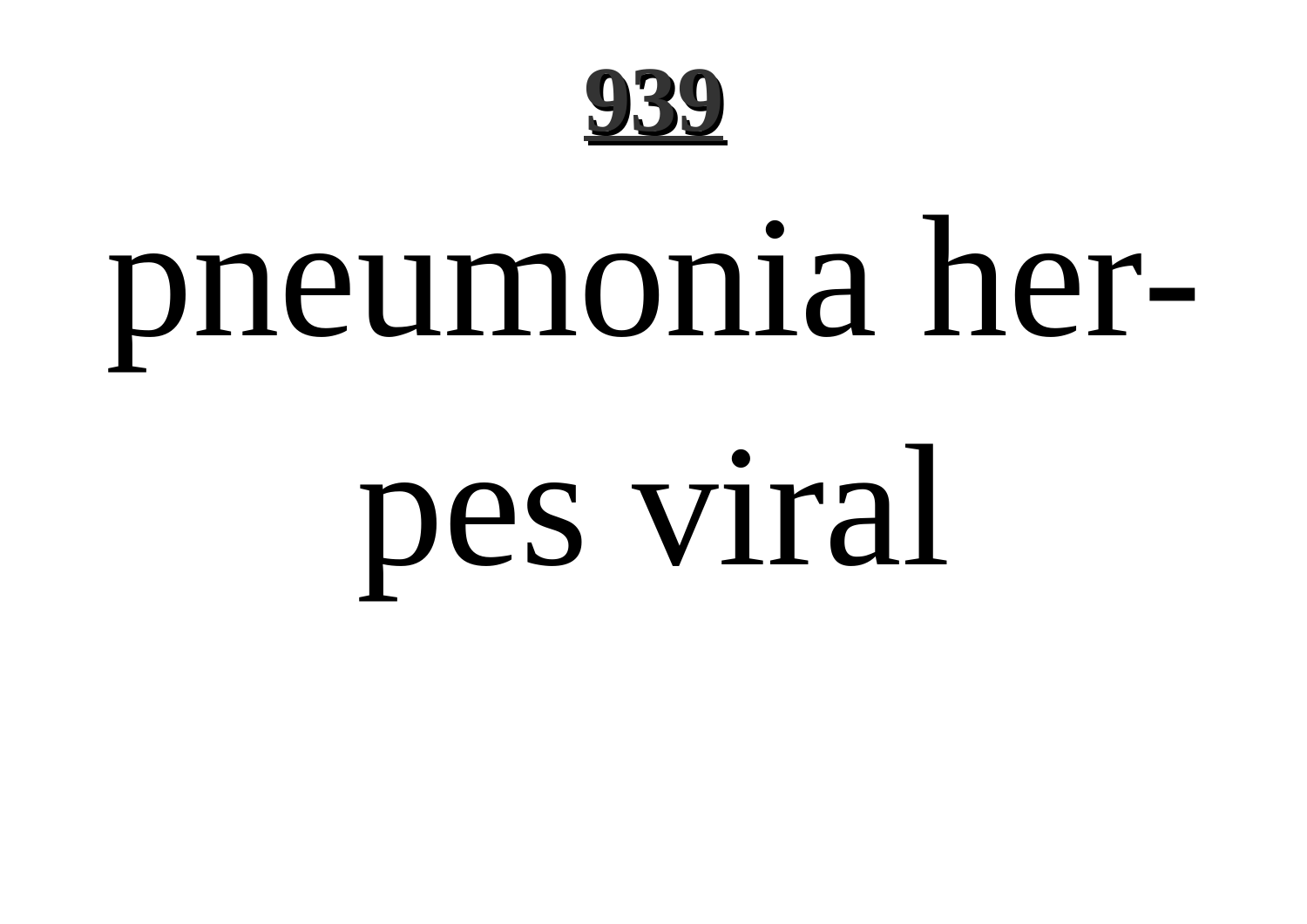pneumonia herpes viral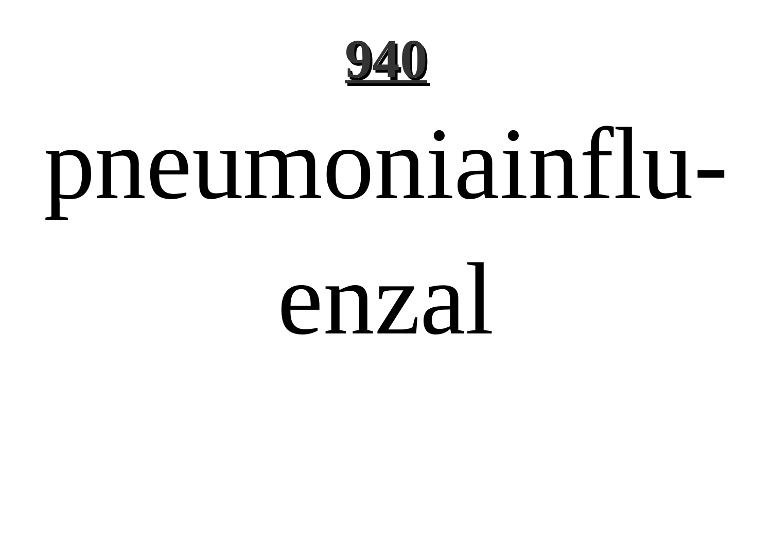**940**

pneumoniainflu-

enzal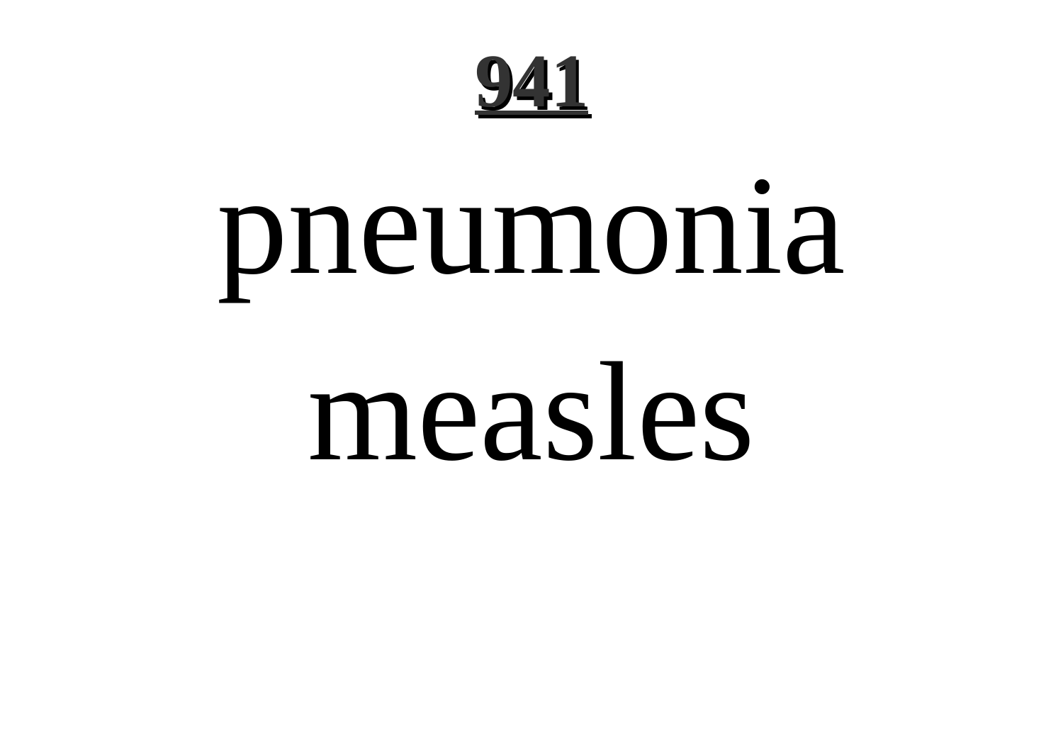pneumonia

measles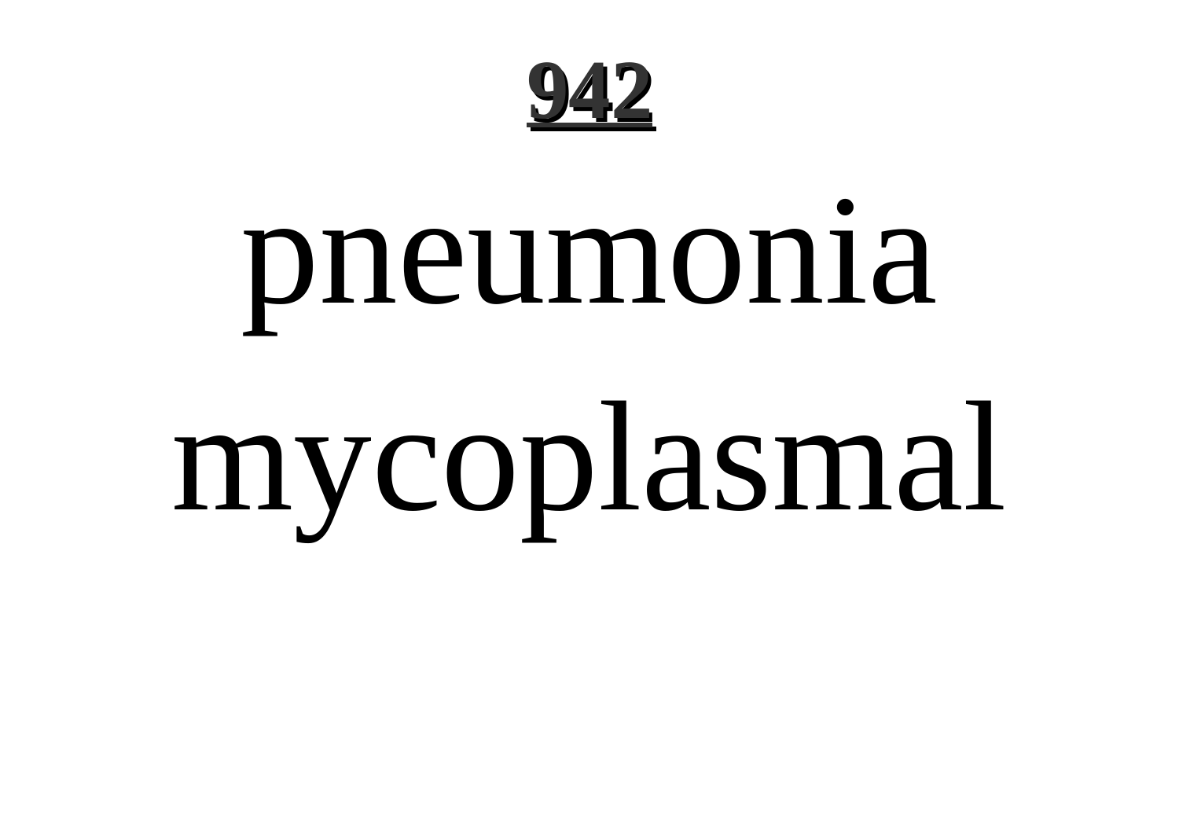pneumonia mycoplasmal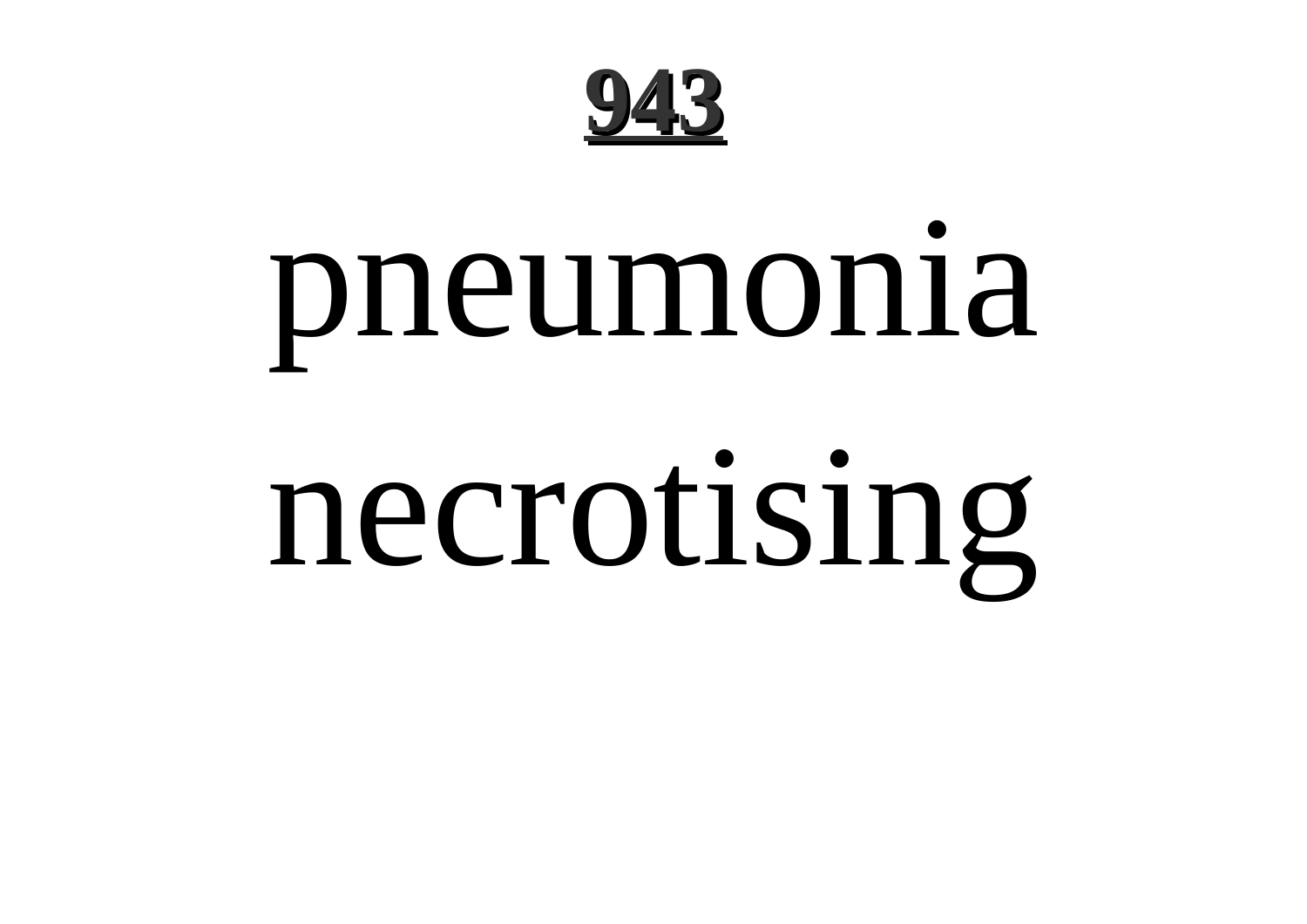pneumonia necrotising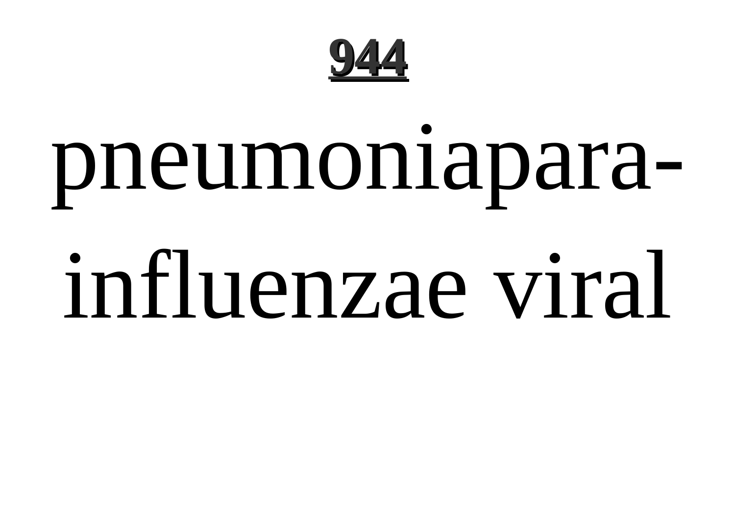pneumoniapara-influenzae viral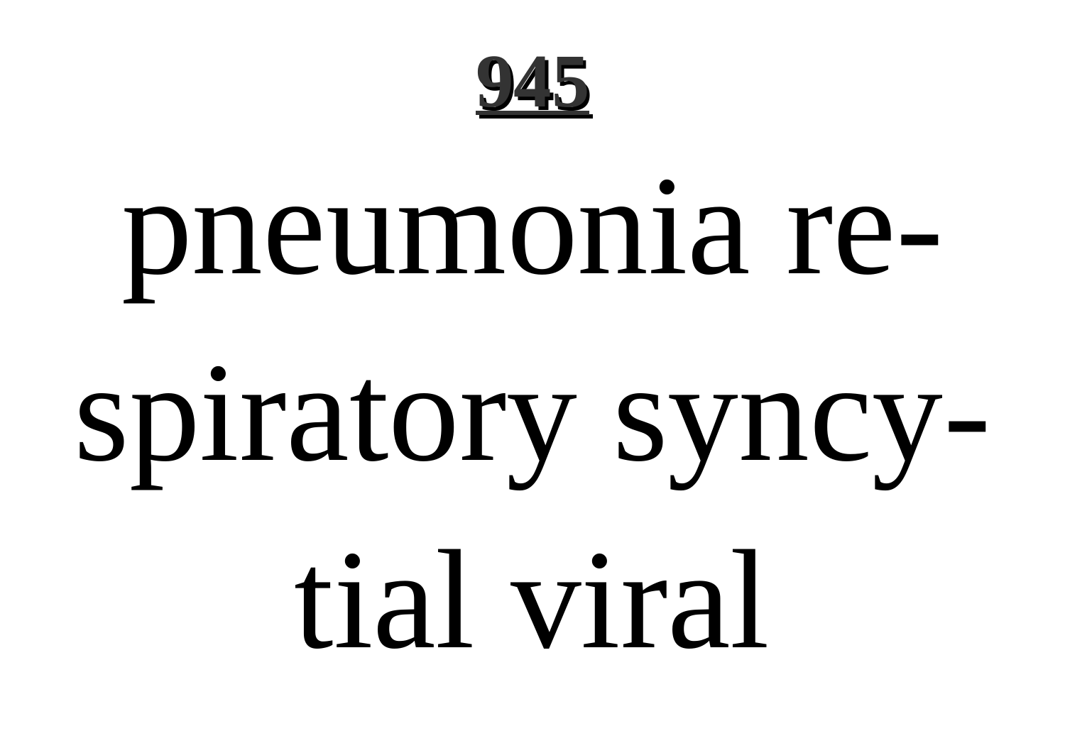pneumonia respiratory syncytial viral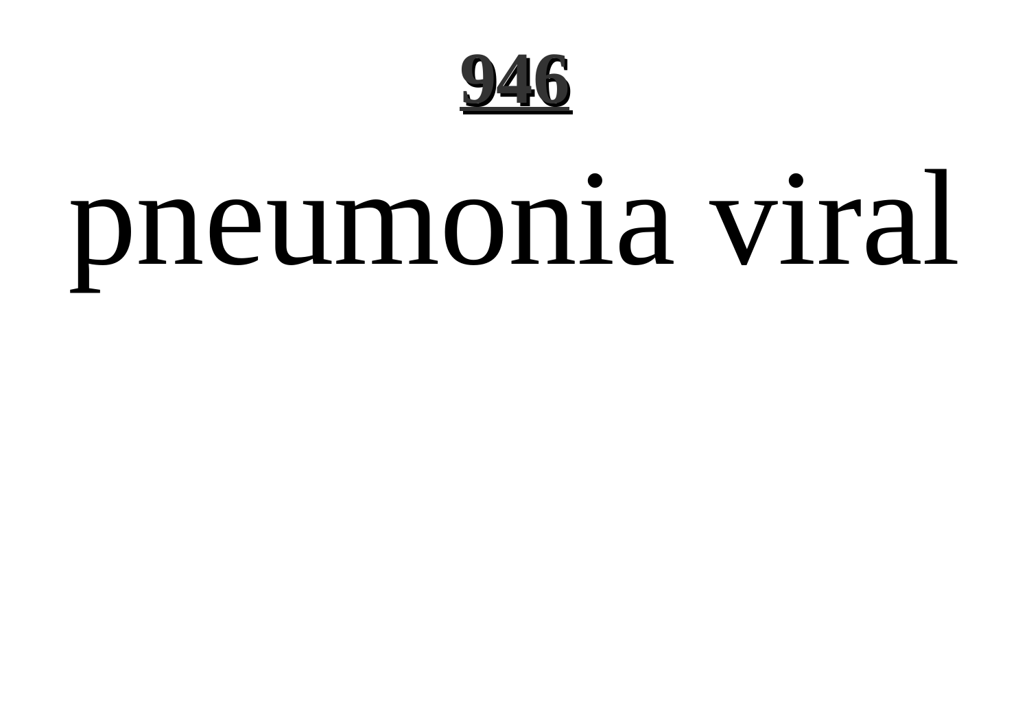# pneumonia viral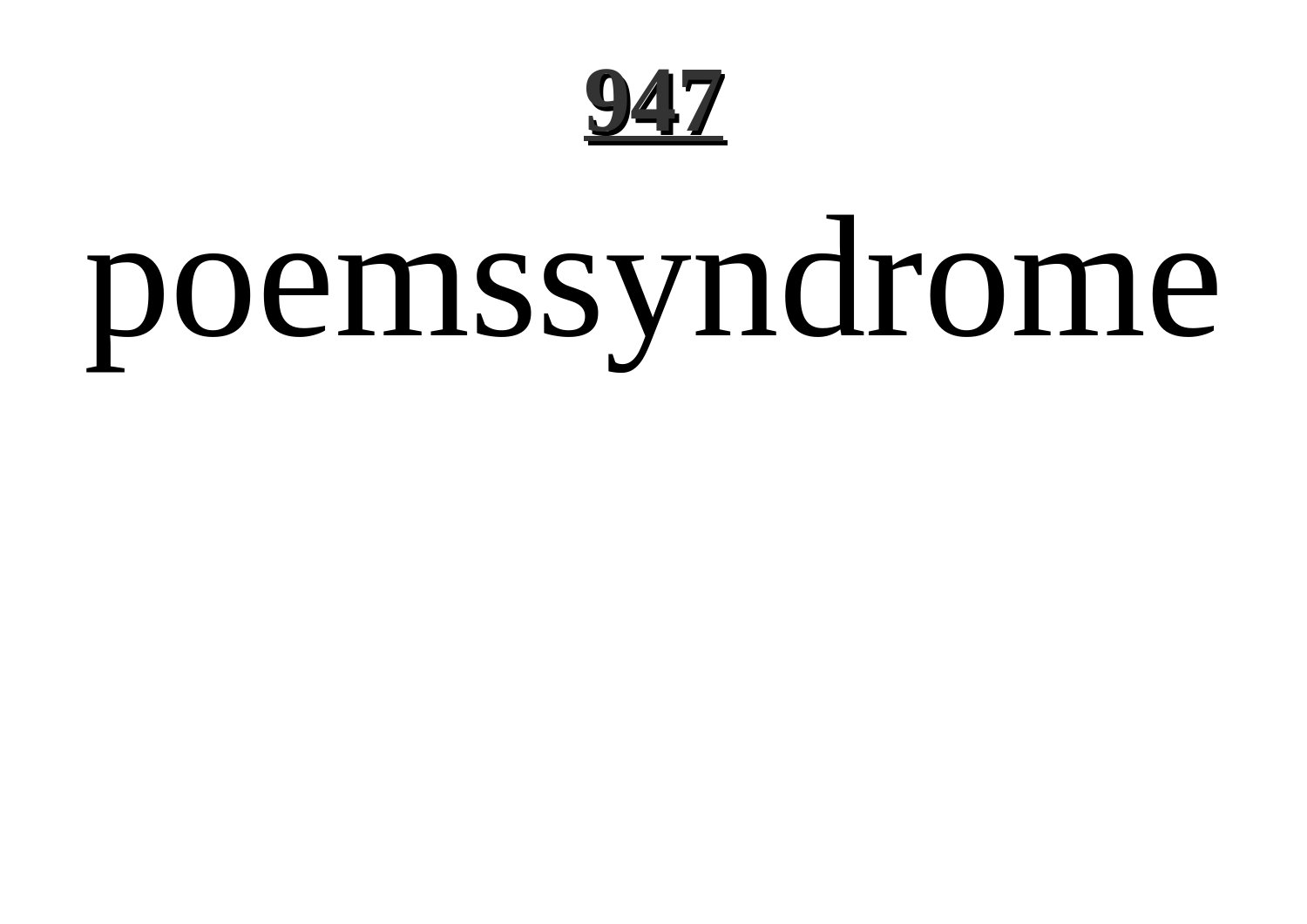poemssyndrome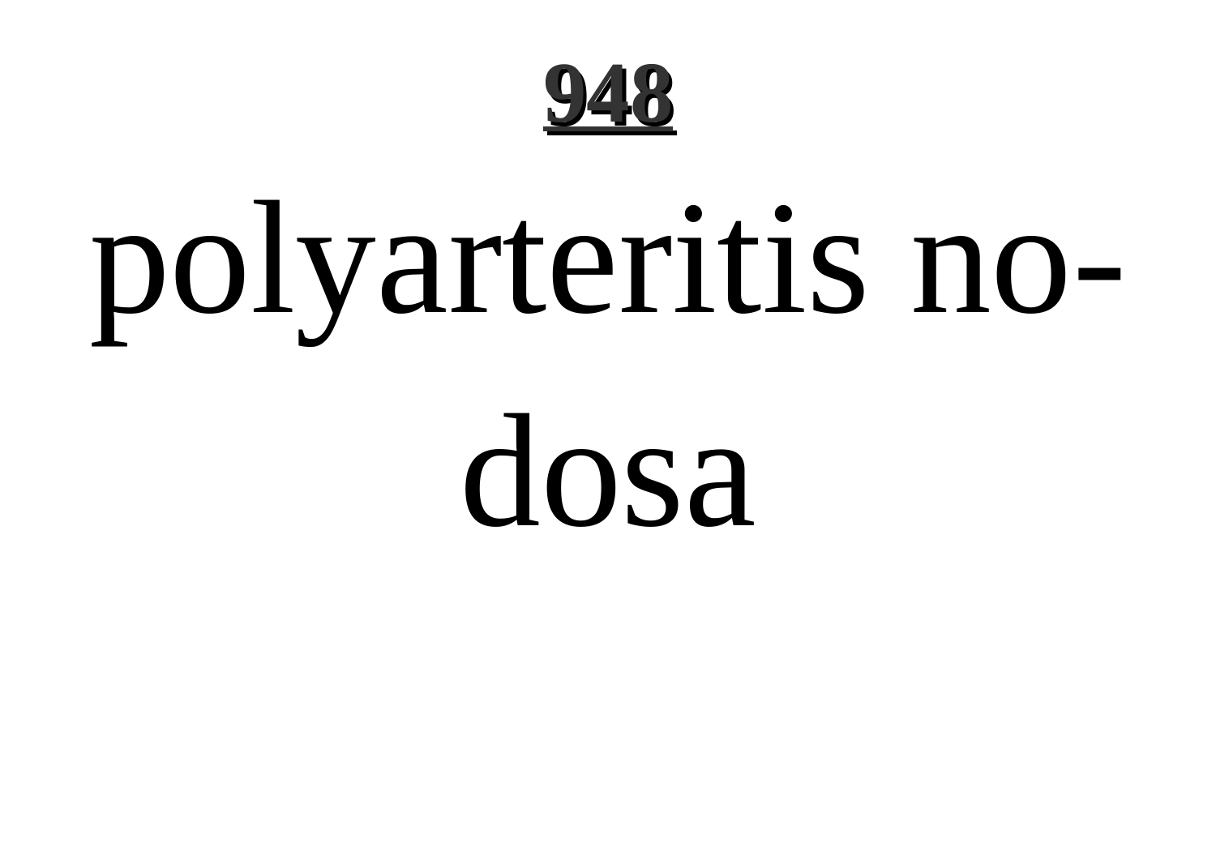polyarteritis nodosa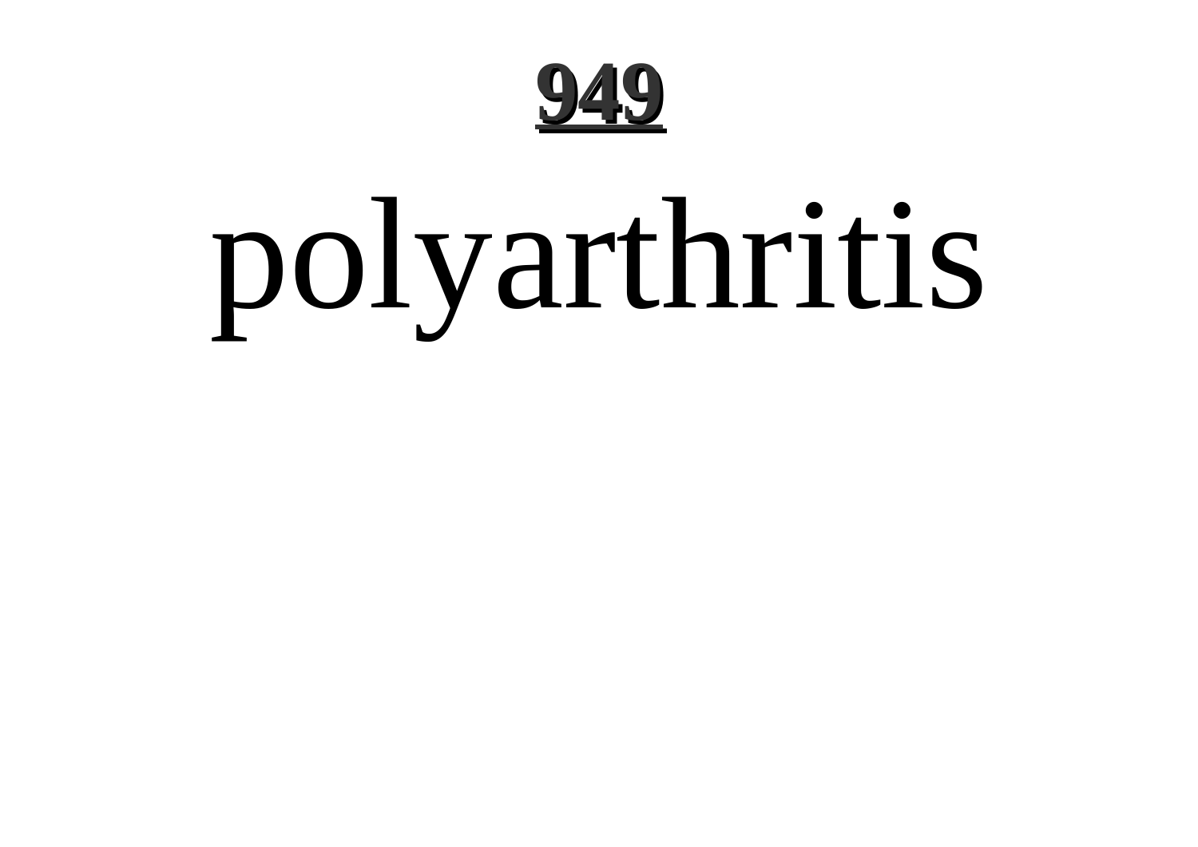polyarthritis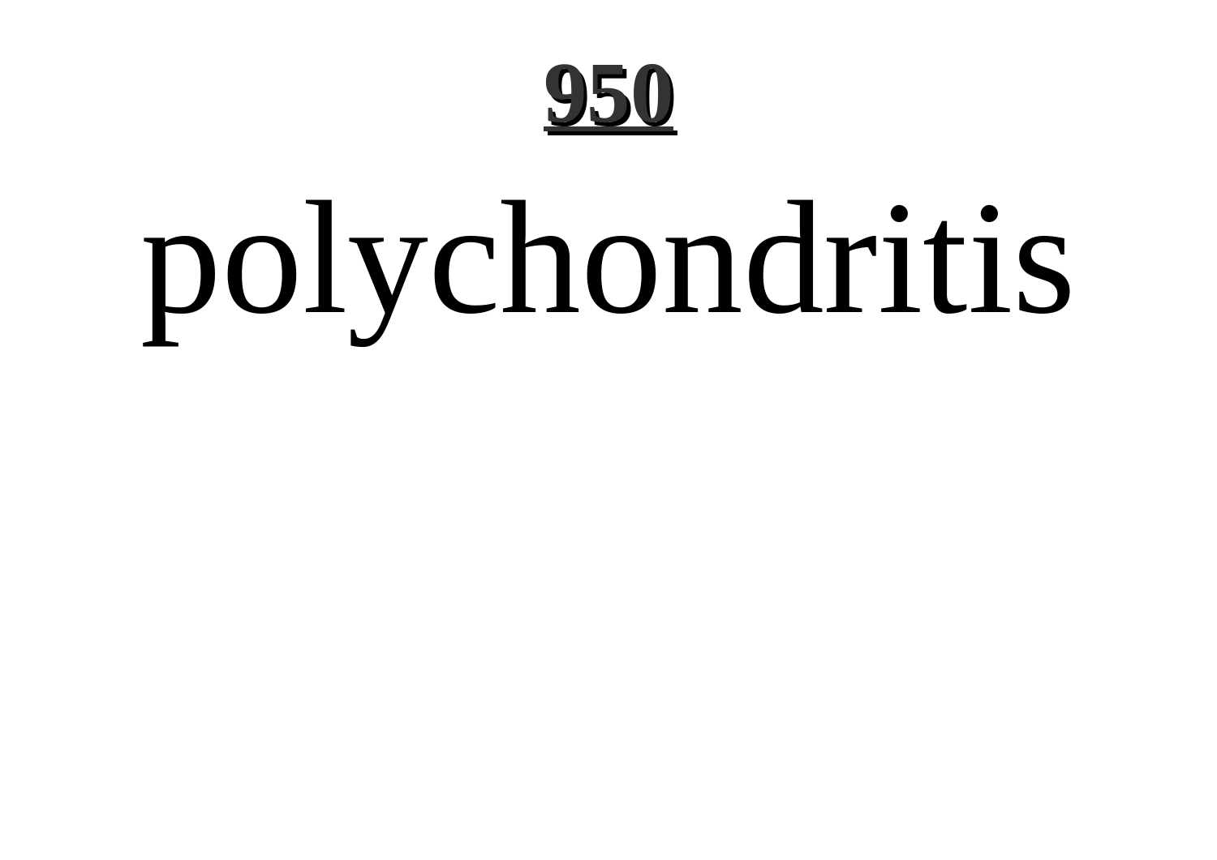polychondritis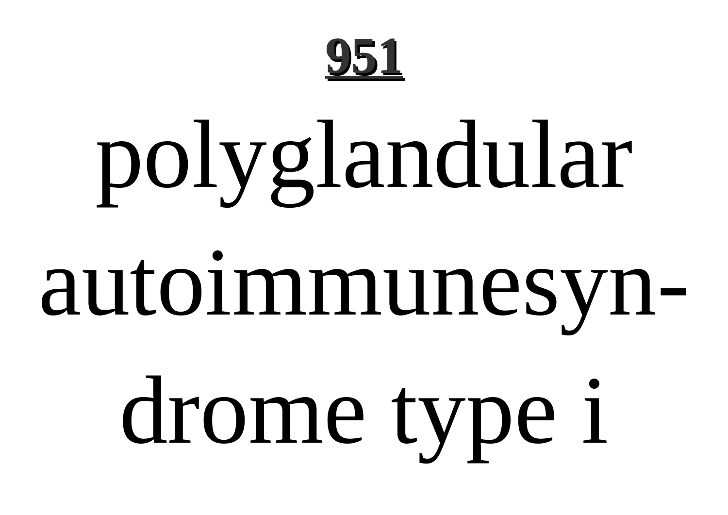polyglandular autoimmunesyndrome type i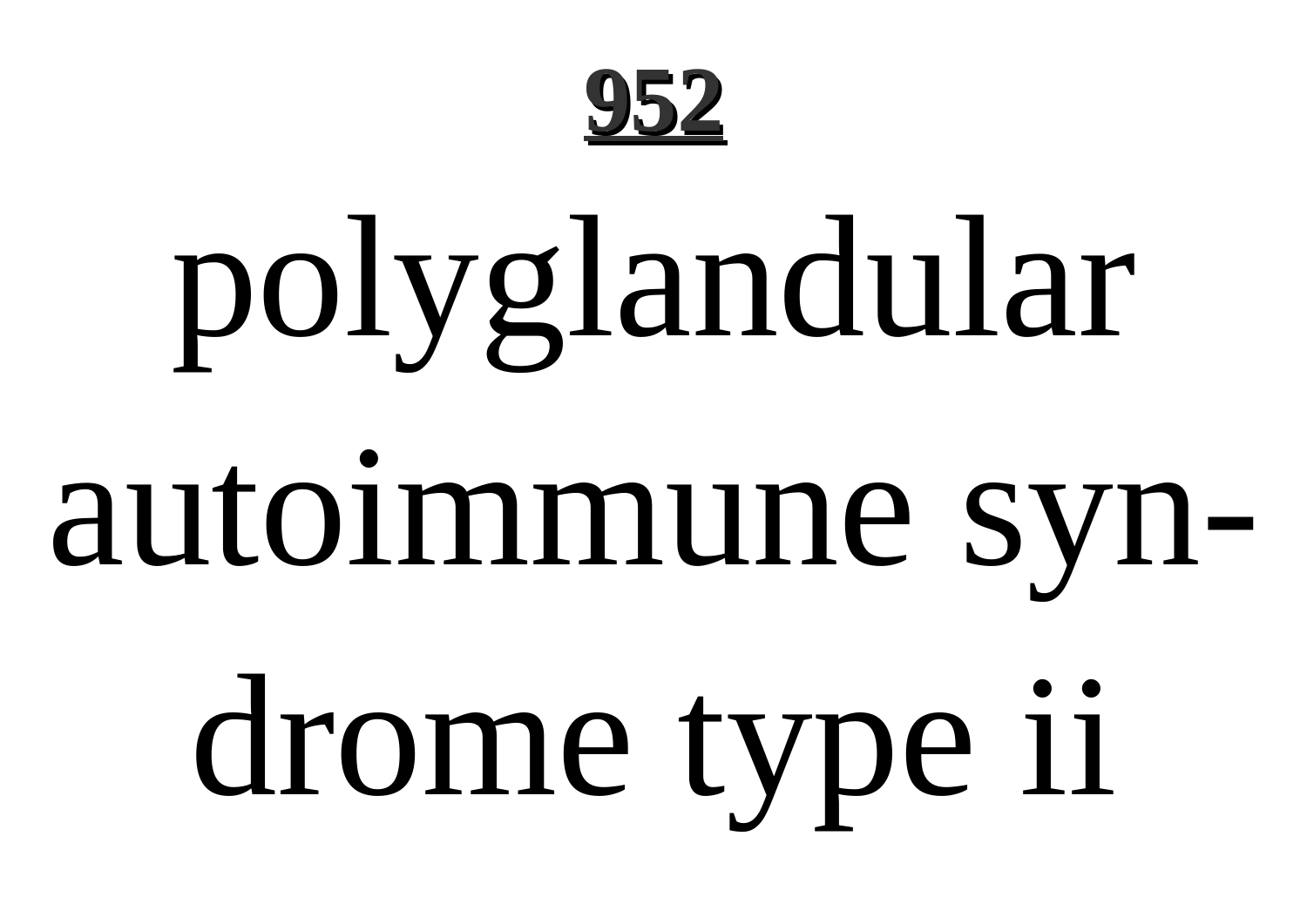**952**

polyglandular autoimmune syndrome type ii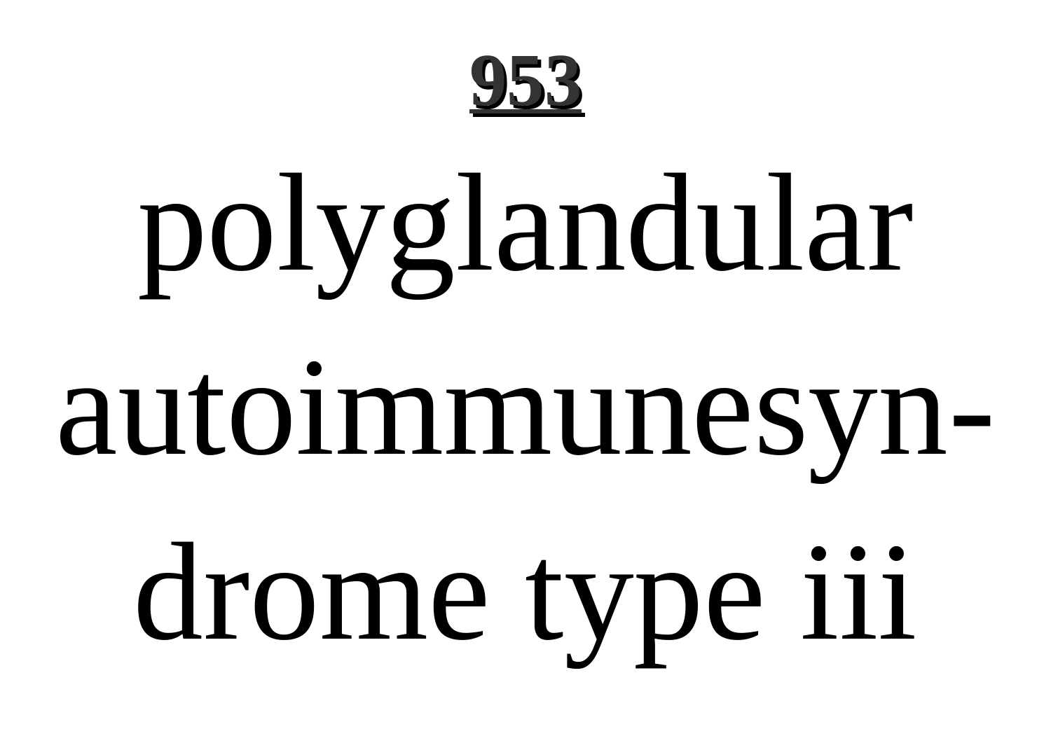**953**

# polyglandular autoimmunesyndrome type iii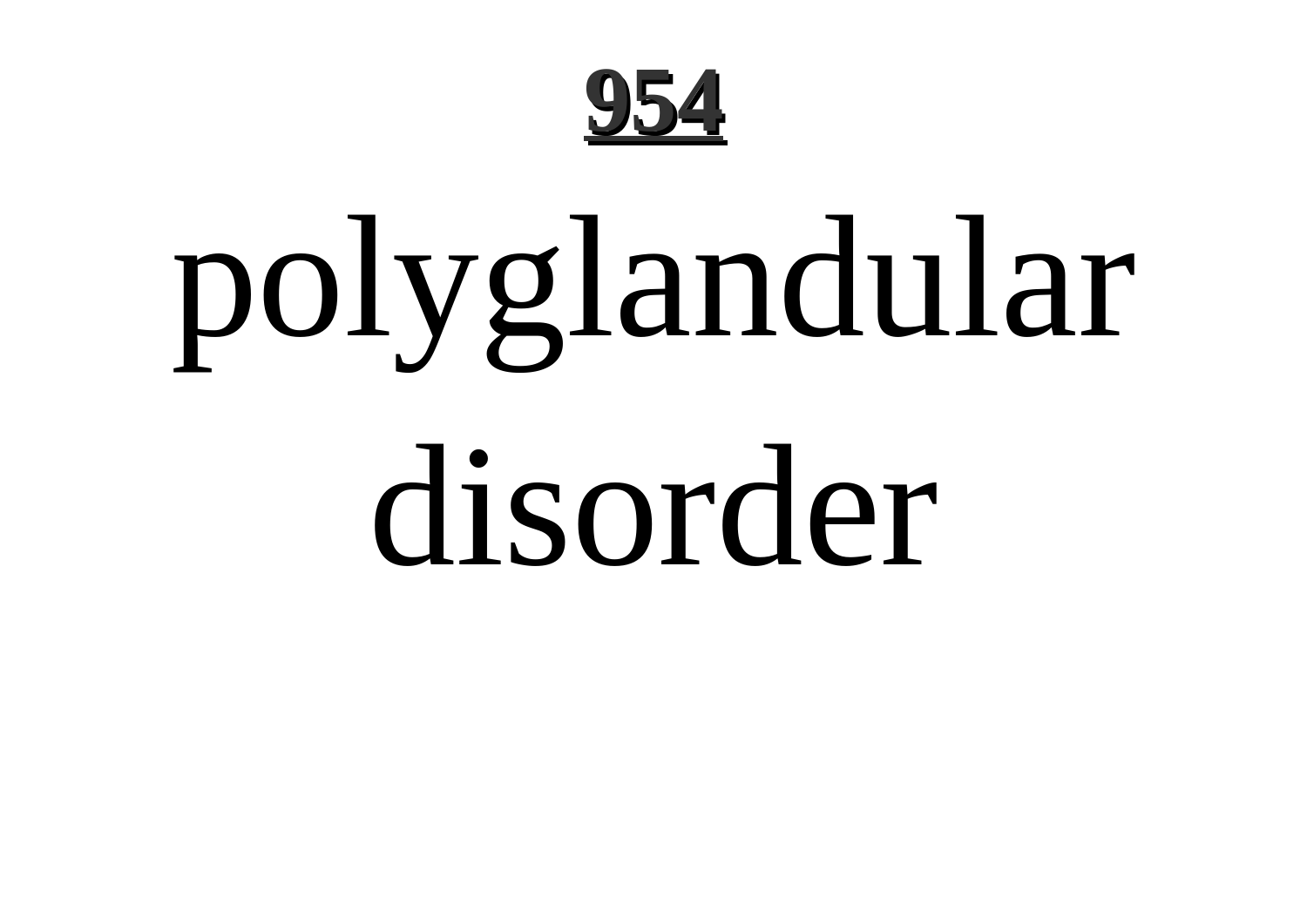polyglandular disorder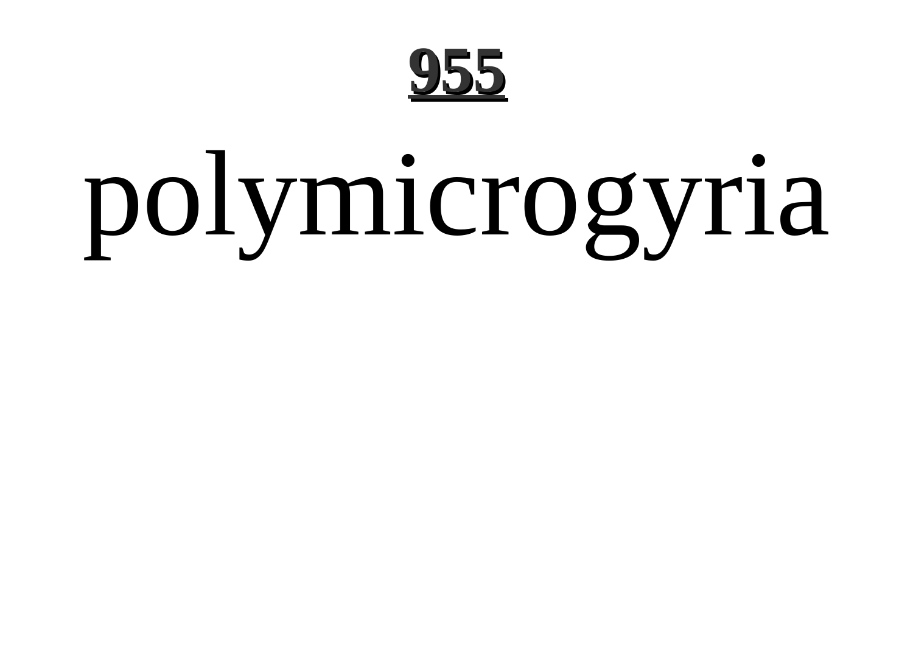polymicrogyria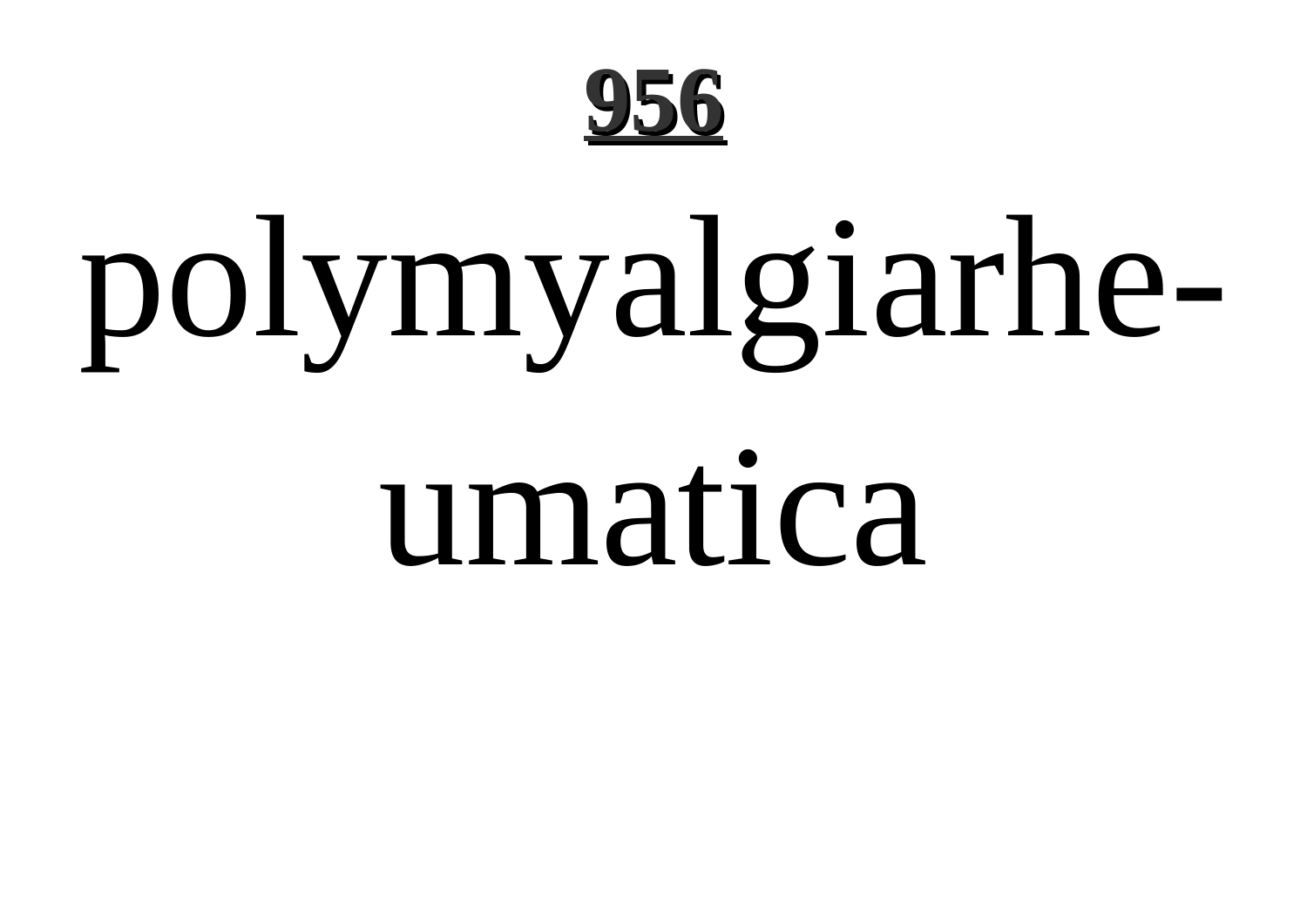polymyalgiarheumatica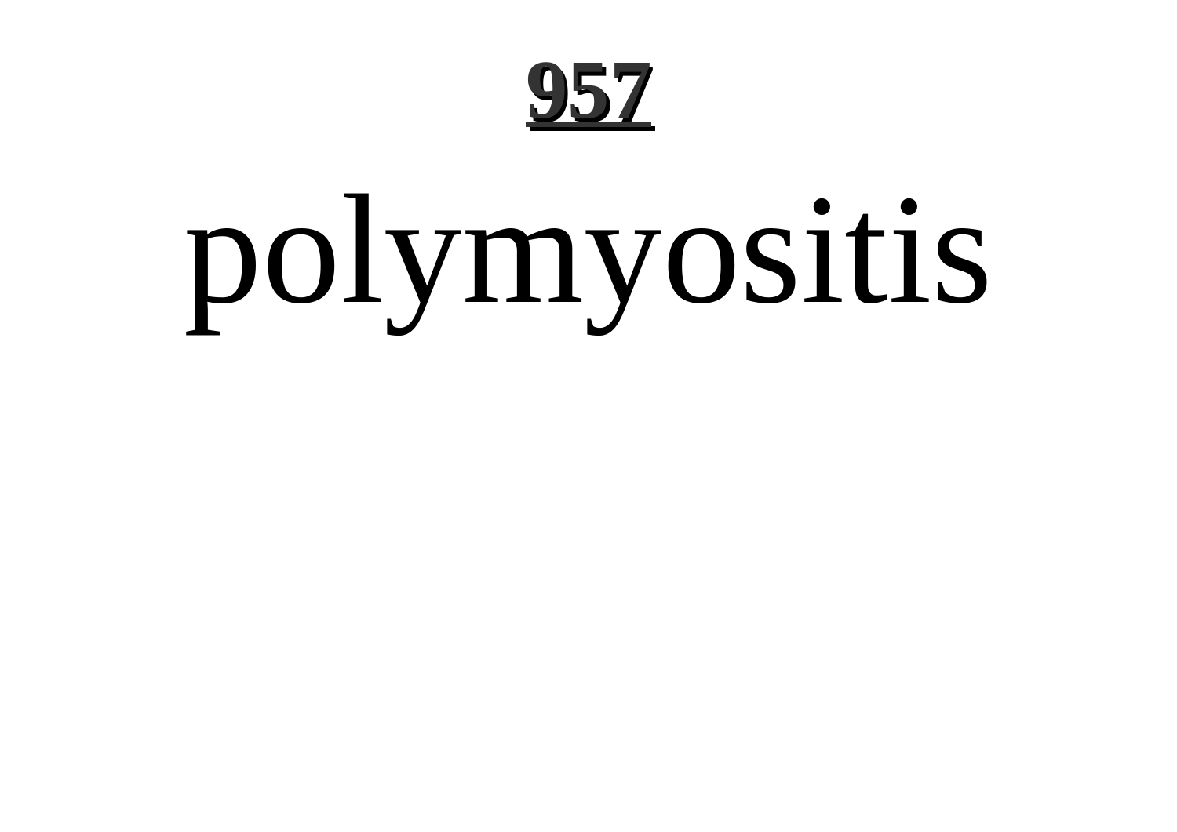# 957

polymyositis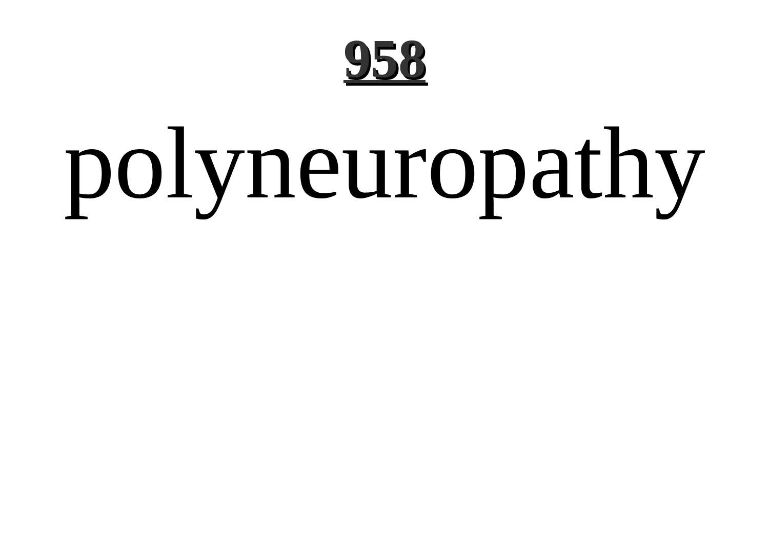polyneuropathy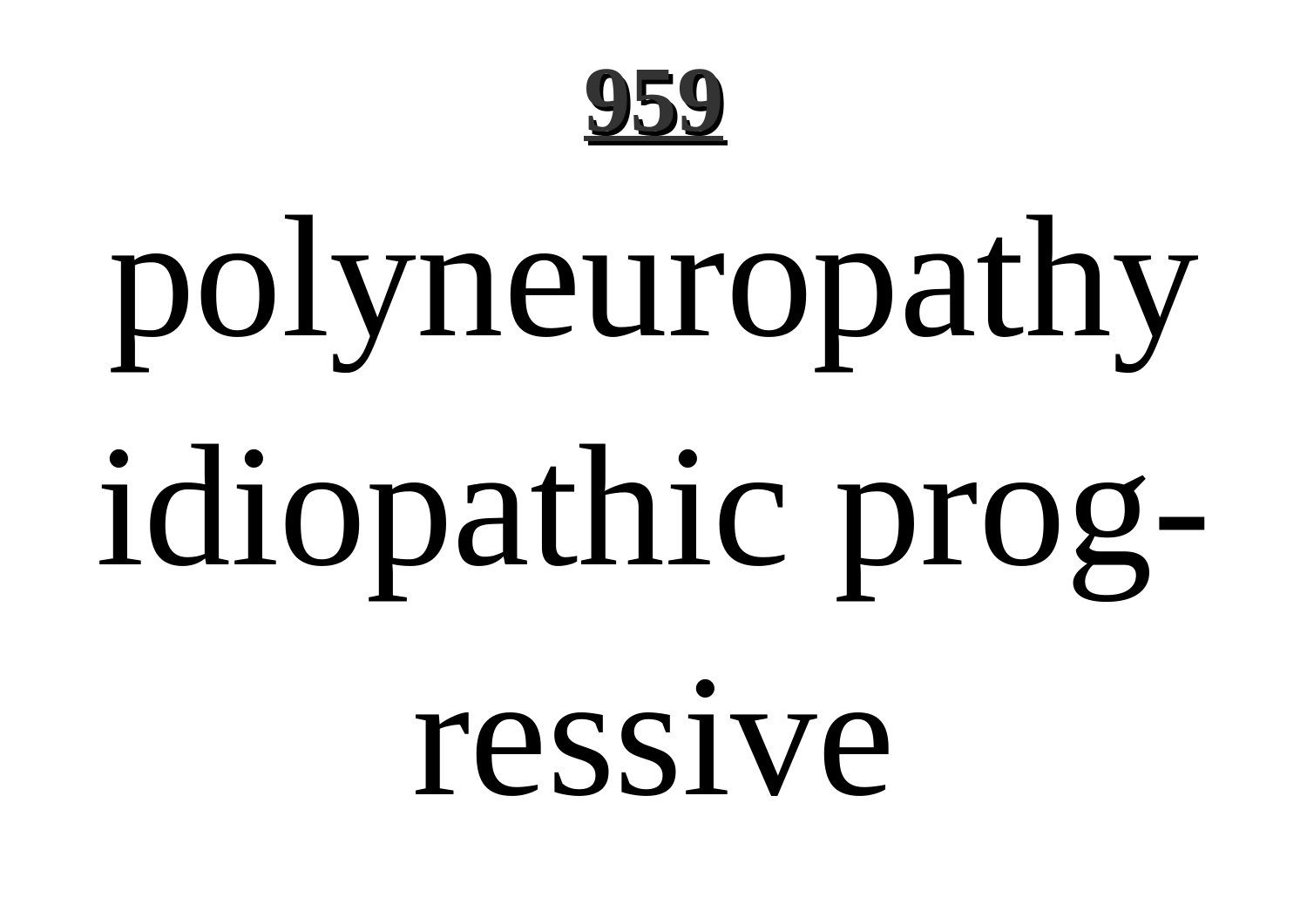polyneuropathy idiopathic progressive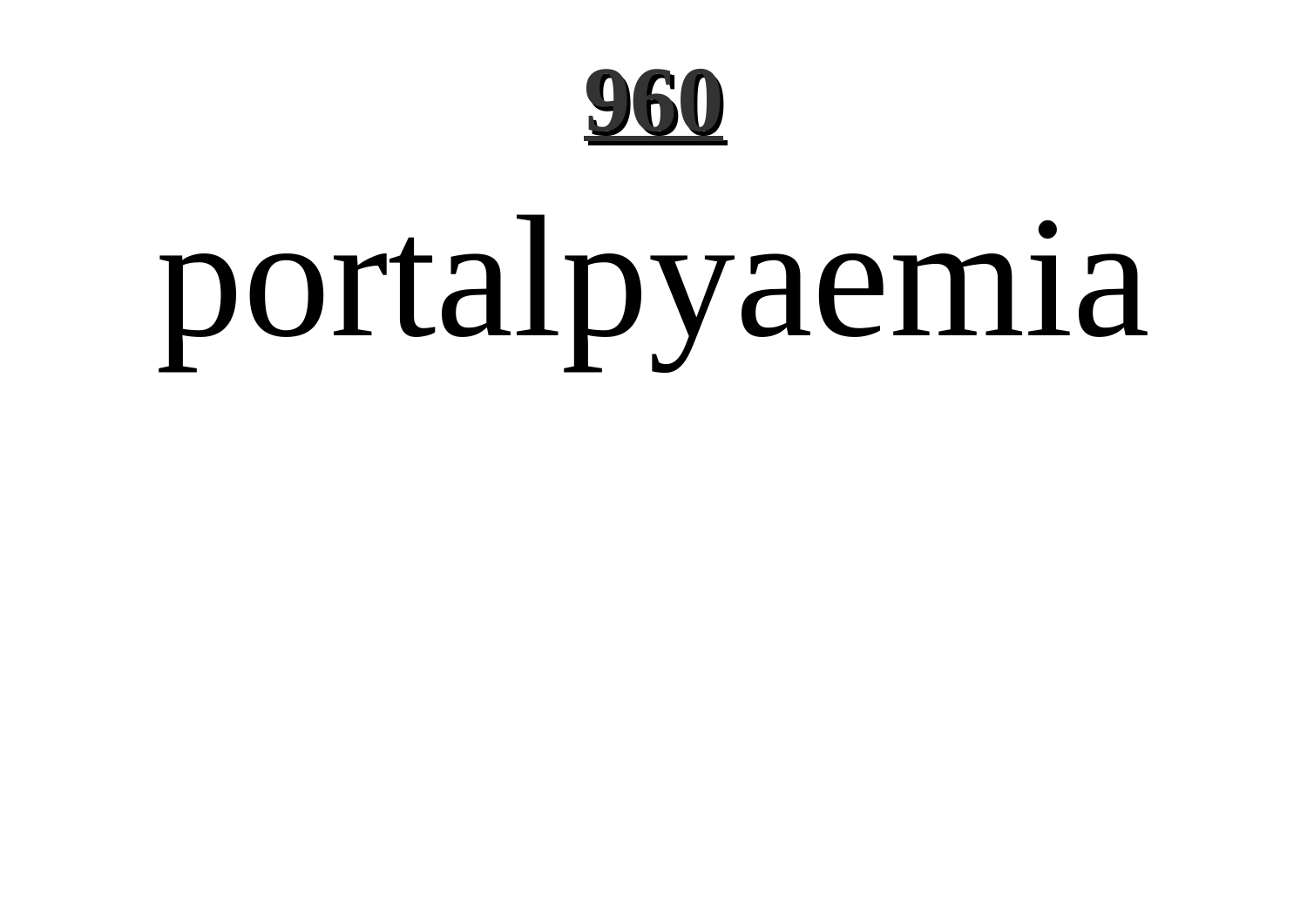portalpyaemia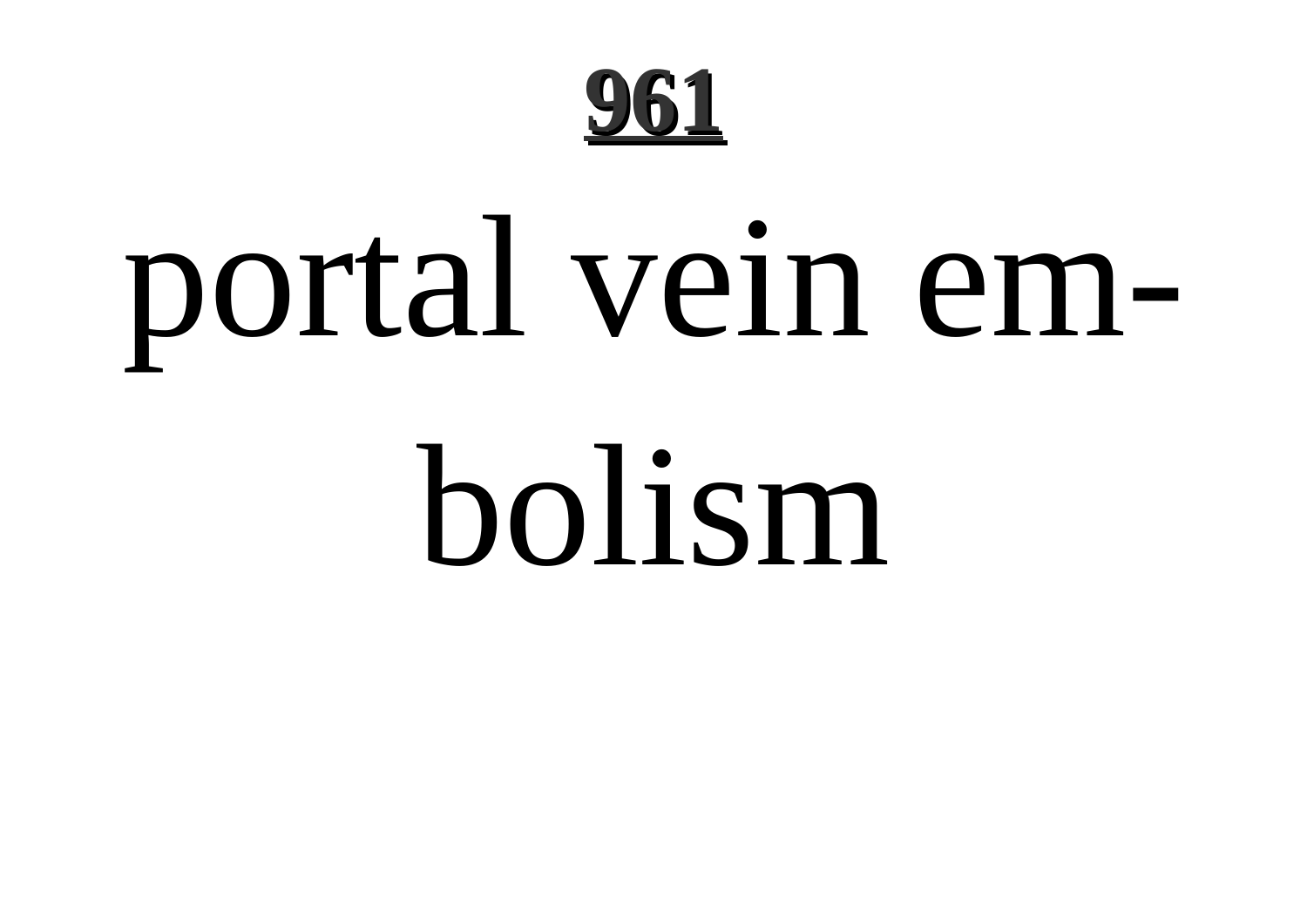portal vein embolism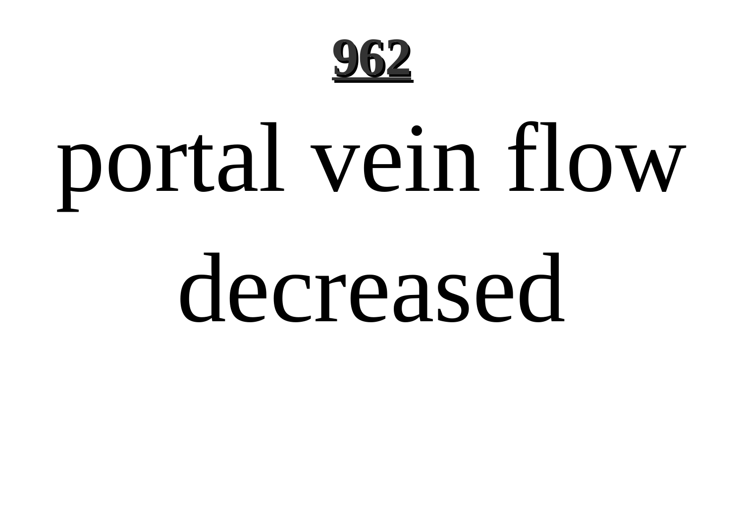# portal vein flow decreased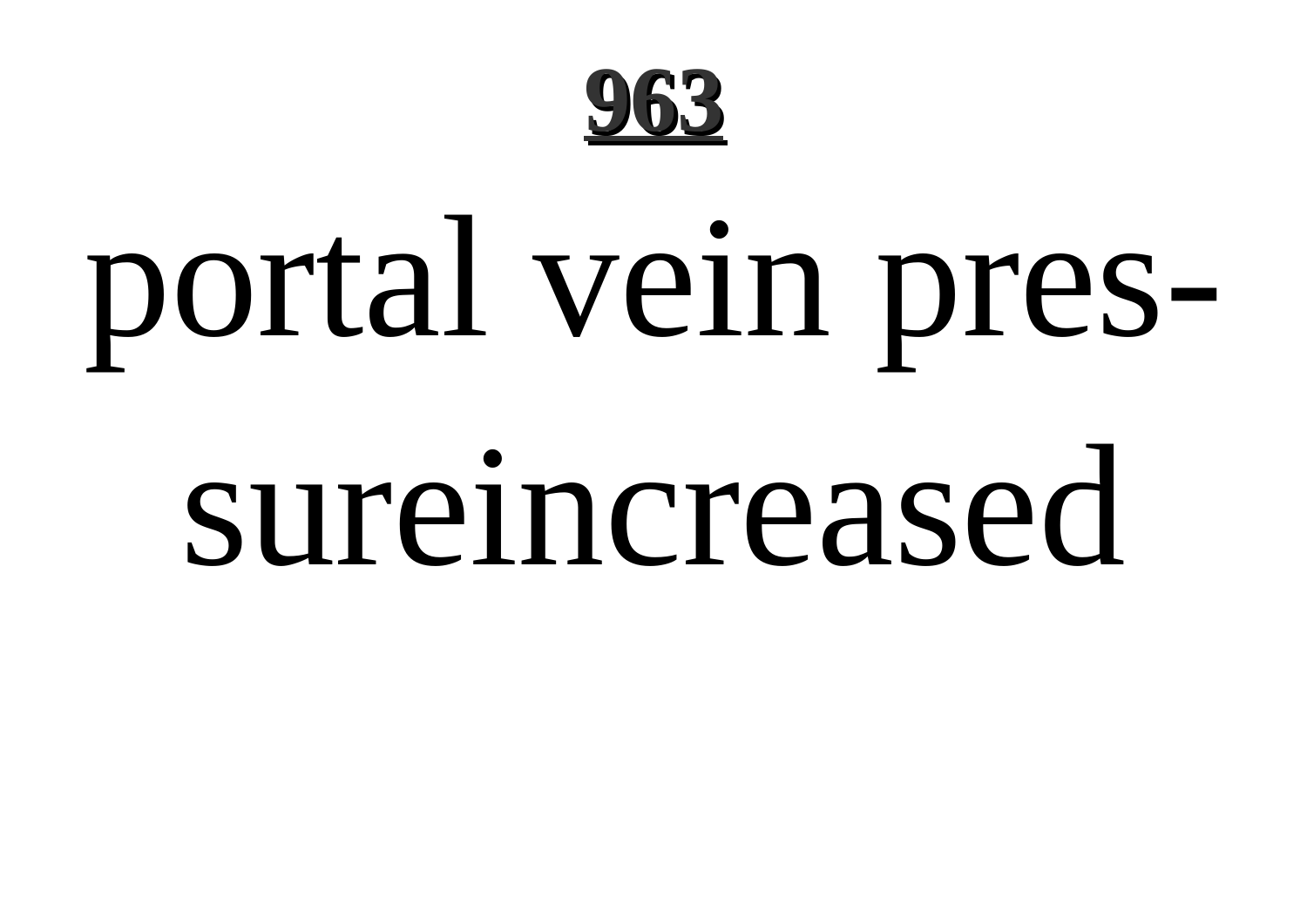portal vein pres-
sureincreased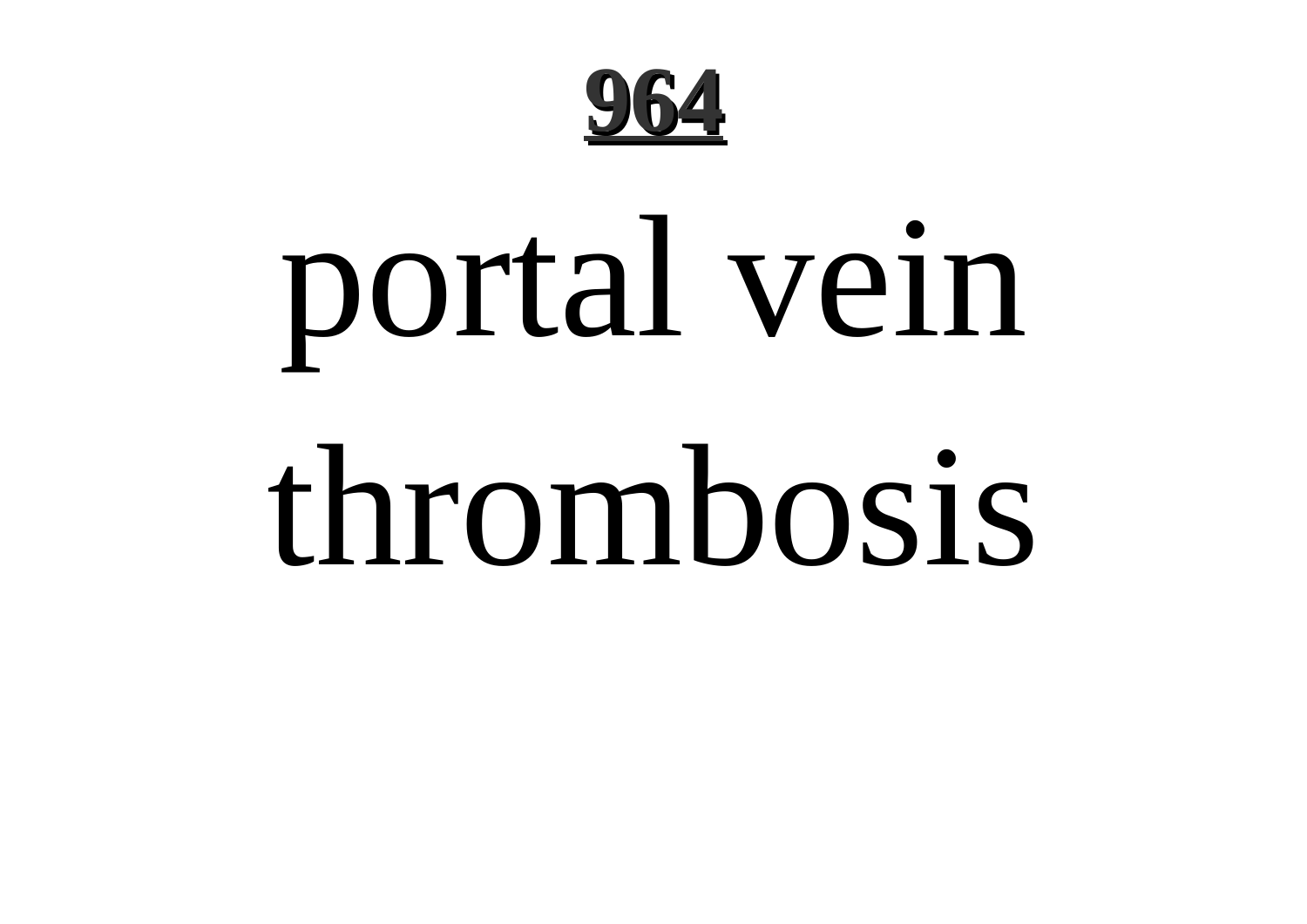**964**

# portal vein thrombosis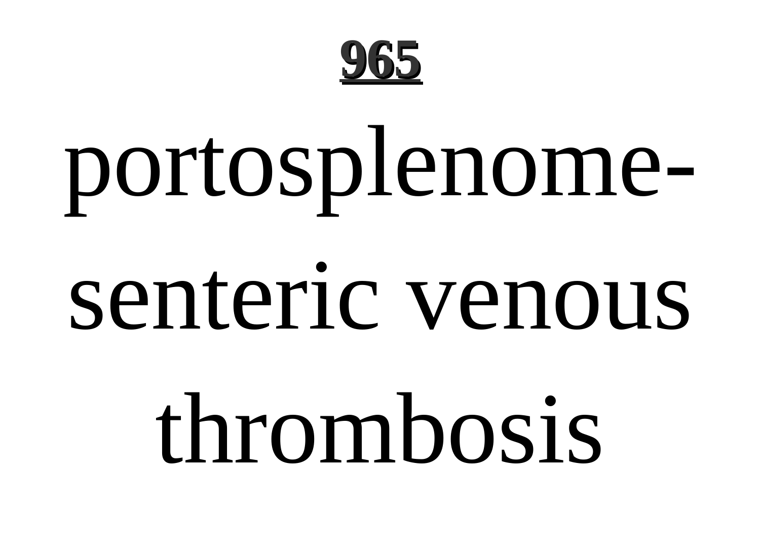**965**

portosplenomesenteric venous thrombosis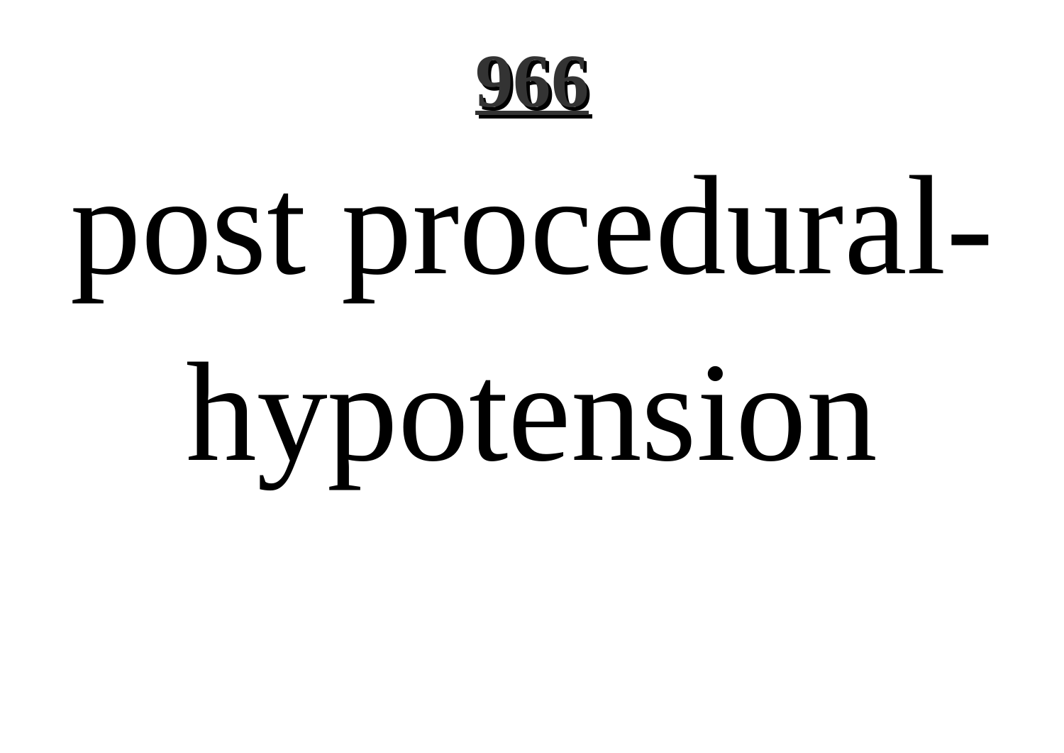**966**

# post procedural-hypotension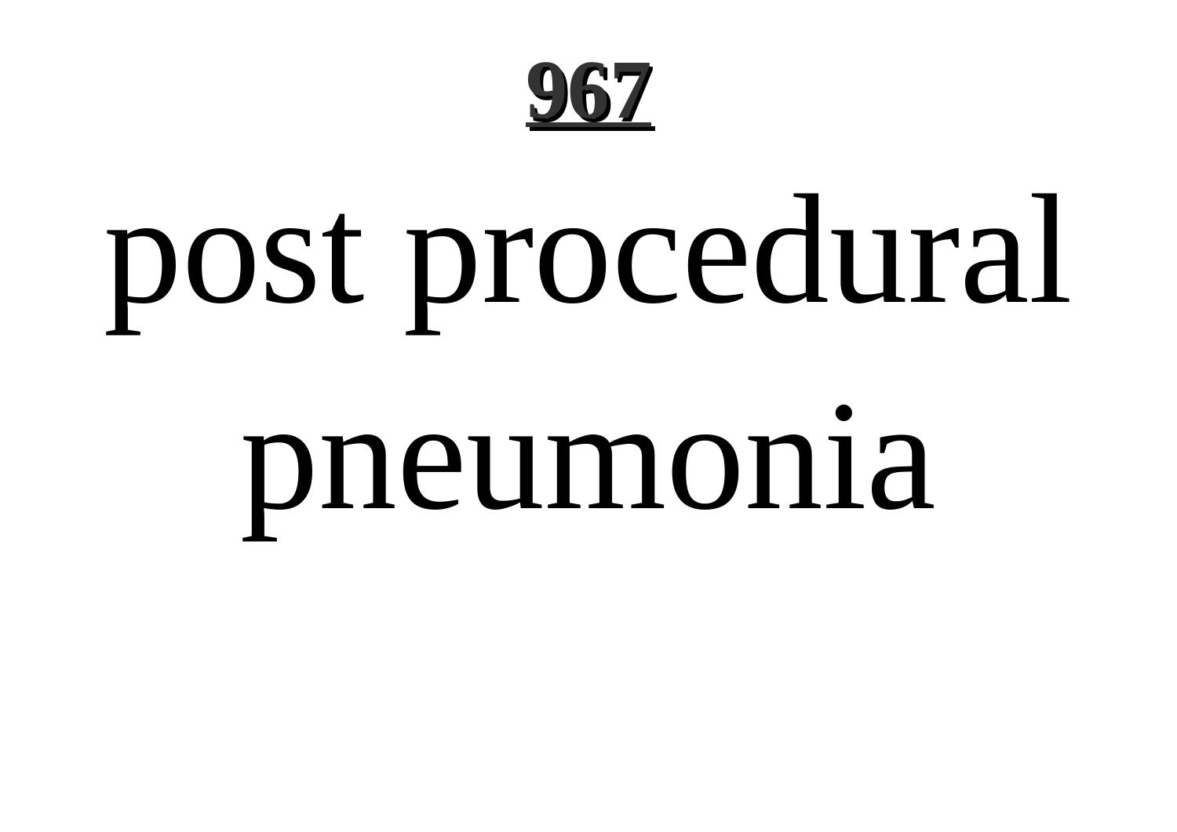post procedural pneumonia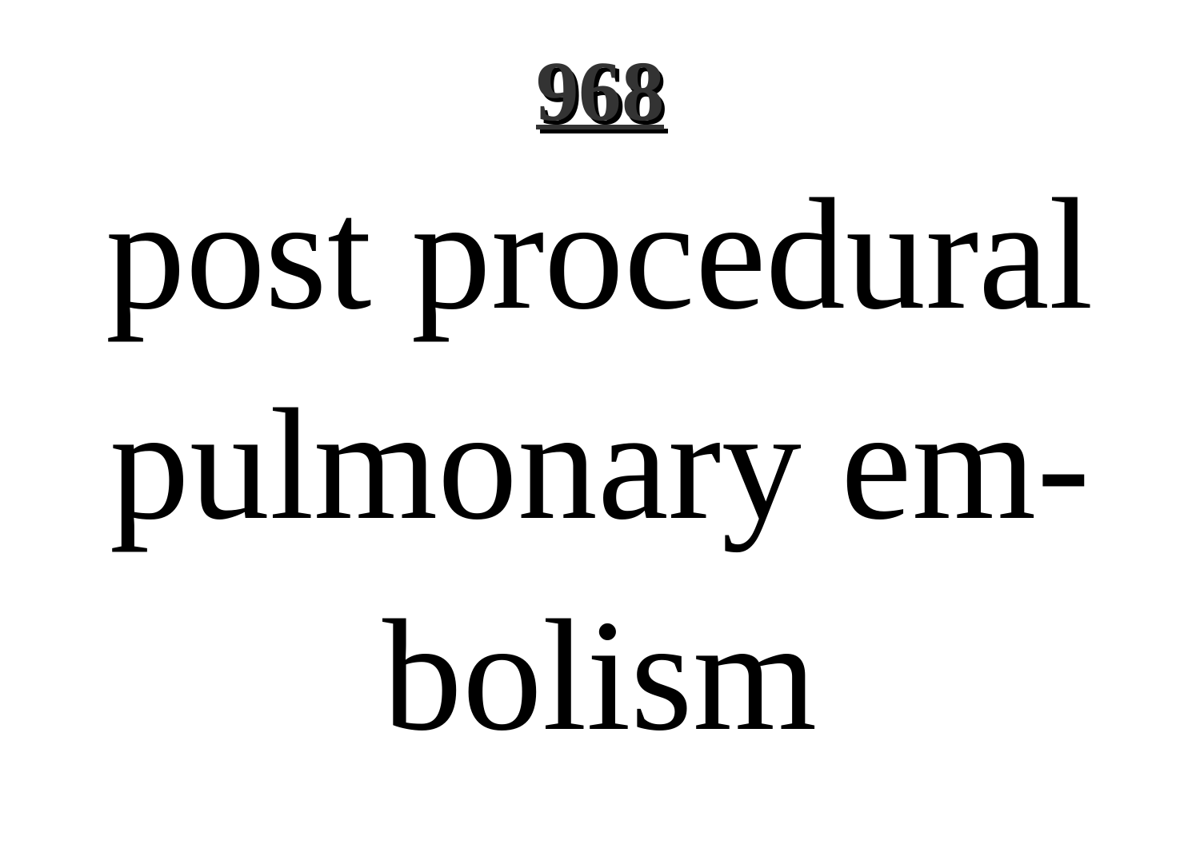# 968

post procedural pulmonary embolism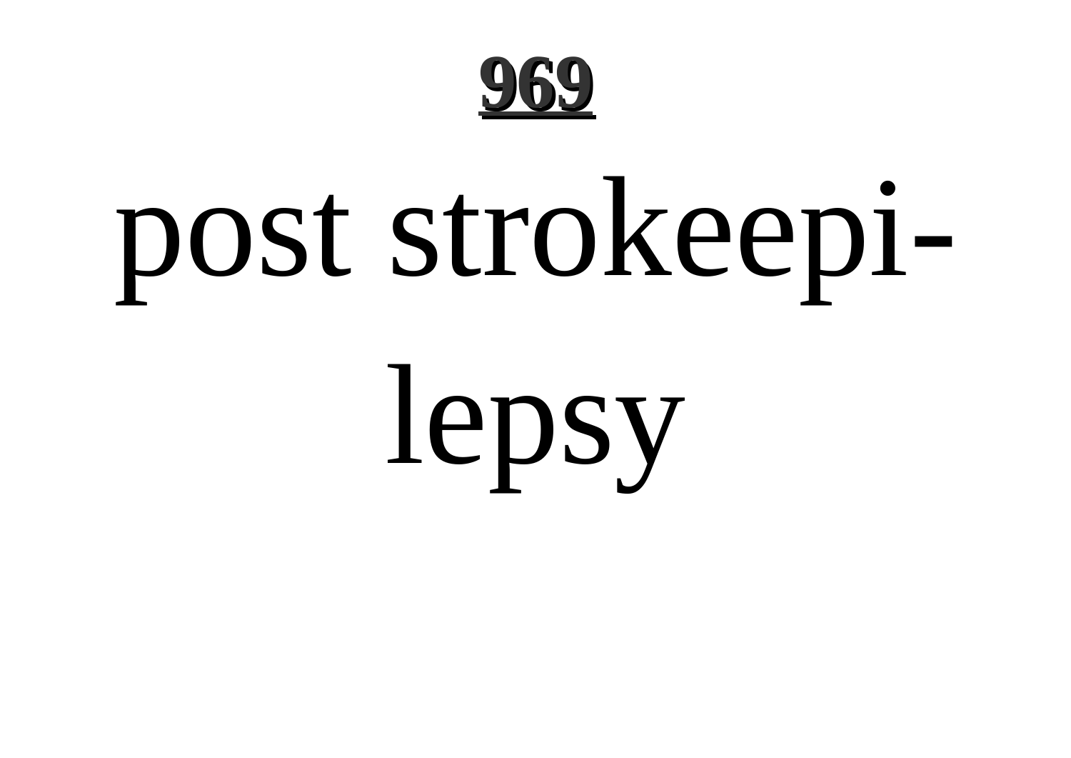post strokeepilepsy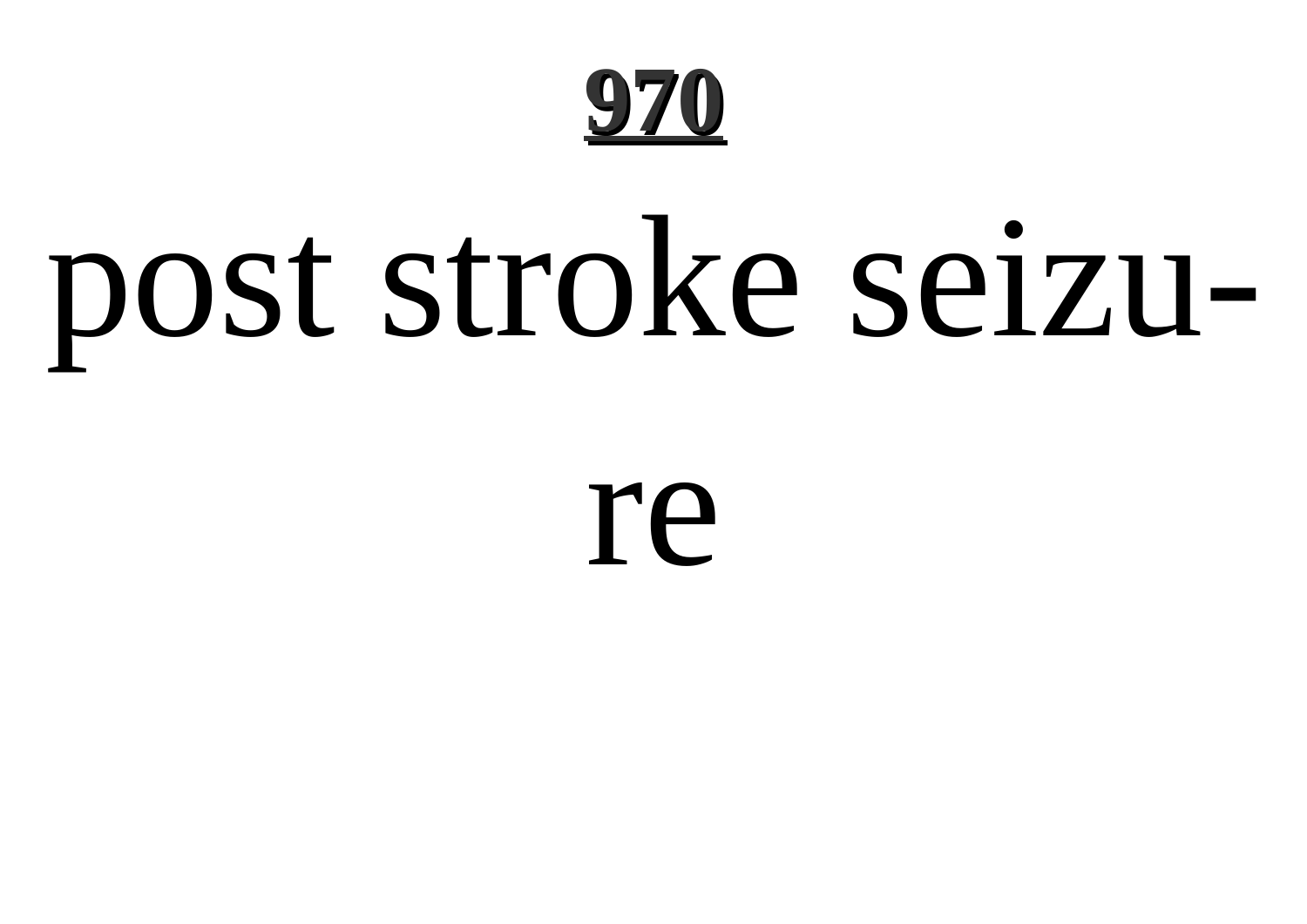post stroke seizure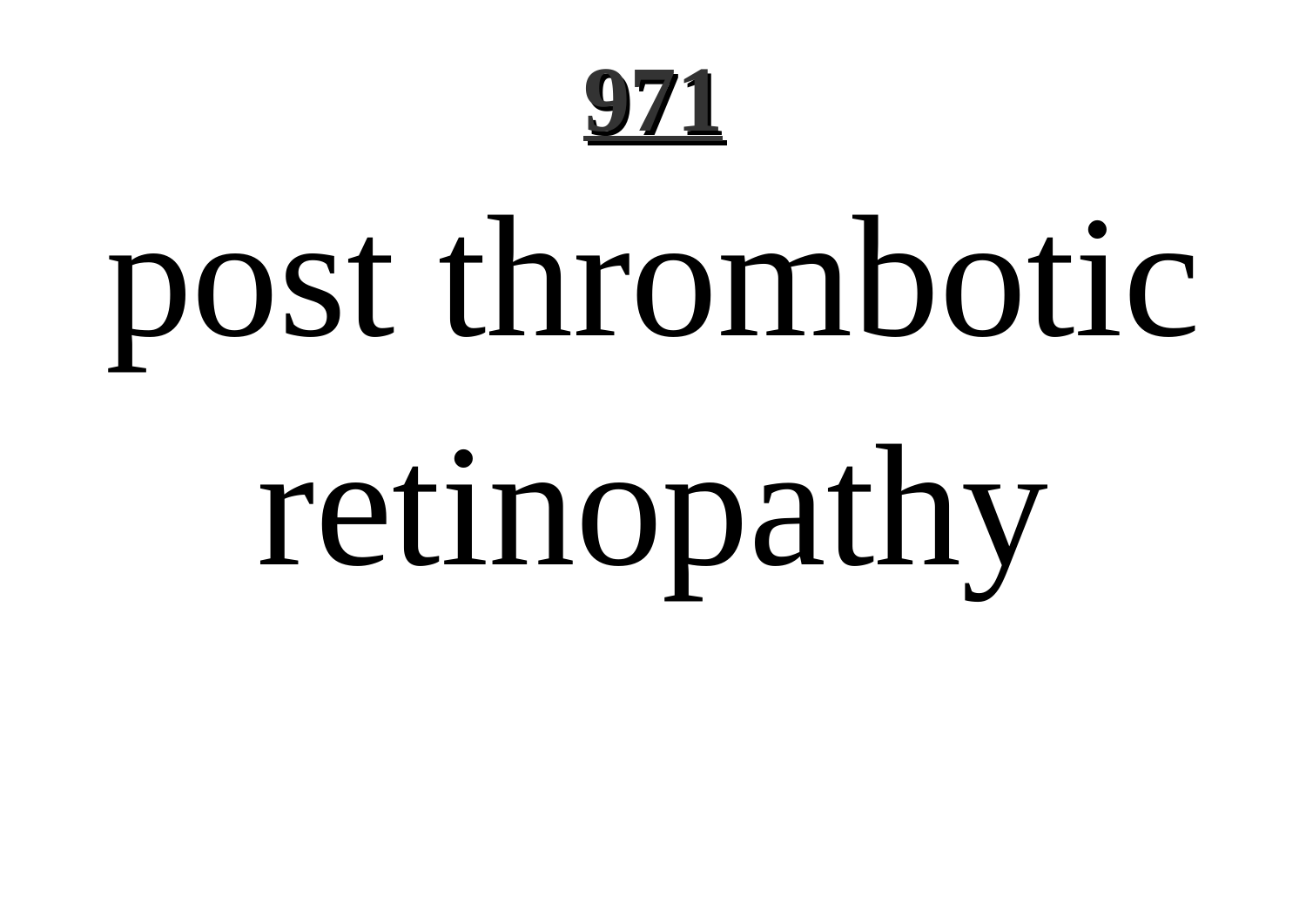# post thrombotic retinopathy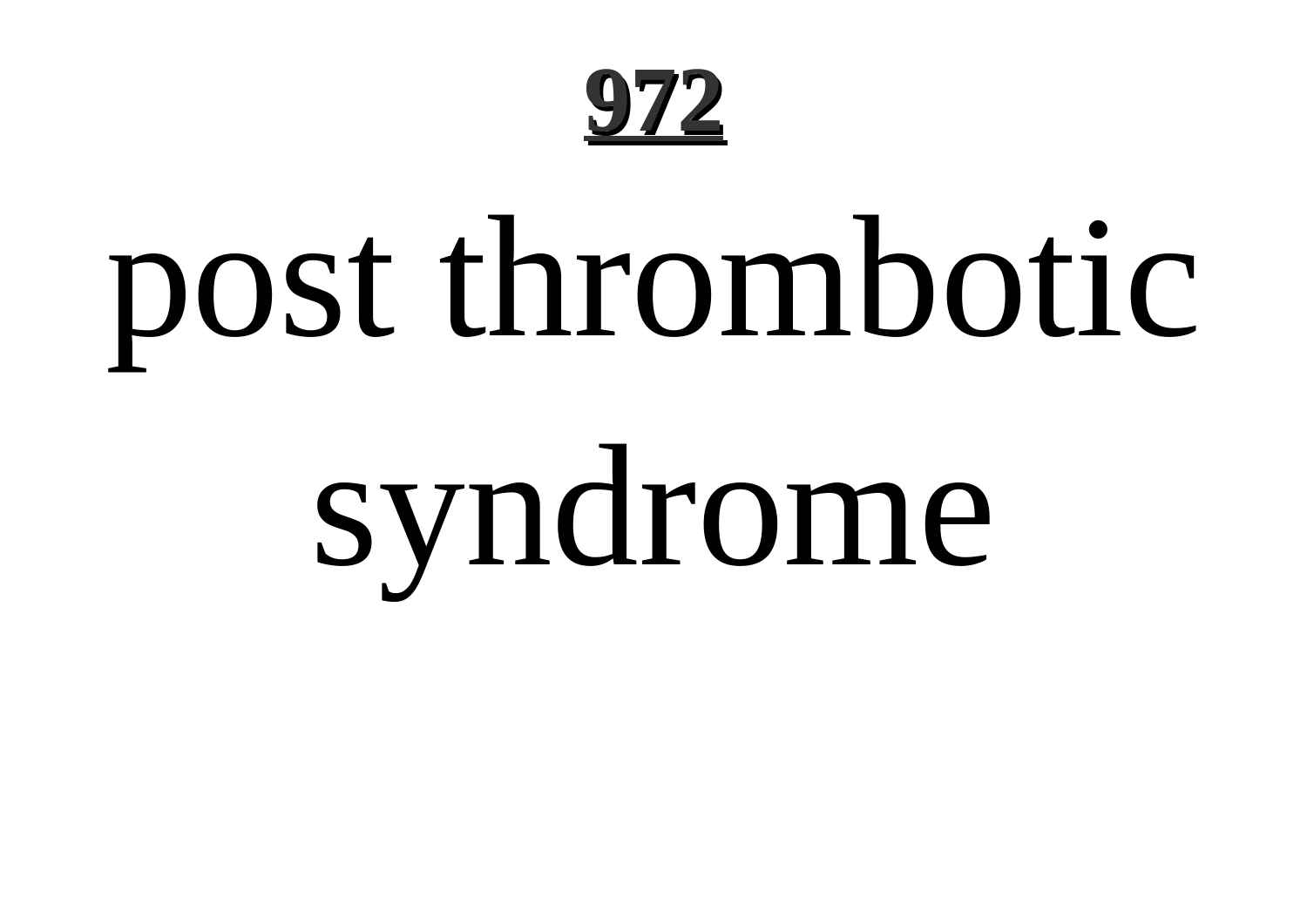# post thrombotic syndrome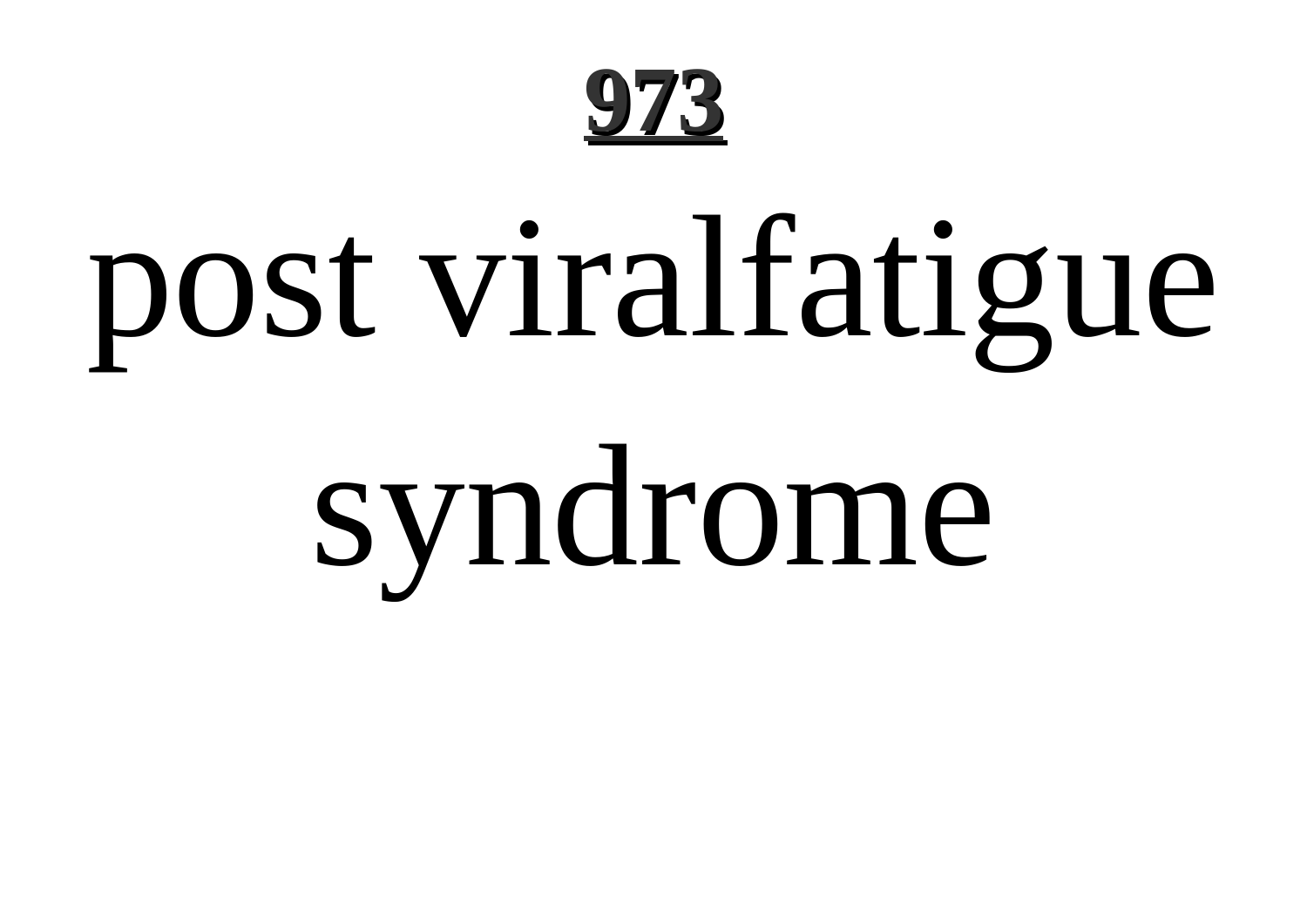# post viralfatigue syndrome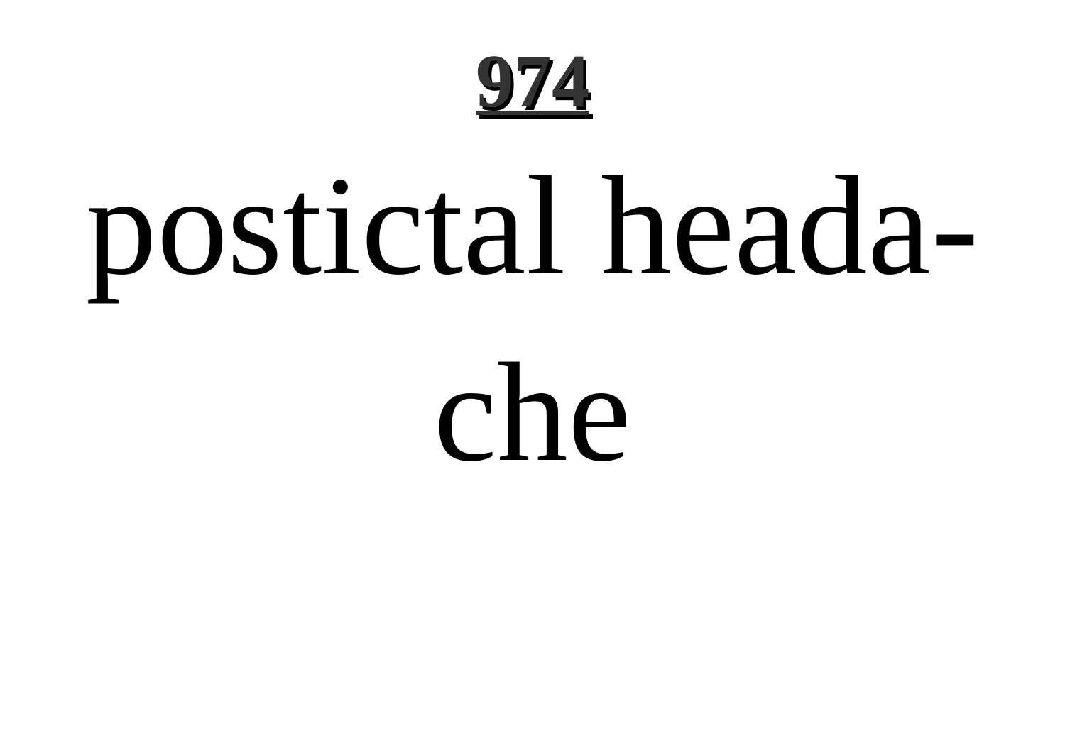postictal headache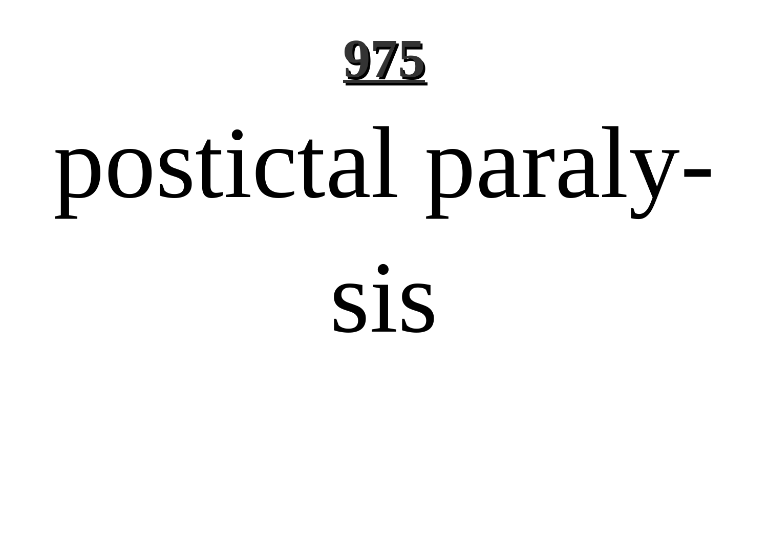# 975

postictal paraly-

sis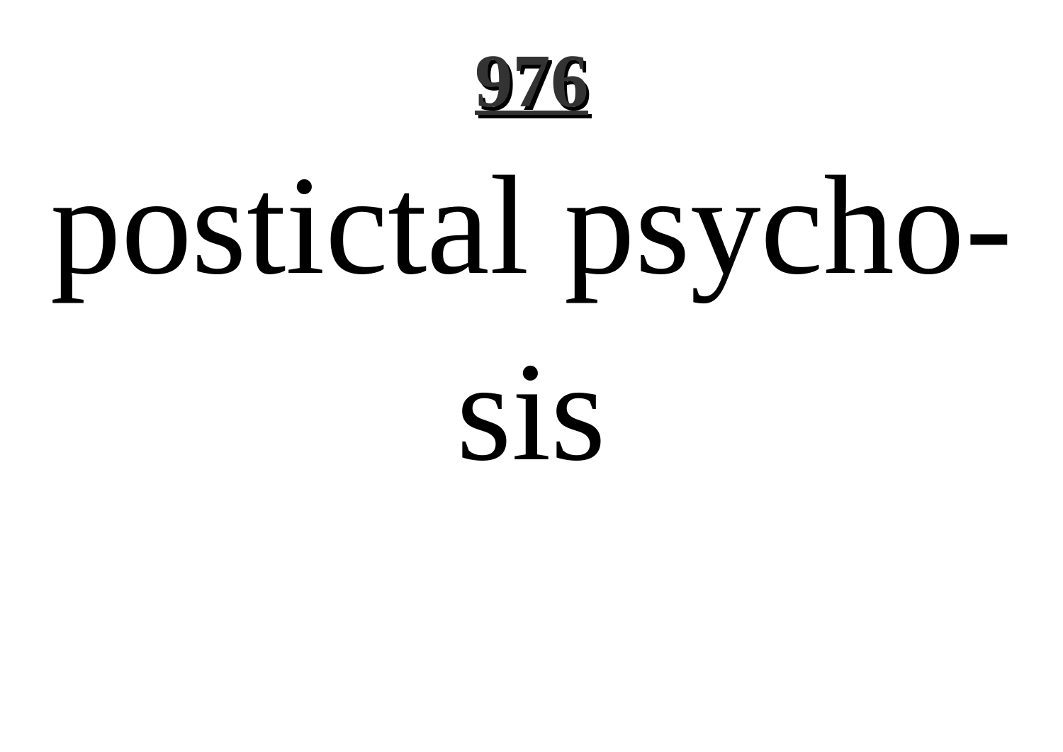postictal psychosis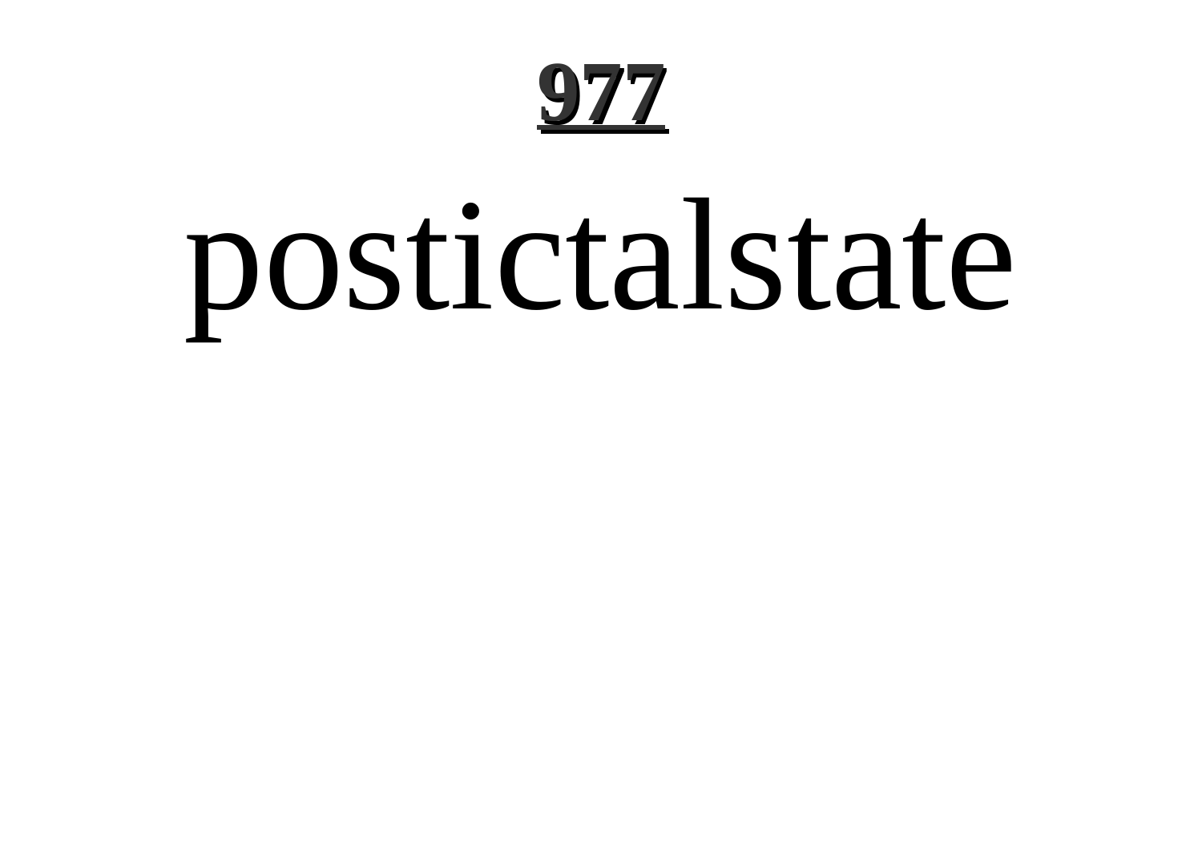# 977

postictalstate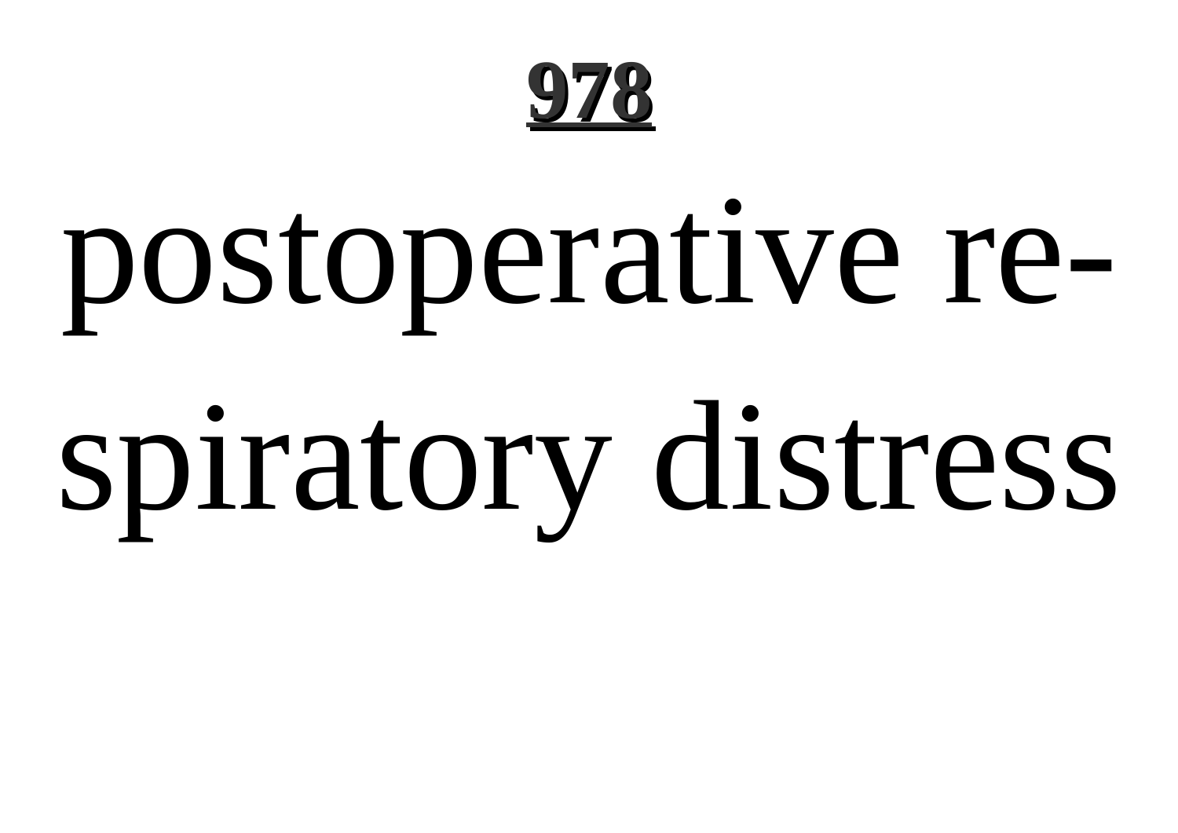postoperative respiratory distress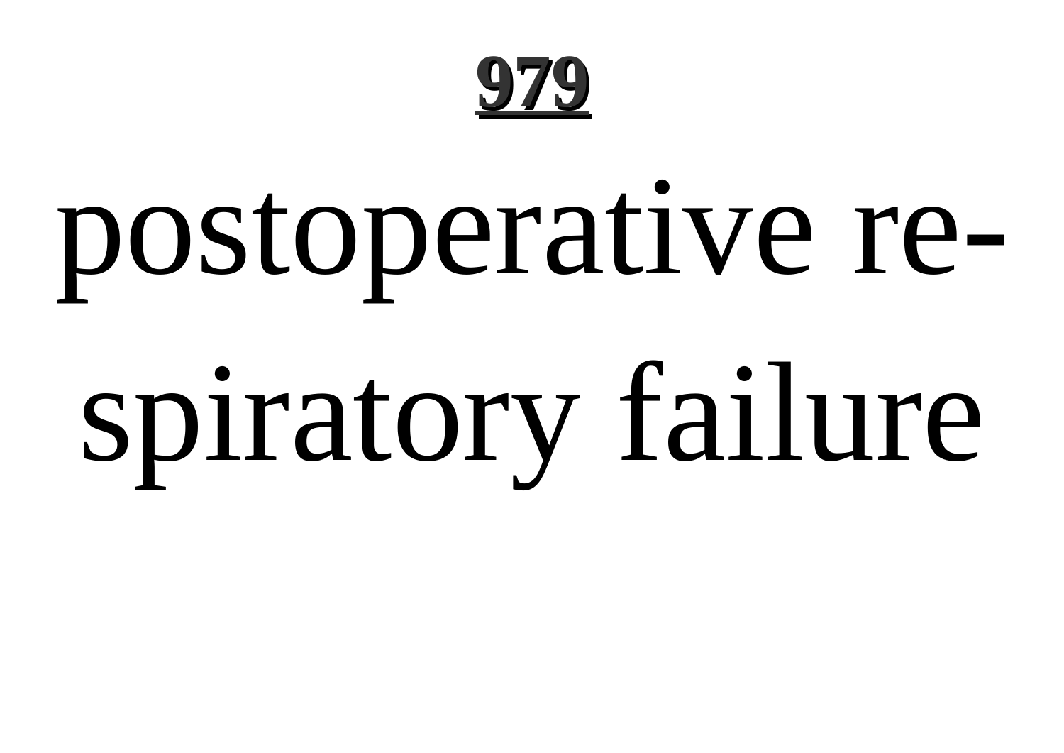postoperative respiratory failure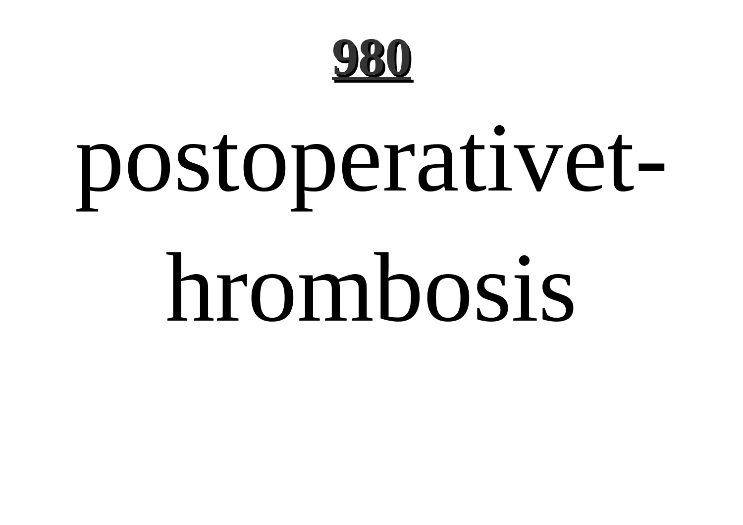postoperativet-

hrombosis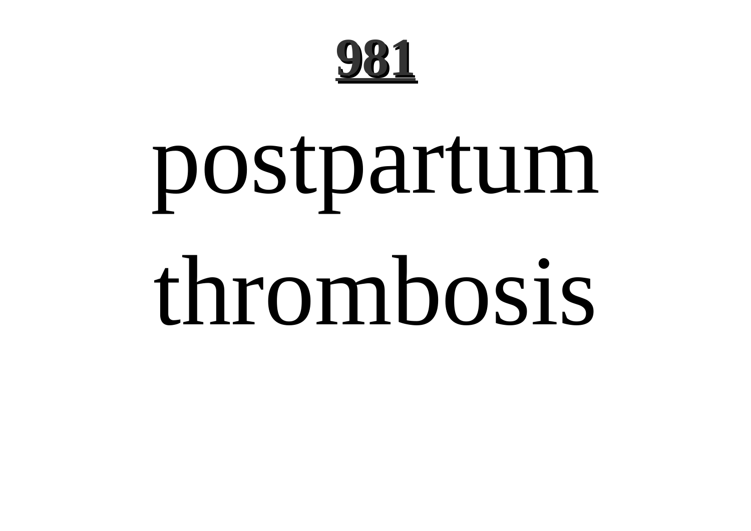postpartum thrombosis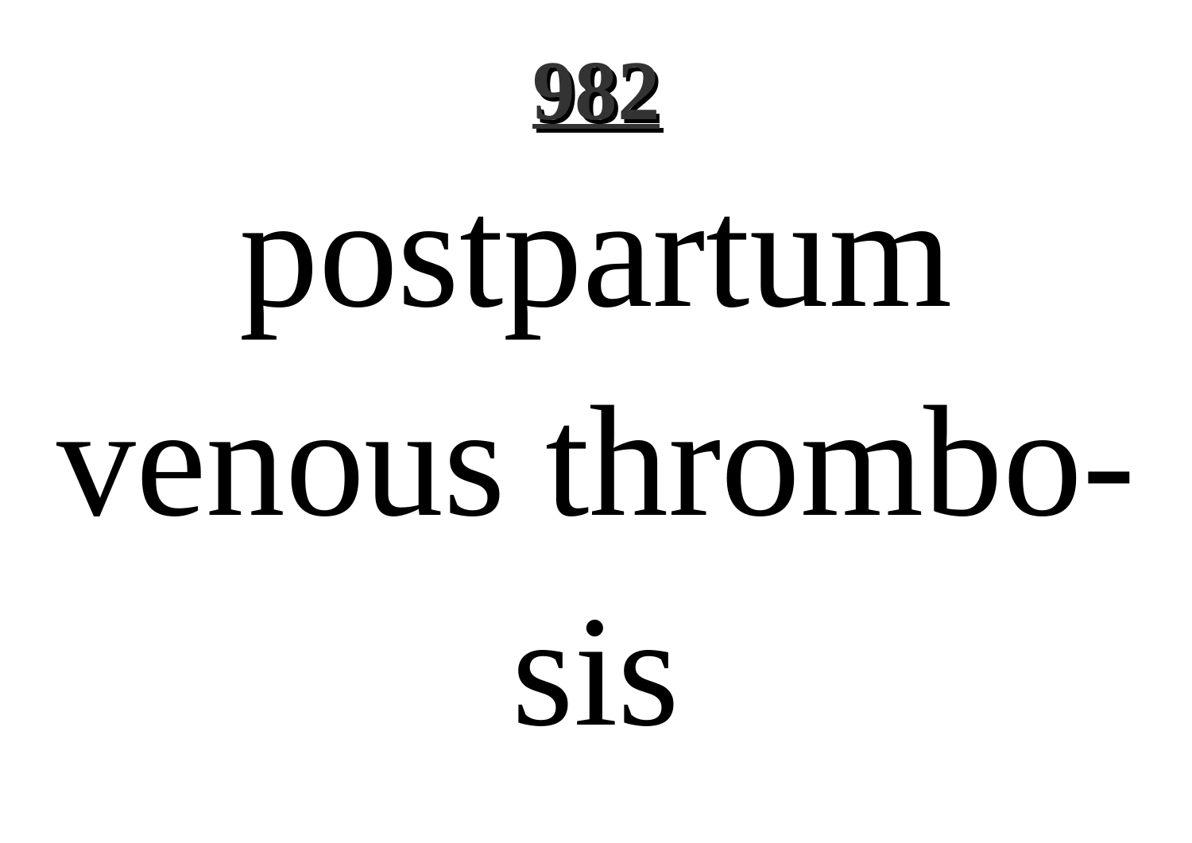**982**

# postpartum venous thrombosis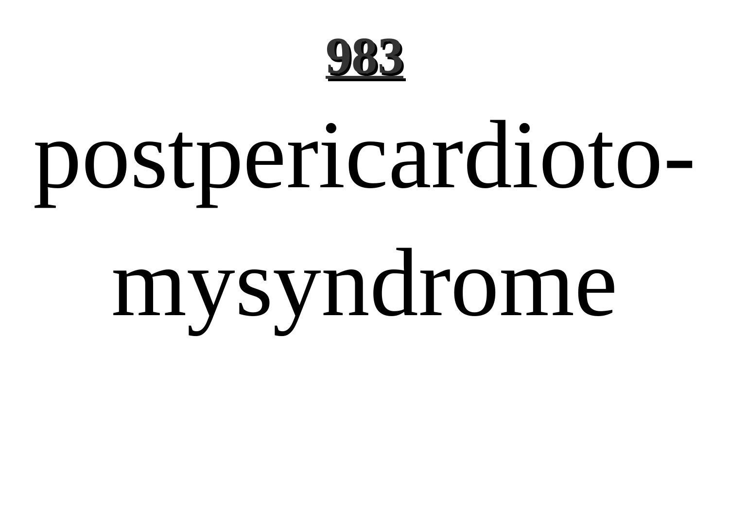**983**

# postpericardiotomysyndrome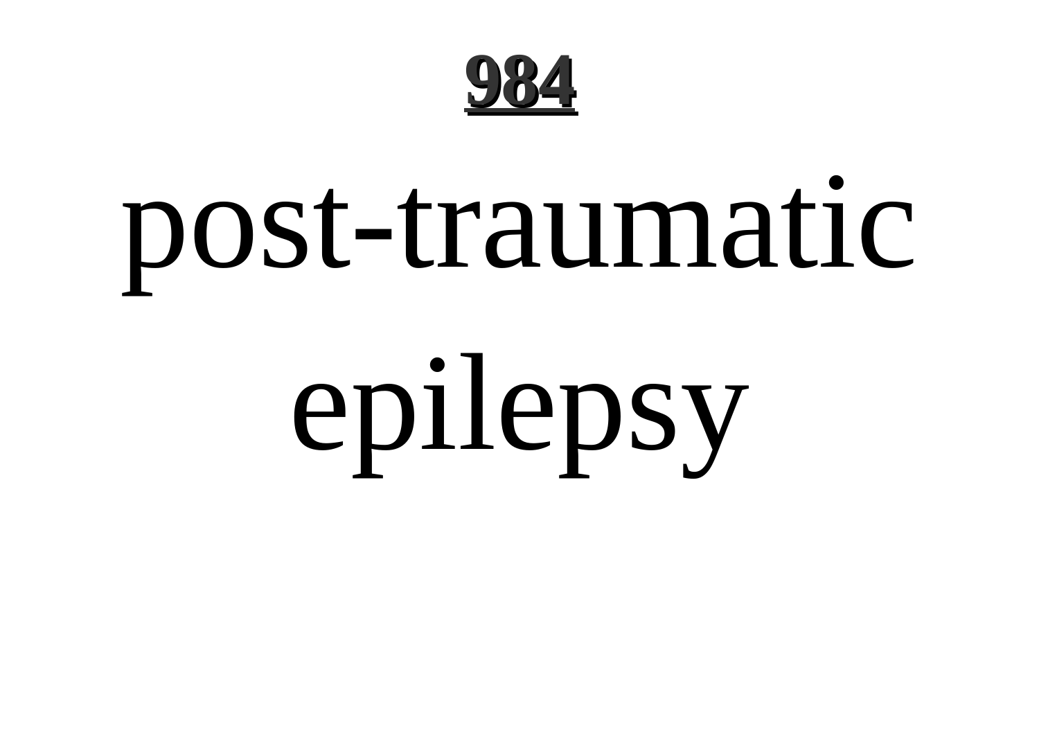# post-traumatic epilepsy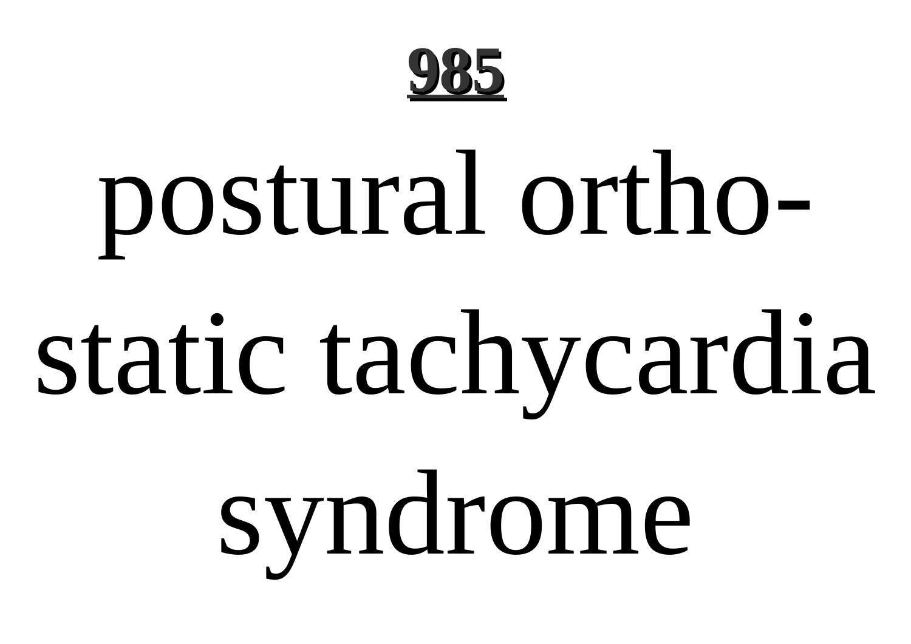**985**

postural orthostatic tachycardia syndrome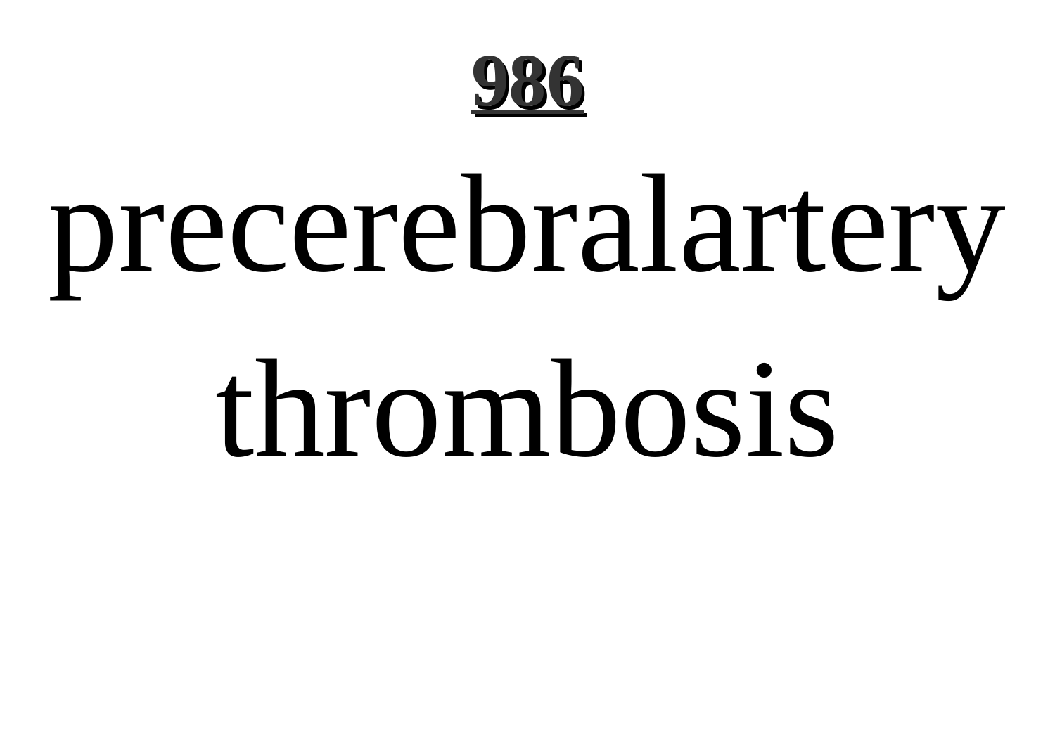**986**

# precerebralartery thrombosis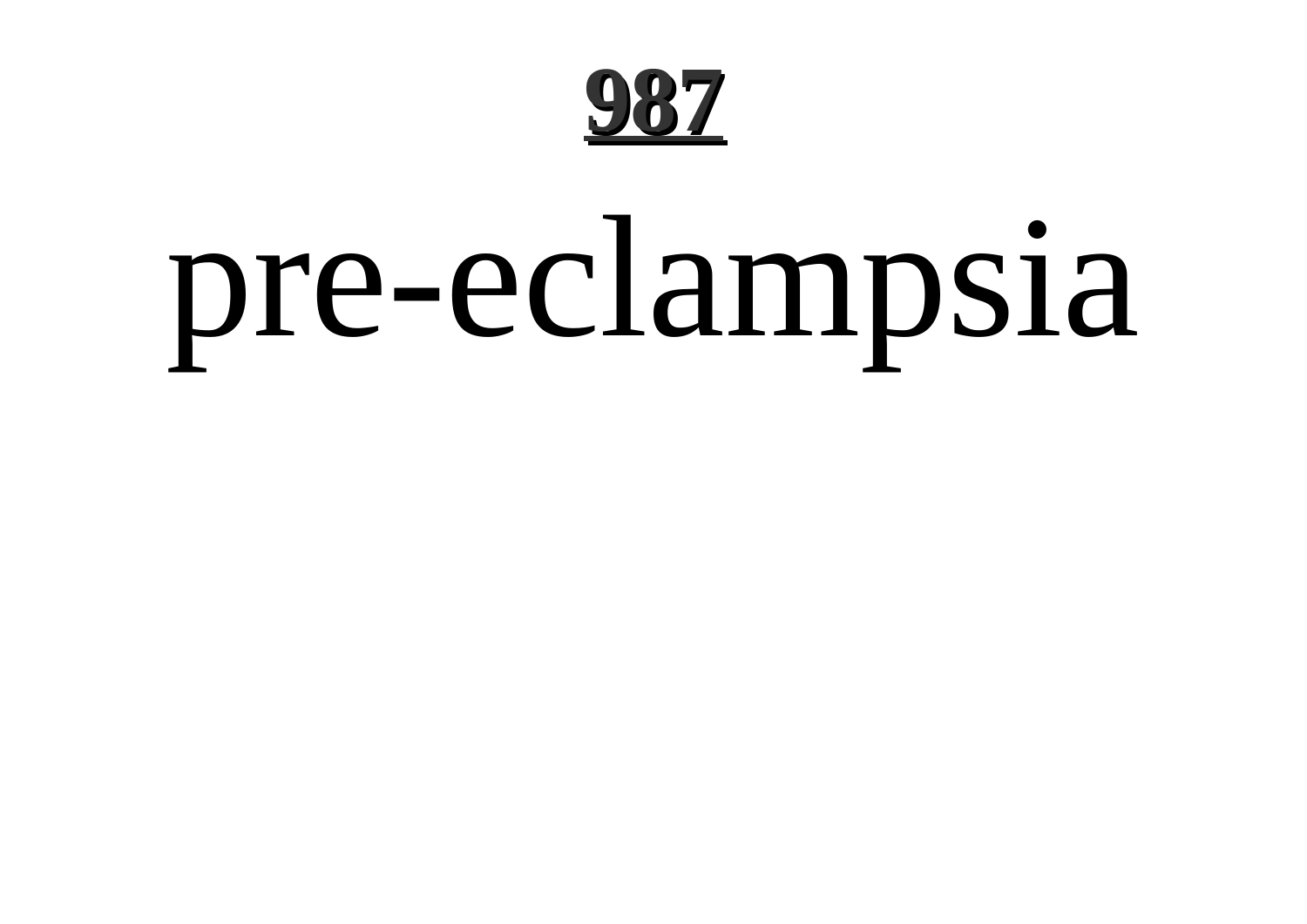# pre-eclampsia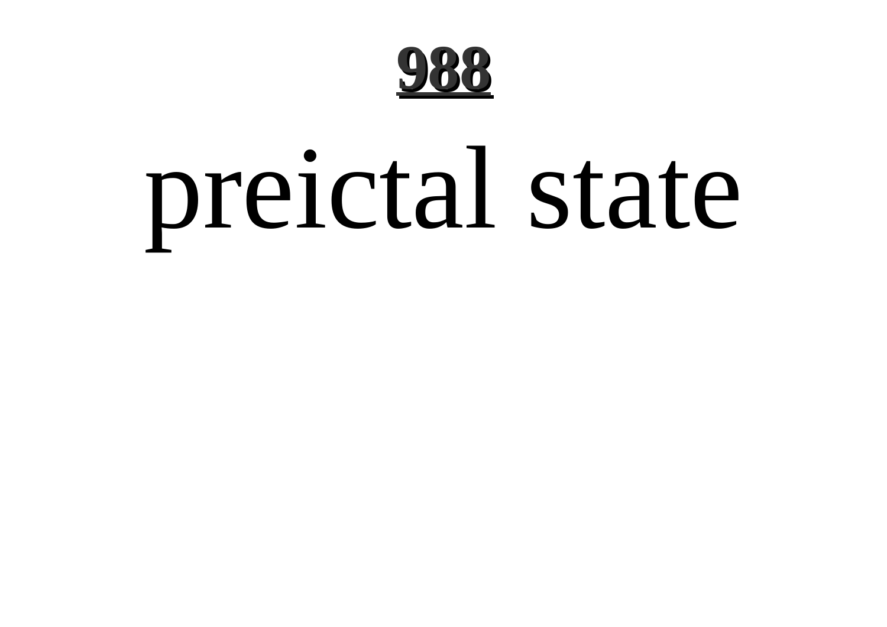# preictal state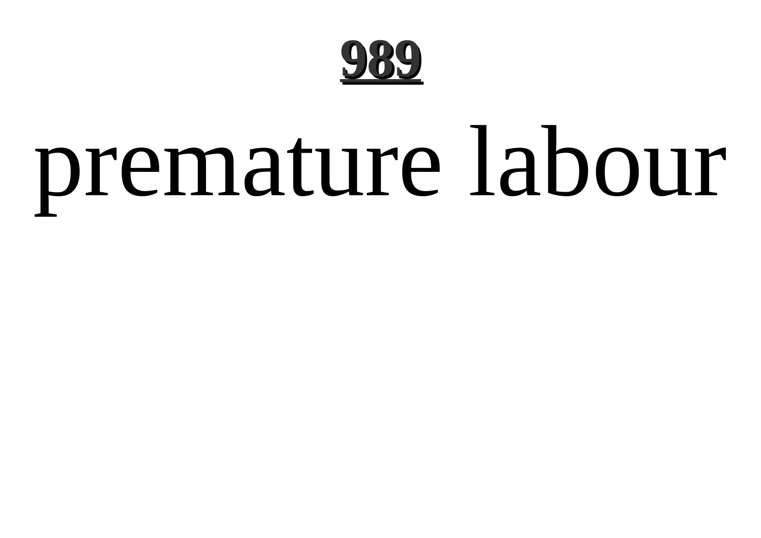premature labour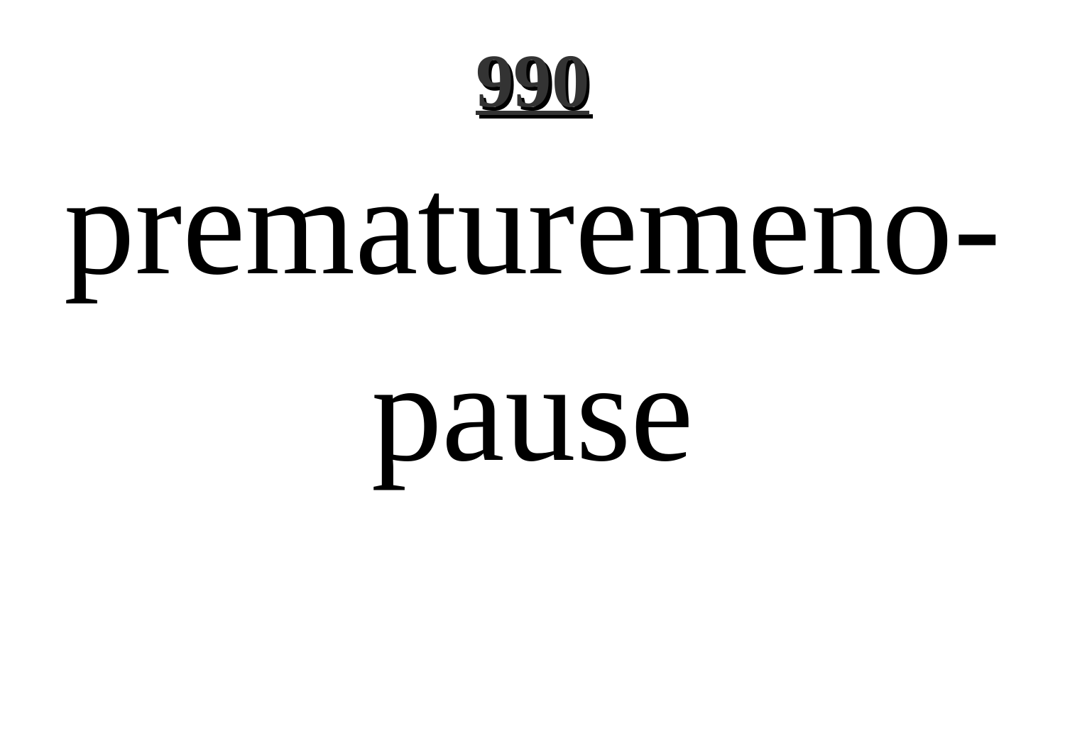# 990

prematuremeno-

pause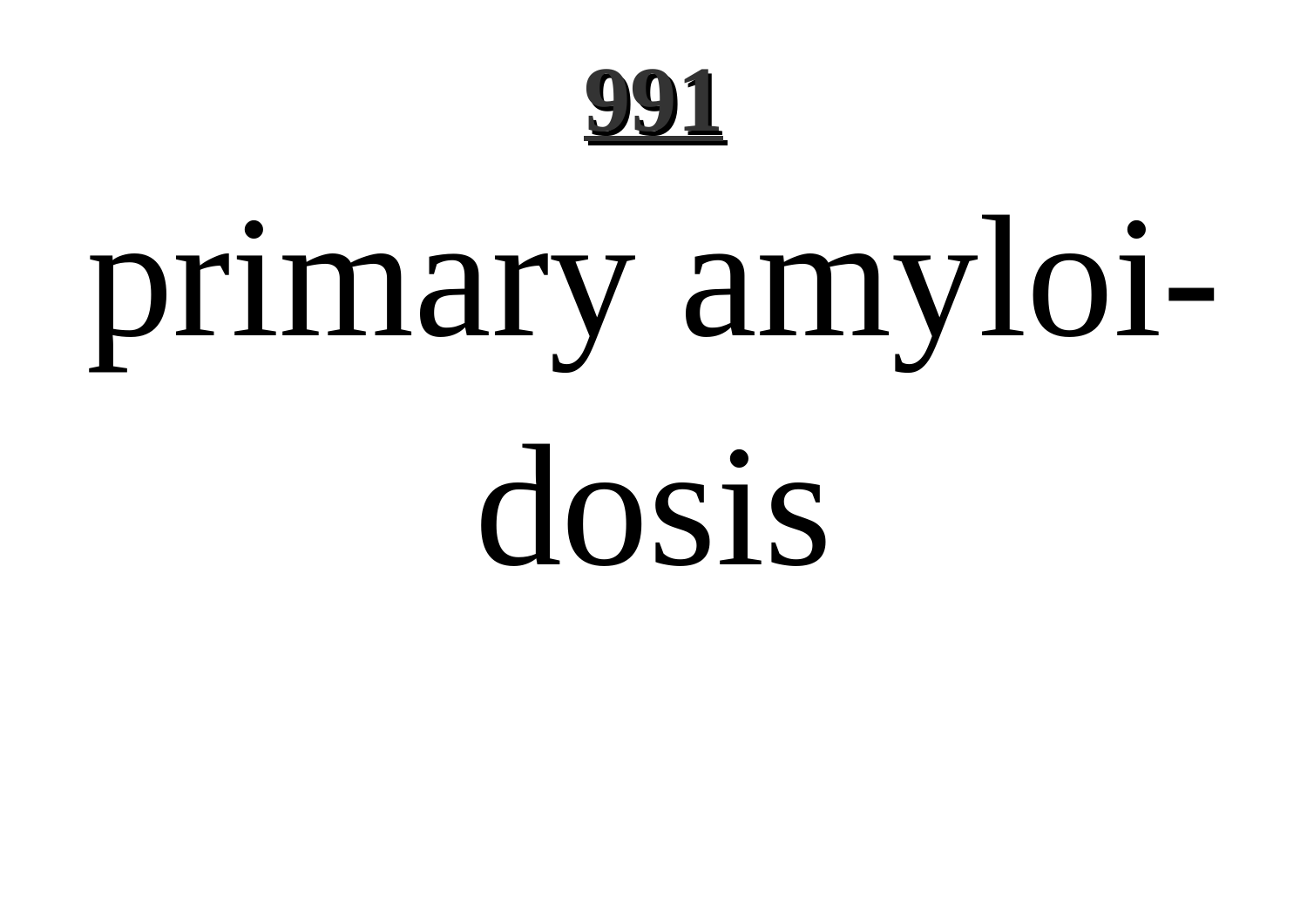primary amyloidosis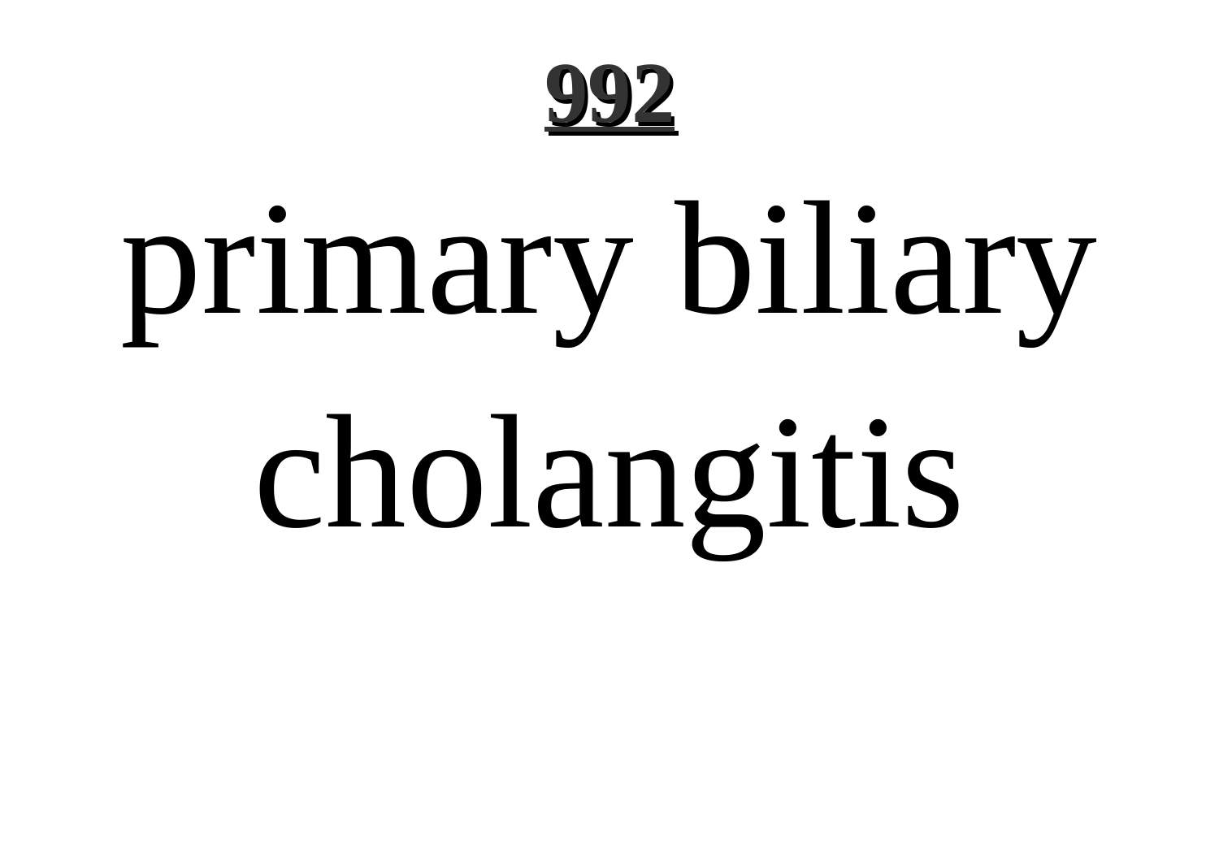# primary biliary cholangitis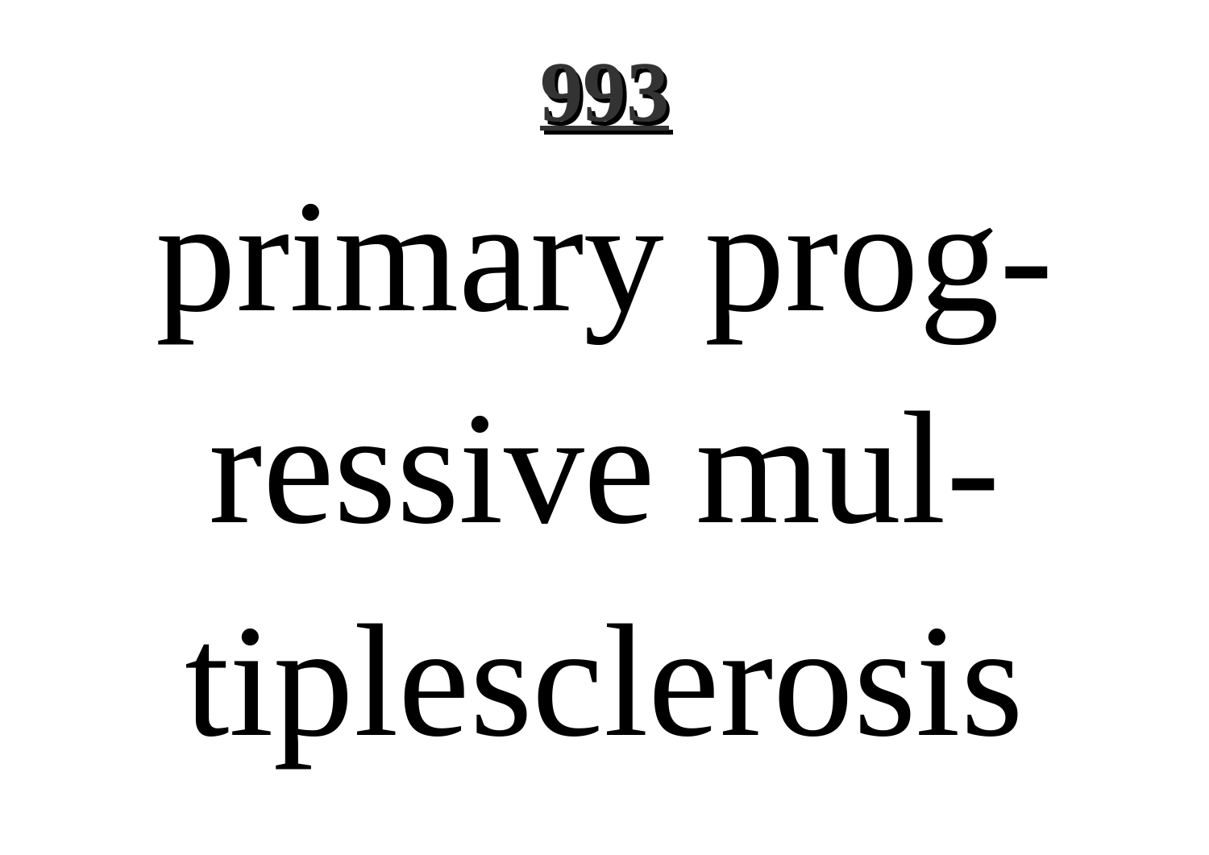primary progressive multiplesclerosis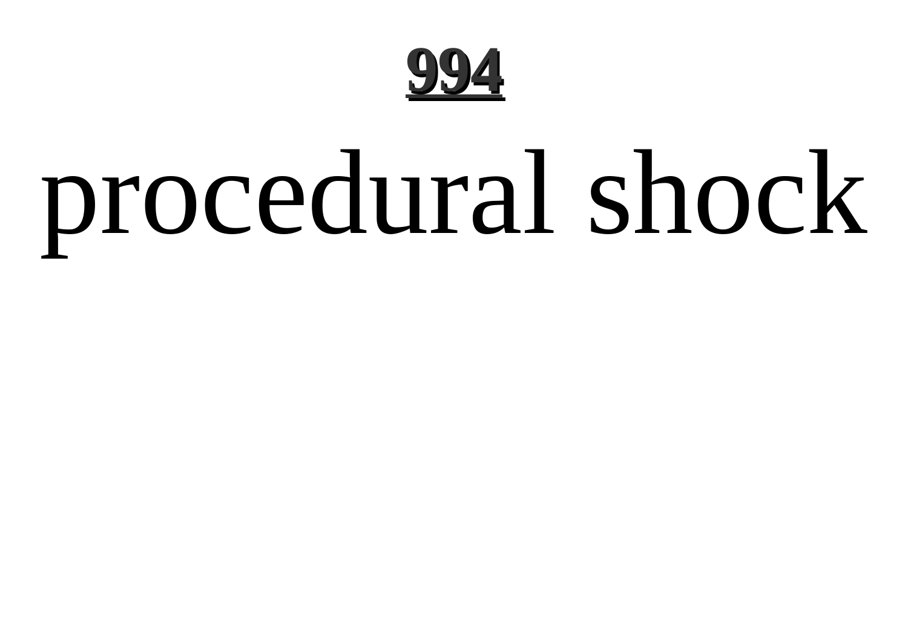procedural shock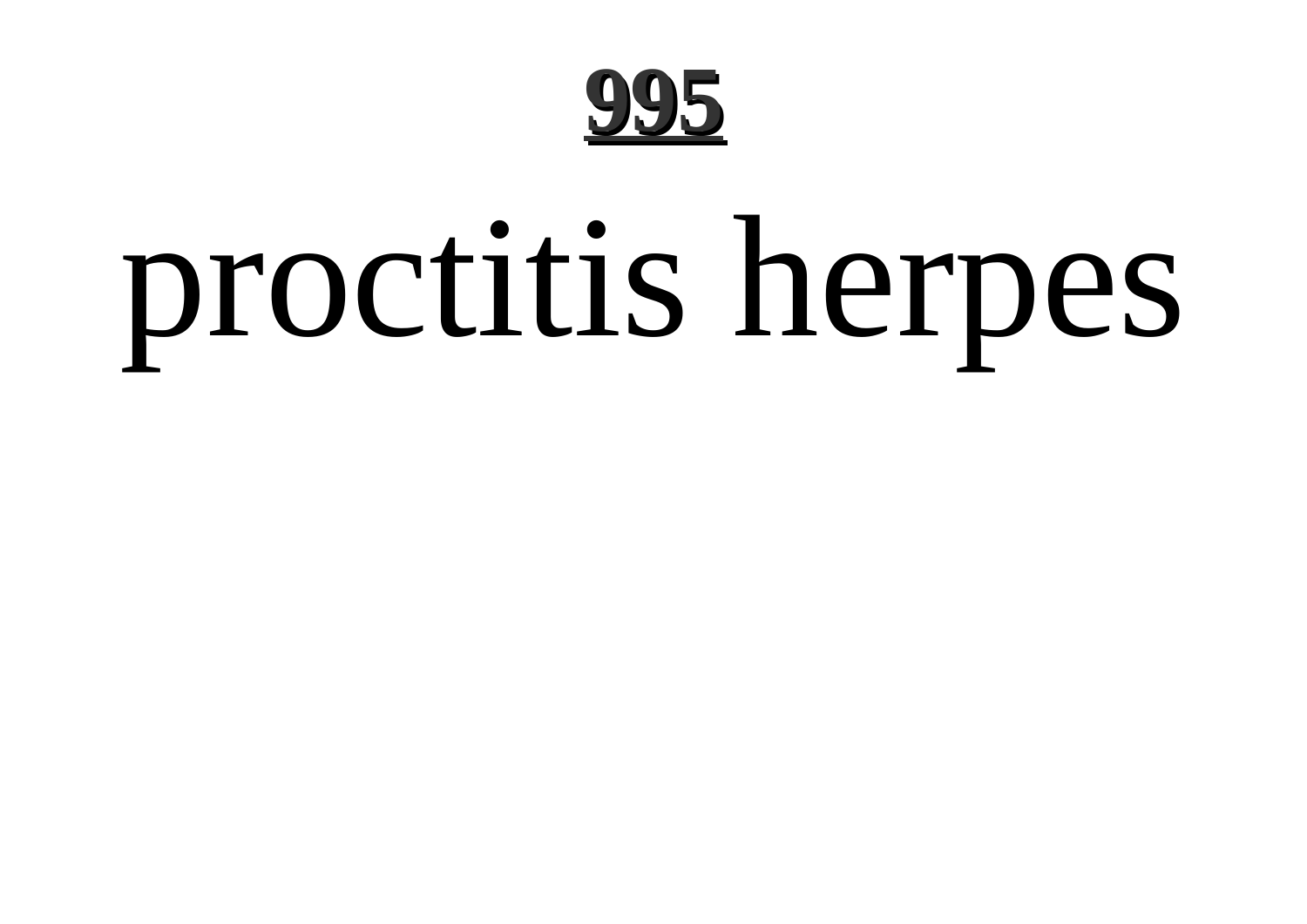# proctitis herpes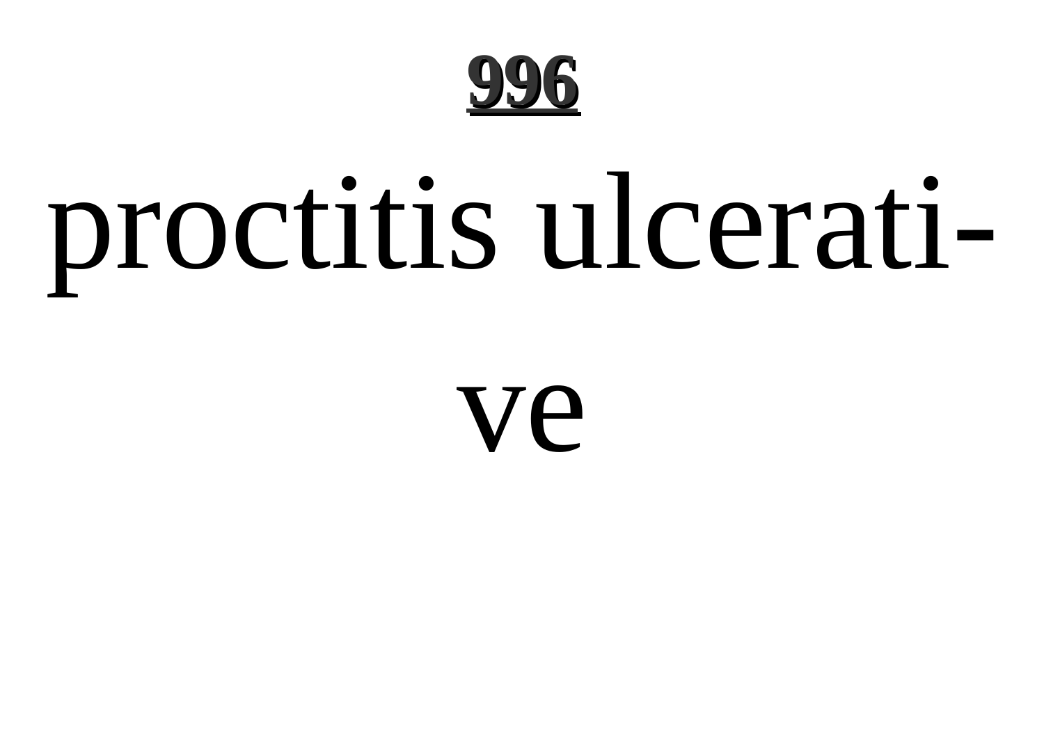proctitis ulcerati-ve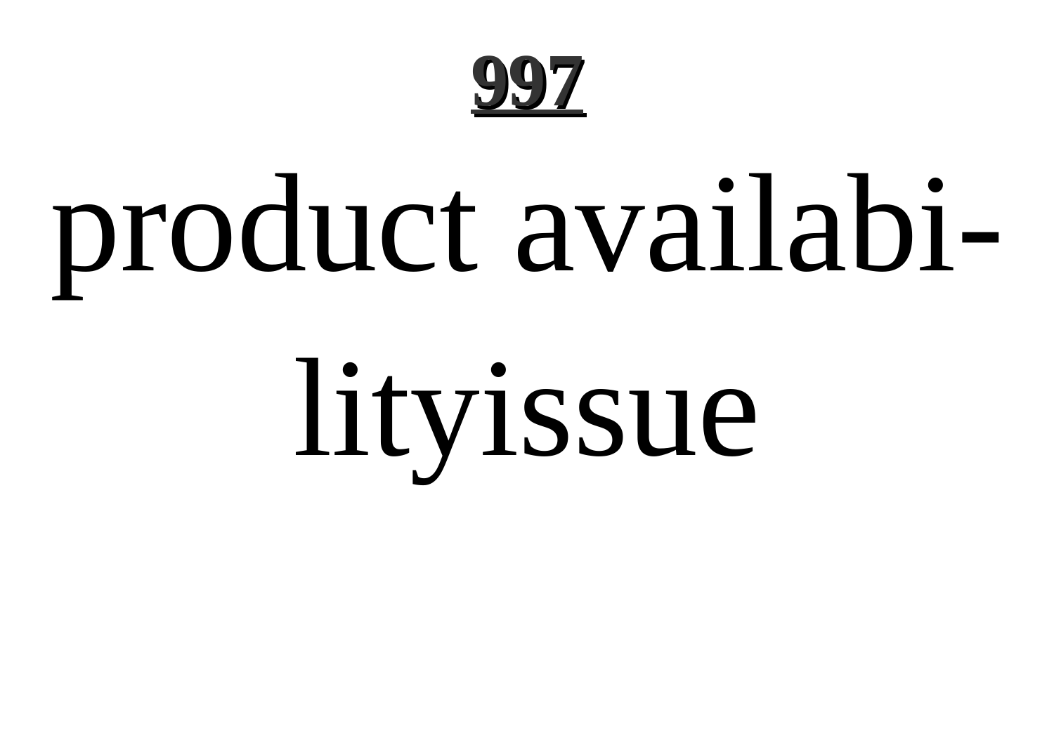product availabi-lityissue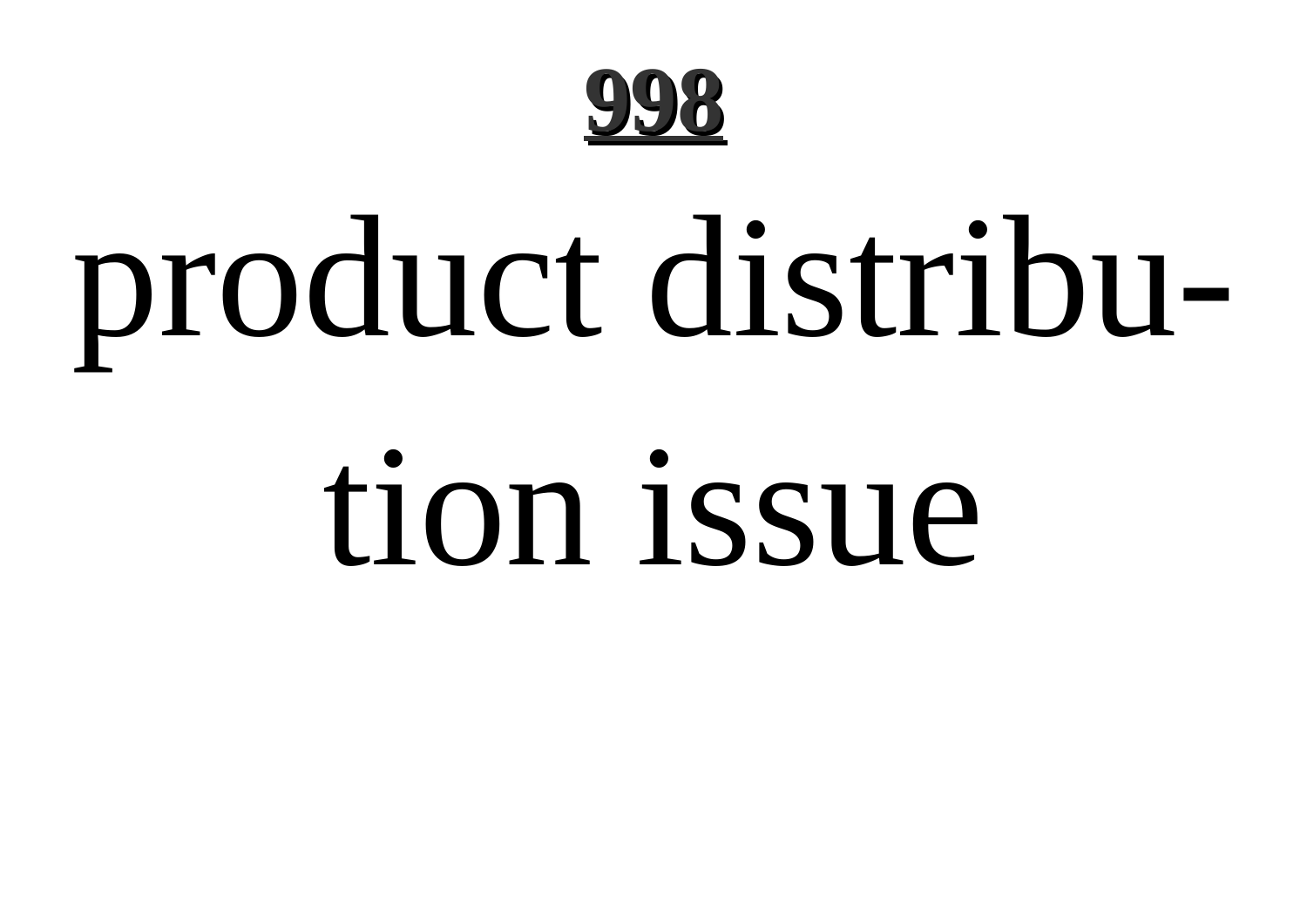# product distribution issue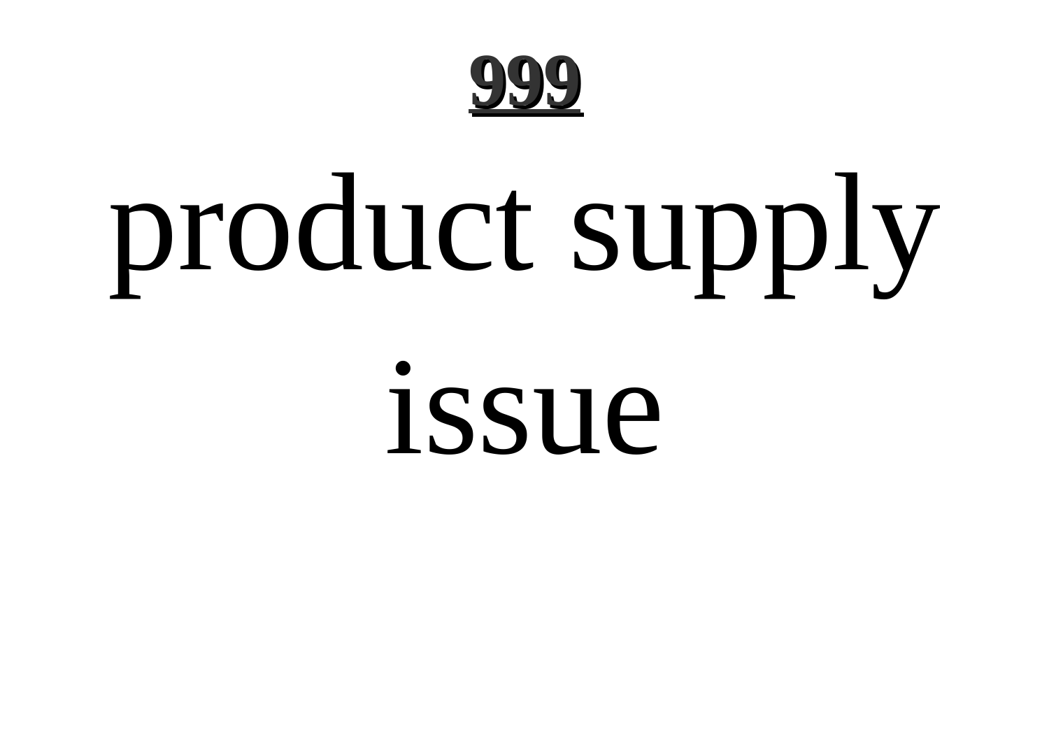product supply issue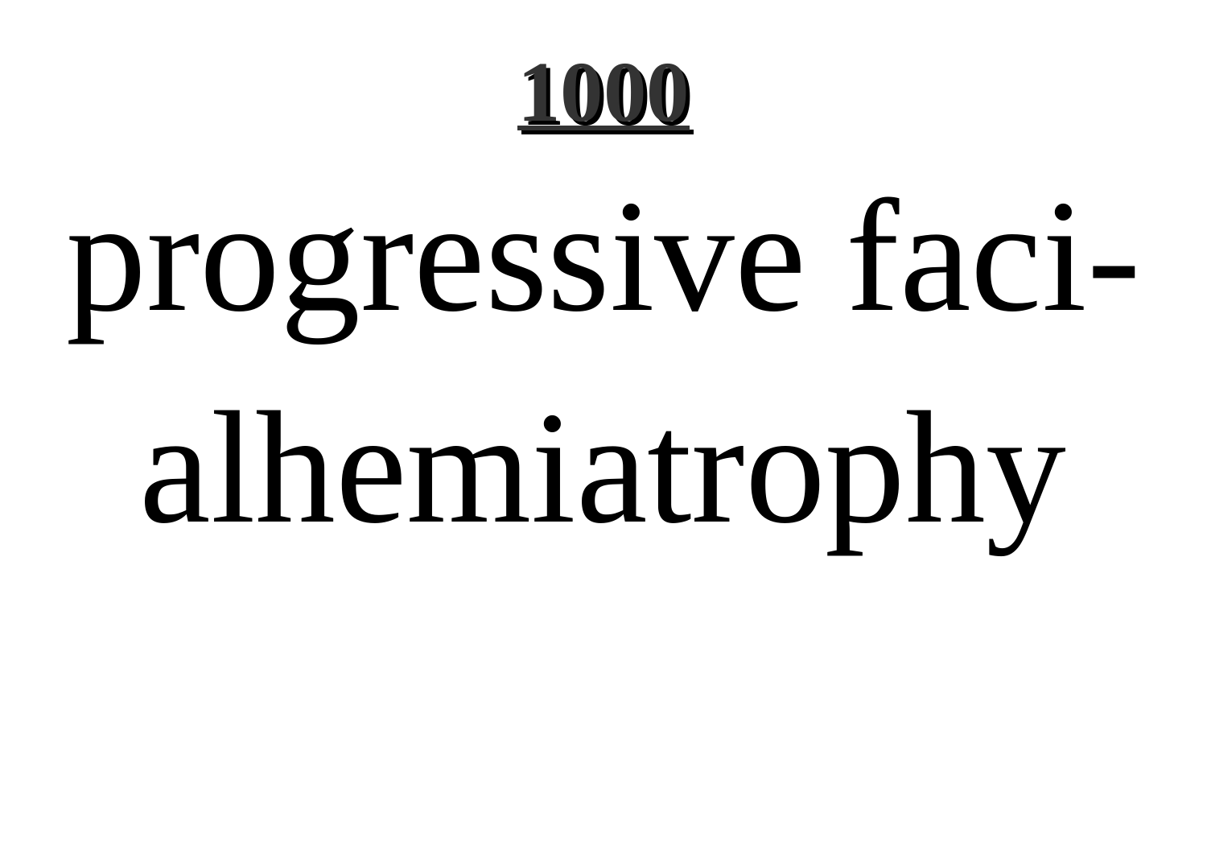progressive faci-
alhemiatrophy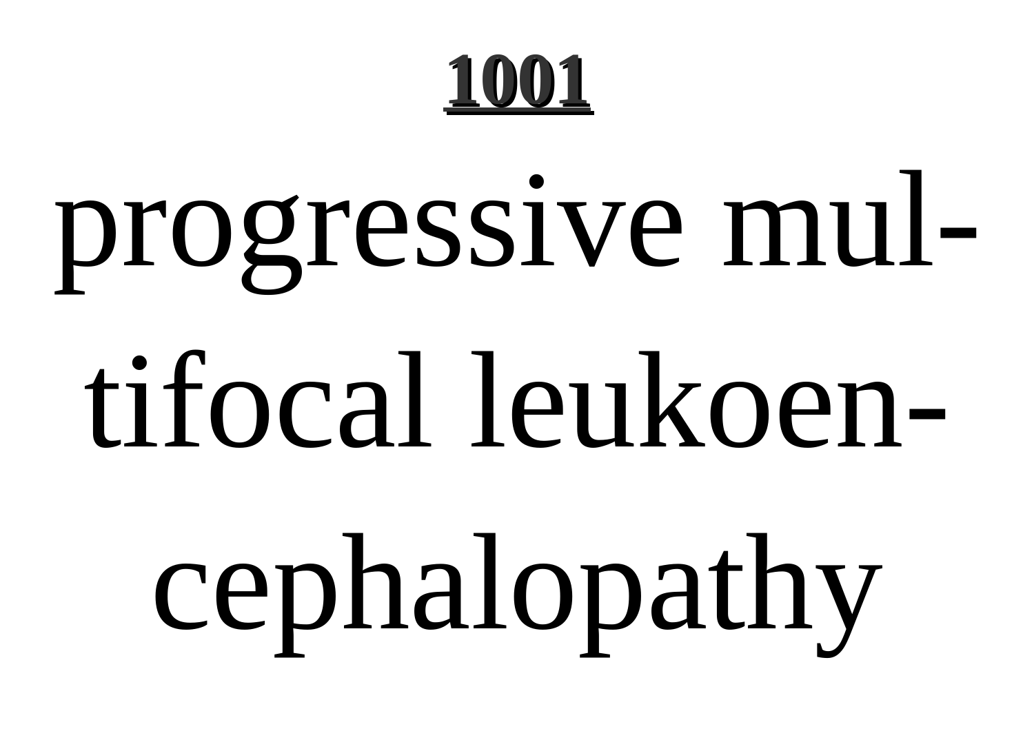# 1001

progressive multifocal leukoencephalopathy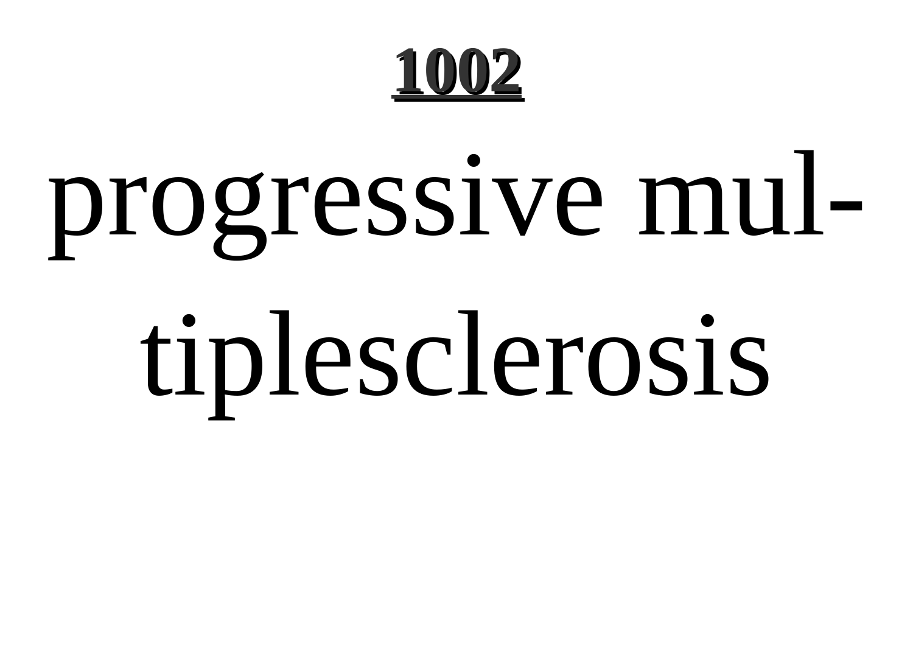progressive multiplesclerosis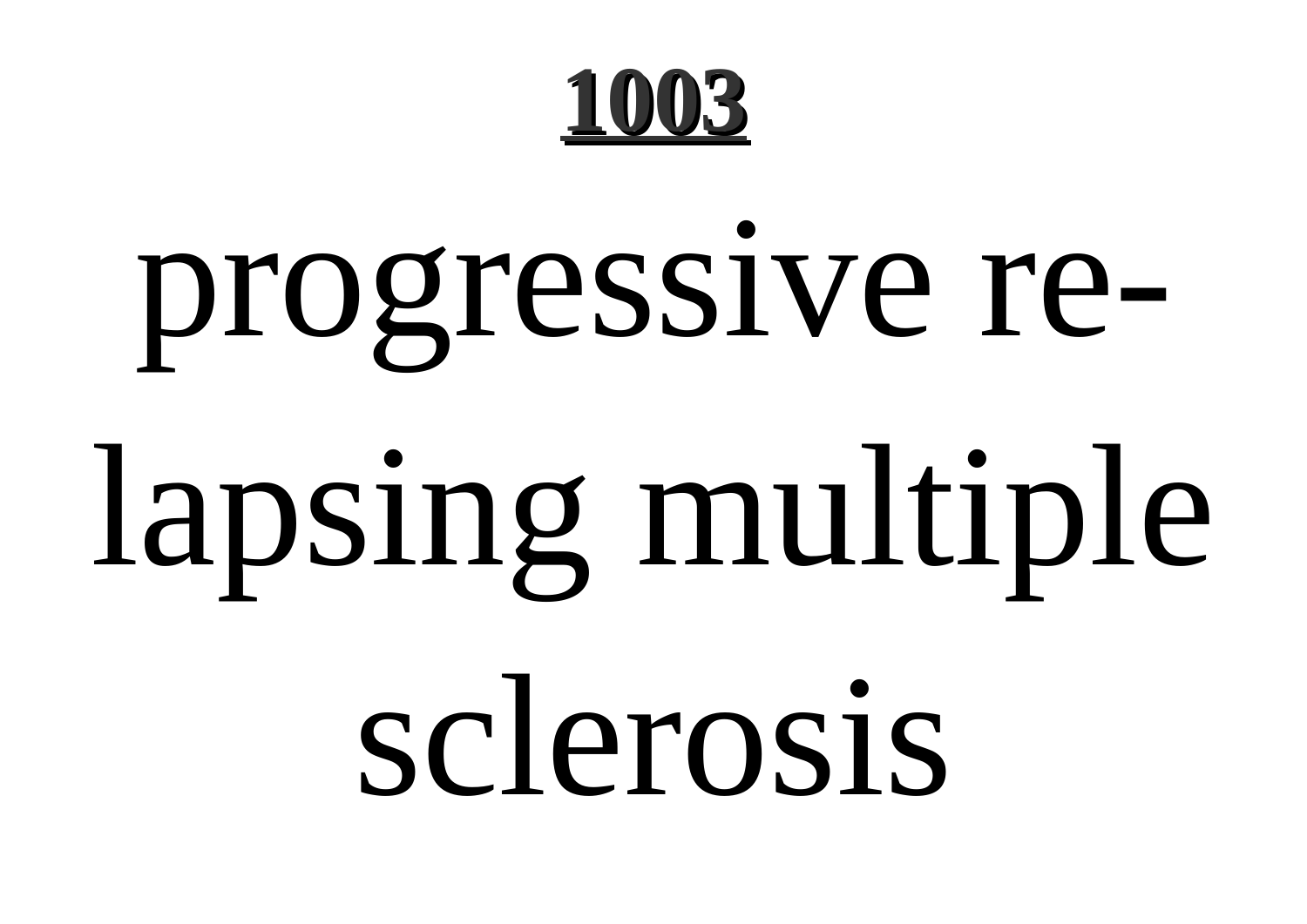progressive relapsing multiple sclerosis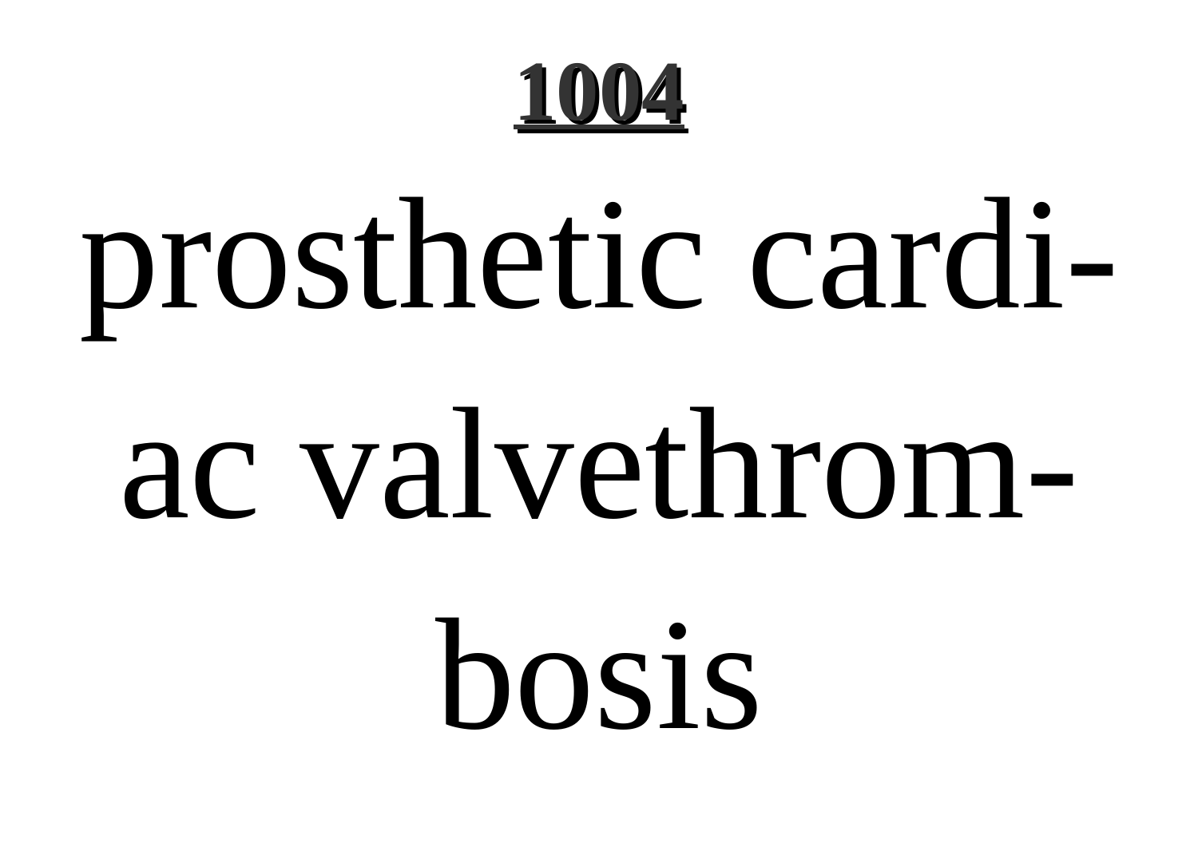# 1004

prosthetic cardiac valvethrombosis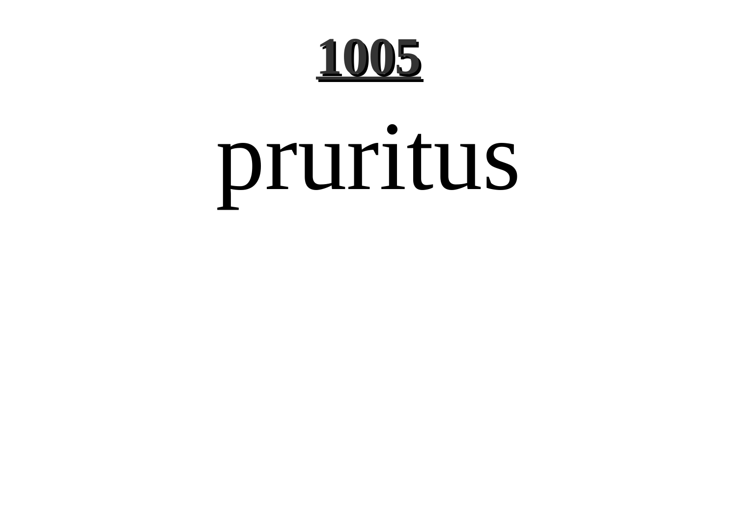# 1005

pruritus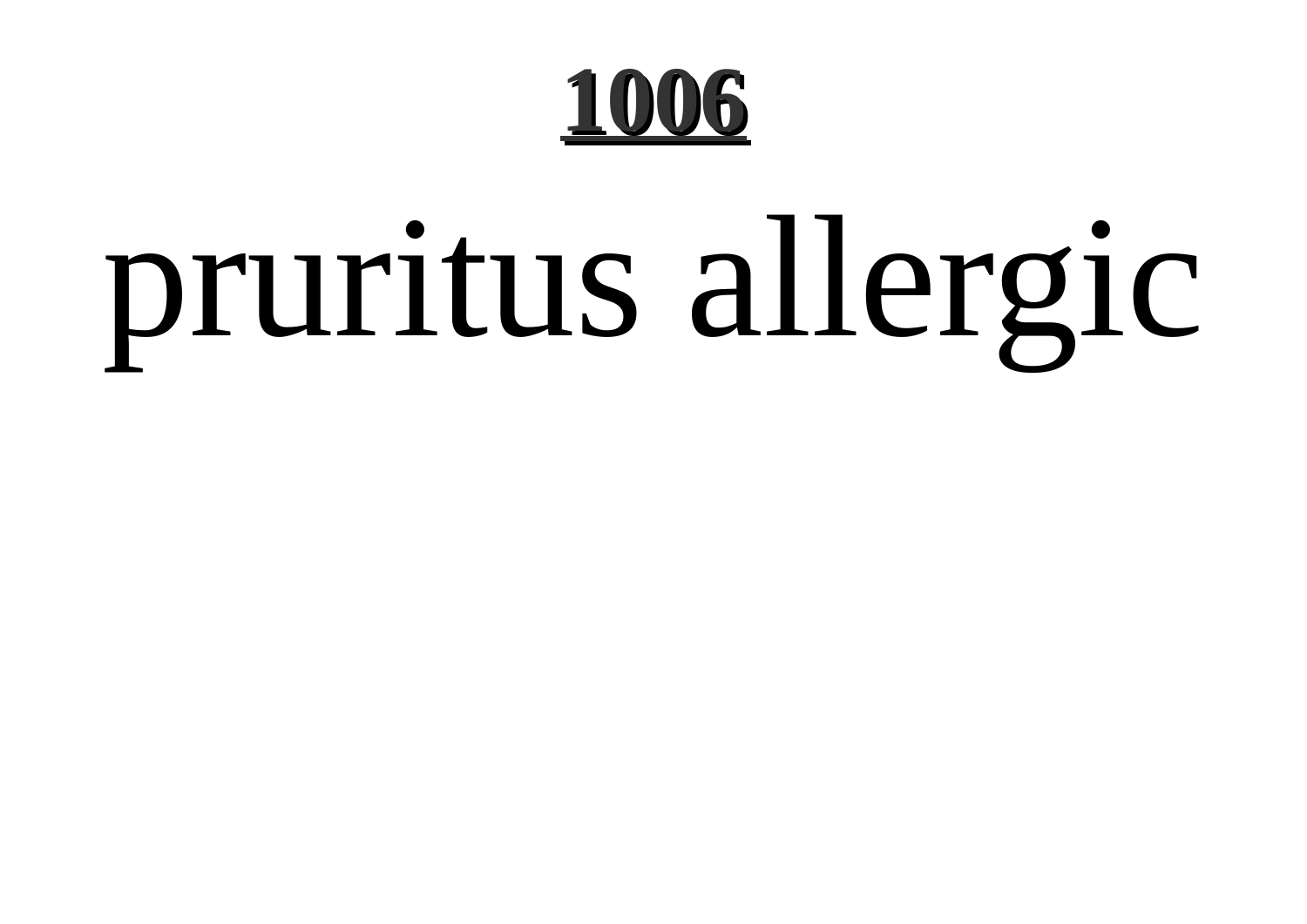pruritus allergic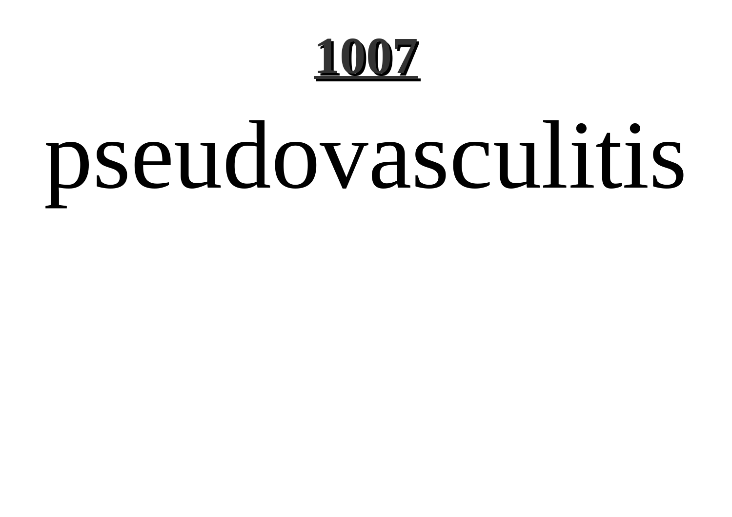pseudovasculitis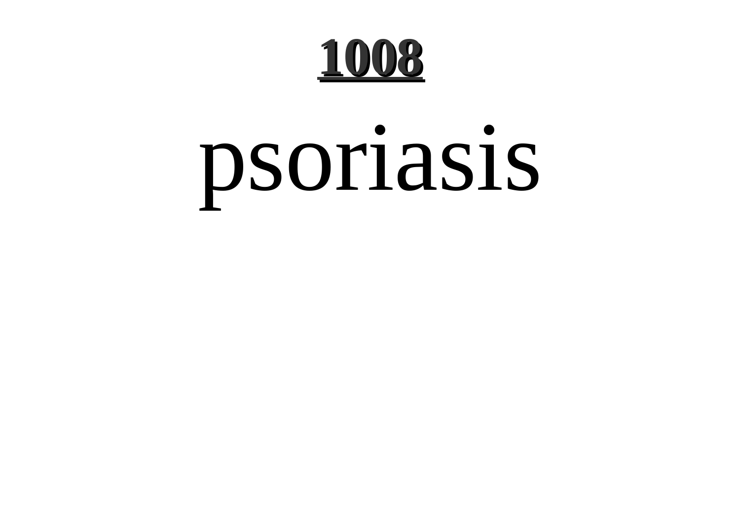# 1008

psoriasis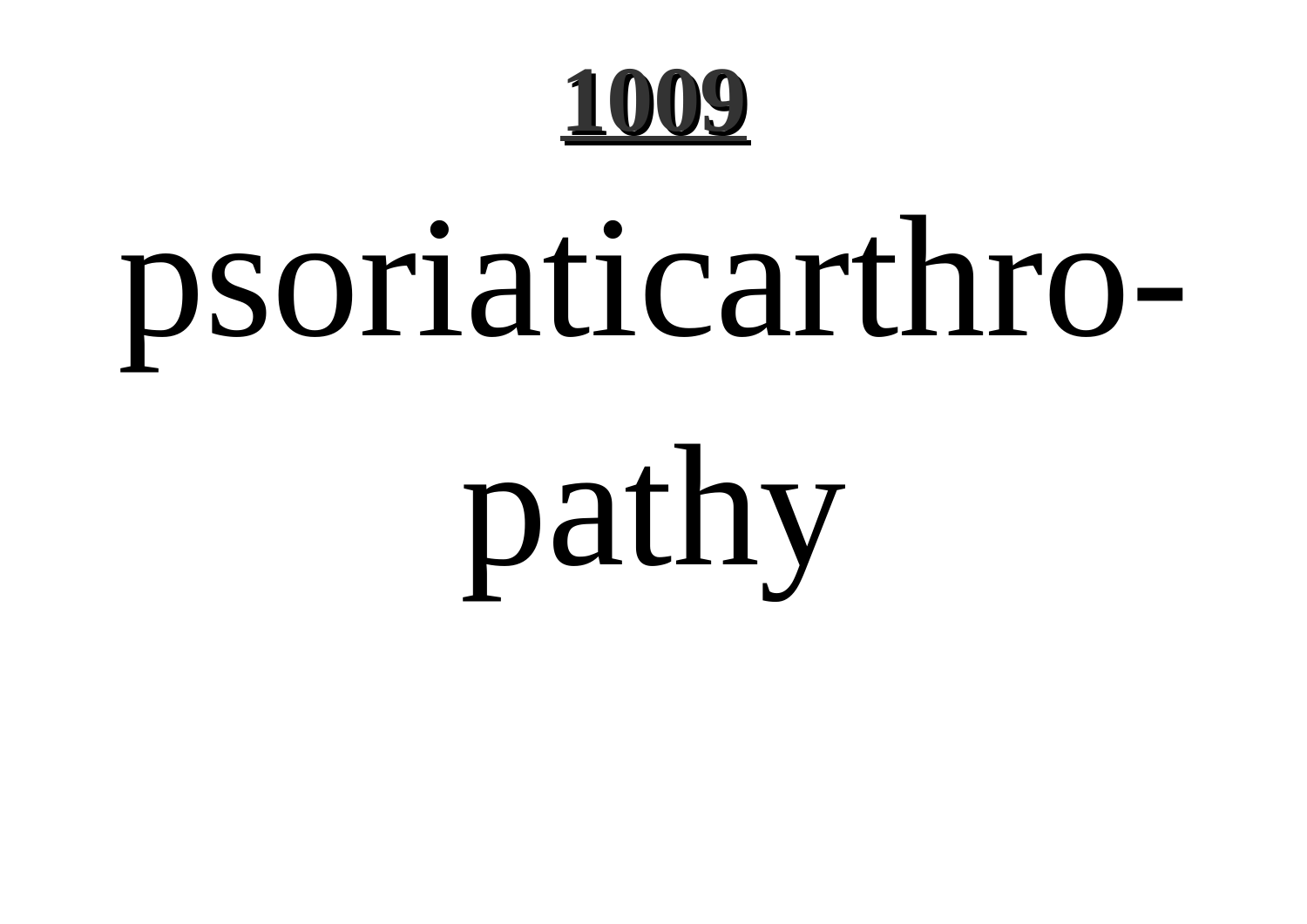**1009**

# psoriaticarthropathy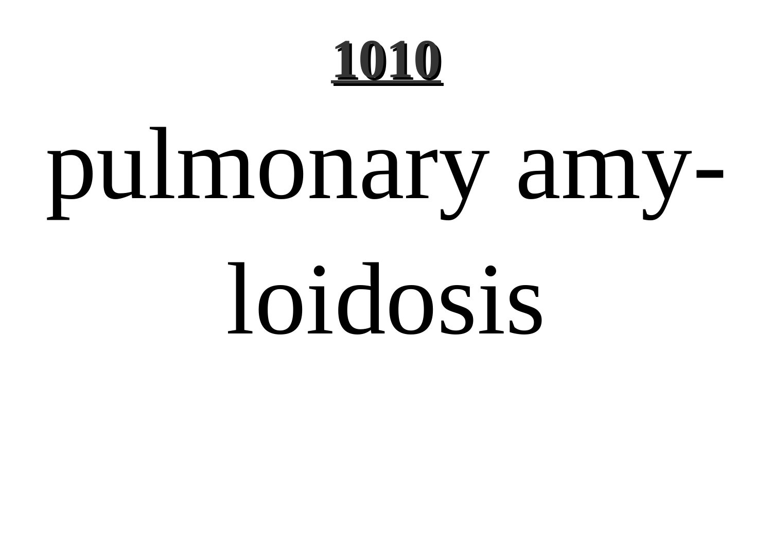pulmonary amyloidosis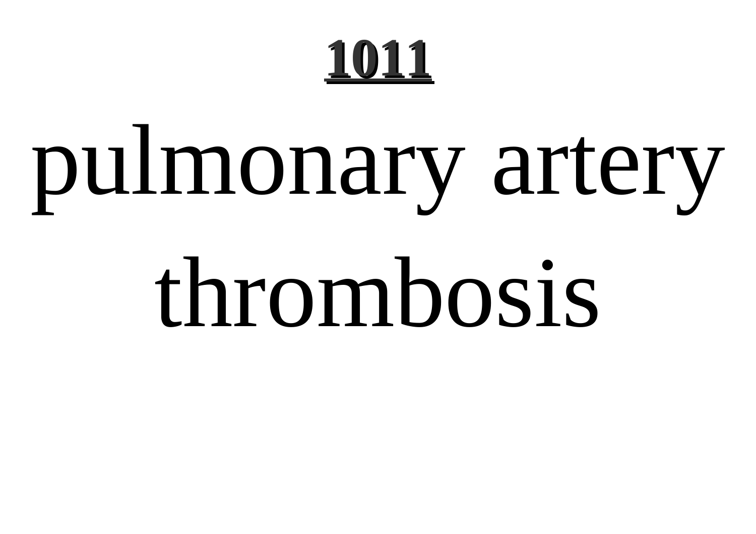**1011**

# pulmonary artery thrombosis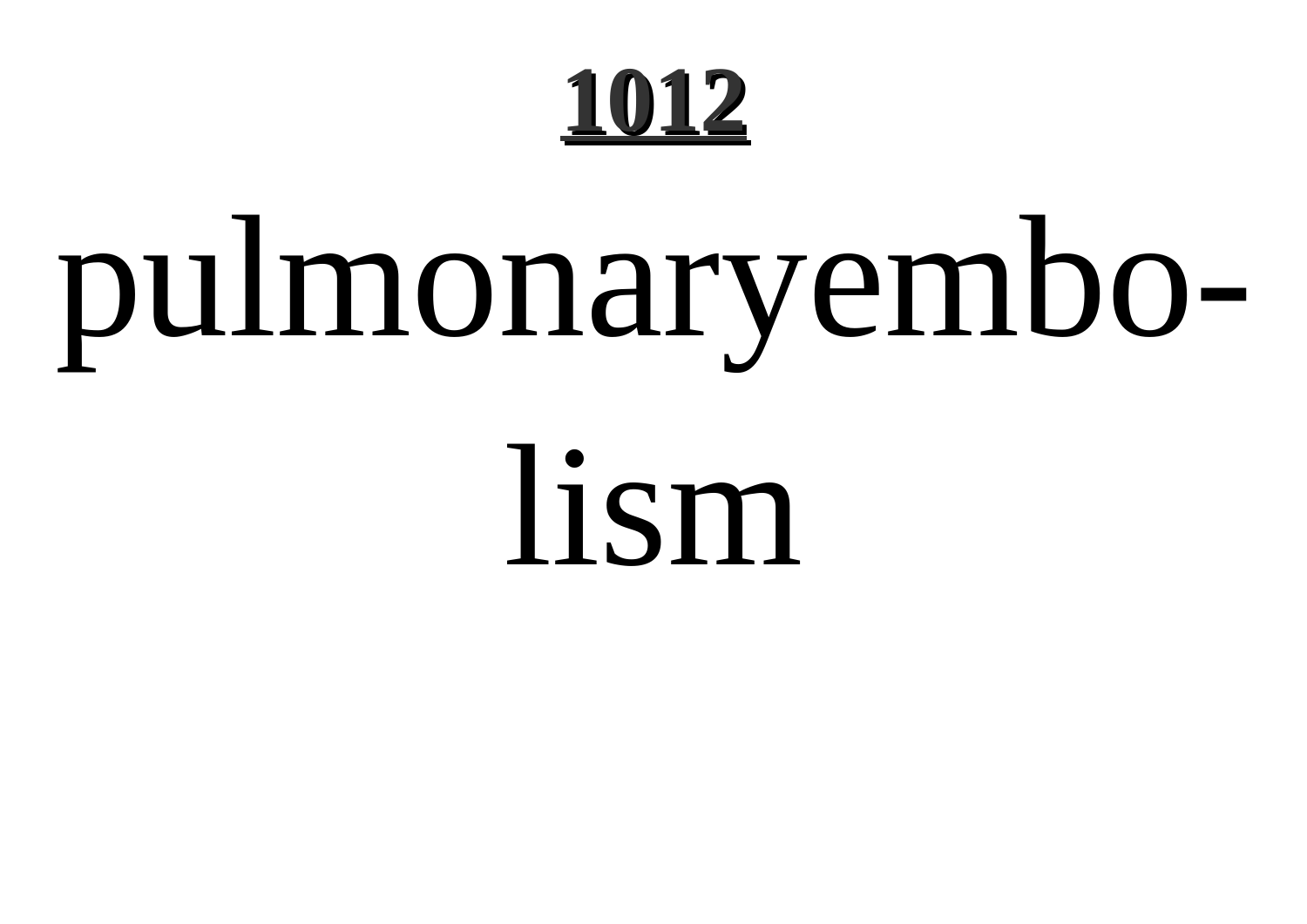pulmonaryembolism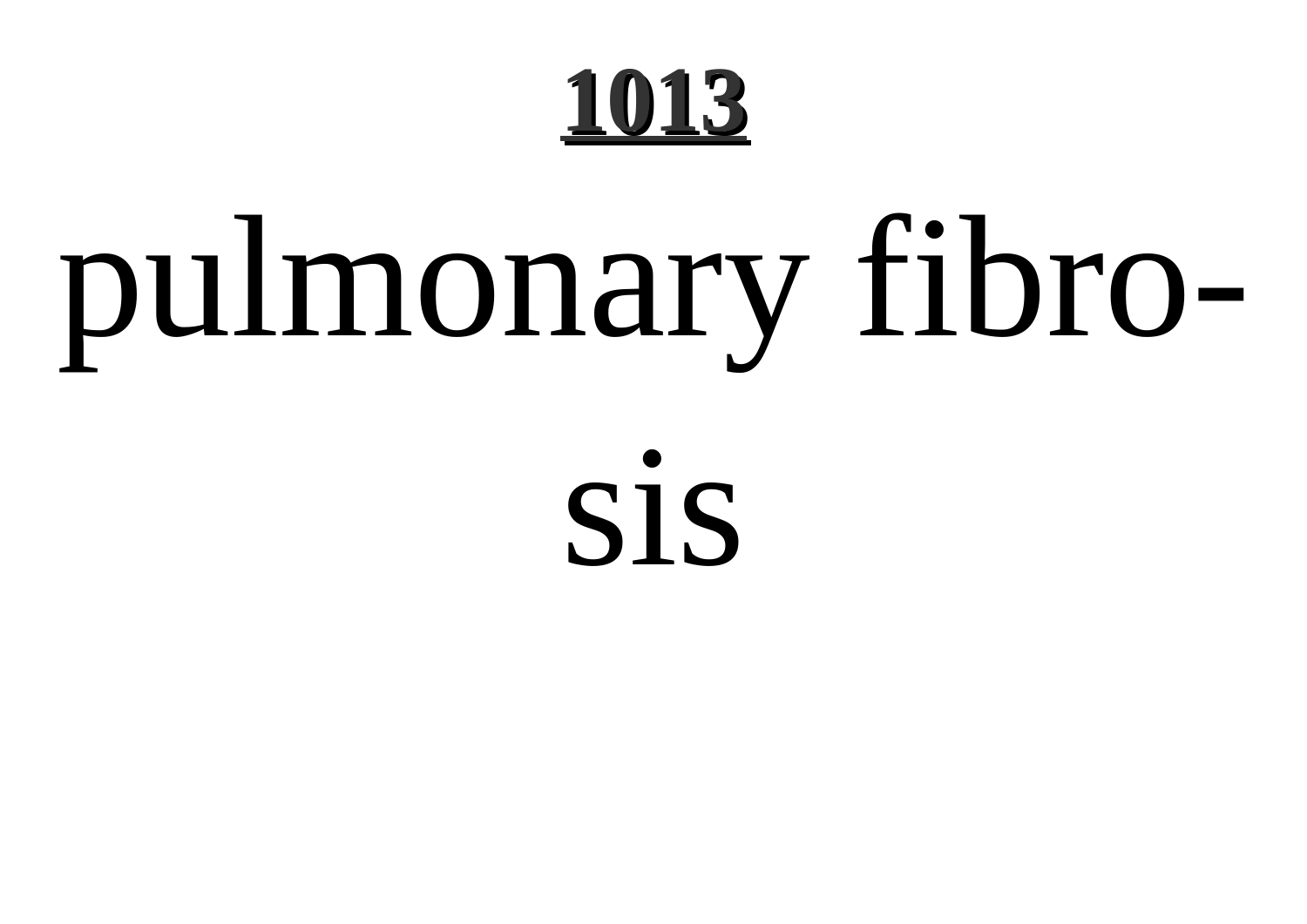pulmonary fibrosis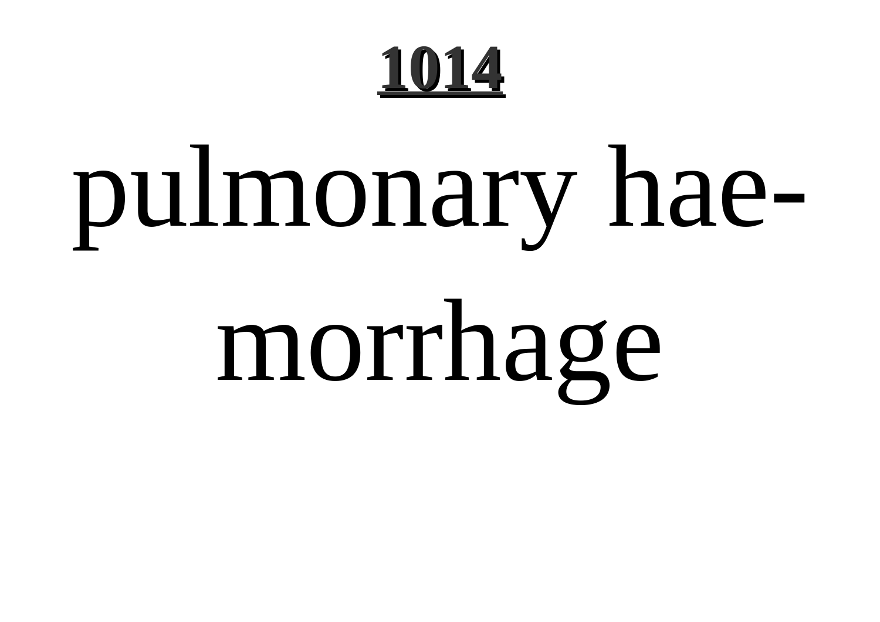**1014**

# pulmonary haemorrhage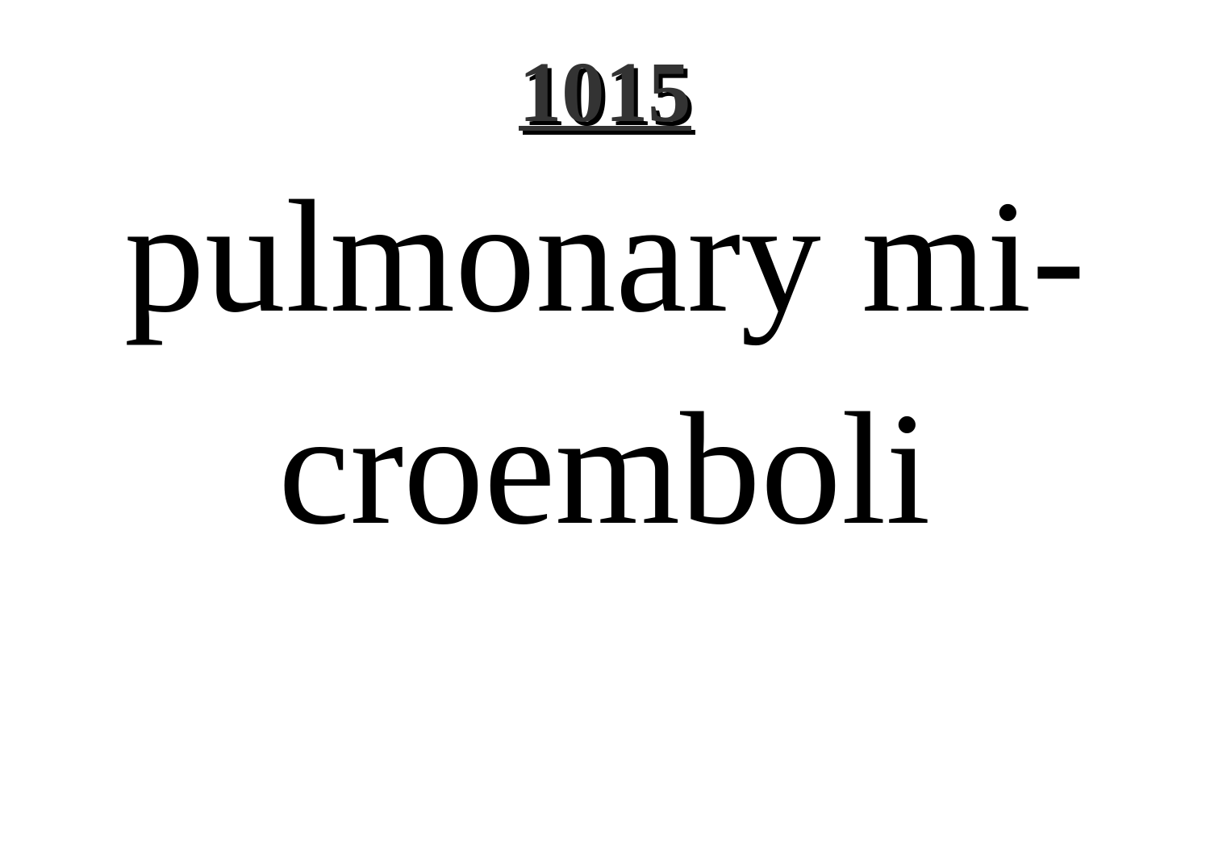## 1015

pulmonary microemboli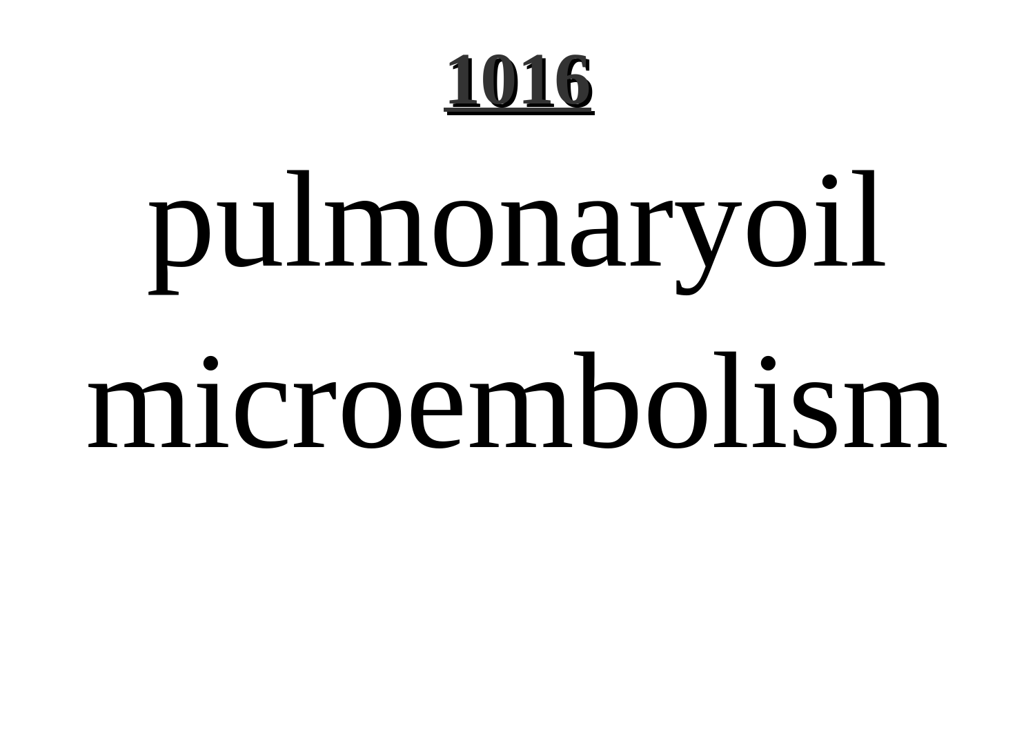pulmonaryoil microembolism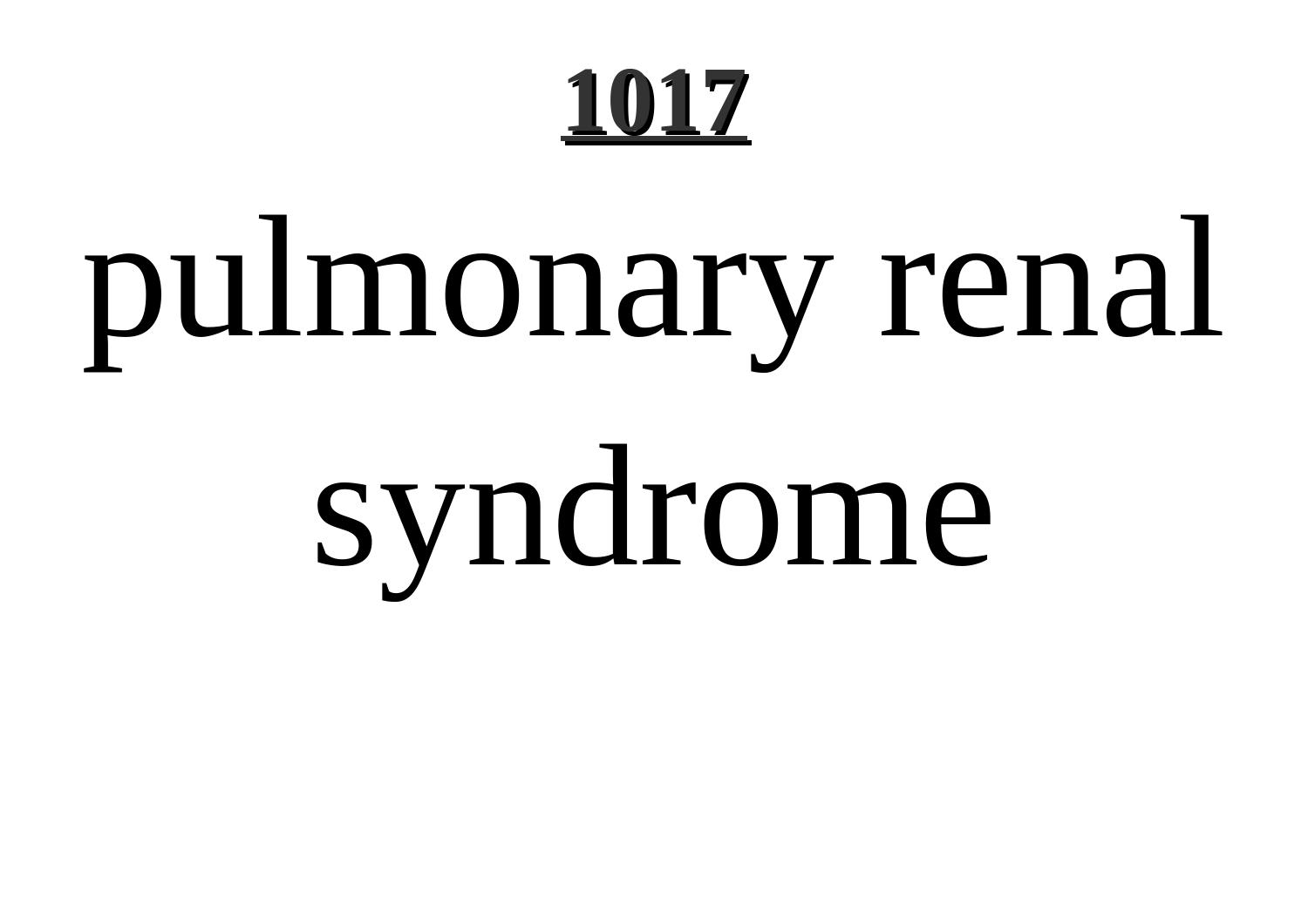# pulmonary renal syndrome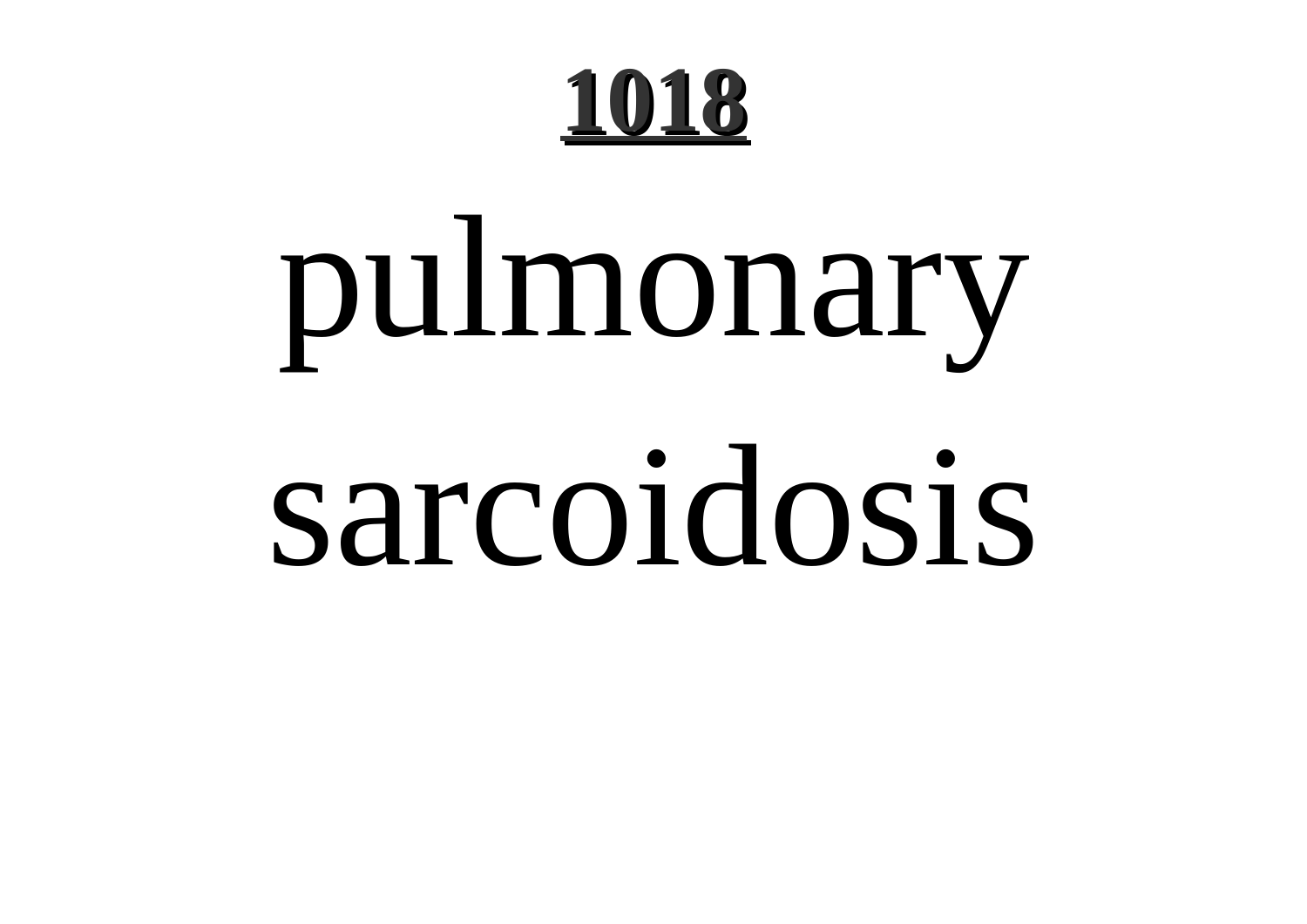# 1018

pulmonary sarcoidosis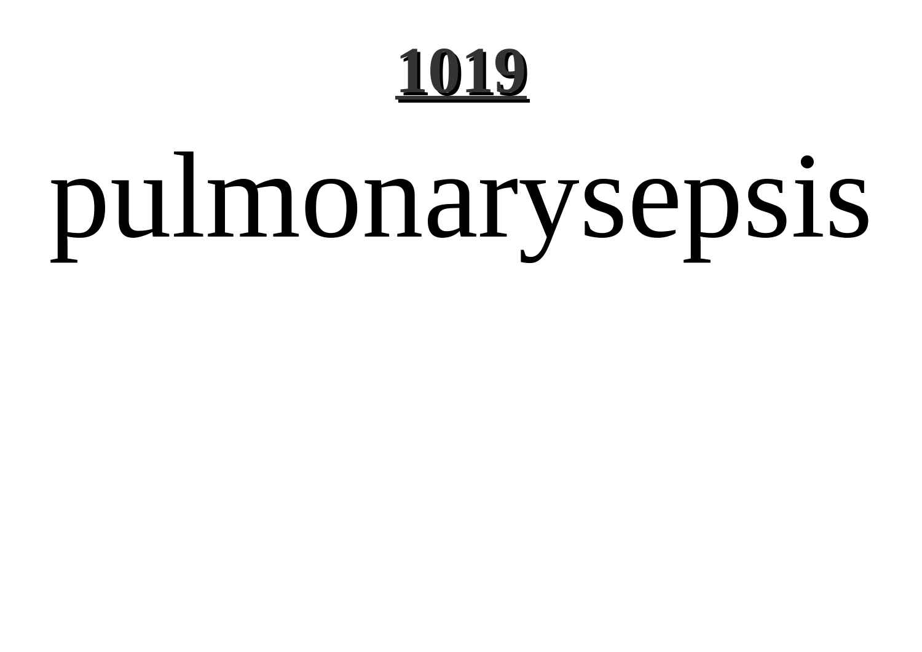# 1019

pulmonarysepsis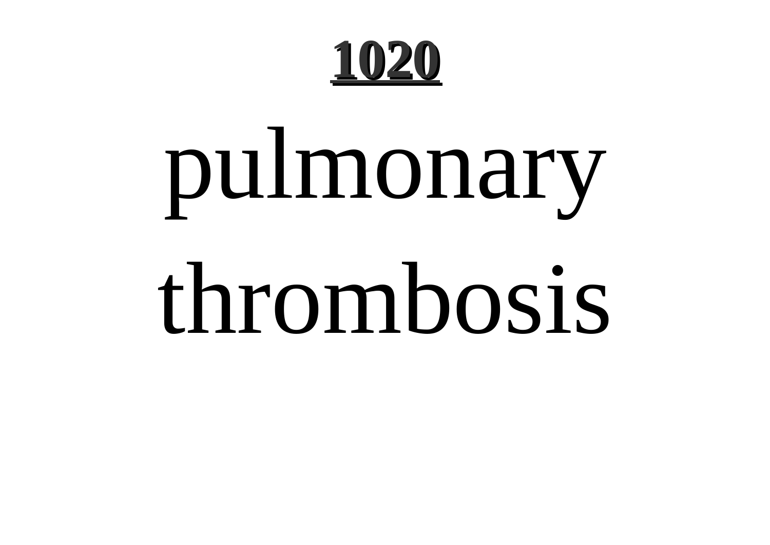**1020**

# pulmonary thrombosis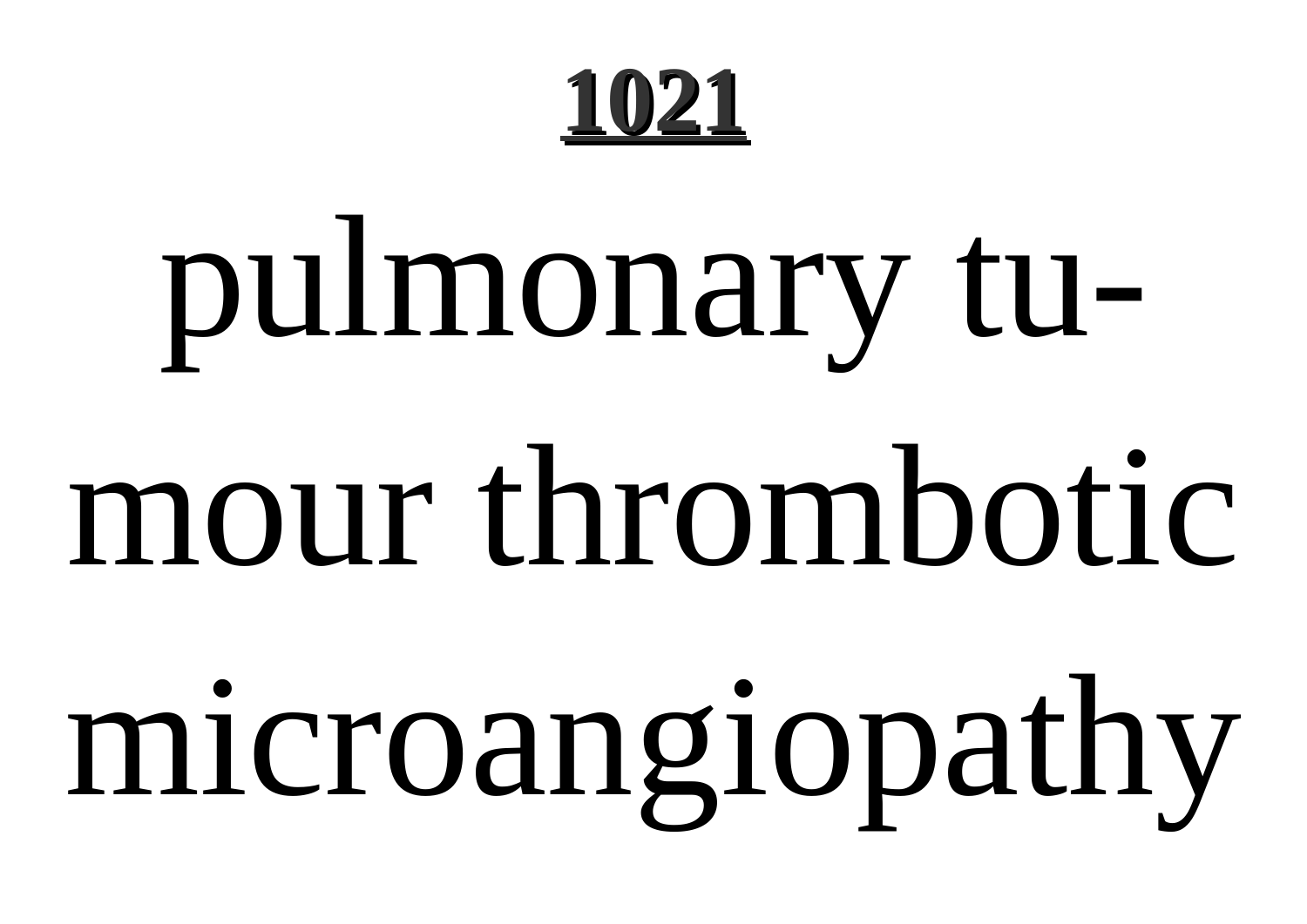pulmonary tumour thrombotic microangiopathy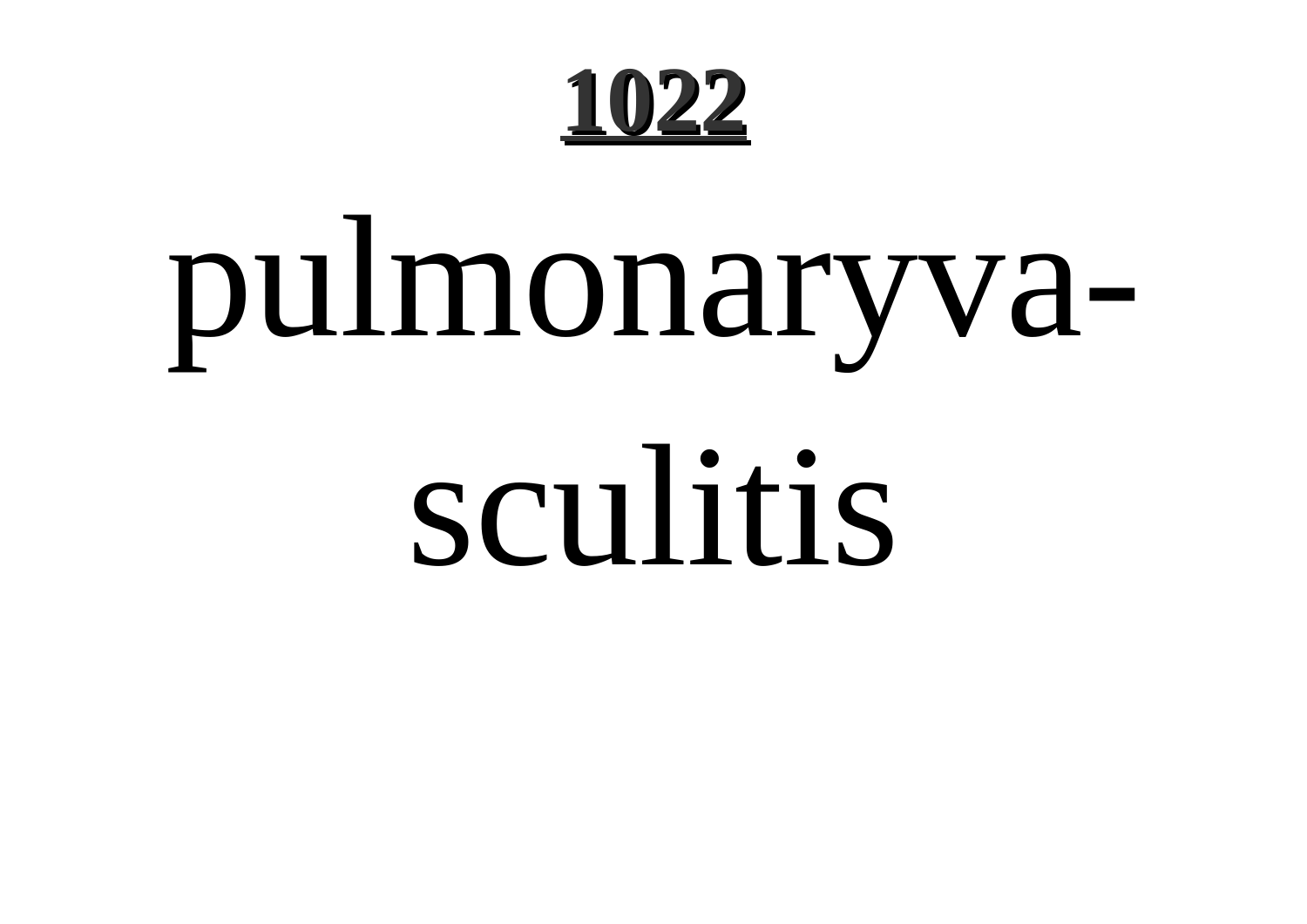# 1022

pulmonaryvasculitis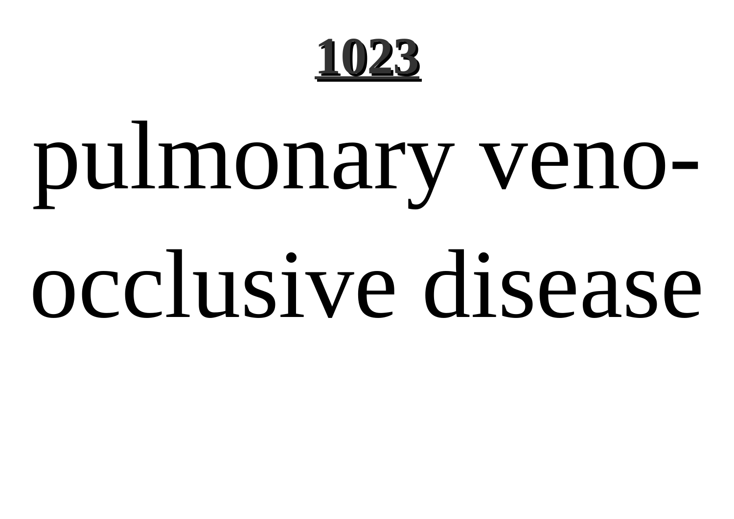**1023**

# pulmonary veno-occlusive disease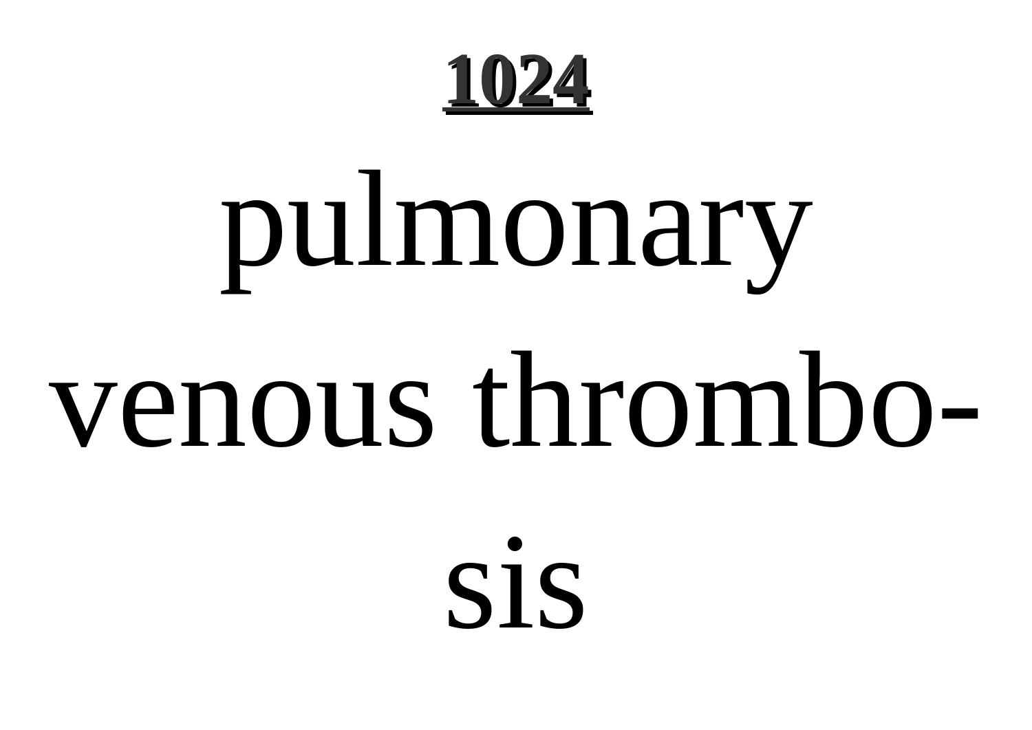**1024**

# pulmonary venous thrombo-sis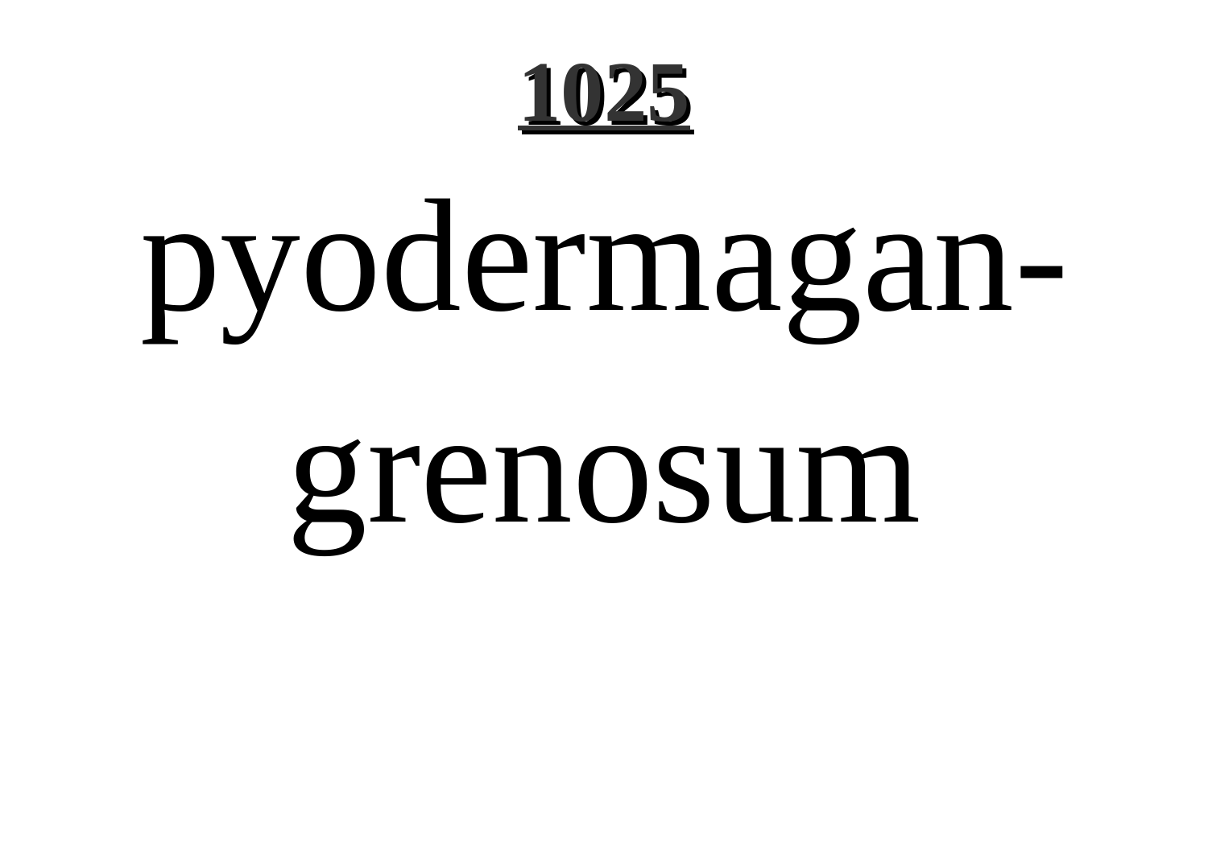# 1025

pyodermagan-
grenosum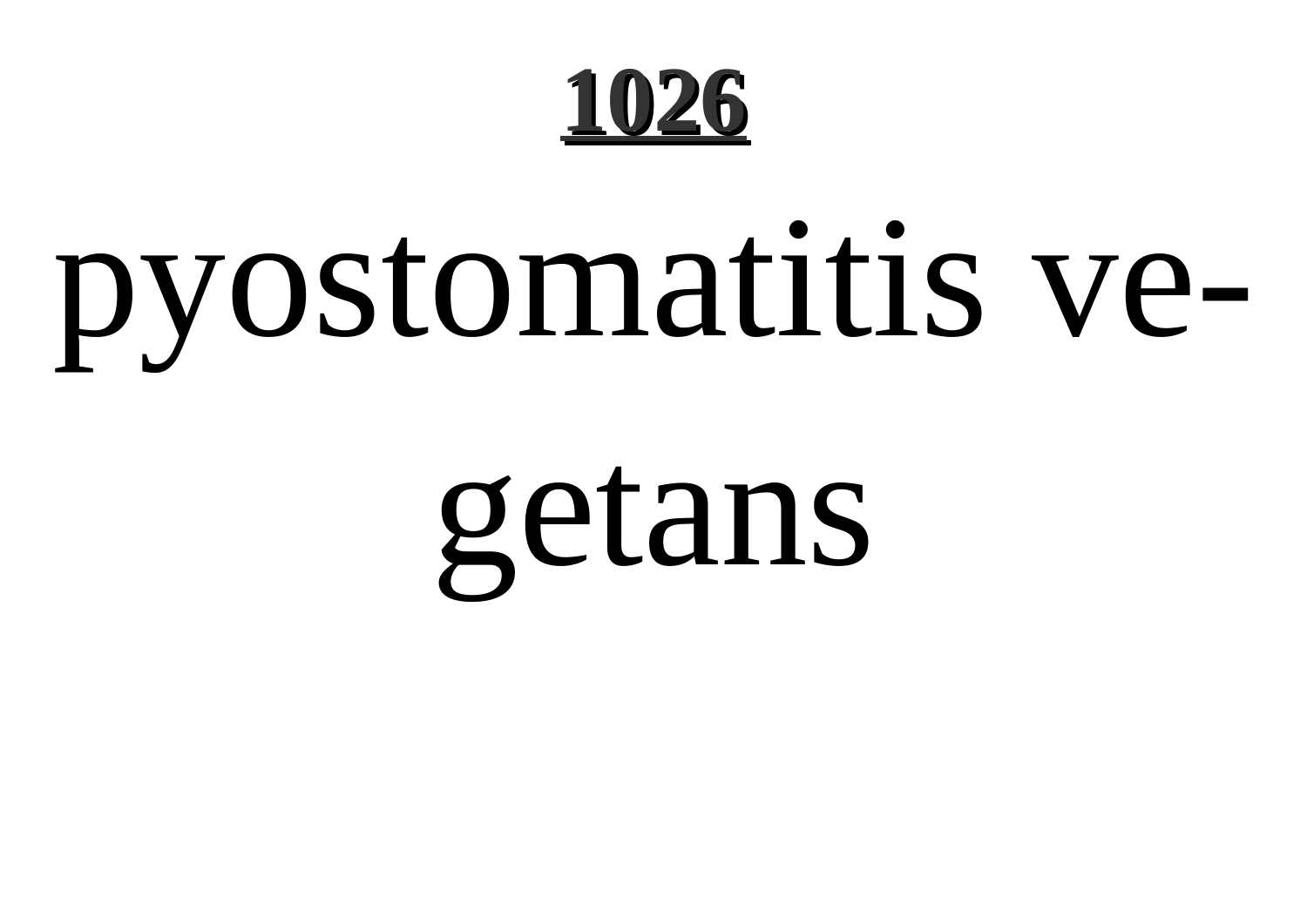pyostomatitis vegetans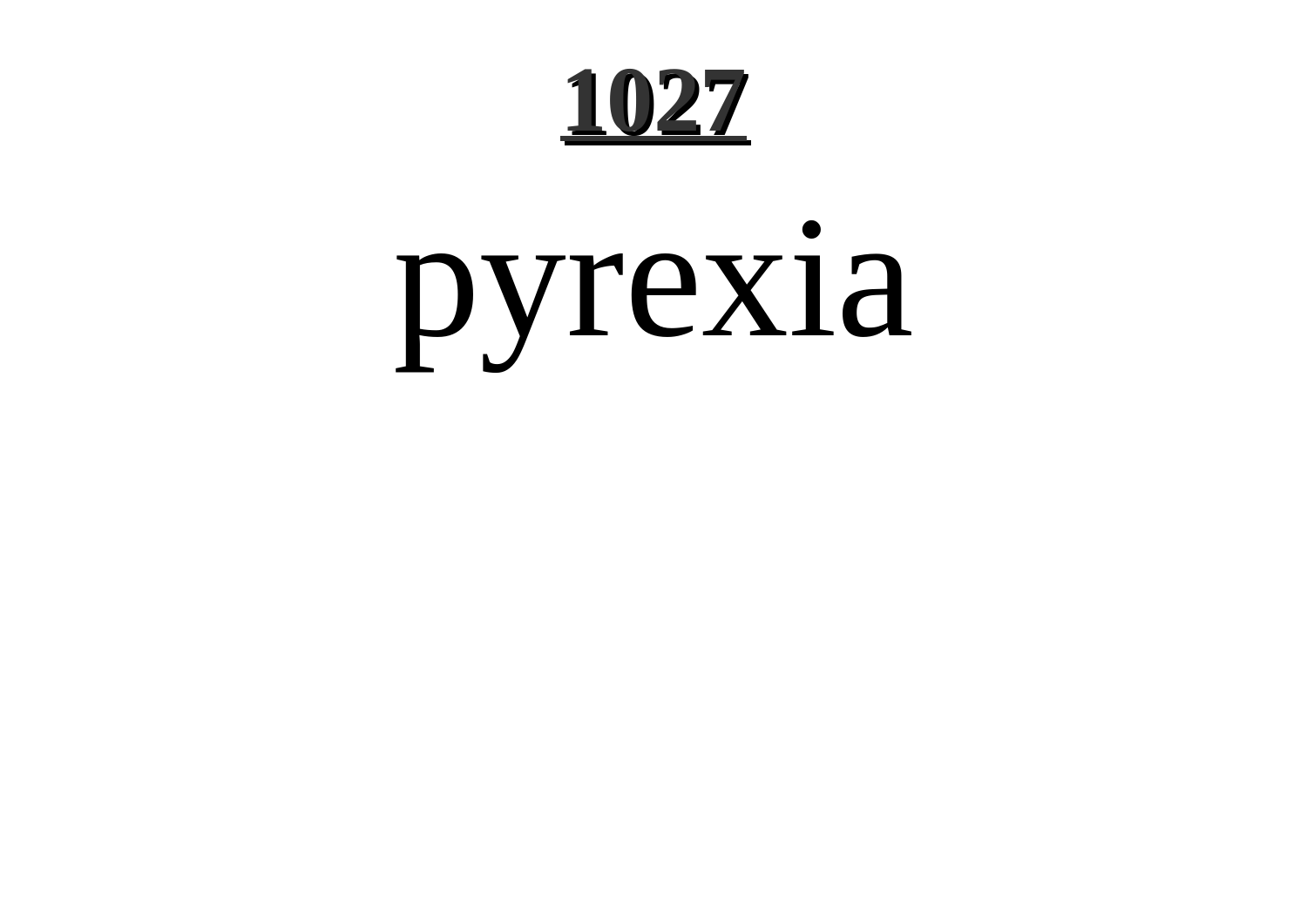pyrexia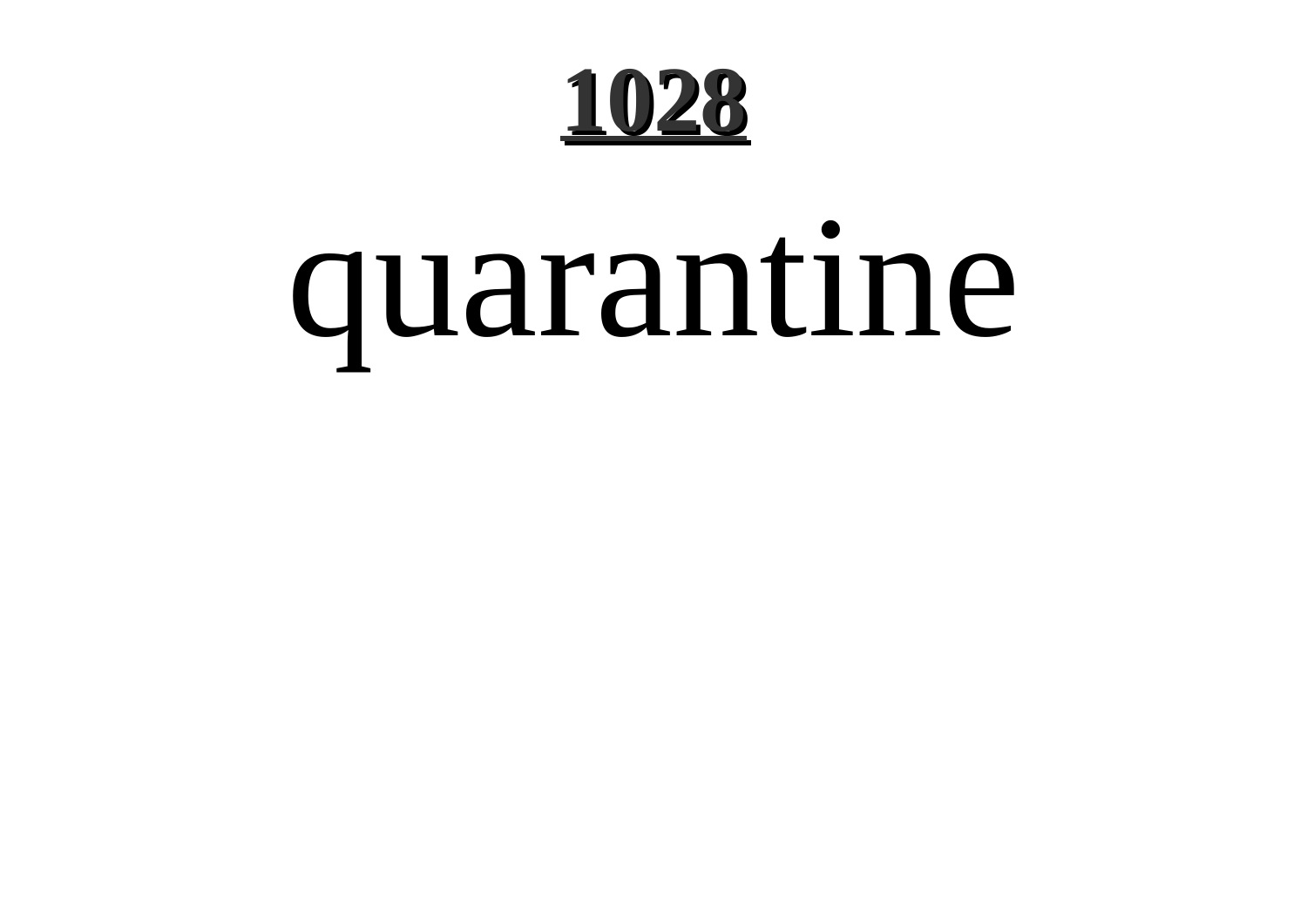quarantine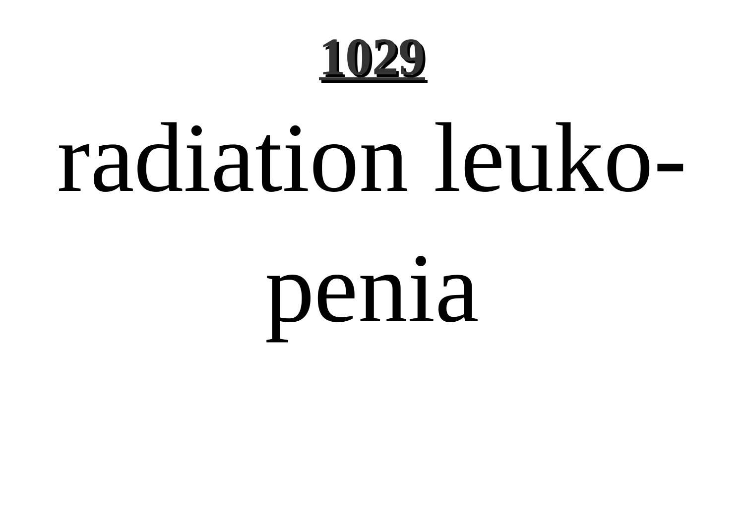radiation leukopenia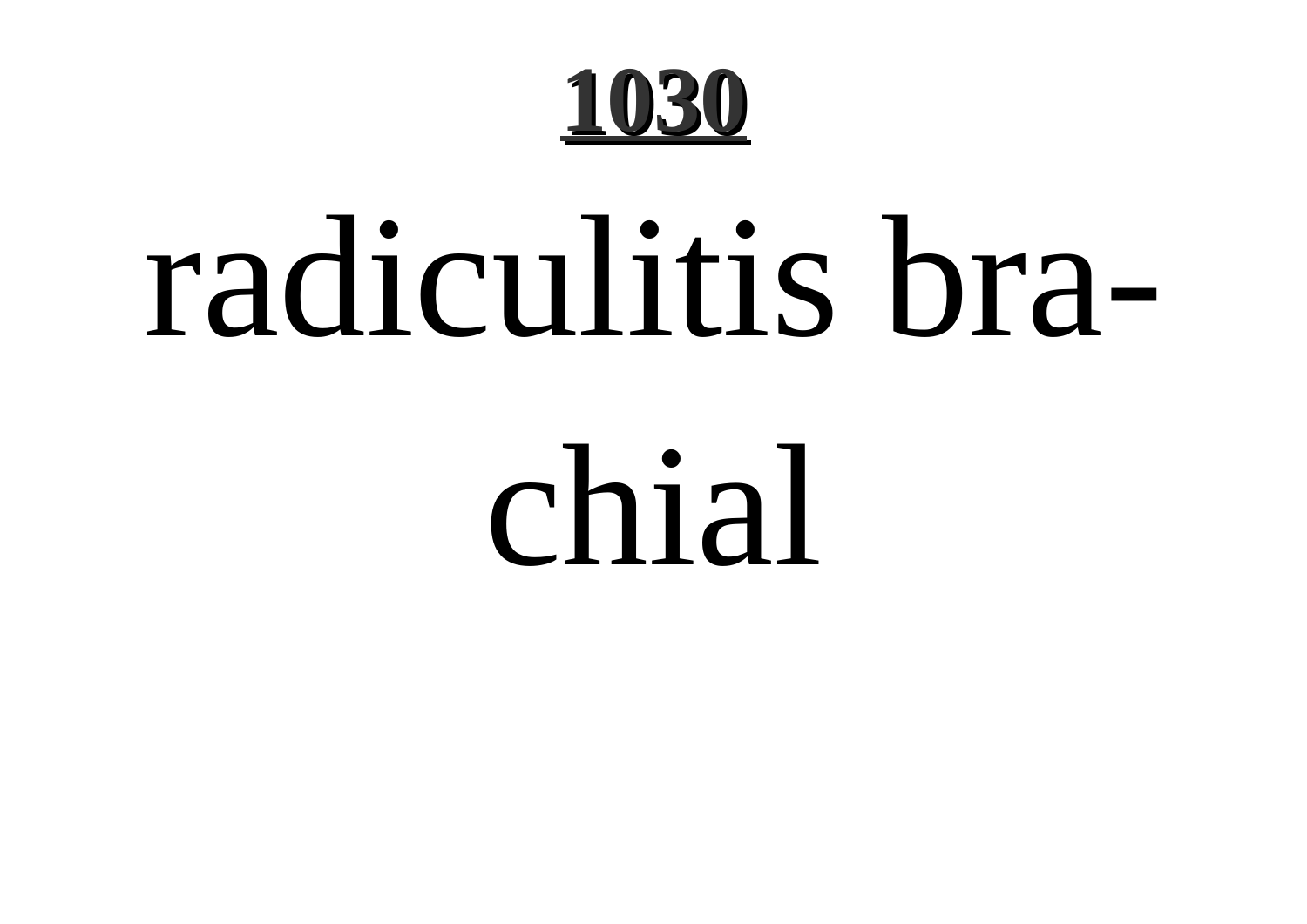# 1030

radiculitis brachial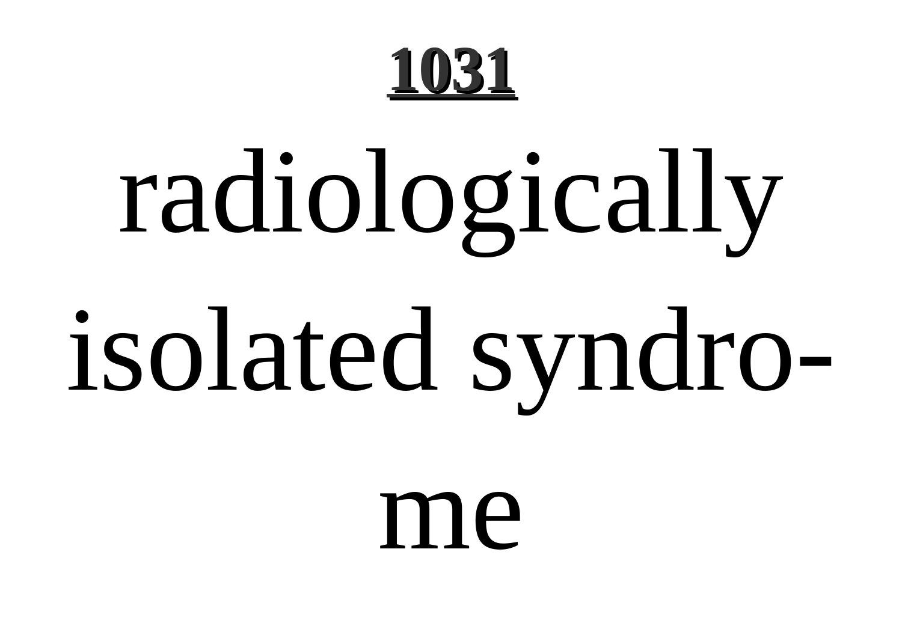radiologically isolated syndrome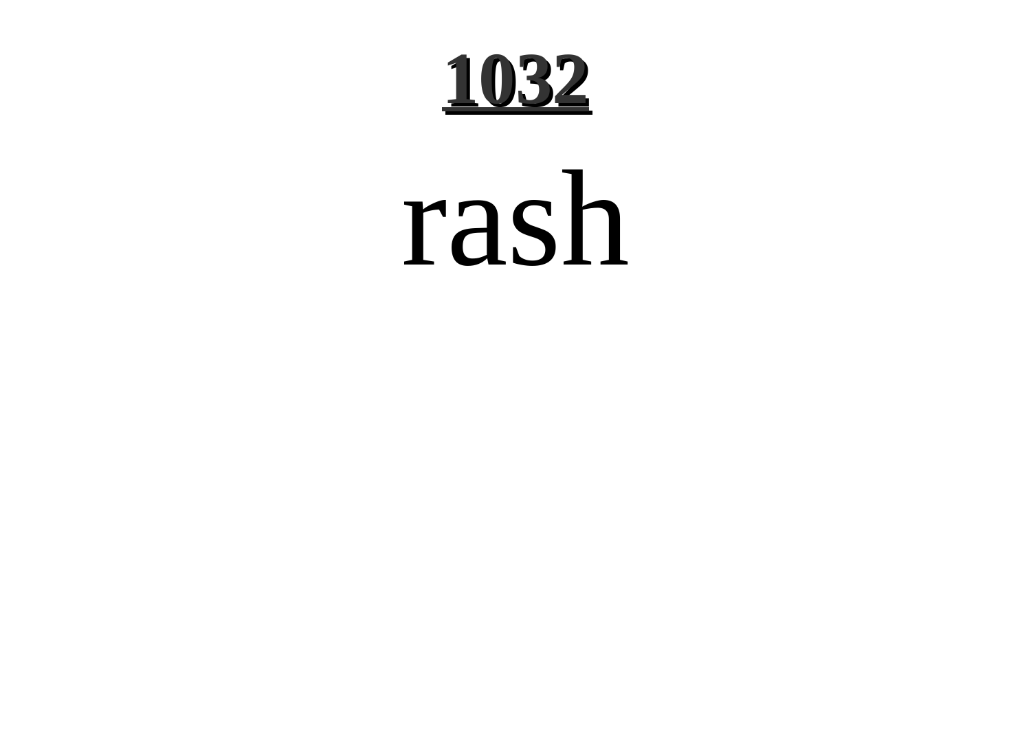# 1032

rash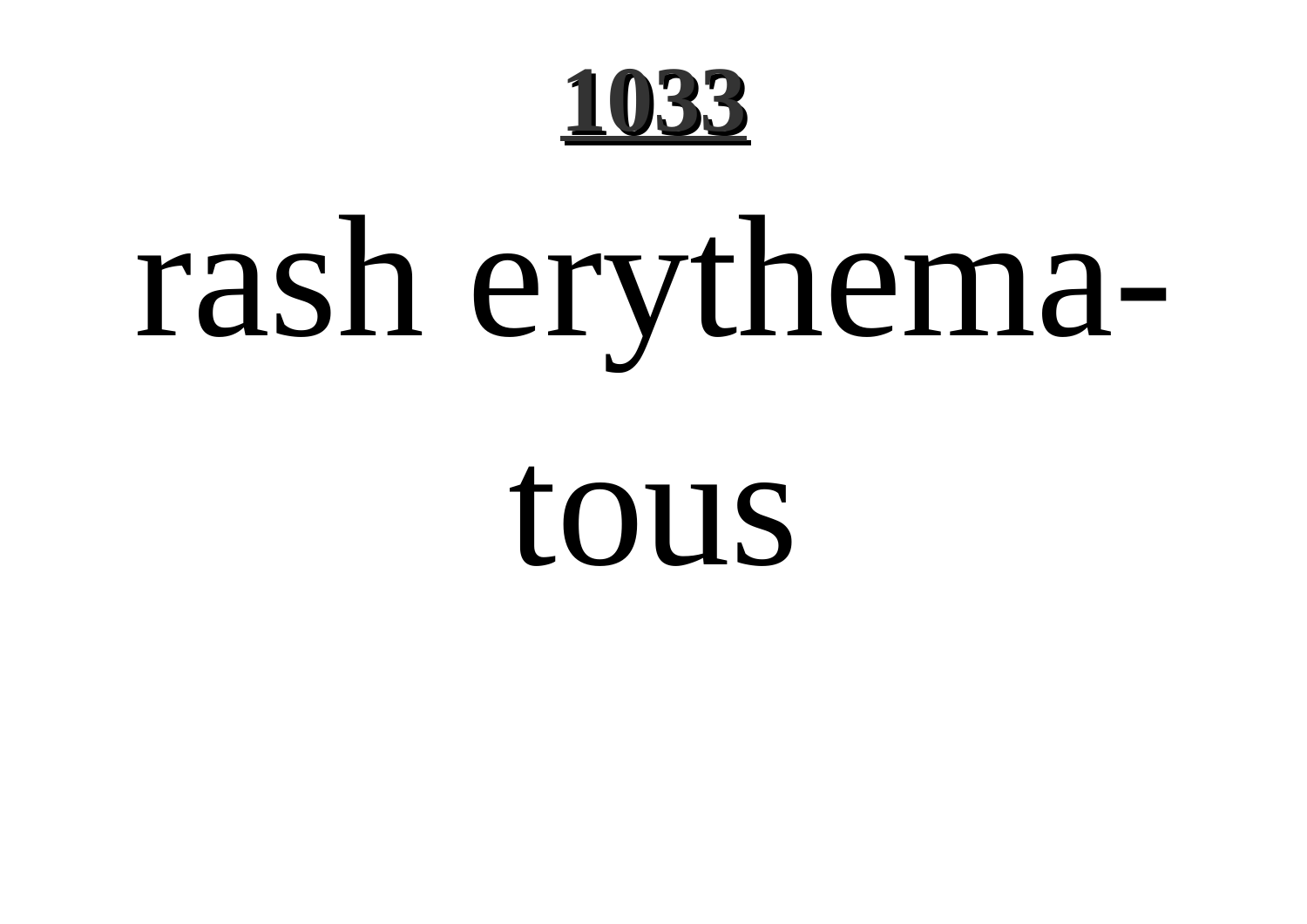rash erythematous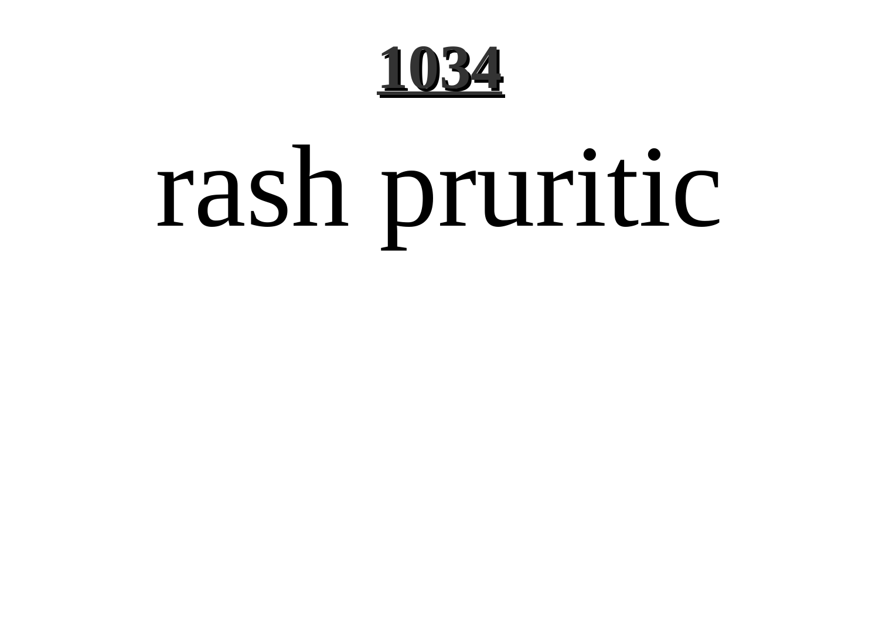# rash pruritic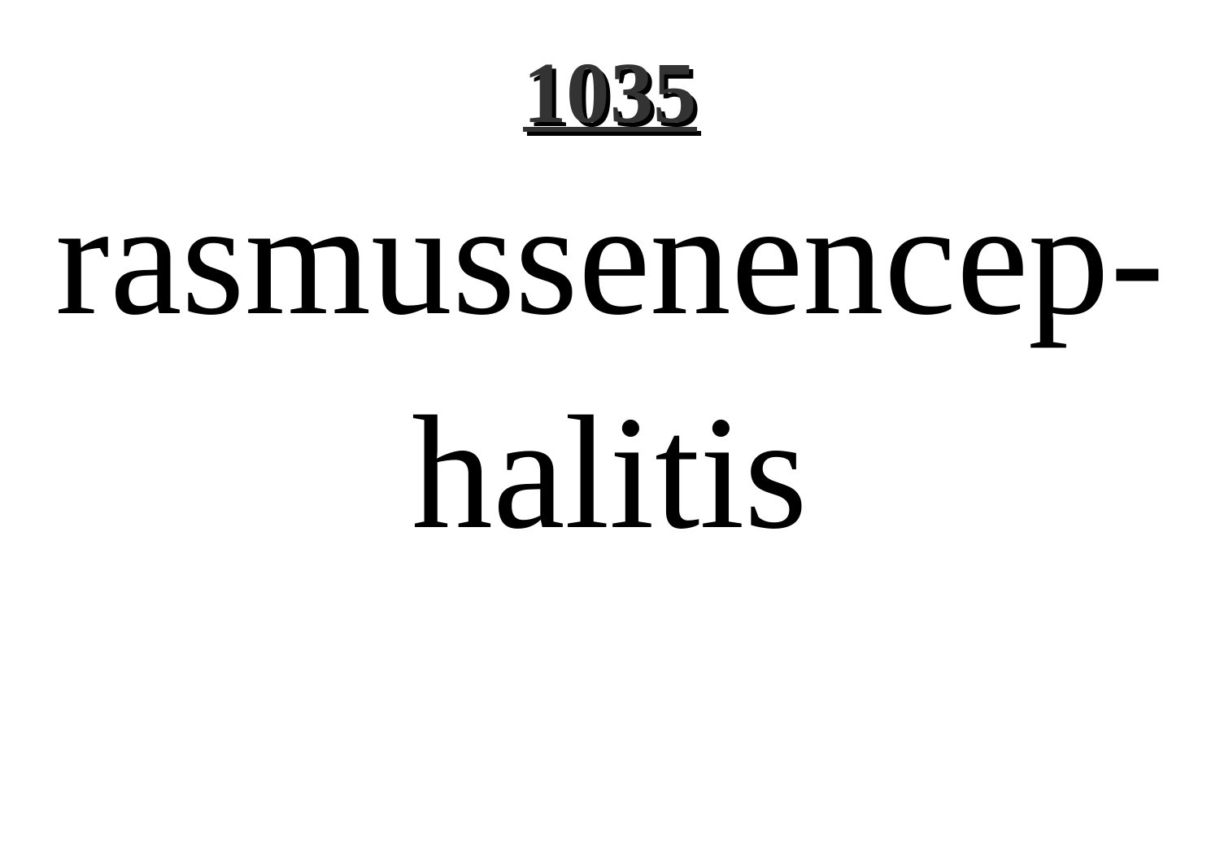# 1035

rasmussenencephalitis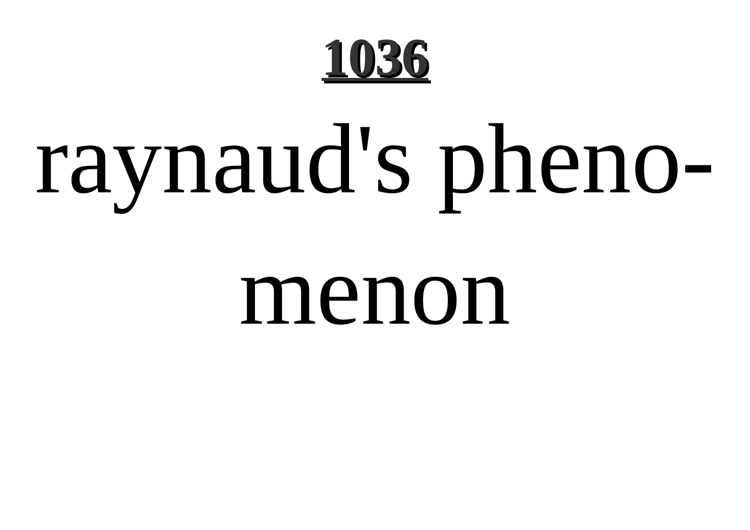raynaud's phenomenon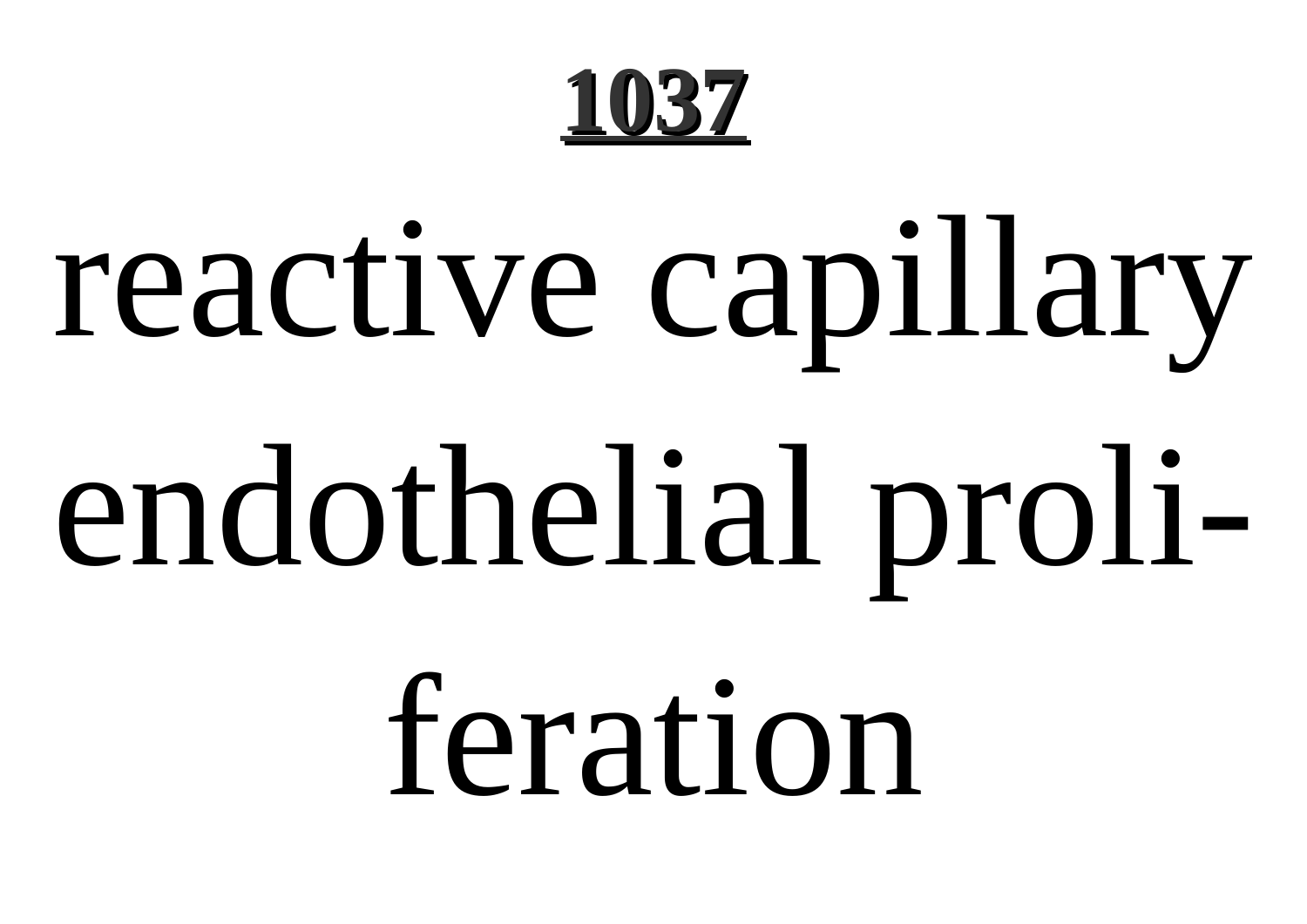reactive capillary endothelial proliferation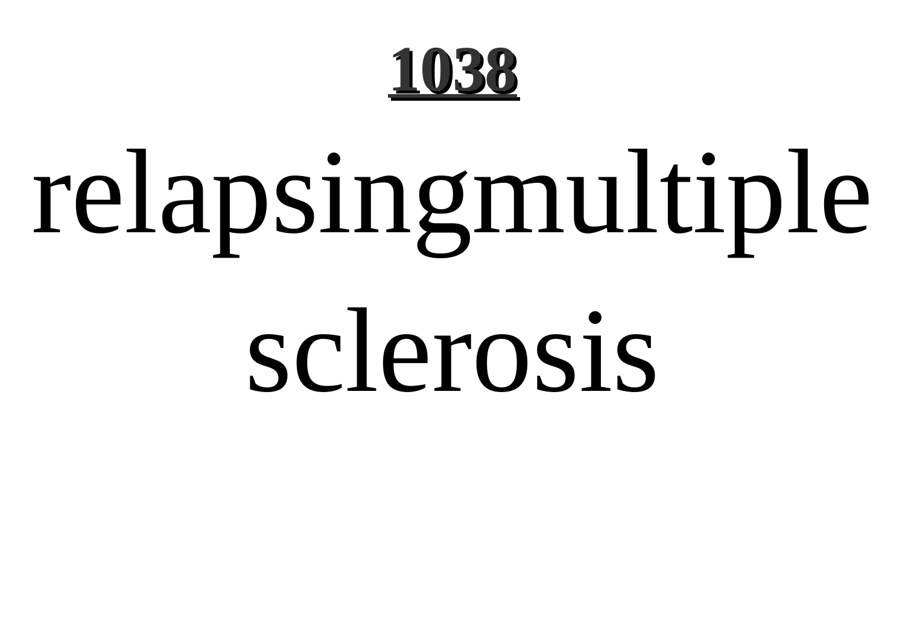# relapsingmultiple sclerosis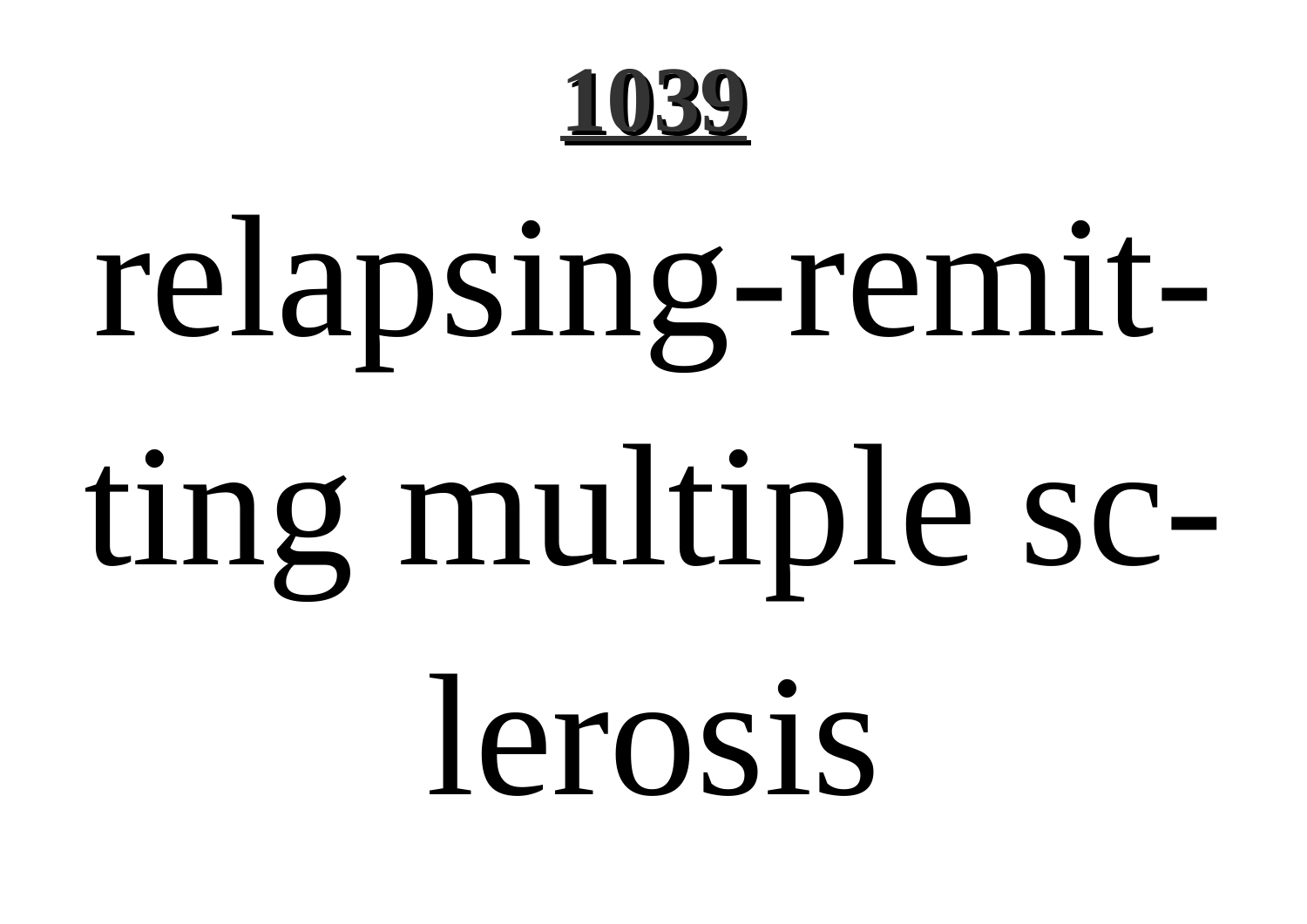# 1039

relapsing-remitting multiple sclerosis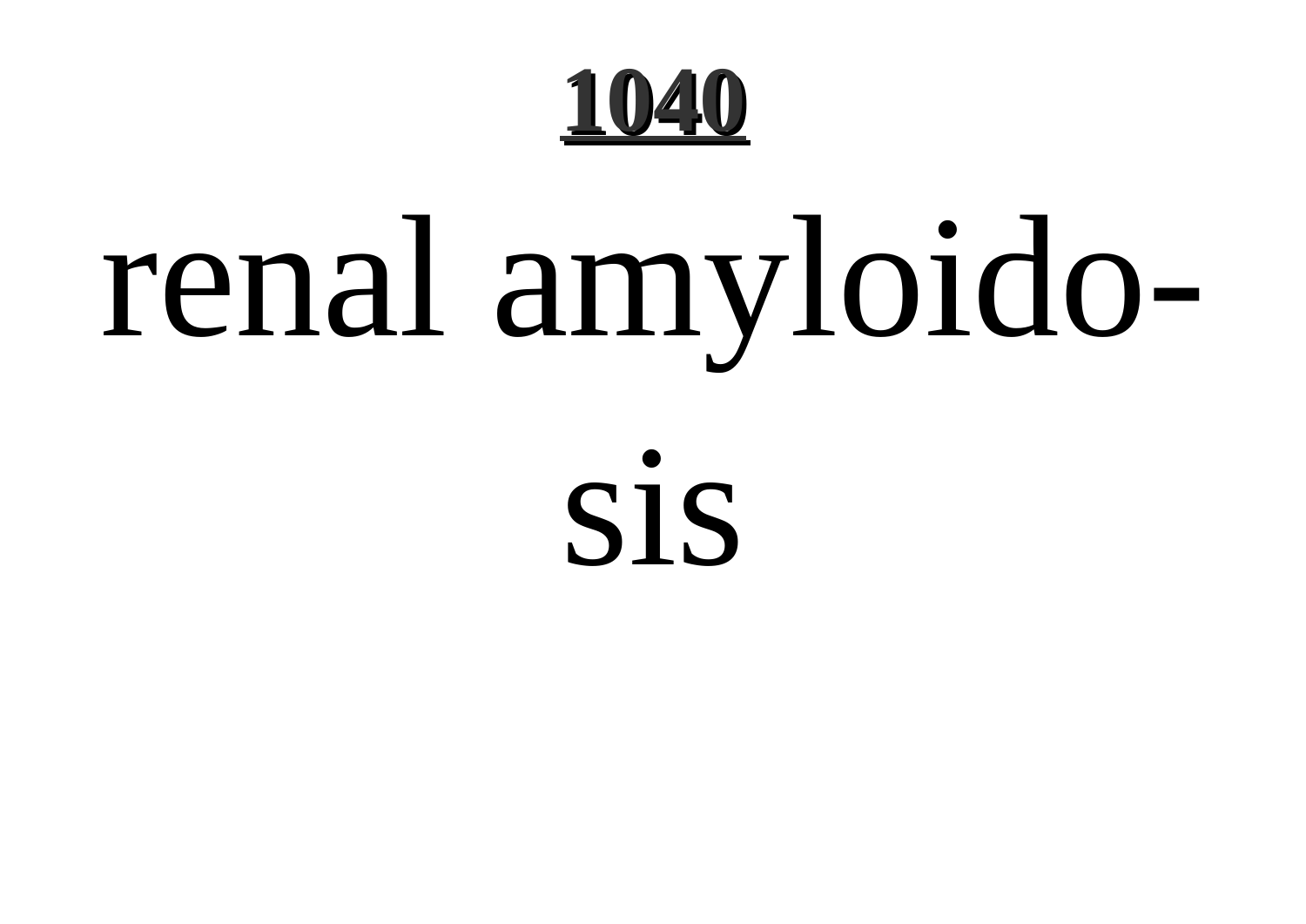renal amyloidosis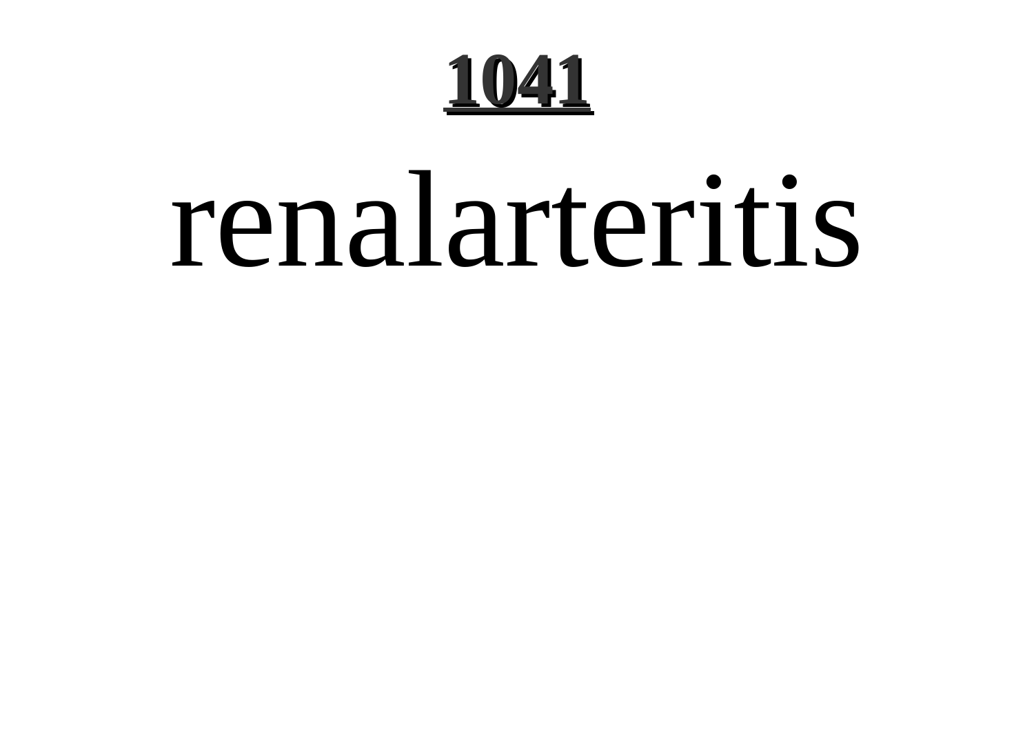# renalarteritis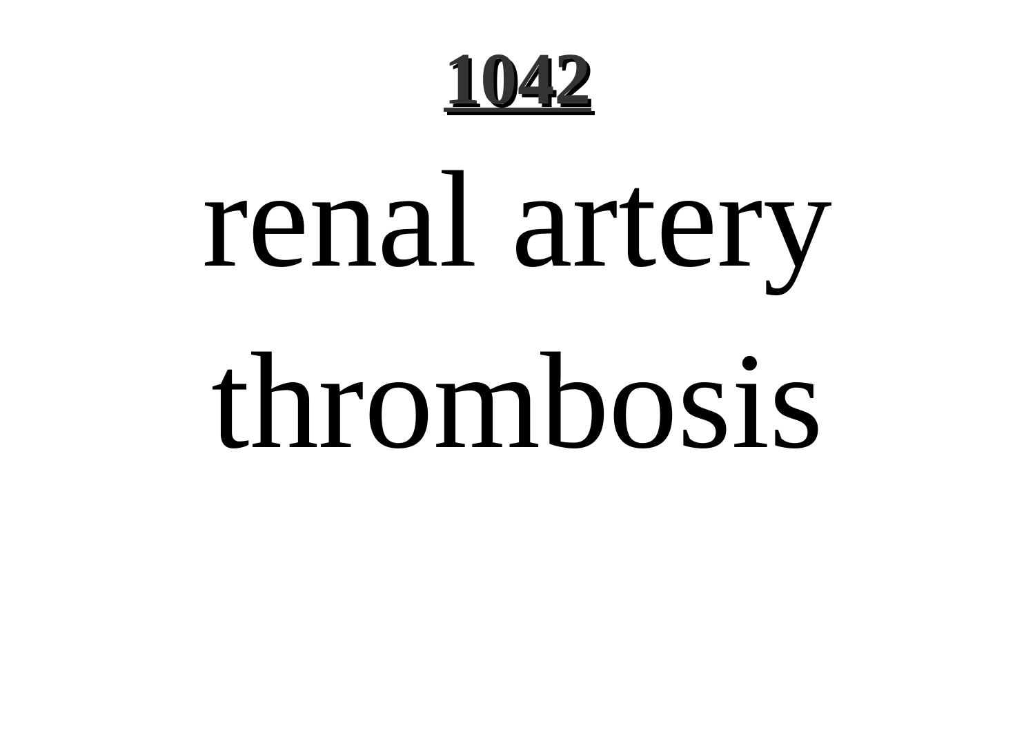# **1042**

renal artery thrombosis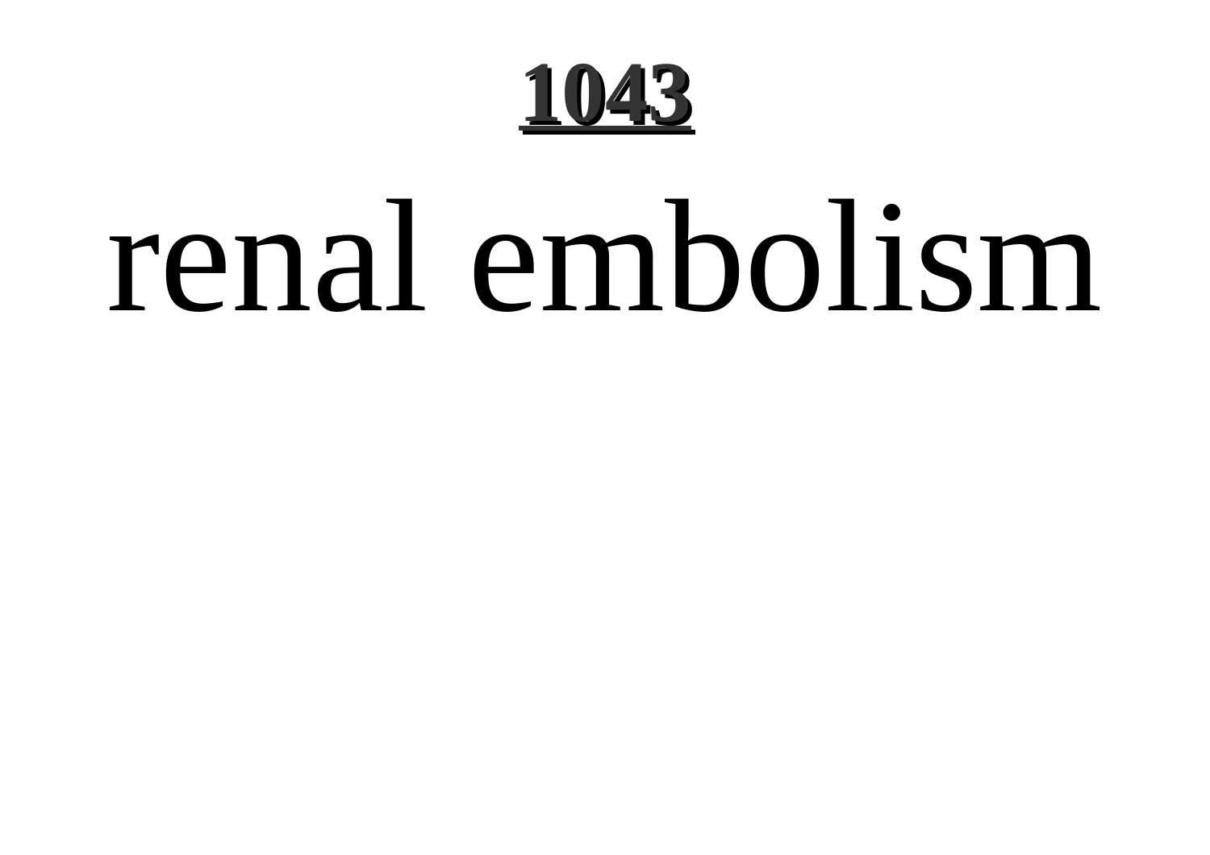**1043**

# renal embolism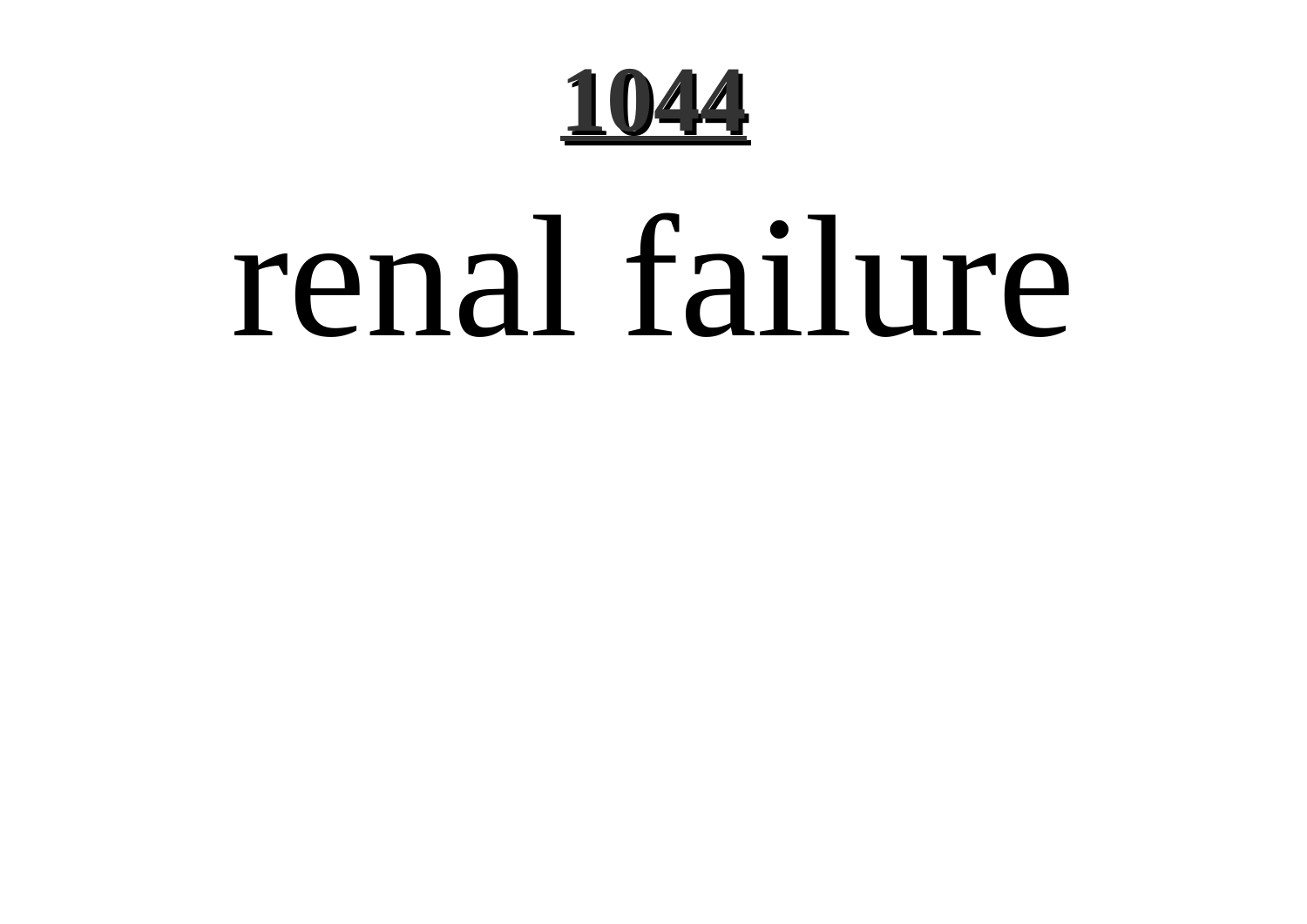renal failure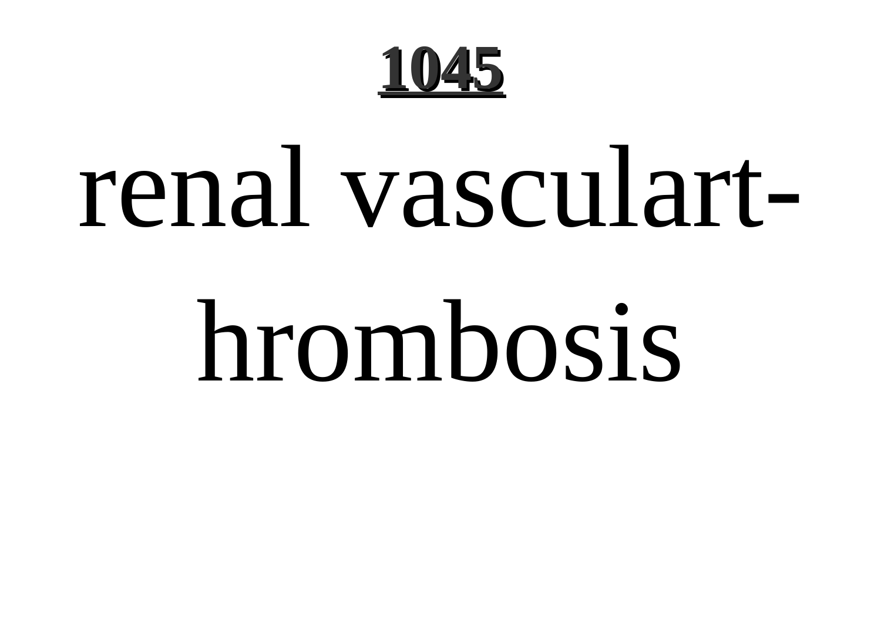renal vasculart-

hrombosis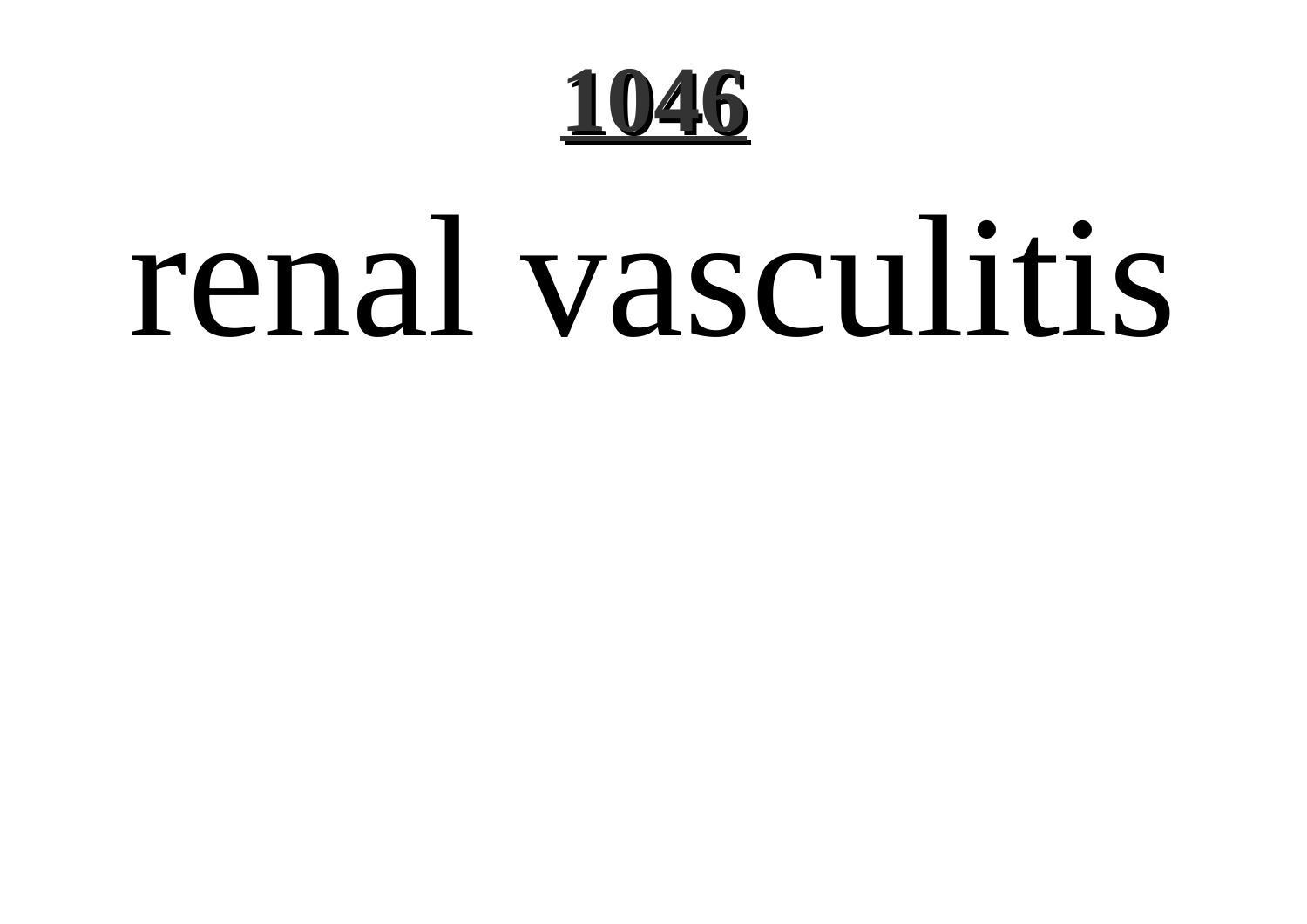# renal vasculitis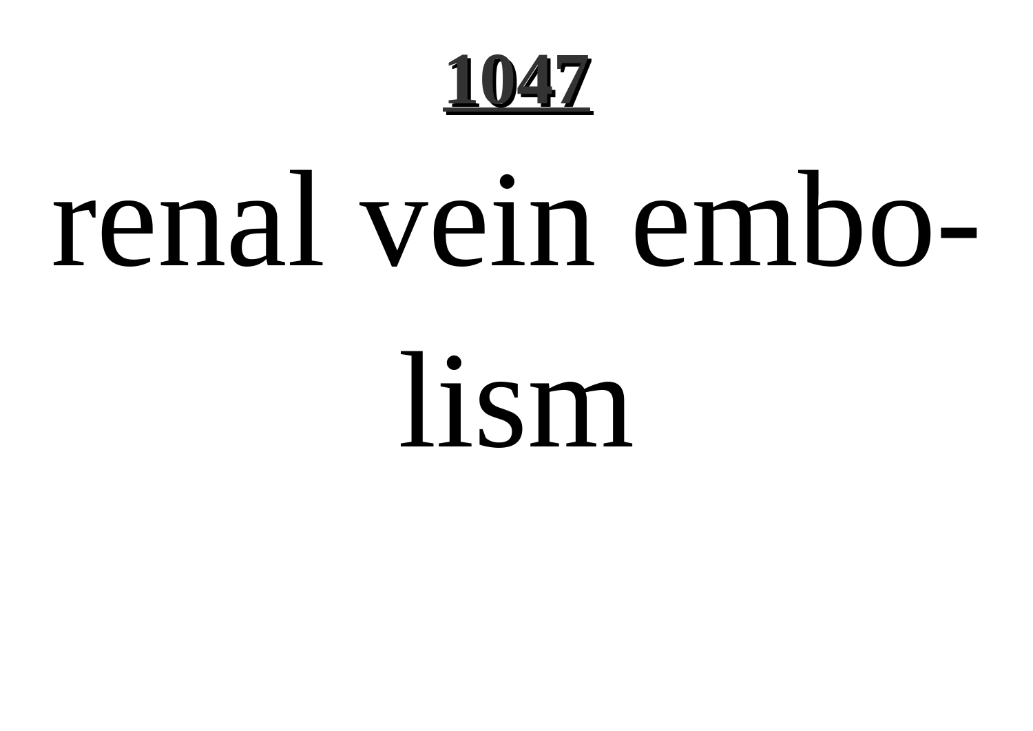renal vein embolism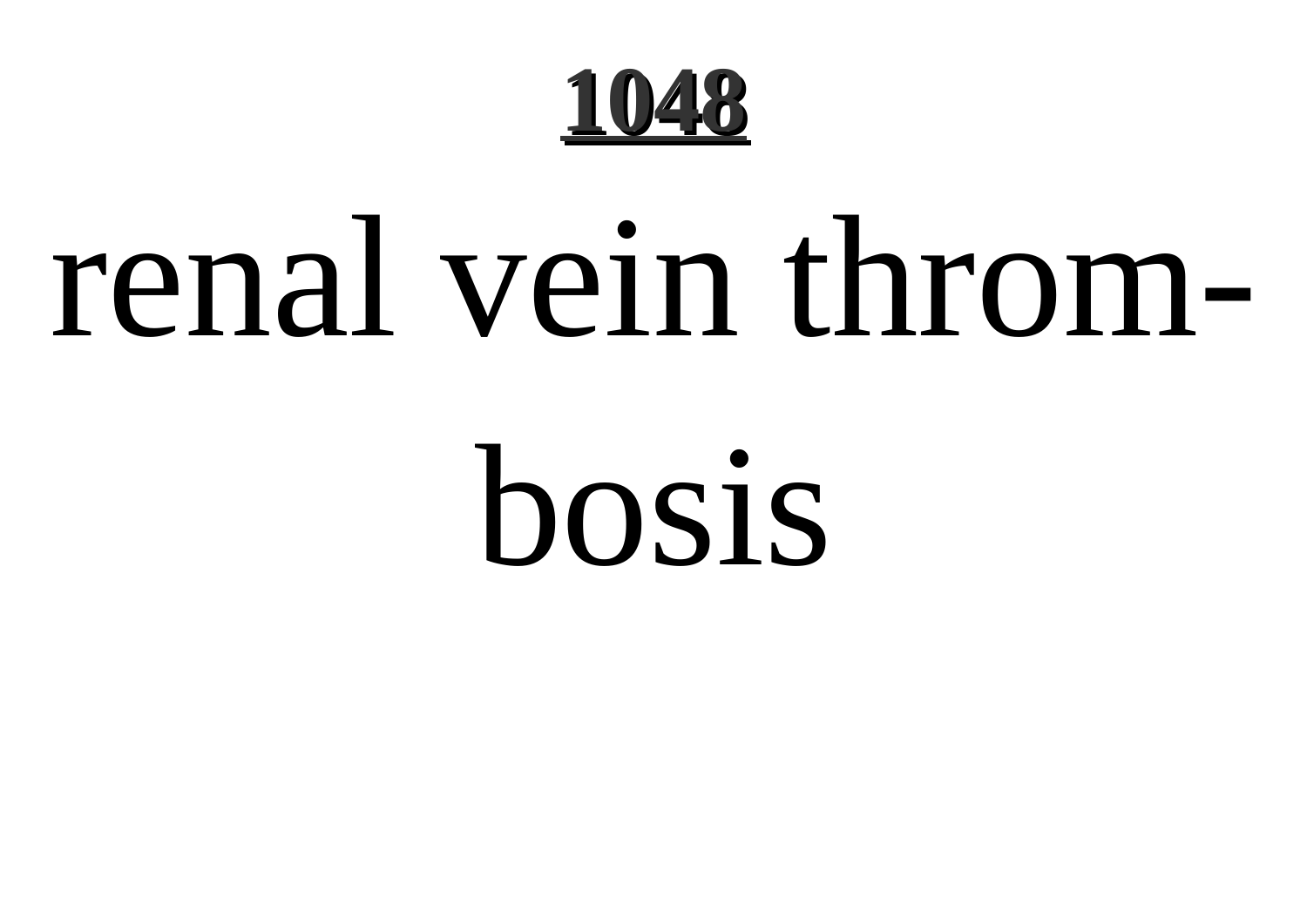renal vein thrombosis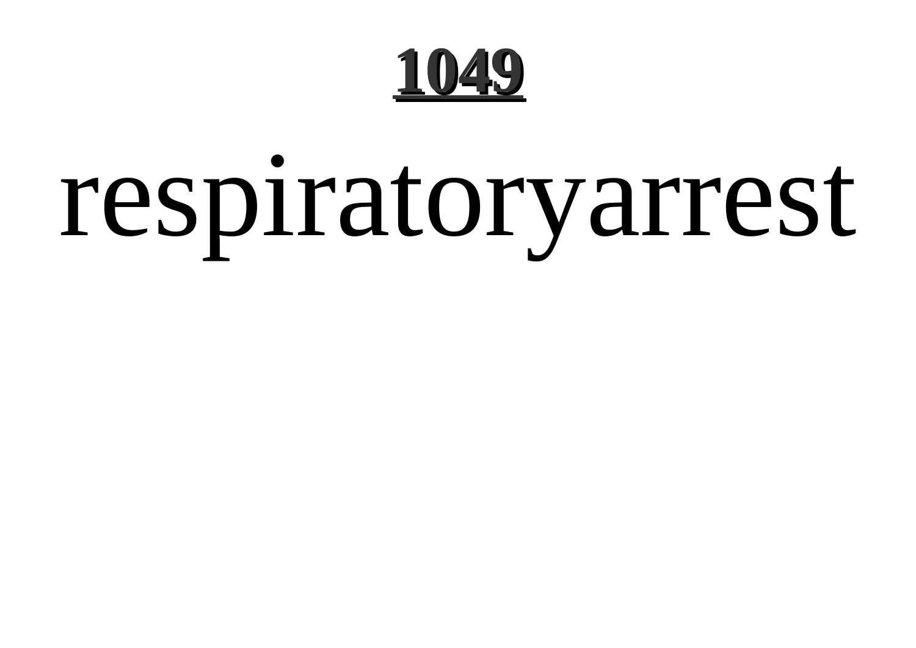# 1049

respiratoryarrest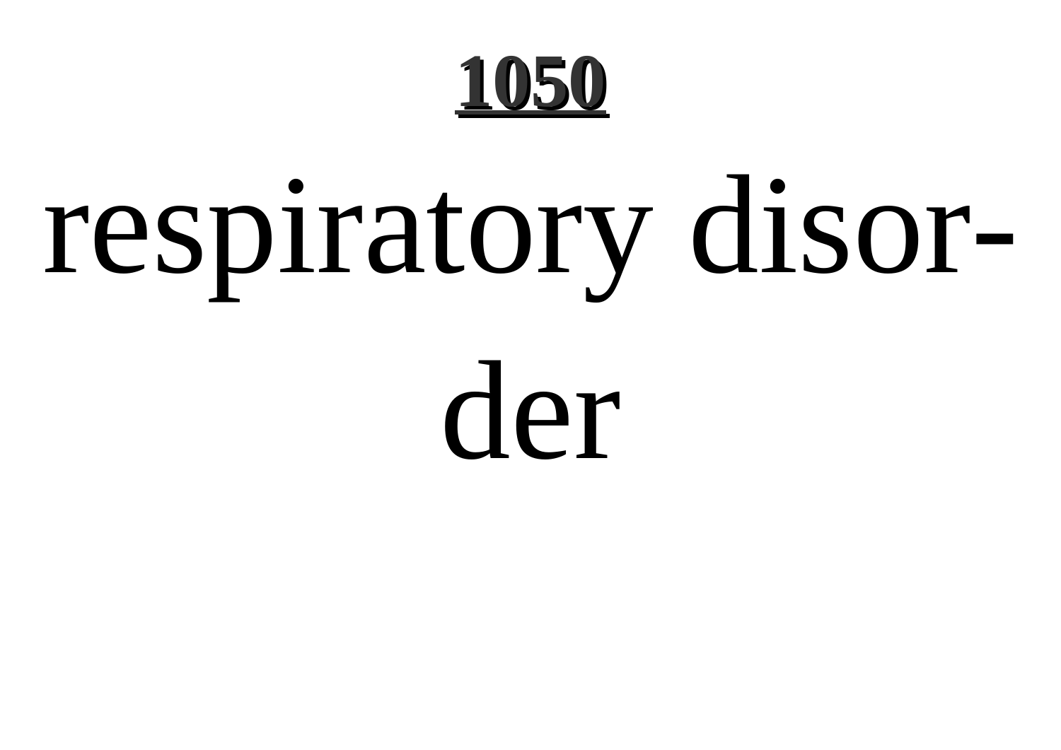respiratory disorder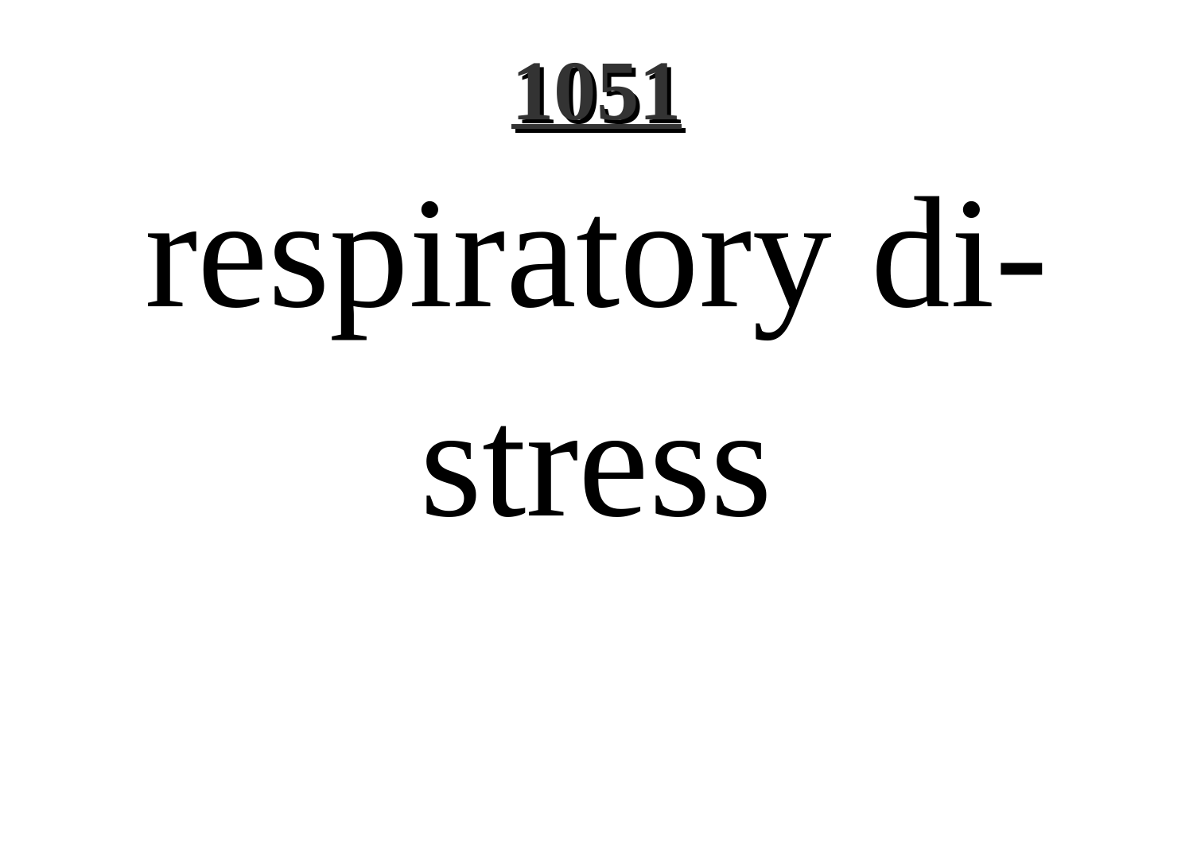# respiratory distress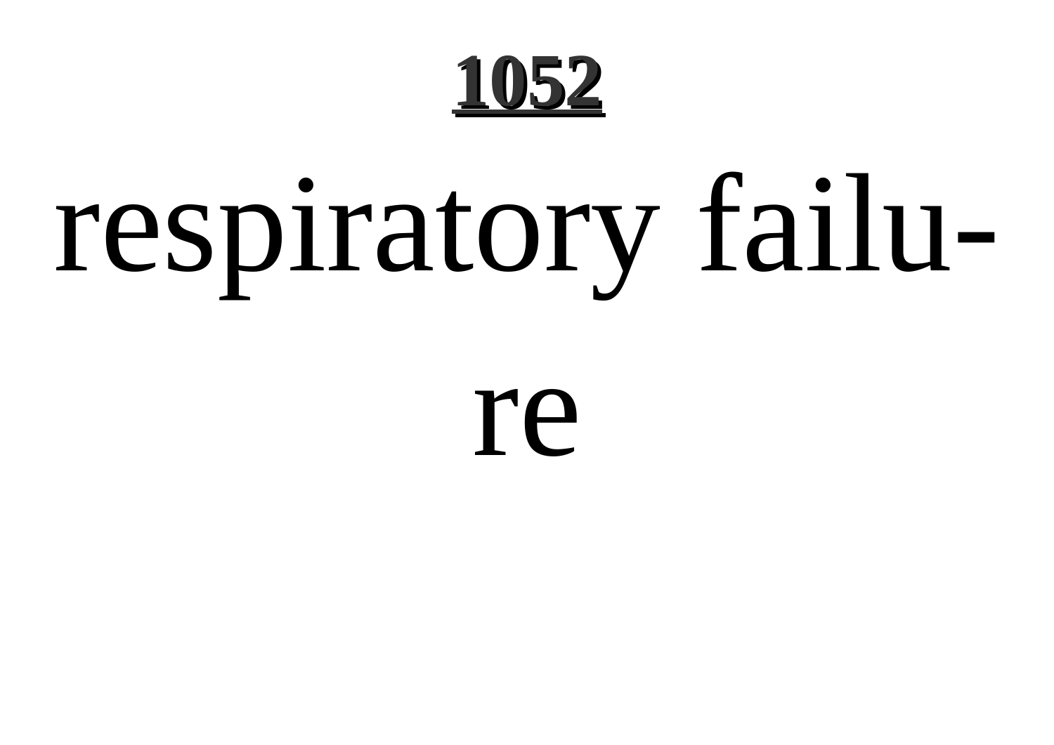respiratory failure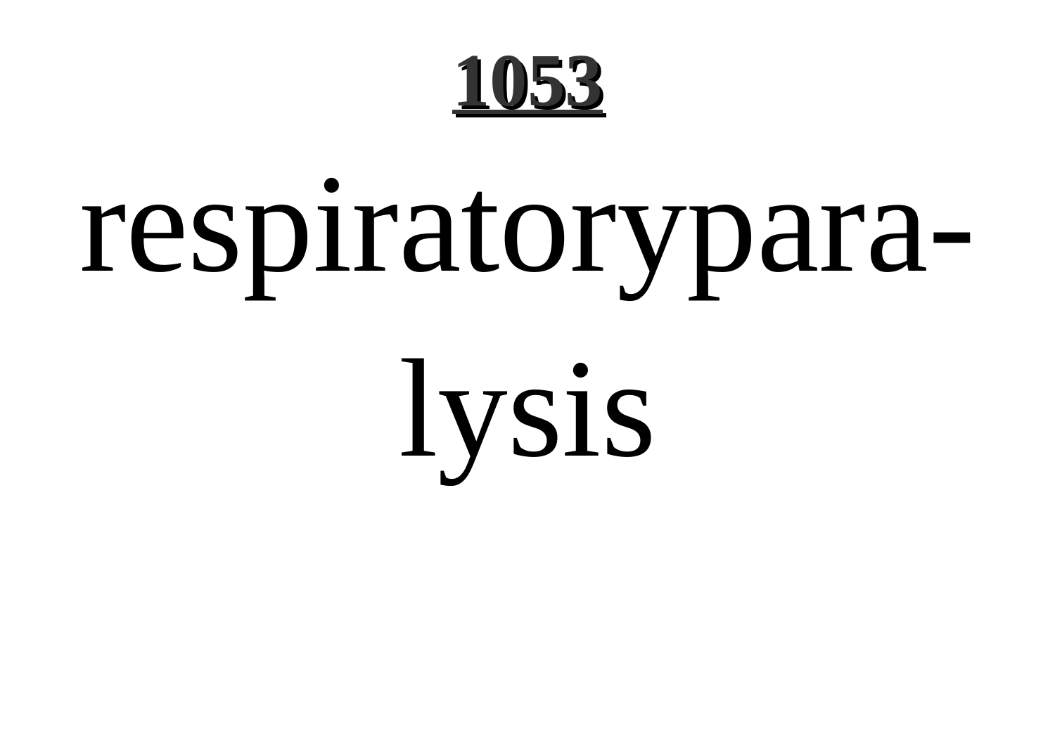# 1053

respiratoryparalysis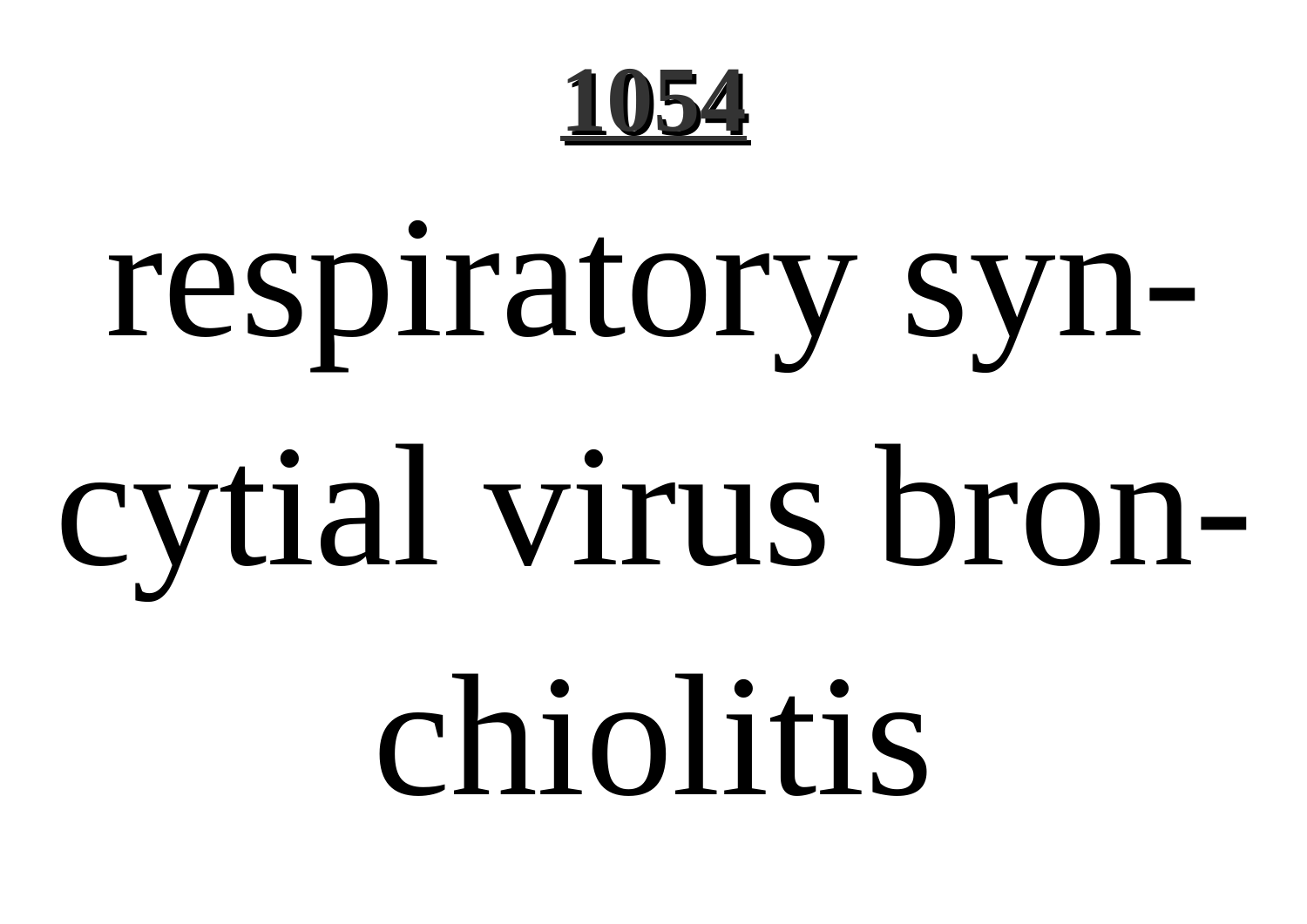respiratory syncytial virus bronchiolitis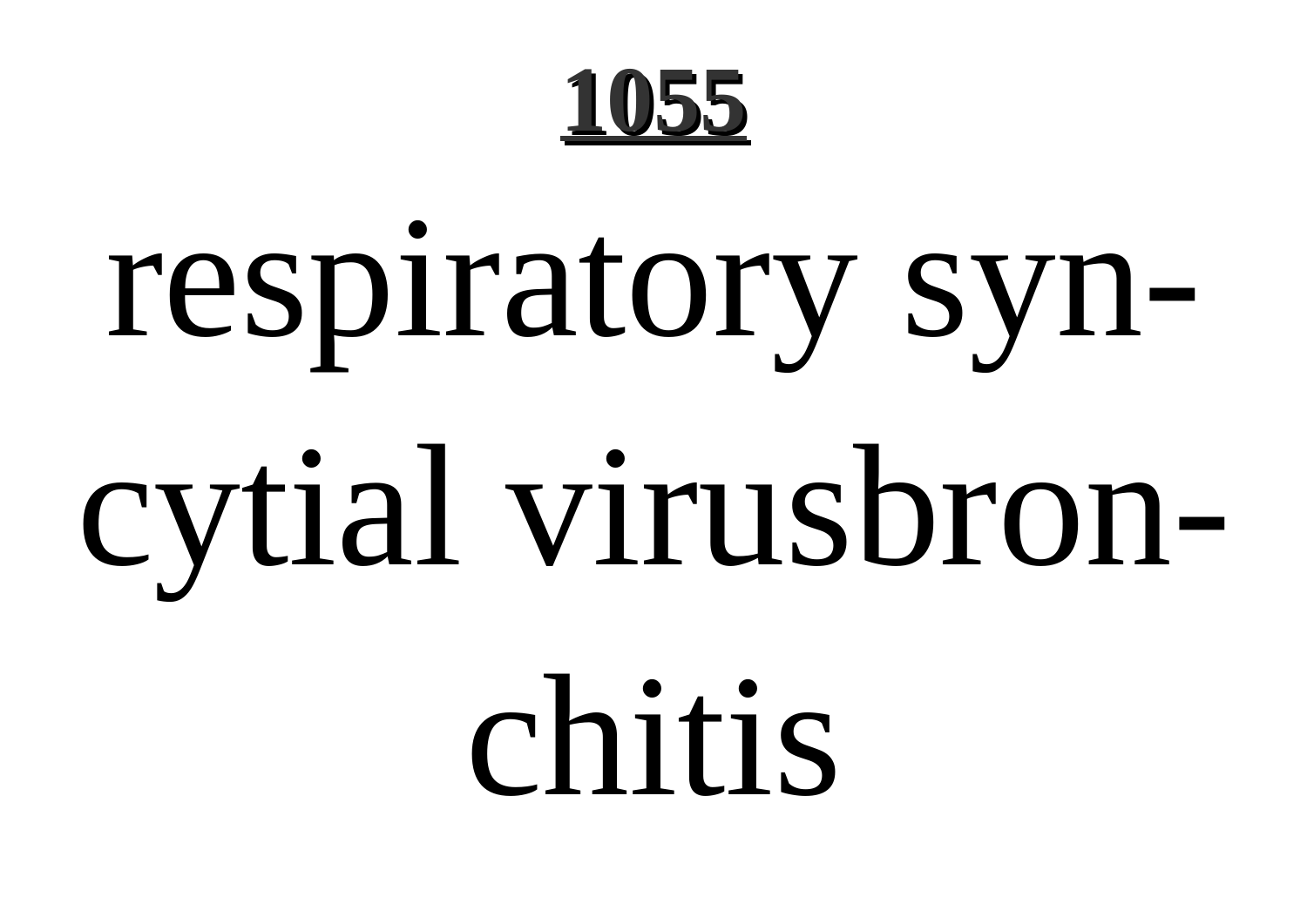respiratory syncytial virusbronchitis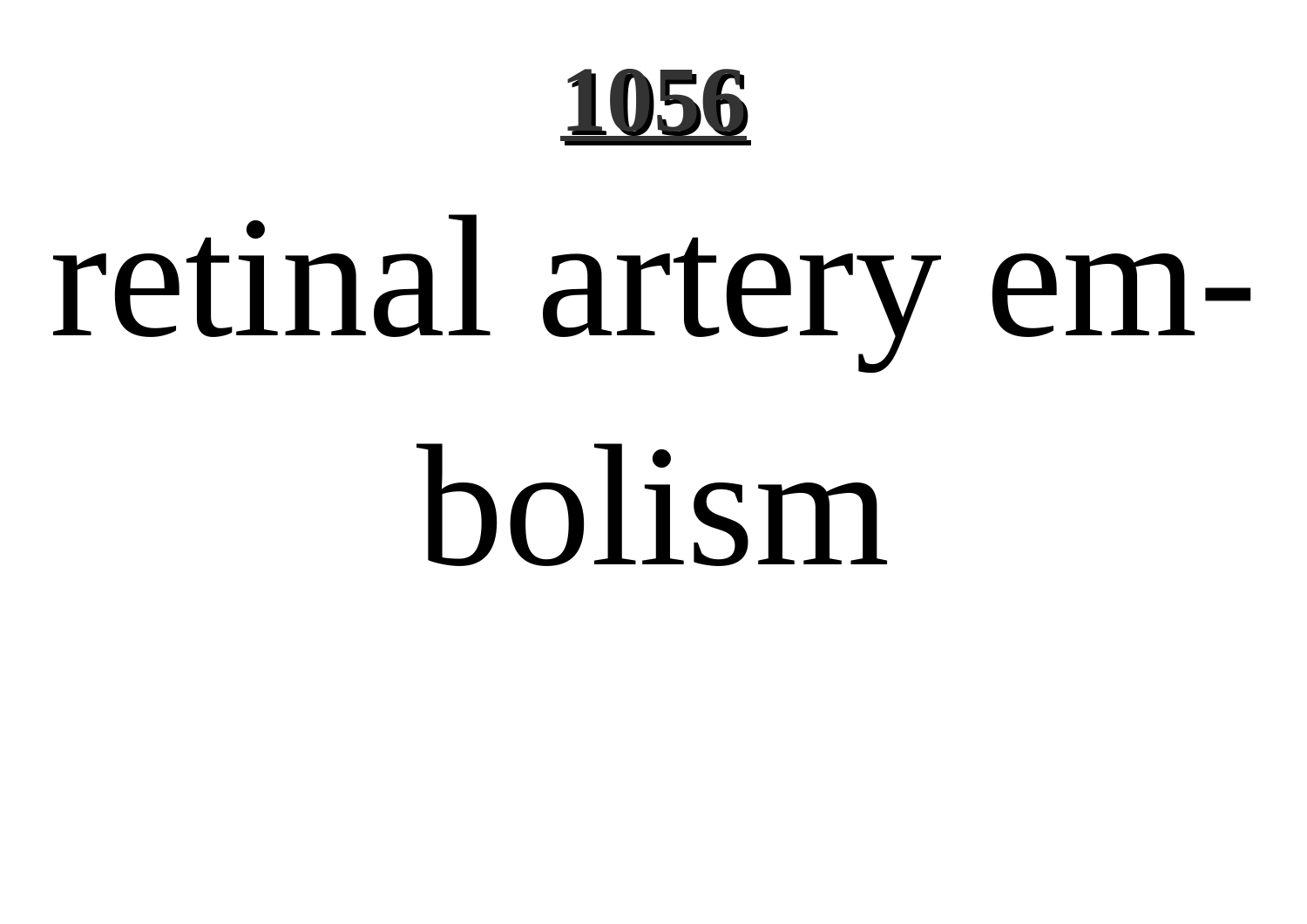**1056**

retinal artery embolism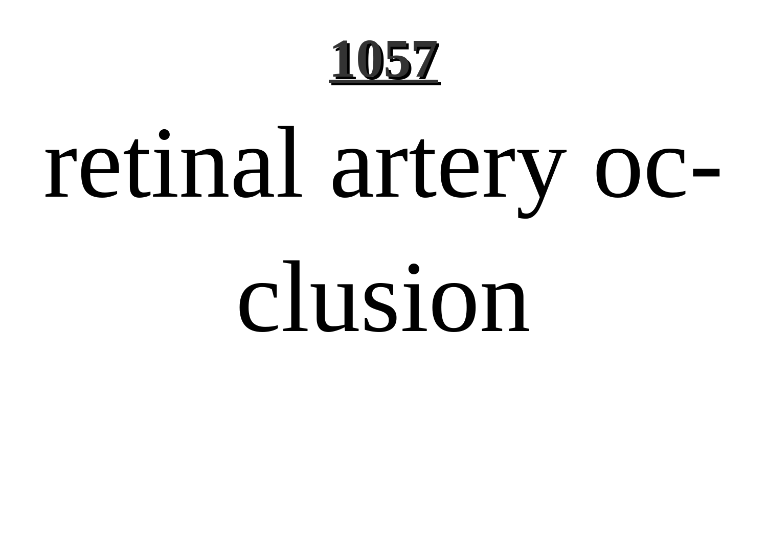retinal artery occlusion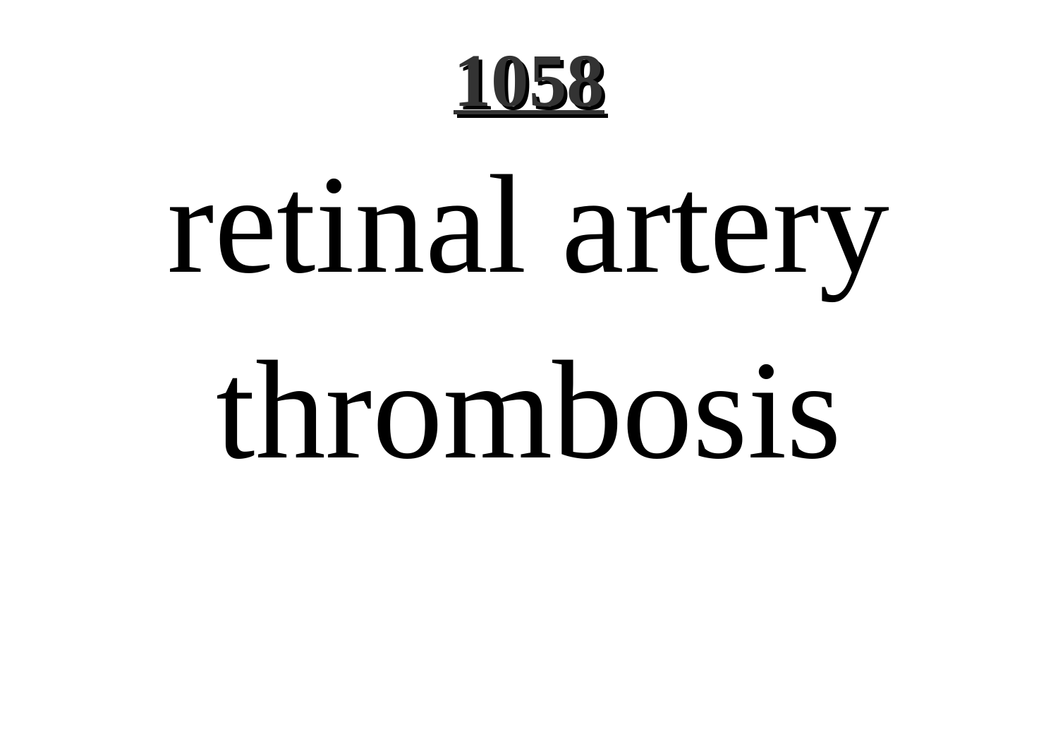# **1058**

retinal artery thrombosis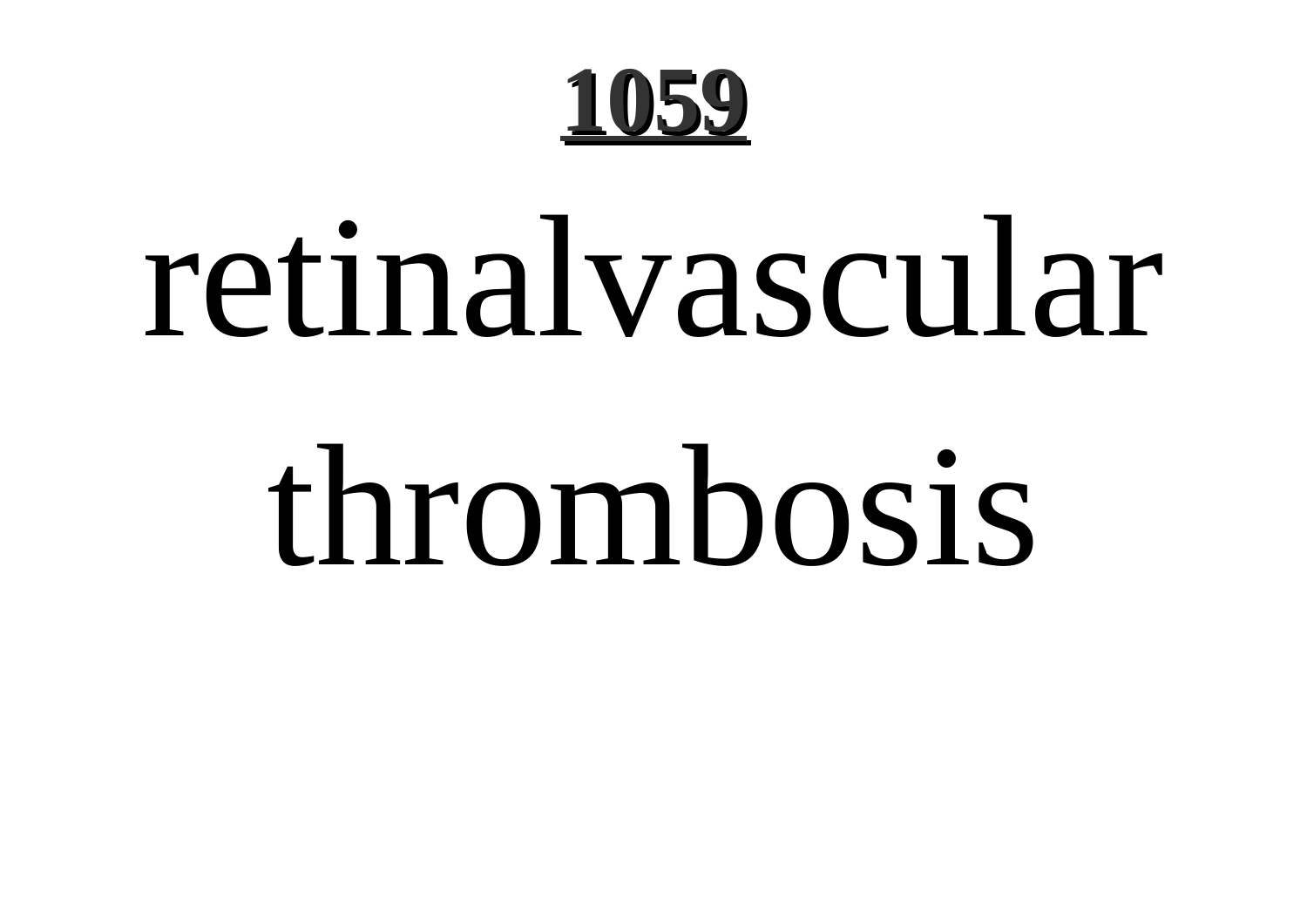retinalvascular thrombosis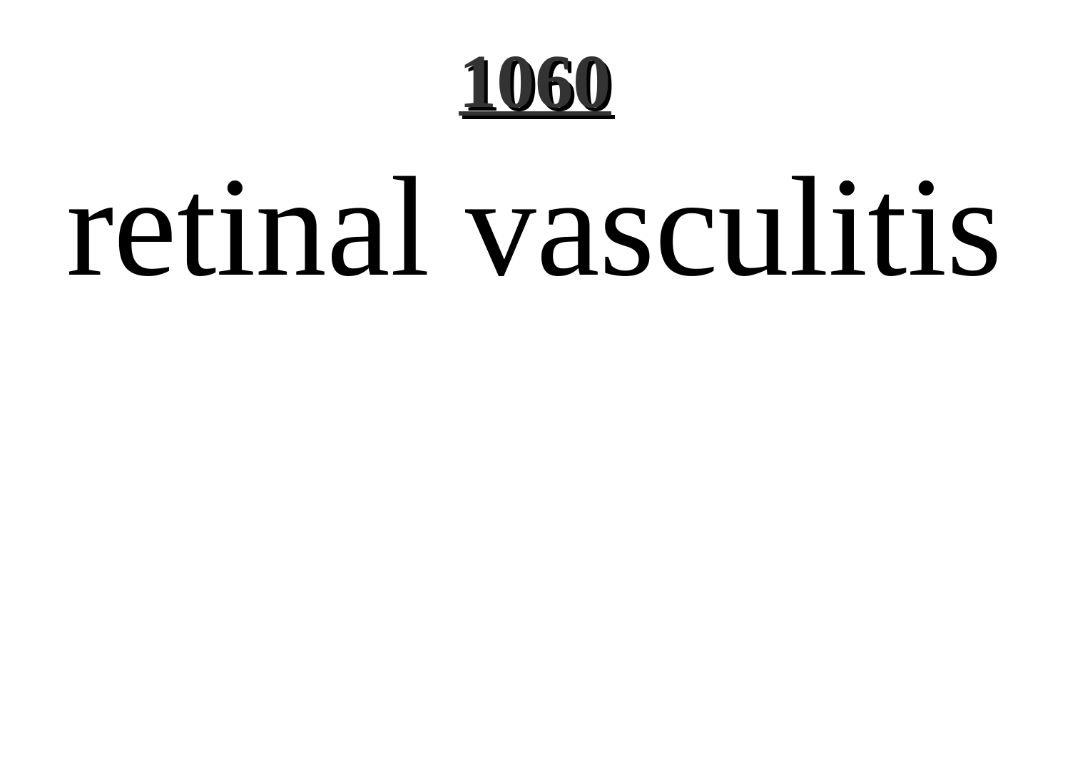retinal vasculitis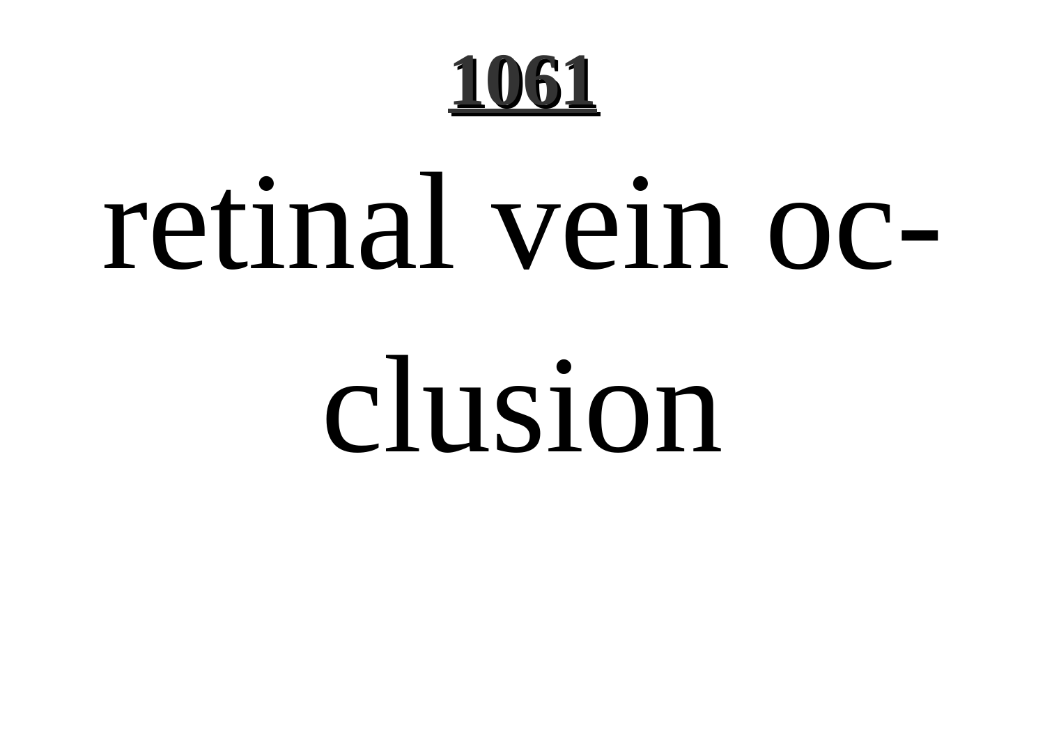retinal vein occlusion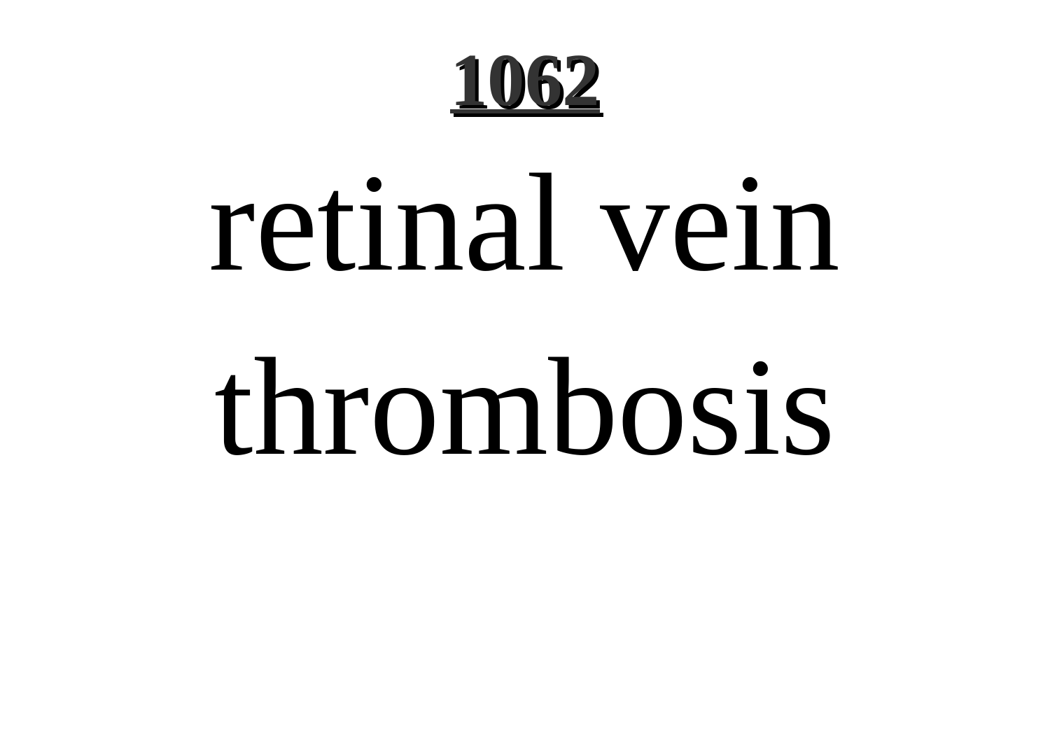**1062**

retinal vein thrombosis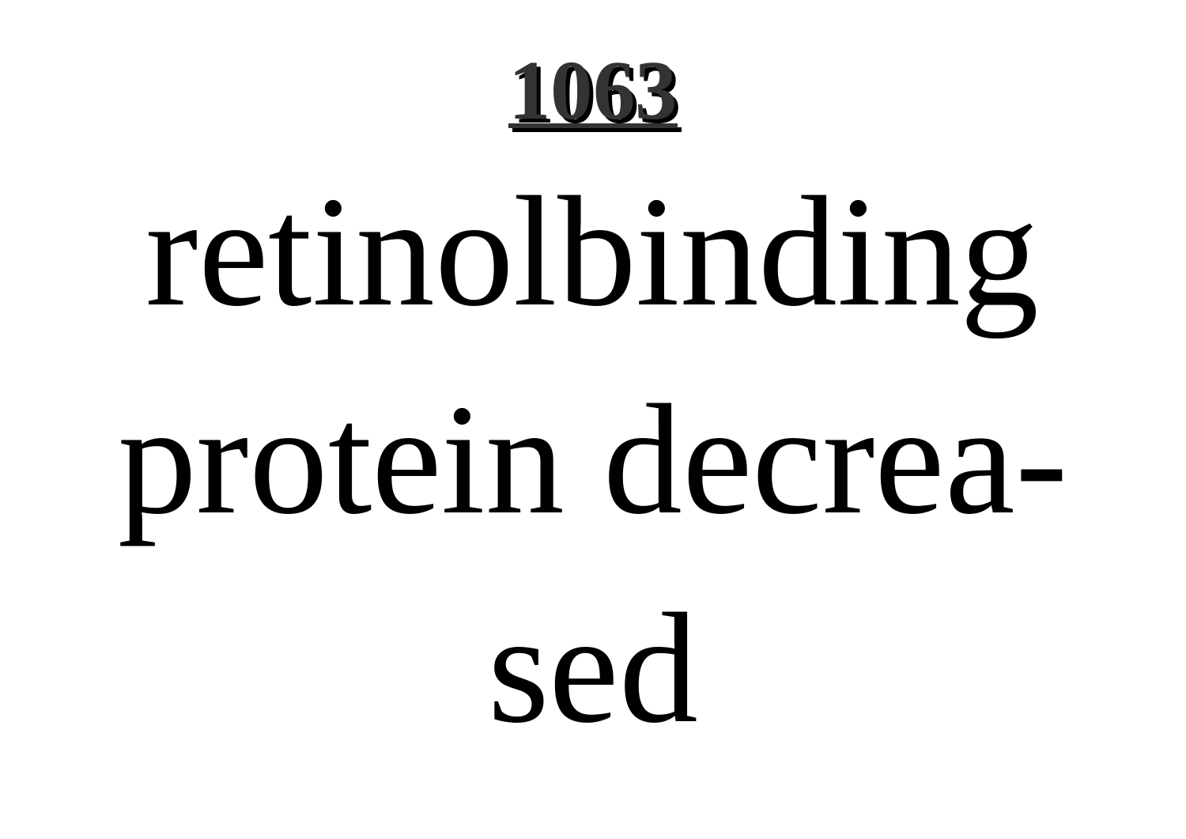**1063**

retinolbinding protein decrea-sed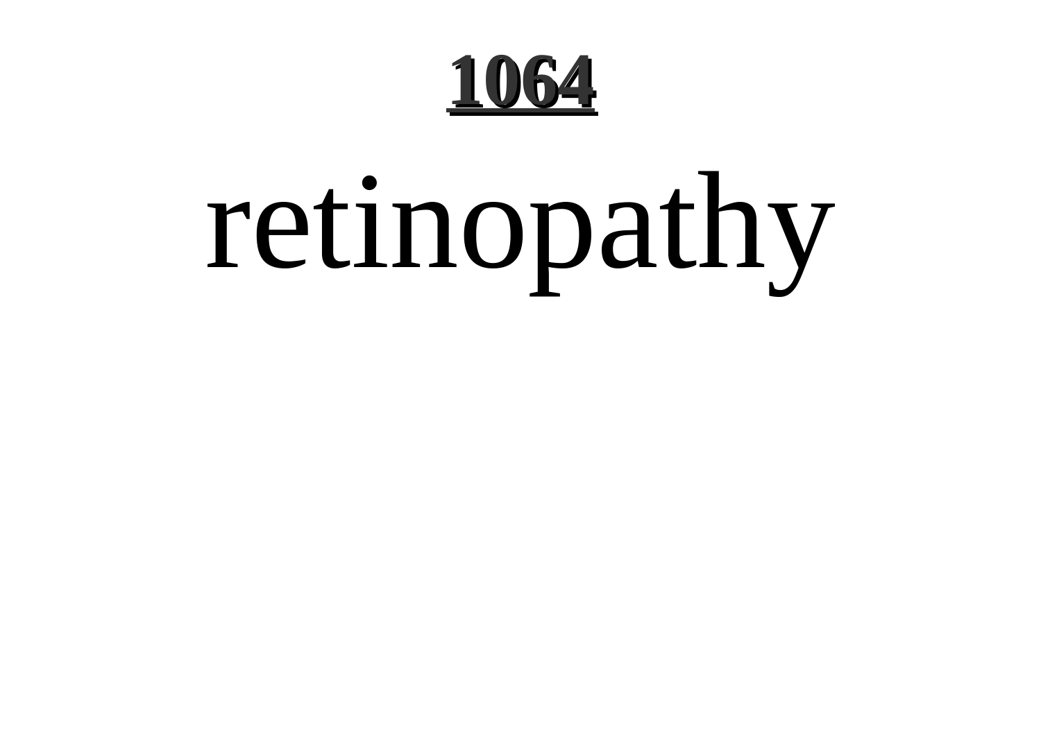# retinopathy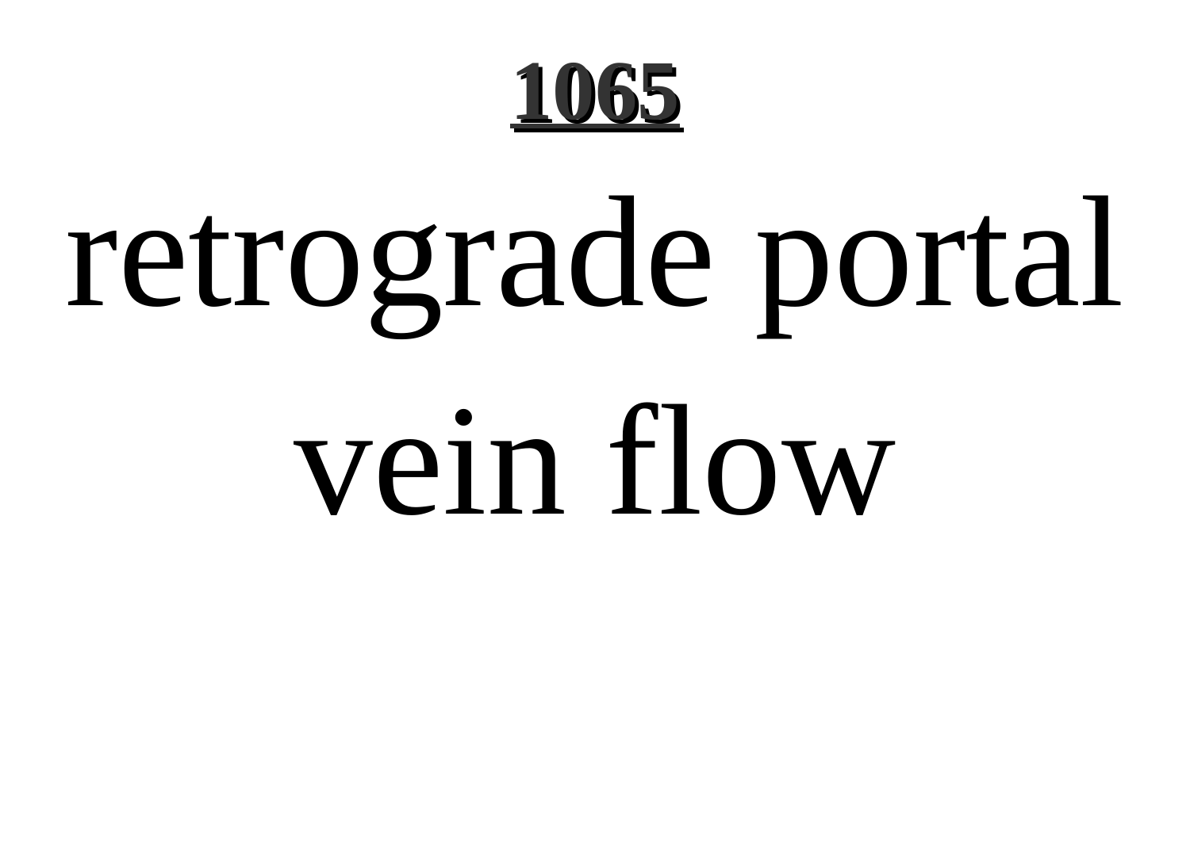retrograde portal vein flow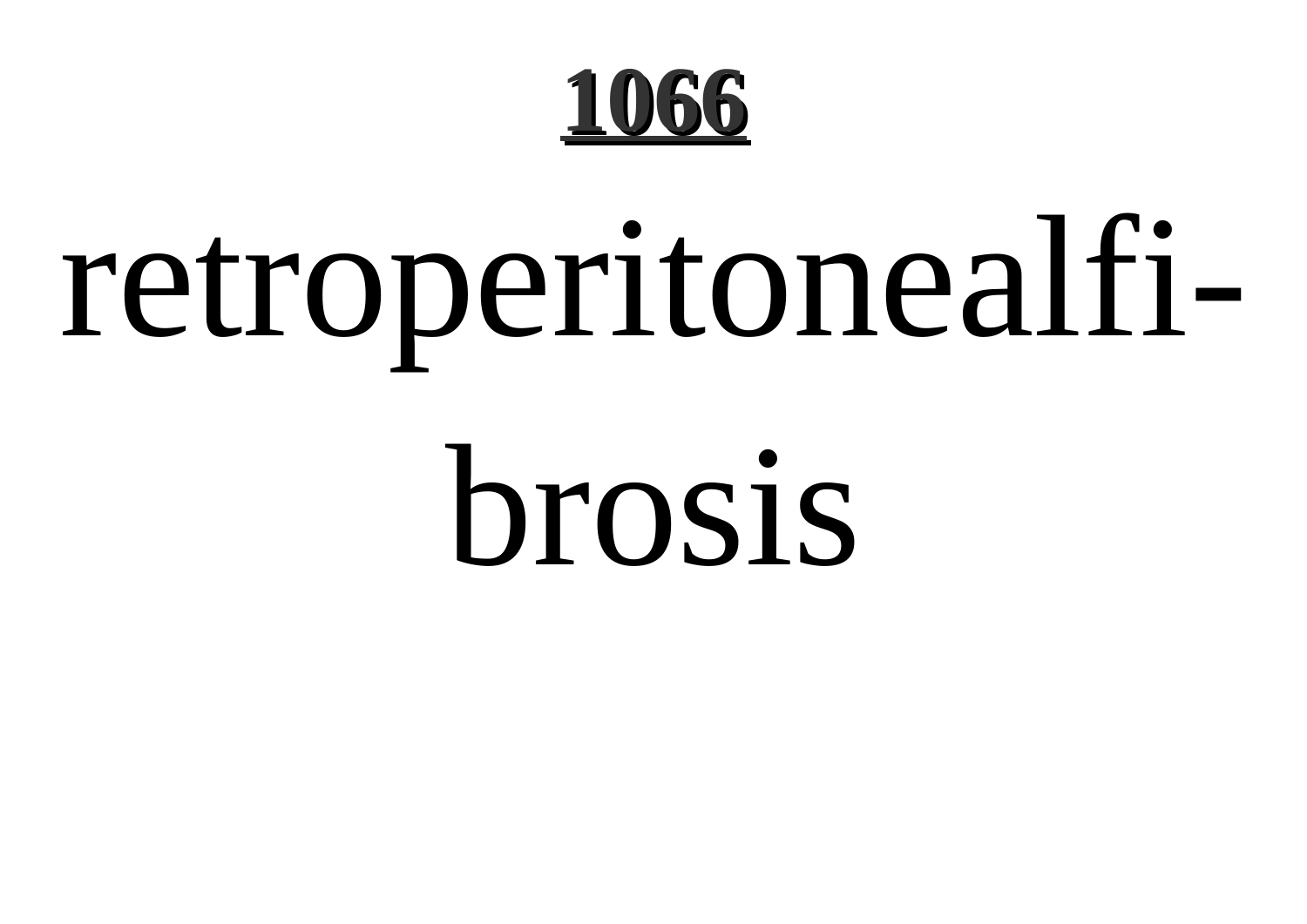retroperitonealfi-

brosis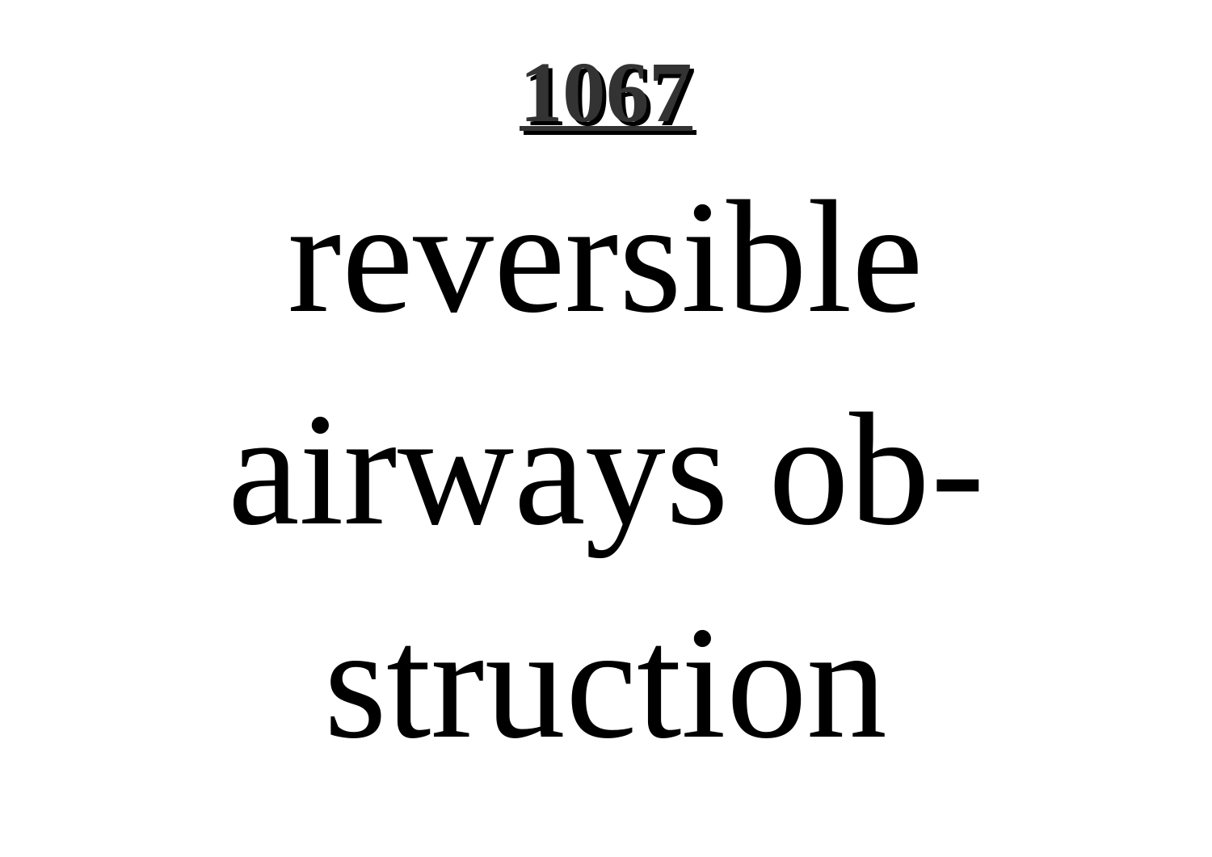# 1067

reversible airways obstruction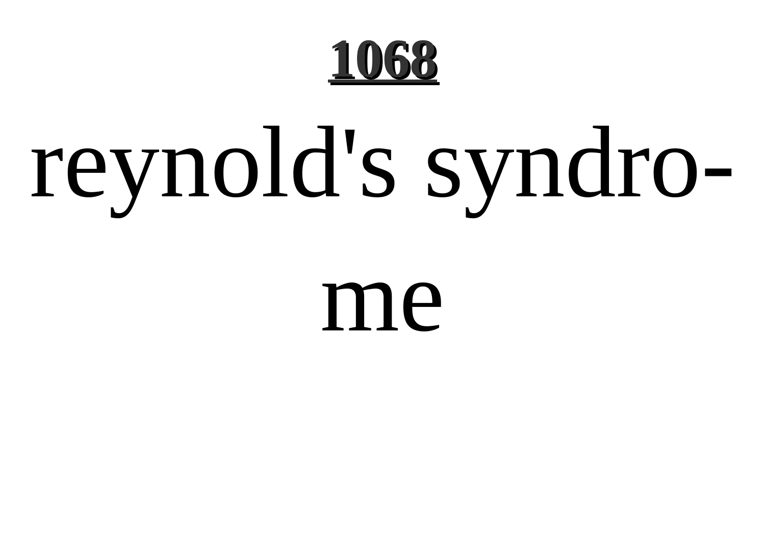reynold's syndrome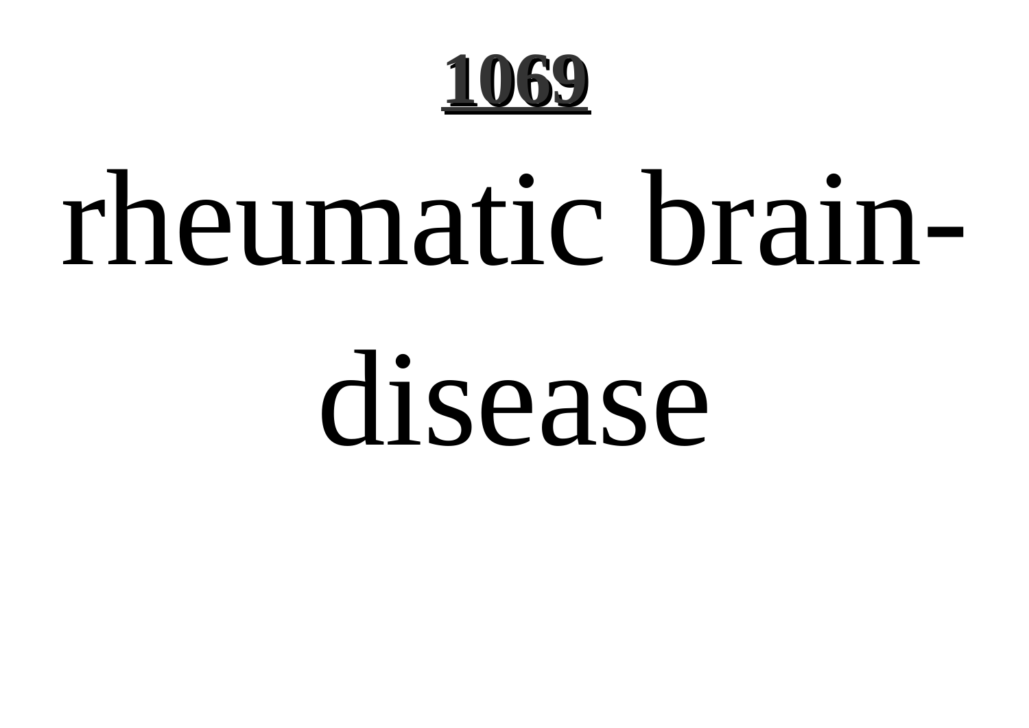rheumatic brain-disease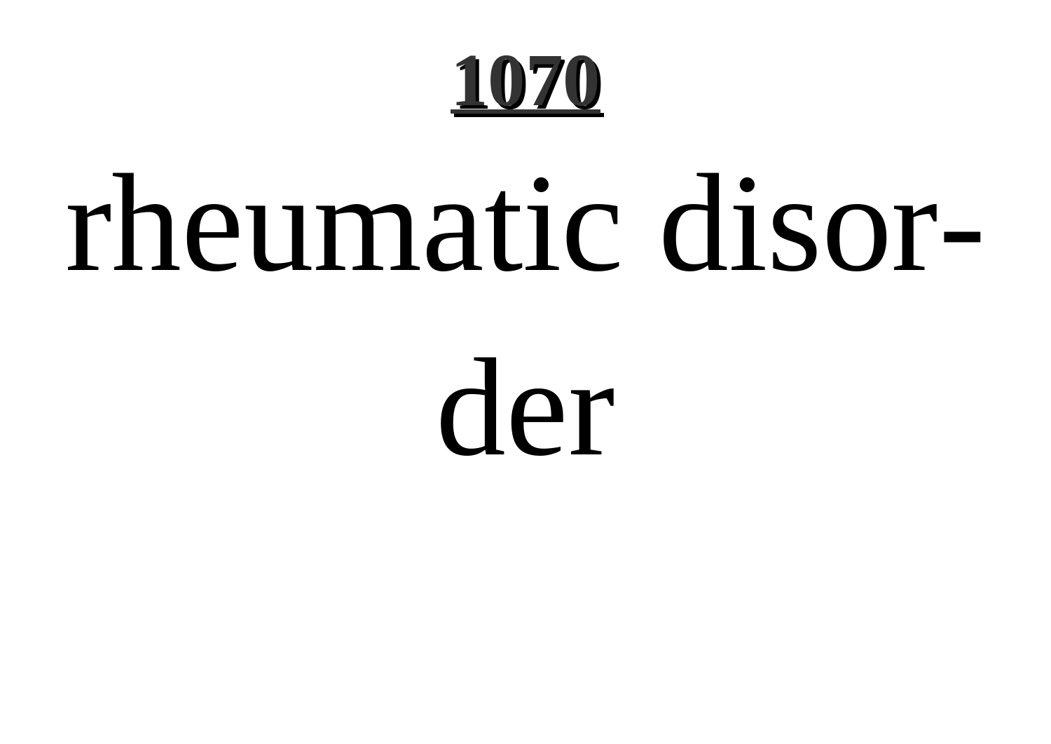rheumatic disorder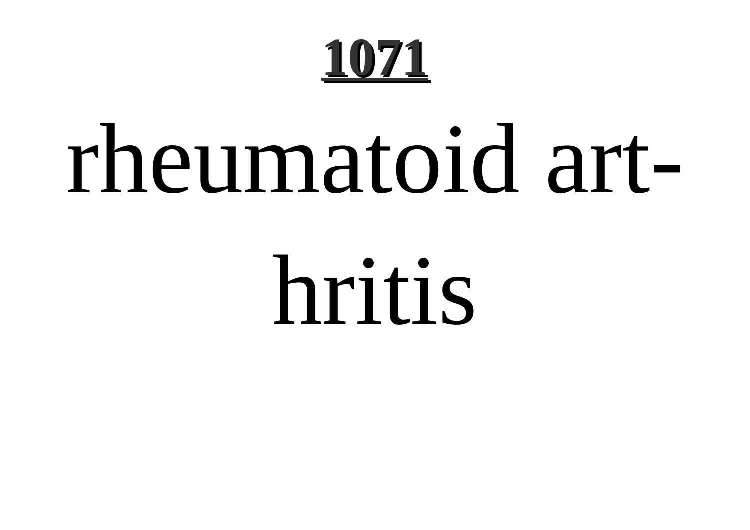# 1071

rheumatoid arthritis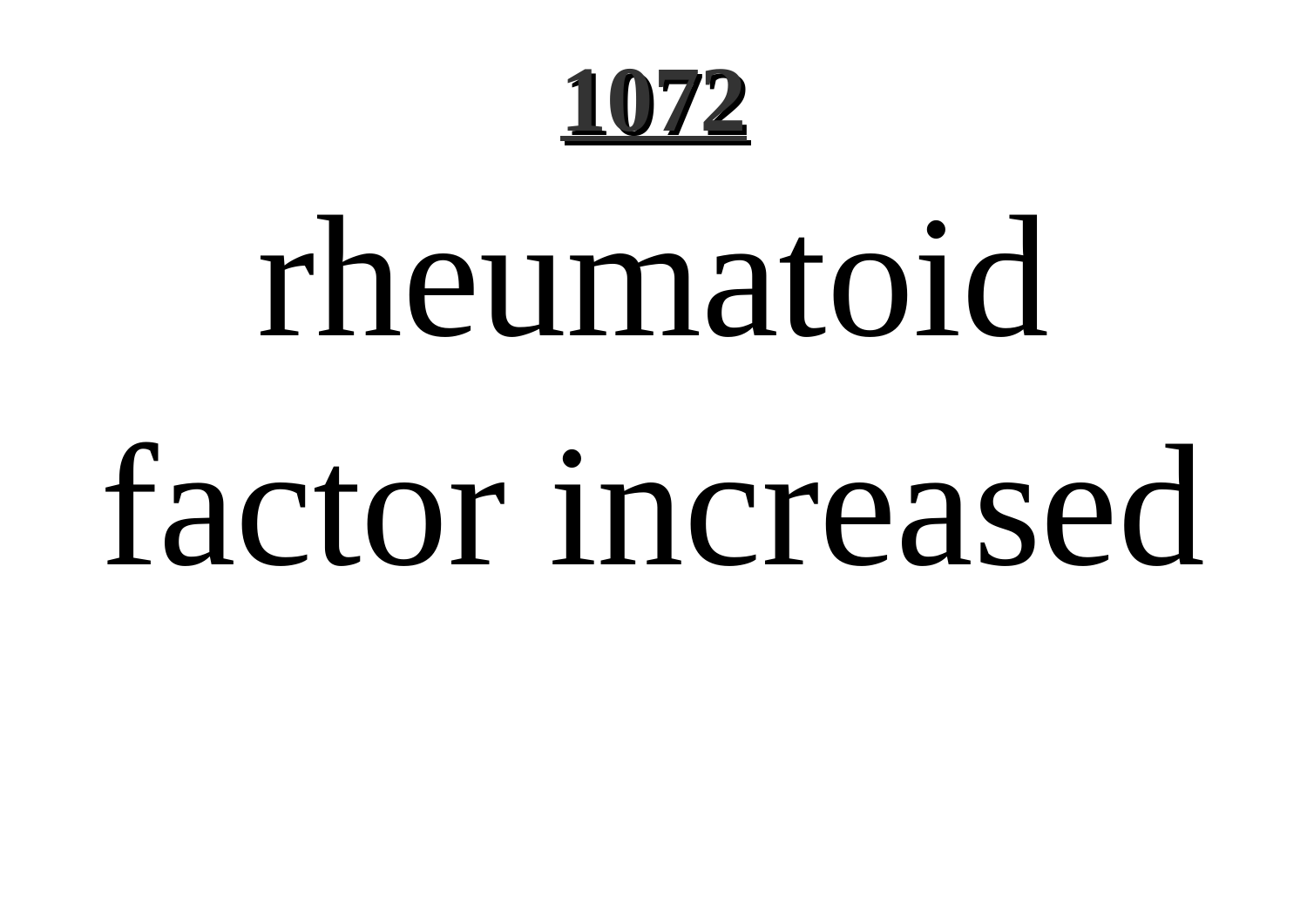**1072**

# rheumatoid factor increased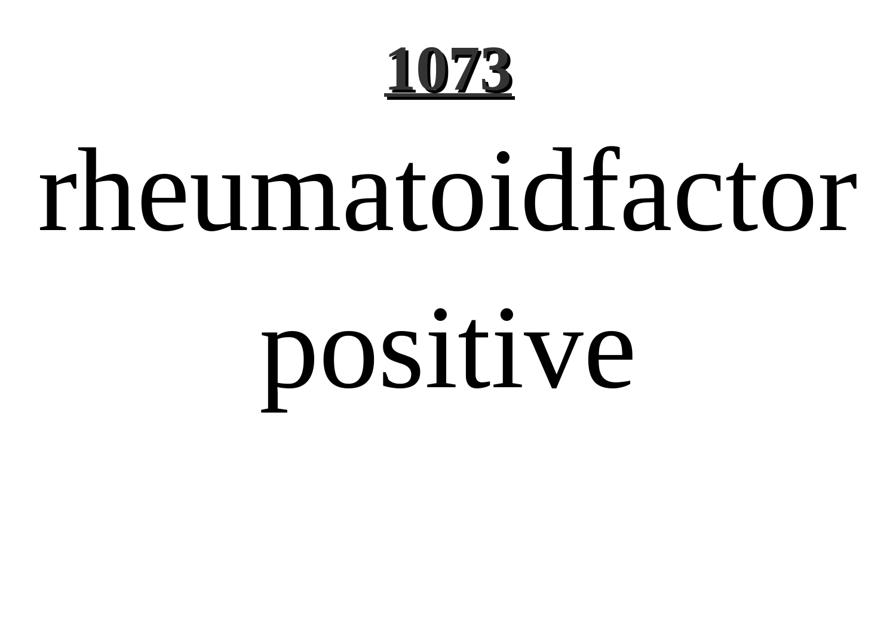rheumatoidfactor positive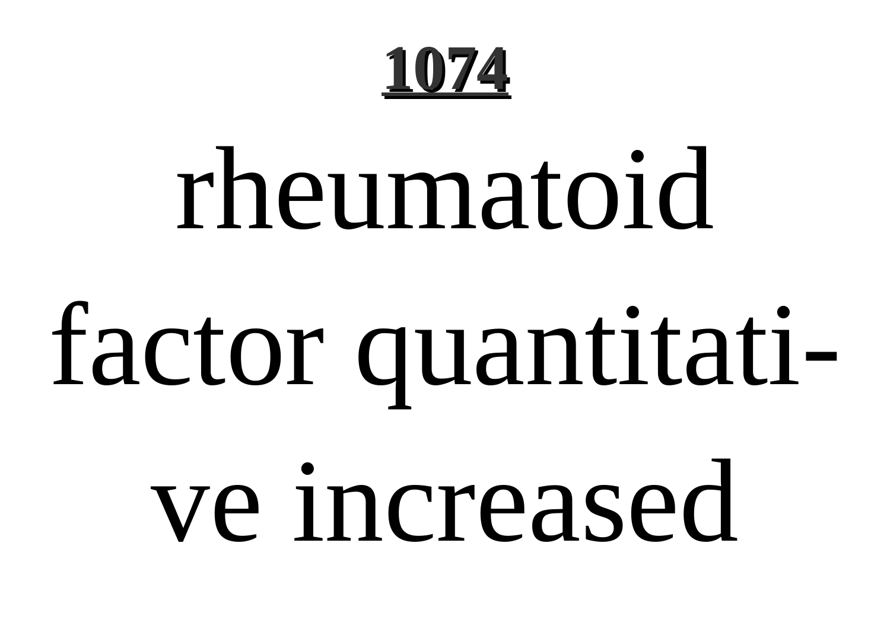**1074**

rheumatoid factor quantitati-ve increased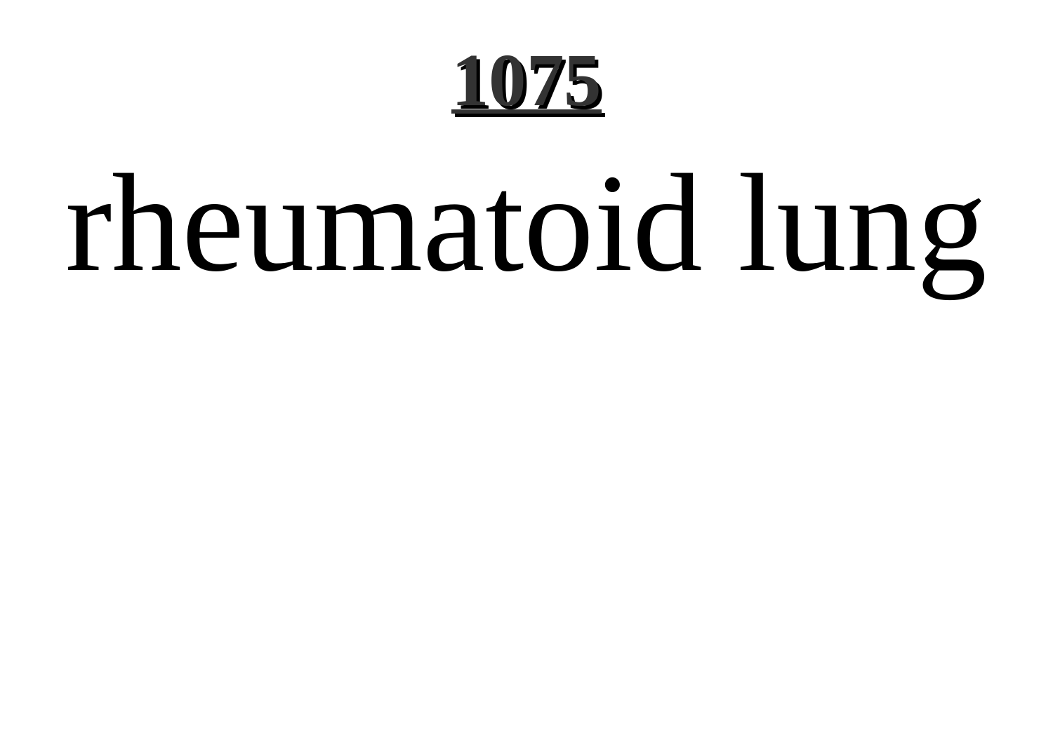# **1075**

# rheumatoid lung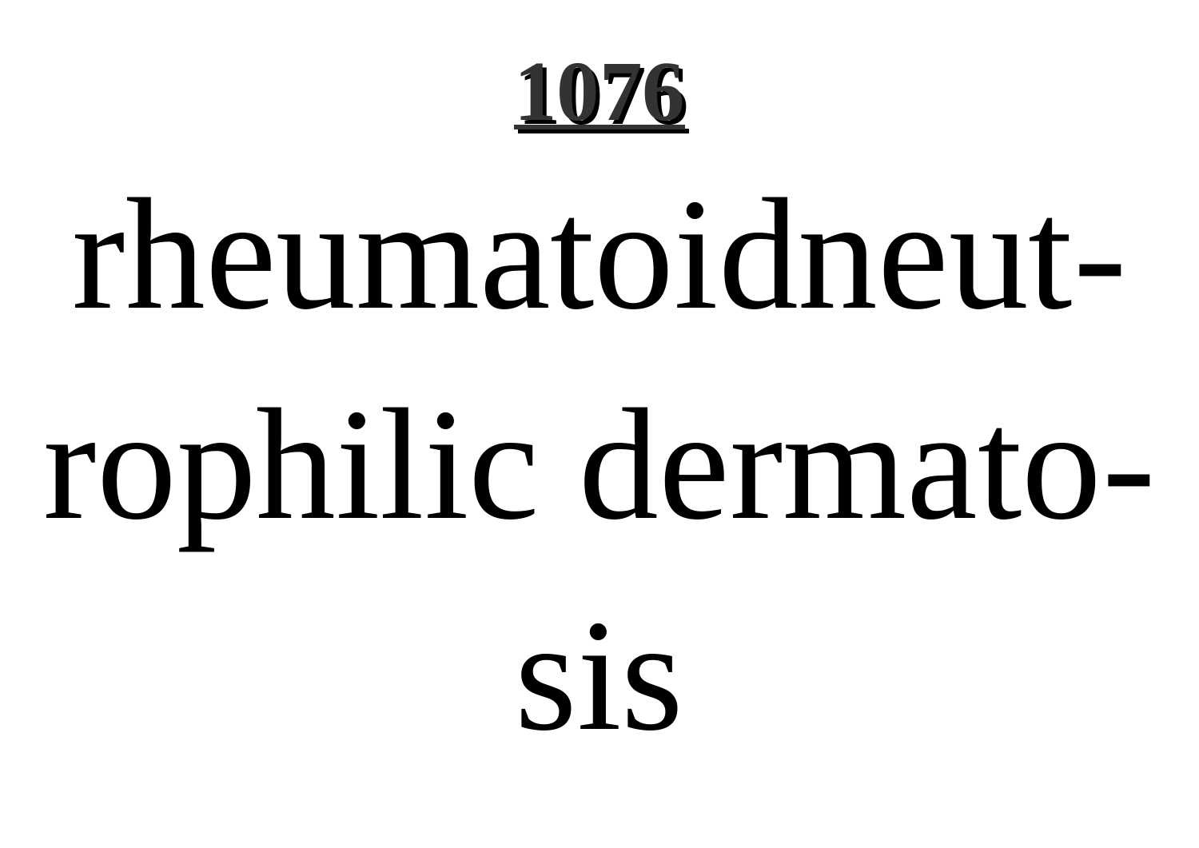**1076**

rheumatoidneutrophilic dermatosis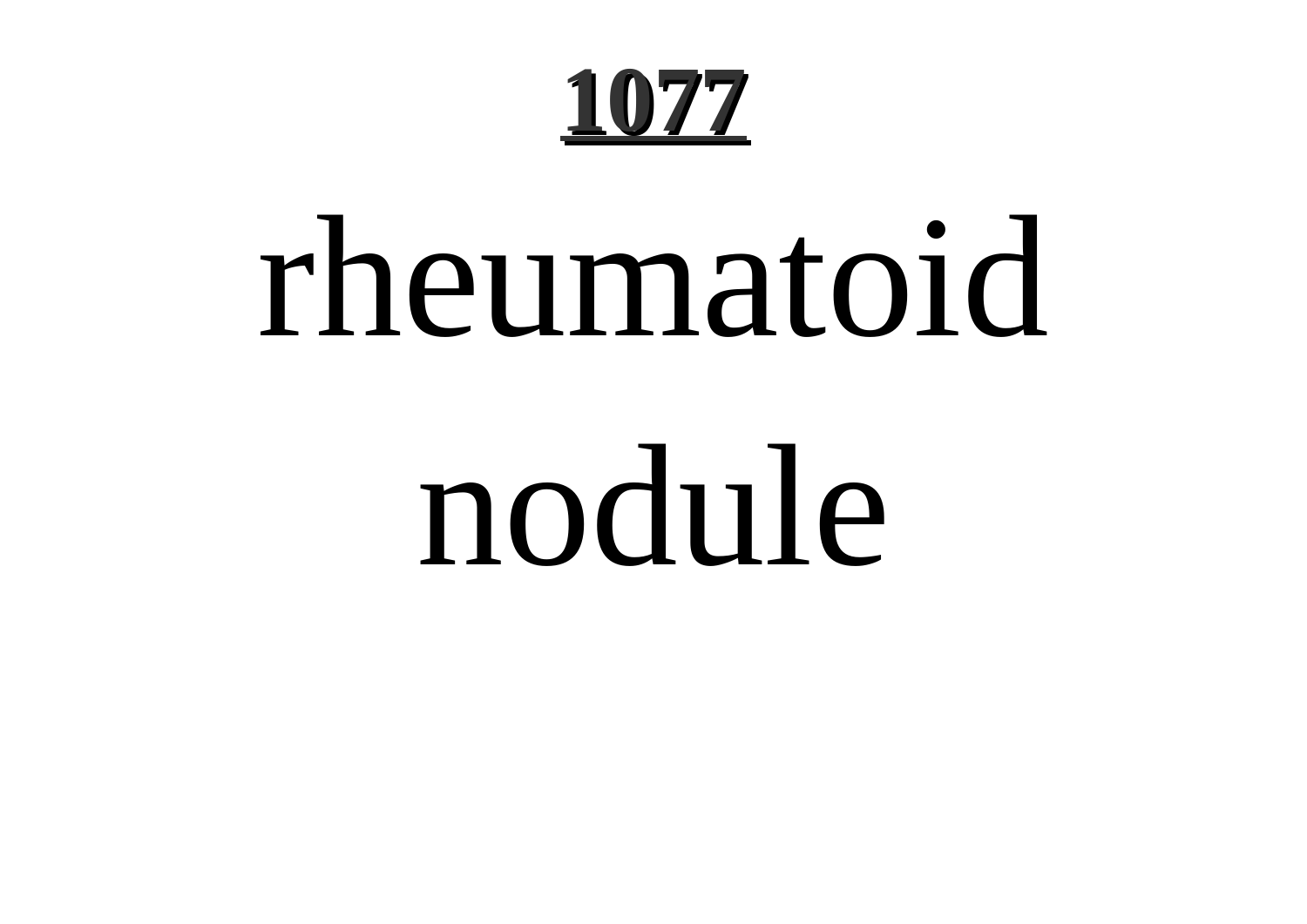# rheumatoid nodule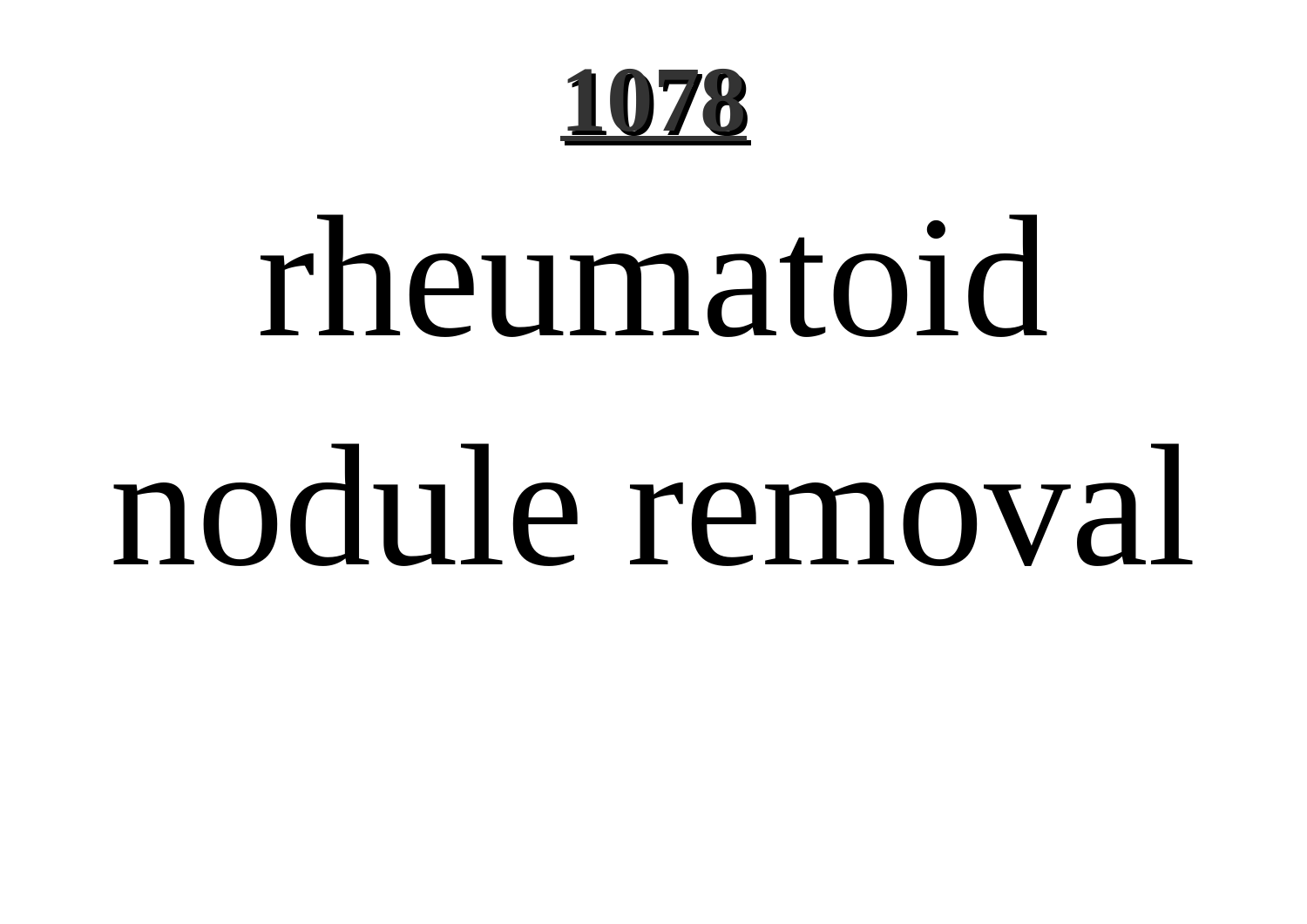# 1078

rheumatoid nodule removal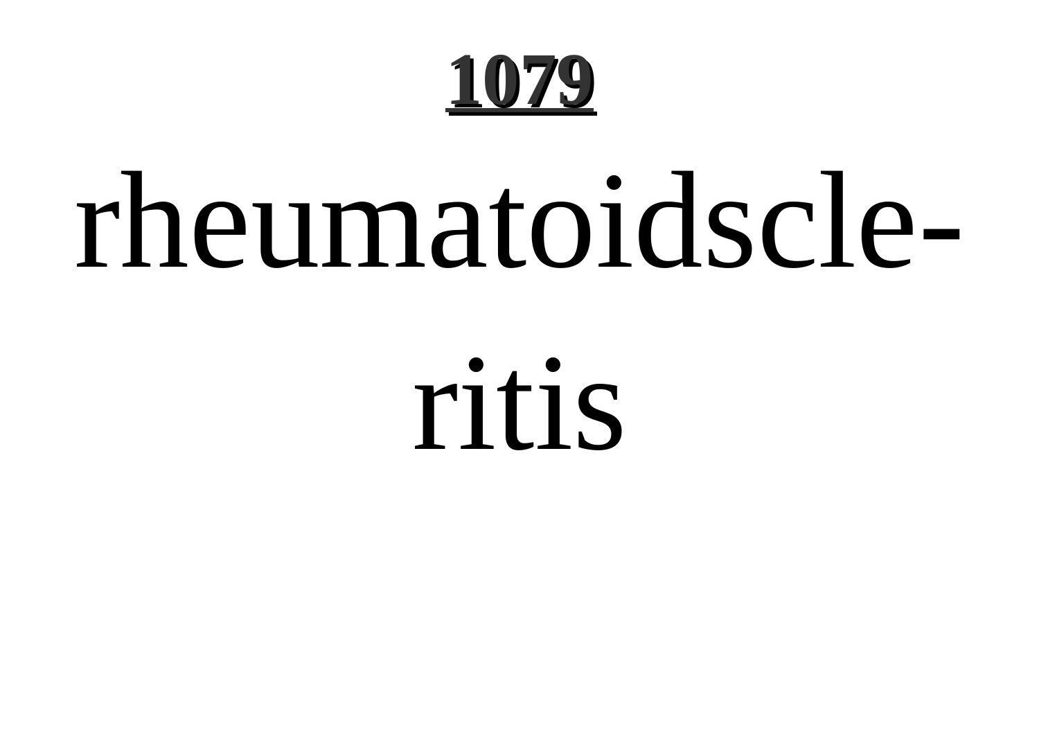# 1079

rheumatoidscle-
ritis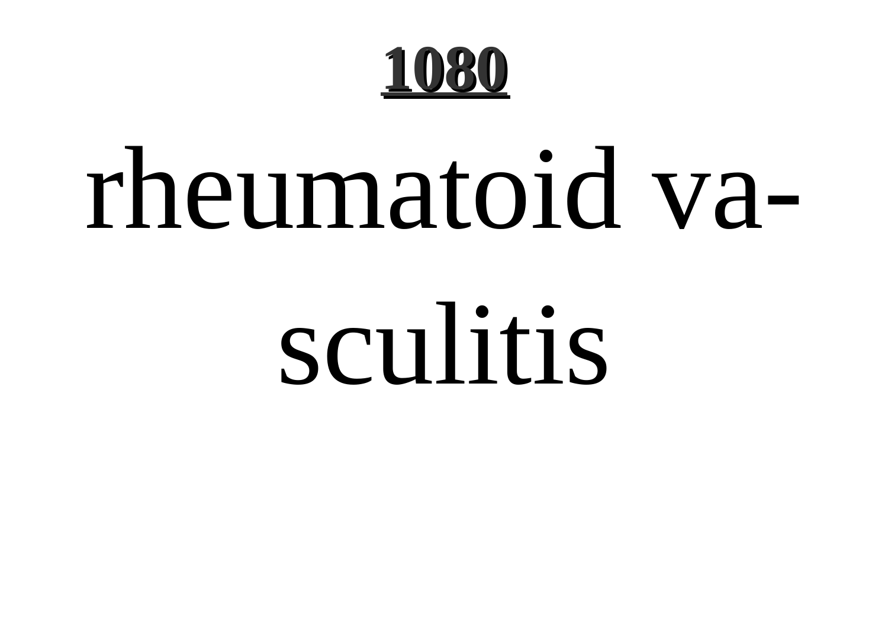rheumatoid vasculitis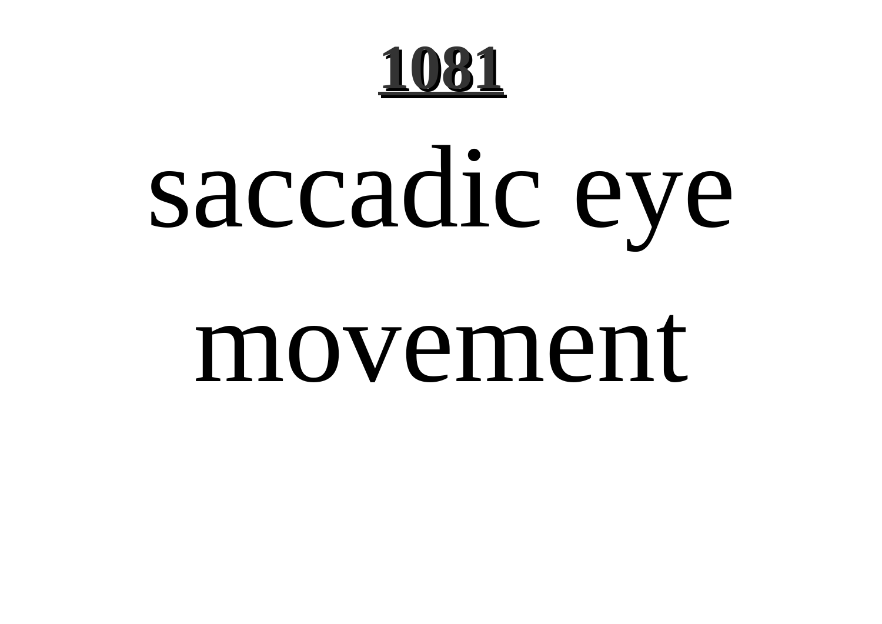# 1081

saccadic eye movement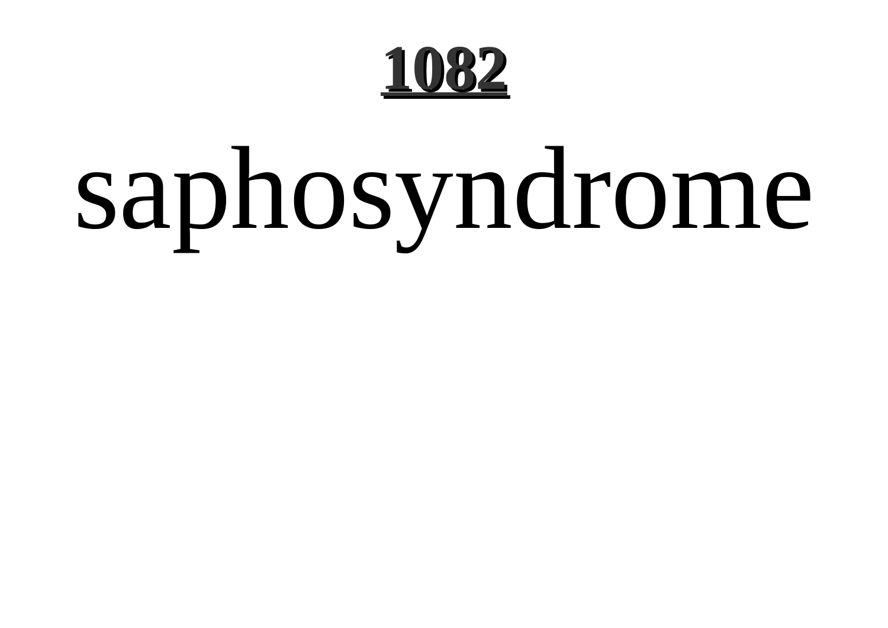saphosyndrome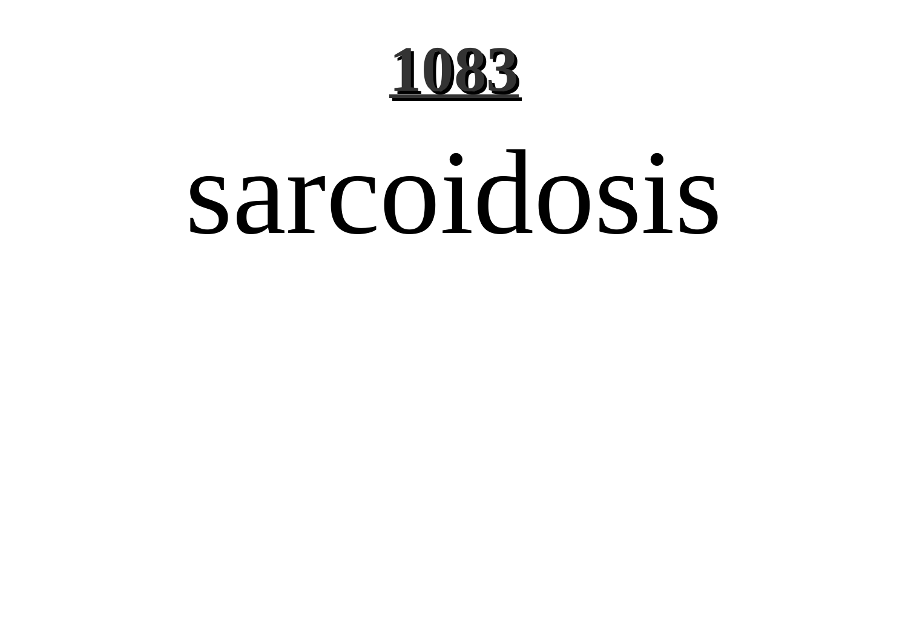# 1083

sarcoidosis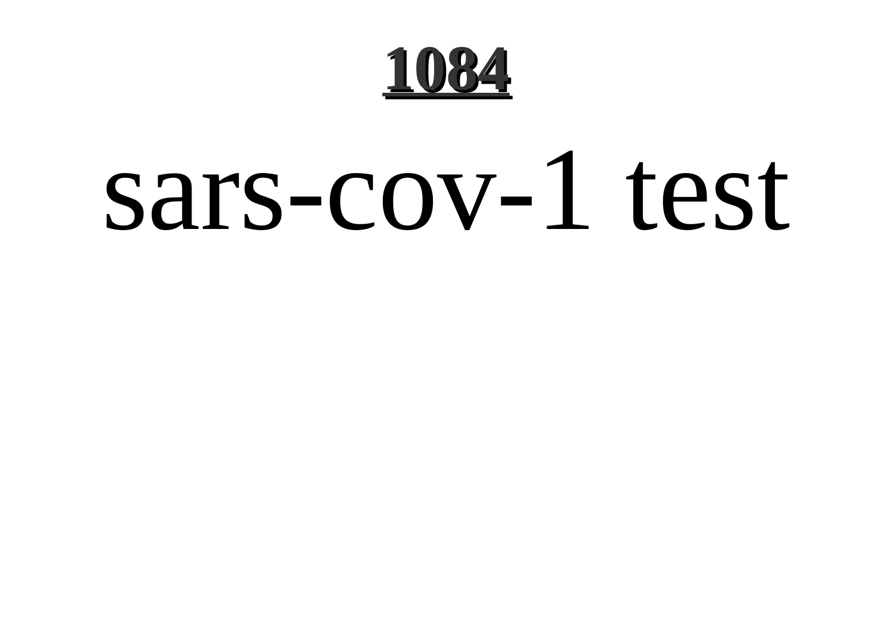sars-cov-1 test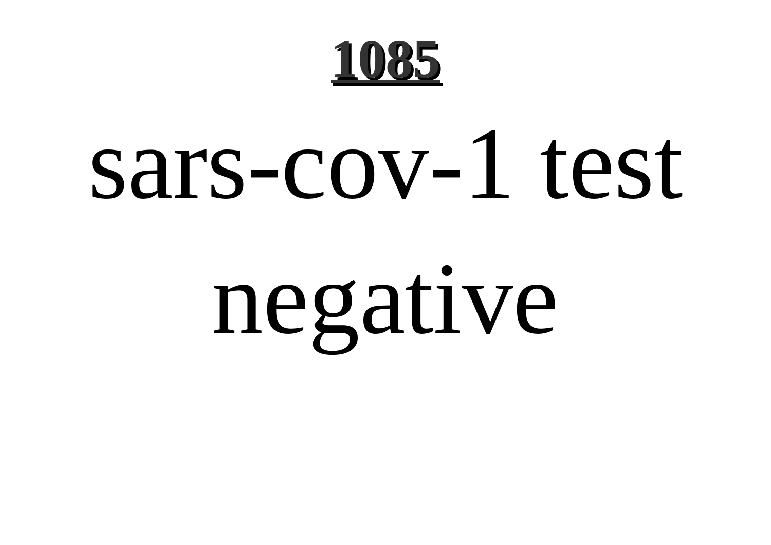sars-cov-1 test negative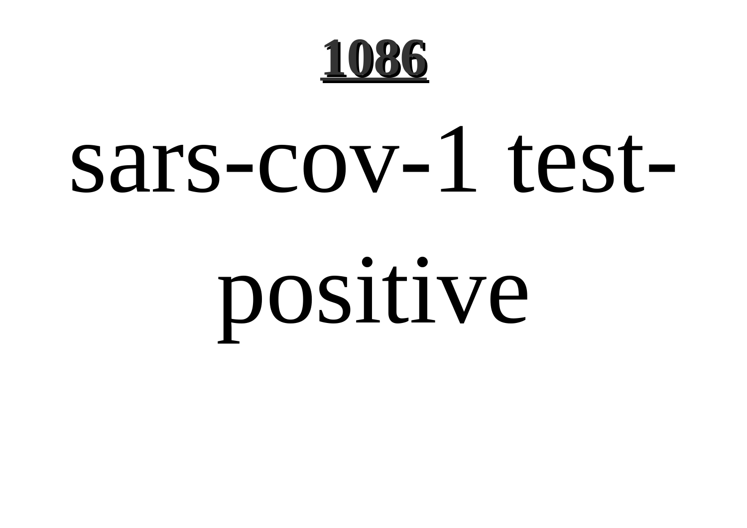# 1086

sars-cov-1 test-positive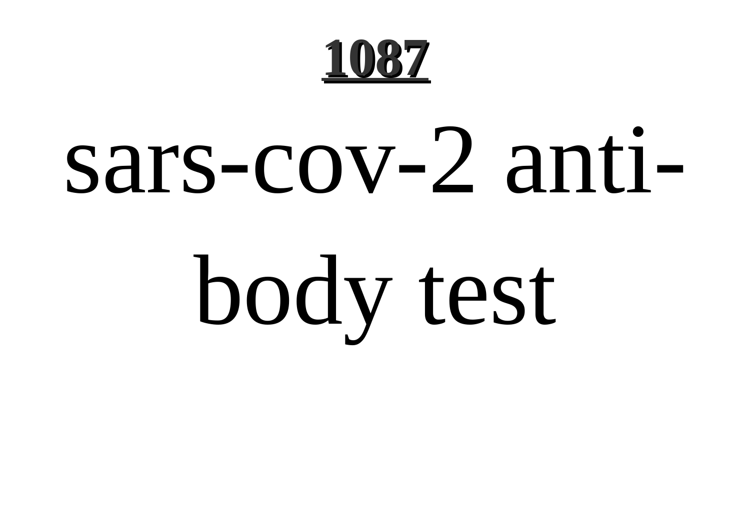sars-cov-2 antibody test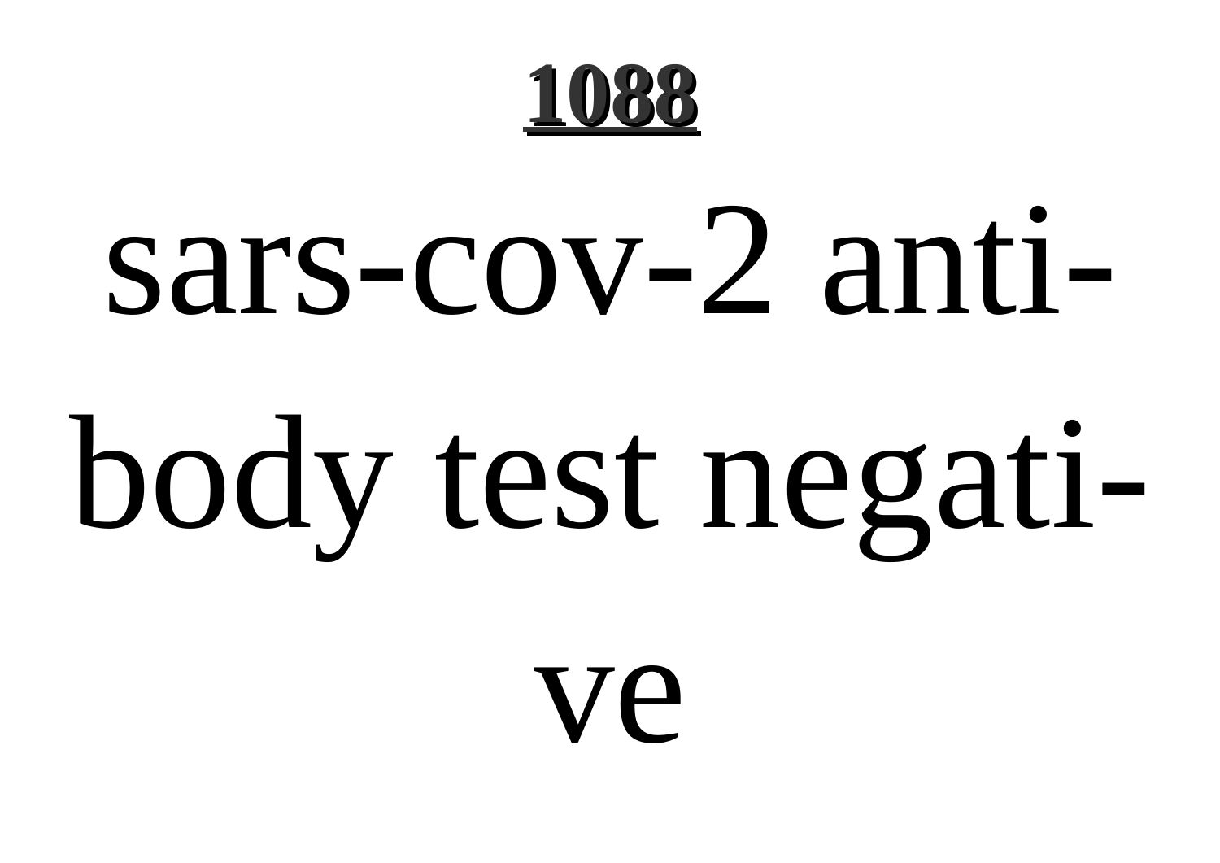sars-cov-2 antibody test negative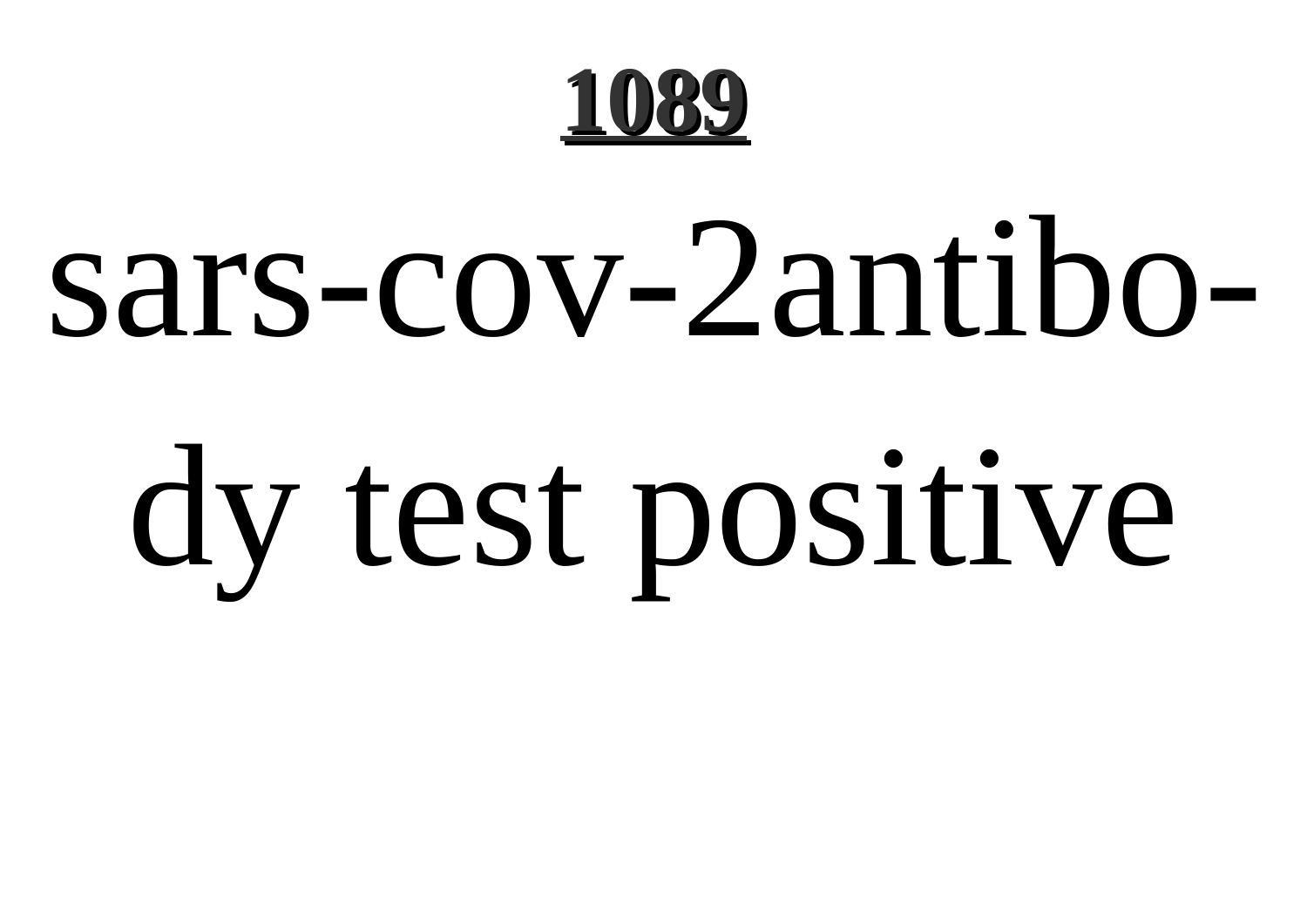sars-cov-2antibody test positive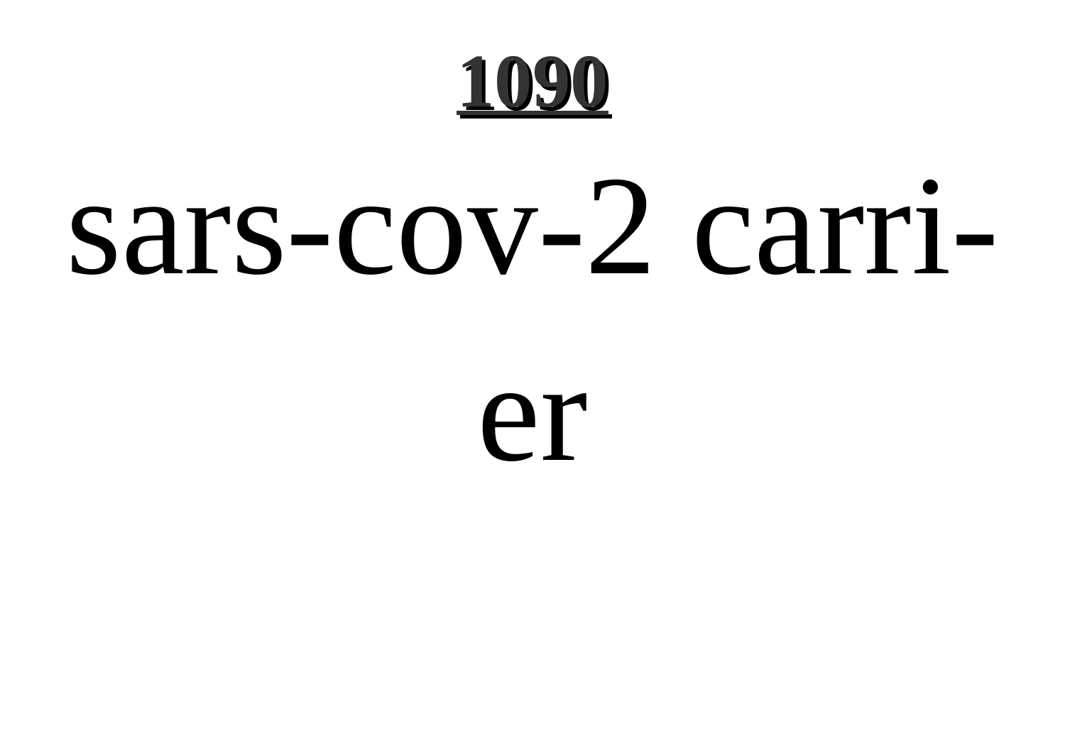sars-cov-2 carrier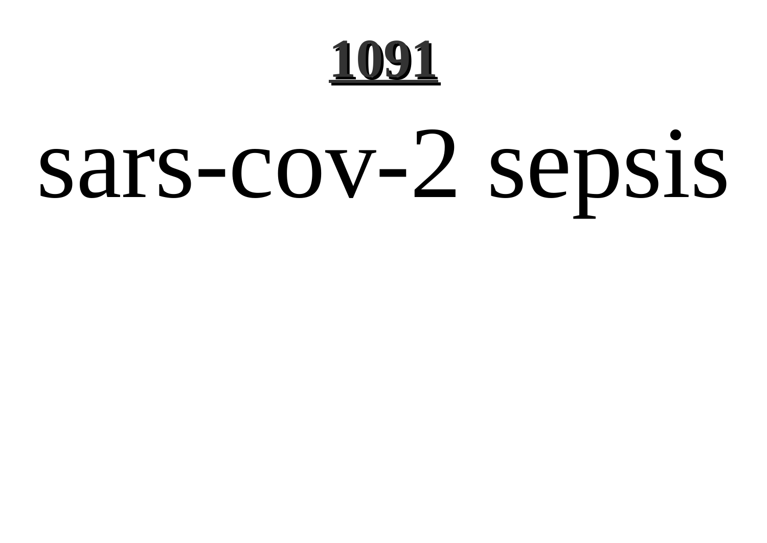# sars-cov-2 sepsis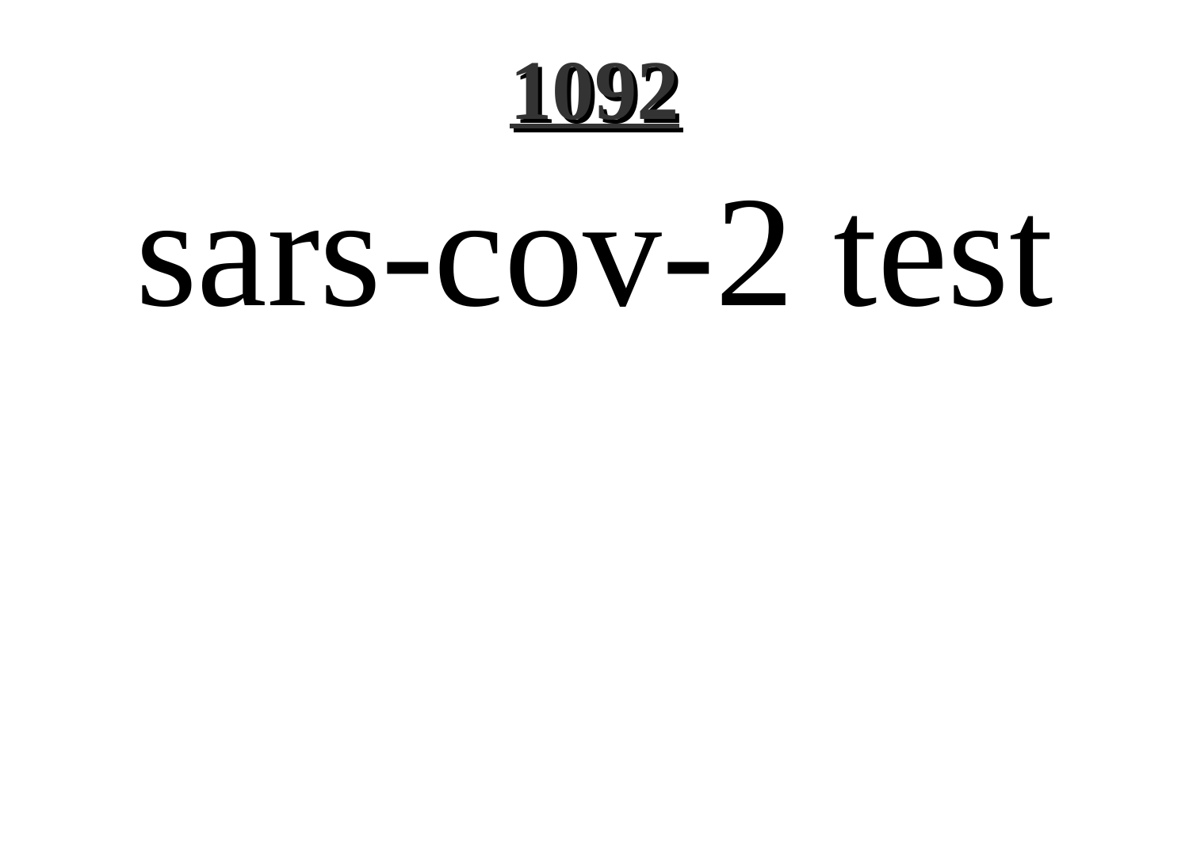# sars-cov-2 test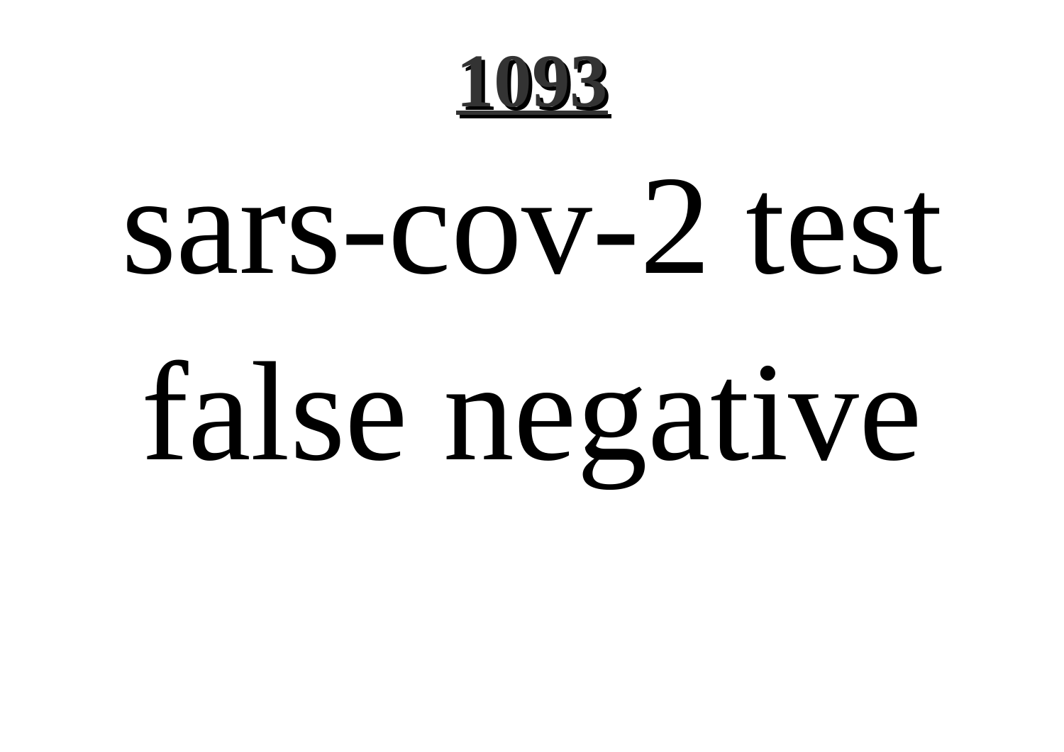sars-cov-2 test false negative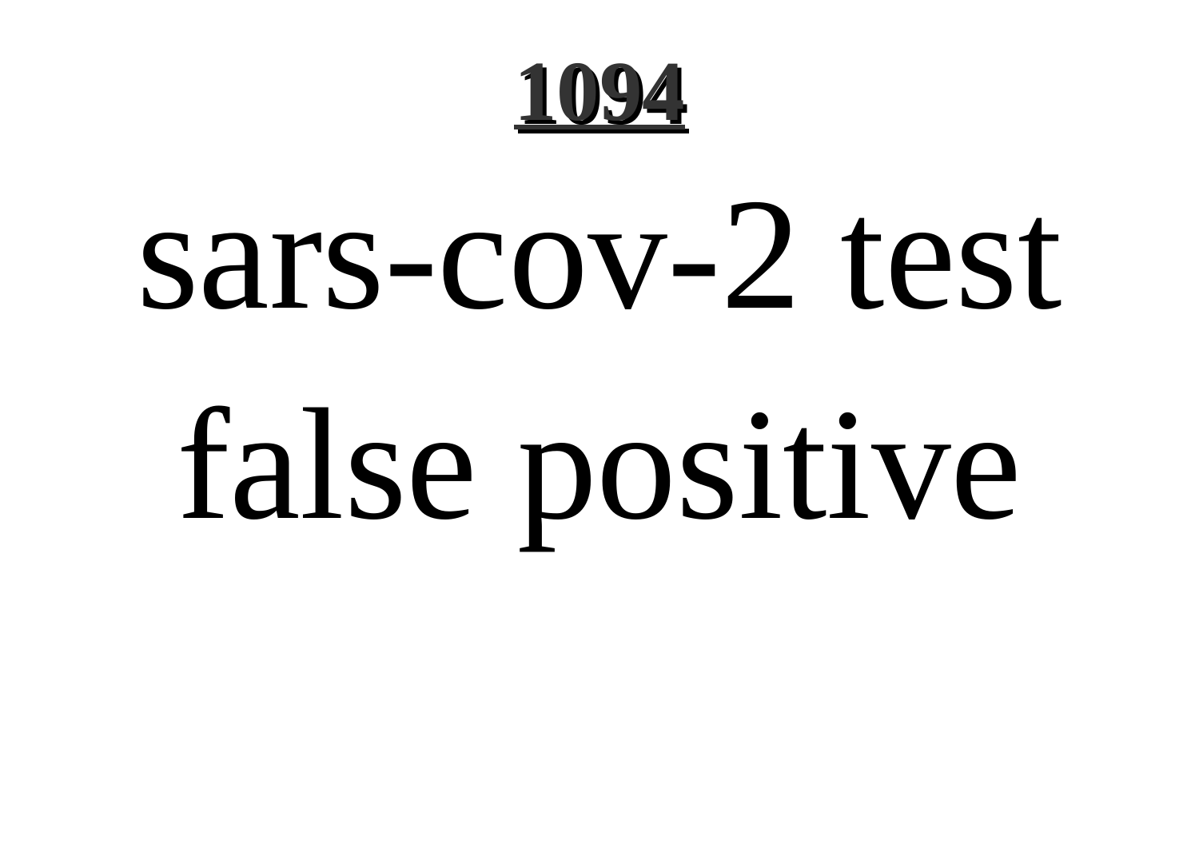sars-cov-2 test false positive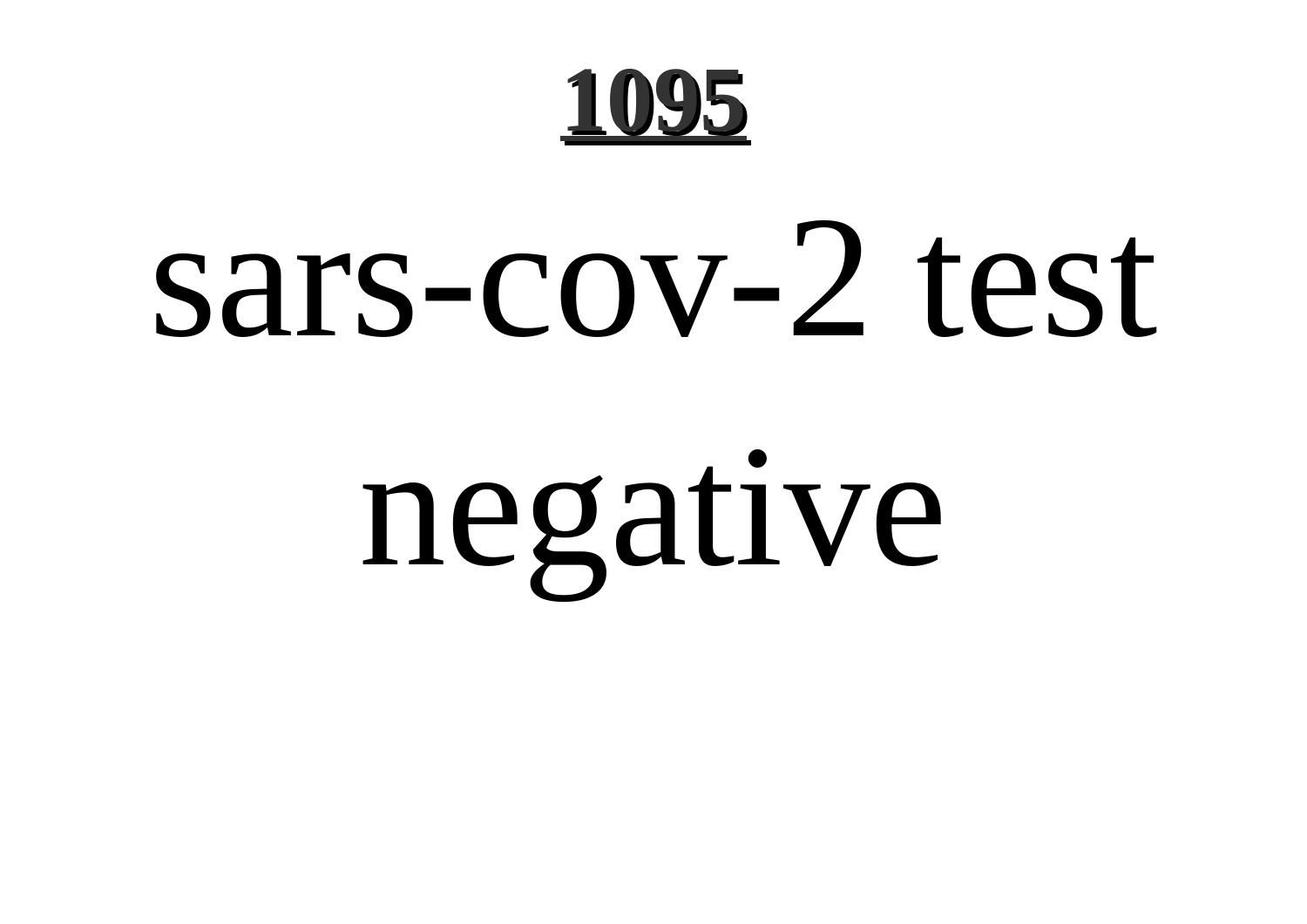# sars-cov-2 test negative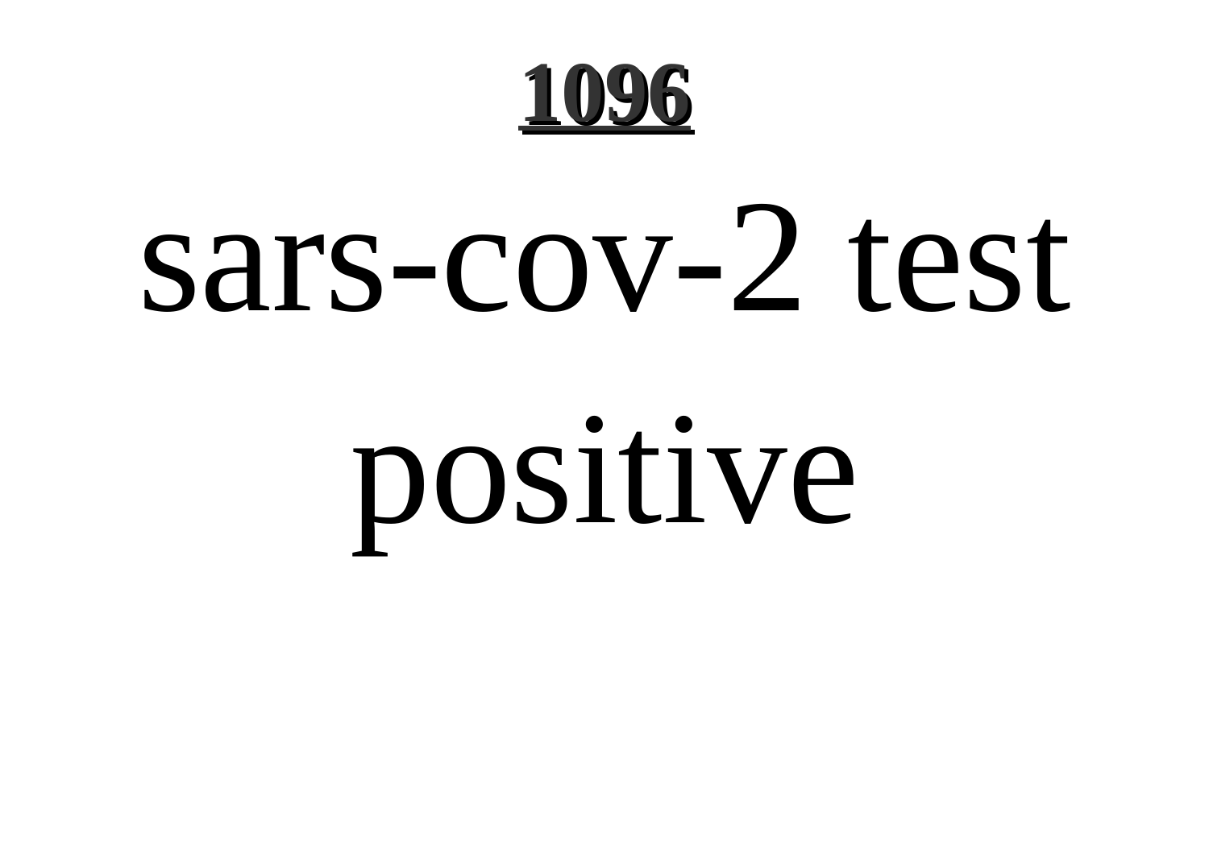sars-cov-2 test positive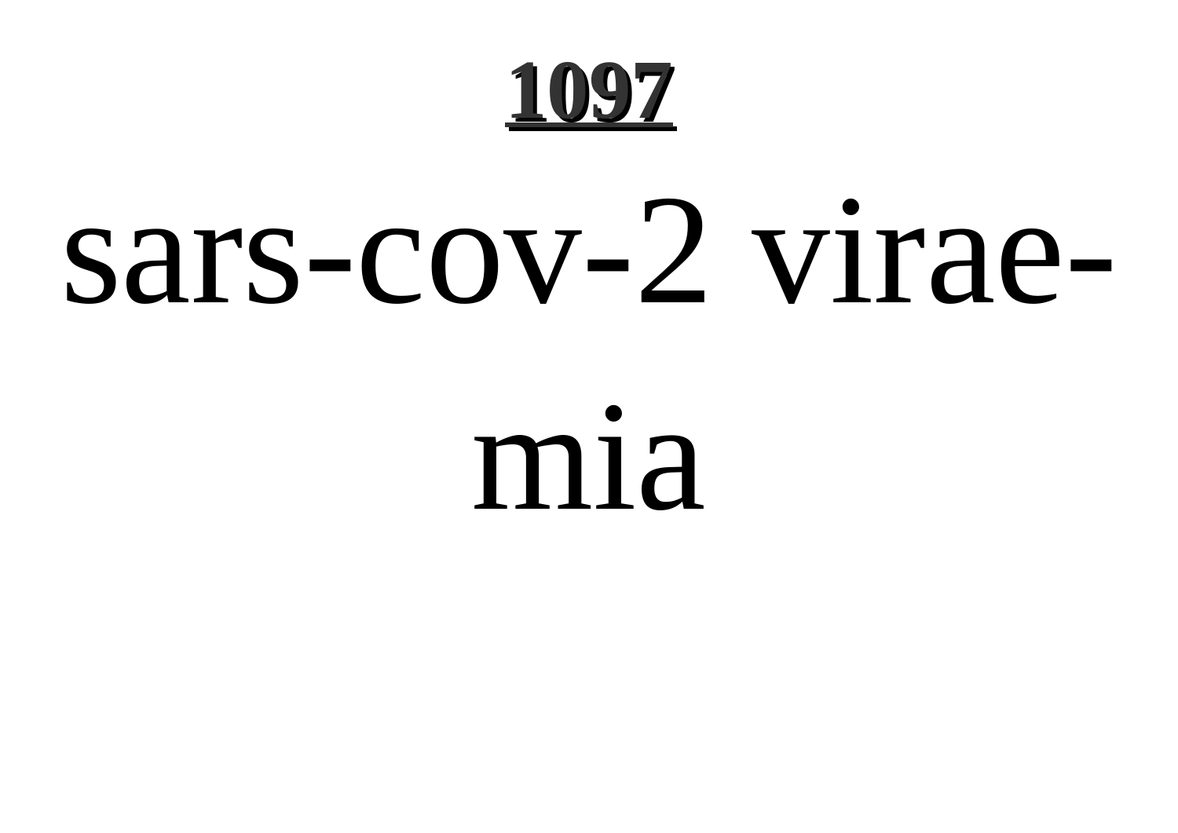sars-cov-2 viraemia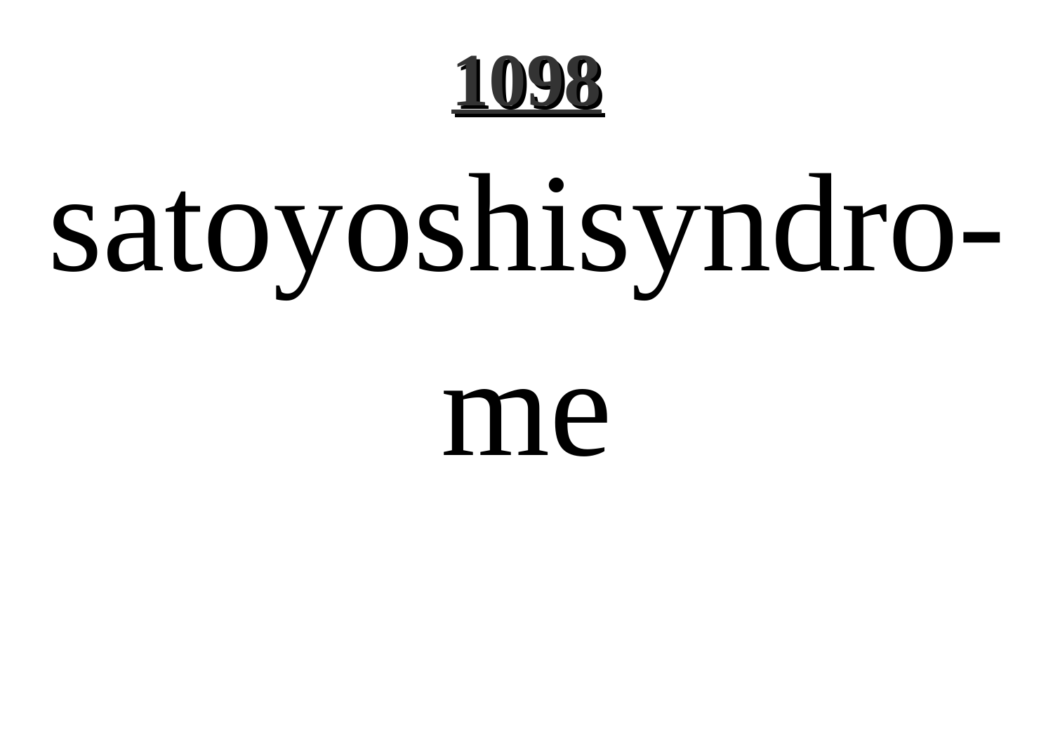satoyoshisyndrome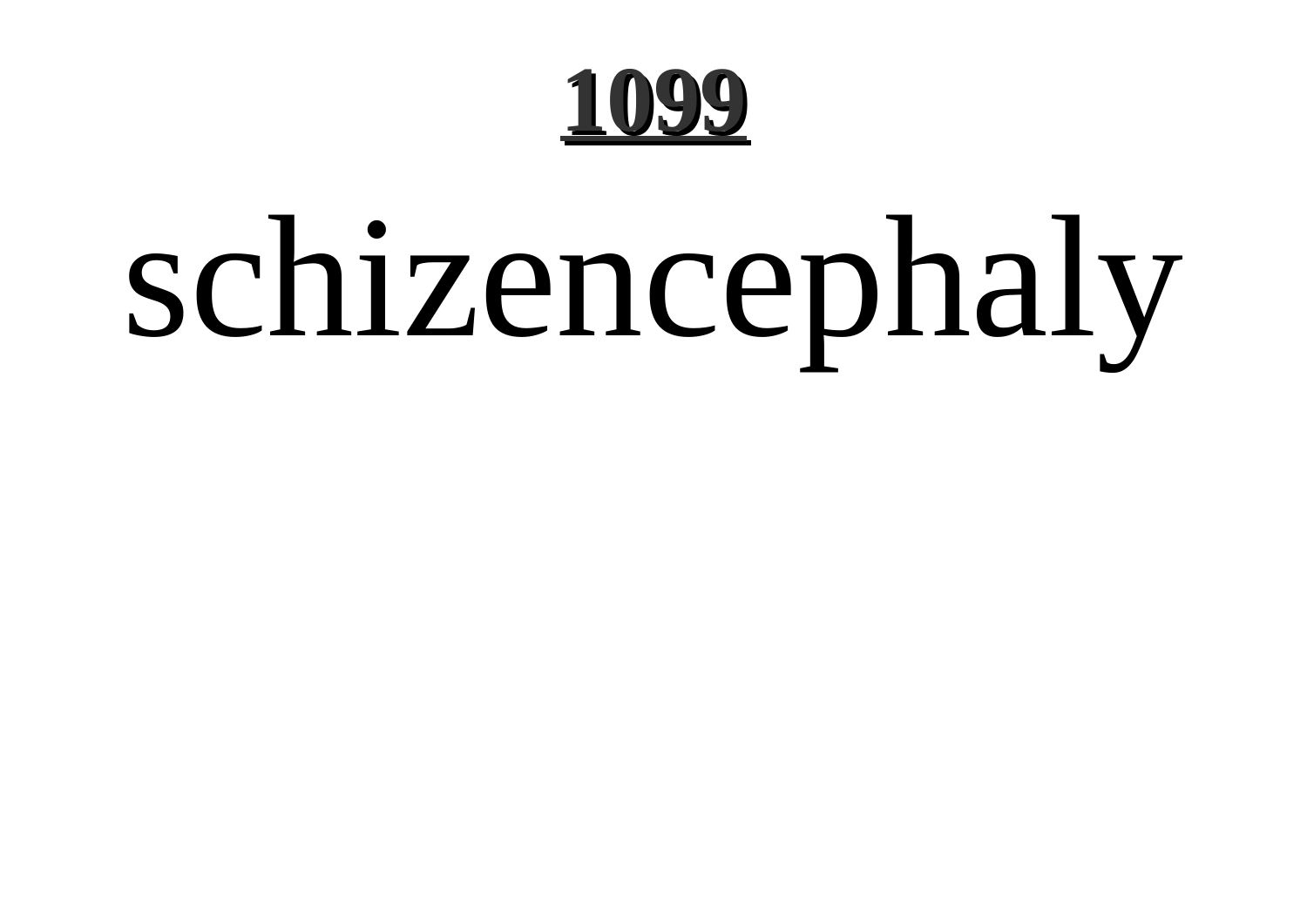# schizencephaly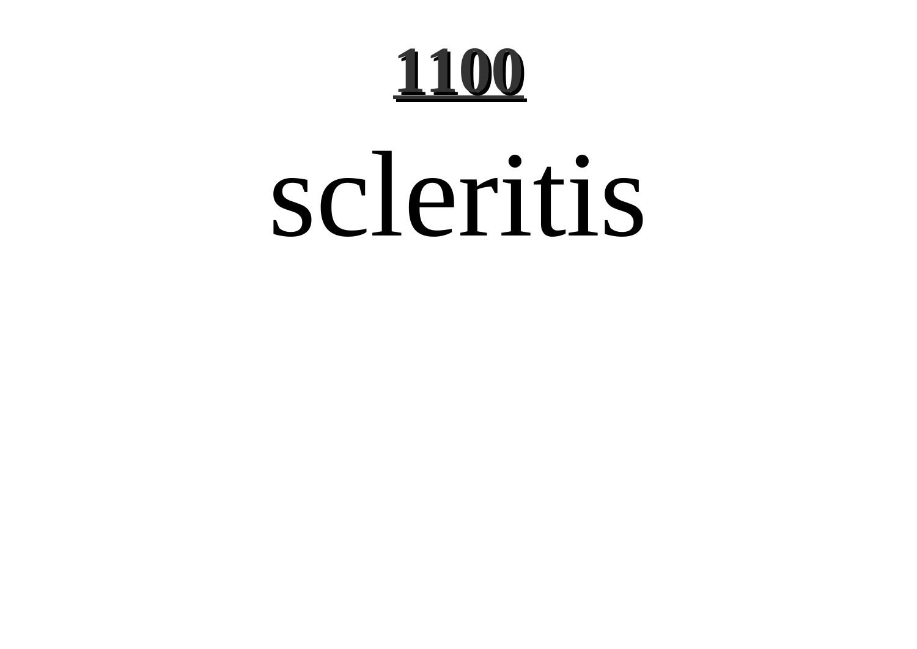scleritis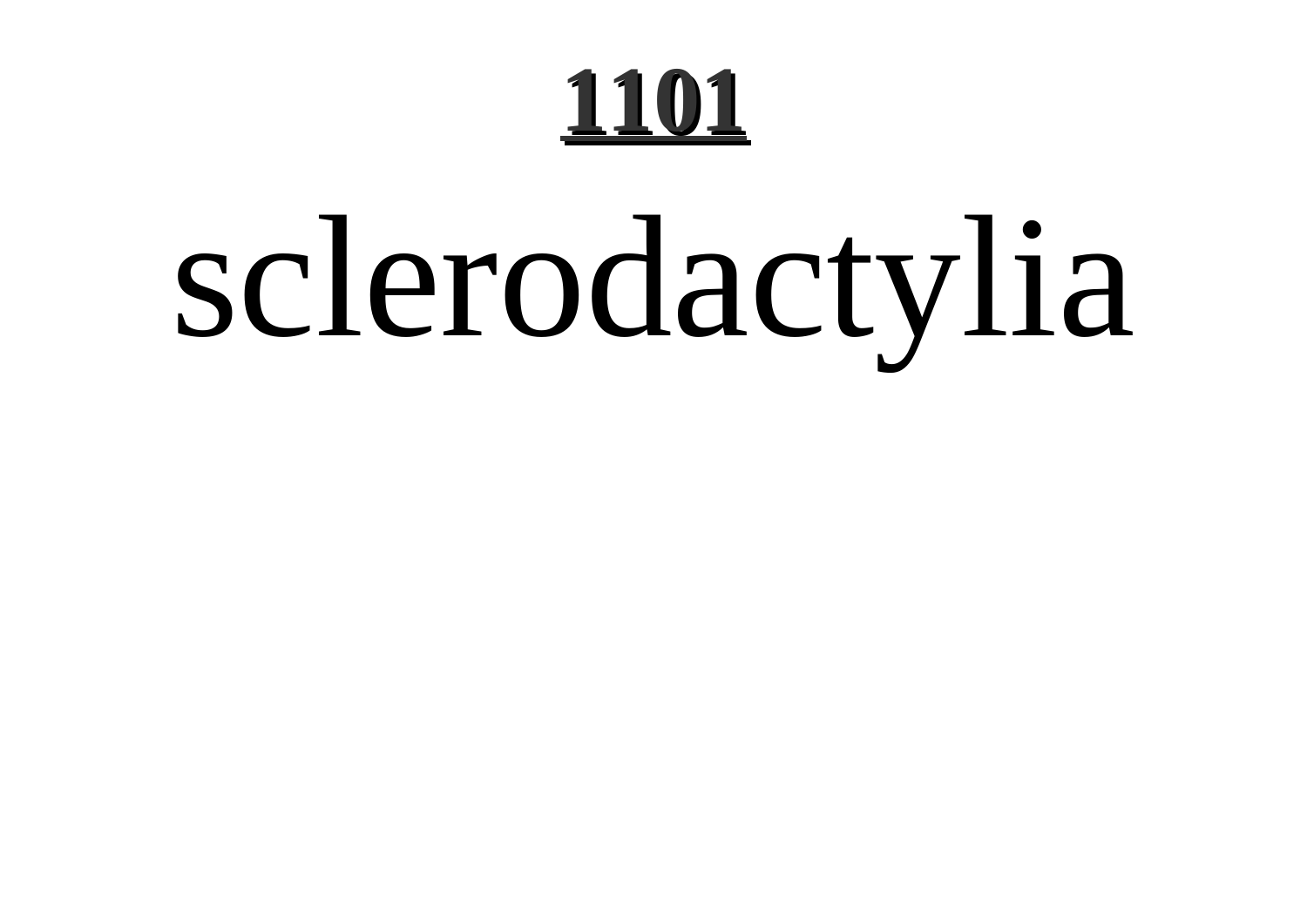# sclerodactylia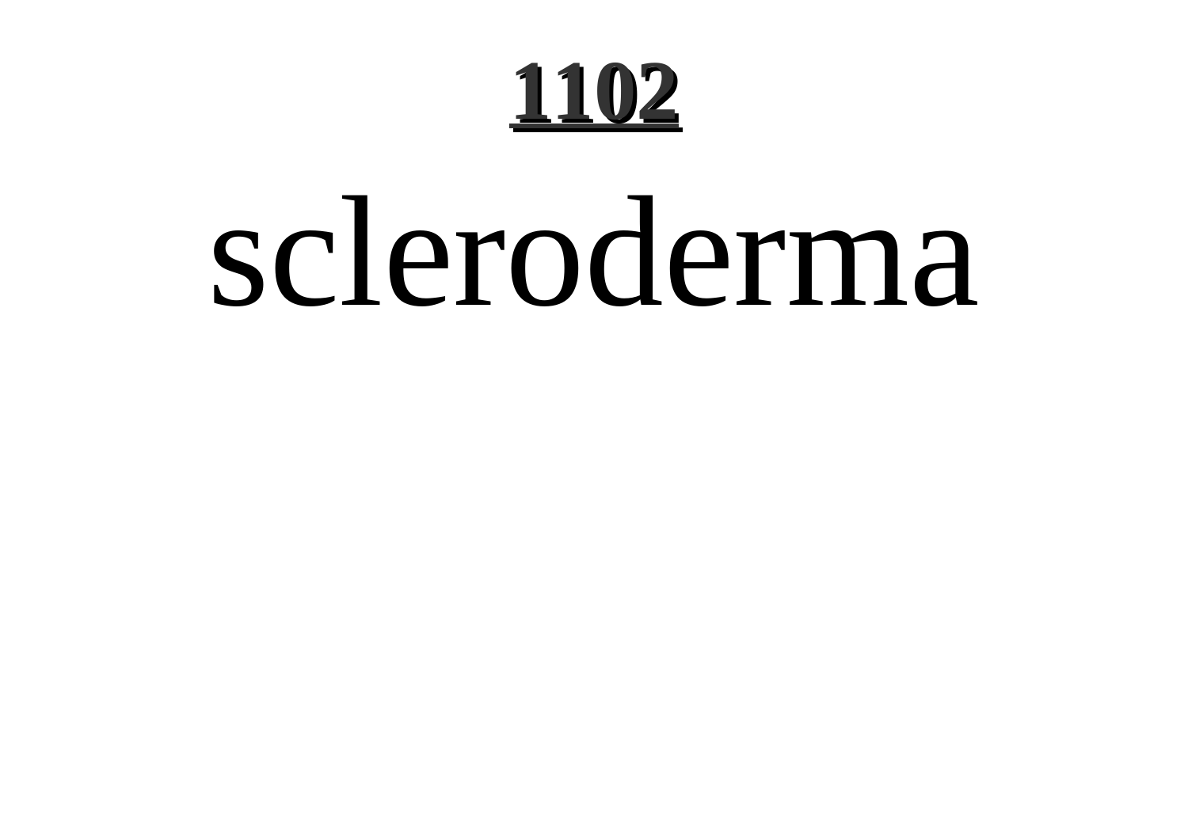# 1102

scleroderma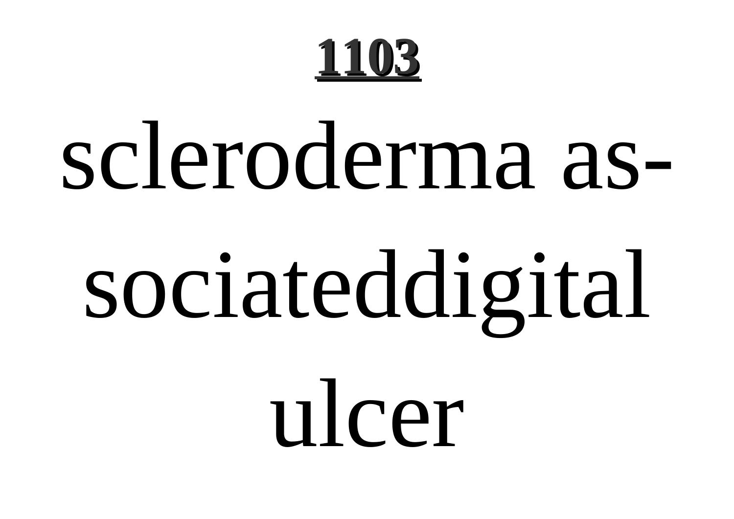**1103**

scleroderma associateddigital ulcer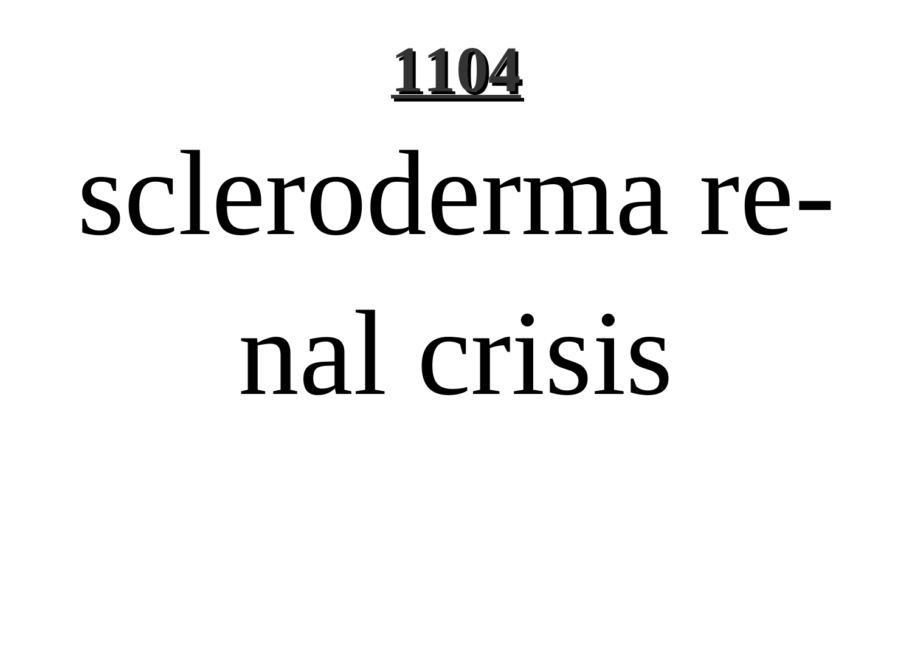scleroderma renal crisis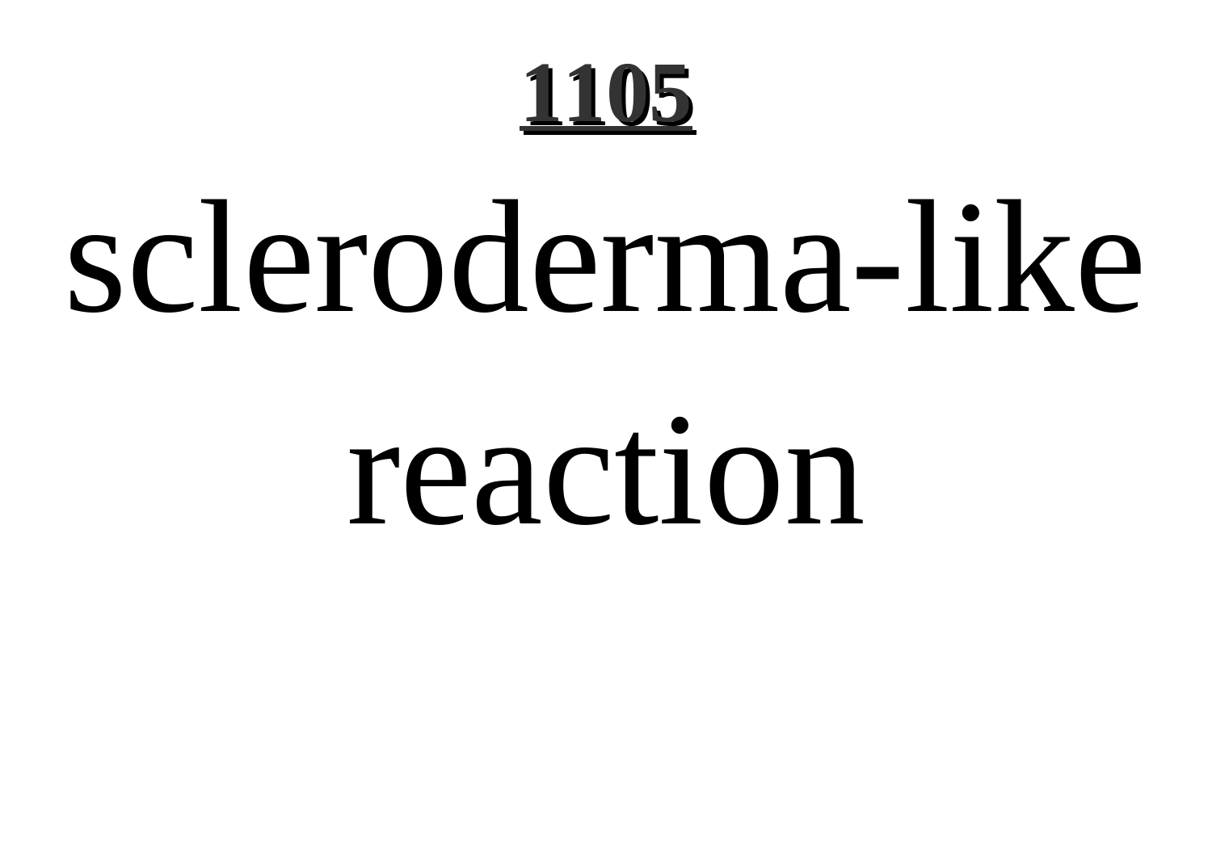# scleroderma-like reaction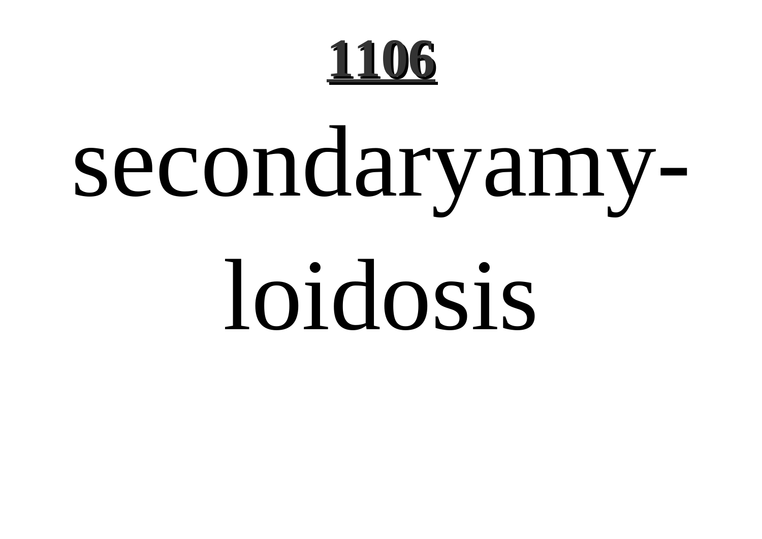secondaryamyloidosis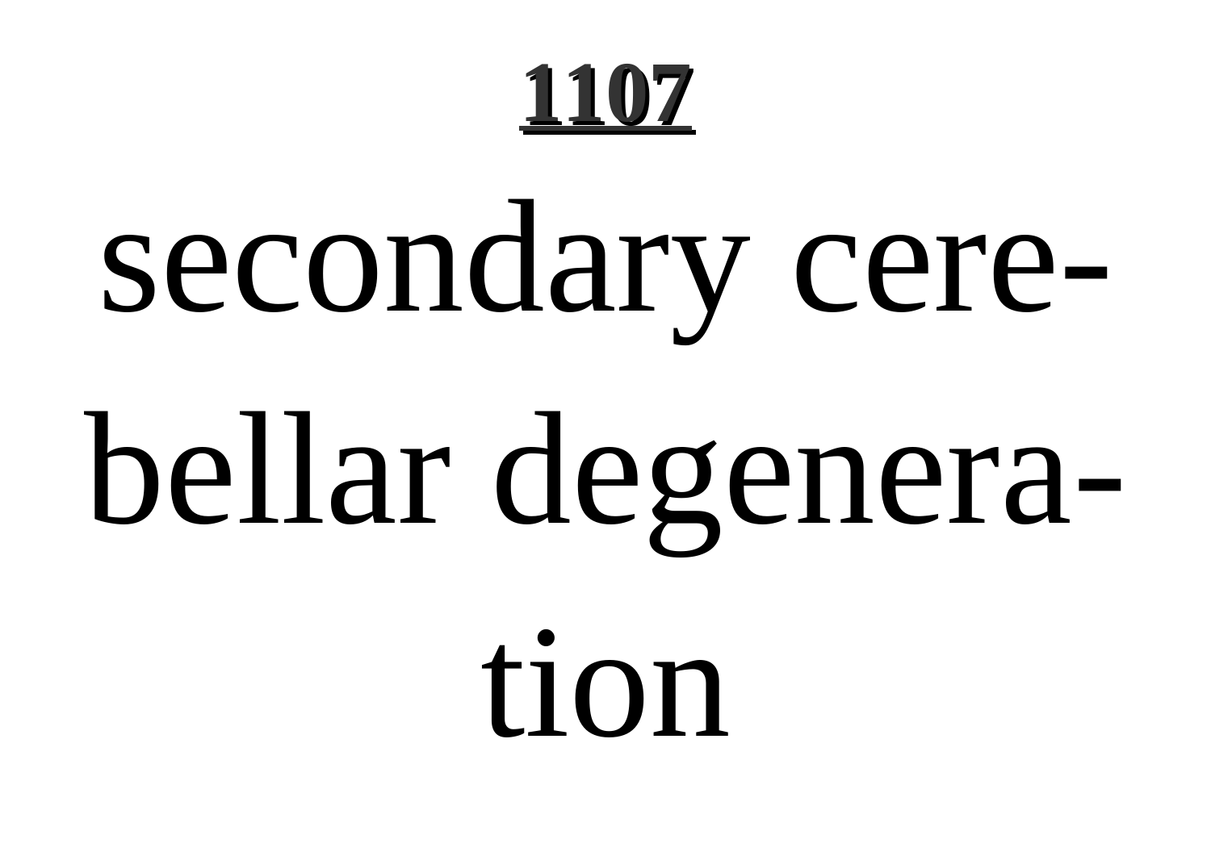# 1107

secondary cerebellar degeneration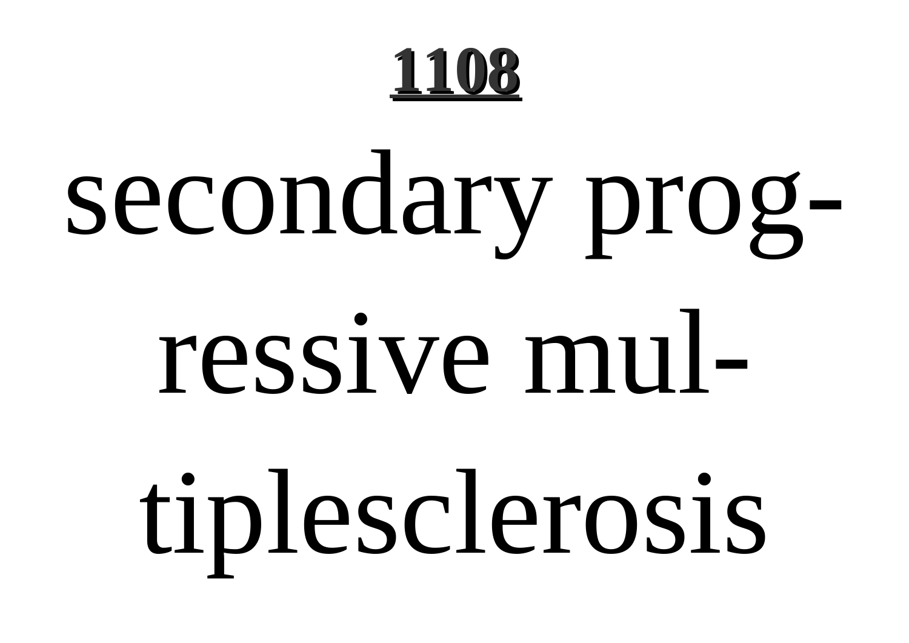secondary progressive multiplesclerosis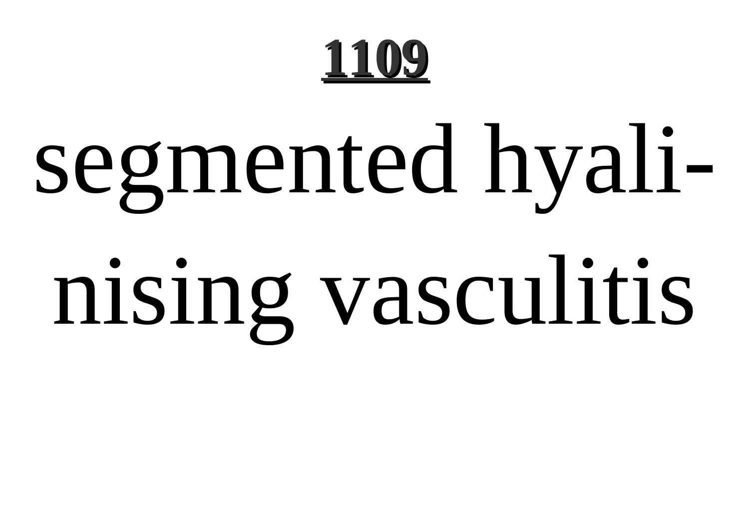segmented hyalinising vasculitis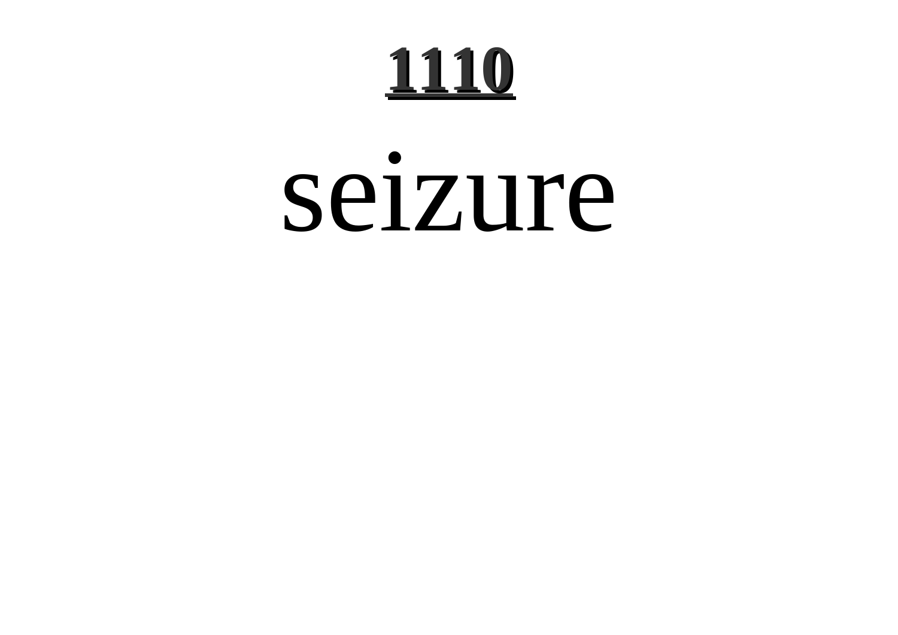seizure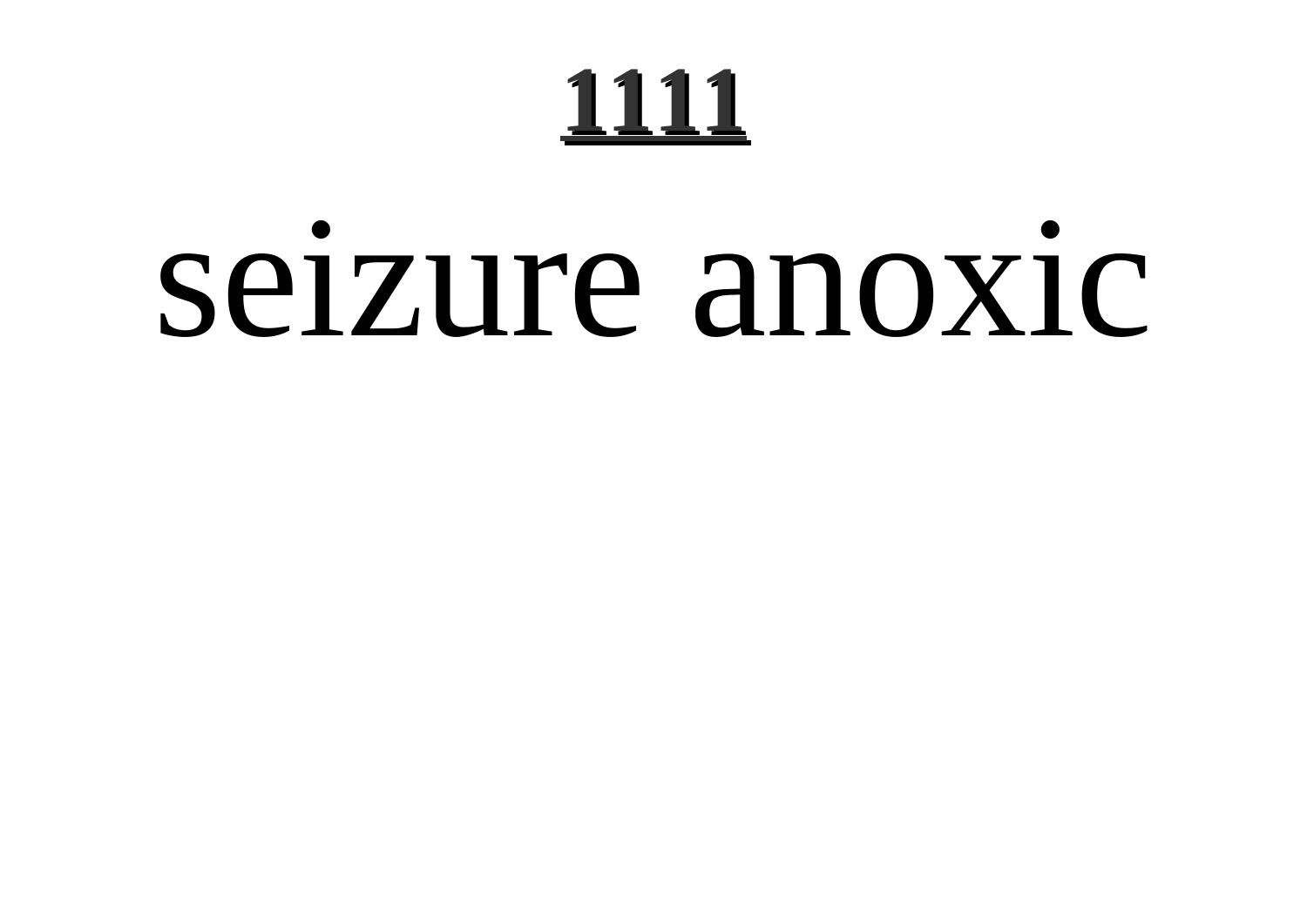seizure anoxic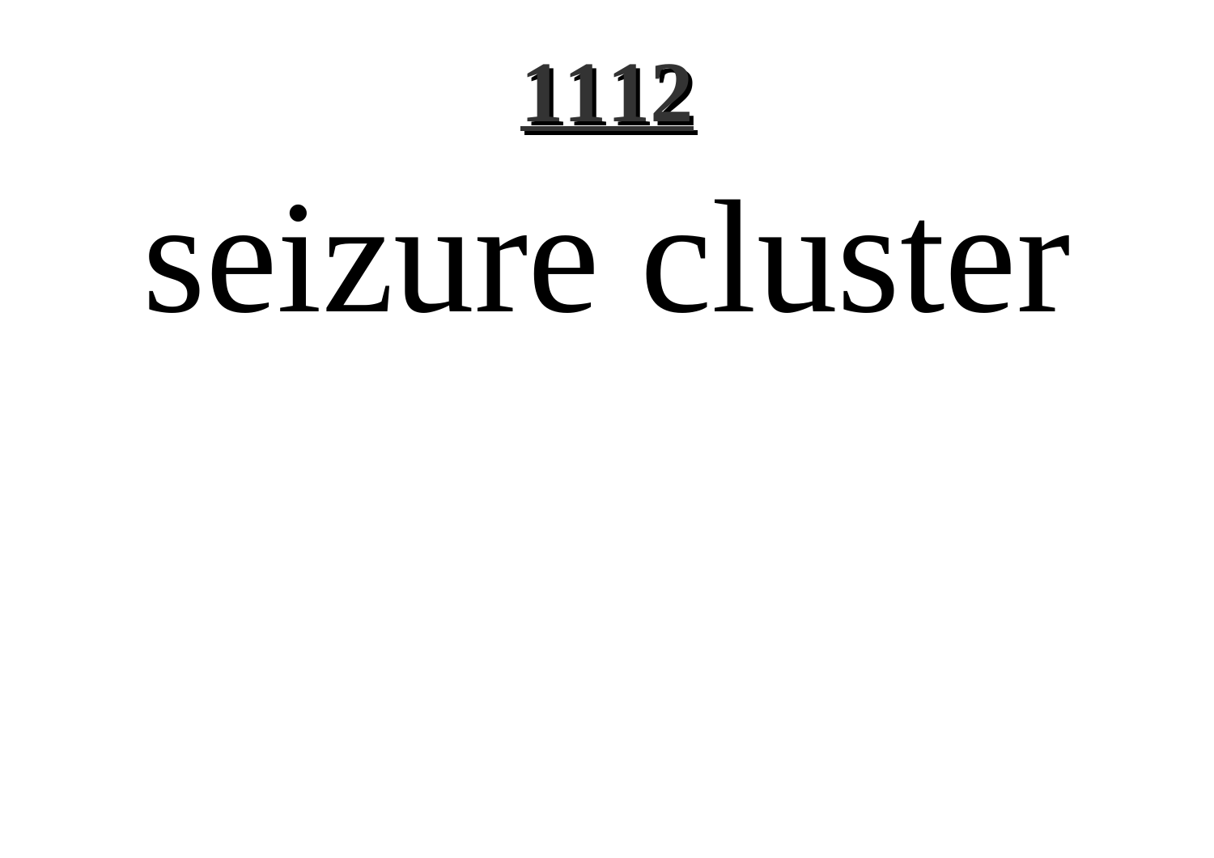# seizure cluster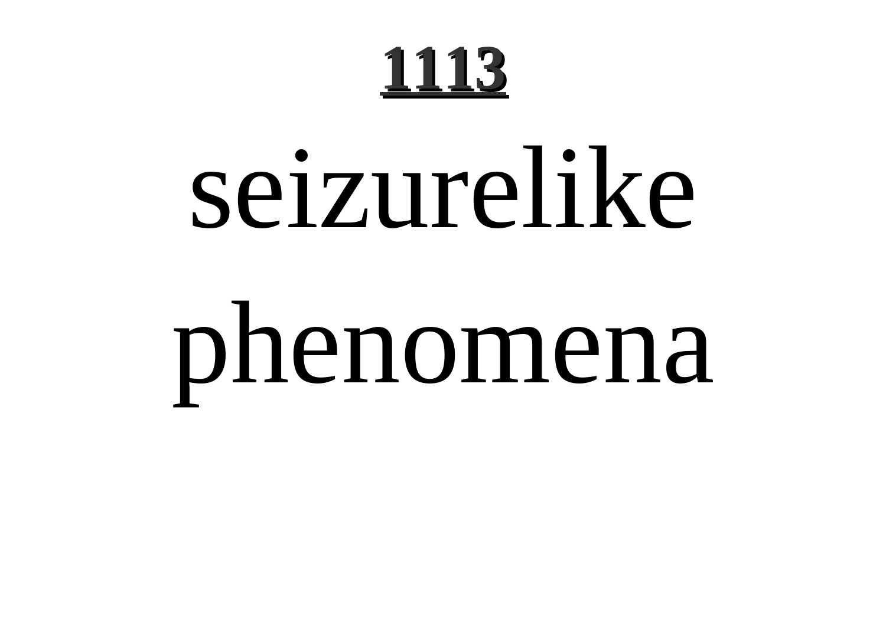# 1113

seizurelike phenomena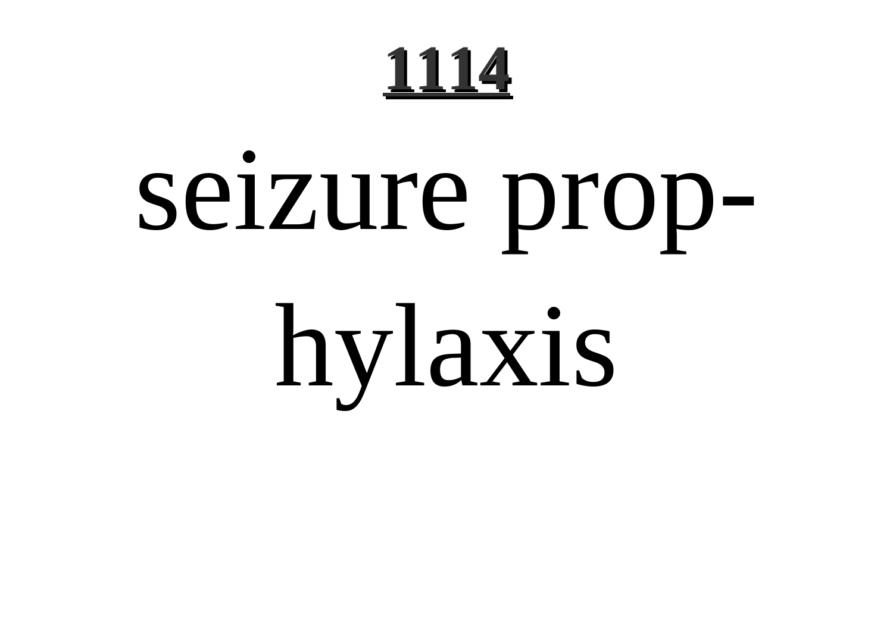# 1114

seizure prophylaxis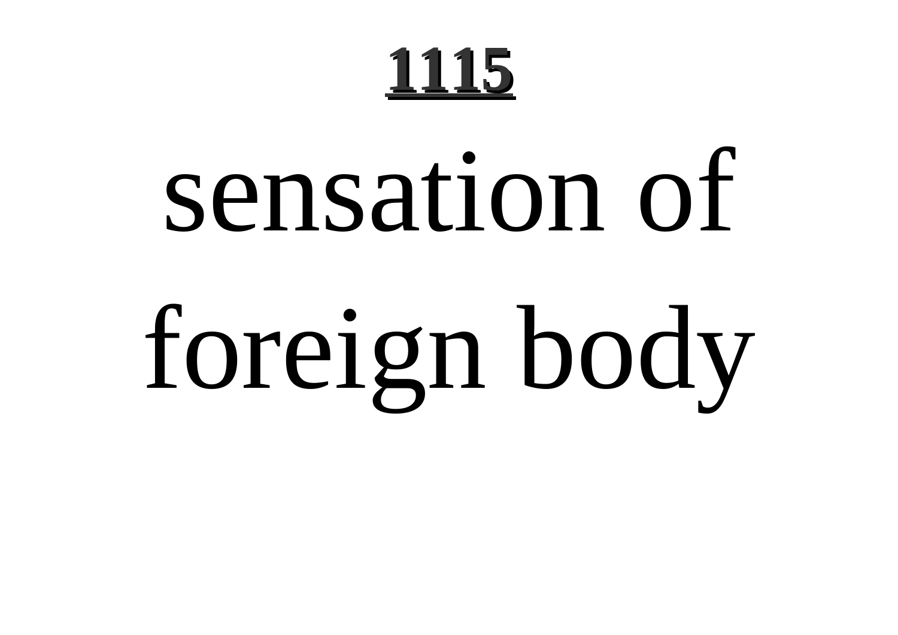# sensation of foreign body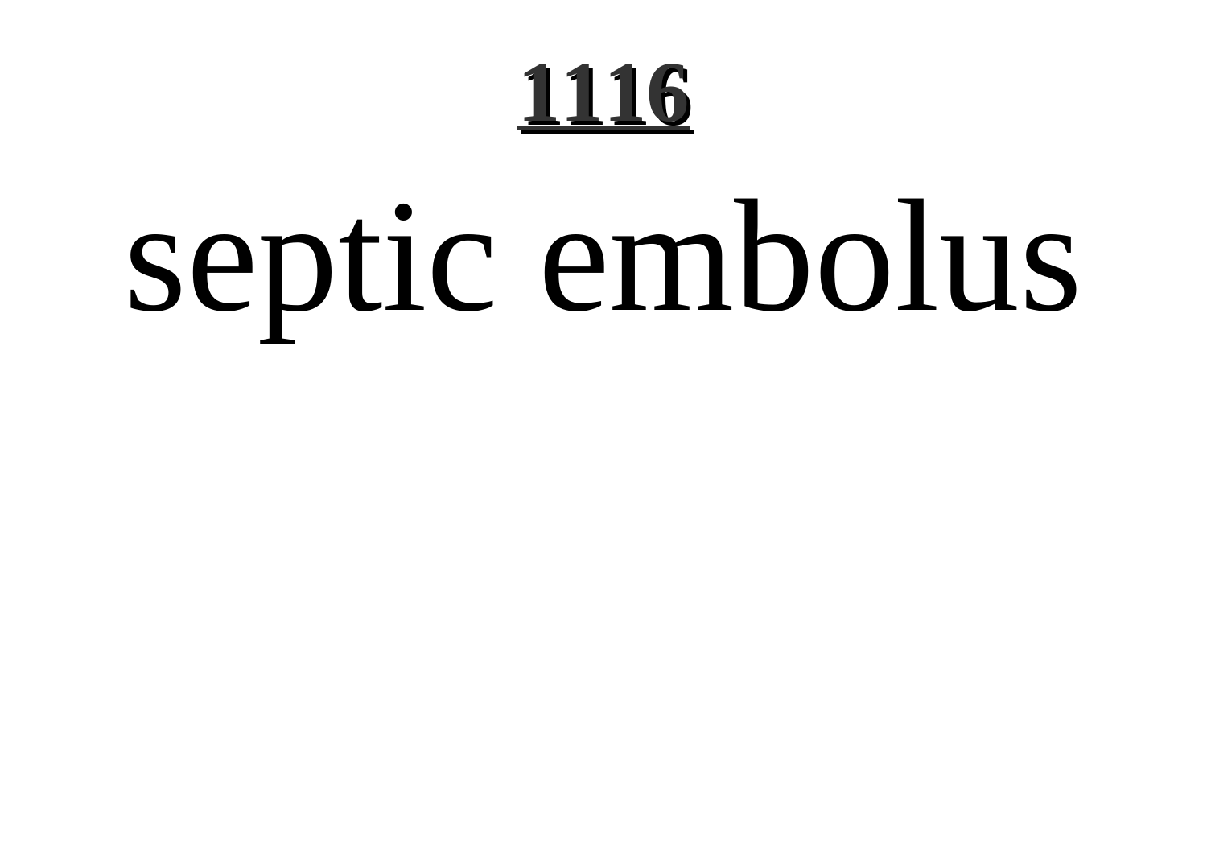# septic embolus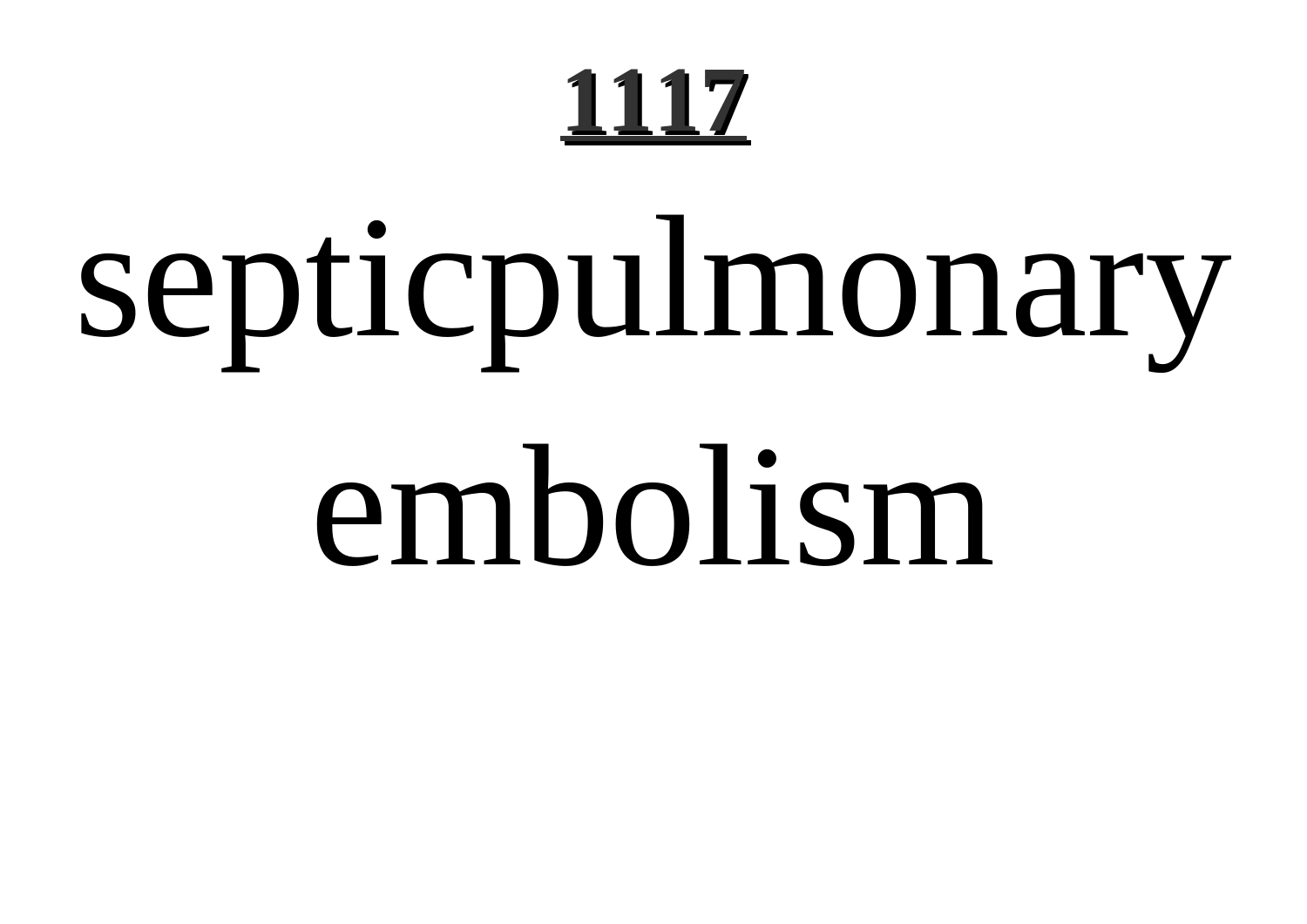septicpulmonary embolism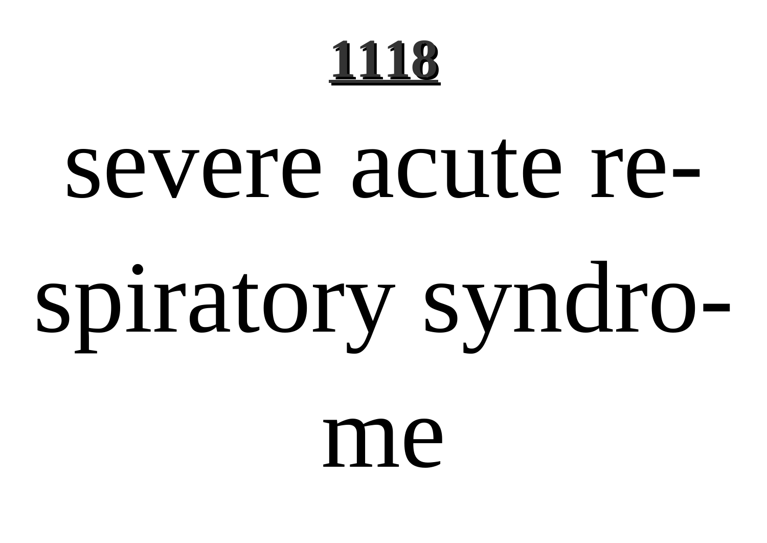**1118**

severe acute respiratory syndrome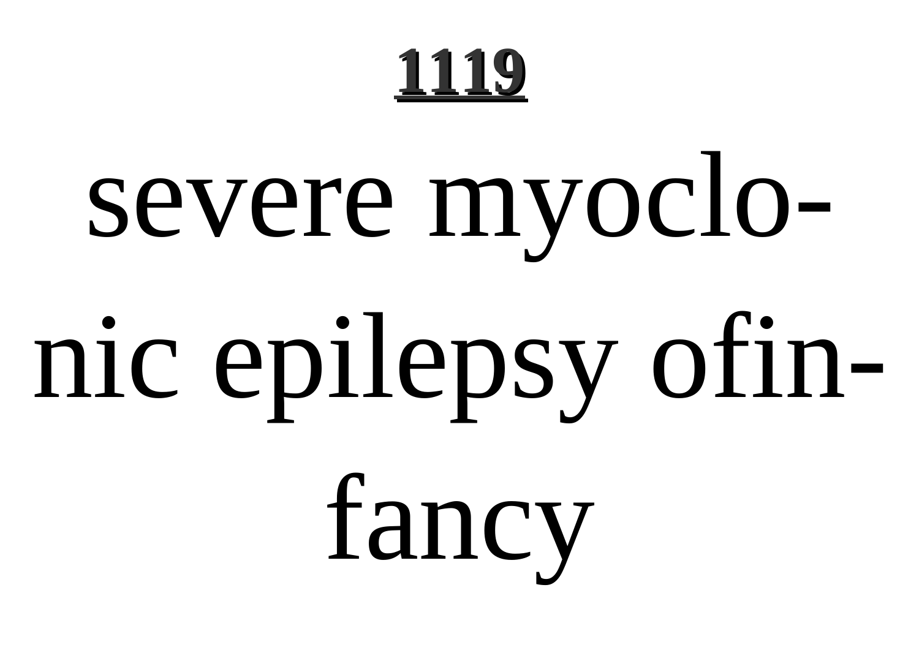severe myoclonic epilepsy ofinfancy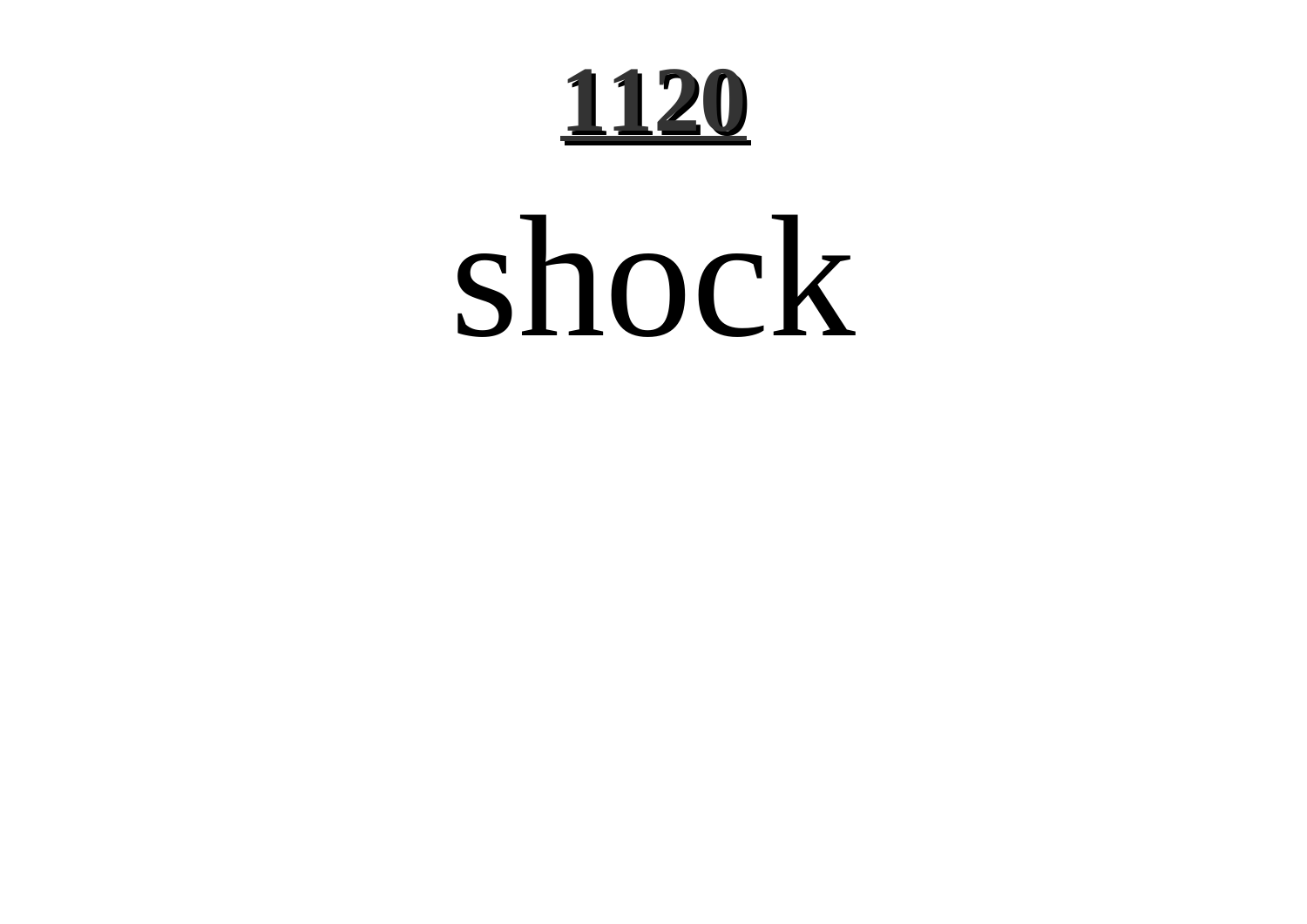shock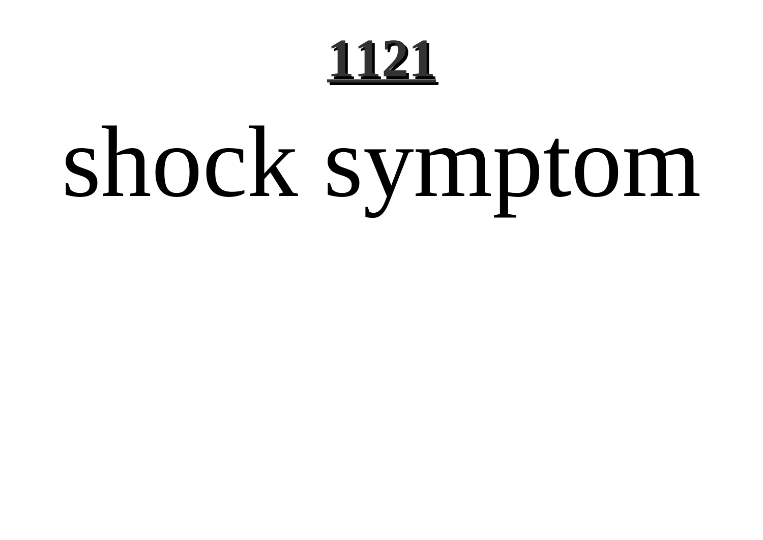shock symptom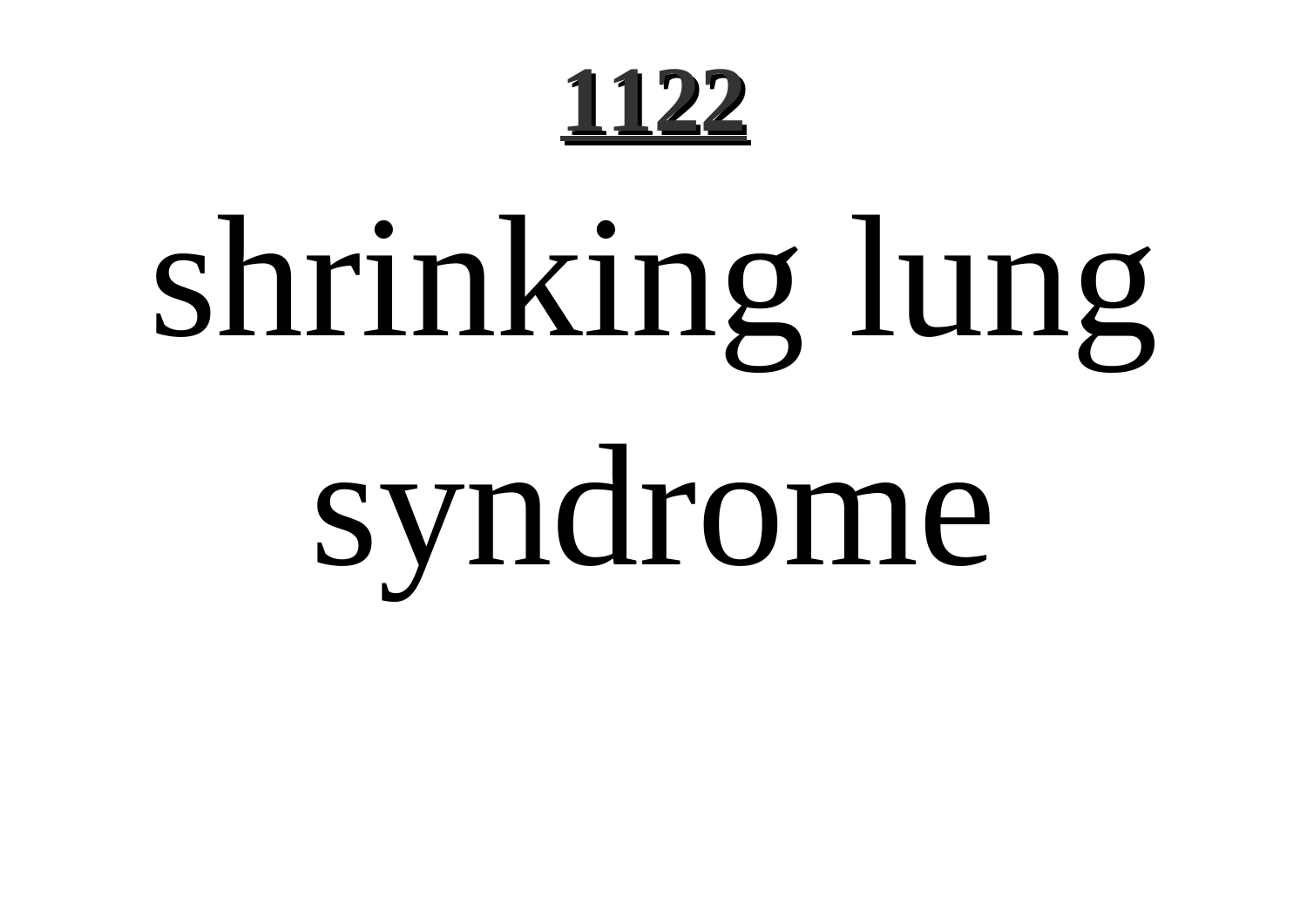# shrinking lung syndrome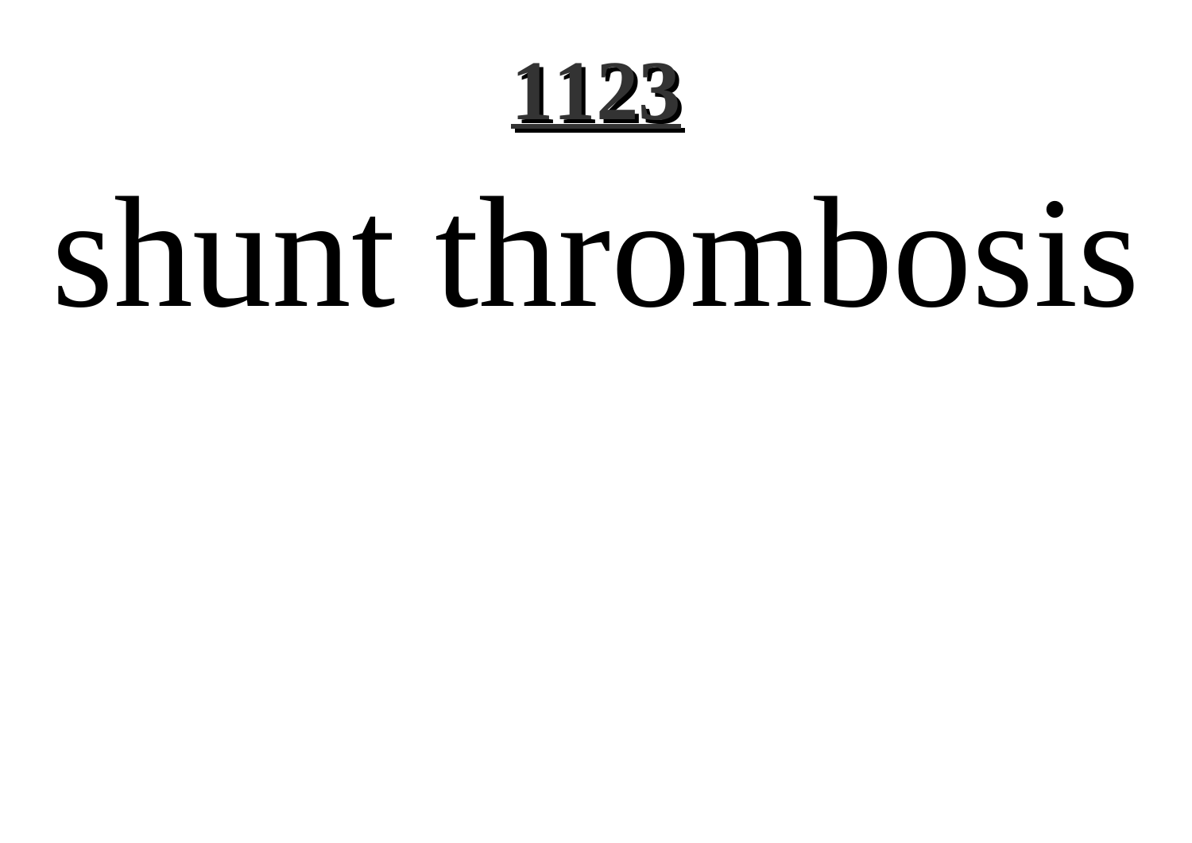shunt thrombosis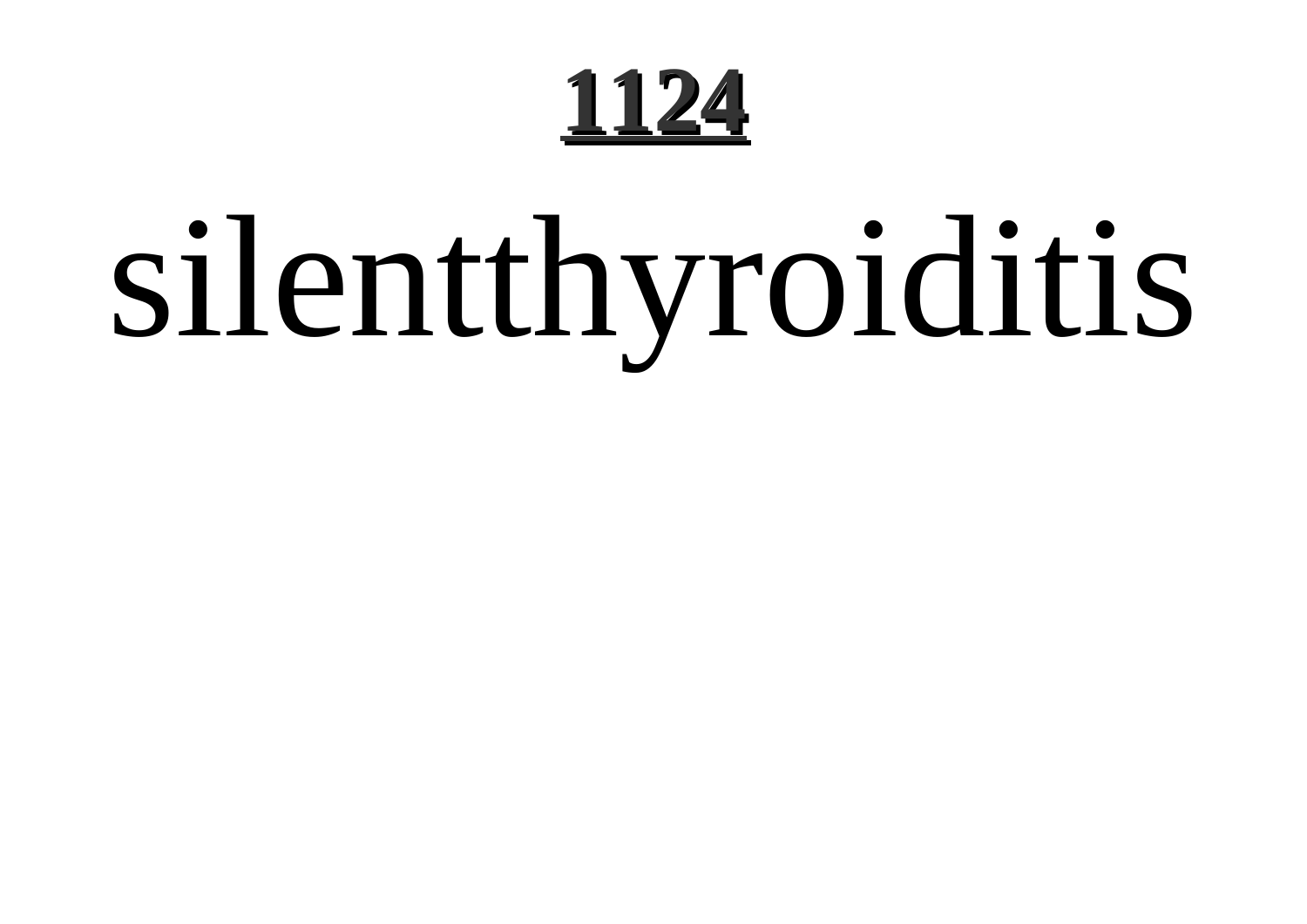# silentthyroiditis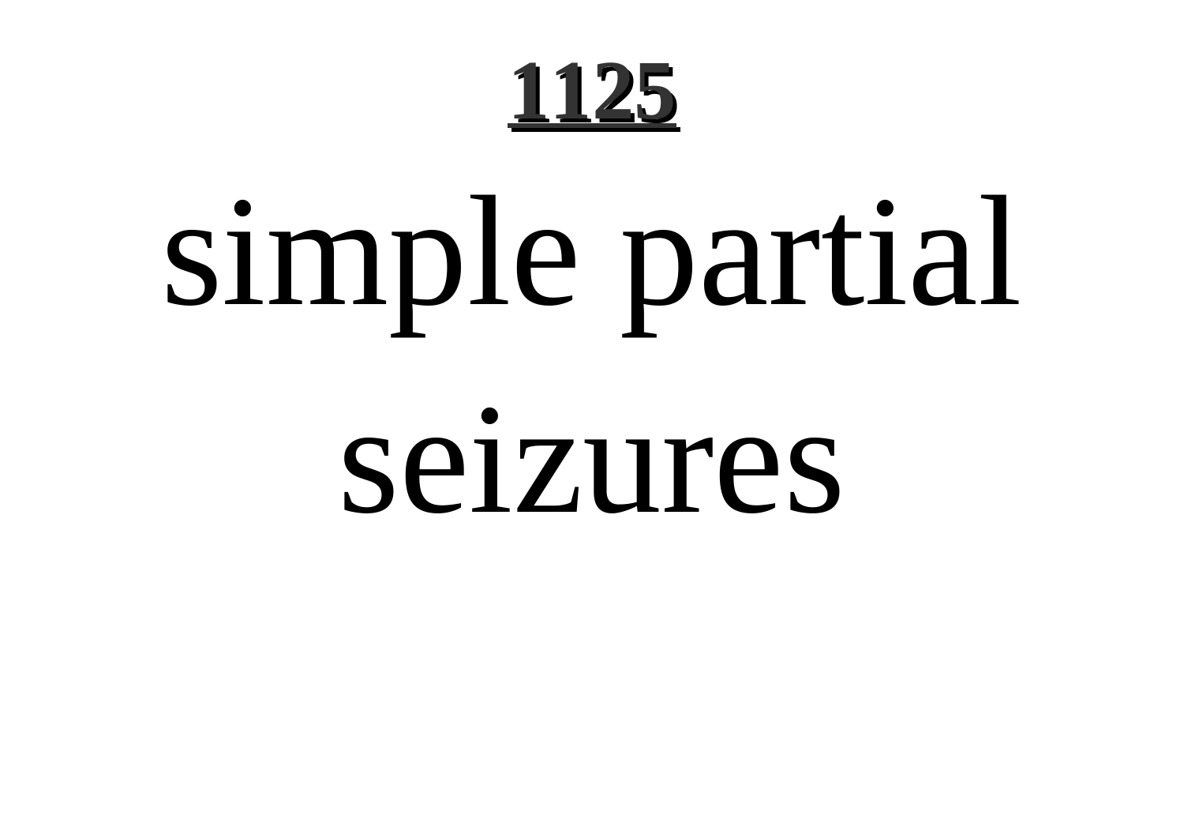# 1125

simple partial seizures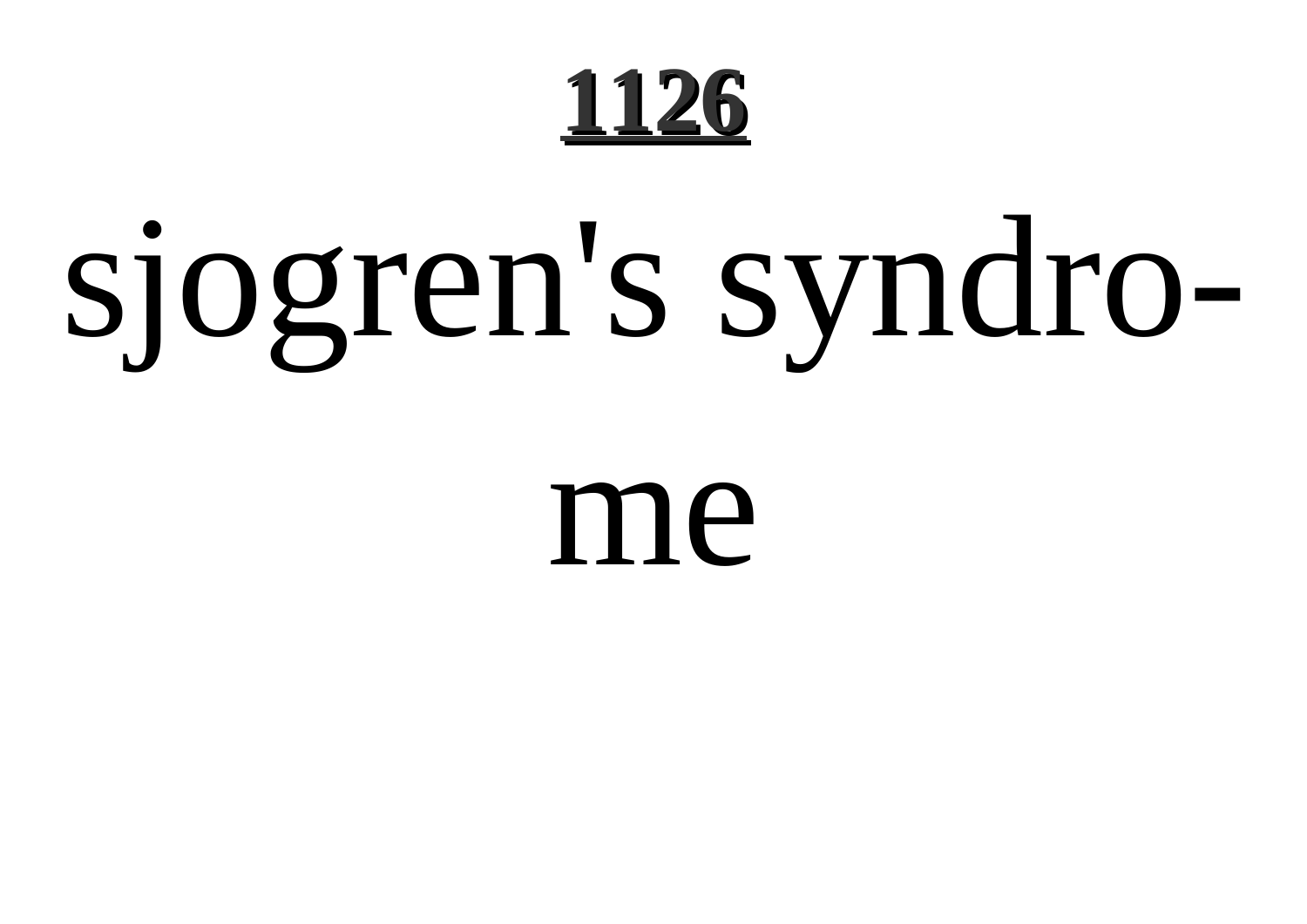# sjogren's syndrome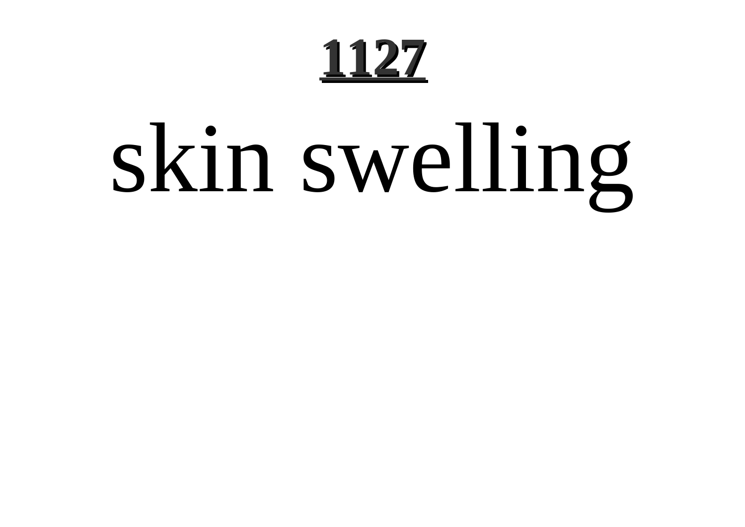# skin swelling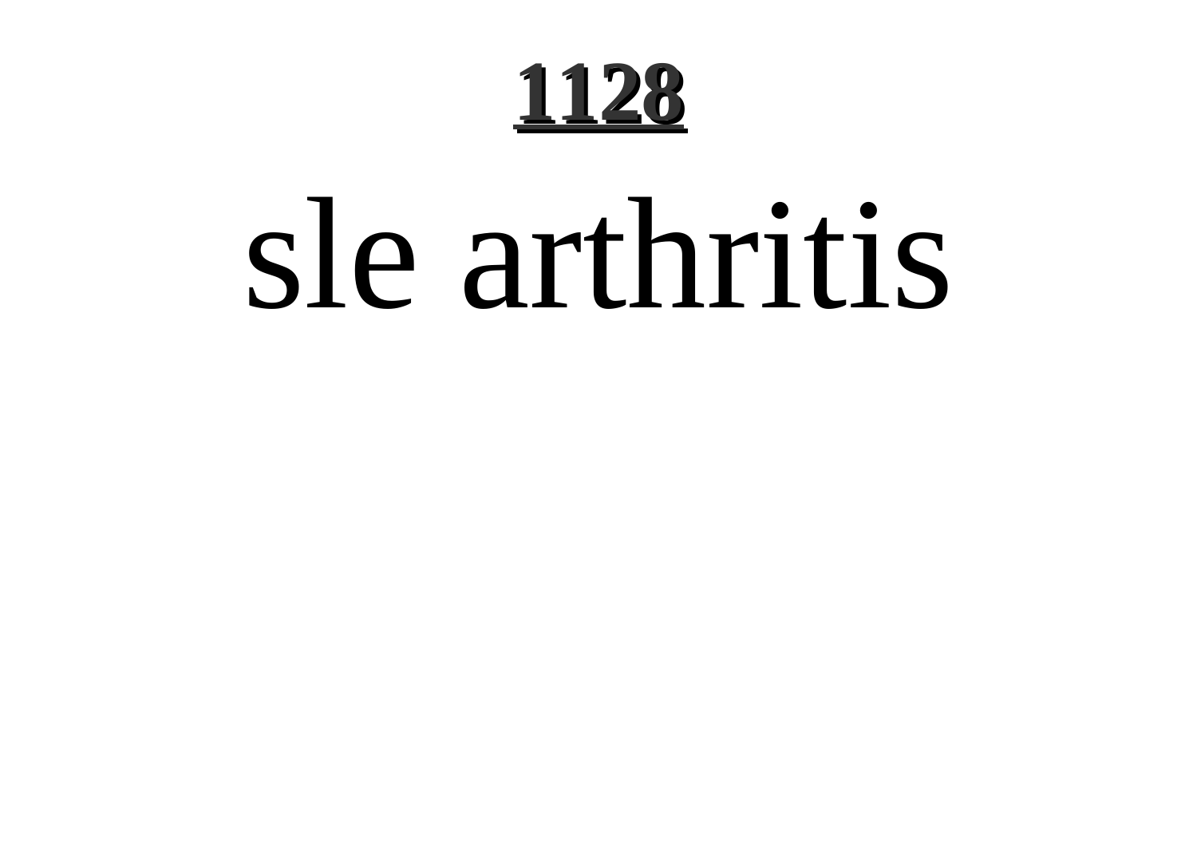# sle arthritis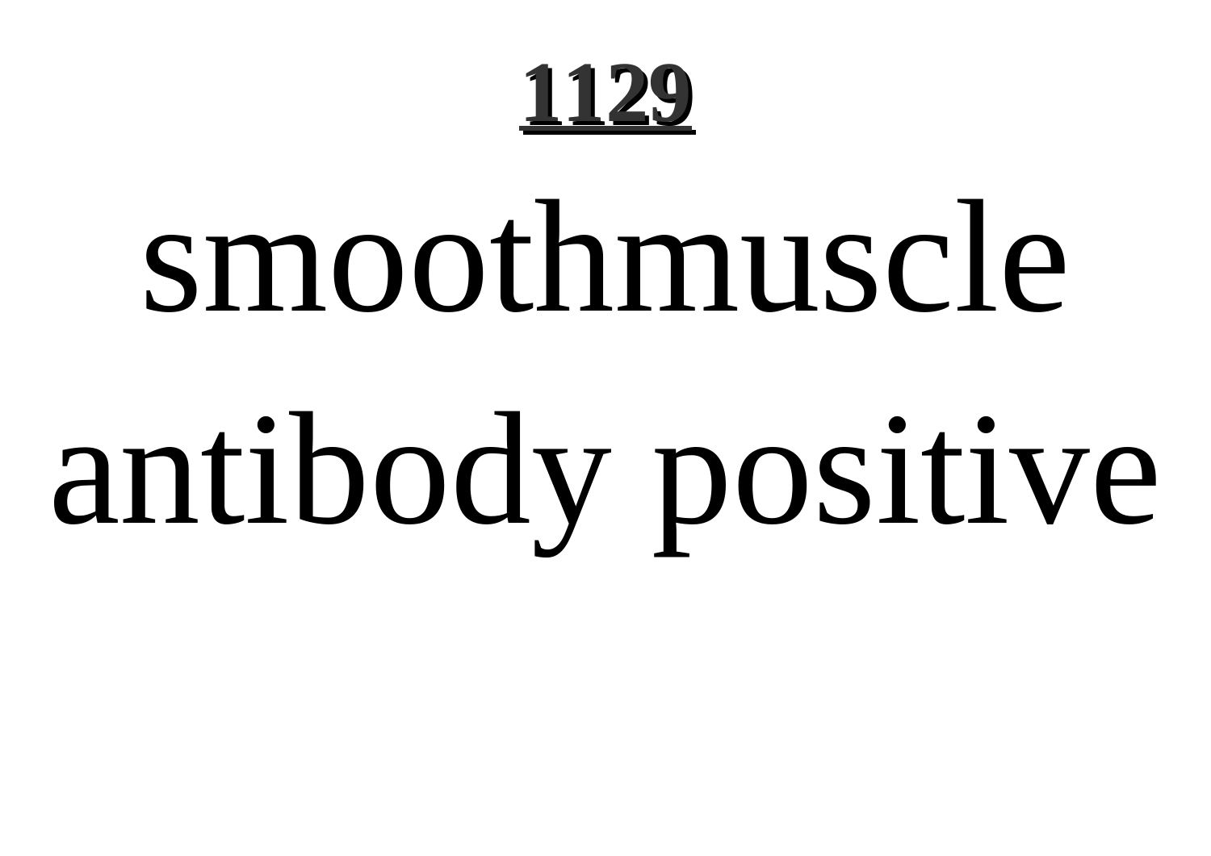smoothmuscle antibody positive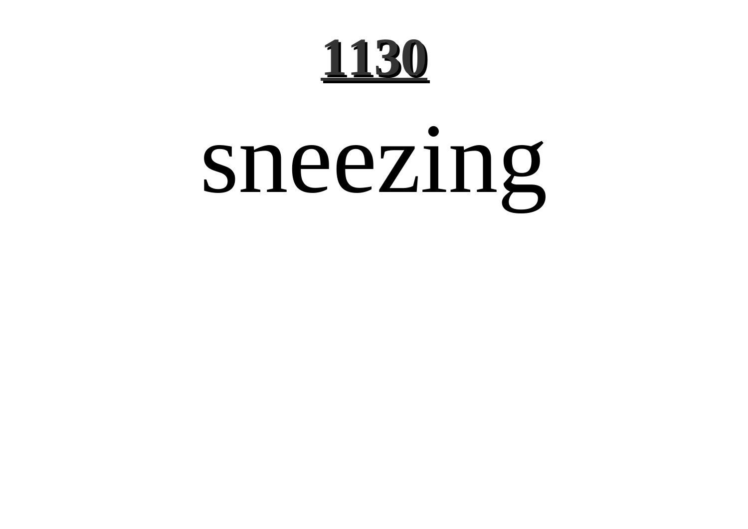# sneezing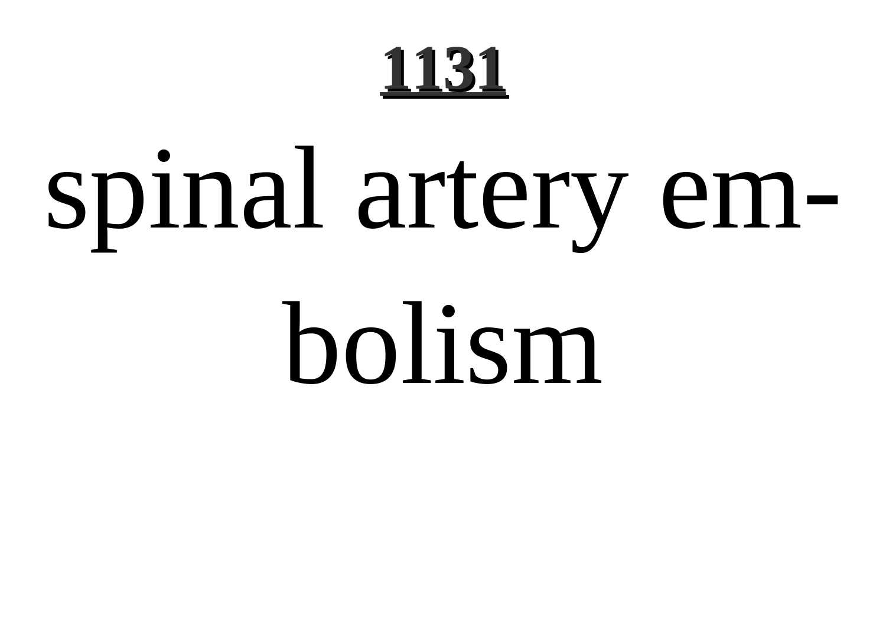**1131**

# spinal artery embolism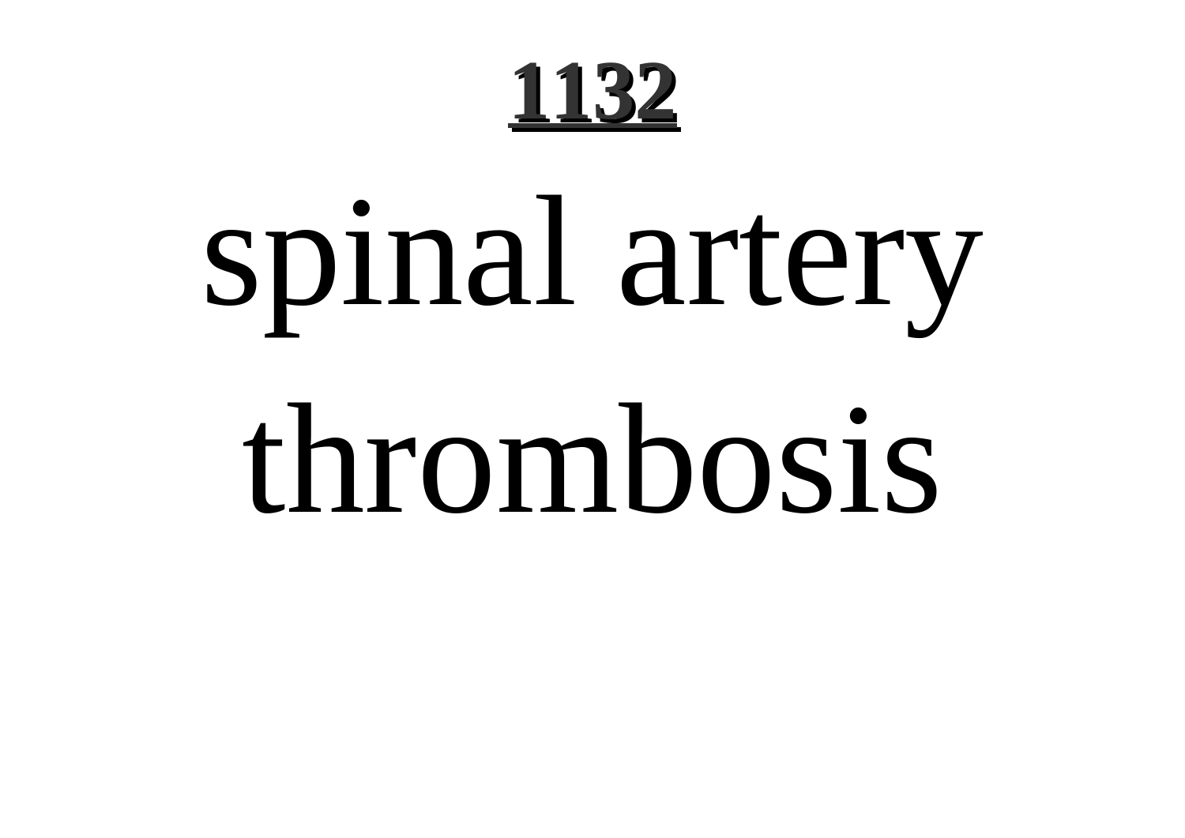# **1132**

spinal artery thrombosis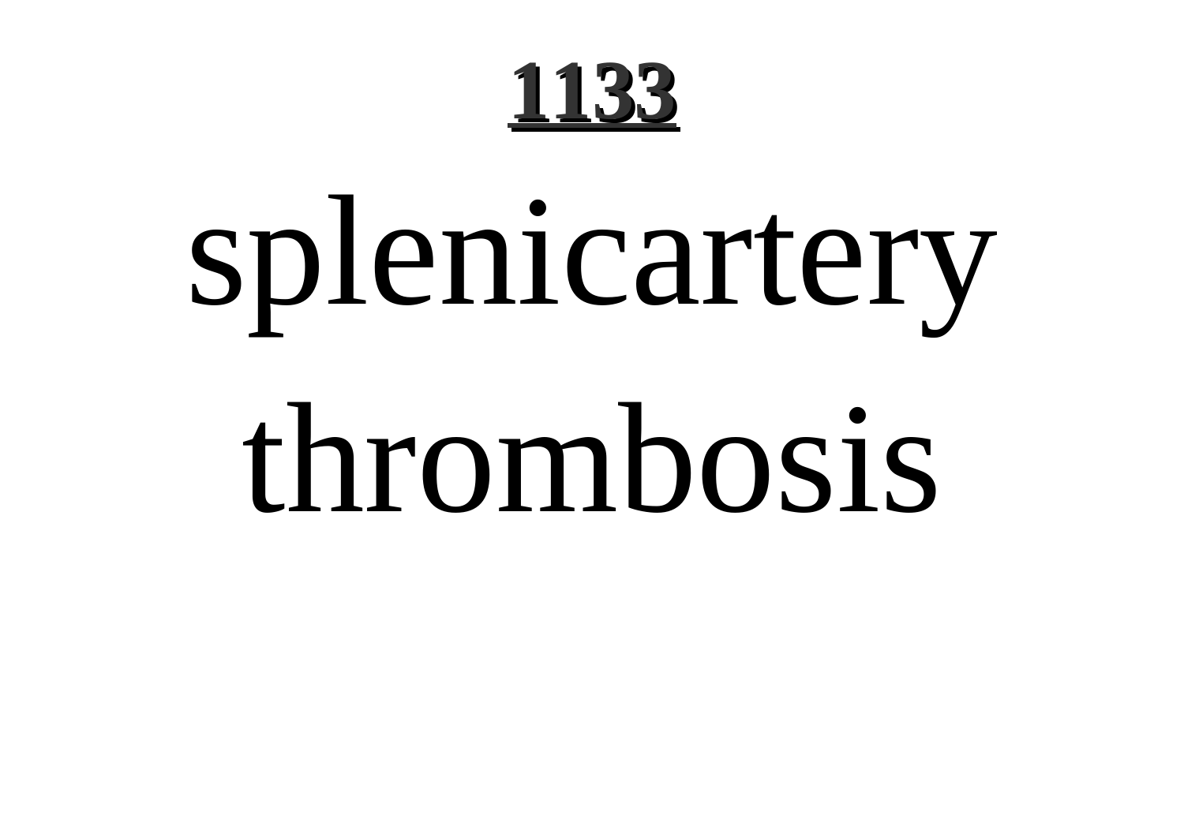**1133**

splenicartery thrombosis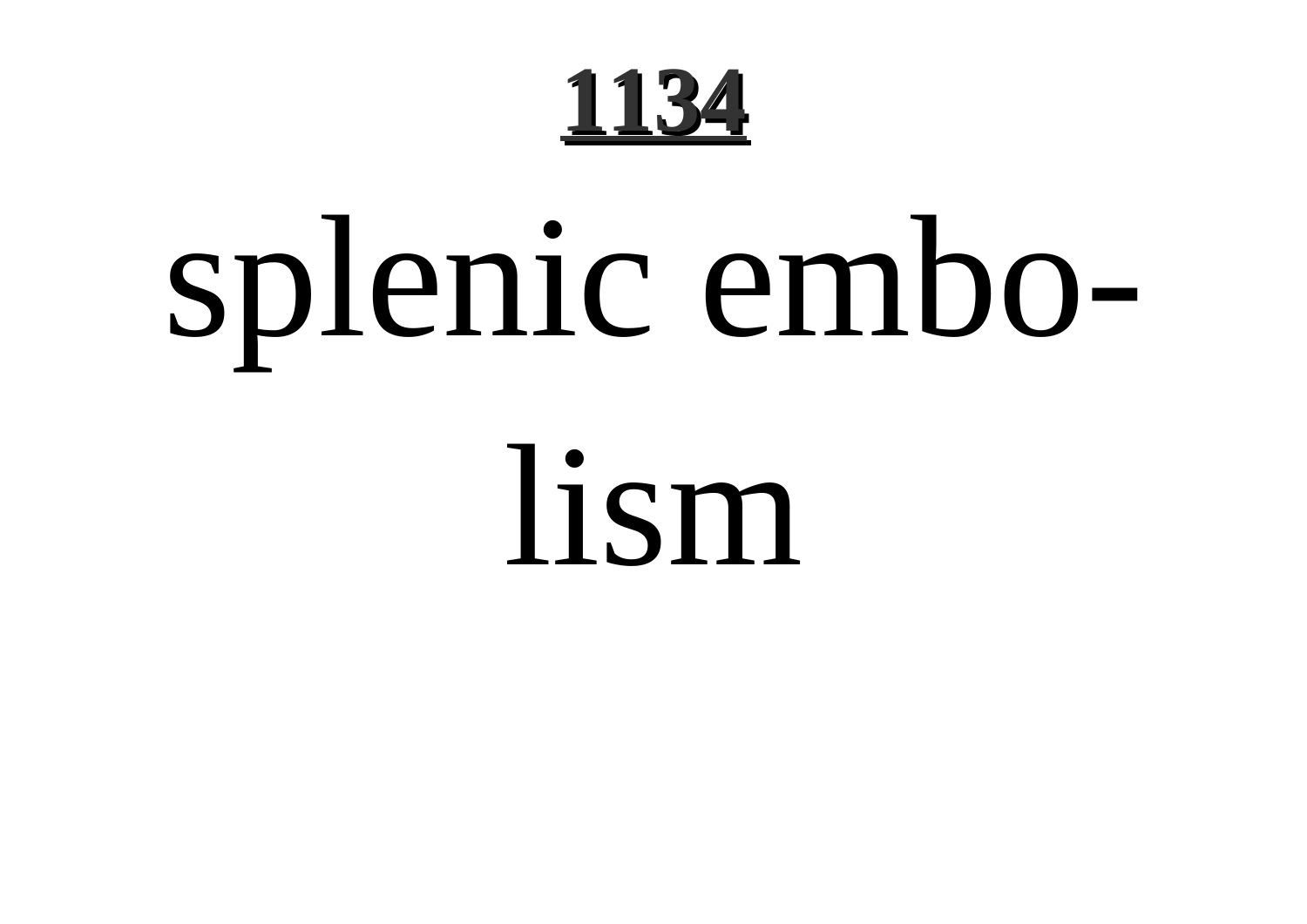splenic embolism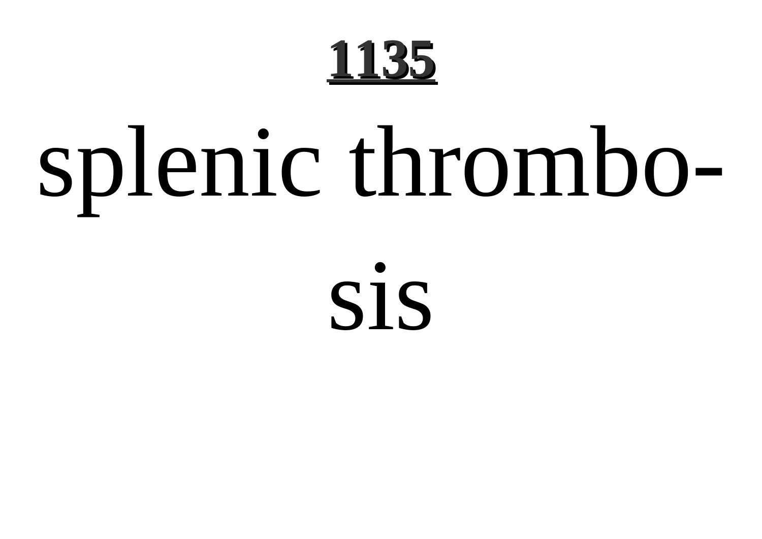# 1135

splenic thrombo-sis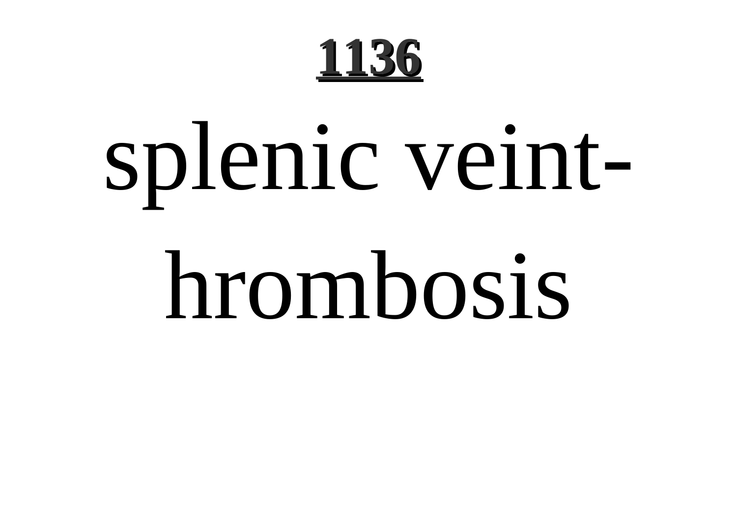# splenic veint-hrombosis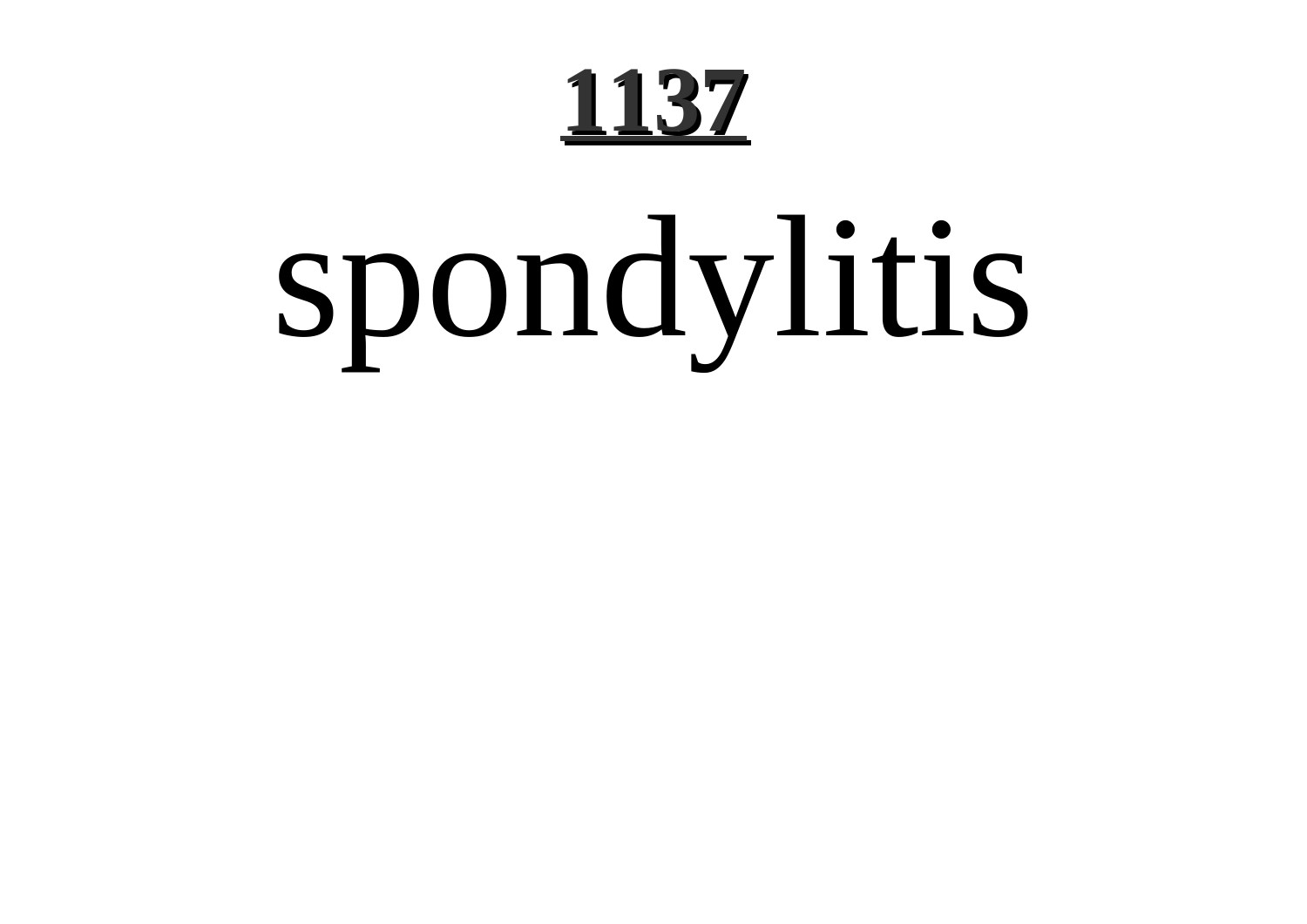# spondylitis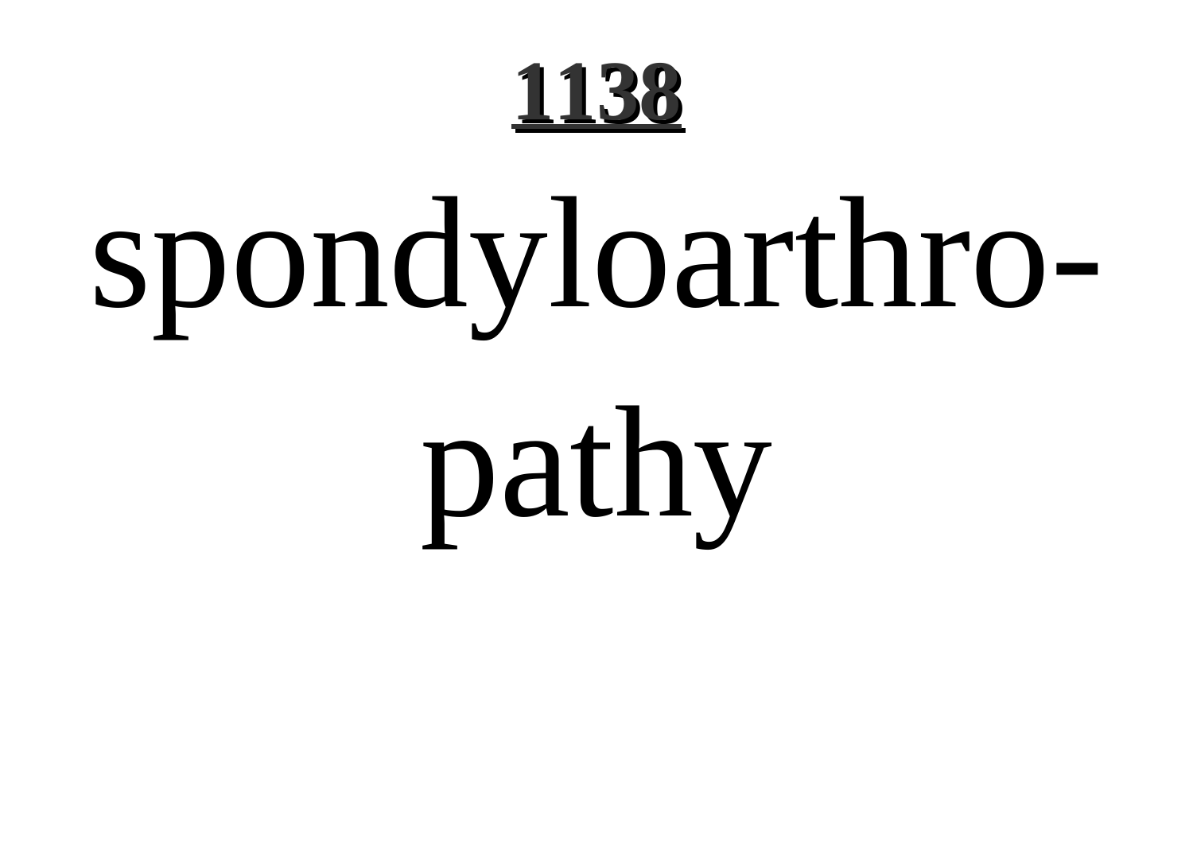# spondyloarthropathy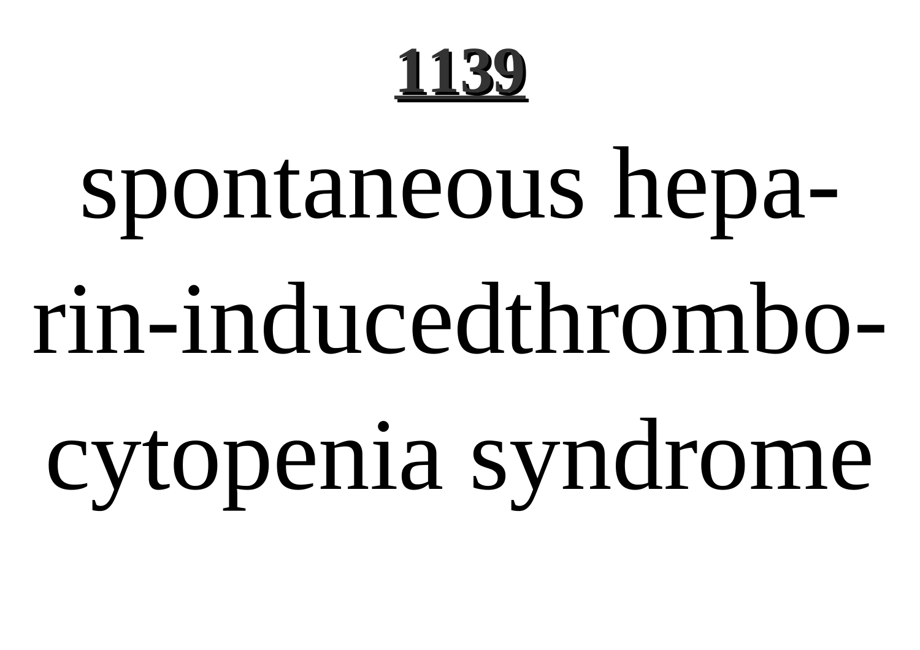**1139**

spontaneous heparin-inducedthrombocytopenia syndrome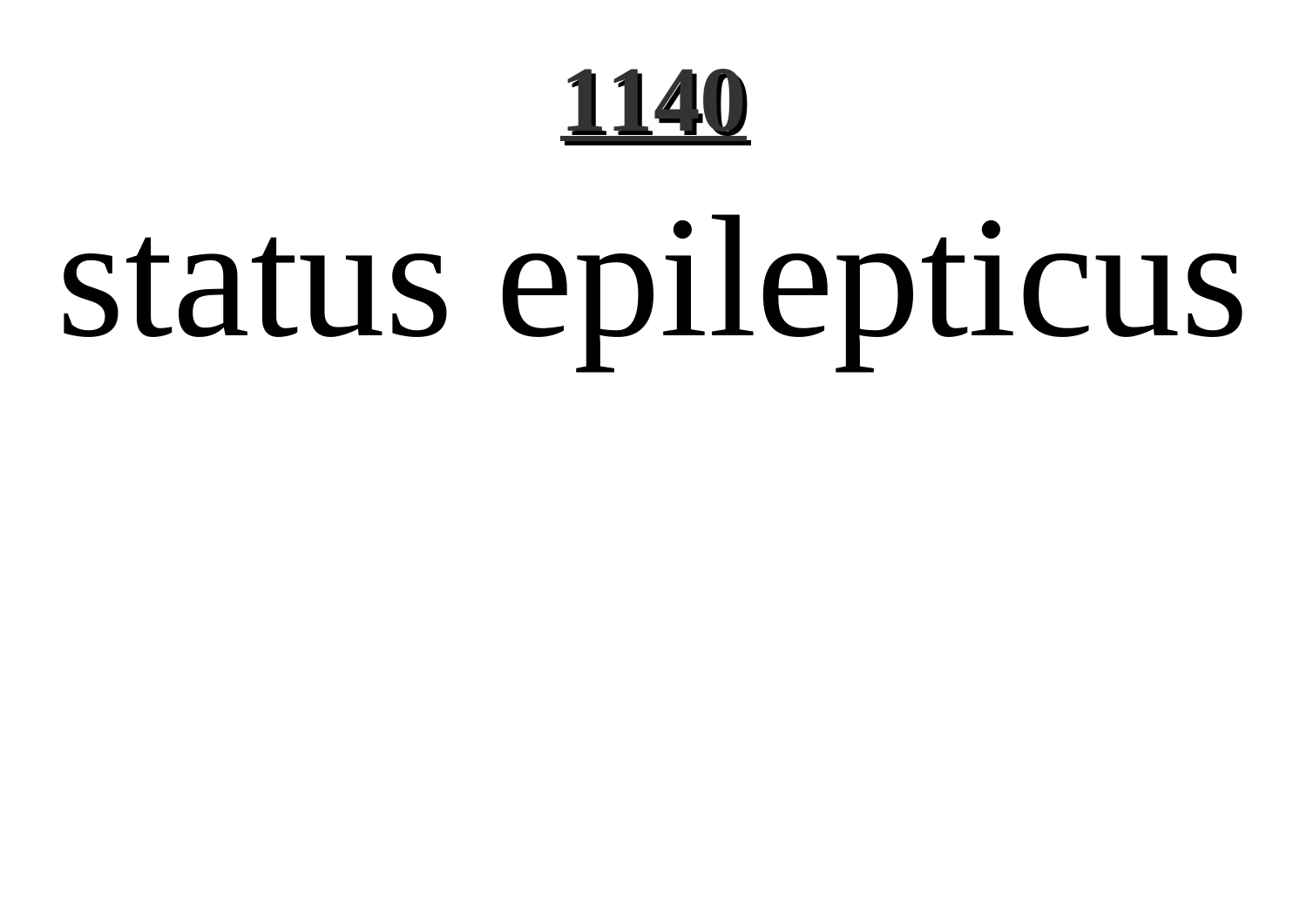# status epilepticus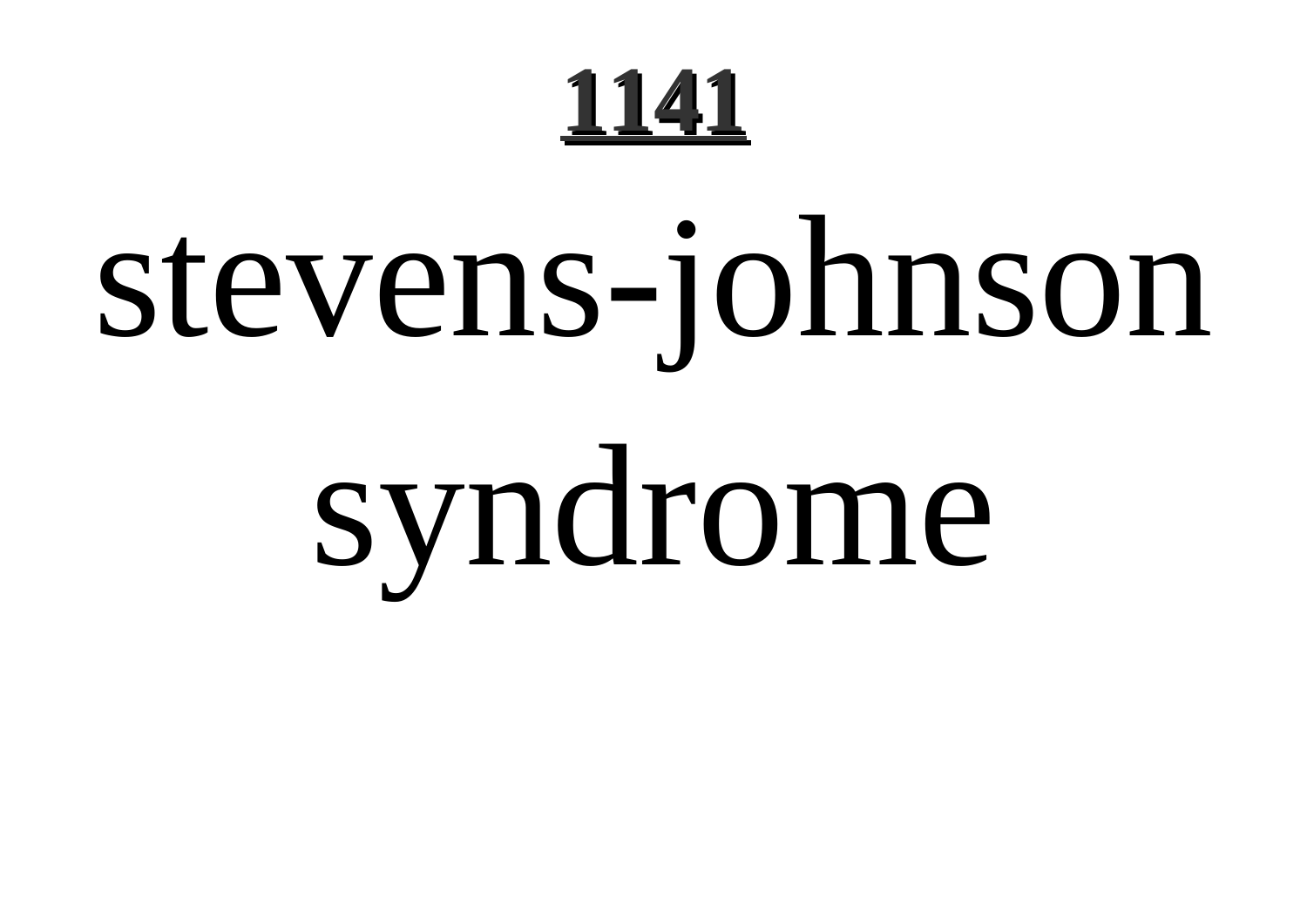# stevens-johnson syndrome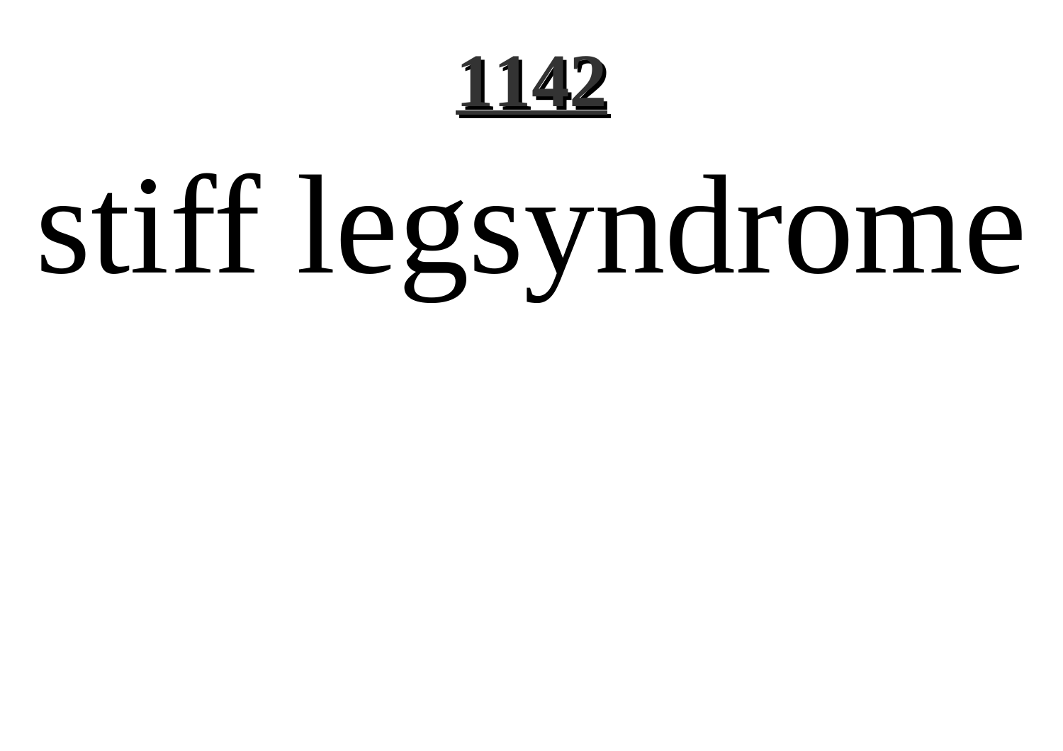stiff legsyndrome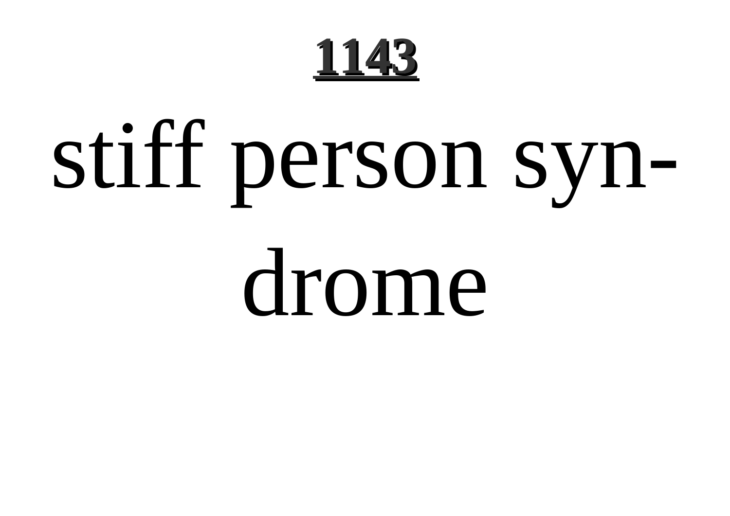# 1143

stiff person syndrome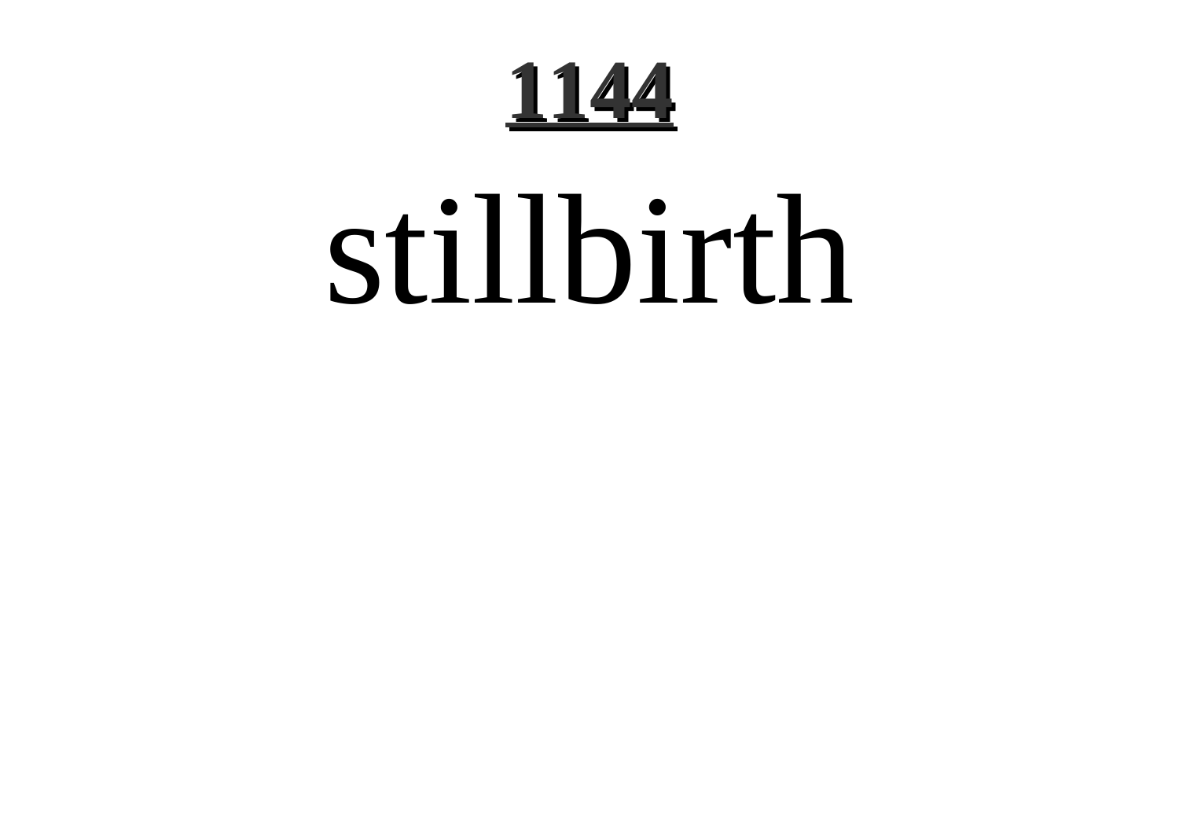# **1144**

stillbirth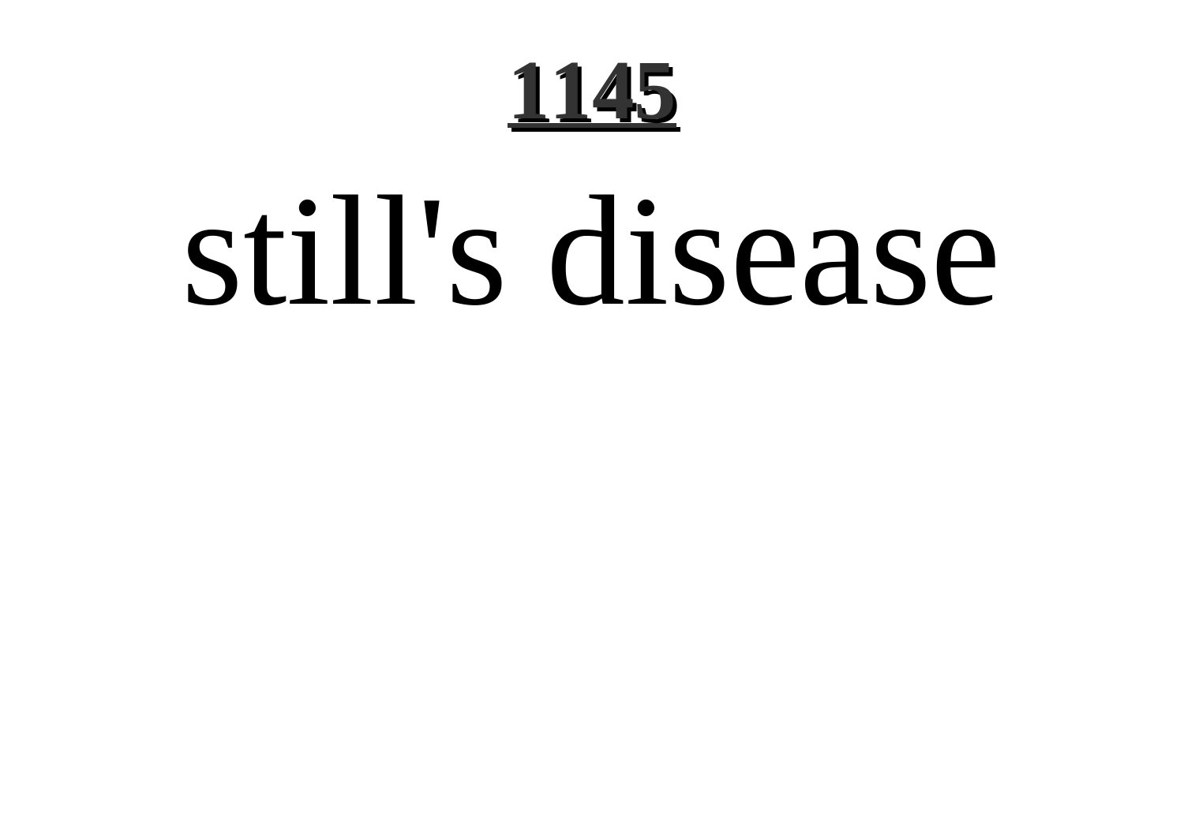# still's disease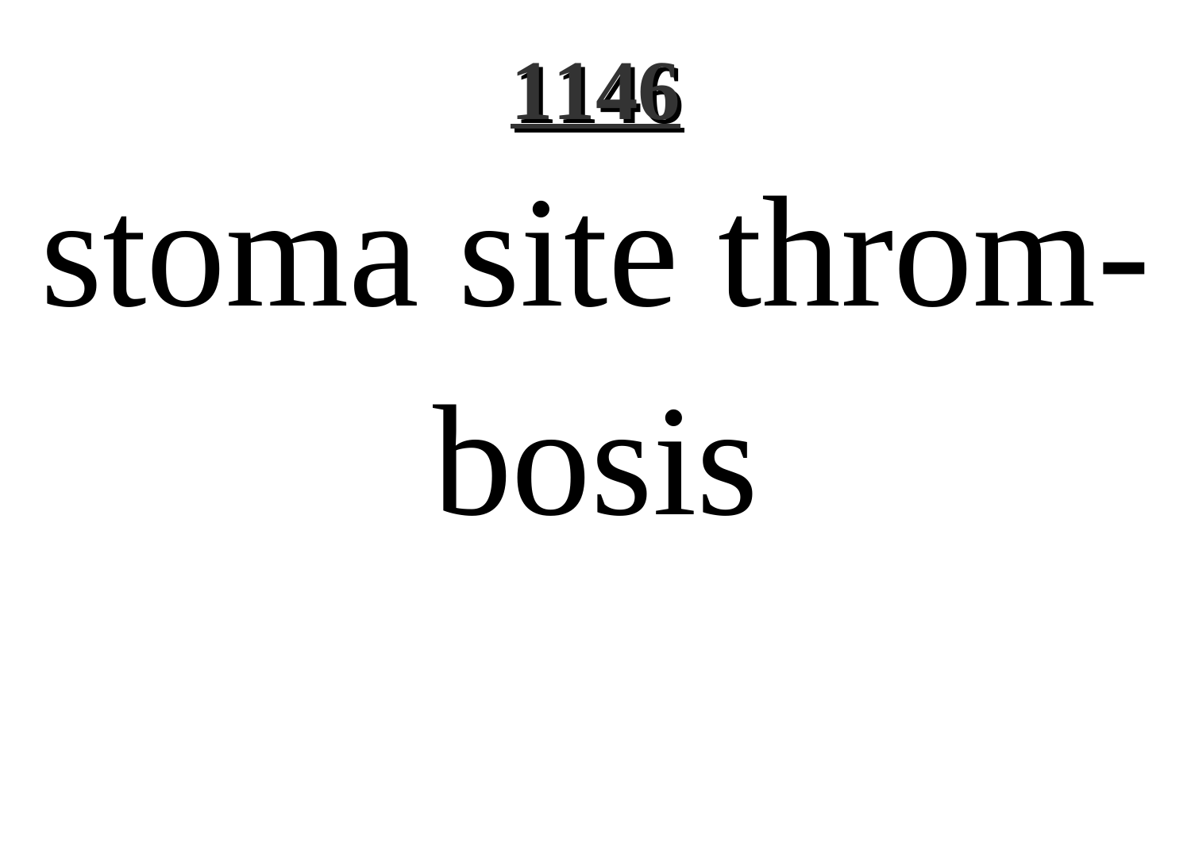stoma site thrombosis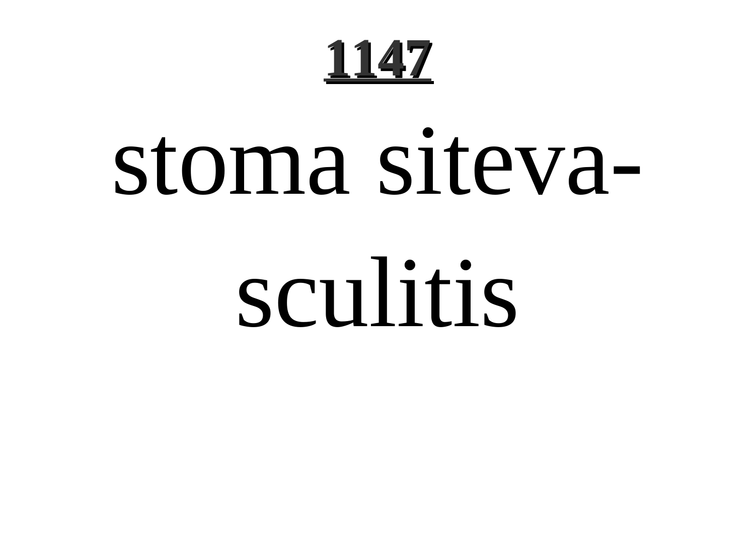# 1147

stoma siteva-sculitis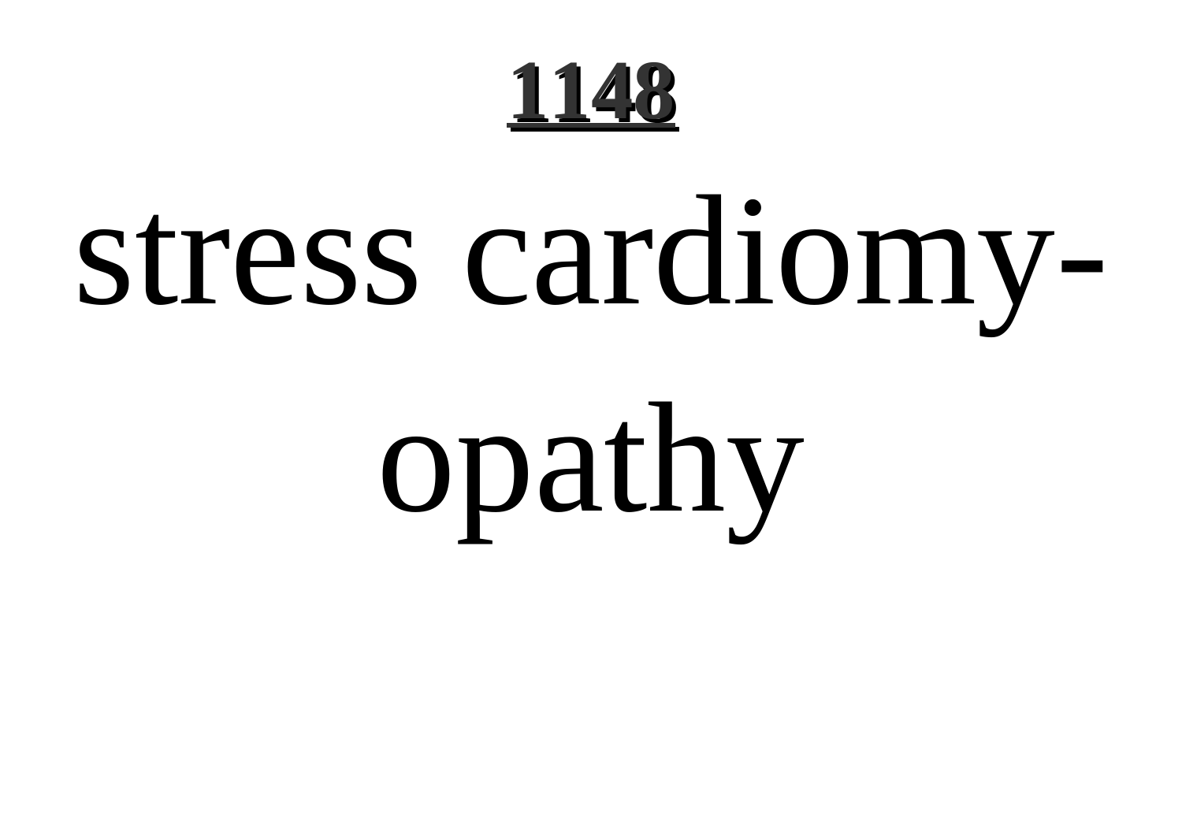stress cardiomyopathy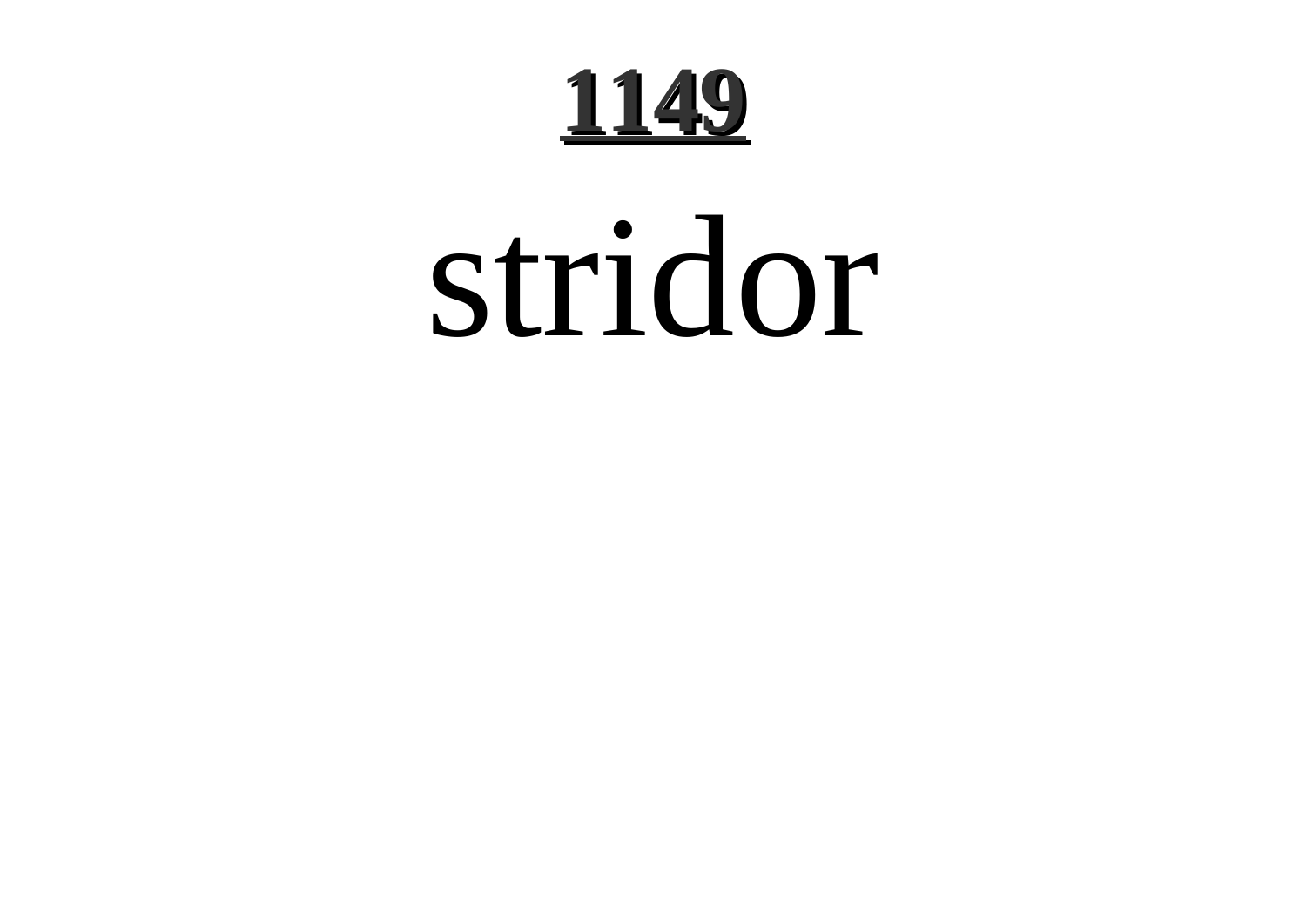# 1149

stridor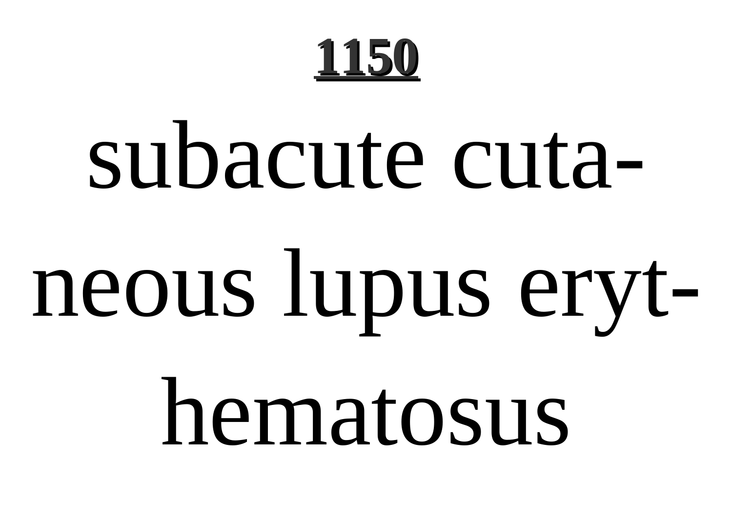subacute cutaneous lupus erythematosus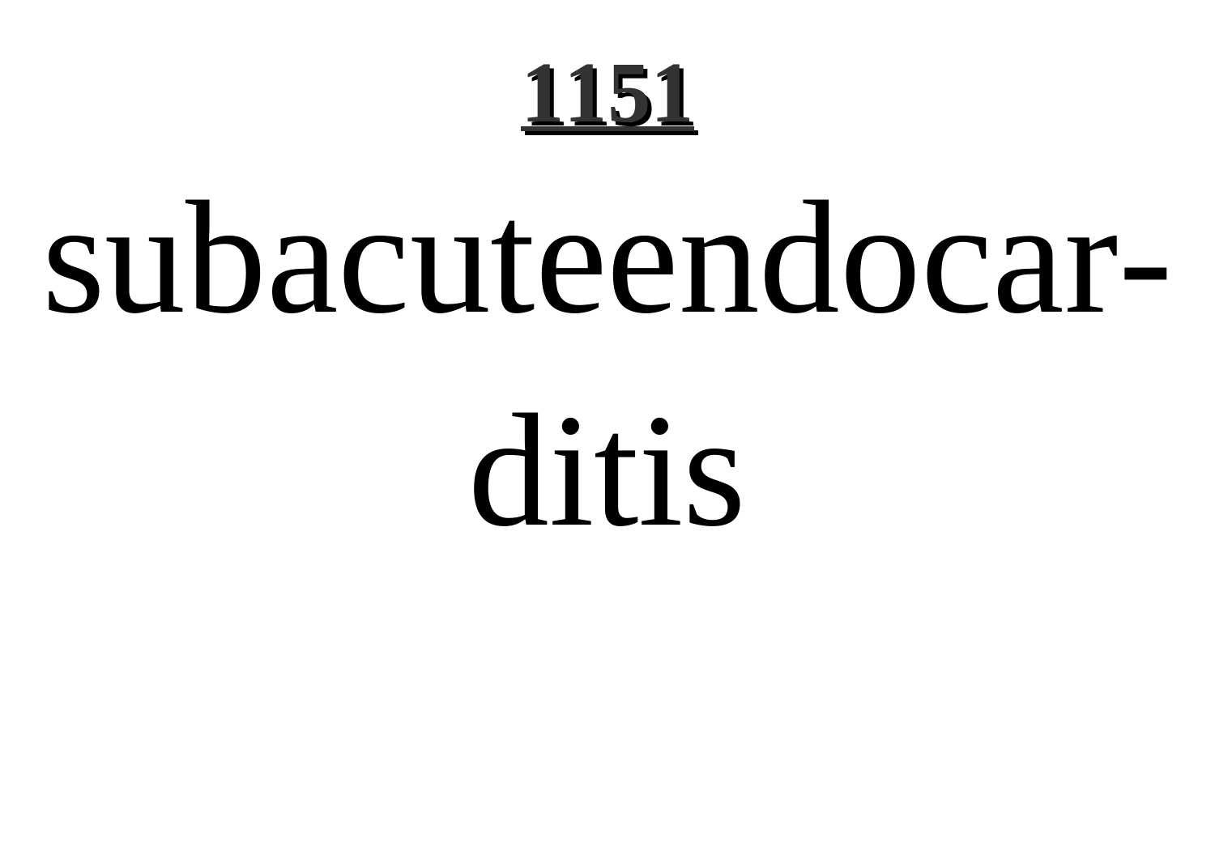# 1151

subacuteendocar-
ditis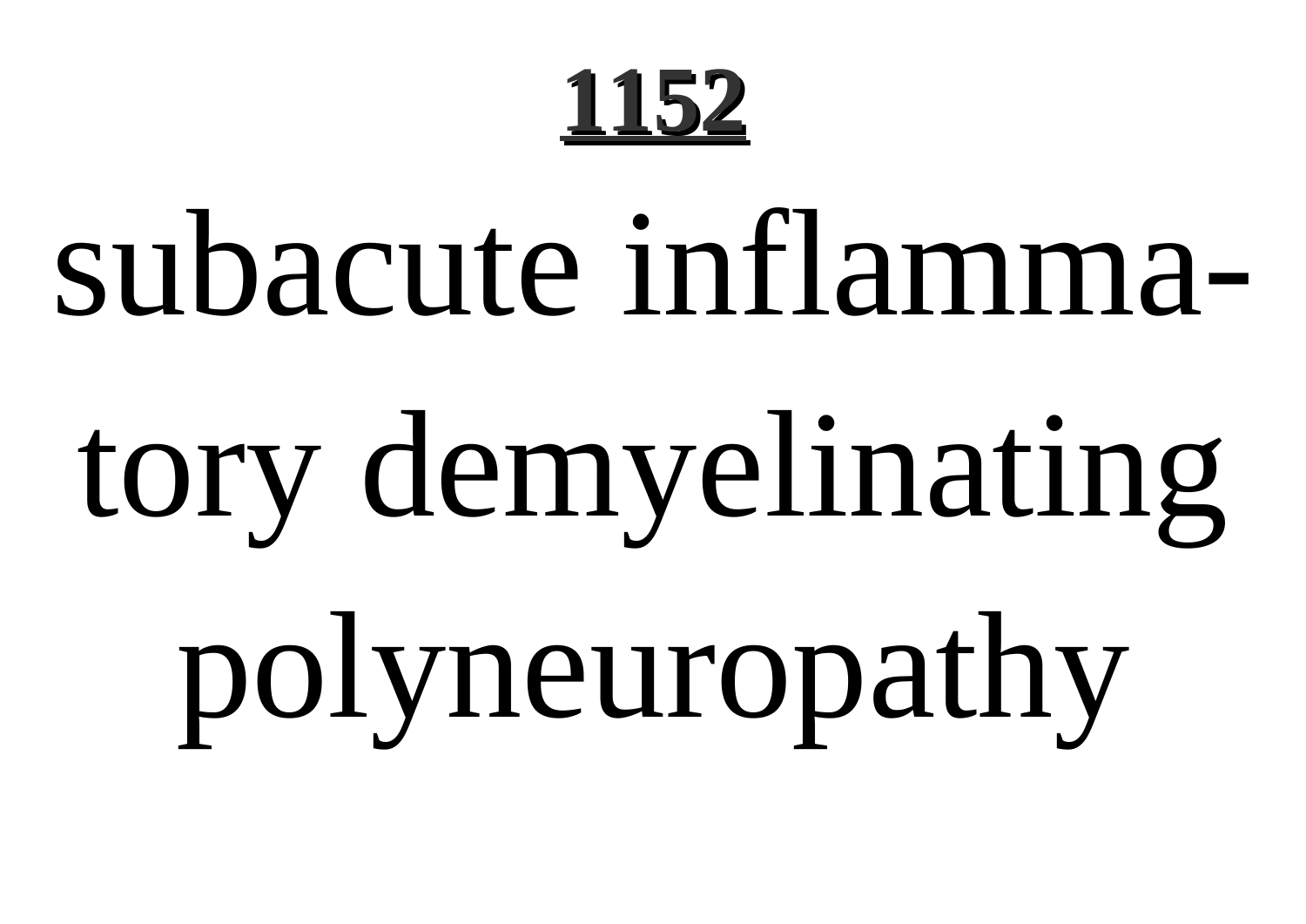**1152**

subacute inflammatory demyelinating polyneuropathy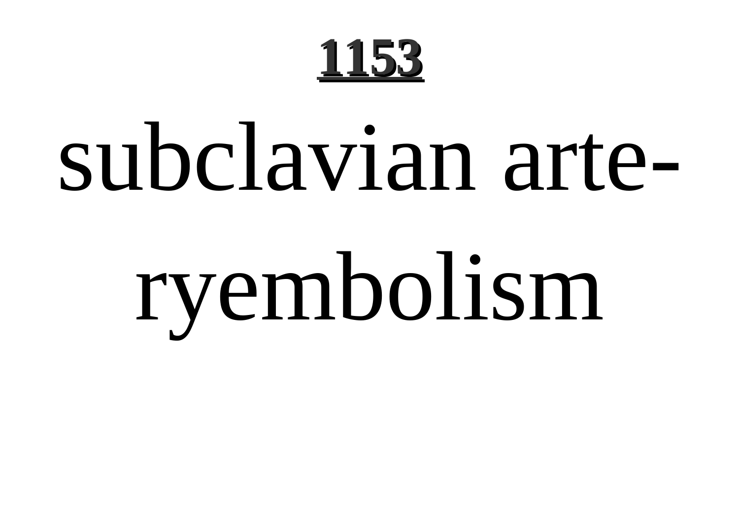# 1153

subclavian arteryembolism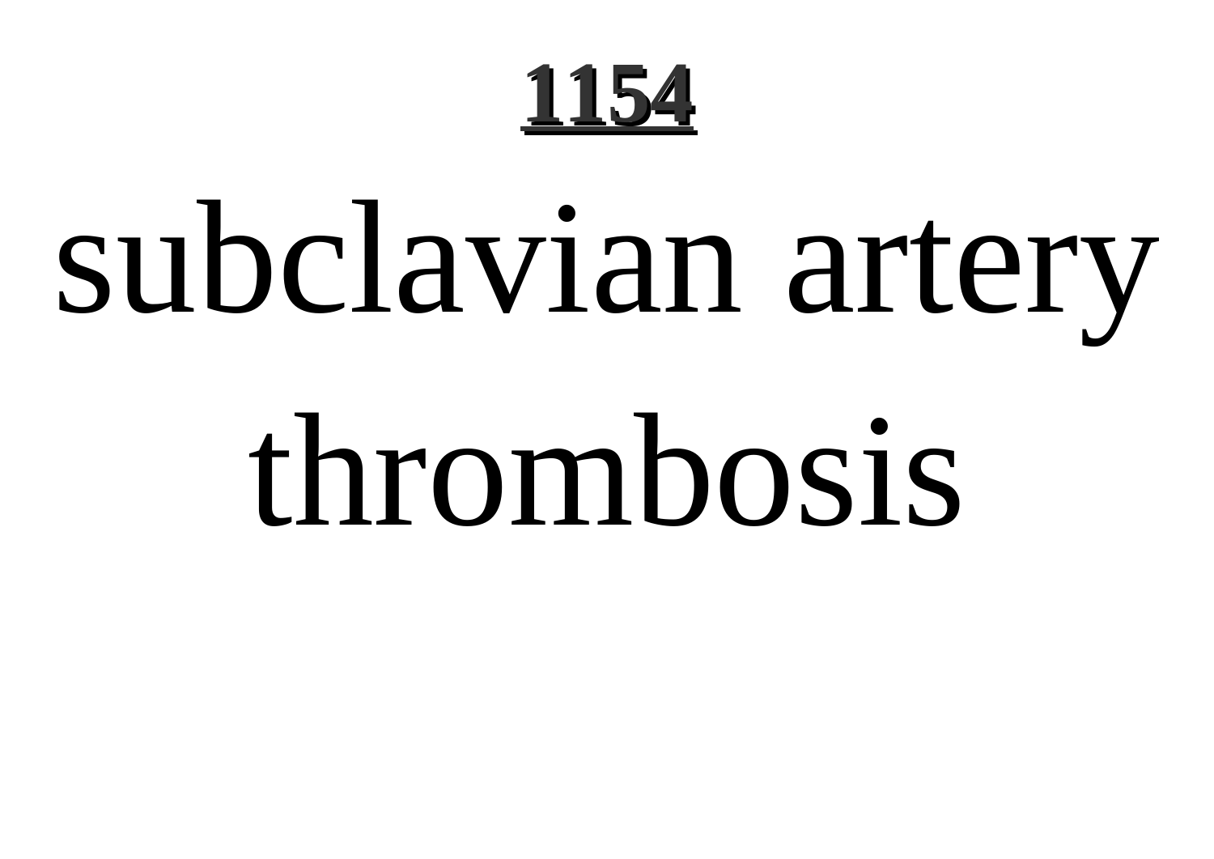# subclavian artery thrombosis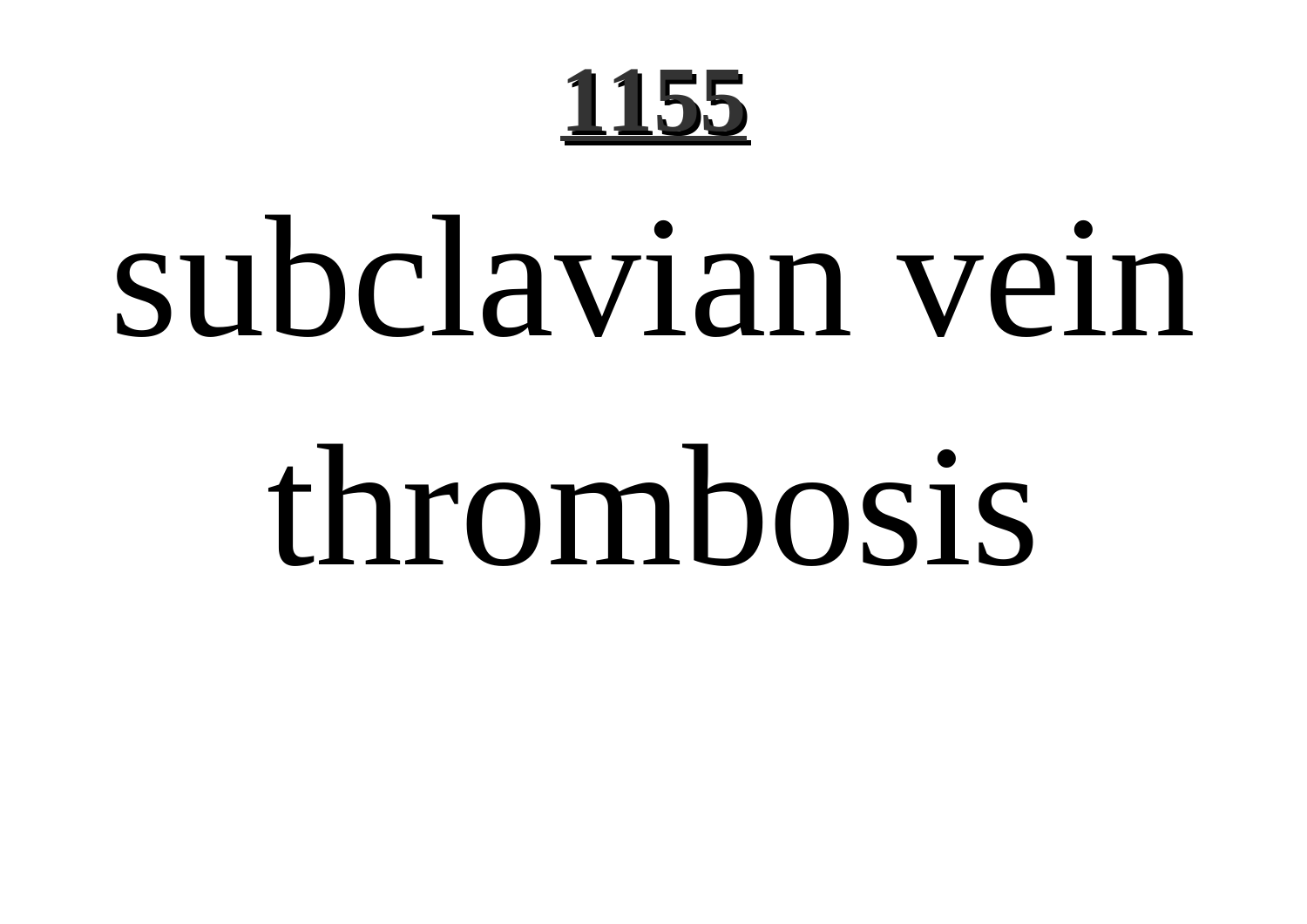# subclavian vein thrombosis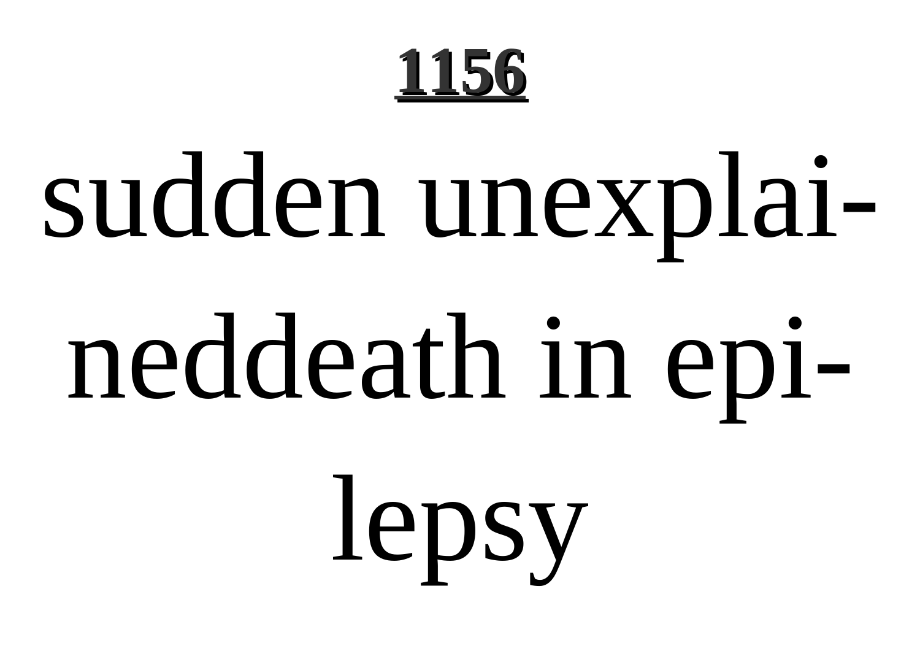sudden unexplaineddeath in epilepsy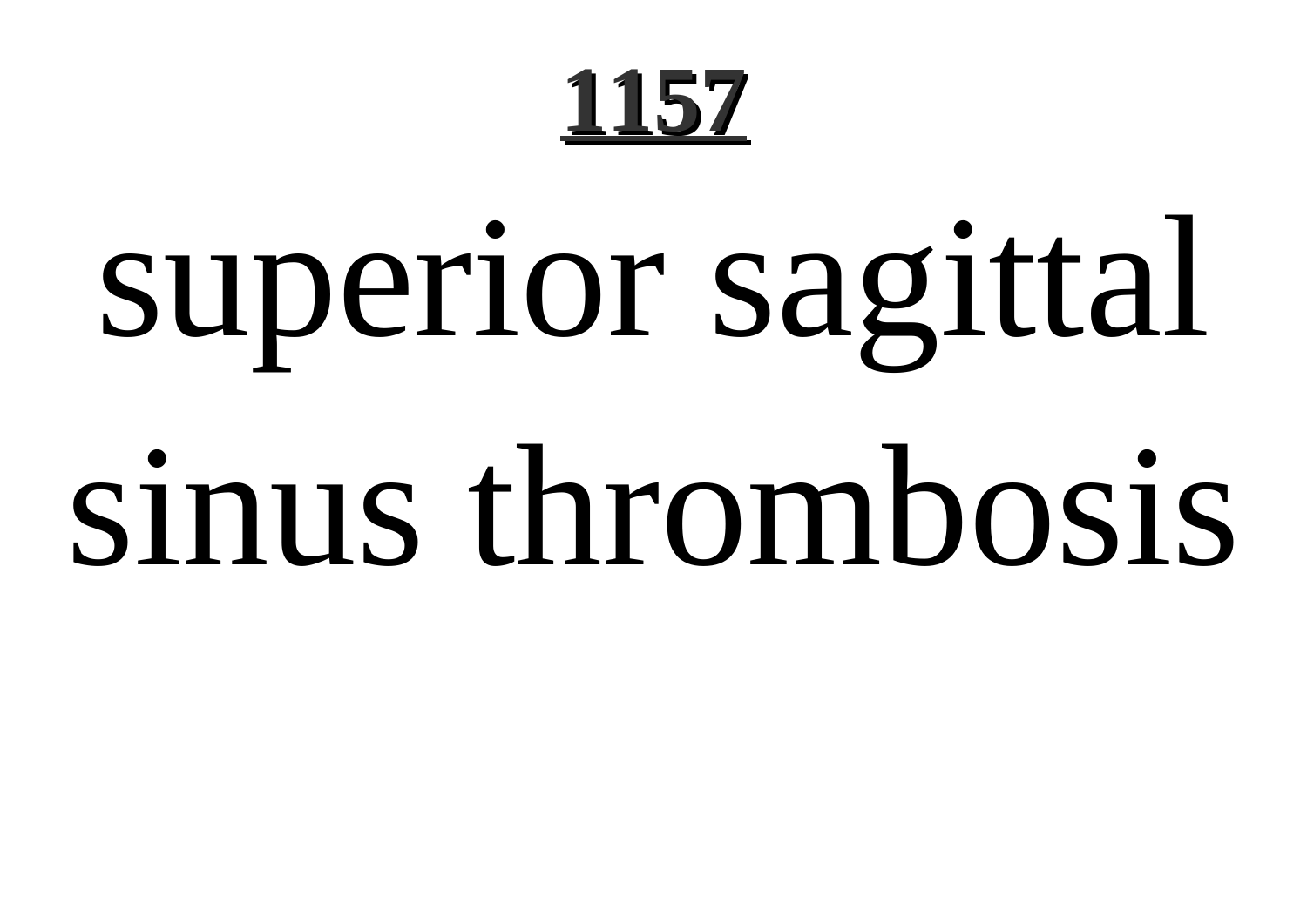# superior sagittal sinus thrombosis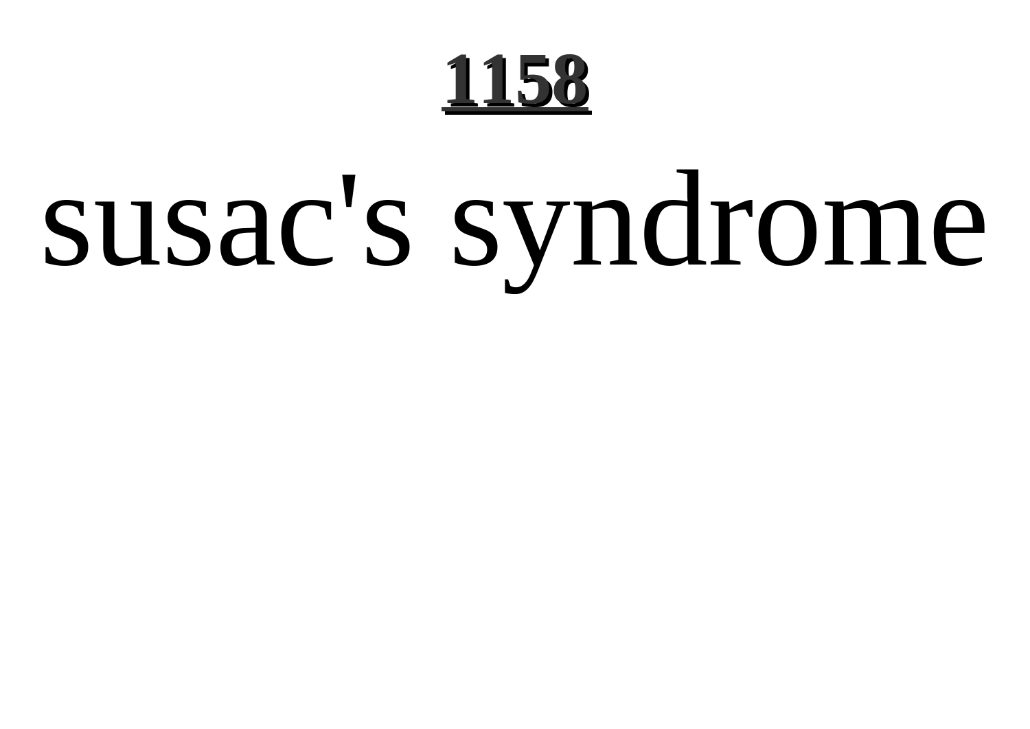# 1158

# susac's syndrome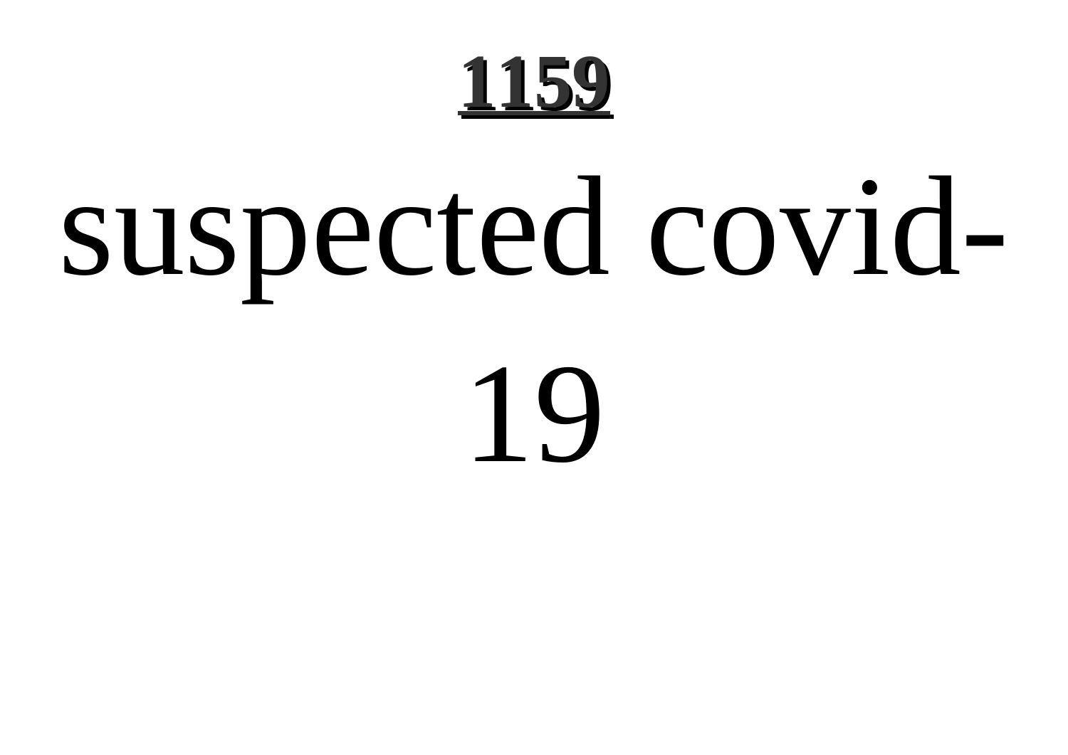suspected covid-19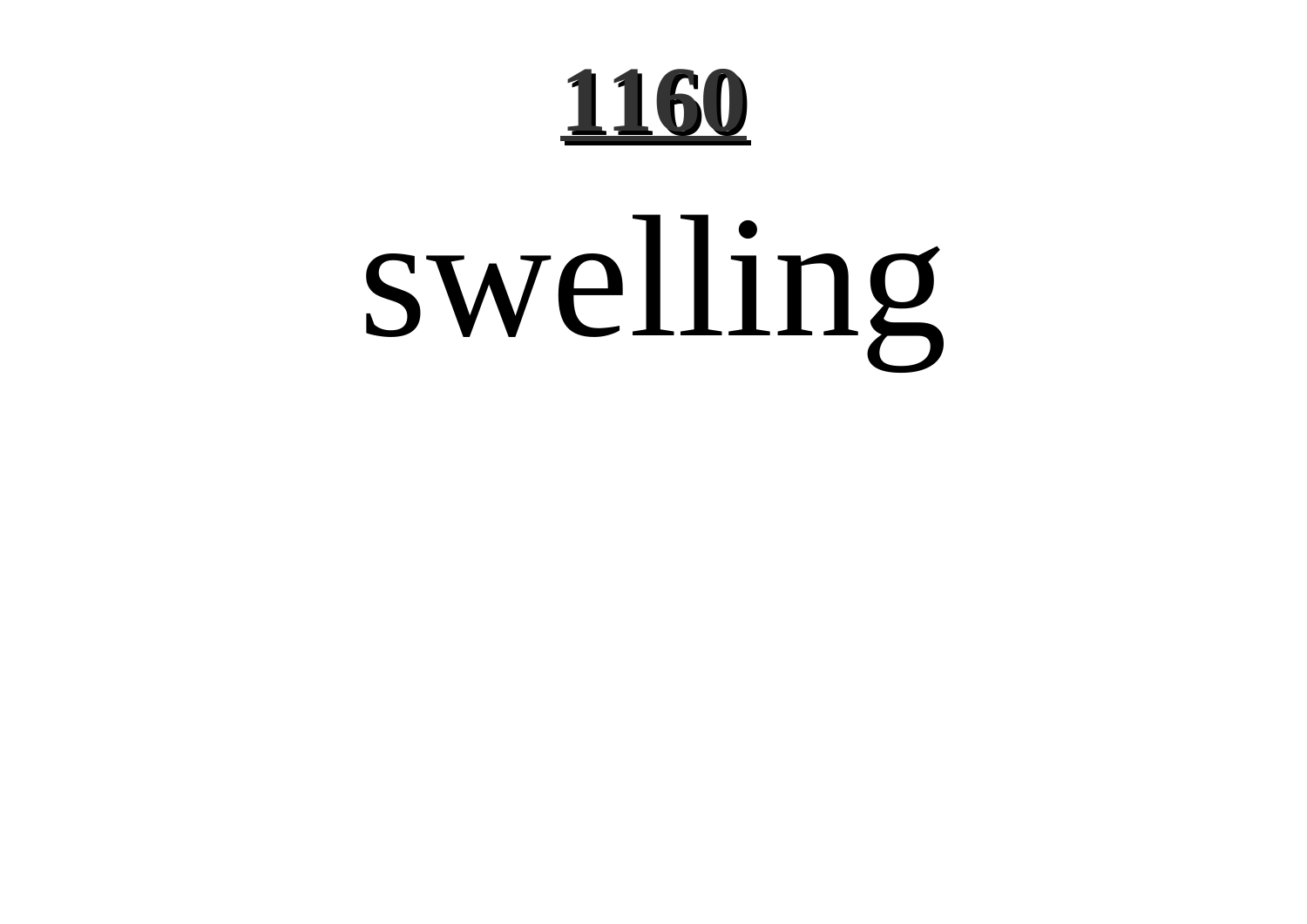# 1160

swelling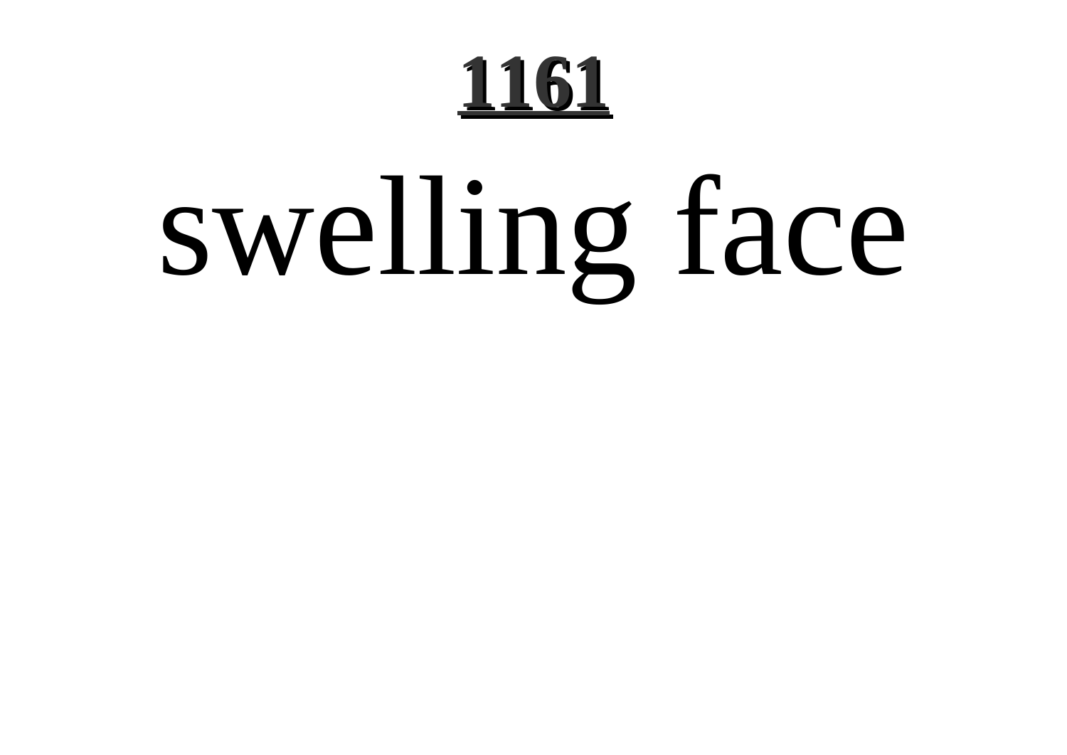# 1161

swelling face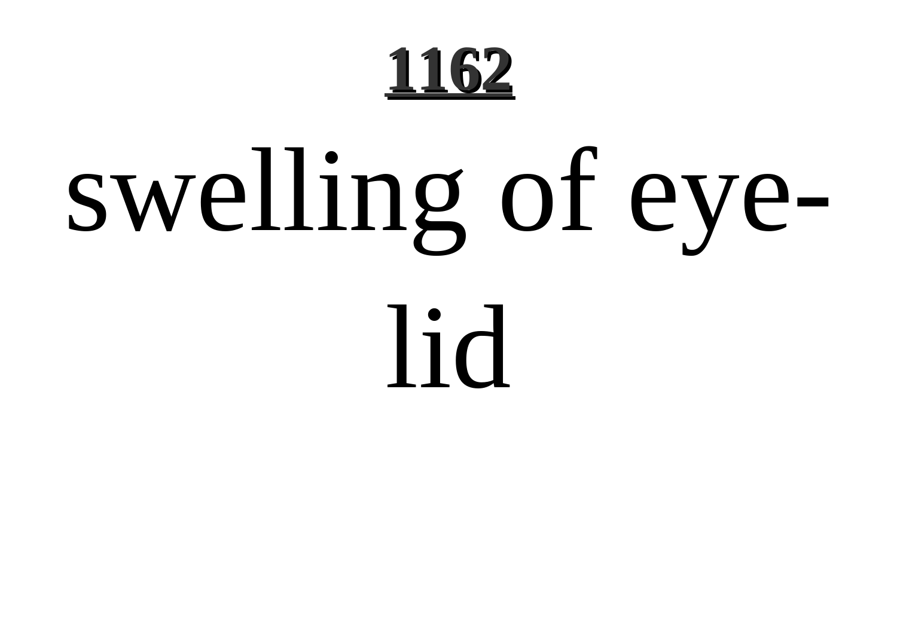**1162**

# swelling of eye-lid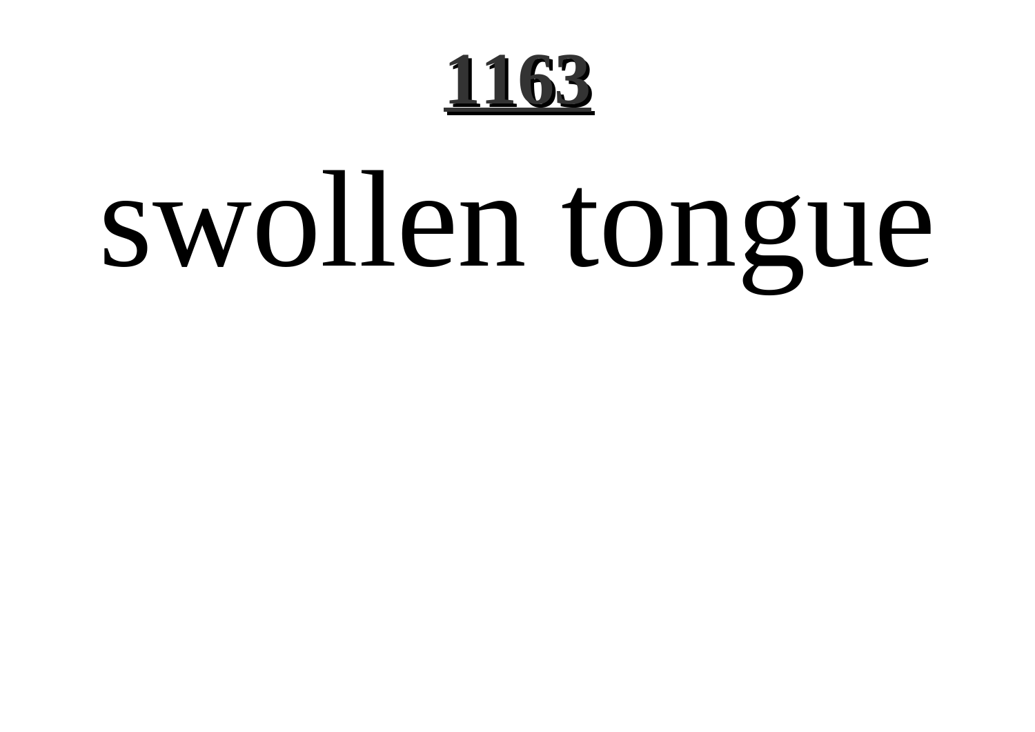**1163**

# swollen tongue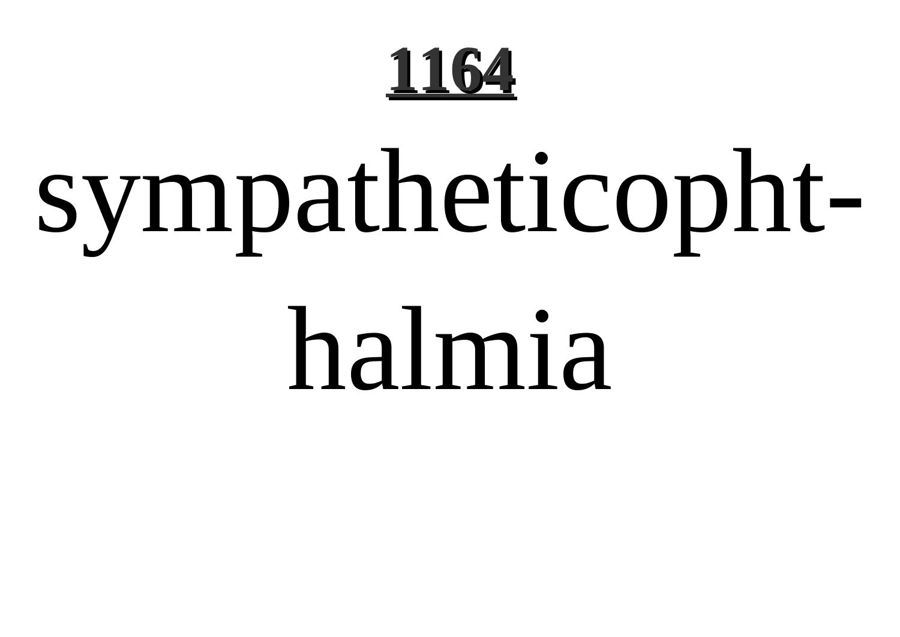# 1164

sympatheticophthalmia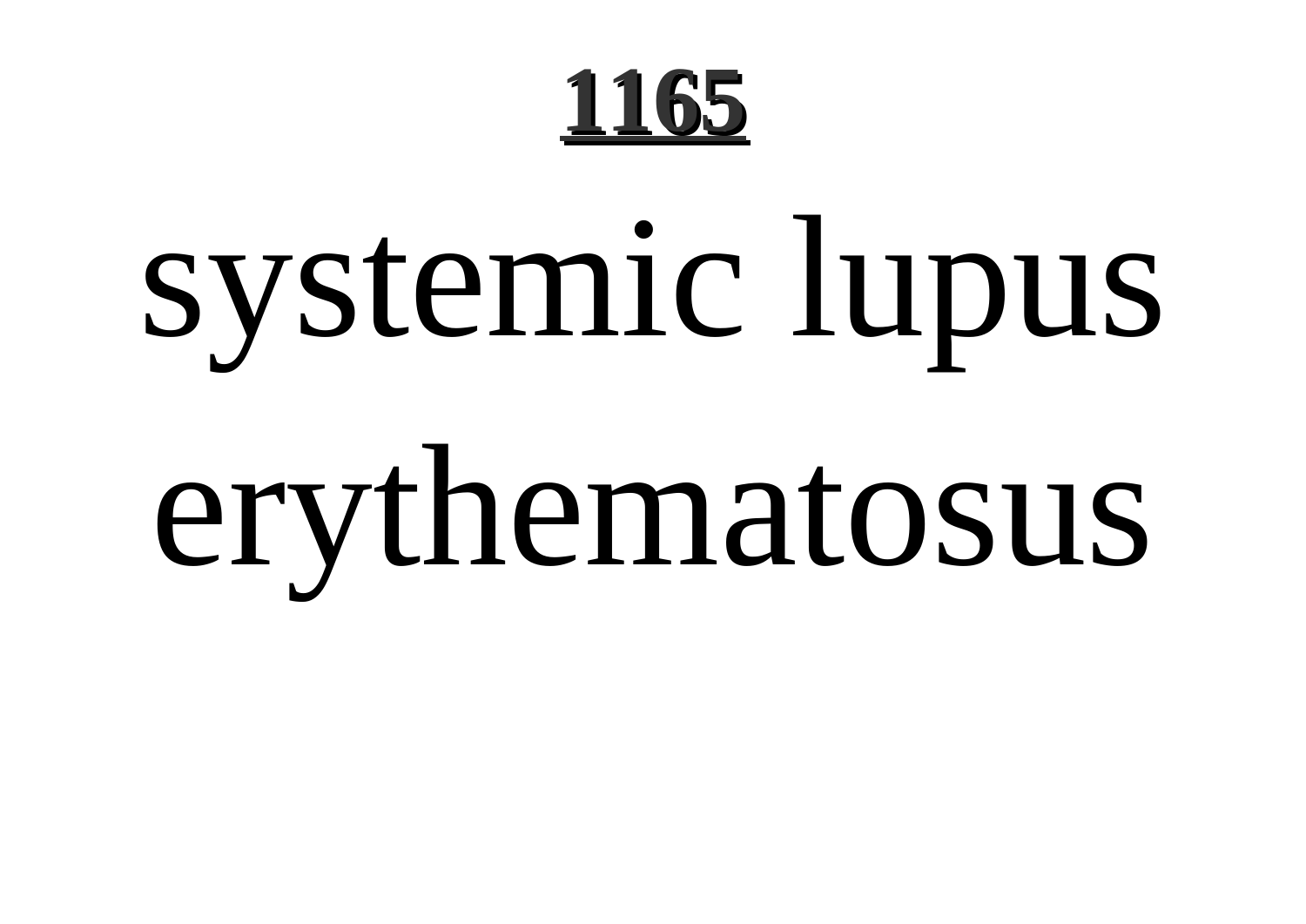systemic lupus erythematosus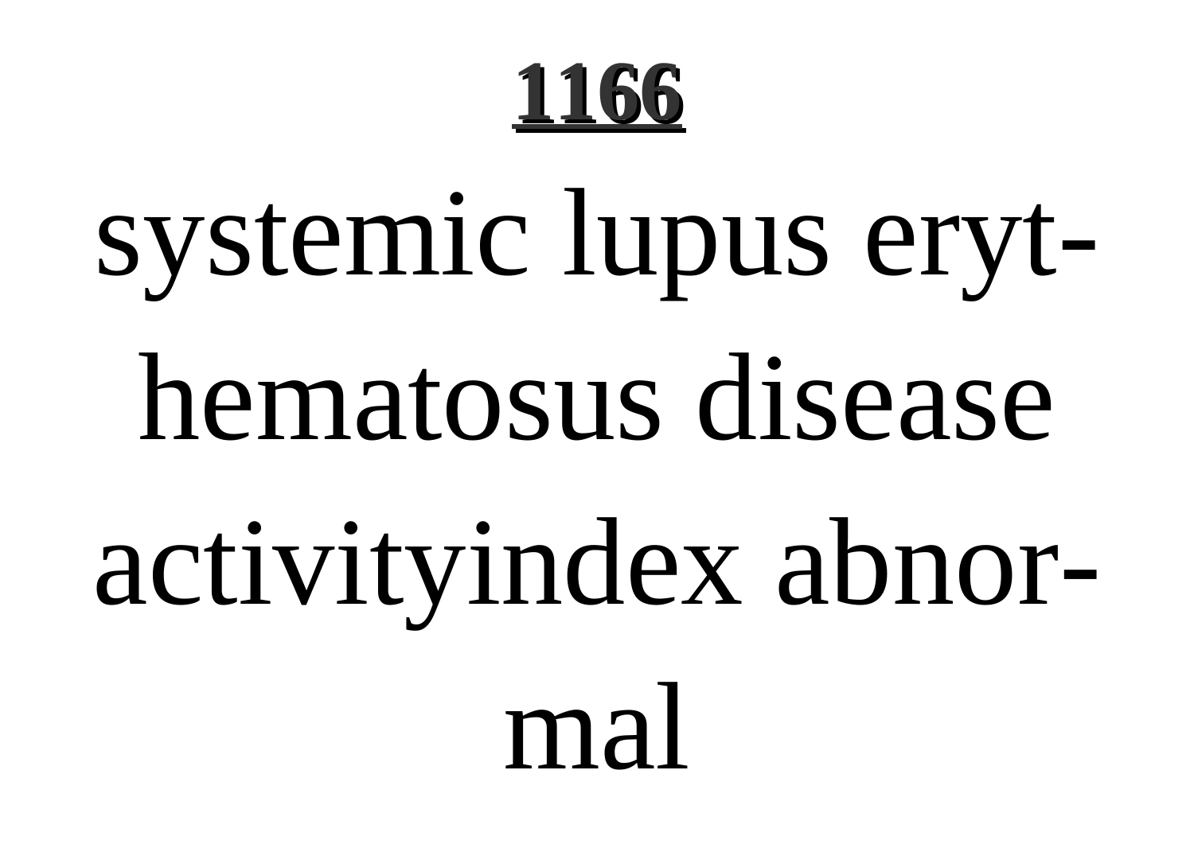**1166**

systemic lupus erythematosus disease activityindex abnormal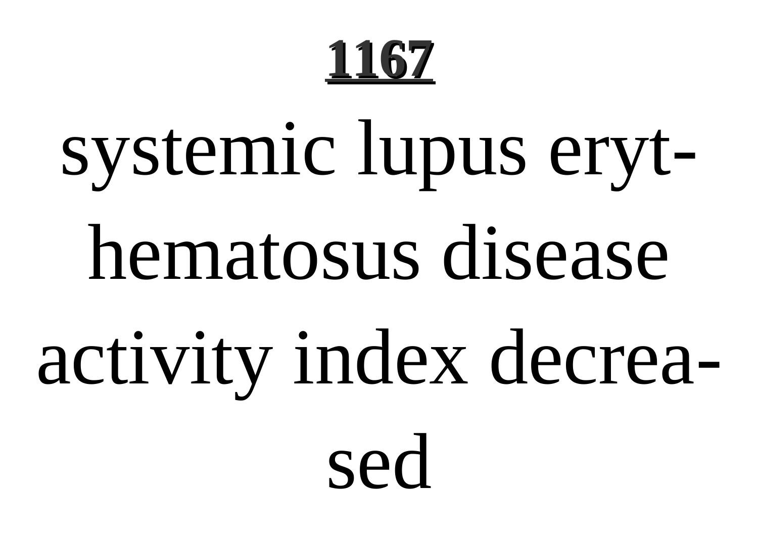**1167**

systemic lupus erythematosus disease activity index decreased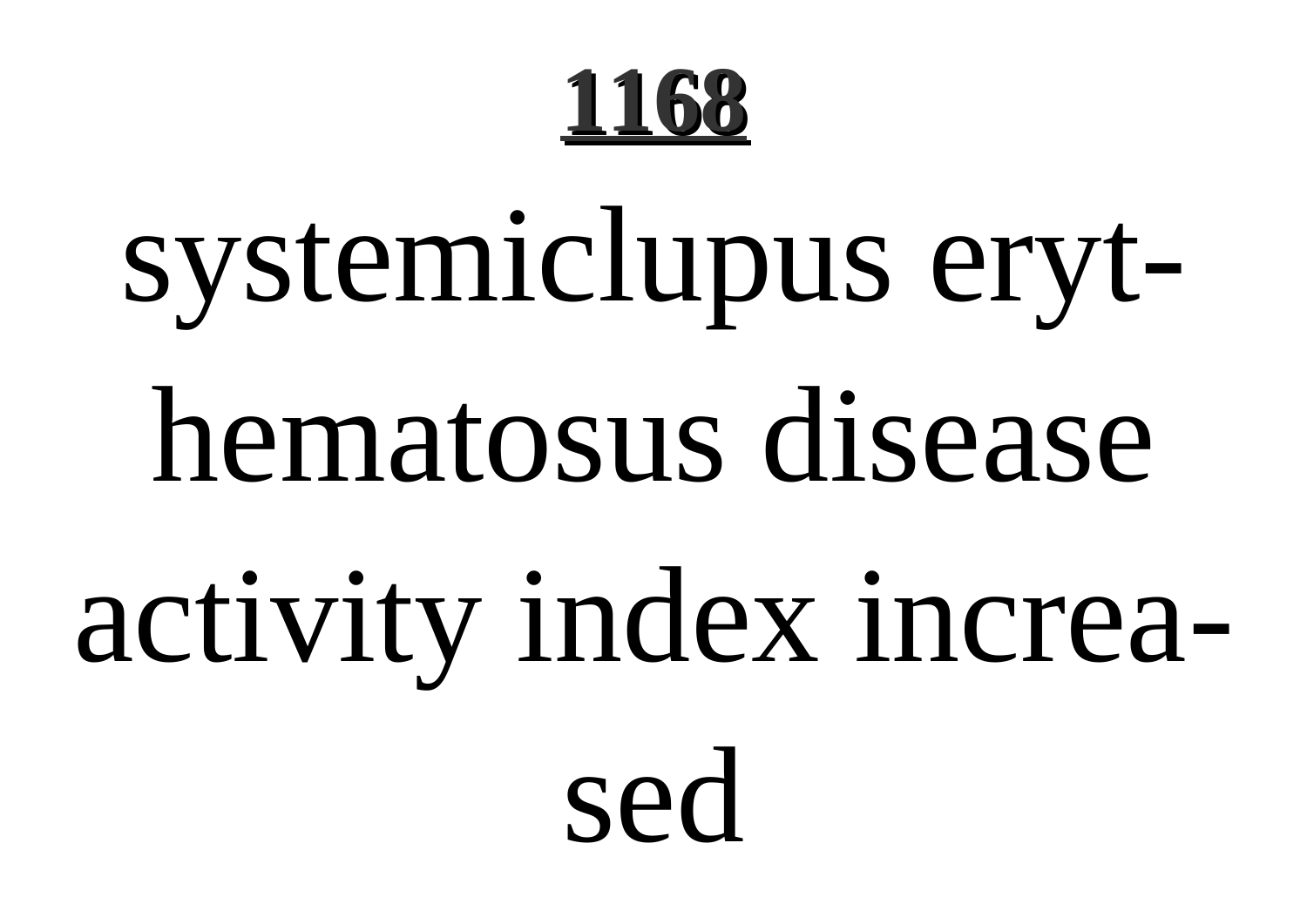# 1168

systemiclupus erythematosus disease activity index increased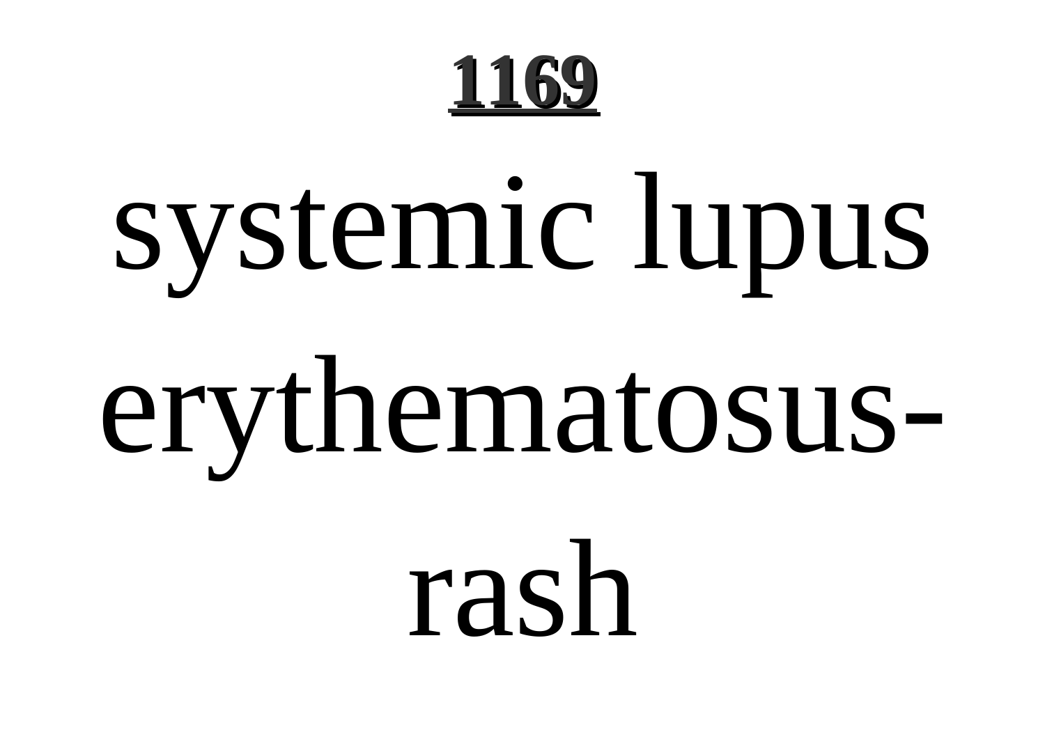systemic lupus erythematosus-rash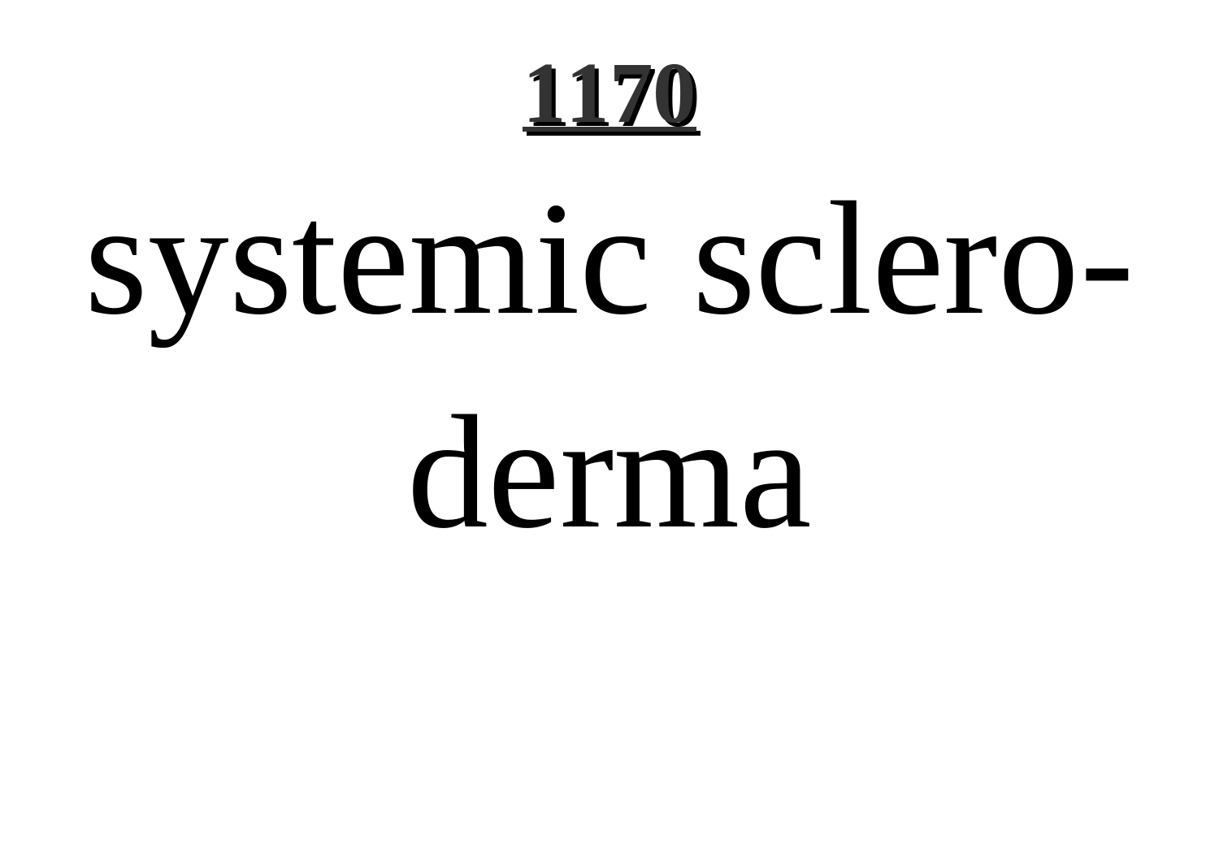systemic scleroderma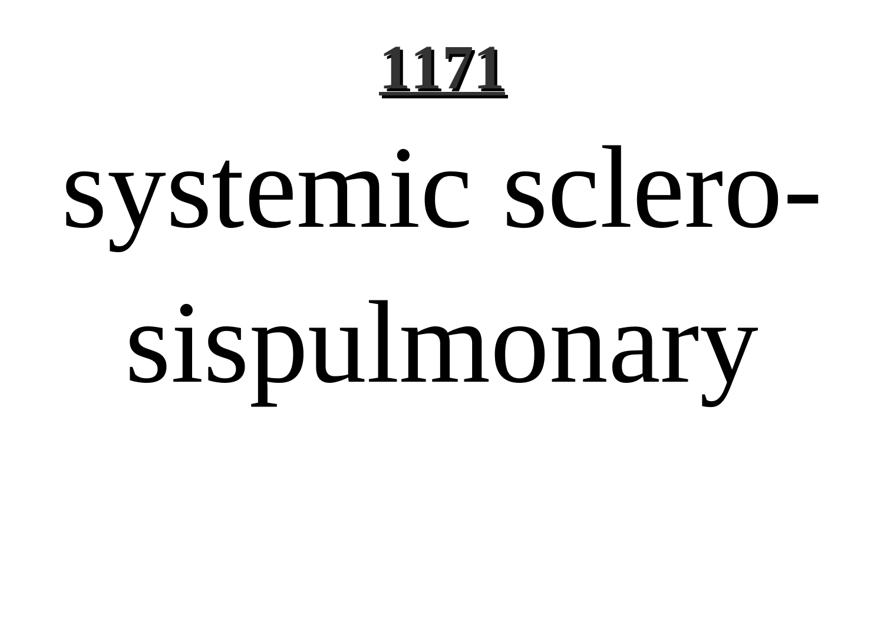systemic sclero-
sispulmonary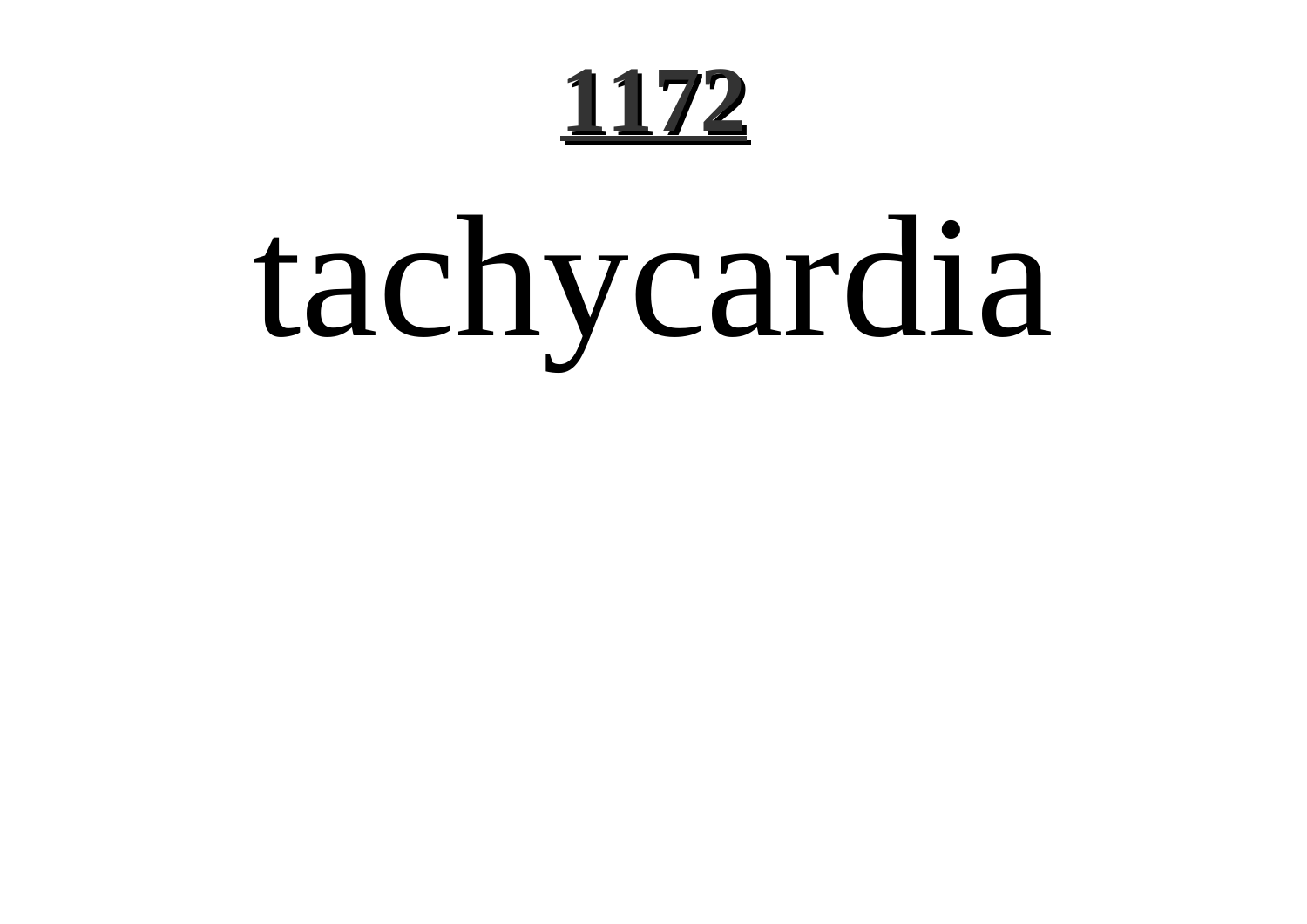# 1172

# tachycardia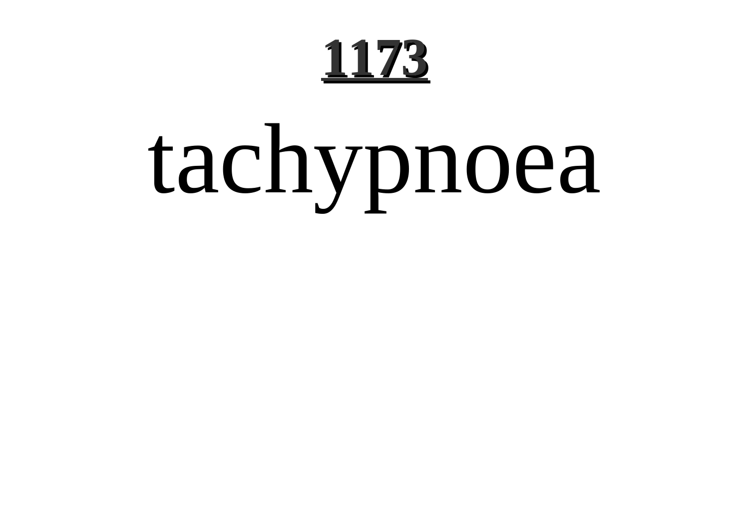# 1173

tachypnoea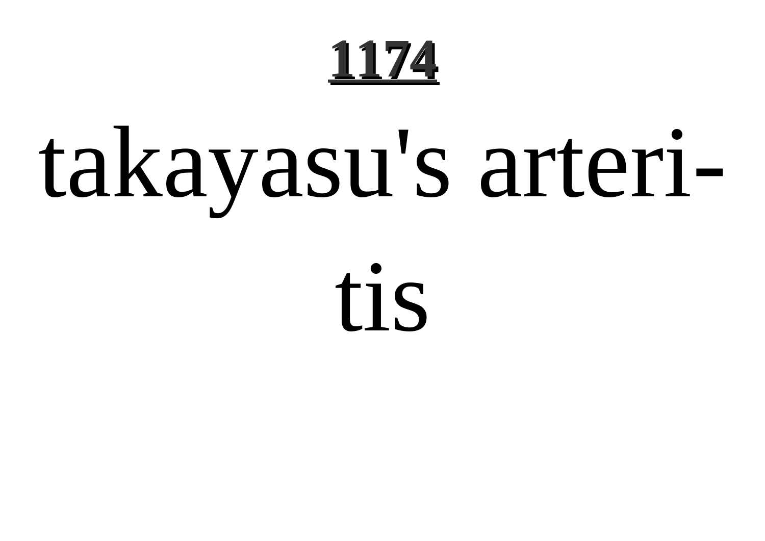**1174**

# takayasu's arteritis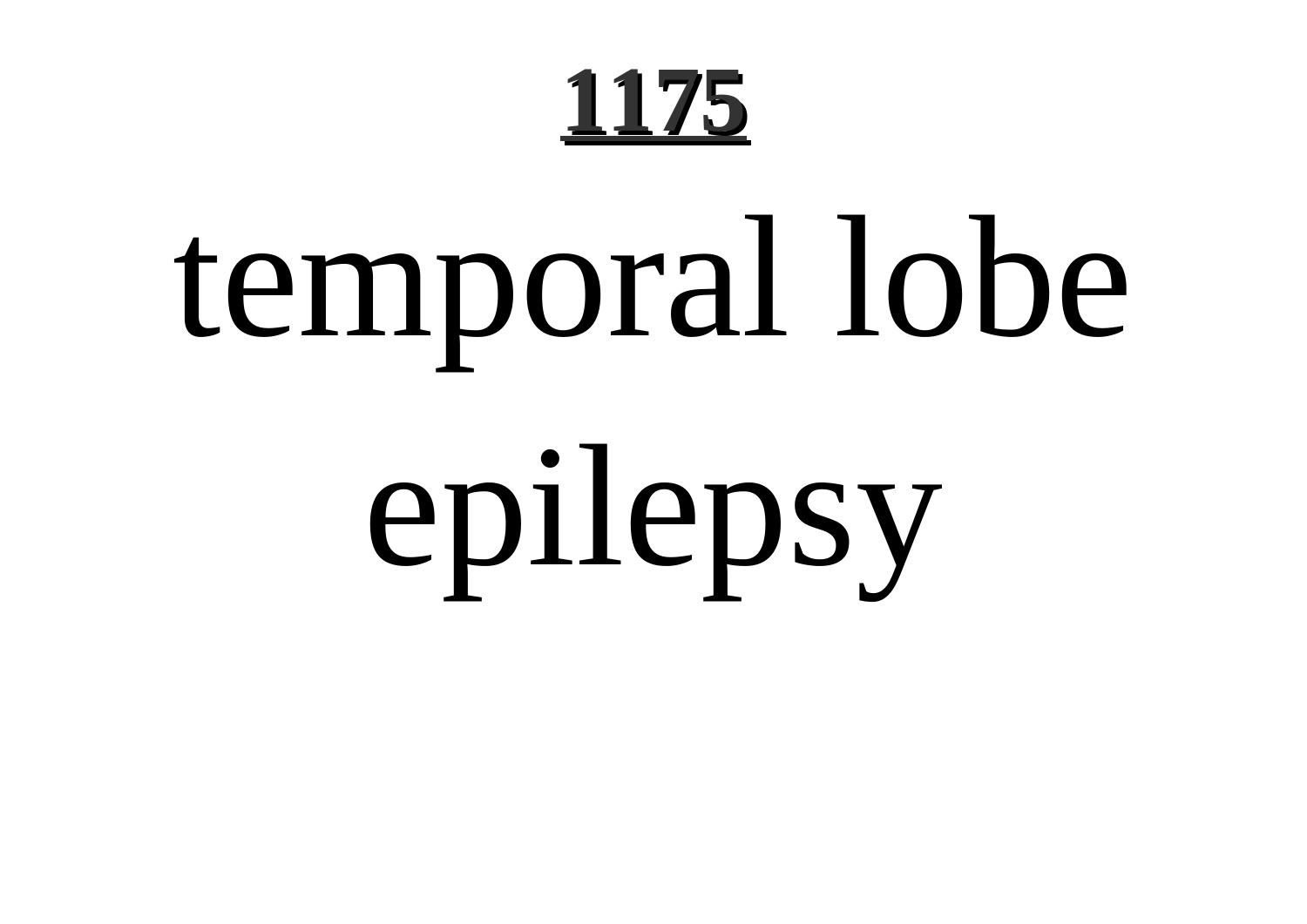**1175**

# temporal lobe epilepsy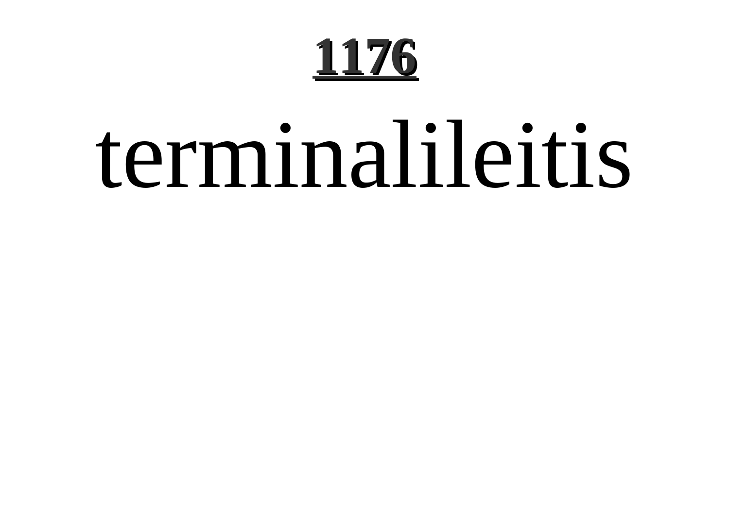# 1176

terminalileitis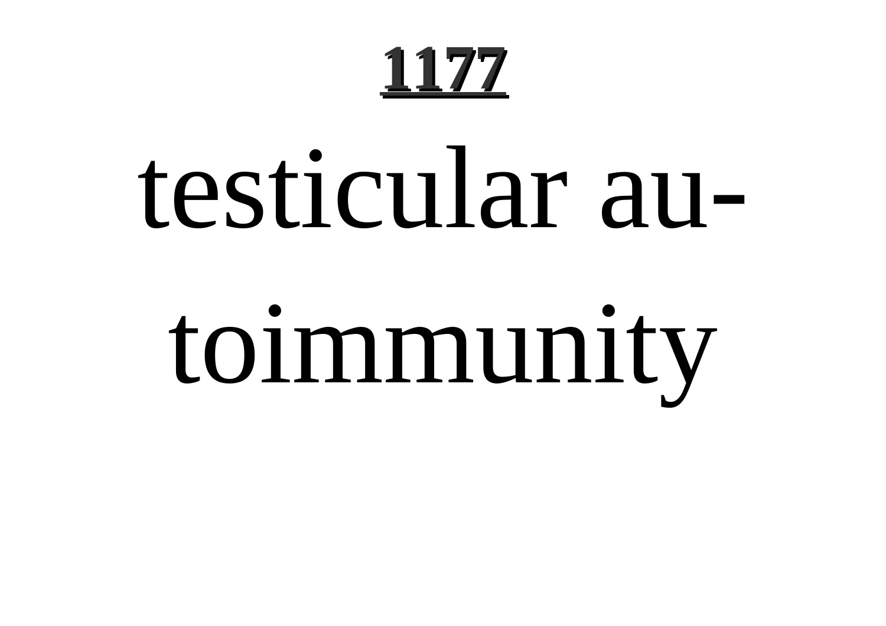testicular autoimmunity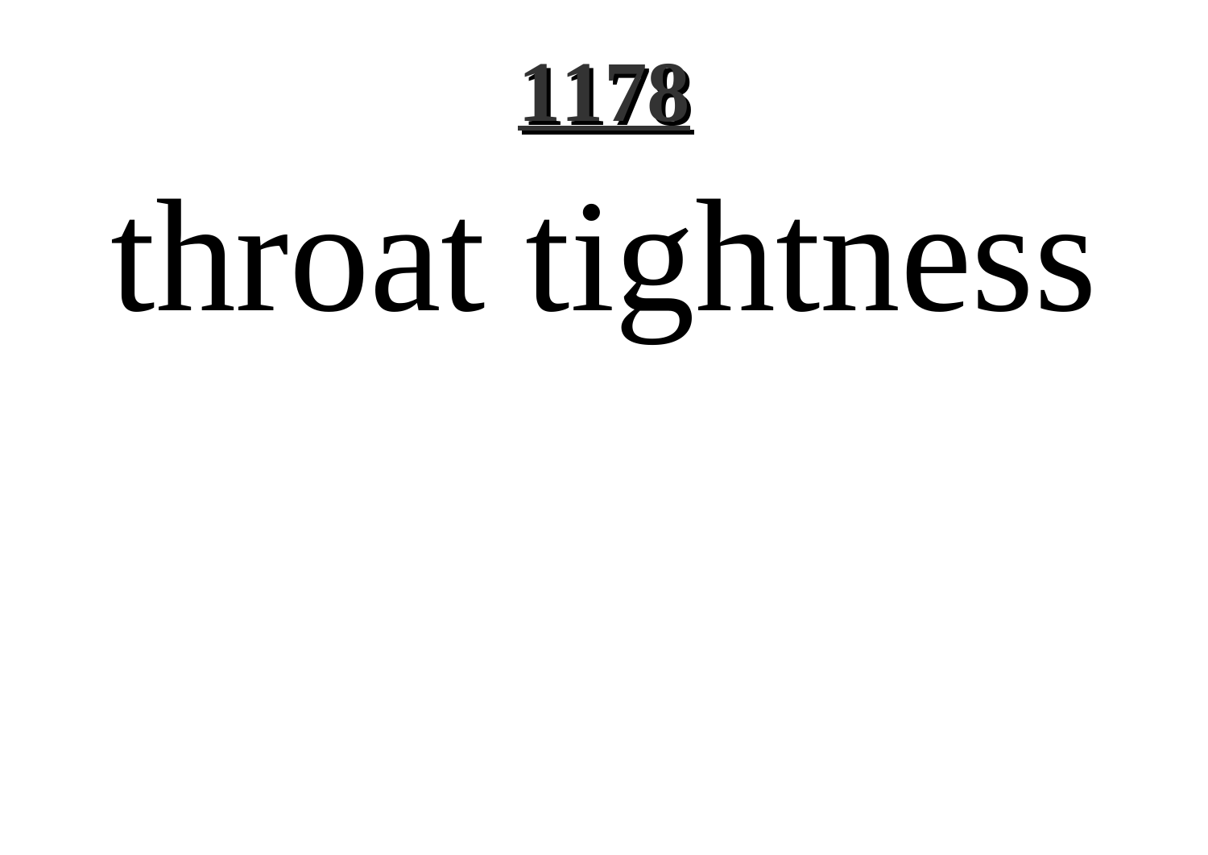throat tightness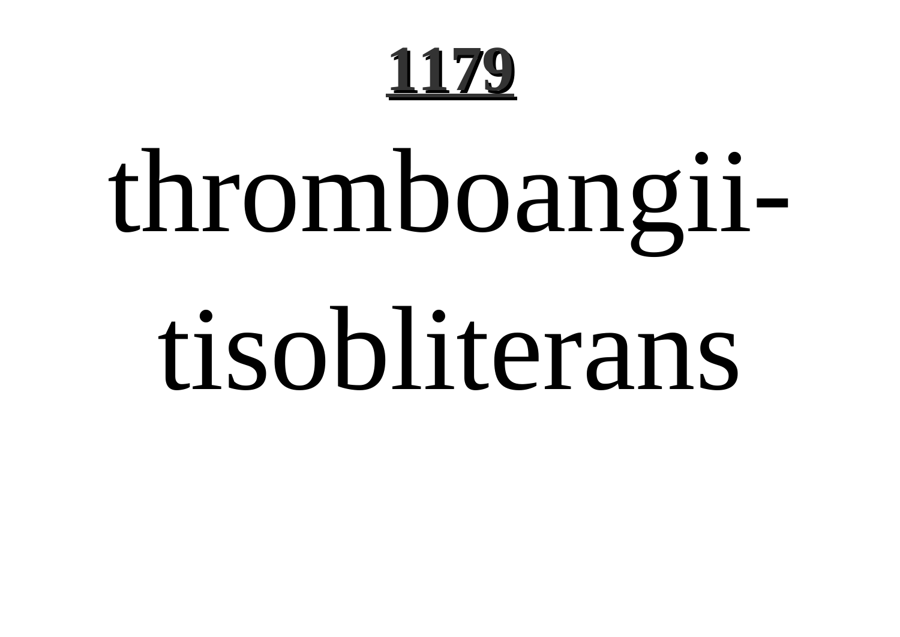thromboangiitisobliterans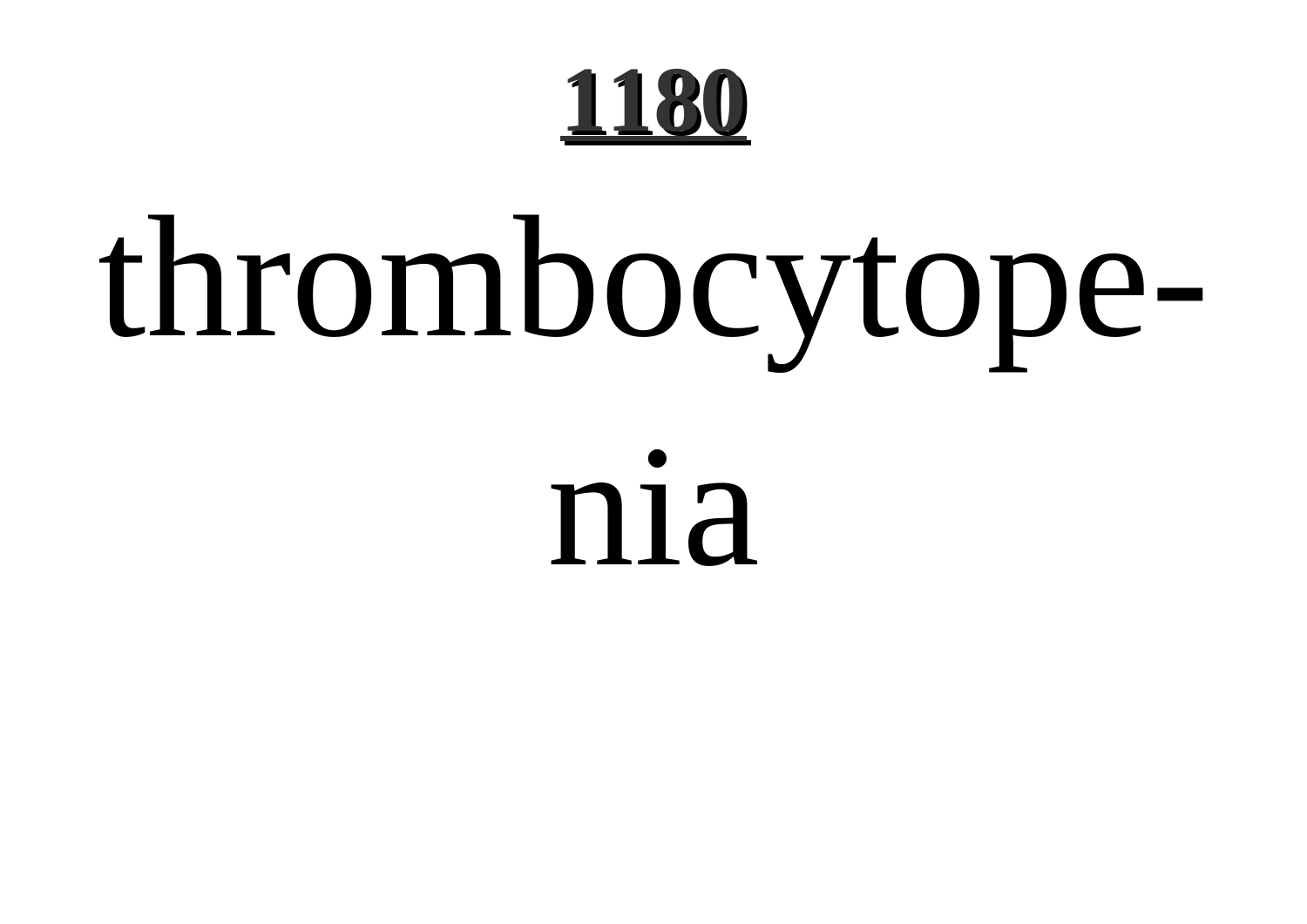thrombocytopenia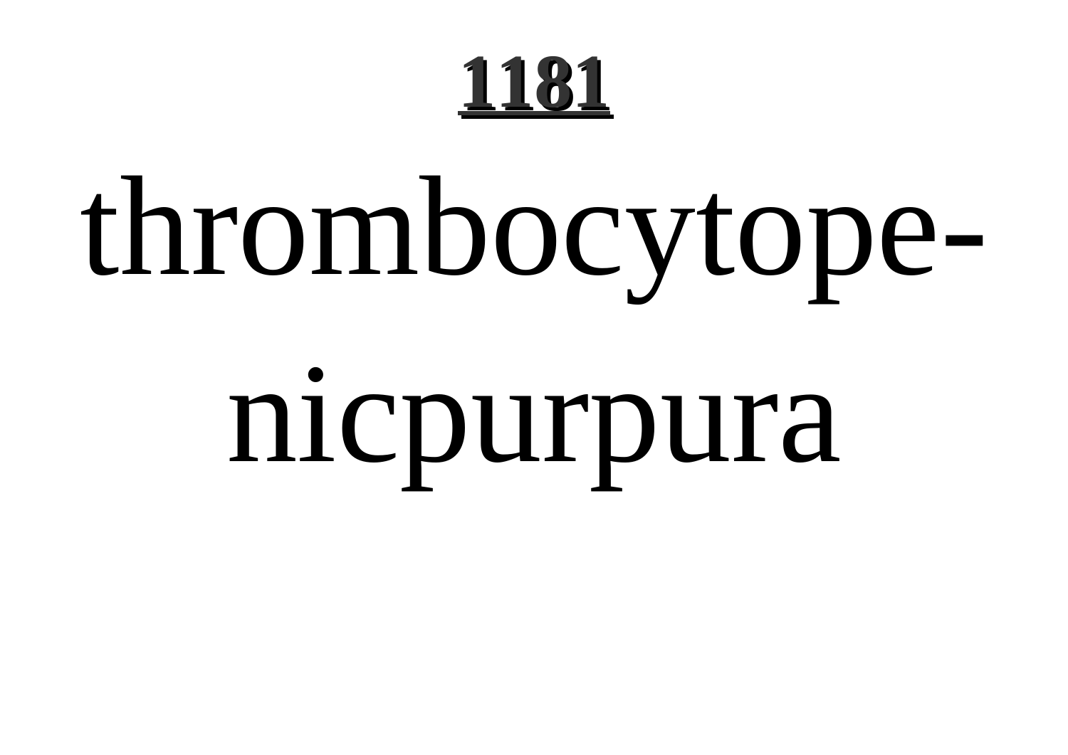**1181**

# thrombocytopenicpurpura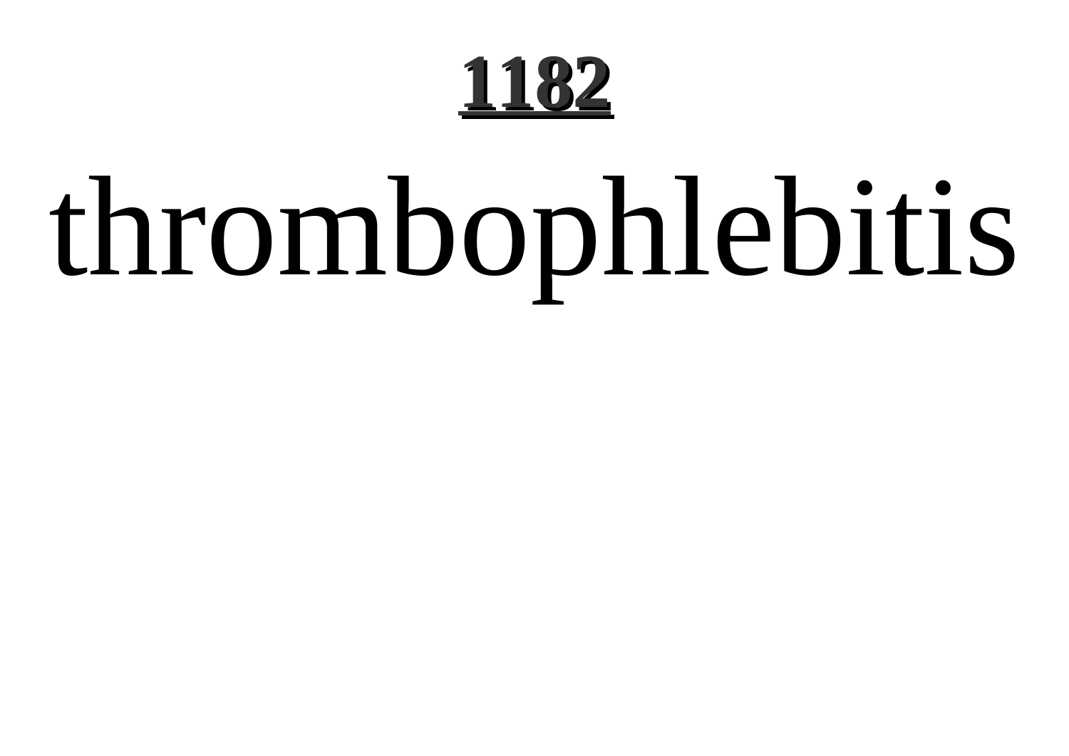**1182**

# thrombophlebitis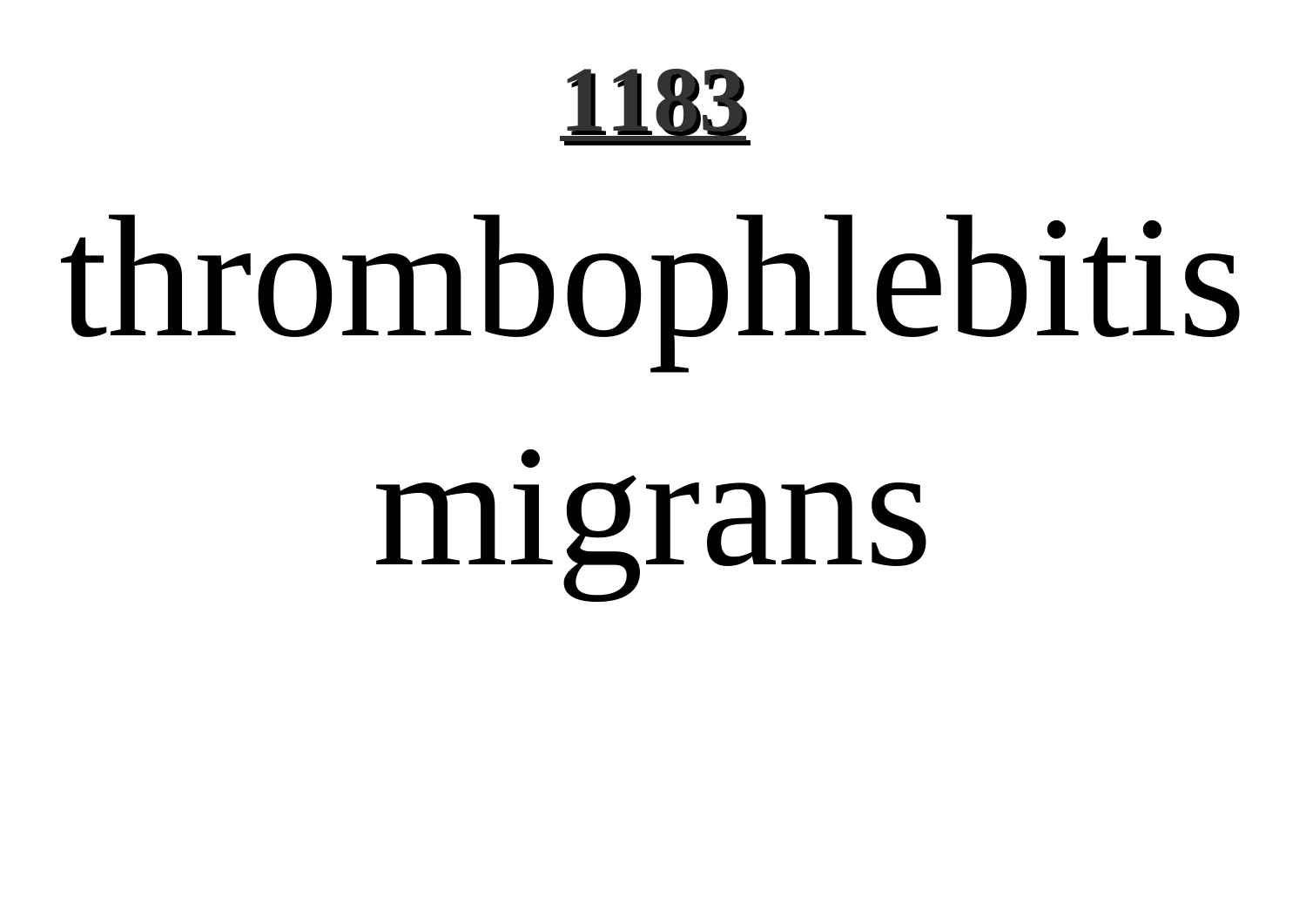**1183**

thrombophlebitis migrans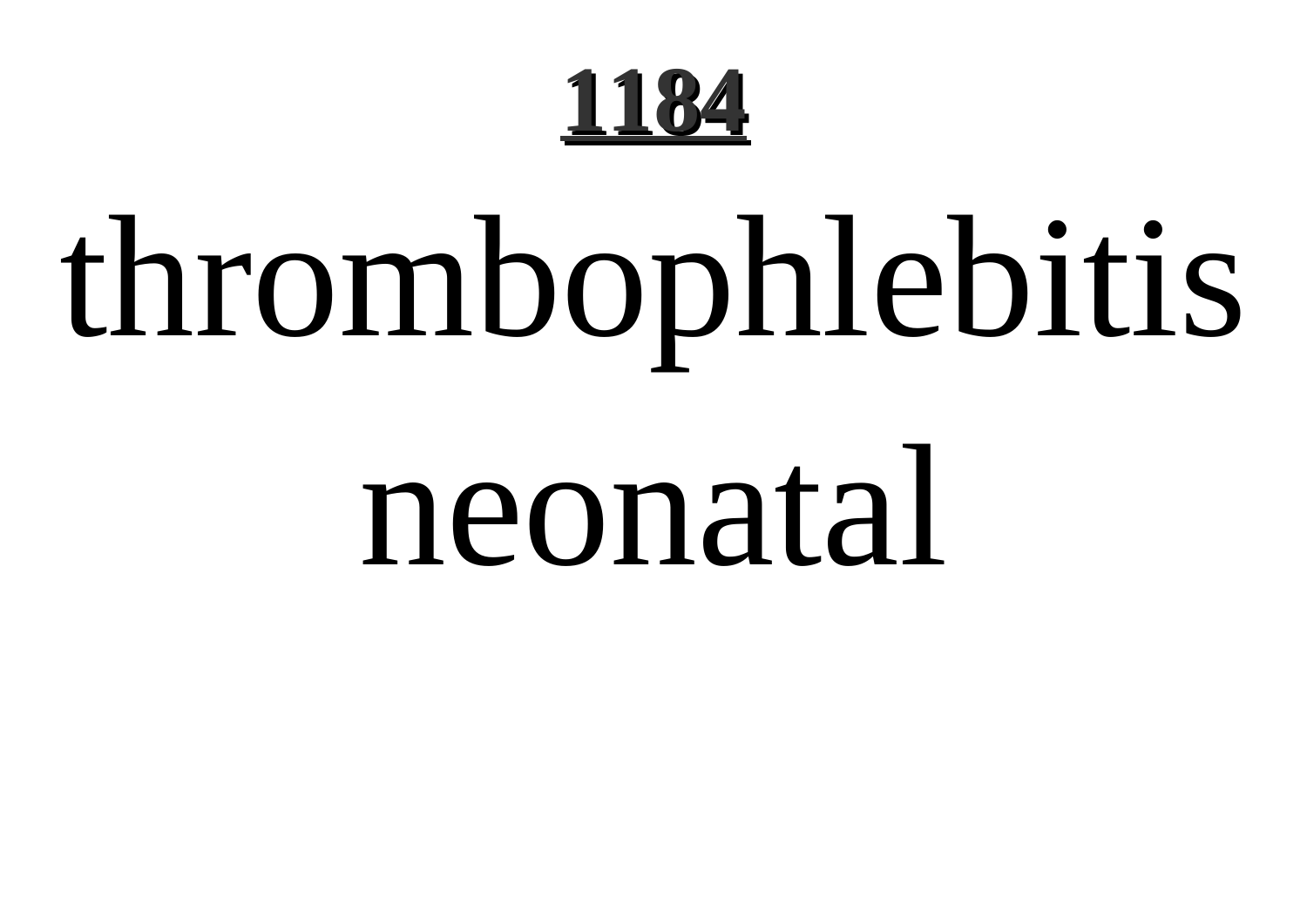# thrombophlebitis neonatal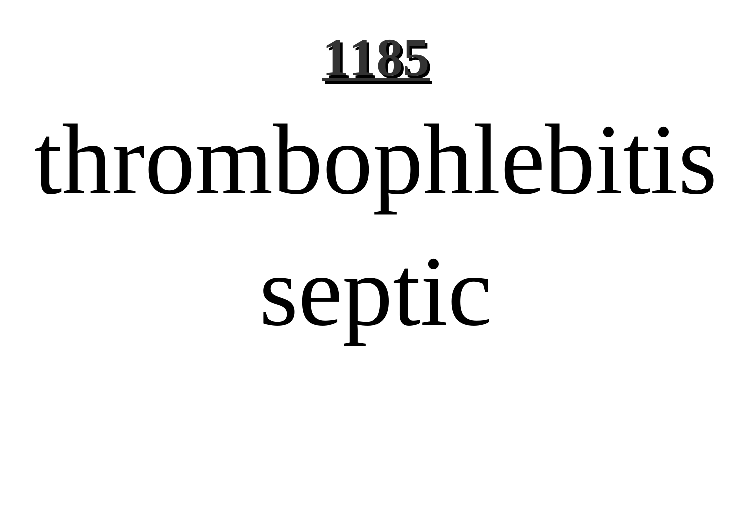**1185**

# thrombophlebitis septic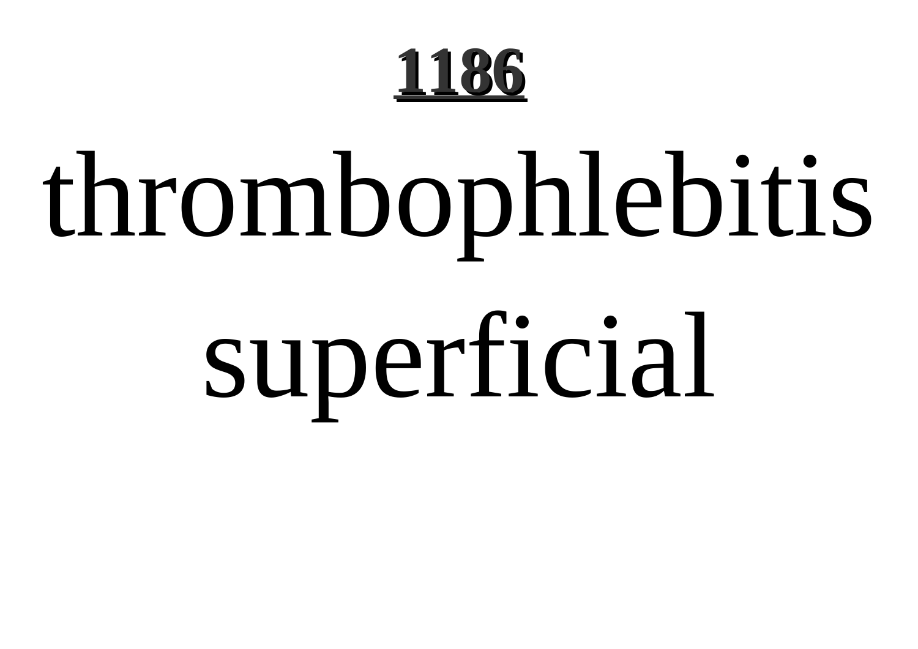**1186**

# thrombophlebitis superficial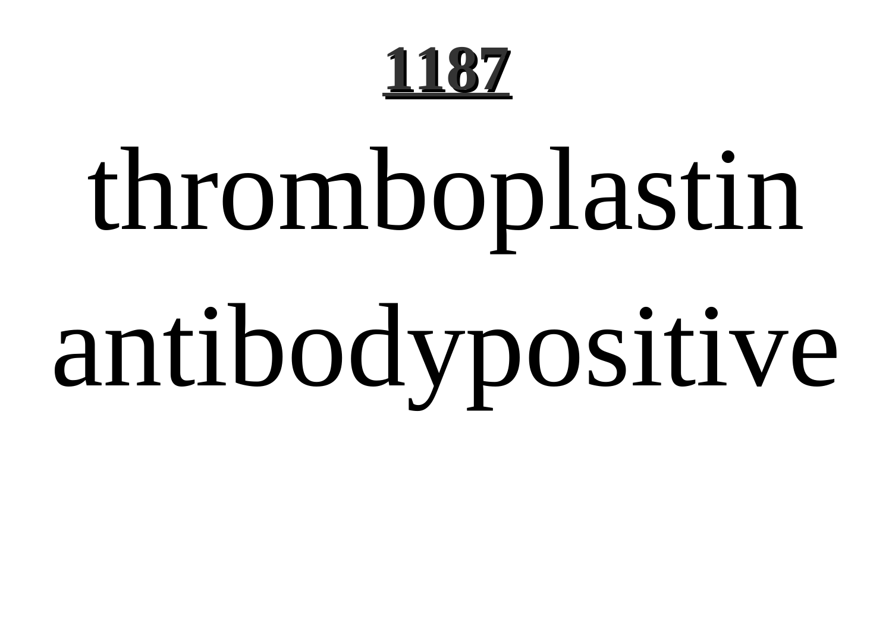**1187**

thromboplastin antibodypositive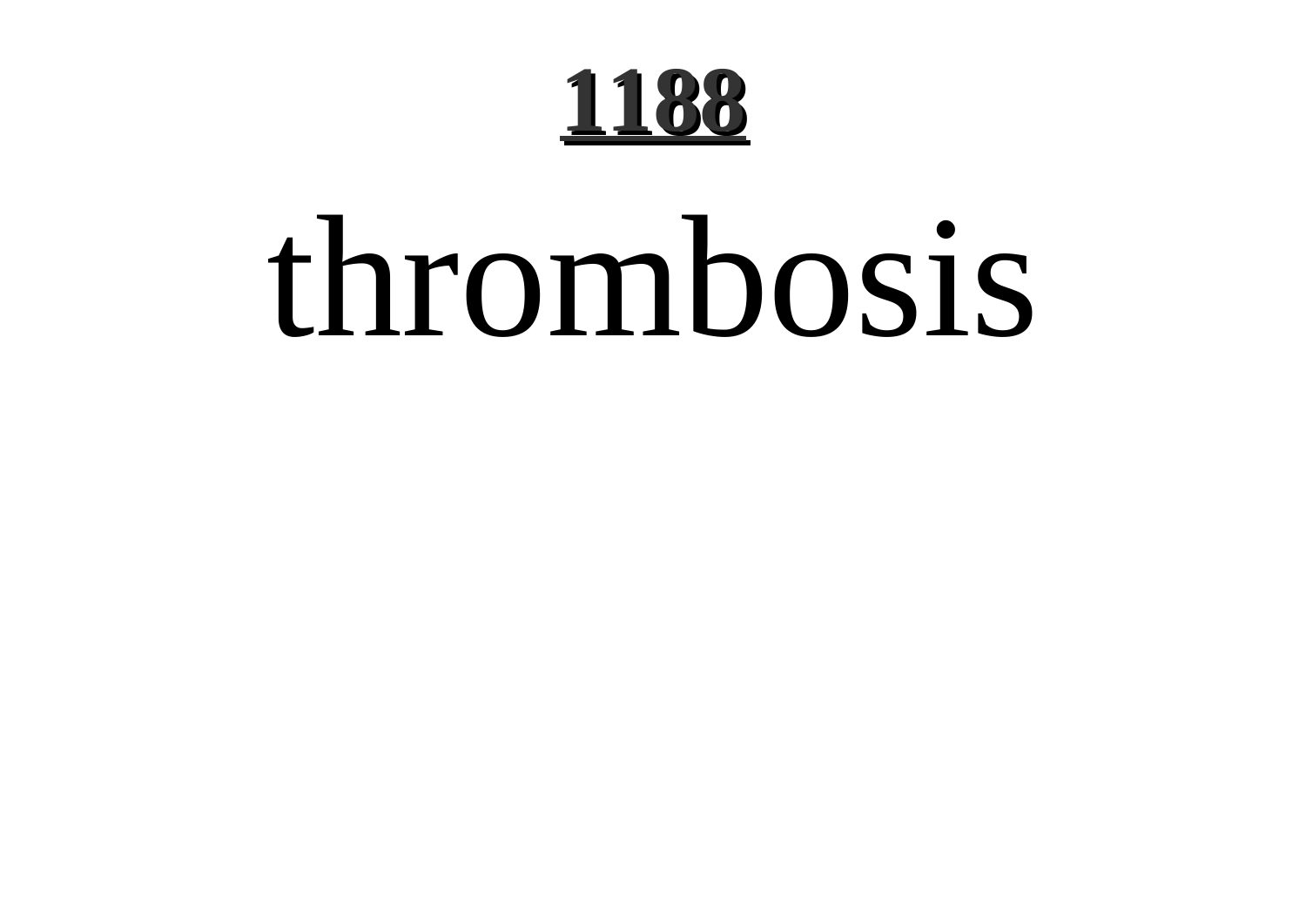# thrombosis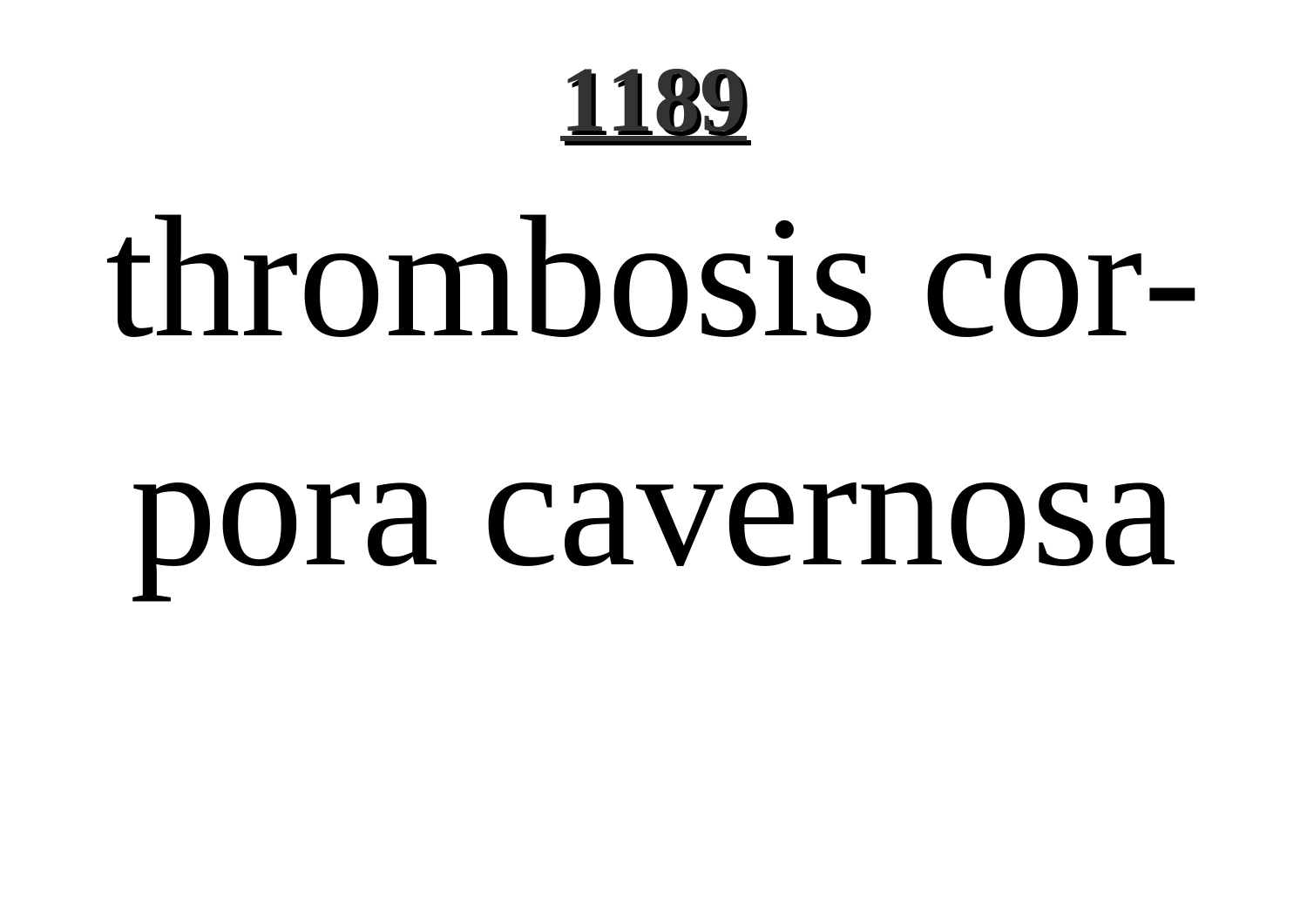**1189**

thrombosis corpora cavernosa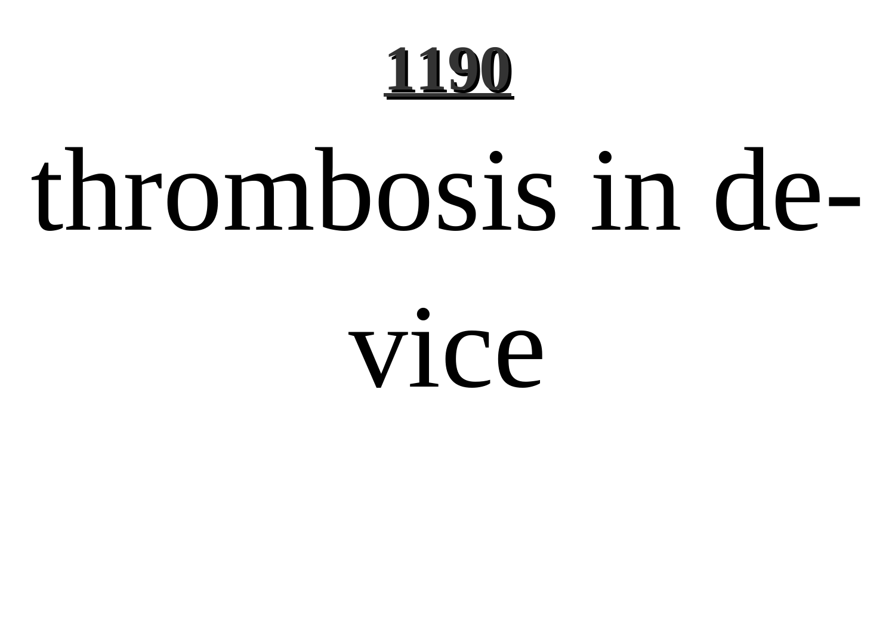**1190**

thrombosis in device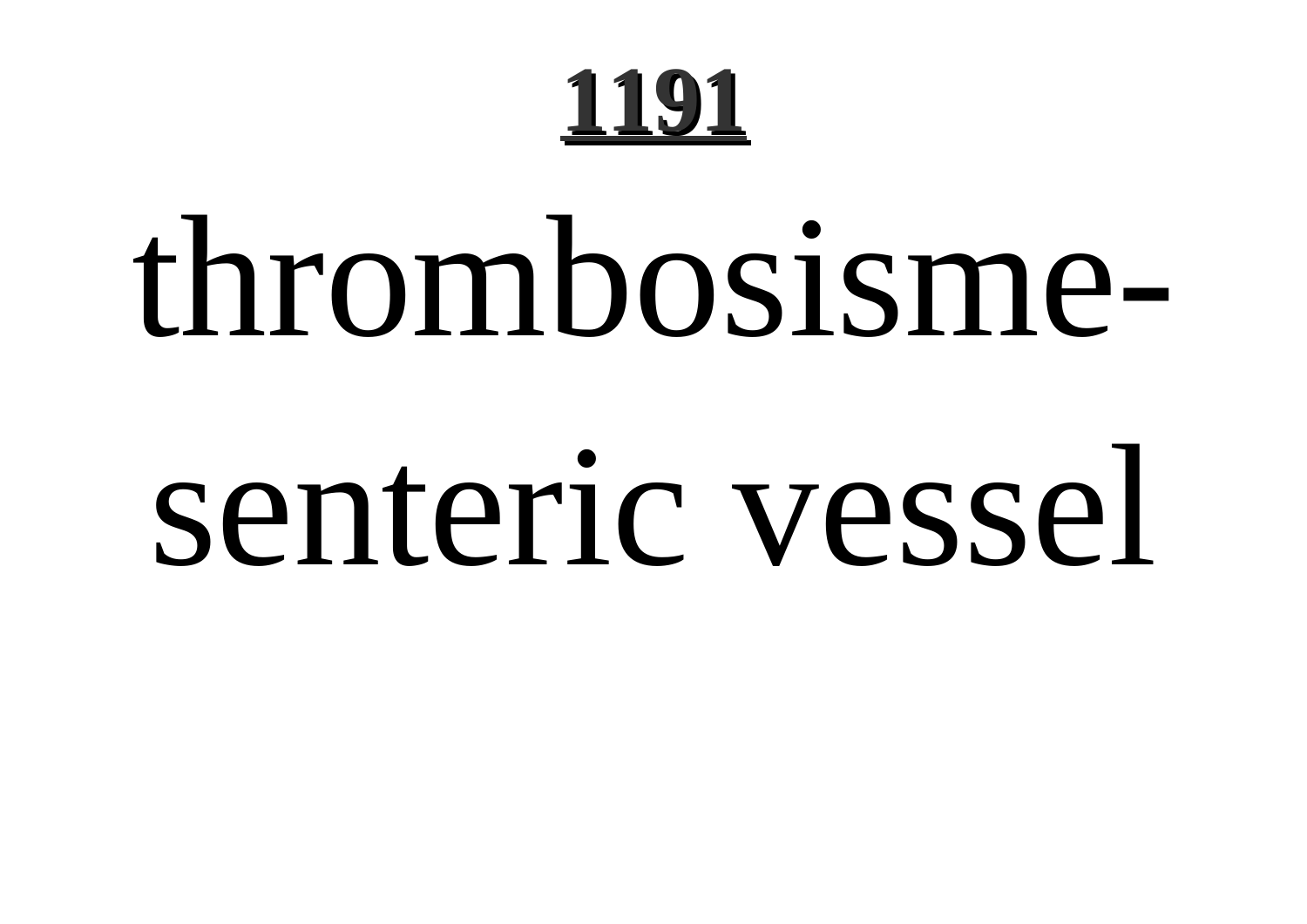# 1191

thrombosisme-senteric vessel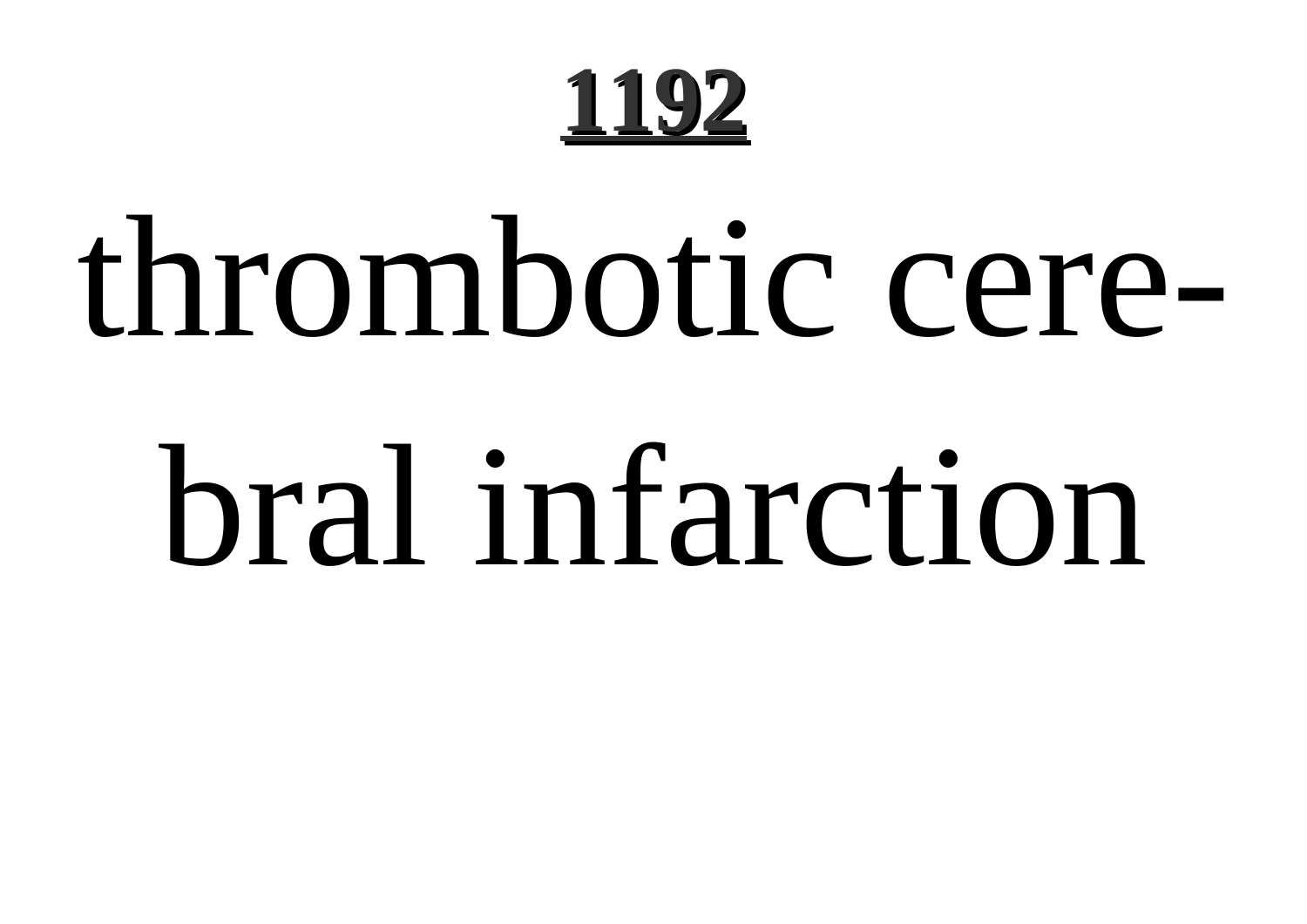**1192**

thrombotic cerebral infarction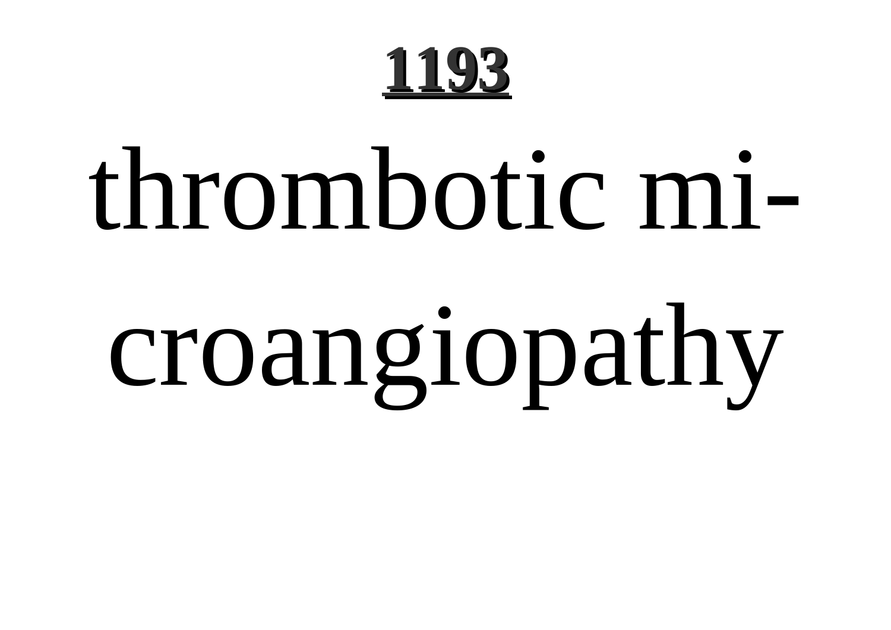# 1193

thrombotic microangiopathy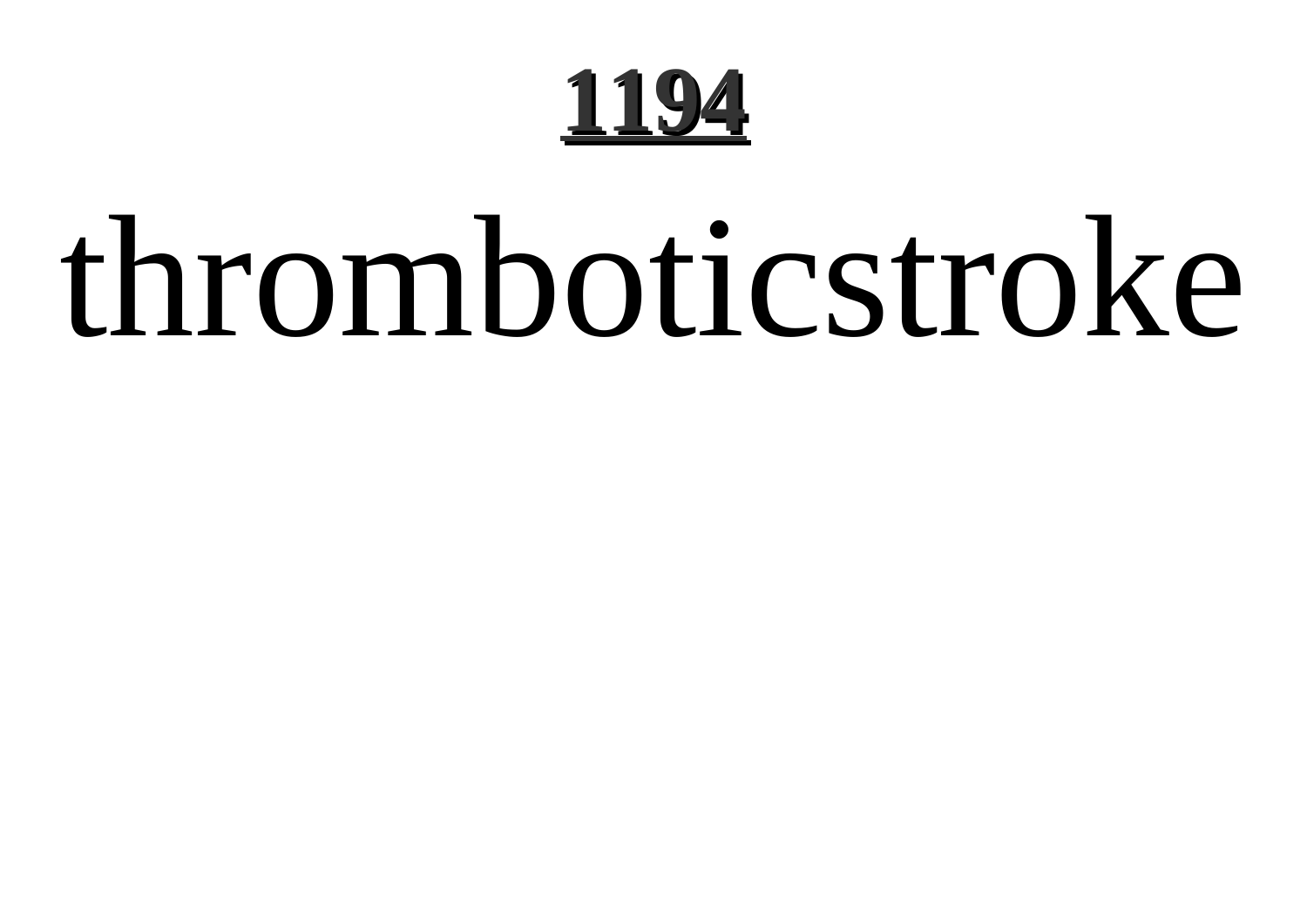# thromboticstroke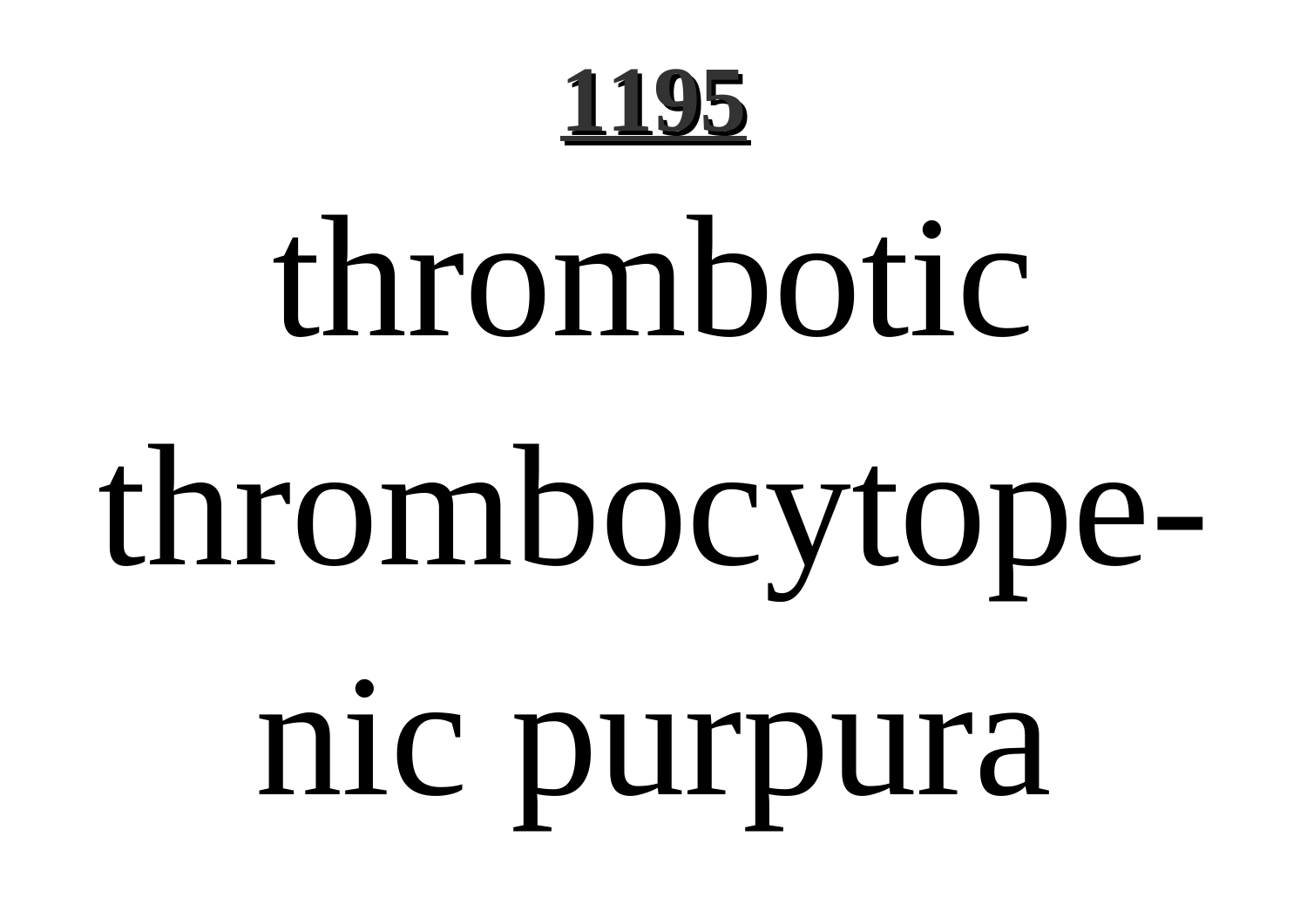**1195**

thrombotic thrombocytope-nic purpura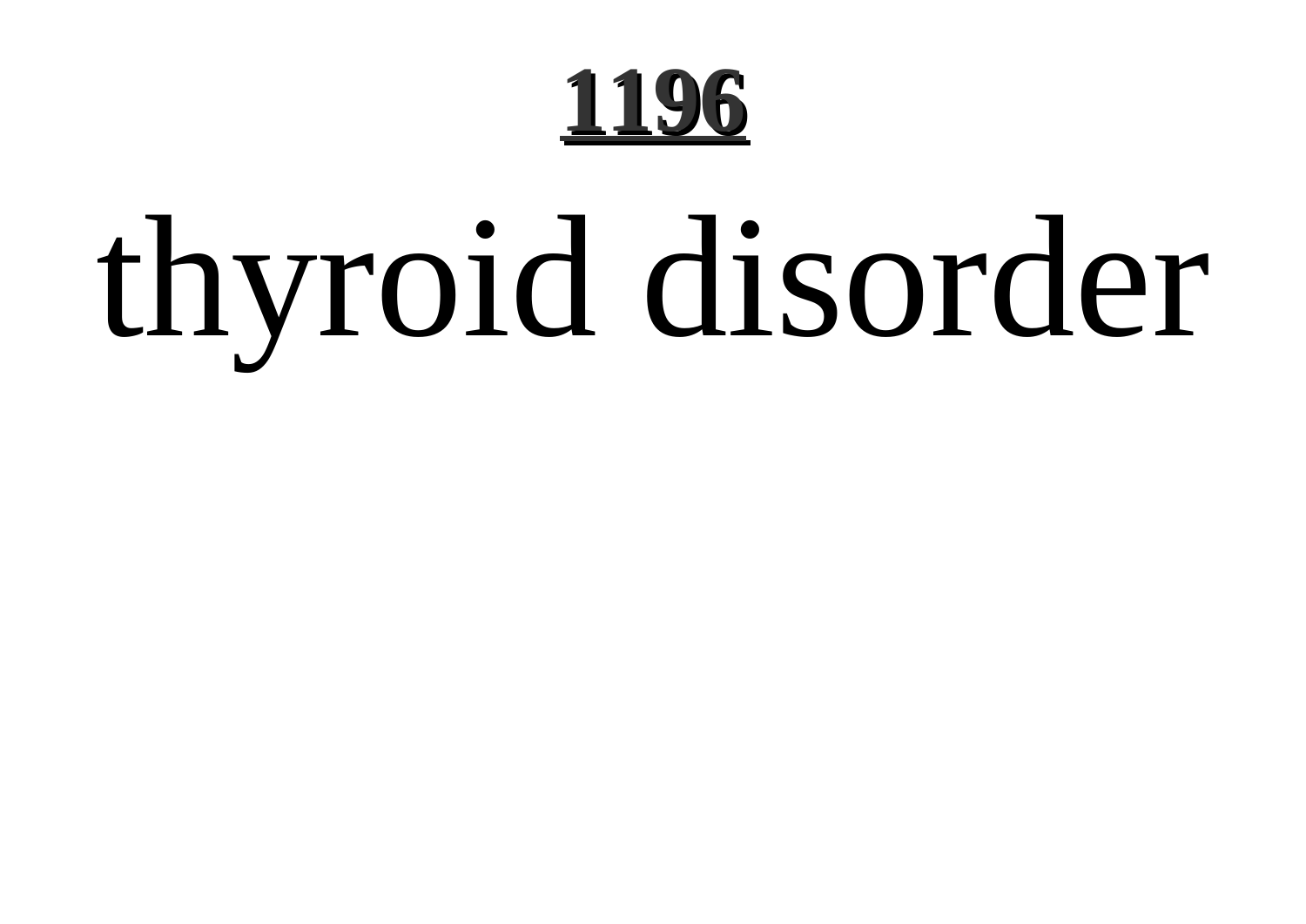**1196**

# thyroid disorder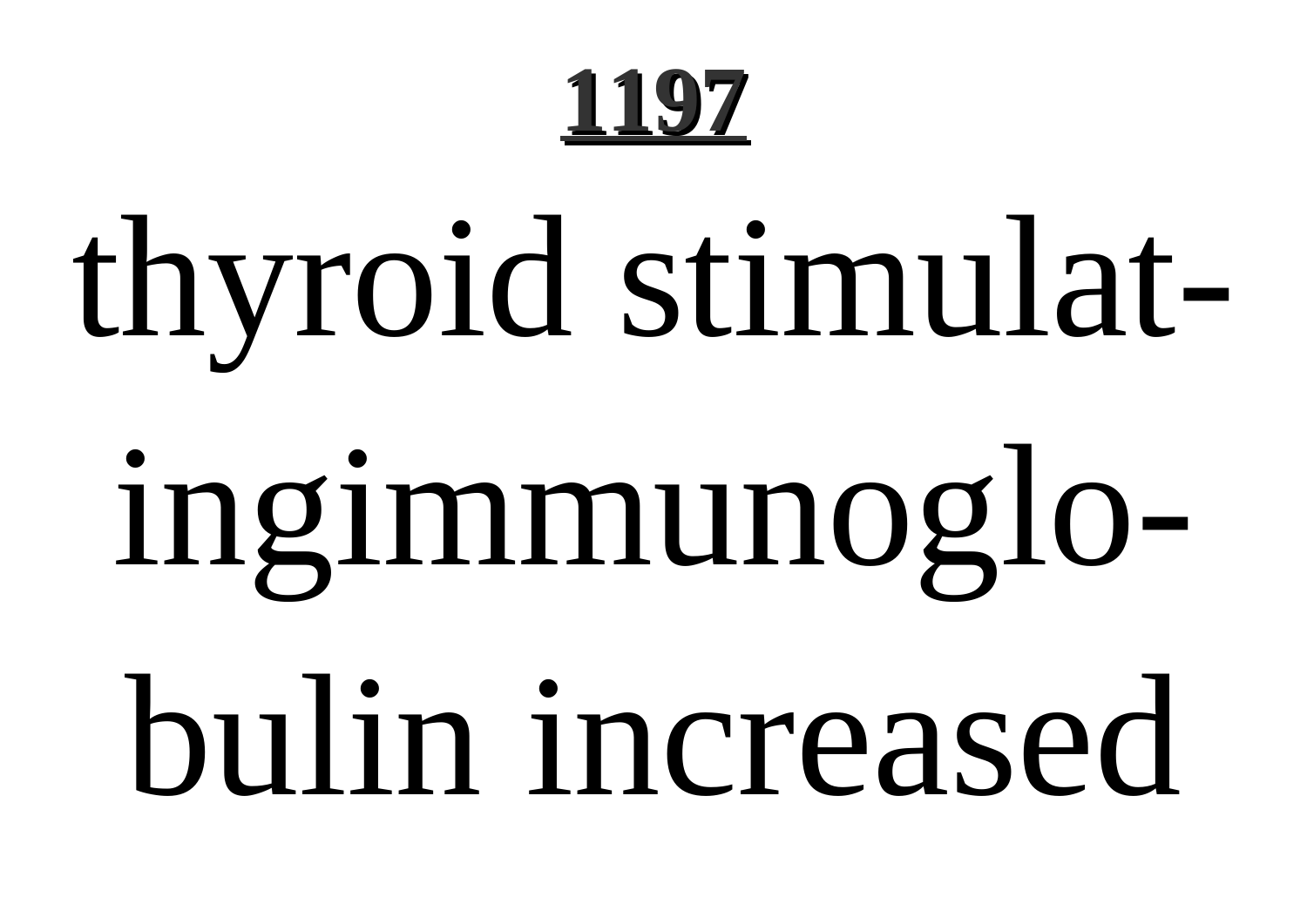**1197**

thyroid stimulatingimmunoglobulin increased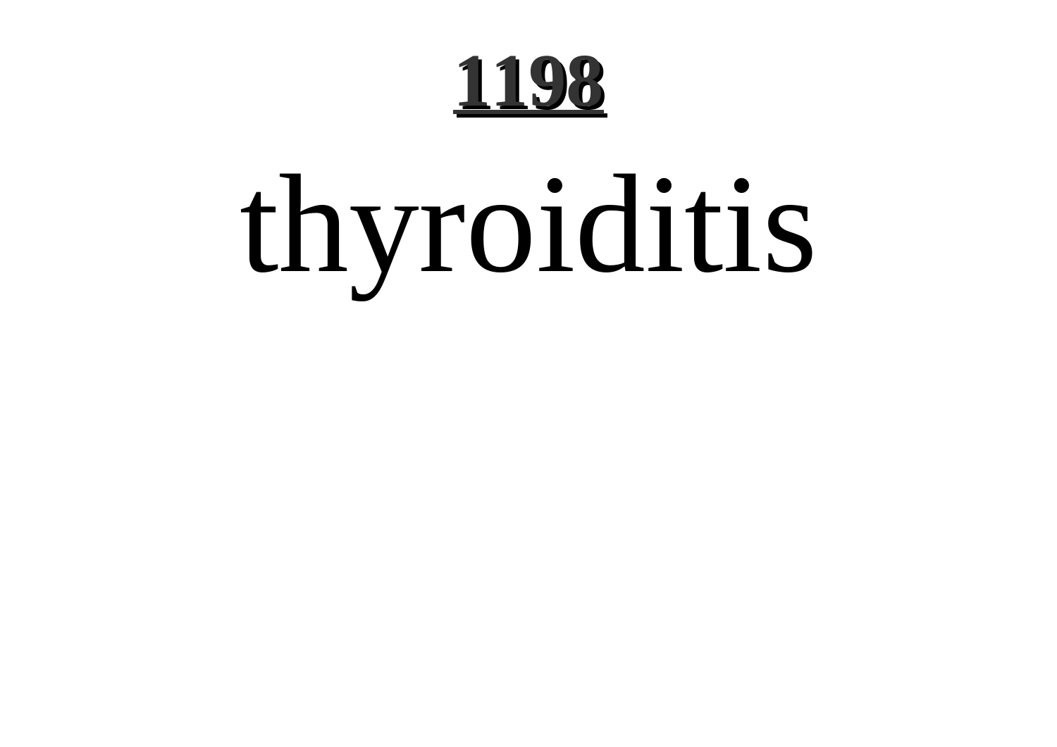# 1198

thyroiditis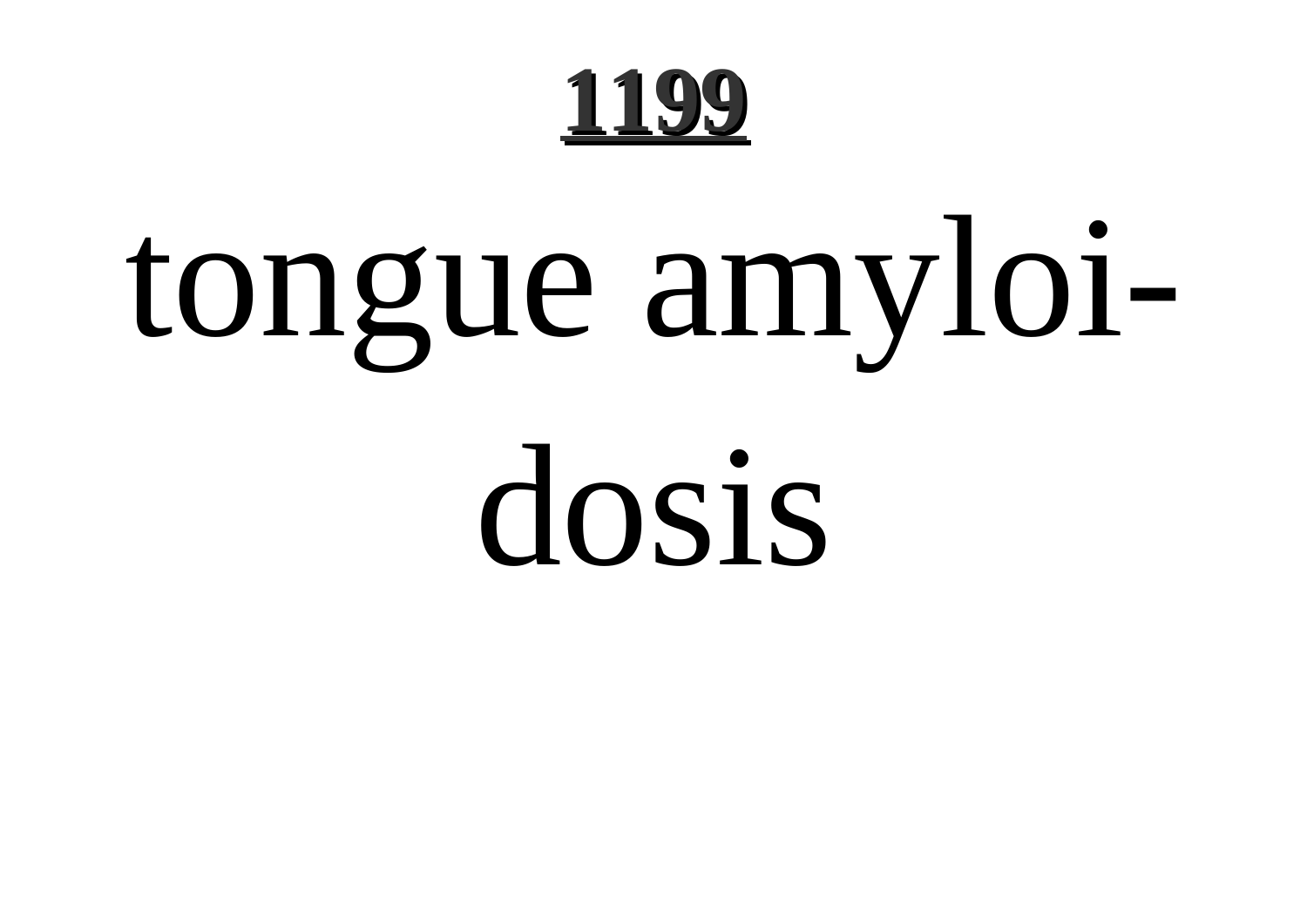tongue amyloidosis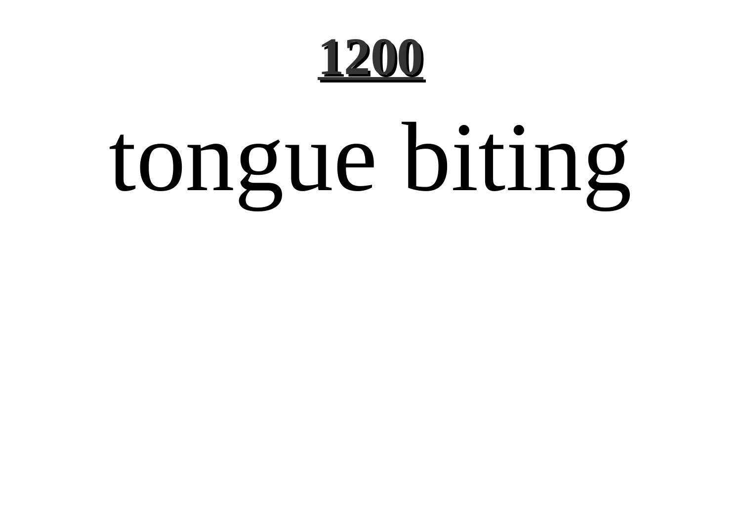# tongue biting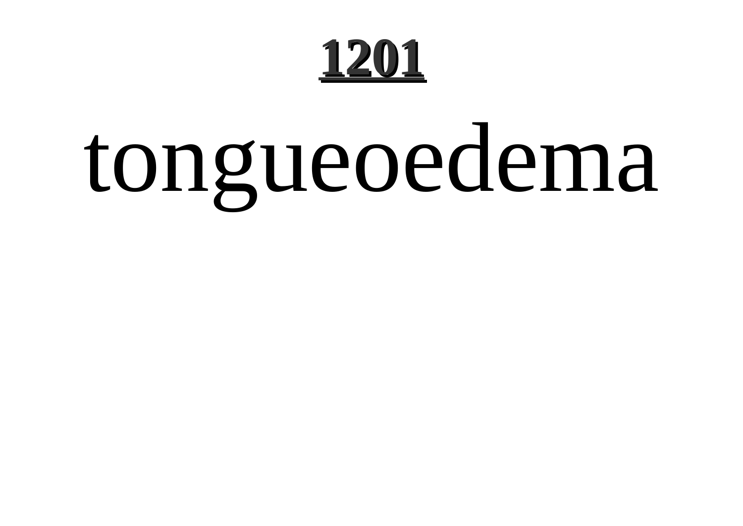# 1201

tongueoedema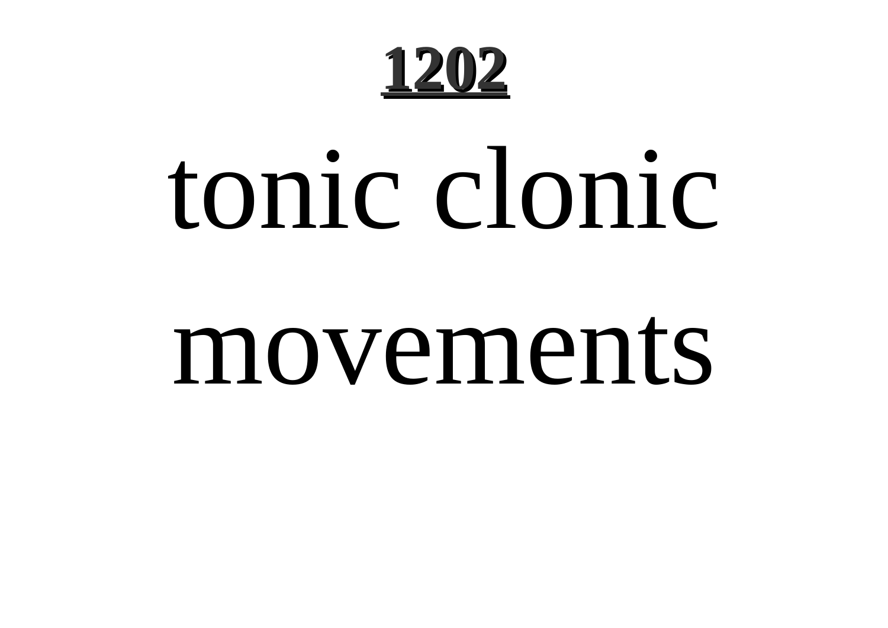tonic clonic movements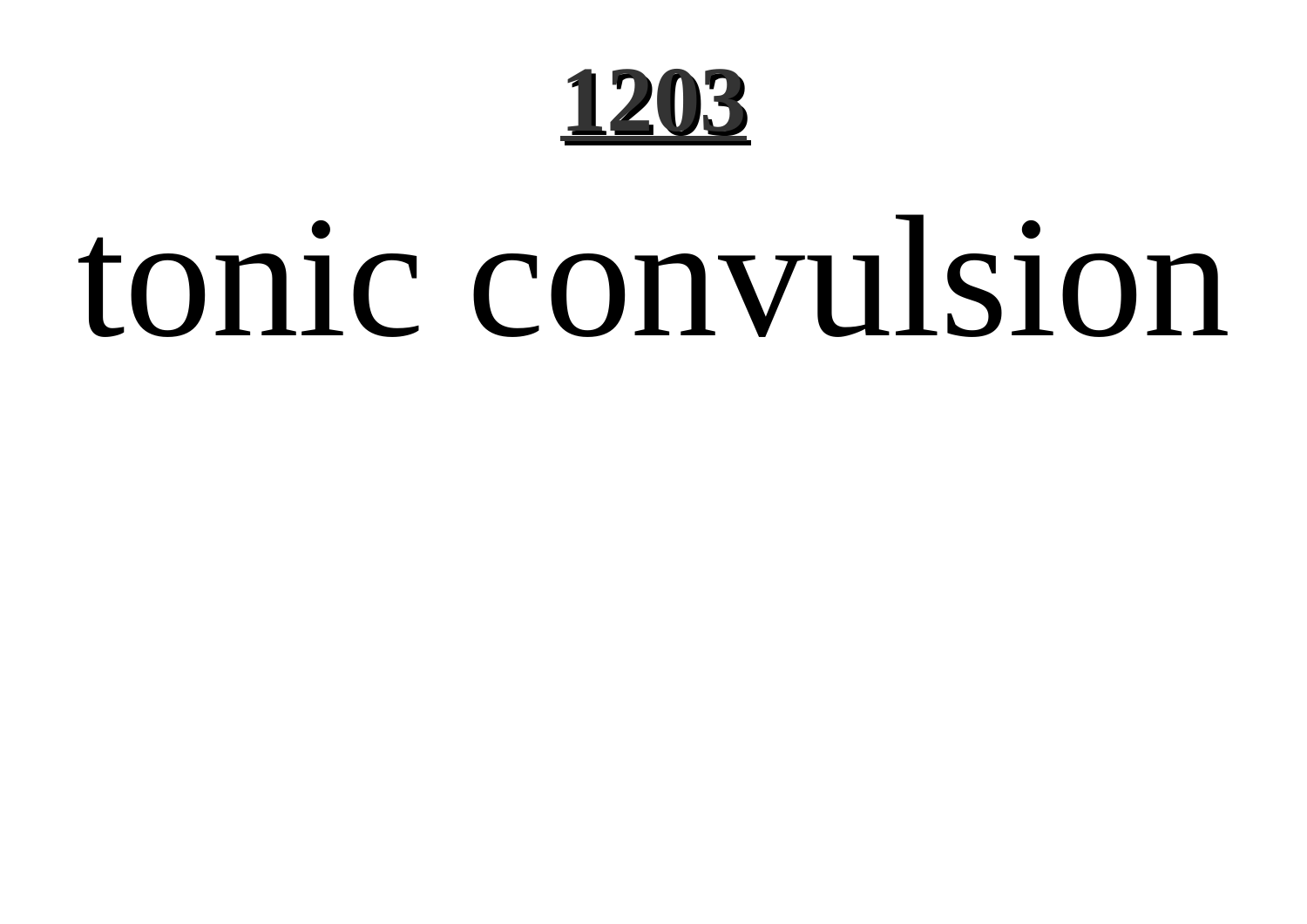tonic convulsion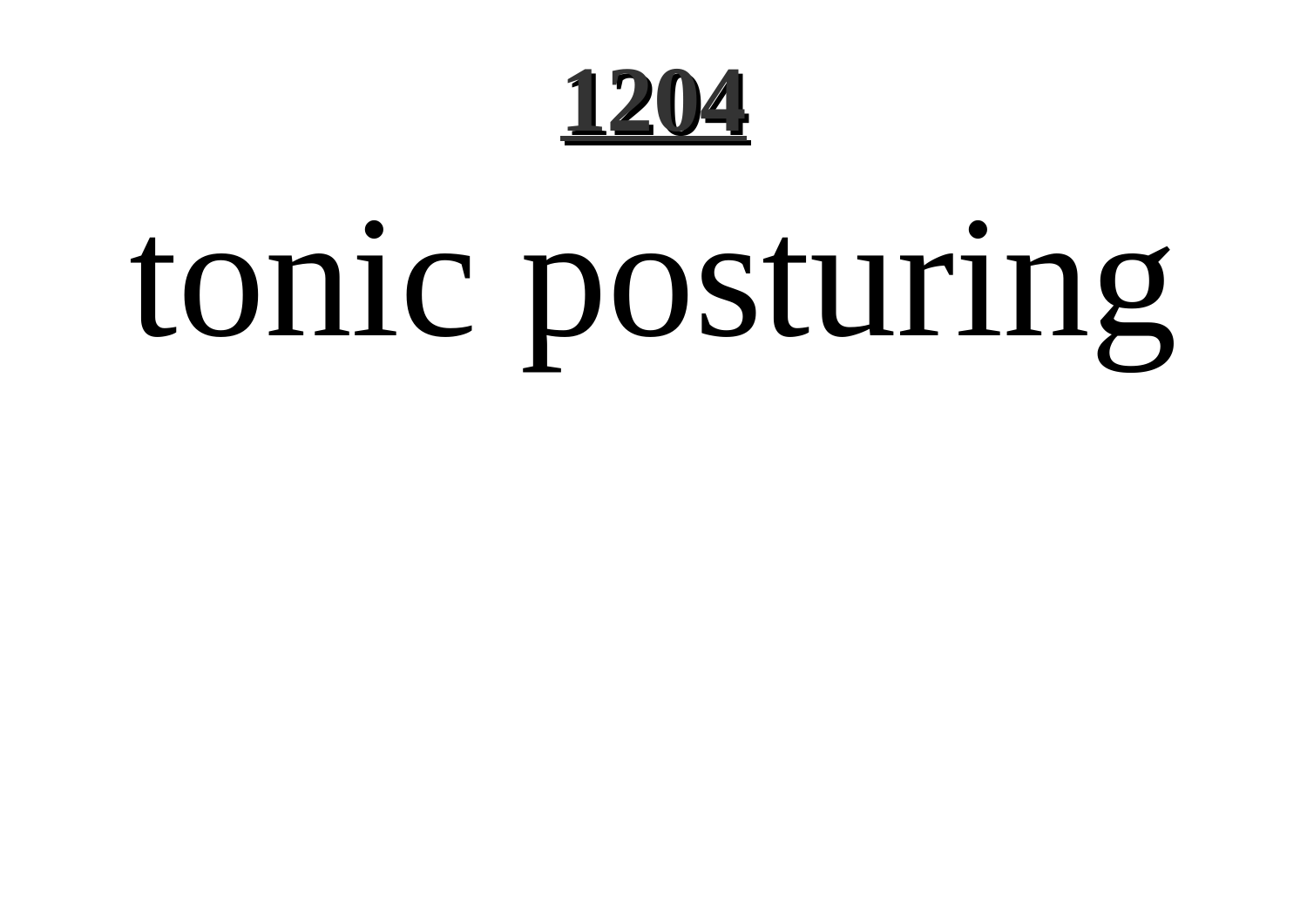# tonic posturing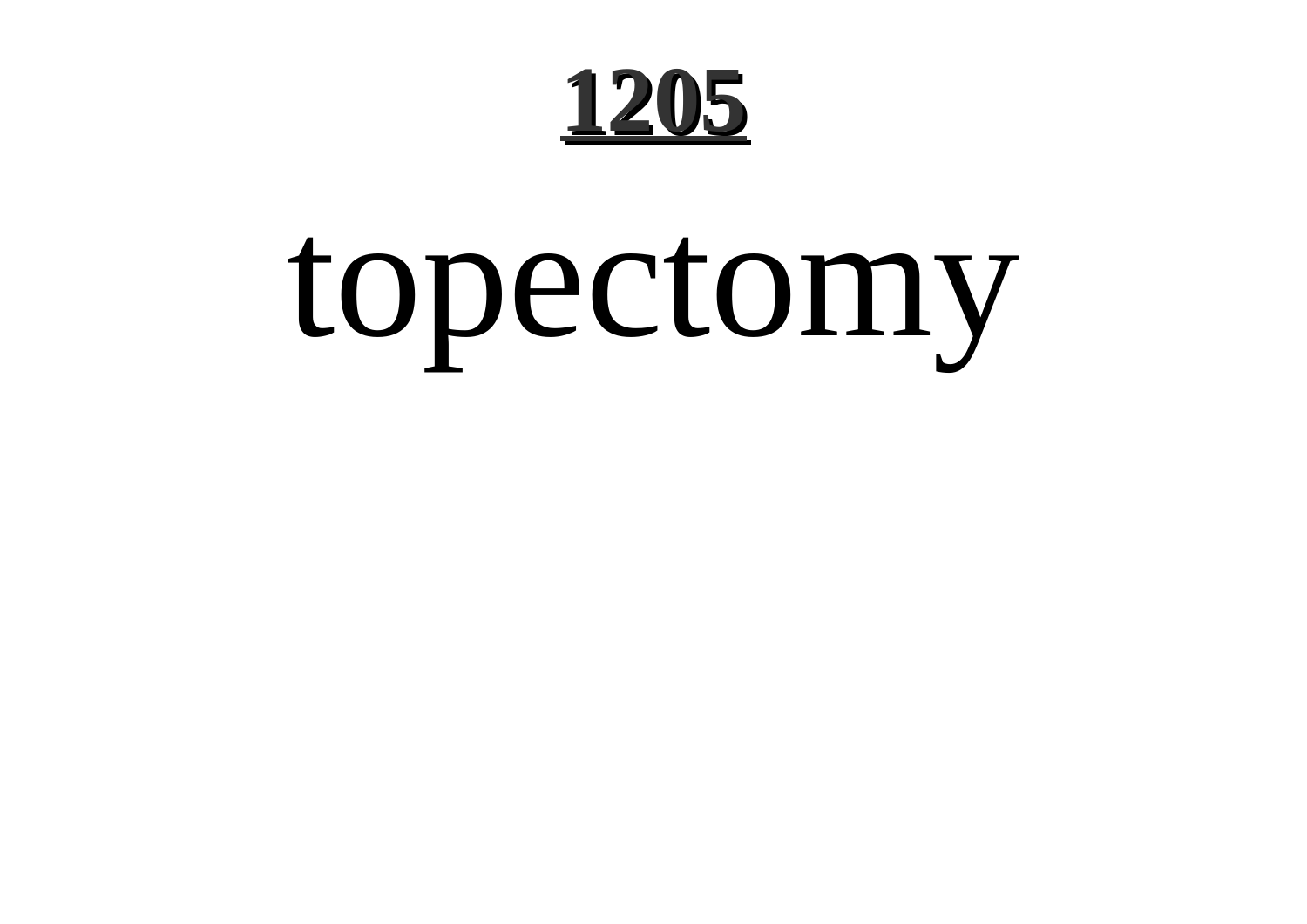# topectomy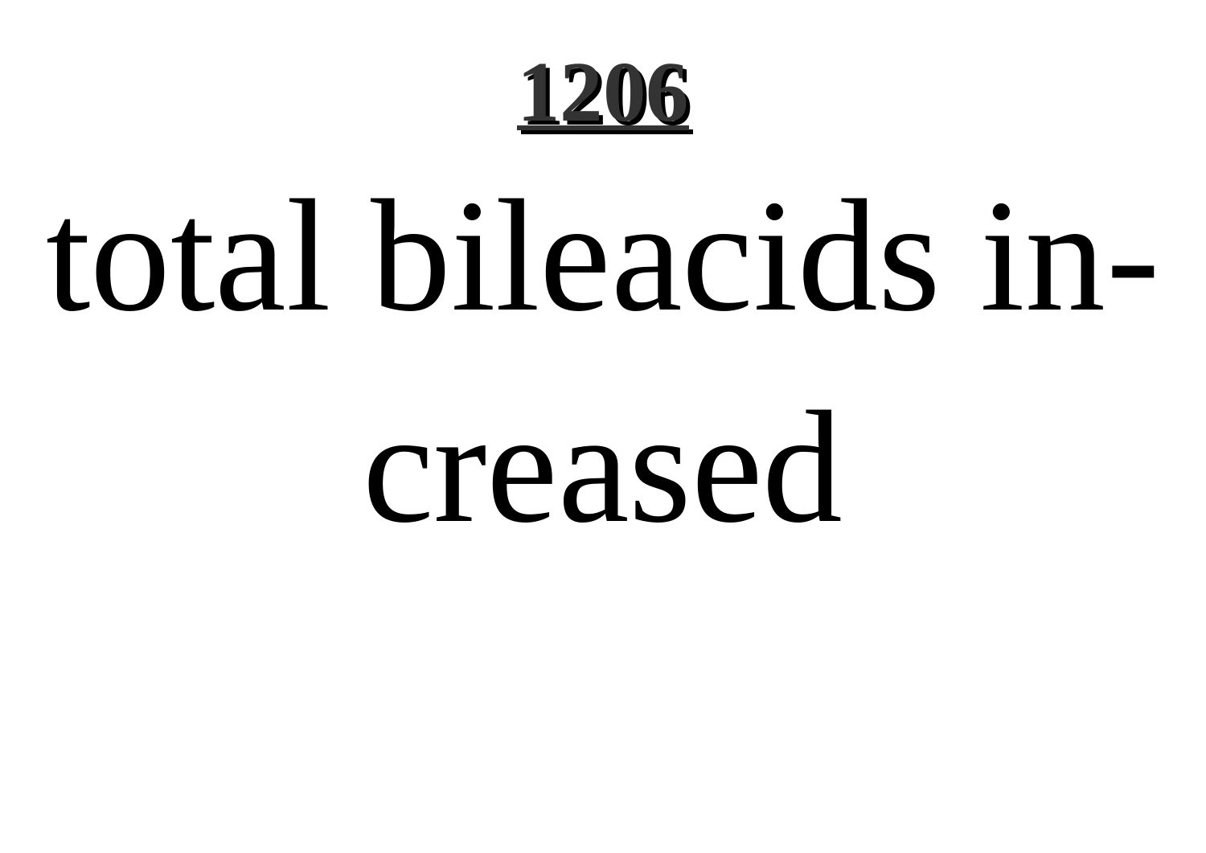total bileacids in-
creased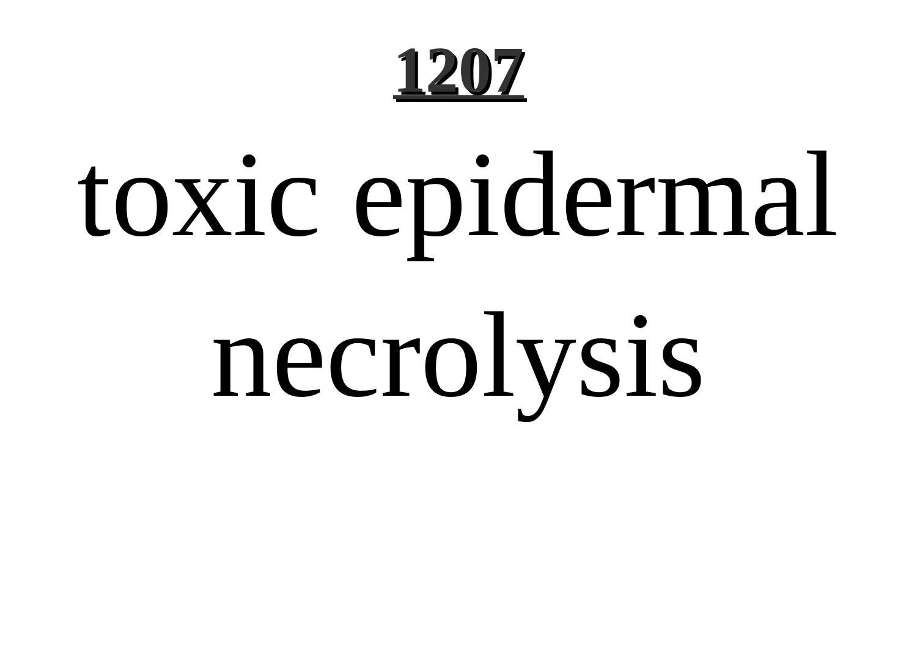# toxic epidermal necrolysis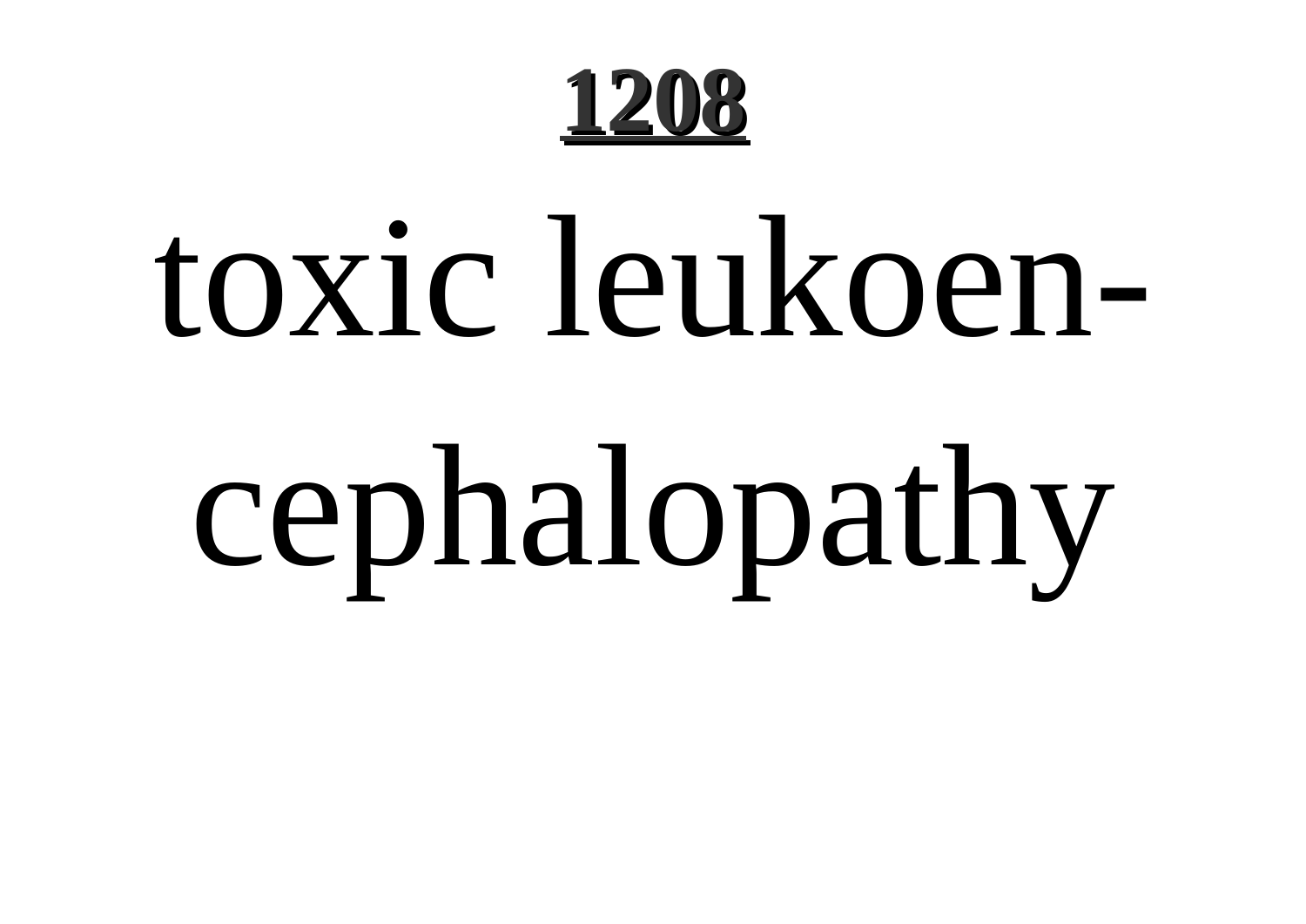toxic leukoencephalopathy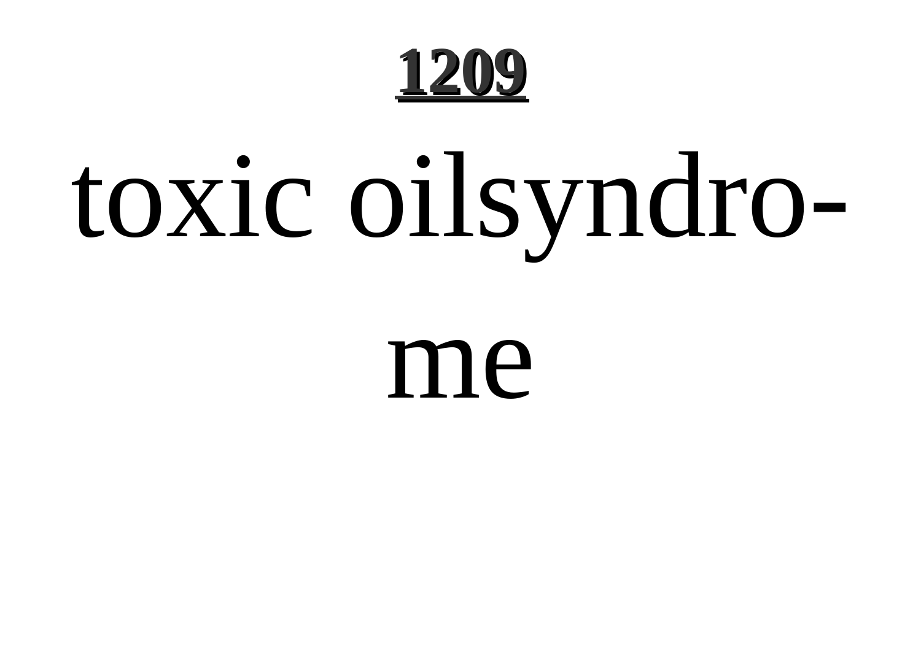# 1209

toxic oilsyndro-
me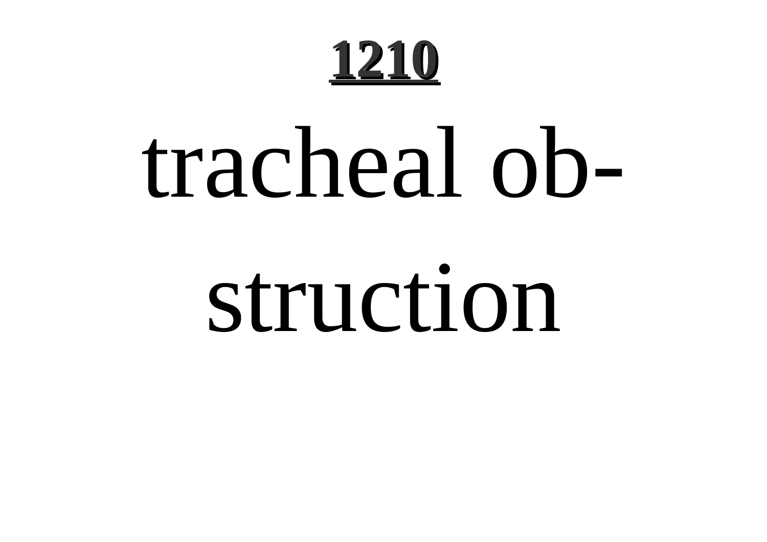tracheal obstruction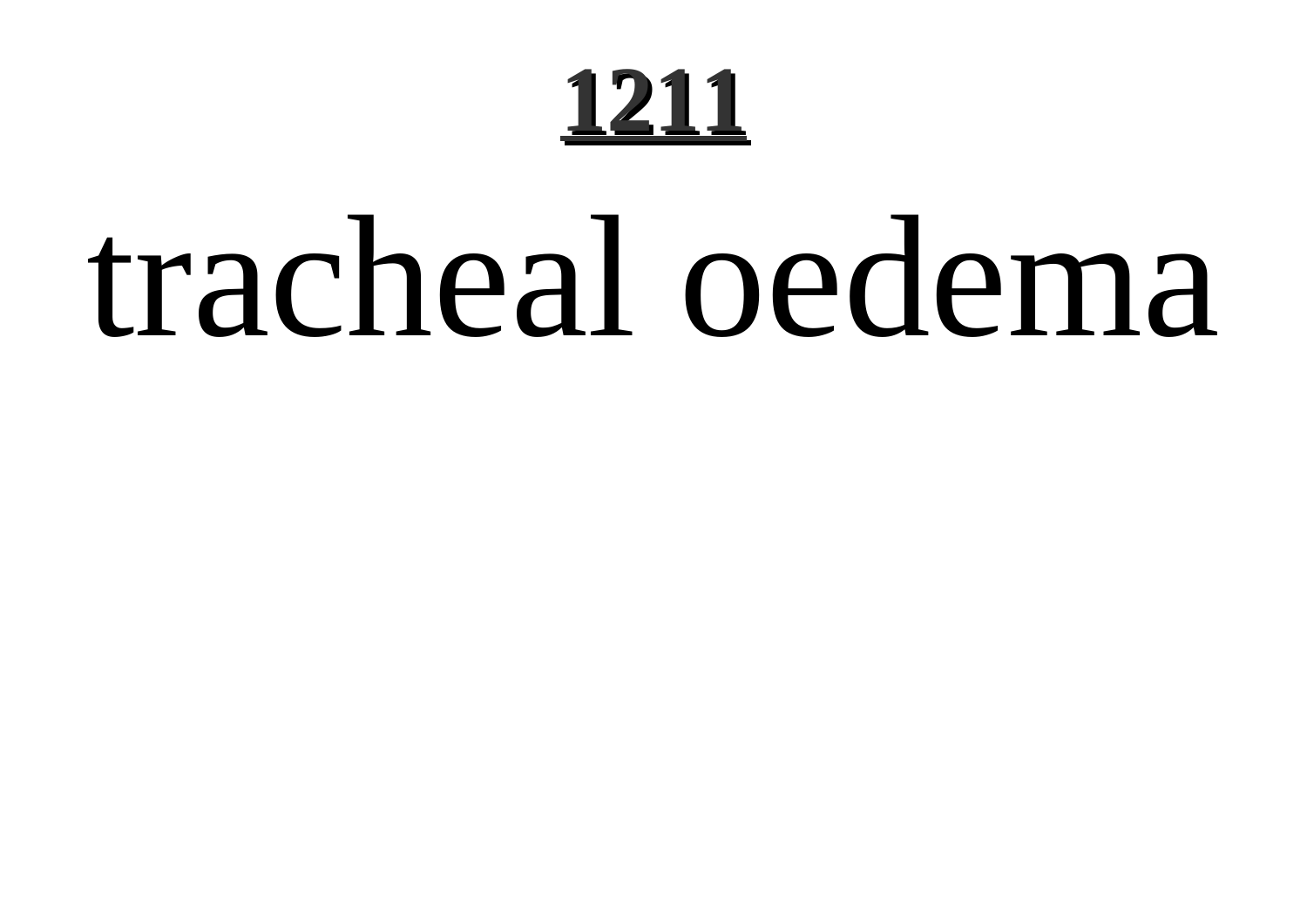tracheal oedema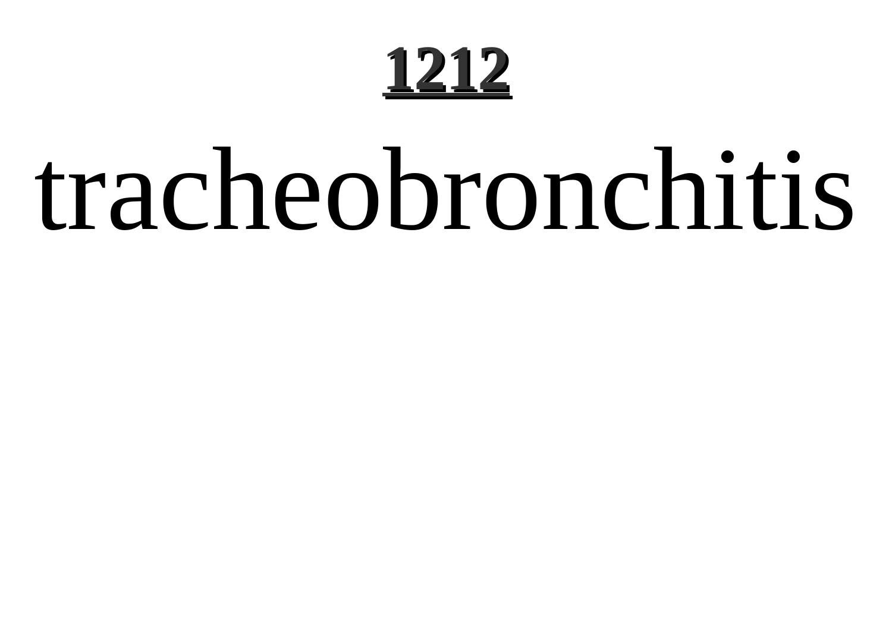# tracheobronchitis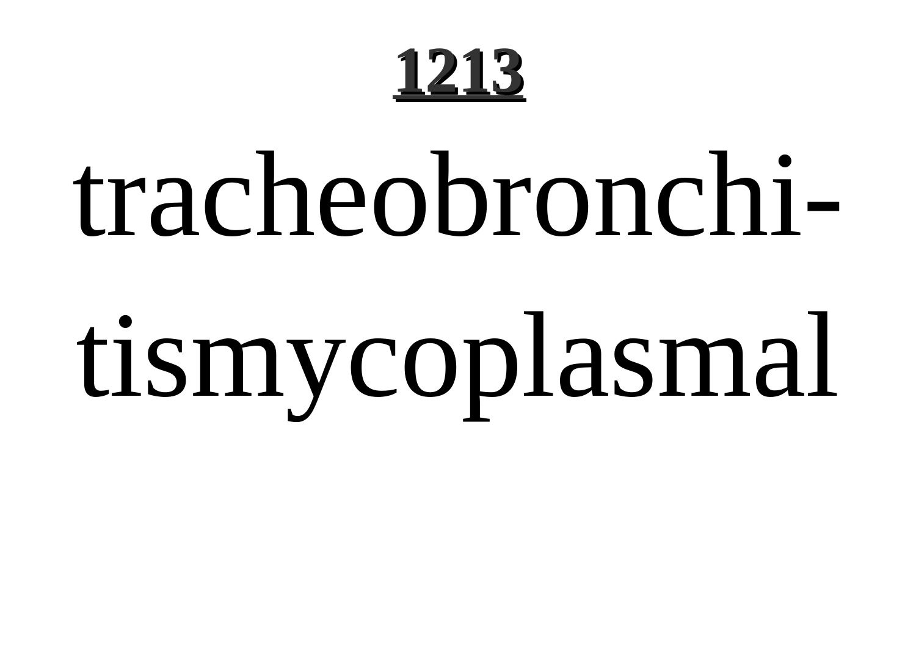**1213**

tracheobronchitismycoplasmal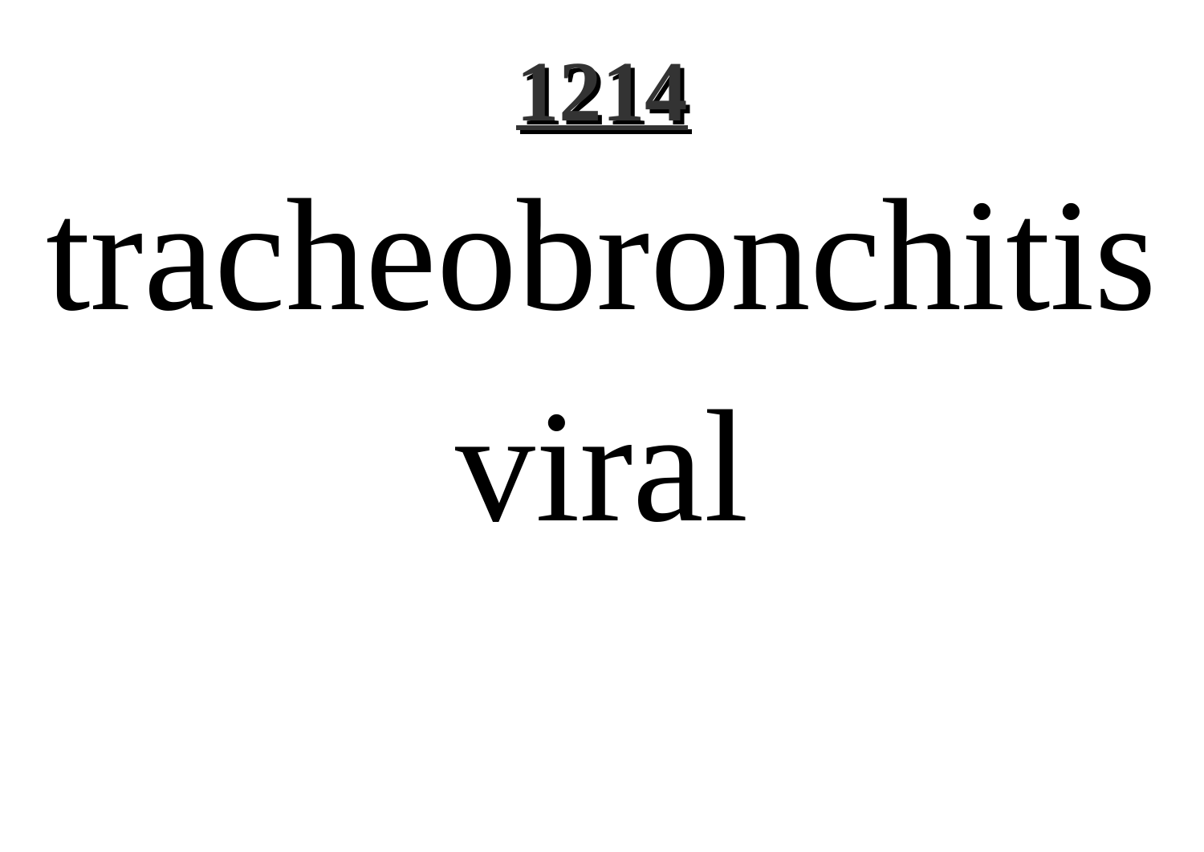# tracheobronchitis viral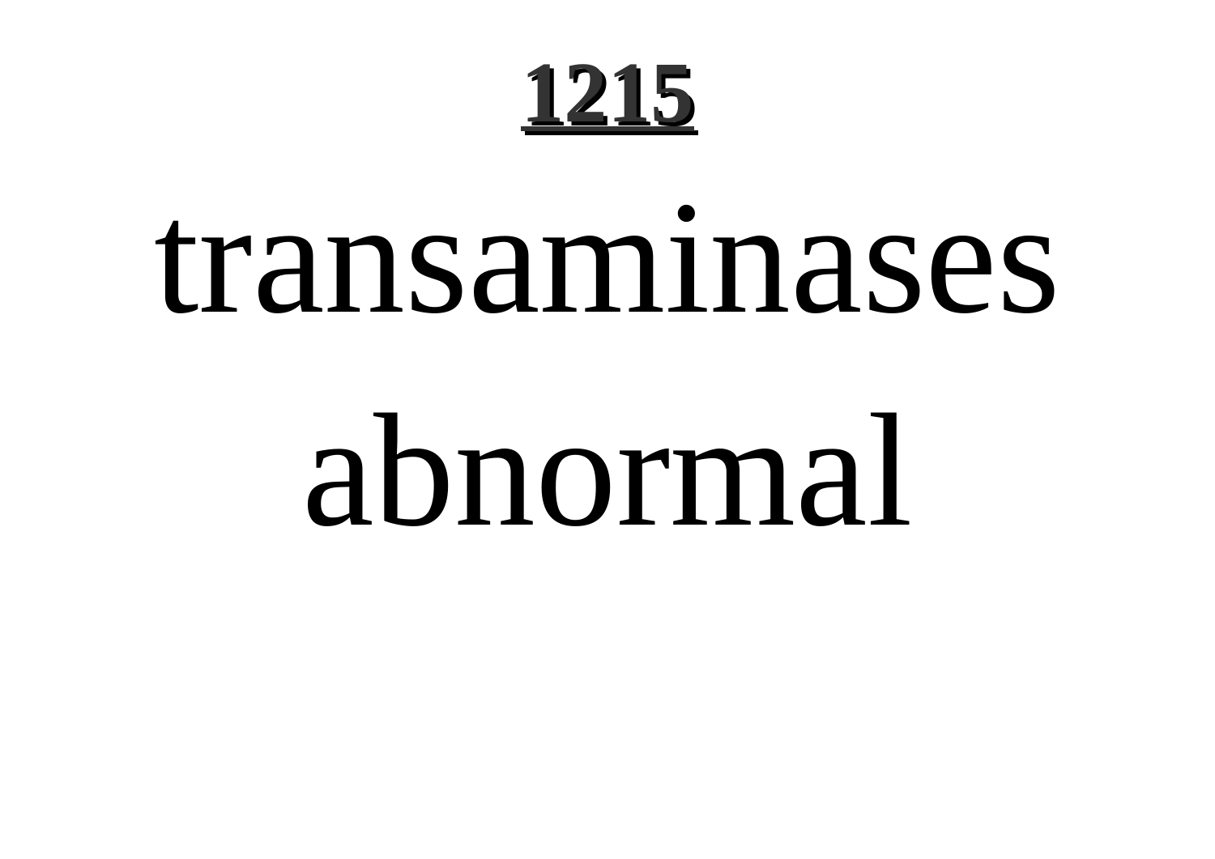# 1215

transaminases abnormal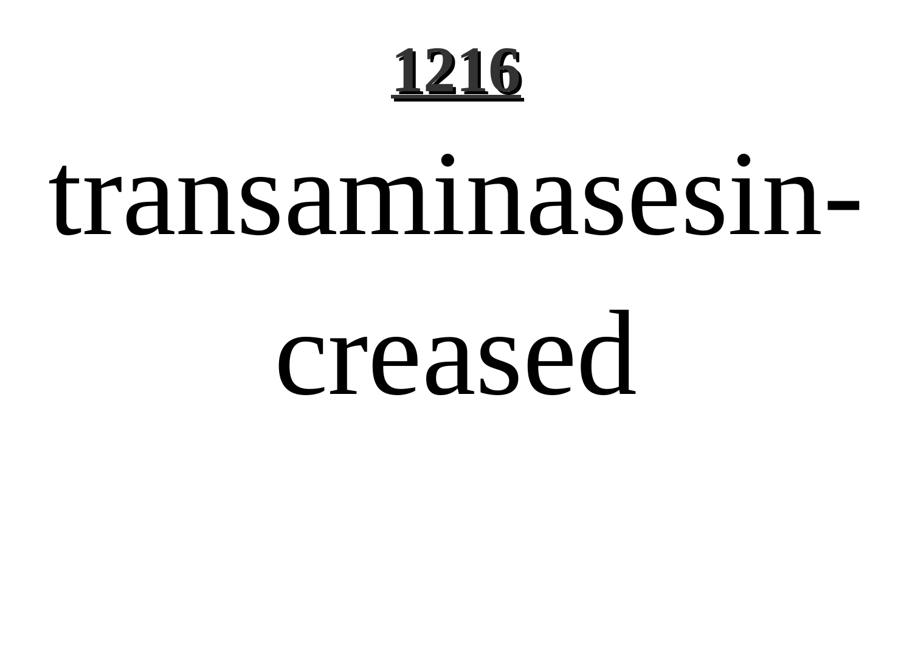transaminasesincreased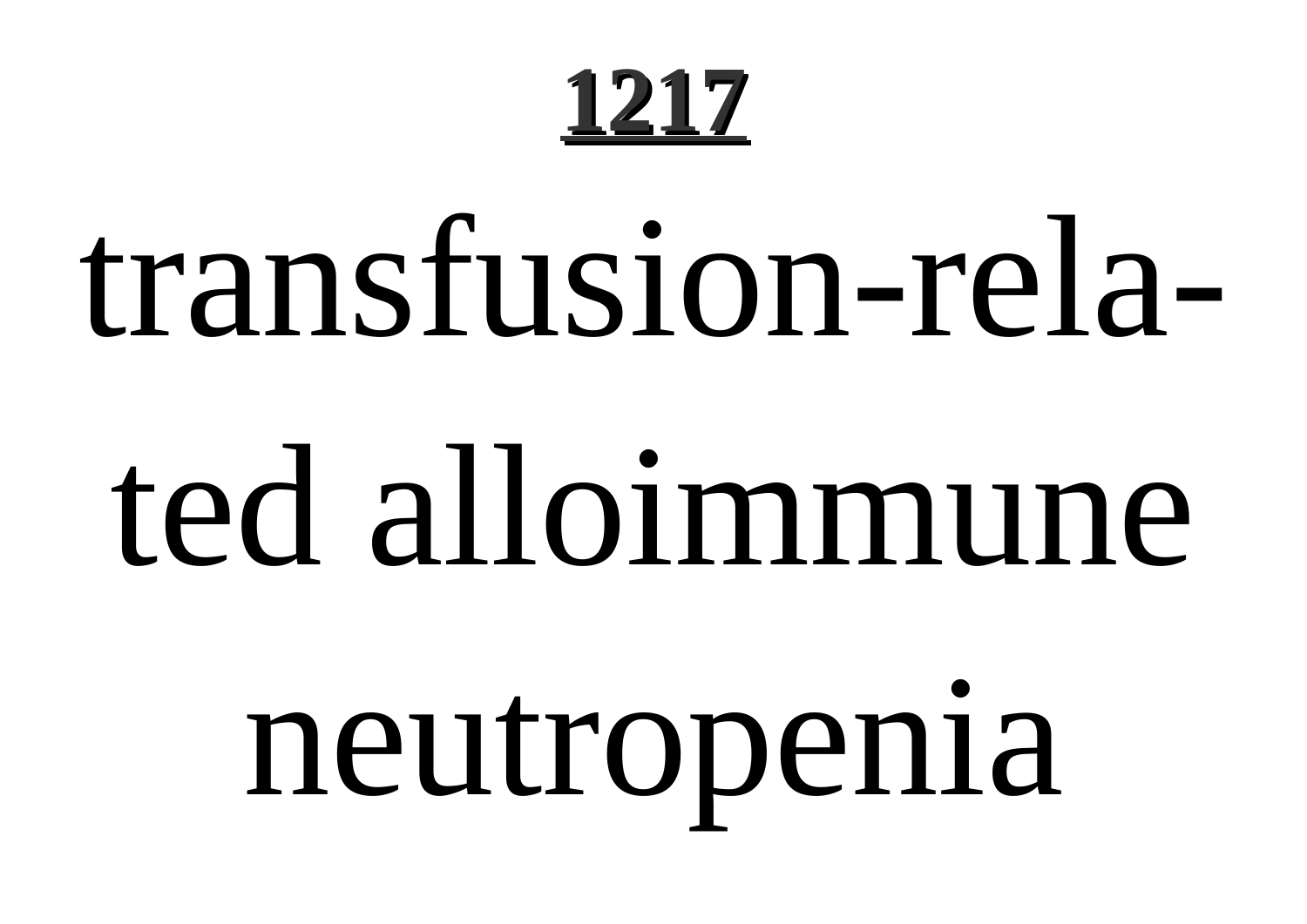# 1217

transfusion-related alloimmune neutropenia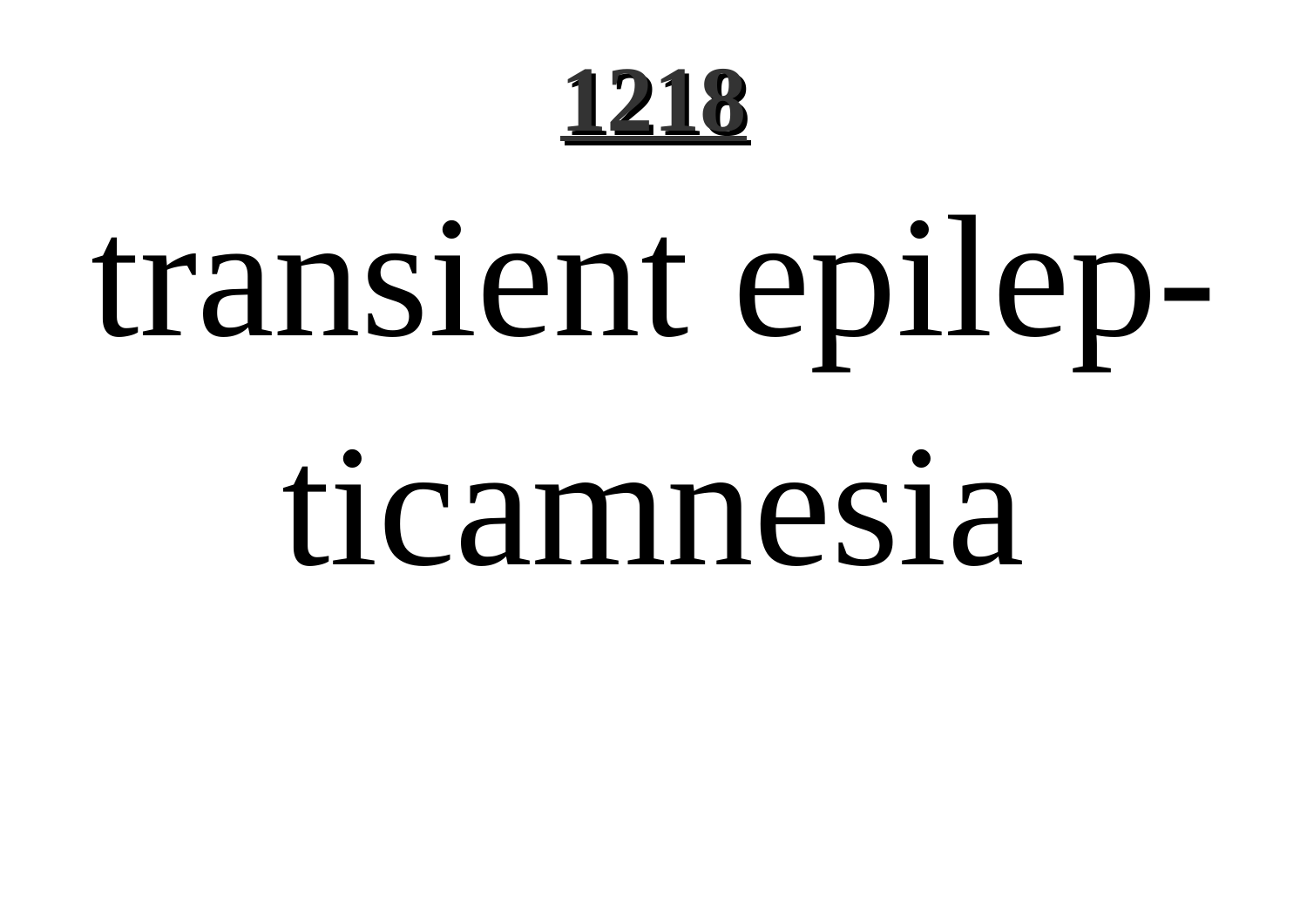transient epilepticamnesia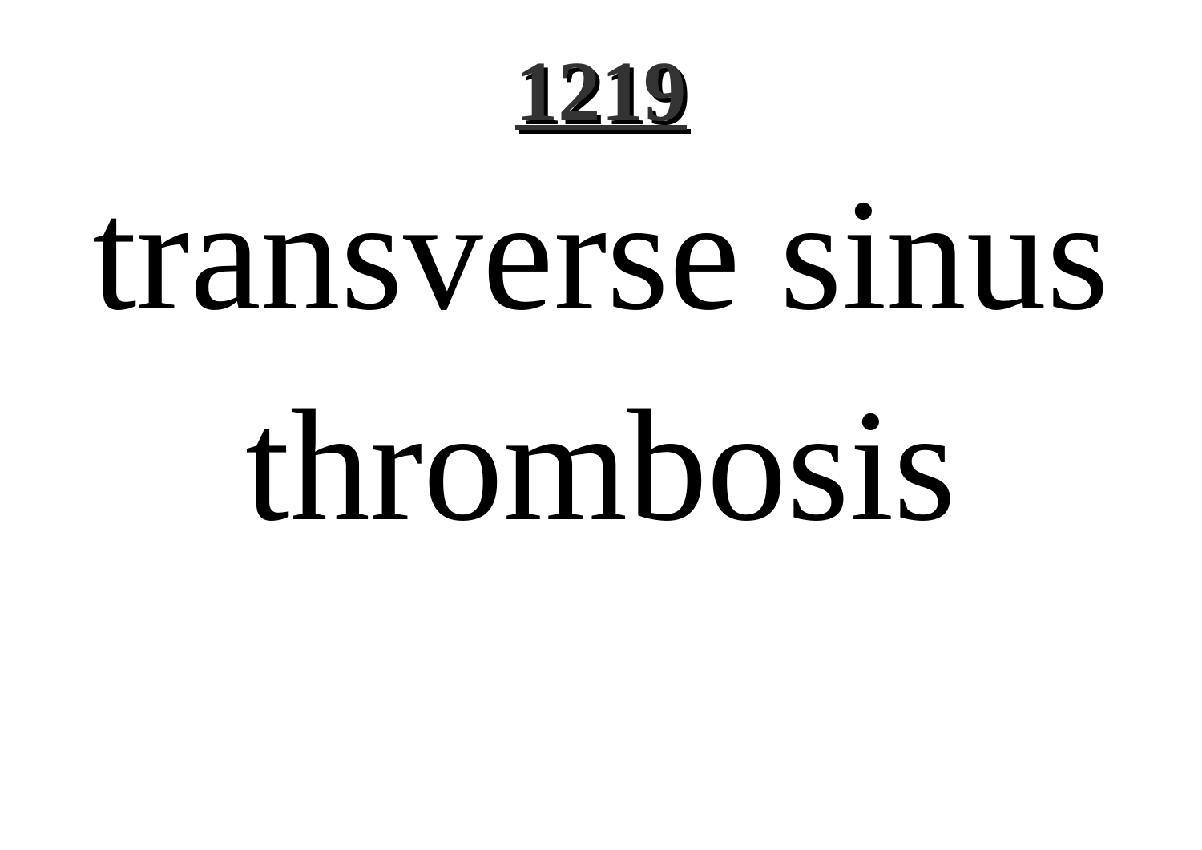# transverse sinus thrombosis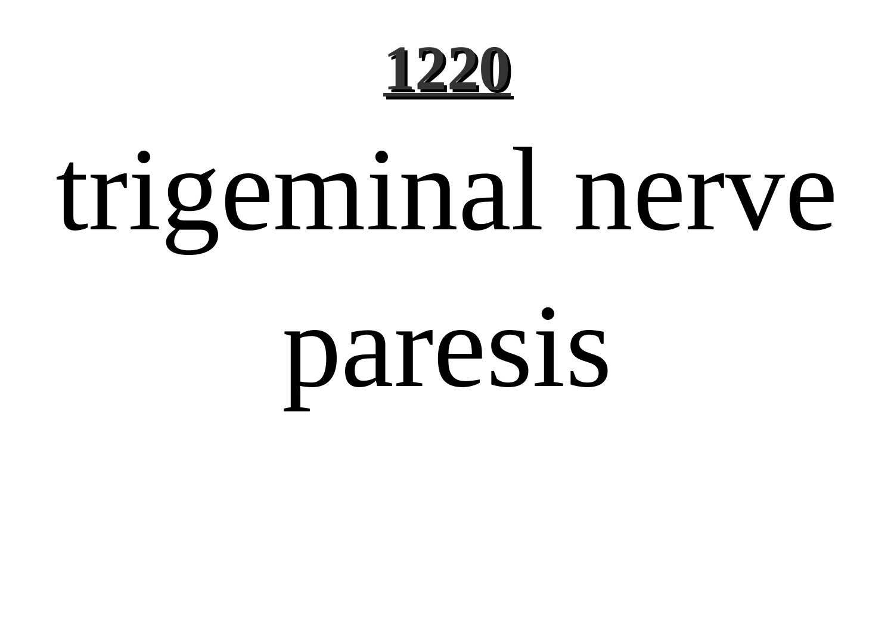trigeminal nerve paresis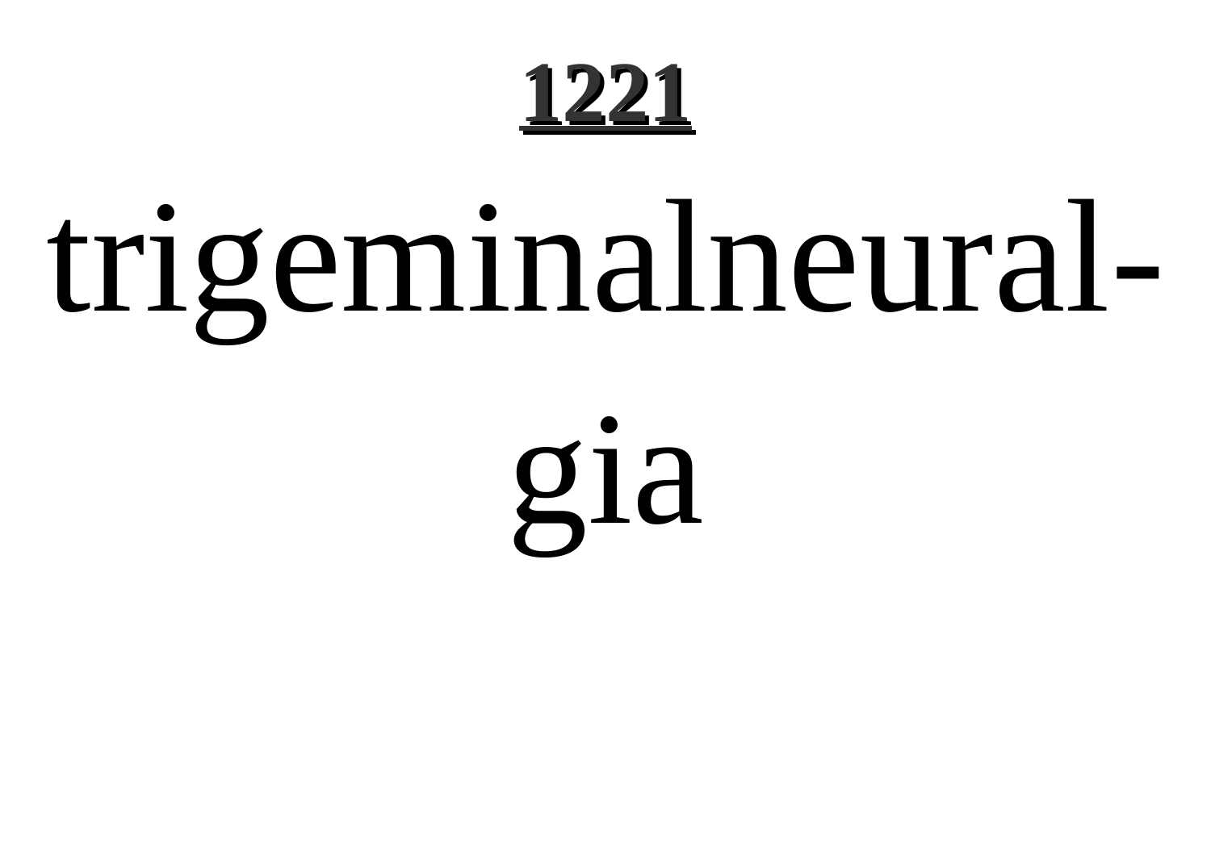**1221**

# trigeminalneuralgia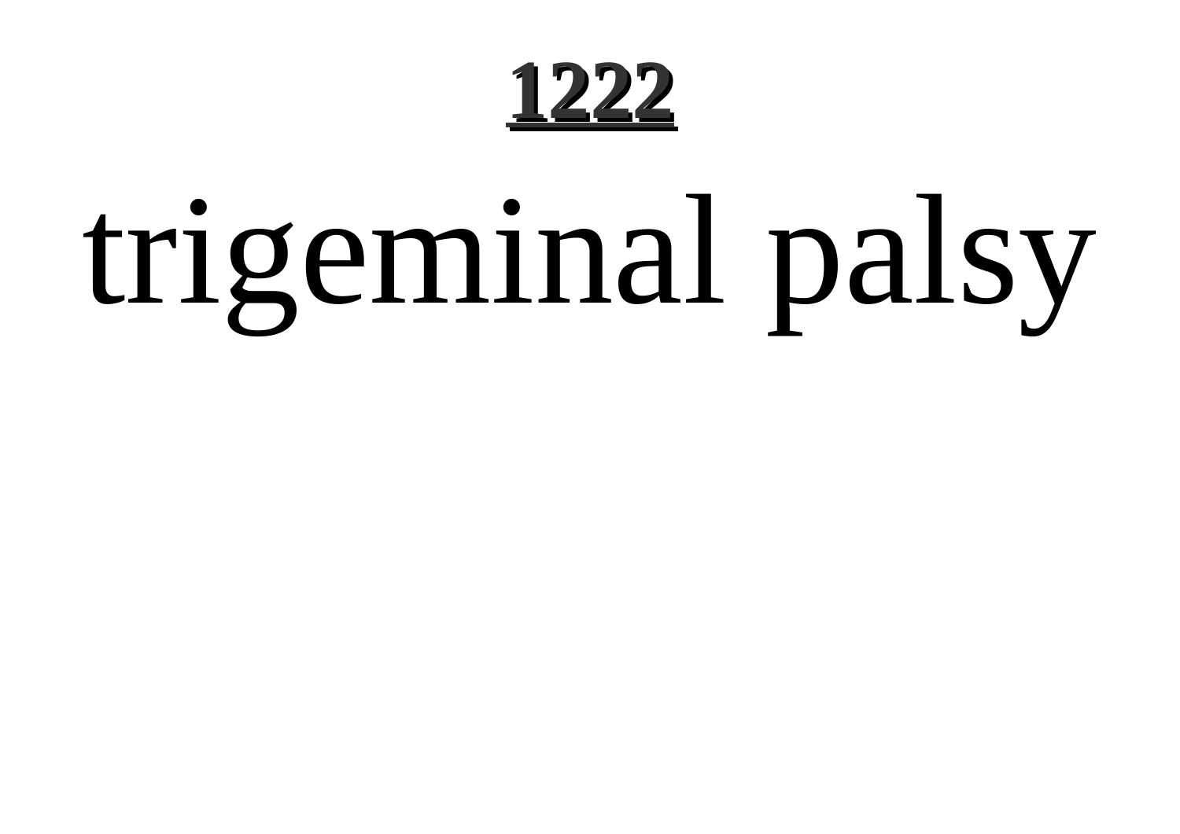# trigeminal palsy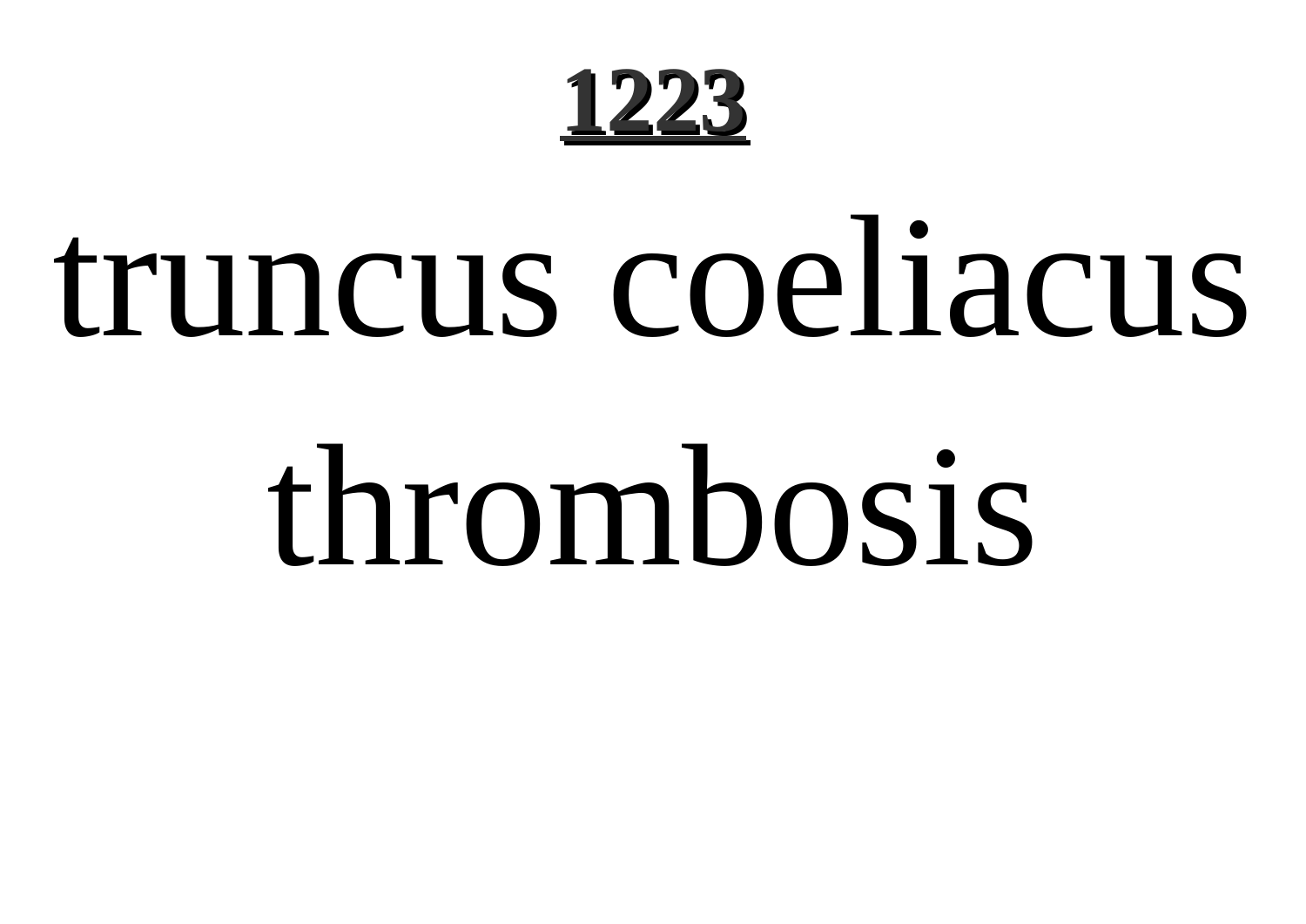# truncus coeliacus thrombosis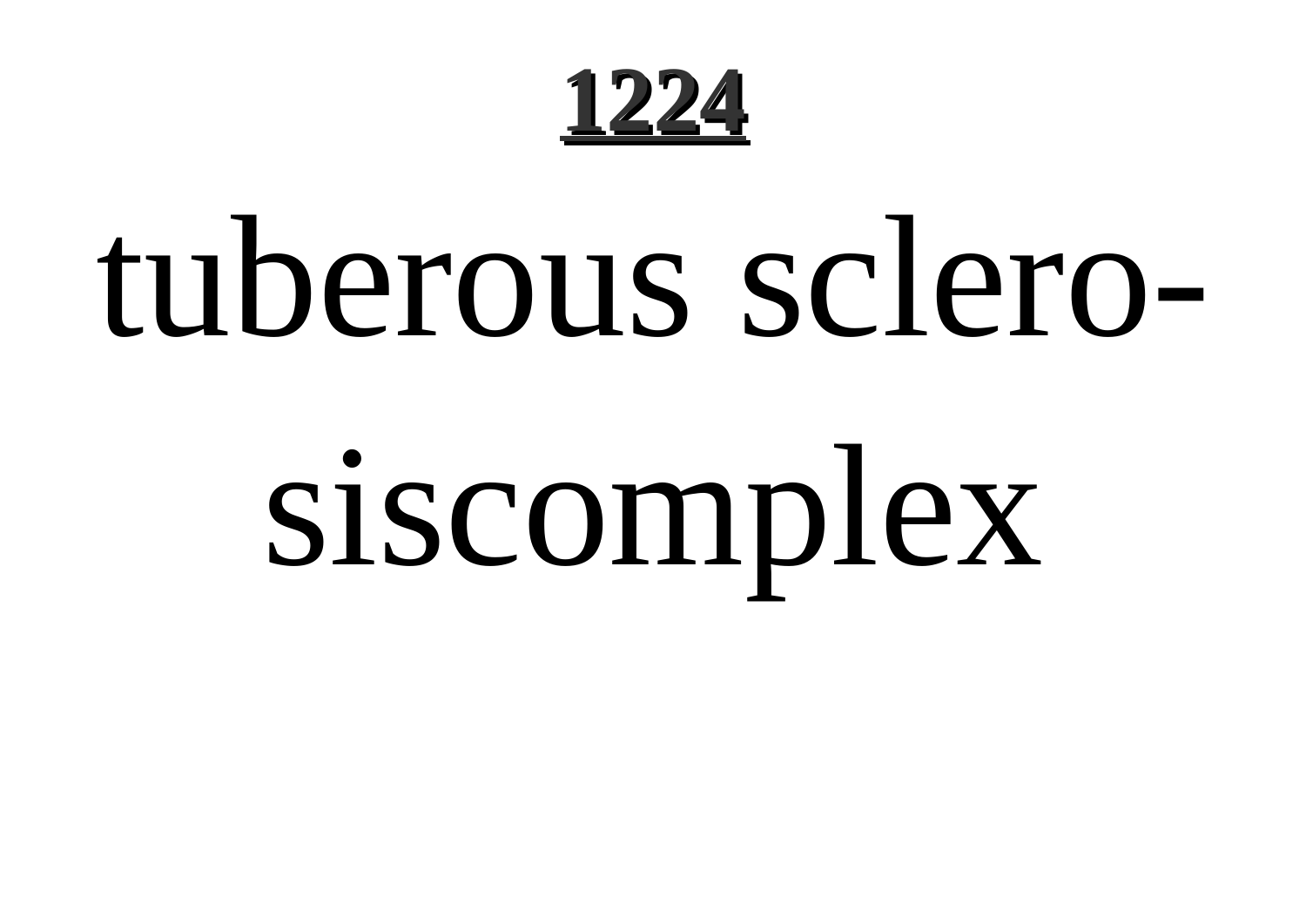tuberous sclero-
siscomplex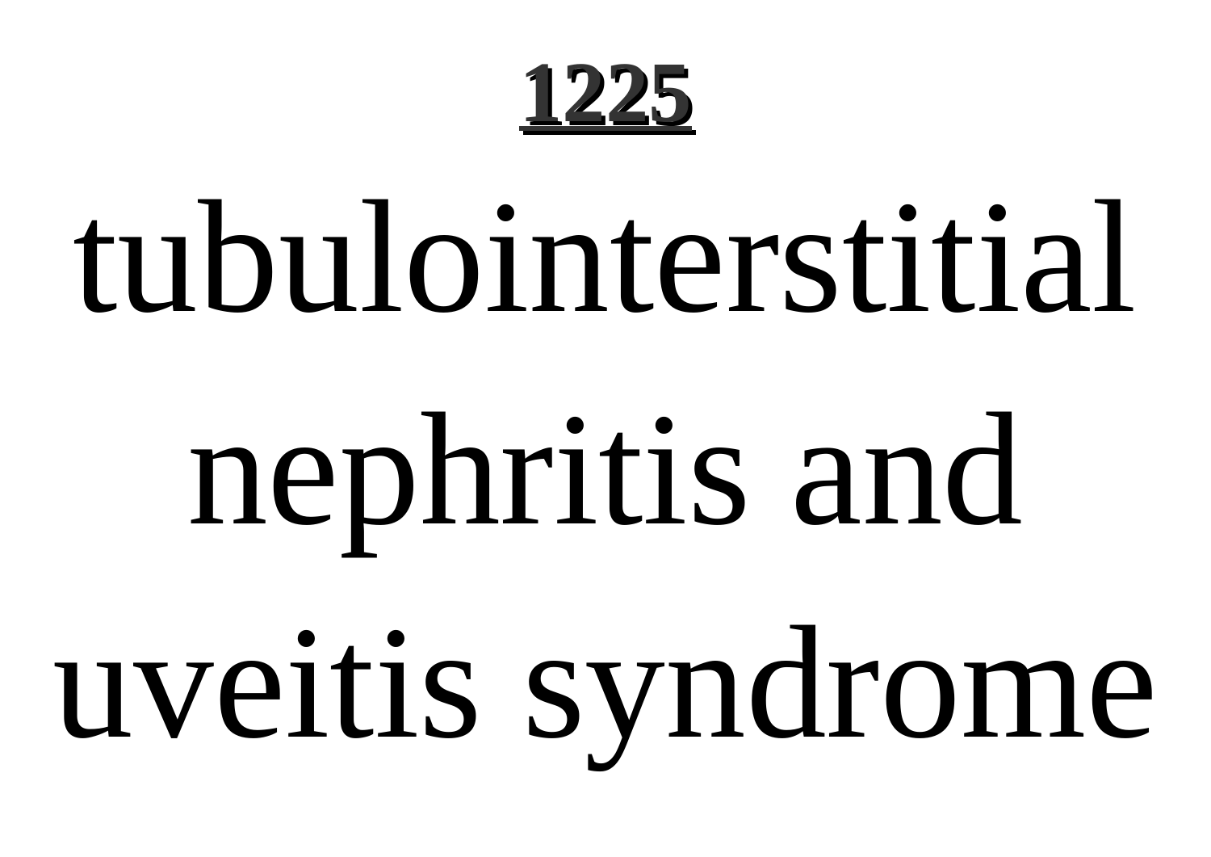# tubulointerstitial nephritis and uveitis syndrome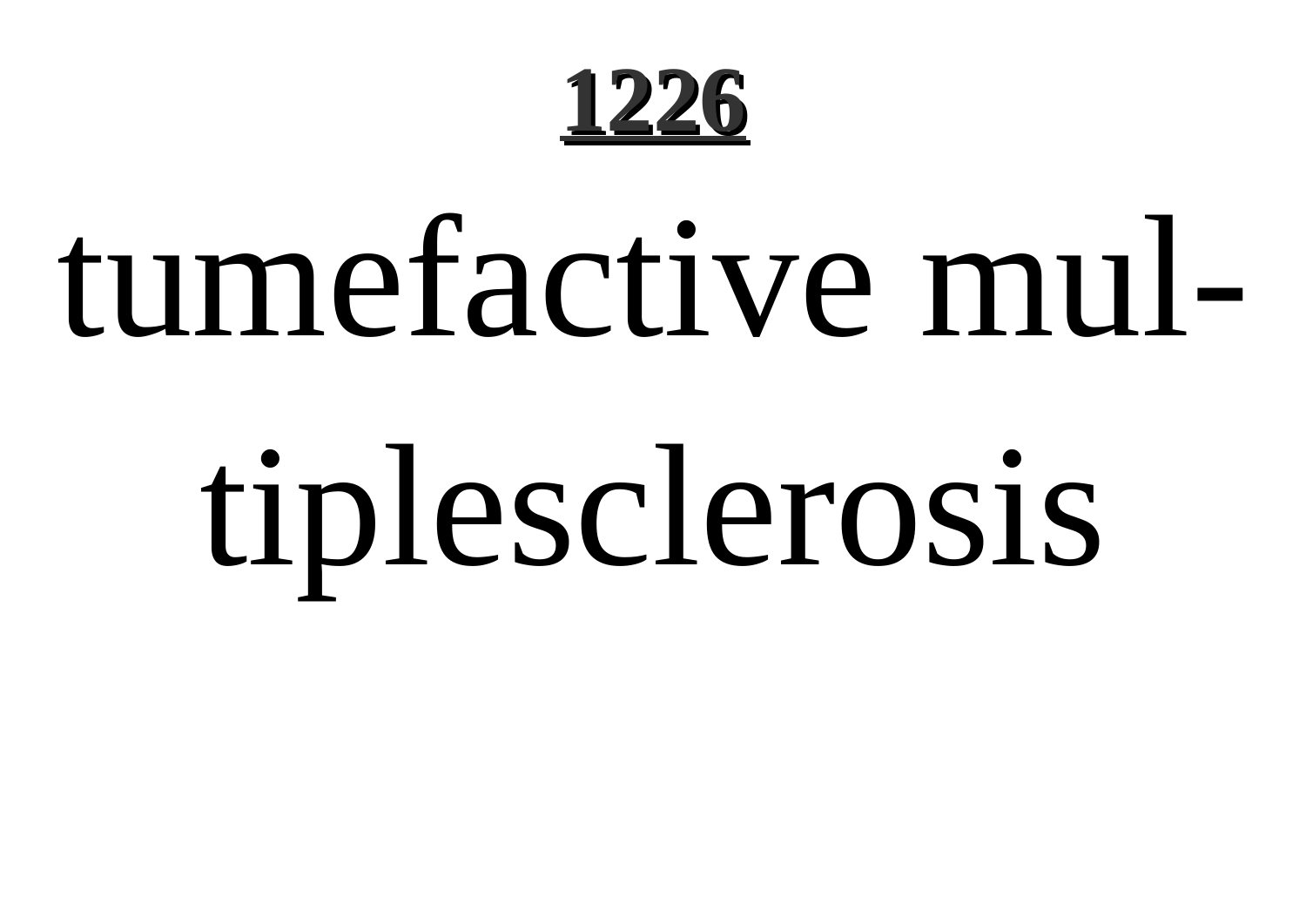tumefactive multiplesclerosis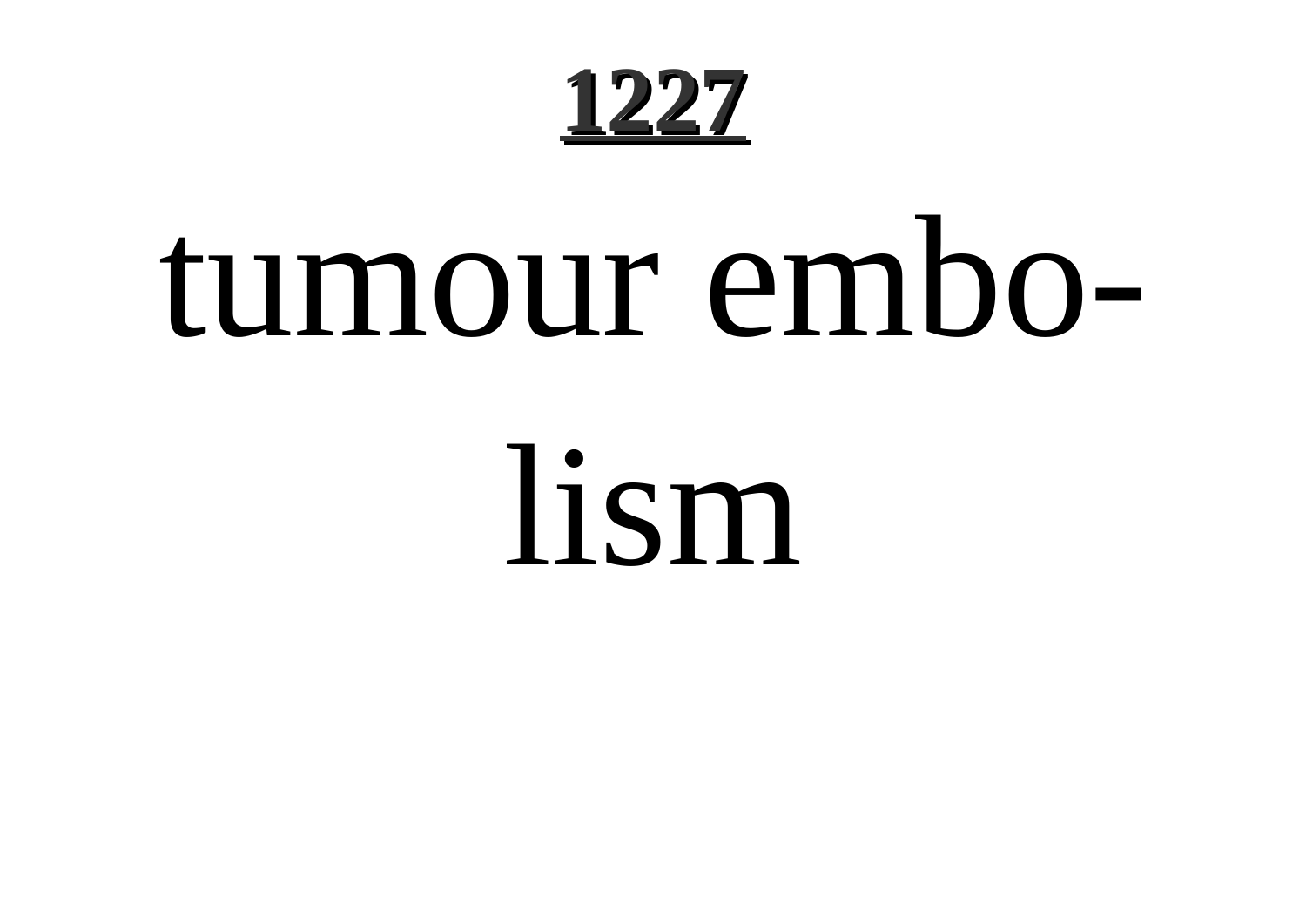tumour embolism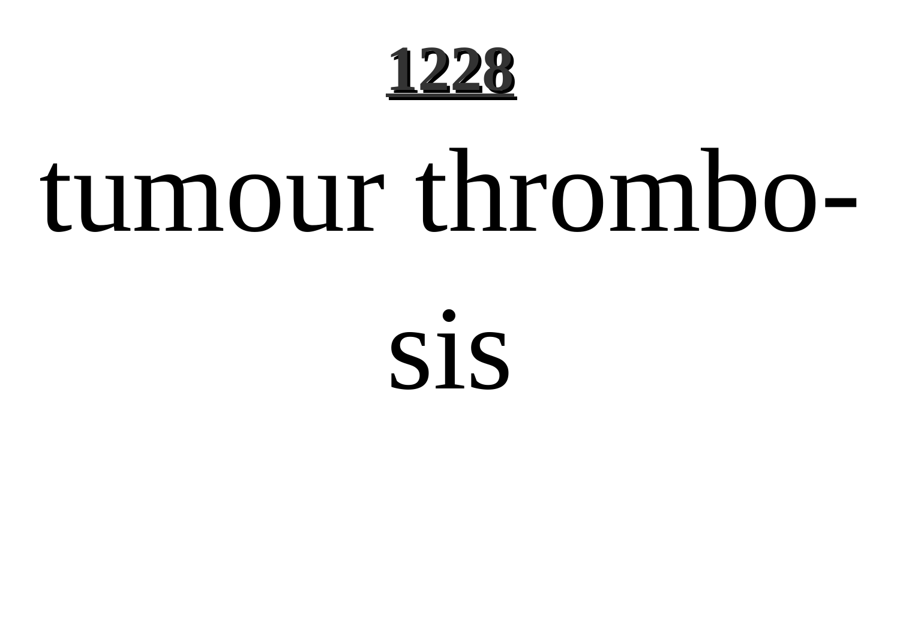tumour thrombo-

sis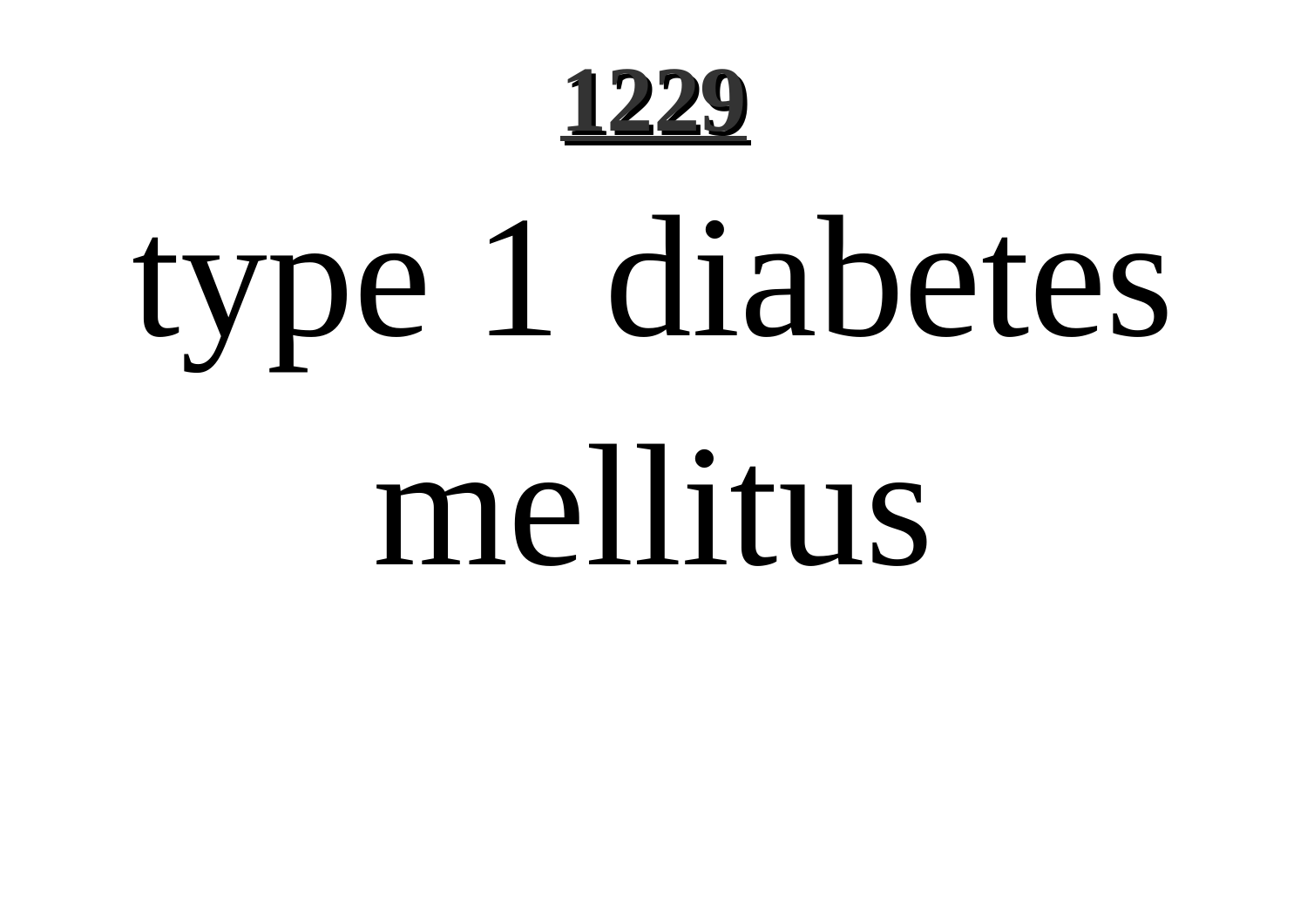type 1 diabetes mellitus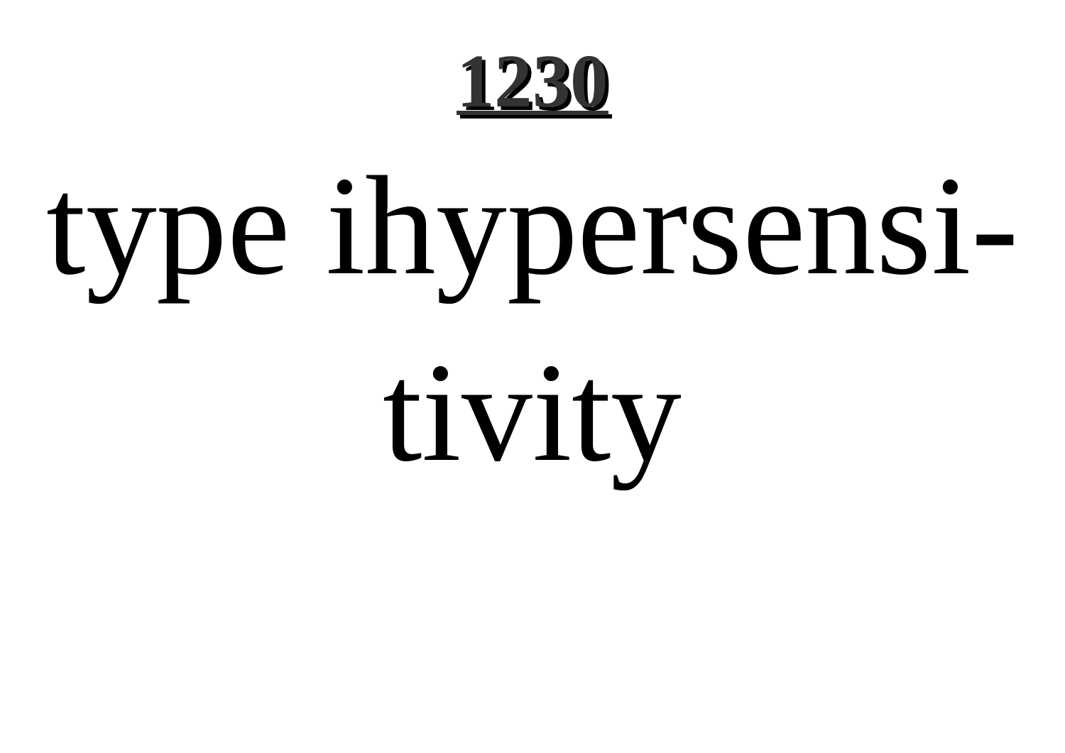# type ihypersensi-tivity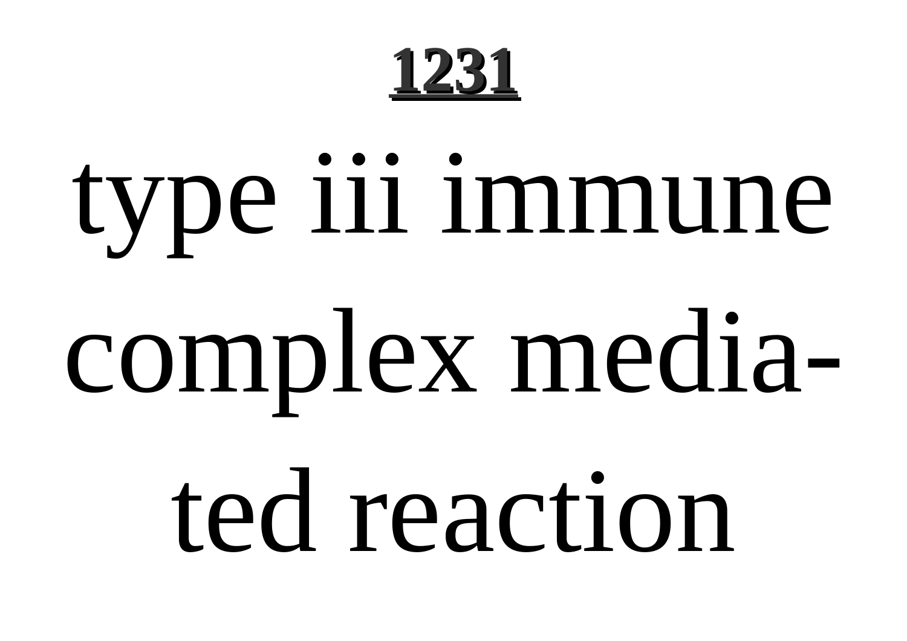type iii immune complex mediated reaction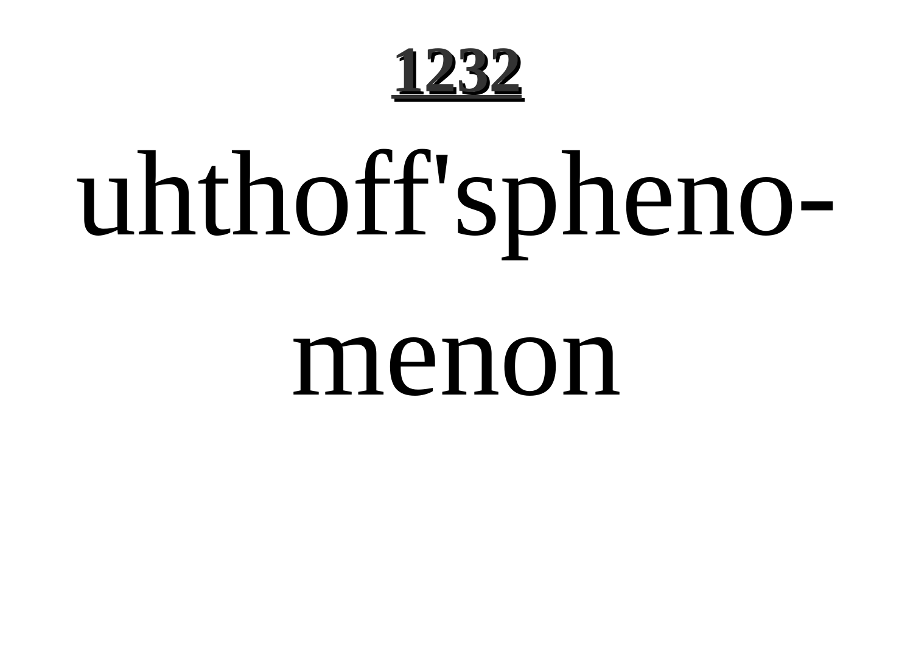**1232**

# uhthoff'spheno-menon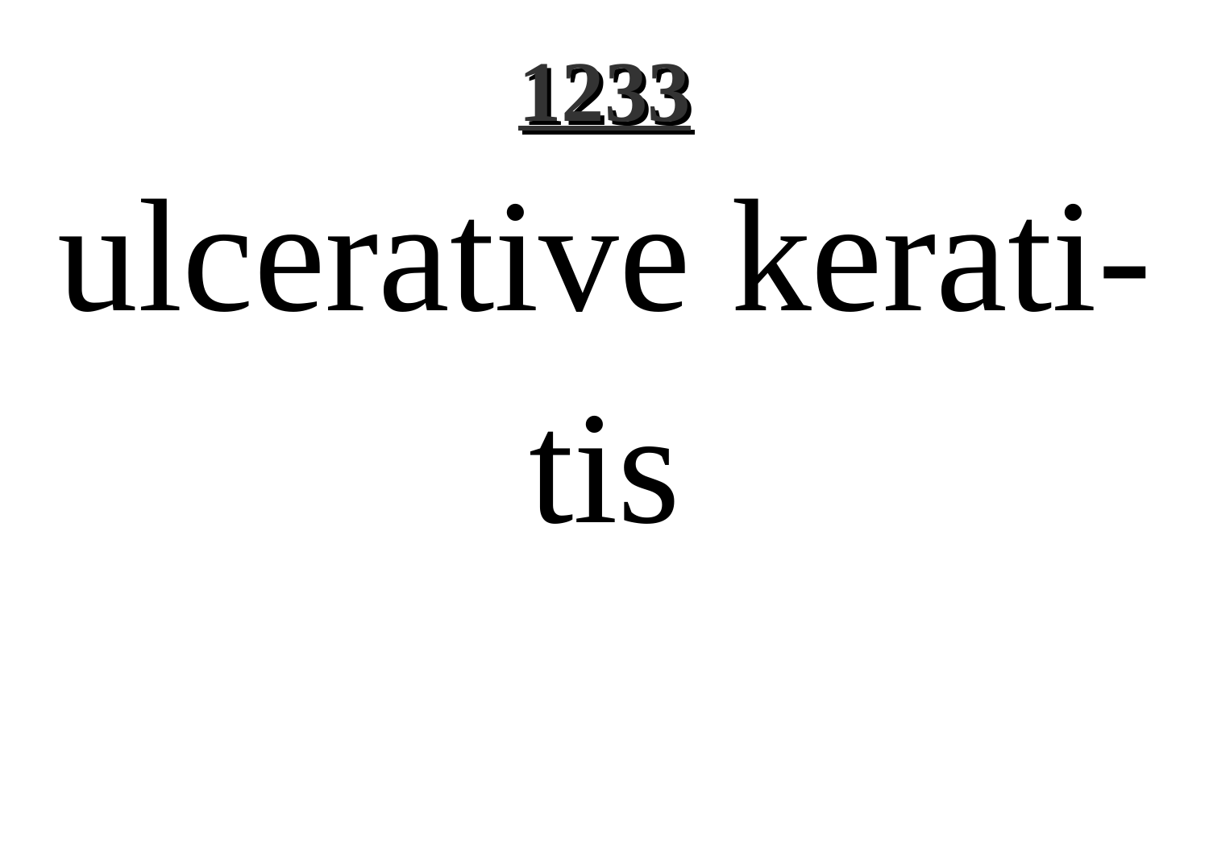ulcerative keratitis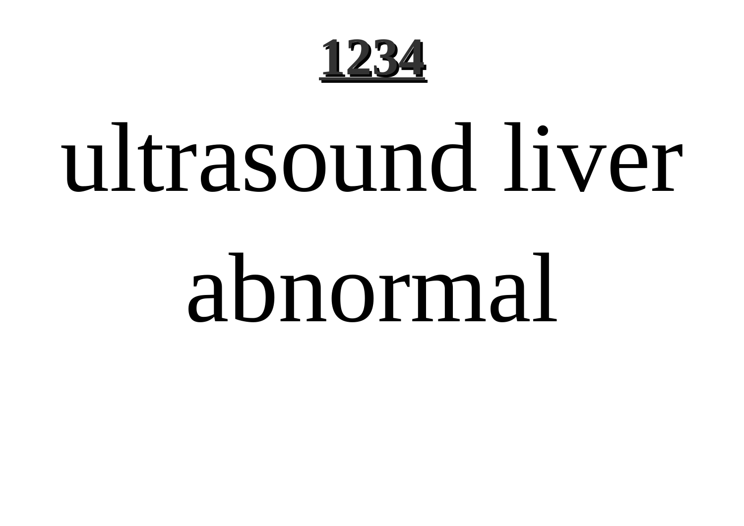ultrasound liver abnormal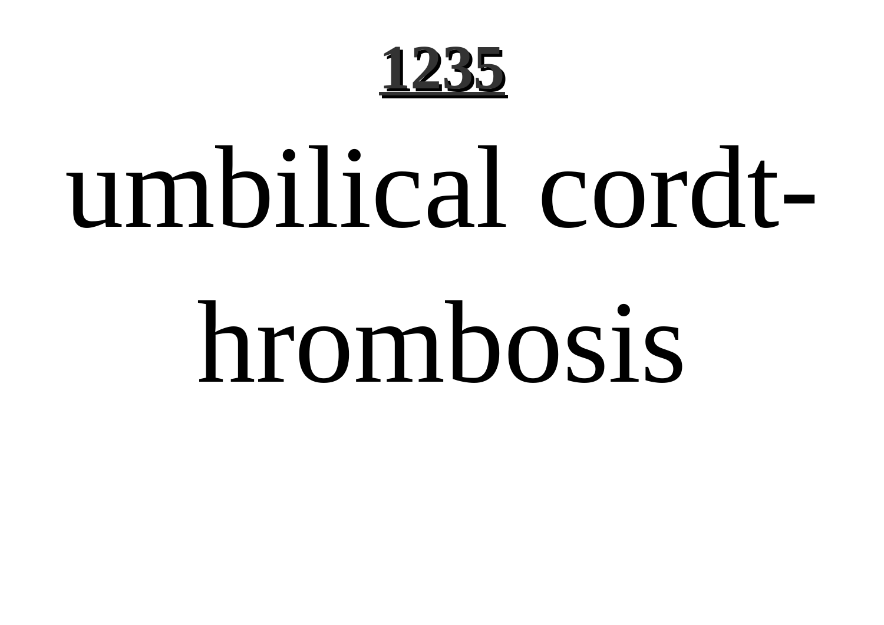# 1235

umbilical cordt-hrombosis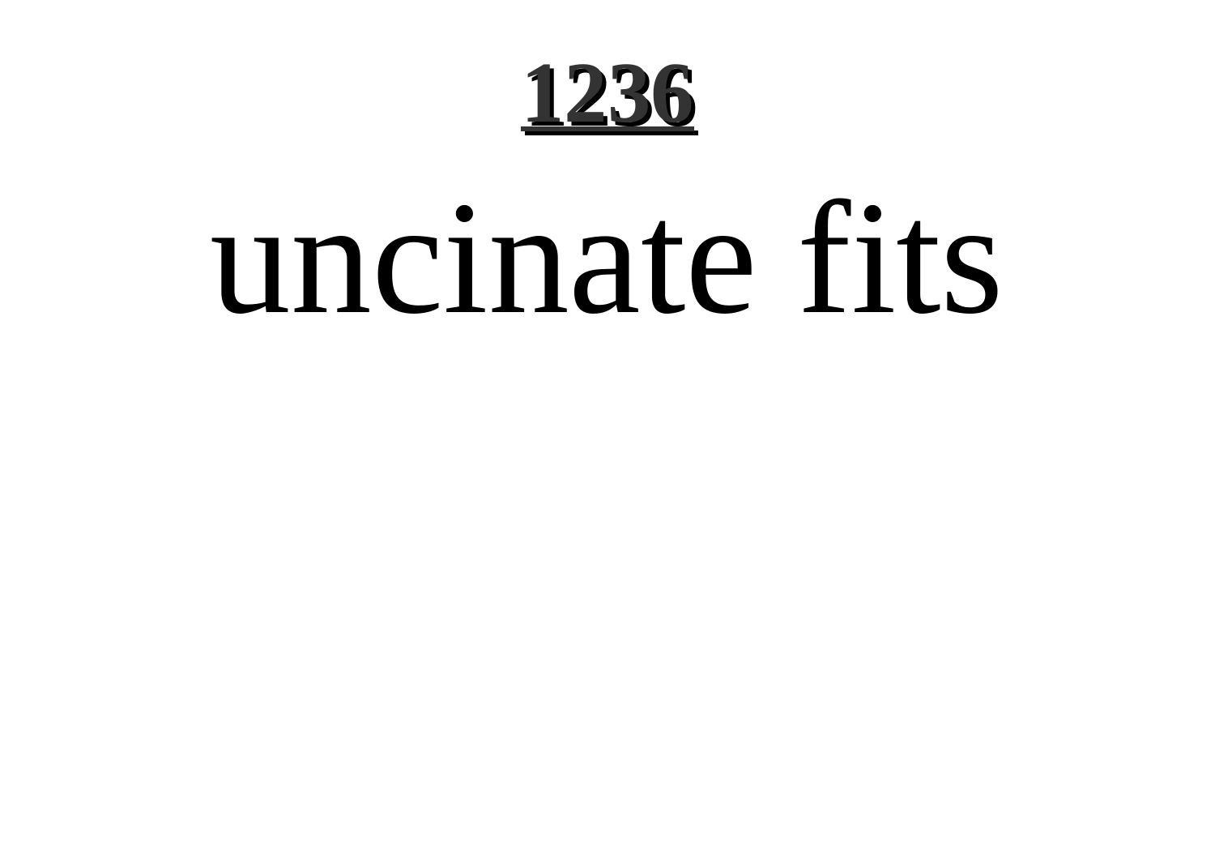# uncinate fits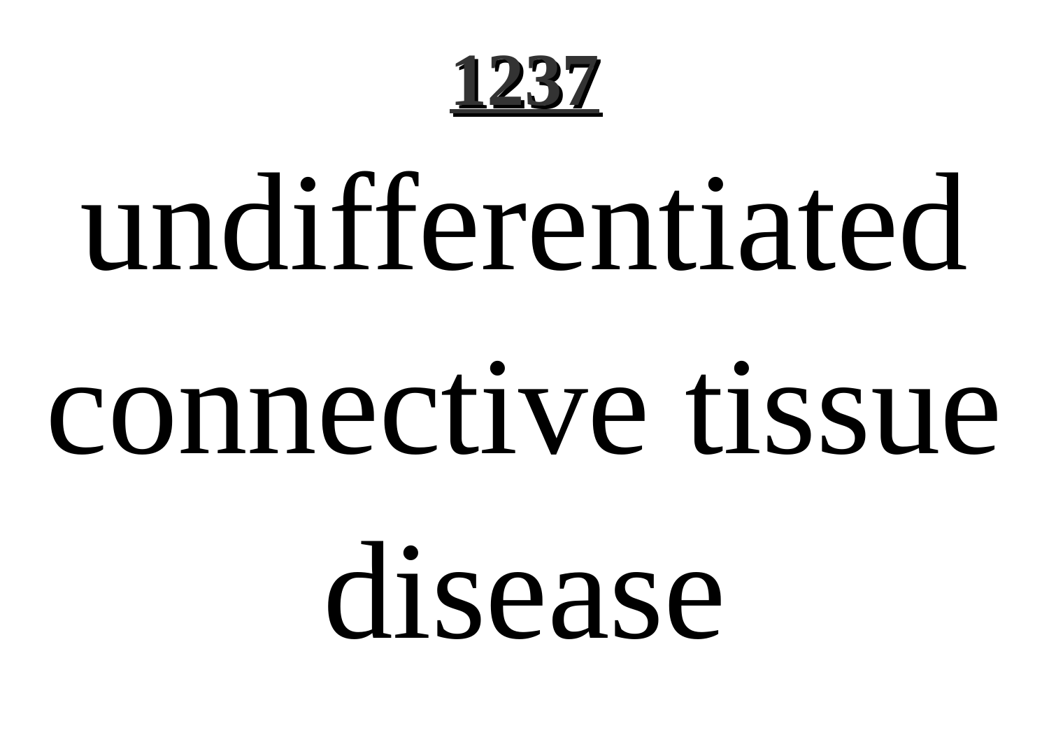**1237**

# undifferentiated connective tissue disease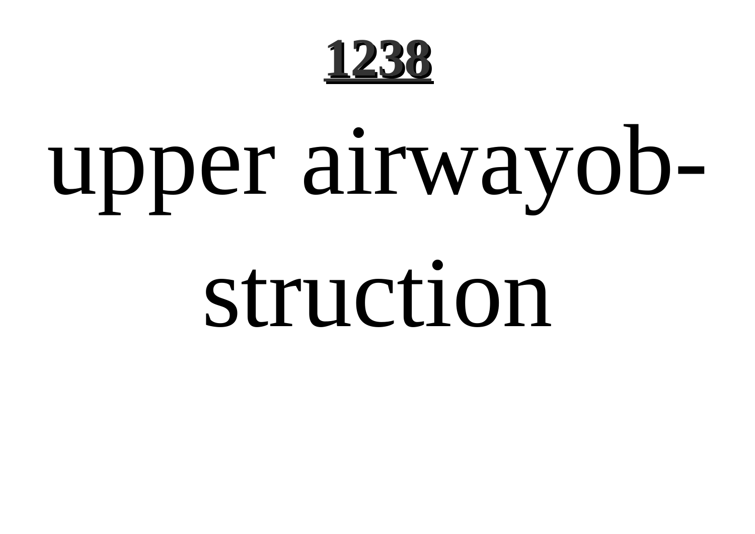upper airwayobstruction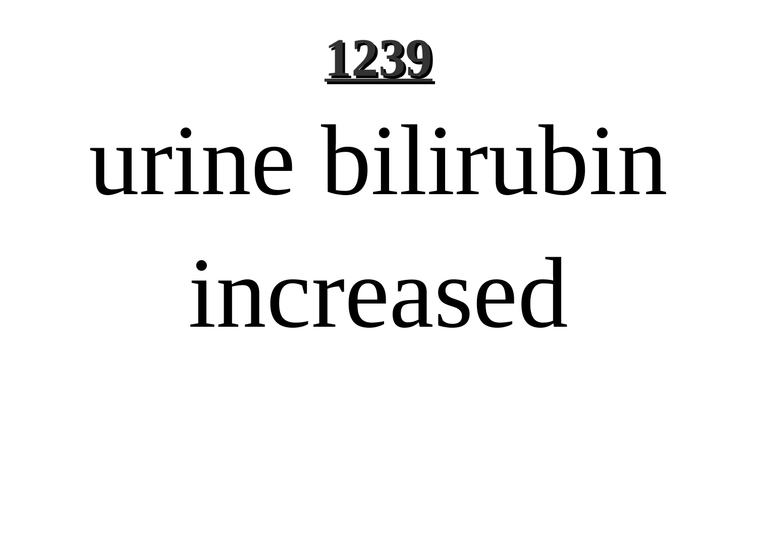**1239**

# urine bilirubin increased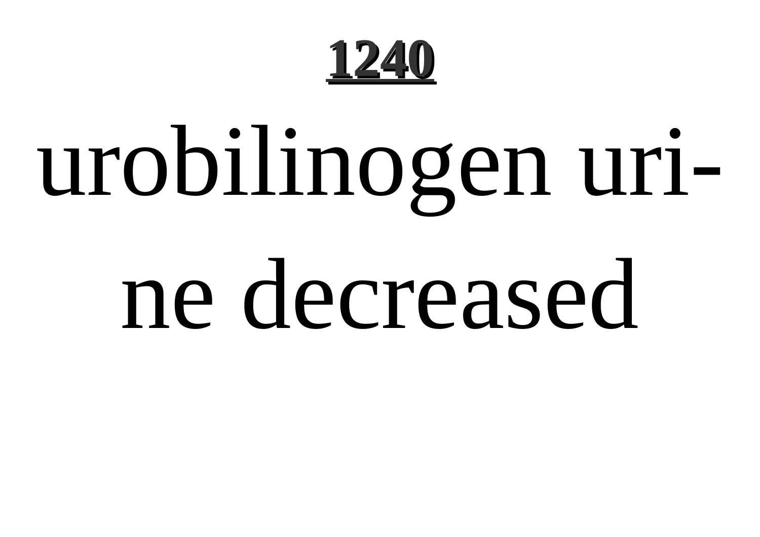urobilinogen urine decreased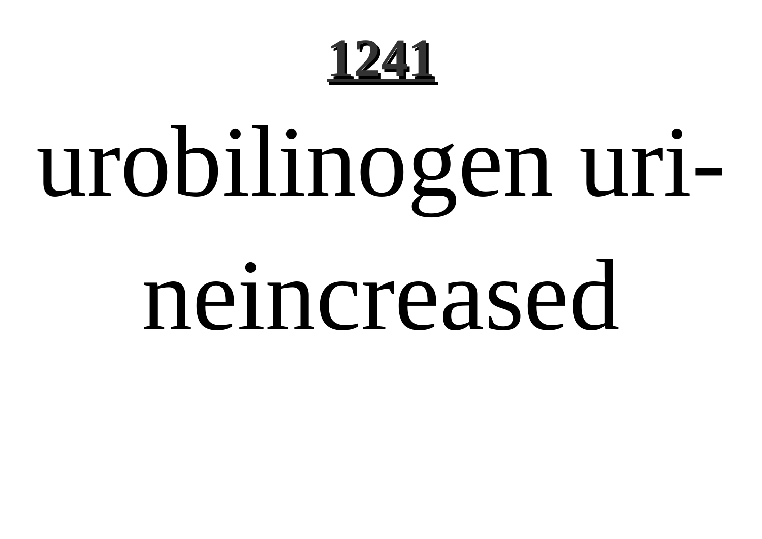urobilinogen urineincreased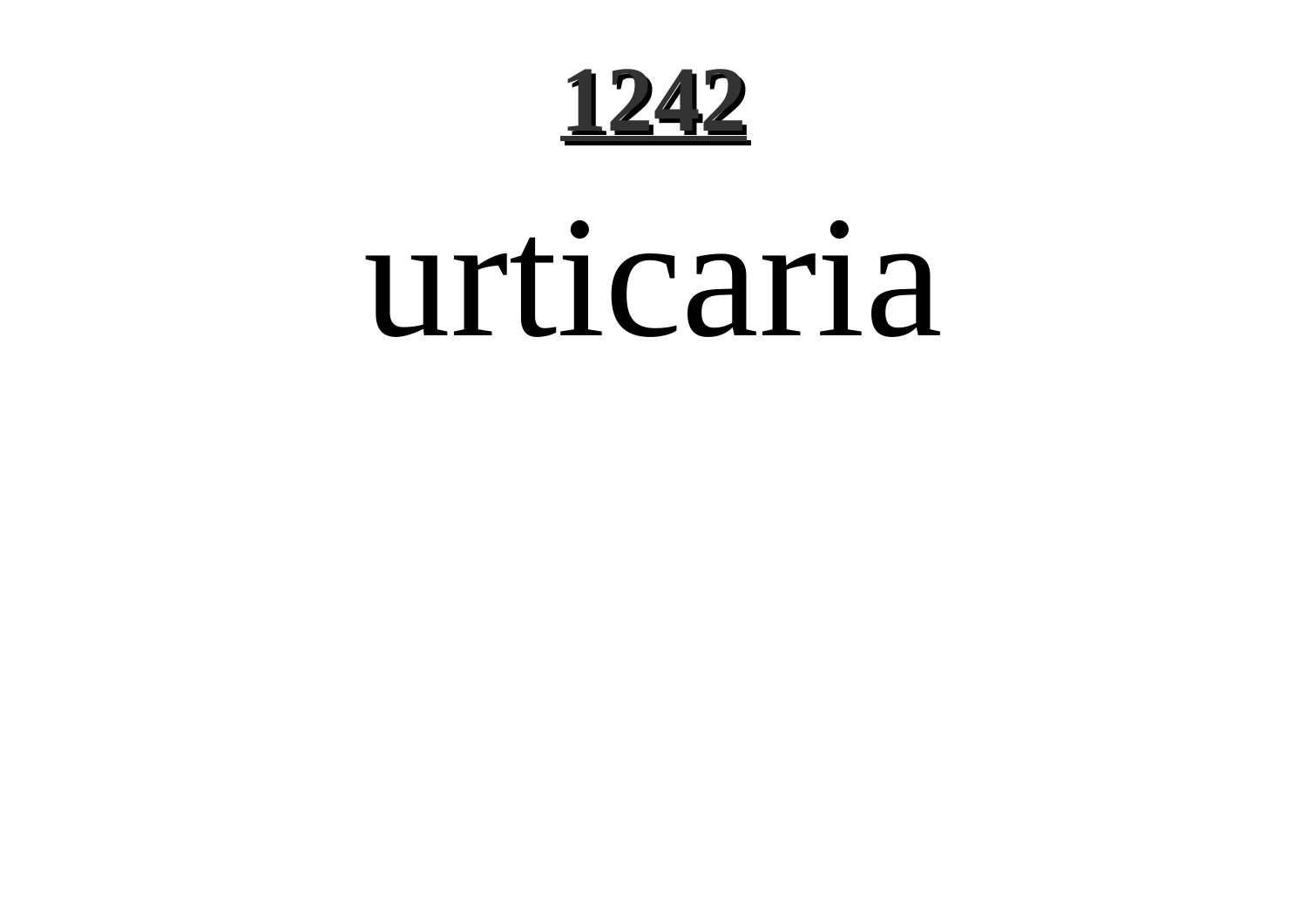# 1242

urticaria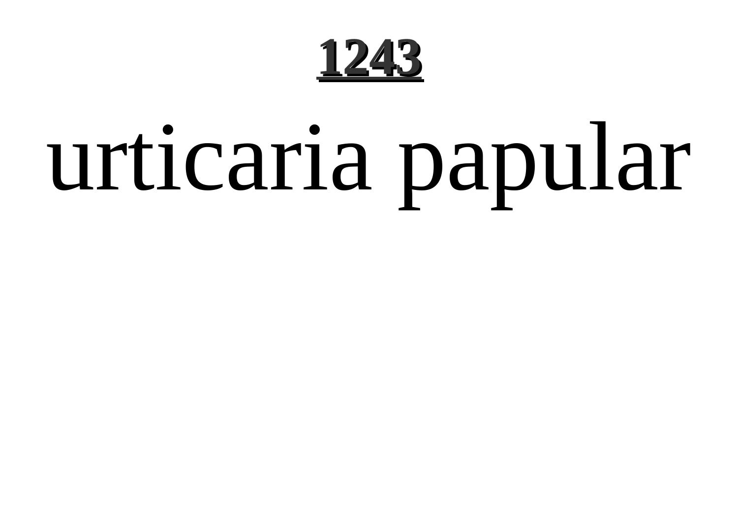urticaria papular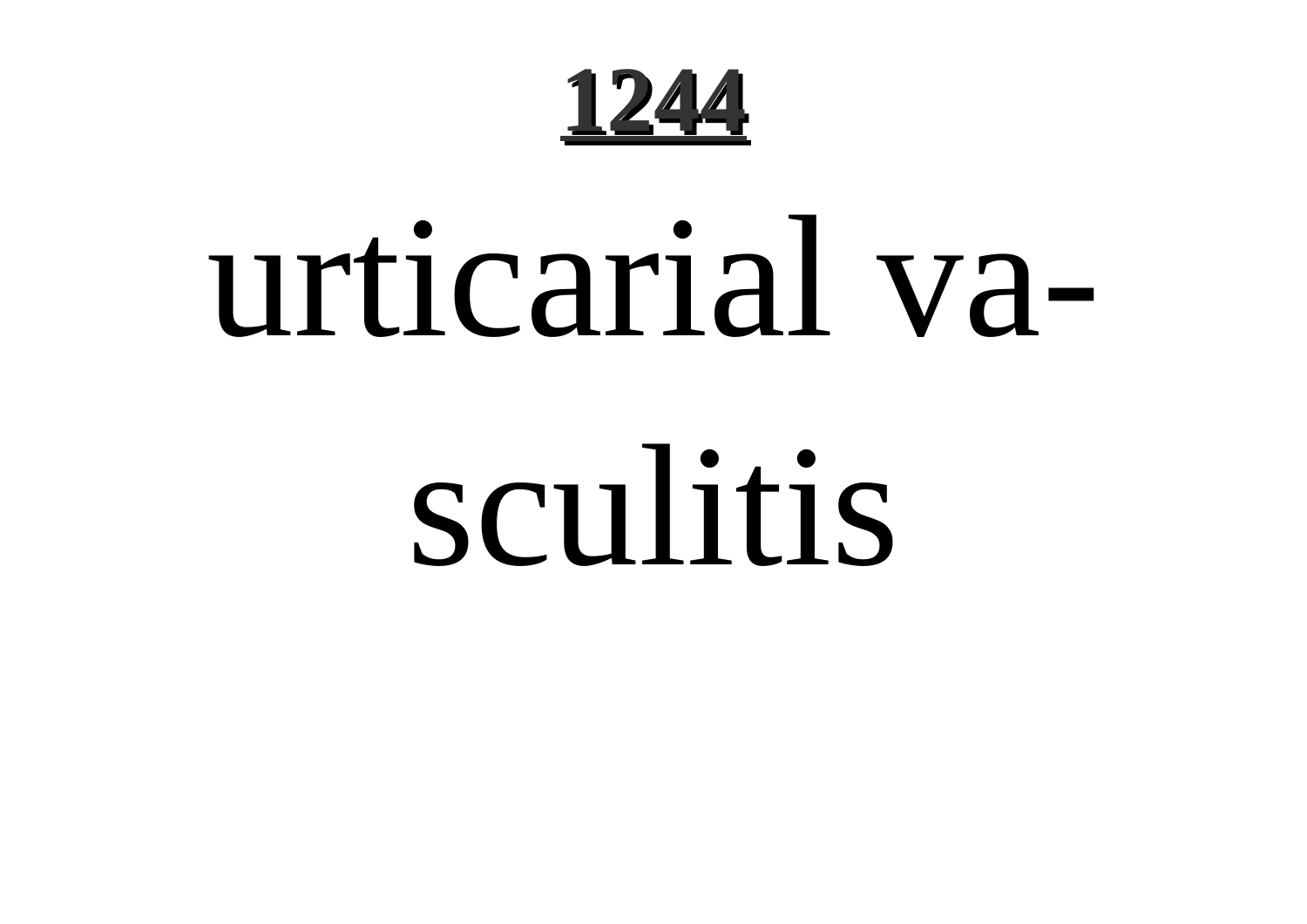urticarial vasculitis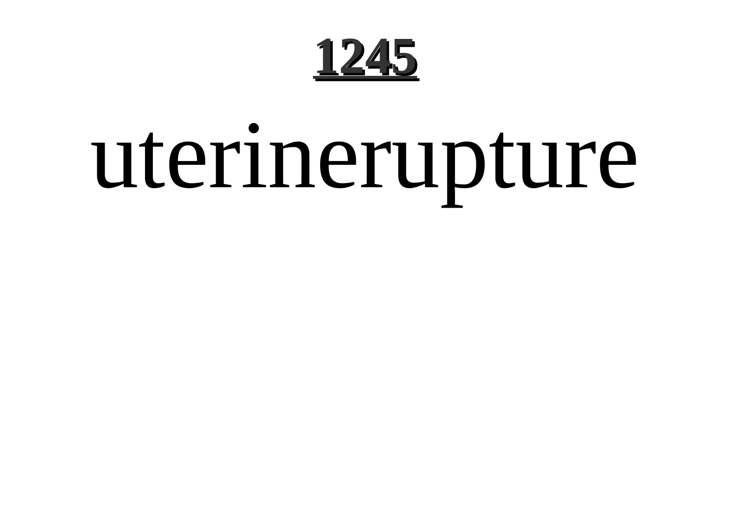uterinerupture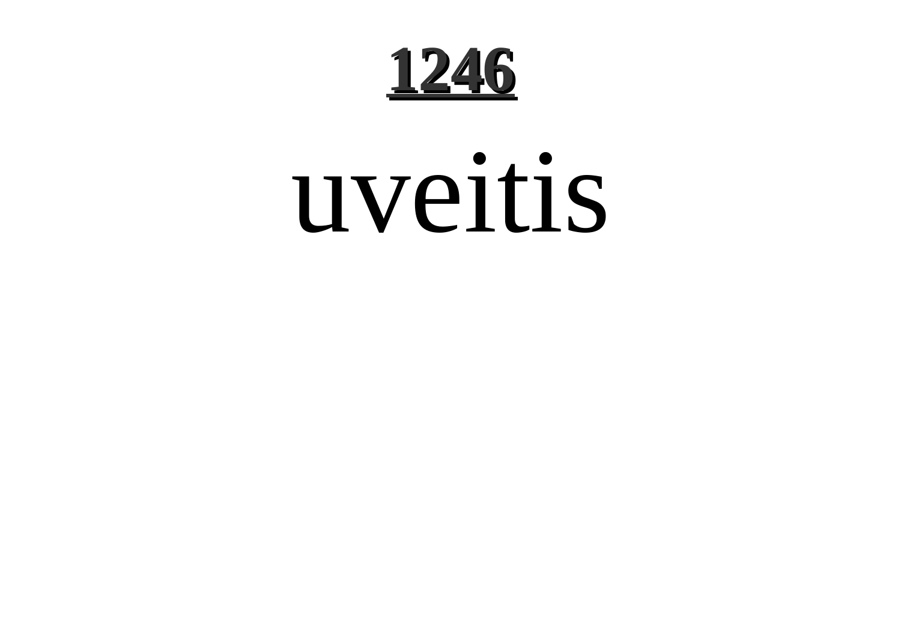# 1246

uveitis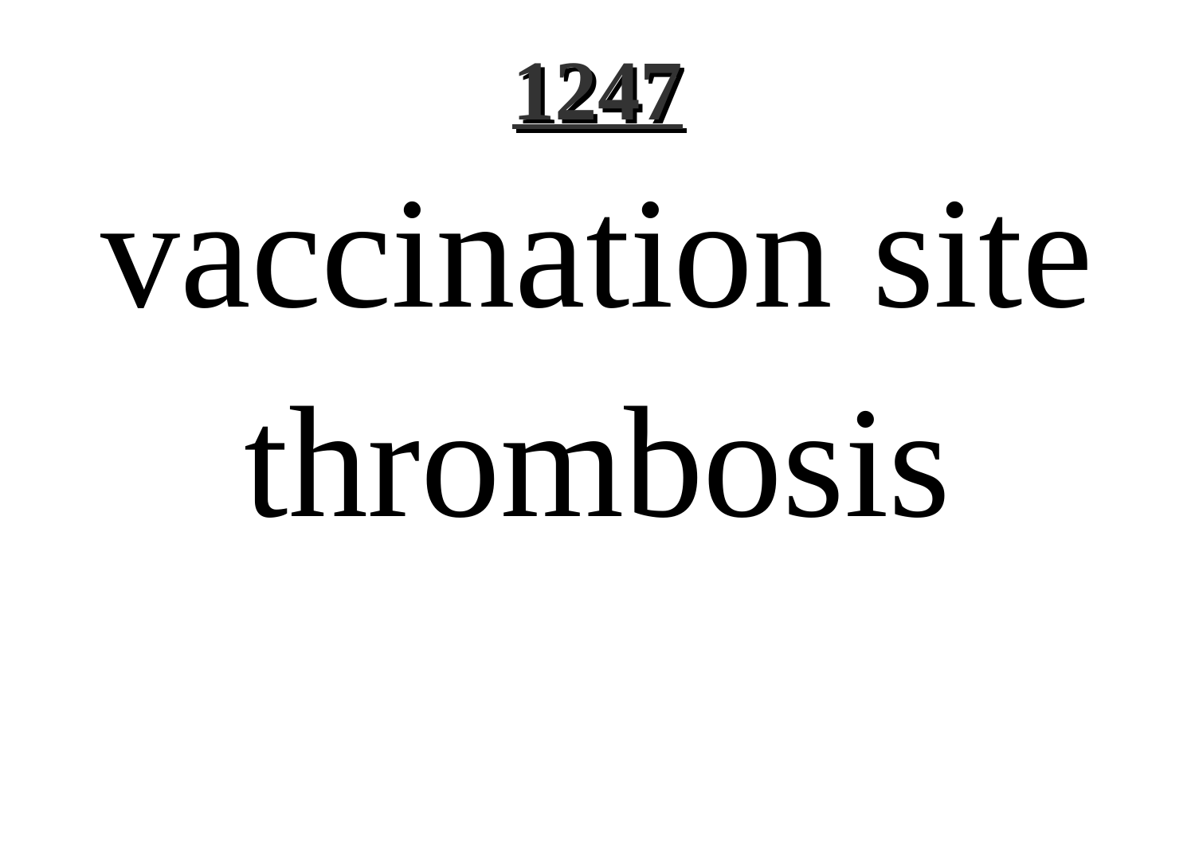**1247**

# vaccination site thrombosis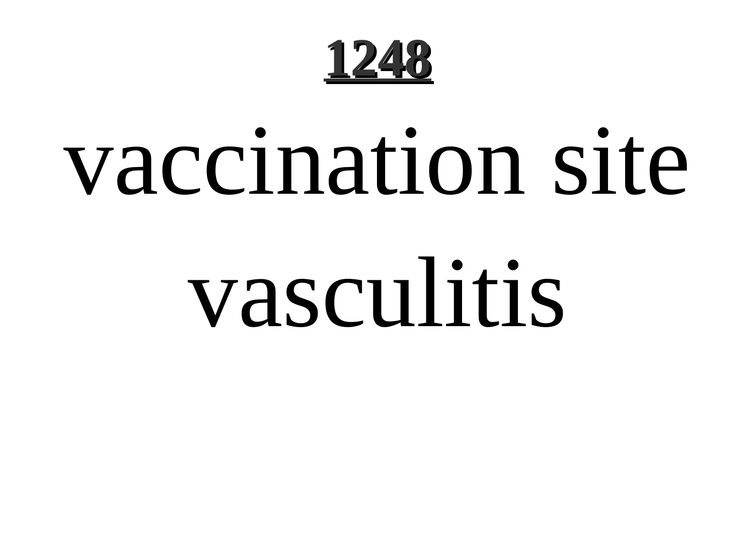vaccination site vasculitis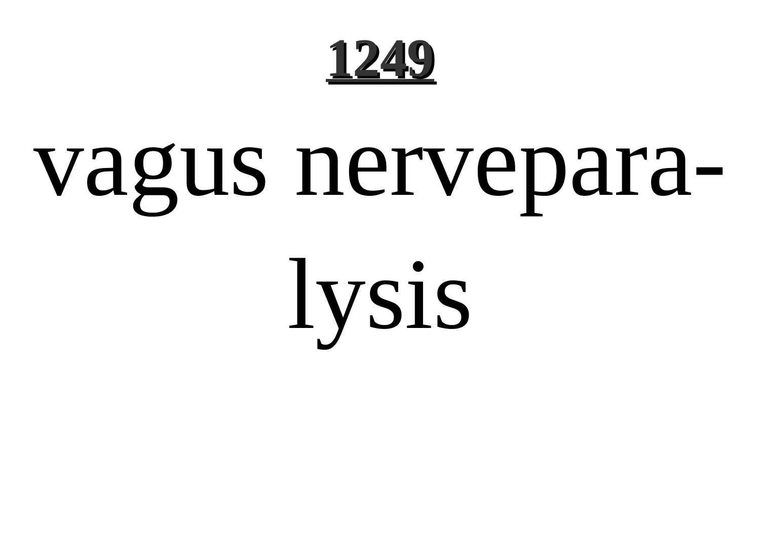vagus nerveparalysis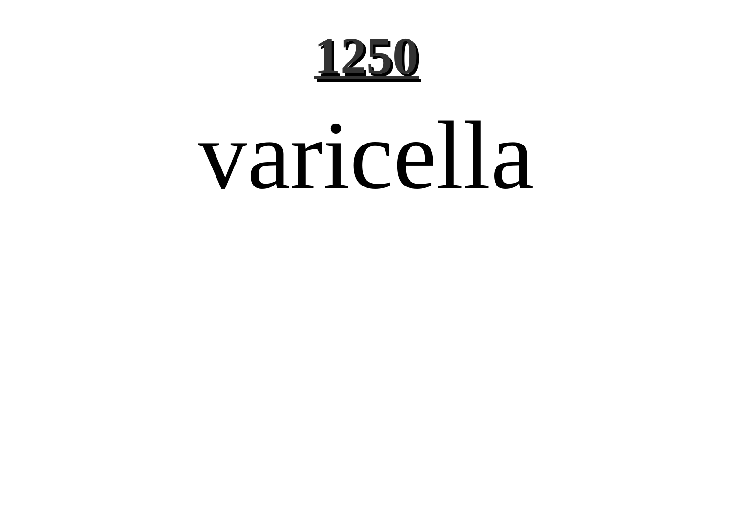varicella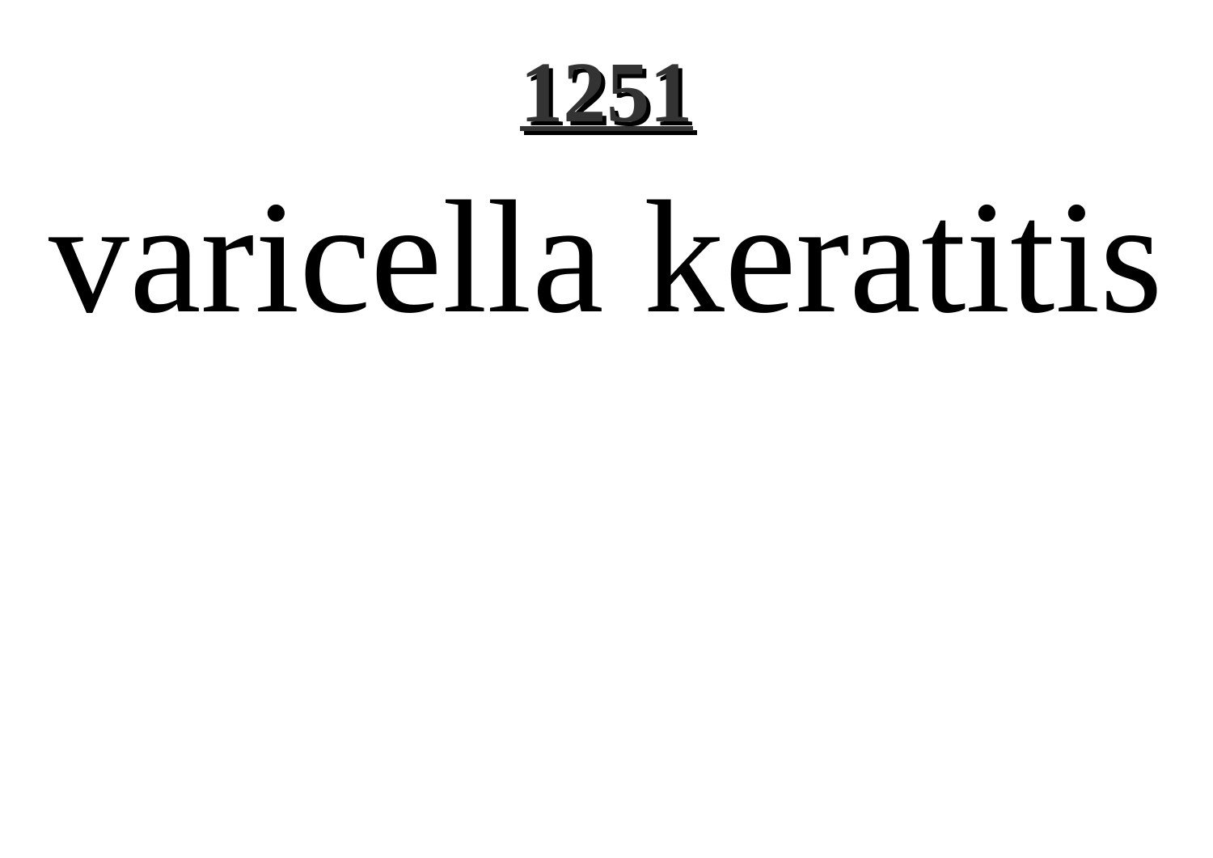# varicella keratitis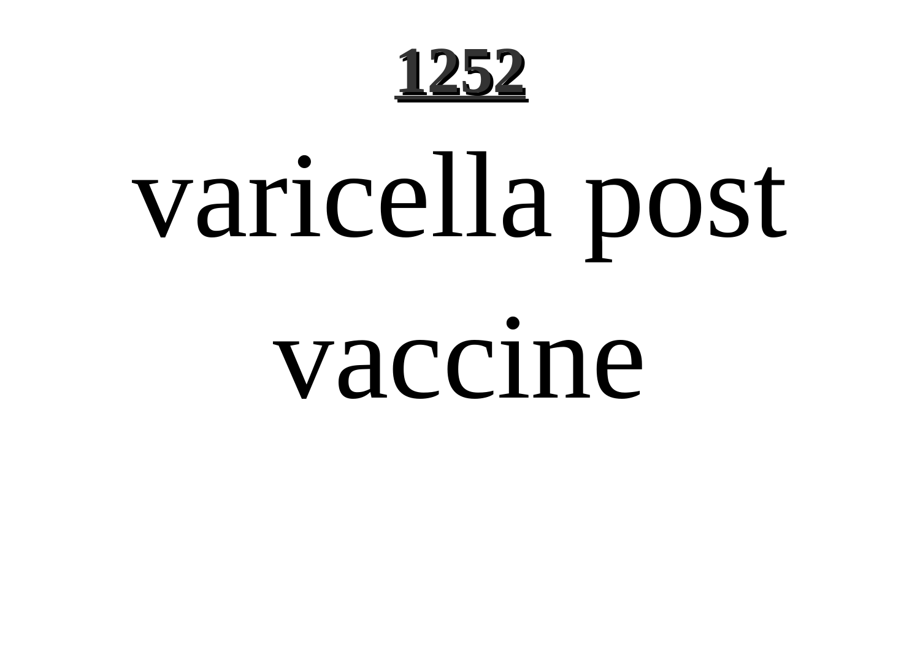varicella post vaccine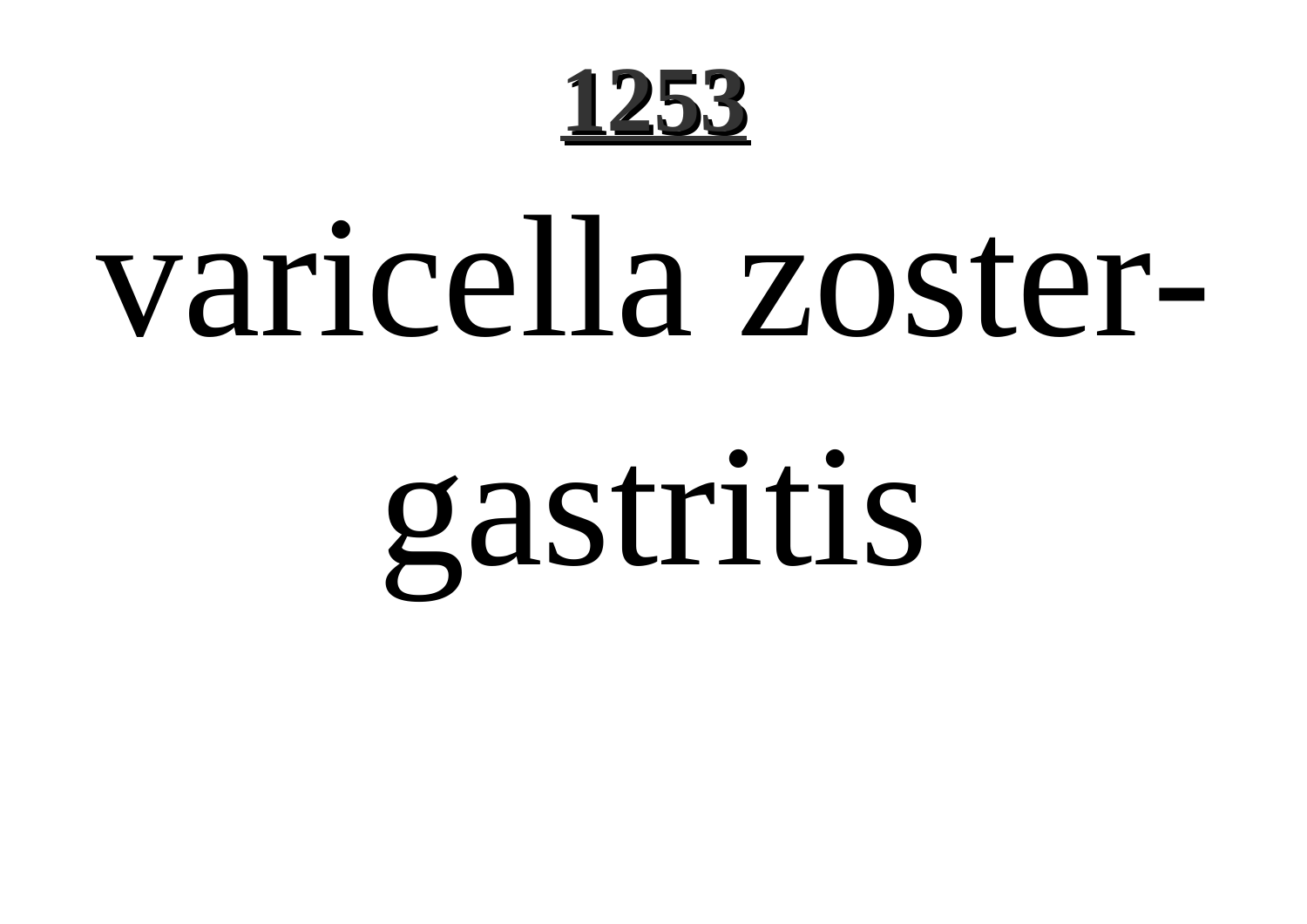# varicella zoster-gastritis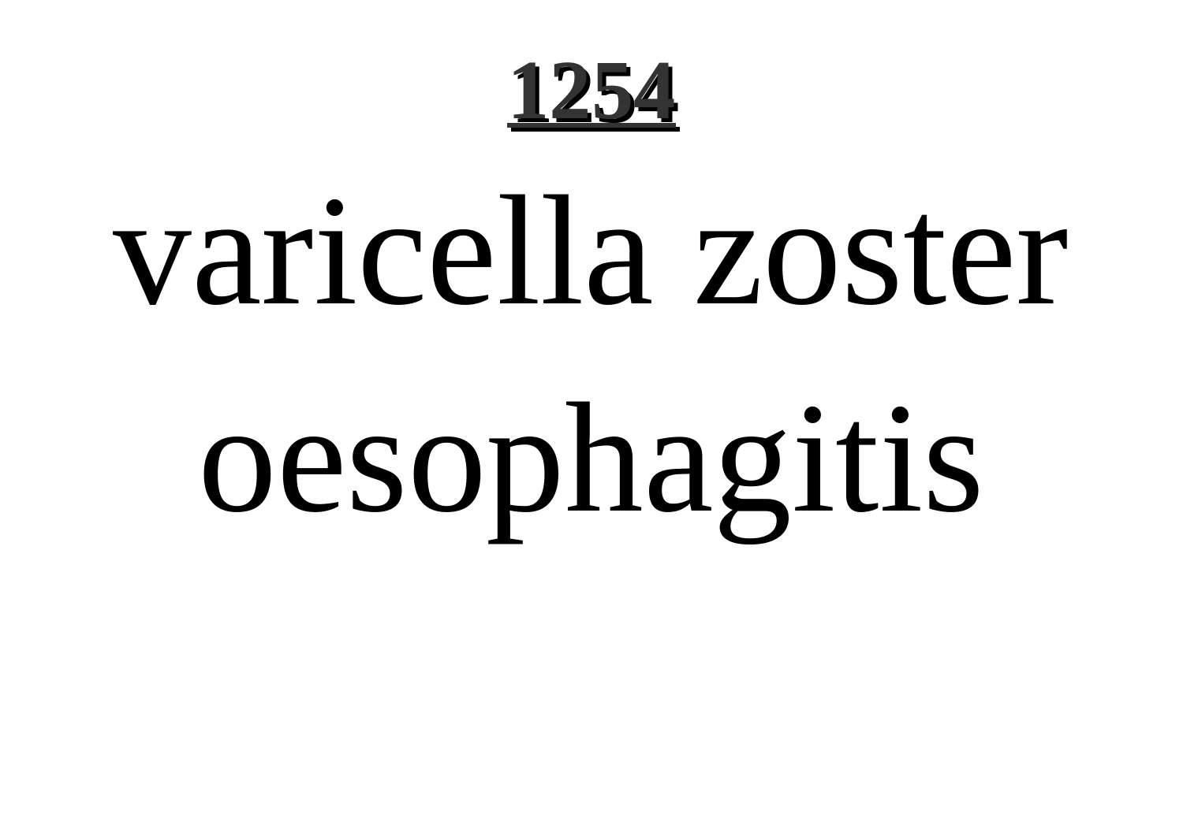**1254**

# varicella zoster oesophagitis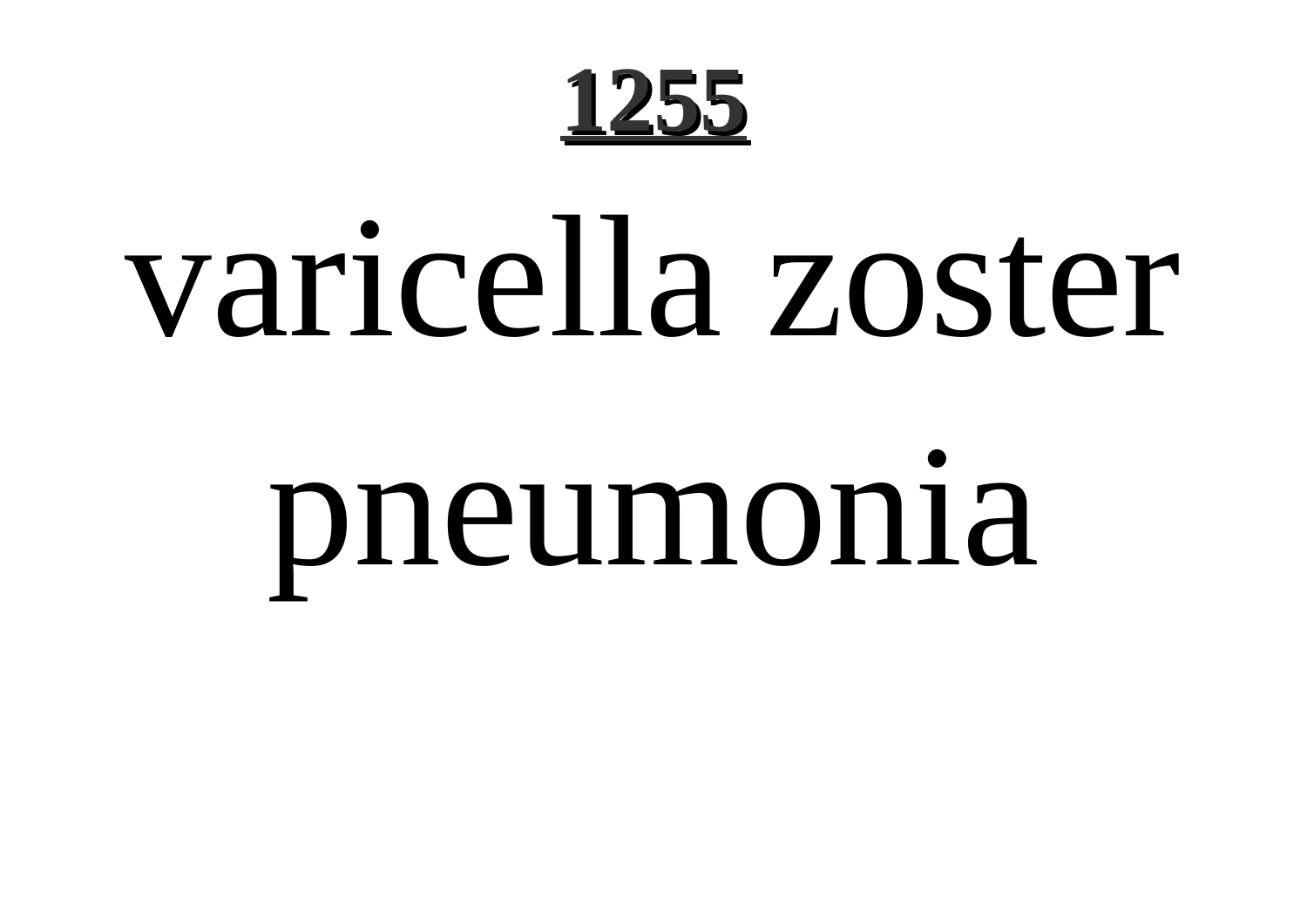# varicella zoster pneumonia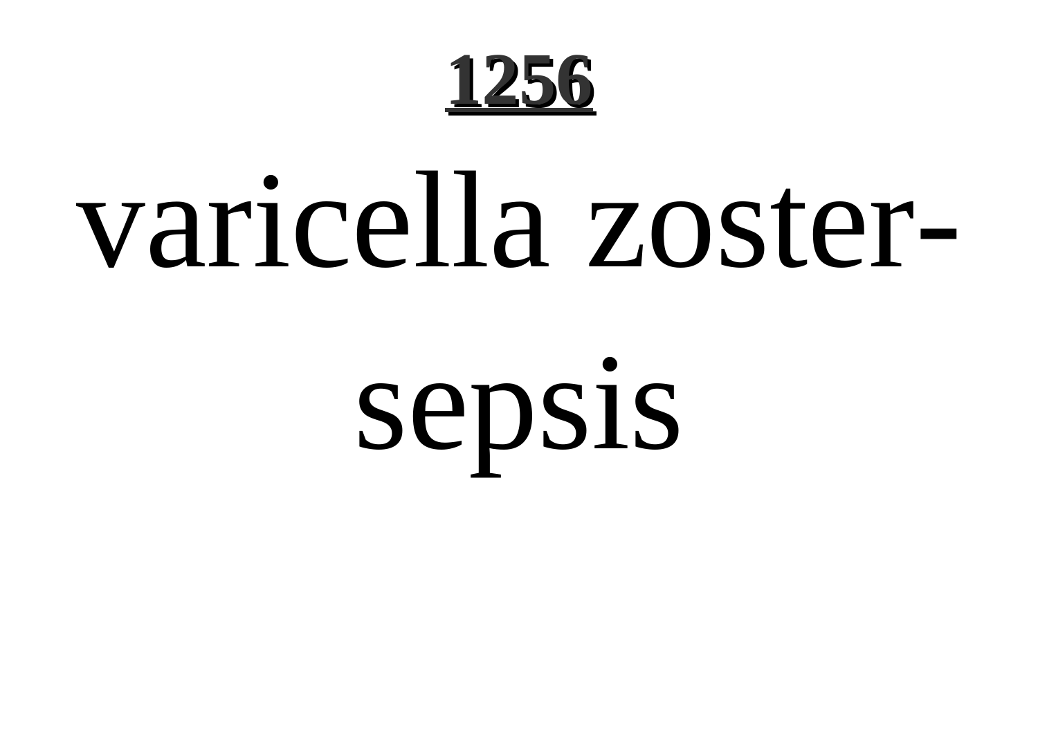varicella zoster-sepsis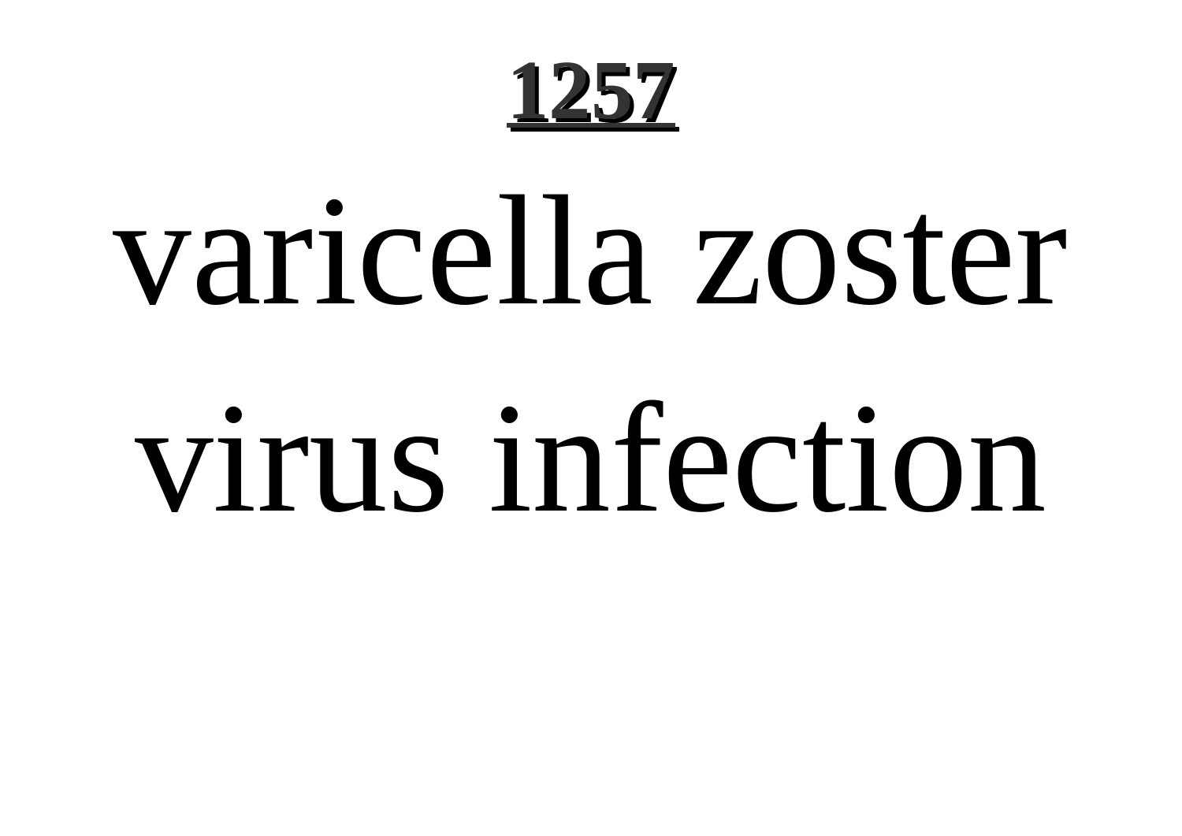# varicella zoster virus infection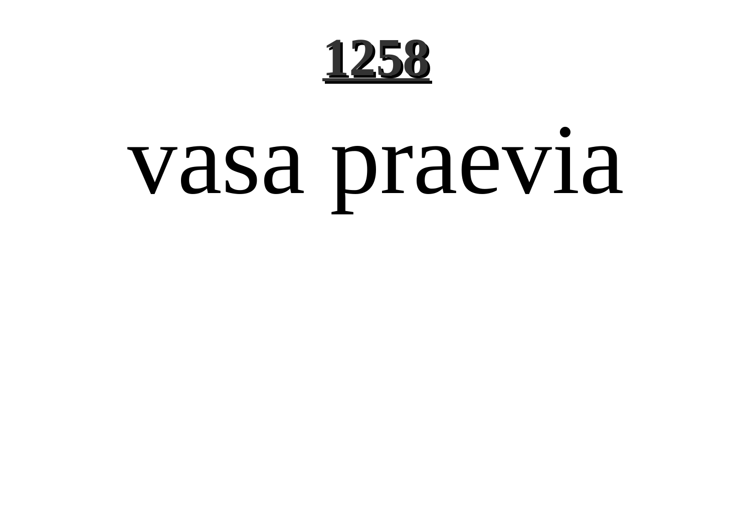# vasa praevia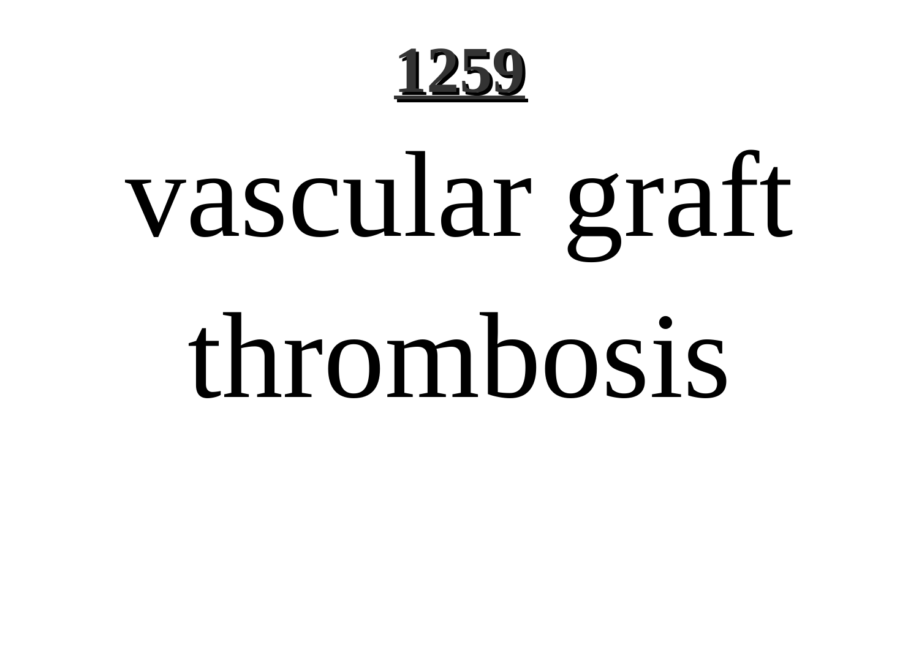# vascular graft thrombosis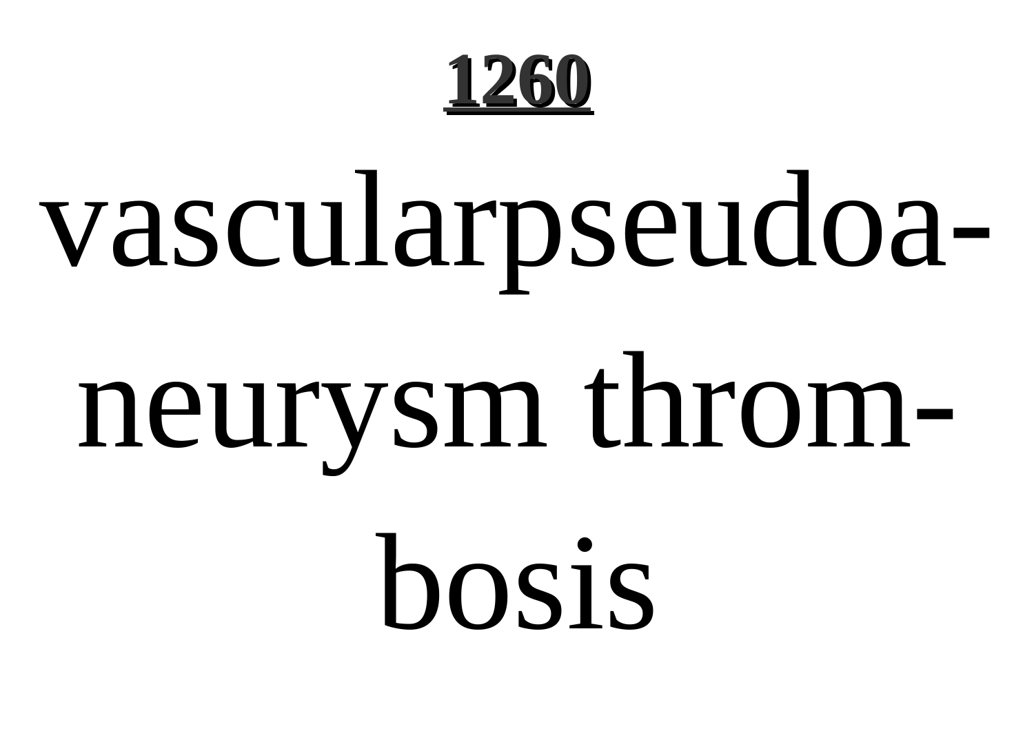**1260**

vascularpseudoa-
neurysm throm-
bosis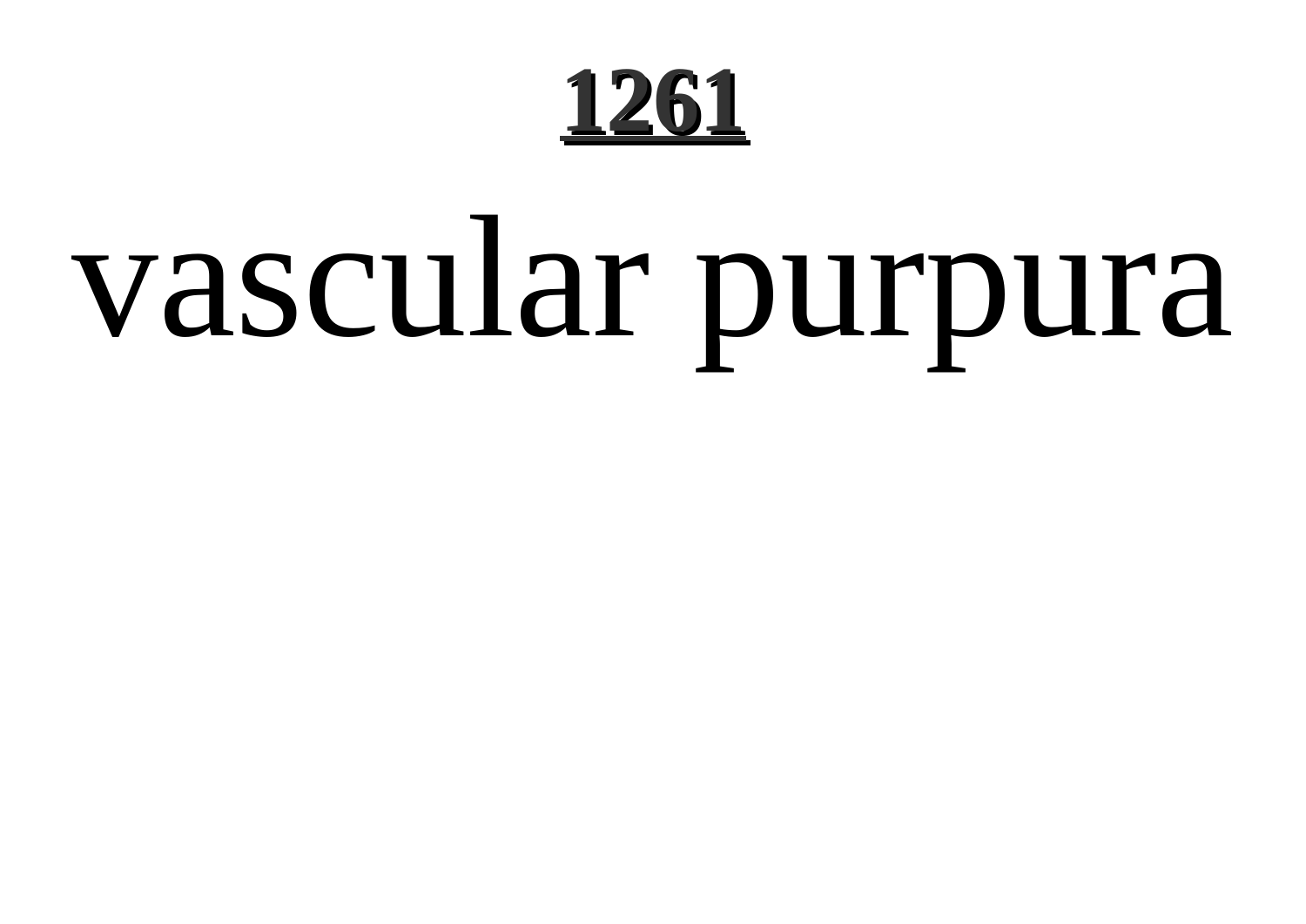# vascular purpura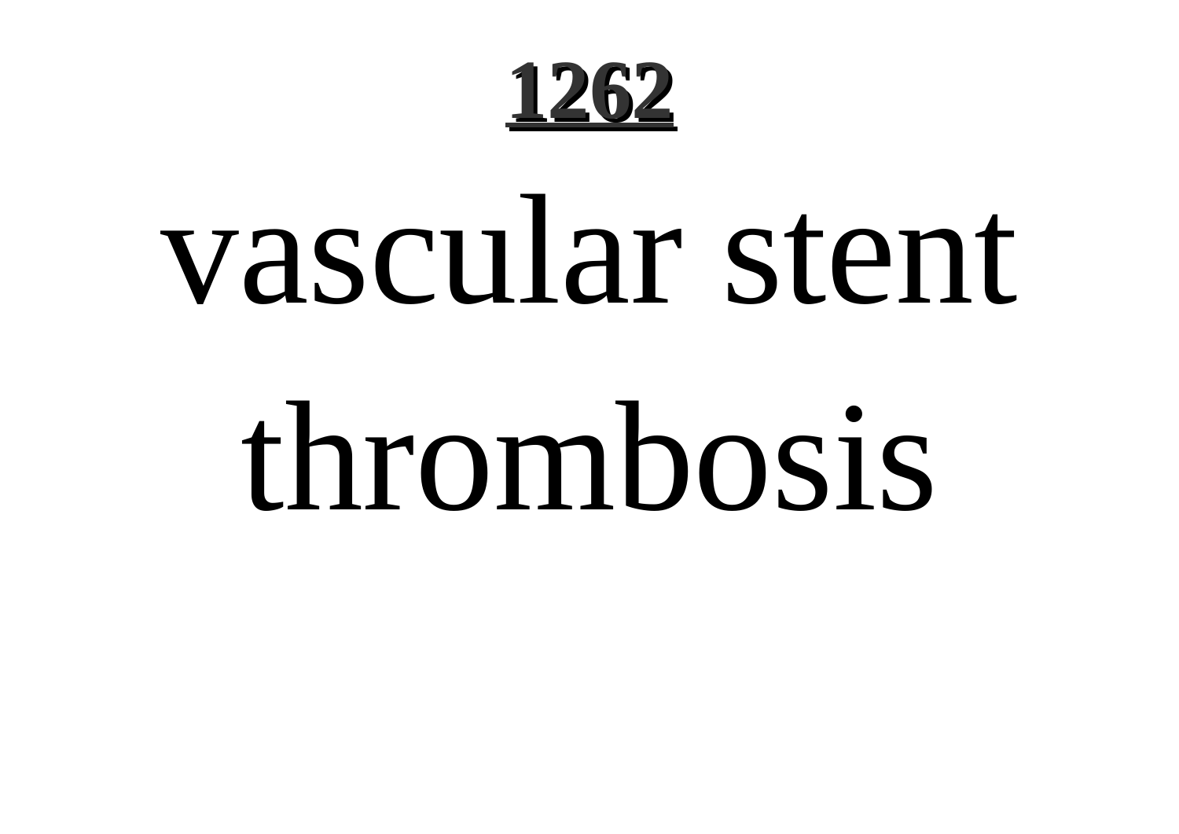# vascular stent thrombosis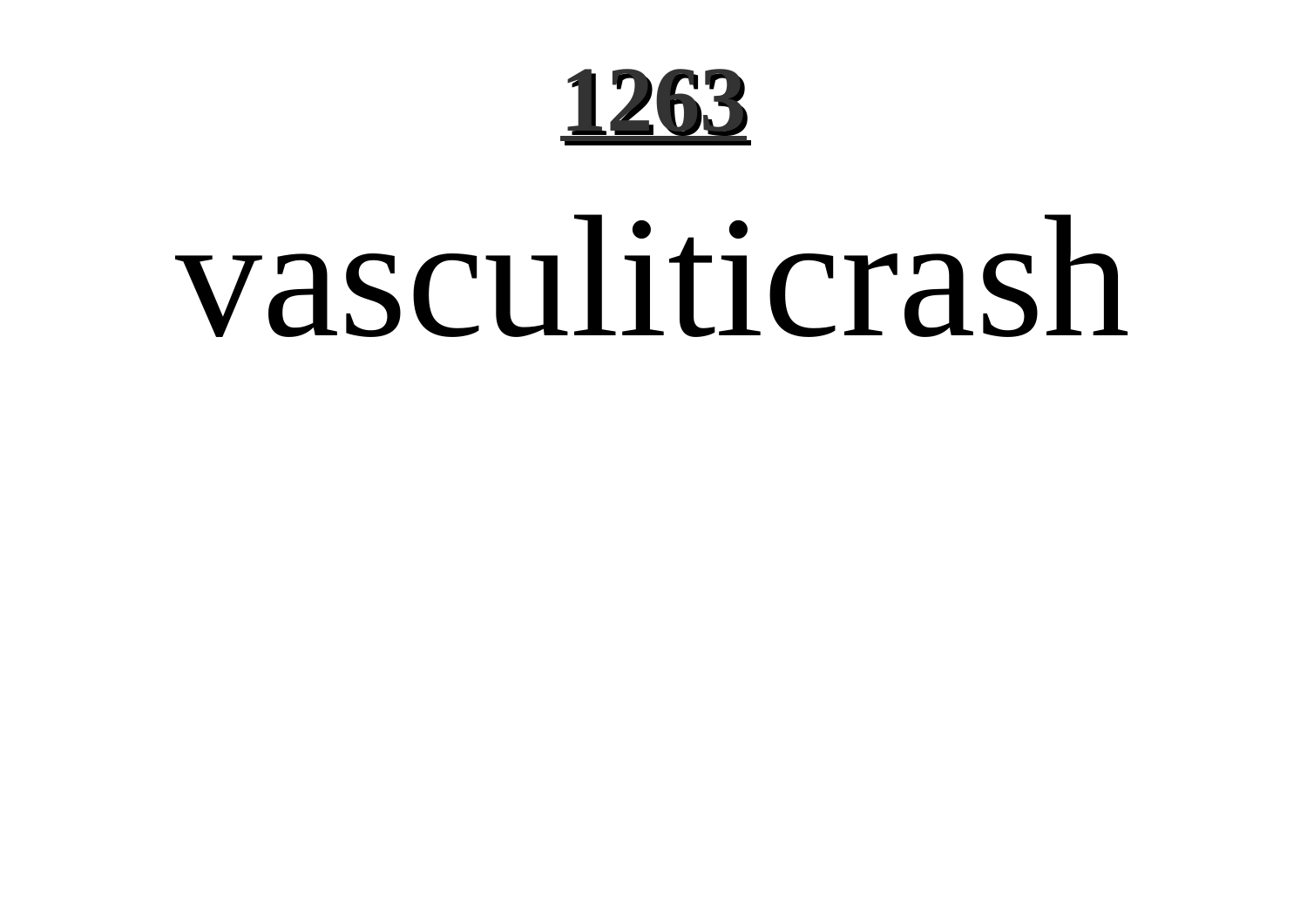vasculiticrash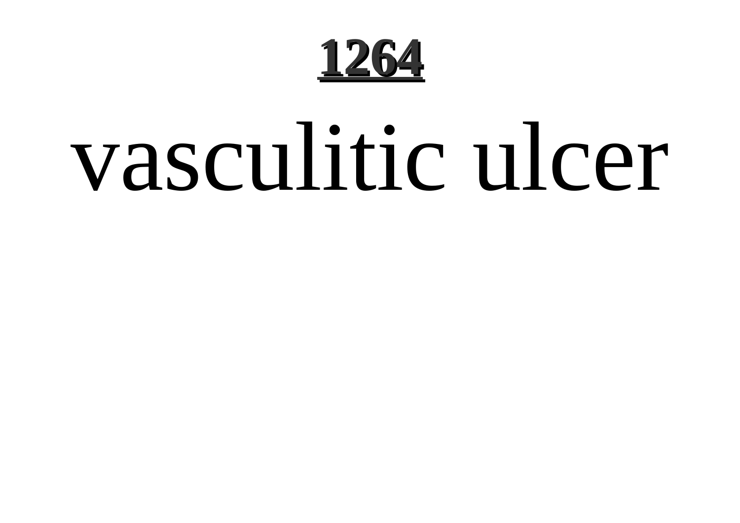**1264**

# vasculitic ulcer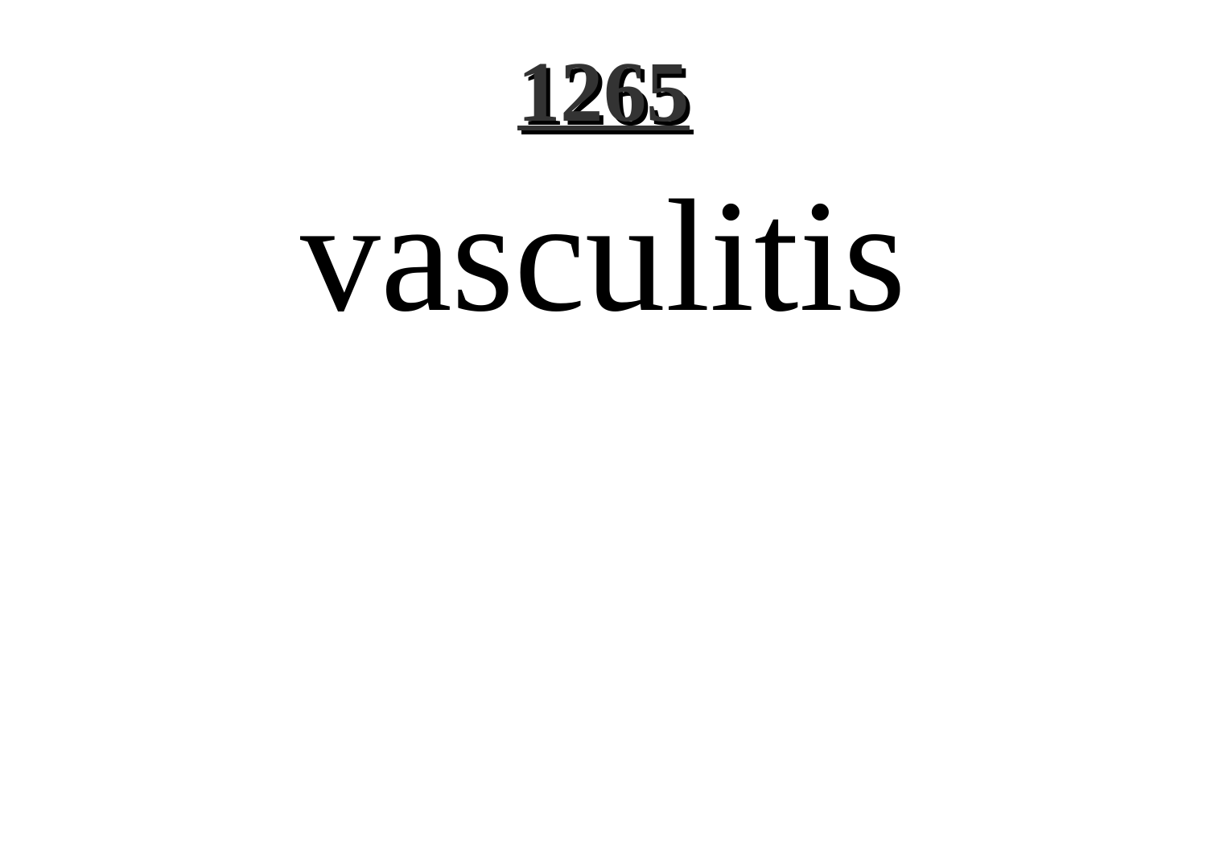**1265**

# vasculitis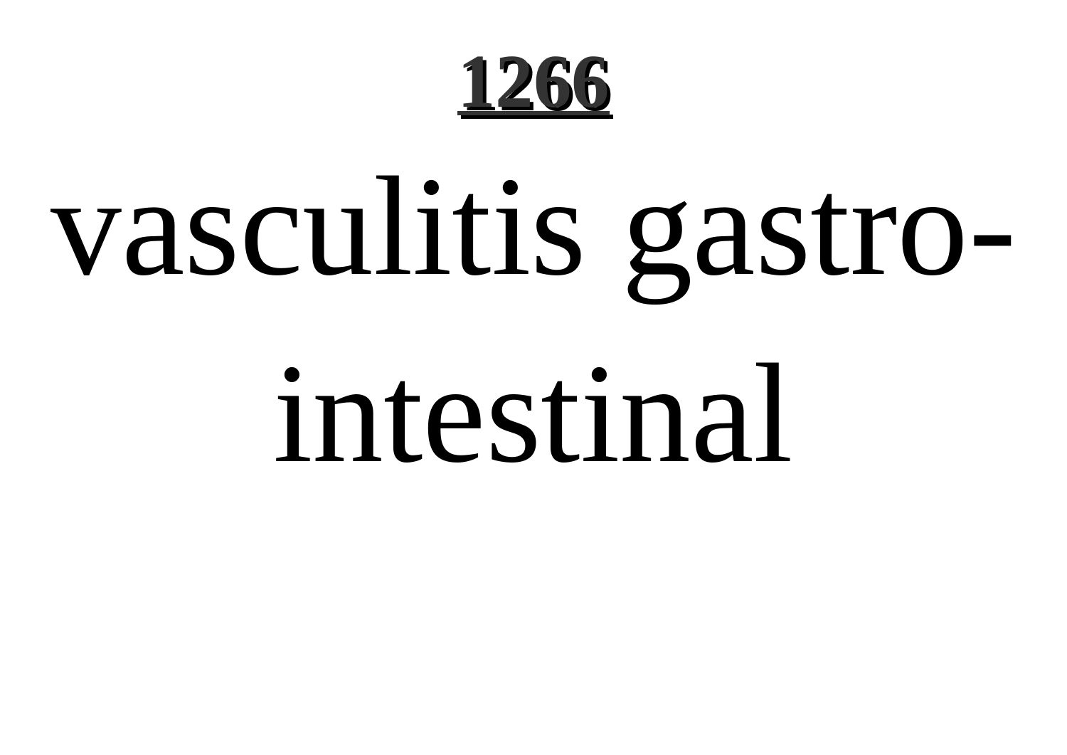vasculitis gastro-intestinal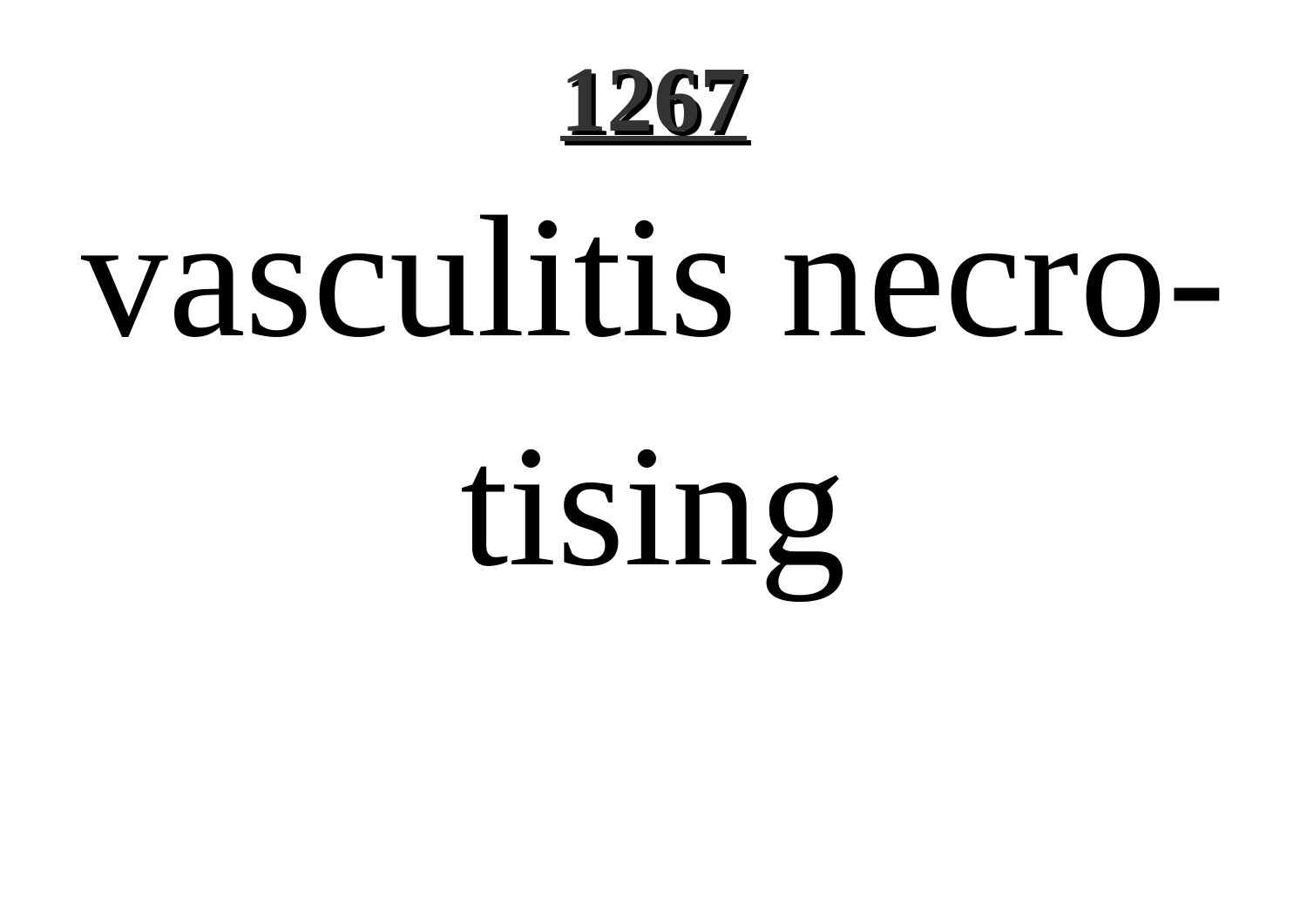# vasculitis necrotising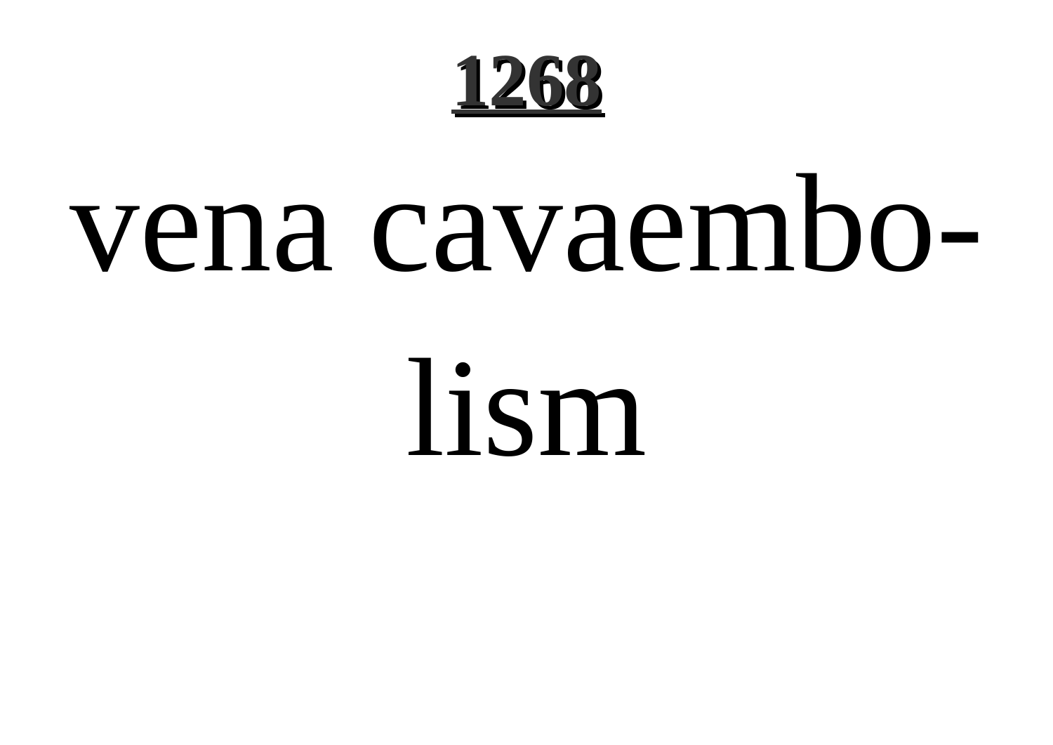**1268**

# vena cavaembolism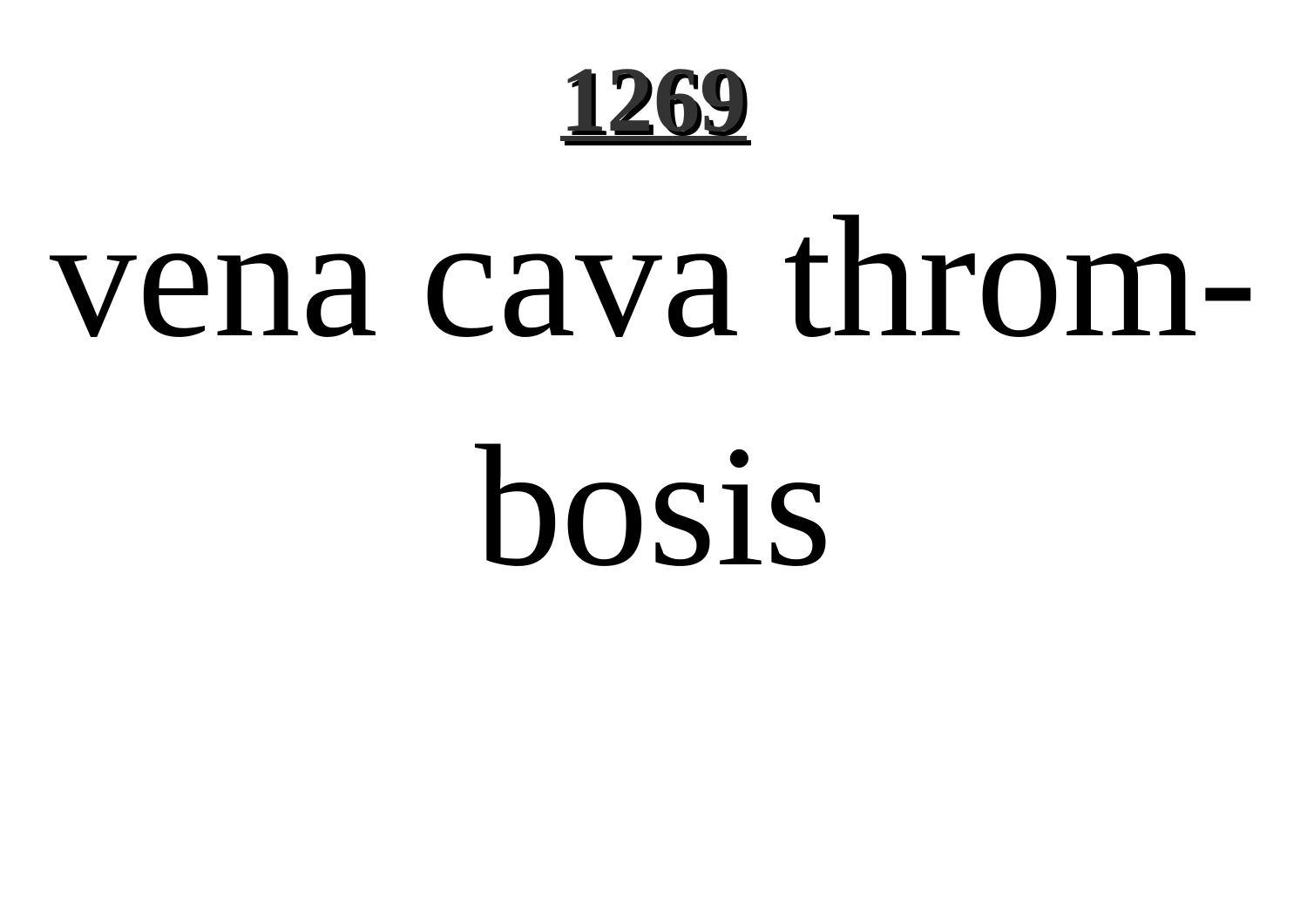vena cava throm-
bosis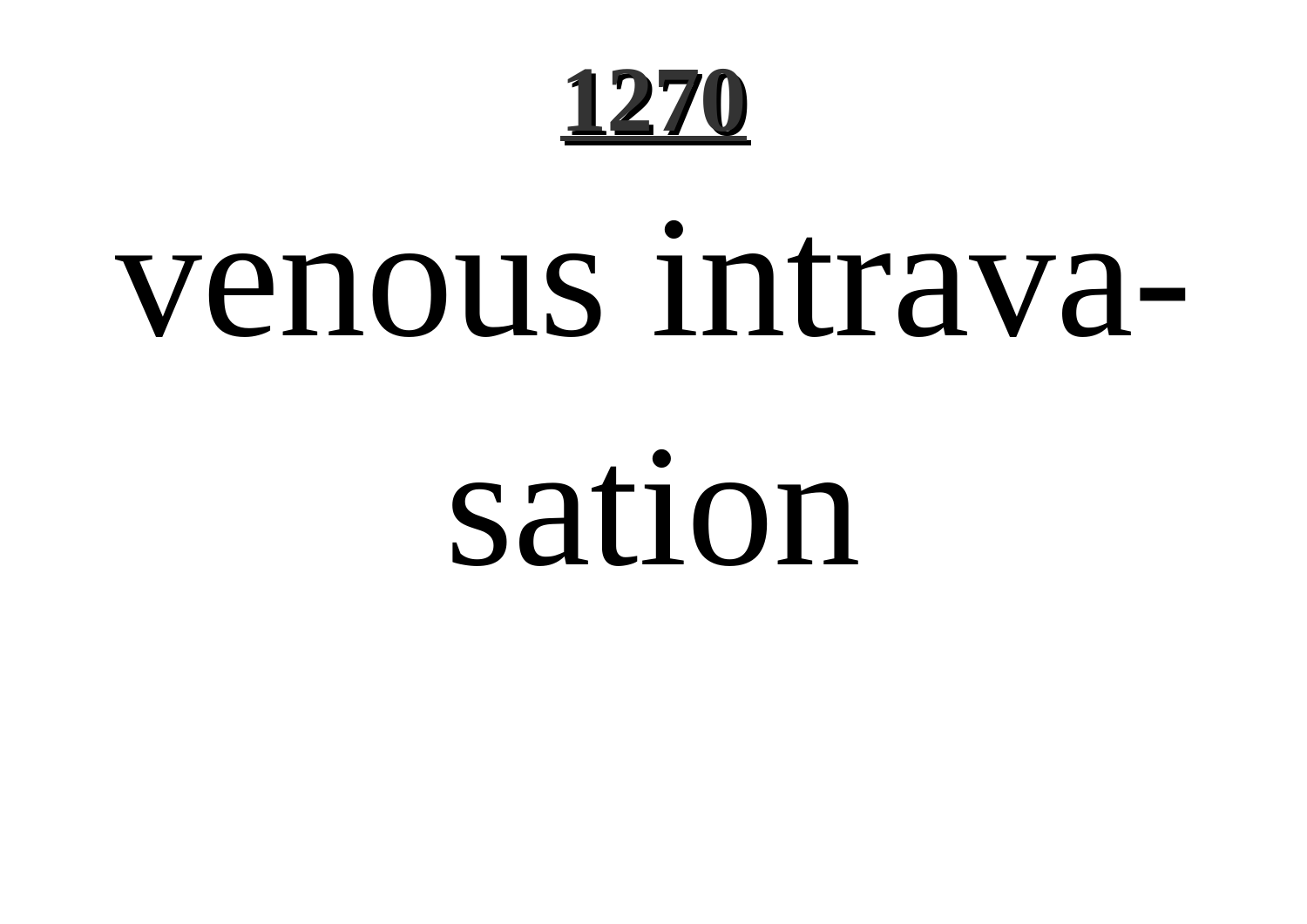venous intravasation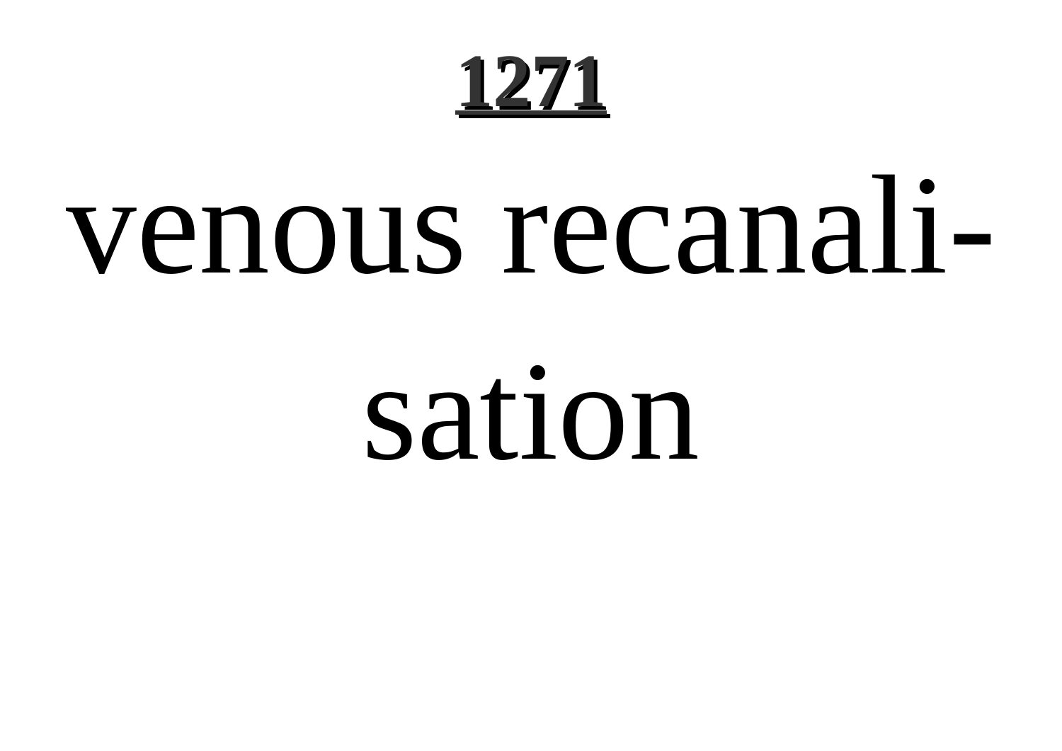venous recanalisation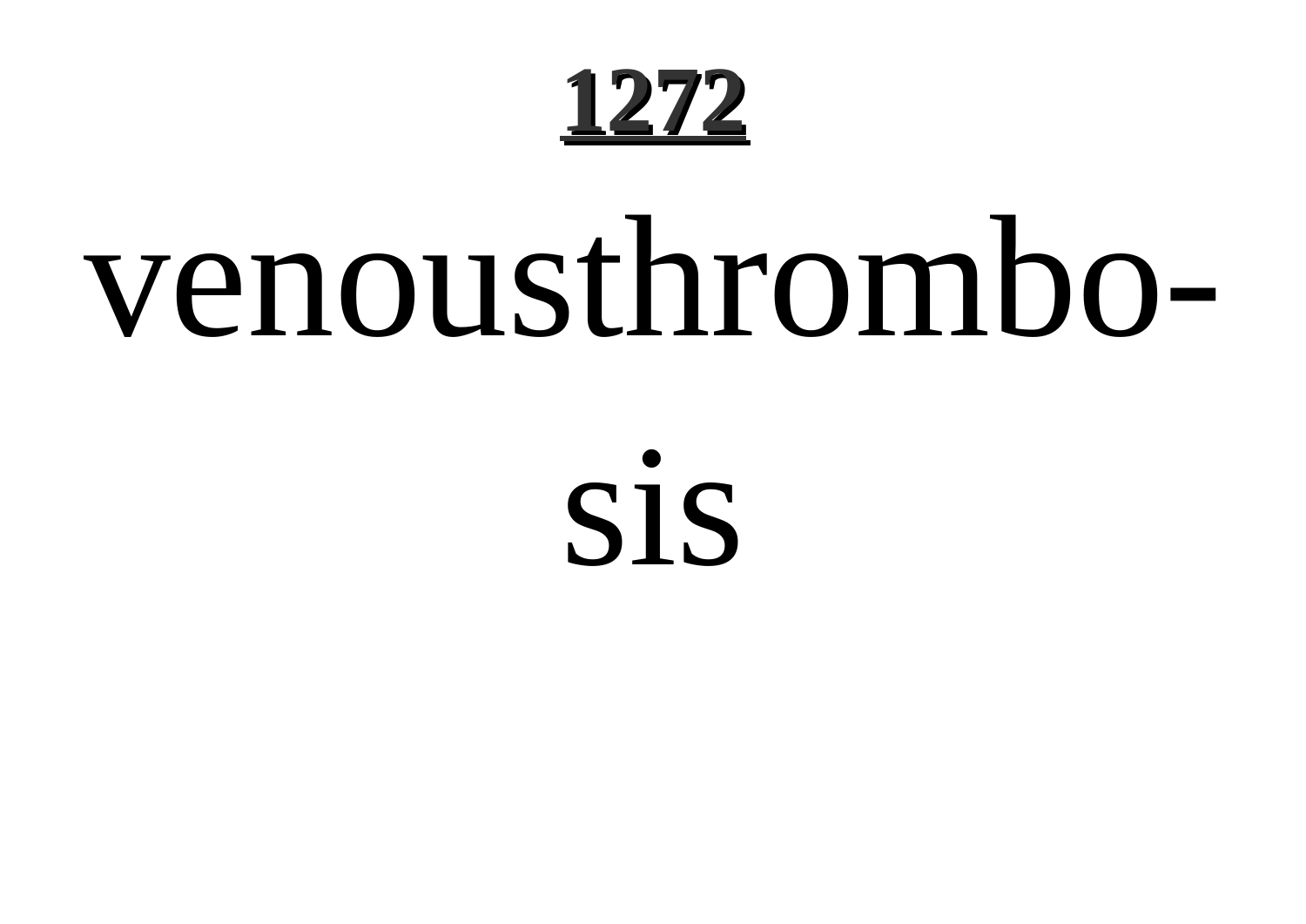venousthrombosis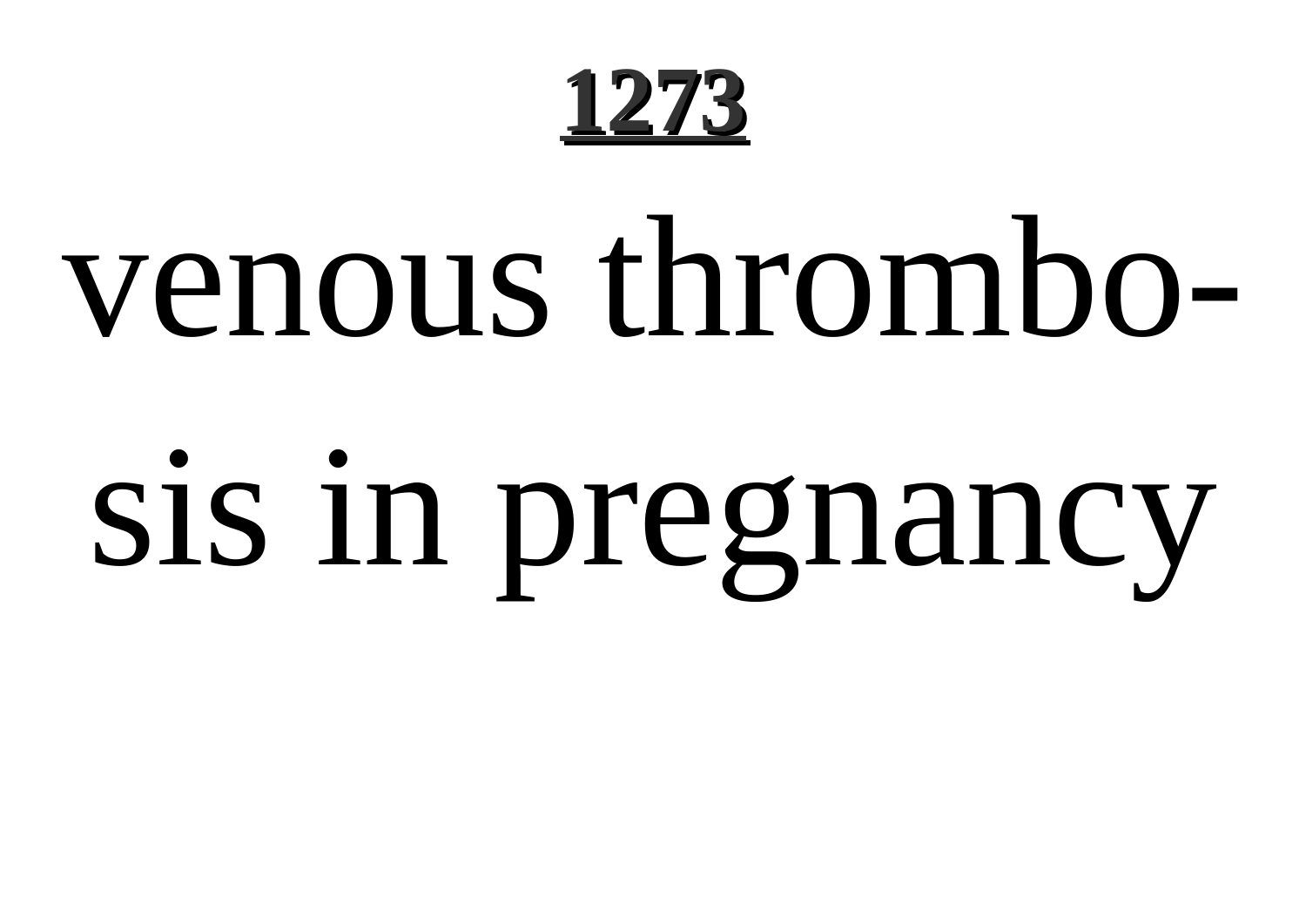venous thrombosis in pregnancy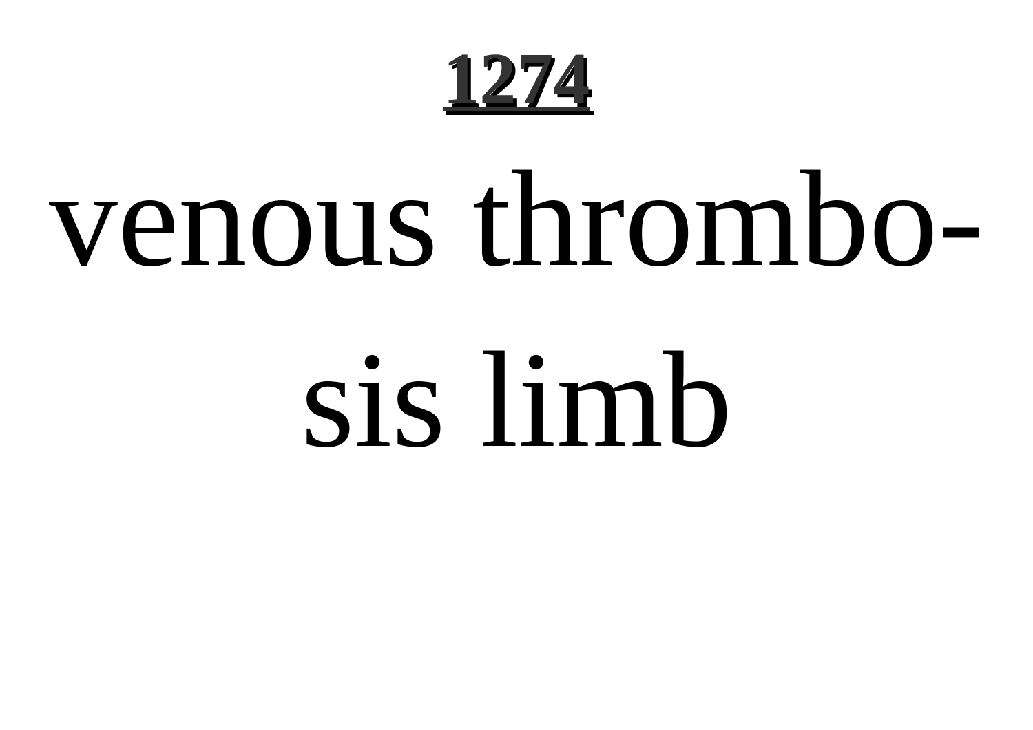venous thrombosis limb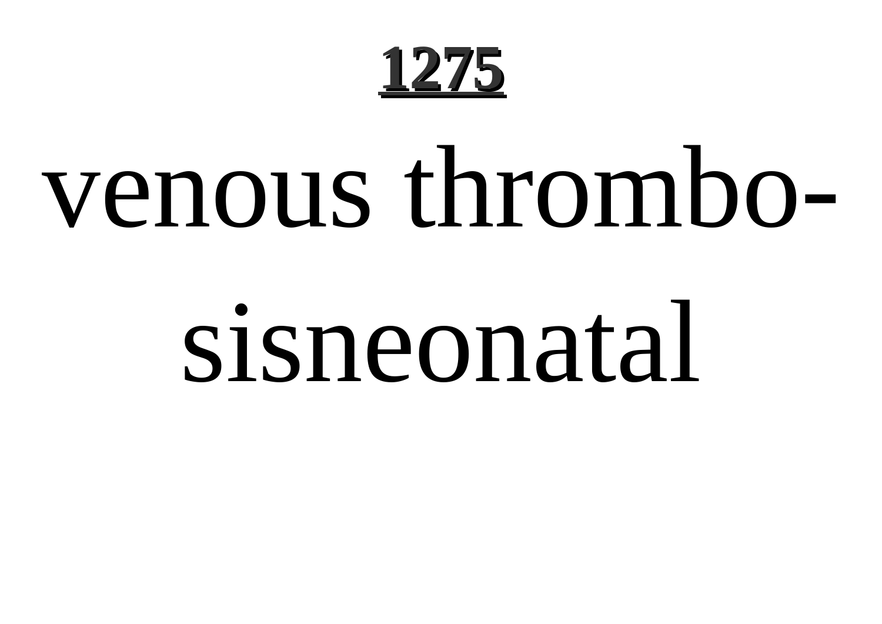venous thrombo-sisneonatal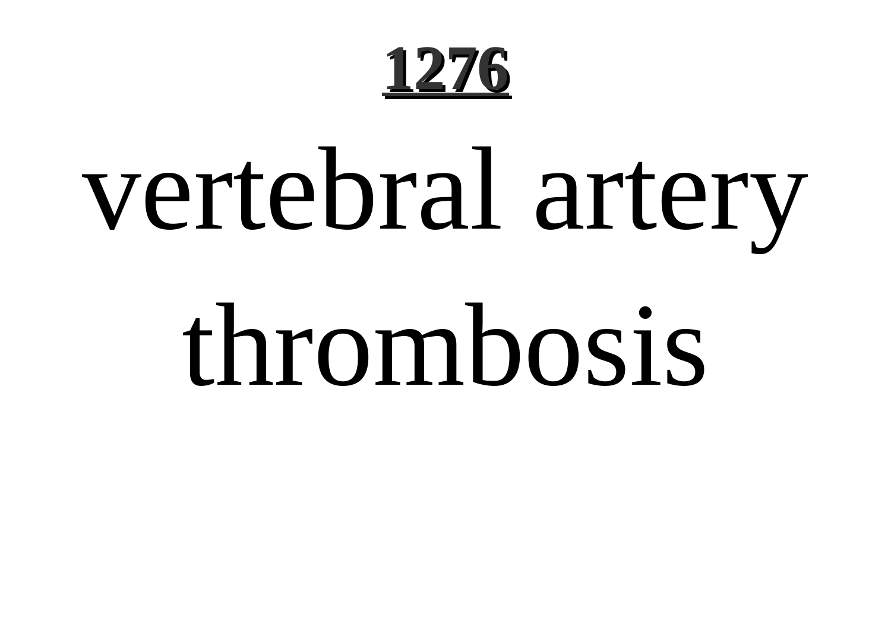# 1276

vertebral artery thrombosis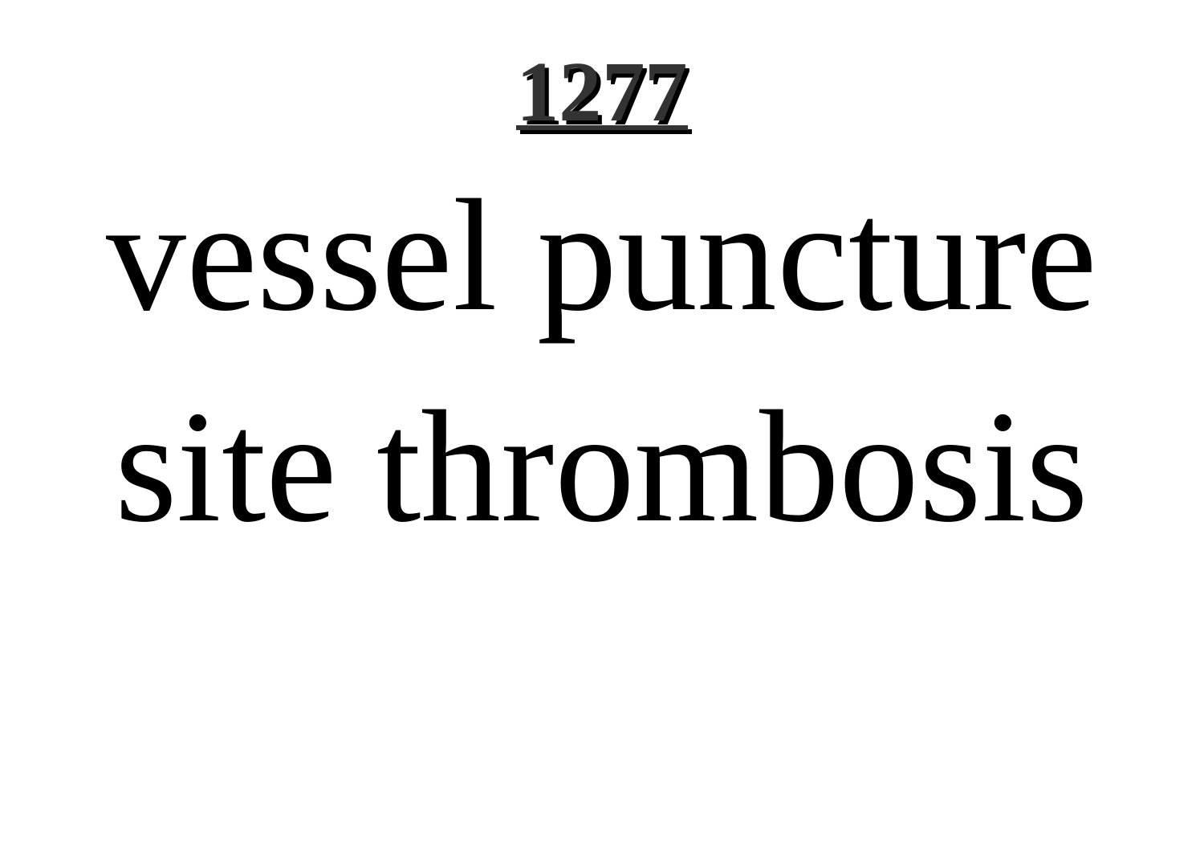vessel puncture site thrombosis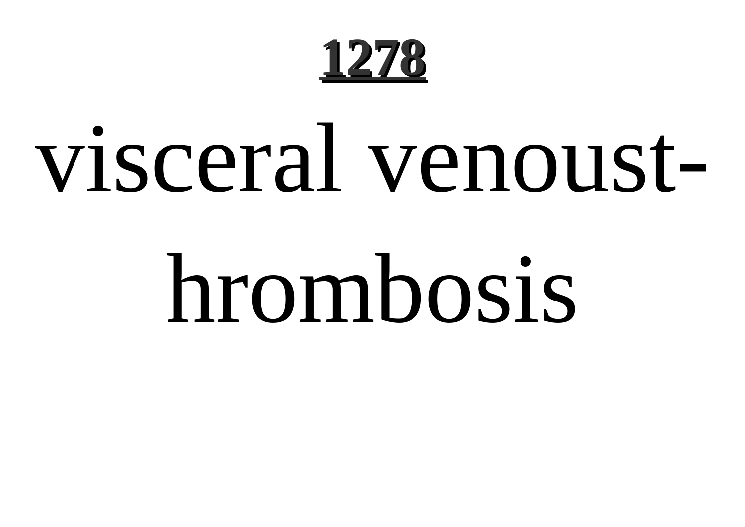visceral venoust-
hrombosis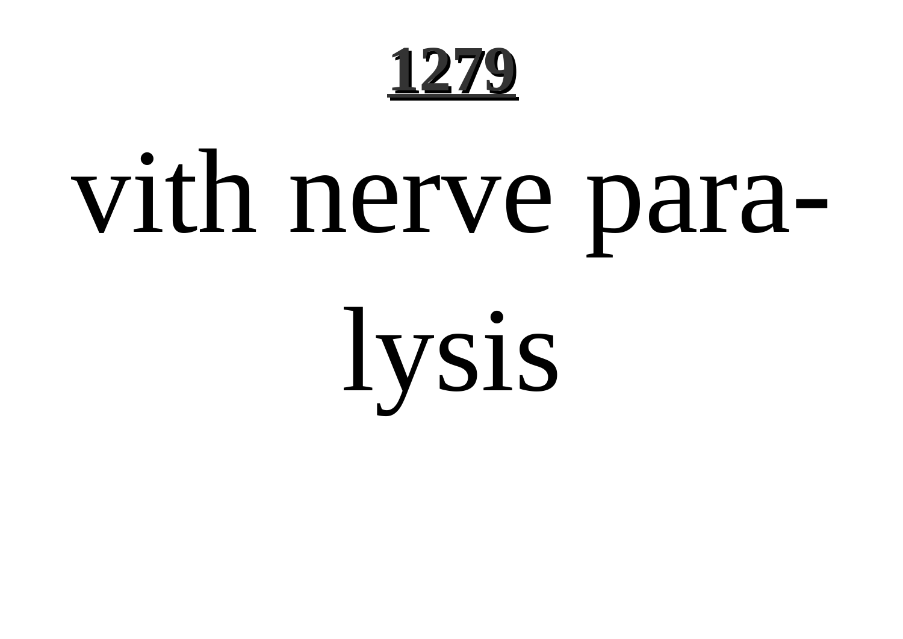vith nerve para-
lysis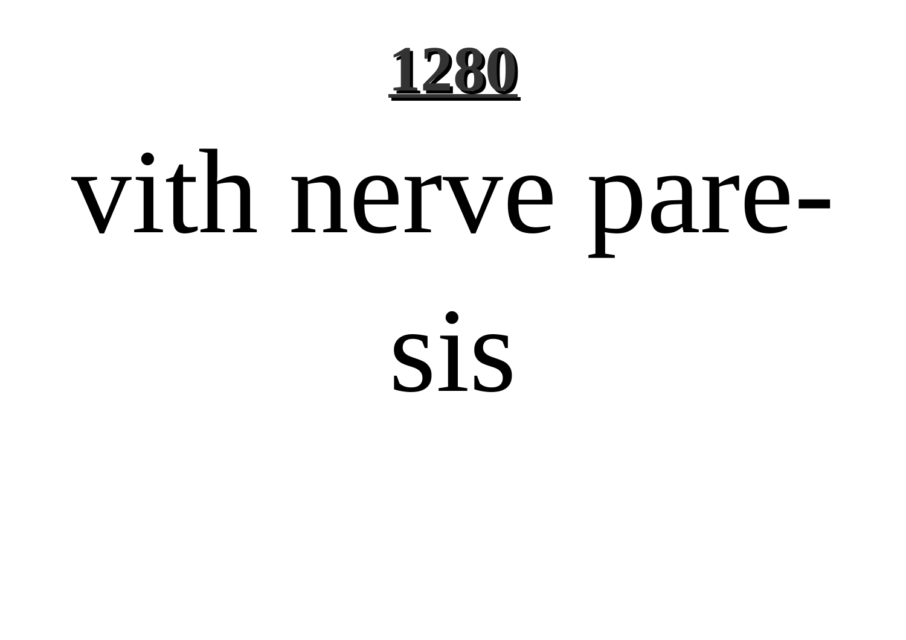vith nerve pare-
sis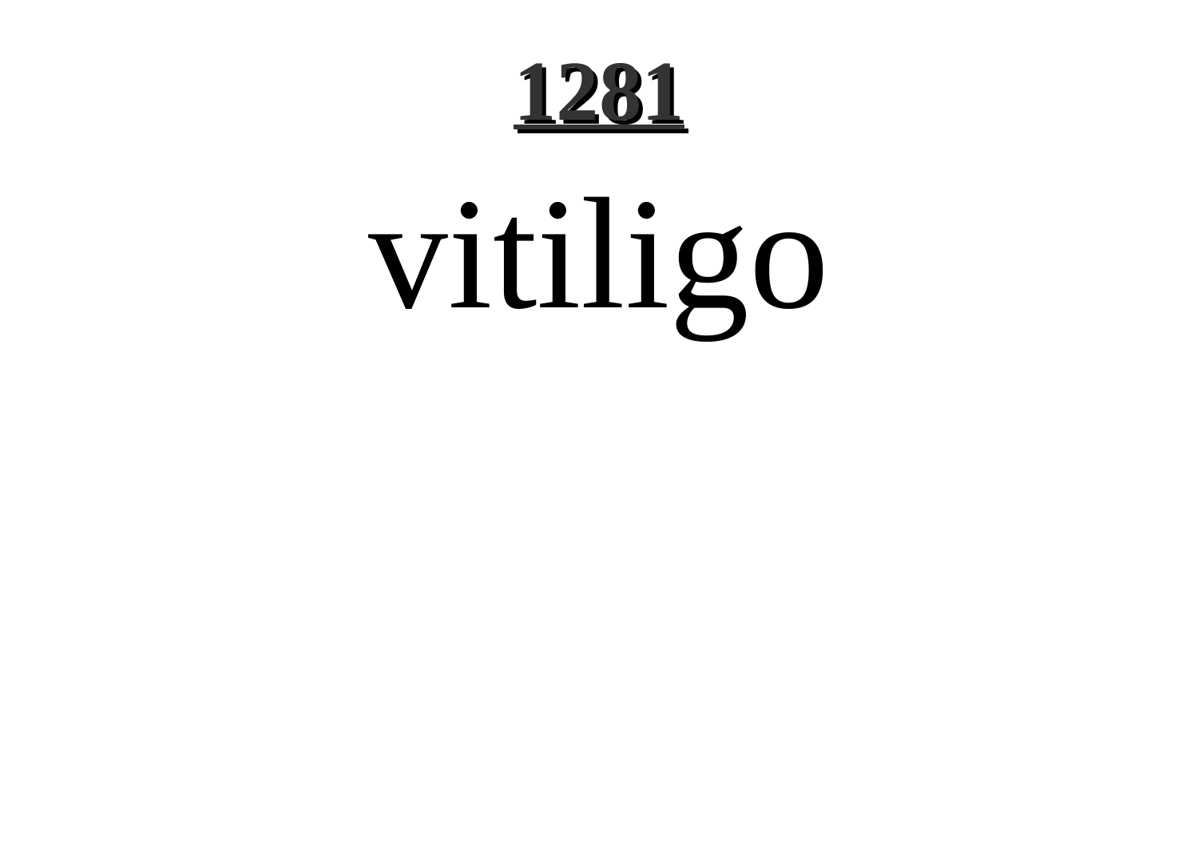# 1281

vitiligo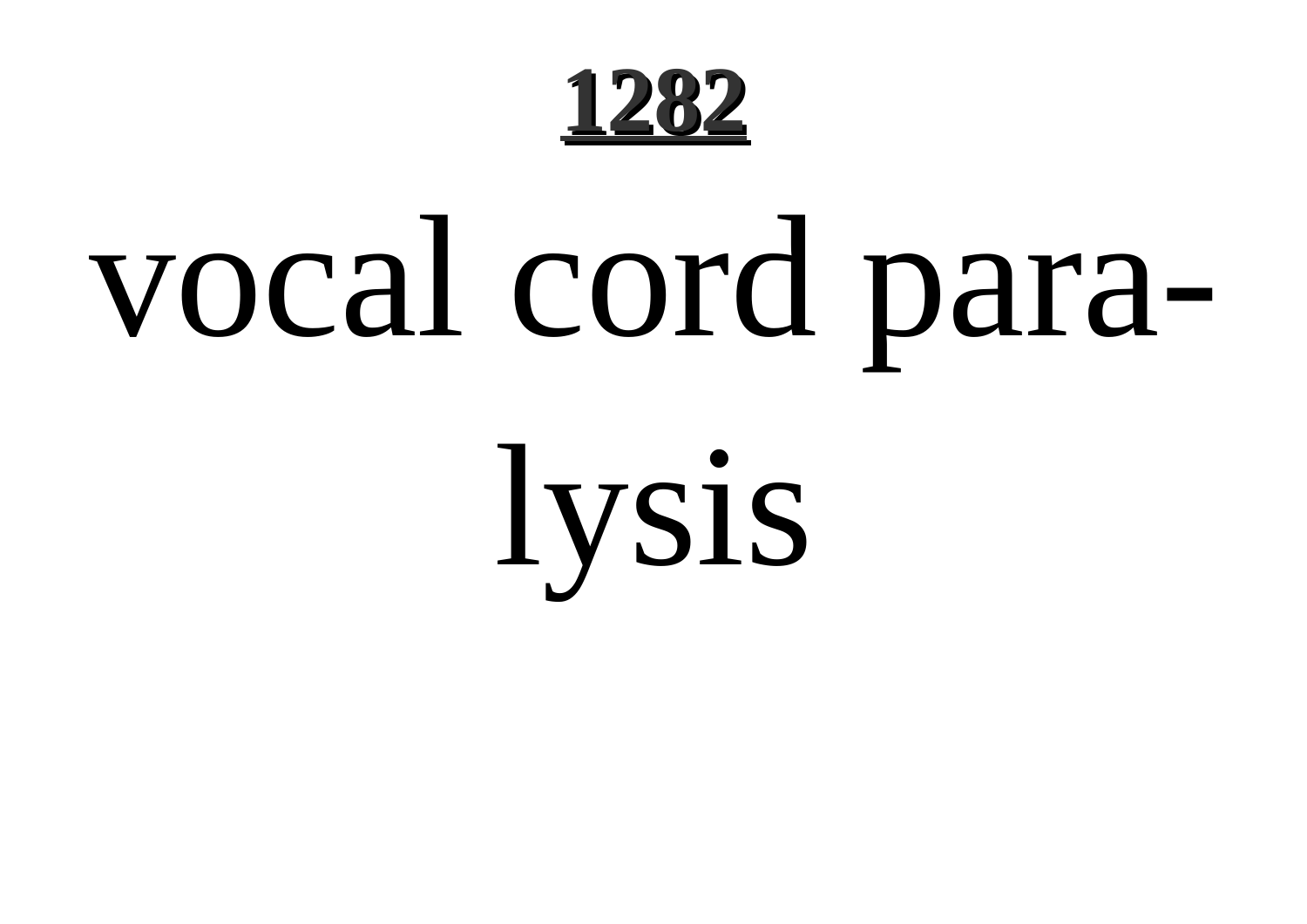vocal cord paralysis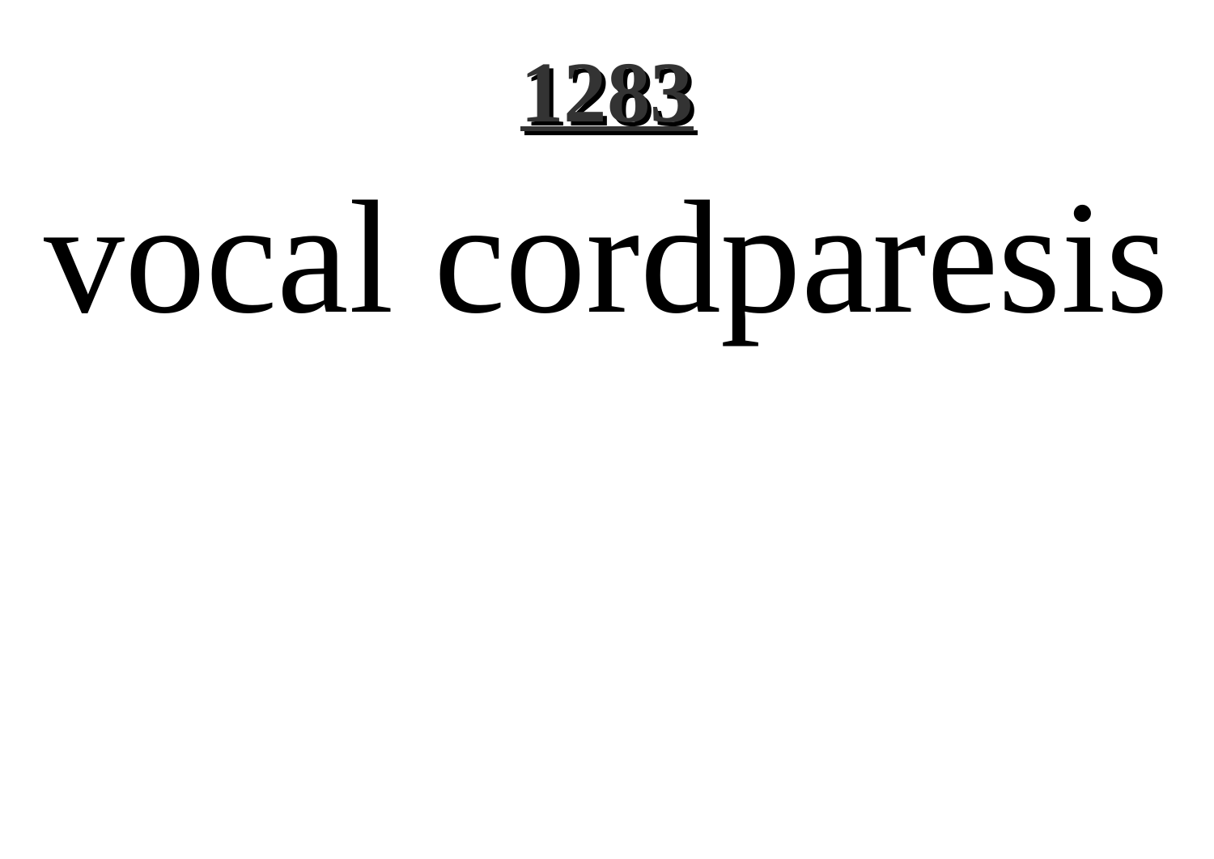# vocal cordparesis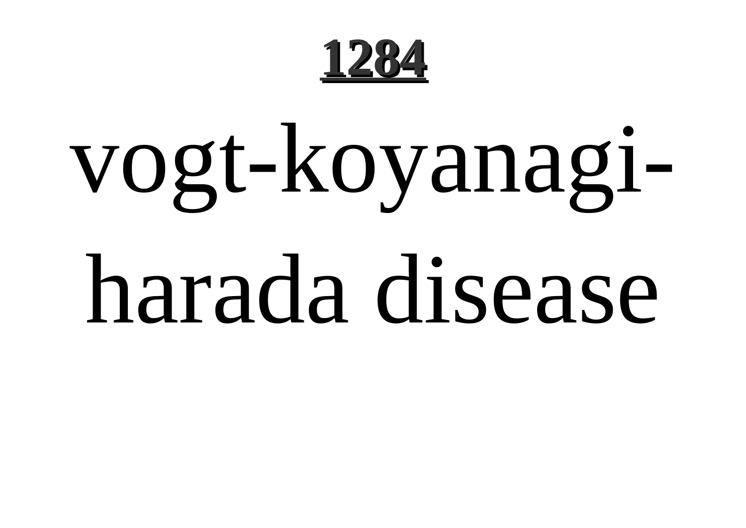# vogt-koyanagi-harada disease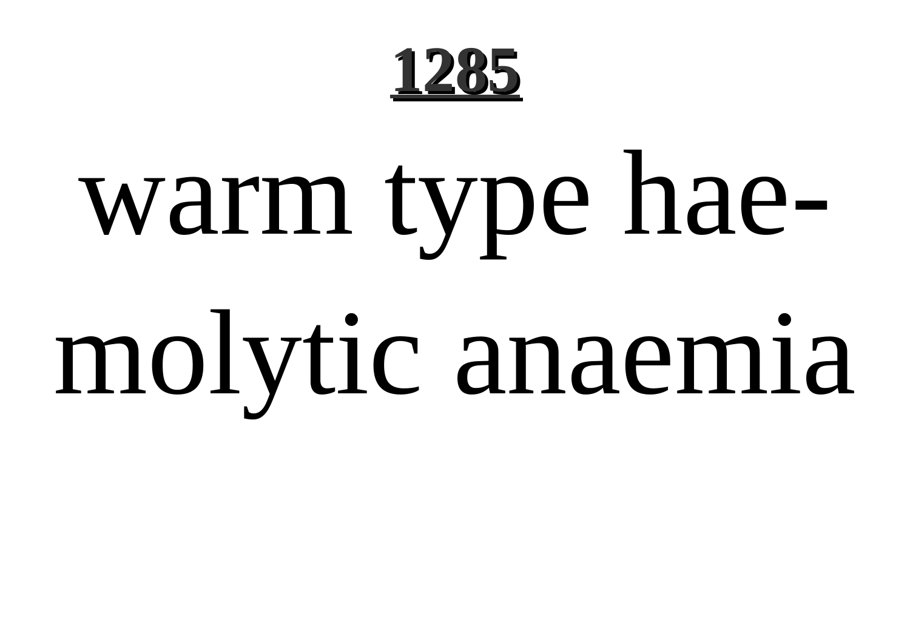warm type haemolytic anaemia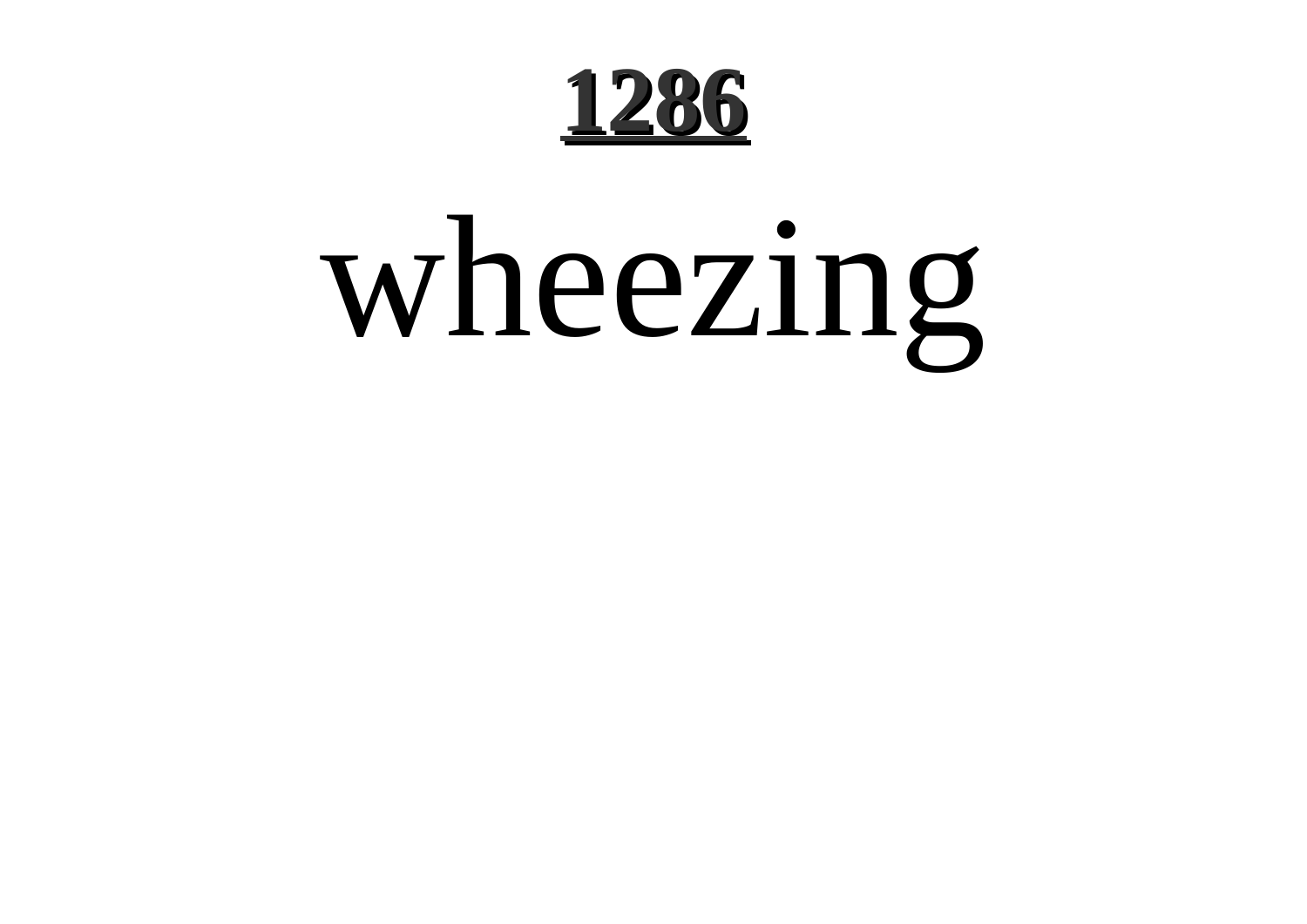# wheezing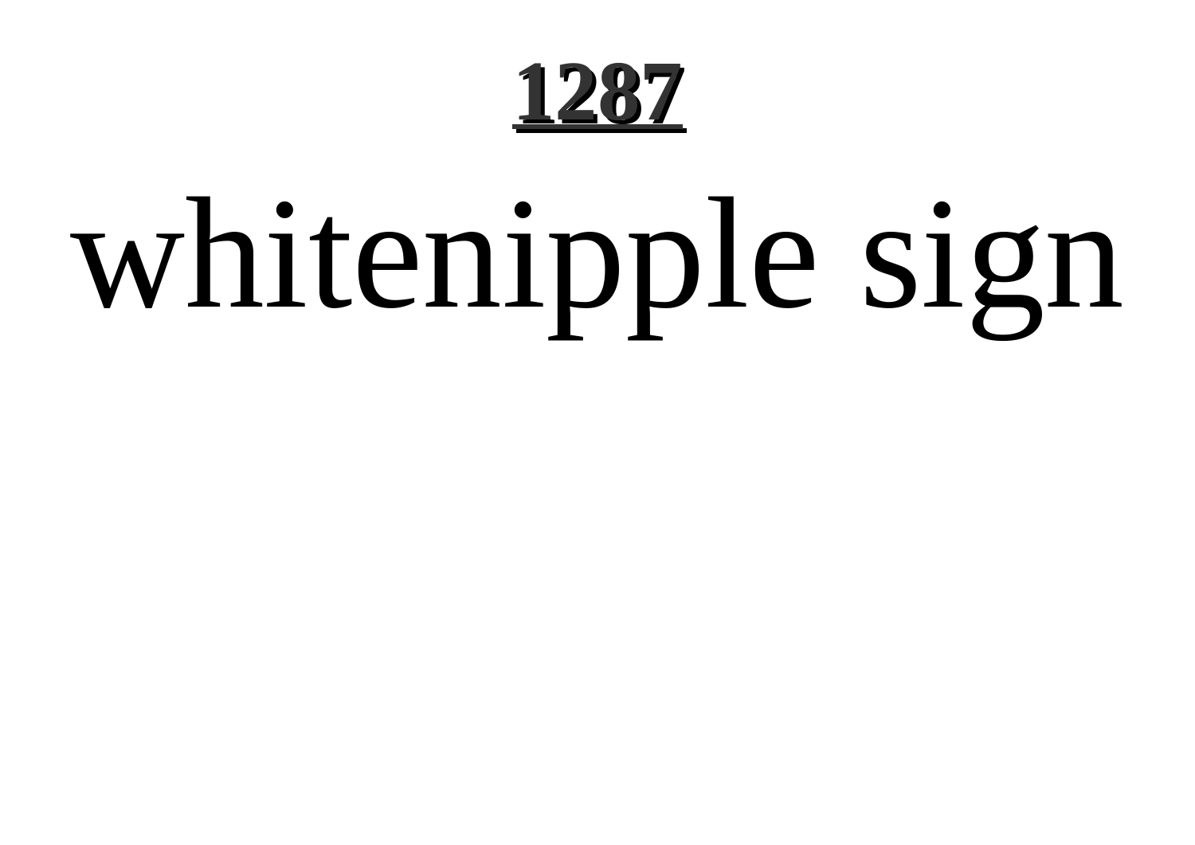whitenipple sign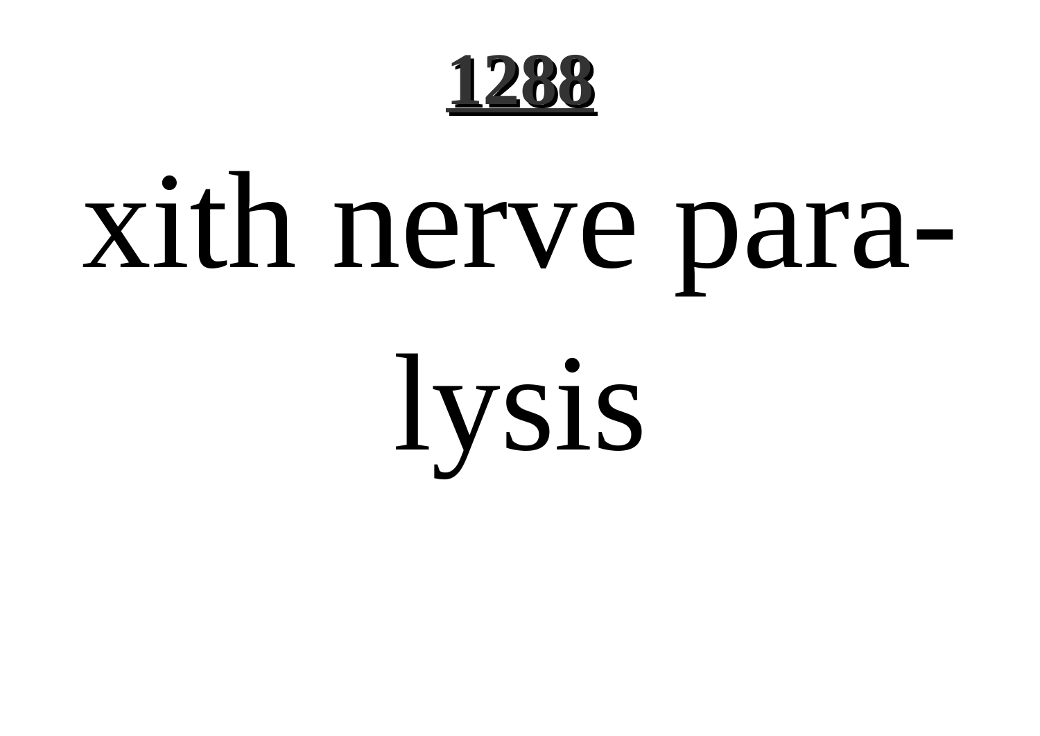xith nerve para-
lysis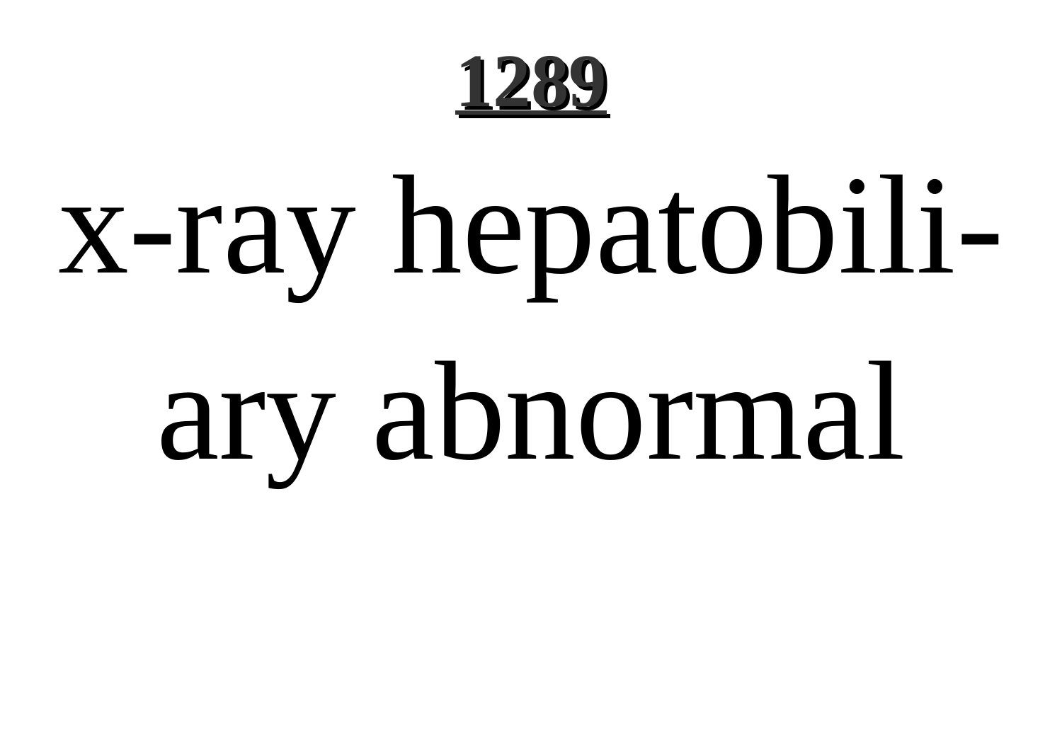**1289**

# x-ray hepatobiliary abnormal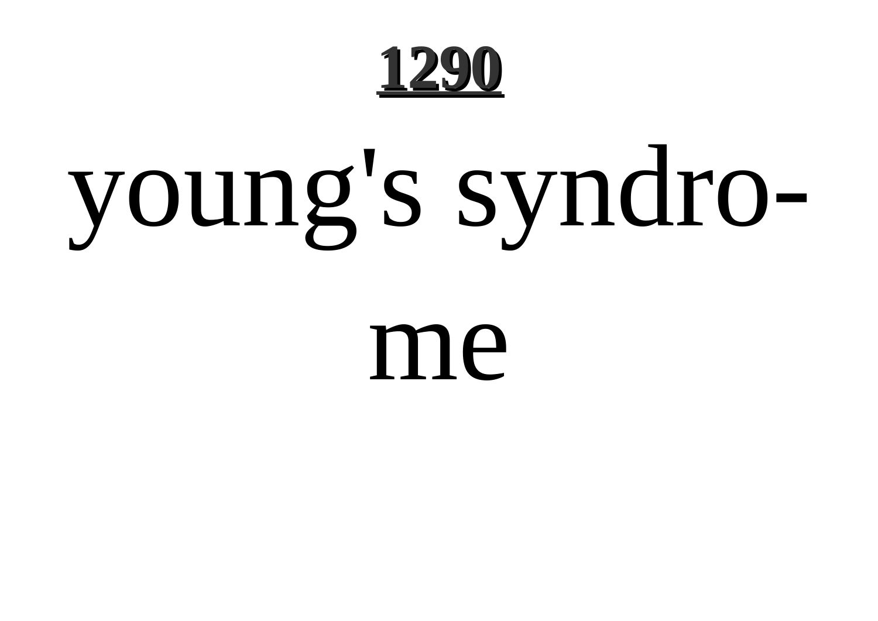young's syndrome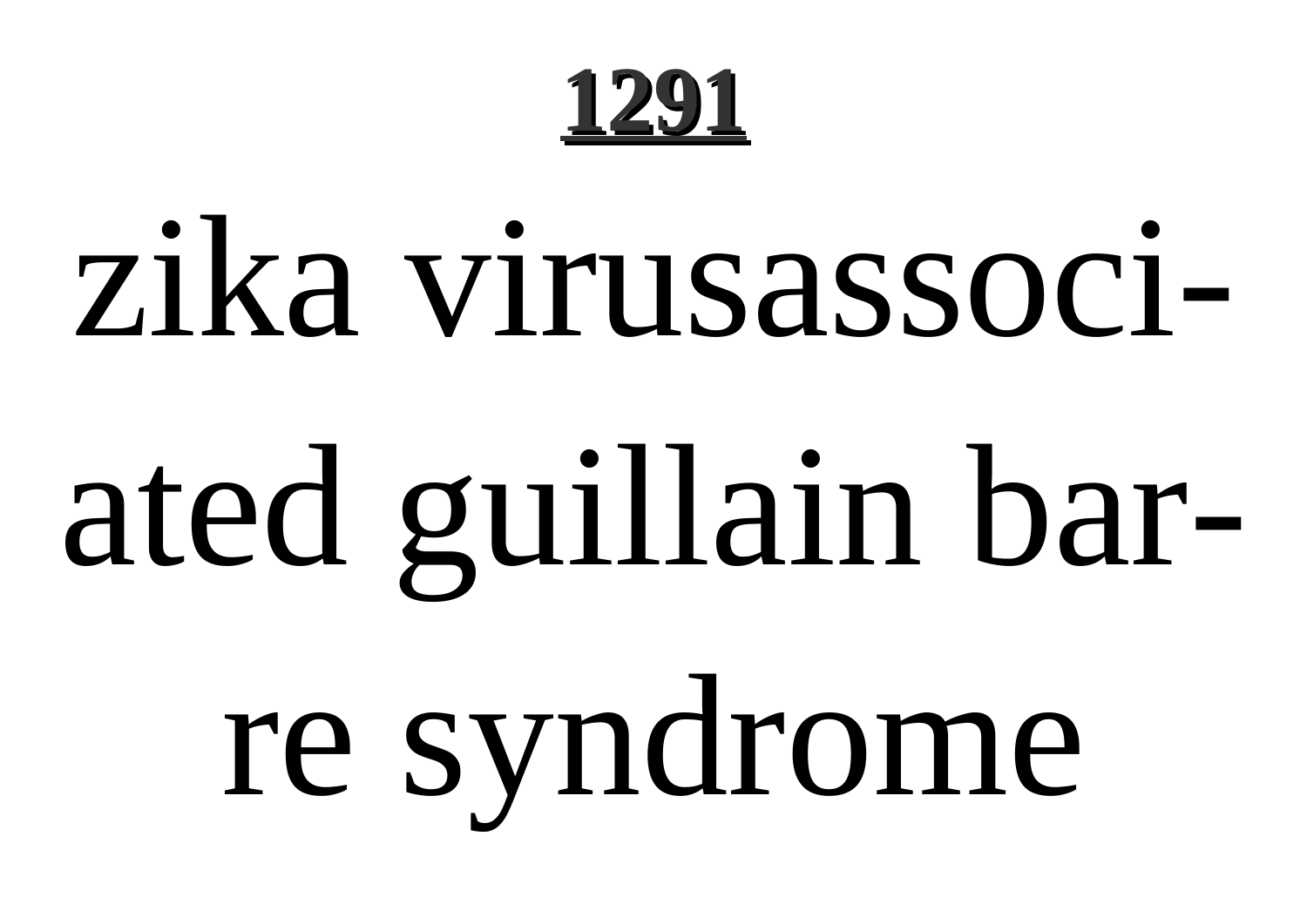# zika virusassociated guillain barre syndrome